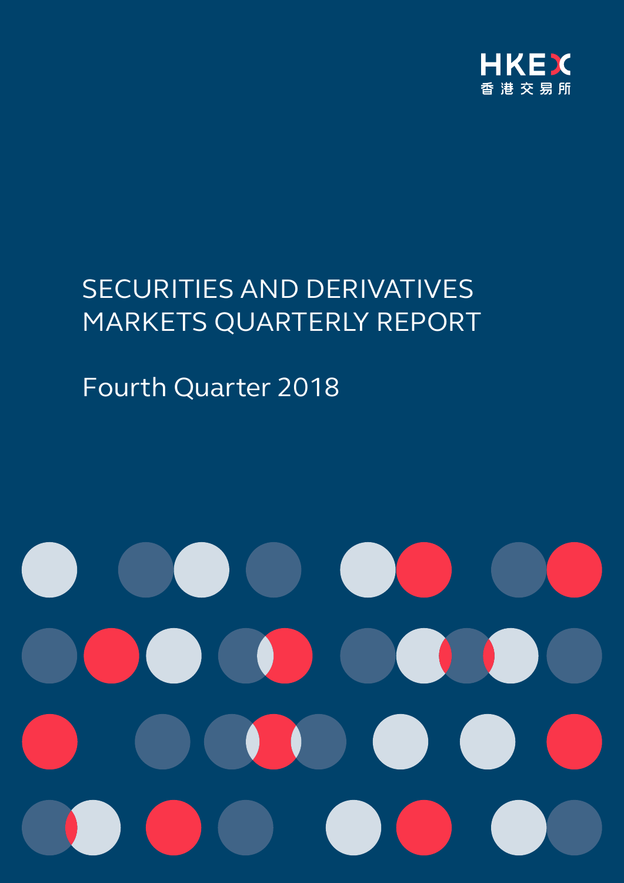HKEX
香港交易所

# SECURITIES AND DERIVATIVES MARKETS QUARTERLY REPORT

## Fourth Quarter 2018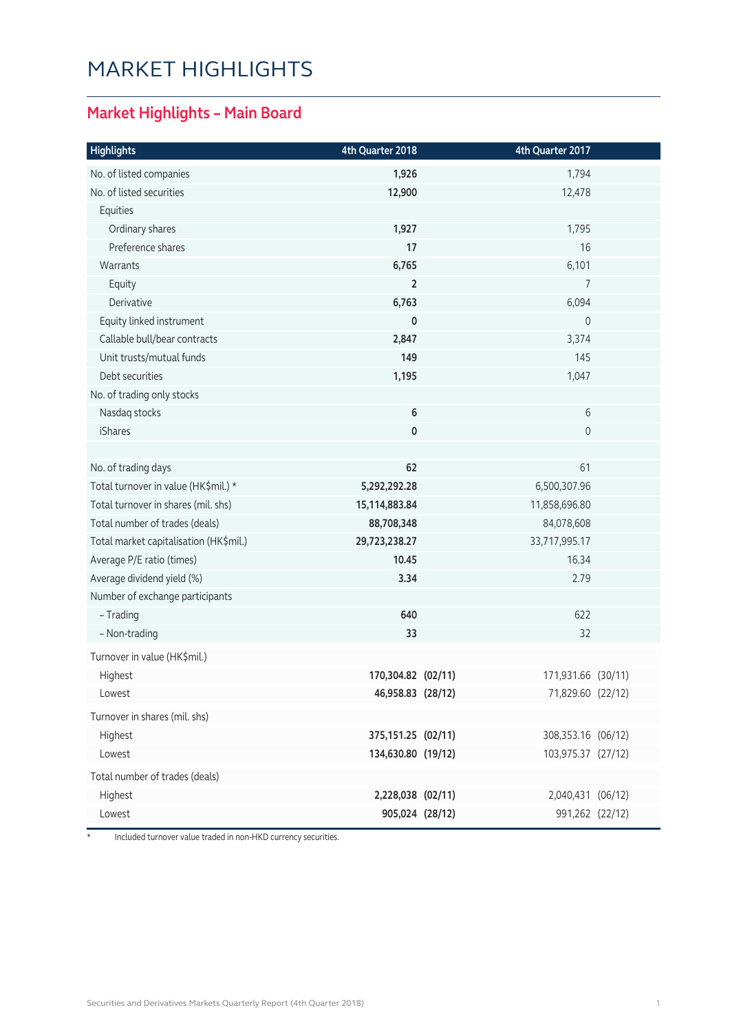# MARKET HIGHLIGHTS

## Market Highlights – Main Board

| Highlights | 4th Quarter 2018 | | 4th Quarter 2017 | |
|---|---|---|---|---|
| No. of listed companies | **1,926** | | 1,794 | |
| No. of listed securities | **12,900** | | 12,478 | |
| Equities | | | | |
| Ordinary shares | **1,927** | | 1,795 | |
| Preference shares | **17** | | 16 | |
| Warrants | **6,765** | | 6,101 | |
| Equity | **2** | | 7 | |
| Derivative | **6,763** | | 6,094 | |
| Equity linked instrument | **0** | | 0 | |
| Callable bull/bear contracts | **2,847** | | 3,374 | |
| Unit trusts/mutual funds | **149** | | 145 | |
| Debt securities | **1,195** | | 1,047 | |
| No. of trading only stocks | | | | |
| Nasdaq stocks | **6** | | 6 | |
| iShares | **0** | | 0 | |
| | | | | |
| No. of trading days | **62** | | 61 | |
| Total turnover in value (HK$mil.) * | **5,292,292.28** | | 6,500,307.96 | |
| Total turnover in shares (mil. shs) | **15,114,883.84** | | 11,858,696.80 | |
| Total number of trades (deals) | **88,708,348** | | 84,078,608 | |
| Total market capitalisation (HK$mil.) | **29,723,238.27** | | 33,717,995.17 | |
| Average P/E ratio (times) | **10.45** | | 16.34 | |
| Average dividend yield (%) | **3.34** | | 2.79 | |
| Number of exchange participants | | | | |
| – Trading | **640** | | 622 | |
| – Non-trading | **33** | | 32 | |
| Turnover in value (HK$mil.) | | | | |
| Highest | **170,304.82** | **(02/11)** | 171,931.66 | (30/11) |
| Lowest | **46,958.83** | **(28/12)** | 71,829.60 | (22/12) |
| Turnover in shares (mil. shs) | | | | |
| Highest | **375,151.25** | **(02/11)** | 308,353.16 | (06/12) |
| Lowest | **134,630.80** | **(19/12)** | 103,975.37 | (27/12) |
| Total number of trades (deals) | | | | |
| Highest | **2,228,038** | **(02/11)** | 2,040,431 | (06/12) |
| Lowest | **905,024** | **(28/12)** | 991,262 | (22/12) |

\* Included turnover value traded in non-HKD currency securities.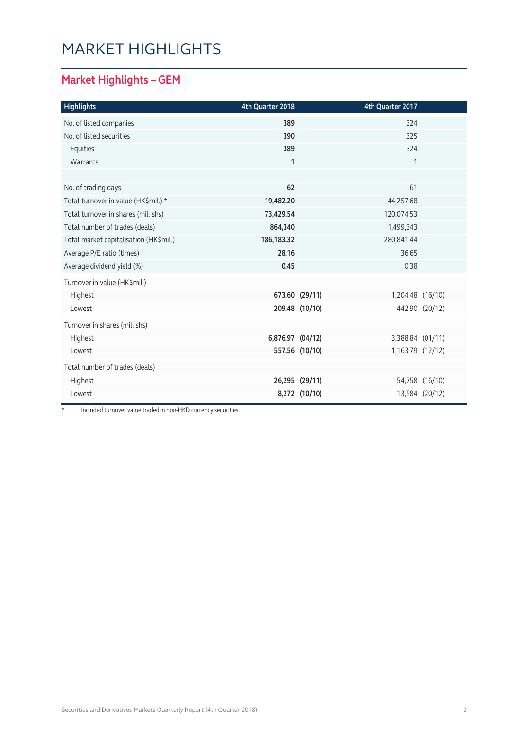# MARKET HIGHLIGHTS

## Market Highlights – GEM

| Highlights | 4th Quarter 2018 | | 4th Quarter 2017 | |
|---|---|---|---|---|
| No. of listed companies | **389** | | 324 | |
| No. of listed securities | **390** | | 325 | |
| Equities | **389** | | 324 | |
| Warrants | **1** | | 1 | |
| | | | | |
| No. of trading days | **62** | | 61 | |
| Total turnover in value (HK$mil.) * | **19,482.20** | | 44,257.68 | |
| Total turnover in shares (mil. shs) | **73,429.54** | | 120,074.53 | |
| Total number of trades (deals) | **864,340** | | 1,499,343 | |
| Total market capitalisation (HK$mil.) | **186,183.32** | | 280,841.44 | |
| Average P/E ratio (times) | **28.16** | | 36.65 | |
| Average dividend yield (%) | **0.45** | | 0.38 | |
| Turnover in value (HK$mil.) | | | | |
| Highest | **673.60** | **(29/11)** | 1,204.48 | (16/10) |
| Lowest | **209.48** | **(10/10)** | 442.90 | (20/12) |
| Turnover in shares (mil. shs) | | | | |
| Highest | **6,876.97** | **(04/12)** | 3,388.84 | (01/11) |
| Lowest | **557.56** | **(10/10)** | 1,163.79 | (12/12) |
| Total number of trades (deals) | | | | |
| Highest | **26,295** | **(29/11)** | 54,758 | (16/10) |
| Lowest | **8,272** | **(10/10)** | 13,584 | (20/12) |

* Included turnover value traded in non-HKD currency securities.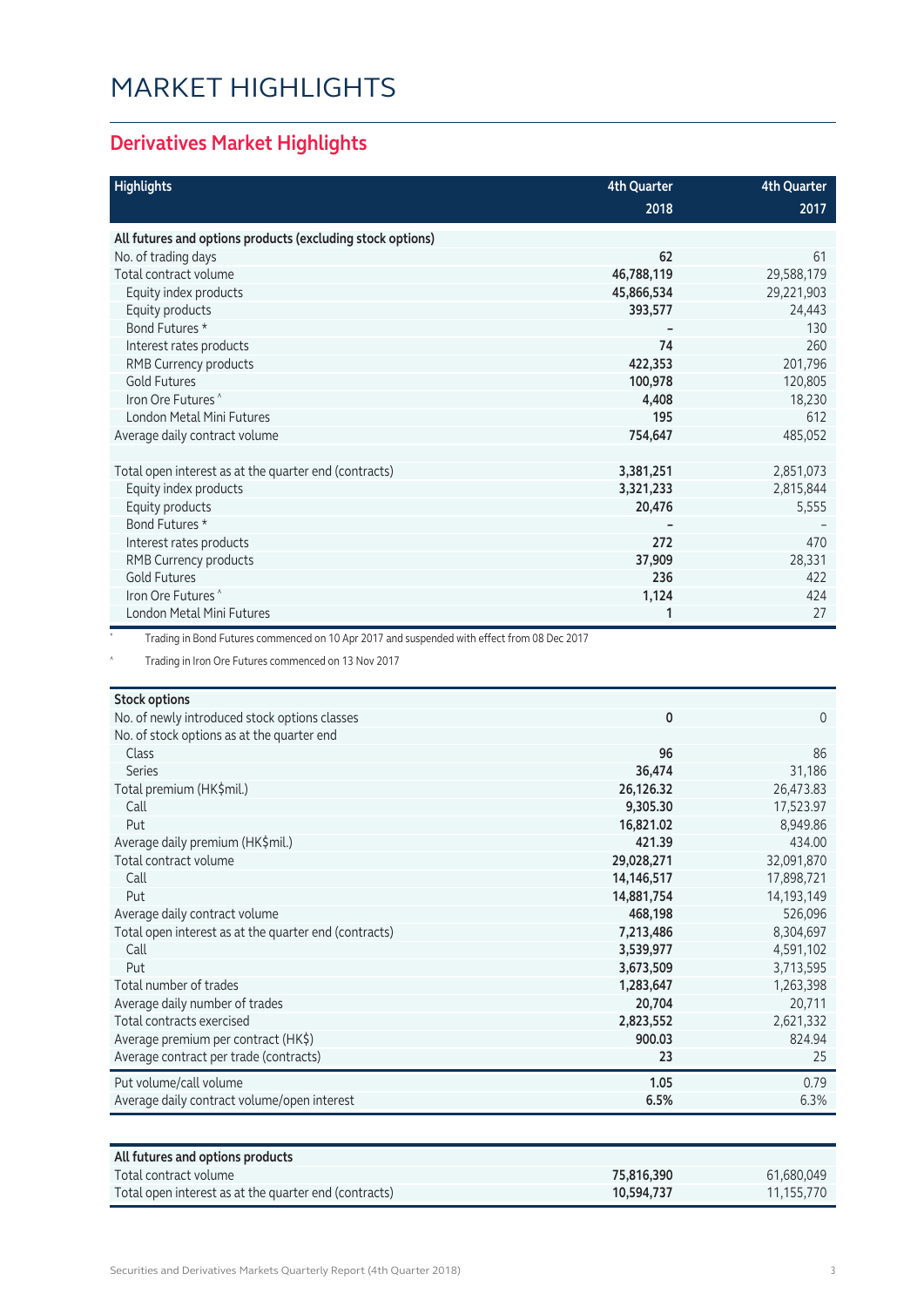# MARKET HIGHLIGHTS

## Derivatives Market Highlights

| Highlights | 4th Quarter 2018 | 4th Quarter 2017 |
|---|---|---|
| **All futures and options products (excluding stock options)** | | |
| No. of trading days | **62** | 61 |
| Total contract volume | **46,788,119** | 29,588,179 |
| Equity index products | **45,866,534** | 29,221,903 |
| Equity products | **393,577** | 24,443 |
| Bond Futures * | **–** | 130 |
| Interest rates products | **74** | 260 |
| RMB Currency products | **422,353** | 201,796 |
| Gold Futures | **100,978** | 120,805 |
| Iron Ore Futures ^ | **4,408** | 18,230 |
| London Metal Mini Futures | **195** | 612 |
| Average daily contract volume | **754,647** | 485,052 |
| | | |
| Total open interest as at the quarter end (contracts) | **3,381,251** | 2,851,073 |
| Equity index products | **3,321,233** | 2,815,844 |
| Equity products | **20,476** | 5,555 |
| Bond Futures * | **–** | – |
| Interest rates products | **272** | 470 |
| RMB Currency products | **37,909** | 28,331 |
| Gold Futures | **236** | 422 |
| Iron Ore Futures ^ | **1,124** | 424 |
| London Metal Mini Futures | **1** | 27 |

\* Trading in Bond Futures commenced on 10 Apr 2017 and suspended with effect from 08 Dec 2017

^ Trading in Iron Ore Futures commenced on 13 Nov 2017

| Stock options | | |
|---|---|---|
| No. of newly introduced stock options classes | **0** | 0 |
| No. of stock options as at the quarter end | | |
| Class | **96** | 86 |
| Series | **36,474** | 31,186 |
| Total premium (HK$mil.) | **26,126.32** | 26,473.83 |
| Call | **9,305.30** | 17,523.97 |
| Put | **16,821.02** | 8,949.86 |
| Average daily premium (HK$mil.) | **421.39** | 434.00 |
| Total contract volume | **29,028,271** | 32,091,870 |
| Call | **14,146,517** | 17,898,721 |
| Put | **14,881,754** | 14,193,149 |
| Average daily contract volume | **468,198** | 526,096 |
| Total open interest as at the quarter end (contracts) | **7,213,486** | 8,304,697 |
| Call | **3,539,977** | 4,591,102 |
| Put | **3,673,509** | 3,713,595 |
| Total number of trades | **1,283,647** | 1,263,398 |
| Average daily number of trades | **20,704** | 20,711 |
| Total contracts exercised | **2,823,552** | 2,621,332 |
| Average premium per contract (HK$) | **900.03** | 824.94 |
| Average contract per trade (contracts) | **23** | 25 |
| Put volume/call volume | **1.05** | 0.79 |
| Average daily contract volume/open interest | **6.5%** | 6.3% |

| All futures and options products | | |
|---|---|---|
| Total contract volume | **75,816,390** | 61,680,049 |
| Total open interest as at the quarter end (contracts) | **10,594,737** | 11,155,770 |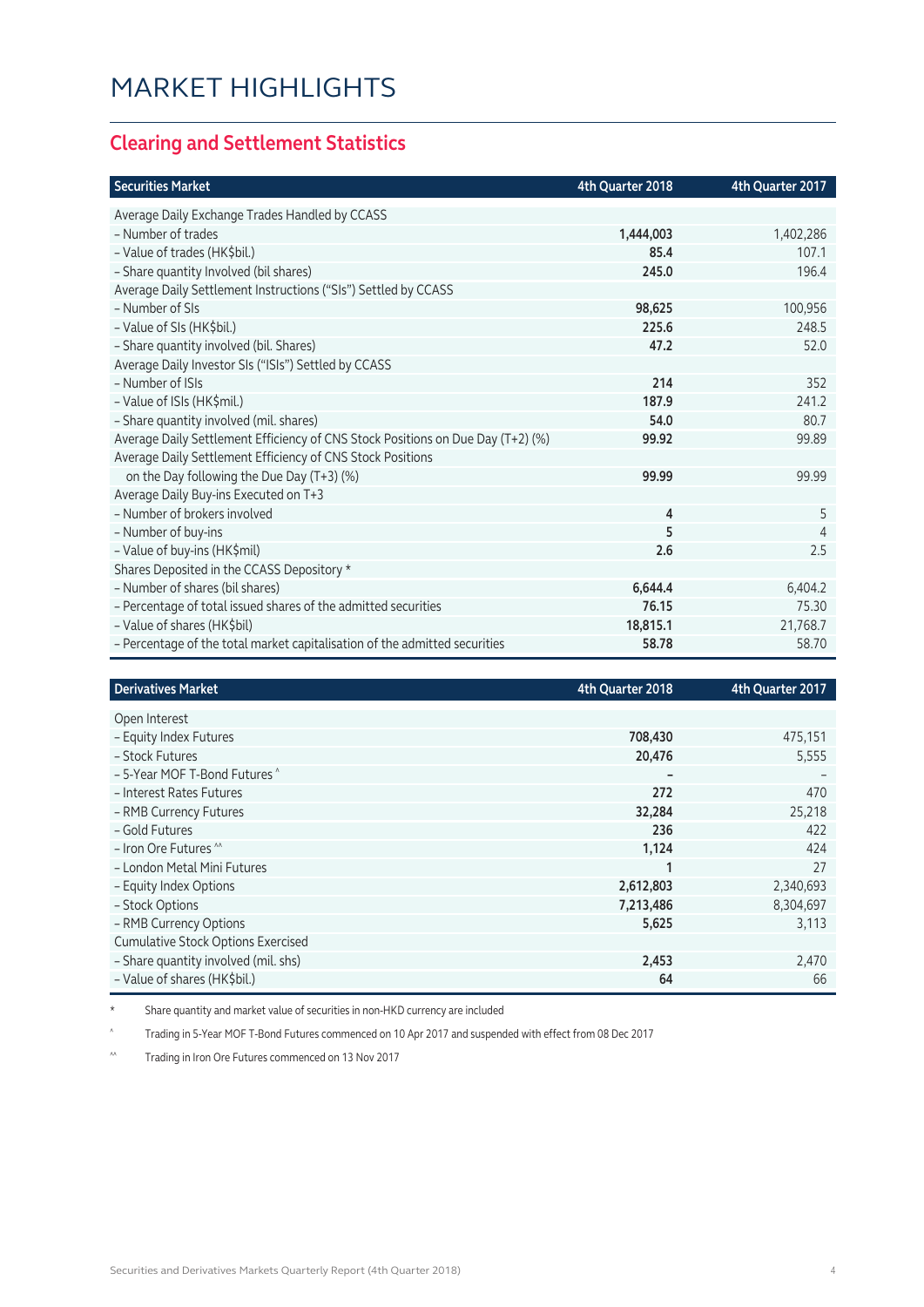# MARKET HIGHLIGHTS

## Clearing and Settlement Statistics

| Securities Market | 4th Quarter 2018 | 4th Quarter 2017 |
|---|---|---|
| Average Daily Exchange Trades Handled by CCASS | | |
| – Number of trades | **1,444,003** | 1,402,286 |
| – Value of trades (HK$bil.) | **85.4** | 107.1 |
| – Share quantity Involved (bil shares) | **245.0** | 196.4 |
| Average Daily Settlement Instructions ("SIs") Settled by CCASS | | |
| – Number of SIs | **98,625** | 100,956 |
| – Value of SIs (HK$bil.) | **225.6** | 248.5 |
| – Share quantity involved (bil. Shares) | **47.2** | 52.0 |
| Average Daily Investor SIs ("ISIs") Settled by CCASS | | |
| – Number of ISIs | **214** | 352 |
| – Value of ISIs (HK$mil.) | **187.9** | 241.2 |
| – Share quantity involved (mil. shares) | **54.0** | 80.7 |
| Average Daily Settlement Efficiency of CNS Stock Positions on Due Day (T+2) (%) | **99.92** | 99.89 |
| Average Daily Settlement Efficiency of CNS Stock Positions on the Day following the Due Day (T+3) (%) | **99.99** | 99.99 |
| Average Daily Buy-ins Executed on T+3 | | |
| – Number of brokers involved | **4** | 5 |
| – Number of buy-ins | **5** | 4 |
| – Value of buy-ins (HK$mil) | **2.6** | 2.5 |
| Shares Deposited in the CCASS Depository * | | |
| – Number of shares (bil shares) | **6,644.4** | 6,404.2 |
| – Percentage of total issued shares of the admitted securities | **76.15** | 75.30 |
| – Value of shares (HK$bil) | **18,815.1** | 21,768.7 |
| – Percentage of the total market capitalisation of the admitted securities | **58.78** | 58.70 |

| Derivatives Market | 4th Quarter 2018 | 4th Quarter 2017 |
|---|---|---|
| Open Interest | | |
| – Equity Index Futures | **708,430** | 475,151 |
| – Stock Futures | **20,476** | 5,555 |
| – 5-Year MOF T-Bond Futures ^ | **–** | – |
| – Interest Rates Futures | **272** | 470 |
| – RMB Currency Futures | **32,284** | 25,218 |
| – Gold Futures | **236** | 422 |
| – Iron Ore Futures ^^ | **1,124** | 424 |
| – London Metal Mini Futures | **1** | 27 |
| – Equity Index Options | **2,612,803** | 2,340,693 |
| – Stock Options | **7,213,486** | 8,304,697 |
| – RMB Currency Options | **5,625** | 3,113 |
| Cumulative Stock Options Exercised | | |
| – Share quantity involved (mil. shs) | **2,453** | 2,470 |
| – Value of shares (HK$bil.) | **64** | 66 |

\* Share quantity and market value of securities in non-HKD currency are included

^ Trading in 5-Year MOF T-Bond Futures commenced on 10 Apr 2017 and suspended with effect from 08 Dec 2017

^^ Trading in Iron Ore Futures commenced on 13 Nov 2017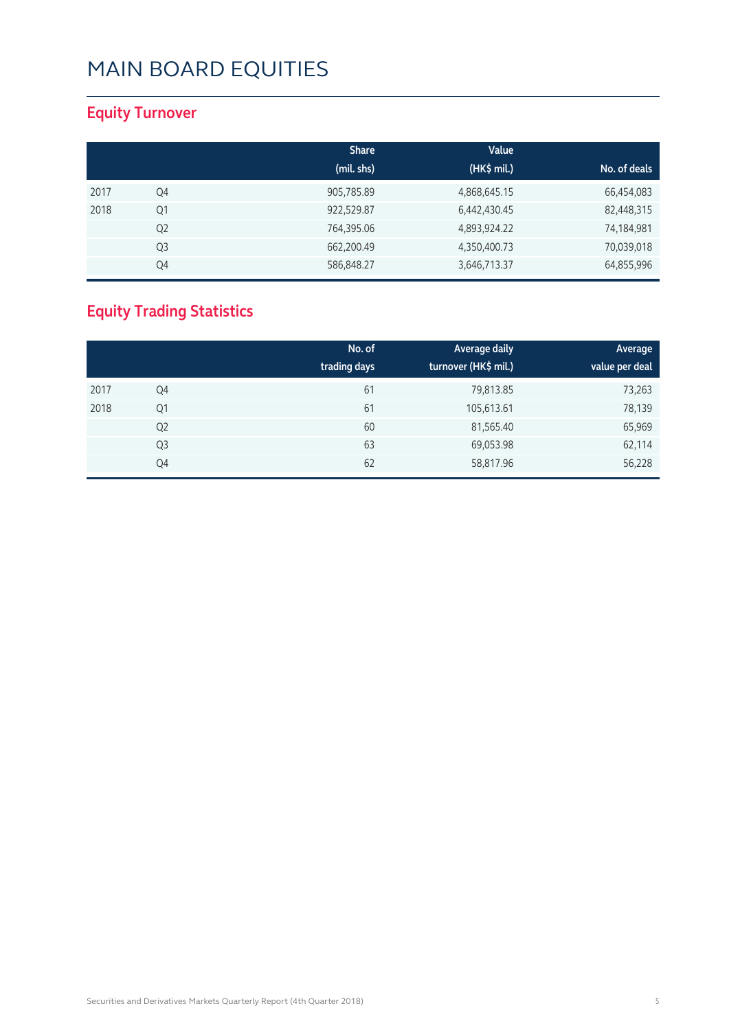# MAIN BOARD EQUITIES

## Equity Turnover

| | | Share (mil. shs) | Value (HK$ mil.) | No. of deals |
|---|---|---|---|---|
| 2017 | Q4 | 905,785.89 | 4,868,645.15 | 66,454,083 |
| 2018 | Q1 | 922,529.87 | 6,442,430.45 | 82,448,315 |
| | Q2 | 764,395.06 | 4,893,924.22 | 74,184,981 |
| | Q3 | 662,200.49 | 4,350,400.73 | 70,039,018 |
| | Q4 | 586,848.27 | 3,646,713.37 | 64,855,996 |

## Equity Trading Statistics

| | | No. of trading days | Average daily turnover (HK$ mil.) | Average value per deal |
|---|---|---|---|---|
| 2017 | Q4 | 61 | 79,813.85 | 73,263 |
| 2018 | Q1 | 61 | 105,613.61 | 78,139 |
| | Q2 | 60 | 81,565.40 | 65,969 |
| | Q3 | 63 | 69,053.98 | 62,114 |
| | Q4 | 62 | 58,817.96 | 56,228 |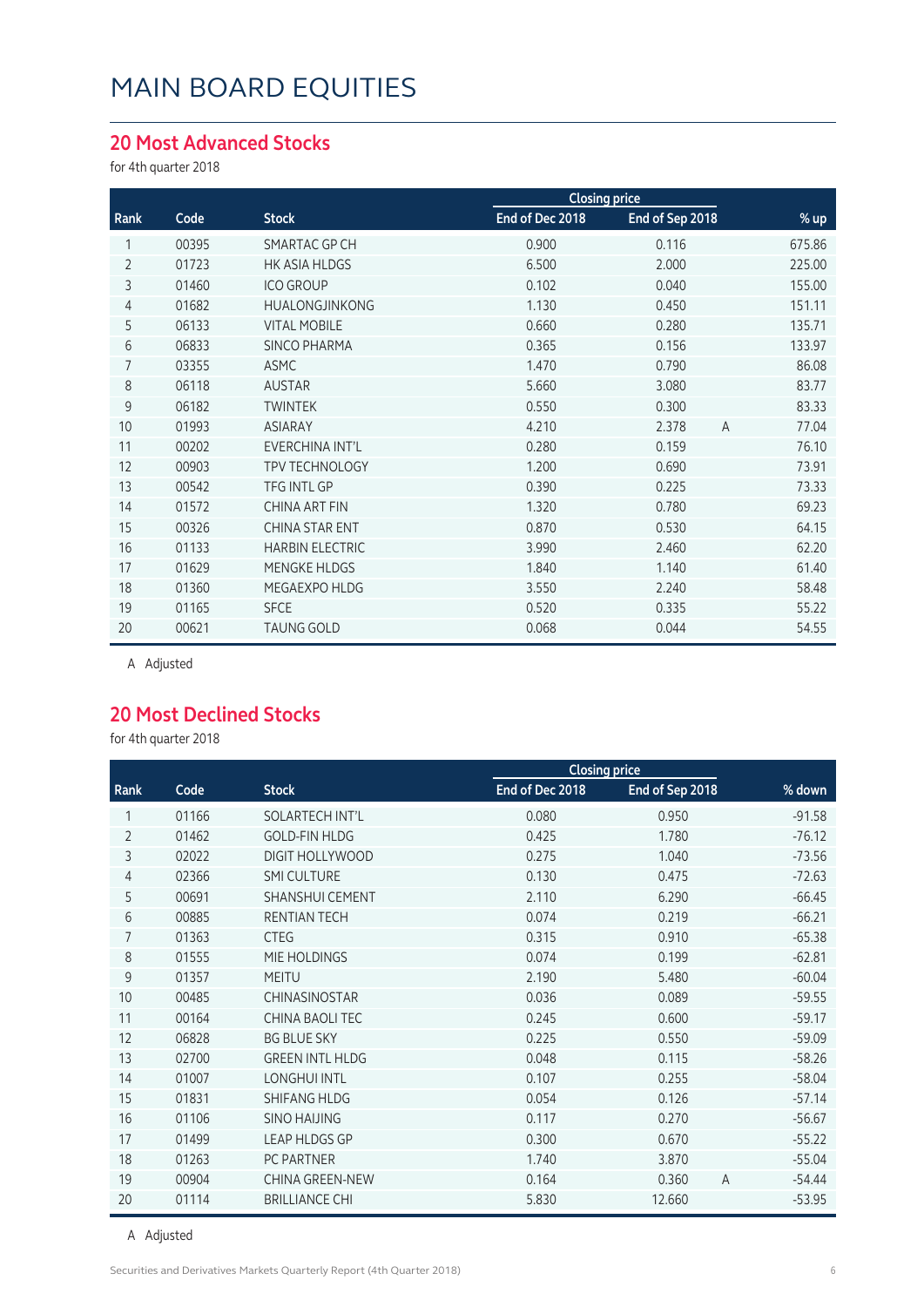# MAIN BOARD EQUITIES

## 20 Most Advanced Stocks

for 4th quarter 2018

| Rank | Code | Stock | Closing price | | | % up |
|---|---|---|---|---|---|---|
| | | | End of Dec 2018 | End of Sep 2018 | | |
| 1 | 00395 | SMARTAC GP CH | 0.900 | 0.116 | | 675.86 |
| 2 | 01723 | HK ASIA HLDGS | 6.500 | 2.000 | | 225.00 |
| 3 | 01460 | ICO GROUP | 0.102 | 0.040 | | 155.00 |
| 4 | 01682 | HUALONGJINKONG | 1.130 | 0.450 | | 151.11 |
| 5 | 06133 | VITAL MOBILE | 0.660 | 0.280 | | 135.71 |
| 6 | 06833 | SINCO PHARMA | 0.365 | 0.156 | | 133.97 |
| 7 | 03355 | ASMC | 1.470 | 0.790 | | 86.08 |
| 8 | 06118 | AUSTAR | 5.660 | 3.080 | | 83.77 |
| 9 | 06182 | TWINTEK | 0.550 | 0.300 | | 83.33 |
| 10 | 01993 | ASIARAY | 4.210 | 2.378 | A | 77.04 |
| 11 | 00202 | EVERCHINA INT'L | 0.280 | 0.159 | | 76.10 |
| 12 | 00903 | TPV TECHNOLOGY | 1.200 | 0.690 | | 73.91 |
| 13 | 00542 | TFG INTL GP | 0.390 | 0.225 | | 73.33 |
| 14 | 01572 | CHINA ART FIN | 1.320 | 0.780 | | 69.23 |
| 15 | 00326 | CHINA STAR ENT | 0.870 | 0.530 | | 64.15 |
| 16 | 01133 | HARBIN ELECTRIC | 3.990 | 2.460 | | 62.20 |
| 17 | 01629 | MENGKE HLDGS | 1.840 | 1.140 | | 61.40 |
| 18 | 01360 | MEGAEXPO HLDG | 3.550 | 2.240 | | 58.48 |
| 19 | 01165 | SFCE | 0.520 | 0.335 | | 55.22 |
| 20 | 00621 | TAUNG GOLD | 0.068 | 0.044 | | 54.55 |

A Adjusted

## 20 Most Declined Stocks

for 4th quarter 2018

| Rank | Code | Stock | Closing price | | | % down |
|---|---|---|---|---|---|---|
| | | | End of Dec 2018 | End of Sep 2018 | | |
| 1 | 01166 | SOLARTECH INT'L | 0.080 | 0.950 | | -91.58 |
| 2 | 01462 | GOLD-FIN HLDG | 0.425 | 1.780 | | -76.12 |
| 3 | 02022 | DIGIT HOLLYWOOD | 0.275 | 1.040 | | -73.56 |
| 4 | 02366 | SMI CULTURE | 0.130 | 0.475 | | -72.63 |
| 5 | 00691 | SHANSHUI CEMENT | 2.110 | 6.290 | | -66.45 |
| 6 | 00885 | RENTIAN TECH | 0.074 | 0.219 | | -66.21 |
| 7 | 01363 | CTEG | 0.315 | 0.910 | | -65.38 |
| 8 | 01555 | MIE HOLDINGS | 0.074 | 0.199 | | -62.81 |
| 9 | 01357 | MEITU | 2.190 | 5.480 | | -60.04 |
| 10 | 00485 | CHINASINOSTAR | 0.036 | 0.089 | | -59.55 |
| 11 | 00164 | CHINA BAOLI TEC | 0.245 | 0.600 | | -59.17 |
| 12 | 06828 | BG BLUE SKY | 0.225 | 0.550 | | -59.09 |
| 13 | 02700 | GREEN INTL HLDG | 0.048 | 0.115 | | -58.26 |
| 14 | 01007 | LONGHUI INTL | 0.107 | 0.255 | | -58.04 |
| 15 | 01831 | SHIFANG HLDG | 0.054 | 0.126 | | -57.14 |
| 16 | 01106 | SINO HAIJING | 0.117 | 0.270 | | -56.67 |
| 17 | 01499 | LEAP HLDGS GP | 0.300 | 0.670 | | -55.22 |
| 18 | 01263 | PC PARTNER | 1.740 | 3.870 | | -55.04 |
| 19 | 00904 | CHINA GREEN-NEW | 0.164 | 0.360 | A | -54.44 |
| 20 | 01114 | BRILLIANCE CHI | 5.830 | 12.660 | | -53.95 |

A Adjusted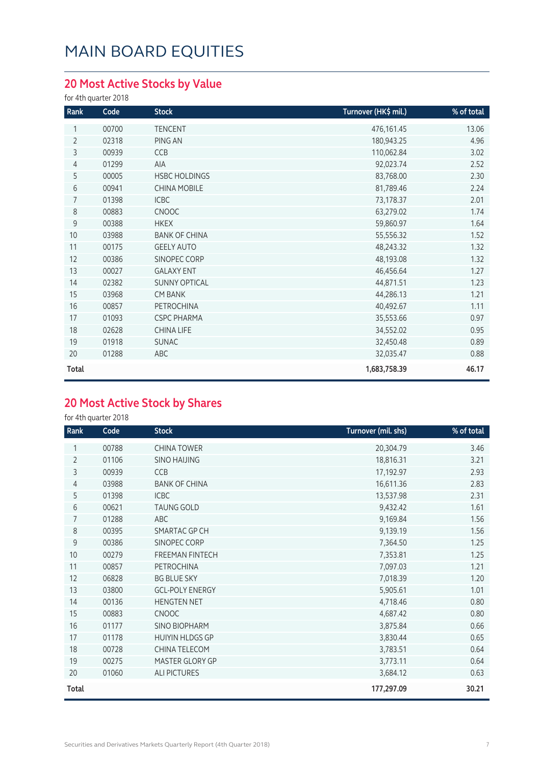# MAIN BOARD EQUITIES

## 20 Most Active Stocks by Value

for 4th quarter 2018

| Rank | Code | Stock | Turnover (HK$ mil.) | % of total |
|---|---|---|---|---|
| 1 | 00700 | TENCENT | 476,161.45 | 13.06 |
| 2 | 02318 | PING AN | 180,943.25 | 4.96 |
| 3 | 00939 | CCB | 110,062.84 | 3.02 |
| 4 | 01299 | AIA | 92,023.74 | 2.52 |
| 5 | 00005 | HSBC HOLDINGS | 83,768.00 | 2.30 |
| 6 | 00941 | CHINA MOBILE | 81,789.46 | 2.24 |
| 7 | 01398 | ICBC | 73,178.37 | 2.01 |
| 8 | 00883 | CNOOC | 63,279.02 | 1.74 |
| 9 | 00388 | HKEX | 59,860.97 | 1.64 |
| 10 | 03988 | BANK OF CHINA | 55,556.32 | 1.52 |
| 11 | 00175 | GEELY AUTO | 48,243.32 | 1.32 |
| 12 | 00386 | SINOPEC CORP | 48,193.08 | 1.32 |
| 13 | 00027 | GALAXY ENT | 46,456.64 | 1.27 |
| 14 | 02382 | SUNNY OPTICAL | 44,871.51 | 1.23 |
| 15 | 03968 | CM BANK | 44,286.13 | 1.21 |
| 16 | 00857 | PETROCHINA | 40,492.67 | 1.11 |
| 17 | 01093 | CSPC PHARMA | 35,553.66 | 0.97 |
| 18 | 02628 | CHINA LIFE | 34,552.02 | 0.95 |
| 19 | 01918 | SUNAC | 32,450.48 | 0.89 |
| 20 | 01288 | ABC | 32,035.47 | 0.88 |
| **Total** | | | **1,683,758.39** | **46.17** |

## 20 Most Active Stock by Shares

for 4th quarter 2018

| Rank | Code | Stock | Turnover (mil. shs) | % of total |
|---|---|---|---|---|
| 1 | 00788 | CHINA TOWER | 20,304.79 | 3.46 |
| 2 | 01106 | SINO HAIJING | 18,816.31 | 3.21 |
| 3 | 00939 | CCB | 17,192.97 | 2.93 |
| 4 | 03988 | BANK OF CHINA | 16,611.36 | 2.83 |
| 5 | 01398 | ICBC | 13,537.98 | 2.31 |
| 6 | 00621 | TAUNG GOLD | 9,432.42 | 1.61 |
| 7 | 01288 | ABC | 9,169.84 | 1.56 |
| 8 | 00395 | SMARTAC GP CH | 9,139.19 | 1.56 |
| 9 | 00386 | SINOPEC CORP | 7,364.50 | 1.25 |
| 10 | 00279 | FREEMAN FINTECH | 7,353.81 | 1.25 |
| 11 | 00857 | PETROCHINA | 7,097.03 | 1.21 |
| 12 | 06828 | BG BLUE SKY | 7,018.39 | 1.20 |
| 13 | 03800 | GCL-POLY ENERGY | 5,905.61 | 1.01 |
| 14 | 00136 | HENGTEN NET | 4,718.46 | 0.80 |
| 15 | 00883 | CNOOC | 4,687.42 | 0.80 |
| 16 | 01177 | SINO BIOPHARM | 3,875.84 | 0.66 |
| 17 | 01178 | HUIYIN HLDGS GP | 3,830.44 | 0.65 |
| 18 | 00728 | CHINA TELECOM | 3,783.51 | 0.64 |
| 19 | 00275 | MASTER GLORY GP | 3,773.11 | 0.64 |
| 20 | 01060 | ALI PICTURES | 3,684.12 | 0.63 |
| **Total** | | | **177,297.09** | **30.21** |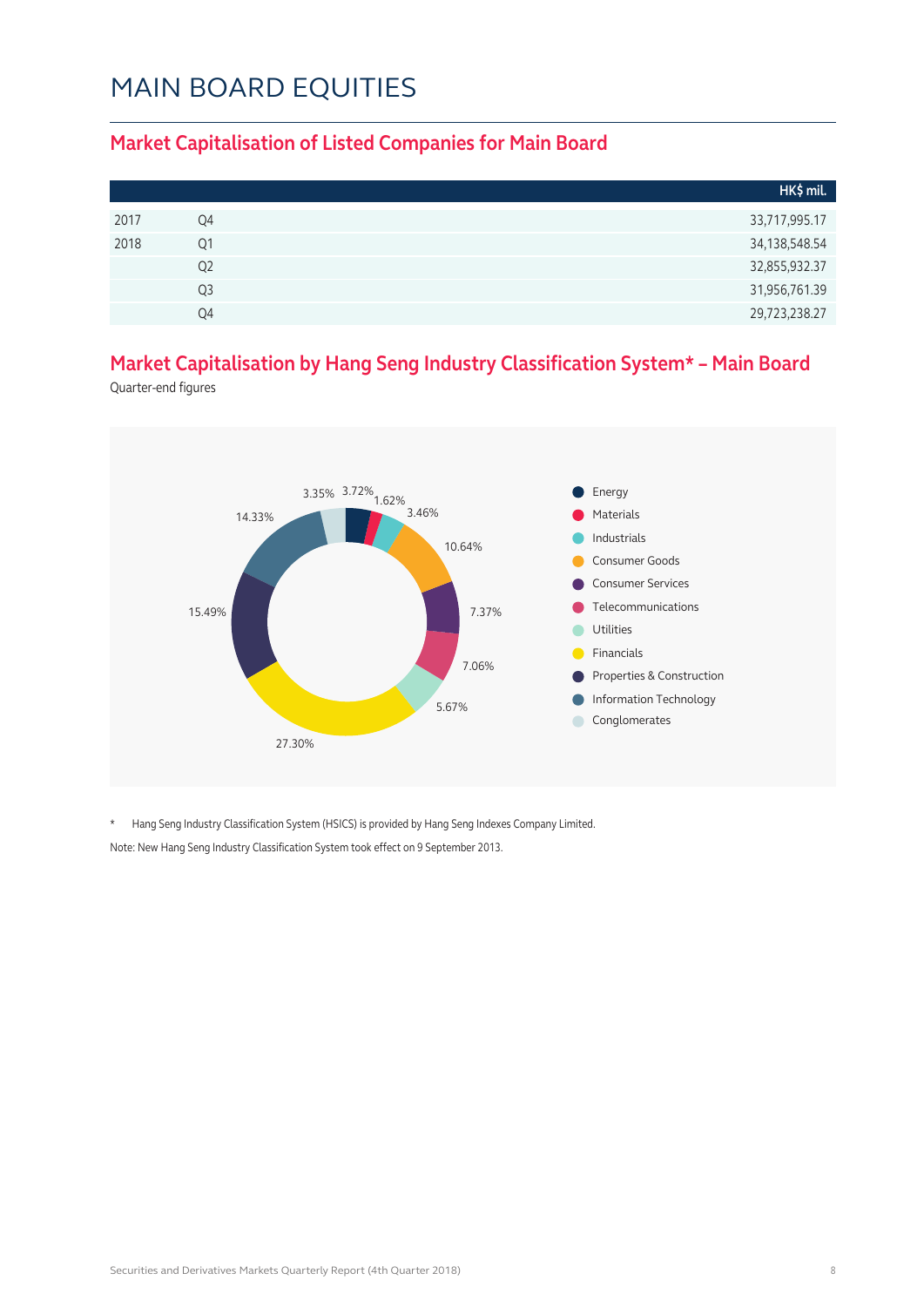# MAIN BOARD EQUITIES

## Market Capitalisation of Listed Companies for Main Board

| | | HK$ mil. |
|---|---|---|
| 2017 | Q4 | 33,717,995.17 |
| 2018 | Q1 | 34,138,548.54 |
| | Q2 | 32,855,932.37 |
| | Q3 | 31,956,761.39 |
| | Q4 | 29,723,238.27 |

## Market Capitalisation by Hang Seng Industry Classification System* – Main Board

Quarter-end figures

| Industry | % |
|---|---|
| Energy | 3.72% |
| Materials | 1.62% |
| Industrials | 3.46% |
| Consumer Goods | 10.64% |
| Consumer Services | 7.37% |
| Telecommunications | 7.06% |
| Utilities | 5.67% |
| Financials | 27.30% |
| Properties & Construction | 15.49% |
| Information Technology | 14.33% |
| Conglomerates | 3.35% |

\* Hang Seng Industry Classification System (HSICS) is provided by Hang Seng Indexes Company Limited.

Note: New Hang Seng Industry Classification System took effect on 9 September 2013.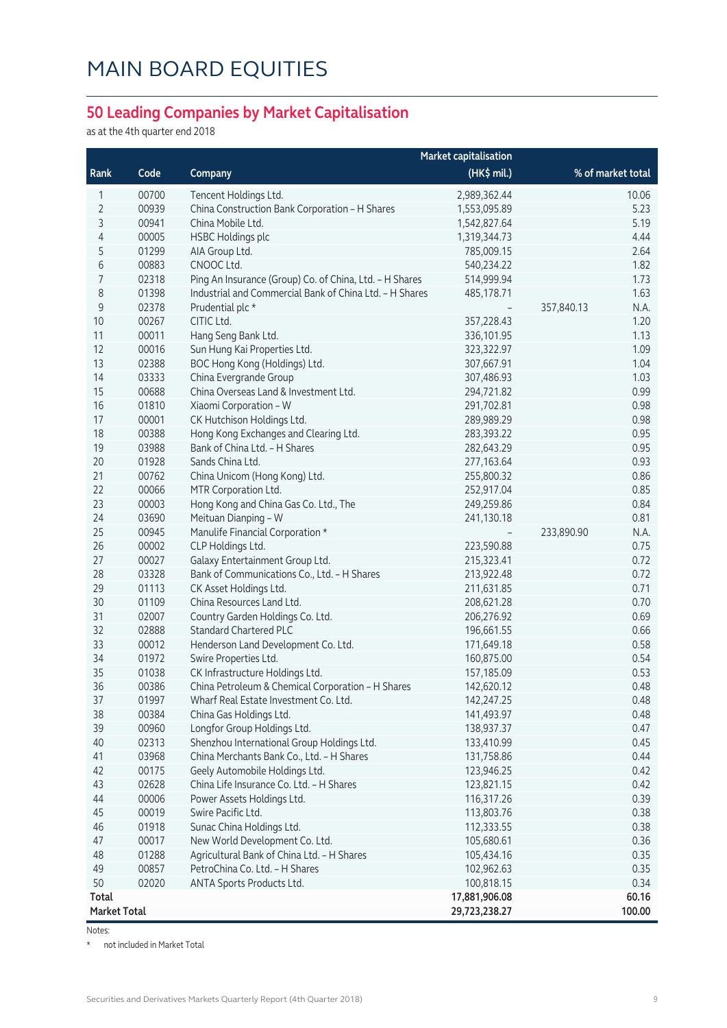# MAIN BOARD EQUITIES

## 50 Leading Companies by Market Capitalisation

as at the 4th quarter end 2018

| Rank | Code | Company | Market capitalisation (HK$ mil.) | | % of market total |
|---|---|---|---|---|---|
| 1 | 00700 | Tencent Holdings Ltd. | 2,989,362.44 | | 10.06 |
| 2 | 00939 | China Construction Bank Corporation - H Shares | 1,553,095.89 | | 5.23 |
| 3 | 00941 | China Mobile Ltd. | 1,542,827.64 | | 5.19 |
| 4 | 00005 | HSBC Holdings plc | 1,319,344.73 | | 4.44 |
| 5 | 01299 | AIA Group Ltd. | 785,009.15 | | 2.64 |
| 6 | 00883 | CNOOC Ltd. | 540,234.22 | | 1.82 |
| 7 | 02318 | Ping An Insurance (Group) Co. of China, Ltd. - H Shares | 514,999.94 | | 1.73 |
| 8 | 01398 | Industrial and Commercial Bank of China Ltd. - H Shares | 485,178.71 | | 1.63 |
| 9 | 02378 | Prudential plc * | – | 357,840.13 | N.A. |
| 10 | 00267 | CITIC Ltd. | 357,228.43 | | 1.20 |
| 11 | 00011 | Hang Seng Bank Ltd. | 336,101.95 | | 1.13 |
| 12 | 00016 | Sun Hung Kai Properties Ltd. | 323,322.97 | | 1.09 |
| 13 | 02388 | BOC Hong Kong (Holdings) Ltd. | 307,667.91 | | 1.04 |
| 14 | 03333 | China Evergrande Group | 307,486.93 | | 1.03 |
| 15 | 00688 | China Overseas Land & Investment Ltd. | 294,721.82 | | 0.99 |
| 16 | 01810 | Xiaomi Corporation - W | 291,702.81 | | 0.98 |
| 17 | 00001 | CK Hutchison Holdings Ltd. | 289,989.29 | | 0.98 |
| 18 | 00388 | Hong Kong Exchanges and Clearing Ltd. | 283,393.22 | | 0.95 |
| 19 | 03988 | Bank of China Ltd. - H Shares | 282,643.29 | | 0.95 |
| 20 | 01928 | Sands China Ltd. | 277,163.64 | | 0.93 |
| 21 | 00762 | China Unicom (Hong Kong) Ltd. | 255,800.32 | | 0.86 |
| 22 | 00066 | MTR Corporation Ltd. | 252,917.04 | | 0.85 |
| 23 | 00003 | Hong Kong and China Gas Co. Ltd., The | 249,259.86 | | 0.84 |
| 24 | 03690 | Meituan Dianping - W | 241,130.18 | | 0.81 |
| 25 | 00945 | Manulife Financial Corporation * | – | 233,890.90 | N.A. |
| 26 | 00002 | CLP Holdings Ltd. | 223,590.88 | | 0.75 |
| 27 | 00027 | Galaxy Entertainment Group Ltd. | 215,323.41 | | 0.72 |
| 28 | 03328 | Bank of Communications Co., Ltd. - H Shares | 213,922.48 | | 0.72 |
| 29 | 01113 | CK Asset Holdings Ltd. | 211,631.85 | | 0.71 |
| 30 | 01109 | China Resources Land Ltd. | 208,621.28 | | 0.70 |
| 31 | 02007 | Country Garden Holdings Co. Ltd. | 206,276.92 | | 0.69 |
| 32 | 02888 | Standard Chartered PLC | 196,661.55 | | 0.66 |
| 33 | 00012 | Henderson Land Development Co. Ltd. | 171,649.18 | | 0.58 |
| 34 | 01972 | Swire Properties Ltd. | 160,875.00 | | 0.54 |
| 35 | 01038 | CK Infrastructure Holdings Ltd. | 157,185.09 | | 0.53 |
| 36 | 00386 | China Petroleum & Chemical Corporation - H Shares | 142,620.12 | | 0.48 |
| 37 | 01997 | Wharf Real Estate Investment Co. Ltd. | 142,247.25 | | 0.48 |
| 38 | 00384 | China Gas Holdings Ltd. | 141,493.97 | | 0.48 |
| 39 | 00960 | Longfor Group Holdings Ltd. | 138,937.37 | | 0.47 |
| 40 | 02313 | Shenzhou International Group Holdings Ltd. | 133,410.99 | | 0.45 |
| 41 | 03968 | China Merchants Bank Co., Ltd. - H Shares | 131,758.86 | | 0.44 |
| 42 | 00175 | Geely Automobile Holdings Ltd. | 123,946.25 | | 0.42 |
| 43 | 02628 | China Life Insurance Co. Ltd. - H Shares | 123,821.15 | | 0.42 |
| 44 | 00006 | Power Assets Holdings Ltd. | 116,317.26 | | 0.39 |
| 45 | 00019 | Swire Pacific Ltd. | 113,803.76 | | 0.38 |
| 46 | 01918 | Sunac China Holdings Ltd. | 112,333.55 | | 0.38 |
| 47 | 00017 | New World Development Co. Ltd. | 105,680.61 | | 0.36 |
| 48 | 01288 | Agricultural Bank of China Ltd. - H Shares | 105,434.16 | | 0.35 |
| 49 | 00857 | PetroChina Co. Ltd. - H Shares | 102,962.63 | | 0.35 |
| 50 | 02020 | ANTA Sports Products Ltd. | 100,818.15 | | 0.34 |
| **Total** | | | **17,881,906.08** | | **60.16** |
| **Market Total** | | | **29,723,238.27** | | **100.00** |

Notes:

* not included in Market Total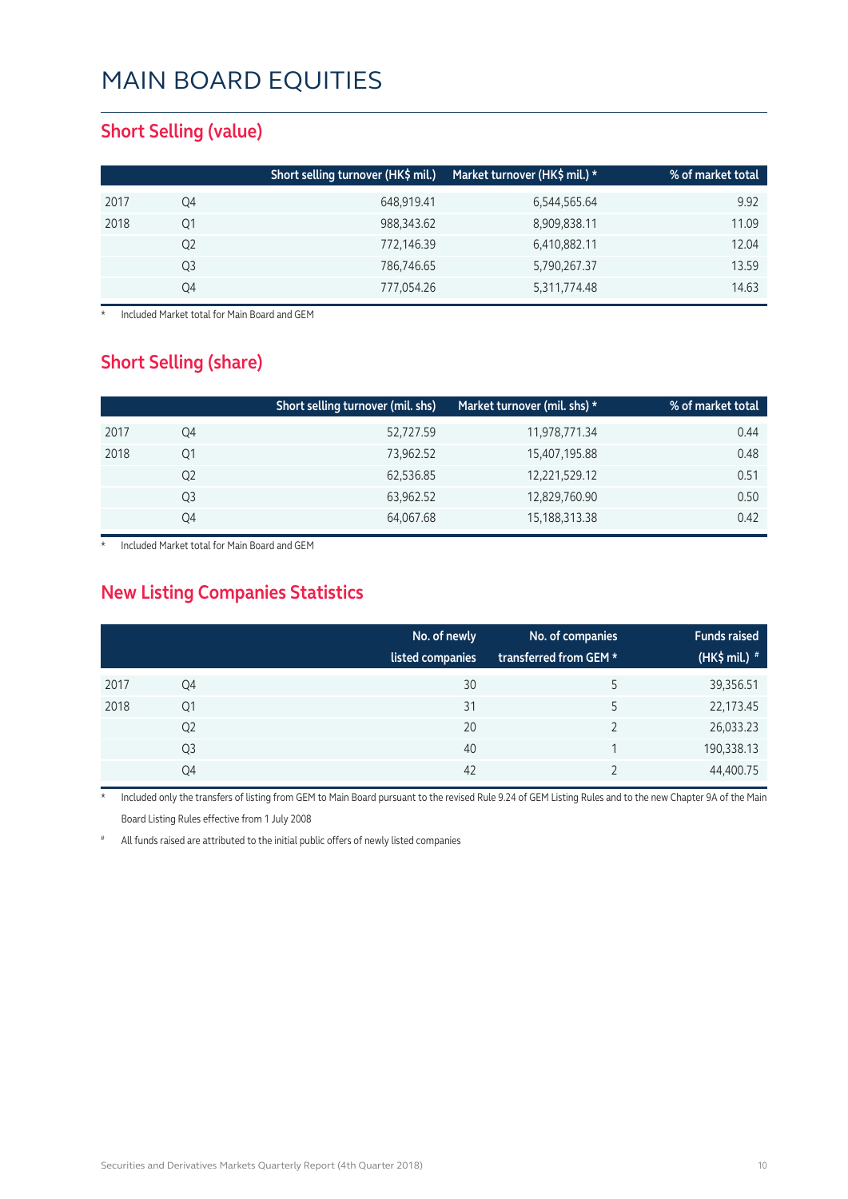# MAIN BOARD EQUITIES

## Short Selling (value)

| | | Short selling turnover (HK$ mil.) | Market turnover (HK$ mil.) * | % of market total |
|---|---|---|---|---|
| 2017 | Q4 | 648,919.41 | 6,544,565.64 | 9.92 |
| 2018 | Q1 | 988,343.62 | 8,909,838.11 | 11.09 |
| | Q2 | 772,146.39 | 6,410,882.11 | 12.04 |
| | Q3 | 786,746.65 | 5,790,267.37 | 13.59 |
| | Q4 | 777,054.26 | 5,311,774.48 | 14.63 |

\* Included Market total for Main Board and GEM

## Short Selling (share)

| | | Short selling turnover (mil. shs) | Market turnover (mil. shs) * | % of market total |
|---|---|---|---|---|
| 2017 | Q4 | 52,727.59 | 11,978,771.34 | 0.44 |
| 2018 | Q1 | 73,962.52 | 15,407,195.88 | 0.48 |
| | Q2 | 62,536.85 | 12,221,529.12 | 0.51 |
| | Q3 | 63,962.52 | 12,829,760.90 | 0.50 |
| | Q4 | 64,067.68 | 15,188,313.38 | 0.42 |

\* Included Market total for Main Board and GEM

## New Listing Companies Statistics

| | | No. of newly listed companies | No. of companies transferred from GEM * | Funds raised (HK$ mil.) # |
|---|---|---|---|---|
| 2017 | Q4 | 30 | 5 | 39,356.51 |
| 2018 | Q1 | 31 | 5 | 22,173.45 |
| | Q2 | 20 | 2 | 26,033.23 |
| | Q3 | 40 | 1 | 190,338.13 |
| | Q4 | 42 | 2 | 44,400.75 |

\* Included only the transfers of listing from GEM to Main Board pursuant to the revised Rule 9.24 of GEM Listing Rules and to the new Chapter 9A of the Main Board Listing Rules effective from 1 July 2008

\# All funds raised are attributed to the initial public offers of newly listed companies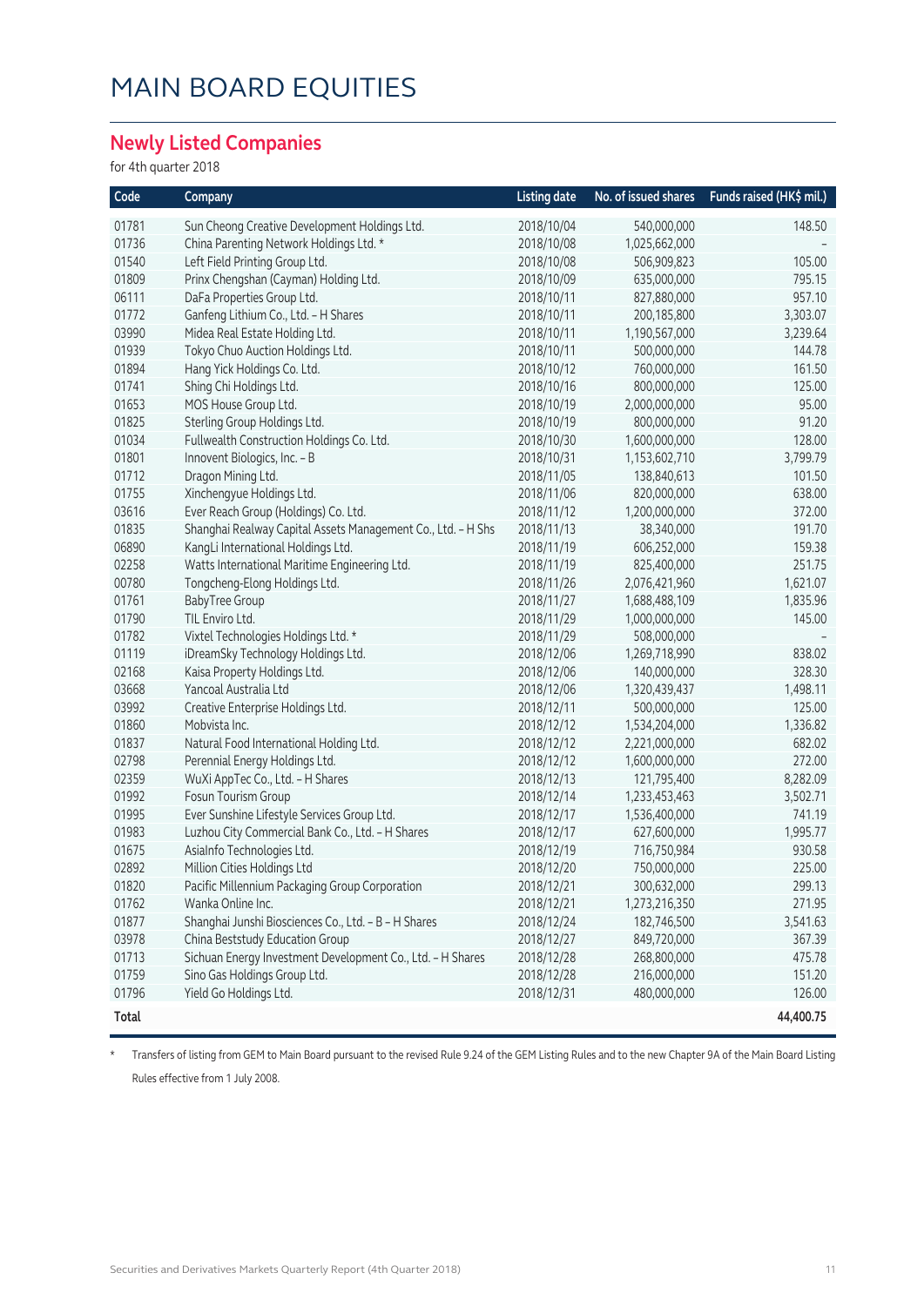# MAIN BOARD EQUITIES

## Newly Listed Companies

for 4th quarter 2018

| Code | Company | Listing date | No. of issued shares | Funds raised (HK$ mil.) |
|---|---|---|---|---|
| 01781 | Sun Cheong Creative Development Holdings Ltd. | 2018/10/04 | 540,000,000 | 148.50 |
| 01736 | China Parenting Network Holdings Ltd. * | 2018/10/08 | 1,025,662,000 | – |
| 01540 | Left Field Printing Group Ltd. | 2018/10/08 | 506,909,823 | 105.00 |
| 01809 | Prinx Chengshan (Cayman) Holding Ltd. | 2018/10/09 | 635,000,000 | 795.15 |
| 06111 | DaFa Properties Group Ltd. | 2018/10/11 | 827,880,000 | 957.10 |
| 01772 | Ganfeng Lithium Co., Ltd. - H Shares | 2018/10/11 | 200,185,800 | 3,303.07 |
| 03990 | Midea Real Estate Holding Ltd. | 2018/10/11 | 1,190,567,000 | 3,239.64 |
| 01939 | Tokyo Chuo Auction Holdings Ltd. | 2018/10/11 | 500,000,000 | 144.78 |
| 01894 | Hang Yick Holdings Co. Ltd. | 2018/10/12 | 760,000,000 | 161.50 |
| 01741 | Shing Chi Holdings Ltd. | 2018/10/16 | 800,000,000 | 125.00 |
| 01653 | MOS House Group Ltd. | 2018/10/19 | 2,000,000,000 | 95.00 |
| 01825 | Sterling Group Holdings Ltd. | 2018/10/19 | 800,000,000 | 91.20 |
| 01034 | Fullwealth Construction Holdings Co. Ltd. | 2018/10/30 | 1,600,000,000 | 128.00 |
| 01801 | Innovent Biologics, Inc. - B | 2018/10/31 | 1,153,602,710 | 3,799.79 |
| 01712 | Dragon Mining Ltd. | 2018/11/05 | 138,840,613 | 101.50 |
| 01755 | Xinchengyue Holdings Ltd. | 2018/11/06 | 820,000,000 | 638.00 |
| 03616 | Ever Reach Group (Holdings) Co. Ltd. | 2018/11/12 | 1,200,000,000 | 372.00 |
| 01835 | Shanghai Realway Capital Assets Management Co., Ltd. - H Shs | 2018/11/13 | 38,340,000 | 191.70 |
| 06890 | KangLi International Holdings Ltd. | 2018/11/19 | 606,252,000 | 159.38 |
| 02258 | Watts International Maritime Engineering Ltd. | 2018/11/19 | 825,400,000 | 251.75 |
| 00780 | Tongcheng-Elong Holdings Ltd. | 2018/11/26 | 2,076,421,960 | 1,621.07 |
| 01761 | BabyTree Group | 2018/11/27 | 1,688,488,109 | 1,835.96 |
| 01790 | TIL Enviro Ltd. | 2018/11/29 | 1,000,000,000 | 145.00 |
| 01782 | Vixtel Technologies Holdings Ltd. * | 2018/11/29 | 508,000,000 | – |
| 01119 | iDreamSky Technology Holdings Ltd. | 2018/12/06 | 1,269,718,990 | 838.02 |
| 02168 | Kaisa Property Holdings Ltd. | 2018/12/06 | 140,000,000 | 328.30 |
| 03668 | Yancoal Australia Ltd | 2018/12/06 | 1,320,439,437 | 1,498.11 |
| 03992 | Creative Enterprise Holdings Ltd. | 2018/12/11 | 500,000,000 | 125.00 |
| 01860 | Mobvista Inc. | 2018/12/12 | 1,534,204,000 | 1,336.82 |
| 01837 | Natural Food International Holding Ltd. | 2018/12/12 | 2,221,000,000 | 682.02 |
| 02798 | Perennial Energy Holdings Ltd. | 2018/12/12 | 1,600,000,000 | 272.00 |
| 02359 | WuXi AppTec Co., Ltd. - H Shares | 2018/12/13 | 121,795,400 | 8,282.09 |
| 01992 | Fosun Tourism Group | 2018/12/14 | 1,233,453,463 | 3,502.71 |
| 01995 | Ever Sunshine Lifestyle Services Group Ltd. | 2018/12/17 | 1,536,400,000 | 741.19 |
| 01983 | Luzhou City Commercial Bank Co., Ltd. - H Shares | 2018/12/17 | 627,600,000 | 1,995.77 |
| 01675 | AsiaInfo Technologies Ltd. | 2018/12/19 | 716,750,984 | 930.58 |
| 02892 | Million Cities Holdings Ltd | 2018/12/20 | 750,000,000 | 225.00 |
| 01820 | Pacific Millennium Packaging Group Corporation | 2018/12/21 | 300,632,000 | 299.13 |
| 01762 | Wanka Online Inc. | 2018/12/21 | 1,273,216,350 | 271.95 |
| 01877 | Shanghai Junshi Biosciences Co., Ltd. - B - H Shares | 2018/12/24 | 182,746,500 | 3,541.63 |
| 03978 | China Beststudy Education Group | 2018/12/27 | 849,720,000 | 367.39 |
| 01713 | Sichuan Energy Investment Development Co., Ltd. - H Shares | 2018/12/28 | 268,800,000 | 475.78 |
| 01759 | Sino Gas Holdings Group Ltd. | 2018/12/28 | 216,000,000 | 151.20 |
| 01796 | Yield Go Holdings Ltd. | 2018/12/31 | 480,000,000 | 126.00 |
| **Total** | | | | **44,400.75** |

\* Transfers of listing from GEM to Main Board pursuant to the revised Rule 9.24 of the GEM Listing Rules and to the new Chapter 9A of the Main Board Listing Rules effective from 1 July 2008.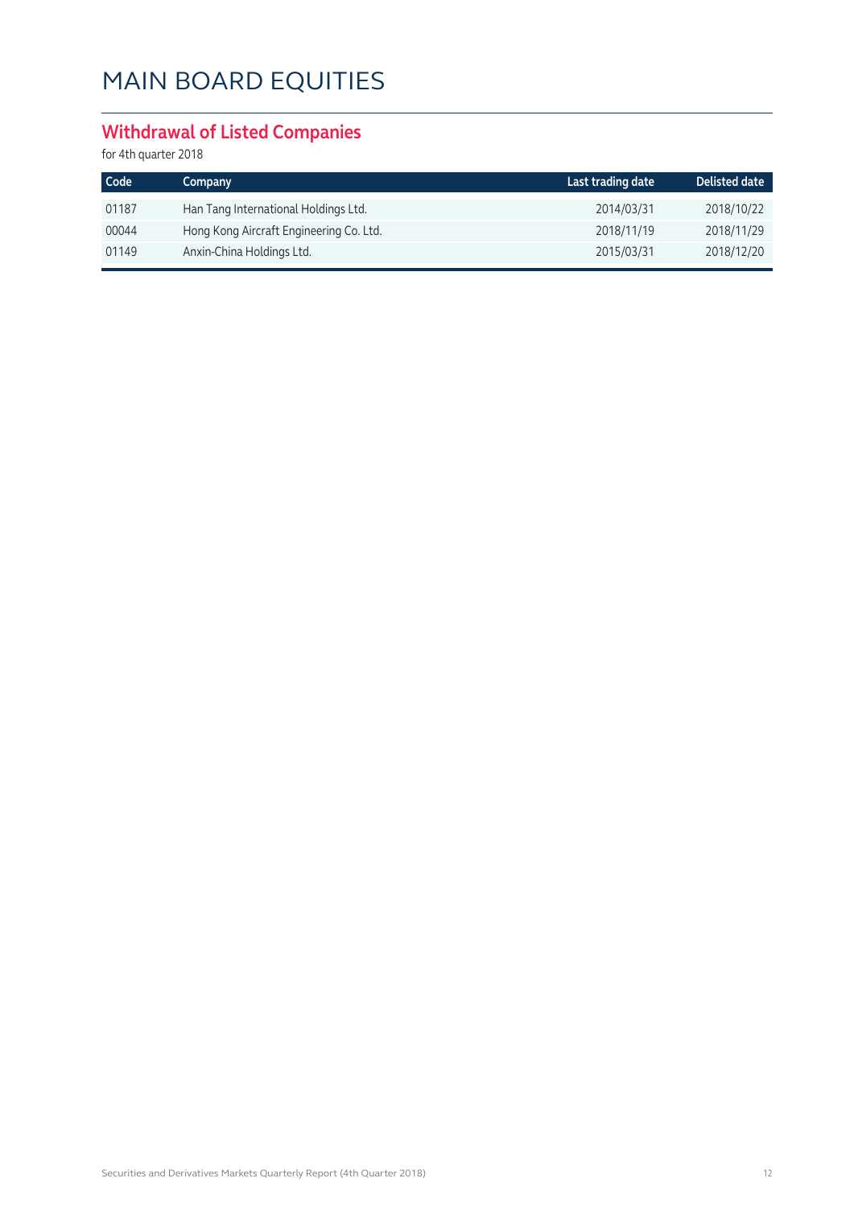# MAIN BOARD EQUITIES

## Withdrawal of Listed Companies

for 4th quarter 2018

| Code | Company | Last trading date | Delisted date |
|---|---|---|---|
| 01187 | Han Tang International Holdings Ltd. | 2014/03/31 | 2018/10/22 |
| 00044 | Hong Kong Aircraft Engineering Co. Ltd. | 2018/11/19 | 2018/11/29 |
| 01149 | Anxin-China Holdings Ltd. | 2015/03/31 | 2018/12/20 |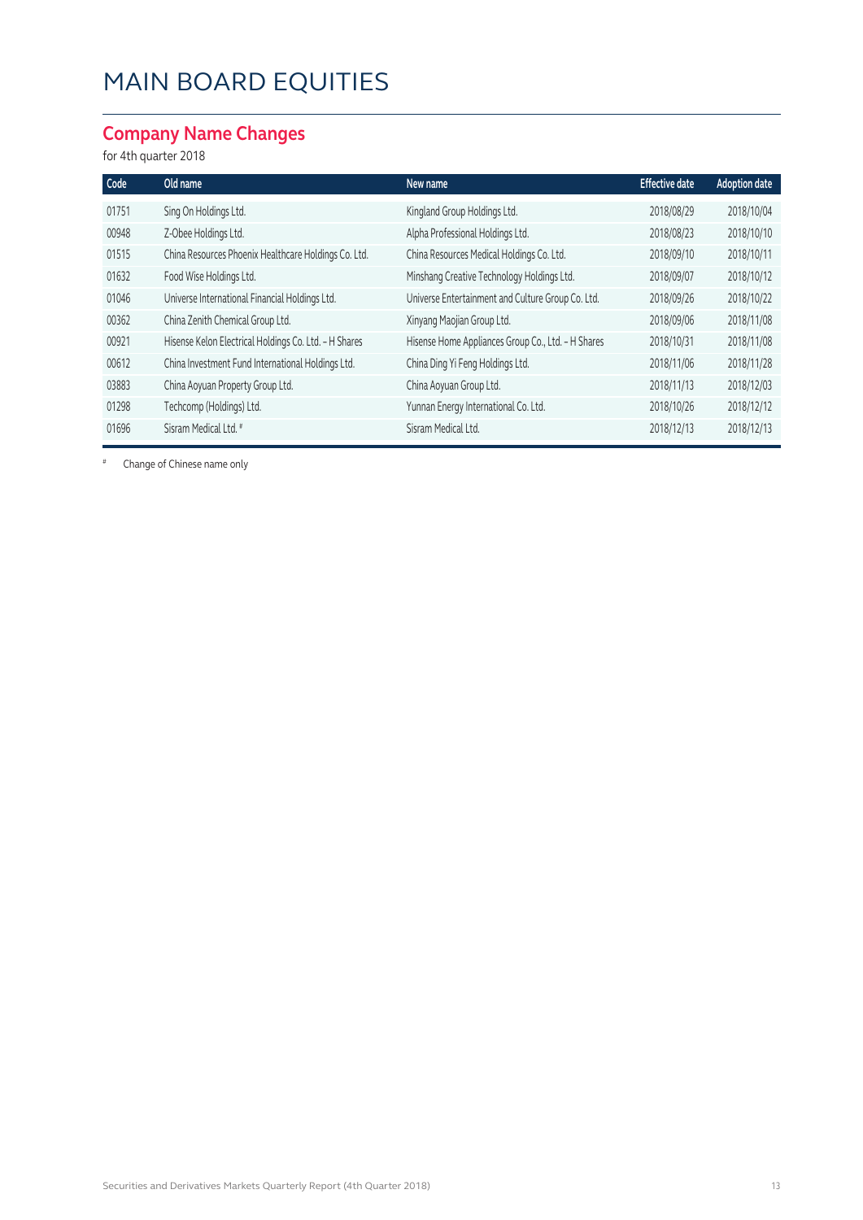# MAIN BOARD EQUITIES

## Company Name Changes

for 4th quarter 2018

| Code | Old name | New name | Effective date | Adoption date |
|---|---|---|---|---|
| 01751 | Sing On Holdings Ltd. | Kingland Group Holdings Ltd. | 2018/08/29 | 2018/10/04 |
| 00948 | Z-Obee Holdings Ltd. | Alpha Professional Holdings Ltd. | 2018/08/23 | 2018/10/10 |
| 01515 | China Resources Phoenix Healthcare Holdings Co. Ltd. | China Resources Medical Holdings Co. Ltd. | 2018/09/10 | 2018/10/11 |
| 01632 | Food Wise Holdings Ltd. | Minshang Creative Technology Holdings Ltd. | 2018/09/07 | 2018/10/12 |
| 01046 | Universe International Financial Holdings Ltd. | Universe Entertainment and Culture Group Co. Ltd. | 2018/09/26 | 2018/10/22 |
| 00362 | China Zenith Chemical Group Ltd. | Xinyang Maojian Group Ltd. | 2018/09/06 | 2018/11/08 |
| 00921 | Hisense Kelon Electrical Holdings Co. Ltd. - H Shares | Hisense Home Appliances Group Co., Ltd. - H Shares | 2018/10/31 | 2018/11/08 |
| 00612 | China Investment Fund International Holdings Ltd. | China Ding Yi Feng Holdings Ltd. | 2018/11/06 | 2018/11/28 |
| 03883 | China Aoyuan Property Group Ltd. | China Aoyuan Group Ltd. | 2018/11/13 | 2018/12/03 |
| 01298 | Techcomp (Holdings) Ltd. | Yunnan Energy International Co. Ltd. | 2018/10/26 | 2018/12/12 |
| 01696 | Sisram Medical Ltd. # | Sisram Medical Ltd. | 2018/12/13 | 2018/12/13 |

# Change of Chinese name only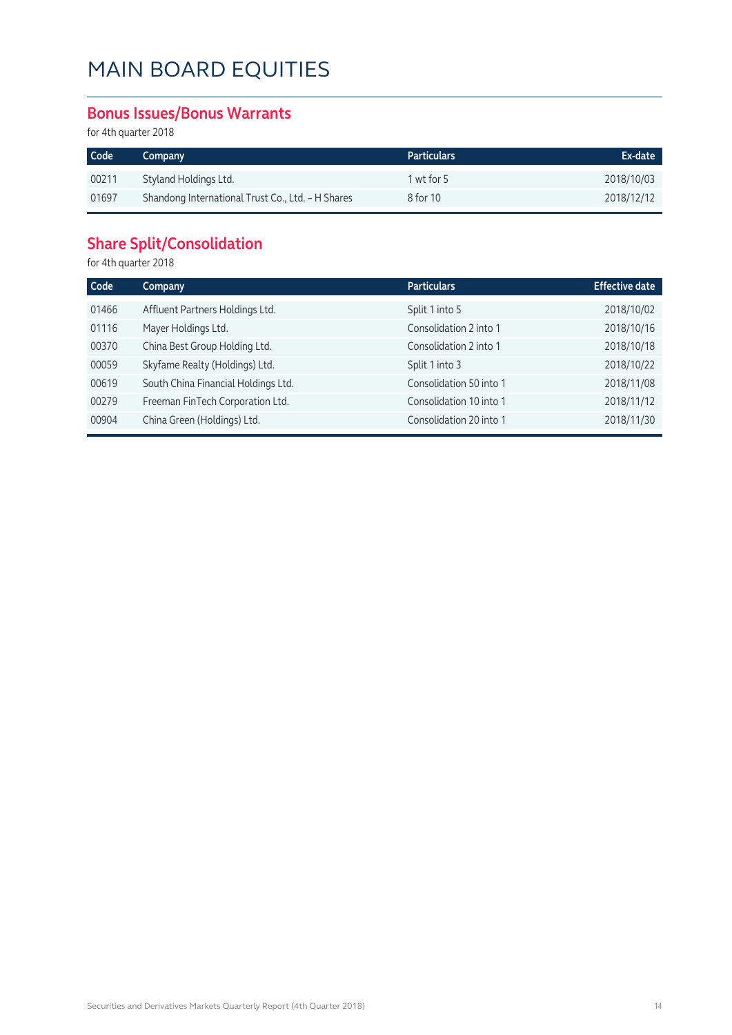# MAIN BOARD EQUITIES

## Bonus Issues/Bonus Warrants

for 4th quarter 2018

| Code | Company | Particulars | Ex-date |
|---|---|---|---|
| 00211 | Styland Holdings Ltd. | 1 wt for 5 | 2018/10/03 |
| 01697 | Shandong International Trust Co., Ltd. – H Shares | 8 for 10 | 2018/12/12 |

## Share Split/Consolidation

for 4th quarter 2018

| Code | Company | Particulars | Effective date |
|---|---|---|---|
| 01466 | Affluent Partners Holdings Ltd. | Split 1 into 5 | 2018/10/02 |
| 01116 | Mayer Holdings Ltd. | Consolidation 2 into 1 | 2018/10/16 |
| 00370 | China Best Group Holding Ltd. | Consolidation 2 into 1 | 2018/10/18 |
| 00059 | Skyfame Realty (Holdings) Ltd. | Split 1 into 3 | 2018/10/22 |
| 00619 | South China Financial Holdings Ltd. | Consolidation 50 into 1 | 2018/11/08 |
| 00279 | Freeman FinTech Corporation Ltd. | Consolidation 10 into 1 | 2018/11/12 |
| 00904 | China Green (Holdings) Ltd. | Consolidation 20 into 1 | 2018/11/30 |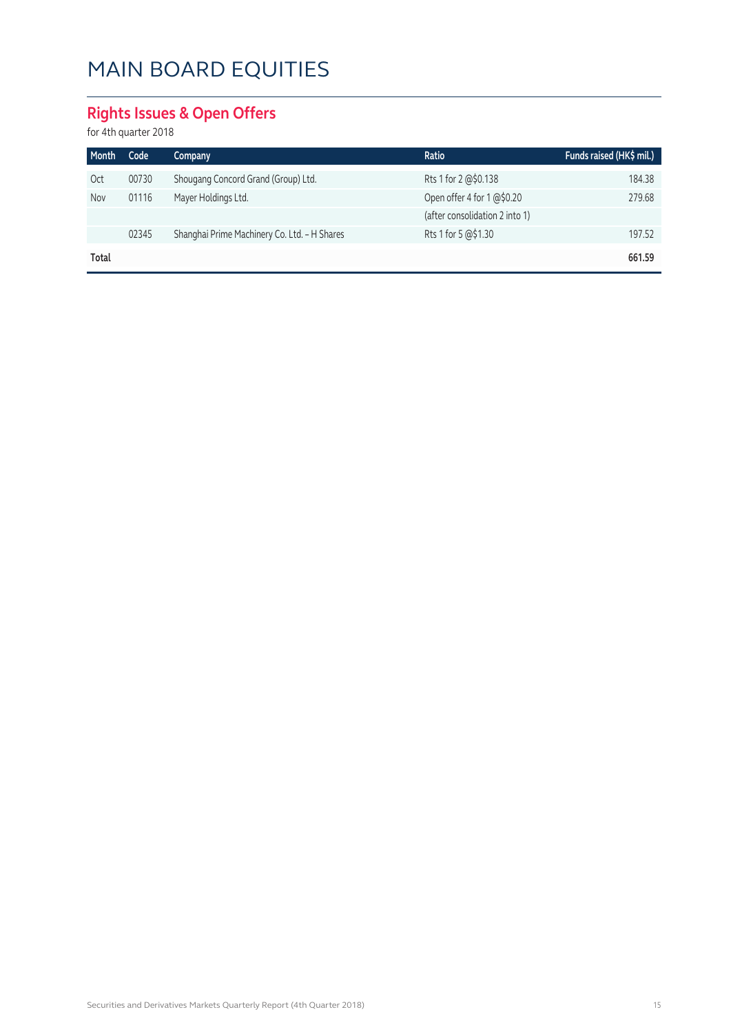# MAIN BOARD EQUITIES

## Rights Issues & Open Offers

for 4th quarter 2018

| Month | Code | Company | Ratio | Funds raised (HK$ mil.) |
|---|---|---|---|---|
| Oct | 00730 | Shougang Concord Grand (Group) Ltd. | Rts 1 for 2 @$0.138 | 184.38 |
| Nov | 01116 | Mayer Holdings Ltd. | Open offer 4 for 1 @$0.20 | 279.68 |
| | | | (after consolidation 2 into 1) | |
| | 02345 | Shanghai Prime Machinery Co. Ltd. - H Shares | Rts 1 for 5 @$1.30 | 197.52 |
| **Total** | | | | **661.59** |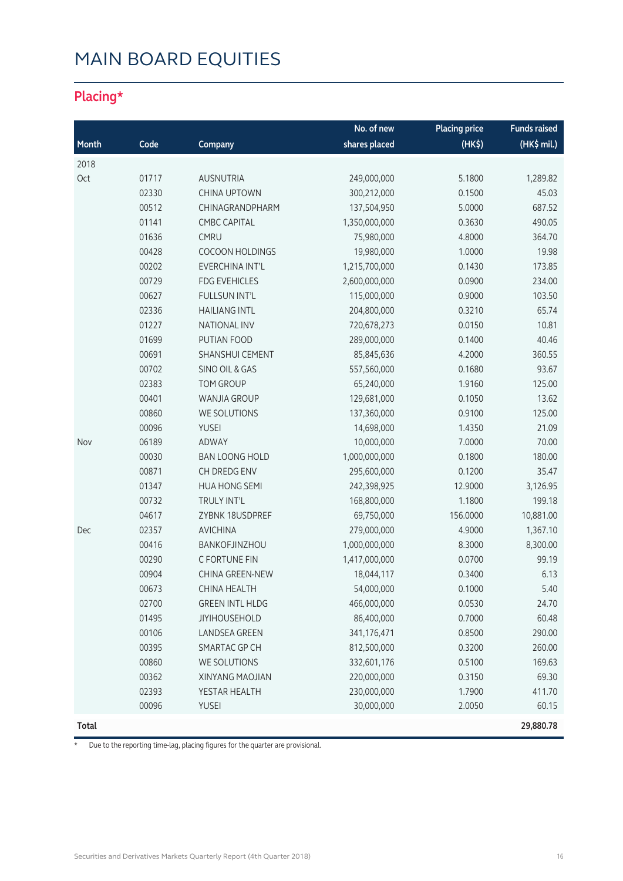# MAIN BOARD EQUITIES

## Placing*

| Month | Code | Company | No. of new shares placed | Placing price (HK$) | Funds raised (HK$ mil.) |
|---|---|---|---|---|---|
| 2018 | | | | | |
| Oct | 01717 | AUSNUTRIA | 249,000,000 | 5.1800 | 1,289.82 |
| | 02330 | CHINA UPTOWN | 300,212,000 | 0.1500 | 45.03 |
| | 00512 | CHINAGRANDPHARM | 137,504,950 | 5.0000 | 687.52 |
| | 01141 | CMBC CAPITAL | 1,350,000,000 | 0.3630 | 490.05 |
| | 01636 | CMRU | 75,980,000 | 4.8000 | 364.70 |
| | 00428 | COCOON HOLDINGS | 19,980,000 | 1.0000 | 19.98 |
| | 00202 | EVERCHINA INT'L | 1,215,700,000 | 0.1430 | 173.85 |
| | 00729 | FDG EVEHICLES | 2,600,000,000 | 0.0900 | 234.00 |
| | 00627 | FULLSUN INT'L | 115,000,000 | 0.9000 | 103.50 |
| | 02336 | HAILIANG INTL | 204,800,000 | 0.3210 | 65.74 |
| | 01227 | NATIONAL INV | 720,678,273 | 0.0150 | 10.81 |
| | 01699 | PUTIAN FOOD | 289,000,000 | 0.1400 | 40.46 |
| | 00691 | SHANSHUI CEMENT | 85,845,636 | 4.2000 | 360.55 |
| | 00702 | SINO OIL & GAS | 557,560,000 | 0.1680 | 93.67 |
| | 02383 | TOM GROUP | 65,240,000 | 1.9160 | 125.00 |
| | 00401 | WANJIA GROUP | 129,681,000 | 0.1050 | 13.62 |
| | 00860 | WE SOLUTIONS | 137,360,000 | 0.9100 | 125.00 |
| | 00096 | YUSEI | 14,698,000 | 1.4350 | 21.09 |
| Nov | 06189 | ADWAY | 10,000,000 | 7.0000 | 70.00 |
| | 00030 | BAN LOONG HOLD | 1,000,000,000 | 0.1800 | 180.00 |
| | 00871 | CH DREDG ENV | 295,600,000 | 0.1200 | 35.47 |
| | 01347 | HUA HONG SEMI | 242,398,925 | 12.9000 | 3,126.95 |
| | 00732 | TRULY INT'L | 168,800,000 | 1.1800 | 199.18 |
| | 04617 | ZYBNK 18USDPREF | 69,750,000 | 156.0000 | 10,881.00 |
| Dec | 02357 | AVICHINA | 279,000,000 | 4.9000 | 1,367.10 |
| | 00416 | BANKOFJINZHOU | 1,000,000,000 | 8.3000 | 8,300.00 |
| | 00290 | C FORTUNE FIN | 1,417,000,000 | 0.0700 | 99.19 |
| | 00904 | CHINA GREEN-NEW | 18,044,117 | 0.3400 | 6.13 |
| | 00673 | CHINA HEALTH | 54,000,000 | 0.1000 | 5.40 |
| | 02700 | GREEN INTL HLDG | 466,000,000 | 0.0530 | 24.70 |
| | 01495 | JIYIHOUSEHOLD | 86,400,000 | 0.7000 | 60.48 |
| | 00106 | LANDSEA GREEN | 341,176,471 | 0.8500 | 290.00 |
| | 00395 | SMARTAC GP CH | 812,500,000 | 0.3200 | 260.00 |
| | 00860 | WE SOLUTIONS | 332,601,176 | 0.5100 | 169.63 |
| | 00362 | XINYANG MAOJIAN | 220,000,000 | 0.3150 | 69.30 |
| | 02393 | YESTAR HEALTH | 230,000,000 | 1.7900 | 411.70 |
| | 00096 | YUSEI | 30,000,000 | 2.0050 | 60.15 |
| **Total** | | | | | **29,880.78** |

* Due to the reporting time-lag, placing figures for the quarter are provisional.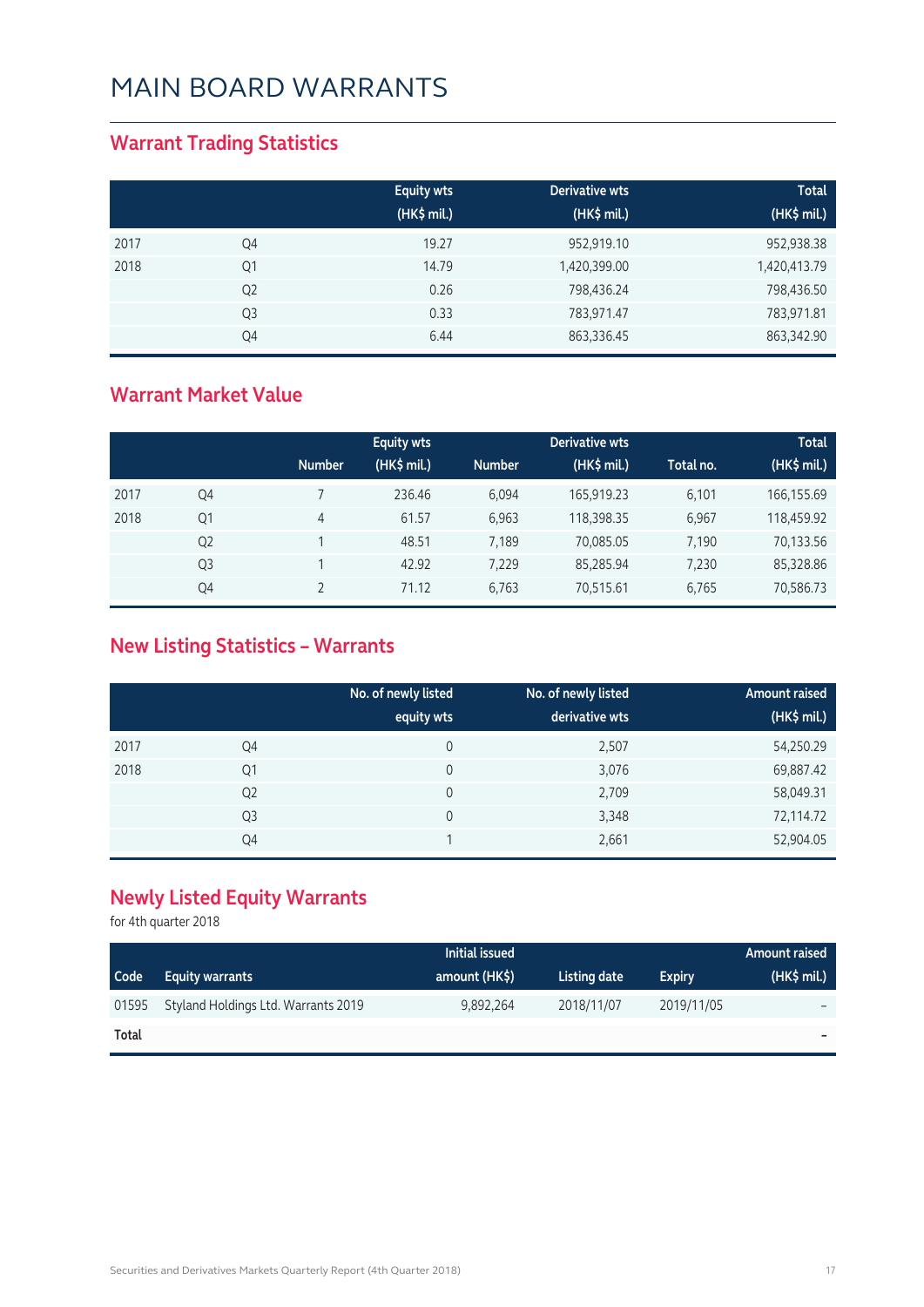# MAIN BOARD WARRANTS

## Warrant Trading Statistics

| | | Equity wts (HK$ mil.) | Derivative wts (HK$ mil.) | Total (HK$ mil.) |
|---|---|---|---|---|
| 2017 | Q4 | 19.27 | 952,919.10 | 952,938.38 |
| 2018 | Q1 | 14.79 | 1,420,399.00 | 1,420,413.79 |
| | Q2 | 0.26 | 798,436.24 | 798,436.50 |
| | Q3 | 0.33 | 783,971.47 | 783,971.81 |
| | Q4 | 6.44 | 863,336.45 | 863,342.90 |

## Warrant Market Value

| | | Equity wts | | Derivative wts | | | Total |
|---|---|---|---|---|---|---|---|
| | | Number | (HK$ mil.) | Number | (HK$ mil.) | Total no. | (HK$ mil.) |
| 2017 | Q4 | 7 | 236.46 | 6,094 | 165,919.23 | 6,101 | 166,155.69 |
| 2018 | Q1 | 4 | 61.57 | 6,963 | 118,398.35 | 6,967 | 118,459.92 |
| | Q2 | 1 | 48.51 | 7,189 | 70,085.05 | 7,190 | 70,133.56 |
| | Q3 | 1 | 42.92 | 7,229 | 85,285.94 | 7,230 | 85,328.86 |
| | Q4 | 2 | 71.12 | 6,763 | 70,515.61 | 6,765 | 70,586.73 |

## New Listing Statistics – Warrants

| | | No. of newly listed equity wts | No. of newly listed derivative wts | Amount raised (HK$ mil.) |
|---|---|---|---|---|
| 2017 | Q4 | 0 | 2,507 | 54,250.29 |
| 2018 | Q1 | 0 | 3,076 | 69,887.42 |
| | Q2 | 0 | 2,709 | 58,049.31 |
| | Q3 | 0 | 3,348 | 72,114.72 |
| | Q4 | 1 | 2,661 | 52,904.05 |

## Newly Listed Equity Warrants

for 4th quarter 2018

| Code | Equity warrants | Initial issued amount (HK$) | Listing date | Expiry | Amount raised (HK$ mil.) |
|---|---|---|---|---|---|
| 01595 | Styland Holdings Ltd. Warrants 2019 | 9,892,264 | 2018/11/07 | 2019/11/05 | – |
| **Total** | | | | | **–** |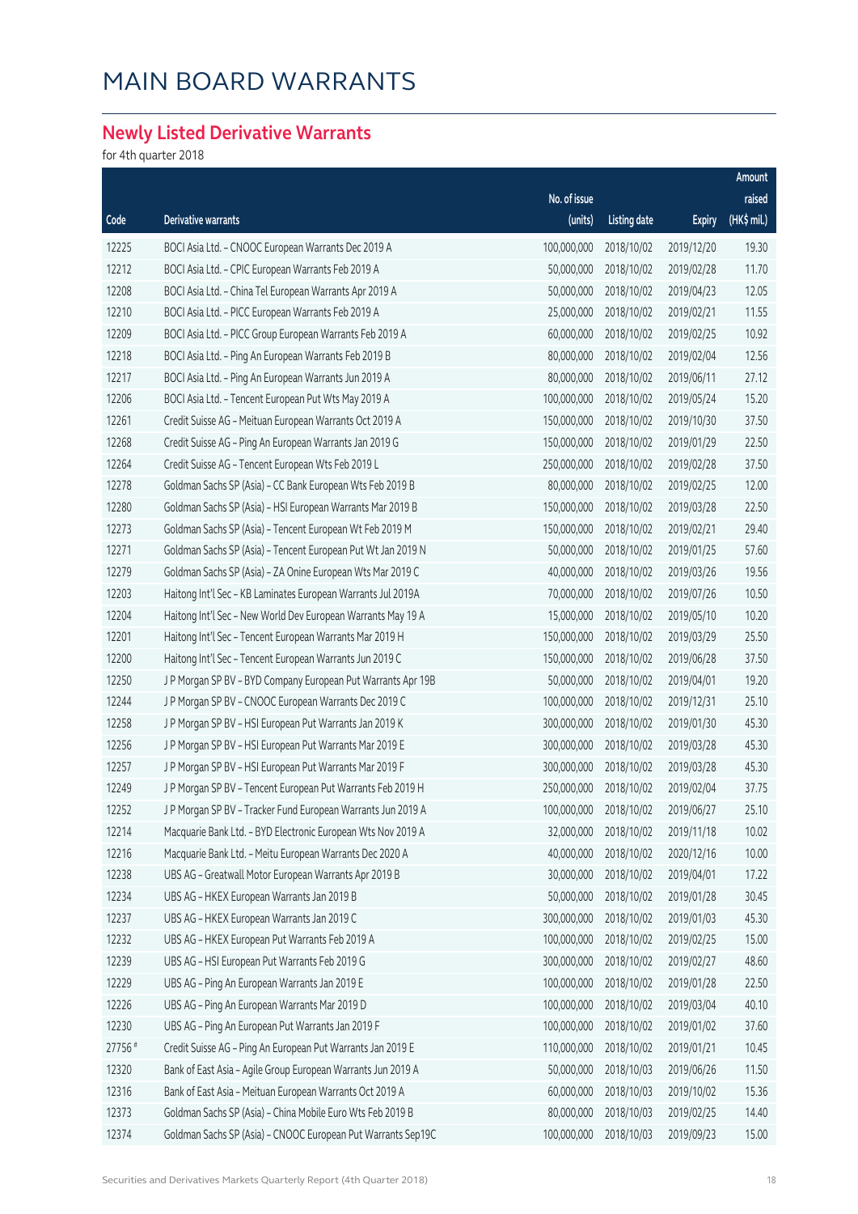# MAIN BOARD WARRANTS

## Newly Listed Derivative Warrants

for 4th quarter 2018

| Code | Derivative warrants | No. of issue (units) | Listing date | Expiry | Amount raised (HK$ mil.) |
|---|---|---|---|---|---|
| 12225 | BOCI Asia Ltd. – CNOOC European Warrants Dec 2019 A | 100,000,000 | 2018/10/02 | 2019/12/20 | 19.30 |
| 12212 | BOCI Asia Ltd. – CPIC European Warrants Feb 2019 A | 50,000,000 | 2018/10/02 | 2019/02/28 | 11.70 |
| 12208 | BOCI Asia Ltd. – China Tel European Warrants Apr 2019 A | 50,000,000 | 2018/10/02 | 2019/04/23 | 12.05 |
| 12210 | BOCI Asia Ltd. – PICC European Warrants Feb 2019 A | 25,000,000 | 2018/10/02 | 2019/02/21 | 11.55 |
| 12209 | BOCI Asia Ltd. – PICC Group European Warrants Feb 2019 A | 60,000,000 | 2018/10/02 | 2019/02/25 | 10.92 |
| 12218 | BOCI Asia Ltd. – Ping An European Warrants Feb 2019 B | 80,000,000 | 2018/10/02 | 2019/02/04 | 12.56 |
| 12217 | BOCI Asia Ltd. – Ping An European Warrants Jun 2019 A | 80,000,000 | 2018/10/02 | 2019/06/11 | 27.12 |
| 12206 | BOCI Asia Ltd. – Tencent European Put Wts May 2019 A | 100,000,000 | 2018/10/02 | 2019/05/24 | 15.20 |
| 12261 | Credit Suisse AG – Meituan European Warrants Oct 2019 A | 150,000,000 | 2018/10/02 | 2019/10/30 | 37.50 |
| 12268 | Credit Suisse AG – Ping An European Warrants Jan 2019 G | 150,000,000 | 2018/10/02 | 2019/01/29 | 22.50 |
| 12264 | Credit Suisse AG – Tencent European Wts Feb 2019 L | 250,000,000 | 2018/10/02 | 2019/02/28 | 37.50 |
| 12278 | Goldman Sachs SP (Asia) – CC Bank European Wts Feb 2019 B | 80,000,000 | 2018/10/02 | 2019/02/25 | 12.00 |
| 12280 | Goldman Sachs SP (Asia) – HSI European Warrants Mar 2019 B | 150,000,000 | 2018/10/02 | 2019/03/28 | 22.50 |
| 12273 | Goldman Sachs SP (Asia) – Tencent European Wt Feb 2019 M | 150,000,000 | 2018/10/02 | 2019/02/21 | 29.40 |
| 12271 | Goldman Sachs SP (Asia) – Tencent European Put Wt Jan 2019 N | 50,000,000 | 2018/10/02 | 2019/01/25 | 57.60 |
| 12279 | Goldman Sachs SP (Asia) – ZA Onine European Wts Mar 2019 C | 40,000,000 | 2018/10/02 | 2019/03/26 | 19.56 |
| 12203 | Haitong Int'l Sec – KB Laminates European Warrants Jul 2019A | 70,000,000 | 2018/10/02 | 2019/07/26 | 10.50 |
| 12204 | Haitong Int'l Sec – New World Dev European Warrants May 19 A | 15,000,000 | 2018/10/02 | 2019/05/10 | 10.20 |
| 12201 | Haitong Int'l Sec – Tencent European Warrants Mar 2019 H | 150,000,000 | 2018/10/02 | 2019/03/29 | 25.50 |
| 12200 | Haitong Int'l Sec – Tencent European Warrants Jun 2019 C | 150,000,000 | 2018/10/02 | 2019/06/28 | 37.50 |
| 12250 | J P Morgan SP BV – BYD Company European Put Warrants Apr 19B | 50,000,000 | 2018/10/02 | 2019/04/01 | 19.20 |
| 12244 | J P Morgan SP BV – CNOOC European Warrants Dec 2019 C | 100,000,000 | 2018/10/02 | 2019/12/31 | 25.10 |
| 12258 | J P Morgan SP BV – HSI European Put Warrants Jan 2019 K | 300,000,000 | 2018/10/02 | 2019/01/30 | 45.30 |
| 12256 | J P Morgan SP BV – HSI European Put Warrants Mar 2019 E | 300,000,000 | 2018/10/02 | 2019/03/28 | 45.30 |
| 12257 | J P Morgan SP BV – HSI European Put Warrants Mar 2019 F | 300,000,000 | 2018/10/02 | 2019/03/28 | 45.30 |
| 12249 | J P Morgan SP BV – Tencent European Put Warrants Feb 2019 H | 250,000,000 | 2018/10/02 | 2019/02/04 | 37.75 |
| 12252 | J P Morgan SP BV – Tracker Fund European Warrants Jun 2019 A | 100,000,000 | 2018/10/02 | 2019/06/27 | 25.10 |
| 12214 | Macquarie Bank Ltd. – BYD Electronic European Wts Nov 2019 A | 32,000,000 | 2018/10/02 | 2019/11/18 | 10.02 |
| 12216 | Macquarie Bank Ltd. – Meitu European Warrants Dec 2020 A | 40,000,000 | 2018/10/02 | 2020/12/16 | 10.00 |
| 12238 | UBS AG – Greatwall Motor European Warrants Apr 2019 B | 30,000,000 | 2018/10/02 | 2019/04/01 | 17.22 |
| 12234 | UBS AG – HKEX European Warrants Jan 2019 B | 50,000,000 | 2018/10/02 | 2019/01/28 | 30.45 |
| 12237 | UBS AG – HKEX European Warrants Jan 2019 C | 300,000,000 | 2018/10/02 | 2019/01/03 | 45.30 |
| 12232 | UBS AG – HKEX European Put Warrants Feb 2019 A | 100,000,000 | 2018/10/02 | 2019/02/25 | 15.00 |
| 12239 | UBS AG – HSI European Put Warrants Feb 2019 G | 300,000,000 | 2018/10/02 | 2019/02/27 | 48.60 |
| 12229 | UBS AG – Ping An European Warrants Jan 2019 E | 100,000,000 | 2018/10/02 | 2019/01/28 | 22.50 |
| 12226 | UBS AG – Ping An European Warrants Mar 2019 D | 100,000,000 | 2018/10/02 | 2019/03/04 | 40.10 |
| 12230 | UBS AG – Ping An European Put Warrants Jan 2019 F | 100,000,000 | 2018/10/02 | 2019/01/02 | 37.60 |
| 27756 # | Credit Suisse AG – Ping An European Put Warrants Jan 2019 E | 110,000,000 | 2018/10/02 | 2019/01/21 | 10.45 |
| 12320 | Bank of East Asia – Agile Group European Warrants Jun 2019 A | 50,000,000 | 2018/10/03 | 2019/06/26 | 11.50 |
| 12316 | Bank of East Asia – Meituan European Warrants Oct 2019 A | 60,000,000 | 2018/10/03 | 2019/10/02 | 15.36 |
| 12373 | Goldman Sachs SP (Asia) – China Mobile Euro Wts Feb 2019 B | 80,000,000 | 2018/10/03 | 2019/02/25 | 14.40 |
| 12374 | Goldman Sachs SP (Asia) – CNOOC European Put Warrants Sep19C | 100,000,000 | 2018/10/03 | 2019/09/23 | 15.00 |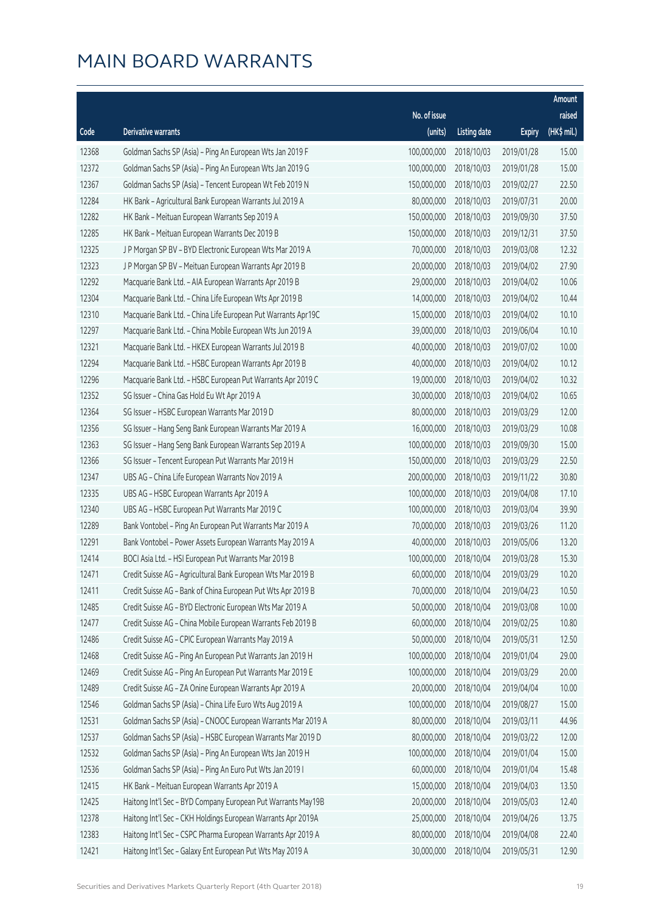# MAIN BOARD WARRANTS

| Code | Derivative warrants | No. of issue (units) | Listing date | Expiry | Amount raised (HK$ mil.) |
|---|---|---|---|---|---|
| 12368 | Goldman Sachs SP (Asia) – Ping An European Wts Jan 2019 F | 100,000,000 | 2018/10/03 | 2019/01/28 | 15.00 |
| 12372 | Goldman Sachs SP (Asia) – Ping An European Wts Jan 2019 G | 100,000,000 | 2018/10/03 | 2019/01/28 | 15.00 |
| 12367 | Goldman Sachs SP (Asia) – Tencent European Wt Feb 2019 N | 150,000,000 | 2018/10/03 | 2019/02/27 | 22.50 |
| 12284 | HK Bank – Agricultural Bank European Warrants Jul 2019 A | 80,000,000 | 2018/10/03 | 2019/07/31 | 20.00 |
| 12282 | HK Bank – Meituan European Warrants Sep 2019 A | 150,000,000 | 2018/10/03 | 2019/09/30 | 37.50 |
| 12285 | HK Bank – Meituan European Warrants Dec 2019 B | 150,000,000 | 2018/10/03 | 2019/12/31 | 37.50 |
| 12325 | J P Morgan SP BV – BYD Electronic European Wts Mar 2019 A | 70,000,000 | 2018/10/03 | 2019/03/08 | 12.32 |
| 12323 | J P Morgan SP BV – Meituan European Warrants Apr 2019 B | 20,000,000 | 2018/10/03 | 2019/04/02 | 27.90 |
| 12292 | Macquarie Bank Ltd. – AIA European Warrants Apr 2019 B | 29,000,000 | 2018/10/03 | 2019/04/02 | 10.06 |
| 12304 | Macquarie Bank Ltd. – China Life European Wts Apr 2019 B | 14,000,000 | 2018/10/03 | 2019/04/02 | 10.44 |
| 12310 | Macquarie Bank Ltd. – China Life European Put Warrants Apr19C | 15,000,000 | 2018/10/03 | 2019/04/02 | 10.10 |
| 12297 | Macquarie Bank Ltd. – China Mobile European Wts Jun 2019 A | 39,000,000 | 2018/10/03 | 2019/06/04 | 10.10 |
| 12321 | Macquarie Bank Ltd. – HKEX European Warrants Jul 2019 B | 40,000,000 | 2018/10/03 | 2019/07/02 | 10.00 |
| 12294 | Macquarie Bank Ltd. – HSBC European Warrants Apr 2019 B | 40,000,000 | 2018/10/03 | 2019/04/02 | 10.12 |
| 12296 | Macquarie Bank Ltd. – HSBC European Put Warrants Apr 2019 C | 19,000,000 | 2018/10/03 | 2019/04/02 | 10.32 |
| 12352 | SG Issuer – China Gas Hold Eu Wt Apr 2019 A | 30,000,000 | 2018/10/03 | 2019/04/02 | 10.65 |
| 12364 | SG Issuer – HSBC European Warrants Mar 2019 D | 80,000,000 | 2018/10/03 | 2019/03/29 | 12.00 |
| 12356 | SG Issuer – Hang Seng Bank European Warrants Mar 2019 A | 16,000,000 | 2018/10/03 | 2019/03/29 | 10.08 |
| 12363 | SG Issuer – Hang Seng Bank European Warrants Sep 2019 A | 100,000,000 | 2018/10/03 | 2019/09/30 | 15.00 |
| 12366 | SG Issuer – Tencent European Put Warrants Mar 2019 H | 150,000,000 | 2018/10/03 | 2019/03/29 | 22.50 |
| 12347 | UBS AG – China Life European Warrants Nov 2019 A | 200,000,000 | 2018/10/03 | 2019/11/22 | 30.80 |
| 12335 | UBS AG – HSBC European Warrants Apr 2019 A | 100,000,000 | 2018/10/03 | 2019/04/08 | 17.10 |
| 12340 | UBS AG – HSBC European Put Warrants Mar 2019 C | 100,000,000 | 2018/10/03 | 2019/03/04 | 39.90 |
| 12289 | Bank Vontobel – Ping An European Put Warrants Mar 2019 A | 70,000,000 | 2018/10/03 | 2019/03/26 | 11.20 |
| 12291 | Bank Vontobel – Power Assets European Warrants May 2019 A | 40,000,000 | 2018/10/03 | 2019/05/06 | 13.20 |
| 12414 | BOCI Asia Ltd. – HSI European Put Warrants Mar 2019 B | 100,000,000 | 2018/10/04 | 2019/03/28 | 15.30 |
| 12471 | Credit Suisse AG – Agricultural Bank European Wts Mar 2019 B | 60,000,000 | 2018/10/04 | 2019/03/29 | 10.20 |
| 12411 | Credit Suisse AG – Bank of China European Put Wts Apr 2019 B | 70,000,000 | 2018/10/04 | 2019/04/23 | 10.50 |
| 12485 | Credit Suisse AG – BYD Electronic European Wts Mar 2019 A | 50,000,000 | 2018/10/04 | 2019/03/08 | 10.00 |
| 12477 | Credit Suisse AG – China Mobile European Warrants Feb 2019 B | 60,000,000 | 2018/10/04 | 2019/02/25 | 10.80 |
| 12486 | Credit Suisse AG – CPIC European Warrants May 2019 A | 50,000,000 | 2018/10/04 | 2019/05/31 | 12.50 |
| 12468 | Credit Suisse AG – Ping An European Put Warrants Jan 2019 H | 100,000,000 | 2018/10/04 | 2019/01/04 | 29.00 |
| 12469 | Credit Suisse AG – Ping An European Put Warrants Mar 2019 E | 100,000,000 | 2018/10/04 | 2019/03/29 | 20.00 |
| 12489 | Credit Suisse AG – ZA Onine European Warrants Apr 2019 A | 20,000,000 | 2018/10/04 | 2019/04/04 | 10.00 |
| 12546 | Goldman Sachs SP (Asia) – China Life Euro Wts Aug 2019 A | 100,000,000 | 2018/10/04 | 2019/08/27 | 15.00 |
| 12531 | Goldman Sachs SP (Asia) – CNOOC European Warrants Mar 2019 A | 80,000,000 | 2018/10/04 | 2019/03/11 | 44.96 |
| 12537 | Goldman Sachs SP (Asia) – HSBC European Warrants Mar 2019 D | 80,000,000 | 2018/10/04 | 2019/03/22 | 12.00 |
| 12532 | Goldman Sachs SP (Asia) – Ping An European Wts Jan 2019 H | 100,000,000 | 2018/10/04 | 2019/01/04 | 15.00 |
| 12536 | Goldman Sachs SP (Asia) – Ping An Euro Put Wts Jan 2019 I | 60,000,000 | 2018/10/04 | 2019/01/04 | 15.48 |
| 12415 | HK Bank – Meituan European Warrants Apr 2019 A | 15,000,000 | 2018/10/04 | 2019/04/03 | 13.50 |
| 12425 | Haitong Int'l Sec – BYD Company European Put Warrants May19B | 20,000,000 | 2018/10/04 | 2019/05/03 | 12.40 |
| 12378 | Haitong Int'l Sec – CKH Holdings European Warrants Apr 2019A | 25,000,000 | 2018/10/04 | 2019/04/26 | 13.75 |
| 12383 | Haitong Int'l Sec – CSPC Pharma European Warrants Apr 2019 A | 80,000,000 | 2018/10/04 | 2019/04/08 | 22.40 |
| 12421 | Haitong Int'l Sec – Galaxy Ent European Put Wts May 2019 A | 30,000,000 | 2018/10/04 | 2019/05/31 | 12.90 |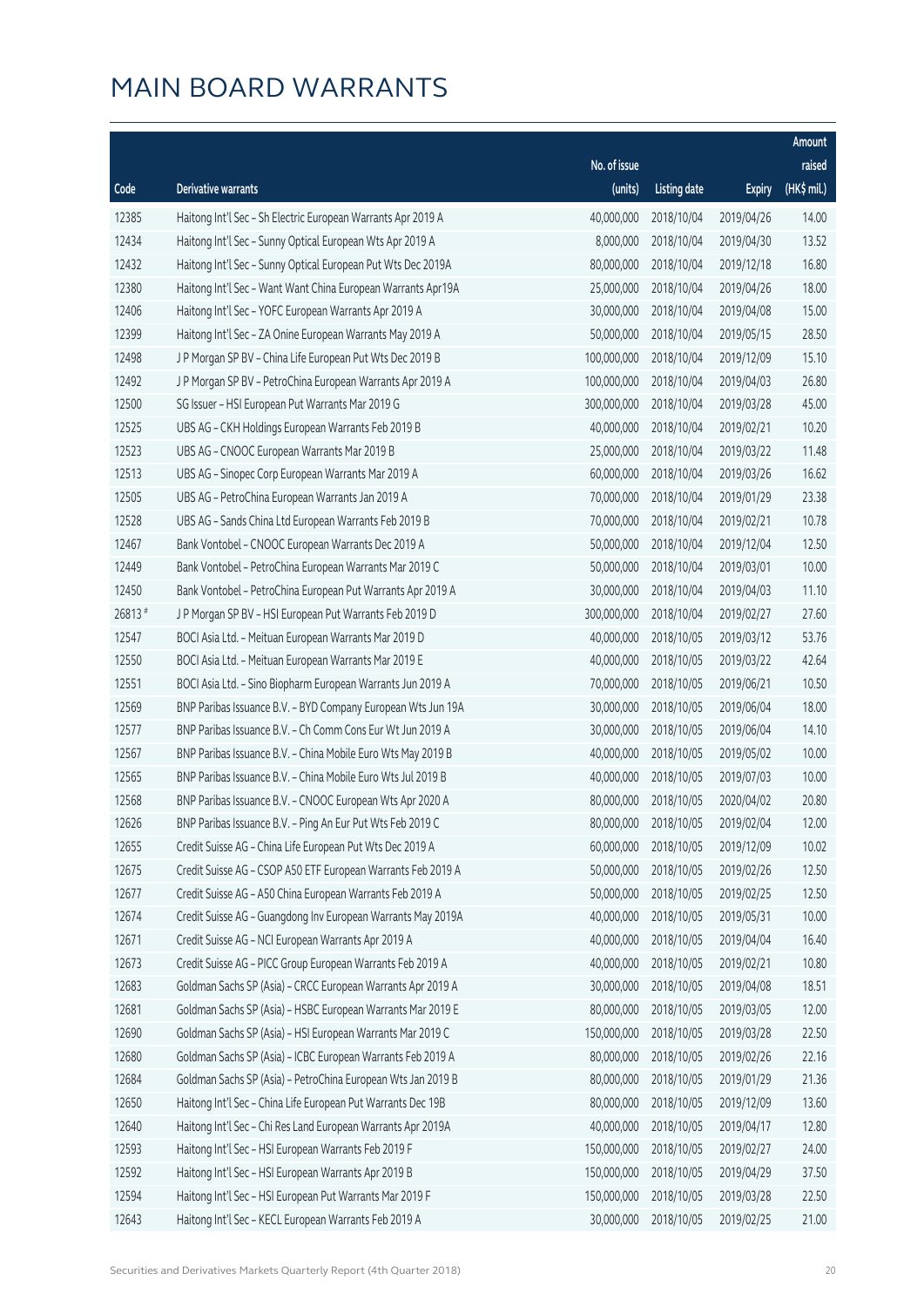# MAIN BOARD WARRANTS

| Code | Derivative warrants | No. of issue (units) | Listing date | Expiry | Amount raised (HK$ mil.) |
|---|---|---|---|---|---|
| 12385 | Haitong Int'l Sec - Sh Electric European Warrants Apr 2019 A | 40,000,000 | 2018/10/04 | 2019/04/26 | 14.00 |
| 12434 | Haitong Int'l Sec - Sunny Optical European Wts Apr 2019 A | 8,000,000 | 2018/10/04 | 2019/04/30 | 13.52 |
| 12432 | Haitong Int'l Sec - Sunny Optical European Put Wts Dec 2019A | 80,000,000 | 2018/10/04 | 2019/12/18 | 16.80 |
| 12380 | Haitong Int'l Sec - Want Want China European Warrants Apr19A | 25,000,000 | 2018/10/04 | 2019/04/26 | 18.00 |
| 12406 | Haitong Int'l Sec - YOFC European Warrants Apr 2019 A | 30,000,000 | 2018/10/04 | 2019/04/08 | 15.00 |
| 12399 | Haitong Int'l Sec - ZA Onine European Warrants May 2019 A | 50,000,000 | 2018/10/04 | 2019/05/15 | 28.50 |
| 12498 | J P Morgan SP BV - China Life European Put Wts Dec 2019 B | 100,000,000 | 2018/10/04 | 2019/12/09 | 15.10 |
| 12492 | J P Morgan SP BV - PetroChina European Warrants Apr 2019 A | 100,000,000 | 2018/10/04 | 2019/04/03 | 26.80 |
| 12500 | SG Issuer - HSI European Put Warrants Mar 2019 G | 300,000,000 | 2018/10/04 | 2019/03/28 | 45.00 |
| 12525 | UBS AG - CKH Holdings European Warrants Feb 2019 B | 40,000,000 | 2018/10/04 | 2019/02/21 | 10.20 |
| 12523 | UBS AG - CNOOC European Warrants Mar 2019 B | 25,000,000 | 2018/10/04 | 2019/03/22 | 11.48 |
| 12513 | UBS AG - Sinopec Corp European Warrants Mar 2019 A | 60,000,000 | 2018/10/04 | 2019/03/26 | 16.62 |
| 12505 | UBS AG - PetroChina European Warrants Jan 2019 A | 70,000,000 | 2018/10/04 | 2019/01/29 | 23.38 |
| 12528 | UBS AG - Sands China Ltd European Warrants Feb 2019 B | 70,000,000 | 2018/10/04 | 2019/02/21 | 10.78 |
| 12467 | Bank Vontobel - CNOOC European Warrants Dec 2019 A | 50,000,000 | 2018/10/04 | 2019/12/04 | 12.50 |
| 12449 | Bank Vontobel - PetroChina European Warrants Mar 2019 C | 50,000,000 | 2018/10/04 | 2019/03/01 | 10.00 |
| 12450 | Bank Vontobel - PetroChina European Put Warrants Apr 2019 A | 30,000,000 | 2018/10/04 | 2019/04/03 | 11.10 |
| 26813 # | J P Morgan SP BV - HSI European Put Warrants Feb 2019 D | 300,000,000 | 2018/10/04 | 2019/02/27 | 27.60 |
| 12547 | BOCI Asia Ltd. - Meituan European Warrants Mar 2019 D | 40,000,000 | 2018/10/05 | 2019/03/12 | 53.76 |
| 12550 | BOCI Asia Ltd. - Meituan European Warrants Mar 2019 E | 40,000,000 | 2018/10/05 | 2019/03/22 | 42.64 |
| 12551 | BOCI Asia Ltd. - Sino Biopharm European Warrants Jun 2019 A | 70,000,000 | 2018/10/05 | 2019/06/21 | 10.50 |
| 12569 | BNP Paribas Issuance B.V. - BYD Company European Wts Jun 19A | 30,000,000 | 2018/10/05 | 2019/06/04 | 18.00 |
| 12577 | BNP Paribas Issuance B.V. - Ch Comm Cons Eur Wt Jun 2019 A | 30,000,000 | 2018/10/05 | 2019/06/04 | 14.10 |
| 12567 | BNP Paribas Issuance B.V. - China Mobile Euro Wts May 2019 B | 40,000,000 | 2018/10/05 | 2019/05/02 | 10.00 |
| 12565 | BNP Paribas Issuance B.V. - China Mobile Euro Wts Jul 2019 B | 40,000,000 | 2018/10/05 | 2019/07/03 | 10.00 |
| 12568 | BNP Paribas Issuance B.V. - CNOOC European Wts Apr 2020 A | 80,000,000 | 2018/10/05 | 2020/04/02 | 20.80 |
| 12626 | BNP Paribas Issuance B.V. - Ping An Eur Put Wts Feb 2019 C | 80,000,000 | 2018/10/05 | 2019/02/04 | 12.00 |
| 12655 | Credit Suisse AG - China Life European Put Wts Dec 2019 A | 60,000,000 | 2018/10/05 | 2019/12/09 | 10.02 |
| 12675 | Credit Suisse AG - CSOP A50 ETF European Warrants Feb 2019 A | 50,000,000 | 2018/10/05 | 2019/02/26 | 12.50 |
| 12677 | Credit Suisse AG - A50 China European Warrants Feb 2019 A | 50,000,000 | 2018/10/05 | 2019/02/25 | 12.50 |
| 12674 | Credit Suisse AG - Guangdong Inv European Warrants May 2019A | 40,000,000 | 2018/10/05 | 2019/05/31 | 10.00 |
| 12671 | Credit Suisse AG - NCI European Warrants Apr 2019 A | 40,000,000 | 2018/10/05 | 2019/04/04 | 16.40 |
| 12673 | Credit Suisse AG - PICC Group European Warrants Feb 2019 A | 40,000,000 | 2018/10/05 | 2019/02/21 | 10.80 |
| 12683 | Goldman Sachs SP (Asia) - CRCC European Warrants Apr 2019 A | 30,000,000 | 2018/10/05 | 2019/04/08 | 18.51 |
| 12681 | Goldman Sachs SP (Asia) - HSBC European Warrants Mar 2019 E | 80,000,000 | 2018/10/05 | 2019/03/05 | 12.00 |
| 12690 | Goldman Sachs SP (Asia) - HSI European Warrants Mar 2019 C | 150,000,000 | 2018/10/05 | 2019/03/28 | 22.50 |
| 12680 | Goldman Sachs SP (Asia) - ICBC European Warrants Feb 2019 A | 80,000,000 | 2018/10/05 | 2019/02/26 | 22.16 |
| 12684 | Goldman Sachs SP (Asia) - PetroChina European Wts Jan 2019 B | 80,000,000 | 2018/10/05 | 2019/01/29 | 21.36 |
| 12650 | Haitong Int'l Sec - China Life European Put Warrants Dec 19B | 80,000,000 | 2018/10/05 | 2019/12/09 | 13.60 |
| 12640 | Haitong Int'l Sec - Chi Res Land European Warrants Apr 2019A | 40,000,000 | 2018/10/05 | 2019/04/17 | 12.80 |
| 12593 | Haitong Int'l Sec - HSI European Warrants Feb 2019 F | 150,000,000 | 2018/10/05 | 2019/02/27 | 24.00 |
| 12592 | Haitong Int'l Sec - HSI European Warrants Apr 2019 B | 150,000,000 | 2018/10/05 | 2019/04/29 | 37.50 |
| 12594 | Haitong Int'l Sec - HSI European Put Warrants Mar 2019 F | 150,000,000 | 2018/10/05 | 2019/03/28 | 22.50 |
| 12643 | Haitong Int'l Sec - KECL European Warrants Feb 2019 A | 30,000,000 | 2018/10/05 | 2019/02/25 | 21.00 |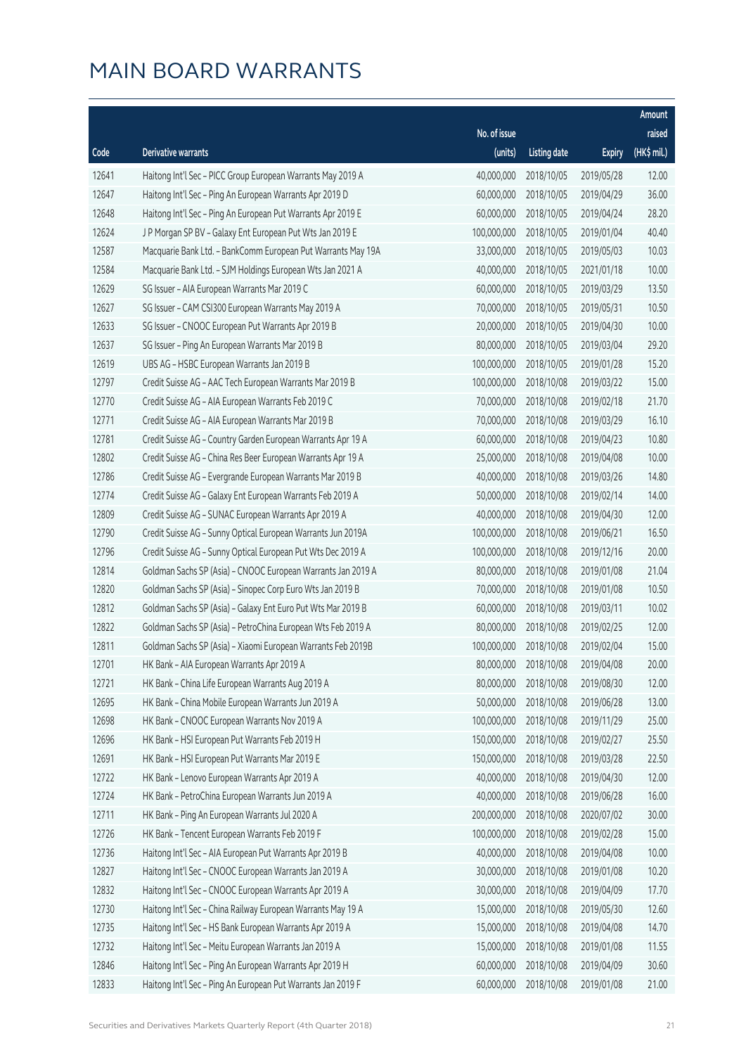# MAIN BOARD WARRANTS

| Code | Derivative warrants | No. of issue (units) | Listing date | Expiry | Amount raised (HK$ mil.) |
|---|---|---|---|---|---|
| 12641 | Haitong Int'l Sec - PICC Group European Warrants May 2019 A | 40,000,000 | 2018/10/05 | 2019/05/28 | 12.00 |
| 12647 | Haitong Int'l Sec - Ping An European Warrants Apr 2019 D | 60,000,000 | 2018/10/05 | 2019/04/29 | 36.00 |
| 12648 | Haitong Int'l Sec - Ping An European Put Warrants Apr 2019 E | 60,000,000 | 2018/10/05 | 2019/04/24 | 28.20 |
| 12624 | J P Morgan SP BV - Galaxy Ent European Put Wts Jan 2019 E | 100,000,000 | 2018/10/05 | 2019/01/04 | 40.40 |
| 12587 | Macquarie Bank Ltd. - BankComm European Put Warrants May 19A | 33,000,000 | 2018/10/05 | 2019/05/03 | 10.03 |
| 12584 | Macquarie Bank Ltd. - SJM Holdings European Wts Jan 2021 A | 40,000,000 | 2018/10/05 | 2021/01/18 | 10.00 |
| 12629 | SG Issuer - AIA European Warrants Mar 2019 C | 60,000,000 | 2018/10/05 | 2019/03/29 | 13.50 |
| 12627 | SG Issuer - CAM CSI300 European Warrants May 2019 A | 70,000,000 | 2018/10/05 | 2019/05/31 | 10.50 |
| 12633 | SG Issuer - CNOOC European Put Warrants Apr 2019 B | 20,000,000 | 2018/10/05 | 2019/04/30 | 10.00 |
| 12637 | SG Issuer - Ping An European Warrants Mar 2019 B | 80,000,000 | 2018/10/05 | 2019/03/04 | 29.20 |
| 12619 | UBS AG - HSBC European Warrants Jan 2019 B | 100,000,000 | 2018/10/05 | 2019/01/28 | 15.20 |
| 12797 | Credit Suisse AG - AAC Tech European Warrants Mar 2019 B | 100,000,000 | 2018/10/08 | 2019/03/22 | 15.00 |
| 12770 | Credit Suisse AG - AIA European Warrants Feb 2019 C | 70,000,000 | 2018/10/08 | 2019/02/18 | 21.70 |
| 12771 | Credit Suisse AG - AIA European Warrants Mar 2019 B | 70,000,000 | 2018/10/08 | 2019/03/29 | 16.10 |
| 12781 | Credit Suisse AG - Country Garden European Warrants Apr 19 A | 60,000,000 | 2018/10/08 | 2019/04/23 | 10.80 |
| 12802 | Credit Suisse AG - China Res Beer European Warrants Apr 19 A | 25,000,000 | 2018/10/08 | 2019/04/08 | 10.00 |
| 12786 | Credit Suisse AG - Evergrande European Warrants Mar 2019 B | 40,000,000 | 2018/10/08 | 2019/03/26 | 14.80 |
| 12774 | Credit Suisse AG - Galaxy Ent European Warrants Feb 2019 A | 50,000,000 | 2018/10/08 | 2019/02/14 | 14.00 |
| 12809 | Credit Suisse AG - SUNAC European Warrants Apr 2019 A | 40,000,000 | 2018/10/08 | 2019/04/30 | 12.00 |
| 12790 | Credit Suisse AG - Sunny Optical European Warrants Jun 2019A | 100,000,000 | 2018/10/08 | 2019/06/21 | 16.50 |
| 12796 | Credit Suisse AG - Sunny Optical European Put Wts Dec 2019 A | 100,000,000 | 2018/10/08 | 2019/12/16 | 20.00 |
| 12814 | Goldman Sachs SP (Asia) - CNOOC European Warrants Jan 2019 A | 80,000,000 | 2018/10/08 | 2019/01/08 | 21.04 |
| 12820 | Goldman Sachs SP (Asia) - Sinopec Corp Euro Wts Jan 2019 B | 70,000,000 | 2018/10/08 | 2019/01/08 | 10.50 |
| 12812 | Goldman Sachs SP (Asia) - Galaxy Ent Euro Put Wts Mar 2019 B | 60,000,000 | 2018/10/08 | 2019/03/11 | 10.02 |
| 12822 | Goldman Sachs SP (Asia) - PetroChina European Wts Feb 2019 A | 80,000,000 | 2018/10/08 | 2019/02/25 | 12.00 |
| 12811 | Goldman Sachs SP (Asia) - Xiaomi European Warrants Feb 2019B | 100,000,000 | 2018/10/08 | 2019/02/04 | 15.00 |
| 12701 | HK Bank - AIA European Warrants Apr 2019 A | 80,000,000 | 2018/10/08 | 2019/04/08 | 20.00 |
| 12721 | HK Bank - China Life European Warrants Aug 2019 A | 80,000,000 | 2018/10/08 | 2019/08/30 | 12.00 |
| 12695 | HK Bank - China Mobile European Warrants Jun 2019 A | 50,000,000 | 2018/10/08 | 2019/06/28 | 13.00 |
| 12698 | HK Bank - CNOOC European Warrants Nov 2019 A | 100,000,000 | 2018/10/08 | 2019/11/29 | 25.00 |
| 12696 | HK Bank - HSI European Put Warrants Feb 2019 H | 150,000,000 | 2018/10/08 | 2019/02/27 | 25.50 |
| 12691 | HK Bank - HSI European Put Warrants Mar 2019 E | 150,000,000 | 2018/10/08 | 2019/03/28 | 22.50 |
| 12722 | HK Bank - Lenovo European Warrants Apr 2019 A | 40,000,000 | 2018/10/08 | 2019/04/30 | 12.00 |
| 12724 | HK Bank - PetroChina European Warrants Jun 2019 A | 40,000,000 | 2018/10/08 | 2019/06/28 | 16.00 |
| 12711 | HK Bank - Ping An European Warrants Jul 2020 A | 200,000,000 | 2018/10/08 | 2020/07/02 | 30.00 |
| 12726 | HK Bank - Tencent European Warrants Feb 2019 F | 100,000,000 | 2018/10/08 | 2019/02/28 | 15.00 |
| 12736 | Haitong Int'l Sec - AIA European Put Warrants Apr 2019 B | 40,000,000 | 2018/10/08 | 2019/04/08 | 10.00 |
| 12827 | Haitong Int'l Sec - CNOOC European Warrants Jan 2019 A | 30,000,000 | 2018/10/08 | 2019/01/08 | 10.20 |
| 12832 | Haitong Int'l Sec - CNOOC European Warrants Apr 2019 A | 30,000,000 | 2018/10/08 | 2019/04/09 | 17.70 |
| 12730 | Haitong Int'l Sec - China Railway European Warrants May 19 A | 15,000,000 | 2018/10/08 | 2019/05/30 | 12.60 |
| 12735 | Haitong Int'l Sec - HS Bank European Warrants Apr 2019 A | 15,000,000 | 2018/10/08 | 2019/04/08 | 14.70 |
| 12732 | Haitong Int'l Sec - Meitu European Warrants Jan 2019 A | 15,000,000 | 2018/10/08 | 2019/01/08 | 11.55 |
| 12846 | Haitong Int'l Sec - Ping An European Warrants Apr 2019 H | 60,000,000 | 2018/10/08 | 2019/04/09 | 30.60 |
| 12833 | Haitong Int'l Sec - Ping An European Put Warrants Jan 2019 F | 60,000,000 | 2018/10/08 | 2019/01/08 | 21.00 |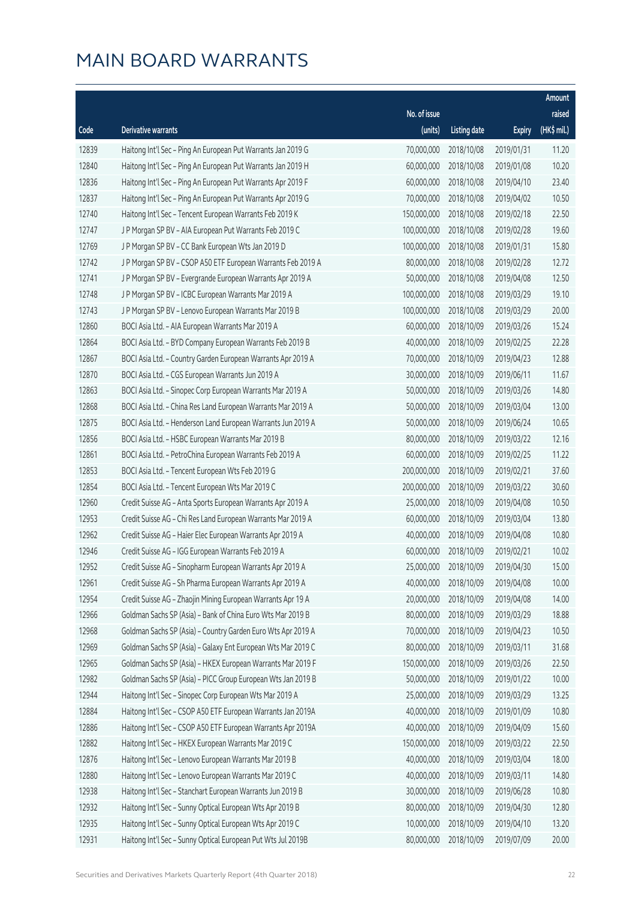# MAIN BOARD WARRANTS

| Code | Derivative warrants | No. of issue (units) | Listing date | Expiry | Amount raised (HK$ mil.) |
|---|---|---|---|---|---|
| 12839 | Haitong Int'l Sec - Ping An European Put Warrants Jan 2019 G | 70,000,000 | 2018/10/08 | 2019/01/31 | 11.20 |
| 12840 | Haitong Int'l Sec - Ping An European Put Warrants Jan 2019 H | 60,000,000 | 2018/10/08 | 2019/01/08 | 10.20 |
| 12836 | Haitong Int'l Sec - Ping An European Put Warrants Apr 2019 F | 60,000,000 | 2018/10/08 | 2019/04/10 | 23.40 |
| 12837 | Haitong Int'l Sec - Ping An European Put Warrants Apr 2019 G | 70,000,000 | 2018/10/08 | 2019/04/02 | 10.50 |
| 12740 | Haitong Int'l Sec - Tencent European Warrants Feb 2019 K | 150,000,000 | 2018/10/08 | 2019/02/18 | 22.50 |
| 12747 | J P Morgan SP BV - AIA European Put Warrants Feb 2019 C | 100,000,000 | 2018/10/08 | 2019/02/28 | 19.60 |
| 12769 | J P Morgan SP BV - CC Bank European Wts Jan 2019 D | 100,000,000 | 2018/10/08 | 2019/01/31 | 15.80 |
| 12742 | J P Morgan SP BV - CSOP A50 ETF European Warrants Feb 2019 A | 80,000,000 | 2018/10/08 | 2019/02/28 | 12.72 |
| 12741 | J P Morgan SP BV - Evergrande European Warrants Apr 2019 A | 50,000,000 | 2018/10/08 | 2019/04/08 | 12.50 |
| 12748 | J P Morgan SP BV - ICBC European Warrants Mar 2019 A | 100,000,000 | 2018/10/08 | 2019/03/29 | 19.10 |
| 12743 | J P Morgan SP BV - Lenovo European Warrants Mar 2019 B | 100,000,000 | 2018/10/08 | 2019/03/29 | 20.00 |
| 12860 | BOCI Asia Ltd. - AIA European Warrants Mar 2019 A | 60,000,000 | 2018/10/09 | 2019/03/26 | 15.24 |
| 12864 | BOCI Asia Ltd. - BYD Company European Warrants Feb 2019 B | 40,000,000 | 2018/10/09 | 2019/02/25 | 22.28 |
| 12867 | BOCI Asia Ltd. - Country Garden European Warrants Apr 2019 A | 70,000,000 | 2018/10/09 | 2019/04/23 | 12.88 |
| 12870 | BOCI Asia Ltd. - CGS European Warrants Jun 2019 A | 30,000,000 | 2018/10/09 | 2019/06/11 | 11.67 |
| 12863 | BOCI Asia Ltd. - Sinopec Corp European Warrants Mar 2019 A | 50,000,000 | 2018/10/09 | 2019/03/26 | 14.80 |
| 12868 | BOCI Asia Ltd. - China Res Land European Warrants Mar 2019 A | 50,000,000 | 2018/10/09 | 2019/03/04 | 13.00 |
| 12875 | BOCI Asia Ltd. - Henderson Land European Warrants Jun 2019 A | 50,000,000 | 2018/10/09 | 2019/06/24 | 10.65 |
| 12856 | BOCI Asia Ltd. - HSBC European Warrants Mar 2019 B | 80,000,000 | 2018/10/09 | 2019/03/22 | 12.16 |
| 12861 | BOCI Asia Ltd. - PetroChina European Warrants Feb 2019 A | 60,000,000 | 2018/10/09 | 2019/02/25 | 11.22 |
| 12853 | BOCI Asia Ltd. - Tencent European Wts Feb 2019 G | 200,000,000 | 2018/10/09 | 2019/02/21 | 37.60 |
| 12854 | BOCI Asia Ltd. - Tencent European Wts Mar 2019 C | 200,000,000 | 2018/10/09 | 2019/03/22 | 30.60 |
| 12960 | Credit Suisse AG - Anta Sports European Warrants Apr 2019 A | 25,000,000 | 2018/10/09 | 2019/04/08 | 10.50 |
| 12953 | Credit Suisse AG - Chi Res Land European Warrants Mar 2019 A | 60,000,000 | 2018/10/09 | 2019/03/04 | 13.80 |
| 12962 | Credit Suisse AG - Haier Elec European Warrants Apr 2019 A | 40,000,000 | 2018/10/09 | 2019/04/08 | 10.80 |
| 12946 | Credit Suisse AG - IGG European Warrants Feb 2019 A | 60,000,000 | 2018/10/09 | 2019/02/21 | 10.02 |
| 12952 | Credit Suisse AG - Sinopharm European Warrants Apr 2019 A | 25,000,000 | 2018/10/09 | 2019/04/30 | 15.00 |
| 12961 | Credit Suisse AG - Sh Pharma European Warrants Apr 2019 A | 40,000,000 | 2018/10/09 | 2019/04/08 | 10.00 |
| 12954 | Credit Suisse AG - Zhaojin Mining European Warrants Apr 19 A | 20,000,000 | 2018/10/09 | 2019/04/08 | 14.00 |
| 12966 | Goldman Sachs SP (Asia) - Bank of China Euro Wts Mar 2019 B | 80,000,000 | 2018/10/09 | 2019/03/29 | 18.88 |
| 12968 | Goldman Sachs SP (Asia) - Country Garden Euro Wts Apr 2019 A | 70,000,000 | 2018/10/09 | 2019/04/23 | 10.50 |
| 12969 | Goldman Sachs SP (Asia) - Galaxy Ent European Wts Mar 2019 C | 80,000,000 | 2018/10/09 | 2019/03/11 | 31.68 |
| 12965 | Goldman Sachs SP (Asia) - HKEX European Warrants Mar 2019 F | 150,000,000 | 2018/10/09 | 2019/03/26 | 22.50 |
| 12982 | Goldman Sachs SP (Asia) - PICC Group European Wts Jan 2019 B | 50,000,000 | 2018/10/09 | 2019/01/22 | 10.00 |
| 12944 | Haitong Int'l Sec - Sinopec Corp European Wts Mar 2019 A | 25,000,000 | 2018/10/09 | 2019/03/29 | 13.25 |
| 12884 | Haitong Int'l Sec - CSOP A50 ETF European Warrants Jan 2019A | 40,000,000 | 2018/10/09 | 2019/01/09 | 10.80 |
| 12886 | Haitong Int'l Sec - CSOP A50 ETF European Warrants Apr 2019A | 40,000,000 | 2018/10/09 | 2019/04/09 | 15.60 |
| 12882 | Haitong Int'l Sec - HKEX European Warrants Mar 2019 C | 150,000,000 | 2018/10/09 | 2019/03/22 | 22.50 |
| 12876 | Haitong Int'l Sec - Lenovo European Warrants Mar 2019 B | 40,000,000 | 2018/10/09 | 2019/03/04 | 18.00 |
| 12880 | Haitong Int'l Sec - Lenovo European Warrants Mar 2019 C | 40,000,000 | 2018/10/09 | 2019/03/11 | 14.80 |
| 12938 | Haitong Int'l Sec - Stanchart European Warrants Jun 2019 B | 30,000,000 | 2018/10/09 | 2019/06/28 | 10.80 |
| 12932 | Haitong Int'l Sec - Sunny Optical European Wts Apr 2019 B | 80,000,000 | 2018/10/09 | 2019/04/30 | 12.80 |
| 12935 | Haitong Int'l Sec - Sunny Optical European Wts Apr 2019 C | 10,000,000 | 2018/10/09 | 2019/04/10 | 13.20 |
| 12931 | Haitong Int'l Sec - Sunny Optical European Put Wts Jul 2019B | 80,000,000 | 2018/10/09 | 2019/07/09 | 20.00 |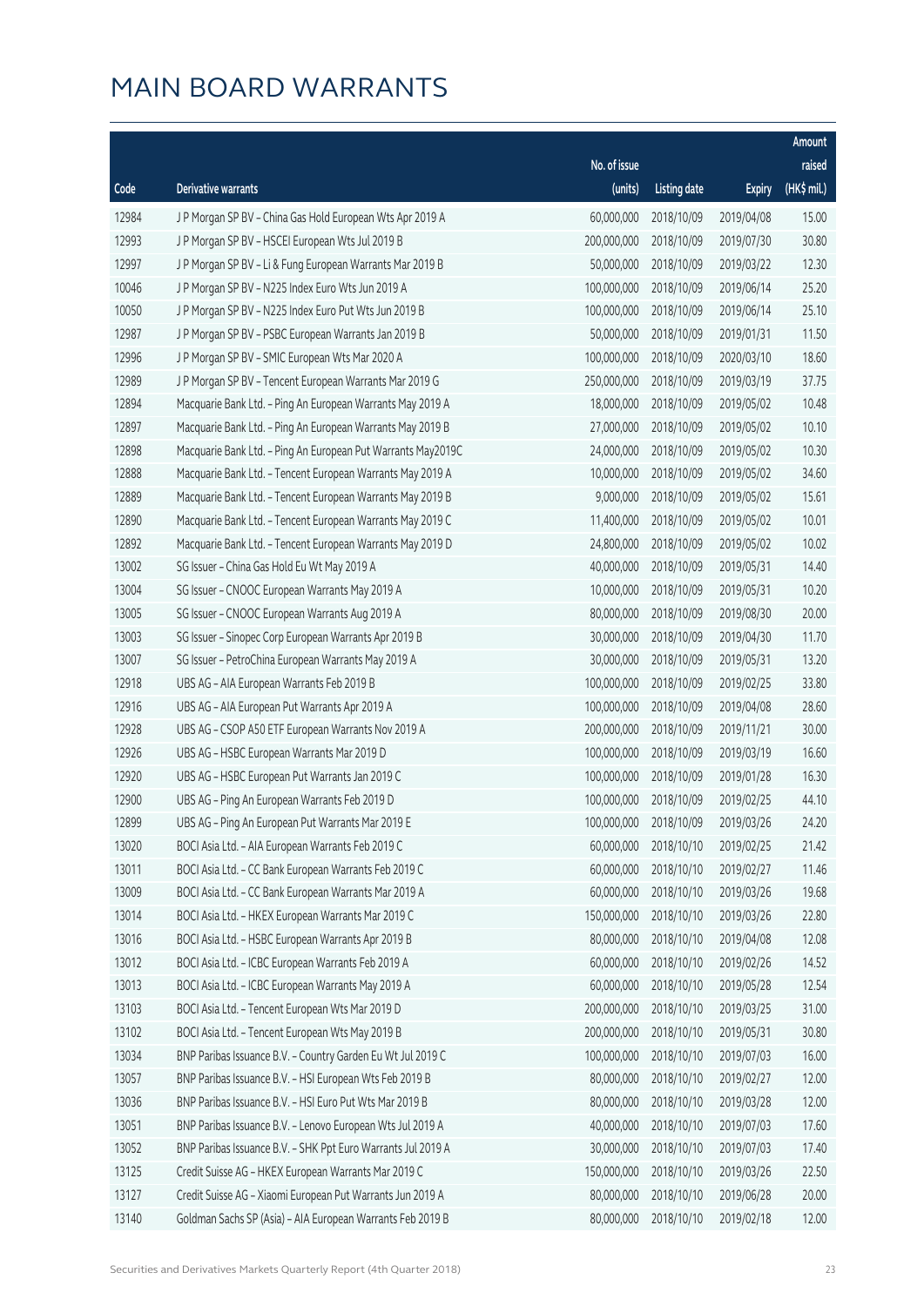# MAIN BOARD WARRANTS

| Code | Derivative warrants | No. of issue (units) | Listing date | Expiry | Amount raised (HK$ mil.) |
|---|---|---|---|---|---|
| 12984 | J P Morgan SP BV – China Gas Hold European Wts Apr 2019 A | 60,000,000 | 2018/10/09 | 2019/04/08 | 15.00 |
| 12993 | J P Morgan SP BV – HSCEI European Wts Jul 2019 B | 200,000,000 | 2018/10/09 | 2019/07/30 | 30.80 |
| 12997 | J P Morgan SP BV – Li & Fung European Warrants Mar 2019 B | 50,000,000 | 2018/10/09 | 2019/03/22 | 12.30 |
| 10046 | J P Morgan SP BV – N225 Index Euro Wts Jun 2019 A | 100,000,000 | 2018/10/09 | 2019/06/14 | 25.20 |
| 10050 | J P Morgan SP BV – N225 Index Euro Put Wts Jun 2019 B | 100,000,000 | 2018/10/09 | 2019/06/14 | 25.10 |
| 12987 | J P Morgan SP BV – PSBC European Warrants Jan 2019 B | 50,000,000 | 2018/10/09 | 2019/01/31 | 11.50 |
| 12996 | J P Morgan SP BV – SMIC European Wts Mar 2020 A | 100,000,000 | 2018/10/09 | 2020/03/10 | 18.60 |
| 12989 | J P Morgan SP BV – Tencent European Warrants Mar 2019 G | 250,000,000 | 2018/10/09 | 2019/03/19 | 37.75 |
| 12894 | Macquarie Bank Ltd. – Ping An European Warrants May 2019 A | 18,000,000 | 2018/10/09 | 2019/05/02 | 10.48 |
| 12897 | Macquarie Bank Ltd. – Ping An European Warrants May 2019 B | 27,000,000 | 2018/10/09 | 2019/05/02 | 10.10 |
| 12898 | Macquarie Bank Ltd. – Ping An European Put Warrants May2019C | 24,000,000 | 2018/10/09 | 2019/05/02 | 10.30 |
| 12888 | Macquarie Bank Ltd. – Tencent European Warrants May 2019 A | 10,000,000 | 2018/10/09 | 2019/05/02 | 34.60 |
| 12889 | Macquarie Bank Ltd. – Tencent European Warrants May 2019 B | 9,000,000 | 2018/10/09 | 2019/05/02 | 15.61 |
| 12890 | Macquarie Bank Ltd. – Tencent European Warrants May 2019 C | 11,400,000 | 2018/10/09 | 2019/05/02 | 10.01 |
| 12892 | Macquarie Bank Ltd. – Tencent European Warrants May 2019 D | 24,800,000 | 2018/10/09 | 2019/05/02 | 10.02 |
| 13002 | SG Issuer – China Gas Hold Eu Wt May 2019 A | 40,000,000 | 2018/10/09 | 2019/05/31 | 14.40 |
| 13004 | SG Issuer – CNOOC European Warrants May 2019 A | 10,000,000 | 2018/10/09 | 2019/05/31 | 10.20 |
| 13005 | SG Issuer – CNOOC European Warrants Aug 2019 A | 80,000,000 | 2018/10/09 | 2019/08/30 | 20.00 |
| 13003 | SG Issuer – Sinopec Corp European Warrants Apr 2019 B | 30,000,000 | 2018/10/09 | 2019/04/30 | 11.70 |
| 13007 | SG Issuer – PetroChina European Warrants May 2019 A | 30,000,000 | 2018/10/09 | 2019/05/31 | 13.20 |
| 12918 | UBS AG – AIA European Warrants Feb 2019 B | 100,000,000 | 2018/10/09 | 2019/02/25 | 33.80 |
| 12916 | UBS AG – AIA European Put Warrants Apr 2019 A | 100,000,000 | 2018/10/09 | 2019/04/08 | 28.60 |
| 12928 | UBS AG – CSOP A50 ETF European Warrants Nov 2019 A | 200,000,000 | 2018/10/09 | 2019/11/21 | 30.00 |
| 12926 | UBS AG – HSBC European Warrants Mar 2019 D | 100,000,000 | 2018/10/09 | 2019/03/19 | 16.60 |
| 12920 | UBS AG – HSBC European Put Warrants Jan 2019 C | 100,000,000 | 2018/10/09 | 2019/01/28 | 16.30 |
| 12900 | UBS AG – Ping An European Warrants Feb 2019 D | 100,000,000 | 2018/10/09 | 2019/02/25 | 44.10 |
| 12899 | UBS AG – Ping An European Put Warrants Mar 2019 E | 100,000,000 | 2018/10/09 | 2019/03/26 | 24.20 |
| 13020 | BOCI Asia Ltd. – AIA European Warrants Feb 2019 C | 60,000,000 | 2018/10/10 | 2019/02/25 | 21.42 |
| 13011 | BOCI Asia Ltd. – CC Bank European Warrants Feb 2019 C | 60,000,000 | 2018/10/10 | 2019/02/27 | 11.46 |
| 13009 | BOCI Asia Ltd. – CC Bank European Warrants Mar 2019 A | 60,000,000 | 2018/10/10 | 2019/03/26 | 19.68 |
| 13014 | BOCI Asia Ltd. – HKEX European Warrants Mar 2019 C | 150,000,000 | 2018/10/10 | 2019/03/26 | 22.80 |
| 13016 | BOCI Asia Ltd. – HSBC European Warrants Apr 2019 B | 80,000,000 | 2018/10/10 | 2019/04/08 | 12.08 |
| 13012 | BOCI Asia Ltd. – ICBC European Warrants Feb 2019 A | 60,000,000 | 2018/10/10 | 2019/02/26 | 14.52 |
| 13013 | BOCI Asia Ltd. – ICBC European Warrants May 2019 A | 60,000,000 | 2018/10/10 | 2019/05/28 | 12.54 |
| 13103 | BOCI Asia Ltd. – Tencent European Wts Mar 2019 D | 200,000,000 | 2018/10/10 | 2019/03/25 | 31.00 |
| 13102 | BOCI Asia Ltd. – Tencent European Wts May 2019 B | 200,000,000 | 2018/10/10 | 2019/05/31 | 30.80 |
| 13034 | BNP Paribas Issuance B.V. – Country Garden Eu Wt Jul 2019 C | 100,000,000 | 2018/10/10 | 2019/07/03 | 16.00 |
| 13057 | BNP Paribas Issuance B.V. – HSI European Wts Feb 2019 B | 80,000,000 | 2018/10/10 | 2019/02/27 | 12.00 |
| 13036 | BNP Paribas Issuance B.V. – HSI Euro Put Wts Mar 2019 B | 80,000,000 | 2018/10/10 | 2019/03/28 | 12.00 |
| 13051 | BNP Paribas Issuance B.V. – Lenovo European Wts Jul 2019 A | 40,000,000 | 2018/10/10 | 2019/07/03 | 17.60 |
| 13052 | BNP Paribas Issuance B.V. – SHK Ppt Euro Warrants Jul 2019 A | 30,000,000 | 2018/10/10 | 2019/07/03 | 17.40 |
| 13125 | Credit Suisse AG – HKEX European Warrants Mar 2019 C | 150,000,000 | 2018/10/10 | 2019/03/26 | 22.50 |
| 13127 | Credit Suisse AG – Xiaomi European Put Warrants Jun 2019 A | 80,000,000 | 2018/10/10 | 2019/06/28 | 20.00 |
| 13140 | Goldman Sachs SP (Asia) – AIA European Warrants Feb 2019 B | 80,000,000 | 2018/10/10 | 2019/02/18 | 12.00 |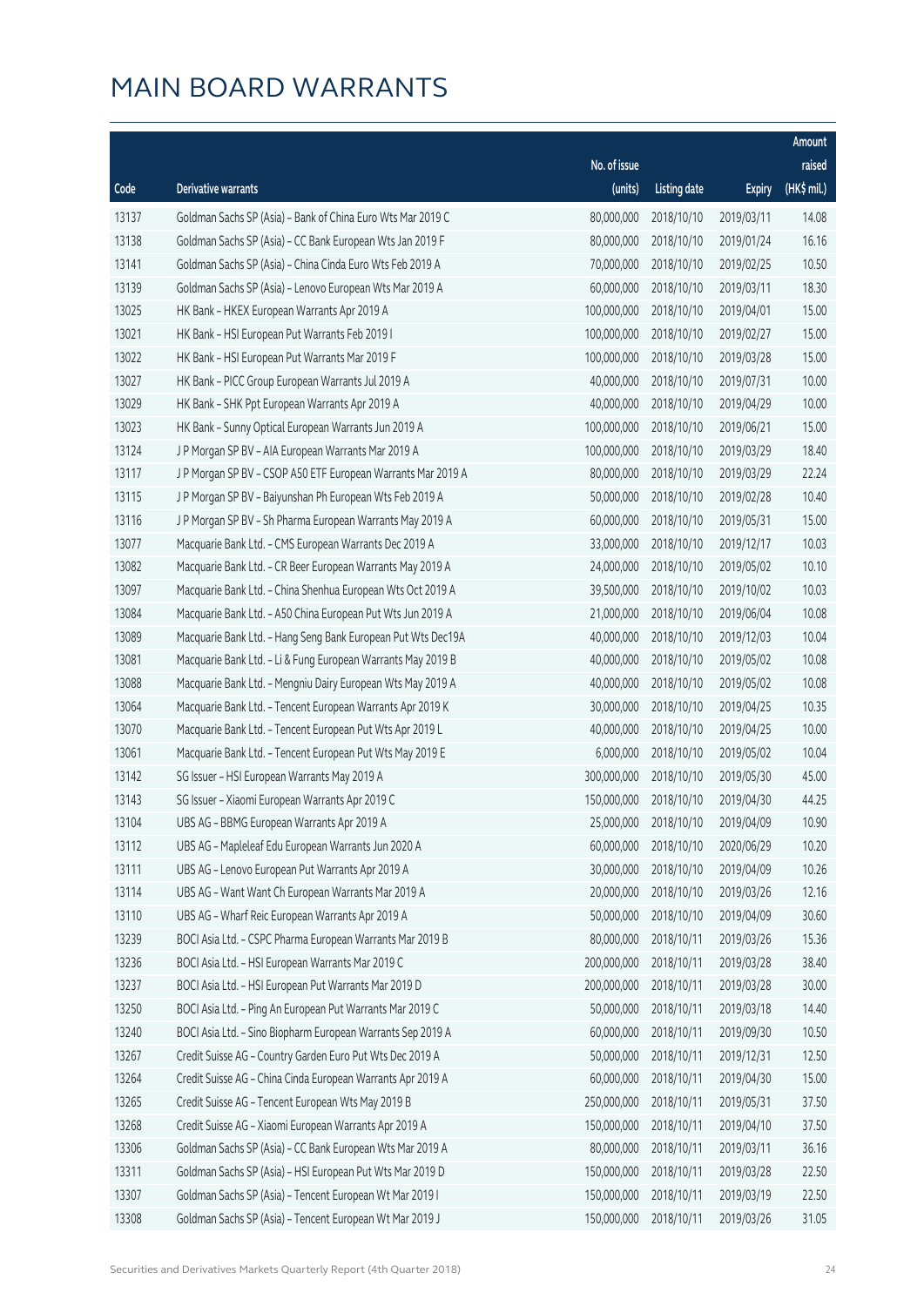# MAIN BOARD WARRANTS

| Code | Derivative warrants | No. of issue (units) | Listing date | Expiry | Amount raised (HK$ mil.) |
|---|---|---|---|---|---|
| 13137 | Goldman Sachs SP (Asia) - Bank of China Euro Wts Mar 2019 C | 80,000,000 | 2018/10/10 | 2019/03/11 | 14.08 |
| 13138 | Goldman Sachs SP (Asia) - CC Bank European Wts Jan 2019 F | 80,000,000 | 2018/10/10 | 2019/01/24 | 16.16 |
| 13141 | Goldman Sachs SP (Asia) - China Cinda Euro Wts Feb 2019 A | 70,000,000 | 2018/10/10 | 2019/02/25 | 10.50 |
| 13139 | Goldman Sachs SP (Asia) - Lenovo European Wts Mar 2019 A | 60,000,000 | 2018/10/10 | 2019/03/11 | 18.30 |
| 13025 | HK Bank - HKEX European Warrants Apr 2019 A | 100,000,000 | 2018/10/10 | 2019/04/01 | 15.00 |
| 13021 | HK Bank - HSI European Put Warrants Feb 2019 I | 100,000,000 | 2018/10/10 | 2019/02/27 | 15.00 |
| 13022 | HK Bank - HSI European Put Warrants Mar 2019 F | 100,000,000 | 2018/10/10 | 2019/03/28 | 15.00 |
| 13027 | HK Bank - PICC Group European Warrants Jul 2019 A | 40,000,000 | 2018/10/10 | 2019/07/31 | 10.00 |
| 13029 | HK Bank - SHK Ppt European Warrants Apr 2019 A | 40,000,000 | 2018/10/10 | 2019/04/29 | 10.00 |
| 13023 | HK Bank - Sunny Optical European Warrants Jun 2019 A | 100,000,000 | 2018/10/10 | 2019/06/21 | 15.00 |
| 13124 | J P Morgan SP BV - AIA European Warrants Mar 2019 A | 100,000,000 | 2018/10/10 | 2019/03/29 | 18.40 |
| 13117 | J P Morgan SP BV - CSOP A50 ETF European Warrants Mar 2019 A | 80,000,000 | 2018/10/10 | 2019/03/29 | 22.24 |
| 13115 | J P Morgan SP BV - Baiyunshan Ph European Wts Feb 2019 A | 50,000,000 | 2018/10/10 | 2019/02/28 | 10.40 |
| 13116 | J P Morgan SP BV - Sh Pharma European Warrants May 2019 A | 60,000,000 | 2018/10/10 | 2019/05/31 | 15.00 |
| 13077 | Macquarie Bank Ltd. - CMS European Warrants Dec 2019 A | 33,000,000 | 2018/10/10 | 2019/12/17 | 10.03 |
| 13082 | Macquarie Bank Ltd. - CR Beer European Warrants May 2019 A | 24,000,000 | 2018/10/10 | 2019/05/02 | 10.10 |
| 13097 | Macquarie Bank Ltd. - China Shenhua European Wts Oct 2019 A | 39,500,000 | 2018/10/10 | 2019/10/02 | 10.03 |
| 13084 | Macquarie Bank Ltd. - A50 China European Put Wts Jun 2019 A | 21,000,000 | 2018/10/10 | 2019/06/04 | 10.08 |
| 13089 | Macquarie Bank Ltd. - Hang Seng Bank European Put Wts Dec19A | 40,000,000 | 2018/10/10 | 2019/12/03 | 10.04 |
| 13081 | Macquarie Bank Ltd. - Li & Fung European Warrants May 2019 B | 40,000,000 | 2018/10/10 | 2019/05/02 | 10.08 |
| 13088 | Macquarie Bank Ltd. - Mengniu Dairy European Wts May 2019 A | 40,000,000 | 2018/10/10 | 2019/05/02 | 10.08 |
| 13064 | Macquarie Bank Ltd. - Tencent European Warrants Apr 2019 K | 30,000,000 | 2018/10/10 | 2019/04/25 | 10.35 |
| 13070 | Macquarie Bank Ltd. - Tencent European Put Wts Apr 2019 L | 40,000,000 | 2018/10/10 | 2019/04/25 | 10.00 |
| 13061 | Macquarie Bank Ltd. - Tencent European Put Wts May 2019 E | 6,000,000 | 2018/10/10 | 2019/05/02 | 10.04 |
| 13142 | SG Issuer - HSI European Warrants May 2019 A | 300,000,000 | 2018/10/10 | 2019/05/30 | 45.00 |
| 13143 | SG Issuer - Xiaomi European Warrants Apr 2019 C | 150,000,000 | 2018/10/10 | 2019/04/30 | 44.25 |
| 13104 | UBS AG - BBMG European Warrants Apr 2019 A | 25,000,000 | 2018/10/10 | 2019/04/09 | 10.90 |
| 13112 | UBS AG - Mapleleaf Edu European Warrants Jun 2020 A | 60,000,000 | 2018/10/10 | 2020/06/29 | 10.20 |
| 13111 | UBS AG - Lenovo European Put Warrants Apr 2019 A | 30,000,000 | 2018/10/10 | 2019/04/09 | 10.26 |
| 13114 | UBS AG - Want Want Ch European Warrants Mar 2019 A | 20,000,000 | 2018/10/10 | 2019/03/26 | 12.16 |
| 13110 | UBS AG - Wharf Reic European Warrants Apr 2019 A | 50,000,000 | 2018/10/10 | 2019/04/09 | 30.60 |
| 13239 | BOCI Asia Ltd. - CSPC Pharma European Warrants Mar 2019 B | 80,000,000 | 2018/10/11 | 2019/03/26 | 15.36 |
| 13236 | BOCI Asia Ltd. - HSI European Warrants Mar 2019 C | 200,000,000 | 2018/10/11 | 2019/03/28 | 38.40 |
| 13237 | BOCI Asia Ltd. - HSI European Put Warrants Mar 2019 D | 200,000,000 | 2018/10/11 | 2019/03/28 | 30.00 |
| 13250 | BOCI Asia Ltd. - Ping An European Put Warrants Mar 2019 C | 50,000,000 | 2018/10/11 | 2019/03/18 | 14.40 |
| 13240 | BOCI Asia Ltd. - Sino Biopharm European Warrants Sep 2019 A | 60,000,000 | 2018/10/11 | 2019/09/30 | 10.50 |
| 13267 | Credit Suisse AG - Country Garden Euro Put Wts Dec 2019 A | 50,000,000 | 2018/10/11 | 2019/12/31 | 12.50 |
| 13264 | Credit Suisse AG - China Cinda European Warrants Apr 2019 A | 60,000,000 | 2018/10/11 | 2019/04/30 | 15.00 |
| 13265 | Credit Suisse AG - Tencent European Wts May 2019 B | 250,000,000 | 2018/10/11 | 2019/05/31 | 37.50 |
| 13268 | Credit Suisse AG - Xiaomi European Warrants Apr 2019 A | 150,000,000 | 2018/10/11 | 2019/04/10 | 37.50 |
| 13306 | Goldman Sachs SP (Asia) - CC Bank European Wts Mar 2019 A | 80,000,000 | 2018/10/11 | 2019/03/11 | 36.16 |
| 13311 | Goldman Sachs SP (Asia) - HSI European Put Wts Mar 2019 D | 150,000,000 | 2018/10/11 | 2019/03/28 | 22.50 |
| 13307 | Goldman Sachs SP (Asia) - Tencent European Wt Mar 2019 I | 150,000,000 | 2018/10/11 | 2019/03/19 | 22.50 |
| 13308 | Goldman Sachs SP (Asia) - Tencent European Wt Mar 2019 J | 150,000,000 | 2018/10/11 | 2019/03/26 | 31.05 |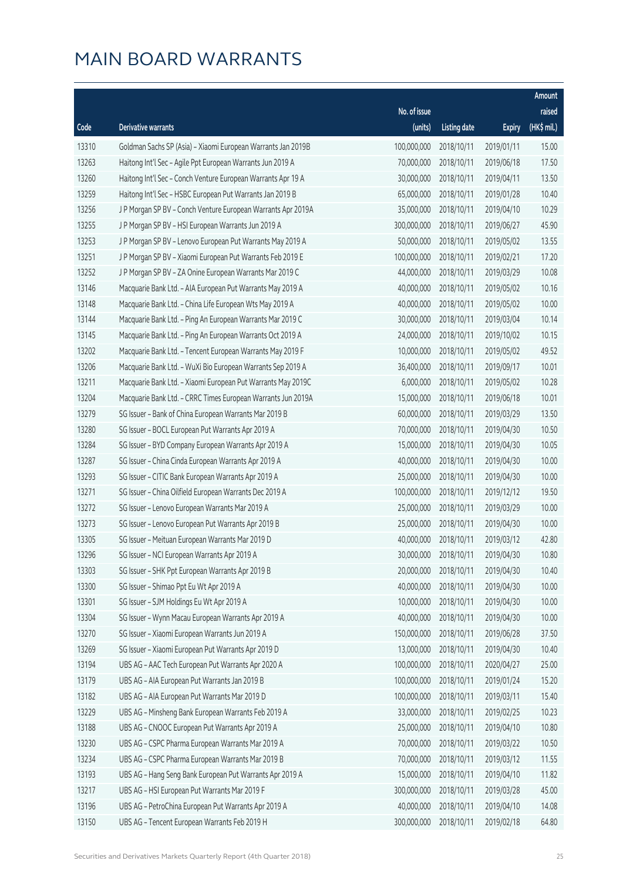# MAIN BOARD WARRANTS

| Code | Derivative warrants | No. of issue (units) | Listing date | Expiry | Amount raised (HK$ mil.) |
|---|---|---|---|---|---|
| 13310 | Goldman Sachs SP (Asia) – Xiaomi European Warrants Jan 2019B | 100,000,000 | 2018/10/11 | 2019/01/11 | 15.00 |
| 13263 | Haitong Int'l Sec – Agile Ppt European Warrants Jun 2019 A | 70,000,000 | 2018/10/11 | 2019/06/18 | 17.50 |
| 13260 | Haitong Int'l Sec – Conch Venture European Warrants Apr 19 A | 30,000,000 | 2018/10/11 | 2019/04/11 | 13.50 |
| 13259 | Haitong Int'l Sec – HSBC European Put Warrants Jan 2019 B | 65,000,000 | 2018/10/11 | 2019/01/28 | 10.40 |
| 13256 | J P Morgan SP BV – Conch Venture European Warrants Apr 2019A | 35,000,000 | 2018/10/11 | 2019/04/10 | 10.29 |
| 13255 | J P Morgan SP BV – HSI European Warrants Jun 2019 A | 300,000,000 | 2018/10/11 | 2019/06/27 | 45.90 |
| 13253 | J P Morgan SP BV – Lenovo European Put Warrants May 2019 A | 50,000,000 | 2018/10/11 | 2019/05/02 | 13.55 |
| 13251 | J P Morgan SP BV – Xiaomi European Put Warrants Feb 2019 E | 100,000,000 | 2018/10/11 | 2019/02/21 | 17.20 |
| 13252 | J P Morgan SP BV – ZA Onine European Warrants Mar 2019 C | 44,000,000 | 2018/10/11 | 2019/03/29 | 10.08 |
| 13146 | Macquarie Bank Ltd. – AIA European Put Warrants May 2019 A | 40,000,000 | 2018/10/11 | 2019/05/02 | 10.16 |
| 13148 | Macquarie Bank Ltd. – China Life European Wts May 2019 A | 40,000,000 | 2018/10/11 | 2019/05/02 | 10.00 |
| 13144 | Macquarie Bank Ltd. – Ping An European Warrants Mar 2019 C | 30,000,000 | 2018/10/11 | 2019/03/04 | 10.14 |
| 13145 | Macquarie Bank Ltd. – Ping An European Warrants Oct 2019 A | 24,000,000 | 2018/10/11 | 2019/10/02 | 10.15 |
| 13202 | Macquarie Bank Ltd. – Tencent European Warrants May 2019 F | 10,000,000 | 2018/10/11 | 2019/05/02 | 49.52 |
| 13206 | Macquarie Bank Ltd. – WuXi Bio European Warrants Sep 2019 A | 36,400,000 | 2018/10/11 | 2019/09/17 | 10.01 |
| 13211 | Macquarie Bank Ltd. – Xiaomi European Put Warrants May 2019C | 6,000,000 | 2018/10/11 | 2019/05/02 | 10.28 |
| 13204 | Macquarie Bank Ltd. – CRRC Times European Warrants Jun 2019A | 15,000,000 | 2018/10/11 | 2019/06/18 | 10.01 |
| 13279 | SG Issuer – Bank of China European Warrants Mar 2019 B | 60,000,000 | 2018/10/11 | 2019/03/29 | 13.50 |
| 13280 | SG Issuer – BOCL European Put Warrants Apr 2019 A | 70,000,000 | 2018/10/11 | 2019/04/30 | 10.50 |
| 13284 | SG Issuer – BYD Company European Warrants Apr 2019 A | 15,000,000 | 2018/10/11 | 2019/04/30 | 10.05 |
| 13287 | SG Issuer – China Cinda European Warrants Apr 2019 A | 40,000,000 | 2018/10/11 | 2019/04/30 | 10.00 |
| 13293 | SG Issuer – CITIC Bank European Warrants Apr 2019 A | 25,000,000 | 2018/10/11 | 2019/04/30 | 10.00 |
| 13271 | SG Issuer – China Oilfield European Warrants Dec 2019 A | 100,000,000 | 2018/10/11 | 2019/12/12 | 19.50 |
| 13272 | SG Issuer – Lenovo European Warrants Mar 2019 A | 25,000,000 | 2018/10/11 | 2019/03/29 | 10.00 |
| 13273 | SG Issuer – Lenovo European Put Warrants Apr 2019 B | 25,000,000 | 2018/10/11 | 2019/04/30 | 10.00 |
| 13305 | SG Issuer – Meituan European Warrants Mar 2019 D | 40,000,000 | 2018/10/11 | 2019/03/12 | 42.80 |
| 13296 | SG Issuer – NCI European Warrants Apr 2019 A | 30,000,000 | 2018/10/11 | 2019/04/30 | 10.80 |
| 13303 | SG Issuer – SHK Ppt European Warrants Apr 2019 B | 20,000,000 | 2018/10/11 | 2019/04/30 | 10.40 |
| 13300 | SG Issuer – Shimao Ppt Eu Wt Apr 2019 A | 40,000,000 | 2018/10/11 | 2019/04/30 | 10.00 |
| 13301 | SG Issuer – SJM Holdings Eu Wt Apr 2019 A | 10,000,000 | 2018/10/11 | 2019/04/30 | 10.00 |
| 13304 | SG Issuer – Wynn Macau European Warrants Apr 2019 A | 40,000,000 | 2018/10/11 | 2019/04/30 | 10.00 |
| 13270 | SG Issuer – Xiaomi European Warrants Jun 2019 A | 150,000,000 | 2018/10/11 | 2019/06/28 | 37.50 |
| 13269 | SG Issuer – Xiaomi European Put Warrants Apr 2019 D | 13,000,000 | 2018/10/11 | 2019/04/30 | 10.40 |
| 13194 | UBS AG – AAC Tech European Put Warrants Apr 2020 A | 100,000,000 | 2018/10/11 | 2020/04/27 | 25.00 |
| 13179 | UBS AG – AIA European Put Warrants Jan 2019 B | 100,000,000 | 2018/10/11 | 2019/01/24 | 15.20 |
| 13182 | UBS AG – AIA European Put Warrants Mar 2019 D | 100,000,000 | 2018/10/11 | 2019/03/11 | 15.40 |
| 13229 | UBS AG – Minsheng Bank European Warrants Feb 2019 A | 33,000,000 | 2018/10/11 | 2019/02/25 | 10.23 |
| 13188 | UBS AG – CNOOC European Put Warrants Apr 2019 A | 25,000,000 | 2018/10/11 | 2019/04/10 | 10.80 |
| 13230 | UBS AG – CSPC Pharma European Warrants Mar 2019 A | 70,000,000 | 2018/10/11 | 2019/03/22 | 10.50 |
| 13234 | UBS AG – CSPC Pharma European Warrants Mar 2019 B | 70,000,000 | 2018/10/11 | 2019/03/12 | 11.55 |
| 13193 | UBS AG – Hang Seng Bank European Put Warrants Apr 2019 A | 15,000,000 | 2018/10/11 | 2019/04/10 | 11.82 |
| 13217 | UBS AG – HSI European Put Warrants Mar 2019 F | 300,000,000 | 2018/10/11 | 2019/03/28 | 45.00 |
| 13196 | UBS AG – PetroChina European Put Warrants Apr 2019 A | 40,000,000 | 2018/10/11 | 2019/04/10 | 14.08 |
| 13150 | UBS AG – Tencent European Warrants Feb 2019 H | 300,000,000 | 2018/10/11 | 2019/02/18 | 64.80 |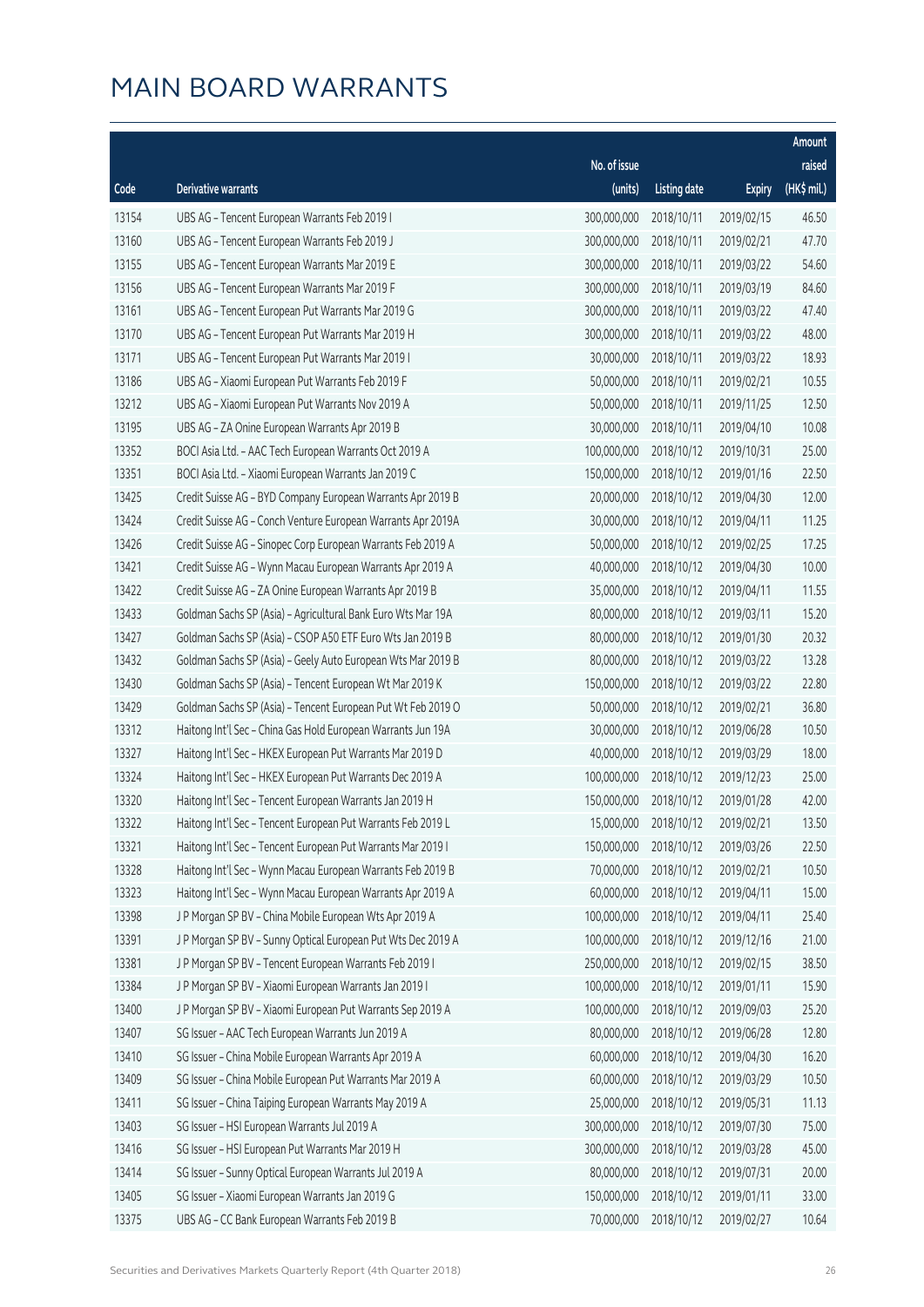# MAIN BOARD WARRANTS

| Code | Derivative warrants | No. of issue (units) | Listing date | Expiry | Amount raised (HK$ mil.) |
|---|---|---|---|---|---|
| 13154 | UBS AG - Tencent European Warrants Feb 2019 I | 300,000,000 | 2018/10/11 | 2019/02/15 | 46.50 |
| 13160 | UBS AG - Tencent European Warrants Feb 2019 J | 300,000,000 | 2018/10/11 | 2019/02/21 | 47.70 |
| 13155 | UBS AG - Tencent European Warrants Mar 2019 E | 300,000,000 | 2018/10/11 | 2019/03/22 | 54.60 |
| 13156 | UBS AG - Tencent European Warrants Mar 2019 F | 300,000,000 | 2018/10/11 | 2019/03/19 | 84.60 |
| 13161 | UBS AG - Tencent European Put Warrants Mar 2019 G | 300,000,000 | 2018/10/11 | 2019/03/22 | 47.40 |
| 13170 | UBS AG - Tencent European Put Warrants Mar 2019 H | 300,000,000 | 2018/10/11 | 2019/03/22 | 48.00 |
| 13171 | UBS AG - Tencent European Put Warrants Mar 2019 I | 30,000,000 | 2018/10/11 | 2019/03/22 | 18.93 |
| 13186 | UBS AG - Xiaomi European Put Warrants Feb 2019 F | 50,000,000 | 2018/10/11 | 2019/02/21 | 10.55 |
| 13212 | UBS AG - Xiaomi European Put Warrants Nov 2019 A | 50,000,000 | 2018/10/11 | 2019/11/25 | 12.50 |
| 13195 | UBS AG - ZA Onine European Warrants Apr 2019 B | 30,000,000 | 2018/10/11 | 2019/04/10 | 10.08 |
| 13352 | BOCI Asia Ltd. - AAC Tech European Warrants Oct 2019 A | 100,000,000 | 2018/10/12 | 2019/10/31 | 25.00 |
| 13351 | BOCI Asia Ltd. - Xiaomi European Warrants Jan 2019 C | 150,000,000 | 2018/10/12 | 2019/01/16 | 22.50 |
| 13425 | Credit Suisse AG - BYD Company European Warrants Apr 2019 B | 20,000,000 | 2018/10/12 | 2019/04/30 | 12.00 |
| 13424 | Credit Suisse AG - Conch Venture European Warrants Apr 2019A | 30,000,000 | 2018/10/12 | 2019/04/11 | 11.25 |
| 13426 | Credit Suisse AG - Sinopec Corp European Warrants Feb 2019 A | 50,000,000 | 2018/10/12 | 2019/02/25 | 17.25 |
| 13421 | Credit Suisse AG - Wynn Macau European Warrants Apr 2019 A | 40,000,000 | 2018/10/12 | 2019/04/30 | 10.00 |
| 13422 | Credit Suisse AG - ZA Onine European Warrants Apr 2019 B | 35,000,000 | 2018/10/12 | 2019/04/11 | 11.55 |
| 13433 | Goldman Sachs SP (Asia) - Agricultural Bank Euro Wts Mar 19A | 80,000,000 | 2018/10/12 | 2019/03/11 | 15.20 |
| 13427 | Goldman Sachs SP (Asia) - CSOP A50 ETF Euro Wts Jan 2019 B | 80,000,000 | 2018/10/12 | 2019/01/30 | 20.32 |
| 13432 | Goldman Sachs SP (Asia) - Geely Auto European Wts Mar 2019 B | 80,000,000 | 2018/10/12 | 2019/03/22 | 13.28 |
| 13430 | Goldman Sachs SP (Asia) - Tencent European Wt Mar 2019 K | 150,000,000 | 2018/10/12 | 2019/03/22 | 22.80 |
| 13429 | Goldman Sachs SP (Asia) - Tencent European Put Wt Feb 2019 O | 50,000,000 | 2018/10/12 | 2019/02/21 | 36.80 |
| 13312 | Haitong Int'l Sec - China Gas Hold European Warrants Jun 19A | 30,000,000 | 2018/10/12 | 2019/06/28 | 10.50 |
| 13327 | Haitong Int'l Sec - HKEX European Put Warrants Mar 2019 D | 40,000,000 | 2018/10/12 | 2019/03/29 | 18.00 |
| 13324 | Haitong Int'l Sec - HKEX European Put Warrants Dec 2019 A | 100,000,000 | 2018/10/12 | 2019/12/23 | 25.00 |
| 13320 | Haitong Int'l Sec - Tencent European Warrants Jan 2019 H | 150,000,000 | 2018/10/12 | 2019/01/28 | 42.00 |
| 13322 | Haitong Int'l Sec - Tencent European Put Warrants Feb 2019 L | 15,000,000 | 2018/10/12 | 2019/02/21 | 13.50 |
| 13321 | Haitong Int'l Sec - Tencent European Put Warrants Mar 2019 I | 150,000,000 | 2018/10/12 | 2019/03/26 | 22.50 |
| 13328 | Haitong Int'l Sec - Wynn Macau European Warrants Feb 2019 B | 70,000,000 | 2018/10/12 | 2019/02/21 | 10.50 |
| 13323 | Haitong Int'l Sec - Wynn Macau European Warrants Apr 2019 A | 60,000,000 | 2018/10/12 | 2019/04/11 | 15.00 |
| 13398 | J P Morgan SP BV - China Mobile European Wts Apr 2019 A | 100,000,000 | 2018/10/12 | 2019/04/11 | 25.40 |
| 13391 | J P Morgan SP BV - Sunny Optical European Put Wts Dec 2019 A | 100,000,000 | 2018/10/12 | 2019/12/16 | 21.00 |
| 13381 | J P Morgan SP BV - Tencent European Warrants Feb 2019 I | 250,000,000 | 2018/10/12 | 2019/02/15 | 38.50 |
| 13384 | J P Morgan SP BV - Xiaomi European Warrants Jan 2019 I | 100,000,000 | 2018/10/12 | 2019/01/11 | 15.90 |
| 13400 | J P Morgan SP BV - Xiaomi European Put Warrants Sep 2019 A | 100,000,000 | 2018/10/12 | 2019/09/03 | 25.20 |
| 13407 | SG Issuer - AAC Tech European Warrants Jun 2019 A | 80,000,000 | 2018/10/12 | 2019/06/28 | 12.80 |
| 13410 | SG Issuer - China Mobile European Warrants Apr 2019 A | 60,000,000 | 2018/10/12 | 2019/04/30 | 16.20 |
| 13409 | SG Issuer - China Mobile European Put Warrants Mar 2019 A | 60,000,000 | 2018/10/12 | 2019/03/29 | 10.50 |
| 13411 | SG Issuer - China Taiping European Warrants May 2019 A | 25,000,000 | 2018/10/12 | 2019/05/31 | 11.13 |
| 13403 | SG Issuer - HSI European Warrants Jul 2019 A | 300,000,000 | 2018/10/12 | 2019/07/30 | 75.00 |
| 13416 | SG Issuer - HSI European Put Warrants Mar 2019 H | 300,000,000 | 2018/10/12 | 2019/03/28 | 45.00 |
| 13414 | SG Issuer - Sunny Optical European Warrants Jul 2019 A | 80,000,000 | 2018/10/12 | 2019/07/31 | 20.00 |
| 13405 | SG Issuer - Xiaomi European Warrants Jan 2019 G | 150,000,000 | 2018/10/12 | 2019/01/11 | 33.00 |
| 13375 | UBS AG - CC Bank European Warrants Feb 2019 B | 70,000,000 | 2018/10/12 | 2019/02/27 | 10.64 |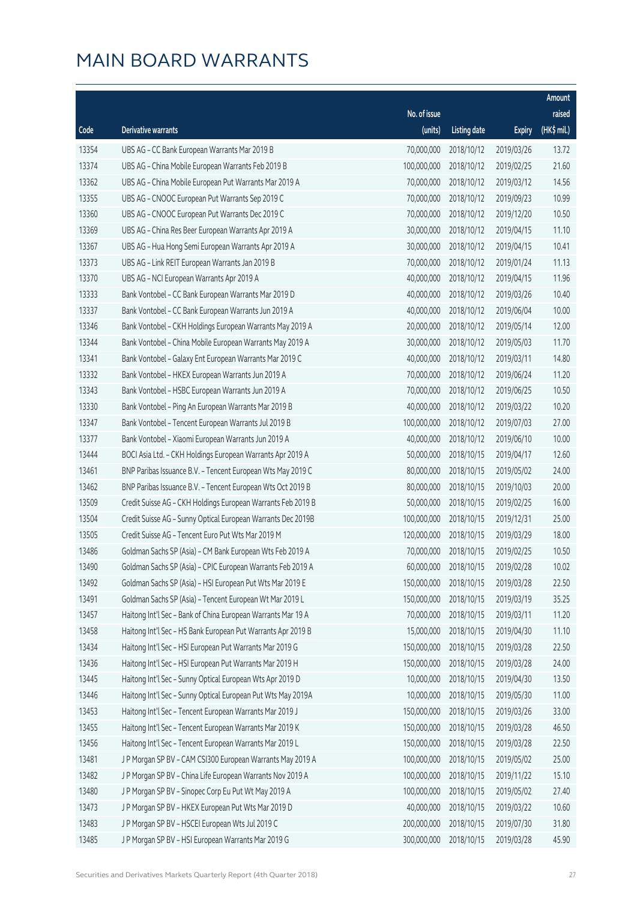# MAIN BOARD WARRANTS

| Code | Derivative warrants | No. of issue (units) | Listing date | Expiry | Amount raised (HK$ mil.) |
|---|---|---|---|---|---|
| 13354 | UBS AG - CC Bank European Warrants Mar 2019 B | 70,000,000 | 2018/10/12 | 2019/03/26 | 13.72 |
| 13374 | UBS AG - China Mobile European Warrants Feb 2019 B | 100,000,000 | 2018/10/12 | 2019/02/25 | 21.60 |
| 13362 | UBS AG - China Mobile European Put Warrants Mar 2019 A | 70,000,000 | 2018/10/12 | 2019/03/12 | 14.56 |
| 13355 | UBS AG - CNOOC European Put Warrants Sep 2019 C | 70,000,000 | 2018/10/12 | 2019/09/23 | 10.99 |
| 13360 | UBS AG - CNOOC European Put Warrants Dec 2019 C | 70,000,000 | 2018/10/12 | 2019/12/20 | 10.50 |
| 13369 | UBS AG - China Res Beer European Warrants Apr 2019 A | 30,000,000 | 2018/10/12 | 2019/04/15 | 11.10 |
| 13367 | UBS AG - Hua Hong Semi European Warrants Apr 2019 A | 30,000,000 | 2018/10/12 | 2019/04/15 | 10.41 |
| 13373 | UBS AG - Link REIT European Warrants Jan 2019 B | 70,000,000 | 2018/10/12 | 2019/01/24 | 11.13 |
| 13370 | UBS AG - NCI European Warrants Apr 2019 A | 40,000,000 | 2018/10/12 | 2019/04/15 | 11.96 |
| 13333 | Bank Vontobel - CC Bank European Warrants Mar 2019 D | 40,000,000 | 2018/10/12 | 2019/03/26 | 10.40 |
| 13337 | Bank Vontobel - CC Bank European Warrants Jun 2019 A | 40,000,000 | 2018/10/12 | 2019/06/04 | 10.00 |
| 13346 | Bank Vontobel - CKH Holdings European Warrants May 2019 A | 20,000,000 | 2018/10/12 | 2019/05/14 | 12.00 |
| 13344 | Bank Vontobel - China Mobile European Warrants May 2019 A | 30,000,000 | 2018/10/12 | 2019/05/03 | 11.70 |
| 13341 | Bank Vontobel - Galaxy Ent European Warrants Mar 2019 C | 40,000,000 | 2018/10/12 | 2019/03/11 | 14.80 |
| 13332 | Bank Vontobel - HKEX European Warrants Jun 2019 A | 70,000,000 | 2018/10/12 | 2019/06/24 | 11.20 |
| 13343 | Bank Vontobel - HSBC European Warrants Jun 2019 A | 70,000,000 | 2018/10/12 | 2019/06/25 | 10.50 |
| 13330 | Bank Vontobel - Ping An European Warrants Mar 2019 B | 40,000,000 | 2018/10/12 | 2019/03/22 | 10.20 |
| 13347 | Bank Vontobel - Tencent European Warrants Jul 2019 B | 100,000,000 | 2018/10/12 | 2019/07/03 | 27.00 |
| 13377 | Bank Vontobel - Xiaomi European Warrants Jun 2019 A | 40,000,000 | 2018/10/12 | 2019/06/10 | 10.00 |
| 13444 | BOCI Asia Ltd. - CKH Holdings European Warrants Apr 2019 A | 50,000,000 | 2018/10/15 | 2019/04/17 | 12.60 |
| 13461 | BNP Paribas Issuance B.V. - Tencent European Wts May 2019 C | 80,000,000 | 2018/10/15 | 2019/05/02 | 24.00 |
| 13462 | BNP Paribas Issuance B.V. - Tencent European Wts Oct 2019 B | 80,000,000 | 2018/10/15 | 2019/10/03 | 20.00 |
| 13509 | Credit Suisse AG - CKH Holdings European Warrants Feb 2019 B | 50,000,000 | 2018/10/15 | 2019/02/25 | 16.00 |
| 13504 | Credit Suisse AG - Sunny Optical European Warrants Dec 2019B | 100,000,000 | 2018/10/15 | 2019/12/31 | 25.00 |
| 13505 | Credit Suisse AG - Tencent Euro Put Wts Mar 2019 M | 120,000,000 | 2018/10/15 | 2019/03/29 | 18.00 |
| 13486 | Goldman Sachs SP (Asia) - CM Bank European Wts Feb 2019 A | 70,000,000 | 2018/10/15 | 2019/02/25 | 10.50 |
| 13490 | Goldman Sachs SP (Asia) - CPIC European Warrants Feb 2019 A | 60,000,000 | 2018/10/15 | 2019/02/28 | 10.02 |
| 13492 | Goldman Sachs SP (Asia) - HSI European Put Wts Mar 2019 E | 150,000,000 | 2018/10/15 | 2019/03/28 | 22.50 |
| 13491 | Goldman Sachs SP (Asia) - Tencent European Wt Mar 2019 L | 150,000,000 | 2018/10/15 | 2019/03/19 | 35.25 |
| 13457 | Haitong Int'l Sec - Bank of China European Warrants Mar 19 A | 70,000,000 | 2018/10/15 | 2019/03/11 | 11.20 |
| 13458 | Haitong Int'l Sec - HS Bank European Put Warrants Apr 2019 B | 15,000,000 | 2018/10/15 | 2019/04/30 | 11.10 |
| 13434 | Haitong Int'l Sec - HSI European Put Warrants Mar 2019 G | 150,000,000 | 2018/10/15 | 2019/03/28 | 22.50 |
| 13436 | Haitong Int'l Sec - HSI European Put Warrants Mar 2019 H | 150,000,000 | 2018/10/15 | 2019/03/28 | 24.00 |
| 13445 | Haitong Int'l Sec - Sunny Optical European Wts Apr 2019 D | 10,000,000 | 2018/10/15 | 2019/04/30 | 13.50 |
| 13446 | Haitong Int'l Sec - Sunny Optical European Put Wts May 2019A | 10,000,000 | 2018/10/15 | 2019/05/30 | 11.00 |
| 13453 | Haitong Int'l Sec - Tencent European Warrants Mar 2019 J | 150,000,000 | 2018/10/15 | 2019/03/26 | 33.00 |
| 13455 | Haitong Int'l Sec - Tencent European Warrants Mar 2019 K | 150,000,000 | 2018/10/15 | 2019/03/28 | 46.50 |
| 13456 | Haitong Int'l Sec - Tencent European Warrants Mar 2019 L | 150,000,000 | 2018/10/15 | 2019/03/28 | 22.50 |
| 13481 | J P Morgan SP BV - CAM CSI300 European Warrants May 2019 A | 100,000,000 | 2018/10/15 | 2019/05/02 | 25.00 |
| 13482 | J P Morgan SP BV - China Life European Warrants Nov 2019 A | 100,000,000 | 2018/10/15 | 2019/11/22 | 15.10 |
| 13480 | J P Morgan SP BV - Sinopec Corp Eu Put Wt May 2019 A | 100,000,000 | 2018/10/15 | 2019/05/02 | 27.40 |
| 13473 | J P Morgan SP BV - HKEX European Put Wts Mar 2019 D | 40,000,000 | 2018/10/15 | 2019/03/22 | 10.60 |
| 13483 | J P Morgan SP BV - HSCEI European Wts Jul 2019 C | 200,000,000 | 2018/10/15 | 2019/07/30 | 31.80 |
| 13485 | J P Morgan SP BV - HSI European Warrants Mar 2019 G | 300,000,000 | 2018/10/15 | 2019/03/28 | 45.90 |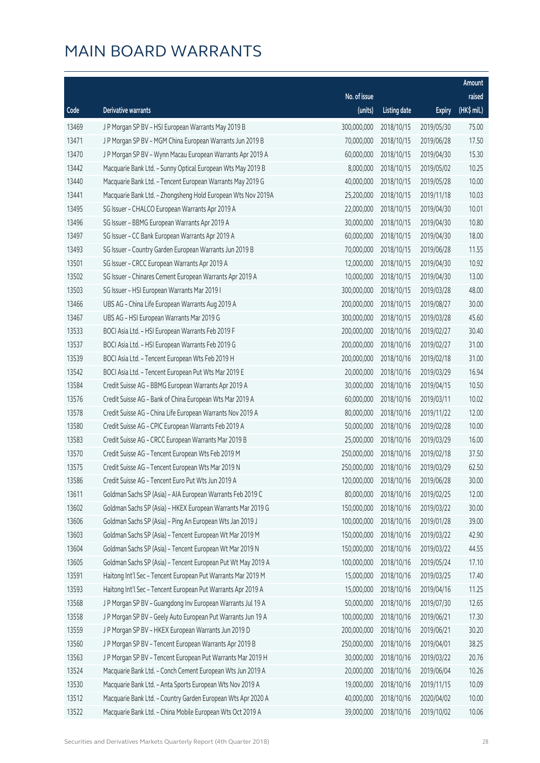# MAIN BOARD WARRANTS

| Code | Derivative warrants | No. of issue (units) | Listing date | Expiry | Amount raised (HK$ mil.) |
|---|---|---|---|---|---|
| 13469 | J P Morgan SP BV - HSI European Warrants May 2019 B | 300,000,000 | 2018/10/15 | 2019/05/30 | 75.00 |
| 13471 | J P Morgan SP BV - MGM China European Warrants Jun 2019 B | 70,000,000 | 2018/10/15 | 2019/06/28 | 17.50 |
| 13470 | J P Morgan SP BV - Wynn Macau European Warrants Apr 2019 A | 60,000,000 | 2018/10/15 | 2019/04/30 | 15.30 |
| 13442 | Macquarie Bank Ltd. - Sunny Optical European Wts May 2019 B | 8,000,000 | 2018/10/15 | 2019/05/02 | 10.25 |
| 13440 | Macquarie Bank Ltd. - Tencent European Warrants May 2019 G | 40,000,000 | 2018/10/15 | 2019/05/28 | 10.00 |
| 13441 | Macquarie Bank Ltd. - Zhongsheng Hold European Wts Nov 2019A | 25,200,000 | 2018/10/15 | 2019/11/18 | 10.03 |
| 13495 | SG Issuer - CHALCO European Warrants Apr 2019 A | 22,000,000 | 2018/10/15 | 2019/04/30 | 10.01 |
| 13496 | SG Issuer - BBMG European Warrants Apr 2019 A | 30,000,000 | 2018/10/15 | 2019/04/30 | 10.80 |
| 13497 | SG Issuer - CC Bank European Warrants Apr 2019 A | 60,000,000 | 2018/10/15 | 2019/04/30 | 18.00 |
| 13493 | SG Issuer - Country Garden European Warrants Jun 2019 B | 70,000,000 | 2018/10/15 | 2019/06/28 | 11.55 |
| 13501 | SG Issuer - CRCC European Warrants Apr 2019 A | 12,000,000 | 2018/10/15 | 2019/04/30 | 10.92 |
| 13502 | SG Issuer - Chinares Cement European Warrants Apr 2019 A | 10,000,000 | 2018/10/15 | 2019/04/30 | 13.00 |
| 13503 | SG Issuer - HSI European Warrants Mar 2019 I | 300,000,000 | 2018/10/15 | 2019/03/28 | 48.00 |
| 13466 | UBS AG - China Life European Warrants Aug 2019 A | 200,000,000 | 2018/10/15 | 2019/08/27 | 30.00 |
| 13467 | UBS AG - HSI European Warrants Mar 2019 G | 300,000,000 | 2018/10/15 | 2019/03/28 | 45.60 |
| 13533 | BOCI Asia Ltd. - HSI European Warrants Feb 2019 F | 200,000,000 | 2018/10/16 | 2019/02/27 | 30.40 |
| 13537 | BOCI Asia Ltd. - HSI European Warrants Feb 2019 G | 200,000,000 | 2018/10/16 | 2019/02/27 | 31.00 |
| 13539 | BOCI Asia Ltd. - Tencent European Wts Feb 2019 H | 200,000,000 | 2018/10/16 | 2019/02/18 | 31.00 |
| 13542 | BOCI Asia Ltd. - Tencent European Put Wts Mar 2019 E | 20,000,000 | 2018/10/16 | 2019/03/29 | 16.94 |
| 13584 | Credit Suisse AG - BBMG European Warrants Apr 2019 A | 30,000,000 | 2018/10/16 | 2019/04/15 | 10.50 |
| 13576 | Credit Suisse AG - Bank of China European Wts Mar 2019 A | 60,000,000 | 2018/10/16 | 2019/03/11 | 10.02 |
| 13578 | Credit Suisse AG - China Life European Warrants Nov 2019 A | 80,000,000 | 2018/10/16 | 2019/11/22 | 12.00 |
| 13580 | Credit Suisse AG - CPIC European Warrants Feb 2019 A | 50,000,000 | 2018/10/16 | 2019/02/28 | 10.00 |
| 13583 | Credit Suisse AG - CRCC European Warrants Mar 2019 B | 25,000,000 | 2018/10/16 | 2019/03/29 | 16.00 |
| 13570 | Credit Suisse AG - Tencent European Wts Feb 2019 M | 250,000,000 | 2018/10/16 | 2019/02/18 | 37.50 |
| 13575 | Credit Suisse AG - Tencent European Wts Mar 2019 N | 250,000,000 | 2018/10/16 | 2019/03/29 | 62.50 |
| 13586 | Credit Suisse AG - Tencent Euro Put Wts Jun 2019 A | 120,000,000 | 2018/10/16 | 2019/06/28 | 30.00 |
| 13611 | Goldman Sachs SP (Asia) - AIA European Warrants Feb 2019 C | 80,000,000 | 2018/10/16 | 2019/02/25 | 12.00 |
| 13602 | Goldman Sachs SP (Asia) - HKEX European Warrants Mar 2019 G | 150,000,000 | 2018/10/16 | 2019/03/22 | 30.00 |
| 13606 | Goldman Sachs SP (Asia) - Ping An European Wts Jan 2019 J | 100,000,000 | 2018/10/16 | 2019/01/28 | 39.00 |
| 13603 | Goldman Sachs SP (Asia) - Tencent European Wt Mar 2019 M | 150,000,000 | 2018/10/16 | 2019/03/22 | 42.90 |
| 13604 | Goldman Sachs SP (Asia) - Tencent European Wt Mar 2019 N | 150,000,000 | 2018/10/16 | 2019/03/22 | 44.55 |
| 13605 | Goldman Sachs SP (Asia) - Tencent European Put Wt May 2019 A | 100,000,000 | 2018/10/16 | 2019/05/24 | 17.10 |
| 13591 | Haitong Int'l Sec - Tencent European Put Warrants Mar 2019 M | 15,000,000 | 2018/10/16 | 2019/03/25 | 17.40 |
| 13593 | Haitong Int'l Sec - Tencent European Put Warrants Apr 2019 A | 15,000,000 | 2018/10/16 | 2019/04/16 | 11.25 |
| 13568 | J P Morgan SP BV - Guangdong Inv European Warrants Jul 19 A | 50,000,000 | 2018/10/16 | 2019/07/30 | 12.65 |
| 13558 | J P Morgan SP BV - Geely Auto European Put Warrants Jun 19 A | 100,000,000 | 2018/10/16 | 2019/06/21 | 17.30 |
| 13559 | J P Morgan SP BV - HKEX European Warrants Jun 2019 D | 200,000,000 | 2018/10/16 | 2019/06/21 | 30.20 |
| 13560 | J P Morgan SP BV - Tencent European Warrants Apr 2019 B | 250,000,000 | 2018/10/16 | 2019/04/01 | 38.25 |
| 13563 | J P Morgan SP BV - Tencent European Put Warrants Mar 2019 H | 30,000,000 | 2018/10/16 | 2019/03/22 | 20.76 |
| 13524 | Macquarie Bank Ltd. - Conch Cement European Wts Jun 2019 A | 20,000,000 | 2018/10/16 | 2019/06/04 | 10.26 |
| 13530 | Macquarie Bank Ltd. - Anta Sports European Wts Nov 2019 A | 19,000,000 | 2018/10/16 | 2019/11/15 | 10.09 |
| 13512 | Macquarie Bank Ltd. - Country Garden European Wts Apr 2020 A | 40,000,000 | 2018/10/16 | 2020/04/02 | 10.00 |
| 13522 | Macquarie Bank Ltd. - China Mobile European Wts Oct 2019 A | 39,000,000 | 2018/10/16 | 2019/10/02 | 10.06 |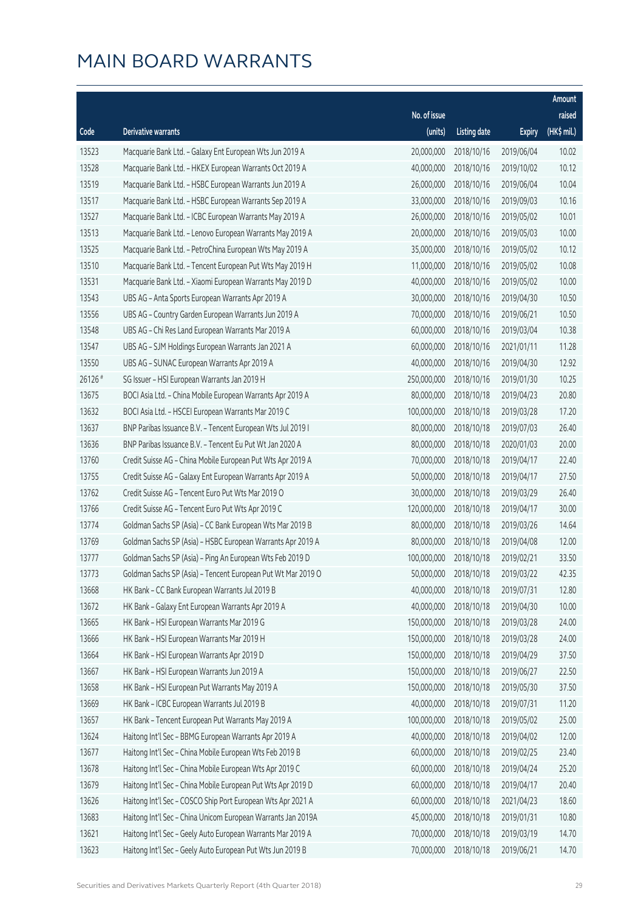# MAIN BOARD WARRANTS

| Code | Derivative warrants | No. of issue (units) | Listing date | Expiry | Amount raised (HK$ mil.) |
|---|---|---|---|---|---|
| 13523 | Macquarie Bank Ltd. - Galaxy Ent European Wts Jun 2019 A | 20,000,000 | 2018/10/16 | 2019/06/04 | 10.02 |
| 13528 | Macquarie Bank Ltd. - HKEX European Warrants Oct 2019 A | 40,000,000 | 2018/10/16 | 2019/10/02 | 10.12 |
| 13519 | Macquarie Bank Ltd. - HSBC European Warrants Jun 2019 A | 26,000,000 | 2018/10/16 | 2019/06/04 | 10.04 |
| 13517 | Macquarie Bank Ltd. - HSBC European Warrants Sep 2019 A | 33,000,000 | 2018/10/16 | 2019/09/03 | 10.16 |
| 13527 | Macquarie Bank Ltd. - ICBC European Warrants May 2019 A | 26,000,000 | 2018/10/16 | 2019/05/02 | 10.01 |
| 13513 | Macquarie Bank Ltd. - Lenovo European Warrants May 2019 A | 20,000,000 | 2018/10/16 | 2019/05/03 | 10.00 |
| 13525 | Macquarie Bank Ltd. - PetroChina European Wts May 2019 A | 35,000,000 | 2018/10/16 | 2019/05/02 | 10.12 |
| 13510 | Macquarie Bank Ltd. - Tencent European Put Wts May 2019 H | 11,000,000 | 2018/10/16 | 2019/05/02 | 10.08 |
| 13531 | Macquarie Bank Ltd. - Xiaomi European Warrants May 2019 D | 40,000,000 | 2018/10/16 | 2019/05/02 | 10.00 |
| 13543 | UBS AG - Anta Sports European Warrants Apr 2019 A | 30,000,000 | 2018/10/16 | 2019/04/30 | 10.50 |
| 13556 | UBS AG - Country Garden European Warrants Jun 2019 A | 70,000,000 | 2018/10/16 | 2019/06/21 | 10.50 |
| 13548 | UBS AG - Chi Res Land European Warrants Mar 2019 A | 60,000,000 | 2018/10/16 | 2019/03/04 | 10.38 |
| 13547 | UBS AG - SJM Holdings European Warrants Jan 2021 A | 60,000,000 | 2018/10/16 | 2021/01/11 | 11.28 |
| 13550 | UBS AG - SUNAC European Warrants Apr 2019 A | 40,000,000 | 2018/10/16 | 2019/04/30 | 12.92 |
| 26126 # | SG Issuer - HSI European Warrants Jan 2019 H | 250,000,000 | 2018/10/16 | 2019/01/30 | 10.25 |
| 13675 | BOCI Asia Ltd. - China Mobile European Warrants Apr 2019 A | 80,000,000 | 2018/10/18 | 2019/04/23 | 20.80 |
| 13632 | BOCI Asia Ltd. - HSCEI European Warrants Mar 2019 C | 100,000,000 | 2018/10/18 | 2019/03/28 | 17.20 |
| 13637 | BNP Paribas Issuance B.V. - Tencent European Wts Jul 2019 I | 80,000,000 | 2018/10/18 | 2019/07/03 | 26.40 |
| 13636 | BNP Paribas Issuance B.V. - Tencent Eu Put Wt Jan 2020 A | 80,000,000 | 2018/10/18 | 2020/01/03 | 20.00 |
| 13760 | Credit Suisse AG - China Mobile European Put Wts Apr 2019 A | 70,000,000 | 2018/10/18 | 2019/04/17 | 22.40 |
| 13755 | Credit Suisse AG - Galaxy Ent European Warrants Apr 2019 A | 50,000,000 | 2018/10/18 | 2019/04/17 | 27.50 |
| 13762 | Credit Suisse AG - Tencent Euro Put Wts Mar 2019 O | 30,000,000 | 2018/10/18 | 2019/03/29 | 26.40 |
| 13766 | Credit Suisse AG - Tencent Euro Put Wts Apr 2019 C | 120,000,000 | 2018/10/18 | 2019/04/17 | 30.00 |
| 13774 | Goldman Sachs SP (Asia) - CC Bank European Wts Mar 2019 B | 80,000,000 | 2018/10/18 | 2019/03/26 | 14.64 |
| 13769 | Goldman Sachs SP (Asia) - HSBC European Warrants Apr 2019 A | 80,000,000 | 2018/10/18 | 2019/04/08 | 12.00 |
| 13777 | Goldman Sachs SP (Asia) - Ping An European Wts Feb 2019 D | 100,000,000 | 2018/10/18 | 2019/02/21 | 33.50 |
| 13773 | Goldman Sachs SP (Asia) - Tencent European Put Wt Mar 2019 O | 50,000,000 | 2018/10/18 | 2019/03/22 | 42.35 |
| 13668 | HK Bank - CC Bank European Warrants Jul 2019 B | 40,000,000 | 2018/10/18 | 2019/07/31 | 12.80 |
| 13672 | HK Bank - Galaxy Ent European Warrants Apr 2019 A | 40,000,000 | 2018/10/18 | 2019/04/30 | 10.00 |
| 13665 | HK Bank - HSI European Warrants Mar 2019 G | 150,000,000 | 2018/10/18 | 2019/03/28 | 24.00 |
| 13666 | HK Bank - HSI European Warrants Mar 2019 H | 150,000,000 | 2018/10/18 | 2019/03/28 | 24.00 |
| 13664 | HK Bank - HSI European Warrants Apr 2019 D | 150,000,000 | 2018/10/18 | 2019/04/29 | 37.50 |
| 13667 | HK Bank - HSI European Warrants Jun 2019 A | 150,000,000 | 2018/10/18 | 2019/06/27 | 22.50 |
| 13658 | HK Bank - HSI European Put Warrants May 2019 A | 150,000,000 | 2018/10/18 | 2019/05/30 | 37.50 |
| 13669 | HK Bank - ICBC European Warrants Jul 2019 B | 40,000,000 | 2018/10/18 | 2019/07/31 | 11.20 |
| 13657 | HK Bank - Tencent European Put Warrants May 2019 A | 100,000,000 | 2018/10/18 | 2019/05/02 | 25.00 |
| 13624 | Haitong Int'l Sec - BBMG European Warrants Apr 2019 A | 40,000,000 | 2018/10/18 | 2019/04/02 | 12.00 |
| 13677 | Haitong Int'l Sec - China Mobile European Wts Feb 2019 B | 60,000,000 | 2018/10/18 | 2019/02/25 | 23.40 |
| 13678 | Haitong Int'l Sec - China Mobile European Wts Apr 2019 C | 60,000,000 | 2018/10/18 | 2019/04/24 | 25.20 |
| 13679 | Haitong Int'l Sec - China Mobile European Put Wts Apr 2019 D | 60,000,000 | 2018/10/18 | 2019/04/17 | 20.40 |
| 13626 | Haitong Int'l Sec - COSCO Ship Port European Wts Apr 2021 A | 60,000,000 | 2018/10/18 | 2021/04/23 | 18.60 |
| 13683 | Haitong Int'l Sec - China Unicom European Warrants Jan 2019A | 45,000,000 | 2018/10/18 | 2019/01/31 | 10.80 |
| 13621 | Haitong Int'l Sec - Geely Auto European Warrants Mar 2019 A | 70,000,000 | 2018/10/18 | 2019/03/19 | 14.70 |
| 13623 | Haitong Int'l Sec - Geely Auto European Put Wts Jun 2019 B | 70,000,000 | 2018/10/18 | 2019/06/21 | 14.70 |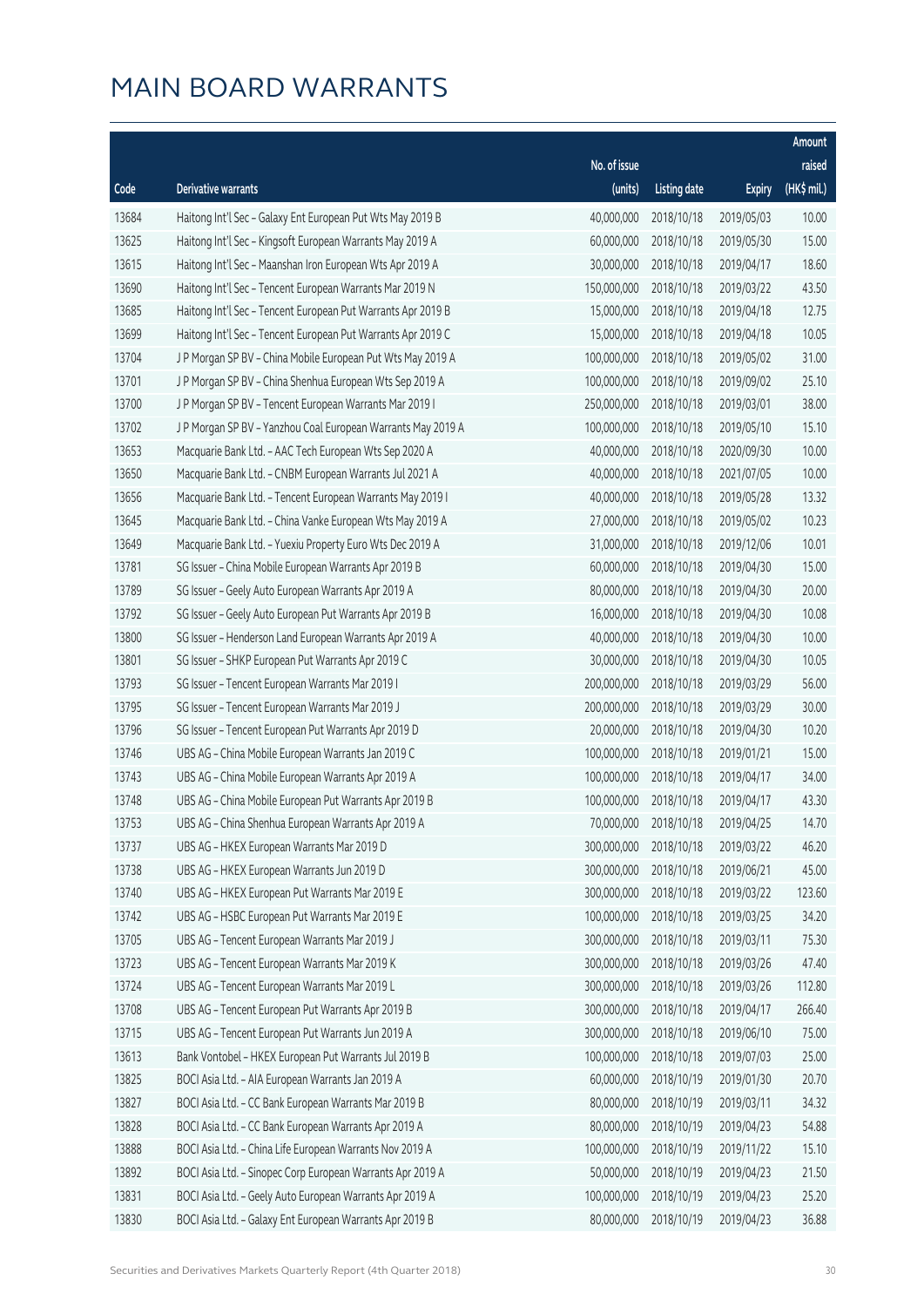# MAIN BOARD WARRANTS

| Code | Derivative warrants | No. of issue (units) | Listing date | Expiry | Amount raised (HK$ mil.) |
|---|---|---|---|---|---|
| 13684 | Haitong Int'l Sec - Galaxy Ent European Put Wts May 2019 B | 40,000,000 | 2018/10/18 | 2019/05/03 | 10.00 |
| 13625 | Haitong Int'l Sec - Kingsoft European Warrants May 2019 A | 60,000,000 | 2018/10/18 | 2019/05/30 | 15.00 |
| 13615 | Haitong Int'l Sec - Maanshan Iron European Wts Apr 2019 A | 30,000,000 | 2018/10/18 | 2019/04/17 | 18.60 |
| 13690 | Haitong Int'l Sec - Tencent European Warrants Mar 2019 N | 150,000,000 | 2018/10/18 | 2019/03/22 | 43.50 |
| 13685 | Haitong Int'l Sec - Tencent European Put Warrants Apr 2019 B | 15,000,000 | 2018/10/18 | 2019/04/18 | 12.75 |
| 13699 | Haitong Int'l Sec - Tencent European Put Warrants Apr 2019 C | 15,000,000 | 2018/10/18 | 2019/04/18 | 10.05 |
| 13704 | J P Morgan SP BV - China Mobile European Put Wts May 2019 A | 100,000,000 | 2018/10/18 | 2019/05/02 | 31.00 |
| 13701 | J P Morgan SP BV - China Shenhua European Wts Sep 2019 A | 100,000,000 | 2018/10/18 | 2019/09/02 | 25.10 |
| 13700 | J P Morgan SP BV - Tencent European Warrants Mar 2019 I | 250,000,000 | 2018/10/18 | 2019/03/01 | 38.00 |
| 13702 | J P Morgan SP BV - Yanzhou Coal European Warrants May 2019 A | 100,000,000 | 2018/10/18 | 2019/05/10 | 15.10 |
| 13653 | Macquarie Bank Ltd. - AAC Tech European Wts Sep 2020 A | 40,000,000 | 2018/10/18 | 2020/09/30 | 10.00 |
| 13650 | Macquarie Bank Ltd. - CNBM European Warrants Jul 2021 A | 40,000,000 | 2018/10/18 | 2021/07/05 | 10.00 |
| 13656 | Macquarie Bank Ltd. - Tencent European Warrants May 2019 I | 40,000,000 | 2018/10/18 | 2019/05/28 | 13.32 |
| 13645 | Macquarie Bank Ltd. - China Vanke European Wts May 2019 A | 27,000,000 | 2018/10/18 | 2019/05/02 | 10.23 |
| 13649 | Macquarie Bank Ltd. - Yuexiu Property Euro Wts Dec 2019 A | 31,000,000 | 2018/10/18 | 2019/12/06 | 10.01 |
| 13781 | SG Issuer - China Mobile European Warrants Apr 2019 B | 60,000,000 | 2018/10/18 | 2019/04/30 | 15.00 |
| 13789 | SG Issuer - Geely Auto European Warrants Apr 2019 A | 80,000,000 | 2018/10/18 | 2019/04/30 | 20.00 |
| 13792 | SG Issuer - Geely Auto European Put Warrants Apr 2019 B | 16,000,000 | 2018/10/18 | 2019/04/30 | 10.08 |
| 13800 | SG Issuer - Henderson Land European Warrants Apr 2019 A | 40,000,000 | 2018/10/18 | 2019/04/30 | 10.00 |
| 13801 | SG Issuer - SHKP European Put Warrants Apr 2019 C | 30,000,000 | 2018/10/18 | 2019/04/30 | 10.05 |
| 13793 | SG Issuer - Tencent European Warrants Mar 2019 I | 200,000,000 | 2018/10/18 | 2019/03/29 | 56.00 |
| 13795 | SG Issuer - Tencent European Warrants Mar 2019 J | 200,000,000 | 2018/10/18 | 2019/03/29 | 30.00 |
| 13796 | SG Issuer - Tencent European Put Warrants Apr 2019 D | 20,000,000 | 2018/10/18 | 2019/04/30 | 10.20 |
| 13746 | UBS AG - China Mobile European Warrants Jan 2019 C | 100,000,000 | 2018/10/18 | 2019/01/21 | 15.00 |
| 13743 | UBS AG - China Mobile European Warrants Apr 2019 A | 100,000,000 | 2018/10/18 | 2019/04/17 | 34.00 |
| 13748 | UBS AG - China Mobile European Put Warrants Apr 2019 B | 100,000,000 | 2018/10/18 | 2019/04/17 | 43.30 |
| 13753 | UBS AG - China Shenhua European Warrants Apr 2019 A | 70,000,000 | 2018/10/18 | 2019/04/25 | 14.70 |
| 13737 | UBS AG - HKEX European Warrants Mar 2019 D | 300,000,000 | 2018/10/18 | 2019/03/22 | 46.20 |
| 13738 | UBS AG - HKEX European Warrants Jun 2019 D | 300,000,000 | 2018/10/18 | 2019/06/21 | 45.00 |
| 13740 | UBS AG - HKEX European Put Warrants Mar 2019 E | 300,000,000 | 2018/10/18 | 2019/03/22 | 123.60 |
| 13742 | UBS AG - HSBC European Put Warrants Mar 2019 E | 100,000,000 | 2018/10/18 | 2019/03/25 | 34.20 |
| 13705 | UBS AG - Tencent European Warrants Mar 2019 J | 300,000,000 | 2018/10/18 | 2019/03/11 | 75.30 |
| 13723 | UBS AG - Tencent European Warrants Mar 2019 K | 300,000,000 | 2018/10/18 | 2019/03/26 | 47.40 |
| 13724 | UBS AG - Tencent European Warrants Mar 2019 L | 300,000,000 | 2018/10/18 | 2019/03/26 | 112.80 |
| 13708 | UBS AG - Tencent European Put Warrants Apr 2019 B | 300,000,000 | 2018/10/18 | 2019/04/17 | 266.40 |
| 13715 | UBS AG - Tencent European Put Warrants Jun 2019 A | 300,000,000 | 2018/10/18 | 2019/06/10 | 75.00 |
| 13613 | Bank Vontobel - HKEX European Put Warrants Jul 2019 B | 100,000,000 | 2018/10/18 | 2019/07/03 | 25.00 |
| 13825 | BOCI Asia Ltd. - AIA European Warrants Jan 2019 A | 60,000,000 | 2018/10/19 | 2019/01/30 | 20.70 |
| 13827 | BOCI Asia Ltd. - CC Bank European Warrants Mar 2019 B | 80,000,000 | 2018/10/19 | 2019/03/11 | 34.32 |
| 13828 | BOCI Asia Ltd. - CC Bank European Warrants Apr 2019 A | 80,000,000 | 2018/10/19 | 2019/04/23 | 54.88 |
| 13888 | BOCI Asia Ltd. - China Life European Warrants Nov 2019 A | 100,000,000 | 2018/10/19 | 2019/11/22 | 15.10 |
| 13892 | BOCI Asia Ltd. - Sinopec Corp European Warrants Apr 2019 A | 50,000,000 | 2018/10/19 | 2019/04/23 | 21.50 |
| 13831 | BOCI Asia Ltd. - Geely Auto European Warrants Apr 2019 A | 100,000,000 | 2018/10/19 | 2019/04/23 | 25.20 |
| 13830 | BOCI Asia Ltd. - Galaxy Ent European Warrants Apr 2019 B | 80,000,000 | 2018/10/19 | 2019/04/23 | 36.88 |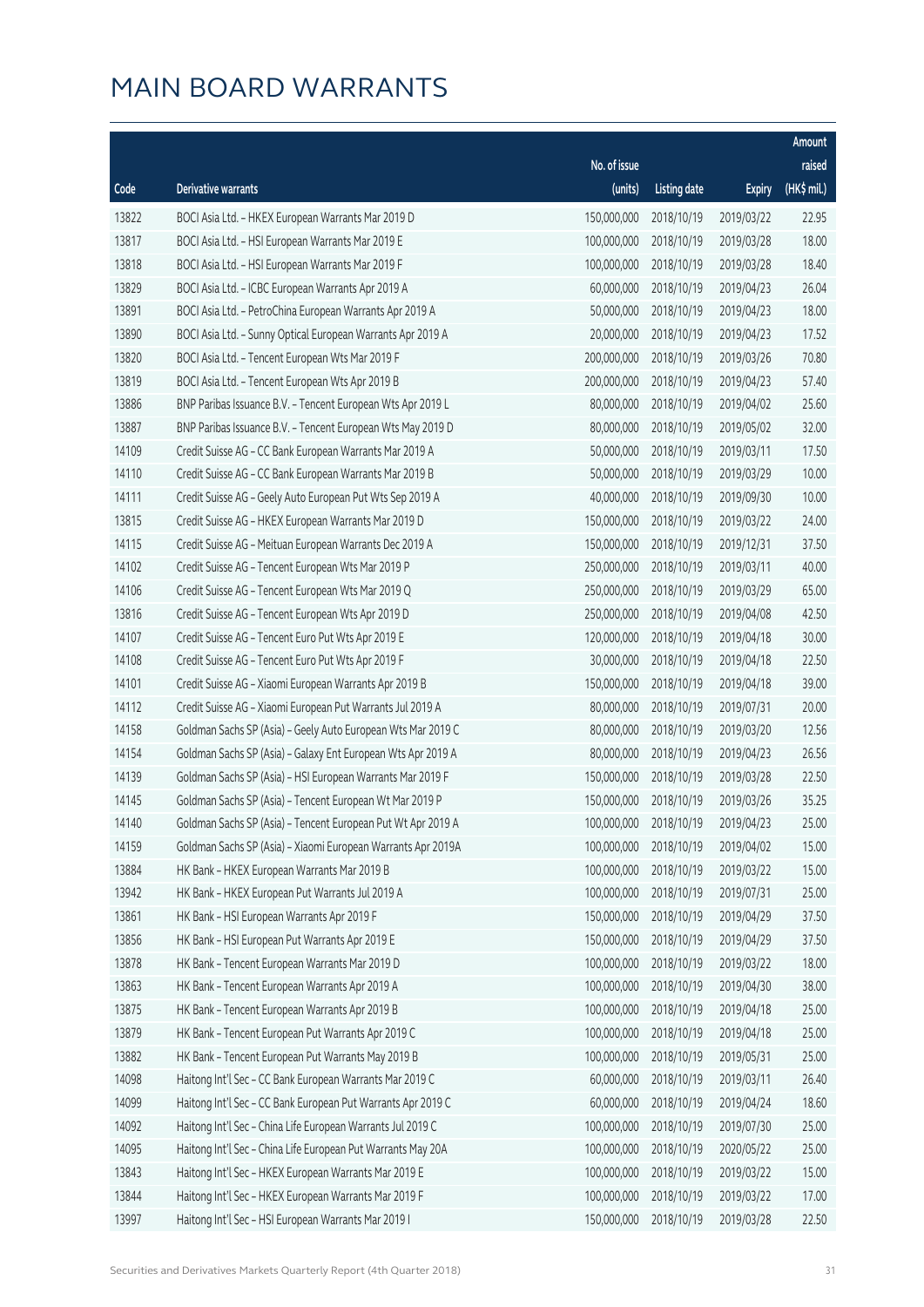# MAIN BOARD WARRANTS

| Code | Derivative warrants | No. of issue (units) | Listing date | Expiry | Amount raised (HK$ mil.) |
|---|---|---|---|---|---|
| 13822 | BOCI Asia Ltd. - HKEX European Warrants Mar 2019 D | 150,000,000 | 2018/10/19 | 2019/03/22 | 22.95 |
| 13817 | BOCI Asia Ltd. - HSI European Warrants Mar 2019 E | 100,000,000 | 2018/10/19 | 2019/03/28 | 18.00 |
| 13818 | BOCI Asia Ltd. - HSI European Warrants Mar 2019 F | 100,000,000 | 2018/10/19 | 2019/03/28 | 18.40 |
| 13829 | BOCI Asia Ltd. - ICBC European Warrants Apr 2019 A | 60,000,000 | 2018/10/19 | 2019/04/23 | 26.04 |
| 13891 | BOCI Asia Ltd. - PetroChina European Warrants Apr 2019 A | 50,000,000 | 2018/10/19 | 2019/04/23 | 18.00 |
| 13890 | BOCI Asia Ltd. - Sunny Optical European Warrants Apr 2019 A | 20,000,000 | 2018/10/19 | 2019/04/23 | 17.52 |
| 13820 | BOCI Asia Ltd. - Tencent European Wts Mar 2019 F | 200,000,000 | 2018/10/19 | 2019/03/26 | 70.80 |
| 13819 | BOCI Asia Ltd. - Tencent European Wts Apr 2019 B | 200,000,000 | 2018/10/19 | 2019/04/23 | 57.40 |
| 13886 | BNP Paribas Issuance B.V. - Tencent European Wts Apr 2019 L | 80,000,000 | 2018/10/19 | 2019/04/02 | 25.60 |
| 13887 | BNP Paribas Issuance B.V. - Tencent European Wts May 2019 D | 80,000,000 | 2018/10/19 | 2019/05/02 | 32.00 |
| 14109 | Credit Suisse AG - CC Bank European Warrants Mar 2019 A | 50,000,000 | 2018/10/19 | 2019/03/11 | 17.50 |
| 14110 | Credit Suisse AG - CC Bank European Warrants Mar 2019 B | 50,000,000 | 2018/10/19 | 2019/03/29 | 10.00 |
| 14111 | Credit Suisse AG - Geely Auto European Put Wts Sep 2019 A | 40,000,000 | 2018/10/19 | 2019/09/30 | 10.00 |
| 13815 | Credit Suisse AG - HKEX European Warrants Mar 2019 D | 150,000,000 | 2018/10/19 | 2019/03/22 | 24.00 |
| 14115 | Credit Suisse AG - Meituan European Warrants Dec 2019 A | 150,000,000 | 2018/10/19 | 2019/12/31 | 37.50 |
| 14102 | Credit Suisse AG - Tencent European Wts Mar 2019 P | 250,000,000 | 2018/10/19 | 2019/03/11 | 40.00 |
| 14106 | Credit Suisse AG - Tencent European Wts Mar 2019 Q | 250,000,000 | 2018/10/19 | 2019/03/29 | 65.00 |
| 13816 | Credit Suisse AG - Tencent European Wts Apr 2019 D | 250,000,000 | 2018/10/19 | 2019/04/08 | 42.50 |
| 14107 | Credit Suisse AG - Tencent Euro Put Wts Apr 2019 E | 120,000,000 | 2018/10/19 | 2019/04/18 | 30.00 |
| 14108 | Credit Suisse AG - Tencent Euro Put Wts Apr 2019 F | 30,000,000 | 2018/10/19 | 2019/04/18 | 22.50 |
| 14101 | Credit Suisse AG - Xiaomi European Warrants Apr 2019 B | 150,000,000 | 2018/10/19 | 2019/04/18 | 39.00 |
| 14112 | Credit Suisse AG - Xiaomi European Put Warrants Jul 2019 A | 80,000,000 | 2018/10/19 | 2019/07/31 | 20.00 |
| 14158 | Goldman Sachs SP (Asia) - Geely Auto European Wts Mar 2019 C | 80,000,000 | 2018/10/19 | 2019/03/20 | 12.56 |
| 14154 | Goldman Sachs SP (Asia) - Galaxy Ent European Wts Apr 2019 A | 80,000,000 | 2018/10/19 | 2019/04/23 | 26.56 |
| 14139 | Goldman Sachs SP (Asia) - HSI European Warrants Mar 2019 F | 150,000,000 | 2018/10/19 | 2019/03/28 | 22.50 |
| 14145 | Goldman Sachs SP (Asia) - Tencent European Wt Mar 2019 P | 150,000,000 | 2018/10/19 | 2019/03/26 | 35.25 |
| 14140 | Goldman Sachs SP (Asia) - Tencent European Put Wt Apr 2019 A | 100,000,000 | 2018/10/19 | 2019/04/23 | 25.00 |
| 14159 | Goldman Sachs SP (Asia) - Xiaomi European Warrants Apr 2019A | 100,000,000 | 2018/10/19 | 2019/04/02 | 15.00 |
| 13884 | HK Bank - HKEX European Warrants Mar 2019 B | 100,000,000 | 2018/10/19 | 2019/03/22 | 15.00 |
| 13942 | HK Bank - HKEX European Put Warrants Jul 2019 A | 100,000,000 | 2018/10/19 | 2019/07/31 | 25.00 |
| 13861 | HK Bank - HSI European Warrants Apr 2019 F | 150,000,000 | 2018/10/19 | 2019/04/29 | 37.50 |
| 13856 | HK Bank - HSI European Put Warrants Apr 2019 E | 150,000,000 | 2018/10/19 | 2019/04/29 | 37.50 |
| 13878 | HK Bank - Tencent European Warrants Mar 2019 D | 100,000,000 | 2018/10/19 | 2019/03/22 | 18.00 |
| 13863 | HK Bank - Tencent European Warrants Apr 2019 A | 100,000,000 | 2018/10/19 | 2019/04/30 | 38.00 |
| 13875 | HK Bank - Tencent European Warrants Apr 2019 B | 100,000,000 | 2018/10/19 | 2019/04/18 | 25.00 |
| 13879 | HK Bank - Tencent European Put Warrants Apr 2019 C | 100,000,000 | 2018/10/19 | 2019/04/18 | 25.00 |
| 13882 | HK Bank - Tencent European Put Warrants May 2019 B | 100,000,000 | 2018/10/19 | 2019/05/31 | 25.00 |
| 14098 | Haitong Int'l Sec - CC Bank European Warrants Mar 2019 C | 60,000,000 | 2018/10/19 | 2019/03/11 | 26.40 |
| 14099 | Haitong Int'l Sec - CC Bank European Put Warrants Apr 2019 C | 60,000,000 | 2018/10/19 | 2019/04/24 | 18.60 |
| 14092 | Haitong Int'l Sec - China Life European Warrants Jul 2019 C | 100,000,000 | 2018/10/19 | 2019/07/30 | 25.00 |
| 14095 | Haitong Int'l Sec - China Life European Put Warrants May 20A | 100,000,000 | 2018/10/19 | 2020/05/22 | 25.00 |
| 13843 | Haitong Int'l Sec - HKEX European Warrants Mar 2019 E | 100,000,000 | 2018/10/19 | 2019/03/22 | 15.00 |
| 13844 | Haitong Int'l Sec - HKEX European Warrants Mar 2019 F | 100,000,000 | 2018/10/19 | 2019/03/22 | 17.00 |
| 13997 | Haitong Int'l Sec - HSI European Warrants Mar 2019 I | 150,000,000 | 2018/10/19 | 2019/03/28 | 22.50 |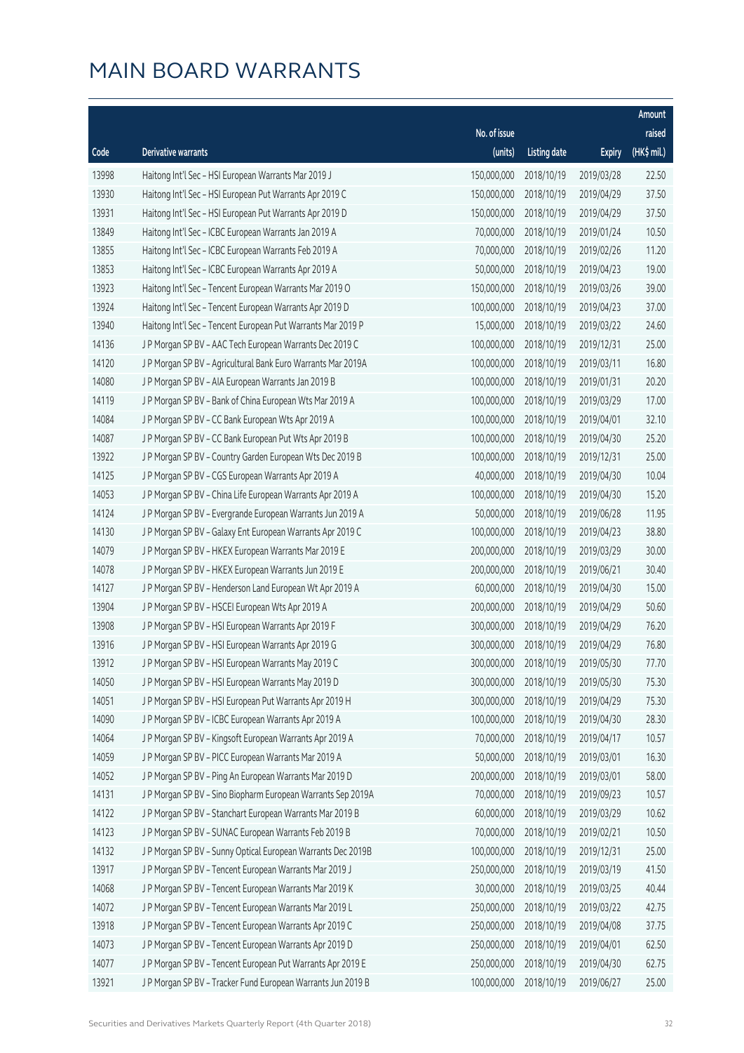# MAIN BOARD WARRANTS

| Code | Derivative warrants | No. of issue (units) | Listing date | Expiry | Amount raised (HK$ mil.) |
|---|---|---|---|---|---|
| 13998 | Haitong Int'l Sec - HSI European Warrants Mar 2019 J | 150,000,000 | 2018/10/19 | 2019/03/28 | 22.50 |
| 13930 | Haitong Int'l Sec - HSI European Put Warrants Apr 2019 C | 150,000,000 | 2018/10/19 | 2019/04/29 | 37.50 |
| 13931 | Haitong Int'l Sec - HSI European Put Warrants Apr 2019 D | 150,000,000 | 2018/10/19 | 2019/04/29 | 37.50 |
| 13849 | Haitong Int'l Sec - ICBC European Warrants Jan 2019 A | 70,000,000 | 2018/10/19 | 2019/01/24 | 10.50 |
| 13855 | Haitong Int'l Sec - ICBC European Warrants Feb 2019 A | 70,000,000 | 2018/10/19 | 2019/02/26 | 11.20 |
| 13853 | Haitong Int'l Sec - ICBC European Warrants Apr 2019 A | 50,000,000 | 2018/10/19 | 2019/04/23 | 19.00 |
| 13923 | Haitong Int'l Sec - Tencent European Warrants Mar 2019 O | 150,000,000 | 2018/10/19 | 2019/03/26 | 39.00 |
| 13924 | Haitong Int'l Sec - Tencent European Warrants Apr 2019 D | 100,000,000 | 2018/10/19 | 2019/04/23 | 37.00 |
| 13940 | Haitong Int'l Sec - Tencent European Put Warrants Mar 2019 P | 15,000,000 | 2018/10/19 | 2019/03/22 | 24.60 |
| 14136 | J P Morgan SP BV - AAC Tech European Warrants Dec 2019 C | 100,000,000 | 2018/10/19 | 2019/12/31 | 25.00 |
| 14120 | J P Morgan SP BV - Agricultural Bank Euro Warrants Mar 2019A | 100,000,000 | 2018/10/19 | 2019/03/11 | 16.80 |
| 14080 | J P Morgan SP BV - AIA European Warrants Jan 2019 B | 100,000,000 | 2018/10/19 | 2019/01/31 | 20.20 |
| 14119 | J P Morgan SP BV - Bank of China European Wts Mar 2019 A | 100,000,000 | 2018/10/19 | 2019/03/29 | 17.00 |
| 14084 | J P Morgan SP BV - CC Bank European Wts Apr 2019 A | 100,000,000 | 2018/10/19 | 2019/04/01 | 32.10 |
| 14087 | J P Morgan SP BV - CC Bank European Put Wts Apr 2019 B | 100,000,000 | 2018/10/19 | 2019/04/30 | 25.20 |
| 13922 | J P Morgan SP BV - Country Garden European Wts Dec 2019 B | 100,000,000 | 2018/10/19 | 2019/12/31 | 25.00 |
| 14125 | J P Morgan SP BV - CGS European Warrants Apr 2019 A | 40,000,000 | 2018/10/19 | 2019/04/30 | 10.04 |
| 14053 | J P Morgan SP BV - China Life European Warrants Apr 2019 A | 100,000,000 | 2018/10/19 | 2019/04/30 | 15.20 |
| 14124 | J P Morgan SP BV - Evergrande European Warrants Jun 2019 A | 50,000,000 | 2018/10/19 | 2019/06/28 | 11.95 |
| 14130 | J P Morgan SP BV - Galaxy Ent European Warrants Apr 2019 C | 100,000,000 | 2018/10/19 | 2019/04/23 | 38.80 |
| 14079 | J P Morgan SP BV - HKEX European Warrants Mar 2019 E | 200,000,000 | 2018/10/19 | 2019/03/29 | 30.00 |
| 14078 | J P Morgan SP BV - HKEX European Warrants Jun 2019 E | 200,000,000 | 2018/10/19 | 2019/06/21 | 30.40 |
| 14127 | J P Morgan SP BV - Henderson Land European Wt Apr 2019 A | 60,000,000 | 2018/10/19 | 2019/04/30 | 15.00 |
| 13904 | J P Morgan SP BV - HSCEI European Wts Apr 2019 A | 200,000,000 | 2018/10/19 | 2019/04/29 | 50.60 |
| 13908 | J P Morgan SP BV - HSI European Warrants Apr 2019 F | 300,000,000 | 2018/10/19 | 2019/04/29 | 76.20 |
| 13916 | J P Morgan SP BV - HSI European Warrants Apr 2019 G | 300,000,000 | 2018/10/19 | 2019/04/29 | 76.80 |
| 13912 | J P Morgan SP BV - HSI European Warrants May 2019 C | 300,000,000 | 2018/10/19 | 2019/05/30 | 77.70 |
| 14050 | J P Morgan SP BV - HSI European Warrants May 2019 D | 300,000,000 | 2018/10/19 | 2019/05/30 | 75.30 |
| 14051 | J P Morgan SP BV - HSI European Put Warrants Apr 2019 H | 300,000,000 | 2018/10/19 | 2019/04/29 | 75.30 |
| 14090 | J P Morgan SP BV - ICBC European Warrants Apr 2019 A | 100,000,000 | 2018/10/19 | 2019/04/30 | 28.30 |
| 14064 | J P Morgan SP BV - Kingsoft European Warrants Apr 2019 A | 70,000,000 | 2018/10/19 | 2019/04/17 | 10.57 |
| 14059 | J P Morgan SP BV - PICC European Warrants Mar 2019 A | 50,000,000 | 2018/10/19 | 2019/03/01 | 16.30 |
| 14052 | J P Morgan SP BV - Ping An European Warrants Mar 2019 D | 200,000,000 | 2018/10/19 | 2019/03/01 | 58.00 |
| 14131 | J P Morgan SP BV - Sino Biopharm European Warrants Sep 2019A | 70,000,000 | 2018/10/19 | 2019/09/23 | 10.57 |
| 14122 | J P Morgan SP BV - Stanchart European Warrants Mar 2019 B | 60,000,000 | 2018/10/19 | 2019/03/29 | 10.62 |
| 14123 | J P Morgan SP BV - SUNAC European Warrants Feb 2019 B | 70,000,000 | 2018/10/19 | 2019/02/21 | 10.50 |
| 14132 | J P Morgan SP BV - Sunny Optical European Warrants Dec 2019B | 100,000,000 | 2018/10/19 | 2019/12/31 | 25.00 |
| 13917 | J P Morgan SP BV - Tencent European Warrants Mar 2019 J | 250,000,000 | 2018/10/19 | 2019/03/19 | 41.50 |
| 14068 | J P Morgan SP BV - Tencent European Warrants Mar 2019 K | 30,000,000 | 2018/10/19 | 2019/03/25 | 40.44 |
| 14072 | J P Morgan SP BV - Tencent European Warrants Mar 2019 L | 250,000,000 | 2018/10/19 | 2019/03/22 | 42.75 |
| 13918 | J P Morgan SP BV - Tencent European Warrants Apr 2019 C | 250,000,000 | 2018/10/19 | 2019/04/08 | 37.75 |
| 14073 | J P Morgan SP BV - Tencent European Warrants Apr 2019 D | 250,000,000 | 2018/10/19 | 2019/04/01 | 62.50 |
| 14077 | J P Morgan SP BV - Tencent European Put Warrants Apr 2019 E | 250,000,000 | 2018/10/19 | 2019/04/30 | 62.75 |
| 13921 | J P Morgan SP BV - Tracker Fund European Warrants Jun 2019 B | 100,000,000 | 2018/10/19 | 2019/06/27 | 25.00 |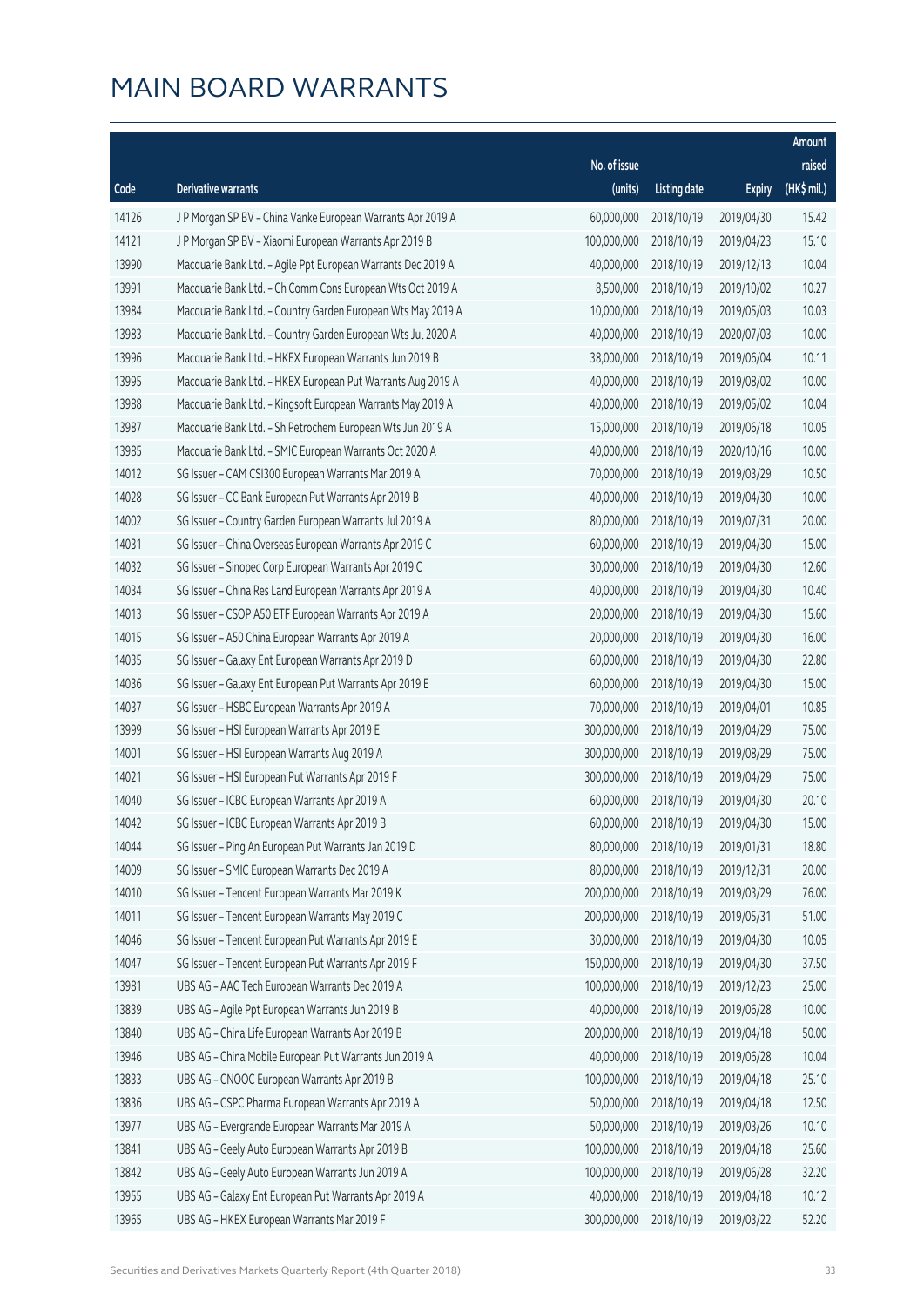# MAIN BOARD WARRANTS

| Code | Derivative warrants | No. of issue (units) | Listing date | Expiry | Amount raised (HK$ mil.) |
|---|---|---|---|---|---|
| 14126 | J P Morgan SP BV – China Vanke European Warrants Apr 2019 A | 60,000,000 | 2018/10/19 | 2019/04/30 | 15.42 |
| 14121 | J P Morgan SP BV – Xiaomi European Warrants Apr 2019 B | 100,000,000 | 2018/10/19 | 2019/04/23 | 15.10 |
| 13990 | Macquarie Bank Ltd. – Agile Ppt European Warrants Dec 2019 A | 40,000,000 | 2018/10/19 | 2019/12/13 | 10.04 |
| 13991 | Macquarie Bank Ltd. – Ch Comm Cons European Wts Oct 2019 A | 8,500,000 | 2018/10/19 | 2019/10/02 | 10.27 |
| 13984 | Macquarie Bank Ltd. – Country Garden European Wts May 2019 A | 10,000,000 | 2018/10/19 | 2019/05/03 | 10.03 |
| 13983 | Macquarie Bank Ltd. – Country Garden European Wts Jul 2020 A | 40,000,000 | 2018/10/19 | 2020/07/03 | 10.00 |
| 13996 | Macquarie Bank Ltd. – HKEX European Warrants Jun 2019 B | 38,000,000 | 2018/10/19 | 2019/06/04 | 10.11 |
| 13995 | Macquarie Bank Ltd. – HKEX European Put Warrants Aug 2019 A | 40,000,000 | 2018/10/19 | 2019/08/02 | 10.00 |
| 13988 | Macquarie Bank Ltd. – Kingsoft European Warrants May 2019 A | 40,000,000 | 2018/10/19 | 2019/05/02 | 10.04 |
| 13987 | Macquarie Bank Ltd. – Sh Petrochem European Wts Jun 2019 A | 15,000,000 | 2018/10/19 | 2019/06/18 | 10.05 |
| 13985 | Macquarie Bank Ltd. – SMIC European Warrants Oct 2020 A | 40,000,000 | 2018/10/19 | 2020/10/16 | 10.00 |
| 14012 | SG Issuer – CAM CSI300 European Warrants Mar 2019 A | 70,000,000 | 2018/10/19 | 2019/03/29 | 10.50 |
| 14028 | SG Issuer – CC Bank European Put Warrants Apr 2019 B | 40,000,000 | 2018/10/19 | 2019/04/30 | 10.00 |
| 14002 | SG Issuer – Country Garden European Warrants Jul 2019 A | 80,000,000 | 2018/10/19 | 2019/07/31 | 20.00 |
| 14031 | SG Issuer – China Overseas European Warrants Apr 2019 C | 60,000,000 | 2018/10/19 | 2019/04/30 | 15.00 |
| 14032 | SG Issuer – Sinopec Corp European Warrants Apr 2019 C | 30,000,000 | 2018/10/19 | 2019/04/30 | 12.60 |
| 14034 | SG Issuer – China Res Land European Warrants Apr 2019 A | 40,000,000 | 2018/10/19 | 2019/04/30 | 10.40 |
| 14013 | SG Issuer – CSOP A50 ETF European Warrants Apr 2019 A | 20,000,000 | 2018/10/19 | 2019/04/30 | 15.60 |
| 14015 | SG Issuer – A50 China European Warrants Apr 2019 A | 20,000,000 | 2018/10/19 | 2019/04/30 | 16.00 |
| 14035 | SG Issuer – Galaxy Ent European Warrants Apr 2019 D | 60,000,000 | 2018/10/19 | 2019/04/30 | 22.80 |
| 14036 | SG Issuer – Galaxy Ent European Put Warrants Apr 2019 E | 60,000,000 | 2018/10/19 | 2019/04/30 | 15.00 |
| 14037 | SG Issuer – HSBC European Warrants Apr 2019 A | 70,000,000 | 2018/10/19 | 2019/04/01 | 10.85 |
| 13999 | SG Issuer – HSI European Warrants Apr 2019 E | 300,000,000 | 2018/10/19 | 2019/04/29 | 75.00 |
| 14001 | SG Issuer – HSI European Warrants Aug 2019 A | 300,000,000 | 2018/10/19 | 2019/08/29 | 75.00 |
| 14021 | SG Issuer – HSI European Put Warrants Apr 2019 F | 300,000,000 | 2018/10/19 | 2019/04/29 | 75.00 |
| 14040 | SG Issuer – ICBC European Warrants Apr 2019 A | 60,000,000 | 2018/10/19 | 2019/04/30 | 20.10 |
| 14042 | SG Issuer – ICBC European Warrants Apr 2019 B | 60,000,000 | 2018/10/19 | 2019/04/30 | 15.00 |
| 14044 | SG Issuer – Ping An European Put Warrants Jan 2019 D | 80,000,000 | 2018/10/19 | 2019/01/31 | 18.80 |
| 14009 | SG Issuer – SMIC European Warrants Dec 2019 A | 80,000,000 | 2018/10/19 | 2019/12/31 | 20.00 |
| 14010 | SG Issuer – Tencent European Warrants Mar 2019 K | 200,000,000 | 2018/10/19 | 2019/03/29 | 76.00 |
| 14011 | SG Issuer – Tencent European Warrants May 2019 C | 200,000,000 | 2018/10/19 | 2019/05/31 | 51.00 |
| 14046 | SG Issuer – Tencent European Put Warrants Apr 2019 E | 30,000,000 | 2018/10/19 | 2019/04/30 | 10.05 |
| 14047 | SG Issuer – Tencent European Put Warrants Apr 2019 F | 150,000,000 | 2018/10/19 | 2019/04/30 | 37.50 |
| 13981 | UBS AG – AAC Tech European Warrants Dec 2019 A | 100,000,000 | 2018/10/19 | 2019/12/23 | 25.00 |
| 13839 | UBS AG – Agile Ppt European Warrants Jun 2019 B | 40,000,000 | 2018/10/19 | 2019/06/28 | 10.00 |
| 13840 | UBS AG – China Life European Warrants Apr 2019 B | 200,000,000 | 2018/10/19 | 2019/04/18 | 50.00 |
| 13946 | UBS AG – China Mobile European Put Warrants Jun 2019 A | 40,000,000 | 2018/10/19 | 2019/06/28 | 10.04 |
| 13833 | UBS AG – CNOOC European Warrants Apr 2019 B | 100,000,000 | 2018/10/19 | 2019/04/18 | 25.10 |
| 13836 | UBS AG – CSPC Pharma European Warrants Apr 2019 A | 50,000,000 | 2018/10/19 | 2019/04/18 | 12.50 |
| 13977 | UBS AG – Evergrande European Warrants Mar 2019 A | 50,000,000 | 2018/10/19 | 2019/03/26 | 10.10 |
| 13841 | UBS AG – Geely Auto European Warrants Apr 2019 B | 100,000,000 | 2018/10/19 | 2019/04/18 | 25.60 |
| 13842 | UBS AG – Geely Auto European Warrants Jun 2019 A | 100,000,000 | 2018/10/19 | 2019/06/28 | 32.20 |
| 13955 | UBS AG – Galaxy Ent European Put Warrants Apr 2019 A | 40,000,000 | 2018/10/19 | 2019/04/18 | 10.12 |
| 13965 | UBS AG – HKEX European Warrants Mar 2019 F | 300,000,000 | 2018/10/19 | 2019/03/22 | 52.20 |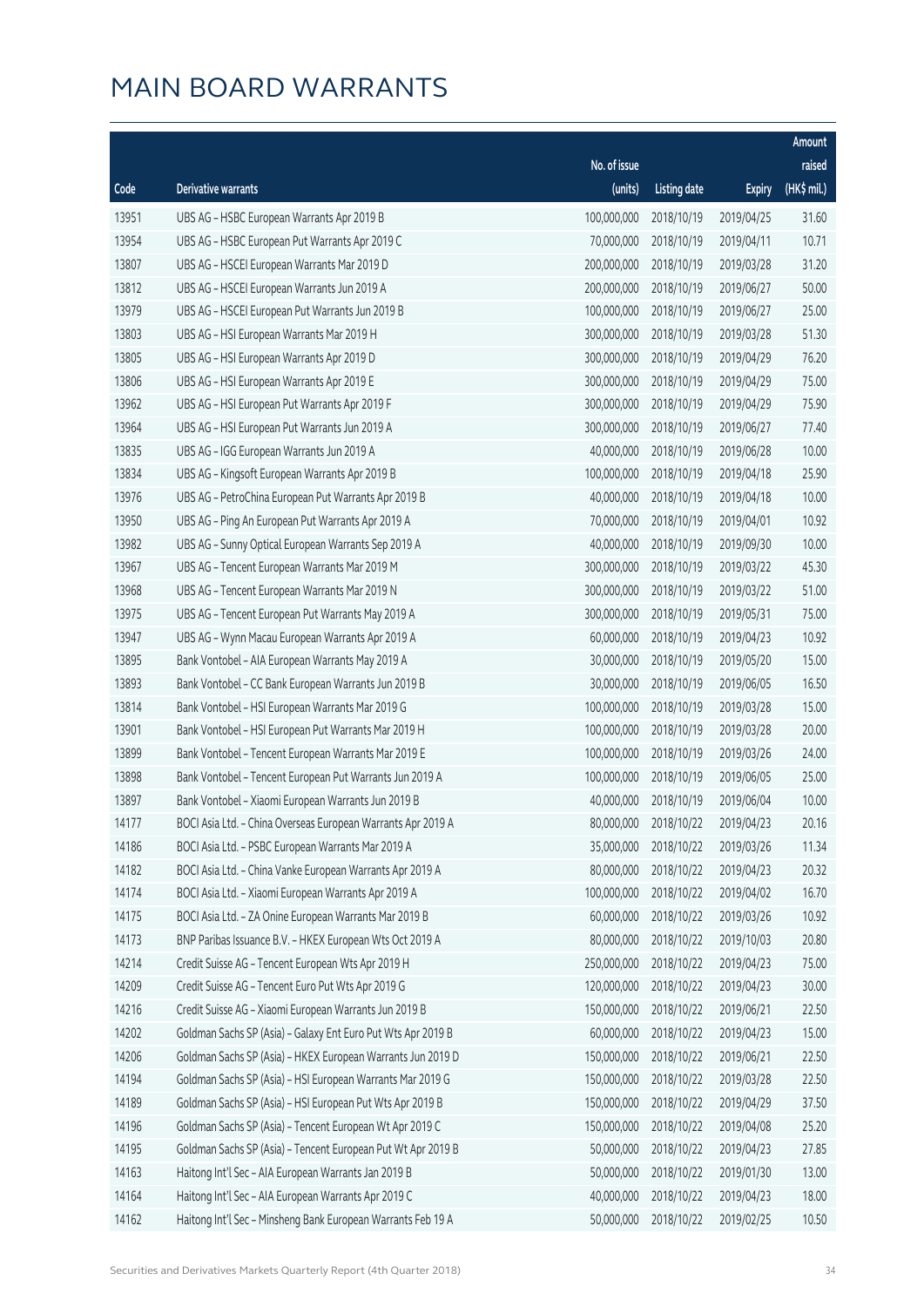# MAIN BOARD WARRANTS

| Code | Derivative warrants | No. of issue (units) | Listing date | Expiry | Amount raised (HK$ mil.) |
|---|---|---|---|---|---|
| 13951 | UBS AG - HSBC European Warrants Apr 2019 B | 100,000,000 | 2018/10/19 | 2019/04/25 | 31.60 |
| 13954 | UBS AG - HSBC European Put Warrants Apr 2019 C | 70,000,000 | 2018/10/19 | 2019/04/11 | 10.71 |
| 13807 | UBS AG - HSCEI European Warrants Mar 2019 D | 200,000,000 | 2018/10/19 | 2019/03/28 | 31.20 |
| 13812 | UBS AG - HSCEI European Warrants Jun 2019 A | 200,000,000 | 2018/10/19 | 2019/06/27 | 50.00 |
| 13979 | UBS AG - HSCEI European Put Warrants Jun 2019 B | 100,000,000 | 2018/10/19 | 2019/06/27 | 25.00 |
| 13803 | UBS AG - HSI European Warrants Mar 2019 H | 300,000,000 | 2018/10/19 | 2019/03/28 | 51.30 |
| 13805 | UBS AG - HSI European Warrants Apr 2019 D | 300,000,000 | 2018/10/19 | 2019/04/29 | 76.20 |
| 13806 | UBS AG - HSI European Warrants Apr 2019 E | 300,000,000 | 2018/10/19 | 2019/04/29 | 75.00 |
| 13962 | UBS AG - HSI European Put Warrants Apr 2019 F | 300,000,000 | 2018/10/19 | 2019/04/29 | 75.90 |
| 13964 | UBS AG - HSI European Put Warrants Jun 2019 A | 300,000,000 | 2018/10/19 | 2019/06/27 | 77.40 |
| 13835 | UBS AG - IGG European Warrants Jun 2019 A | 40,000,000 | 2018/10/19 | 2019/06/28 | 10.00 |
| 13834 | UBS AG - Kingsoft European Warrants Apr 2019 B | 100,000,000 | 2018/10/19 | 2019/04/18 | 25.90 |
| 13976 | UBS AG - PetroChina European Put Warrants Apr 2019 B | 40,000,000 | 2018/10/19 | 2019/04/18 | 10.00 |
| 13950 | UBS AG - Ping An European Put Warrants Apr 2019 A | 70,000,000 | 2018/10/19 | 2019/04/01 | 10.92 |
| 13982 | UBS AG - Sunny Optical European Warrants Sep 2019 A | 40,000,000 | 2018/10/19 | 2019/09/30 | 10.00 |
| 13967 | UBS AG - Tencent European Warrants Mar 2019 M | 300,000,000 | 2018/10/19 | 2019/03/22 | 45.30 |
| 13968 | UBS AG - Tencent European Warrants Mar 2019 N | 300,000,000 | 2018/10/19 | 2019/03/22 | 51.00 |
| 13975 | UBS AG - Tencent European Put Warrants May 2019 A | 300,000,000 | 2018/10/19 | 2019/05/31 | 75.00 |
| 13947 | UBS AG - Wynn Macau European Warrants Apr 2019 A | 60,000,000 | 2018/10/19 | 2019/04/23 | 10.92 |
| 13895 | Bank Vontobel - AIA European Warrants May 2019 A | 30,000,000 | 2018/10/19 | 2019/05/20 | 15.00 |
| 13893 | Bank Vontobel - CC Bank European Warrants Jun 2019 B | 30,000,000 | 2018/10/19 | 2019/06/05 | 16.50 |
| 13814 | Bank Vontobel - HSI European Warrants Mar 2019 G | 100,000,000 | 2018/10/19 | 2019/03/28 | 15.00 |
| 13901 | Bank Vontobel - HSI European Put Warrants Mar 2019 H | 100,000,000 | 2018/10/19 | 2019/03/28 | 20.00 |
| 13899 | Bank Vontobel - Tencent European Warrants Mar 2019 E | 100,000,000 | 2018/10/19 | 2019/03/26 | 24.00 |
| 13898 | Bank Vontobel - Tencent European Put Warrants Jun 2019 A | 100,000,000 | 2018/10/19 | 2019/06/05 | 25.00 |
| 13897 | Bank Vontobel - Xiaomi European Warrants Jun 2019 B | 40,000,000 | 2018/10/19 | 2019/06/04 | 10.00 |
| 14177 | BOCI Asia Ltd. - China Overseas European Warrants Apr 2019 A | 80,000,000 | 2018/10/22 | 2019/04/23 | 20.16 |
| 14186 | BOCI Asia Ltd. - PSBC European Warrants Mar 2019 A | 35,000,000 | 2018/10/22 | 2019/03/26 | 11.34 |
| 14182 | BOCI Asia Ltd. - China Vanke European Warrants Apr 2019 A | 80,000,000 | 2018/10/22 | 2019/04/23 | 20.32 |
| 14174 | BOCI Asia Ltd. - Xiaomi European Warrants Apr 2019 A | 100,000,000 | 2018/10/22 | 2019/04/02 | 16.70 |
| 14175 | BOCI Asia Ltd. - ZA Onine European Warrants Mar 2019 B | 60,000,000 | 2018/10/22 | 2019/03/26 | 10.92 |
| 14173 | BNP Paribas Issuance B.V. - HKEX European Wts Oct 2019 A | 80,000,000 | 2018/10/22 | 2019/10/03 | 20.80 |
| 14214 | Credit Suisse AG - Tencent European Wts Apr 2019 H | 250,000,000 | 2018/10/22 | 2019/04/23 | 75.00 |
| 14209 | Credit Suisse AG - Tencent Euro Put Wts Apr 2019 G | 120,000,000 | 2018/10/22 | 2019/04/23 | 30.00 |
| 14216 | Credit Suisse AG - Xiaomi European Warrants Jun 2019 B | 150,000,000 | 2018/10/22 | 2019/06/21 | 22.50 |
| 14202 | Goldman Sachs SP (Asia) - Galaxy Ent Euro Put Wts Apr 2019 B | 60,000,000 | 2018/10/22 | 2019/04/23 | 15.00 |
| 14206 | Goldman Sachs SP (Asia) - HKEX European Warrants Jun 2019 D | 150,000,000 | 2018/10/22 | 2019/06/21 | 22.50 |
| 14194 | Goldman Sachs SP (Asia) - HSI European Warrants Mar 2019 G | 150,000,000 | 2018/10/22 | 2019/03/28 | 22.50 |
| 14189 | Goldman Sachs SP (Asia) - HSI European Put Wts Apr 2019 B | 150,000,000 | 2018/10/22 | 2019/04/29 | 37.50 |
| 14196 | Goldman Sachs SP (Asia) - Tencent European Wt Apr 2019 C | 150,000,000 | 2018/10/22 | 2019/04/08 | 25.20 |
| 14195 | Goldman Sachs SP (Asia) - Tencent European Put Wt Apr 2019 B | 50,000,000 | 2018/10/22 | 2019/04/23 | 27.85 |
| 14163 | Haitong Int'l Sec - AIA European Warrants Jan 2019 B | 50,000,000 | 2018/10/22 | 2019/01/30 | 13.00 |
| 14164 | Haitong Int'l Sec - AIA European Warrants Apr 2019 C | 40,000,000 | 2018/10/22 | 2019/04/23 | 18.00 |
| 14162 | Haitong Int'l Sec - Minsheng Bank European Warrants Feb 19 A | 50,000,000 | 2018/10/22 | 2019/02/25 | 10.50 |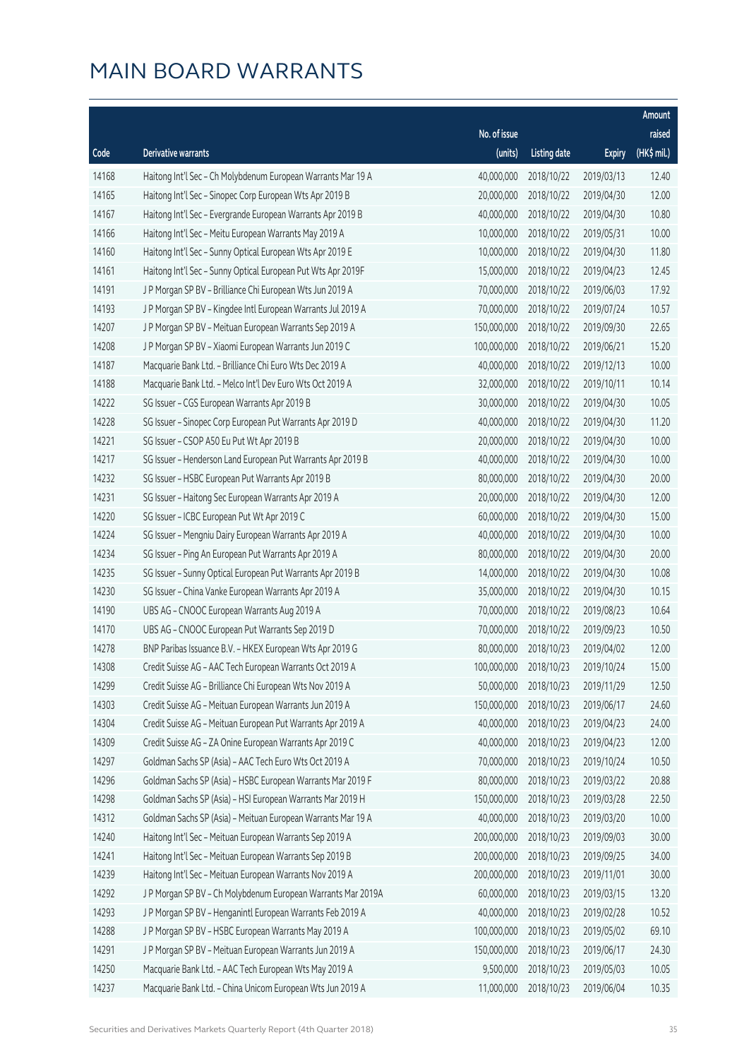# MAIN BOARD WARRANTS

| Code | Derivative warrants | No. of issue (units) | Listing date | Expiry | Amount raised (HK$ mil.) |
|---|---|---|---|---|---|
| 14168 | Haitong Int'l Sec - Ch Molybdenum European Warrants Mar 19 A | 40,000,000 | 2018/10/22 | 2019/03/13 | 12.40 |
| 14165 | Haitong Int'l Sec - Sinopec Corp European Wts Apr 2019 B | 20,000,000 | 2018/10/22 | 2019/04/30 | 12.00 |
| 14167 | Haitong Int'l Sec - Evergrande European Warrants Apr 2019 B | 40,000,000 | 2018/10/22 | 2019/04/30 | 10.80 |
| 14166 | Haitong Int'l Sec - Meitu European Warrants May 2019 A | 10,000,000 | 2018/10/22 | 2019/05/31 | 10.00 |
| 14160 | Haitong Int'l Sec - Sunny Optical European Wts Apr 2019 E | 10,000,000 | 2018/10/22 | 2019/04/30 | 11.80 |
| 14161 | Haitong Int'l Sec - Sunny Optical European Put Wts Apr 2019F | 15,000,000 | 2018/10/22 | 2019/04/23 | 12.45 |
| 14191 | J P Morgan SP BV - Brilliance Chi European Wts Jun 2019 A | 70,000,000 | 2018/10/22 | 2019/06/03 | 17.92 |
| 14193 | J P Morgan SP BV - Kingdee Intl European Warrants Jul 2019 A | 70,000,000 | 2018/10/22 | 2019/07/24 | 10.57 |
| 14207 | J P Morgan SP BV - Meituan European Warrants Sep 2019 A | 150,000,000 | 2018/10/22 | 2019/09/30 | 22.65 |
| 14208 | J P Morgan SP BV - Xiaomi European Warrants Jun 2019 C | 100,000,000 | 2018/10/22 | 2019/06/21 | 15.20 |
| 14187 | Macquarie Bank Ltd. - Brilliance Chi Euro Wts Dec 2019 A | 40,000,000 | 2018/10/22 | 2019/12/13 | 10.00 |
| 14188 | Macquarie Bank Ltd. - Melco Int'l Dev Euro Wts Oct 2019 A | 32,000,000 | 2018/10/22 | 2019/10/11 | 10.14 |
| 14222 | SG Issuer - CGS European Warrants Apr 2019 B | 30,000,000 | 2018/10/22 | 2019/04/30 | 10.05 |
| 14228 | SG Issuer - Sinopec Corp European Put Warrants Apr 2019 D | 40,000,000 | 2018/10/22 | 2019/04/30 | 11.20 |
| 14221 | SG Issuer - CSOP A50 Eu Put Wt Apr 2019 B | 20,000,000 | 2018/10/22 | 2019/04/30 | 10.00 |
| 14217 | SG Issuer - Henderson Land European Put Warrants Apr 2019 B | 40,000,000 | 2018/10/22 | 2019/04/30 | 10.00 |
| 14232 | SG Issuer - HSBC European Put Warrants Apr 2019 B | 80,000,000 | 2018/10/22 | 2019/04/30 | 20.00 |
| 14231 | SG Issuer - Haitong Sec European Warrants Apr 2019 A | 20,000,000 | 2018/10/22 | 2019/04/30 | 12.00 |
| 14220 | SG Issuer - ICBC European Put Wt Apr 2019 C | 60,000,000 | 2018/10/22 | 2019/04/30 | 15.00 |
| 14224 | SG Issuer - Mengniu Dairy European Warrants Apr 2019 A | 40,000,000 | 2018/10/22 | 2019/04/30 | 10.00 |
| 14234 | SG Issuer - Ping An European Put Warrants Apr 2019 A | 80,000,000 | 2018/10/22 | 2019/04/30 | 20.00 |
| 14235 | SG Issuer - Sunny Optical European Put Warrants Apr 2019 B | 14,000,000 | 2018/10/22 | 2019/04/30 | 10.08 |
| 14230 | SG Issuer - China Vanke European Warrants Apr 2019 A | 35,000,000 | 2018/10/22 | 2019/04/30 | 10.15 |
| 14190 | UBS AG - CNOOC European Warrants Aug 2019 A | 70,000,000 | 2018/10/22 | 2019/08/23 | 10.64 |
| 14170 | UBS AG - CNOOC European Put Warrants Sep 2019 D | 70,000,000 | 2018/10/22 | 2019/09/23 | 10.50 |
| 14278 | BNP Paribas Issuance B.V. - HKEX European Wts Apr 2019 G | 80,000,000 | 2018/10/23 | 2019/04/02 | 12.00 |
| 14308 | Credit Suisse AG - AAC Tech European Warrants Oct 2019 A | 100,000,000 | 2018/10/23 | 2019/10/24 | 15.00 |
| 14299 | Credit Suisse AG - Brilliance Chi European Wts Nov 2019 A | 50,000,000 | 2018/10/23 | 2019/11/29 | 12.50 |
| 14303 | Credit Suisse AG - Meituan European Warrants Jun 2019 A | 150,000,000 | 2018/10/23 | 2019/06/17 | 24.60 |
| 14304 | Credit Suisse AG - Meituan European Put Warrants Apr 2019 A | 40,000,000 | 2018/10/23 | 2019/04/23 | 24.00 |
| 14309 | Credit Suisse AG - ZA Onine European Warrants Apr 2019 C | 40,000,000 | 2018/10/23 | 2019/04/23 | 12.00 |
| 14297 | Goldman Sachs SP (Asia) - AAC Tech Euro Wts Oct 2019 A | 70,000,000 | 2018/10/23 | 2019/10/24 | 10.50 |
| 14296 | Goldman Sachs SP (Asia) - HSBC European Warrants Mar 2019 F | 80,000,000 | 2018/10/23 | 2019/03/22 | 20.88 |
| 14298 | Goldman Sachs SP (Asia) - HSI European Warrants Mar 2019 H | 150,000,000 | 2018/10/23 | 2019/03/28 | 22.50 |
| 14312 | Goldman Sachs SP (Asia) - Meituan European Warrants Mar 19 A | 40,000,000 | 2018/10/23 | 2019/03/20 | 10.00 |
| 14240 | Haitong Int'l Sec - Meituan European Warrants Sep 2019 A | 200,000,000 | 2018/10/23 | 2019/09/03 | 30.00 |
| 14241 | Haitong Int'l Sec - Meituan European Warrants Sep 2019 B | 200,000,000 | 2018/10/23 | 2019/09/25 | 34.00 |
| 14239 | Haitong Int'l Sec - Meituan European Warrants Nov 2019 A | 200,000,000 | 2018/10/23 | 2019/11/01 | 30.00 |
| 14292 | J P Morgan SP BV - Ch Molybdenum European Warrants Mar 2019A | 60,000,000 | 2018/10/23 | 2019/03/15 | 13.20 |
| 14293 | J P Morgan SP BV - Henganintl European Warrants Feb 2019 A | 40,000,000 | 2018/10/23 | 2019/02/28 | 10.52 |
| 14288 | J P Morgan SP BV - HSBC European Warrants May 2019 A | 100,000,000 | 2018/10/23 | 2019/05/02 | 69.10 |
| 14291 | J P Morgan SP BV - Meituan European Warrants Jun 2019 A | 150,000,000 | 2018/10/23 | 2019/06/17 | 24.30 |
| 14250 | Macquarie Bank Ltd. - AAC Tech European Wts May 2019 A | 9,500,000 | 2018/10/23 | 2019/05/03 | 10.05 |
| 14237 | Macquarie Bank Ltd. - China Unicom European Wts Jun 2019 A | 11,000,000 | 2018/10/23 | 2019/06/04 | 10.35 |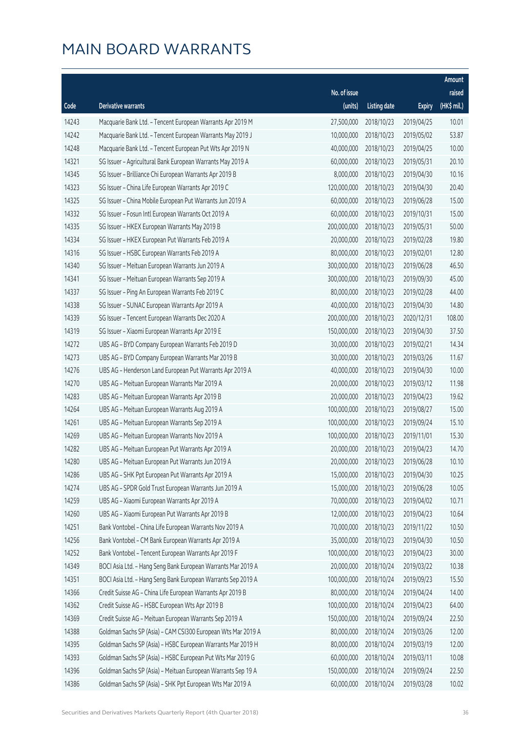# MAIN BOARD WARRANTS

| Code | Derivative warrants | No. of issue (units) | Listing date | Expiry | Amount raised (HK$ mil.) |
|---|---|---|---|---|---|
| 14243 | Macquarie Bank Ltd. - Tencent European Warrants Apr 2019 M | 27,500,000 | 2018/10/23 | 2019/04/25 | 10.01 |
| 14242 | Macquarie Bank Ltd. - Tencent European Warrants May 2019 J | 10,000,000 | 2018/10/23 | 2019/05/02 | 53.87 |
| 14248 | Macquarie Bank Ltd. - Tencent European Put Wts Apr 2019 N | 40,000,000 | 2018/10/23 | 2019/04/25 | 10.00 |
| 14321 | SG Issuer - Agricultural Bank European Warrants May 2019 A | 60,000,000 | 2018/10/23 | 2019/05/31 | 20.10 |
| 14345 | SG Issuer - Brilliance Chi European Warrants Apr 2019 B | 8,000,000 | 2018/10/23 | 2019/04/30 | 10.16 |
| 14323 | SG Issuer - China Life European Warrants Apr 2019 C | 120,000,000 | 2018/10/23 | 2019/04/30 | 20.40 |
| 14325 | SG Issuer - China Mobile European Put Warrants Jun 2019 A | 60,000,000 | 2018/10/23 | 2019/06/28 | 15.00 |
| 14332 | SG Issuer - Fosun Intl European Warrants Oct 2019 A | 60,000,000 | 2018/10/23 | 2019/10/31 | 15.00 |
| 14335 | SG Issuer - HKEX European Warrants May 2019 B | 200,000,000 | 2018/10/23 | 2019/05/31 | 50.00 |
| 14334 | SG Issuer - HKEX European Put Warrants Feb 2019 A | 20,000,000 | 2018/10/23 | 2019/02/28 | 19.80 |
| 14316 | SG Issuer - HSBC European Warrants Feb 2019 A | 80,000,000 | 2018/10/23 | 2019/02/01 | 12.80 |
| 14340 | SG Issuer - Meituan European Warrants Jun 2019 A | 300,000,000 | 2018/10/23 | 2019/06/28 | 46.50 |
| 14341 | SG Issuer - Meituan European Warrants Sep 2019 A | 300,000,000 | 2018/10/23 | 2019/09/30 | 45.00 |
| 14337 | SG Issuer - Ping An European Warrants Feb 2019 C | 80,000,000 | 2018/10/23 | 2019/02/28 | 44.00 |
| 14338 | SG Issuer - SUNAC European Warrants Apr 2019 A | 40,000,000 | 2018/10/23 | 2019/04/30 | 14.80 |
| 14339 | SG Issuer - Tencent European Warrants Dec 2020 A | 200,000,000 | 2018/10/23 | 2020/12/31 | 108.00 |
| 14319 | SG Issuer - Xiaomi European Warrants Apr 2019 E | 150,000,000 | 2018/10/23 | 2019/04/30 | 37.50 |
| 14272 | UBS AG - BYD Company European Warrants Feb 2019 D | 30,000,000 | 2018/10/23 | 2019/02/21 | 14.34 |
| 14273 | UBS AG - BYD Company European Warrants Mar 2019 B | 30,000,000 | 2018/10/23 | 2019/03/26 | 11.67 |
| 14276 | UBS AG - Henderson Land European Put Warrants Apr 2019 A | 40,000,000 | 2018/10/23 | 2019/04/30 | 10.00 |
| 14270 | UBS AG - Meituan European Warrants Mar 2019 A | 20,000,000 | 2018/10/23 | 2019/03/12 | 11.98 |
| 14283 | UBS AG - Meituan European Warrants Apr 2019 B | 20,000,000 | 2018/10/23 | 2019/04/23 | 19.62 |
| 14264 | UBS AG - Meituan European Warrants Aug 2019 A | 100,000,000 | 2018/10/23 | 2019/08/27 | 15.00 |
| 14261 | UBS AG - Meituan European Warrants Sep 2019 A | 100,000,000 | 2018/10/23 | 2019/09/24 | 15.10 |
| 14269 | UBS AG - Meituan European Warrants Nov 2019 A | 100,000,000 | 2018/10/23 | 2019/11/01 | 15.30 |
| 14282 | UBS AG - Meituan European Put Warrants Apr 2019 A | 20,000,000 | 2018/10/23 | 2019/04/23 | 14.70 |
| 14280 | UBS AG - Meituan European Put Warrants Jun 2019 A | 20,000,000 | 2018/10/23 | 2019/06/28 | 10.10 |
| 14286 | UBS AG - SHK Ppt European Put Warrants Apr 2019 A | 15,000,000 | 2018/10/23 | 2019/04/30 | 10.25 |
| 14274 | UBS AG - SPDR Gold Trust European Warrants Jun 2019 A | 15,000,000 | 2018/10/23 | 2019/06/28 | 10.05 |
| 14259 | UBS AG - Xiaomi European Warrants Apr 2019 A | 70,000,000 | 2018/10/23 | 2019/04/02 | 10.71 |
| 14260 | UBS AG - Xiaomi European Put Warrants Apr 2019 B | 12,000,000 | 2018/10/23 | 2019/04/23 | 10.64 |
| 14251 | Bank Vontobel - China Life European Warrants Nov 2019 A | 70,000,000 | 2018/10/23 | 2019/11/22 | 10.50 |
| 14256 | Bank Vontobel - CM Bank European Warrants Apr 2019 A | 35,000,000 | 2018/10/23 | 2019/04/30 | 10.50 |
| 14252 | Bank Vontobel - Tencent European Warrants Apr 2019 F | 100,000,000 | 2018/10/23 | 2019/04/23 | 30.00 |
| 14349 | BOCI Asia Ltd. - Hang Seng Bank European Warrants Mar 2019 A | 20,000,000 | 2018/10/24 | 2019/03/22 | 10.38 |
| 14351 | BOCI Asia Ltd. - Hang Seng Bank European Warrants Sep 2019 A | 100,000,000 | 2018/10/24 | 2019/09/23 | 15.50 |
| 14366 | Credit Suisse AG - China Life European Warrants Apr 2019 B | 80,000,000 | 2018/10/24 | 2019/04/24 | 14.00 |
| 14362 | Credit Suisse AG - HSBC European Wts Apr 2019 B | 100,000,000 | 2018/10/24 | 2019/04/23 | 64.00 |
| 14369 | Credit Suisse AG - Meituan European Warrants Sep 2019 A | 150,000,000 | 2018/10/24 | 2019/09/24 | 22.50 |
| 14388 | Goldman Sachs SP (Asia) - CAM CSI300 European Wts Mar 2019 A | 80,000,000 | 2018/10/24 | 2019/03/26 | 12.00 |
| 14395 | Goldman Sachs SP (Asia) - HSBC European Warrants Mar 2019 H | 80,000,000 | 2018/10/24 | 2019/03/19 | 12.00 |
| 14393 | Goldman Sachs SP (Asia) - HSBC European Put Wts Mar 2019 G | 60,000,000 | 2018/10/24 | 2019/03/11 | 10.08 |
| 14396 | Goldman Sachs SP (Asia) - Meituan European Warrants Sep 19 A | 150,000,000 | 2018/10/24 | 2019/09/24 | 22.50 |
| 14386 | Goldman Sachs SP (Asia) - SHK Ppt European Wts Mar 2019 A | 60,000,000 | 2018/10/24 | 2019/03/28 | 10.02 |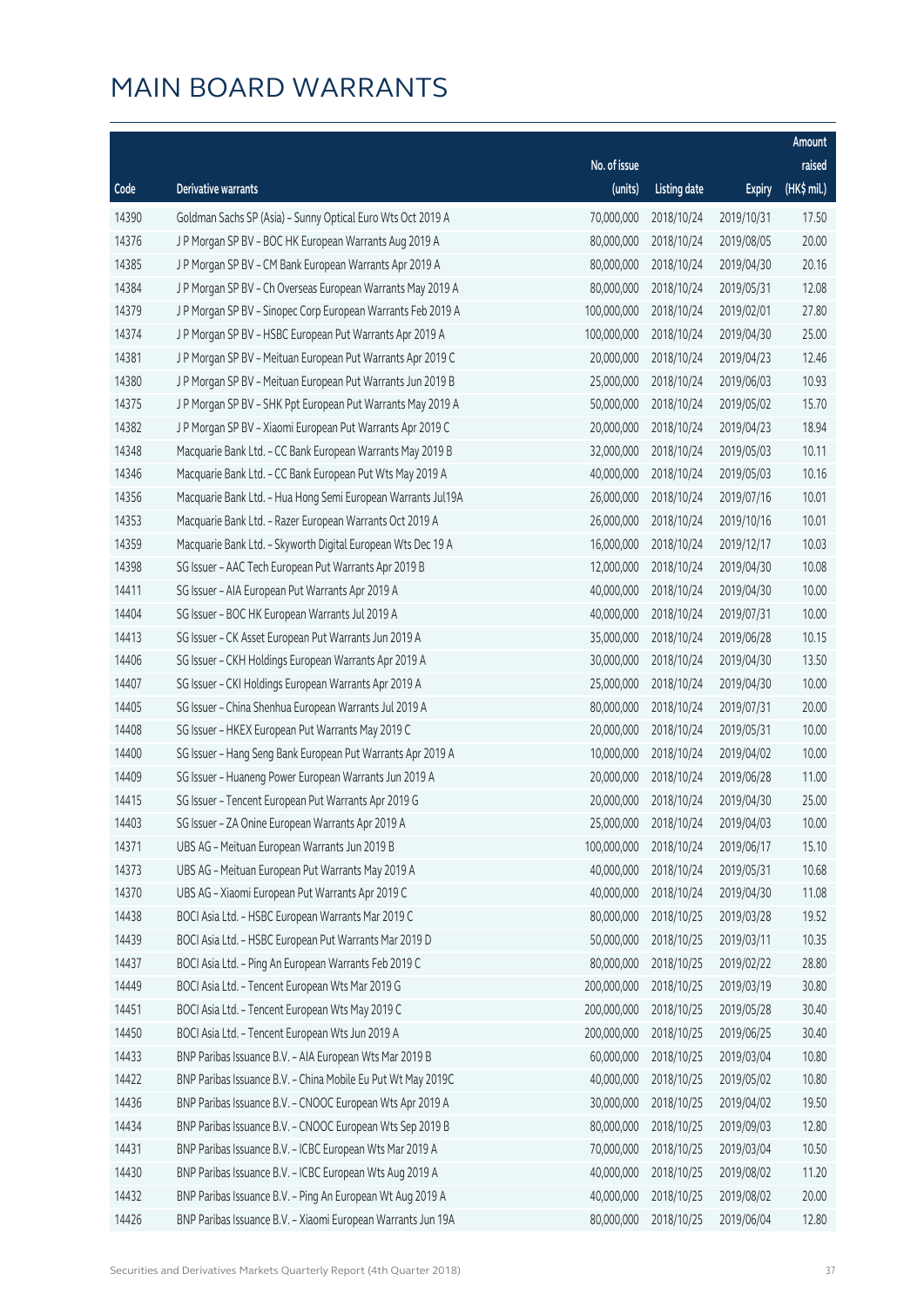# MAIN BOARD WARRANTS

| Code | Derivative warrants | No. of issue (units) | Listing date | Expiry | Amount raised (HK$ mil.) |
|---|---|---|---|---|---|
| 14390 | Goldman Sachs SP (Asia) – Sunny Optical Euro Wts Oct 2019 A | 70,000,000 | 2018/10/24 | 2019/10/31 | 17.50 |
| 14376 | J P Morgan SP BV – BOC HK European Warrants Aug 2019 A | 80,000,000 | 2018/10/24 | 2019/08/05 | 20.00 |
| 14385 | J P Morgan SP BV – CM Bank European Warrants Apr 2019 A | 80,000,000 | 2018/10/24 | 2019/04/30 | 20.16 |
| 14384 | J P Morgan SP BV – Ch Overseas European Warrants May 2019 A | 80,000,000 | 2018/10/24 | 2019/05/31 | 12.08 |
| 14379 | J P Morgan SP BV – Sinopec Corp European Warrants Feb 2019 A | 100,000,000 | 2018/10/24 | 2019/02/01 | 27.80 |
| 14374 | J P Morgan SP BV – HSBC European Put Warrants Apr 2019 A | 100,000,000 | 2018/10/24 | 2019/04/30 | 25.00 |
| 14381 | J P Morgan SP BV – Meituan European Put Warrants Apr 2019 C | 20,000,000 | 2018/10/24 | 2019/04/23 | 12.46 |
| 14380 | J P Morgan SP BV – Meituan European Put Warrants Jun 2019 B | 25,000,000 | 2018/10/24 | 2019/06/03 | 10.93 |
| 14375 | J P Morgan SP BV – SHK Ppt European Put Warrants May 2019 A | 50,000,000 | 2018/10/24 | 2019/05/02 | 15.70 |
| 14382 | J P Morgan SP BV – Xiaomi European Put Warrants Apr 2019 C | 20,000,000 | 2018/10/24 | 2019/04/23 | 18.94 |
| 14348 | Macquarie Bank Ltd. – CC Bank European Warrants May 2019 B | 32,000,000 | 2018/10/24 | 2019/05/03 | 10.11 |
| 14346 | Macquarie Bank Ltd. – CC Bank European Put Wts May 2019 A | 40,000,000 | 2018/10/24 | 2019/05/03 | 10.16 |
| 14356 | Macquarie Bank Ltd. – Hua Hong Semi European Warrants Jul19A | 26,000,000 | 2018/10/24 | 2019/07/16 | 10.01 |
| 14353 | Macquarie Bank Ltd. – Razer European Warrants Oct 2019 A | 26,000,000 | 2018/10/24 | 2019/10/16 | 10.01 |
| 14359 | Macquarie Bank Ltd. – Skyworth Digital European Wts Dec 19 A | 16,000,000 | 2018/10/24 | 2019/12/17 | 10.03 |
| 14398 | SG Issuer – AAC Tech European Put Warrants Apr 2019 B | 12,000,000 | 2018/10/24 | 2019/04/30 | 10.08 |
| 14411 | SG Issuer – AIA European Put Warrants Apr 2019 A | 40,000,000 | 2018/10/24 | 2019/04/30 | 10.00 |
| 14404 | SG Issuer – BOC HK European Warrants Jul 2019 A | 40,000,000 | 2018/10/24 | 2019/07/31 | 10.00 |
| 14413 | SG Issuer – CK Asset European Put Warrants Jun 2019 A | 35,000,000 | 2018/10/24 | 2019/06/28 | 10.15 |
| 14406 | SG Issuer – CKH Holdings European Warrants Apr 2019 A | 30,000,000 | 2018/10/24 | 2019/04/30 | 13.50 |
| 14407 | SG Issuer – CKI Holdings European Warrants Apr 2019 A | 25,000,000 | 2018/10/24 | 2019/04/30 | 10.00 |
| 14405 | SG Issuer – China Shenhua European Warrants Jul 2019 A | 80,000,000 | 2018/10/24 | 2019/07/31 | 20.00 |
| 14408 | SG Issuer – HKEX European Put Warrants May 2019 C | 20,000,000 | 2018/10/24 | 2019/05/31 | 10.00 |
| 14400 | SG Issuer – Hang Seng Bank European Put Warrants Apr 2019 A | 10,000,000 | 2018/10/24 | 2019/04/02 | 10.00 |
| 14409 | SG Issuer – Huaneng Power European Warrants Jun 2019 A | 20,000,000 | 2018/10/24 | 2019/06/28 | 11.00 |
| 14415 | SG Issuer – Tencent European Put Warrants Apr 2019 G | 20,000,000 | 2018/10/24 | 2019/04/30 | 25.00 |
| 14403 | SG Issuer – ZA Onine European Warrants Apr 2019 A | 25,000,000 | 2018/10/24 | 2019/04/03 | 10.00 |
| 14371 | UBS AG – Meituan European Warrants Jun 2019 B | 100,000,000 | 2018/10/24 | 2019/06/17 | 15.10 |
| 14373 | UBS AG – Meituan European Put Warrants May 2019 A | 40,000,000 | 2018/10/24 | 2019/05/31 | 10.68 |
| 14370 | UBS AG – Xiaomi European Put Warrants Apr 2019 C | 40,000,000 | 2018/10/24 | 2019/04/30 | 11.08 |
| 14438 | BOCI Asia Ltd. – HSBC European Warrants Mar 2019 C | 80,000,000 | 2018/10/25 | 2019/03/28 | 19.52 |
| 14439 | BOCI Asia Ltd. – HSBC European Put Warrants Mar 2019 D | 50,000,000 | 2018/10/25 | 2019/03/11 | 10.35 |
| 14437 | BOCI Asia Ltd. – Ping An European Warrants Feb 2019 C | 80,000,000 | 2018/10/25 | 2019/02/22 | 28.80 |
| 14449 | BOCI Asia Ltd. – Tencent European Wts Mar 2019 G | 200,000,000 | 2018/10/25 | 2019/03/19 | 30.80 |
| 14451 | BOCI Asia Ltd. – Tencent European Wts May 2019 C | 200,000,000 | 2018/10/25 | 2019/05/28 | 30.40 |
| 14450 | BOCI Asia Ltd. – Tencent European Wts Jun 2019 A | 200,000,000 | 2018/10/25 | 2019/06/25 | 30.40 |
| 14433 | BNP Paribas Issuance B.V. – AIA European Wts Mar 2019 B | 60,000,000 | 2018/10/25 | 2019/03/04 | 10.80 |
| 14422 | BNP Paribas Issuance B.V. – China Mobile Eu Put Wt May 2019C | 40,000,000 | 2018/10/25 | 2019/05/02 | 10.80 |
| 14436 | BNP Paribas Issuance B.V. – CNOOC European Wts Apr 2019 A | 30,000,000 | 2018/10/25 | 2019/04/02 | 19.50 |
| 14434 | BNP Paribas Issuance B.V. – CNOOC European Wts Sep 2019 B | 80,000,000 | 2018/10/25 | 2019/09/03 | 12.80 |
| 14431 | BNP Paribas Issuance B.V. – ICBC European Wts Mar 2019 A | 70,000,000 | 2018/10/25 | 2019/03/04 | 10.50 |
| 14430 | BNP Paribas Issuance B.V. – ICBC European Wts Aug 2019 A | 40,000,000 | 2018/10/25 | 2019/08/02 | 11.20 |
| 14432 | BNP Paribas Issuance B.V. – Ping An European Wt Aug 2019 A | 40,000,000 | 2018/10/25 | 2019/08/02 | 20.00 |
| 14426 | BNP Paribas Issuance B.V. – Xiaomi European Warrants Jun 19A | 80,000,000 | 2018/10/25 | 2019/06/04 | 12.80 |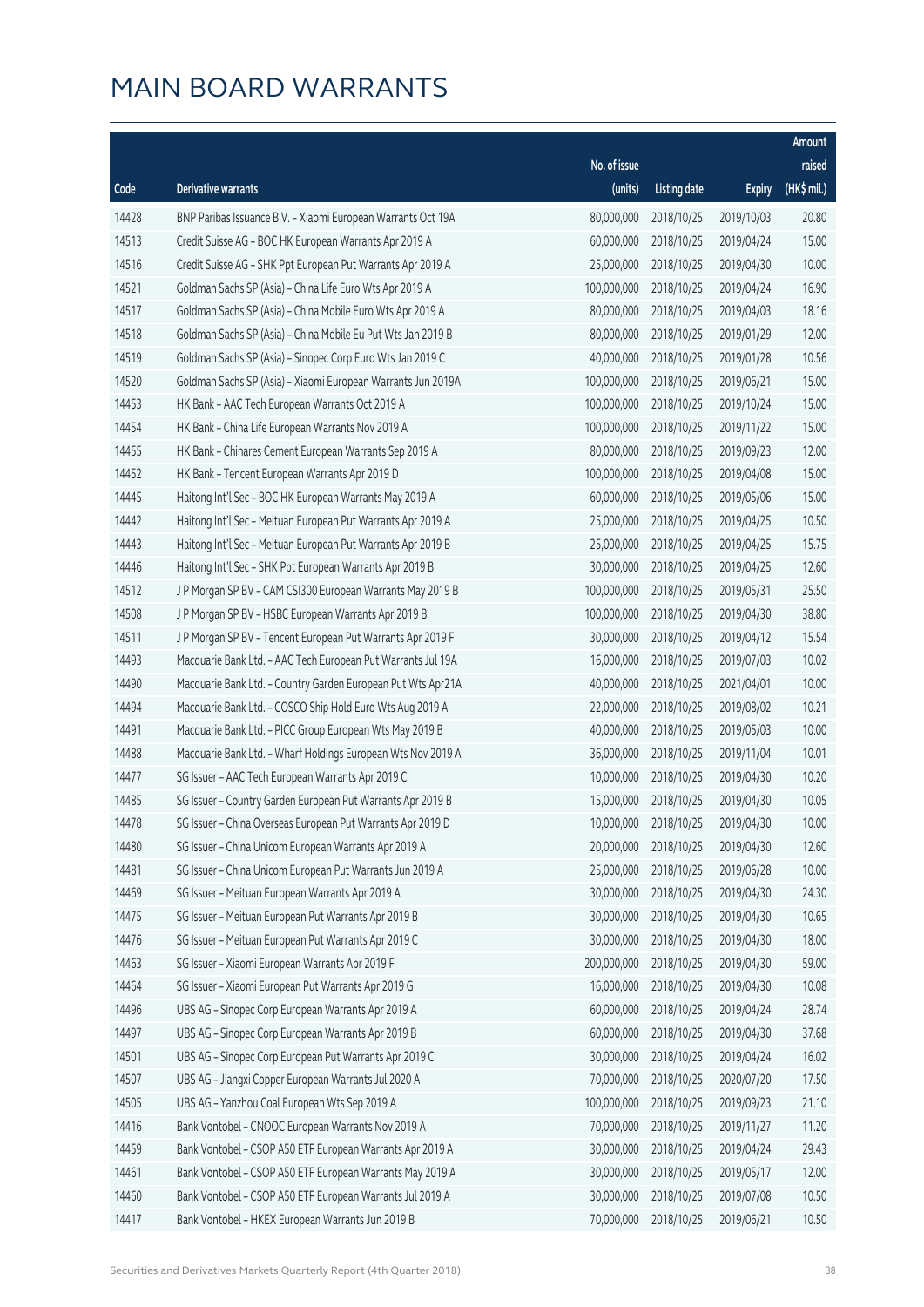# MAIN BOARD WARRANTS

| Code | Derivative warrants | No. of issue (units) | Listing date | Expiry | Amount raised (HK$ mil.) |
|---|---|---|---|---|---|
| 14428 | BNP Paribas Issuance B.V. – Xiaomi European Warrants Oct 19A | 80,000,000 | 2018/10/25 | 2019/10/03 | 20.80 |
| 14513 | Credit Suisse AG – BOC HK European Warrants Apr 2019 A | 60,000,000 | 2018/10/25 | 2019/04/24 | 15.00 |
| 14516 | Credit Suisse AG – SHK Ppt European Put Warrants Apr 2019 A | 25,000,000 | 2018/10/25 | 2019/04/30 | 10.00 |
| 14521 | Goldman Sachs SP (Asia) – China Life Euro Wts Apr 2019 A | 100,000,000 | 2018/10/25 | 2019/04/24 | 16.90 |
| 14517 | Goldman Sachs SP (Asia) – China Mobile Euro Wts Apr 2019 A | 80,000,000 | 2018/10/25 | 2019/04/03 | 18.16 |
| 14518 | Goldman Sachs SP (Asia) – China Mobile Eu Put Wts Jan 2019 B | 80,000,000 | 2018/10/25 | 2019/01/29 | 12.00 |
| 14519 | Goldman Sachs SP (Asia) – Sinopec Corp Euro Wts Jan 2019 C | 40,000,000 | 2018/10/25 | 2019/01/28 | 10.56 |
| 14520 | Goldman Sachs SP (Asia) – Xiaomi European Warrants Jun 2019A | 100,000,000 | 2018/10/25 | 2019/06/21 | 15.00 |
| 14453 | HK Bank – AAC Tech European Warrants Oct 2019 A | 100,000,000 | 2018/10/25 | 2019/10/24 | 15.00 |
| 14454 | HK Bank – China Life European Warrants Nov 2019 A | 100,000,000 | 2018/10/25 | 2019/11/22 | 15.00 |
| 14455 | HK Bank – Chinares Cement European Warrants Sep 2019 A | 80,000,000 | 2018/10/25 | 2019/09/23 | 12.00 |
| 14452 | HK Bank – Tencent European Warrants Apr 2019 D | 100,000,000 | 2018/10/25 | 2019/04/08 | 15.00 |
| 14445 | Haitong Int'l Sec – BOC HK European Warrants May 2019 A | 60,000,000 | 2018/10/25 | 2019/05/06 | 15.00 |
| 14442 | Haitong Int'l Sec – Meituan European Put Warrants Apr 2019 A | 25,000,000 | 2018/10/25 | 2019/04/25 | 10.50 |
| 14443 | Haitong Int'l Sec – Meituan European Put Warrants Apr 2019 B | 25,000,000 | 2018/10/25 | 2019/04/25 | 15.75 |
| 14446 | Haitong Int'l Sec – SHK Ppt European Warrants Apr 2019 B | 30,000,000 | 2018/10/25 | 2019/04/25 | 12.60 |
| 14512 | J P Morgan SP BV – CAM CSI300 European Warrants May 2019 B | 100,000,000 | 2018/10/25 | 2019/05/31 | 25.50 |
| 14508 | J P Morgan SP BV – HSBC European Warrants Apr 2019 B | 100,000,000 | 2018/10/25 | 2019/04/30 | 38.80 |
| 14511 | J P Morgan SP BV – Tencent European Put Warrants Apr 2019 F | 30,000,000 | 2018/10/25 | 2019/04/12 | 15.54 |
| 14493 | Macquarie Bank Ltd. – AAC Tech European Put Warrants Jul 19A | 16,000,000 | 2018/10/25 | 2019/07/03 | 10.02 |
| 14490 | Macquarie Bank Ltd. – Country Garden European Put Wts Apr21A | 40,000,000 | 2018/10/25 | 2021/04/01 | 10.00 |
| 14494 | Macquarie Bank Ltd. – COSCO Ship Hold Euro Wts Aug 2019 A | 22,000,000 | 2018/10/25 | 2019/08/02 | 10.21 |
| 14491 | Macquarie Bank Ltd. – PICC Group European Wts May 2019 B | 40,000,000 | 2018/10/25 | 2019/05/03 | 10.00 |
| 14488 | Macquarie Bank Ltd. – Wharf Holdings European Wts Nov 2019 A | 36,000,000 | 2018/10/25 | 2019/11/04 | 10.01 |
| 14477 | SG Issuer – AAC Tech European Warrants Apr 2019 C | 10,000,000 | 2018/10/25 | 2019/04/30 | 10.20 |
| 14485 | SG Issuer – Country Garden European Put Warrants Apr 2019 B | 15,000,000 | 2018/10/25 | 2019/04/30 | 10.05 |
| 14478 | SG Issuer – China Overseas European Put Warrants Apr 2019 D | 10,000,000 | 2018/10/25 | 2019/04/30 | 10.00 |
| 14480 | SG Issuer – China Unicom European Warrants Apr 2019 A | 20,000,000 | 2018/10/25 | 2019/04/30 | 12.60 |
| 14481 | SG Issuer – China Unicom European Put Warrants Jun 2019 A | 25,000,000 | 2018/10/25 | 2019/06/28 | 10.00 |
| 14469 | SG Issuer – Meituan European Warrants Apr 2019 A | 30,000,000 | 2018/10/25 | 2019/04/30 | 24.30 |
| 14475 | SG Issuer – Meituan European Put Warrants Apr 2019 B | 30,000,000 | 2018/10/25 | 2019/04/30 | 10.65 |
| 14476 | SG Issuer – Meituan European Put Warrants Apr 2019 C | 30,000,000 | 2018/10/25 | 2019/04/30 | 18.00 |
| 14463 | SG Issuer – Xiaomi European Warrants Apr 2019 F | 200,000,000 | 2018/10/25 | 2019/04/30 | 59.00 |
| 14464 | SG Issuer – Xiaomi European Put Warrants Apr 2019 G | 16,000,000 | 2018/10/25 | 2019/04/30 | 10.08 |
| 14496 | UBS AG – Sinopec Corp European Warrants Apr 2019 A | 60,000,000 | 2018/10/25 | 2019/04/24 | 28.74 |
| 14497 | UBS AG – Sinopec Corp European Warrants Apr 2019 B | 60,000,000 | 2018/10/25 | 2019/04/30 | 37.68 |
| 14501 | UBS AG – Sinopec Corp European Put Warrants Apr 2019 C | 30,000,000 | 2018/10/25 | 2019/04/24 | 16.02 |
| 14507 | UBS AG – Jiangxi Copper European Warrants Jul 2020 A | 70,000,000 | 2018/10/25 | 2020/07/20 | 17.50 |
| 14505 | UBS AG – Yanzhou Coal European Wts Sep 2019 A | 100,000,000 | 2018/10/25 | 2019/09/23 | 21.10 |
| 14416 | Bank Vontobel – CNOOC European Warrants Nov 2019 A | 70,000,000 | 2018/10/25 | 2019/11/27 | 11.20 |
| 14459 | Bank Vontobel – CSOP A50 ETF European Warrants Apr 2019 A | 30,000,000 | 2018/10/25 | 2019/04/24 | 29.43 |
| 14461 | Bank Vontobel – CSOP A50 ETF European Warrants May 2019 A | 30,000,000 | 2018/10/25 | 2019/05/17 | 12.00 |
| 14460 | Bank Vontobel – CSOP A50 ETF European Warrants Jul 2019 A | 30,000,000 | 2018/10/25 | 2019/07/08 | 10.50 |
| 14417 | Bank Vontobel – HKEX European Warrants Jun 2019 B | 70,000,000 | 2018/10/25 | 2019/06/21 | 10.50 |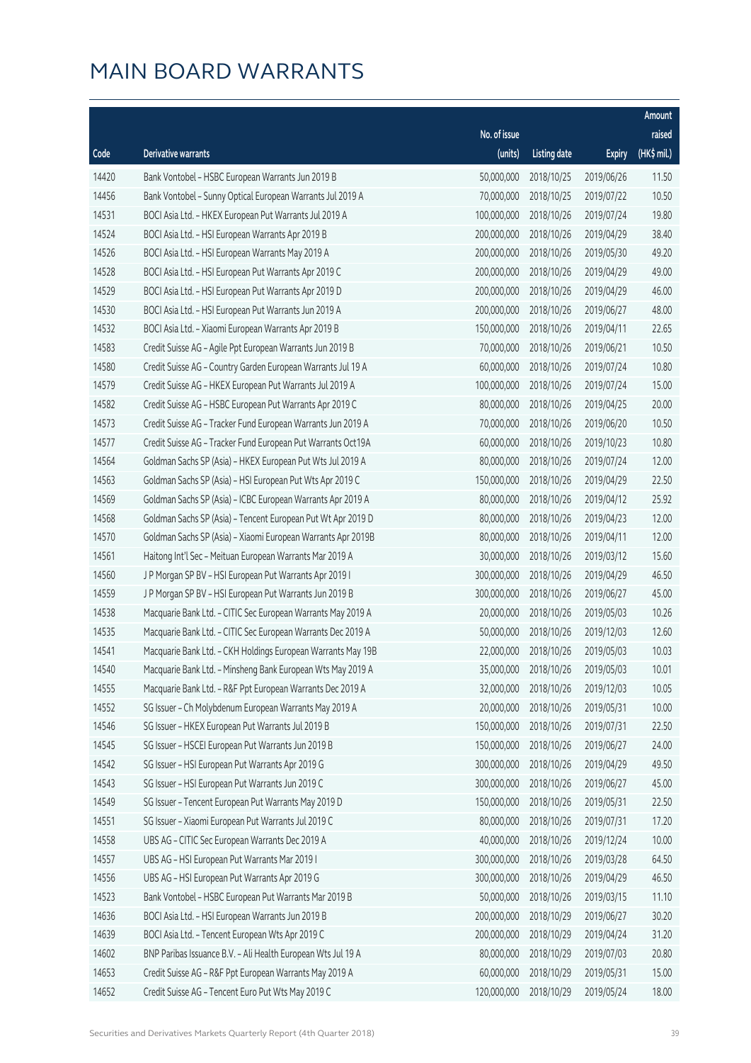# MAIN BOARD WARRANTS

| Code | Derivative warrants | No. of issue (units) | Listing date | Expiry | Amount raised (HK$ mil.) |
|---|---|---|---|---|---|
| 14420 | Bank Vontobel - HSBC European Warrants Jun 2019 B | 50,000,000 | 2018/10/25 | 2019/06/26 | 11.50 |
| 14456 | Bank Vontobel - Sunny Optical European Warrants Jul 2019 A | 70,000,000 | 2018/10/25 | 2019/07/22 | 10.50 |
| 14531 | BOCI Asia Ltd. - HKEX European Put Warrants Jul 2019 A | 100,000,000 | 2018/10/26 | 2019/07/24 | 19.80 |
| 14524 | BOCI Asia Ltd. - HSI European Warrants Apr 2019 B | 200,000,000 | 2018/10/26 | 2019/04/29 | 38.40 |
| 14526 | BOCI Asia Ltd. - HSI European Warrants May 2019 A | 200,000,000 | 2018/10/26 | 2019/05/30 | 49.20 |
| 14528 | BOCI Asia Ltd. - HSI European Put Warrants Apr 2019 C | 200,000,000 | 2018/10/26 | 2019/04/29 | 49.00 |
| 14529 | BOCI Asia Ltd. - HSI European Put Warrants Apr 2019 D | 200,000,000 | 2018/10/26 | 2019/04/29 | 46.00 |
| 14530 | BOCI Asia Ltd. - HSI European Put Warrants Jun 2019 A | 200,000,000 | 2018/10/26 | 2019/06/27 | 48.00 |
| 14532 | BOCI Asia Ltd. - Xiaomi European Warrants Apr 2019 B | 150,000,000 | 2018/10/26 | 2019/04/11 | 22.65 |
| 14583 | Credit Suisse AG - Agile Ppt European Warrants Jun 2019 B | 70,000,000 | 2018/10/26 | 2019/06/21 | 10.50 |
| 14580 | Credit Suisse AG - Country Garden European Warrants Jul 19 A | 60,000,000 | 2018/10/26 | 2019/07/24 | 10.80 |
| 14579 | Credit Suisse AG - HKEX European Put Warrants Jul 2019 A | 100,000,000 | 2018/10/26 | 2019/07/24 | 15.00 |
| 14582 | Credit Suisse AG - HSBC European Put Warrants Apr 2019 C | 80,000,000 | 2018/10/26 | 2019/04/25 | 20.00 |
| 14573 | Credit Suisse AG - Tracker Fund European Warrants Jun 2019 A | 70,000,000 | 2018/10/26 | 2019/06/20 | 10.50 |
| 14577 | Credit Suisse AG - Tracker Fund European Put Warrants Oct19A | 60,000,000 | 2018/10/26 | 2019/10/23 | 10.80 |
| 14564 | Goldman Sachs SP (Asia) - HKEX European Put Wts Jul 2019 A | 80,000,000 | 2018/10/26 | 2019/07/24 | 12.00 |
| 14563 | Goldman Sachs SP (Asia) - HSI European Put Wts Apr 2019 C | 150,000,000 | 2018/10/26 | 2019/04/29 | 22.50 |
| 14569 | Goldman Sachs SP (Asia) - ICBC European Warrants Apr 2019 A | 80,000,000 | 2018/10/26 | 2019/04/12 | 25.92 |
| 14568 | Goldman Sachs SP (Asia) - Tencent European Put Wt Apr 2019 D | 80,000,000 | 2018/10/26 | 2019/04/23 | 12.00 |
| 14570 | Goldman Sachs SP (Asia) - Xiaomi European Warrants Apr 2019B | 80,000,000 | 2018/10/26 | 2019/04/11 | 12.00 |
| 14561 | Haitong Int'l Sec - Meituan European Warrants Mar 2019 A | 30,000,000 | 2018/10/26 | 2019/03/12 | 15.60 |
| 14560 | J P Morgan SP BV - HSI European Put Warrants Apr 2019 I | 300,000,000 | 2018/10/26 | 2019/04/29 | 46.50 |
| 14559 | J P Morgan SP BV - HSI European Put Warrants Jun 2019 B | 300,000,000 | 2018/10/26 | 2019/06/27 | 45.00 |
| 14538 | Macquarie Bank Ltd. - CITIC Sec European Warrants May 2019 A | 20,000,000 | 2018/10/26 | 2019/05/03 | 10.26 |
| 14535 | Macquarie Bank Ltd. - CITIC Sec European Warrants Dec 2019 A | 50,000,000 | 2018/10/26 | 2019/12/03 | 12.60 |
| 14541 | Macquarie Bank Ltd. - CKH Holdings European Warrants May 19B | 22,000,000 | 2018/10/26 | 2019/05/03 | 10.03 |
| 14540 | Macquarie Bank Ltd. - Minsheng Bank European Wts May 2019 A | 35,000,000 | 2018/10/26 | 2019/05/03 | 10.01 |
| 14555 | Macquarie Bank Ltd. - R&F Ppt European Warrants Dec 2019 A | 32,000,000 | 2018/10/26 | 2019/12/03 | 10.05 |
| 14552 | SG Issuer - Ch Molybdenum European Warrants May 2019 A | 20,000,000 | 2018/10/26 | 2019/05/31 | 10.00 |
| 14546 | SG Issuer - HKEX European Put Warrants Jul 2019 B | 150,000,000 | 2018/10/26 | 2019/07/31 | 22.50 |
| 14545 | SG Issuer - HSCEI European Put Warrants Jun 2019 B | 150,000,000 | 2018/10/26 | 2019/06/27 | 24.00 |
| 14542 | SG Issuer - HSI European Put Warrants Apr 2019 G | 300,000,000 | 2018/10/26 | 2019/04/29 | 49.50 |
| 14543 | SG Issuer - HSI European Put Warrants Jun 2019 C | 300,000,000 | 2018/10/26 | 2019/06/27 | 45.00 |
| 14549 | SG Issuer - Tencent European Put Warrants May 2019 D | 150,000,000 | 2018/10/26 | 2019/05/31 | 22.50 |
| 14551 | SG Issuer - Xiaomi European Put Warrants Jul 2019 C | 80,000,000 | 2018/10/26 | 2019/07/31 | 17.20 |
| 14558 | UBS AG - CITIC Sec European Warrants Dec 2019 A | 40,000,000 | 2018/10/26 | 2019/12/24 | 10.00 |
| 14557 | UBS AG - HSI European Put Warrants Mar 2019 I | 300,000,000 | 2018/10/26 | 2019/03/28 | 64.50 |
| 14556 | UBS AG - HSI European Put Warrants Apr 2019 G | 300,000,000 | 2018/10/26 | 2019/04/29 | 46.50 |
| 14523 | Bank Vontobel - HSBC European Put Warrants Mar 2019 B | 50,000,000 | 2018/10/26 | 2019/03/15 | 11.10 |
| 14636 | BOCI Asia Ltd. - HSI European Warrants Jun 2019 B | 200,000,000 | 2018/10/29 | 2019/06/27 | 30.20 |
| 14639 | BOCI Asia Ltd. - Tencent European Wts Apr 2019 C | 200,000,000 | 2018/10/29 | 2019/04/24 | 31.20 |
| 14602 | BNP Paribas Issuance B.V. - Ali Health European Wts Jul 19 A | 80,000,000 | 2018/10/29 | 2019/07/03 | 20.80 |
| 14653 | Credit Suisse AG - R&F Ppt European Warrants May 2019 A | 60,000,000 | 2018/10/29 | 2019/05/31 | 15.00 |
| 14652 | Credit Suisse AG - Tencent Euro Put Wts May 2019 C | 120,000,000 | 2018/10/29 | 2019/05/24 | 18.00 |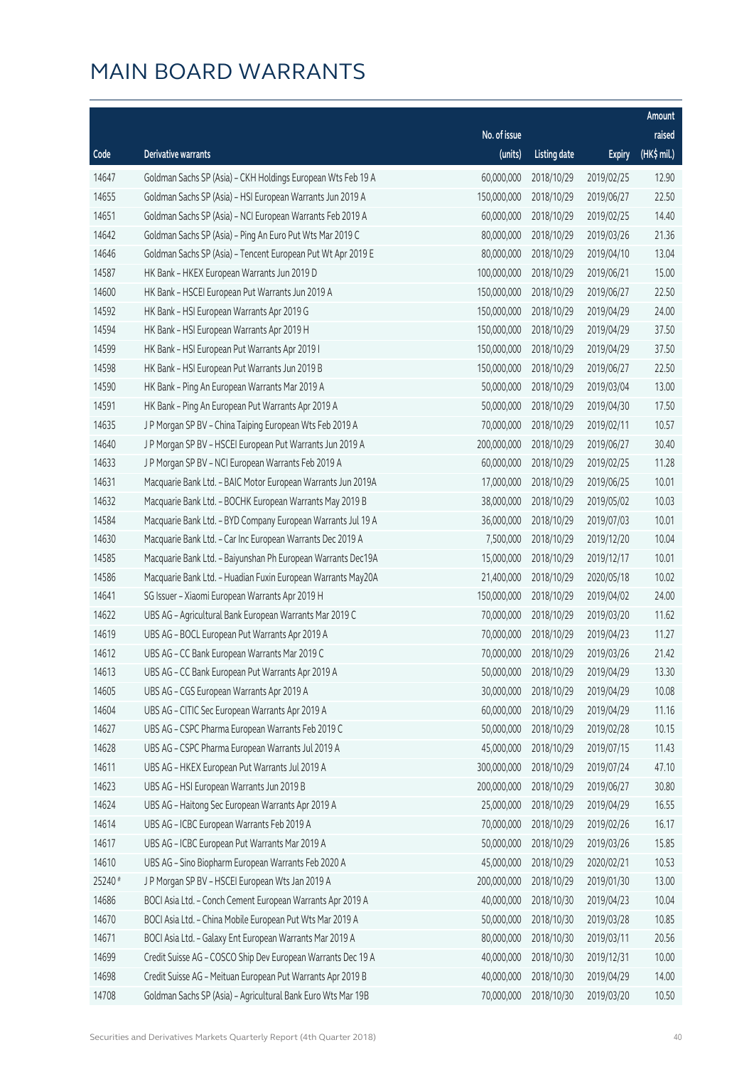# MAIN BOARD WARRANTS

| Code | Derivative warrants | No. of issue (units) | Listing date | Expiry | Amount raised (HK$ mil.) |
|---|---|---|---|---|---|
| 14647 | Goldman Sachs SP (Asia) - CKH Holdings European Wts Feb 19 A | 60,000,000 | 2018/10/29 | 2019/02/25 | 12.90 |
| 14655 | Goldman Sachs SP (Asia) - HSI European Warrants Jun 2019 A | 150,000,000 | 2018/10/29 | 2019/06/27 | 22.50 |
| 14651 | Goldman Sachs SP (Asia) - NCI European Warrants Feb 2019 A | 60,000,000 | 2018/10/29 | 2019/02/25 | 14.40 |
| 14642 | Goldman Sachs SP (Asia) - Ping An Euro Put Wts Mar 2019 C | 80,000,000 | 2018/10/29 | 2019/03/26 | 21.36 |
| 14646 | Goldman Sachs SP (Asia) - Tencent European Put Wt Apr 2019 E | 80,000,000 | 2018/10/29 | 2019/04/10 | 13.04 |
| 14587 | HK Bank - HKEX European Warrants Jun 2019 D | 100,000,000 | 2018/10/29 | 2019/06/21 | 15.00 |
| 14600 | HK Bank - HSCEI European Put Warrants Jun 2019 A | 150,000,000 | 2018/10/29 | 2019/06/27 | 22.50 |
| 14592 | HK Bank - HSI European Warrants Apr 2019 G | 150,000,000 | 2018/10/29 | 2019/04/29 | 24.00 |
| 14594 | HK Bank - HSI European Warrants Apr 2019 H | 150,000,000 | 2018/10/29 | 2019/04/29 | 37.50 |
| 14599 | HK Bank - HSI European Put Warrants Apr 2019 I | 150,000,000 | 2018/10/29 | 2019/04/29 | 37.50 |
| 14598 | HK Bank - HSI European Put Warrants Jun 2019 B | 150,000,000 | 2018/10/29 | 2019/06/27 | 22.50 |
| 14590 | HK Bank - Ping An European Warrants Mar 2019 A | 50,000,000 | 2018/10/29 | 2019/03/04 | 13.00 |
| 14591 | HK Bank - Ping An European Put Warrants Apr 2019 A | 50,000,000 | 2018/10/29 | 2019/04/30 | 17.50 |
| 14635 | J P Morgan SP BV - China Taiping European Wts Feb 2019 A | 70,000,000 | 2018/10/29 | 2019/02/11 | 10.57 |
| 14640 | J P Morgan SP BV - HSCEI European Put Warrants Jun 2019 A | 200,000,000 | 2018/10/29 | 2019/06/27 | 30.40 |
| 14633 | J P Morgan SP BV - NCI European Warrants Feb 2019 A | 60,000,000 | 2018/10/29 | 2019/02/25 | 11.28 |
| 14631 | Macquarie Bank Ltd. - BAIC Motor European Warrants Jun 2019A | 17,000,000 | 2018/10/29 | 2019/06/25 | 10.01 |
| 14632 | Macquarie Bank Ltd. - BOCHK European Warrants May 2019 B | 38,000,000 | 2018/10/29 | 2019/05/02 | 10.03 |
| 14584 | Macquarie Bank Ltd. - BYD Company European Warrants Jul 19 A | 36,000,000 | 2018/10/29 | 2019/07/03 | 10.01 |
| 14630 | Macquarie Bank Ltd. - Car Inc European Warrants Dec 2019 A | 7,500,000 | 2018/10/29 | 2019/12/20 | 10.04 |
| 14585 | Macquarie Bank Ltd. - Baiyunshan Ph European Warrants Dec19A | 15,000,000 | 2018/10/29 | 2019/12/17 | 10.01 |
| 14586 | Macquarie Bank Ltd. - Huadian Fuxin European Warrants May20A | 21,400,000 | 2018/10/29 | 2020/05/18 | 10.02 |
| 14641 | SG Issuer - Xiaomi European Warrants Apr 2019 H | 150,000,000 | 2018/10/29 | 2019/04/02 | 24.00 |
| 14622 | UBS AG - Agricultural Bank European Warrants Mar 2019 C | 70,000,000 | 2018/10/29 | 2019/03/20 | 11.62 |
| 14619 | UBS AG - BOCL European Put Warrants Apr 2019 A | 70,000,000 | 2018/10/29 | 2019/04/23 | 11.27 |
| 14612 | UBS AG - CC Bank European Warrants Mar 2019 C | 70,000,000 | 2018/10/29 | 2019/03/26 | 21.42 |
| 14613 | UBS AG - CC Bank European Put Warrants Apr 2019 A | 50,000,000 | 2018/10/29 | 2019/04/29 | 13.30 |
| 14605 | UBS AG - CGS European Warrants Apr 2019 A | 30,000,000 | 2018/10/29 | 2019/04/29 | 10.08 |
| 14604 | UBS AG - CITIC Sec European Warrants Apr 2019 A | 60,000,000 | 2018/10/29 | 2019/04/29 | 11.16 |
| 14627 | UBS AG - CSPC Pharma European Warrants Feb 2019 C | 50,000,000 | 2018/10/29 | 2019/02/28 | 10.15 |
| 14628 | UBS AG - CSPC Pharma European Warrants Jul 2019 A | 45,000,000 | 2018/10/29 | 2019/07/15 | 11.43 |
| 14611 | UBS AG - HKEX European Put Warrants Jul 2019 A | 300,000,000 | 2018/10/29 | 2019/07/24 | 47.10 |
| 14623 | UBS AG - HSI European Warrants Jun 2019 B | 200,000,000 | 2018/10/29 | 2019/06/27 | 30.80 |
| 14624 | UBS AG - Haitong Sec European Warrants Apr 2019 A | 25,000,000 | 2018/10/29 | 2019/04/29 | 16.55 |
| 14614 | UBS AG - ICBC European Warrants Feb 2019 A | 70,000,000 | 2018/10/29 | 2019/02/26 | 16.17 |
| 14617 | UBS AG - ICBC European Put Warrants Mar 2019 A | 50,000,000 | 2018/10/29 | 2019/03/26 | 15.85 |
| 14610 | UBS AG - Sino Biopharm European Warrants Feb 2020 A | 45,000,000 | 2018/10/29 | 2020/02/21 | 10.53 |
| 25240 # | J P Morgan SP BV - HSCEI European Wts Jan 2019 A | 200,000,000 | 2018/10/29 | 2019/01/30 | 13.00 |
| 14686 | BOCI Asia Ltd. - Conch Cement European Warrants Apr 2019 A | 40,000,000 | 2018/10/30 | 2019/04/23 | 10.04 |
| 14670 | BOCI Asia Ltd. - China Mobile European Put Wts Mar 2019 A | 50,000,000 | 2018/10/30 | 2019/03/28 | 10.85 |
| 14671 | BOCI Asia Ltd. - Galaxy Ent European Warrants Mar 2019 A | 80,000,000 | 2018/10/30 | 2019/03/11 | 20.56 |
| 14699 | Credit Suisse AG - COSCO Ship Dev European Warrants Dec 19 A | 40,000,000 | 2018/10/30 | 2019/12/31 | 10.00 |
| 14698 | Credit Suisse AG - Meituan European Put Warrants Apr 2019 B | 40,000,000 | 2018/10/30 | 2019/04/29 | 14.00 |
| 14708 | Goldman Sachs SP (Asia) - Agricultural Bank Euro Wts Mar 19B | 70,000,000 | 2018/10/30 | 2019/03/20 | 10.50 |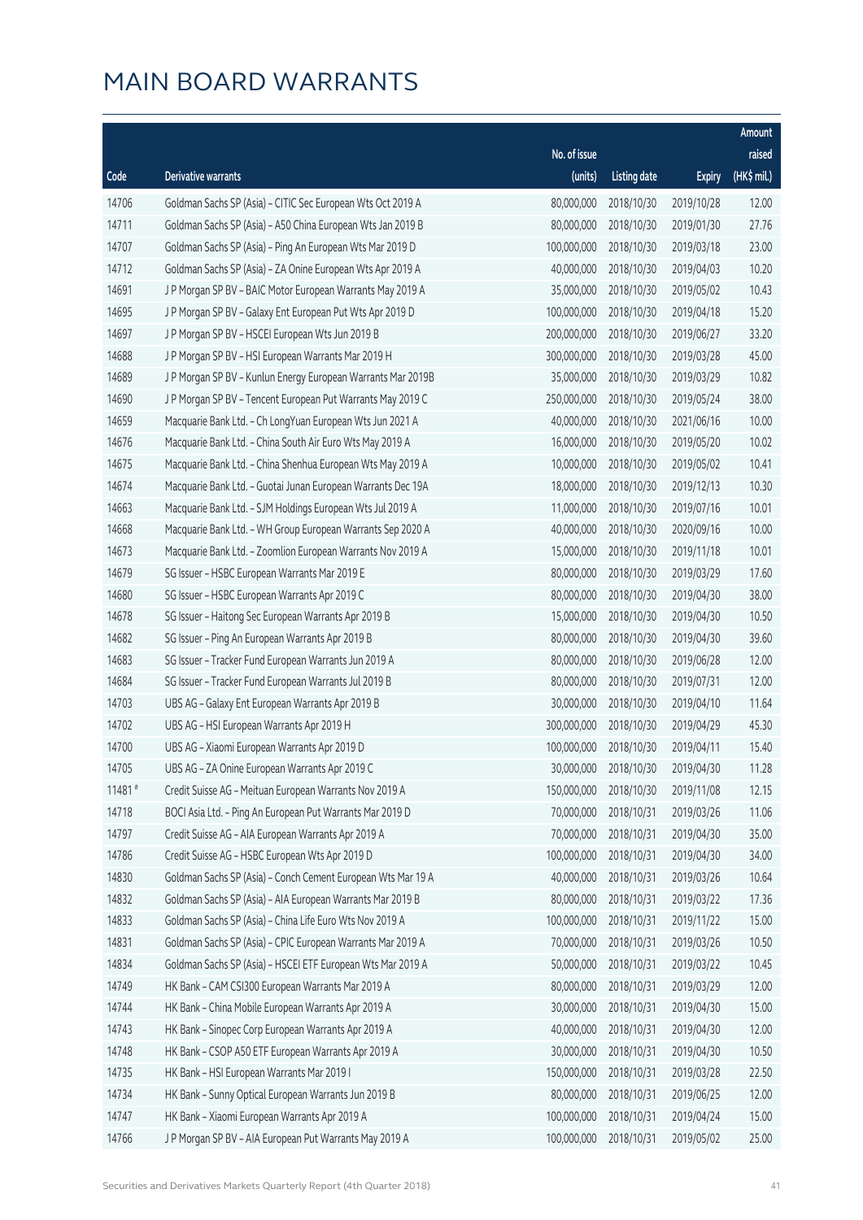# MAIN BOARD WARRANTS

| Code | Derivative warrants | No. of issue (units) | Listing date | Expiry | Amount raised (HK$ mil.) |
|---|---|---|---|---|---|
| 14706 | Goldman Sachs SP (Asia) - CITIC Sec European Wts Oct 2019 A | 80,000,000 | 2018/10/30 | 2019/10/28 | 12.00 |
| 14711 | Goldman Sachs SP (Asia) - A50 China European Wts Jan 2019 B | 80,000,000 | 2018/10/30 | 2019/01/30 | 27.76 |
| 14707 | Goldman Sachs SP (Asia) - Ping An European Wts Mar 2019 D | 100,000,000 | 2018/10/30 | 2019/03/18 | 23.00 |
| 14712 | Goldman Sachs SP (Asia) - ZA Onine European Wts Apr 2019 A | 40,000,000 | 2018/10/30 | 2019/04/03 | 10.20 |
| 14691 | J P Morgan SP BV - BAIC Motor European Warrants May 2019 A | 35,000,000 | 2018/10/30 | 2019/05/02 | 10.43 |
| 14695 | J P Morgan SP BV - Galaxy Ent European Put Wts Apr 2019 D | 100,000,000 | 2018/10/30 | 2019/04/18 | 15.20 |
| 14697 | J P Morgan SP BV - HSCEI European Wts Jun 2019 B | 200,000,000 | 2018/10/30 | 2019/06/27 | 33.20 |
| 14688 | J P Morgan SP BV - HSI European Warrants Mar 2019 H | 300,000,000 | 2018/10/30 | 2019/03/28 | 45.00 |
| 14689 | J P Morgan SP BV - Kunlun Energy European Warrants Mar 2019B | 35,000,000 | 2018/10/30 | 2019/03/29 | 10.82 |
| 14690 | J P Morgan SP BV - Tencent European Put Warrants May 2019 C | 250,000,000 | 2018/10/30 | 2019/05/24 | 38.00 |
| 14659 | Macquarie Bank Ltd. - Ch LongYuan European Wts Jun 2021 A | 40,000,000 | 2018/10/30 | 2021/06/16 | 10.00 |
| 14676 | Macquarie Bank Ltd. - China South Air Euro Wts May 2019 A | 16,000,000 | 2018/10/30 | 2019/05/20 | 10.02 |
| 14675 | Macquarie Bank Ltd. - China Shenhua European Wts May 2019 A | 10,000,000 | 2018/10/30 | 2019/05/02 | 10.41 |
| 14674 | Macquarie Bank Ltd. - Guotai Junan European Warrants Dec 19A | 18,000,000 | 2018/10/30 | 2019/12/13 | 10.30 |
| 14663 | Macquarie Bank Ltd. - SJM Holdings European Wts Jul 2019 A | 11,000,000 | 2018/10/30 | 2019/07/16 | 10.01 |
| 14668 | Macquarie Bank Ltd. - WH Group European Warrants Sep 2020 A | 40,000,000 | 2018/10/30 | 2020/09/16 | 10.00 |
| 14673 | Macquarie Bank Ltd. - Zoomlion European Warrants Nov 2019 A | 15,000,000 | 2018/10/30 | 2019/11/18 | 10.01 |
| 14679 | SG Issuer - HSBC European Warrants Mar 2019 E | 80,000,000 | 2018/10/30 | 2019/03/29 | 17.60 |
| 14680 | SG Issuer - HSBC European Warrants Apr 2019 C | 80,000,000 | 2018/10/30 | 2019/04/30 | 38.00 |
| 14678 | SG Issuer - Haitong Sec European Warrants Apr 2019 B | 15,000,000 | 2018/10/30 | 2019/04/30 | 10.50 |
| 14682 | SG Issuer - Ping An European Warrants Apr 2019 B | 80,000,000 | 2018/10/30 | 2019/04/30 | 39.60 |
| 14683 | SG Issuer - Tracker Fund European Warrants Jun 2019 A | 80,000,000 | 2018/10/30 | 2019/06/28 | 12.00 |
| 14684 | SG Issuer - Tracker Fund European Warrants Jul 2019 B | 80,000,000 | 2018/10/30 | 2019/07/31 | 12.00 |
| 14703 | UBS AG - Galaxy Ent European Warrants Apr 2019 B | 30,000,000 | 2018/10/30 | 2019/04/10 | 11.64 |
| 14702 | UBS AG - HSI European Warrants Apr 2019 H | 300,000,000 | 2018/10/30 | 2019/04/29 | 45.30 |
| 14700 | UBS AG - Xiaomi European Warrants Apr 2019 D | 100,000,000 | 2018/10/30 | 2019/04/11 | 15.40 |
| 14705 | UBS AG - ZA Onine European Warrants Apr 2019 C | 30,000,000 | 2018/10/30 | 2019/04/30 | 11.28 |
| 11481 # | Credit Suisse AG - Meituan European Warrants Nov 2019 A | 150,000,000 | 2018/10/30 | 2019/11/08 | 12.15 |
| 14718 | BOCI Asia Ltd. - Ping An European Put Warrants Mar 2019 D | 70,000,000 | 2018/10/31 | 2019/03/26 | 11.06 |
| 14797 | Credit Suisse AG - AIA European Warrants Apr 2019 A | 70,000,000 | 2018/10/31 | 2019/04/30 | 35.00 |
| 14786 | Credit Suisse AG - HSBC European Wts Apr 2019 D | 100,000,000 | 2018/10/31 | 2019/04/30 | 34.00 |
| 14830 | Goldman Sachs SP (Asia) - Conch Cement European Wts Mar 19 A | 40,000,000 | 2018/10/31 | 2019/03/26 | 10.64 |
| 14832 | Goldman Sachs SP (Asia) - AIA European Warrants Mar 2019 B | 80,000,000 | 2018/10/31 | 2019/03/22 | 17.36 |
| 14833 | Goldman Sachs SP (Asia) - China Life Euro Wts Nov 2019 A | 100,000,000 | 2018/10/31 | 2019/11/22 | 15.00 |
| 14831 | Goldman Sachs SP (Asia) - CPIC European Warrants Mar 2019 A | 70,000,000 | 2018/10/31 | 2019/03/26 | 10.50 |
| 14834 | Goldman Sachs SP (Asia) - HSCEI ETF European Wts Mar 2019 A | 50,000,000 | 2018/10/31 | 2019/03/22 | 10.45 |
| 14749 | HK Bank - CAM CSI300 European Warrants Mar 2019 A | 80,000,000 | 2018/10/31 | 2019/03/29 | 12.00 |
| 14744 | HK Bank - China Mobile European Warrants Apr 2019 A | 30,000,000 | 2018/10/31 | 2019/04/30 | 15.00 |
| 14743 | HK Bank - Sinopec Corp European Warrants Apr 2019 A | 40,000,000 | 2018/10/31 | 2019/04/30 | 12.00 |
| 14748 | HK Bank - CSOP A50 ETF European Warrants Apr 2019 A | 30,000,000 | 2018/10/31 | 2019/04/30 | 10.50 |
| 14735 | HK Bank - HSI European Warrants Mar 2019 I | 150,000,000 | 2018/10/31 | 2019/03/28 | 22.50 |
| 14734 | HK Bank - Sunny Optical European Warrants Jun 2019 B | 80,000,000 | 2018/10/31 | 2019/06/25 | 12.00 |
| 14747 | HK Bank - Xiaomi European Warrants Apr 2019 A | 100,000,000 | 2018/10/31 | 2019/04/24 | 15.00 |
| 14766 | J P Morgan SP BV - AIA European Put Warrants May 2019 A | 100,000,000 | 2018/10/31 | 2019/05/02 | 25.00 |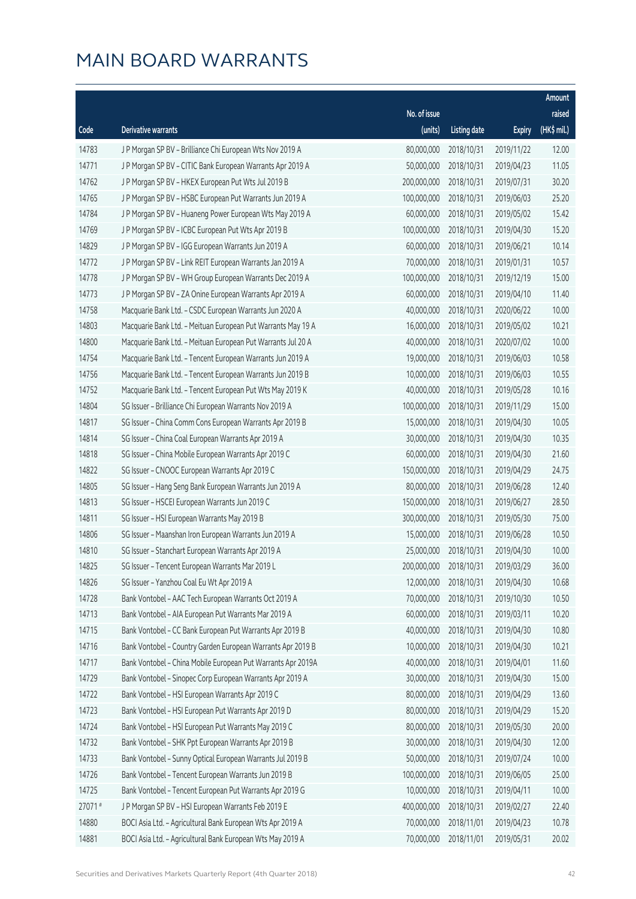# MAIN BOARD WARRANTS

| Code | Derivative warrants | No. of issue (units) | Listing date | Expiry | Amount raised (HK$ mil.) |
|---|---|---|---|---|---|
| 14783 | J P Morgan SP BV - Brilliance Chi European Wts Nov 2019 A | 80,000,000 | 2018/10/31 | 2019/11/22 | 12.00 |
| 14771 | J P Morgan SP BV - CITIC Bank European Warrants Apr 2019 A | 50,000,000 | 2018/10/31 | 2019/04/23 | 11.05 |
| 14762 | J P Morgan SP BV - HKEX European Put Wts Jul 2019 B | 200,000,000 | 2018/10/31 | 2019/07/31 | 30.20 |
| 14765 | J P Morgan SP BV - HSBC European Put Warrants Jun 2019 A | 100,000,000 | 2018/10/31 | 2019/06/03 | 25.20 |
| 14784 | J P Morgan SP BV - Huaneng Power European Wts May 2019 A | 60,000,000 | 2018/10/31 | 2019/05/02 | 15.42 |
| 14769 | J P Morgan SP BV - ICBC European Put Wts Apr 2019 B | 100,000,000 | 2018/10/31 | 2019/04/30 | 15.20 |
| 14829 | J P Morgan SP BV - IGG European Warrants Jun 2019 A | 60,000,000 | 2018/10/31 | 2019/06/21 | 10.14 |
| 14772 | J P Morgan SP BV - Link REIT European Warrants Jan 2019 A | 70,000,000 | 2018/10/31 | 2019/01/31 | 10.57 |
| 14778 | J P Morgan SP BV - WH Group European Warrants Dec 2019 A | 100,000,000 | 2018/10/31 | 2019/12/19 | 15.00 |
| 14773 | J P Morgan SP BV - ZA Onine European Warrants Apr 2019 A | 60,000,000 | 2018/10/31 | 2019/04/10 | 11.40 |
| 14758 | Macquarie Bank Ltd. - CSDC European Warrants Jun 2020 A | 40,000,000 | 2018/10/31 | 2020/06/22 | 10.00 |
| 14803 | Macquarie Bank Ltd. - Meituan European Put Warrants May 19 A | 16,000,000 | 2018/10/31 | 2019/05/02 | 10.21 |
| 14800 | Macquarie Bank Ltd. - Meituan European Put Warrants Jul 20 A | 40,000,000 | 2018/10/31 | 2020/07/02 | 10.00 |
| 14754 | Macquarie Bank Ltd. - Tencent European Warrants Jun 2019 A | 19,000,000 | 2018/10/31 | 2019/06/03 | 10.58 |
| 14756 | Macquarie Bank Ltd. - Tencent European Warrants Jun 2019 B | 10,000,000 | 2018/10/31 | 2019/06/03 | 10.55 |
| 14752 | Macquarie Bank Ltd. - Tencent European Put Wts May 2019 K | 40,000,000 | 2018/10/31 | 2019/05/28 | 10.16 |
| 14804 | SG Issuer - Brilliance Chi European Warrants Nov 2019 A | 100,000,000 | 2018/10/31 | 2019/11/29 | 15.00 |
| 14817 | SG Issuer - China Comm Cons European Warrants Apr 2019 B | 15,000,000 | 2018/10/31 | 2019/04/30 | 10.05 |
| 14814 | SG Issuer - China Coal European Warrants Apr 2019 A | 30,000,000 | 2018/10/31 | 2019/04/30 | 10.35 |
| 14818 | SG Issuer - China Mobile European Warrants Apr 2019 C | 60,000,000 | 2018/10/31 | 2019/04/30 | 21.60 |
| 14822 | SG Issuer - CNOOC European Warrants Apr 2019 C | 150,000,000 | 2018/10/31 | 2019/04/29 | 24.75 |
| 14805 | SG Issuer - Hang Seng Bank European Warrants Jun 2019 A | 80,000,000 | 2018/10/31 | 2019/06/28 | 12.40 |
| 14813 | SG Issuer - HSCEI European Warrants Jun 2019 C | 150,000,000 | 2018/10/31 | 2019/06/27 | 28.50 |
| 14811 | SG Issuer - HSI European Warrants May 2019 B | 300,000,000 | 2018/10/31 | 2019/05/30 | 75.00 |
| 14806 | SG Issuer - Maanshan Iron European Warrants Jun 2019 A | 15,000,000 | 2018/10/31 | 2019/06/28 | 10.50 |
| 14810 | SG Issuer - Stanchart European Warrants Apr 2019 A | 25,000,000 | 2018/10/31 | 2019/04/30 | 10.00 |
| 14825 | SG Issuer - Tencent European Warrants Mar 2019 L | 200,000,000 | 2018/10/31 | 2019/03/29 | 36.00 |
| 14826 | SG Issuer - Yanzhou Coal Eu Wt Apr 2019 A | 12,000,000 | 2018/10/31 | 2019/04/30 | 10.68 |
| 14728 | Bank Vontobel - AAC Tech European Warrants Oct 2019 A | 70,000,000 | 2018/10/31 | 2019/10/30 | 10.50 |
| 14713 | Bank Vontobel - AIA European Put Warrants Mar 2019 A | 60,000,000 | 2018/10/31 | 2019/03/11 | 10.20 |
| 14715 | Bank Vontobel - CC Bank European Put Warrants Apr 2019 B | 40,000,000 | 2018/10/31 | 2019/04/30 | 10.80 |
| 14716 | Bank Vontobel - Country Garden European Warrants Apr 2019 B | 10,000,000 | 2018/10/31 | 2019/04/30 | 10.21 |
| 14717 | Bank Vontobel - China Mobile European Put Warrants Apr 2019A | 40,000,000 | 2018/10/31 | 2019/04/01 | 11.60 |
| 14729 | Bank Vontobel - Sinopec Corp European Warrants Apr 2019 A | 30,000,000 | 2018/10/31 | 2019/04/30 | 15.00 |
| 14722 | Bank Vontobel - HSI European Warrants Apr 2019 C | 80,000,000 | 2018/10/31 | 2019/04/29 | 13.60 |
| 14723 | Bank Vontobel - HSI European Put Warrants Apr 2019 D | 80,000,000 | 2018/10/31 | 2019/04/29 | 15.20 |
| 14724 | Bank Vontobel - HSI European Put Warrants May 2019 C | 80,000,000 | 2018/10/31 | 2019/05/30 | 20.00 |
| 14732 | Bank Vontobel - SHK Ppt European Warrants Apr 2019 B | 30,000,000 | 2018/10/31 | 2019/04/30 | 12.00 |
| 14733 | Bank Vontobel - Sunny Optical European Warrants Jul 2019 B | 50,000,000 | 2018/10/31 | 2019/07/24 | 10.00 |
| 14726 | Bank Vontobel - Tencent European Warrants Jun 2019 B | 100,000,000 | 2018/10/31 | 2019/06/05 | 25.00 |
| 14725 | Bank Vontobel - Tencent European Put Warrants Apr 2019 G | 10,000,000 | 2018/10/31 | 2019/04/11 | 10.00 |
| 27071 # | J P Morgan SP BV - HSI European Warrants Feb 2019 E | 400,000,000 | 2018/10/31 | 2019/02/27 | 22.40 |
| 14880 | BOCI Asia Ltd. - Agricultural Bank European Wts Apr 2019 A | 70,000,000 | 2018/11/01 | 2019/04/23 | 10.78 |
| 14881 | BOCI Asia Ltd. - Agricultural Bank European Wts May 2019 A | 70,000,000 | 2018/11/01 | 2019/05/31 | 20.02 |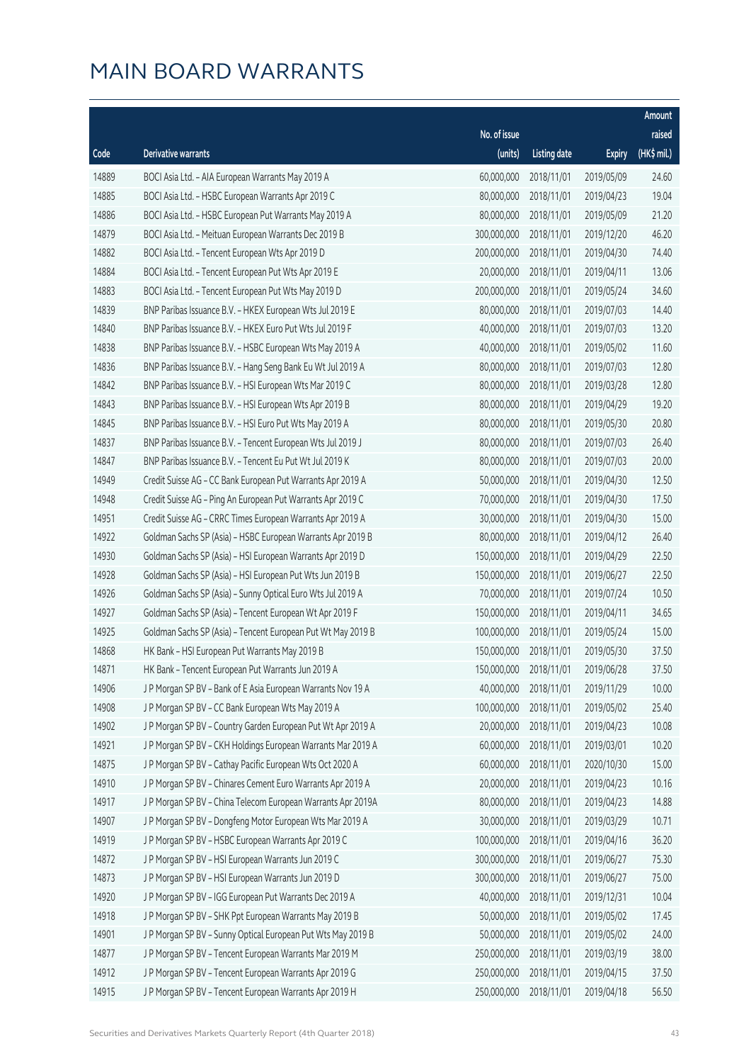# MAIN BOARD WARRANTS

| Code | Derivative warrants | No. of issue (units) | Listing date | Expiry | Amount raised (HK$ mil.) |
|---|---|---|---|---|---|
| 14889 | BOCI Asia Ltd. - AIA European Warrants May 2019 A | 60,000,000 | 2018/11/01 | 2019/05/09 | 24.60 |
| 14885 | BOCI Asia Ltd. - HSBC European Warrants Apr 2019 C | 80,000,000 | 2018/11/01 | 2019/04/23 | 19.04 |
| 14886 | BOCI Asia Ltd. - HSBC European Put Warrants May 2019 A | 80,000,000 | 2018/11/01 | 2019/05/09 | 21.20 |
| 14879 | BOCI Asia Ltd. - Meituan European Warrants Dec 2019 B | 300,000,000 | 2018/11/01 | 2019/12/20 | 46.20 |
| 14882 | BOCI Asia Ltd. - Tencent European Wts Apr 2019 D | 200,000,000 | 2018/11/01 | 2019/04/30 | 74.40 |
| 14884 | BOCI Asia Ltd. - Tencent European Put Wts Apr 2019 E | 20,000,000 | 2018/11/01 | 2019/04/11 | 13.06 |
| 14883 | BOCI Asia Ltd. - Tencent European Put Wts May 2019 D | 200,000,000 | 2018/11/01 | 2019/05/24 | 34.60 |
| 14839 | BNP Paribas Issuance B.V. - HKEX European Wts Jul 2019 E | 80,000,000 | 2018/11/01 | 2019/07/03 | 14.40 |
| 14840 | BNP Paribas Issuance B.V. - HKEX Euro Put Wts Jul 2019 F | 40,000,000 | 2018/11/01 | 2019/07/03 | 13.20 |
| 14838 | BNP Paribas Issuance B.V. - HSBC European Wts May 2019 A | 40,000,000 | 2018/11/01 | 2019/05/02 | 11.60 |
| 14836 | BNP Paribas Issuance B.V. - Hang Seng Bank Eu Wt Jul 2019 A | 80,000,000 | 2018/11/01 | 2019/07/03 | 12.80 |
| 14842 | BNP Paribas Issuance B.V. - HSI European Wts Mar 2019 C | 80,000,000 | 2018/11/01 | 2019/03/28 | 12.80 |
| 14843 | BNP Paribas Issuance B.V. - HSI European Wts Apr 2019 B | 80,000,000 | 2018/11/01 | 2019/04/29 | 19.20 |
| 14845 | BNP Paribas Issuance B.V. - HSI Euro Put Wts May 2019 A | 80,000,000 | 2018/11/01 | 2019/05/30 | 20.80 |
| 14837 | BNP Paribas Issuance B.V. - Tencent European Wts Jul 2019 J | 80,000,000 | 2018/11/01 | 2019/07/03 | 26.40 |
| 14847 | BNP Paribas Issuance B.V. - Tencent Eu Put Wt Jul 2019 K | 80,000,000 | 2018/11/01 | 2019/07/03 | 20.00 |
| 14949 | Credit Suisse AG - CC Bank European Put Warrants Apr 2019 A | 50,000,000 | 2018/11/01 | 2019/04/30 | 12.50 |
| 14948 | Credit Suisse AG - Ping An European Put Warrants Apr 2019 C | 70,000,000 | 2018/11/01 | 2019/04/30 | 17.50 |
| 14951 | Credit Suisse AG - CRRC Times European Warrants Apr 2019 A | 30,000,000 | 2018/11/01 | 2019/04/30 | 15.00 |
| 14922 | Goldman Sachs SP (Asia) - HSBC European Warrants Apr 2019 B | 80,000,000 | 2018/11/01 | 2019/04/12 | 26.40 |
| 14930 | Goldman Sachs SP (Asia) - HSI European Warrants Apr 2019 D | 150,000,000 | 2018/11/01 | 2019/04/29 | 22.50 |
| 14928 | Goldman Sachs SP (Asia) - HSI European Put Wts Jun 2019 B | 150,000,000 | 2018/11/01 | 2019/06/27 | 22.50 |
| 14926 | Goldman Sachs SP (Asia) - Sunny Optical Euro Wts Jul 2019 A | 70,000,000 | 2018/11/01 | 2019/07/24 | 10.50 |
| 14927 | Goldman Sachs SP (Asia) - Tencent European Wt Apr 2019 F | 150,000,000 | 2018/11/01 | 2019/04/11 | 34.65 |
| 14925 | Goldman Sachs SP (Asia) - Tencent European Put Wt May 2019 B | 100,000,000 | 2018/11/01 | 2019/05/24 | 15.00 |
| 14868 | HK Bank - HSI European Put Warrants May 2019 B | 150,000,000 | 2018/11/01 | 2019/05/30 | 37.50 |
| 14871 | HK Bank - Tencent European Put Warrants Jun 2019 A | 150,000,000 | 2018/11/01 | 2019/06/28 | 37.50 |
| 14906 | J P Morgan SP BV - Bank of E Asia European Warrants Nov 19 A | 40,000,000 | 2018/11/01 | 2019/11/29 | 10.00 |
| 14908 | J P Morgan SP BV - CC Bank European Wts May 2019 A | 100,000,000 | 2018/11/01 | 2019/05/02 | 25.40 |
| 14902 | J P Morgan SP BV - Country Garden European Put Wt Apr 2019 A | 20,000,000 | 2018/11/01 | 2019/04/23 | 10.08 |
| 14921 | J P Morgan SP BV - CKH Holdings European Warrants Mar 2019 A | 60,000,000 | 2018/11/01 | 2019/03/01 | 10.20 |
| 14875 | J P Morgan SP BV - Cathay Pacific European Wts Oct 2020 A | 60,000,000 | 2018/11/01 | 2020/10/30 | 15.00 |
| 14910 | J P Morgan SP BV - Chinares Cement Euro Warrants Apr 2019 A | 20,000,000 | 2018/11/01 | 2019/04/23 | 10.16 |
| 14917 | J P Morgan SP BV - China Telecom European Warrants Apr 2019A | 80,000,000 | 2018/11/01 | 2019/04/23 | 14.88 |
| 14907 | J P Morgan SP BV - Dongfeng Motor European Wts Mar 2019 A | 30,000,000 | 2018/11/01 | 2019/03/29 | 10.71 |
| 14919 | J P Morgan SP BV - HSBC European Warrants Apr 2019 C | 100,000,000 | 2018/11/01 | 2019/04/16 | 36.20 |
| 14872 | J P Morgan SP BV - HSI European Warrants Jun 2019 C | 300,000,000 | 2018/11/01 | 2019/06/27 | 75.30 |
| 14873 | J P Morgan SP BV - HSI European Warrants Jun 2019 D | 300,000,000 | 2018/11/01 | 2019/06/27 | 75.00 |
| 14920 | J P Morgan SP BV - IGG European Put Warrants Dec 2019 A | 40,000,000 | 2018/11/01 | 2019/12/31 | 10.04 |
| 14918 | J P Morgan SP BV - SHK Ppt European Warrants May 2019 B | 50,000,000 | 2018/11/01 | 2019/05/02 | 17.45 |
| 14901 | J P Morgan SP BV - Sunny Optical European Put Wts May 2019 B | 50,000,000 | 2018/11/01 | 2019/05/02 | 24.00 |
| 14877 | J P Morgan SP BV - Tencent European Warrants Mar 2019 M | 250,000,000 | 2018/11/01 | 2019/03/19 | 38.00 |
| 14912 | J P Morgan SP BV - Tencent European Warrants Apr 2019 G | 250,000,000 | 2018/11/01 | 2019/04/15 | 37.50 |
| 14915 | J P Morgan SP BV - Tencent European Warrants Apr 2019 H | 250,000,000 | 2018/11/01 | 2019/04/18 | 56.50 |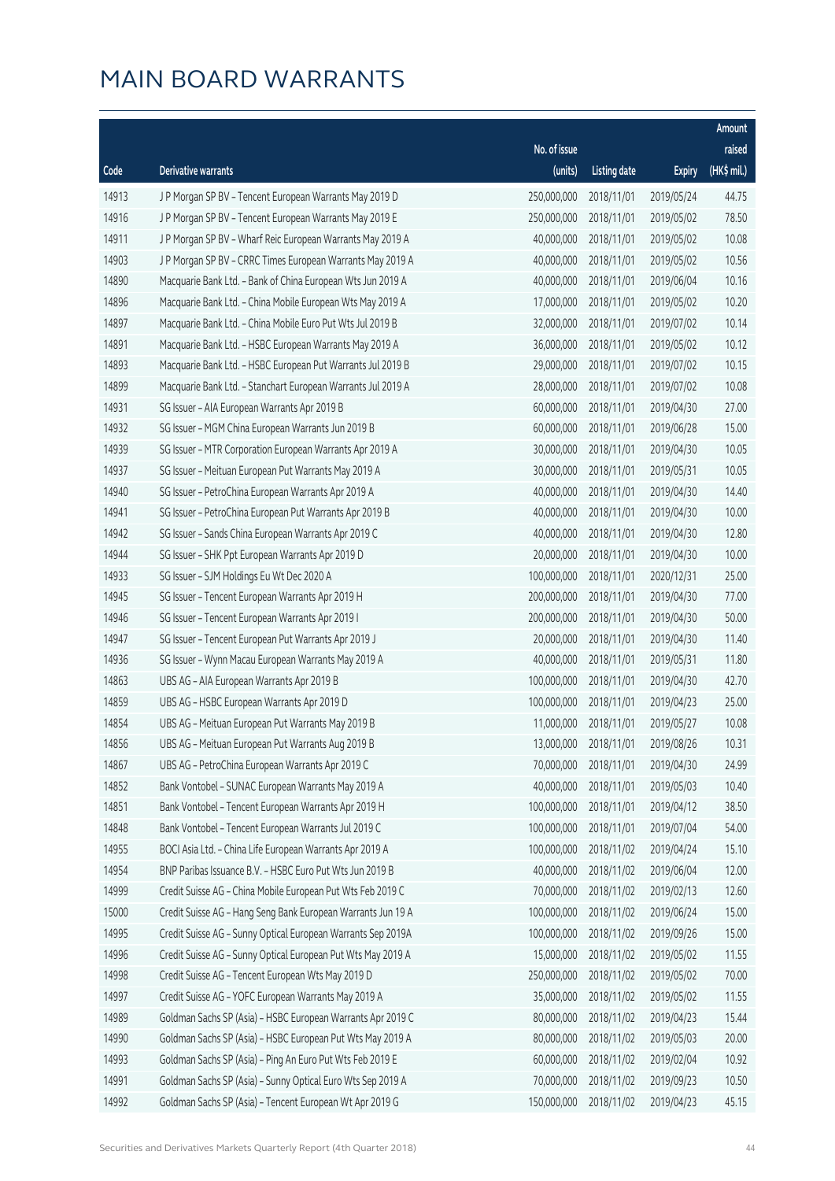# MAIN BOARD WARRANTS

| Code | Derivative warrants | No. of issue (units) | Listing date | Expiry | Amount raised (HK$ mil.) |
|---|---|---|---|---|---|
| 14913 | J P Morgan SP BV - Tencent European Warrants May 2019 D | 250,000,000 | 2018/11/01 | 2019/05/24 | 44.75 |
| 14916 | J P Morgan SP BV - Tencent European Warrants May 2019 E | 250,000,000 | 2018/11/01 | 2019/05/02 | 78.50 |
| 14911 | J P Morgan SP BV - Wharf Reic European Warrants May 2019 A | 40,000,000 | 2018/11/01 | 2019/05/02 | 10.08 |
| 14903 | J P Morgan SP BV - CRRC Times European Warrants May 2019 A | 40,000,000 | 2018/11/01 | 2019/05/02 | 10.56 |
| 14890 | Macquarie Bank Ltd. - Bank of China European Wts Jun 2019 A | 40,000,000 | 2018/11/01 | 2019/06/04 | 10.16 |
| 14896 | Macquarie Bank Ltd. - China Mobile European Wts May 2019 A | 17,000,000 | 2018/11/01 | 2019/05/02 | 10.20 |
| 14897 | Macquarie Bank Ltd. - China Mobile Euro Put Wts Jul 2019 B | 32,000,000 | 2018/11/01 | 2019/07/02 | 10.14 |
| 14891 | Macquarie Bank Ltd. - HSBC European Warrants May 2019 A | 36,000,000 | 2018/11/01 | 2019/05/02 | 10.12 |
| 14893 | Macquarie Bank Ltd. - HSBC European Put Warrants Jul 2019 B | 29,000,000 | 2018/11/01 | 2019/07/02 | 10.15 |
| 14899 | Macquarie Bank Ltd. - Stanchart European Warrants Jul 2019 A | 28,000,000 | 2018/11/01 | 2019/07/02 | 10.08 |
| 14931 | SG Issuer - AIA European Warrants Apr 2019 B | 60,000,000 | 2018/11/01 | 2019/04/30 | 27.00 |
| 14932 | SG Issuer - MGM China European Warrants Jun 2019 B | 60,000,000 | 2018/11/01 | 2019/06/28 | 15.00 |
| 14939 | SG Issuer - MTR Corporation European Warrants Apr 2019 A | 30,000,000 | 2018/11/01 | 2019/04/30 | 10.05 |
| 14937 | SG Issuer - Meituan European Put Warrants May 2019 A | 30,000,000 | 2018/11/01 | 2019/05/31 | 10.05 |
| 14940 | SG Issuer - PetroChina European Warrants Apr 2019 A | 40,000,000 | 2018/11/01 | 2019/04/30 | 14.40 |
| 14941 | SG Issuer - PetroChina European Put Warrants Apr 2019 B | 40,000,000 | 2018/11/01 | 2019/04/30 | 10.00 |
| 14942 | SG Issuer - Sands China European Warrants Apr 2019 C | 40,000,000 | 2018/11/01 | 2019/04/30 | 12.80 |
| 14944 | SG Issuer - SHK Ppt European Warrants Apr 2019 D | 20,000,000 | 2018/11/01 | 2019/04/30 | 10.00 |
| 14933 | SG Issuer - SJM Holdings Eu Wt Dec 2020 A | 100,000,000 | 2018/11/01 | 2020/12/31 | 25.00 |
| 14945 | SG Issuer - Tencent European Warrants Apr 2019 H | 200,000,000 | 2018/11/01 | 2019/04/30 | 77.00 |
| 14946 | SG Issuer - Tencent European Warrants Apr 2019 I | 200,000,000 | 2018/11/01 | 2019/04/30 | 50.00 |
| 14947 | SG Issuer - Tencent European Put Warrants Apr 2019 J | 20,000,000 | 2018/11/01 | 2019/04/30 | 11.40 |
| 14936 | SG Issuer - Wynn Macau European Warrants May 2019 A | 40,000,000 | 2018/11/01 | 2019/05/31 | 11.80 |
| 14863 | UBS AG - AIA European Warrants Apr 2019 B | 100,000,000 | 2018/11/01 | 2019/04/30 | 42.70 |
| 14859 | UBS AG - HSBC European Warrants Apr 2019 D | 100,000,000 | 2018/11/01 | 2019/04/23 | 25.00 |
| 14854 | UBS AG - Meituan European Put Warrants May 2019 B | 11,000,000 | 2018/11/01 | 2019/05/27 | 10.08 |
| 14856 | UBS AG - Meituan European Put Warrants Aug 2019 B | 13,000,000 | 2018/11/01 | 2019/08/26 | 10.31 |
| 14867 | UBS AG - PetroChina European Warrants Apr 2019 C | 70,000,000 | 2018/11/01 | 2019/04/30 | 24.99 |
| 14852 | Bank Vontobel - SUNAC European Warrants May 2019 A | 40,000,000 | 2018/11/01 | 2019/05/03 | 10.40 |
| 14851 | Bank Vontobel - Tencent European Warrants Apr 2019 H | 100,000,000 | 2018/11/01 | 2019/04/12 | 38.50 |
| 14848 | Bank Vontobel - Tencent European Warrants Jul 2019 C | 100,000,000 | 2018/11/01 | 2019/07/04 | 54.00 |
| 14955 | BOCI Asia Ltd. - China Life European Warrants Apr 2019 A | 100,000,000 | 2018/11/02 | 2019/04/24 | 15.10 |
| 14954 | BNP Paribas Issuance B.V. - HSBC Euro Put Wts Jun 2019 B | 40,000,000 | 2018/11/02 | 2019/06/04 | 12.00 |
| 14999 | Credit Suisse AG - China Mobile European Put Wts Feb 2019 C | 70,000,000 | 2018/11/02 | 2019/02/13 | 12.60 |
| 15000 | Credit Suisse AG - Hang Seng Bank European Warrants Jun 19 A | 100,000,000 | 2018/11/02 | 2019/06/24 | 15.00 |
| 14995 | Credit Suisse AG - Sunny Optical European Warrants Sep 2019A | 100,000,000 | 2018/11/02 | 2019/09/26 | 15.00 |
| 14996 | Credit Suisse AG - Sunny Optical European Put Wts May 2019 A | 15,000,000 | 2018/11/02 | 2019/05/02 | 11.55 |
| 14998 | Credit Suisse AG - Tencent European Wts May 2019 D | 250,000,000 | 2018/11/02 | 2019/05/02 | 70.00 |
| 14997 | Credit Suisse AG - YOFC European Warrants May 2019 A | 35,000,000 | 2018/11/02 | 2019/05/02 | 11.55 |
| 14989 | Goldman Sachs SP (Asia) - HSBC European Warrants Apr 2019 C | 80,000,000 | 2018/11/02 | 2019/04/23 | 15.44 |
| 14990 | Goldman Sachs SP (Asia) - HSBC European Put Wts May 2019 A | 80,000,000 | 2018/11/02 | 2019/05/03 | 20.00 |
| 14993 | Goldman Sachs SP (Asia) - Ping An Euro Put Wts Feb 2019 E | 60,000,000 | 2018/11/02 | 2019/02/04 | 10.92 |
| 14991 | Goldman Sachs SP (Asia) - Sunny Optical Euro Wts Sep 2019 A | 70,000,000 | 2018/11/02 | 2019/09/23 | 10.50 |
| 14992 | Goldman Sachs SP (Asia) - Tencent European Wt Apr 2019 G | 150,000,000 | 2018/11/02 | 2019/04/23 | 45.15 |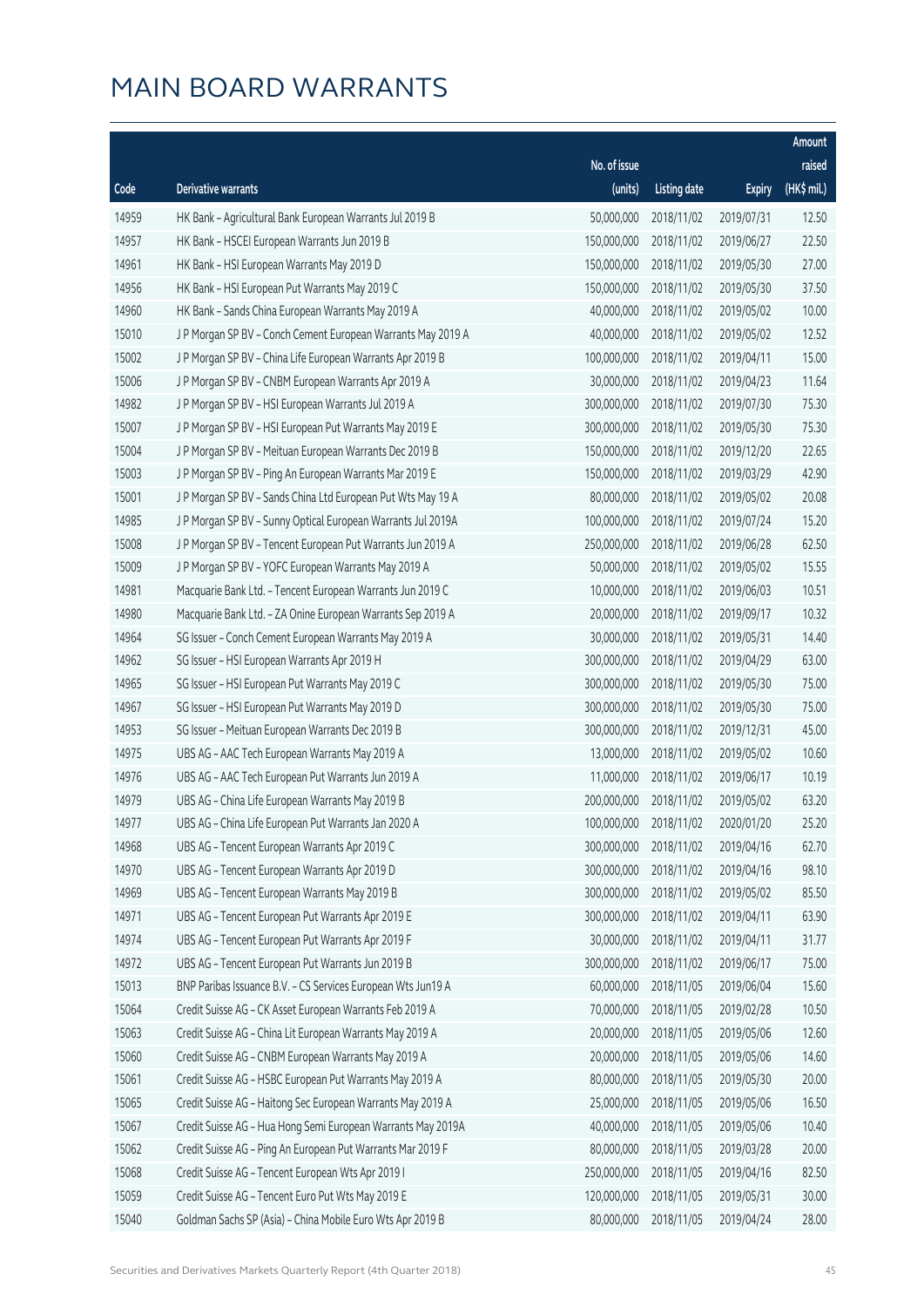# MAIN BOARD WARRANTS

| Code | Derivative warrants | No. of issue (units) | Listing date | Expiry | Amount raised (HK$ mil.) |
|---|---|---|---|---|---|
| 14959 | HK Bank – Agricultural Bank European Warrants Jul 2019 B | 50,000,000 | 2018/11/02 | 2019/07/31 | 12.50 |
| 14957 | HK Bank – HSCEI European Warrants Jun 2019 B | 150,000,000 | 2018/11/02 | 2019/06/27 | 22.50 |
| 14961 | HK Bank – HSI European Warrants May 2019 D | 150,000,000 | 2018/11/02 | 2019/05/30 | 27.00 |
| 14956 | HK Bank – HSI European Put Warrants May 2019 C | 150,000,000 | 2018/11/02 | 2019/05/30 | 37.50 |
| 14960 | HK Bank – Sands China European Warrants May 2019 A | 40,000,000 | 2018/11/02 | 2019/05/02 | 10.00 |
| 15010 | J P Morgan SP BV – Conch Cement European Warrants May 2019 A | 40,000,000 | 2018/11/02 | 2019/05/02 | 12.52 |
| 15002 | J P Morgan SP BV – China Life European Warrants Apr 2019 B | 100,000,000 | 2018/11/02 | 2019/04/11 | 15.00 |
| 15006 | J P Morgan SP BV – CNBM European Warrants Apr 2019 A | 30,000,000 | 2018/11/02 | 2019/04/23 | 11.64 |
| 14982 | J P Morgan SP BV – HSI European Warrants Jul 2019 A | 300,000,000 | 2018/11/02 | 2019/07/30 | 75.30 |
| 15007 | J P Morgan SP BV – HSI European Put Warrants May 2019 E | 300,000,000 | 2018/11/02 | 2019/05/30 | 75.30 |
| 15004 | J P Morgan SP BV – Meituan European Warrants Dec 2019 B | 150,000,000 | 2018/11/02 | 2019/12/20 | 22.65 |
| 15003 | J P Morgan SP BV – Ping An European Warrants Mar 2019 E | 150,000,000 | 2018/11/02 | 2019/03/29 | 42.90 |
| 15001 | J P Morgan SP BV – Sands China Ltd European Put Wts May 19 A | 80,000,000 | 2018/11/02 | 2019/05/02 | 20.08 |
| 14985 | J P Morgan SP BV – Sunny Optical European Warrants Jul 2019A | 100,000,000 | 2018/11/02 | 2019/07/24 | 15.20 |
| 15008 | J P Morgan SP BV – Tencent European Put Warrants Jun 2019 A | 250,000,000 | 2018/11/02 | 2019/06/28 | 62.50 |
| 15009 | J P Morgan SP BV – YOFC European Warrants May 2019 A | 50,000,000 | 2018/11/02 | 2019/05/02 | 15.55 |
| 14981 | Macquarie Bank Ltd. – Tencent European Warrants Jun 2019 C | 10,000,000 | 2018/11/02 | 2019/06/03 | 10.51 |
| 14980 | Macquarie Bank Ltd. – ZA Onine European Warrants Sep 2019 A | 20,000,000 | 2018/11/02 | 2019/09/17 | 10.32 |
| 14964 | SG Issuer – Conch Cement European Warrants May 2019 A | 30,000,000 | 2018/11/02 | 2019/05/31 | 14.40 |
| 14962 | SG Issuer – HSI European Warrants Apr 2019 H | 300,000,000 | 2018/11/02 | 2019/04/29 | 63.00 |
| 14965 | SG Issuer – HSI European Put Warrants May 2019 C | 300,000,000 | 2018/11/02 | 2019/05/30 | 75.00 |
| 14967 | SG Issuer – HSI European Put Warrants May 2019 D | 300,000,000 | 2018/11/02 | 2019/05/30 | 75.00 |
| 14953 | SG Issuer – Meituan European Warrants Dec 2019 B | 300,000,000 | 2018/11/02 | 2019/12/31 | 45.00 |
| 14975 | UBS AG – AAC Tech European Warrants May 2019 A | 13,000,000 | 2018/11/02 | 2019/05/02 | 10.60 |
| 14976 | UBS AG – AAC Tech European Put Warrants Jun 2019 A | 11,000,000 | 2018/11/02 | 2019/06/17 | 10.19 |
| 14979 | UBS AG – China Life European Warrants May 2019 B | 200,000,000 | 2018/11/02 | 2019/05/02 | 63.20 |
| 14977 | UBS AG – China Life European Put Warrants Jan 2020 A | 100,000,000 | 2018/11/02 | 2020/01/20 | 25.20 |
| 14968 | UBS AG – Tencent European Warrants Apr 2019 C | 300,000,000 | 2018/11/02 | 2019/04/16 | 62.70 |
| 14970 | UBS AG – Tencent European Warrants Apr 2019 D | 300,000,000 | 2018/11/02 | 2019/04/16 | 98.10 |
| 14969 | UBS AG – Tencent European Warrants May 2019 B | 300,000,000 | 2018/11/02 | 2019/05/02 | 85.50 |
| 14971 | UBS AG – Tencent European Put Warrants Apr 2019 E | 300,000,000 | 2018/11/02 | 2019/04/11 | 63.90 |
| 14974 | UBS AG – Tencent European Put Warrants Apr 2019 F | 30,000,000 | 2018/11/02 | 2019/04/11 | 31.77 |
| 14972 | UBS AG – Tencent European Put Warrants Jun 2019 B | 300,000,000 | 2018/11/02 | 2019/06/17 | 75.00 |
| 15013 | BNP Paribas Issuance B.V. – CS Services European Wts Jun19 A | 60,000,000 | 2018/11/05 | 2019/06/04 | 15.60 |
| 15064 | Credit Suisse AG – CK Asset European Warrants Feb 2019 A | 70,000,000 | 2018/11/05 | 2019/02/28 | 10.50 |
| 15063 | Credit Suisse AG – China Lit European Warrants May 2019 A | 20,000,000 | 2018/11/05 | 2019/05/06 | 12.60 |
| 15060 | Credit Suisse AG – CNBM European Warrants May 2019 A | 20,000,000 | 2018/11/05 | 2019/05/06 | 14.60 |
| 15061 | Credit Suisse AG – HSBC European Put Warrants May 2019 A | 80,000,000 | 2018/11/05 | 2019/05/30 | 20.00 |
| 15065 | Credit Suisse AG – Haitong Sec European Warrants May 2019 A | 25,000,000 | 2018/11/05 | 2019/05/06 | 16.50 |
| 15067 | Credit Suisse AG – Hua Hong Semi European Warrants May 2019A | 40,000,000 | 2018/11/05 | 2019/05/06 | 10.40 |
| 15062 | Credit Suisse AG – Ping An European Put Warrants Mar 2019 F | 80,000,000 | 2018/11/05 | 2019/03/28 | 20.00 |
| 15068 | Credit Suisse AG – Tencent European Wts Apr 2019 I | 250,000,000 | 2018/11/05 | 2019/04/16 | 82.50 |
| 15059 | Credit Suisse AG – Tencent Euro Put Wts May 2019 E | 120,000,000 | 2018/11/05 | 2019/05/31 | 30.00 |
| 15040 | Goldman Sachs SP (Asia) – China Mobile Euro Wts Apr 2019 B | 80,000,000 | 2018/11/05 | 2019/04/24 | 28.00 |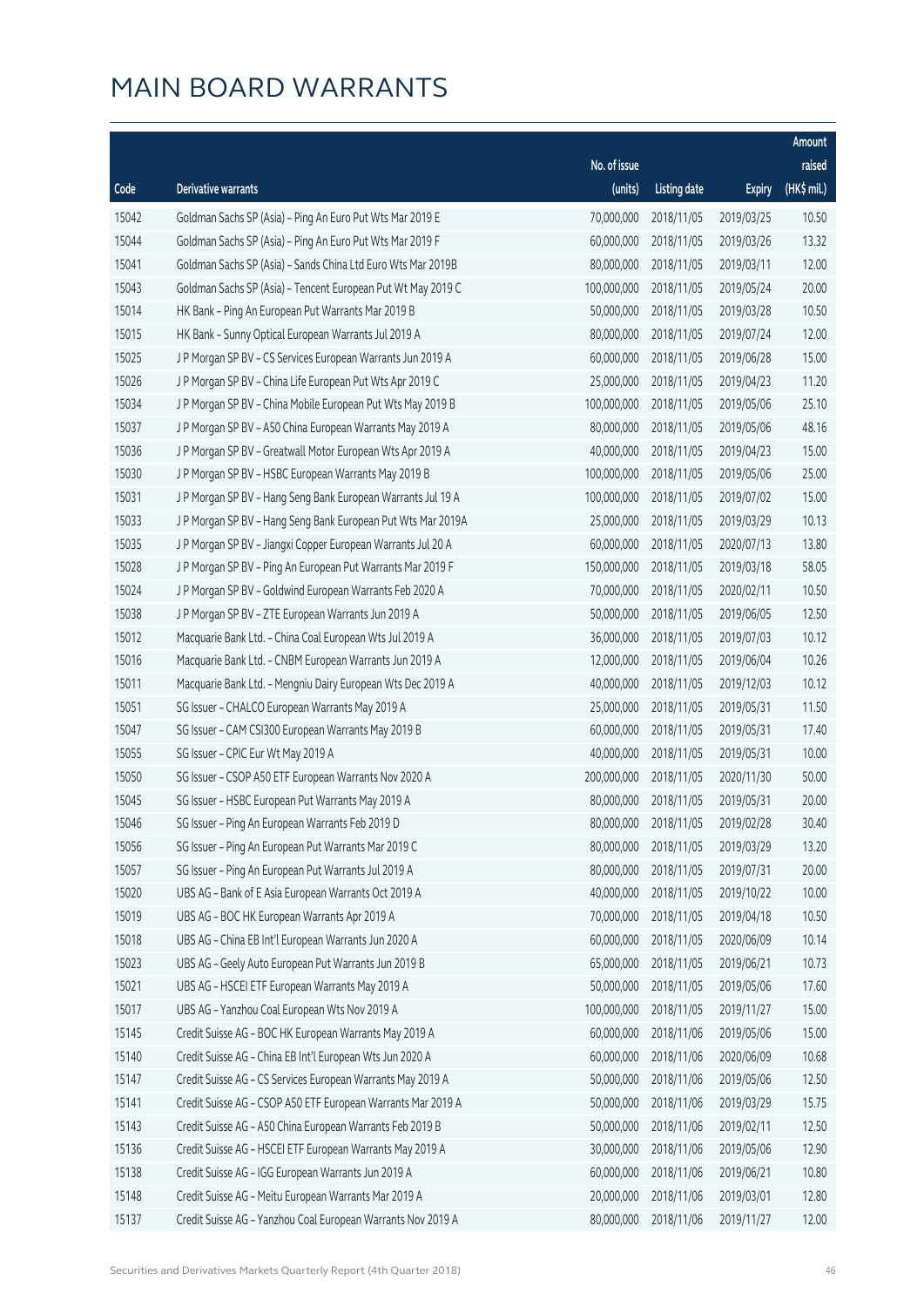# MAIN BOARD WARRANTS

| Code | Derivative warrants | No. of issue (units) | Listing date | Expiry | Amount raised (HK$ mil.) |
|---|---|---|---|---|---|
| 15042 | Goldman Sachs SP (Asia) - Ping An Euro Put Wts Mar 2019 E | 70,000,000 | 2018/11/05 | 2019/03/25 | 10.50 |
| 15044 | Goldman Sachs SP (Asia) - Ping An Euro Put Wts Mar 2019 F | 60,000,000 | 2018/11/05 | 2019/03/26 | 13.32 |
| 15041 | Goldman Sachs SP (Asia) - Sands China Ltd Euro Wts Mar 2019B | 80,000,000 | 2018/11/05 | 2019/03/11 | 12.00 |
| 15043 | Goldman Sachs SP (Asia) - Tencent European Put Wt May 2019 C | 100,000,000 | 2018/11/05 | 2019/05/24 | 20.00 |
| 15014 | HK Bank - Ping An European Put Warrants Mar 2019 B | 50,000,000 | 2018/11/05 | 2019/03/28 | 10.50 |
| 15015 | HK Bank - Sunny Optical European Warrants Jul 2019 A | 80,000,000 | 2018/11/05 | 2019/07/24 | 12.00 |
| 15025 | J P Morgan SP BV - CS Services European Warrants Jun 2019 A | 60,000,000 | 2018/11/05 | 2019/06/28 | 15.00 |
| 15026 | J P Morgan SP BV - China Life European Put Wts Apr 2019 C | 25,000,000 | 2018/11/05 | 2019/04/23 | 11.20 |
| 15034 | J P Morgan SP BV - China Mobile European Put Wts May 2019 B | 100,000,000 | 2018/11/05 | 2019/05/06 | 25.10 |
| 15037 | J P Morgan SP BV - A50 China European Warrants May 2019 A | 80,000,000 | 2018/11/05 | 2019/05/06 | 48.16 |
| 15036 | J P Morgan SP BV - Greatwall Motor European Wts Apr 2019 A | 40,000,000 | 2018/11/05 | 2019/04/23 | 15.00 |
| 15030 | J P Morgan SP BV - HSBC European Warrants May 2019 B | 100,000,000 | 2018/11/05 | 2019/05/06 | 25.00 |
| 15031 | J P Morgan SP BV - Hang Seng Bank European Warrants Jul 19 A | 100,000,000 | 2018/11/05 | 2019/07/02 | 15.00 |
| 15033 | J P Morgan SP BV - Hang Seng Bank European Put Wts Mar 2019A | 25,000,000 | 2018/11/05 | 2019/03/29 | 10.13 |
| 15035 | J P Morgan SP BV - Jiangxi Copper European Warrants Jul 20 A | 60,000,000 | 2018/11/05 | 2020/07/13 | 13.80 |
| 15028 | J P Morgan SP BV - Ping An European Put Warrants Mar 2019 F | 150,000,000 | 2018/11/05 | 2019/03/18 | 58.05 |
| 15024 | J P Morgan SP BV - Goldwind European Warrants Feb 2020 A | 70,000,000 | 2018/11/05 | 2020/02/11 | 10.50 |
| 15038 | J P Morgan SP BV - ZTE European Warrants Jun 2019 A | 50,000,000 | 2018/11/05 | 2019/06/05 | 12.50 |
| 15012 | Macquarie Bank Ltd. - China Coal European Wts Jul 2019 A | 36,000,000 | 2018/11/05 | 2019/07/03 | 10.12 |
| 15016 | Macquarie Bank Ltd. - CNBM European Warrants Jun 2019 A | 12,000,000 | 2018/11/05 | 2019/06/04 | 10.26 |
| 15011 | Macquarie Bank Ltd. - Mengniu Dairy European Wts Dec 2019 A | 40,000,000 | 2018/11/05 | 2019/12/03 | 10.12 |
| 15051 | SG Issuer - CHALCO European Warrants May 2019 A | 25,000,000 | 2018/11/05 | 2019/05/31 | 11.50 |
| 15047 | SG Issuer - CAM CSI300 European Warrants May 2019 B | 60,000,000 | 2018/11/05 | 2019/05/31 | 17.40 |
| 15055 | SG Issuer - CPIC Eur Wt May 2019 A | 40,000,000 | 2018/11/05 | 2019/05/31 | 10.00 |
| 15050 | SG Issuer - CSOP A50 ETF European Warrants Nov 2020 A | 200,000,000 | 2018/11/05 | 2020/11/30 | 50.00 |
| 15045 | SG Issuer - HSBC European Put Warrants May 2019 A | 80,000,000 | 2018/11/05 | 2019/05/31 | 20.00 |
| 15046 | SG Issuer - Ping An European Warrants Feb 2019 D | 80,000,000 | 2018/11/05 | 2019/02/28 | 30.40 |
| 15056 | SG Issuer - Ping An European Put Warrants Mar 2019 C | 80,000,000 | 2018/11/05 | 2019/03/29 | 13.20 |
| 15057 | SG Issuer - Ping An European Put Warrants Jul 2019 A | 80,000,000 | 2018/11/05 | 2019/07/31 | 20.00 |
| 15020 | UBS AG - Bank of E Asia European Warrants Oct 2019 A | 40,000,000 | 2018/11/05 | 2019/10/22 | 10.00 |
| 15019 | UBS AG - BOC HK European Warrants Apr 2019 A | 70,000,000 | 2018/11/05 | 2019/04/18 | 10.50 |
| 15018 | UBS AG - China EB Int'l European Warrants Jun 2020 A | 60,000,000 | 2018/11/05 | 2020/06/09 | 10.14 |
| 15023 | UBS AG - Geely Auto European Put Warrants Jun 2019 B | 65,000,000 | 2018/11/05 | 2019/06/21 | 10.73 |
| 15021 | UBS AG - HSCEI ETF European Warrants May 2019 A | 50,000,000 | 2018/11/05 | 2019/05/06 | 17.60 |
| 15017 | UBS AG - Yanzhou Coal European Wts Nov 2019 A | 100,000,000 | 2018/11/05 | 2019/11/27 | 15.00 |
| 15145 | Credit Suisse AG - BOC HK European Warrants May 2019 A | 60,000,000 | 2018/11/06 | 2019/05/06 | 15.00 |
| 15140 | Credit Suisse AG - China EB Int'l European Wts Jun 2020 A | 60,000,000 | 2018/11/06 | 2020/06/09 | 10.68 |
| 15147 | Credit Suisse AG - CS Services European Warrants May 2019 A | 50,000,000 | 2018/11/06 | 2019/05/06 | 12.50 |
| 15141 | Credit Suisse AG - CSOP A50 ETF European Warrants Mar 2019 A | 50,000,000 | 2018/11/06 | 2019/03/29 | 15.75 |
| 15143 | Credit Suisse AG - A50 China European Warrants Feb 2019 B | 50,000,000 | 2018/11/06 | 2019/02/11 | 12.50 |
| 15136 | Credit Suisse AG - HSCEI ETF European Warrants May 2019 A | 30,000,000 | 2018/11/06 | 2019/05/06 | 12.90 |
| 15138 | Credit Suisse AG - IGG European Warrants Jun 2019 A | 60,000,000 | 2018/11/06 | 2019/06/21 | 10.80 |
| 15148 | Credit Suisse AG - Meitu European Warrants Mar 2019 A | 20,000,000 | 2018/11/06 | 2019/03/01 | 12.80 |
| 15137 | Credit Suisse AG - Yanzhou Coal European Warrants Nov 2019 A | 80,000,000 | 2018/11/06 | 2019/11/27 | 12.00 |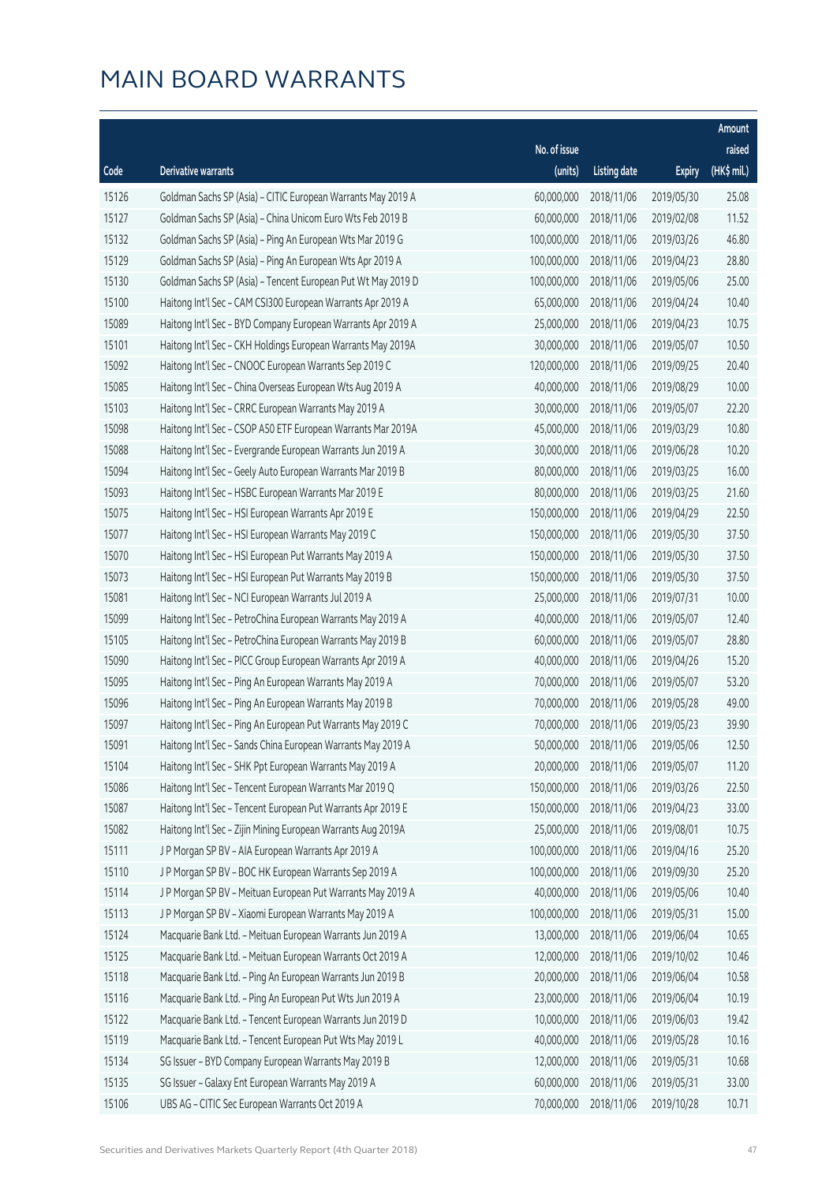# MAIN BOARD WARRANTS

| Code | Derivative warrants | No. of issue (units) | Listing date | Expiry | Amount raised (HK$ mil.) |
|---|---|---|---|---|---|
| 15126 | Goldman Sachs SP (Asia) – CITIC European Warrants May 2019 A | 60,000,000 | 2018/11/06 | 2019/05/30 | 25.08 |
| 15127 | Goldman Sachs SP (Asia) – China Unicom Euro Wts Feb 2019 B | 60,000,000 | 2018/11/06 | 2019/02/08 | 11.52 |
| 15132 | Goldman Sachs SP (Asia) – Ping An European Wts Mar 2019 G | 100,000,000 | 2018/11/06 | 2019/03/26 | 46.80 |
| 15129 | Goldman Sachs SP (Asia) – Ping An European Wts Apr 2019 A | 100,000,000 | 2018/11/06 | 2019/04/23 | 28.80 |
| 15130 | Goldman Sachs SP (Asia) – Tencent European Put Wt May 2019 D | 100,000,000 | 2018/11/06 | 2019/05/06 | 25.00 |
| 15100 | Haitong Int'l Sec – CAM CSI300 European Warrants Apr 2019 A | 65,000,000 | 2018/11/06 | 2019/04/24 | 10.40 |
| 15089 | Haitong Int'l Sec – BYD Company European Warrants Apr 2019 A | 25,000,000 | 2018/11/06 | 2019/04/23 | 10.75 |
| 15101 | Haitong Int'l Sec – CKH Holdings European Warrants May 2019A | 30,000,000 | 2018/11/06 | 2019/05/07 | 10.50 |
| 15092 | Haitong Int'l Sec – CNOOC European Warrants Sep 2019 C | 120,000,000 | 2018/11/06 | 2019/09/25 | 20.40 |
| 15085 | Haitong Int'l Sec – China Overseas European Wts Aug 2019 A | 40,000,000 | 2018/11/06 | 2019/08/29 | 10.00 |
| 15103 | Haitong Int'l Sec – CRRC European Warrants May 2019 A | 30,000,000 | 2018/11/06 | 2019/05/07 | 22.20 |
| 15098 | Haitong Int'l Sec – CSOP A50 ETF European Warrants Mar 2019A | 45,000,000 | 2018/11/06 | 2019/03/29 | 10.80 |
| 15088 | Haitong Int'l Sec – Evergrande European Warrants Jun 2019 A | 30,000,000 | 2018/11/06 | 2019/06/28 | 10.20 |
| 15094 | Haitong Int'l Sec – Geely Auto European Warrants Mar 2019 B | 80,000,000 | 2018/11/06 | 2019/03/25 | 16.00 |
| 15093 | Haitong Int'l Sec – HSBC European Warrants Mar 2019 E | 80,000,000 | 2018/11/06 | 2019/03/25 | 21.60 |
| 15075 | Haitong Int'l Sec – HSI European Warrants Apr 2019 E | 150,000,000 | 2018/11/06 | 2019/04/29 | 22.50 |
| 15077 | Haitong Int'l Sec – HSI European Warrants May 2019 C | 150,000,000 | 2018/11/06 | 2019/05/30 | 37.50 |
| 15070 | Haitong Int'l Sec – HSI European Put Warrants May 2019 A | 150,000,000 | 2018/11/06 | 2019/05/30 | 37.50 |
| 15073 | Haitong Int'l Sec – HSI European Put Warrants May 2019 B | 150,000,000 | 2018/11/06 | 2019/05/30 | 37.50 |
| 15081 | Haitong Int'l Sec – NCI European Warrants Jul 2019 A | 25,000,000 | 2018/11/06 | 2019/07/31 | 10.00 |
| 15099 | Haitong Int'l Sec – PetroChina European Warrants May 2019 A | 40,000,000 | 2018/11/06 | 2019/05/07 | 12.40 |
| 15105 | Haitong Int'l Sec – PetroChina European Warrants May 2019 B | 60,000,000 | 2018/11/06 | 2019/05/07 | 28.80 |
| 15090 | Haitong Int'l Sec – PICC Group European Warrants Apr 2019 A | 40,000,000 | 2018/11/06 | 2019/04/26 | 15.20 |
| 15095 | Haitong Int'l Sec – Ping An European Warrants May 2019 A | 70,000,000 | 2018/11/06 | 2019/05/07 | 53.20 |
| 15096 | Haitong Int'l Sec – Ping An European Warrants May 2019 B | 70,000,000 | 2018/11/06 | 2019/05/28 | 49.00 |
| 15097 | Haitong Int'l Sec – Ping An European Put Warrants May 2019 C | 70,000,000 | 2018/11/06 | 2019/05/23 | 39.90 |
| 15091 | Haitong Int'l Sec – Sands China European Warrants May 2019 A | 50,000,000 | 2018/11/06 | 2019/05/06 | 12.50 |
| 15104 | Haitong Int'l Sec – SHK Ppt European Warrants May 2019 A | 20,000,000 | 2018/11/06 | 2019/05/07 | 11.20 |
| 15086 | Haitong Int'l Sec – Tencent European Warrants Mar 2019 Q | 150,000,000 | 2018/11/06 | 2019/03/26 | 22.50 |
| 15087 | Haitong Int'l Sec – Tencent European Put Warrants Apr 2019 E | 150,000,000 | 2018/11/06 | 2019/04/23 | 33.00 |
| 15082 | Haitong Int'l Sec – Zijin Mining European Warrants Aug 2019A | 25,000,000 | 2018/11/06 | 2019/08/01 | 10.75 |
| 15111 | J P Morgan SP BV – AIA European Warrants Apr 2019 A | 100,000,000 | 2018/11/06 | 2019/04/16 | 25.20 |
| 15110 | J P Morgan SP BV – BOC HK European Warrants Sep 2019 A | 100,000,000 | 2018/11/06 | 2019/09/30 | 25.20 |
| 15114 | J P Morgan SP BV – Meituan European Put Warrants May 2019 A | 40,000,000 | 2018/11/06 | 2019/05/06 | 10.40 |
| 15113 | J P Morgan SP BV – Xiaomi European Warrants May 2019 A | 100,000,000 | 2018/11/06 | 2019/05/31 | 15.00 |
| 15124 | Macquarie Bank Ltd. – Meituan European Warrants Jun 2019 A | 13,000,000 | 2018/11/06 | 2019/06/04 | 10.65 |
| 15125 | Macquarie Bank Ltd. – Meituan European Warrants Oct 2019 A | 12,000,000 | 2018/11/06 | 2019/10/02 | 10.46 |
| 15118 | Macquarie Bank Ltd. – Ping An European Warrants Jun 2019 B | 20,000,000 | 2018/11/06 | 2019/06/04 | 10.58 |
| 15116 | Macquarie Bank Ltd. – Ping An European Put Wts Jun 2019 A | 23,000,000 | 2018/11/06 | 2019/06/04 | 10.19 |
| 15122 | Macquarie Bank Ltd. – Tencent European Warrants Jun 2019 D | 10,000,000 | 2018/11/06 | 2019/06/03 | 19.42 |
| 15119 | Macquarie Bank Ltd. – Tencent European Put Wts May 2019 L | 40,000,000 | 2018/11/06 | 2019/05/28 | 10.16 |
| 15134 | SG Issuer – BYD Company European Warrants May 2019 B | 12,000,000 | 2018/11/06 | 2019/05/31 | 10.68 |
| 15135 | SG Issuer – Galaxy Ent European Warrants May 2019 A | 60,000,000 | 2018/11/06 | 2019/05/31 | 33.00 |
| 15106 | UBS AG – CITIC Sec European Warrants Oct 2019 A | 70,000,000 | 2018/11/06 | 2019/10/28 | 10.71 |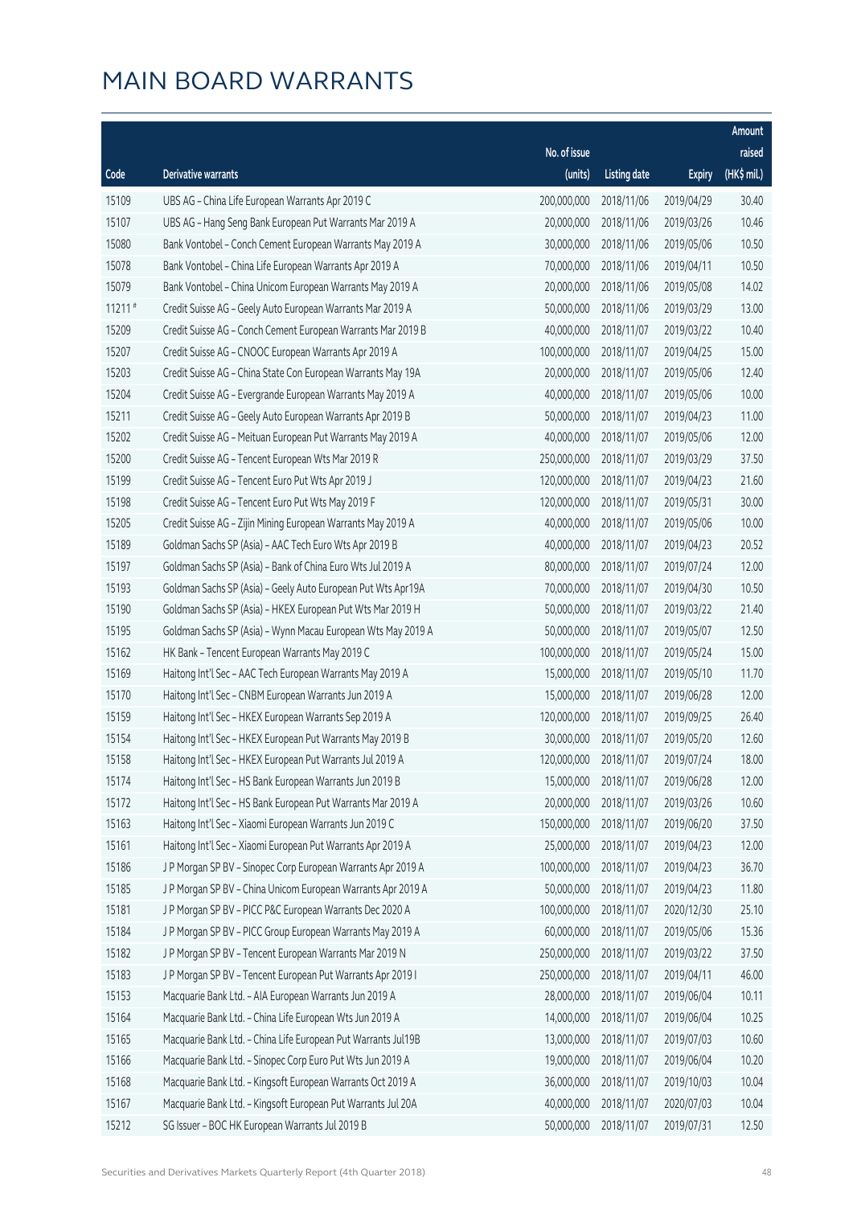# MAIN BOARD WARRANTS

| Code | Derivative warrants | No. of issue (units) | Listing date | Expiry | Amount raised (HK$ mil.) |
|---|---|---|---|---|---|
| 15109 | UBS AG - China Life European Warrants Apr 2019 C | 200,000,000 | 2018/11/06 | 2019/04/29 | 30.40 |
| 15107 | UBS AG - Hang Seng Bank European Put Warrants Mar 2019 A | 20,000,000 | 2018/11/06 | 2019/03/26 | 10.46 |
| 15080 | Bank Vontobel - Conch Cement European Warrants May 2019 A | 30,000,000 | 2018/11/06 | 2019/05/06 | 10.50 |
| 15078 | Bank Vontobel - China Life European Warrants Apr 2019 A | 70,000,000 | 2018/11/06 | 2019/04/11 | 10.50 |
| 15079 | Bank Vontobel - China Unicom European Warrants May 2019 A | 20,000,000 | 2018/11/06 | 2019/05/08 | 14.02 |
| 11211 # | Credit Suisse AG - Geely Auto European Warrants Mar 2019 A | 50,000,000 | 2018/11/06 | 2019/03/29 | 13.00 |
| 15209 | Credit Suisse AG - Conch Cement European Warrants Mar 2019 B | 40,000,000 | 2018/11/07 | 2019/03/22 | 10.40 |
| 15207 | Credit Suisse AG - CNOOC European Warrants Apr 2019 A | 100,000,000 | 2018/11/07 | 2019/04/25 | 15.00 |
| 15203 | Credit Suisse AG - China State Con European Warrants May 19A | 20,000,000 | 2018/11/07 | 2019/05/06 | 12.40 |
| 15204 | Credit Suisse AG - Evergrande European Warrants May 2019 A | 40,000,000 | 2018/11/07 | 2019/05/06 | 10.00 |
| 15211 | Credit Suisse AG - Geely Auto European Warrants Apr 2019 B | 50,000,000 | 2018/11/07 | 2019/04/23 | 11.00 |
| 15202 | Credit Suisse AG - Meituan European Put Warrants May 2019 A | 40,000,000 | 2018/11/07 | 2019/05/06 | 12.00 |
| 15200 | Credit Suisse AG - Tencent European Wts Mar 2019 R | 250,000,000 | 2018/11/07 | 2019/03/29 | 37.50 |
| 15199 | Credit Suisse AG - Tencent Euro Put Wts Apr 2019 J | 120,000,000 | 2018/11/07 | 2019/04/23 | 21.60 |
| 15198 | Credit Suisse AG - Tencent Euro Put Wts May 2019 F | 120,000,000 | 2018/11/07 | 2019/05/31 | 30.00 |
| 15205 | Credit Suisse AG - Zijin Mining European Warrants May 2019 A | 40,000,000 | 2018/11/07 | 2019/05/06 | 10.00 |
| 15189 | Goldman Sachs SP (Asia) - AAC Tech Euro Wts Apr 2019 B | 40,000,000 | 2018/11/07 | 2019/04/23 | 20.52 |
| 15197 | Goldman Sachs SP (Asia) - Bank of China Euro Wts Jul 2019 A | 80,000,000 | 2018/11/07 | 2019/07/24 | 12.00 |
| 15193 | Goldman Sachs SP (Asia) - Geely Auto European Put Wts Apr19A | 70,000,000 | 2018/11/07 | 2019/04/30 | 10.50 |
| 15190 | Goldman Sachs SP (Asia) - HKEX European Put Wts Mar 2019 H | 50,000,000 | 2018/11/07 | 2019/03/22 | 21.40 |
| 15195 | Goldman Sachs SP (Asia) - Wynn Macau European Wts May 2019 A | 50,000,000 | 2018/11/07 | 2019/05/07 | 12.50 |
| 15162 | HK Bank - Tencent European Warrants May 2019 C | 100,000,000 | 2018/11/07 | 2019/05/24 | 15.00 |
| 15169 | Haitong Int'l Sec - AAC Tech European Warrants May 2019 A | 15,000,000 | 2018/11/07 | 2019/05/10 | 11.70 |
| 15170 | Haitong Int'l Sec - CNBM European Warrants Jun 2019 A | 15,000,000 | 2018/11/07 | 2019/06/28 | 12.00 |
| 15159 | Haitong Int'l Sec - HKEX European Warrants Sep 2019 A | 120,000,000 | 2018/11/07 | 2019/09/25 | 26.40 |
| 15154 | Haitong Int'l Sec - HKEX European Put Warrants May 2019 B | 30,000,000 | 2018/11/07 | 2019/05/20 | 12.60 |
| 15158 | Haitong Int'l Sec - HKEX European Put Warrants Jul 2019 A | 120,000,000 | 2018/11/07 | 2019/07/24 | 18.00 |
| 15174 | Haitong Int'l Sec - HS Bank European Warrants Jun 2019 B | 15,000,000 | 2018/11/07 | 2019/06/28 | 12.00 |
| 15172 | Haitong Int'l Sec - HS Bank European Put Warrants Mar 2019 A | 20,000,000 | 2018/11/07 | 2019/03/26 | 10.60 |
| 15163 | Haitong Int'l Sec - Xiaomi European Warrants Jun 2019 C | 150,000,000 | 2018/11/07 | 2019/06/20 | 37.50 |
| 15161 | Haitong Int'l Sec - Xiaomi European Put Warrants Apr 2019 A | 25,000,000 | 2018/11/07 | 2019/04/23 | 12.00 |
| 15186 | J P Morgan SP BV - Sinopec Corp European Warrants Apr 2019 A | 100,000,000 | 2018/11/07 | 2019/04/23 | 36.70 |
| 15185 | J P Morgan SP BV - China Unicom European Warrants Apr 2019 A | 50,000,000 | 2018/11/07 | 2019/04/23 | 11.80 |
| 15181 | J P Morgan SP BV - PICC P&C European Warrants Dec 2020 A | 100,000,000 | 2018/11/07 | 2020/12/30 | 25.10 |
| 15184 | J P Morgan SP BV - PICC Group European Warrants May 2019 A | 60,000,000 | 2018/11/07 | 2019/05/06 | 15.36 |
| 15182 | J P Morgan SP BV - Tencent European Warrants Mar 2019 N | 250,000,000 | 2018/11/07 | 2019/03/22 | 37.50 |
| 15183 | J P Morgan SP BV - Tencent European Put Warrants Apr 2019 I | 250,000,000 | 2018/11/07 | 2019/04/11 | 46.00 |
| 15153 | Macquarie Bank Ltd. - AIA European Warrants Jun 2019 A | 28,000,000 | 2018/11/07 | 2019/06/04 | 10.11 |
| 15164 | Macquarie Bank Ltd. - China Life European Wts Jun 2019 A | 14,000,000 | 2018/11/07 | 2019/06/04 | 10.25 |
| 15165 | Macquarie Bank Ltd. - China Life European Put Warrants Jul19B | 13,000,000 | 2018/11/07 | 2019/07/03 | 10.60 |
| 15166 | Macquarie Bank Ltd. - Sinopec Corp Euro Put Wts Jun 2019 A | 19,000,000 | 2018/11/07 | 2019/06/04 | 10.20 |
| 15168 | Macquarie Bank Ltd. - Kingsoft European Warrants Oct 2019 A | 36,000,000 | 2018/11/07 | 2019/10/03 | 10.04 |
| 15167 | Macquarie Bank Ltd. - Kingsoft European Put Warrants Jul 20A | 40,000,000 | 2018/11/07 | 2020/07/03 | 10.04 |
| 15212 | SG Issuer - BOC HK European Warrants Jul 2019 B | 50,000,000 | 2018/11/07 | 2019/07/31 | 12.50 |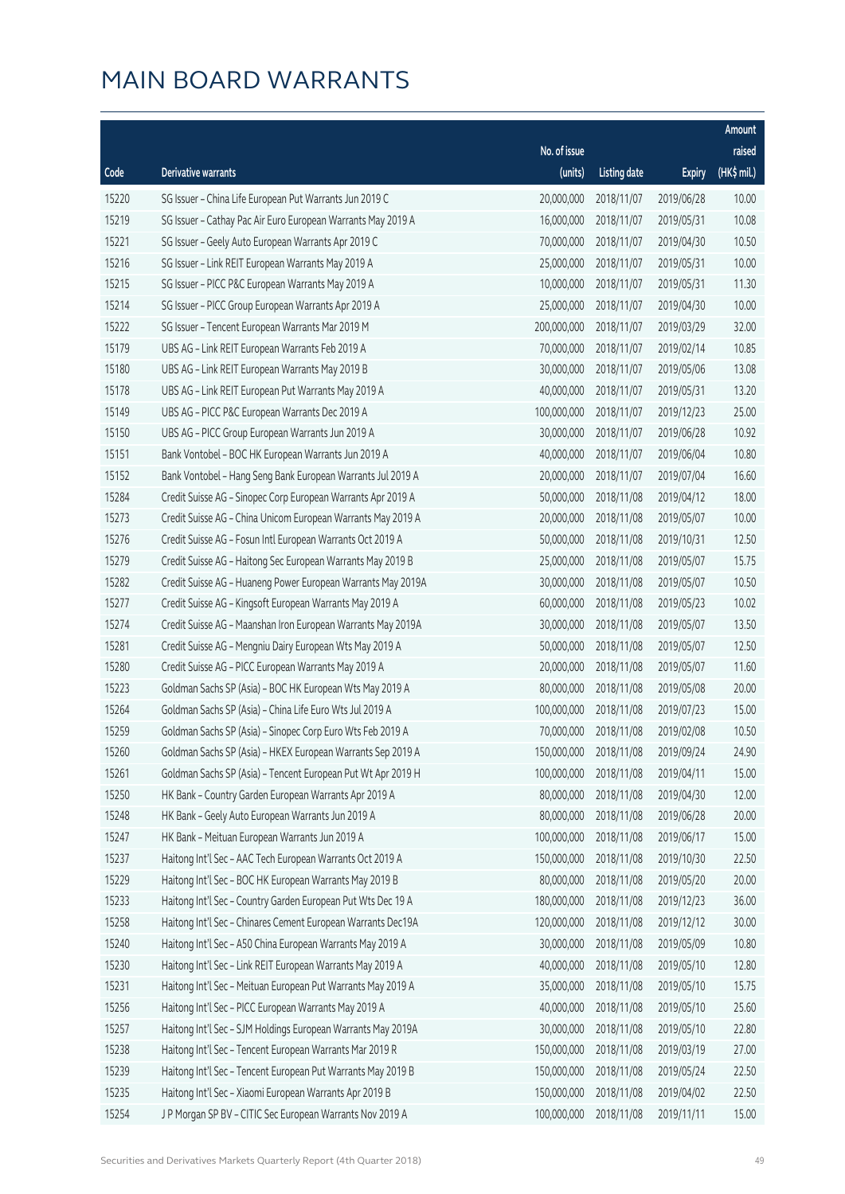# MAIN BOARD WARRANTS

| Code | Derivative warrants | No. of issue (units) | Listing date | Expiry | Amount raised (HK$ mil.) |
|---|---|---|---|---|---|
| 15220 | SG Issuer – China Life European Put Warrants Jun 2019 C | 20,000,000 | 2018/11/07 | 2019/06/28 | 10.00 |
| 15219 | SG Issuer – Cathay Pac Air Euro European Warrants May 2019 A | 16,000,000 | 2018/11/07 | 2019/05/31 | 10.08 |
| 15221 | SG Issuer – Geely Auto European Warrants Apr 2019 C | 70,000,000 | 2018/11/07 | 2019/04/30 | 10.50 |
| 15216 | SG Issuer – Link REIT European Warrants May 2019 A | 25,000,000 | 2018/11/07 | 2019/05/31 | 10.00 |
| 15215 | SG Issuer – PICC P&C European Warrants May 2019 A | 10,000,000 | 2018/11/07 | 2019/05/31 | 11.30 |
| 15214 | SG Issuer – PICC Group European Warrants Apr 2019 A | 25,000,000 | 2018/11/07 | 2019/04/30 | 10.00 |
| 15222 | SG Issuer – Tencent European Warrants Mar 2019 M | 200,000,000 | 2018/11/07 | 2019/03/29 | 32.00 |
| 15179 | UBS AG – Link REIT European Warrants Feb 2019 A | 70,000,000 | 2018/11/07 | 2019/02/14 | 10.85 |
| 15180 | UBS AG – Link REIT European Warrants May 2019 B | 30,000,000 | 2018/11/07 | 2019/05/06 | 13.08 |
| 15178 | UBS AG – Link REIT European Put Warrants May 2019 A | 40,000,000 | 2018/11/07 | 2019/05/31 | 13.20 |
| 15149 | UBS AG – PICC P&C European Warrants Dec 2019 A | 100,000,000 | 2018/11/07 | 2019/12/23 | 25.00 |
| 15150 | UBS AG – PICC Group European Warrants Jun 2019 A | 30,000,000 | 2018/11/07 | 2019/06/28 | 10.92 |
| 15151 | Bank Vontobel – BOC HK European Warrants Jun 2019 A | 40,000,000 | 2018/11/07 | 2019/06/04 | 10.80 |
| 15152 | Bank Vontobel – Hang Seng Bank European Warrants Jul 2019 A | 20,000,000 | 2018/11/07 | 2019/07/04 | 16.60 |
| 15284 | Credit Suisse AG – Sinopec Corp European Warrants Apr 2019 A | 50,000,000 | 2018/11/08 | 2019/04/12 | 18.00 |
| 15273 | Credit Suisse AG – China Unicom European Warrants May 2019 A | 20,000,000 | 2018/11/08 | 2019/05/07 | 10.00 |
| 15276 | Credit Suisse AG – Fosun Intl European Warrants Oct 2019 A | 50,000,000 | 2018/11/08 | 2019/10/31 | 12.50 |
| 15279 | Credit Suisse AG – Haitong Sec European Warrants May 2019 B | 25,000,000 | 2018/11/08 | 2019/05/07 | 15.75 |
| 15282 | Credit Suisse AG – Huaneng Power European Warrants May 2019A | 30,000,000 | 2018/11/08 | 2019/05/07 | 10.50 |
| 15277 | Credit Suisse AG – Kingsoft European Warrants May 2019 A | 60,000,000 | 2018/11/08 | 2019/05/23 | 10.02 |
| 15274 | Credit Suisse AG – Maanshan Iron European Warrants May 2019A | 30,000,000 | 2018/11/08 | 2019/05/07 | 13.50 |
| 15281 | Credit Suisse AG – Mengniu Dairy European Wts May 2019 A | 50,000,000 | 2018/11/08 | 2019/05/07 | 12.50 |
| 15280 | Credit Suisse AG – PICC European Warrants May 2019 A | 20,000,000 | 2018/11/08 | 2019/05/07 | 11.60 |
| 15223 | Goldman Sachs SP (Asia) – BOC HK European Wts May 2019 A | 80,000,000 | 2018/11/08 | 2019/05/08 | 20.00 |
| 15264 | Goldman Sachs SP (Asia) – China Life Euro Wts Jul 2019 A | 100,000,000 | 2018/11/08 | 2019/07/23 | 15.00 |
| 15259 | Goldman Sachs SP (Asia) – Sinopec Corp Euro Wts Feb 2019 A | 70,000,000 | 2018/11/08 | 2019/02/08 | 10.50 |
| 15260 | Goldman Sachs SP (Asia) – HKEX European Warrants Sep 2019 A | 150,000,000 | 2018/11/08 | 2019/09/24 | 24.90 |
| 15261 | Goldman Sachs SP (Asia) – Tencent European Put Wt Apr 2019 H | 100,000,000 | 2018/11/08 | 2019/04/11 | 15.00 |
| 15250 | HK Bank – Country Garden European Warrants Apr 2019 A | 80,000,000 | 2018/11/08 | 2019/04/30 | 12.00 |
| 15248 | HK Bank – Geely Auto European Warrants Jun 2019 A | 80,000,000 | 2018/11/08 | 2019/06/28 | 20.00 |
| 15247 | HK Bank – Meituan European Warrants Jun 2019 A | 100,000,000 | 2018/11/08 | 2019/06/17 | 15.00 |
| 15237 | Haitong Int'l Sec – AAC Tech European Warrants Oct 2019 A | 150,000,000 | 2018/11/08 | 2019/10/30 | 22.50 |
| 15229 | Haitong Int'l Sec – BOC HK European Warrants May 2019 B | 80,000,000 | 2018/11/08 | 2019/05/20 | 20.00 |
| 15233 | Haitong Int'l Sec – Country Garden European Put Wts Dec 19 A | 180,000,000 | 2018/11/08 | 2019/12/23 | 36.00 |
| 15258 | Haitong Int'l Sec – Chinares Cement European Warrants Dec19A | 120,000,000 | 2018/11/08 | 2019/12/12 | 30.00 |
| 15240 | Haitong Int'l Sec – A50 China European Warrants May 2019 A | 30,000,000 | 2018/11/08 | 2019/05/09 | 10.80 |
| 15230 | Haitong Int'l Sec – Link REIT European Warrants May 2019 A | 40,000,000 | 2018/11/08 | 2019/05/10 | 12.80 |
| 15231 | Haitong Int'l Sec – Meituan European Put Warrants May 2019 A | 35,000,000 | 2018/11/08 | 2019/05/10 | 15.75 |
| 15256 | Haitong Int'l Sec – PICC European Warrants May 2019 A | 40,000,000 | 2018/11/08 | 2019/05/10 | 25.60 |
| 15257 | Haitong Int'l Sec – SJM Holdings European Warrants May 2019A | 30,000,000 | 2018/11/08 | 2019/05/10 | 22.80 |
| 15238 | Haitong Int'l Sec – Tencent European Warrants Mar 2019 R | 150,000,000 | 2018/11/08 | 2019/03/19 | 27.00 |
| 15239 | Haitong Int'l Sec – Tencent European Put Warrants May 2019 B | 150,000,000 | 2018/11/08 | 2019/05/24 | 22.50 |
| 15235 | Haitong Int'l Sec – Xiaomi European Warrants Apr 2019 B | 150,000,000 | 2018/11/08 | 2019/04/02 | 22.50 |
| 15254 | J P Morgan SP BV – CITIC Sec European Warrants Nov 2019 A | 100,000,000 | 2018/11/08 | 2019/11/11 | 15.00 |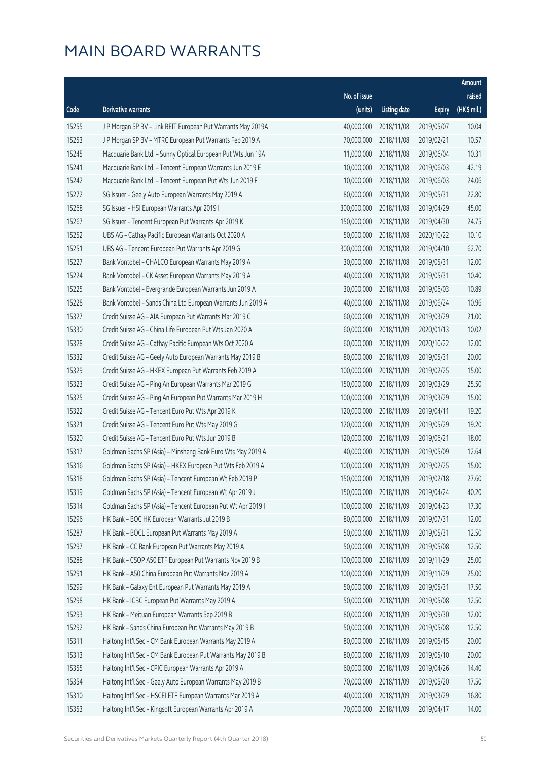# MAIN BOARD WARRANTS

| Code | Derivative warrants | No. of issue (units) | Listing date | Expiry | Amount raised (HK$ mil.) |
|---|---|---|---|---|---|
| 15255 | J P Morgan SP BV - Link REIT European Put Warrants May 2019A | 40,000,000 | 2018/11/08 | 2019/05/07 | 10.04 |
| 15253 | J P Morgan SP BV - MTRC European Put Warrants Feb 2019 A | 70,000,000 | 2018/11/08 | 2019/02/21 | 10.57 |
| 15245 | Macquarie Bank Ltd. - Sunny Optical European Put Wts Jun 19A | 11,000,000 | 2018/11/08 | 2019/06/04 | 10.31 |
| 15241 | Macquarie Bank Ltd. - Tencent European Warrants Jun 2019 E | 10,000,000 | 2018/11/08 | 2019/06/03 | 42.19 |
| 15242 | Macquarie Bank Ltd. - Tencent European Put Wts Jun 2019 F | 10,000,000 | 2018/11/08 | 2019/06/03 | 24.06 |
| 15272 | SG Issuer - Geely Auto European Warrants May 2019 A | 80,000,000 | 2018/11/08 | 2019/05/31 | 22.80 |
| 15268 | SG Issuer - HSI European Warrants Apr 2019 I | 300,000,000 | 2018/11/08 | 2019/04/29 | 45.00 |
| 15267 | SG Issuer - Tencent European Put Warrants Apr 2019 K | 150,000,000 | 2018/11/08 | 2019/04/30 | 24.75 |
| 15252 | UBS AG - Cathay Pacific European Warrants Oct 2020 A | 50,000,000 | 2018/11/08 | 2020/10/22 | 10.10 |
| 15251 | UBS AG - Tencent European Put Warrants Apr 2019 G | 300,000,000 | 2018/11/08 | 2019/04/10 | 62.70 |
| 15227 | Bank Vontobel - CHALCO European Warrants May 2019 A | 30,000,000 | 2018/11/08 | 2019/05/31 | 12.00 |
| 15224 | Bank Vontobel - CK Asset European Warrants May 2019 A | 40,000,000 | 2018/11/08 | 2019/05/31 | 10.40 |
| 15225 | Bank Vontobel - Evergrande European Warrants Jun 2019 A | 30,000,000 | 2018/11/08 | 2019/06/03 | 10.89 |
| 15228 | Bank Vontobel - Sands China Ltd European Warrants Jun 2019 A | 40,000,000 | 2018/11/08 | 2019/06/24 | 10.96 |
| 15327 | Credit Suisse AG - AIA European Put Warrants Mar 2019 C | 60,000,000 | 2018/11/09 | 2019/03/29 | 21.00 |
| 15330 | Credit Suisse AG - China Life European Put Wts Jan 2020 A | 60,000,000 | 2018/11/09 | 2020/01/13 | 10.02 |
| 15328 | Credit Suisse AG - Cathay Pacific European Wts Oct 2020 A | 60,000,000 | 2018/11/09 | 2020/10/22 | 12.00 |
| 15332 | Credit Suisse AG - Geely Auto European Warrants May 2019 B | 80,000,000 | 2018/11/09 | 2019/05/31 | 20.00 |
| 15329 | Credit Suisse AG - HKEX European Put Warrants Feb 2019 A | 100,000,000 | 2018/11/09 | 2019/02/25 | 15.00 |
| 15323 | Credit Suisse AG - Ping An European Warrants Mar 2019 G | 150,000,000 | 2018/11/09 | 2019/03/29 | 25.50 |
| 15325 | Credit Suisse AG - Ping An European Put Warrants Mar 2019 H | 100,000,000 | 2018/11/09 | 2019/03/29 | 15.00 |
| 15322 | Credit Suisse AG - Tencent Euro Put Wts Apr 2019 K | 120,000,000 | 2018/11/09 | 2019/04/11 | 19.20 |
| 15321 | Credit Suisse AG - Tencent Euro Put Wts May 2019 G | 120,000,000 | 2018/11/09 | 2019/05/29 | 19.20 |
| 15320 | Credit Suisse AG - Tencent Euro Put Wts Jun 2019 B | 120,000,000 | 2018/11/09 | 2019/06/21 | 18.00 |
| 15317 | Goldman Sachs SP (Asia) - Minsheng Bank Euro Wts May 2019 A | 40,000,000 | 2018/11/09 | 2019/05/09 | 12.64 |
| 15316 | Goldman Sachs SP (Asia) - HKEX European Put Wts Feb 2019 A | 100,000,000 | 2018/11/09 | 2019/02/25 | 15.00 |
| 15318 | Goldman Sachs SP (Asia) - Tencent European Wt Feb 2019 P | 150,000,000 | 2018/11/09 | 2019/02/18 | 27.60 |
| 15319 | Goldman Sachs SP (Asia) - Tencent European Wt Apr 2019 J | 150,000,000 | 2018/11/09 | 2019/04/24 | 40.20 |
| 15314 | Goldman Sachs SP (Asia) - Tencent European Put Wt Apr 2019 I | 100,000,000 | 2018/11/09 | 2019/04/23 | 17.30 |
| 15296 | HK Bank - BOC HK European Warrants Jul 2019 B | 80,000,000 | 2018/11/09 | 2019/07/31 | 12.00 |
| 15287 | HK Bank - BOCL European Put Warrants May 2019 A | 50,000,000 | 2018/11/09 | 2019/05/31 | 12.50 |
| 15297 | HK Bank - CC Bank European Put Warrants May 2019 A | 50,000,000 | 2018/11/09 | 2019/05/08 | 12.50 |
| 15288 | HK Bank - CSOP A50 ETF European Put Warrants Nov 2019 B | 100,000,000 | 2018/11/09 | 2019/11/29 | 25.00 |
| 15291 | HK Bank - A50 China European Put Warrants Nov 2019 A | 100,000,000 | 2018/11/09 | 2019/11/29 | 25.00 |
| 15299 | HK Bank - Galaxy Ent European Put Warrants May 2019 A | 50,000,000 | 2018/11/09 | 2019/05/31 | 17.50 |
| 15298 | HK Bank - ICBC European Put Warrants May 2019 A | 50,000,000 | 2018/11/09 | 2019/05/08 | 12.50 |
| 15293 | HK Bank - Meituan European Warrants Sep 2019 B | 80,000,000 | 2018/11/09 | 2019/09/30 | 12.00 |
| 15292 | HK Bank - Sands China European Put Warrants May 2019 B | 50,000,000 | 2018/11/09 | 2019/05/08 | 12.50 |
| 15311 | Haitong Int'l Sec - CM Bank European Warrants May 2019 A | 80,000,000 | 2018/11/09 | 2019/05/15 | 20.00 |
| 15313 | Haitong Int'l Sec - CM Bank European Put Warrants May 2019 B | 80,000,000 | 2018/11/09 | 2019/05/10 | 20.00 |
| 15355 | Haitong Int'l Sec - CPIC European Warrants Apr 2019 A | 60,000,000 | 2018/11/09 | 2019/04/26 | 14.40 |
| 15354 | Haitong Int'l Sec - Geely Auto European Warrants May 2019 B | 70,000,000 | 2018/11/09 | 2019/05/20 | 17.50 |
| 15310 | Haitong Int'l Sec - HSCEI ETF European Warrants Mar 2019 A | 40,000,000 | 2018/11/09 | 2019/03/29 | 16.80 |
| 15353 | Haitong Int'l Sec - Kingsoft European Warrants Apr 2019 A | 70,000,000 | 2018/11/09 | 2019/04/17 | 14.00 |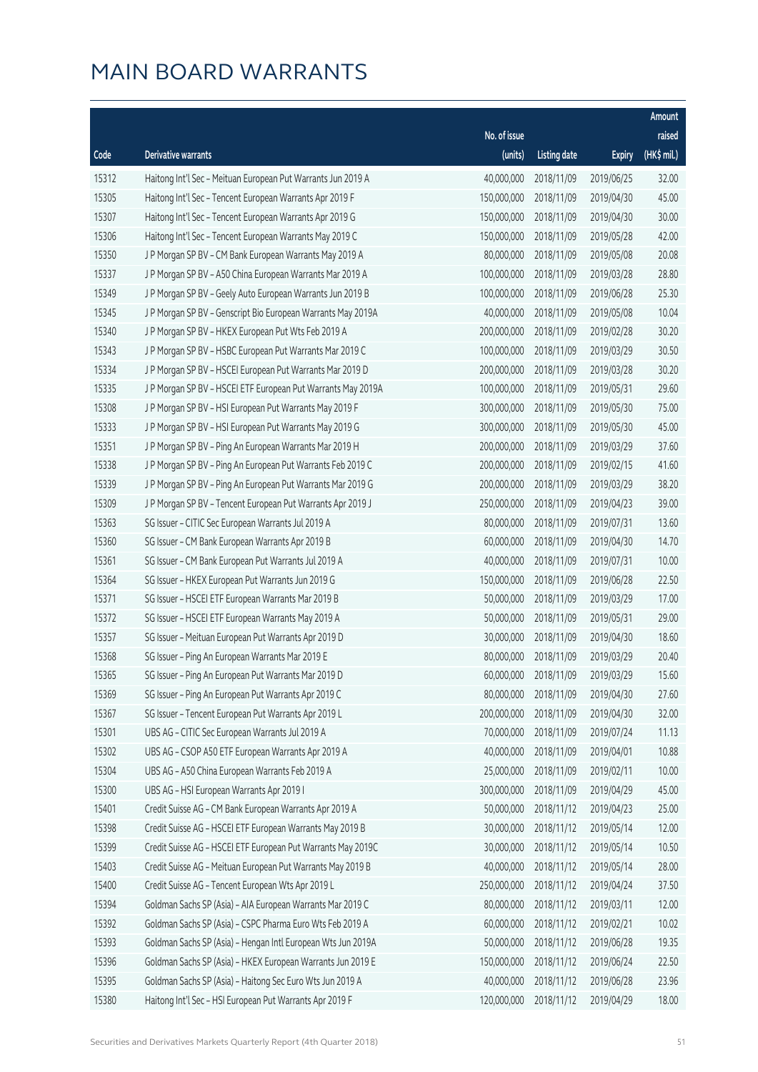# MAIN BOARD WARRANTS

| Code | Derivative warrants | No. of issue (units) | Listing date | Expiry | Amount raised (HK$ mil.) |
|---|---|---|---|---|---|
| 15312 | Haitong Int'l Sec - Meituan European Put Warrants Jun 2019 A | 40,000,000 | 2018/11/09 | 2019/06/25 | 32.00 |
| 15305 | Haitong Int'l Sec - Tencent European Warrants Apr 2019 F | 150,000,000 | 2018/11/09 | 2019/04/30 | 45.00 |
| 15307 | Haitong Int'l Sec - Tencent European Warrants Apr 2019 G | 150,000,000 | 2018/11/09 | 2019/04/30 | 30.00 |
| 15306 | Haitong Int'l Sec - Tencent European Warrants May 2019 C | 150,000,000 | 2018/11/09 | 2019/05/28 | 42.00 |
| 15350 | J P Morgan SP BV - CM Bank European Warrants May 2019 A | 80,000,000 | 2018/11/09 | 2019/05/08 | 20.08 |
| 15337 | J P Morgan SP BV - A50 China European Warrants Mar 2019 A | 100,000,000 | 2018/11/09 | 2019/03/28 | 28.80 |
| 15349 | J P Morgan SP BV - Geely Auto European Warrants Jun 2019 B | 100,000,000 | 2018/11/09 | 2019/06/28 | 25.30 |
| 15345 | J P Morgan SP BV - Genscript Bio European Warrants May 2019A | 40,000,000 | 2018/11/09 | 2019/05/08 | 10.04 |
| 15340 | J P Morgan SP BV - HKEX European Put Wts Feb 2019 A | 200,000,000 | 2018/11/09 | 2019/02/28 | 30.20 |
| 15343 | J P Morgan SP BV - HSBC European Put Warrants Mar 2019 C | 100,000,000 | 2018/11/09 | 2019/03/29 | 30.50 |
| 15334 | J P Morgan SP BV - HSCEI European Put Warrants Mar 2019 D | 200,000,000 | 2018/11/09 | 2019/03/28 | 30.20 |
| 15335 | J P Morgan SP BV - HSCEI ETF European Put Warrants May 2019A | 100,000,000 | 2018/11/09 | 2019/05/31 | 29.60 |
| 15308 | J P Morgan SP BV - HSI European Put Warrants May 2019 F | 300,000,000 | 2018/11/09 | 2019/05/30 | 75.00 |
| 15333 | J P Morgan SP BV - HSI European Put Warrants May 2019 G | 300,000,000 | 2018/11/09 | 2019/05/30 | 45.00 |
| 15351 | J P Morgan SP BV - Ping An European Warrants Mar 2019 H | 200,000,000 | 2018/11/09 | 2019/03/29 | 37.60 |
| 15338 | J P Morgan SP BV - Ping An European Put Warrants Feb 2019 C | 200,000,000 | 2018/11/09 | 2019/02/15 | 41.60 |
| 15339 | J P Morgan SP BV - Ping An European Put Warrants Mar 2019 G | 200,000,000 | 2018/11/09 | 2019/03/29 | 38.20 |
| 15309 | J P Morgan SP BV - Tencent European Put Warrants Apr 2019 J | 250,000,000 | 2018/11/09 | 2019/04/23 | 39.00 |
| 15363 | SG Issuer - CITIC Sec European Warrants Jul 2019 A | 80,000,000 | 2018/11/09 | 2019/07/31 | 13.60 |
| 15360 | SG Issuer - CM Bank European Warrants Apr 2019 B | 60,000,000 | 2018/11/09 | 2019/04/30 | 14.70 |
| 15361 | SG Issuer - CM Bank European Put Warrants Jul 2019 A | 40,000,000 | 2018/11/09 | 2019/07/31 | 10.00 |
| 15364 | SG Issuer - HKEX European Put Warrants Jun 2019 G | 150,000,000 | 2018/11/09 | 2019/06/28 | 22.50 |
| 15371 | SG Issuer - HSCEI ETF European Warrants Mar 2019 B | 50,000,000 | 2018/11/09 | 2019/03/29 | 17.00 |
| 15372 | SG Issuer - HSCEI ETF European Warrants May 2019 A | 50,000,000 | 2018/11/09 | 2019/05/31 | 29.00 |
| 15357 | SG Issuer - Meituan European Put Warrants Apr 2019 D | 30,000,000 | 2018/11/09 | 2019/04/30 | 18.60 |
| 15368 | SG Issuer - Ping An European Warrants Mar 2019 E | 80,000,000 | 2018/11/09 | 2019/03/29 | 20.40 |
| 15365 | SG Issuer - Ping An European Put Warrants Mar 2019 D | 60,000,000 | 2018/11/09 | 2019/03/29 | 15.60 |
| 15369 | SG Issuer - Ping An European Put Warrants Apr 2019 C | 80,000,000 | 2018/11/09 | 2019/04/30 | 27.60 |
| 15367 | SG Issuer - Tencent European Put Warrants Apr 2019 L | 200,000,000 | 2018/11/09 | 2019/04/30 | 32.00 |
| 15301 | UBS AG - CITIC Sec European Warrants Jul 2019 A | 70,000,000 | 2018/11/09 | 2019/07/24 | 11.13 |
| 15302 | UBS AG - CSOP A50 ETF European Warrants Apr 2019 A | 40,000,000 | 2018/11/09 | 2019/04/01 | 10.88 |
| 15304 | UBS AG - A50 China European Warrants Feb 2019 A | 25,000,000 | 2018/11/09 | 2019/02/11 | 10.00 |
| 15300 | UBS AG - HSI European Warrants Apr 2019 I | 300,000,000 | 2018/11/09 | 2019/04/29 | 45.00 |
| 15401 | Credit Suisse AG - CM Bank European Warrants Apr 2019 A | 50,000,000 | 2018/11/12 | 2019/04/23 | 25.00 |
| 15398 | Credit Suisse AG - HSCEI ETF European Warrants May 2019 B | 30,000,000 | 2018/11/12 | 2019/05/14 | 12.00 |
| 15399 | Credit Suisse AG - HSCEI ETF European Put Warrants May 2019C | 30,000,000 | 2018/11/12 | 2019/05/14 | 10.50 |
| 15403 | Credit Suisse AG - Meituan European Put Warrants May 2019 B | 40,000,000 | 2018/11/12 | 2019/05/14 | 28.00 |
| 15400 | Credit Suisse AG - Tencent European Wts Apr 2019 L | 250,000,000 | 2018/11/12 | 2019/04/24 | 37.50 |
| 15394 | Goldman Sachs SP (Asia) - AIA European Warrants Mar 2019 C | 80,000,000 | 2018/11/12 | 2019/03/11 | 12.00 |
| 15392 | Goldman Sachs SP (Asia) - CSPC Pharma Euro Wts Feb 2019 A | 60,000,000 | 2018/11/12 | 2019/02/21 | 10.02 |
| 15393 | Goldman Sachs SP (Asia) - Hengan Intl European Wts Jun 2019A | 50,000,000 | 2018/11/12 | 2019/06/28 | 19.35 |
| 15396 | Goldman Sachs SP (Asia) - HKEX European Warrants Jun 2019 E | 150,000,000 | 2018/11/12 | 2019/06/24 | 22.50 |
| 15395 | Goldman Sachs SP (Asia) - Haitong Sec Euro Wts Jun 2019 A | 40,000,000 | 2018/11/12 | 2019/06/28 | 23.96 |
| 15380 | Haitong Int'l Sec - HSI European Put Warrants Apr 2019 F | 120,000,000 | 2018/11/12 | 2019/04/29 | 18.00 |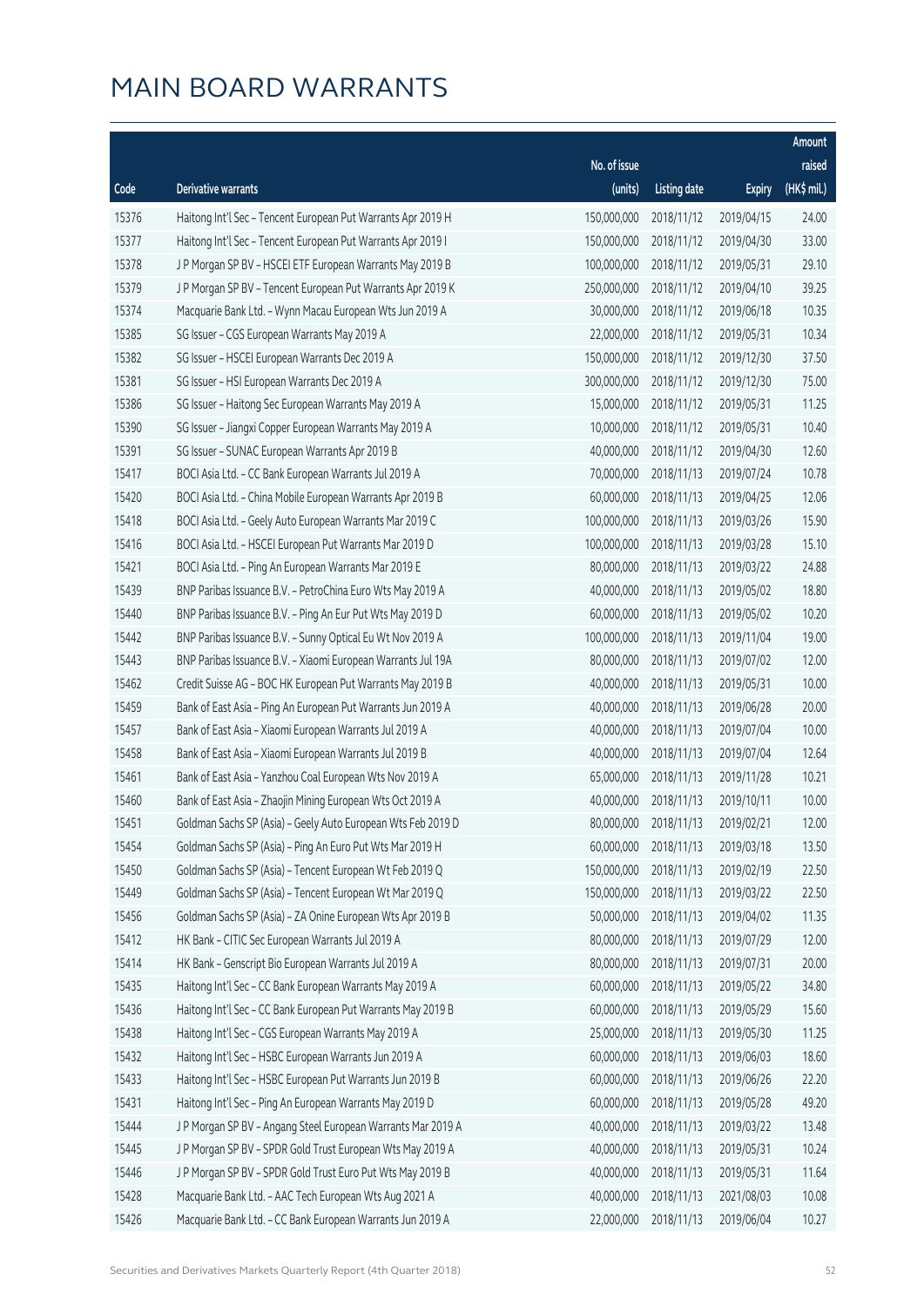# MAIN BOARD WARRANTS

| Code | Derivative warrants | No. of issue (units) | Listing date | Expiry | Amount raised (HK$ mil.) |
|---|---|---|---|---|---|
| 15376 | Haitong Int'l Sec - Tencent European Put Warrants Apr 2019 H | 150,000,000 | 2018/11/12 | 2019/04/15 | 24.00 |
| 15377 | Haitong Int'l Sec - Tencent European Put Warrants Apr 2019 I | 150,000,000 | 2018/11/12 | 2019/04/30 | 33.00 |
| 15378 | J P Morgan SP BV - HSCEI ETF European Warrants May 2019 B | 100,000,000 | 2018/11/12 | 2019/05/31 | 29.10 |
| 15379 | J P Morgan SP BV - Tencent European Put Warrants Apr 2019 K | 250,000,000 | 2018/11/12 | 2019/04/10 | 39.25 |
| 15374 | Macquarie Bank Ltd. - Wynn Macau European Wts Jun 2019 A | 30,000,000 | 2018/11/12 | 2019/06/18 | 10.35 |
| 15385 | SG Issuer - CGS European Warrants May 2019 A | 22,000,000 | 2018/11/12 | 2019/05/31 | 10.34 |
| 15382 | SG Issuer - HSCEI European Warrants Dec 2019 A | 150,000,000 | 2018/11/12 | 2019/12/30 | 37.50 |
| 15381 | SG Issuer - HSI European Warrants Dec 2019 A | 300,000,000 | 2018/11/12 | 2019/12/30 | 75.00 |
| 15386 | SG Issuer - Haitong Sec European Warrants May 2019 A | 15,000,000 | 2018/11/12 | 2019/05/31 | 11.25 |
| 15390 | SG Issuer - Jiangxi Copper European Warrants May 2019 A | 10,000,000 | 2018/11/12 | 2019/05/31 | 10.40 |
| 15391 | SG Issuer - SUNAC European Warrants Apr 2019 B | 40,000,000 | 2018/11/12 | 2019/04/30 | 12.60 |
| 15417 | BOCI Asia Ltd. - CC Bank European Warrants Jul 2019 A | 70,000,000 | 2018/11/13 | 2019/07/24 | 10.78 |
| 15420 | BOCI Asia Ltd. - China Mobile European Warrants Apr 2019 B | 60,000,000 | 2018/11/13 | 2019/04/25 | 12.06 |
| 15418 | BOCI Asia Ltd. - Geely Auto European Warrants Mar 2019 C | 100,000,000 | 2018/11/13 | 2019/03/26 | 15.90 |
| 15416 | BOCI Asia Ltd. - HSCEI European Put Warrants Mar 2019 D | 100,000,000 | 2018/11/13 | 2019/03/28 | 15.10 |
| 15421 | BOCI Asia Ltd. - Ping An European Warrants Mar 2019 E | 80,000,000 | 2018/11/13 | 2019/03/22 | 24.88 |
| 15439 | BNP Paribas Issuance B.V. - PetroChina Euro Wts May 2019 A | 40,000,000 | 2018/11/13 | 2019/05/02 | 18.80 |
| 15440 | BNP Paribas Issuance B.V. - Ping An Eur Put Wts May 2019 D | 60,000,000 | 2018/11/13 | 2019/05/02 | 10.20 |
| 15442 | BNP Paribas Issuance B.V. - Sunny Optical Eu Wt Nov 2019 A | 100,000,000 | 2018/11/13 | 2019/11/04 | 19.00 |
| 15443 | BNP Paribas Issuance B.V. - Xiaomi European Warrants Jul 19A | 80,000,000 | 2018/11/13 | 2019/07/02 | 12.00 |
| 15462 | Credit Suisse AG - BOC HK European Put Warrants May 2019 B | 40,000,000 | 2018/11/13 | 2019/05/31 | 10.00 |
| 15459 | Bank of East Asia - Ping An European Put Warrants Jun 2019 A | 40,000,000 | 2018/11/13 | 2019/06/28 | 20.00 |
| 15457 | Bank of East Asia - Xiaomi European Warrants Jul 2019 A | 40,000,000 | 2018/11/13 | 2019/07/04 | 10.00 |
| 15458 | Bank of East Asia - Xiaomi European Warrants Jul 2019 B | 40,000,000 | 2018/11/13 | 2019/07/04 | 12.64 |
| 15461 | Bank of East Asia - Yanzhou Coal European Wts Nov 2019 A | 65,000,000 | 2018/11/13 | 2019/11/28 | 10.21 |
| 15460 | Bank of East Asia - Zhaojin Mining European Wts Oct 2019 A | 40,000,000 | 2018/11/13 | 2019/10/11 | 10.00 |
| 15451 | Goldman Sachs SP (Asia) - Geely Auto European Wts Feb 2019 D | 80,000,000 | 2018/11/13 | 2019/02/21 | 12.00 |
| 15454 | Goldman Sachs SP (Asia) - Ping An Euro Put Wts Mar 2019 H | 60,000,000 | 2018/11/13 | 2019/03/18 | 13.50 |
| 15450 | Goldman Sachs SP (Asia) - Tencent European Wt Feb 2019 Q | 150,000,000 | 2018/11/13 | 2019/02/19 | 22.50 |
| 15449 | Goldman Sachs SP (Asia) - Tencent European Wt Mar 2019 Q | 150,000,000 | 2018/11/13 | 2019/03/22 | 22.50 |
| 15456 | Goldman Sachs SP (Asia) - ZA Onine European Wts Apr 2019 B | 50,000,000 | 2018/11/13 | 2019/04/02 | 11.35 |
| 15412 | HK Bank - CITIC Sec European Warrants Jul 2019 A | 80,000,000 | 2018/11/13 | 2019/07/29 | 12.00 |
| 15414 | HK Bank - Genscript Bio European Warrants Jul 2019 A | 80,000,000 | 2018/11/13 | 2019/07/31 | 20.00 |
| 15435 | Haitong Int'l Sec - CC Bank European Warrants May 2019 A | 60,000,000 | 2018/11/13 | 2019/05/22 | 34.80 |
| 15436 | Haitong Int'l Sec - CC Bank European Put Warrants May 2019 B | 60,000,000 | 2018/11/13 | 2019/05/29 | 15.60 |
| 15438 | Haitong Int'l Sec - CGS European Warrants May 2019 A | 25,000,000 | 2018/11/13 | 2019/05/30 | 11.25 |
| 15432 | Haitong Int'l Sec - HSBC European Warrants Jun 2019 A | 60,000,000 | 2018/11/13 | 2019/06/03 | 18.60 |
| 15433 | Haitong Int'l Sec - HSBC European Put Warrants Jun 2019 B | 60,000,000 | 2018/11/13 | 2019/06/26 | 22.20 |
| 15431 | Haitong Int'l Sec - Ping An European Warrants May 2019 D | 60,000,000 | 2018/11/13 | 2019/05/28 | 49.20 |
| 15444 | J P Morgan SP BV - Angang Steel European Warrants Mar 2019 A | 40,000,000 | 2018/11/13 | 2019/03/22 | 13.48 |
| 15445 | J P Morgan SP BV - SPDR Gold Trust European Wts May 2019 A | 40,000,000 | 2018/11/13 | 2019/05/31 | 10.24 |
| 15446 | J P Morgan SP BV - SPDR Gold Trust Euro Put Wts May 2019 B | 40,000,000 | 2018/11/13 | 2019/05/31 | 11.64 |
| 15428 | Macquarie Bank Ltd. - AAC Tech European Wts Aug 2021 A | 40,000,000 | 2018/11/13 | 2021/08/03 | 10.08 |
| 15426 | Macquarie Bank Ltd. - CC Bank European Warrants Jun 2019 A | 22,000,000 | 2018/11/13 | 2019/06/04 | 10.27 |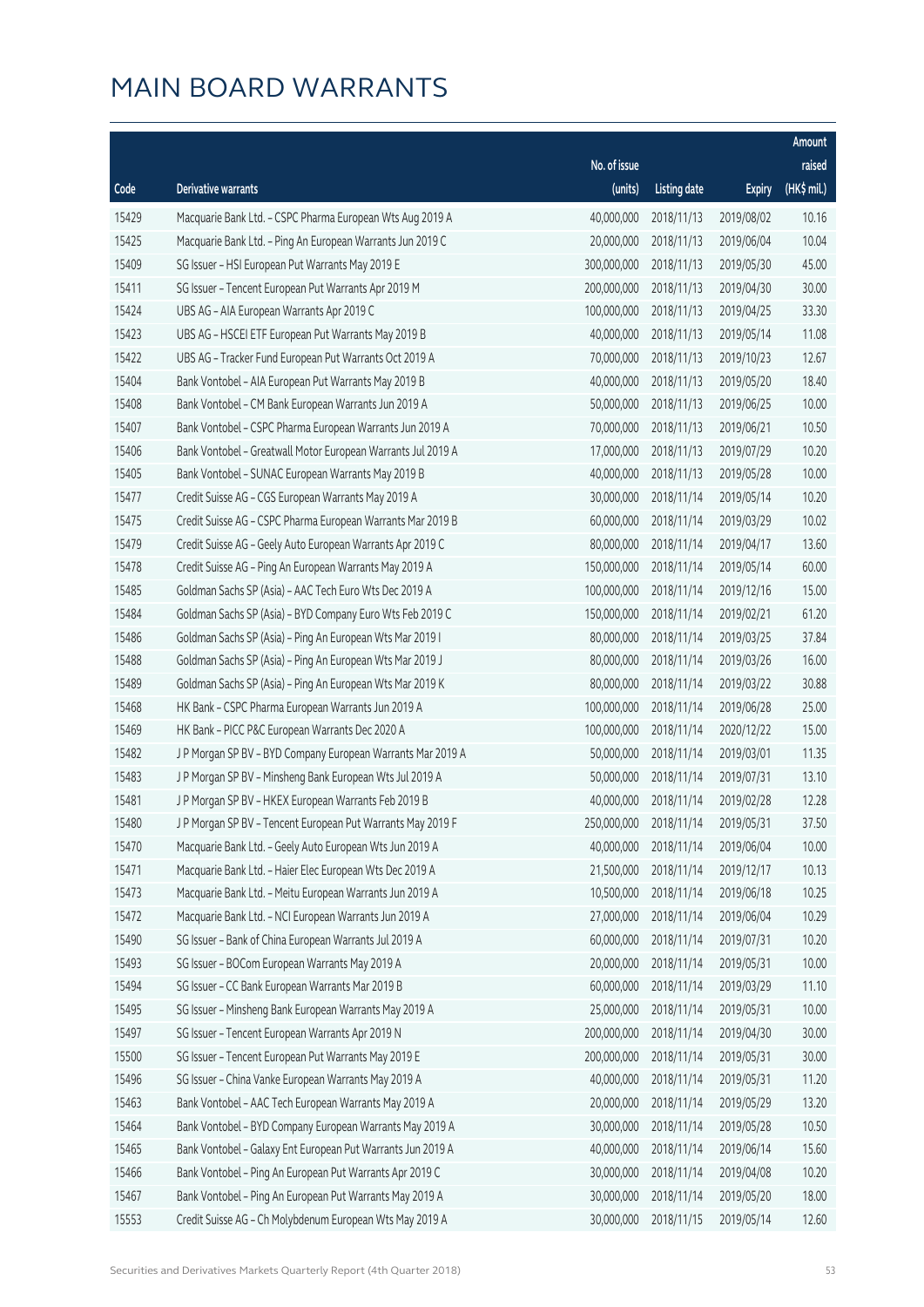# MAIN BOARD WARRANTS

| Code | Derivative warrants | No. of issue (units) | Listing date | Expiry | Amount raised (HK$ mil.) |
|---|---|---|---|---|---|
| 15429 | Macquarie Bank Ltd. - CSPC Pharma European Wts Aug 2019 A | 40,000,000 | 2018/11/13 | 2019/08/02 | 10.16 |
| 15425 | Macquarie Bank Ltd. - Ping An European Warrants Jun 2019 C | 20,000,000 | 2018/11/13 | 2019/06/04 | 10.04 |
| 15409 | SG Issuer - HSI European Put Warrants May 2019 E | 300,000,000 | 2018/11/13 | 2019/05/30 | 45.00 |
| 15411 | SG Issuer - Tencent European Put Warrants Apr 2019 M | 200,000,000 | 2018/11/13 | 2019/04/30 | 30.00 |
| 15424 | UBS AG - AIA European Warrants Apr 2019 C | 100,000,000 | 2018/11/13 | 2019/04/25 | 33.30 |
| 15423 | UBS AG - HSCEI ETF European Put Warrants May 2019 B | 40,000,000 | 2018/11/13 | 2019/05/14 | 11.08 |
| 15422 | UBS AG - Tracker Fund European Put Warrants Oct 2019 A | 70,000,000 | 2018/11/13 | 2019/10/23 | 12.67 |
| 15404 | Bank Vontobel - AIA European Put Warrants May 2019 B | 40,000,000 | 2018/11/13 | 2019/05/20 | 18.40 |
| 15408 | Bank Vontobel - CM Bank European Warrants Jun 2019 A | 50,000,000 | 2018/11/13 | 2019/06/25 | 10.00 |
| 15407 | Bank Vontobel - CSPC Pharma European Warrants Jun 2019 A | 70,000,000 | 2018/11/13 | 2019/06/21 | 10.50 |
| 15406 | Bank Vontobel - Greatwall Motor European Warrants Jul 2019 A | 17,000,000 | 2018/11/13 | 2019/07/29 | 10.20 |
| 15405 | Bank Vontobel - SUNAC European Warrants May 2019 B | 40,000,000 | 2018/11/13 | 2019/05/28 | 10.00 |
| 15477 | Credit Suisse AG - CGS European Warrants May 2019 A | 30,000,000 | 2018/11/14 | 2019/05/14 | 10.20 |
| 15475 | Credit Suisse AG - CSPC Pharma European Warrants Mar 2019 B | 60,000,000 | 2018/11/14 | 2019/03/29 | 10.02 |
| 15479 | Credit Suisse AG - Geely Auto European Warrants Apr 2019 C | 80,000,000 | 2018/11/14 | 2019/04/17 | 13.60 |
| 15478 | Credit Suisse AG - Ping An European Warrants May 2019 A | 150,000,000 | 2018/11/14 | 2019/05/14 | 60.00 |
| 15485 | Goldman Sachs SP (Asia) - AAC Tech Euro Wts Dec 2019 A | 100,000,000 | 2018/11/14 | 2019/12/16 | 15.00 |
| 15484 | Goldman Sachs SP (Asia) - BYD Company Euro Wts Feb 2019 C | 150,000,000 | 2018/11/14 | 2019/02/21 | 61.20 |
| 15486 | Goldman Sachs SP (Asia) - Ping An European Wts Mar 2019 I | 80,000,000 | 2018/11/14 | 2019/03/25 | 37.84 |
| 15488 | Goldman Sachs SP (Asia) - Ping An European Wts Mar 2019 J | 80,000,000 | 2018/11/14 | 2019/03/26 | 16.00 |
| 15489 | Goldman Sachs SP (Asia) - Ping An European Wts Mar 2019 K | 80,000,000 | 2018/11/14 | 2019/03/22 | 30.88 |
| 15468 | HK Bank - CSPC Pharma European Warrants Jun 2019 A | 100,000,000 | 2018/11/14 | 2019/06/28 | 25.00 |
| 15469 | HK Bank - PICC P&C European Warrants Dec 2020 A | 100,000,000 | 2018/11/14 | 2020/12/22 | 15.00 |
| 15482 | J P Morgan SP BV - BYD Company European Warrants Mar 2019 A | 50,000,000 | 2018/11/14 | 2019/03/01 | 11.35 |
| 15483 | J P Morgan SP BV - Minsheng Bank European Wts Jul 2019 A | 50,000,000 | 2018/11/14 | 2019/07/31 | 13.10 |
| 15481 | J P Morgan SP BV - HKEX European Warrants Feb 2019 B | 40,000,000 | 2018/11/14 | 2019/02/28 | 12.28 |
| 15480 | J P Morgan SP BV - Tencent European Put Warrants May 2019 F | 250,000,000 | 2018/11/14 | 2019/05/31 | 37.50 |
| 15470 | Macquarie Bank Ltd. - Geely Auto European Wts Jun 2019 A | 40,000,000 | 2018/11/14 | 2019/06/04 | 10.00 |
| 15471 | Macquarie Bank Ltd. - Haier Elec European Wts Dec 2019 A | 21,500,000 | 2018/11/14 | 2019/12/17 | 10.13 |
| 15473 | Macquarie Bank Ltd. - Meitu European Warrants Jun 2019 A | 10,500,000 | 2018/11/14 | 2019/06/18 | 10.25 |
| 15472 | Macquarie Bank Ltd. - NCI European Warrants Jun 2019 A | 27,000,000 | 2018/11/14 | 2019/06/04 | 10.29 |
| 15490 | SG Issuer - Bank of China European Warrants Jul 2019 A | 60,000,000 | 2018/11/14 | 2019/07/31 | 10.20 |
| 15493 | SG Issuer - BOCom European Warrants May 2019 A | 20,000,000 | 2018/11/14 | 2019/05/31 | 10.00 |
| 15494 | SG Issuer - CC Bank European Warrants Mar 2019 B | 60,000,000 | 2018/11/14 | 2019/03/29 | 11.10 |
| 15495 | SG Issuer - Minsheng Bank European Warrants May 2019 A | 25,000,000 | 2018/11/14 | 2019/05/31 | 10.00 |
| 15497 | SG Issuer - Tencent European Warrants Apr 2019 N | 200,000,000 | 2018/11/14 | 2019/04/30 | 30.00 |
| 15500 | SG Issuer - Tencent European Put Warrants May 2019 E | 200,000,000 | 2018/11/14 | 2019/05/31 | 30.00 |
| 15496 | SG Issuer - China Vanke European Warrants May 2019 A | 40,000,000 | 2018/11/14 | 2019/05/31 | 11.20 |
| 15463 | Bank Vontobel - AAC Tech European Warrants May 2019 A | 20,000,000 | 2018/11/14 | 2019/05/29 | 13.20 |
| 15464 | Bank Vontobel - BYD Company European Warrants May 2019 A | 30,000,000 | 2018/11/14 | 2019/05/28 | 10.50 |
| 15465 | Bank Vontobel - Galaxy Ent European Put Warrants Jun 2019 A | 40,000,000 | 2018/11/14 | 2019/06/14 | 15.60 |
| 15466 | Bank Vontobel - Ping An European Put Warrants Apr 2019 C | 30,000,000 | 2018/11/14 | 2019/04/08 | 10.20 |
| 15467 | Bank Vontobel - Ping An European Put Warrants May 2019 A | 30,000,000 | 2018/11/14 | 2019/05/20 | 18.00 |
| 15553 | Credit Suisse AG - Ch Molybdenum European Wts May 2019 A | 30,000,000 | 2018/11/15 | 2019/05/14 | 12.60 |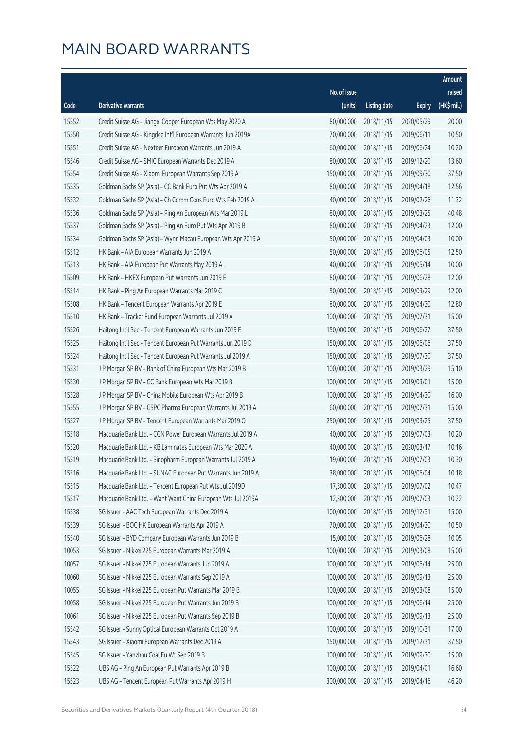# MAIN BOARD WARRANTS

| Code | Derivative warrants | No. of issue (units) | Listing date | Expiry | Amount raised (HK$ mil.) |
|---|---|---|---|---|---|
| 15552 | Credit Suisse AG - Jiangxi Copper European Wts May 2020 A | 80,000,000 | 2018/11/15 | 2020/05/29 | 20.00 |
| 15550 | Credit Suisse AG - Kingdee Int'l European Warrants Jun 2019A | 70,000,000 | 2018/11/15 | 2019/06/11 | 10.50 |
| 15551 | Credit Suisse AG - Nexteer European Warrants Jun 2019 A | 60,000,000 | 2018/11/15 | 2019/06/24 | 10.20 |
| 15546 | Credit Suisse AG - SMIC European Warrants Dec 2019 A | 80,000,000 | 2018/11/15 | 2019/12/20 | 13.60 |
| 15554 | Credit Suisse AG - Xiaomi European Warrants Sep 2019 A | 150,000,000 | 2018/11/15 | 2019/09/30 | 37.50 |
| 15535 | Goldman Sachs SP (Asia) - CC Bank Euro Put Wts Apr 2019 A | 80,000,000 | 2018/11/15 | 2019/04/18 | 12.56 |
| 15532 | Goldman Sachs SP (Asia) - Ch Comm Cons Euro Wts Feb 2019 A | 40,000,000 | 2018/11/15 | 2019/02/26 | 11.32 |
| 15536 | Goldman Sachs SP (Asia) - Ping An European Wts Mar 2019 L | 80,000,000 | 2018/11/15 | 2019/03/25 | 40.48 |
| 15537 | Goldman Sachs SP (Asia) - Ping An Euro Put Wts Apr 2019 B | 80,000,000 | 2018/11/15 | 2019/04/23 | 12.00 |
| 15534 | Goldman Sachs SP (Asia) - Wynn Macau European Wts Apr 2019 A | 50,000,000 | 2018/11/15 | 2019/04/03 | 10.00 |
| 15512 | HK Bank - AIA European Warrants Jun 2019 A | 50,000,000 | 2018/11/15 | 2019/06/05 | 12.50 |
| 15513 | HK Bank - AIA European Put Warrants May 2019 A | 40,000,000 | 2018/11/15 | 2019/05/14 | 10.00 |
| 15509 | HK Bank - HKEX European Put Warrants Jun 2019 E | 80,000,000 | 2018/11/15 | 2019/06/28 | 12.00 |
| 15514 | HK Bank - Ping An European Warrants Mar 2019 C | 50,000,000 | 2018/11/15 | 2019/03/29 | 12.00 |
| 15508 | HK Bank - Tencent European Warrants Apr 2019 E | 80,000,000 | 2018/11/15 | 2019/04/30 | 12.80 |
| 15510 | HK Bank - Tracker Fund European Warrants Jul 2019 A | 100,000,000 | 2018/11/15 | 2019/07/31 | 15.00 |
| 15526 | Haitong Int'l Sec - Tencent European Warrants Jun 2019 E | 150,000,000 | 2018/11/15 | 2019/06/27 | 37.50 |
| 15525 | Haitong Int'l Sec - Tencent European Put Warrants Jun 2019 D | 150,000,000 | 2018/11/15 | 2019/06/06 | 37.50 |
| 15524 | Haitong Int'l Sec - Tencent European Put Warrants Jul 2019 A | 150,000,000 | 2018/11/15 | 2019/07/30 | 37.50 |
| 15531 | J P Morgan SP BV - Bank of China European Wts Mar 2019 B | 100,000,000 | 2018/11/15 | 2019/03/29 | 15.10 |
| 15530 | J P Morgan SP BV - CC Bank European Wts Mar 2019 B | 100,000,000 | 2018/11/15 | 2019/03/01 | 15.00 |
| 15528 | J P Morgan SP BV - China Mobile European Wts Apr 2019 B | 100,000,000 | 2018/11/15 | 2019/04/30 | 16.00 |
| 15555 | J P Morgan SP BV - CSPC Pharma European Warrants Jul 2019 A | 60,000,000 | 2018/11/15 | 2019/07/31 | 15.00 |
| 15527 | J P Morgan SP BV - Tencent European Warrants Mar 2019 O | 250,000,000 | 2018/11/15 | 2019/03/25 | 37.50 |
| 15518 | Macquarie Bank Ltd. - CGN Power European Warrants Jul 2019 A | 40,000,000 | 2018/11/15 | 2019/07/03 | 10.20 |
| 15520 | Macquarie Bank Ltd. - KB Laminates European Wts Mar 2020 A | 40,000,000 | 2018/11/15 | 2020/03/17 | 10.16 |
| 15519 | Macquarie Bank Ltd. - Sinopharm European Warrants Jul 2019 A | 19,000,000 | 2018/11/15 | 2019/07/03 | 10.30 |
| 15516 | Macquarie Bank Ltd. - SUNAC European Put Warrants Jun 2019 A | 38,000,000 | 2018/11/15 | 2019/06/04 | 10.18 |
| 15515 | Macquarie Bank Ltd. - Tencent European Put Wts Jul 2019D | 17,300,000 | 2018/11/15 | 2019/07/02 | 10.47 |
| 15517 | Macquarie Bank Ltd. - Want Want China European Wts Jul 2019A | 12,300,000 | 2018/11/15 | 2019/07/03 | 10.22 |
| 15538 | SG Issuer - AAC Tech European Warrants Dec 2019 A | 100,000,000 | 2018/11/15 | 2019/12/31 | 15.00 |
| 15539 | SG Issuer - BOC HK European Warrants Apr 2019 A | 70,000,000 | 2018/11/15 | 2019/04/30 | 10.50 |
| 15540 | SG Issuer - BYD Company European Warrants Jun 2019 B | 15,000,000 | 2018/11/15 | 2019/06/28 | 10.05 |
| 10053 | SG Issuer - Nikkei 225 European Warrants Mar 2019 A | 100,000,000 | 2018/11/15 | 2019/03/08 | 15.00 |
| 10057 | SG Issuer - Nikkei 225 European Warrants Jun 2019 A | 100,000,000 | 2018/11/15 | 2019/06/14 | 25.00 |
| 10060 | SG Issuer - Nikkei 225 European Warrants Sep 2019 A | 100,000,000 | 2018/11/15 | 2019/09/13 | 25.00 |
| 10055 | SG Issuer - Nikkei 225 European Put Warrants Mar 2019 B | 100,000,000 | 2018/11/15 | 2019/03/08 | 15.00 |
| 10058 | SG Issuer - Nikkei 225 European Put Warrants Jun 2019 B | 100,000,000 | 2018/11/15 | 2019/06/14 | 25.00 |
| 10061 | SG Issuer - Nikkei 225 European Put Warrants Sep 2019 B | 100,000,000 | 2018/11/15 | 2019/09/13 | 25.00 |
| 15542 | SG Issuer - Sunny Optical European Warrants Oct 2019 A | 100,000,000 | 2018/11/15 | 2019/10/31 | 17.00 |
| 15543 | SG Issuer - Xiaomi European Warrants Dec 2019 A | 150,000,000 | 2018/11/15 | 2019/12/31 | 37.50 |
| 15545 | SG Issuer - Yanzhou Coal Eu Wt Sep 2019 B | 100,000,000 | 2018/11/15 | 2019/09/30 | 15.00 |
| 15522 | UBS AG - Ping An European Put Warrants Apr 2019 B | 100,000,000 | 2018/11/15 | 2019/04/01 | 16.60 |
| 15523 | UBS AG - Tencent European Put Warrants Apr 2019 H | 300,000,000 | 2018/11/15 | 2019/04/16 | 46.20 |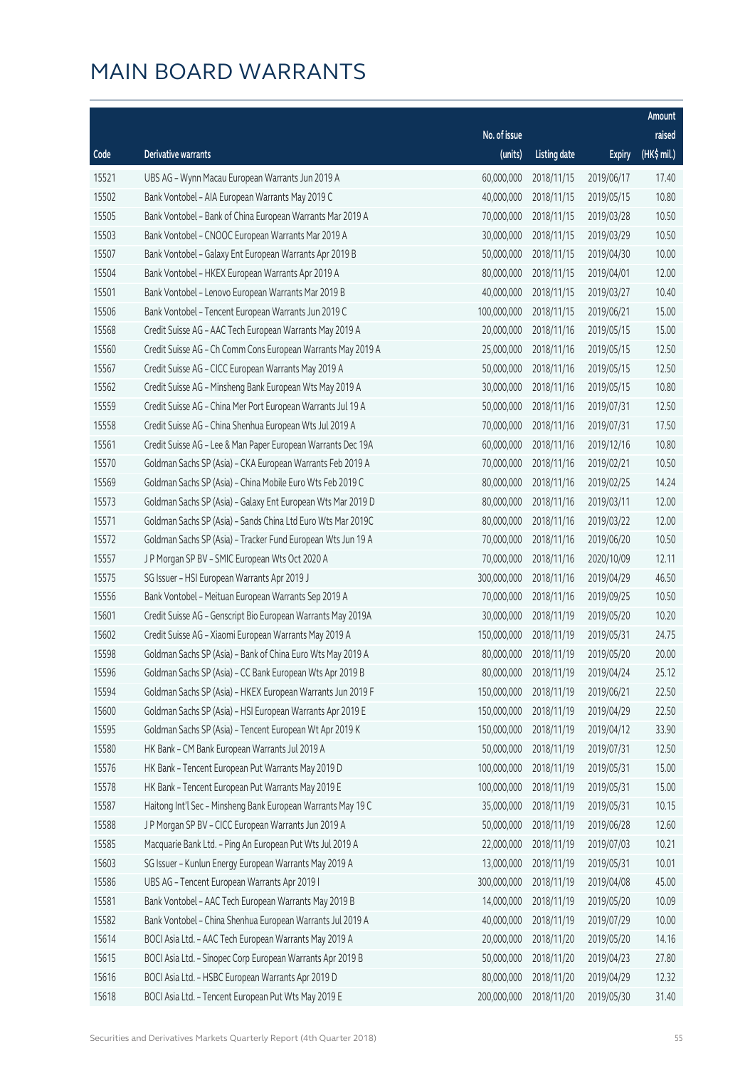# MAIN BOARD WARRANTS

| Code | Derivative warrants | No. of issue (units) | Listing date | Expiry | Amount raised (HK$ mil.) |
|---|---|---|---|---|---|
| 15521 | UBS AG - Wynn Macau European Warrants Jun 2019 A | 60,000,000 | 2018/11/15 | 2019/06/17 | 17.40 |
| 15502 | Bank Vontobel - AIA European Warrants May 2019 C | 40,000,000 | 2018/11/15 | 2019/05/15 | 10.80 |
| 15505 | Bank Vontobel - Bank of China European Warrants Mar 2019 A | 70,000,000 | 2018/11/15 | 2019/03/28 | 10.50 |
| 15503 | Bank Vontobel - CNOOC European Warrants Mar 2019 A | 30,000,000 | 2018/11/15 | 2019/03/29 | 10.50 |
| 15507 | Bank Vontobel - Galaxy Ent European Warrants Apr 2019 B | 50,000,000 | 2018/11/15 | 2019/04/30 | 10.00 |
| 15504 | Bank Vontobel - HKEX European Warrants Apr 2019 A | 80,000,000 | 2018/11/15 | 2019/04/01 | 12.00 |
| 15501 | Bank Vontobel - Lenovo European Warrants Mar 2019 B | 40,000,000 | 2018/11/15 | 2019/03/27 | 10.40 |
| 15506 | Bank Vontobel - Tencent European Warrants Jun 2019 C | 100,000,000 | 2018/11/15 | 2019/06/21 | 15.00 |
| 15568 | Credit Suisse AG - AAC Tech European Warrants May 2019 A | 20,000,000 | 2018/11/16 | 2019/05/15 | 15.00 |
| 15560 | Credit Suisse AG - Ch Comm Cons European Warrants May 2019 A | 25,000,000 | 2018/11/16 | 2019/05/15 | 12.50 |
| 15567 | Credit Suisse AG - CICC European Warrants May 2019 A | 50,000,000 | 2018/11/16 | 2019/05/15 | 12.50 |
| 15562 | Credit Suisse AG - Minsheng Bank European Wts May 2019 A | 30,000,000 | 2018/11/16 | 2019/05/15 | 10.80 |
| 15559 | Credit Suisse AG - China Mer Port European Warrants Jul 19 A | 50,000,000 | 2018/11/16 | 2019/07/31 | 12.50 |
| 15558 | Credit Suisse AG - China Shenhua European Wts Jul 2019 A | 70,000,000 | 2018/11/16 | 2019/07/31 | 17.50 |
| 15561 | Credit Suisse AG - Lee & Man Paper European Warrants Dec 19A | 60,000,000 | 2018/11/16 | 2019/12/16 | 10.80 |
| 15570 | Goldman Sachs SP (Asia) - CKA European Warrants Feb 2019 A | 70,000,000 | 2018/11/16 | 2019/02/21 | 10.50 |
| 15569 | Goldman Sachs SP (Asia) - China Mobile Euro Wts Feb 2019 C | 80,000,000 | 2018/11/16 | 2019/02/25 | 14.24 |
| 15573 | Goldman Sachs SP (Asia) - Galaxy Ent European Wts Mar 2019 D | 80,000,000 | 2018/11/16 | 2019/03/11 | 12.00 |
| 15571 | Goldman Sachs SP (Asia) - Sands China Ltd Euro Wts Mar 2019C | 80,000,000 | 2018/11/16 | 2019/03/22 | 12.00 |
| 15572 | Goldman Sachs SP (Asia) - Tracker Fund European Wts Jun 19 A | 70,000,000 | 2018/11/16 | 2019/06/20 | 10.50 |
| 15557 | J P Morgan SP BV - SMIC European Wts Oct 2020 A | 70,000,000 | 2018/11/16 | 2020/10/09 | 12.11 |
| 15575 | SG Issuer - HSI European Warrants Apr 2019 J | 300,000,000 | 2018/11/16 | 2019/04/29 | 46.50 |
| 15556 | Bank Vontobel - Meituan European Warrants Sep 2019 A | 70,000,000 | 2018/11/16 | 2019/09/25 | 10.50 |
| 15601 | Credit Suisse AG - Genscript Bio European Warrants May 2019A | 30,000,000 | 2018/11/19 | 2019/05/20 | 10.20 |
| 15602 | Credit Suisse AG - Xiaomi European Warrants May 2019 A | 150,000,000 | 2018/11/19 | 2019/05/31 | 24.75 |
| 15598 | Goldman Sachs SP (Asia) - Bank of China Euro Wts May 2019 A | 80,000,000 | 2018/11/19 | 2019/05/20 | 20.00 |
| 15596 | Goldman Sachs SP (Asia) - CC Bank European Wts Apr 2019 B | 80,000,000 | 2018/11/19 | 2019/04/24 | 25.12 |
| 15594 | Goldman Sachs SP (Asia) - HKEX European Warrants Jun 2019 F | 150,000,000 | 2018/11/19 | 2019/06/21 | 22.50 |
| 15600 | Goldman Sachs SP (Asia) - HSI European Warrants Apr 2019 E | 150,000,000 | 2018/11/19 | 2019/04/29 | 22.50 |
| 15595 | Goldman Sachs SP (Asia) - Tencent European Wt Apr 2019 K | 150,000,000 | 2018/11/19 | 2019/04/12 | 33.90 |
| 15580 | HK Bank - CM Bank European Warrants Jul 2019 A | 50,000,000 | 2018/11/19 | 2019/07/31 | 12.50 |
| 15576 | HK Bank - Tencent European Put Warrants May 2019 D | 100,000,000 | 2018/11/19 | 2019/05/31 | 15.00 |
| 15578 | HK Bank - Tencent European Put Warrants May 2019 E | 100,000,000 | 2018/11/19 | 2019/05/31 | 15.00 |
| 15587 | Haitong Int'l Sec - Minsheng Bank European Warrants May 19 C | 35,000,000 | 2018/11/19 | 2019/05/31 | 10.15 |
| 15588 | J P Morgan SP BV - CICC European Warrants Jun 2019 A | 50,000,000 | 2018/11/19 | 2019/06/28 | 12.60 |
| 15585 | Macquarie Bank Ltd. - Ping An European Put Wts Jul 2019 A | 22,000,000 | 2018/11/19 | 2019/07/03 | 10.21 |
| 15603 | SG Issuer - Kunlun Energy European Warrants May 2019 A | 13,000,000 | 2018/11/19 | 2019/05/31 | 10.01 |
| 15586 | UBS AG - Tencent European Warrants Apr 2019 I | 300,000,000 | 2018/11/19 | 2019/04/08 | 45.00 |
| 15581 | Bank Vontobel - AAC Tech European Warrants May 2019 B | 14,000,000 | 2018/11/19 | 2019/05/20 | 10.09 |
| 15582 | Bank Vontobel - China Shenhua European Warrants Jul 2019 A | 40,000,000 | 2018/11/19 | 2019/07/29 | 10.00 |
| 15614 | BOCI Asia Ltd. - AAC Tech European Warrants May 2019 A | 20,000,000 | 2018/11/20 | 2019/05/20 | 14.16 |
| 15615 | BOCI Asia Ltd. - Sinopec Corp European Warrants Apr 2019 B | 50,000,000 | 2018/11/20 | 2019/04/23 | 27.80 |
| 15616 | BOCI Asia Ltd. - HSBC European Warrants Apr 2019 D | 80,000,000 | 2018/11/20 | 2019/04/29 | 12.32 |
| 15618 | BOCI Asia Ltd. - Tencent European Put Wts May 2019 E | 200,000,000 | 2018/11/20 | 2019/05/30 | 31.40 |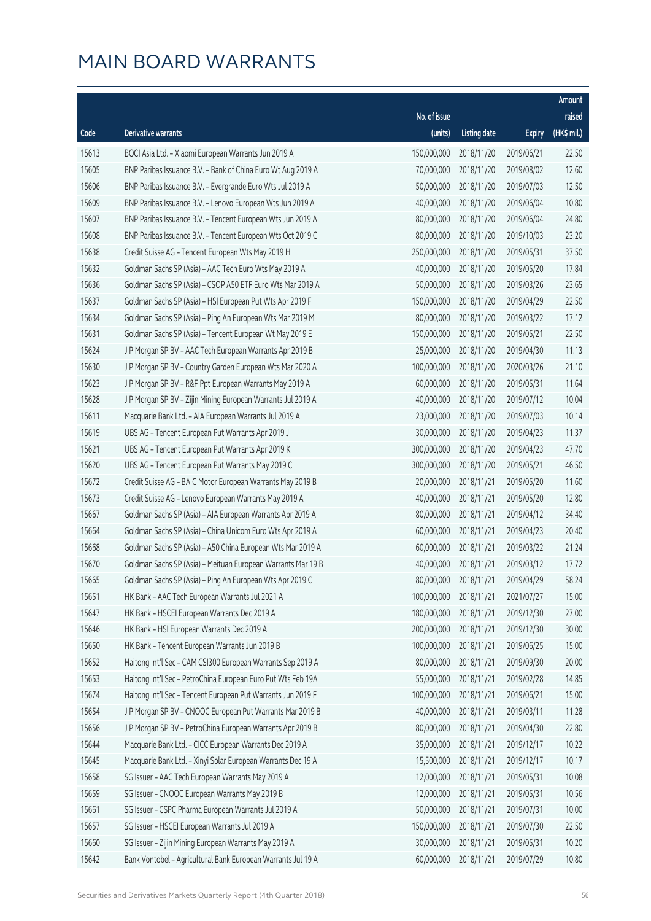# MAIN BOARD WARRANTS

| Code | Derivative warrants | No. of issue (units) | Listing date | Expiry | Amount raised (HK$ mil.) |
|---|---|---|---|---|---|
| 15613 | BOCI Asia Ltd. - Xiaomi European Warrants Jun 2019 A | 150,000,000 | 2018/11/20 | 2019/06/21 | 22.50 |
| 15605 | BNP Paribas Issuance B.V. - Bank of China Euro Wt Aug 2019 A | 70,000,000 | 2018/11/20 | 2019/08/02 | 12.60 |
| 15606 | BNP Paribas Issuance B.V. - Evergrande Euro Wts Jul 2019 A | 50,000,000 | 2018/11/20 | 2019/07/03 | 12.50 |
| 15609 | BNP Paribas Issuance B.V. - Lenovo European Wts Jun 2019 A | 40,000,000 | 2018/11/20 | 2019/06/04 | 10.80 |
| 15607 | BNP Paribas Issuance B.V. - Tencent European Wts Jun 2019 A | 80,000,000 | 2018/11/20 | 2019/06/04 | 24.80 |
| 15608 | BNP Paribas Issuance B.V. - Tencent European Wts Oct 2019 C | 80,000,000 | 2018/11/20 | 2019/10/03 | 23.20 |
| 15638 | Credit Suisse AG - Tencent European Wts May 2019 H | 250,000,000 | 2018/11/20 | 2019/05/31 | 37.50 |
| 15632 | Goldman Sachs SP (Asia) - AAC Tech Euro Wts May 2019 A | 40,000,000 | 2018/11/20 | 2019/05/20 | 17.84 |
| 15636 | Goldman Sachs SP (Asia) - CSOP A50 ETF Euro Wts Mar 2019 A | 50,000,000 | 2018/11/20 | 2019/03/26 | 23.65 |
| 15637 | Goldman Sachs SP (Asia) - HSI European Put Wts Apr 2019 F | 150,000,000 | 2018/11/20 | 2019/04/29 | 22.50 |
| 15634 | Goldman Sachs SP (Asia) - Ping An European Wts Mar 2019 M | 80,000,000 | 2018/11/20 | 2019/03/22 | 17.12 |
| 15631 | Goldman Sachs SP (Asia) - Tencent European Wt May 2019 E | 150,000,000 | 2018/11/20 | 2019/05/21 | 22.50 |
| 15624 | J P Morgan SP BV - AAC Tech European Warrants Apr 2019 B | 25,000,000 | 2018/11/20 | 2019/04/30 | 11.13 |
| 15630 | J P Morgan SP BV - Country Garden European Wts Mar 2020 A | 100,000,000 | 2018/11/20 | 2020/03/26 | 21.10 |
| 15623 | J P Morgan SP BV - R&F Ppt European Warrants May 2019 A | 60,000,000 | 2018/11/20 | 2019/05/31 | 11.64 |
| 15628 | J P Morgan SP BV - Zijin Mining European Warrants Jul 2019 A | 40,000,000 | 2018/11/20 | 2019/07/12 | 10.04 |
| 15611 | Macquarie Bank Ltd. - AIA European Warrants Jul 2019 A | 23,000,000 | 2018/11/20 | 2019/07/03 | 10.14 |
| 15619 | UBS AG - Tencent European Put Warrants Apr 2019 J | 30,000,000 | 2018/11/20 | 2019/04/23 | 11.37 |
| 15621 | UBS AG - Tencent European Put Warrants Apr 2019 K | 300,000,000 | 2018/11/20 | 2019/04/23 | 47.70 |
| 15620 | UBS AG - Tencent European Put Warrants May 2019 C | 300,000,000 | 2018/11/20 | 2019/05/21 | 46.50 |
| 15672 | Credit Suisse AG - BAIC Motor European Warrants May 2019 B | 20,000,000 | 2018/11/21 | 2019/05/20 | 11.60 |
| 15673 | Credit Suisse AG - Lenovo European Warrants May 2019 A | 40,000,000 | 2018/11/21 | 2019/05/20 | 12.80 |
| 15667 | Goldman Sachs SP (Asia) - AIA European Warrants Apr 2019 A | 80,000,000 | 2018/11/21 | 2019/04/12 | 34.40 |
| 15664 | Goldman Sachs SP (Asia) - China Unicom Euro Wts Apr 2019 A | 60,000,000 | 2018/11/21 | 2019/04/23 | 20.40 |
| 15668 | Goldman Sachs SP (Asia) - A50 China European Wts Mar 2019 A | 60,000,000 | 2018/11/21 | 2019/03/22 | 21.24 |
| 15670 | Goldman Sachs SP (Asia) - Meituan European Warrants Mar 19 B | 40,000,000 | 2018/11/21 | 2019/03/12 | 17.72 |
| 15665 | Goldman Sachs SP (Asia) - Ping An European Wts Apr 2019 C | 80,000,000 | 2018/11/21 | 2019/04/29 | 58.24 |
| 15651 | HK Bank - AAC Tech European Warrants Jul 2021 A | 100,000,000 | 2018/11/21 | 2021/07/27 | 15.00 |
| 15647 | HK Bank - HSCEI European Warrants Dec 2019 A | 180,000,000 | 2018/11/21 | 2019/12/30 | 27.00 |
| 15646 | HK Bank - HSI European Warrants Dec 2019 A | 200,000,000 | 2018/11/21 | 2019/12/30 | 30.00 |
| 15650 | HK Bank - Tencent European Warrants Jun 2019 B | 100,000,000 | 2018/11/21 | 2019/06/25 | 15.00 |
| 15652 | Haitong Int'l Sec - CAM CSI300 European Warrants Sep 2019 A | 80,000,000 | 2018/11/21 | 2019/09/30 | 20.00 |
| 15653 | Haitong Int'l Sec - PetroChina European Euro Put Wts Feb 19A | 55,000,000 | 2018/11/21 | 2019/02/28 | 14.85 |
| 15674 | Haitong Int'l Sec - Tencent European Put Warrants Jun 2019 F | 100,000,000 | 2018/11/21 | 2019/06/21 | 15.00 |
| 15654 | J P Morgan SP BV - CNOOC European Put Warrants Mar 2019 B | 40,000,000 | 2018/11/21 | 2019/03/11 | 11.28 |
| 15656 | J P Morgan SP BV - PetroChina European Warrants Apr 2019 B | 80,000,000 | 2018/11/21 | 2019/04/30 | 22.80 |
| 15644 | Macquarie Bank Ltd. - CICC European Warrants Dec 2019 A | 35,000,000 | 2018/11/21 | 2019/12/17 | 10.22 |
| 15645 | Macquarie Bank Ltd. - Xinyi Solar European Warrants Dec 19 A | 15,500,000 | 2018/11/21 | 2019/12/17 | 10.17 |
| 15658 | SG Issuer - AAC Tech European Warrants May 2019 A | 12,000,000 | 2018/11/21 | 2019/05/31 | 10.08 |
| 15659 | SG Issuer - CNOOC European Warrants May 2019 B | 12,000,000 | 2018/11/21 | 2019/05/31 | 10.56 |
| 15661 | SG Issuer - CSPC Pharma European Warrants Jul 2019 A | 50,000,000 | 2018/11/21 | 2019/07/31 | 10.00 |
| 15657 | SG Issuer - HSCEI European Warrants Jul 2019 A | 150,000,000 | 2018/11/21 | 2019/07/30 | 22.50 |
| 15660 | SG Issuer - Zijin Mining European Warrants May 2019 A | 30,000,000 | 2018/11/21 | 2019/05/31 | 10.20 |
| 15642 | Bank Vontobel - Agricultural Bank European Warrants Jul 19 A | 60,000,000 | 2018/11/21 | 2019/07/29 | 10.80 |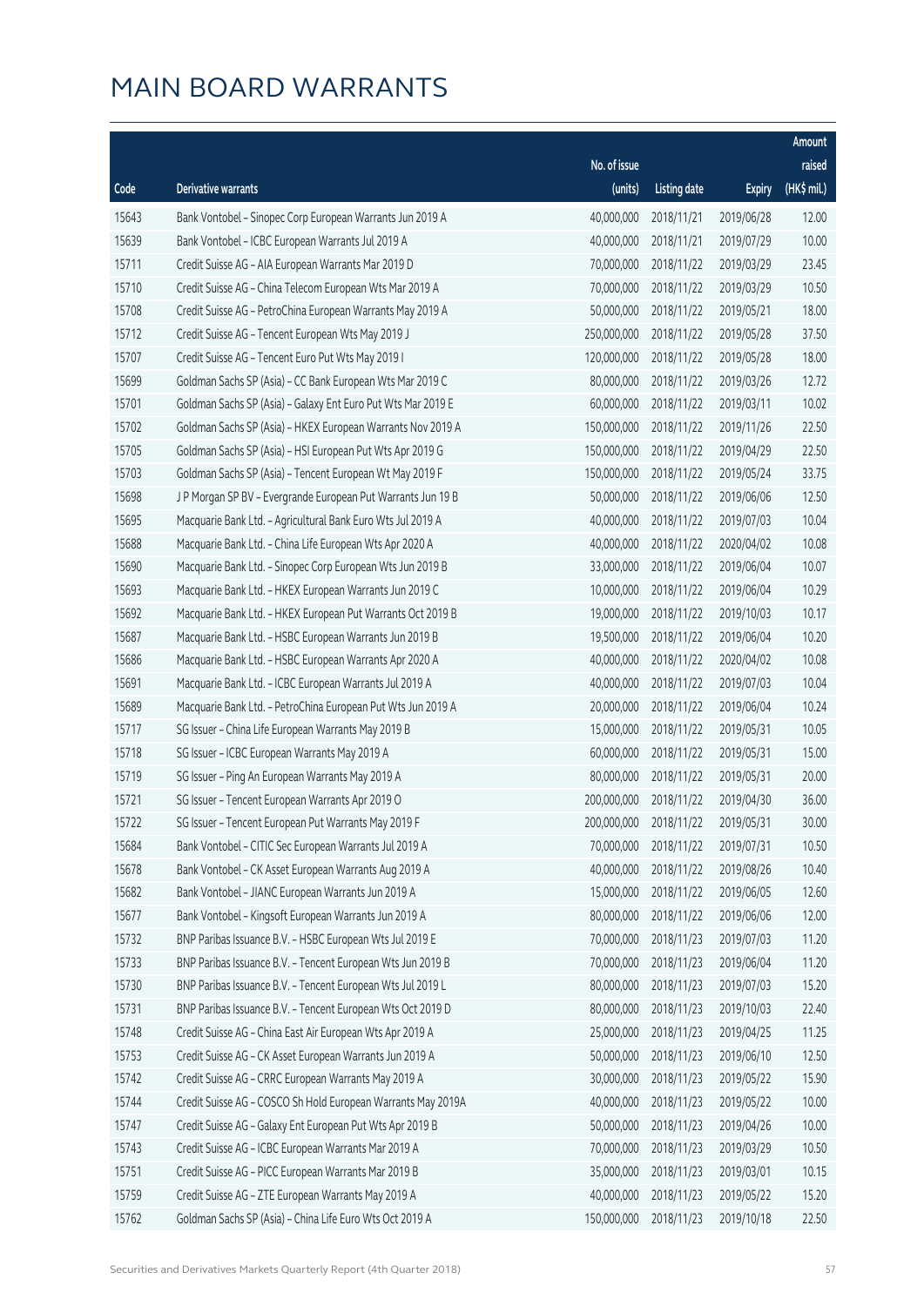# MAIN BOARD WARRANTS

| Code | Derivative warrants | No. of issue (units) | Listing date | Expiry | Amount raised (HK$ mil.) |
|---|---|---|---|---|---|
| 15643 | Bank Vontobel - Sinopec Corp European Warrants Jun 2019 A | 40,000,000 | 2018/11/21 | 2019/06/28 | 12.00 |
| 15639 | Bank Vontobel - ICBC European Warrants Jul 2019 A | 40,000,000 | 2018/11/21 | 2019/07/29 | 10.00 |
| 15711 | Credit Suisse AG - AIA European Warrants Mar 2019 D | 70,000,000 | 2018/11/22 | 2019/03/29 | 23.45 |
| 15710 | Credit Suisse AG - China Telecom European Wts Mar 2019 A | 70,000,000 | 2018/11/22 | 2019/03/29 | 10.50 |
| 15708 | Credit Suisse AG - PetroChina European Warrants May 2019 A | 50,000,000 | 2018/11/22 | 2019/05/21 | 18.00 |
| 15712 | Credit Suisse AG - Tencent European Wts May 2019 J | 250,000,000 | 2018/11/22 | 2019/05/28 | 37.50 |
| 15707 | Credit Suisse AG - Tencent Euro Put Wts May 2019 I | 120,000,000 | 2018/11/22 | 2019/05/28 | 18.00 |
| 15699 | Goldman Sachs SP (Asia) - CC Bank European Wts Mar 2019 C | 80,000,000 | 2018/11/22 | 2019/03/26 | 12.72 |
| 15701 | Goldman Sachs SP (Asia) - Galaxy Ent Euro Put Wts Mar 2019 E | 60,000,000 | 2018/11/22 | 2019/03/11 | 10.02 |
| 15702 | Goldman Sachs SP (Asia) - HKEX European Warrants Nov 2019 A | 150,000,000 | 2018/11/22 | 2019/11/26 | 22.50 |
| 15705 | Goldman Sachs SP (Asia) - HSI European Put Wts Apr 2019 G | 150,000,000 | 2018/11/22 | 2019/04/29 | 22.50 |
| 15703 | Goldman Sachs SP (Asia) - Tencent European Wt May 2019 F | 150,000,000 | 2018/11/22 | 2019/05/24 | 33.75 |
| 15698 | J P Morgan SP BV - Evergrande European Put Warrants Jun 19 B | 50,000,000 | 2018/11/22 | 2019/06/06 | 12.50 |
| 15695 | Macquarie Bank Ltd. - Agricultural Bank Euro Wts Jul 2019 A | 40,000,000 | 2018/11/22 | 2019/07/03 | 10.04 |
| 15688 | Macquarie Bank Ltd. - China Life European Wts Apr 2020 A | 40,000,000 | 2018/11/22 | 2020/04/02 | 10.08 |
| 15690 | Macquarie Bank Ltd. - Sinopec Corp European Wts Jun 2019 B | 33,000,000 | 2018/11/22 | 2019/06/04 | 10.07 |
| 15693 | Macquarie Bank Ltd. - HKEX European Warrants Jun 2019 C | 10,000,000 | 2018/11/22 | 2019/06/04 | 10.29 |
| 15692 | Macquarie Bank Ltd. - HKEX European Put Warrants Oct 2019 B | 19,000,000 | 2018/11/22 | 2019/10/03 | 10.17 |
| 15687 | Macquarie Bank Ltd. - HSBC European Warrants Jun 2019 B | 19,500,000 | 2018/11/22 | 2019/06/04 | 10.20 |
| 15686 | Macquarie Bank Ltd. - HSBC European Warrants Apr 2020 A | 40,000,000 | 2018/11/22 | 2020/04/02 | 10.08 |
| 15691 | Macquarie Bank Ltd. - ICBC European Warrants Jul 2019 A | 40,000,000 | 2018/11/22 | 2019/07/03 | 10.04 |
| 15689 | Macquarie Bank Ltd. - PetroChina European Put Wts Jun 2019 A | 20,000,000 | 2018/11/22 | 2019/06/04 | 10.24 |
| 15717 | SG Issuer - China Life European Warrants May 2019 B | 15,000,000 | 2018/11/22 | 2019/05/31 | 10.05 |
| 15718 | SG Issuer - ICBC European Warrants May 2019 A | 60,000,000 | 2018/11/22 | 2019/05/31 | 15.00 |
| 15719 | SG Issuer - Ping An European Warrants May 2019 A | 80,000,000 | 2018/11/22 | 2019/05/31 | 20.00 |
| 15721 | SG Issuer - Tencent European Warrants Apr 2019 O | 200,000,000 | 2018/11/22 | 2019/04/30 | 36.00 |
| 15722 | SG Issuer - Tencent European Put Warrants May 2019 F | 200,000,000 | 2018/11/22 | 2019/05/31 | 30.00 |
| 15684 | Bank Vontobel - CITIC Sec European Warrants Jul 2019 A | 70,000,000 | 2018/11/22 | 2019/07/31 | 10.50 |
| 15678 | Bank Vontobel - CK Asset European Warrants Aug 2019 A | 40,000,000 | 2018/11/22 | 2019/08/26 | 10.40 |
| 15682 | Bank Vontobel - JIANC European Warrants Jun 2019 A | 15,000,000 | 2018/11/22 | 2019/06/05 | 12.60 |
| 15677 | Bank Vontobel - Kingsoft European Warrants Jun 2019 A | 80,000,000 | 2018/11/22 | 2019/06/06 | 12.00 |
| 15732 | BNP Paribas Issuance B.V. - HSBC European Wts Jul 2019 E | 70,000,000 | 2018/11/23 | 2019/07/03 | 11.20 |
| 15733 | BNP Paribas Issuance B.V. - Tencent European Wts Jun 2019 B | 70,000,000 | 2018/11/23 | 2019/06/04 | 11.20 |
| 15730 | BNP Paribas Issuance B.V. - Tencent European Wts Jul 2019 L | 80,000,000 | 2018/11/23 | 2019/07/03 | 15.20 |
| 15731 | BNP Paribas Issuance B.V. - Tencent European Wts Oct 2019 D | 80,000,000 | 2018/11/23 | 2019/10/03 | 22.40 |
| 15748 | Credit Suisse AG - China East Air European Wts Apr 2019 A | 25,000,000 | 2018/11/23 | 2019/04/25 | 11.25 |
| 15753 | Credit Suisse AG - CK Asset European Warrants Jun 2019 A | 50,000,000 | 2018/11/23 | 2019/06/10 | 12.50 |
| 15742 | Credit Suisse AG - CRRC European Warrants May 2019 A | 30,000,000 | 2018/11/23 | 2019/05/22 | 15.90 |
| 15744 | Credit Suisse AG - COSCO Sh Hold European Warrants May 2019A | 40,000,000 | 2018/11/23 | 2019/05/22 | 10.00 |
| 15747 | Credit Suisse AG - Galaxy Ent European Put Wts Apr 2019 B | 50,000,000 | 2018/11/23 | 2019/04/26 | 10.00 |
| 15743 | Credit Suisse AG - ICBC European Warrants Mar 2019 A | 70,000,000 | 2018/11/23 | 2019/03/29 | 10.50 |
| 15751 | Credit Suisse AG - PICC European Warrants Mar 2019 B | 35,000,000 | 2018/11/23 | 2019/03/01 | 10.15 |
| 15759 | Credit Suisse AG - ZTE European Warrants May 2019 A | 40,000,000 | 2018/11/23 | 2019/05/22 | 15.20 |
| 15762 | Goldman Sachs SP (Asia) - China Life Euro Wts Oct 2019 A | 150,000,000 | 2018/11/23 | 2019/10/18 | 22.50 |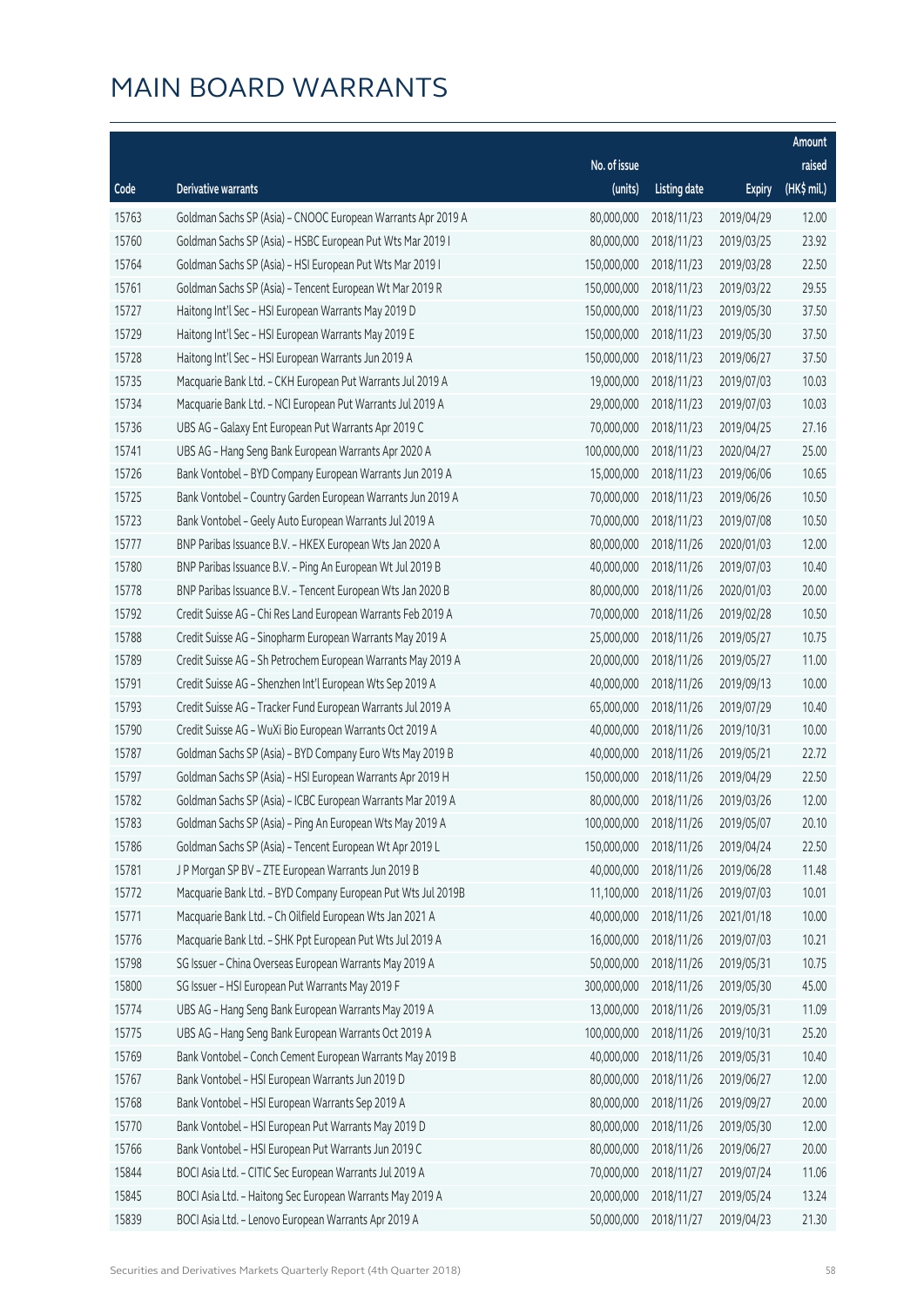# MAIN BOARD WARRANTS

| Code | Derivative warrants | No. of issue (units) | Listing date | Expiry | Amount raised (HK$ mil.) |
|---|---|---|---|---|---|
| 15763 | Goldman Sachs SP (Asia) – CNOOC European Warrants Apr 2019 A | 80,000,000 | 2018/11/23 | 2019/04/29 | 12.00 |
| 15760 | Goldman Sachs SP (Asia) – HSBC European Put Wts Mar 2019 I | 80,000,000 | 2018/11/23 | 2019/03/25 | 23.92 |
| 15764 | Goldman Sachs SP (Asia) – HSI European Put Wts Mar 2019 I | 150,000,000 | 2018/11/23 | 2019/03/28 | 22.50 |
| 15761 | Goldman Sachs SP (Asia) – Tencent European Wt Mar 2019 R | 150,000,000 | 2018/11/23 | 2019/03/22 | 29.55 |
| 15727 | Haitong Int'l Sec – HSI European Warrants May 2019 D | 150,000,000 | 2018/11/23 | 2019/05/30 | 37.50 |
| 15729 | Haitong Int'l Sec – HSI European Warrants May 2019 E | 150,000,000 | 2018/11/23 | 2019/05/30 | 37.50 |
| 15728 | Haitong Int'l Sec – HSI European Warrants Jun 2019 A | 150,000,000 | 2018/11/23 | 2019/06/27 | 37.50 |
| 15735 | Macquarie Bank Ltd. – CKH European Put Warrants Jul 2019 A | 19,000,000 | 2018/11/23 | 2019/07/03 | 10.03 |
| 15734 | Macquarie Bank Ltd. – NCI European Put Warrants Jul 2019 A | 29,000,000 | 2018/11/23 | 2019/07/03 | 10.03 |
| 15736 | UBS AG – Galaxy Ent European Put Warrants Apr 2019 C | 70,000,000 | 2018/11/23 | 2019/04/25 | 27.16 |
| 15741 | UBS AG – Hang Seng Bank European Warrants Apr 2020 A | 100,000,000 | 2018/11/23 | 2020/04/27 | 25.00 |
| 15726 | Bank Vontobel – BYD Company European Warrants Jun 2019 A | 15,000,000 | 2018/11/23 | 2019/06/06 | 10.65 |
| 15725 | Bank Vontobel – Country Garden European Warrants Jun 2019 A | 70,000,000 | 2018/11/23 | 2019/06/26 | 10.50 |
| 15723 | Bank Vontobel – Geely Auto European Warrants Jul 2019 A | 70,000,000 | 2018/11/23 | 2019/07/08 | 10.50 |
| 15777 | BNP Paribas Issuance B.V. – HKEX European Wts Jan 2020 A | 80,000,000 | 2018/11/26 | 2020/01/03 | 12.00 |
| 15780 | BNP Paribas Issuance B.V. – Ping An European Wt Jul 2019 B | 40,000,000 | 2018/11/26 | 2019/07/03 | 10.40 |
| 15778 | BNP Paribas Issuance B.V. – Tencent European Wts Jan 2020 B | 80,000,000 | 2018/11/26 | 2020/01/03 | 20.00 |
| 15792 | Credit Suisse AG – Chi Res Land European Warrants Feb 2019 A | 70,000,000 | 2018/11/26 | 2019/02/28 | 10.50 |
| 15788 | Credit Suisse AG – Sinopharm European Warrants May 2019 A | 25,000,000 | 2018/11/26 | 2019/05/27 | 10.75 |
| 15789 | Credit Suisse AG – Sh Petrochem European Warrants May 2019 A | 20,000,000 | 2018/11/26 | 2019/05/27 | 11.00 |
| 15791 | Credit Suisse AG – Shenzhen Int'l European Wts Sep 2019 A | 40,000,000 | 2018/11/26 | 2019/09/13 | 10.00 |
| 15793 | Credit Suisse AG – Tracker Fund European Warrants Jul 2019 A | 65,000,000 | 2018/11/26 | 2019/07/29 | 10.40 |
| 15790 | Credit Suisse AG – WuXi Bio European Warrants Oct 2019 A | 40,000,000 | 2018/11/26 | 2019/10/31 | 10.00 |
| 15787 | Goldman Sachs SP (Asia) – BYD Company Euro Wts May 2019 B | 40,000,000 | 2018/11/26 | 2019/05/21 | 22.72 |
| 15797 | Goldman Sachs SP (Asia) – HSI European Warrants Apr 2019 H | 150,000,000 | 2018/11/26 | 2019/04/29 | 22.50 |
| 15782 | Goldman Sachs SP (Asia) – ICBC European Warrants Mar 2019 A | 80,000,000 | 2018/11/26 | 2019/03/26 | 12.00 |
| 15783 | Goldman Sachs SP (Asia) – Ping An European Wts May 2019 A | 100,000,000 | 2018/11/26 | 2019/05/07 | 20.10 |
| 15786 | Goldman Sachs SP (Asia) – Tencent European Wt Apr 2019 L | 150,000,000 | 2018/11/26 | 2019/04/24 | 22.50 |
| 15781 | J P Morgan SP BV – ZTE European Warrants Jun 2019 B | 40,000,000 | 2018/11/26 | 2019/06/28 | 11.48 |
| 15772 | Macquarie Bank Ltd. – BYD Company European Put Wts Jul 2019B | 11,100,000 | 2018/11/26 | 2019/07/03 | 10.01 |
| 15771 | Macquarie Bank Ltd. – Ch Oilfield European Wts Jan 2021 A | 40,000,000 | 2018/11/26 | 2021/01/18 | 10.00 |
| 15776 | Macquarie Bank Ltd. – SHK Ppt European Put Wts Jul 2019 A | 16,000,000 | 2018/11/26 | 2019/07/03 | 10.21 |
| 15798 | SG Issuer – China Overseas European Warrants May 2019 A | 50,000,000 | 2018/11/26 | 2019/05/31 | 10.75 |
| 15800 | SG Issuer – HSI European Put Warrants May 2019 F | 300,000,000 | 2018/11/26 | 2019/05/30 | 45.00 |
| 15774 | UBS AG – Hang Seng Bank European Warrants May 2019 A | 13,000,000 | 2018/11/26 | 2019/05/31 | 11.09 |
| 15775 | UBS AG – Hang Seng Bank European Warrants Oct 2019 A | 100,000,000 | 2018/11/26 | 2019/10/31 | 25.20 |
| 15769 | Bank Vontobel – Conch Cement European Warrants May 2019 B | 40,000,000 | 2018/11/26 | 2019/05/31 | 10.40 |
| 15767 | Bank Vontobel – HSI European Warrants Jun 2019 D | 80,000,000 | 2018/11/26 | 2019/06/27 | 12.00 |
| 15768 | Bank Vontobel – HSI European Warrants Sep 2019 A | 80,000,000 | 2018/11/26 | 2019/09/27 | 20.00 |
| 15770 | Bank Vontobel – HSI European Put Warrants May 2019 D | 80,000,000 | 2018/11/26 | 2019/05/30 | 12.00 |
| 15766 | Bank Vontobel – HSI European Put Warrants Jun 2019 C | 80,000,000 | 2018/11/26 | 2019/06/27 | 20.00 |
| 15844 | BOCI Asia Ltd. – CITIC Sec European Warrants Jul 2019 A | 70,000,000 | 2018/11/27 | 2019/07/24 | 11.06 |
| 15845 | BOCI Asia Ltd. – Haitong Sec European Warrants May 2019 A | 20,000,000 | 2018/11/27 | 2019/05/24 | 13.24 |
| 15839 | BOCI Asia Ltd. – Lenovo European Warrants Apr 2019 A | 50,000,000 | 2018/11/27 | 2019/04/23 | 21.30 |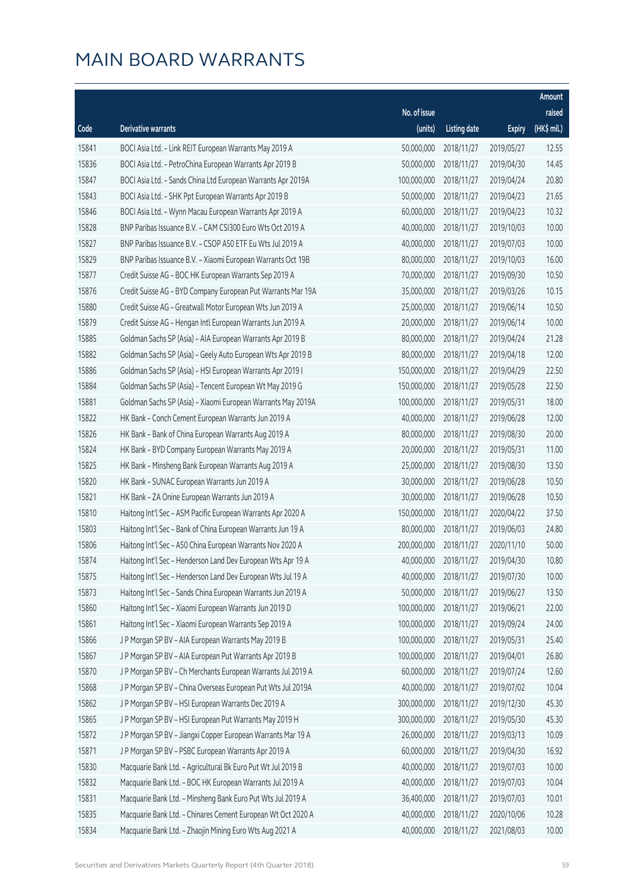# MAIN BOARD WARRANTS

| Code | Derivative warrants | No. of issue (units) | Listing date | Expiry | Amount raised (HK$ mil.) |
|---|---|---|---|---|---|
| 15841 | BOCI Asia Ltd. - Link REIT European Warrants May 2019 A | 50,000,000 | 2018/11/27 | 2019/05/27 | 12.55 |
| 15836 | BOCI Asia Ltd. - PetroChina European Warrants Apr 2019 B | 50,000,000 | 2018/11/27 | 2019/04/30 | 14.45 |
| 15847 | BOCI Asia Ltd. - Sands China Ltd European Warrants Apr 2019A | 100,000,000 | 2018/11/27 | 2019/04/24 | 20.80 |
| 15843 | BOCI Asia Ltd. - SHK Ppt European Warrants Apr 2019 B | 50,000,000 | 2018/11/27 | 2019/04/23 | 21.65 |
| 15846 | BOCI Asia Ltd. - Wynn Macau European Warrants Apr 2019 A | 60,000,000 | 2018/11/27 | 2019/04/23 | 10.32 |
| 15828 | BNP Paribas Issuance B.V. - CAM CSI300 Euro Wts Oct 2019 A | 40,000,000 | 2018/11/27 | 2019/10/03 | 10.00 |
| 15827 | BNP Paribas Issuance B.V. - CSOP A50 ETF Eu Wts Jul 2019 A | 40,000,000 | 2018/11/27 | 2019/07/03 | 10.00 |
| 15829 | BNP Paribas Issuance B.V. - Xiaomi European Warrants Oct 19B | 80,000,000 | 2018/11/27 | 2019/10/03 | 16.00 |
| 15877 | Credit Suisse AG - BOC HK European Warrants Sep 2019 A | 70,000,000 | 2018/11/27 | 2019/09/30 | 10.50 |
| 15876 | Credit Suisse AG - BYD Company European Put Warrants Mar 19A | 35,000,000 | 2018/11/27 | 2019/03/26 | 10.15 |
| 15880 | Credit Suisse AG - Greatwall Motor European Wts Jun 2019 A | 25,000,000 | 2018/11/27 | 2019/06/14 | 10.50 |
| 15879 | Credit Suisse AG - Hengan Intl European Warrants Jun 2019 A | 20,000,000 | 2018/11/27 | 2019/06/14 | 10.00 |
| 15885 | Goldman Sachs SP (Asia) - AIA European Warrants Apr 2019 B | 80,000,000 | 2018/11/27 | 2019/04/24 | 21.28 |
| 15882 | Goldman Sachs SP (Asia) - Geely Auto European Wts Apr 2019 B | 80,000,000 | 2018/11/27 | 2019/04/18 | 12.00 |
| 15886 | Goldman Sachs SP (Asia) - HSI European Warrants Apr 2019 I | 150,000,000 | 2018/11/27 | 2019/04/29 | 22.50 |
| 15884 | Goldman Sachs SP (Asia) - Tencent European Wt May 2019 G | 150,000,000 | 2018/11/27 | 2019/05/28 | 22.50 |
| 15881 | Goldman Sachs SP (Asia) - Xiaomi European Warrants May 2019A | 100,000,000 | 2018/11/27 | 2019/05/31 | 18.00 |
| 15822 | HK Bank - Conch Cement European Warrants Jun 2019 A | 40,000,000 | 2018/11/27 | 2019/06/28 | 12.00 |
| 15826 | HK Bank - Bank of China European Warrants Aug 2019 A | 80,000,000 | 2018/11/27 | 2019/08/30 | 20.00 |
| 15824 | HK Bank - BYD Company European Warrants May 2019 A | 20,000,000 | 2018/11/27 | 2019/05/31 | 11.00 |
| 15825 | HK Bank - Minsheng Bank European Warrants Aug 2019 A | 25,000,000 | 2018/11/27 | 2019/08/30 | 13.50 |
| 15820 | HK Bank - SUNAC European Warrants Jun 2019 A | 30,000,000 | 2018/11/27 | 2019/06/28 | 10.50 |
| 15821 | HK Bank - ZA Onine European Warrants Jun 2019 A | 30,000,000 | 2018/11/27 | 2019/06/28 | 10.50 |
| 15810 | Haitong Int'l Sec - ASM Pacific European Warrants Apr 2020 A | 150,000,000 | 2018/11/27 | 2020/04/22 | 37.50 |
| 15803 | Haitong Int'l Sec - Bank of China European Warrants Jun 19 A | 80,000,000 | 2018/11/27 | 2019/06/03 | 24.80 |
| 15806 | Haitong Int'l Sec - A50 China European Warrants Nov 2020 A | 200,000,000 | 2018/11/27 | 2020/11/10 | 50.00 |
| 15874 | Haitong Int'l Sec - Henderson Land Dev European Wts Apr 19 A | 40,000,000 | 2018/11/27 | 2019/04/30 | 10.80 |
| 15875 | Haitong Int'l Sec - Henderson Land Dev European Wts Jul 19 A | 40,000,000 | 2018/11/27 | 2019/07/30 | 10.00 |
| 15873 | Haitong Int'l Sec - Sands China European Warrants Jun 2019 A | 50,000,000 | 2018/11/27 | 2019/06/27 | 13.50 |
| 15860 | Haitong Int'l Sec - Xiaomi European Warrants Jun 2019 D | 100,000,000 | 2018/11/27 | 2019/06/21 | 22.00 |
| 15861 | Haitong Int'l Sec - Xiaomi European Warrants Sep 2019 A | 100,000,000 | 2018/11/27 | 2019/09/24 | 24.00 |
| 15866 | J P Morgan SP BV - AIA European Warrants May 2019 B | 100,000,000 | 2018/11/27 | 2019/05/31 | 25.40 |
| 15867 | J P Morgan SP BV - AIA European Put Warrants Apr 2019 B | 100,000,000 | 2018/11/27 | 2019/04/01 | 26.80 |
| 15870 | J P Morgan SP BV - Ch Merchants European Warrants Jul 2019 A | 60,000,000 | 2018/11/27 | 2019/07/24 | 12.60 |
| 15868 | J P Morgan SP BV - China Overseas European Put Wts Jul 2019A | 40,000,000 | 2018/11/27 | 2019/07/02 | 10.04 |
| 15862 | J P Morgan SP BV - HSI European Warrants Dec 2019 A | 300,000,000 | 2018/11/27 | 2019/12/30 | 45.30 |
| 15865 | J P Morgan SP BV - HSI European Put Warrants May 2019 H | 300,000,000 | 2018/11/27 | 2019/05/30 | 45.30 |
| 15872 | J P Morgan SP BV - Jiangxi Copper European Warrants Mar 19 A | 26,000,000 | 2018/11/27 | 2019/03/13 | 10.09 |
| 15871 | J P Morgan SP BV - PSBC European Warrants Apr 2019 A | 60,000,000 | 2018/11/27 | 2019/04/30 | 16.92 |
| 15830 | Macquarie Bank Ltd. - Agricultural Bk Euro Put Wt Jul 2019 B | 40,000,000 | 2018/11/27 | 2019/07/03 | 10.00 |
| 15832 | Macquarie Bank Ltd. - BOC HK European Warrants Jul 2019 A | 40,000,000 | 2018/11/27 | 2019/07/03 | 10.04 |
| 15831 | Macquarie Bank Ltd. - Minsheng Bank Euro Put Wts Jul 2019 A | 36,400,000 | 2018/11/27 | 2019/07/03 | 10.01 |
| 15835 | Macquarie Bank Ltd. - Chinares Cement European Wt Oct 2020 A | 40,000,000 | 2018/11/27 | 2020/10/06 | 10.28 |
| 15834 | Macquarie Bank Ltd. - Zhaojin Mining Euro Wts Aug 2021 A | 40,000,000 | 2018/11/27 | 2021/08/03 | 10.00 |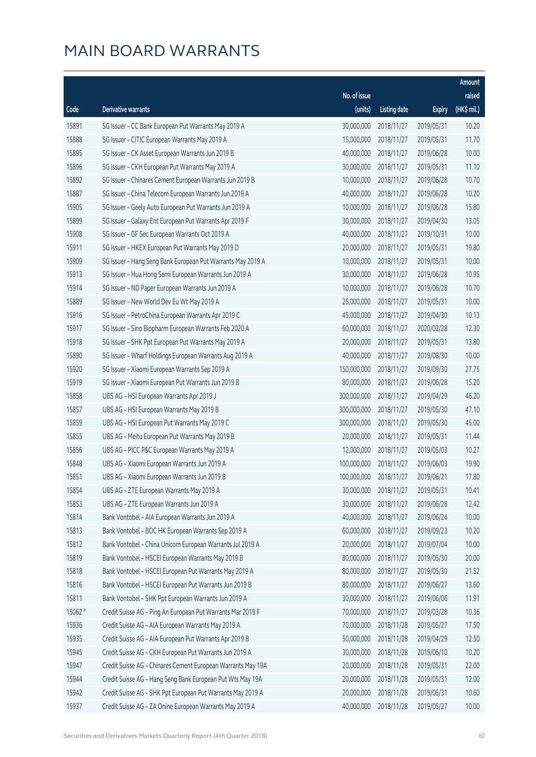# MAIN BOARD WARRANTS

| Code | Derivative warrants | No. of issue (units) | Listing date | Expiry | Amount raised (HK$ mil.) |
|---|---|---|---|---|---|
| 15891 | SG Issuer – CC Bank European Put Warrants May 2019 A | 30,000,000 | 2018/11/27 | 2019/05/31 | 10.20 |
| 15888 | SG Issuer – CITIC European Warrants May 2019 A | 15,000,000 | 2018/11/27 | 2019/05/31 | 11.70 |
| 15895 | SG Issuer – CK Asset European Warrants Jun 2019 B | 40,000,000 | 2018/11/27 | 2019/06/28 | 10.00 |
| 15896 | SG Issuer – CKH European Put Warrants May 2019 A | 30,000,000 | 2018/11/27 | 2019/05/31 | 11.10 |
| 15892 | SG Issuer – Chinares Cement European Warrants Jun 2019 B | 10,000,000 | 2018/11/27 | 2019/06/28 | 10.70 |
| 15887 | SG Issuer – China Telecom European Warrants Jun 2019 A | 40,000,000 | 2018/11/27 | 2019/06/28 | 10.20 |
| 15905 | SG Issuer – Geely Auto European Put Warrants Jun 2019 A | 10,000,000 | 2018/11/27 | 2019/06/28 | 15.80 |
| 15899 | SG Issuer – Galaxy Ent European Put Warrants Apr 2019 F | 30,000,000 | 2018/11/27 | 2019/04/30 | 13.05 |
| 15908 | SG Issuer – GF Sec European Warrants Oct 2019 A | 40,000,000 | 2018/11/27 | 2019/10/31 | 10.00 |
| 15911 | SG Issuer – HKEX European Put Warrants May 2019 D | 20,000,000 | 2018/11/27 | 2019/05/31 | 19.80 |
| 15909 | SG Issuer – Hang Seng Bank European Put Warrants May 2019 A | 10,000,000 | 2018/11/27 | 2019/05/31 | 10.00 |
| 15913 | SG Issuer – Hua Hong Semi European Warrants Jun 2019 A | 30,000,000 | 2018/11/27 | 2019/06/28 | 10.95 |
| 15914 | SG Issuer – ND Paper European Warrants Jun 2019 A | 10,000,000 | 2018/11/27 | 2019/06/28 | 10.70 |
| 15889 | SG Issuer – New World Dev Eu Wt May 2019 A | 25,000,000 | 2018/11/27 | 2019/05/31 | 10.00 |
| 15916 | SG Issuer – PetroChina European Warrants Apr 2019 C | 45,000,000 | 2018/11/27 | 2019/04/30 | 10.13 |
| 15917 | SG Issuer – Sino Biopharm European Warrants Feb 2020 A | 60,000,000 | 2018/11/27 | 2020/02/28 | 12.30 |
| 15918 | SG Issuer – SHK Ppt European Put Warrants May 2019 A | 20,000,000 | 2018/11/27 | 2019/05/31 | 13.80 |
| 15890 | SG Issuer – Wharf Holdings European Warrants Aug 2019 A | 40,000,000 | 2018/11/27 | 2019/08/30 | 10.00 |
| 15920 | SG Issuer – Xiaomi European Warrants Sep 2019 A | 150,000,000 | 2018/11/27 | 2019/09/30 | 27.75 |
| 15919 | SG Issuer – Xiaomi European Put Warrants Jun 2019 B | 80,000,000 | 2018/11/27 | 2019/06/28 | 15.20 |
| 15858 | UBS AG – HSI European Warrants Apr 2019 J | 300,000,000 | 2018/11/27 | 2019/04/29 | 46.20 |
| 15857 | UBS AG – HSI European Warrants May 2019 B | 300,000,000 | 2018/11/27 | 2019/05/30 | 47.10 |
| 15859 | UBS AG – HSI European Put Warrants May 2019 C | 300,000,000 | 2018/11/27 | 2019/05/30 | 45.00 |
| 15855 | UBS AG – Meitu European Put Warrants May 2019 B | 20,000,000 | 2018/11/27 | 2019/05/31 | 11.44 |
| 15856 | UBS AG – PICC P&C European Warrants May 2019 A | 12,000,000 | 2018/11/27 | 2019/05/03 | 10.27 |
| 15848 | UBS AG – Xiaomi European Warrants Jun 2019 A | 100,000,000 | 2018/11/27 | 2019/06/03 | 19.90 |
| 15851 | UBS AG – Xiaomi European Warrants Jun 2019 B | 100,000,000 | 2018/11/27 | 2019/06/21 | 17.80 |
| 15854 | UBS AG – ZTE European Warrants May 2019 A | 30,000,000 | 2018/11/27 | 2019/05/31 | 10.41 |
| 15853 | UBS AG – ZTE European Warrants Jun 2019 A | 30,000,000 | 2018/11/27 | 2019/06/28 | 12.42 |
| 15814 | Bank Vontobel – AIA European Warrants Jun 2019 A | 40,000,000 | 2018/11/27 | 2019/06/24 | 10.00 |
| 15813 | Bank Vontobel – BOC HK European Warrants Sep 2019 A | 60,000,000 | 2018/11/27 | 2019/09/23 | 10.20 |
| 15812 | Bank Vontobel – China Unicom European Warrants Jul 2019 A | 20,000,000 | 2018/11/27 | 2019/07/04 | 10.00 |
| 15819 | Bank Vontobel – HSCEI European Warrants May 2019 B | 80,000,000 | 2018/11/27 | 2019/05/30 | 20.00 |
| 15818 | Bank Vontobel – HSCEI European Put Warrants May 2019 A | 80,000,000 | 2018/11/27 | 2019/05/30 | 21.52 |
| 15816 | Bank Vontobel – HSCEI European Put Warrants Jun 2019 B | 80,000,000 | 2018/11/27 | 2019/06/27 | 13.60 |
| 15811 | Bank Vontobel – SHK Ppt European Warrants Jun 2019 A | 30,000,000 | 2018/11/27 | 2019/06/06 | 11.91 |
| 15062 # | Credit Suisse AG – Ping An European Put Warrants Mar 2019 F | 70,000,000 | 2018/11/27 | 2019/03/28 | 10.36 |
| 15936 | Credit Suisse AG – AIA European Warrants May 2019 A | 70,000,000 | 2018/11/28 | 2019/05/27 | 17.50 |
| 15935 | Credit Suisse AG – AIA European Put Warrants Apr 2019 B | 50,000,000 | 2018/11/28 | 2019/04/29 | 12.50 |
| 15945 | Credit Suisse AG – CKH European Put Warrants Jun 2019 A | 30,000,000 | 2018/11/28 | 2019/06/10 | 10.20 |
| 15947 | Credit Suisse AG – Chinares Cement European Warrants May 19A | 20,000,000 | 2018/11/28 | 2019/05/31 | 22.00 |
| 15944 | Credit Suisse AG – Hang Seng Bank European Put Wts May 19A | 20,000,000 | 2018/11/28 | 2019/05/31 | 12.00 |
| 15942 | Credit Suisse AG – SHK Ppt European Put Warrants May 2019 A | 20,000,000 | 2018/11/28 | 2019/05/31 | 10.60 |
| 15937 | Credit Suisse AG – ZA Onine European Warrants May 2019 A | 40,000,000 | 2018/11/28 | 2019/05/27 | 10.00 |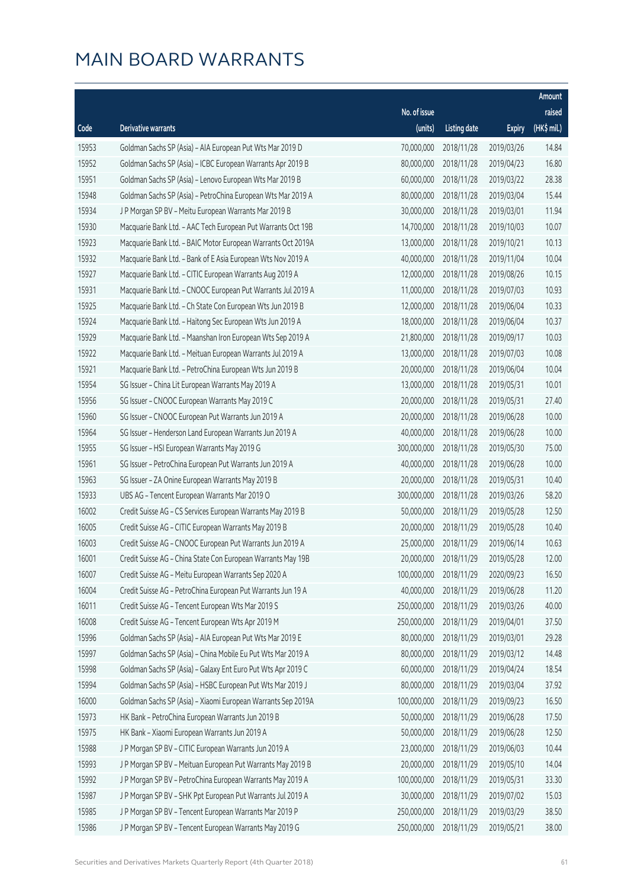# MAIN BOARD WARRANTS

| Code | Derivative warrants | No. of issue (units) | Listing date | Expiry | Amount raised (HK$ mil.) |
|---|---|---|---|---|---|
| 15953 | Goldman Sachs SP (Asia) - AIA European Put Wts Mar 2019 D | 70,000,000 | 2018/11/28 | 2019/03/26 | 14.84 |
| 15952 | Goldman Sachs SP (Asia) - ICBC European Warrants Apr 2019 B | 80,000,000 | 2018/11/28 | 2019/04/23 | 16.80 |
| 15951 | Goldman Sachs SP (Asia) - Lenovo European Wts Mar 2019 B | 60,000,000 | 2018/11/28 | 2019/03/22 | 28.38 |
| 15948 | Goldman Sachs SP (Asia) - PetroChina European Wts Mar 2019 A | 80,000,000 | 2018/11/28 | 2019/03/04 | 15.44 |
| 15934 | J P Morgan SP BV - Meitu European Warrants Mar 2019 B | 30,000,000 | 2018/11/28 | 2019/03/01 | 11.94 |
| 15930 | Macquarie Bank Ltd. - AAC Tech European Put Warrants Oct 19B | 14,700,000 | 2018/11/28 | 2019/10/03 | 10.07 |
| 15923 | Macquarie Bank Ltd. - BAIC Motor European Warrants Oct 2019A | 13,000,000 | 2018/11/28 | 2019/10/21 | 10.13 |
| 15932 | Macquarie Bank Ltd. - Bank of E Asia European Wts Nov 2019 A | 40,000,000 | 2018/11/28 | 2019/11/04 | 10.04 |
| 15927 | Macquarie Bank Ltd. - CITIC European Warrants Aug 2019 A | 12,000,000 | 2018/11/28 | 2019/08/26 | 10.15 |
| 15931 | Macquarie Bank Ltd. - CNOOC European Put Warrants Jul 2019 A | 11,000,000 | 2018/11/28 | 2019/07/03 | 10.93 |
| 15925 | Macquarie Bank Ltd. - Ch State Con European Wts Jun 2019 B | 12,000,000 | 2018/11/28 | 2019/06/04 | 10.33 |
| 15924 | Macquarie Bank Ltd. - Haitong Sec European Wts Jun 2019 A | 18,000,000 | 2018/11/28 | 2019/06/04 | 10.37 |
| 15929 | Macquarie Bank Ltd. - Maanshan Iron European Wts Sep 2019 A | 21,800,000 | 2018/11/28 | 2019/09/17 | 10.03 |
| 15922 | Macquarie Bank Ltd. - Meituan European Warrants Jul 2019 A | 13,000,000 | 2018/11/28 | 2019/07/03 | 10.08 |
| 15921 | Macquarie Bank Ltd. - PetroChina European Wts Jun 2019 B | 20,000,000 | 2018/11/28 | 2019/06/04 | 10.04 |
| 15954 | SG Issuer - China Lit European Warrants May 2019 A | 13,000,000 | 2018/11/28 | 2019/05/31 | 10.01 |
| 15956 | SG Issuer - CNOOC European Warrants May 2019 C | 20,000,000 | 2018/11/28 | 2019/05/31 | 27.40 |
| 15960 | SG Issuer - CNOOC European Put Warrants Jun 2019 A | 20,000,000 | 2018/11/28 | 2019/06/28 | 10.00 |
| 15964 | SG Issuer - Henderson Land European Warrants Jun 2019 A | 40,000,000 | 2018/11/28 | 2019/06/28 | 10.00 |
| 15955 | SG Issuer - HSI European Warrants May 2019 G | 300,000,000 | 2018/11/28 | 2019/05/30 | 75.00 |
| 15961 | SG Issuer - PetroChina European Put Warrants Jun 2019 A | 40,000,000 | 2018/11/28 | 2019/06/28 | 10.00 |
| 15963 | SG Issuer - ZA Onine European Warrants May 2019 B | 20,000,000 | 2018/11/28 | 2019/05/31 | 10.40 |
| 15933 | UBS AG - Tencent European Warrants Mar 2019 O | 300,000,000 | 2018/11/28 | 2019/03/26 | 58.20 |
| 16002 | Credit Suisse AG - CS Services European Warrants May 2019 B | 50,000,000 | 2018/11/29 | 2019/05/28 | 12.50 |
| 16005 | Credit Suisse AG - CITIC European Warrants May 2019 B | 20,000,000 | 2018/11/29 | 2019/05/28 | 10.40 |
| 16003 | Credit Suisse AG - CNOOC European Put Warrants Jun 2019 A | 25,000,000 | 2018/11/29 | 2019/06/14 | 10.63 |
| 16001 | Credit Suisse AG - China State Con European Warrants May 19B | 20,000,000 | 2018/11/29 | 2019/05/28 | 12.00 |
| 16007 | Credit Suisse AG - Meitu European Warrants Sep 2020 A | 100,000,000 | 2018/11/29 | 2020/09/23 | 16.50 |
| 16004 | Credit Suisse AG - PetroChina European Put Warrants Jun 19 A | 40,000,000 | 2018/11/29 | 2019/06/28 | 11.20 |
| 16011 | Credit Suisse AG - Tencent European Wts Mar 2019 S | 250,000,000 | 2018/11/29 | 2019/03/26 | 40.00 |
| 16008 | Credit Suisse AG - Tencent European Wts Apr 2019 M | 250,000,000 | 2018/11/29 | 2019/04/01 | 37.50 |
| 15996 | Goldman Sachs SP (Asia) - AIA European Put Wts Mar 2019 E | 80,000,000 | 2018/11/29 | 2019/03/01 | 29.28 |
| 15997 | Goldman Sachs SP (Asia) - China Mobile Eu Put Wts Mar 2019 A | 80,000,000 | 2018/11/29 | 2019/03/12 | 14.48 |
| 15998 | Goldman Sachs SP (Asia) - Galaxy Ent Euro Put Wts Apr 2019 C | 60,000,000 | 2018/11/29 | 2019/04/24 | 18.54 |
| 15994 | Goldman Sachs SP (Asia) - HSBC European Put Wts Mar 2019 J | 80,000,000 | 2018/11/29 | 2019/03/04 | 37.92 |
| 16000 | Goldman Sachs SP (Asia) - Xiaomi European Warrants Sep 2019A | 100,000,000 | 2018/11/29 | 2019/09/23 | 16.50 |
| 15973 | HK Bank - PetroChina European Warrants Jun 2019 B | 50,000,000 | 2018/11/29 | 2019/06/28 | 17.50 |
| 15975 | HK Bank - Xiaomi European Warrants Jun 2019 A | 50,000,000 | 2018/11/29 | 2019/06/28 | 12.50 |
| 15988 | J P Morgan SP BV - CITIC European Warrants Jun 2019 A | 23,000,000 | 2018/11/29 | 2019/06/03 | 10.44 |
| 15993 | J P Morgan SP BV - Meituan European Put Warrants May 2019 B | 20,000,000 | 2018/11/29 | 2019/05/10 | 14.04 |
| 15992 | J P Morgan SP BV - PetroChina European Warrants May 2019 A | 100,000,000 | 2018/11/29 | 2019/05/31 | 33.30 |
| 15987 | J P Morgan SP BV - SHK Ppt European Put Warrants Jul 2019 A | 30,000,000 | 2018/11/29 | 2019/07/02 | 15.03 |
| 15985 | J P Morgan SP BV - Tencent European Warrants Mar 2019 P | 250,000,000 | 2018/11/29 | 2019/03/29 | 38.50 |
| 15986 | J P Morgan SP BV - Tencent European Warrants May 2019 G | 250,000,000 | 2018/11/29 | 2019/05/21 | 38.00 |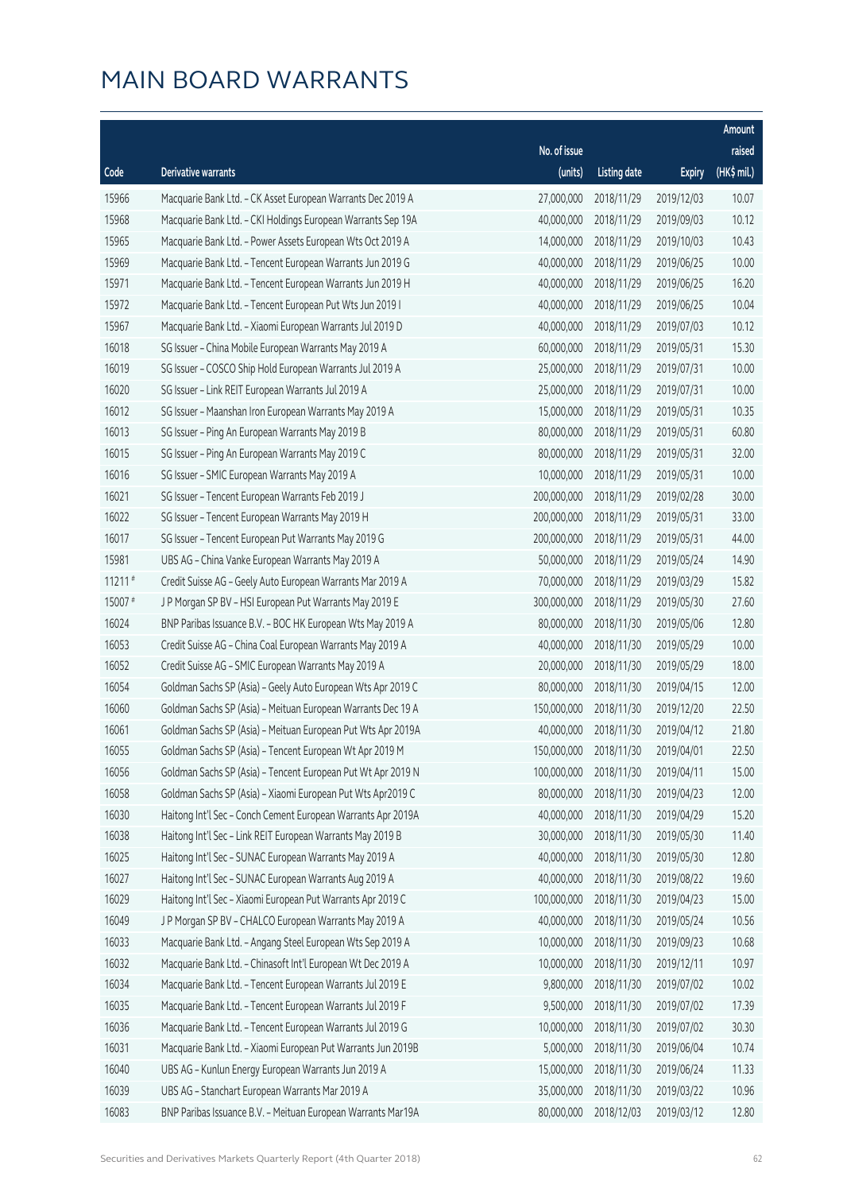# MAIN BOARD WARRANTS

| Code | Derivative warrants | No. of issue (units) | Listing date | Expiry | Amount raised (HK$ mil.) |
|---|---|---|---|---|---|
| 15966 | Macquarie Bank Ltd. - CK Asset European Warrants Dec 2019 A | 27,000,000 | 2018/11/29 | 2019/12/03 | 10.07 |
| 15968 | Macquarie Bank Ltd. - CKI Holdings European Warrants Sep 19A | 40,000,000 | 2018/11/29 | 2019/09/03 | 10.12 |
| 15965 | Macquarie Bank Ltd. - Power Assets European Wts Oct 2019 A | 14,000,000 | 2018/11/29 | 2019/10/03 | 10.43 |
| 15969 | Macquarie Bank Ltd. - Tencent European Warrants Jun 2019 G | 40,000,000 | 2018/11/29 | 2019/06/25 | 10.00 |
| 15971 | Macquarie Bank Ltd. - Tencent European Warrants Jun 2019 H | 40,000,000 | 2018/11/29 | 2019/06/25 | 16.20 |
| 15972 | Macquarie Bank Ltd. - Tencent European Put Wts Jun 2019 I | 40,000,000 | 2018/11/29 | 2019/06/25 | 10.04 |
| 15967 | Macquarie Bank Ltd. - Xiaomi European Warrants Jul 2019 D | 40,000,000 | 2018/11/29 | 2019/07/03 | 10.12 |
| 16018 | SG Issuer - China Mobile European Warrants May 2019 A | 60,000,000 | 2018/11/29 | 2019/05/31 | 15.30 |
| 16019 | SG Issuer - COSCO Ship Hold European Warrants Jul 2019 A | 25,000,000 | 2018/11/29 | 2019/07/31 | 10.00 |
| 16020 | SG Issuer - Link REIT European Warrants Jul 2019 A | 25,000,000 | 2018/11/29 | 2019/07/31 | 10.00 |
| 16012 | SG Issuer - Maanshan Iron European Warrants May 2019 A | 15,000,000 | 2018/11/29 | 2019/05/31 | 10.35 |
| 16013 | SG Issuer - Ping An European Warrants May 2019 B | 80,000,000 | 2018/11/29 | 2019/05/31 | 60.80 |
| 16015 | SG Issuer - Ping An European Warrants May 2019 C | 80,000,000 | 2018/11/29 | 2019/05/31 | 32.00 |
| 16016 | SG Issuer - SMIC European Warrants May 2019 A | 10,000,000 | 2018/11/29 | 2019/05/31 | 10.00 |
| 16021 | SG Issuer - Tencent European Warrants Feb 2019 J | 200,000,000 | 2018/11/29 | 2019/02/28 | 30.00 |
| 16022 | SG Issuer - Tencent European Warrants May 2019 H | 200,000,000 | 2018/11/29 | 2019/05/31 | 33.00 |
| 16017 | SG Issuer - Tencent European Put Warrants May 2019 G | 200,000,000 | 2018/11/29 | 2019/05/31 | 44.00 |
| 15981 | UBS AG - China Vanke European Warrants May 2019 A | 50,000,000 | 2018/11/29 | 2019/05/24 | 14.90 |
| 11211 # | Credit Suisse AG - Geely Auto European Warrants Mar 2019 A | 70,000,000 | 2018/11/29 | 2019/03/29 | 15.82 |
| 15007 # | J P Morgan SP BV - HSI European Put Warrants May 2019 E | 300,000,000 | 2018/11/29 | 2019/05/30 | 27.60 |
| 16024 | BNP Paribas Issuance B.V. - BOC HK European Wts May 2019 A | 80,000,000 | 2018/11/30 | 2019/05/06 | 12.80 |
| 16053 | Credit Suisse AG - China Coal European Warrants May 2019 A | 40,000,000 | 2018/11/30 | 2019/05/29 | 10.00 |
| 16052 | Credit Suisse AG - SMIC European Warrants May 2019 A | 20,000,000 | 2018/11/30 | 2019/05/29 | 18.00 |
| 16054 | Goldman Sachs SP (Asia) - Geely Auto European Wts Apr 2019 C | 80,000,000 | 2018/11/30 | 2019/04/15 | 12.00 |
| 16060 | Goldman Sachs SP (Asia) - Meituan European Warrants Dec 19 A | 150,000,000 | 2018/11/30 | 2019/12/20 | 22.50 |
| 16061 | Goldman Sachs SP (Asia) - Meituan European Put Wts Apr 2019A | 40,000,000 | 2018/11/30 | 2019/04/12 | 21.80 |
| 16055 | Goldman Sachs SP (Asia) - Tencent European Wt Apr 2019 M | 150,000,000 | 2018/11/30 | 2019/04/01 | 22.50 |
| 16056 | Goldman Sachs SP (Asia) - Tencent European Put Wt Apr 2019 N | 100,000,000 | 2018/11/30 | 2019/04/11 | 15.00 |
| 16058 | Goldman Sachs SP (Asia) - Xiaomi European Put Wts Apr2019 C | 80,000,000 | 2018/11/30 | 2019/04/23 | 12.00 |
| 16030 | Haitong Int'l Sec - Conch Cement European Warrants Apr 2019A | 40,000,000 | 2018/11/30 | 2019/04/29 | 15.20 |
| 16038 | Haitong Int'l Sec - Link REIT European Warrants May 2019 B | 30,000,000 | 2018/11/30 | 2019/05/30 | 11.40 |
| 16025 | Haitong Int'l Sec - SUNAC European Warrants May 2019 A | 40,000,000 | 2018/11/30 | 2019/05/30 | 12.80 |
| 16027 | Haitong Int'l Sec - SUNAC European Warrants Aug 2019 A | 40,000,000 | 2018/11/30 | 2019/08/22 | 19.60 |
| 16029 | Haitong Int'l Sec - Xiaomi European Put Warrants Apr 2019 C | 100,000,000 | 2018/11/30 | 2019/04/23 | 15.00 |
| 16049 | J P Morgan SP BV - CHALCO European Warrants May 2019 A | 40,000,000 | 2018/11/30 | 2019/05/24 | 10.56 |
| 16033 | Macquarie Bank Ltd. - Angang Steel European Wts Sep 2019 A | 10,000,000 | 2018/11/30 | 2019/09/23 | 10.68 |
| 16032 | Macquarie Bank Ltd. - Chinasoft Int'l European Wt Dec 2019 A | 10,000,000 | 2018/11/30 | 2019/12/11 | 10.97 |
| 16034 | Macquarie Bank Ltd. - Tencent European Warrants Jul 2019 E | 9,800,000 | 2018/11/30 | 2019/07/02 | 10.02 |
| 16035 | Macquarie Bank Ltd. - Tencent European Warrants Jul 2019 F | 9,500,000 | 2018/11/30 | 2019/07/02 | 17.39 |
| 16036 | Macquarie Bank Ltd. - Tencent European Warrants Jul 2019 G | 10,000,000 | 2018/11/30 | 2019/07/02 | 30.30 |
| 16031 | Macquarie Bank Ltd. - Xiaomi European Put Warrants Jun 2019B | 5,000,000 | 2018/11/30 | 2019/06/04 | 10.74 |
| 16040 | UBS AG - Kunlun Energy European Warrants Jun 2019 A | 15,000,000 | 2018/11/30 | 2019/06/24 | 11.33 |
| 16039 | UBS AG - Stanchart European Warrants Mar 2019 A | 35,000,000 | 2018/11/30 | 2019/03/22 | 10.96 |
| 16083 | BNP Paribas Issuance B.V. - Meituan European Warrants Mar19A | 80,000,000 | 2018/12/03 | 2019/03/12 | 12.80 |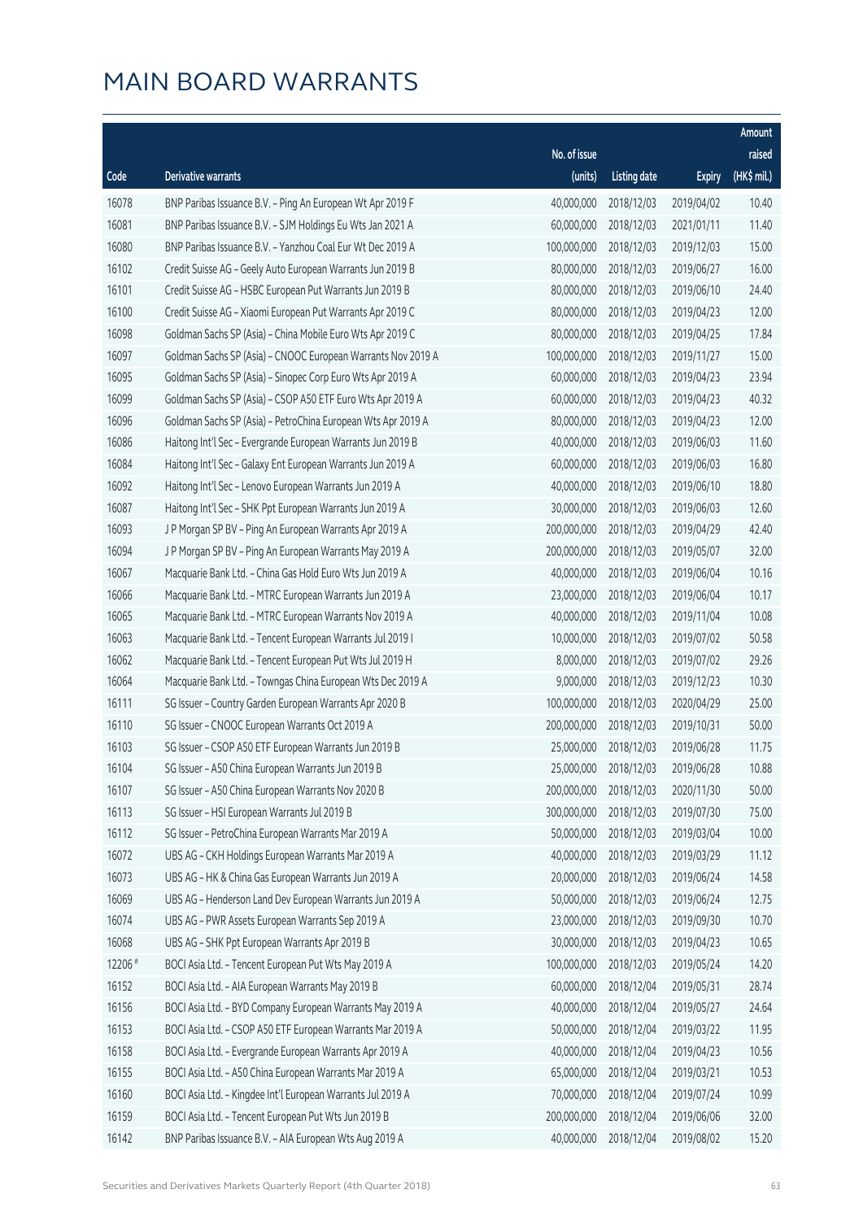# MAIN BOARD WARRANTS

| Code | Derivative warrants | No. of issue (units) | Listing date | Expiry | Amount raised (HK$ mil.) |
|---|---|---|---|---|---|
| 16078 | BNP Paribas Issuance B.V. - Ping An European Wt Apr 2019 F | 40,000,000 | 2018/12/03 | 2019/04/02 | 10.40 |
| 16081 | BNP Paribas Issuance B.V. - SJM Holdings Eu Wts Jan 2021 A | 60,000,000 | 2018/12/03 | 2021/01/11 | 11.40 |
| 16080 | BNP Paribas Issuance B.V. - Yanzhou Coal Eur Wt Dec 2019 A | 100,000,000 | 2018/12/03 | 2019/12/03 | 15.00 |
| 16102 | Credit Suisse AG - Geely Auto European Warrants Jun 2019 B | 80,000,000 | 2018/12/03 | 2019/06/27 | 16.00 |
| 16101 | Credit Suisse AG - HSBC European Put Warrants Jun 2019 B | 80,000,000 | 2018/12/03 | 2019/06/10 | 24.40 |
| 16100 | Credit Suisse AG - Xiaomi European Put Warrants Apr 2019 C | 80,000,000 | 2018/12/03 | 2019/04/23 | 12.00 |
| 16098 | Goldman Sachs SP (Asia) - China Mobile Euro Wts Apr 2019 C | 80,000,000 | 2018/12/03 | 2019/04/25 | 17.84 |
| 16097 | Goldman Sachs SP (Asia) - CNOOC European Warrants Nov 2019 A | 100,000,000 | 2018/12/03 | 2019/11/27 | 15.00 |
| 16095 | Goldman Sachs SP (Asia) - Sinopec Corp Euro Wts Apr 2019 A | 60,000,000 | 2018/12/03 | 2019/04/23 | 23.94 |
| 16099 | Goldman Sachs SP (Asia) - CSOP A50 ETF Euro Wts Apr 2019 A | 60,000,000 | 2018/12/03 | 2019/04/23 | 40.32 |
| 16096 | Goldman Sachs SP (Asia) - PetroChina European Wts Apr 2019 A | 80,000,000 | 2018/12/03 | 2019/04/23 | 12.00 |
| 16086 | Haitong Int'l Sec - Evergrande European Warrants Jun 2019 B | 40,000,000 | 2018/12/03 | 2019/06/03 | 11.60 |
| 16084 | Haitong Int'l Sec - Galaxy Ent European Warrants Jun 2019 A | 60,000,000 | 2018/12/03 | 2019/06/03 | 16.80 |
| 16092 | Haitong Int'l Sec - Lenovo European Warrants Jun 2019 A | 40,000,000 | 2018/12/03 | 2019/06/10 | 18.80 |
| 16087 | Haitong Int'l Sec - SHK Ppt European Warrants Jun 2019 A | 30,000,000 | 2018/12/03 | 2019/06/03 | 12.60 |
| 16093 | J P Morgan SP BV - Ping An European Warrants Apr 2019 A | 200,000,000 | 2018/12/03 | 2019/04/29 | 42.40 |
| 16094 | J P Morgan SP BV - Ping An European Warrants May 2019 A | 200,000,000 | 2018/12/03 | 2019/05/07 | 32.00 |
| 16067 | Macquarie Bank Ltd. - China Gas Hold Euro Wts Jun 2019 A | 40,000,000 | 2018/12/03 | 2019/06/04 | 10.16 |
| 16066 | Macquarie Bank Ltd. - MTRC European Warrants Jun 2019 A | 23,000,000 | 2018/12/03 | 2019/06/04 | 10.17 |
| 16065 | Macquarie Bank Ltd. - MTRC European Warrants Nov 2019 A | 40,000,000 | 2018/12/03 | 2019/11/04 | 10.08 |
| 16063 | Macquarie Bank Ltd. - Tencent European Warrants Jul 2019 I | 10,000,000 | 2018/12/03 | 2019/07/02 | 50.58 |
| 16062 | Macquarie Bank Ltd. - Tencent European Put Wts Jul 2019 H | 8,000,000 | 2018/12/03 | 2019/07/02 | 29.26 |
| 16064 | Macquarie Bank Ltd. - Towngas China European Wts Dec 2019 A | 9,000,000 | 2018/12/03 | 2019/12/23 | 10.30 |
| 16111 | SG Issuer - Country Garden European Warrants Apr 2020 B | 100,000,000 | 2018/12/03 | 2020/04/29 | 25.00 |
| 16110 | SG Issuer - CNOOC European Warrants Oct 2019 A | 200,000,000 | 2018/12/03 | 2019/10/31 | 50.00 |
| 16103 | SG Issuer - CSOP A50 ETF European Warrants Jun 2019 B | 25,000,000 | 2018/12/03 | 2019/06/28 | 11.75 |
| 16104 | SG Issuer - A50 China European Warrants Jun 2019 B | 25,000,000 | 2018/12/03 | 2019/06/28 | 10.88 |
| 16107 | SG Issuer - A50 China European Warrants Nov 2020 B | 200,000,000 | 2018/12/03 | 2020/11/30 | 50.00 |
| 16113 | SG Issuer - HSI European Warrants Jul 2019 B | 300,000,000 | 2018/12/03 | 2019/07/30 | 75.00 |
| 16112 | SG Issuer - PetroChina European Warrants Mar 2019 A | 50,000,000 | 2018/12/03 | 2019/03/04 | 10.00 |
| 16072 | UBS AG - CKH Holdings European Warrants Mar 2019 A | 40,000,000 | 2018/12/03 | 2019/03/29 | 11.12 |
| 16073 | UBS AG - HK & China Gas European Warrants Jun 2019 A | 20,000,000 | 2018/12/03 | 2019/06/24 | 14.58 |
| 16069 | UBS AG - Henderson Land Dev European Warrants Jun 2019 A | 50,000,000 | 2018/12/03 | 2019/06/24 | 12.75 |
| 16074 | UBS AG - PWR Assets European Warrants Sep 2019 A | 23,000,000 | 2018/12/03 | 2019/09/30 | 10.70 |
| 16068 | UBS AG - SHK Ppt European Warrants Apr 2019 B | 30,000,000 | 2018/12/03 | 2019/04/23 | 10.65 |
| 12206 # | BOCI Asia Ltd. - Tencent European Put Wts May 2019 A | 100,000,000 | 2018/12/03 | 2019/05/24 | 14.20 |
| 16152 | BOCI Asia Ltd. - AIA European Warrants May 2019 B | 60,000,000 | 2018/12/04 | 2019/05/31 | 28.74 |
| 16156 | BOCI Asia Ltd. - BYD Company European Warrants May 2019 A | 40,000,000 | 2018/12/04 | 2019/05/27 | 24.64 |
| 16153 | BOCI Asia Ltd. - CSOP A50 ETF European Warrants Mar 2019 A | 50,000,000 | 2018/12/04 | 2019/03/22 | 11.95 |
| 16158 | BOCI Asia Ltd. - Evergrande European Warrants Apr 2019 A | 40,000,000 | 2018/12/04 | 2019/04/23 | 10.56 |
| 16155 | BOCI Asia Ltd. - A50 China European Warrants Mar 2019 A | 65,000,000 | 2018/12/04 | 2019/03/21 | 10.53 |
| 16160 | BOCI Asia Ltd. - Kingdee Int'l European Warrants Jul 2019 A | 70,000,000 | 2018/12/04 | 2019/07/24 | 10.99 |
| 16159 | BOCI Asia Ltd. - Tencent European Put Wts Jun 2019 B | 200,000,000 | 2018/12/04 | 2019/06/06 | 32.00 |
| 16142 | BNP Paribas Issuance B.V. - AIA European Wts Aug 2019 A | 40,000,000 | 2018/12/04 | 2019/08/02 | 15.20 |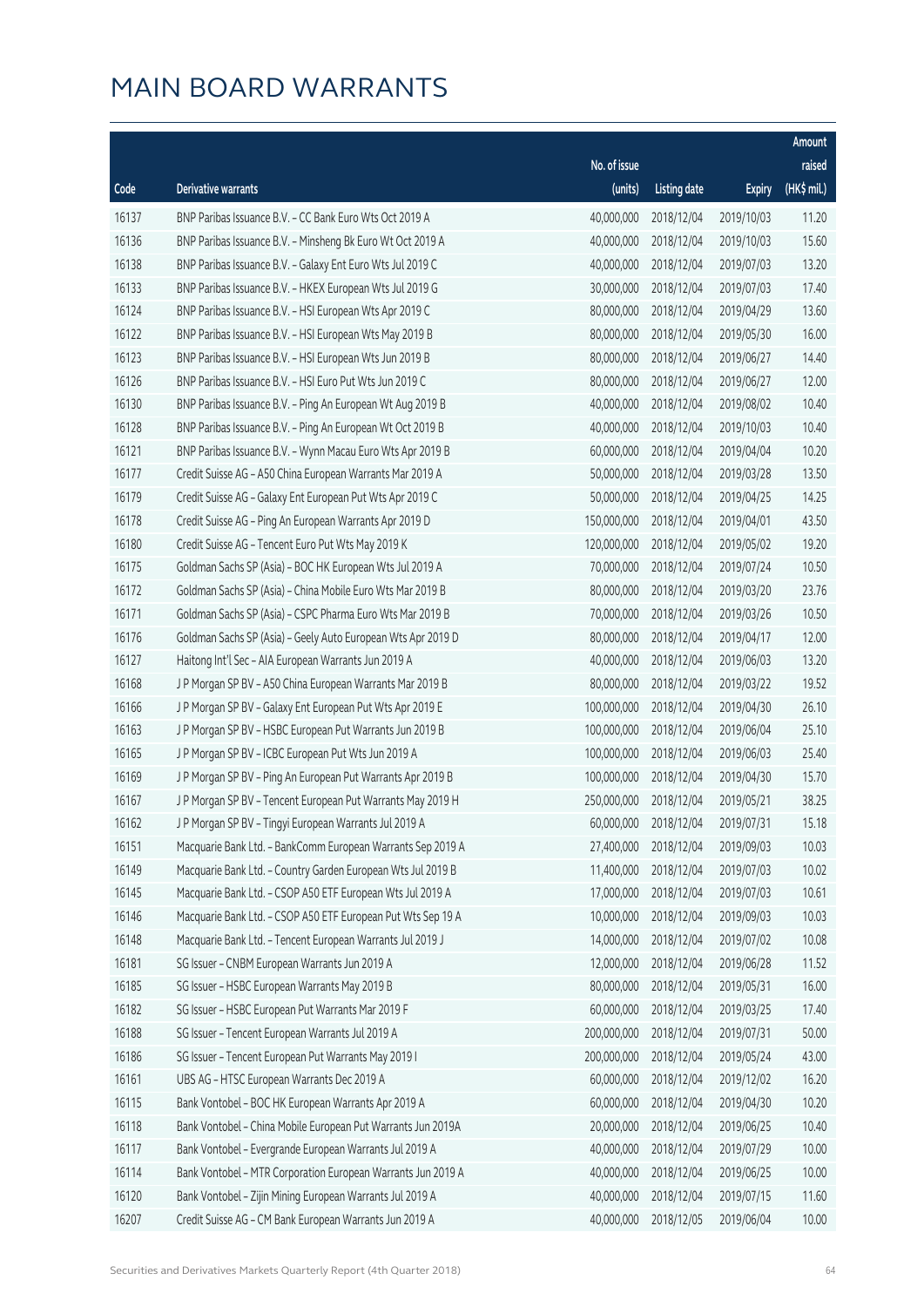# MAIN BOARD WARRANTS

| Code | Derivative warrants | No. of issue (units) | Listing date | Expiry | Amount raised (HK$ mil.) |
|---|---|---|---|---|---|
| 16137 | BNP Paribas Issuance B.V. – CC Bank Euro Wts Oct 2019 A | 40,000,000 | 2018/12/04 | 2019/10/03 | 11.20 |
| 16136 | BNP Paribas Issuance B.V. – Minsheng Bk Euro Wt Oct 2019 A | 40,000,000 | 2018/12/04 | 2019/10/03 | 15.60 |
| 16138 | BNP Paribas Issuance B.V. – Galaxy Ent Euro Wts Jul 2019 C | 40,000,000 | 2018/12/04 | 2019/07/03 | 13.20 |
| 16133 | BNP Paribas Issuance B.V. – HKEX European Wts Jul 2019 G | 30,000,000 | 2018/12/04 | 2019/07/03 | 17.40 |
| 16124 | BNP Paribas Issuance B.V. – HSI European Wts Apr 2019 C | 80,000,000 | 2018/12/04 | 2019/04/29 | 13.60 |
| 16122 | BNP Paribas Issuance B.V. – HSI European Wts May 2019 B | 80,000,000 | 2018/12/04 | 2019/05/30 | 16.00 |
| 16123 | BNP Paribas Issuance B.V. – HSI European Wts Jun 2019 B | 80,000,000 | 2018/12/04 | 2019/06/27 | 14.40 |
| 16126 | BNP Paribas Issuance B.V. – HSI Euro Put Wts Jun 2019 C | 80,000,000 | 2018/12/04 | 2019/06/27 | 12.00 |
| 16130 | BNP Paribas Issuance B.V. – Ping An European Wt Aug 2019 B | 40,000,000 | 2018/12/04 | 2019/08/02 | 10.40 |
| 16128 | BNP Paribas Issuance B.V. – Ping An European Wt Oct 2019 B | 40,000,000 | 2018/12/04 | 2019/10/03 | 10.40 |
| 16121 | BNP Paribas Issuance B.V. – Wynn Macau Euro Wts Apr 2019 B | 60,000,000 | 2018/12/04 | 2019/04/04 | 10.20 |
| 16177 | Credit Suisse AG – A50 China European Warrants Mar 2019 A | 50,000,000 | 2018/12/04 | 2019/03/28 | 13.50 |
| 16179 | Credit Suisse AG – Galaxy Ent European Put Wts Apr 2019 C | 50,000,000 | 2018/12/04 | 2019/04/25 | 14.25 |
| 16178 | Credit Suisse AG – Ping An European Warrants Apr 2019 D | 150,000,000 | 2018/12/04 | 2019/04/01 | 43.50 |
| 16180 | Credit Suisse AG – Tencent Euro Put Wts May 2019 K | 120,000,000 | 2018/12/04 | 2019/05/02 | 19.20 |
| 16175 | Goldman Sachs SP (Asia) – BOC HK European Wts Jul 2019 A | 70,000,000 | 2018/12/04 | 2019/07/24 | 10.50 |
| 16172 | Goldman Sachs SP (Asia) – China Mobile Euro Wts Mar 2019 B | 80,000,000 | 2018/12/04 | 2019/03/20 | 23.76 |
| 16171 | Goldman Sachs SP (Asia) – CSPC Pharma Euro Wts Mar 2019 B | 70,000,000 | 2018/12/04 | 2019/03/26 | 10.50 |
| 16176 | Goldman Sachs SP (Asia) – Geely Auto European Wts Apr 2019 D | 80,000,000 | 2018/12/04 | 2019/04/17 | 12.00 |
| 16127 | Haitong Int'l Sec – AIA European Warrants Jun 2019 A | 40,000,000 | 2018/12/04 | 2019/06/03 | 13.20 |
| 16168 | J P Morgan SP BV – A50 China European Warrants Mar 2019 B | 80,000,000 | 2018/12/04 | 2019/03/22 | 19.52 |
| 16166 | J P Morgan SP BV – Galaxy Ent European Put Wts Apr 2019 E | 100,000,000 | 2018/12/04 | 2019/04/30 | 26.10 |
| 16163 | J P Morgan SP BV – HSBC European Put Warrants Jun 2019 B | 100,000,000 | 2018/12/04 | 2019/06/04 | 25.10 |
| 16165 | J P Morgan SP BV – ICBC European Put Wts Jun 2019 A | 100,000,000 | 2018/12/04 | 2019/06/03 | 25.40 |
| 16169 | J P Morgan SP BV – Ping An European Put Warrants Apr 2019 B | 100,000,000 | 2018/12/04 | 2019/04/30 | 15.70 |
| 16167 | J P Morgan SP BV – Tencent European Put Warrants May 2019 H | 250,000,000 | 2018/12/04 | 2019/05/21 | 38.25 |
| 16162 | J P Morgan SP BV – Tingyi European Warrants Jul 2019 A | 60,000,000 | 2018/12/04 | 2019/07/31 | 15.18 |
| 16151 | Macquarie Bank Ltd. – BankComm European Warrants Sep 2019 A | 27,400,000 | 2018/12/04 | 2019/09/03 | 10.03 |
| 16149 | Macquarie Bank Ltd. – Country Garden European Wts Jul 2019 B | 11,400,000 | 2018/12/04 | 2019/07/03 | 10.02 |
| 16145 | Macquarie Bank Ltd. – CSOP A50 ETF European Wts Jul 2019 A | 17,000,000 | 2018/12/04 | 2019/07/03 | 10.61 |
| 16146 | Macquarie Bank Ltd. – CSOP A50 ETF European Put Wts Sep 19 A | 10,000,000 | 2018/12/04 | 2019/09/03 | 10.03 |
| 16148 | Macquarie Bank Ltd. – Tencent European Warrants Jul 2019 J | 14,000,000 | 2018/12/04 | 2019/07/02 | 10.08 |
| 16181 | SG Issuer – CNBM European Warrants Jun 2019 A | 12,000,000 | 2018/12/04 | 2019/06/28 | 11.52 |
| 16185 | SG Issuer – HSBC European Warrants May 2019 B | 80,000,000 | 2018/12/04 | 2019/05/31 | 16.00 |
| 16182 | SG Issuer – HSBC European Put Warrants Mar 2019 F | 60,000,000 | 2018/12/04 | 2019/03/25 | 17.40 |
| 16188 | SG Issuer – Tencent European Warrants Jul 2019 A | 200,000,000 | 2018/12/04 | 2019/07/31 | 50.00 |
| 16186 | SG Issuer – Tencent European Put Warrants May 2019 I | 200,000,000 | 2018/12/04 | 2019/05/24 | 43.00 |
| 16161 | UBS AG – HTSC European Warrants Dec 2019 A | 60,000,000 | 2018/12/04 | 2019/12/02 | 16.20 |
| 16115 | Bank Vontobel – BOC HK European Warrants Apr 2019 A | 60,000,000 | 2018/12/04 | 2019/04/30 | 10.20 |
| 16118 | Bank Vontobel – China Mobile European Put Warrants Jun 2019A | 20,000,000 | 2018/12/04 | 2019/06/25 | 10.40 |
| 16117 | Bank Vontobel – Evergrande European Warrants Jul 2019 A | 40,000,000 | 2018/12/04 | 2019/07/29 | 10.00 |
| 16114 | Bank Vontobel – MTR Corporation European Warrants Jun 2019 A | 40,000,000 | 2018/12/04 | 2019/06/25 | 10.00 |
| 16120 | Bank Vontobel – Zijin Mining European Warrants Jul 2019 A | 40,000,000 | 2018/12/04 | 2019/07/15 | 11.60 |
| 16207 | Credit Suisse AG – CM Bank European Warrants Jun 2019 A | 40,000,000 | 2018/12/05 | 2019/06/04 | 10.00 |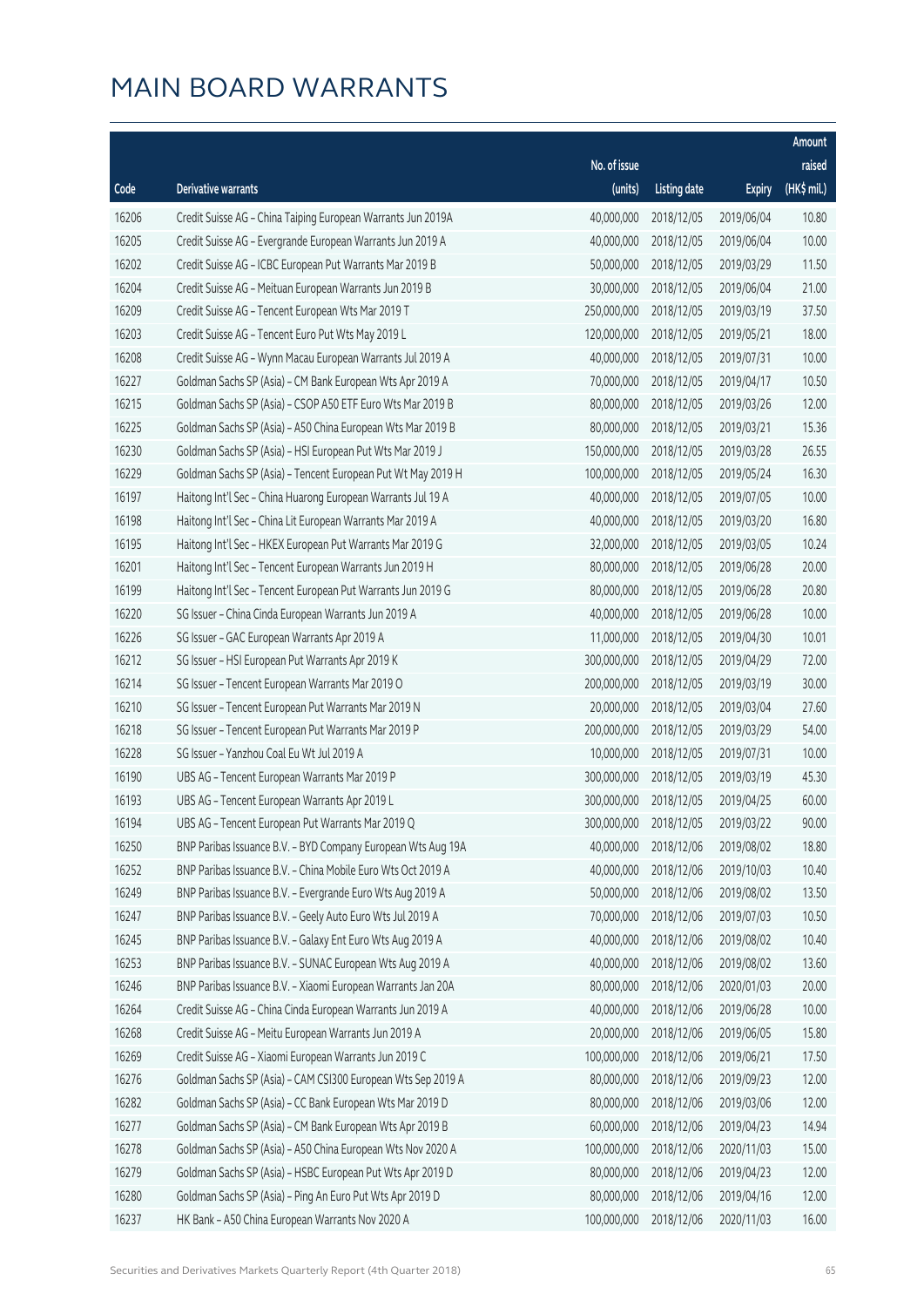# MAIN BOARD WARRANTS

| Code | Derivative warrants | No. of issue (units) | Listing date | Expiry | Amount raised (HK$ mil.) |
|---|---|---|---|---|---|
| 16206 | Credit Suisse AG – China Taiping European Warrants Jun 2019A | 40,000,000 | 2018/12/05 | 2019/06/04 | 10.80 |
| 16205 | Credit Suisse AG – Evergrande European Warrants Jun 2019 A | 40,000,000 | 2018/12/05 | 2019/06/04 | 10.00 |
| 16202 | Credit Suisse AG – ICBC European Put Warrants Mar 2019 B | 50,000,000 | 2018/12/05 | 2019/03/29 | 11.50 |
| 16204 | Credit Suisse AG – Meituan European Warrants Jun 2019 B | 30,000,000 | 2018/12/05 | 2019/06/04 | 21.00 |
| 16209 | Credit Suisse AG – Tencent European Wts Mar 2019 T | 250,000,000 | 2018/12/05 | 2019/03/19 | 37.50 |
| 16203 | Credit Suisse AG – Tencent Euro Put Wts May 2019 L | 120,000,000 | 2018/12/05 | 2019/05/21 | 18.00 |
| 16208 | Credit Suisse AG – Wynn Macau European Warrants Jul 2019 A | 40,000,000 | 2018/12/05 | 2019/07/31 | 10.00 |
| 16227 | Goldman Sachs SP (Asia) – CM Bank European Wts Apr 2019 A | 70,000,000 | 2018/12/05 | 2019/04/17 | 10.50 |
| 16215 | Goldman Sachs SP (Asia) – CSOP A50 ETF Euro Wts Mar 2019 B | 80,000,000 | 2018/12/05 | 2019/03/26 | 12.00 |
| 16225 | Goldman Sachs SP (Asia) – A50 China European Wts Mar 2019 B | 80,000,000 | 2018/12/05 | 2019/03/21 | 15.36 |
| 16230 | Goldman Sachs SP (Asia) – HSI European Put Wts Mar 2019 J | 150,000,000 | 2018/12/05 | 2019/03/28 | 26.55 |
| 16229 | Goldman Sachs SP (Asia) – Tencent European Put Wt May 2019 H | 100,000,000 | 2018/12/05 | 2019/05/24 | 16.30 |
| 16197 | Haitong Int'l Sec – China Huarong European Warrants Jul 19 A | 40,000,000 | 2018/12/05 | 2019/07/05 | 10.00 |
| 16198 | Haitong Int'l Sec – China Lit European Warrants Mar 2019 A | 40,000,000 | 2018/12/05 | 2019/03/20 | 16.80 |
| 16195 | Haitong Int'l Sec – HKEX European Put Warrants Mar 2019 G | 32,000,000 | 2018/12/05 | 2019/03/05 | 10.24 |
| 16201 | Haitong Int'l Sec – Tencent European Warrants Jun 2019 H | 80,000,000 | 2018/12/05 | 2019/06/28 | 20.00 |
| 16199 | Haitong Int'l Sec – Tencent European Put Warrants Jun 2019 G | 80,000,000 | 2018/12/05 | 2019/06/28 | 20.80 |
| 16220 | SG Issuer – China Cinda European Warrants Jun 2019 A | 40,000,000 | 2018/12/05 | 2019/06/28 | 10.00 |
| 16226 | SG Issuer – GAC European Warrants Apr 2019 A | 11,000,000 | 2018/12/05 | 2019/04/30 | 10.01 |
| 16212 | SG Issuer – HSI European Put Warrants Apr 2019 K | 300,000,000 | 2018/12/05 | 2019/04/29 | 72.00 |
| 16214 | SG Issuer – Tencent European Warrants Mar 2019 O | 200,000,000 | 2018/12/05 | 2019/03/19 | 30.00 |
| 16210 | SG Issuer – Tencent European Put Warrants Mar 2019 N | 20,000,000 | 2018/12/05 | 2019/03/04 | 27.60 |
| 16218 | SG Issuer – Tencent European Put Warrants Mar 2019 P | 200,000,000 | 2018/12/05 | 2019/03/29 | 54.00 |
| 16228 | SG Issuer – Yanzhou Coal Eu Wt Jul 2019 A | 10,000,000 | 2018/12/05 | 2019/07/31 | 10.00 |
| 16190 | UBS AG – Tencent European Warrants Mar 2019 P | 300,000,000 | 2018/12/05 | 2019/03/19 | 45.30 |
| 16193 | UBS AG – Tencent European Warrants Apr 2019 L | 300,000,000 | 2018/12/05 | 2019/04/25 | 60.00 |
| 16194 | UBS AG – Tencent European Put Warrants Mar 2019 Q | 300,000,000 | 2018/12/05 | 2019/03/22 | 90.00 |
| 16250 | BNP Paribas Issuance B.V. – BYD Company European Wts Aug 19A | 40,000,000 | 2018/12/06 | 2019/08/02 | 18.80 |
| 16252 | BNP Paribas Issuance B.V. – China Mobile Euro Wts Oct 2019 A | 40,000,000 | 2018/12/06 | 2019/10/03 | 10.40 |
| 16249 | BNP Paribas Issuance B.V. – Evergrande Euro Wts Aug 2019 A | 50,000,000 | 2018/12/06 | 2019/08/02 | 13.50 |
| 16247 | BNP Paribas Issuance B.V. – Geely Auto Euro Wts Jul 2019 A | 70,000,000 | 2018/12/06 | 2019/07/03 | 10.50 |
| 16245 | BNP Paribas Issuance B.V. – Galaxy Ent Euro Wts Aug 2019 A | 40,000,000 | 2018/12/06 | 2019/08/02 | 10.40 |
| 16253 | BNP Paribas Issuance B.V. – SUNAC European Wts Aug 2019 A | 40,000,000 | 2018/12/06 | 2019/08/02 | 13.60 |
| 16246 | BNP Paribas Issuance B.V. – Xiaomi European Warrants Jan 20A | 80,000,000 | 2018/12/06 | 2020/01/03 | 20.00 |
| 16264 | Credit Suisse AG – China Cinda European Warrants Jun 2019 A | 40,000,000 | 2018/12/06 | 2019/06/28 | 10.00 |
| 16268 | Credit Suisse AG – Meitu European Warrants Jun 2019 A | 20,000,000 | 2018/12/06 | 2019/06/05 | 15.80 |
| 16269 | Credit Suisse AG – Xiaomi European Warrants Jun 2019 C | 100,000,000 | 2018/12/06 | 2019/06/21 | 17.50 |
| 16276 | Goldman Sachs SP (Asia) – CAM CSI300 European Wts Sep 2019 A | 80,000,000 | 2018/12/06 | 2019/09/23 | 12.00 |
| 16282 | Goldman Sachs SP (Asia) – CC Bank European Wts Mar 2019 D | 80,000,000 | 2018/12/06 | 2019/03/06 | 12.00 |
| 16277 | Goldman Sachs SP (Asia) – CM Bank European Wts Apr 2019 B | 60,000,000 | 2018/12/06 | 2019/04/23 | 14.94 |
| 16278 | Goldman Sachs SP (Asia) – A50 China European Wts Nov 2020 A | 100,000,000 | 2018/12/06 | 2020/11/03 | 15.00 |
| 16279 | Goldman Sachs SP (Asia) – HSBC European Put Wts Apr 2019 D | 80,000,000 | 2018/12/06 | 2019/04/23 | 12.00 |
| 16280 | Goldman Sachs SP (Asia) – Ping An Euro Put Wts Apr 2019 D | 80,000,000 | 2018/12/06 | 2019/04/16 | 12.00 |
| 16237 | HK Bank – A50 China European Warrants Nov 2020 A | 100,000,000 | 2018/12/06 | 2020/11/03 | 16.00 |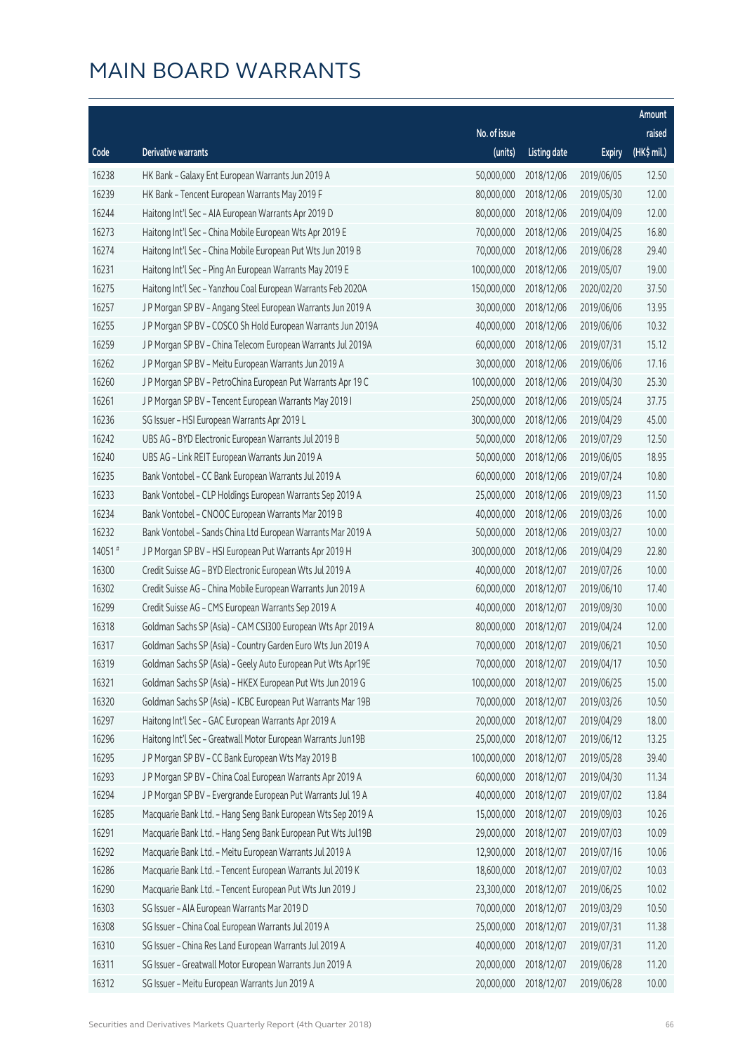# MAIN BOARD WARRANTS

| Code | Derivative warrants | No. of issue (units) | Listing date | Expiry | Amount raised (HK$ mil.) |
|---|---|---|---|---|---|
| 16238 | HK Bank – Galaxy Ent European Warrants Jun 2019 A | 50,000,000 | 2018/12/06 | 2019/06/05 | 12.50 |
| 16239 | HK Bank – Tencent European Warrants May 2019 F | 80,000,000 | 2018/12/06 | 2019/05/30 | 12.00 |
| 16244 | Haitong Int'l Sec – AIA European Warrants Apr 2019 D | 80,000,000 | 2018/12/06 | 2019/04/09 | 12.00 |
| 16273 | Haitong Int'l Sec – China Mobile European Wts Apr 2019 E | 70,000,000 | 2018/12/06 | 2019/04/25 | 16.80 |
| 16274 | Haitong Int'l Sec – China Mobile European Put Wts Jun 2019 B | 70,000,000 | 2018/12/06 | 2019/06/28 | 29.40 |
| 16231 | Haitong Int'l Sec – Ping An European Warrants May 2019 E | 100,000,000 | 2018/12/06 | 2019/05/07 | 19.00 |
| 16275 | Haitong Int'l Sec – Yanzhou Coal European Warrants Feb 2020A | 150,000,000 | 2018/12/06 | 2020/02/20 | 37.50 |
| 16257 | J P Morgan SP BV – Angang Steel European Warrants Jun 2019 A | 30,000,000 | 2018/12/06 | 2019/06/06 | 13.95 |
| 16255 | J P Morgan SP BV – COSCO Sh Hold European Warrants Jun 2019A | 40,000,000 | 2018/12/06 | 2019/06/06 | 10.32 |
| 16259 | J P Morgan SP BV – China Telecom European Warrants Jul 2019A | 60,000,000 | 2018/12/06 | 2019/07/31 | 15.12 |
| 16262 | J P Morgan SP BV – Meitu European Warrants Jun 2019 A | 30,000,000 | 2018/12/06 | 2019/06/06 | 17.16 |
| 16260 | J P Morgan SP BV – PetroChina European Put Warrants Apr 19 C | 100,000,000 | 2018/12/06 | 2019/04/30 | 25.30 |
| 16261 | J P Morgan SP BV – Tencent European Warrants May 2019 I | 250,000,000 | 2018/12/06 | 2019/05/24 | 37.75 |
| 16236 | SG Issuer – HSI European Warrants Apr 2019 L | 300,000,000 | 2018/12/06 | 2019/04/29 | 45.00 |
| 16242 | UBS AG – BYD Electronic European Warrants Jul 2019 B | 50,000,000 | 2018/12/06 | 2019/07/29 | 12.50 |
| 16240 | UBS AG – Link REIT European Warrants Jun 2019 A | 50,000,000 | 2018/12/06 | 2019/06/05 | 18.95 |
| 16235 | Bank Vontobel – CC Bank European Warrants Jul 2019 A | 60,000,000 | 2018/12/06 | 2019/07/24 | 10.80 |
| 16233 | Bank Vontobel – CLP Holdings European Warrants Sep 2019 A | 25,000,000 | 2018/12/06 | 2019/09/23 | 11.50 |
| 16234 | Bank Vontobel – CNOOC European Warrants Mar 2019 B | 40,000,000 | 2018/12/06 | 2019/03/26 | 10.00 |
| 16232 | Bank Vontobel – Sands China Ltd European Warrants Mar 2019 A | 50,000,000 | 2018/12/06 | 2019/03/27 | 10.00 |
| 14051 # | J P Morgan SP BV – HSI European Put Warrants Apr 2019 H | 300,000,000 | 2018/12/06 | 2019/04/29 | 22.80 |
| 16300 | Credit Suisse AG – BYD Electronic European Wts Jul 2019 A | 40,000,000 | 2018/12/07 | 2019/07/26 | 10.00 |
| 16302 | Credit Suisse AG – China Mobile European Warrants Jun 2019 A | 60,000,000 | 2018/12/07 | 2019/06/10 | 17.40 |
| 16299 | Credit Suisse AG – CMS European Warrants Sep 2019 A | 40,000,000 | 2018/12/07 | 2019/09/30 | 10.00 |
| 16318 | Goldman Sachs SP (Asia) – CAM CSI300 European Wts Apr 2019 A | 80,000,000 | 2018/12/07 | 2019/04/24 | 12.00 |
| 16317 | Goldman Sachs SP (Asia) – Country Garden Euro Wts Jun 2019 A | 70,000,000 | 2018/12/07 | 2019/06/21 | 10.50 |
| 16319 | Goldman Sachs SP (Asia) – Geely Auto European Put Wts Apr19E | 70,000,000 | 2018/12/07 | 2019/04/17 | 10.50 |
| 16321 | Goldman Sachs SP (Asia) – HKEX European Put Wts Jun 2019 G | 100,000,000 | 2018/12/07 | 2019/06/25 | 15.00 |
| 16320 | Goldman Sachs SP (Asia) – ICBC European Put Warrants Mar 19B | 70,000,000 | 2018/12/07 | 2019/03/26 | 10.50 |
| 16297 | Haitong Int'l Sec – GAC European Warrants Apr 2019 A | 20,000,000 | 2018/12/07 | 2019/04/29 | 18.00 |
| 16296 | Haitong Int'l Sec – Greatwall Motor European Warrants Jun19B | 25,000,000 | 2018/12/07 | 2019/06/12 | 13.25 |
| 16295 | J P Morgan SP BV – CC Bank European Wts May 2019 B | 100,000,000 | 2018/12/07 | 2019/05/28 | 39.40 |
| 16293 | J P Morgan SP BV – China Coal European Warrants Apr 2019 A | 60,000,000 | 2018/12/07 | 2019/04/30 | 11.34 |
| 16294 | J P Morgan SP BV – Evergrande European Put Warrants Jul 19 A | 40,000,000 | 2018/12/07 | 2019/07/02 | 13.84 |
| 16285 | Macquarie Bank Ltd. – Hang Seng Bank European Wts Sep 2019 A | 15,000,000 | 2018/12/07 | 2019/09/03 | 10.26 |
| 16291 | Macquarie Bank Ltd. – Hang Seng Bank European Put Wts Jul19B | 29,000,000 | 2018/12/07 | 2019/07/03 | 10.09 |
| 16292 | Macquarie Bank Ltd. – Meitu European Warrants Jul 2019 A | 12,900,000 | 2018/12/07 | 2019/07/16 | 10.06 |
| 16286 | Macquarie Bank Ltd. – Tencent European Warrants Jul 2019 K | 18,600,000 | 2018/12/07 | 2019/07/02 | 10.03 |
| 16290 | Macquarie Bank Ltd. – Tencent European Put Wts Jun 2019 J | 23,300,000 | 2018/12/07 | 2019/06/25 | 10.02 |
| 16303 | SG Issuer – AIA European Warrants Mar 2019 D | 70,000,000 | 2018/12/07 | 2019/03/29 | 10.50 |
| 16308 | SG Issuer – China Coal European Warrants Jul 2019 A | 25,000,000 | 2018/12/07 | 2019/07/31 | 11.38 |
| 16310 | SG Issuer – China Res Land European Warrants Jul 2019 A | 40,000,000 | 2018/12/07 | 2019/07/31 | 11.20 |
| 16311 | SG Issuer – Greatwall Motor European Warrants Jun 2019 A | 20,000,000 | 2018/12/07 | 2019/06/28 | 11.20 |
| 16312 | SG Issuer – Meitu European Warrants Jun 2019 A | 20,000,000 | 2018/12/07 | 2019/06/28 | 10.00 |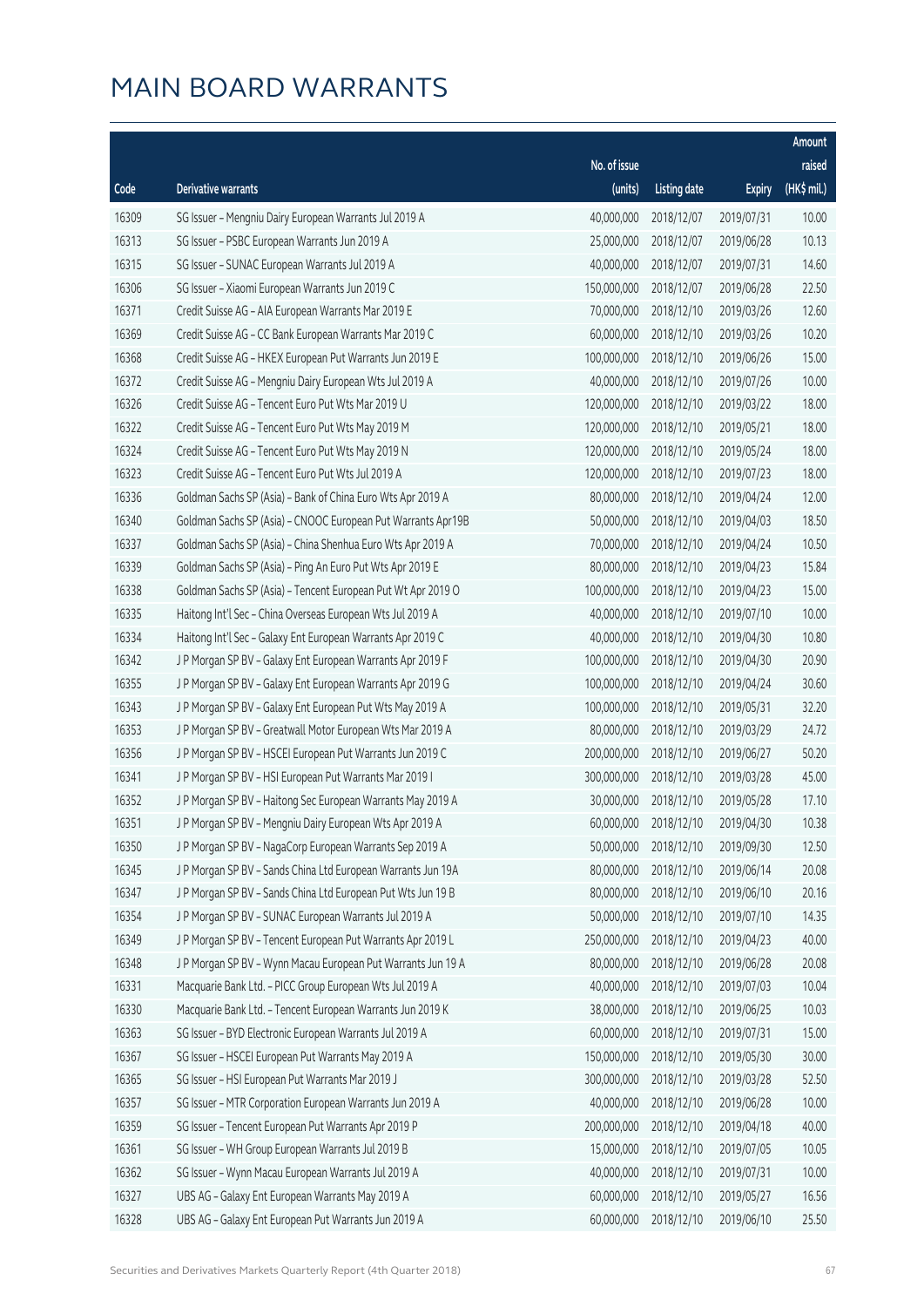# MAIN BOARD WARRANTS

| Code | Derivative warrants | No. of issue (units) | Listing date | Expiry | Amount raised (HK$ mil.) |
|---|---|---|---|---|---|
| 16309 | SG Issuer – Mengniu Dairy European Warrants Jul 2019 A | 40,000,000 | 2018/12/07 | 2019/07/31 | 10.00 |
| 16313 | SG Issuer – PSBC European Warrants Jun 2019 A | 25,000,000 | 2018/12/07 | 2019/06/28 | 10.13 |
| 16315 | SG Issuer – SUNAC European Warrants Jul 2019 A | 40,000,000 | 2018/12/07 | 2019/07/31 | 14.60 |
| 16306 | SG Issuer – Xiaomi European Warrants Jun 2019 C | 150,000,000 | 2018/12/07 | 2019/06/28 | 22.50 |
| 16371 | Credit Suisse AG – AIA European Warrants Mar 2019 E | 70,000,000 | 2018/12/10 | 2019/03/26 | 12.60 |
| 16369 | Credit Suisse AG – CC Bank European Warrants Mar 2019 C | 60,000,000 | 2018/12/10 | 2019/03/26 | 10.20 |
| 16368 | Credit Suisse AG – HKEX European Put Warrants Jun 2019 E | 100,000,000 | 2018/12/10 | 2019/06/26 | 15.00 |
| 16372 | Credit Suisse AG – Mengniu Dairy European Wts Jul 2019 A | 40,000,000 | 2018/12/10 | 2019/07/26 | 10.00 |
| 16326 | Credit Suisse AG – Tencent Euro Put Wts Mar 2019 U | 120,000,000 | 2018/12/10 | 2019/03/22 | 18.00 |
| 16322 | Credit Suisse AG – Tencent Euro Put Wts May 2019 M | 120,000,000 | 2018/12/10 | 2019/05/21 | 18.00 |
| 16324 | Credit Suisse AG – Tencent Euro Put Wts May 2019 N | 120,000,000 | 2018/12/10 | 2019/05/24 | 18.00 |
| 16323 | Credit Suisse AG – Tencent Euro Put Wts Jul 2019 A | 120,000,000 | 2018/12/10 | 2019/07/23 | 18.00 |
| 16336 | Goldman Sachs SP (Asia) – Bank of China Euro Wts Apr 2019 A | 80,000,000 | 2018/12/10 | 2019/04/24 | 12.00 |
| 16340 | Goldman Sachs SP (Asia) – CNOOC European Put Warrants Apr19B | 50,000,000 | 2018/12/10 | 2019/04/03 | 18.50 |
| 16337 | Goldman Sachs SP (Asia) – China Shenhua Euro Wts Apr 2019 A | 70,000,000 | 2018/12/10 | 2019/04/24 | 10.50 |
| 16339 | Goldman Sachs SP (Asia) – Ping An Euro Put Wts Apr 2019 E | 80,000,000 | 2018/12/10 | 2019/04/23 | 15.84 |
| 16338 | Goldman Sachs SP (Asia) – Tencent European Put Wt Apr 2019 O | 100,000,000 | 2018/12/10 | 2019/04/23 | 15.00 |
| 16335 | Haitong Int'l Sec – China Overseas European Wts Jul 2019 A | 40,000,000 | 2018/12/10 | 2019/07/10 | 10.00 |
| 16334 | Haitong Int'l Sec – Galaxy Ent European Warrants Apr 2019 C | 40,000,000 | 2018/12/10 | 2019/04/30 | 10.80 |
| 16342 | J P Morgan SP BV – Galaxy Ent European Warrants Apr 2019 F | 100,000,000 | 2018/12/10 | 2019/04/30 | 20.90 |
| 16355 | J P Morgan SP BV – Galaxy Ent European Warrants Apr 2019 G | 100,000,000 | 2018/12/10 | 2019/04/24 | 30.60 |
| 16343 | J P Morgan SP BV – Galaxy Ent European Put Wts May 2019 A | 100,000,000 | 2018/12/10 | 2019/05/31 | 32.20 |
| 16353 | J P Morgan SP BV – Greatwall Motor European Wts Mar 2019 A | 80,000,000 | 2018/12/10 | 2019/03/29 | 24.72 |
| 16356 | J P Morgan SP BV – HSCEI European Put Warrants Jun 2019 C | 200,000,000 | 2018/12/10 | 2019/06/27 | 50.20 |
| 16341 | J P Morgan SP BV – HSI European Put Warrants Mar 2019 I | 300,000,000 | 2018/12/10 | 2019/03/28 | 45.00 |
| 16352 | J P Morgan SP BV – Haitong Sec European Warrants May 2019 A | 30,000,000 | 2018/12/10 | 2019/05/28 | 17.10 |
| 16351 | J P Morgan SP BV – Mengniu Dairy European Wts Apr 2019 A | 60,000,000 | 2018/12/10 | 2019/04/30 | 10.38 |
| 16350 | J P Morgan SP BV – NagaCorp European Warrants Sep 2019 A | 50,000,000 | 2018/12/10 | 2019/09/30 | 12.50 |
| 16345 | J P Morgan SP BV – Sands China Ltd European Warrants Jun 19A | 80,000,000 | 2018/12/10 | 2019/06/14 | 20.08 |
| 16347 | J P Morgan SP BV – Sands China Ltd European Put Wts Jun 19 B | 80,000,000 | 2018/12/10 | 2019/06/10 | 20.16 |
| 16354 | J P Morgan SP BV – SUNAC European Warrants Jul 2019 A | 50,000,000 | 2018/12/10 | 2019/07/10 | 14.35 |
| 16349 | J P Morgan SP BV – Tencent European Put Warrants Apr 2019 L | 250,000,000 | 2018/12/10 | 2019/04/23 | 40.00 |
| 16348 | J P Morgan SP BV – Wynn Macau European Put Warrants Jun 19 A | 80,000,000 | 2018/12/10 | 2019/06/28 | 20.08 |
| 16331 | Macquarie Bank Ltd. – PICC Group European Wts Jul 2019 A | 40,000,000 | 2018/12/10 | 2019/07/03 | 10.04 |
| 16330 | Macquarie Bank Ltd. – Tencent European Warrants Jun 2019 K | 38,000,000 | 2018/12/10 | 2019/06/25 | 10.03 |
| 16363 | SG Issuer – BYD Electronic European Warrants Jul 2019 A | 60,000,000 | 2018/12/10 | 2019/07/31 | 15.00 |
| 16367 | SG Issuer – HSCEI European Put Warrants May 2019 A | 150,000,000 | 2018/12/10 | 2019/05/30 | 30.00 |
| 16365 | SG Issuer – HSI European Put Warrants Mar 2019 J | 300,000,000 | 2018/12/10 | 2019/03/28 | 52.50 |
| 16357 | SG Issuer – MTR Corporation European Warrants Jun 2019 A | 40,000,000 | 2018/12/10 | 2019/06/28 | 10.00 |
| 16359 | SG Issuer – Tencent European Put Warrants Apr 2019 P | 200,000,000 | 2018/12/10 | 2019/04/18 | 40.00 |
| 16361 | SG Issuer – WH Group European Warrants Jul 2019 B | 15,000,000 | 2018/12/10 | 2019/07/05 | 10.05 |
| 16362 | SG Issuer – Wynn Macau European Warrants Jul 2019 A | 40,000,000 | 2018/12/10 | 2019/07/31 | 10.00 |
| 16327 | UBS AG – Galaxy Ent European Warrants May 2019 A | 60,000,000 | 2018/12/10 | 2019/05/27 | 16.56 |
| 16328 | UBS AG – Galaxy Ent European Put Warrants Jun 2019 A | 60,000,000 | 2018/12/10 | 2019/06/10 | 25.50 |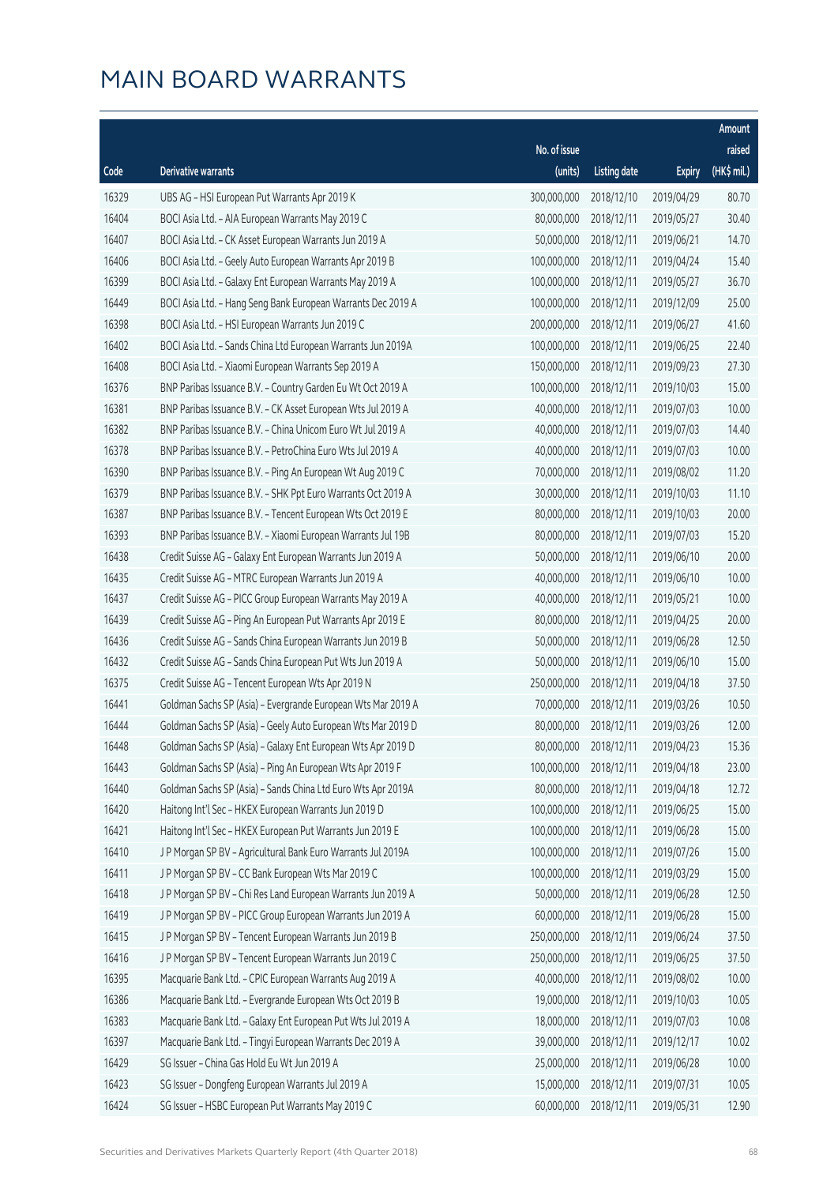# MAIN BOARD WARRANTS

| Code | Derivative warrants | No. of issue (units) | Listing date | Expiry | Amount raised (HK$ mil.) |
|---|---|---|---|---|---|
| 16329 | UBS AG - HSI European Put Warrants Apr 2019 K | 300,000,000 | 2018/12/10 | 2019/04/29 | 80.70 |
| 16404 | BOCI Asia Ltd. - AIA European Warrants May 2019 C | 80,000,000 | 2018/12/11 | 2019/05/27 | 30.40 |
| 16407 | BOCI Asia Ltd. - CK Asset European Warrants Jun 2019 A | 50,000,000 | 2018/12/11 | 2019/06/21 | 14.70 |
| 16406 | BOCI Asia Ltd. - Geely Auto European Warrants Apr 2019 B | 100,000,000 | 2018/12/11 | 2019/04/24 | 15.40 |
| 16399 | BOCI Asia Ltd. - Galaxy Ent European Warrants May 2019 A | 100,000,000 | 2018/12/11 | 2019/05/27 | 36.70 |
| 16449 | BOCI Asia Ltd. - Hang Seng Bank European Warrants Dec 2019 A | 100,000,000 | 2018/12/11 | 2019/12/09 | 25.00 |
| 16398 | BOCI Asia Ltd. - HSI European Warrants Jun 2019 C | 200,000,000 | 2018/12/11 | 2019/06/27 | 41.60 |
| 16402 | BOCI Asia Ltd. - Sands China Ltd European Warrants Jun 2019A | 100,000,000 | 2018/12/11 | 2019/06/25 | 22.40 |
| 16408 | BOCI Asia Ltd. - Xiaomi European Warrants Sep 2019 A | 150,000,000 | 2018/12/11 | 2019/09/23 | 27.30 |
| 16376 | BNP Paribas Issuance B.V. - Country Garden Eu Wt Oct 2019 A | 100,000,000 | 2018/12/11 | 2019/10/03 | 15.00 |
| 16381 | BNP Paribas Issuance B.V. - CK Asset European Wts Jul 2019 A | 40,000,000 | 2018/12/11 | 2019/07/03 | 10.00 |
| 16382 | BNP Paribas Issuance B.V. - China Unicom Euro Wt Jul 2019 A | 40,000,000 | 2018/12/11 | 2019/07/03 | 14.40 |
| 16378 | BNP Paribas Issuance B.V. - PetroChina Euro Wts Jul 2019 A | 40,000,000 | 2018/12/11 | 2019/07/03 | 10.00 |
| 16390 | BNP Paribas Issuance B.V. - Ping An European Wt Aug 2019 C | 70,000,000 | 2018/12/11 | 2019/08/02 | 11.20 |
| 16379 | BNP Paribas Issuance B.V. - SHK Ppt Euro Warrants Oct 2019 A | 30,000,000 | 2018/12/11 | 2019/10/03 | 11.10 |
| 16387 | BNP Paribas Issuance B.V. - Tencent European Wts Oct 2019 E | 80,000,000 | 2018/12/11 | 2019/10/03 | 20.00 |
| 16393 | BNP Paribas Issuance B.V. - Xiaomi European Warrants Jul 19B | 80,000,000 | 2018/12/11 | 2019/07/03 | 15.20 |
| 16438 | Credit Suisse AG - Galaxy Ent European Warrants Jun 2019 A | 50,000,000 | 2018/12/11 | 2019/06/10 | 20.00 |
| 16435 | Credit Suisse AG - MTRC European Warrants Jun 2019 A | 40,000,000 | 2018/12/11 | 2019/06/10 | 10.00 |
| 16437 | Credit Suisse AG - PICC Group European Warrants May 2019 A | 40,000,000 | 2018/12/11 | 2019/05/21 | 10.00 |
| 16439 | Credit Suisse AG - Ping An European Put Warrants Apr 2019 E | 80,000,000 | 2018/12/11 | 2019/04/25 | 20.00 |
| 16436 | Credit Suisse AG - Sands China European Warrants Jun 2019 B | 50,000,000 | 2018/12/11 | 2019/06/28 | 12.50 |
| 16432 | Credit Suisse AG - Sands China European Put Wts Jun 2019 A | 50,000,000 | 2018/12/11 | 2019/06/10 | 15.00 |
| 16375 | Credit Suisse AG - Tencent European Wts Apr 2019 N | 250,000,000 | 2018/12/11 | 2019/04/18 | 37.50 |
| 16441 | Goldman Sachs SP (Asia) - Evergrande European Wts Mar 2019 A | 70,000,000 | 2018/12/11 | 2019/03/26 | 10.50 |
| 16444 | Goldman Sachs SP (Asia) - Geely Auto European Wts Mar 2019 D | 80,000,000 | 2018/12/11 | 2019/03/26 | 12.00 |
| 16448 | Goldman Sachs SP (Asia) - Galaxy Ent European Wts Apr 2019 D | 80,000,000 | 2018/12/11 | 2019/04/23 | 15.36 |
| 16443 | Goldman Sachs SP (Asia) - Ping An European Wts Apr 2019 F | 100,000,000 | 2018/12/11 | 2019/04/18 | 23.00 |
| 16440 | Goldman Sachs SP (Asia) - Sands China Ltd Euro Wts Apr 2019A | 80,000,000 | 2018/12/11 | 2019/04/18 | 12.72 |
| 16420 | Haitong Int'l Sec - HKEX European Warrants Jun 2019 D | 100,000,000 | 2018/12/11 | 2019/06/25 | 15.00 |
| 16421 | Haitong Int'l Sec - HKEX European Put Warrants Jun 2019 E | 100,000,000 | 2018/12/11 | 2019/06/28 | 15.00 |
| 16410 | J P Morgan SP BV - Agricultural Bank Euro Warrants Jul 2019A | 100,000,000 | 2018/12/11 | 2019/07/26 | 15.00 |
| 16411 | J P Morgan SP BV - CC Bank European Wts Mar 2019 C | 100,000,000 | 2018/12/11 | 2019/03/29 | 15.00 |
| 16418 | J P Morgan SP BV - Chi Res Land European Warrants Jun 2019 A | 50,000,000 | 2018/12/11 | 2019/06/28 | 12.50 |
| 16419 | J P Morgan SP BV - PICC Group European Warrants Jun 2019 A | 60,000,000 | 2018/12/11 | 2019/06/28 | 15.00 |
| 16415 | J P Morgan SP BV - Tencent European Warrants Jun 2019 B | 250,000,000 | 2018/12/11 | 2019/06/24 | 37.50 |
| 16416 | J P Morgan SP BV - Tencent European Warrants Jun 2019 C | 250,000,000 | 2018/12/11 | 2019/06/25 | 37.50 |
| 16395 | Macquarie Bank Ltd. - CPIC European Warrants Aug 2019 A | 40,000,000 | 2018/12/11 | 2019/08/02 | 10.00 |
| 16386 | Macquarie Bank Ltd. - Evergrande European Wts Oct 2019 B | 19,000,000 | 2018/12/11 | 2019/10/03 | 10.05 |
| 16383 | Macquarie Bank Ltd. - Galaxy Ent European Put Wts Jul 2019 A | 18,000,000 | 2018/12/11 | 2019/07/03 | 10.08 |
| 16397 | Macquarie Bank Ltd. - Tingyi European Warrants Dec 2019 A | 39,000,000 | 2018/12/11 | 2019/12/17 | 10.02 |
| 16429 | SG Issuer - China Gas Hold Eu Wt Jun 2019 A | 25,000,000 | 2018/12/11 | 2019/06/28 | 10.00 |
| 16423 | SG Issuer - Dongfeng European Warrants Jul 2019 A | 15,000,000 | 2018/12/11 | 2019/07/31 | 10.05 |
| 16424 | SG Issuer - HSBC European Put Warrants May 2019 C | 60,000,000 | 2018/12/11 | 2019/05/31 | 12.90 |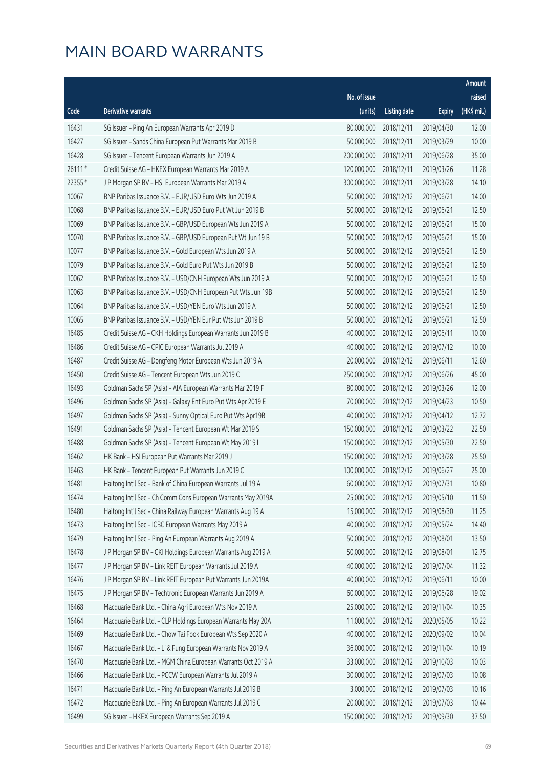# MAIN BOARD WARRANTS

| Code | Derivative warrants | No. of issue (units) | Listing date | Expiry | Amount raised (HK$ mil.) |
|---|---|---|---|---|---|
| 16431 | SG Issuer - Ping An European Warrants Apr 2019 D | 80,000,000 | 2018/12/11 | 2019/04/30 | 12.00 |
| 16427 | SG Issuer - Sands China European Put Warrants Mar 2019 B | 50,000,000 | 2018/12/11 | 2019/03/29 | 10.00 |
| 16428 | SG Issuer - Tencent European Warrants Jun 2019 A | 200,000,000 | 2018/12/11 | 2019/06/28 | 35.00 |
| 26111 # | Credit Suisse AG - HKEX European Warrants Mar 2019 A | 120,000,000 | 2018/12/11 | 2019/03/26 | 11.28 |
| 22355 # | J P Morgan SP BV - HSI European Warrants Mar 2019 A | 300,000,000 | 2018/12/11 | 2019/03/28 | 14.10 |
| 10067 | BNP Paribas Issuance B.V. - EUR/USD Euro Wts Jun 2019 A | 50,000,000 | 2018/12/12 | 2019/06/21 | 14.00 |
| 10068 | BNP Paribas Issuance B.V. - EUR/USD Euro Put Wt Jun 2019 B | 50,000,000 | 2018/12/12 | 2019/06/21 | 12.50 |
| 10069 | BNP Paribas Issuance B.V. - GBP/USD European Wts Jun 2019 A | 50,000,000 | 2018/12/12 | 2019/06/21 | 15.00 |
| 10070 | BNP Paribas Issuance B.V. - GBP/USD European Put Wt Jun 19 B | 50,000,000 | 2018/12/12 | 2019/06/21 | 15.00 |
| 10077 | BNP Paribas Issuance B.V. - Gold European Wts Jun 2019 A | 50,000,000 | 2018/12/12 | 2019/06/21 | 12.50 |
| 10079 | BNP Paribas Issuance B.V. - Gold Euro Put Wts Jun 2019 B | 50,000,000 | 2018/12/12 | 2019/06/21 | 12.50 |
| 10062 | BNP Paribas Issuance B.V. - USD/CNH European Wts Jun 2019 A | 50,000,000 | 2018/12/12 | 2019/06/21 | 12.50 |
| 10063 | BNP Paribas Issuance B.V. - USD/CNH European Put Wts Jun 19B | 50,000,000 | 2018/12/12 | 2019/06/21 | 12.50 |
| 10064 | BNP Paribas Issuance B.V. - USD/YEN Euro Wts Jun 2019 A | 50,000,000 | 2018/12/12 | 2019/06/21 | 12.50 |
| 10065 | BNP Paribas Issuance B.V. - USD/YEN Eur Put Wts Jun 2019 B | 50,000,000 | 2018/12/12 | 2019/06/21 | 12.50 |
| 16485 | Credit Suisse AG - CKH Holdings European Warrants Jun 2019 B | 40,000,000 | 2018/12/12 | 2019/06/11 | 10.00 |
| 16486 | Credit Suisse AG - CPIC European Warrants Jul 2019 A | 40,000,000 | 2018/12/12 | 2019/07/12 | 10.00 |
| 16487 | Credit Suisse AG - Dongfeng Motor European Wts Jun 2019 A | 20,000,000 | 2018/12/12 | 2019/06/11 | 12.60 |
| 16450 | Credit Suisse AG - Tencent European Wts Jun 2019 C | 250,000,000 | 2018/12/12 | 2019/06/26 | 45.00 |
| 16493 | Goldman Sachs SP (Asia) - AIA European Warrants Mar 2019 F | 80,000,000 | 2018/12/12 | 2019/03/26 | 12.00 |
| 16496 | Goldman Sachs SP (Asia) - Galaxy Ent Euro Put Wts Apr 2019 E | 70,000,000 | 2018/12/12 | 2019/04/23 | 10.50 |
| 16497 | Goldman Sachs SP (Asia) - Sunny Optical Euro Put Wts Apr19B | 40,000,000 | 2018/12/12 | 2019/04/12 | 12.72 |
| 16491 | Goldman Sachs SP (Asia) - Tencent European Wt Mar 2019 S | 150,000,000 | 2018/12/12 | 2019/03/22 | 22.50 |
| 16488 | Goldman Sachs SP (Asia) - Tencent European Wt May 2019 I | 150,000,000 | 2018/12/12 | 2019/05/30 | 22.50 |
| 16462 | HK Bank - HSI European Put Warrants Mar 2019 J | 150,000,000 | 2018/12/12 | 2019/03/28 | 25.50 |
| 16463 | HK Bank - Tencent European Put Warrants Jun 2019 C | 100,000,000 | 2018/12/12 | 2019/06/27 | 25.00 |
| 16481 | Haitong Int'l Sec - Bank of China European Warrants Jul 19 A | 60,000,000 | 2018/12/12 | 2019/07/31 | 10.80 |
| 16474 | Haitong Int'l Sec - Ch Comm Cons European Warrants May 2019A | 25,000,000 | 2018/12/12 | 2019/05/10 | 11.50 |
| 16480 | Haitong Int'l Sec - China Railway European Warrants Aug 19 A | 15,000,000 | 2018/12/12 | 2019/08/30 | 11.25 |
| 16473 | Haitong Int'l Sec - ICBC European Warrants May 2019 A | 40,000,000 | 2018/12/12 | 2019/05/24 | 14.40 |
| 16479 | Haitong Int'l Sec - Ping An European Warrants Aug 2019 A | 50,000,000 | 2018/12/12 | 2019/08/01 | 13.50 |
| 16478 | J P Morgan SP BV - CKI Holdings European Warrants Aug 2019 A | 50,000,000 | 2018/12/12 | 2019/08/01 | 12.75 |
| 16477 | J P Morgan SP BV - Link REIT European Warrants Jul 2019 A | 40,000,000 | 2018/12/12 | 2019/07/04 | 11.32 |
| 16476 | J P Morgan SP BV - Link REIT European Put Warrants Jun 2019A | 40,000,000 | 2018/12/12 | 2019/06/11 | 10.00 |
| 16475 | J P Morgan SP BV - Techtronic European Warrants Jun 2019 A | 60,000,000 | 2018/12/12 | 2019/06/28 | 19.02 |
| 16468 | Macquarie Bank Ltd. - China Agri European Wts Nov 2019 A | 25,000,000 | 2018/12/12 | 2019/11/04 | 10.35 |
| 16464 | Macquarie Bank Ltd. - CLP Holdings European Warrants May 20A | 11,000,000 | 2018/12/12 | 2020/05/05 | 10.22 |
| 16469 | Macquarie Bank Ltd. - Chow Tai Fook European Wts Sep 2020 A | 40,000,000 | 2018/12/12 | 2020/09/02 | 10.04 |
| 16467 | Macquarie Bank Ltd. - Li & Fung European Warrants Nov 2019 A | 36,000,000 | 2018/12/12 | 2019/11/04 | 10.19 |
| 16470 | Macquarie Bank Ltd. - MGM China European Warrants Oct 2019 A | 33,000,000 | 2018/12/12 | 2019/10/03 | 10.03 |
| 16466 | Macquarie Bank Ltd. - PCCW European Warrants Jul 2019 A | 30,000,000 | 2018/12/12 | 2019/07/03 | 10.08 |
| 16471 | Macquarie Bank Ltd. - Ping An European Warrants Jul 2019 B | 3,000,000 | 2018/12/12 | 2019/07/03 | 10.16 |
| 16472 | Macquarie Bank Ltd. - Ping An European Warrants Jul 2019 C | 20,000,000 | 2018/12/12 | 2019/07/03 | 10.44 |
| 16499 | SG Issuer - HKEX European Warrants Sep 2019 A | 150,000,000 | 2018/12/12 | 2019/09/30 | 37.50 |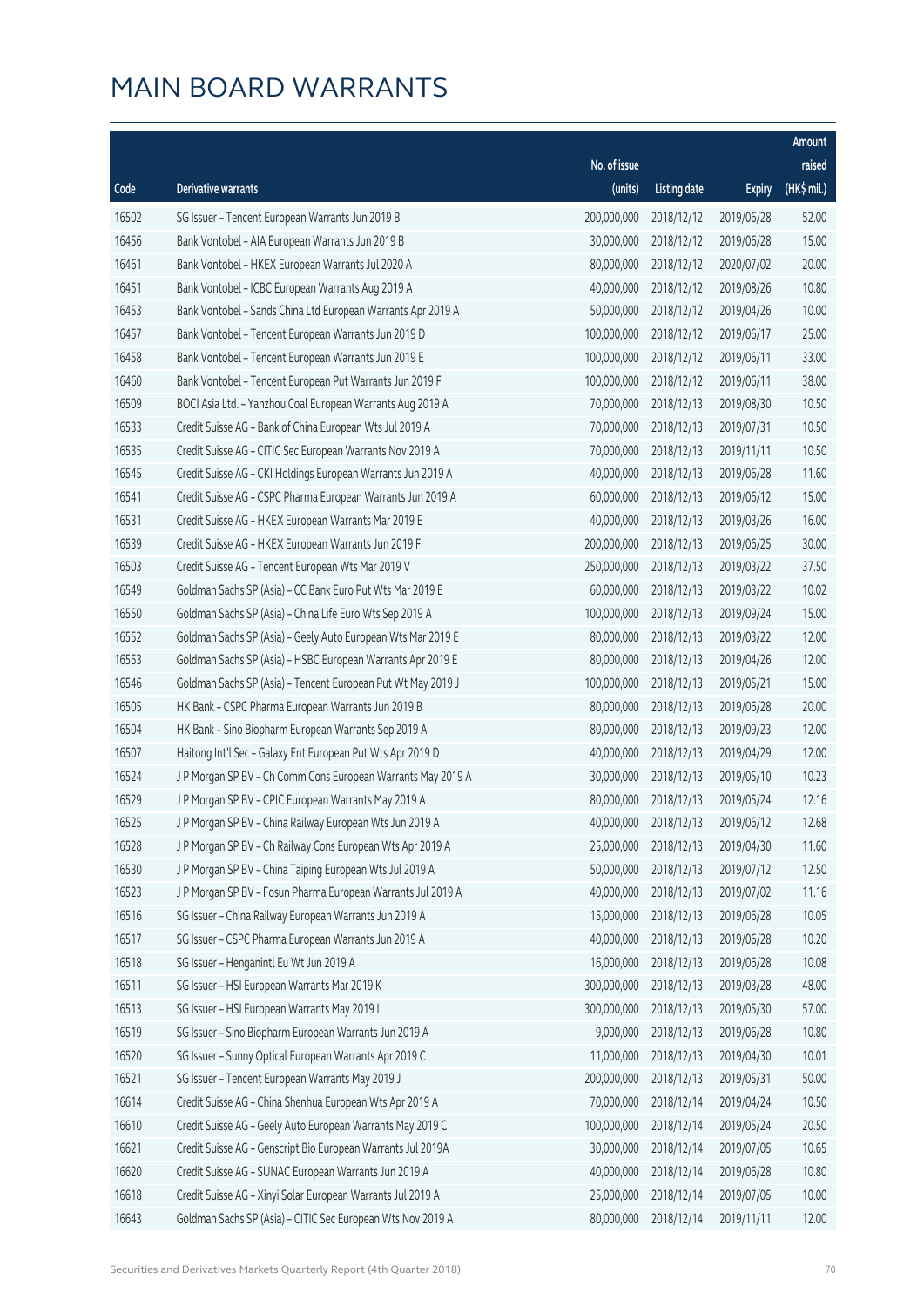# MAIN BOARD WARRANTS

| Code | Derivative warrants | No. of issue (units) | Listing date | Expiry | Amount raised (HK$ mil.) |
|---|---|---|---|---|---|
| 16502 | SG Issuer – Tencent European Warrants Jun 2019 B | 200,000,000 | 2018/12/12 | 2019/06/28 | 52.00 |
| 16456 | Bank Vontobel – AIA European Warrants Jun 2019 B | 30,000,000 | 2018/12/12 | 2019/06/28 | 15.00 |
| 16461 | Bank Vontobel – HKEX European Warrants Jul 2020 A | 80,000,000 | 2018/12/12 | 2020/07/02 | 20.00 |
| 16451 | Bank Vontobel – ICBC European Warrants Aug 2019 A | 40,000,000 | 2018/12/12 | 2019/08/26 | 10.80 |
| 16453 | Bank Vontobel – Sands China Ltd European Warrants Apr 2019 A | 50,000,000 | 2018/12/12 | 2019/04/26 | 10.00 |
| 16457 | Bank Vontobel – Tencent European Warrants Jun 2019 D | 100,000,000 | 2018/12/12 | 2019/06/17 | 25.00 |
| 16458 | Bank Vontobel – Tencent European Warrants Jun 2019 E | 100,000,000 | 2018/12/12 | 2019/06/11 | 33.00 |
| 16460 | Bank Vontobel – Tencent European Put Warrants Jun 2019 F | 100,000,000 | 2018/12/12 | 2019/06/11 | 38.00 |
| 16509 | BOCI Asia Ltd. – Yanzhou Coal European Warrants Aug 2019 A | 70,000,000 | 2018/12/13 | 2019/08/30 | 10.50 |
| 16533 | Credit Suisse AG – Bank of China European Wts Jul 2019 A | 70,000,000 | 2018/12/13 | 2019/07/31 | 10.50 |
| 16535 | Credit Suisse AG – CITIC Sec European Warrants Nov 2019 A | 70,000,000 | 2018/12/13 | 2019/11/11 | 10.50 |
| 16545 | Credit Suisse AG – CKI Holdings European Warrants Jun 2019 A | 40,000,000 | 2018/12/13 | 2019/06/28 | 11.60 |
| 16541 | Credit Suisse AG – CSPC Pharma European Warrants Jun 2019 A | 60,000,000 | 2018/12/13 | 2019/06/12 | 15.00 |
| 16531 | Credit Suisse AG – HKEX European Warrants Mar 2019 E | 40,000,000 | 2018/12/13 | 2019/03/26 | 16.00 |
| 16539 | Credit Suisse AG – HKEX European Warrants Jun 2019 F | 200,000,000 | 2018/12/13 | 2019/06/25 | 30.00 |
| 16503 | Credit Suisse AG – Tencent European Wts Mar 2019 V | 250,000,000 | 2018/12/13 | 2019/03/22 | 37.50 |
| 16549 | Goldman Sachs SP (Asia) – CC Bank Euro Put Wts Mar 2019 E | 60,000,000 | 2018/12/13 | 2019/03/22 | 10.02 |
| 16550 | Goldman Sachs SP (Asia) – China Life Euro Wts Sep 2019 A | 100,000,000 | 2018/12/13 | 2019/09/24 | 15.00 |
| 16552 | Goldman Sachs SP (Asia) – Geely Auto European Wts Mar 2019 E | 80,000,000 | 2018/12/13 | 2019/03/22 | 12.00 |
| 16553 | Goldman Sachs SP (Asia) – HSBC European Warrants Apr 2019 E | 80,000,000 | 2018/12/13 | 2019/04/26 | 12.00 |
| 16546 | Goldman Sachs SP (Asia) – Tencent European Put Wt May 2019 J | 100,000,000 | 2018/12/13 | 2019/05/21 | 15.00 |
| 16505 | HK Bank – CSPC Pharma European Warrants Jun 2019 B | 80,000,000 | 2018/12/13 | 2019/06/28 | 20.00 |
| 16504 | HK Bank – Sino Biopharm European Warrants Sep 2019 A | 80,000,000 | 2018/12/13 | 2019/09/23 | 12.00 |
| 16507 | Haitong Int'l Sec – Galaxy Ent European Put Wts Apr 2019 D | 40,000,000 | 2018/12/13 | 2019/04/29 | 12.00 |
| 16524 | J P Morgan SP BV – Ch Comm Cons European Warrants May 2019 A | 30,000,000 | 2018/12/13 | 2019/05/10 | 10.23 |
| 16529 | J P Morgan SP BV – CPIC European Warrants May 2019 A | 80,000,000 | 2018/12/13 | 2019/05/24 | 12.16 |
| 16525 | J P Morgan SP BV – China Railway European Wts Jun 2019 A | 40,000,000 | 2018/12/13 | 2019/06/12 | 12.68 |
| 16528 | J P Morgan SP BV – Ch Railway Cons European Wts Apr 2019 A | 25,000,000 | 2018/12/13 | 2019/04/30 | 11.60 |
| 16530 | J P Morgan SP BV – China Taiping European Wts Jul 2019 A | 50,000,000 | 2018/12/13 | 2019/07/12 | 12.50 |
| 16523 | J P Morgan SP BV – Fosun Pharma European Warrants Jul 2019 A | 40,000,000 | 2018/12/13 | 2019/07/02 | 11.16 |
| 16516 | SG Issuer – China Railway European Warrants Jun 2019 A | 15,000,000 | 2018/12/13 | 2019/06/28 | 10.05 |
| 16517 | SG Issuer – CSPC Pharma European Warrants Jun 2019 A | 40,000,000 | 2018/12/13 | 2019/06/28 | 10.20 |
| 16518 | SG Issuer – Henganintl Eu Wt Jun 2019 A | 16,000,000 | 2018/12/13 | 2019/06/28 | 10.08 |
| 16511 | SG Issuer – HSI European Warrants Mar 2019 K | 300,000,000 | 2018/12/13 | 2019/03/28 | 48.00 |
| 16513 | SG Issuer – HSI European Warrants May 2019 I | 300,000,000 | 2018/12/13 | 2019/05/30 | 57.00 |
| 16519 | SG Issuer – Sino Biopharm European Warrants Jun 2019 A | 9,000,000 | 2018/12/13 | 2019/06/28 | 10.80 |
| 16520 | SG Issuer – Sunny Optical European Warrants Apr 2019 C | 11,000,000 | 2018/12/13 | 2019/04/30 | 10.01 |
| 16521 | SG Issuer – Tencent European Warrants May 2019 J | 200,000,000 | 2018/12/13 | 2019/05/31 | 50.00 |
| 16614 | Credit Suisse AG – China Shenhua European Wts Apr 2019 A | 70,000,000 | 2018/12/14 | 2019/04/24 | 10.50 |
| 16610 | Credit Suisse AG – Geely Auto European Warrants May 2019 C | 100,000,000 | 2018/12/14 | 2019/05/24 | 20.50 |
| 16621 | Credit Suisse AG – Genscript Bio European Warrants Jul 2019A | 30,000,000 | 2018/12/14 | 2019/07/05 | 10.65 |
| 16620 | Credit Suisse AG – SUNAC European Warrants Jun 2019 A | 40,000,000 | 2018/12/14 | 2019/06/28 | 10.80 |
| 16618 | Credit Suisse AG – Xinyi Solar European Warrants Jul 2019 A | 25,000,000 | 2018/12/14 | 2019/07/05 | 10.00 |
| 16643 | Goldman Sachs SP (Asia) – CITIC Sec European Wts Nov 2019 A | 80,000,000 | 2018/12/14 | 2019/11/11 | 12.00 |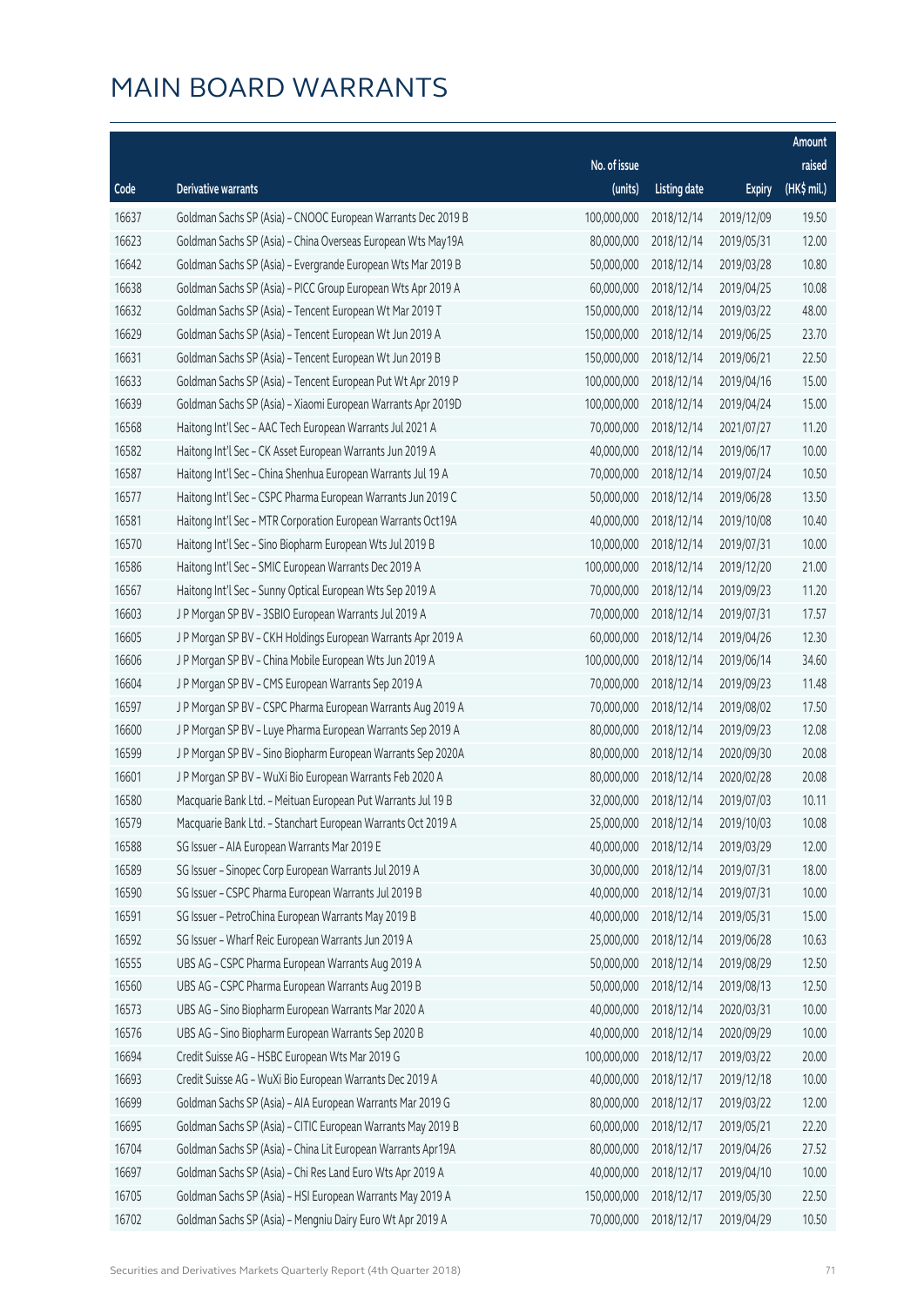# MAIN BOARD WARRANTS

| Code | Derivative warrants | No. of issue (units) | Listing date | Expiry | Amount raised (HK$ mil.) |
|---|---|---|---|---|---|
| 16637 | Goldman Sachs SP (Asia) – CNOOC European Warrants Dec 2019 B | 100,000,000 | 2018/12/14 | 2019/12/09 | 19.50 |
| 16623 | Goldman Sachs SP (Asia) – China Overseas European Wts May19A | 80,000,000 | 2018/12/14 | 2019/05/31 | 12.00 |
| 16642 | Goldman Sachs SP (Asia) – Evergrande European Wts Mar 2019 B | 50,000,000 | 2018/12/14 | 2019/03/28 | 10.80 |
| 16638 | Goldman Sachs SP (Asia) – PICC Group European Wts Apr 2019 A | 60,000,000 | 2018/12/14 | 2019/04/25 | 10.08 |
| 16632 | Goldman Sachs SP (Asia) – Tencent European Wt Mar 2019 T | 150,000,000 | 2018/12/14 | 2019/03/22 | 48.00 |
| 16629 | Goldman Sachs SP (Asia) – Tencent European Wt Jun 2019 A | 150,000,000 | 2018/12/14 | 2019/06/25 | 23.70 |
| 16631 | Goldman Sachs SP (Asia) – Tencent European Wt Jun 2019 B | 150,000,000 | 2018/12/14 | 2019/06/21 | 22.50 |
| 16633 | Goldman Sachs SP (Asia) – Tencent European Put Wt Apr 2019 P | 100,000,000 | 2018/12/14 | 2019/04/16 | 15.00 |
| 16639 | Goldman Sachs SP (Asia) – Xiaomi European Warrants Apr 2019D | 100,000,000 | 2018/12/14 | 2019/04/24 | 15.00 |
| 16568 | Haitong Int'l Sec – AAC Tech European Warrants Jul 2021 A | 70,000,000 | 2018/12/14 | 2021/07/27 | 11.20 |
| 16582 | Haitong Int'l Sec – CK Asset European Warrants Jun 2019 A | 40,000,000 | 2018/12/14 | 2019/06/17 | 10.00 |
| 16587 | Haitong Int'l Sec – China Shenhua European Warrants Jul 19 A | 70,000,000 | 2018/12/14 | 2019/07/24 | 10.50 |
| 16577 | Haitong Int'l Sec – CSPC Pharma European Warrants Jun 2019 C | 50,000,000 | 2018/12/14 | 2019/06/28 | 13.50 |
| 16581 | Haitong Int'l Sec – MTR Corporation European Warrants Oct19A | 40,000,000 | 2018/12/14 | 2019/10/08 | 10.40 |
| 16570 | Haitong Int'l Sec – Sino Biopharm European Wts Jul 2019 B | 10,000,000 | 2018/12/14 | 2019/07/31 | 10.00 |
| 16586 | Haitong Int'l Sec – SMIC European Warrants Dec 2019 A | 100,000,000 | 2018/12/14 | 2019/12/20 | 21.00 |
| 16567 | Haitong Int'l Sec – Sunny Optical European Wts Sep 2019 A | 70,000,000 | 2018/12/14 | 2019/09/23 | 11.20 |
| 16603 | J P Morgan SP BV – 3SBIO European Warrants Jul 2019 A | 70,000,000 | 2018/12/14 | 2019/07/31 | 17.57 |
| 16605 | J P Morgan SP BV – CKH Holdings European Warrants Apr 2019 A | 60,000,000 | 2018/12/14 | 2019/04/26 | 12.30 |
| 16606 | J P Morgan SP BV – China Mobile European Wts Jun 2019 A | 100,000,000 | 2018/12/14 | 2019/06/14 | 34.60 |
| 16604 | J P Morgan SP BV – CMS European Warrants Sep 2019 A | 70,000,000 | 2018/12/14 | 2019/09/23 | 11.48 |
| 16597 | J P Morgan SP BV – CSPC Pharma European Warrants Aug 2019 A | 70,000,000 | 2018/12/14 | 2019/08/02 | 17.50 |
| 16600 | J P Morgan SP BV – Luye Pharma European Warrants Sep 2019 A | 80,000,000 | 2018/12/14 | 2019/09/23 | 12.08 |
| 16599 | J P Morgan SP BV – Sino Biopharm European Warrants Sep 2020A | 80,000,000 | 2018/12/14 | 2020/09/30 | 20.08 |
| 16601 | J P Morgan SP BV – WuXi Bio European Warrants Feb 2020 A | 80,000,000 | 2018/12/14 | 2020/02/28 | 20.08 |
| 16580 | Macquarie Bank Ltd. – Meituan European Put Warrants Jul 19 B | 32,000,000 | 2018/12/14 | 2019/07/03 | 10.11 |
| 16579 | Macquarie Bank Ltd. – Stanchart European Warrants Oct 2019 A | 25,000,000 | 2018/12/14 | 2019/10/03 | 10.08 |
| 16588 | SG Issuer – AIA European Warrants Mar 2019 E | 40,000,000 | 2018/12/14 | 2019/03/29 | 12.00 |
| 16589 | SG Issuer – Sinopec Corp European Warrants Jul 2019 A | 30,000,000 | 2018/12/14 | 2019/07/31 | 18.00 |
| 16590 | SG Issuer – CSPC Pharma European Warrants Jul 2019 B | 40,000,000 | 2018/12/14 | 2019/07/31 | 10.00 |
| 16591 | SG Issuer – PetroChina European Warrants May 2019 B | 40,000,000 | 2018/12/14 | 2019/05/31 | 15.00 |
| 16592 | SG Issuer – Wharf Reic European Warrants Jun 2019 A | 25,000,000 | 2018/12/14 | 2019/06/28 | 10.63 |
| 16555 | UBS AG – CSPC Pharma European Warrants Aug 2019 A | 50,000,000 | 2018/12/14 | 2019/08/29 | 12.50 |
| 16560 | UBS AG – CSPC Pharma European Warrants Aug 2019 B | 50,000,000 | 2018/12/14 | 2019/08/13 | 12.50 |
| 16573 | UBS AG – Sino Biopharm European Warrants Mar 2020 A | 40,000,000 | 2018/12/14 | 2020/03/31 | 10.00 |
| 16576 | UBS AG – Sino Biopharm European Warrants Sep 2020 B | 40,000,000 | 2018/12/14 | 2020/09/29 | 10.00 |
| 16694 | Credit Suisse AG – HSBC European Wts Mar 2019 G | 100,000,000 | 2018/12/17 | 2019/03/22 | 20.00 |
| 16693 | Credit Suisse AG – WuXi Bio European Warrants Dec 2019 A | 40,000,000 | 2018/12/17 | 2019/12/18 | 10.00 |
| 16699 | Goldman Sachs SP (Asia) – AIA European Warrants Mar 2019 G | 80,000,000 | 2018/12/17 | 2019/03/22 | 12.00 |
| 16695 | Goldman Sachs SP (Asia) – CITIC European Warrants May 2019 B | 60,000,000 | 2018/12/17 | 2019/05/21 | 22.20 |
| 16704 | Goldman Sachs SP (Asia) – China Lit European Warrants Apr19A | 80,000,000 | 2018/12/17 | 2019/04/26 | 27.52 |
| 16697 | Goldman Sachs SP (Asia) – Chi Res Land Euro Wts Apr 2019 A | 40,000,000 | 2018/12/17 | 2019/04/10 | 10.00 |
| 16705 | Goldman Sachs SP (Asia) – HSI European Warrants May 2019 A | 150,000,000 | 2018/12/17 | 2019/05/30 | 22.50 |
| 16702 | Goldman Sachs SP (Asia) – Mengniu Dairy Euro Wt Apr 2019 A | 70,000,000 | 2018/12/17 | 2019/04/29 | 10.50 |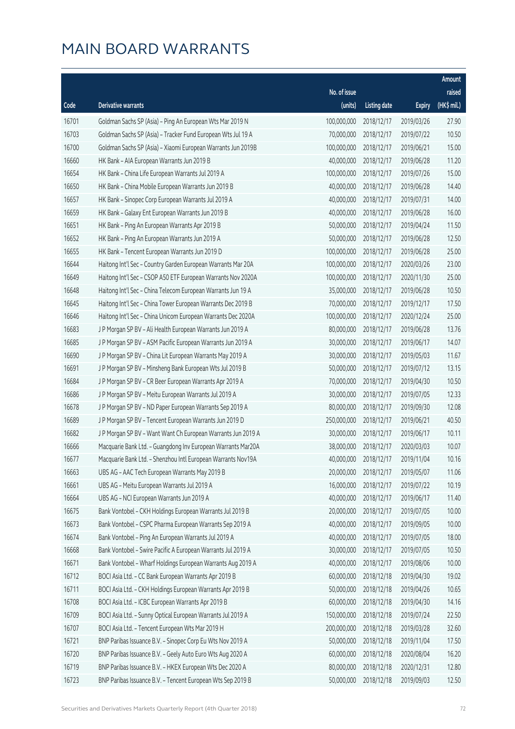# MAIN BOARD WARRANTS

| Code | Derivative warrants | No. of issue (units) | Listing date | Expiry | Amount raised (HK$ mil.) |
|---|---|---|---|---|---|
| 16701 | Goldman Sachs SP (Asia) - Ping An European Wts Mar 2019 N | 100,000,000 | 2018/12/17 | 2019/03/26 | 27.90 |
| 16703 | Goldman Sachs SP (Asia) - Tracker Fund European Wts Jul 19 A | 70,000,000 | 2018/12/17 | 2019/07/22 | 10.50 |
| 16700 | Goldman Sachs SP (Asia) - Xiaomi European Warrants Jun 2019B | 100,000,000 | 2018/12/17 | 2019/06/21 | 15.00 |
| 16660 | HK Bank - AIA European Warrants Jun 2019 B | 40,000,000 | 2018/12/17 | 2019/06/28 | 11.20 |
| 16654 | HK Bank - China Life European Warrants Jul 2019 A | 100,000,000 | 2018/12/17 | 2019/07/26 | 15.00 |
| 16650 | HK Bank - China Mobile European Warrants Jun 2019 B | 40,000,000 | 2018/12/17 | 2019/06/28 | 14.40 |
| 16657 | HK Bank - Sinopec Corp European Warrants Jul 2019 A | 40,000,000 | 2018/12/17 | 2019/07/31 | 14.00 |
| 16659 | HK Bank - Galaxy Ent European Warrants Jun 2019 B | 40,000,000 | 2018/12/17 | 2019/06/28 | 16.00 |
| 16651 | HK Bank - Ping An European Warrants Apr 2019 B | 50,000,000 | 2018/12/17 | 2019/04/24 | 11.50 |
| 16652 | HK Bank - Ping An European Warrants Jun 2019 A | 50,000,000 | 2018/12/17 | 2019/06/28 | 12.50 |
| 16655 | HK Bank - Tencent European Warrants Jun 2019 D | 100,000,000 | 2018/12/17 | 2019/06/28 | 25.00 |
| 16644 | Haitong Int'l Sec - Country Garden European Warrants Mar 20A | 100,000,000 | 2018/12/17 | 2020/03/26 | 23.00 |
| 16649 | Haitong Int'l Sec - CSOP A50 ETF European Warrants Nov 2020A | 100,000,000 | 2018/12/17 | 2020/11/30 | 25.00 |
| 16648 | Haitong Int'l Sec - China Telecom European Warrants Jun 19 A | 35,000,000 | 2018/12/17 | 2019/06/28 | 10.50 |
| 16645 | Haitong Int'l Sec - China Tower European Warrants Dec 2019 B | 70,000,000 | 2018/12/17 | 2019/12/17 | 17.50 |
| 16646 | Haitong Int'l Sec - China Unicom European Warrants Dec 2020A | 100,000,000 | 2018/12/17 | 2020/12/24 | 25.00 |
| 16683 | J P Morgan SP BV - Ali Health European Warrants Jun 2019 A | 80,000,000 | 2018/12/17 | 2019/06/28 | 13.76 |
| 16685 | J P Morgan SP BV - ASM Pacific European Warrants Jun 2019 A | 30,000,000 | 2018/12/17 | 2019/06/17 | 14.07 |
| 16690 | J P Morgan SP BV - China Lit European Warrants May 2019 A | 30,000,000 | 2018/12/17 | 2019/05/03 | 11.67 |
| 16691 | J P Morgan SP BV - Minsheng Bank European Wts Jul 2019 B | 50,000,000 | 2018/12/17 | 2019/07/12 | 13.15 |
| 16684 | J P Morgan SP BV - CR Beer European Warrants Apr 2019 A | 70,000,000 | 2018/12/17 | 2019/04/30 | 10.50 |
| 16686 | J P Morgan SP BV - Meitu European Warrants Jul 2019 A | 30,000,000 | 2018/12/17 | 2019/07/05 | 12.33 |
| 16678 | J P Morgan SP BV - ND Paper European Warrants Sep 2019 A | 80,000,000 | 2018/12/17 | 2019/09/30 | 12.08 |
| 16689 | J P Morgan SP BV - Tencent European Warrants Jun 2019 D | 250,000,000 | 2018/12/17 | 2019/06/21 | 40.50 |
| 16682 | J P Morgan SP BV - Want Want Ch European Warrants Jun 2019 A | 30,000,000 | 2018/12/17 | 2019/06/17 | 10.11 |
| 16666 | Macquarie Bank Ltd. - Guangdong Inv European Warrants Mar20A | 38,000,000 | 2018/12/17 | 2020/03/03 | 10.07 |
| 16677 | Macquarie Bank Ltd. - Shenzhou Intl European Warrants Nov19A | 40,000,000 | 2018/12/17 | 2019/11/04 | 10.16 |
| 16663 | UBS AG - AAC Tech European Warrants May 2019 B | 20,000,000 | 2018/12/17 | 2019/05/07 | 11.06 |
| 16661 | UBS AG - Meitu European Warrants Jul 2019 A | 16,000,000 | 2018/12/17 | 2019/07/22 | 10.19 |
| 16664 | UBS AG - NCI European Warrants Jun 2019 A | 40,000,000 | 2018/12/17 | 2019/06/17 | 11.40 |
| 16675 | Bank Vontobel - CKH Holdings European Warrants Jul 2019 B | 20,000,000 | 2018/12/17 | 2019/07/05 | 10.00 |
| 16673 | Bank Vontobel - CSPC Pharma European Warrants Sep 2019 A | 40,000,000 | 2018/12/17 | 2019/09/05 | 10.00 |
| 16674 | Bank Vontobel - Ping An European Warrants Jul 2019 A | 40,000,000 | 2018/12/17 | 2019/07/05 | 18.00 |
| 16668 | Bank Vontobel - Swire Pacific A European Warrants Jul 2019 A | 30,000,000 | 2018/12/17 | 2019/07/05 | 10.50 |
| 16671 | Bank Vontobel - Wharf Holdings European Warrants Aug 2019 A | 40,000,000 | 2018/12/17 | 2019/08/06 | 10.00 |
| 16712 | BOCI Asia Ltd. - CC Bank European Warrants Apr 2019 B | 60,000,000 | 2018/12/18 | 2019/04/30 | 19.02 |
| 16711 | BOCI Asia Ltd. - CKH Holdings European Warrants Apr 2019 B | 50,000,000 | 2018/12/18 | 2019/04/26 | 10.65 |
| 16708 | BOCI Asia Ltd. - ICBC European Warrants Apr 2019 B | 60,000,000 | 2018/12/18 | 2019/04/30 | 14.16 |
| 16709 | BOCI Asia Ltd. - Sunny Optical European Warrants Jul 2019 A | 150,000,000 | 2018/12/18 | 2019/07/24 | 22.50 |
| 16707 | BOCI Asia Ltd. - Tencent European Wts Mar 2019 H | 200,000,000 | 2018/12/18 | 2019/03/28 | 32.60 |
| 16721 | BNP Paribas Issuance B.V. - Sinopec Corp Eu Wts Nov 2019 A | 50,000,000 | 2018/12/18 | 2019/11/04 | 17.50 |
| 16720 | BNP Paribas Issuance B.V. - Geely Auto Euro Wts Aug 2020 A | 60,000,000 | 2018/12/18 | 2020/08/04 | 16.20 |
| 16719 | BNP Paribas Issuance B.V. - HKEX European Wts Dec 2020 A | 80,000,000 | 2018/12/18 | 2020/12/31 | 12.80 |
| 16723 | BNP Paribas Issuance B.V. - Tencent European Wts Sep 2019 B | 50,000,000 | 2018/12/18 | 2019/09/03 | 12.50 |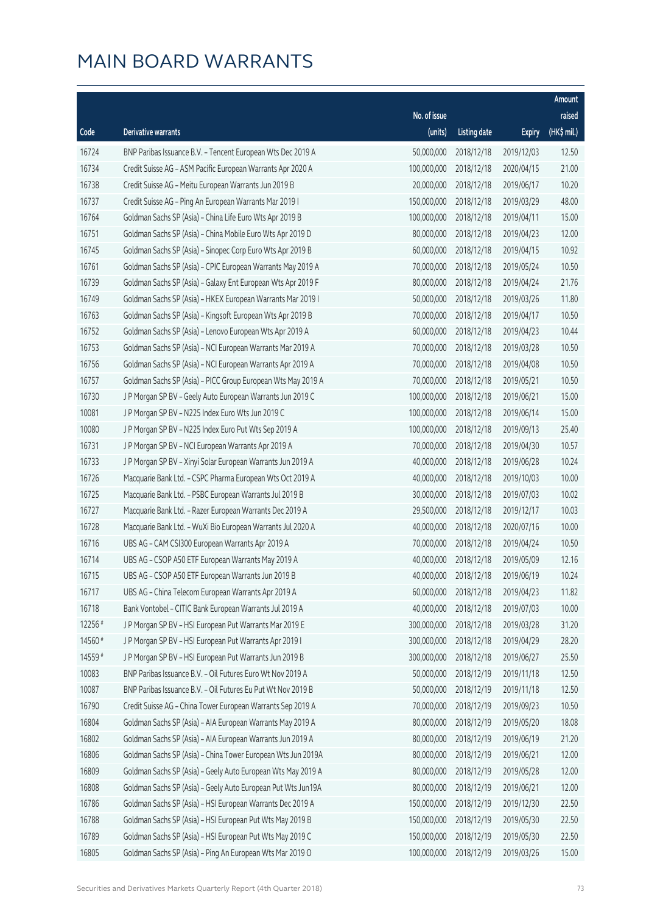# MAIN BOARD WARRANTS

| Code | Derivative warrants | No. of issue (units) | Listing date | Expiry | Amount raised (HK$ mil.) |
|---|---|---|---|---|---|
| 16724 | BNP Paribas Issuance B.V. - Tencent European Wts Dec 2019 A | 50,000,000 | 2018/12/18 | 2019/12/03 | 12.50 |
| 16734 | Credit Suisse AG - ASM Pacific European Warrants Apr 2020 A | 100,000,000 | 2018/12/18 | 2020/04/15 | 21.00 |
| 16738 | Credit Suisse AG - Meitu European Warrants Jun 2019 B | 20,000,000 | 2018/12/18 | 2019/06/17 | 10.20 |
| 16737 | Credit Suisse AG - Ping An European Warrants Mar 2019 I | 150,000,000 | 2018/12/18 | 2019/03/29 | 48.00 |
| 16764 | Goldman Sachs SP (Asia) - China Life Euro Wts Apr 2019 B | 100,000,000 | 2018/12/18 | 2019/04/11 | 15.00 |
| 16751 | Goldman Sachs SP (Asia) - China Mobile Euro Wts Apr 2019 D | 80,000,000 | 2018/12/18 | 2019/04/23 | 12.00 |
| 16745 | Goldman Sachs SP (Asia) - Sinopec Corp Euro Wts Apr 2019 B | 60,000,000 | 2018/12/18 | 2019/04/15 | 10.92 |
| 16761 | Goldman Sachs SP (Asia) - CPIC European Warrants May 2019 A | 70,000,000 | 2018/12/18 | 2019/05/24 | 10.50 |
| 16739 | Goldman Sachs SP (Asia) - Galaxy Ent European Wts Apr 2019 F | 80,000,000 | 2018/12/18 | 2019/04/24 | 21.76 |
| 16749 | Goldman Sachs SP (Asia) - HKEX European Warrants Mar 2019 I | 50,000,000 | 2018/12/18 | 2019/03/26 | 11.80 |
| 16763 | Goldman Sachs SP (Asia) - Kingsoft European Wts Apr 2019 B | 70,000,000 | 2018/12/18 | 2019/04/17 | 10.50 |
| 16752 | Goldman Sachs SP (Asia) - Lenovo European Wts Apr 2019 A | 60,000,000 | 2018/12/18 | 2019/04/23 | 10.44 |
| 16753 | Goldman Sachs SP (Asia) - NCI European Warrants Mar 2019 A | 70,000,000 | 2018/12/18 | 2019/03/28 | 10.50 |
| 16756 | Goldman Sachs SP (Asia) - NCI European Warrants Apr 2019 A | 70,000,000 | 2018/12/18 | 2019/04/08 | 10.50 |
| 16757 | Goldman Sachs SP (Asia) - PICC Group European Wts May 2019 A | 70,000,000 | 2018/12/18 | 2019/05/21 | 10.50 |
| 16730 | J P Morgan SP BV - Geely Auto European Warrants Jun 2019 C | 100,000,000 | 2018/12/18 | 2019/06/21 | 15.00 |
| 10081 | J P Morgan SP BV - N225 Index Euro Wts Jun 2019 C | 100,000,000 | 2018/12/18 | 2019/06/14 | 15.00 |
| 10080 | J P Morgan SP BV - N225 Index Euro Put Wts Sep 2019 A | 100,000,000 | 2018/12/18 | 2019/09/13 | 25.40 |
| 16731 | J P Morgan SP BV - NCI European Warrants Apr 2019 A | 70,000,000 | 2018/12/18 | 2019/04/30 | 10.57 |
| 16733 | J P Morgan SP BV - Xinyi Solar European Warrants Jun 2019 A | 40,000,000 | 2018/12/18 | 2019/06/28 | 10.24 |
| 16726 | Macquarie Bank Ltd. - CSPC Pharma European Wts Oct 2019 A | 40,000,000 | 2018/12/18 | 2019/10/03 | 10.00 |
| 16725 | Macquarie Bank Ltd. - PSBC European Warrants Jul 2019 B | 30,000,000 | 2018/12/18 | 2019/07/03 | 10.02 |
| 16727 | Macquarie Bank Ltd. - Razer European Warrants Dec 2019 A | 29,500,000 | 2018/12/18 | 2019/12/17 | 10.03 |
| 16728 | Macquarie Bank Ltd. - WuXi Bio European Warrants Jul 2020 A | 40,000,000 | 2018/12/18 | 2020/07/16 | 10.00 |
| 16716 | UBS AG - CAM CSI300 European Warrants Apr 2019 A | 70,000,000 | 2018/12/18 | 2019/04/24 | 10.50 |
| 16714 | UBS AG - CSOP A50 ETF European Warrants May 2019 A | 40,000,000 | 2018/12/18 | 2019/05/09 | 12.16 |
| 16715 | UBS AG - CSOP A50 ETF European Warrants Jun 2019 B | 40,000,000 | 2018/12/18 | 2019/06/19 | 10.24 |
| 16717 | UBS AG - China Telecom European Warrants Apr 2019 A | 60,000,000 | 2018/12/18 | 2019/04/23 | 11.82 |
| 16718 | Bank Vontobel - CITIC Bank European Warrants Jul 2019 A | 40,000,000 | 2018/12/18 | 2019/07/03 | 10.00 |
| 12256 # | J P Morgan SP BV - HSI European Put Warrants Mar 2019 E | 300,000,000 | 2018/12/18 | 2019/03/28 | 31.20 |
| 14560 # | J P Morgan SP BV - HSI European Put Warrants Apr 2019 I | 300,000,000 | 2018/12/18 | 2019/04/29 | 28.20 |
| 14559 # | J P Morgan SP BV - HSI European Put Warrants Jun 2019 B | 300,000,000 | 2018/12/18 | 2019/06/27 | 25.50 |
| 10083 | BNP Paribas Issuance B.V. - Oil Futures Euro Wt Nov 2019 A | 50,000,000 | 2018/12/19 | 2019/11/18 | 12.50 |
| 10087 | BNP Paribas Issuance B.V. - Oil Futures Eu Put Wt Nov 2019 B | 50,000,000 | 2018/12/19 | 2019/11/18 | 12.50 |
| 16790 | Credit Suisse AG - China Tower European Warrants Sep 2019 A | 70,000,000 | 2018/12/19 | 2019/09/23 | 10.50 |
| 16804 | Goldman Sachs SP (Asia) - AIA European Warrants May 2019 A | 80,000,000 | 2018/12/19 | 2019/05/20 | 18.08 |
| 16802 | Goldman Sachs SP (Asia) - AIA European Warrants Jun 2019 A | 80,000,000 | 2018/12/19 | 2019/06/19 | 21.20 |
| 16806 | Goldman Sachs SP (Asia) - China Tower European Wts Jun 2019A | 80,000,000 | 2018/12/19 | 2019/06/21 | 12.00 |
| 16809 | Goldman Sachs SP (Asia) - Geely Auto European Wts May 2019 A | 80,000,000 | 2018/12/19 | 2019/05/28 | 12.00 |
| 16808 | Goldman Sachs SP (Asia) - Geely Auto European Put Wts Jun19A | 80,000,000 | 2018/12/19 | 2019/06/21 | 12.00 |
| 16786 | Goldman Sachs SP (Asia) - HSI European Warrants Dec 2019 A | 150,000,000 | 2018/12/19 | 2019/12/30 | 22.50 |
| 16788 | Goldman Sachs SP (Asia) - HSI European Put Wts May 2019 B | 150,000,000 | 2018/12/19 | 2019/05/30 | 22.50 |
| 16789 | Goldman Sachs SP (Asia) - HSI European Put Wts May 2019 C | 150,000,000 | 2018/12/19 | 2019/05/30 | 22.50 |
| 16805 | Goldman Sachs SP (Asia) - Ping An European Wts Mar 2019 O | 100,000,000 | 2018/12/19 | 2019/03/26 | 15.00 |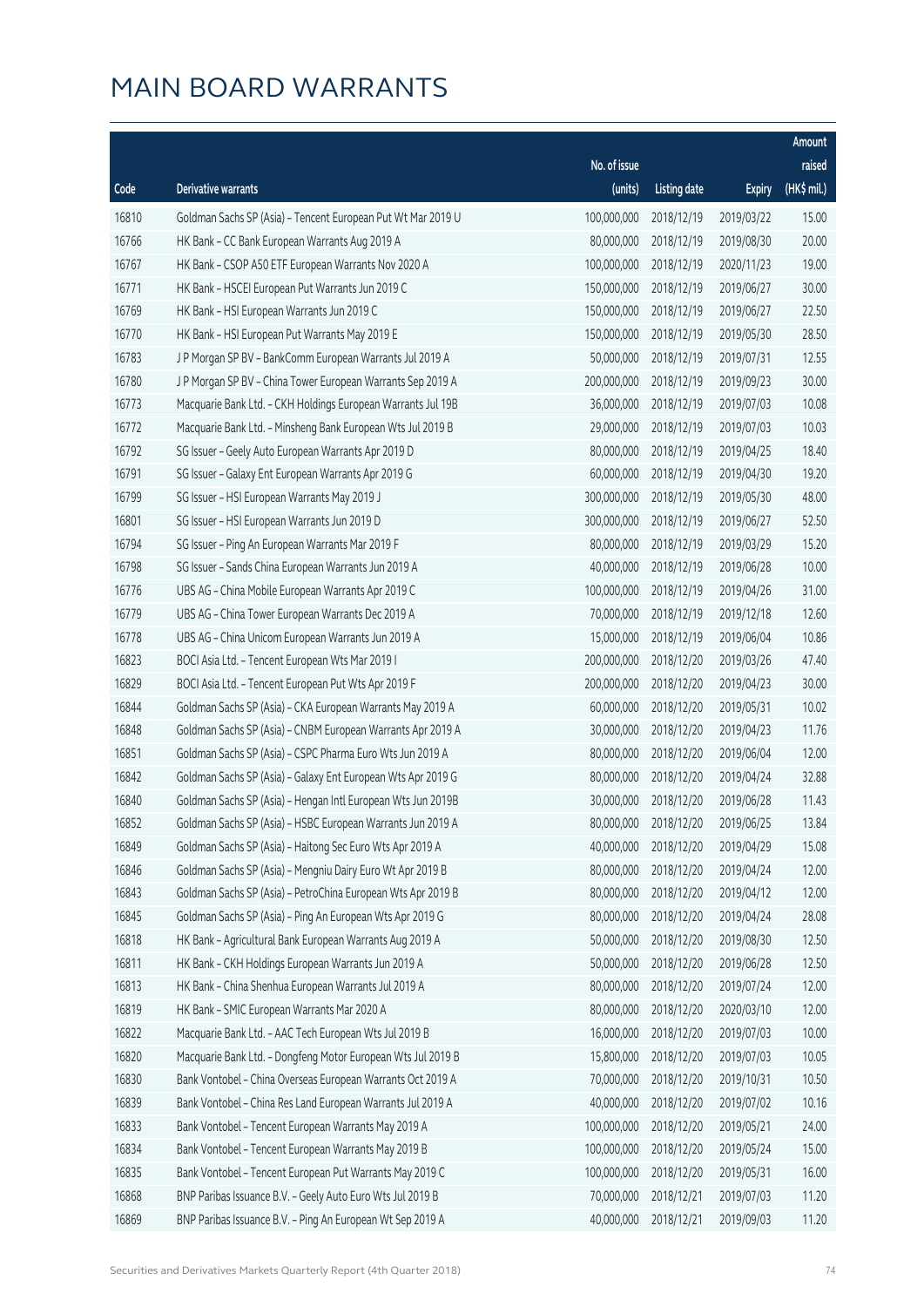# MAIN BOARD WARRANTS

| Code | Derivative warrants | No. of issue (units) | Listing date | Expiry | Amount raised (HK$ mil.) |
|---|---|---|---|---|---|
| 16810 | Goldman Sachs SP (Asia) - Tencent European Put Wt Mar 2019 U | 100,000,000 | 2018/12/19 | 2019/03/22 | 15.00 |
| 16766 | HK Bank - CC Bank European Warrants Aug 2019 A | 80,000,000 | 2018/12/19 | 2019/08/30 | 20.00 |
| 16767 | HK Bank - CSOP A50 ETF European Warrants Nov 2020 A | 100,000,000 | 2018/12/19 | 2020/11/23 | 19.00 |
| 16771 | HK Bank - HSCEI European Put Warrants Jun 2019 C | 150,000,000 | 2018/12/19 | 2019/06/27 | 30.00 |
| 16769 | HK Bank - HSI European Warrants Jun 2019 C | 150,000,000 | 2018/12/19 | 2019/06/27 | 22.50 |
| 16770 | HK Bank - HSI European Put Warrants May 2019 E | 150,000,000 | 2018/12/19 | 2019/05/30 | 28.50 |
| 16783 | J P Morgan SP BV - BankComm European Warrants Jul 2019 A | 50,000,000 | 2018/12/19 | 2019/07/31 | 12.55 |
| 16780 | J P Morgan SP BV - China Tower European Warrants Sep 2019 A | 200,000,000 | 2018/12/19 | 2019/09/23 | 30.00 |
| 16773 | Macquarie Bank Ltd. - CKH Holdings European Warrants Jul 19B | 36,000,000 | 2018/12/19 | 2019/07/03 | 10.08 |
| 16772 | Macquarie Bank Ltd. - Minsheng Bank European Wts Jul 2019 B | 29,000,000 | 2018/12/19 | 2019/07/03 | 10.03 |
| 16792 | SG Issuer - Geely Auto European Warrants Apr 2019 D | 80,000,000 | 2018/12/19 | 2019/04/25 | 18.40 |
| 16791 | SG Issuer - Galaxy Ent European Warrants Apr 2019 G | 60,000,000 | 2018/12/19 | 2019/04/30 | 19.20 |
| 16799 | SG Issuer - HSI European Warrants May 2019 J | 300,000,000 | 2018/12/19 | 2019/05/30 | 48.00 |
| 16801 | SG Issuer - HSI European Warrants Jun 2019 D | 300,000,000 | 2018/12/19 | 2019/06/27 | 52.50 |
| 16794 | SG Issuer - Ping An European Warrants Mar 2019 F | 80,000,000 | 2018/12/19 | 2019/03/29 | 15.20 |
| 16798 | SG Issuer - Sands China European Warrants Jun 2019 A | 40,000,000 | 2018/12/19 | 2019/06/28 | 10.00 |
| 16776 | UBS AG - China Mobile European Warrants Apr 2019 C | 100,000,000 | 2018/12/19 | 2019/04/26 | 31.00 |
| 16779 | UBS AG - China Tower European Warrants Dec 2019 A | 70,000,000 | 2018/12/19 | 2019/12/18 | 12.60 |
| 16778 | UBS AG - China Unicom European Warrants Jun 2019 A | 15,000,000 | 2018/12/19 | 2019/06/04 | 10.86 |
| 16823 | BOCI Asia Ltd. - Tencent European Wts Mar 2019 I | 200,000,000 | 2018/12/20 | 2019/03/26 | 47.40 |
| 16829 | BOCI Asia Ltd. - Tencent European Put Wts Apr 2019 F | 200,000,000 | 2018/12/20 | 2019/04/23 | 30.00 |
| 16844 | Goldman Sachs SP (Asia) - CKA European Warrants May 2019 A | 60,000,000 | 2018/12/20 | 2019/05/31 | 10.02 |
| 16848 | Goldman Sachs SP (Asia) - CNBM European Warrants Apr 2019 A | 30,000,000 | 2018/12/20 | 2019/04/23 | 11.76 |
| 16851 | Goldman Sachs SP (Asia) - CSPC Pharma Euro Wts Jun 2019 A | 80,000,000 | 2018/12/20 | 2019/06/04 | 12.00 |
| 16842 | Goldman Sachs SP (Asia) - Galaxy Ent European Wts Apr 2019 G | 80,000,000 | 2018/12/20 | 2019/04/24 | 32.88 |
| 16840 | Goldman Sachs SP (Asia) - Hengan Intl European Wts Jun 2019B | 30,000,000 | 2018/12/20 | 2019/06/28 | 11.43 |
| 16852 | Goldman Sachs SP (Asia) - HSBC European Warrants Jun 2019 A | 80,000,000 | 2018/12/20 | 2019/06/25 | 13.84 |
| 16849 | Goldman Sachs SP (Asia) - Haitong Sec Euro Wts Apr 2019 A | 40,000,000 | 2018/12/20 | 2019/04/29 | 15.08 |
| 16846 | Goldman Sachs SP (Asia) - Mengniu Dairy Euro Wt Apr 2019 B | 80,000,000 | 2018/12/20 | 2019/04/24 | 12.00 |
| 16843 | Goldman Sachs SP (Asia) - PetroChina European Wts Apr 2019 B | 80,000,000 | 2018/12/20 | 2019/04/12 | 12.00 |
| 16845 | Goldman Sachs SP (Asia) - Ping An European Wts Apr 2019 G | 80,000,000 | 2018/12/20 | 2019/04/24 | 28.08 |
| 16818 | HK Bank - Agricultural Bank European Warrants Aug 2019 A | 50,000,000 | 2018/12/20 | 2019/08/30 | 12.50 |
| 16811 | HK Bank - CKH Holdings European Warrants Jun 2019 A | 50,000,000 | 2018/12/20 | 2019/06/28 | 12.50 |
| 16813 | HK Bank - China Shenhua European Warrants Jul 2019 A | 80,000,000 | 2018/12/20 | 2019/07/24 | 12.00 |
| 16819 | HK Bank - SMIC European Warrants Mar 2020 A | 80,000,000 | 2018/12/20 | 2020/03/10 | 12.00 |
| 16822 | Macquarie Bank Ltd. - AAC Tech European Wts Jul 2019 B | 16,000,000 | 2018/12/20 | 2019/07/03 | 10.00 |
| 16820 | Macquarie Bank Ltd. - Dongfeng Motor European Wts Jul 2019 B | 15,800,000 | 2018/12/20 | 2019/07/03 | 10.05 |
| 16830 | Bank Vontobel - China Overseas European Warrants Oct 2019 A | 70,000,000 | 2018/12/20 | 2019/10/31 | 10.50 |
| 16839 | Bank Vontobel - China Res Land European Warrants Jul 2019 A | 40,000,000 | 2018/12/20 | 2019/07/02 | 10.16 |
| 16833 | Bank Vontobel - Tencent European Warrants May 2019 A | 100,000,000 | 2018/12/20 | 2019/05/21 | 24.00 |
| 16834 | Bank Vontobel - Tencent European Warrants May 2019 B | 100,000,000 | 2018/12/20 | 2019/05/24 | 15.00 |
| 16835 | Bank Vontobel - Tencent European Put Warrants May 2019 C | 100,000,000 | 2018/12/20 | 2019/05/31 | 16.00 |
| 16868 | BNP Paribas Issuance B.V. - Geely Auto Euro Wts Jul 2019 B | 70,000,000 | 2018/12/21 | 2019/07/03 | 11.20 |
| 16869 | BNP Paribas Issuance B.V. - Ping An European Wt Sep 2019 A | 40,000,000 | 2018/12/21 | 2019/09/03 | 11.20 |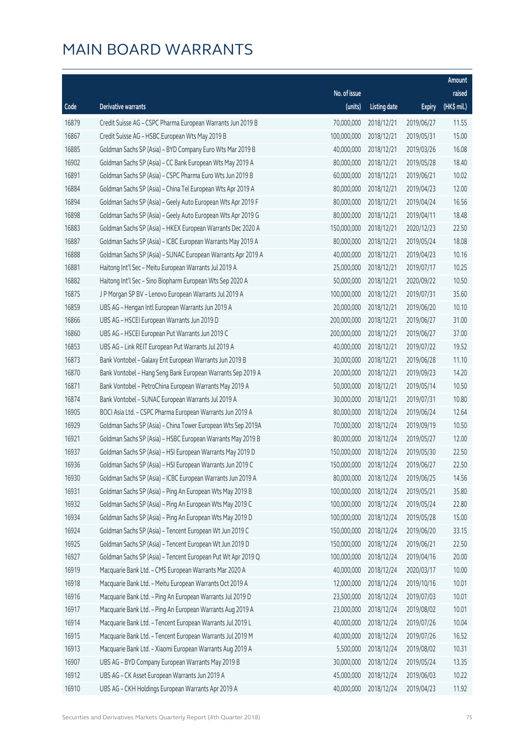# MAIN BOARD WARRANTS

| Code | Derivative warrants | No. of issue (units) | Listing date | Expiry | Amount raised (HK$ mil.) |
|---|---|---|---|---|---|
| 16879 | Credit Suisse AG – CSPC Pharma European Warrants Jun 2019 B | 70,000,000 | 2018/12/21 | 2019/06/27 | 11.55 |
| 16867 | Credit Suisse AG – HSBC European Wts May 2019 B | 100,000,000 | 2018/12/21 | 2019/05/31 | 15.00 |
| 16885 | Goldman Sachs SP (Asia) – BYD Company Euro Wts Mar 2019 B | 40,000,000 | 2018/12/21 | 2019/03/26 | 16.08 |
| 16902 | Goldman Sachs SP (Asia) – CC Bank European Wts May 2019 A | 80,000,000 | 2018/12/21 | 2019/05/28 | 18.40 |
| 16891 | Goldman Sachs SP (Asia) – CSPC Pharma Euro Wts Jun 2019 B | 60,000,000 | 2018/12/21 | 2019/06/21 | 10.02 |
| 16884 | Goldman Sachs SP (Asia) – China Tel European Wts Apr 2019 A | 80,000,000 | 2018/12/21 | 2019/04/23 | 12.00 |
| 16894 | Goldman Sachs SP (Asia) – Geely Auto European Wts Apr 2019 F | 80,000,000 | 2018/12/21 | 2019/04/24 | 16.56 |
| 16898 | Goldman Sachs SP (Asia) – Geely Auto European Wts Apr 2019 G | 80,000,000 | 2018/12/21 | 2019/04/11 | 18.48 |
| 16883 | Goldman Sachs SP (Asia) – HKEX European Warrants Dec 2020 A | 150,000,000 | 2018/12/21 | 2020/12/23 | 22.50 |
| 16887 | Goldman Sachs SP (Asia) – ICBC European Warrants May 2019 A | 80,000,000 | 2018/12/21 | 2019/05/24 | 18.08 |
| 16888 | Goldman Sachs SP (Asia) – SUNAC European Warrants Apr 2019 A | 40,000,000 | 2018/12/21 | 2019/04/23 | 10.16 |
| 16881 | Haitong Int'l Sec – Meitu European Warrants Jul 2019 A | 25,000,000 | 2018/12/21 | 2019/07/17 | 10.25 |
| 16882 | Haitong Int'l Sec – Sino Biopharm European Wts Sep 2020 A | 50,000,000 | 2018/12/21 | 2020/09/22 | 10.50 |
| 16875 | J P Morgan SP BV – Lenovo European Warrants Jul 2019 A | 100,000,000 | 2018/12/21 | 2019/07/31 | 35.60 |
| 16859 | UBS AG – Hengan Intl European Warrants Jun 2019 A | 20,000,000 | 2018/12/21 | 2019/06/20 | 10.10 |
| 16866 | UBS AG – HSCEI European Warrants Jun 2019 D | 200,000,000 | 2018/12/21 | 2019/06/27 | 31.00 |
| 16860 | UBS AG – HSCEI European Put Warrants Jun 2019 C | 200,000,000 | 2018/12/21 | 2019/06/27 | 37.00 |
| 16853 | UBS AG – Link REIT European Put Warrants Jul 2019 A | 40,000,000 | 2018/12/21 | 2019/07/22 | 19.52 |
| 16873 | Bank Vontobel – Galaxy Ent European Warrants Jun 2019 B | 30,000,000 | 2018/12/21 | 2019/06/28 | 11.10 |
| 16870 | Bank Vontobel – Hang Seng Bank European Warrants Sep 2019 A | 20,000,000 | 2018/12/21 | 2019/09/23 | 14.20 |
| 16871 | Bank Vontobel – PetroChina European Warrants May 2019 A | 50,000,000 | 2018/12/21 | 2019/05/14 | 10.50 |
| 16874 | Bank Vontobel – SUNAC European Warrants Jul 2019 A | 30,000,000 | 2018/12/21 | 2019/07/31 | 10.80 |
| 16905 | BOCI Asia Ltd. – CSPC Pharma European Warrants Jun 2019 A | 80,000,000 | 2018/12/24 | 2019/06/24 | 12.64 |
| 16929 | Goldman Sachs SP (Asia) – China Tower European Wts Sep 2019A | 70,000,000 | 2018/12/24 | 2019/09/19 | 10.50 |
| 16921 | Goldman Sachs SP (Asia) – HSBC European Warrants May 2019 B | 80,000,000 | 2018/12/24 | 2019/05/27 | 12.00 |
| 16937 | Goldman Sachs SP (Asia) – HSI European Warrants May 2019 D | 150,000,000 | 2018/12/24 | 2019/05/30 | 22.50 |
| 16936 | Goldman Sachs SP (Asia) – HSI European Warrants Jun 2019 C | 150,000,000 | 2018/12/24 | 2019/06/27 | 22.50 |
| 16930 | Goldman Sachs SP (Asia) – ICBC European Warrants Jun 2019 A | 80,000,000 | 2018/12/24 | 2019/06/25 | 14.56 |
| 16931 | Goldman Sachs SP (Asia) – Ping An European Wts May 2019 B | 100,000,000 | 2018/12/24 | 2019/05/21 | 35.80 |
| 16932 | Goldman Sachs SP (Asia) – Ping An European Wts May 2019 C | 100,000,000 | 2018/12/24 | 2019/05/24 | 22.80 |
| 16934 | Goldman Sachs SP (Asia) – Ping An European Wts May 2019 D | 100,000,000 | 2018/12/24 | 2019/05/28 | 15.00 |
| 16924 | Goldman Sachs SP (Asia) – Tencent European Wt Jun 2019 C | 150,000,000 | 2018/12/24 | 2019/06/20 | 33.15 |
| 16925 | Goldman Sachs SP (Asia) – Tencent European Wt Jun 2019 D | 150,000,000 | 2018/12/24 | 2019/06/21 | 22.50 |
| 16927 | Goldman Sachs SP (Asia) – Tencent European Put Wt Apr 2019 Q | 100,000,000 | 2018/12/24 | 2019/04/16 | 20.00 |
| 16919 | Macquarie Bank Ltd. – CMS European Warrants Mar 2020 A | 40,000,000 | 2018/12/24 | 2020/03/17 | 10.00 |
| 16918 | Macquarie Bank Ltd. – Meitu European Warrants Oct 2019 A | 12,000,000 | 2018/12/24 | 2019/10/16 | 10.01 |
| 16916 | Macquarie Bank Ltd. – Ping An European Warrants Jul 2019 D | 23,500,000 | 2018/12/24 | 2019/07/03 | 10.01 |
| 16917 | Macquarie Bank Ltd. – Ping An European Warrants Aug 2019 A | 23,000,000 | 2018/12/24 | 2019/08/02 | 10.01 |
| 16914 | Macquarie Bank Ltd. – Tencent European Warrants Jul 2019 L | 40,000,000 | 2018/12/24 | 2019/07/26 | 10.04 |
| 16915 | Macquarie Bank Ltd. – Tencent European Warrants Jul 2019 M | 40,000,000 | 2018/12/24 | 2019/07/26 | 16.52 |
| 16913 | Macquarie Bank Ltd. – Xiaomi European Warrants Aug 2019 A | 5,500,000 | 2018/12/24 | 2019/08/02 | 10.31 |
| 16907 | UBS AG – BYD Company European Warrants May 2019 B | 30,000,000 | 2018/12/24 | 2019/05/24 | 13.35 |
| 16912 | UBS AG – CK Asset European Warrants Jun 2019 A | 45,000,000 | 2018/12/24 | 2019/06/03 | 10.22 |
| 16910 | UBS AG – CKH Holdings European Warrants Apr 2019 A | 40,000,000 | 2018/12/24 | 2019/04/23 | 11.92 |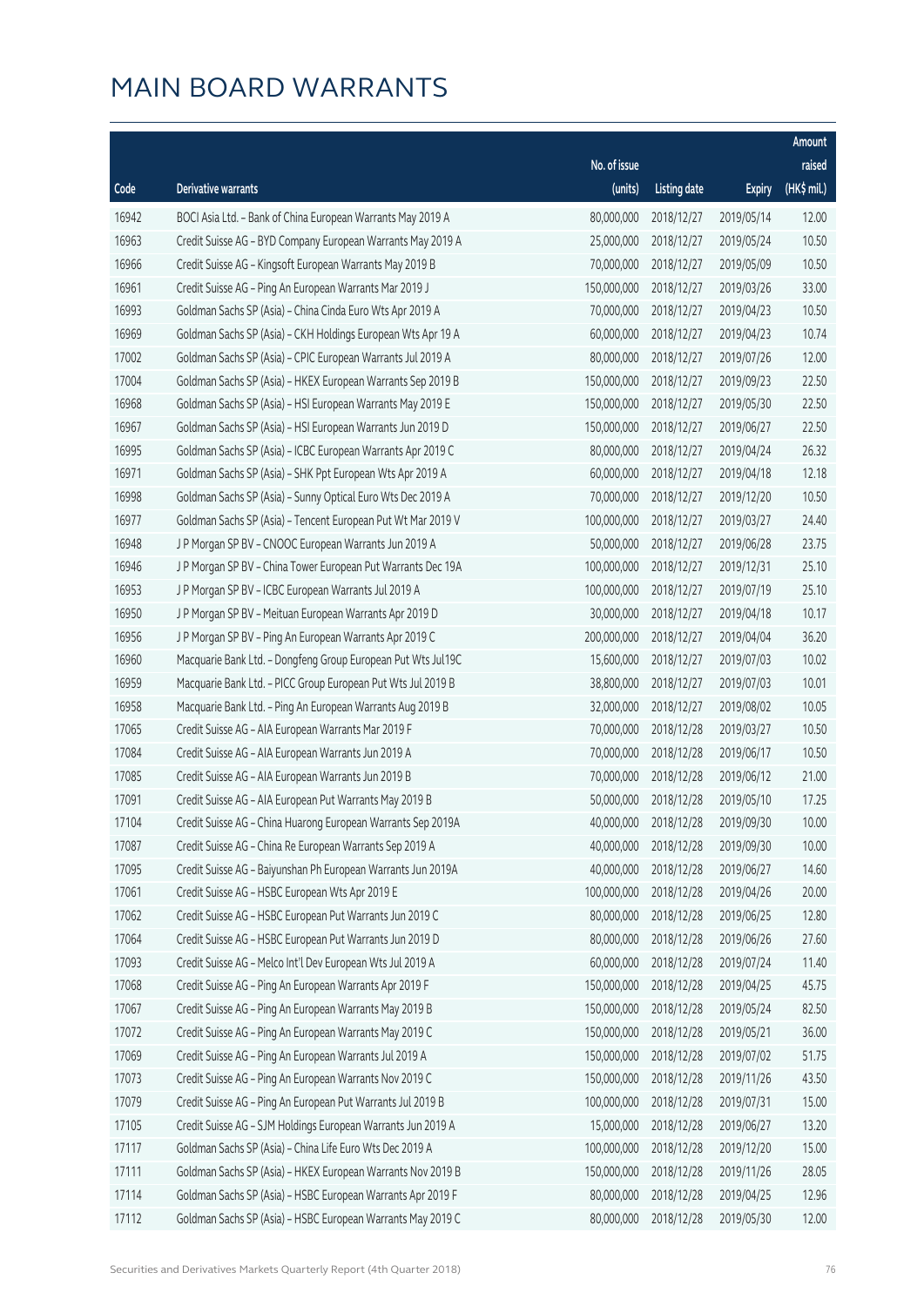# MAIN BOARD WARRANTS

| Code | Derivative warrants | No. of issue (units) | Listing date | Expiry | Amount raised (HK$ mil.) |
|---|---|---|---|---|---|
| 16942 | BOCI Asia Ltd. – Bank of China European Warrants May 2019 A | 80,000,000 | 2018/12/27 | 2019/05/14 | 12.00 |
| 16963 | Credit Suisse AG – BYD Company European Warrants May 2019 A | 25,000,000 | 2018/12/27 | 2019/05/24 | 10.50 |
| 16966 | Credit Suisse AG – Kingsoft European Warrants May 2019 B | 70,000,000 | 2018/12/27 | 2019/05/09 | 10.50 |
| 16961 | Credit Suisse AG – Ping An European Warrants Mar 2019 J | 150,000,000 | 2018/12/27 | 2019/03/26 | 33.00 |
| 16993 | Goldman Sachs SP (Asia) – China Cinda Euro Wts Apr 2019 A | 70,000,000 | 2018/12/27 | 2019/04/23 | 10.50 |
| 16969 | Goldman Sachs SP (Asia) – CKH Holdings European Wts Apr 19 A | 60,000,000 | 2018/12/27 | 2019/04/23 | 10.74 |
| 17002 | Goldman Sachs SP (Asia) – CPIC European Warrants Jul 2019 A | 80,000,000 | 2018/12/27 | 2019/07/26 | 12.00 |
| 17004 | Goldman Sachs SP (Asia) – HKEX European Warrants Sep 2019 B | 150,000,000 | 2018/12/27 | 2019/09/23 | 22.50 |
| 16968 | Goldman Sachs SP (Asia) – HSI European Warrants May 2019 E | 150,000,000 | 2018/12/27 | 2019/05/30 | 22.50 |
| 16967 | Goldman Sachs SP (Asia) – HSI European Warrants Jun 2019 D | 150,000,000 | 2018/12/27 | 2019/06/27 | 22.50 |
| 16995 | Goldman Sachs SP (Asia) – ICBC European Warrants Apr 2019 C | 80,000,000 | 2018/12/27 | 2019/04/24 | 26.32 |
| 16971 | Goldman Sachs SP (Asia) – SHK Ppt European Wts Apr 2019 A | 60,000,000 | 2018/12/27 | 2019/04/18 | 12.18 |
| 16998 | Goldman Sachs SP (Asia) – Sunny Optical Euro Wts Dec 2019 A | 70,000,000 | 2018/12/27 | 2019/12/20 | 10.50 |
| 16977 | Goldman Sachs SP (Asia) – Tencent European Put Wt Mar 2019 V | 100,000,000 | 2018/12/27 | 2019/03/27 | 24.40 |
| 16948 | J P Morgan SP BV – CNOOC European Warrants Jun 2019 A | 50,000,000 | 2018/12/27 | 2019/06/28 | 23.75 |
| 16946 | J P Morgan SP BV – China Tower European Put Warrants Dec 19A | 100,000,000 | 2018/12/27 | 2019/12/31 | 25.10 |
| 16953 | J P Morgan SP BV – ICBC European Warrants Jul 2019 A | 100,000,000 | 2018/12/27 | 2019/07/19 | 25.10 |
| 16950 | J P Morgan SP BV – Meituan European Warrants Apr 2019 D | 30,000,000 | 2018/12/27 | 2019/04/18 | 10.17 |
| 16956 | J P Morgan SP BV – Ping An European Warrants Apr 2019 C | 200,000,000 | 2018/12/27 | 2019/04/04 | 36.20 |
| 16960 | Macquarie Bank Ltd. – Dongfeng Group European Put Wts Jul19C | 15,600,000 | 2018/12/27 | 2019/07/03 | 10.02 |
| 16959 | Macquarie Bank Ltd. – PICC Group European Put Wts Jul 2019 B | 38,800,000 | 2018/12/27 | 2019/07/03 | 10.01 |
| 16958 | Macquarie Bank Ltd. – Ping An European Warrants Aug 2019 B | 32,000,000 | 2018/12/27 | 2019/08/02 | 10.05 |
| 17065 | Credit Suisse AG – AIA European Warrants Mar 2019 F | 70,000,000 | 2018/12/28 | 2019/03/27 | 10.50 |
| 17084 | Credit Suisse AG – AIA European Warrants Jun 2019 A | 70,000,000 | 2018/12/28 | 2019/06/17 | 10.50 |
| 17085 | Credit Suisse AG – AIA European Warrants Jun 2019 B | 70,000,000 | 2018/12/28 | 2019/06/12 | 21.00 |
| 17091 | Credit Suisse AG – AIA European Put Warrants May 2019 B | 50,000,000 | 2018/12/28 | 2019/05/10 | 17.25 |
| 17104 | Credit Suisse AG – China Huarong European Warrants Sep 2019A | 40,000,000 | 2018/12/28 | 2019/09/30 | 10.00 |
| 17087 | Credit Suisse AG – China Re European Warrants Sep 2019 A | 40,000,000 | 2018/12/28 | 2019/09/30 | 10.00 |
| 17095 | Credit Suisse AG – Baiyunshan Ph European Warrants Jun 2019A | 40,000,000 | 2018/12/28 | 2019/06/27 | 14.60 |
| 17061 | Credit Suisse AG – HSBC European Wts Apr 2019 E | 100,000,000 | 2018/12/28 | 2019/04/26 | 20.00 |
| 17062 | Credit Suisse AG – HSBC European Put Warrants Jun 2019 C | 80,000,000 | 2018/12/28 | 2019/06/25 | 12.80 |
| 17064 | Credit Suisse AG – HSBC European Put Warrants Jun 2019 D | 80,000,000 | 2018/12/28 | 2019/06/26 | 27.60 |
| 17093 | Credit Suisse AG – Melco Int'l Dev European Wts Jul 2019 A | 60,000,000 | 2018/12/28 | 2019/07/24 | 11.40 |
| 17068 | Credit Suisse AG – Ping An European Warrants Apr 2019 F | 150,000,000 | 2018/12/28 | 2019/04/25 | 45.75 |
| 17067 | Credit Suisse AG – Ping An European Warrants May 2019 B | 150,000,000 | 2018/12/28 | 2019/05/24 | 82.50 |
| 17072 | Credit Suisse AG – Ping An European Warrants May 2019 C | 150,000,000 | 2018/12/28 | 2019/05/21 | 36.00 |
| 17069 | Credit Suisse AG – Ping An European Warrants Jul 2019 A | 150,000,000 | 2018/12/28 | 2019/07/02 | 51.75 |
| 17073 | Credit Suisse AG – Ping An European Warrants Nov 2019 C | 150,000,000 | 2018/12/28 | 2019/11/26 | 43.50 |
| 17079 | Credit Suisse AG – Ping An European Put Warrants Jul 2019 B | 100,000,000 | 2018/12/28 | 2019/07/31 | 15.00 |
| 17105 | Credit Suisse AG – SJM Holdings European Warrants Jun 2019 A | 15,000,000 | 2018/12/28 | 2019/06/27 | 13.20 |
| 17117 | Goldman Sachs SP (Asia) – China Life Euro Wts Dec 2019 A | 100,000,000 | 2018/12/28 | 2019/12/20 | 15.00 |
| 17111 | Goldman Sachs SP (Asia) – HKEX European Warrants Nov 2019 B | 150,000,000 | 2018/12/28 | 2019/11/26 | 28.05 |
| 17114 | Goldman Sachs SP (Asia) – HSBC European Warrants Apr 2019 F | 80,000,000 | 2018/12/28 | 2019/04/25 | 12.96 |
| 17112 | Goldman Sachs SP (Asia) – HSBC European Warrants May 2019 C | 80,000,000 | 2018/12/28 | 2019/05/30 | 12.00 |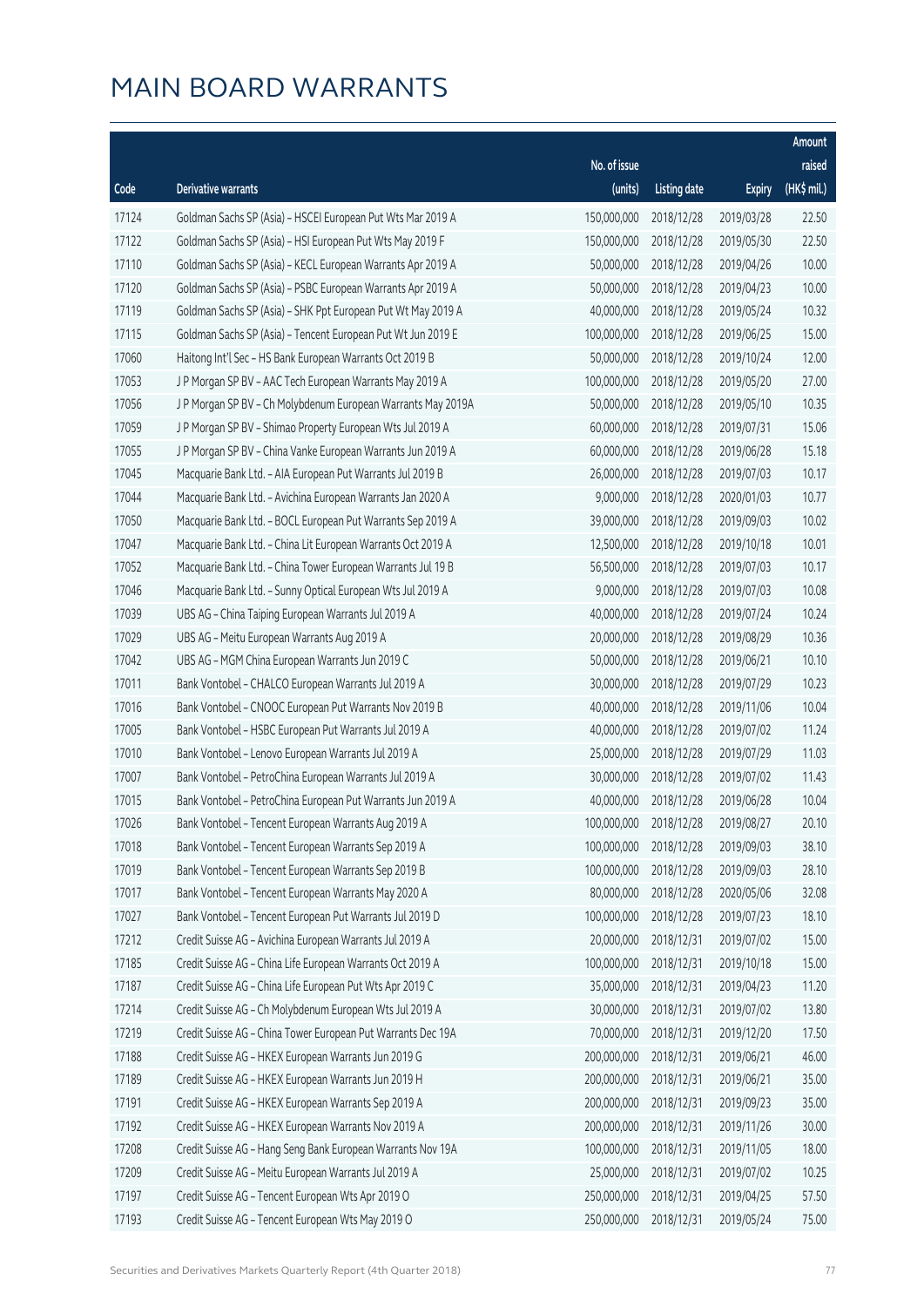# MAIN BOARD WARRANTS

| Code | Derivative warrants | No. of issue (units) | Listing date | Expiry | Amount raised (HK$ mil.) |
|---|---|---|---|---|---|
| 17124 | Goldman Sachs SP (Asia) – HSCEI European Put Wts Mar 2019 A | 150,000,000 | 2018/12/28 | 2019/03/28 | 22.50 |
| 17122 | Goldman Sachs SP (Asia) – HSI European Put Wts May 2019 F | 150,000,000 | 2018/12/28 | 2019/05/30 | 22.50 |
| 17110 | Goldman Sachs SP (Asia) – KECL European Warrants Apr 2019 A | 50,000,000 | 2018/12/28 | 2019/04/26 | 10.00 |
| 17120 | Goldman Sachs SP (Asia) – PSBC European Warrants Apr 2019 A | 50,000,000 | 2018/12/28 | 2019/04/23 | 10.00 |
| 17119 | Goldman Sachs SP (Asia) – SHK Ppt European Put Wt May 2019 A | 40,000,000 | 2018/12/28 | 2019/05/24 | 10.32 |
| 17115 | Goldman Sachs SP (Asia) – Tencent European Put Wt Jun 2019 E | 100,000,000 | 2018/12/28 | 2019/06/25 | 15.00 |
| 17060 | Haitong Int'l Sec – HS Bank European Warrants Oct 2019 B | 50,000,000 | 2018/12/28 | 2019/10/24 | 12.00 |
| 17053 | J P Morgan SP BV – AAC Tech European Warrants May 2019 A | 100,000,000 | 2018/12/28 | 2019/05/20 | 27.00 |
| 17056 | J P Morgan SP BV – Ch Molybdenum European Warrants May 2019A | 50,000,000 | 2018/12/28 | 2019/05/10 | 10.35 |
| 17059 | J P Morgan SP BV – Shimao Property European Wts Jul 2019 A | 60,000,000 | 2018/12/28 | 2019/07/31 | 15.06 |
| 17055 | J P Morgan SP BV – China Vanke European Warrants Jun 2019 A | 60,000,000 | 2018/12/28 | 2019/06/28 | 15.18 |
| 17045 | Macquarie Bank Ltd. – AIA European Put Warrants Jul 2019 B | 26,000,000 | 2018/12/28 | 2019/07/03 | 10.17 |
| 17044 | Macquarie Bank Ltd. – Avichina European Warrants Jan 2020 A | 9,000,000 | 2018/12/28 | 2020/01/03 | 10.77 |
| 17050 | Macquarie Bank Ltd. – BOCL European Put Warrants Sep 2019 A | 39,000,000 | 2018/12/28 | 2019/09/03 | 10.02 |
| 17047 | Macquarie Bank Ltd. – China Lit European Warrants Oct 2019 A | 12,500,000 | 2018/12/28 | 2019/10/18 | 10.01 |
| 17052 | Macquarie Bank Ltd. – China Tower European Warrants Jul 19 B | 56,500,000 | 2018/12/28 | 2019/07/03 | 10.17 |
| 17046 | Macquarie Bank Ltd. – Sunny Optical European Wts Jul 2019 A | 9,000,000 | 2018/12/28 | 2019/07/03 | 10.08 |
| 17039 | UBS AG – China Taiping European Warrants Jul 2019 A | 40,000,000 | 2018/12/28 | 2019/07/24 | 10.24 |
| 17029 | UBS AG – Meitu European Warrants Aug 2019 A | 20,000,000 | 2018/12/28 | 2019/08/29 | 10.36 |
| 17042 | UBS AG – MGM China European Warrants Jun 2019 C | 50,000,000 | 2018/12/28 | 2019/06/21 | 10.10 |
| 17011 | Bank Vontobel – CHALCO European Warrants Jul 2019 A | 30,000,000 | 2018/12/28 | 2019/07/29 | 10.23 |
| 17016 | Bank Vontobel – CNOOC European Put Warrants Nov 2019 B | 40,000,000 | 2018/12/28 | 2019/11/06 | 10.04 |
| 17005 | Bank Vontobel – HSBC European Put Warrants Jul 2019 A | 40,000,000 | 2018/12/28 | 2019/07/02 | 11.24 |
| 17010 | Bank Vontobel – Lenovo European Warrants Jul 2019 A | 25,000,000 | 2018/12/28 | 2019/07/29 | 11.03 |
| 17007 | Bank Vontobel – PetroChina European Warrants Jul 2019 A | 30,000,000 | 2018/12/28 | 2019/07/02 | 11.43 |
| 17015 | Bank Vontobel – PetroChina European Put Warrants Jun 2019 A | 40,000,000 | 2018/12/28 | 2019/06/28 | 10.04 |
| 17026 | Bank Vontobel – Tencent European Warrants Aug 2019 A | 100,000,000 | 2018/12/28 | 2019/08/27 | 20.10 |
| 17018 | Bank Vontobel – Tencent European Warrants Sep 2019 A | 100,000,000 | 2018/12/28 | 2019/09/03 | 38.10 |
| 17019 | Bank Vontobel – Tencent European Warrants Sep 2019 B | 100,000,000 | 2018/12/28 | 2019/09/03 | 28.10 |
| 17017 | Bank Vontobel – Tencent European Warrants May 2020 A | 80,000,000 | 2018/12/28 | 2020/05/06 | 32.08 |
| 17027 | Bank Vontobel – Tencent European Put Warrants Jul 2019 D | 100,000,000 | 2018/12/28 | 2019/07/23 | 18.10 |
| 17212 | Credit Suisse AG – Avichina European Warrants Jul 2019 A | 20,000,000 | 2018/12/31 | 2019/07/02 | 15.00 |
| 17185 | Credit Suisse AG – China Life European Warrants Oct 2019 A | 100,000,000 | 2018/12/31 | 2019/10/18 | 15.00 |
| 17187 | Credit Suisse AG – China Life European Put Wts Apr 2019 C | 35,000,000 | 2018/12/31 | 2019/04/23 | 11.20 |
| 17214 | Credit Suisse AG – Ch Molybdenum European Wts Jul 2019 A | 30,000,000 | 2018/12/31 | 2019/07/02 | 13.80 |
| 17219 | Credit Suisse AG – China Tower European Put Warrants Dec 19A | 70,000,000 | 2018/12/31 | 2019/12/20 | 17.50 |
| 17188 | Credit Suisse AG – HKEX European Warrants Jun 2019 G | 200,000,000 | 2018/12/31 | 2019/06/21 | 46.00 |
| 17189 | Credit Suisse AG – HKEX European Warrants Jun 2019 H | 200,000,000 | 2018/12/31 | 2019/06/21 | 35.00 |
| 17191 | Credit Suisse AG – HKEX European Warrants Sep 2019 A | 200,000,000 | 2018/12/31 | 2019/09/23 | 35.00 |
| 17192 | Credit Suisse AG – HKEX European Warrants Nov 2019 A | 200,000,000 | 2018/12/31 | 2019/11/26 | 30.00 |
| 17208 | Credit Suisse AG – Hang Seng Bank European Warrants Nov 19A | 100,000,000 | 2018/12/31 | 2019/11/05 | 18.00 |
| 17209 | Credit Suisse AG – Meitu European Warrants Jul 2019 A | 25,000,000 | 2018/12/31 | 2019/07/02 | 10.25 |
| 17197 | Credit Suisse AG – Tencent European Wts Apr 2019 O | 250,000,000 | 2018/12/31 | 2019/04/25 | 57.50 |
| 17193 | Credit Suisse AG – Tencent European Wts May 2019 O | 250,000,000 | 2018/12/31 | 2019/05/24 | 75.00 |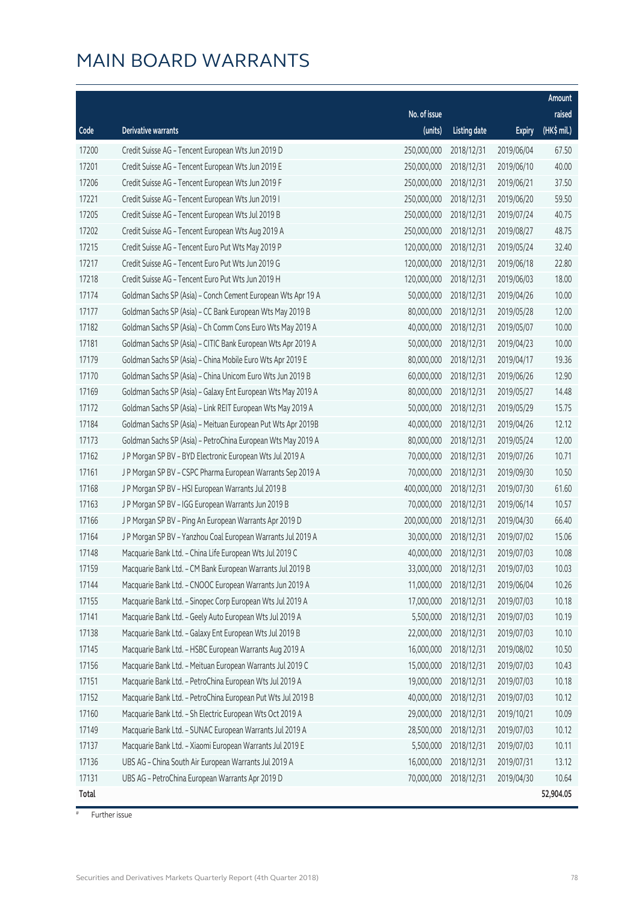# MAIN BOARD WARRANTS

| Code | Derivative warrants | No. of issue (units) | Listing date | Expiry | Amount raised (HK$ mil.) |
|---|---|---|---|---|---|
| 17200 | Credit Suisse AG - Tencent European Wts Jun 2019 D | 250,000,000 | 2018/12/31 | 2019/06/04 | 67.50 |
| 17201 | Credit Suisse AG - Tencent European Wts Jun 2019 E | 250,000,000 | 2018/12/31 | 2019/06/10 | 40.00 |
| 17206 | Credit Suisse AG - Tencent European Wts Jun 2019 F | 250,000,000 | 2018/12/31 | 2019/06/21 | 37.50 |
| 17221 | Credit Suisse AG - Tencent European Wts Jun 2019 I | 250,000,000 | 2018/12/31 | 2019/06/20 | 59.50 |
| 17205 | Credit Suisse AG - Tencent European Wts Jul 2019 B | 250,000,000 | 2018/12/31 | 2019/07/24 | 40.75 |
| 17202 | Credit Suisse AG - Tencent European Wts Aug 2019 A | 250,000,000 | 2018/12/31 | 2019/08/27 | 48.75 |
| 17215 | Credit Suisse AG - Tencent Euro Put Wts May 2019 P | 120,000,000 | 2018/12/31 | 2019/05/24 | 32.40 |
| 17217 | Credit Suisse AG - Tencent Euro Put Wts Jun 2019 G | 120,000,000 | 2018/12/31 | 2019/06/18 | 22.80 |
| 17218 | Credit Suisse AG - Tencent Euro Put Wts Jun 2019 H | 120,000,000 | 2018/12/31 | 2019/06/03 | 18.00 |
| 17174 | Goldman Sachs SP (Asia) - Conch Cement European Wts Apr 19 A | 50,000,000 | 2018/12/31 | 2019/04/26 | 10.00 |
| 17177 | Goldman Sachs SP (Asia) - CC Bank European Wts May 2019 B | 80,000,000 | 2018/12/31 | 2019/05/28 | 12.00 |
| 17182 | Goldman Sachs SP (Asia) - Ch Comm Cons Euro Wts May 2019 A | 40,000,000 | 2018/12/31 | 2019/05/07 | 10.00 |
| 17181 | Goldman Sachs SP (Asia) - CITIC Bank European Wts Apr 2019 A | 50,000,000 | 2018/12/31 | 2019/04/23 | 10.00 |
| 17179 | Goldman Sachs SP (Asia) - China Mobile Euro Wts Apr 2019 E | 80,000,000 | 2018/12/31 | 2019/04/17 | 19.36 |
| 17170 | Goldman Sachs SP (Asia) - China Unicom Euro Wts Jun 2019 B | 60,000,000 | 2018/12/31 | 2019/06/26 | 12.90 |
| 17169 | Goldman Sachs SP (Asia) - Galaxy Ent European Wts May 2019 A | 80,000,000 | 2018/12/31 | 2019/05/27 | 14.48 |
| 17172 | Goldman Sachs SP (Asia) - Link REIT European Wts May 2019 A | 50,000,000 | 2018/12/31 | 2019/05/29 | 15.75 |
| 17184 | Goldman Sachs SP (Asia) - Meituan European Put Wts Apr 2019B | 40,000,000 | 2018/12/31 | 2019/04/26 | 12.12 |
| 17173 | Goldman Sachs SP (Asia) - PetroChina European Wts May 2019 A | 80,000,000 | 2018/12/31 | 2019/05/24 | 12.00 |
| 17162 | J P Morgan SP BV - BYD Electronic European Wts Jul 2019 A | 70,000,000 | 2018/12/31 | 2019/07/26 | 10.71 |
| 17161 | J P Morgan SP BV - CSPC Pharma European Warrants Sep 2019 A | 70,000,000 | 2018/12/31 | 2019/09/30 | 10.50 |
| 17168 | J P Morgan SP BV - HSI European Warrants Jul 2019 B | 400,000,000 | 2018/12/31 | 2019/07/30 | 61.60 |
| 17163 | J P Morgan SP BV - IGG European Warrants Jun 2019 B | 70,000,000 | 2018/12/31 | 2019/06/14 | 10.57 |
| 17166 | J P Morgan SP BV - Ping An European Warrants Apr 2019 D | 200,000,000 | 2018/12/31 | 2019/04/30 | 66.40 |
| 17164 | J P Morgan SP BV - Yanzhou Coal European Warrants Jul 2019 A | 30,000,000 | 2018/12/31 | 2019/07/02 | 15.06 |
| 17148 | Macquarie Bank Ltd. - China Life European Wts Jul 2019 C | 40,000,000 | 2018/12/31 | 2019/07/03 | 10.08 |
| 17159 | Macquarie Bank Ltd. - CM Bank European Warrants Jul 2019 B | 33,000,000 | 2018/12/31 | 2019/07/03 | 10.03 |
| 17144 | Macquarie Bank Ltd. - CNOOC European Warrants Jun 2019 A | 11,000,000 | 2018/12/31 | 2019/06/04 | 10.26 |
| 17155 | Macquarie Bank Ltd. - Sinopec Corp European Wts Jul 2019 A | 17,000,000 | 2018/12/31 | 2019/07/03 | 10.18 |
| 17141 | Macquarie Bank Ltd. - Geely Auto European Wts Jul 2019 A | 5,500,000 | 2018/12/31 | 2019/07/03 | 10.19 |
| 17138 | Macquarie Bank Ltd. - Galaxy Ent European Wts Jul 2019 B | 22,000,000 | 2018/12/31 | 2019/07/03 | 10.10 |
| 17145 | Macquarie Bank Ltd. - HSBC European Warrants Aug 2019 A | 16,000,000 | 2018/12/31 | 2019/08/02 | 10.50 |
| 17156 | Macquarie Bank Ltd. - Meituan European Warrants Jul 2019 C | 15,000,000 | 2018/12/31 | 2019/07/03 | 10.43 |
| 17151 | Macquarie Bank Ltd. - PetroChina European Wts Jul 2019 A | 19,000,000 | 2018/12/31 | 2019/07/03 | 10.18 |
| 17152 | Macquarie Bank Ltd. - PetroChina European Put Wts Jul 2019 B | 40,000,000 | 2018/12/31 | 2019/07/03 | 10.12 |
| 17160 | Macquarie Bank Ltd. - Sh Electric European Wts Oct 2019 A | 29,000,000 | 2018/12/31 | 2019/10/21 | 10.09 |
| 17149 | Macquarie Bank Ltd. - SUNAC European Warrants Jul 2019 A | 28,500,000 | 2018/12/31 | 2019/07/03 | 10.12 |
| 17137 | Macquarie Bank Ltd. - Xiaomi European Warrants Jul 2019 E | 5,500,000 | 2018/12/31 | 2019/07/03 | 10.11 |
| 17136 | UBS AG - China South Air European Warrants Jul 2019 A | 16,000,000 | 2018/12/31 | 2019/07/31 | 13.12 |
| 17131 | UBS AG - PetroChina European Warrants Apr 2019 D | 70,000,000 | 2018/12/31 | 2019/04/30 | 10.64 |
| **Total** | | | | | **52,904.05** |

# Further issue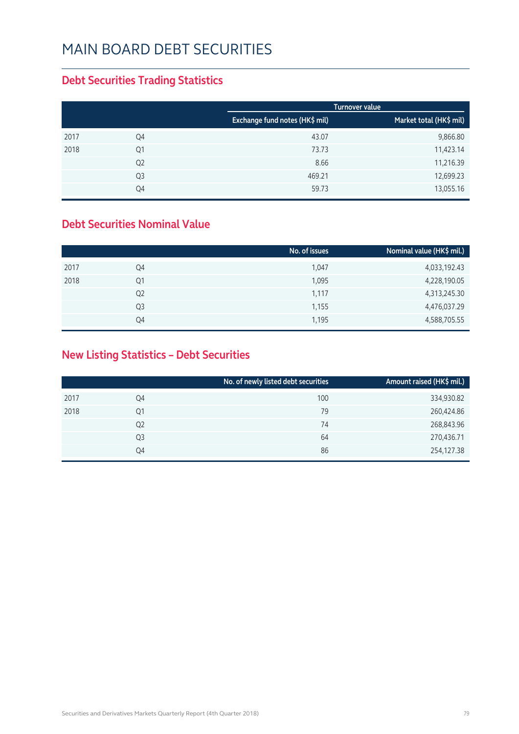# MAIN BOARD DEBT SECURITIES

## Debt Securities Trading Statistics

| | | Turnover value | |
|---|---|---|---|
| | | Exchange fund notes (HK$ mil) | Market total (HK$ mil) |
| 2017 | Q4 | 43.07 | 9,866.80 |
| 2018 | Q1 | 73.73 | 11,423.14 |
| | Q2 | 8.66 | 11,216.39 |
| | Q3 | 469.21 | 12,699.23 |
| | Q4 | 59.73 | 13,055.16 |

## Debt Securities Nominal Value

| | | No. of issues | Nominal value (HK$ mil.) |
|---|---|---|---|
| 2017 | Q4 | 1,047 | 4,033,192.43 |
| 2018 | Q1 | 1,095 | 4,228,190.05 |
| | Q2 | 1,117 | 4,313,245.30 |
| | Q3 | 1,155 | 4,476,037.29 |
| | Q4 | 1,195 | 4,588,705.55 |

## New Listing Statistics – Debt Securities

| | | No. of newly listed debt securities | Amount raised (HK$ mil.) |
|---|---|---|---|
| 2017 | Q4 | 100 | 334,930.82 |
| 2018 | Q1 | 79 | 260,424.86 |
| | Q2 | 74 | 268,843.96 |
| | Q3 | 64 | 270,436.71 |
| | Q4 | 86 | 254,127.38 |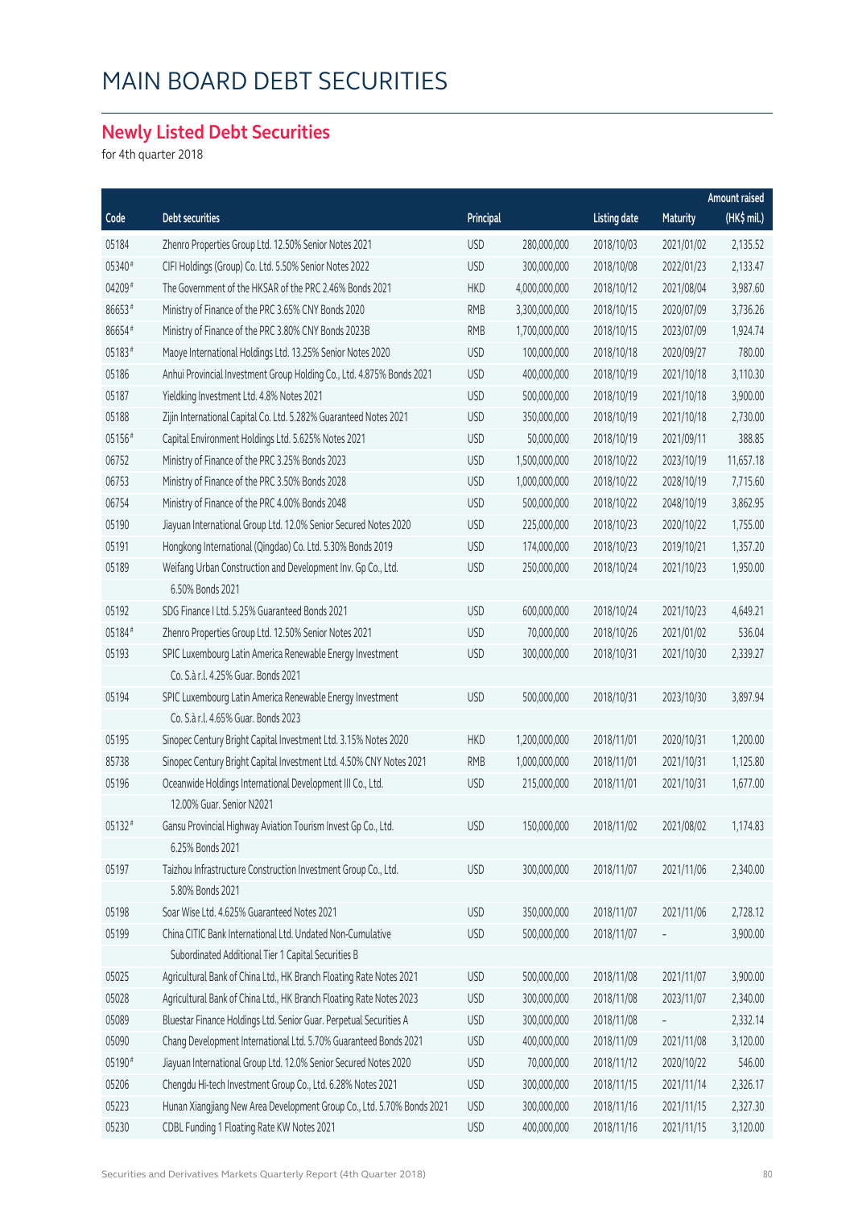# MAIN BOARD DEBT SECURITIES

## Newly Listed Debt Securities

for 4th quarter 2018

| Code | Debt securities | Principal | | Listing date | Maturity | Amount raised (HK$ mil.) |
|---|---|---|---|---|---|---|
| 05184 | Zhenro Properties Group Ltd. 12.50% Senior Notes 2021 | USD | 280,000,000 | 2018/10/03 | 2021/01/02 | 2,135.52 |
| 05340# | CIFI Holdings (Group) Co. Ltd. 5.50% Senior Notes 2022 | USD | 300,000,000 | 2018/10/08 | 2022/01/23 | 2,133.47 |
| 04209# | The Government of the HKSAR of the PRC 2.46% Bonds 2021 | HKD | 4,000,000,000 | 2018/10/12 | 2021/08/04 | 3,987.60 |
| 86653# | Ministry of Finance of the PRC 3.65% CNY Bonds 2020 | RMB | 3,300,000,000 | 2018/10/15 | 2020/07/09 | 3,736.26 |
| 86654# | Ministry of Finance of the PRC 3.80% CNY Bonds 2023B | RMB | 1,700,000,000 | 2018/10/15 | 2023/07/09 | 1,924.74 |
| 05183# | Maoye International Holdings Ltd. 13.25% Senior Notes 2020 | USD | 100,000,000 | 2018/10/18 | 2020/09/27 | 780.00 |
| 05186 | Anhui Provincial Investment Group Holding Co., Ltd. 4.875% Bonds 2021 | USD | 400,000,000 | 2018/10/19 | 2021/10/18 | 3,110.30 |
| 05187 | Yieldking Investment Ltd. 4.8% Notes 2021 | USD | 500,000,000 | 2018/10/19 | 2021/10/18 | 3,900.00 |
| 05188 | Zijin International Capital Co. Ltd. 5.282% Guaranteed Notes 2021 | USD | 350,000,000 | 2018/10/19 | 2021/10/18 | 2,730.00 |
| 05156# | Capital Environment Holdings Ltd. 5.625% Notes 2021 | USD | 50,000,000 | 2018/10/19 | 2021/09/11 | 388.85 |
| 06752 | Ministry of Finance of the PRC 3.25% Bonds 2023 | USD | 1,500,000,000 | 2018/10/22 | 2023/10/19 | 11,657.18 |
| 06753 | Ministry of Finance of the PRC 3.50% Bonds 2028 | USD | 1,000,000,000 | 2018/10/22 | 2028/10/19 | 7,715.60 |
| 06754 | Ministry of Finance of the PRC 4.00% Bonds 2048 | USD | 500,000,000 | 2018/10/22 | 2048/10/19 | 3,862.95 |
| 05190 | Jiayuan International Group Ltd. 12.0% Senior Secured Notes 2020 | USD | 225,000,000 | 2018/10/23 | 2020/10/22 | 1,755.00 |
| 05191 | Hongkong International (Qingdao) Co. Ltd. 5.30% Bonds 2019 | USD | 174,000,000 | 2018/10/23 | 2019/10/21 | 1,357.20 |
| 05189 | Weifang Urban Construction and Development Inv. Gp Co., Ltd. 6.50% Bonds 2021 | USD | 250,000,000 | 2018/10/24 | 2021/10/23 | 1,950.00 |
| 05192 | SDG Finance I Ltd. 5.25% Guaranteed Bonds 2021 | USD | 600,000,000 | 2018/10/24 | 2021/10/23 | 4,649.21 |
| 05184# | Zhenro Properties Group Ltd. 12.50% Senior Notes 2021 | USD | 70,000,000 | 2018/10/26 | 2021/01/02 | 536.04 |
| 05193 | SPIC Luxembourg Latin America Renewable Energy Investment Co. S.à r.l. 4.25% Guar. Bonds 2021 | USD | 300,000,000 | 2018/10/31 | 2021/10/30 | 2,339.27 |
| 05194 | SPIC Luxembourg Latin America Renewable Energy Investment Co. S.à r.l. 4.65% Guar. Bonds 2023 | USD | 500,000,000 | 2018/10/31 | 2023/10/30 | 3,897.94 |
| 05195 | Sinopec Century Bright Capital Investment Ltd. 3.15% Notes 2020 | HKD | 1,200,000,000 | 2018/11/01 | 2020/10/31 | 1,200.00 |
| 85738 | Sinopec Century Bright Capital Investment Ltd. 4.50% CNY Notes 2021 | RMB | 1,000,000,000 | 2018/11/01 | 2021/10/31 | 1,125.80 |
| 05196 | Oceanwide Holdings International Development III Co., Ltd. 12.00% Guar. Senior N2021 | USD | 215,000,000 | 2018/11/01 | 2021/10/31 | 1,677.00 |
| 05132# | Gansu Provincial Highway Aviation Tourism Invest Gp Co., Ltd. 6.25% Bonds 2021 | USD | 150,000,000 | 2018/11/02 | 2021/08/02 | 1,174.83 |
| 05197 | Taizhou Infrastructure Construction Investment Group Co., Ltd. 5.80% Bonds 2021 | USD | 300,000,000 | 2018/11/07 | 2021/11/06 | 2,340.00 |
| 05198 | Soar Wise Ltd. 4.625% Guaranteed Notes 2021 | USD | 350,000,000 | 2018/11/07 | 2021/11/06 | 2,728.12 |
| 05199 | China CITIC Bank International Ltd. Undated Non-Cumulative Subordinated Additional Tier 1 Capital Securities B | USD | 500,000,000 | 2018/11/07 | – | 3,900.00 |
| 05025 | Agricultural Bank of China Ltd., HK Branch Floating Rate Notes 2021 | USD | 500,000,000 | 2018/11/08 | 2021/11/07 | 3,900.00 |
| 05028 | Agricultural Bank of China Ltd., HK Branch Floating Rate Notes 2023 | USD | 300,000,000 | 2018/11/08 | 2023/11/07 | 2,340.00 |
| 05089 | Bluestar Finance Holdings Ltd. Senior Guar. Perpetual Securities A | USD | 300,000,000 | 2018/11/08 | – | 2,332.14 |
| 05090 | Chang Development International Ltd. 5.70% Guaranteed Bonds 2021 | USD | 400,000,000 | 2018/11/09 | 2021/11/08 | 3,120.00 |
| 05190# | Jiayuan International Group Ltd. 12.0% Senior Secured Notes 2020 | USD | 70,000,000 | 2018/11/12 | 2020/10/22 | 546.00 |
| 05206 | Chengdu Hi-tech Investment Group Co., Ltd. 6.28% Notes 2021 | USD | 300,000,000 | 2018/11/15 | 2021/11/14 | 2,326.17 |
| 05223 | Hunan Xiangjiang New Area Development Group Co., Ltd. 5.70% Bonds 2021 | USD | 300,000,000 | 2018/11/16 | 2021/11/15 | 2,327.30 |
| 05230 | CDBL Funding 1 Floating Rate KW Notes 2021 | USD | 400,000,000 | 2018/11/16 | 2021/11/15 | 3,120.00 |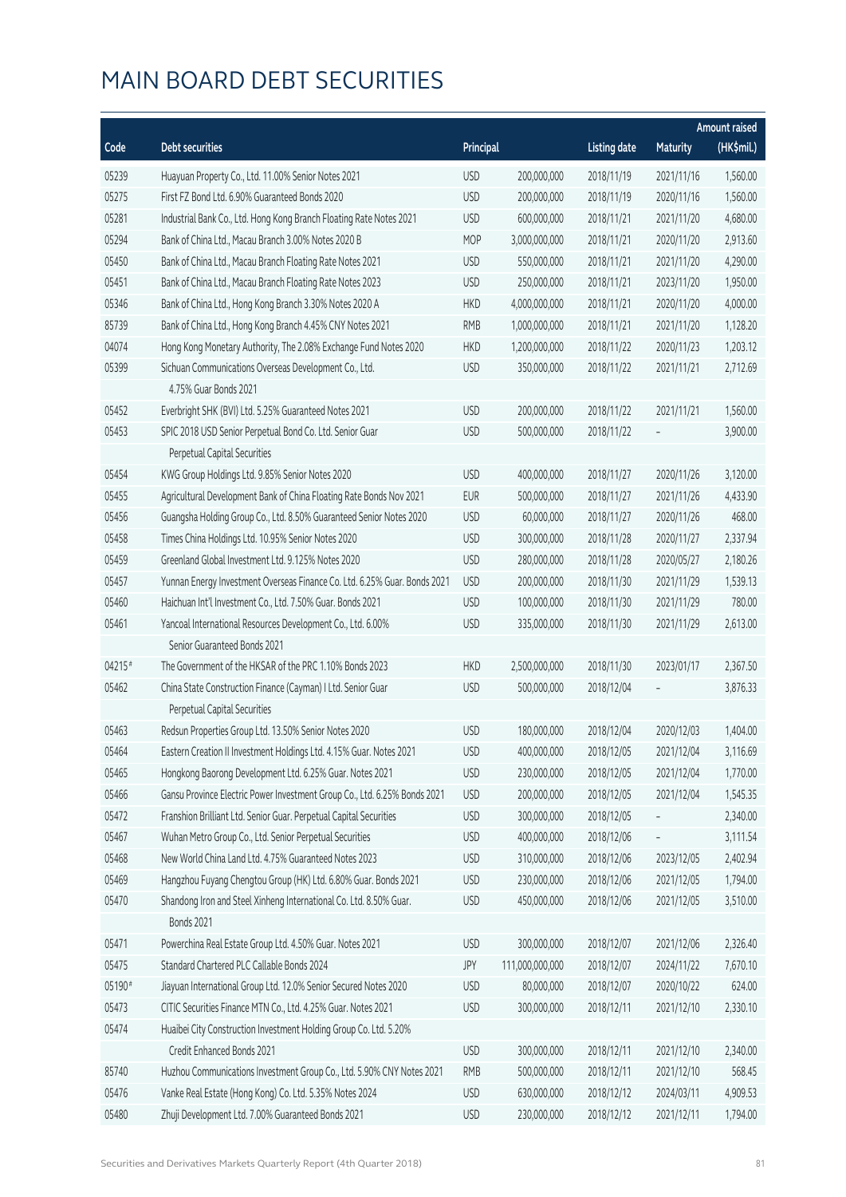# MAIN BOARD DEBT SECURITIES

| Code | Debt securities | Principal | | Listing date | Maturity | Amount raised (HK$mil.) |
|---|---|---|---|---|---|---|
| 05239 | Huayuan Property Co., Ltd. 11.00% Senior Notes 2021 | USD | 200,000,000 | 2018/11/19 | 2021/11/16 | 1,560.00 |
| 05275 | First FZ Bond Ltd. 6.90% Guaranteed Bonds 2020 | USD | 200,000,000 | 2018/11/19 | 2020/11/16 | 1,560.00 |
| 05281 | Industrial Bank Co., Ltd. Hong Kong Branch Floating Rate Notes 2021 | USD | 600,000,000 | 2018/11/21 | 2021/11/20 | 4,680.00 |
| 05294 | Bank of China Ltd., Macau Branch 3.00% Notes 2020 B | MOP | 3,000,000,000 | 2018/11/21 | 2020/11/20 | 2,913.60 |
| 05450 | Bank of China Ltd., Macau Branch Floating Rate Notes 2021 | USD | 550,000,000 | 2018/11/21 | 2021/11/20 | 4,290.00 |
| 05451 | Bank of China Ltd., Macau Branch Floating Rate Notes 2023 | USD | 250,000,000 | 2018/11/21 | 2023/11/20 | 1,950.00 |
| 05346 | Bank of China Ltd., Hong Kong Branch 3.30% Notes 2020 A | HKD | 4,000,000,000 | 2018/11/21 | 2020/11/20 | 4,000.00 |
| 85739 | Bank of China Ltd., Hong Kong Branch 4.45% CNY Notes 2021 | RMB | 1,000,000,000 | 2018/11/21 | 2021/11/20 | 1,128.20 |
| 04074 | Hong Kong Monetary Authority, The 2.08% Exchange Fund Notes 2020 | HKD | 1,200,000,000 | 2018/11/22 | 2020/11/23 | 1,203.12 |
| 05399 | Sichuan Communications Overseas Development Co., Ltd. 4.75% Guar Bonds 2021 | USD | 350,000,000 | 2018/11/22 | 2021/11/21 | 2,712.69 |
| 05452 | Everbright SHK (BVI) Ltd. 5.25% Guaranteed Notes 2021 | USD | 200,000,000 | 2018/11/22 | 2021/11/21 | 1,560.00 |
| 05453 | SPIC 2018 USD Senior Perpetual Bond Co. Ltd. Senior Guar Perpetual Capital Securities | USD | 500,000,000 | 2018/11/22 | – | 3,900.00 |
| 05454 | KWG Group Holdings Ltd. 9.85% Senior Notes 2020 | USD | 400,000,000 | 2018/11/27 | 2020/11/26 | 3,120.00 |
| 05455 | Agricultural Development Bank of China Floating Rate Bonds Nov 2021 | EUR | 500,000,000 | 2018/11/27 | 2021/11/26 | 4,433.90 |
| 05456 | Guangsha Holding Group Co., Ltd. 8.50% Guaranteed Senior Notes 2020 | USD | 60,000,000 | 2018/11/27 | 2020/11/26 | 468.00 |
| 05458 | Times China Holdings Ltd. 10.95% Senior Notes 2020 | USD | 300,000,000 | 2018/11/28 | 2020/11/27 | 2,337.94 |
| 05459 | Greenland Global Investment Ltd. 9.125% Notes 2020 | USD | 280,000,000 | 2018/11/28 | 2020/05/27 | 2,180.26 |
| 05457 | Yunnan Energy Investment Overseas Finance Co. Ltd. 6.25% Guar. Bonds 2021 | USD | 200,000,000 | 2018/11/30 | 2021/11/29 | 1,539.13 |
| 05460 | Haichuan Int'l Investment Co., Ltd. 7.50% Guar. Bonds 2021 | USD | 100,000,000 | 2018/11/30 | 2021/11/29 | 780.00 |
| 05461 | Yancoal International Resources Development Co., Ltd. 6.00% Senior Guaranteed Bonds 2021 | USD | 335,000,000 | 2018/11/30 | 2021/11/29 | 2,613.00 |
| 04215# | The Government of the HKSAR of the PRC 1.10% Bonds 2023 | HKD | 2,500,000,000 | 2018/11/30 | 2023/01/17 | 2,367.50 |
| 05462 | China State Construction Finance (Cayman) I Ltd. Senior Guar Perpetual Capital Securities | USD | 500,000,000 | 2018/12/04 | – | 3,876.33 |
| 05463 | Redsun Properties Group Ltd. 13.50% Senior Notes 2020 | USD | 180,000,000 | 2018/12/04 | 2020/12/03 | 1,404.00 |
| 05464 | Eastern Creation II Investment Holdings Ltd. 4.15% Guar. Notes 2021 | USD | 400,000,000 | 2018/12/05 | 2021/12/04 | 3,116.69 |
| 05465 | Hongkong Baorong Development Ltd. 6.25% Guar. Notes 2021 | USD | 230,000,000 | 2018/12/05 | 2021/12/04 | 1,770.00 |
| 05466 | Gansu Province Electric Power Investment Group Co., Ltd. 6.25% Bonds 2021 | USD | 200,000,000 | 2018/12/05 | 2021/12/04 | 1,545.35 |
| 05472 | Franshion Brilliant Ltd. Senior Guar. Perpetual Capital Securities | USD | 300,000,000 | 2018/12/05 | – | 2,340.00 |
| 05467 | Wuhan Metro Group Co., Ltd. Senior Perpetual Securities | USD | 400,000,000 | 2018/12/06 | – | 3,111.54 |
| 05468 | New World China Land Ltd. 4.75% Guaranteed Notes 2023 | USD | 310,000,000 | 2018/12/06 | 2023/12/05 | 2,402.94 |
| 05469 | Hangzhou Fuyang Chengtou Group (HK) Ltd. 6.80% Guar. Bonds 2021 | USD | 230,000,000 | 2018/12/06 | 2021/12/05 | 1,794.00 |
| 05470 | Shandong Iron and Steel Xinheng International Co. Ltd. 8.50% Guar. Bonds 2021 | USD | 450,000,000 | 2018/12/06 | 2021/12/05 | 3,510.00 |
| 05471 | Powerchina Real Estate Group Ltd. 4.50% Guar. Notes 2021 | USD | 300,000,000 | 2018/12/07 | 2021/12/06 | 2,326.40 |
| 05475 | Standard Chartered PLC Callable Bonds 2024 | JPY | 111,000,000,000 | 2018/12/07 | 2024/11/22 | 7,670.10 |
| 05190# | Jiayuan International Group Ltd. 12.0% Senior Secured Notes 2020 | USD | 80,000,000 | 2018/12/07 | 2020/10/22 | 624.00 |
| 05473 | CITIC Securities Finance MTN Co., Ltd. 4.25% Guar. Notes 2021 | USD | 300,000,000 | 2018/12/11 | 2021/12/10 | 2,330.10 |
| 05474 | Huaibei City Construction Investment Holding Group Co. Ltd. 5.20% Credit Enhanced Bonds 2021 | USD | 300,000,000 | 2018/12/11 | 2021/12/10 | 2,340.00 |
| 85740 | Huzhou Communications Investment Group Co., Ltd. 5.90% CNY Notes 2021 | RMB | 500,000,000 | 2018/12/11 | 2021/12/10 | 568.45 |
| 05476 | Vanke Real Estate (Hong Kong) Co. Ltd. 5.35% Notes 2024 | USD | 630,000,000 | 2018/12/12 | 2024/03/11 | 4,909.53 |
| 05480 | Zhuji Development Ltd. 7.00% Guaranteed Bonds 2021 | USD | 230,000,000 | 2018/12/12 | 2021/12/11 | 1,794.00 |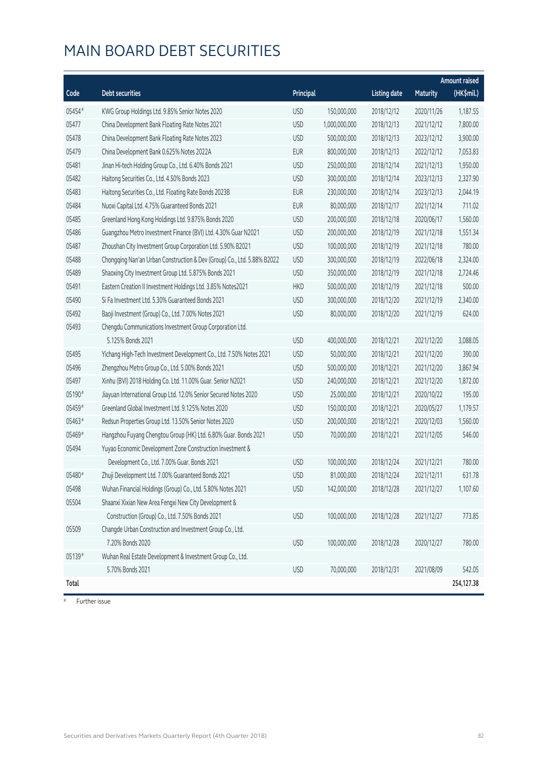# MAIN BOARD DEBT SECURITIES

| Code | Debt securities | Principal | | Listing date | Maturity | Amount raised (HK$mil.) |
|---|---|---|---|---|---|---|
| 05454# | KWG Group Holdings Ltd. 9.85% Senior Notes 2020 | USD | 150,000,000 | 2018/12/12 | 2020/11/26 | 1,187.55 |
| 05477 | China Development Bank Floating Rate Notes 2021 | USD | 1,000,000,000 | 2018/12/13 | 2021/12/12 | 7,800.00 |
| 05478 | China Development Bank Floating Rate Notes 2023 | USD | 500,000,000 | 2018/12/13 | 2023/12/12 | 3,900.00 |
| 05479 | China Development Bank 0.625% Notes 2022A | EUR | 800,000,000 | 2018/12/13 | 2022/12/12 | 7,053.83 |
| 05481 | Jinan Hi-tech Holding Group Co., Ltd. 6.40% Bonds 2021 | USD | 250,000,000 | 2018/12/14 | 2021/12/13 | 1,950.00 |
| 05482 | Haitong Securities Co., Ltd. 4.50% Bonds 2023 | USD | 300,000,000 | 2018/12/14 | 2023/12/13 | 2,327.90 |
| 05483 | Haitong Securities Co., Ltd. Floating Rate Bonds 2023B | EUR | 230,000,000 | 2018/12/14 | 2023/12/13 | 2,044.19 |
| 05484 | Nuoxi Capital Ltd. 4.75% Guaranteed Bonds 2021 | EUR | 80,000,000 | 2018/12/17 | 2021/12/14 | 711.02 |
| 05485 | Greenland Hong Kong Holdings Ltd. 9.875% Bonds 2020 | USD | 200,000,000 | 2018/12/18 | 2020/06/17 | 1,560.00 |
| 05486 | Guangzhou Metro Investment Finance (BVI) Ltd. 4.30% Guar N2021 | USD | 200,000,000 | 2018/12/19 | 2021/12/18 | 1,551.34 |
| 05487 | Zhoushan City Investment Group Corporation Ltd. 5.90% B2021 | USD | 100,000,000 | 2018/12/19 | 2021/12/18 | 780.00 |
| 05488 | Chongqing Nan'an Urban Construction & Dev (Group) Co., Ltd. 5.88% B2022 | USD | 300,000,000 | 2018/12/19 | 2022/06/18 | 2,324.00 |
| 05489 | Shaoxing City Investment Group Ltd. 5.875% Bonds 2021 | USD | 350,000,000 | 2018/12/19 | 2021/12/18 | 2,724.46 |
| 05491 | Eastern Creation II Investment Holdings Ltd. 3.85% Notes2021 | HKD | 500,000,000 | 2018/12/19 | 2021/12/18 | 500.00 |
| 05490 | Si Fa Investment Ltd. 5.30% Guaranteed Bonds 2021 | USD | 300,000,000 | 2018/12/20 | 2021/12/19 | 2,340.00 |
| 05492 | Baoji Investment (Group) Co., Ltd. 7.00% Notes 2021 | USD | 80,000,000 | 2018/12/20 | 2021/12/19 | 624.00 |
| 05493 | Chengdu Communications Investment Group Corporation Ltd. 5.125% Bonds 2021 | USD | 400,000,000 | 2018/12/21 | 2021/12/20 | 3,088.05 |
| 05495 | Yichang High-Tech Investment Development Co., Ltd. 7.50% Notes 2021 | USD | 50,000,000 | 2018/12/21 | 2021/12/20 | 390.00 |
| 05496 | Zhengzhou Metro Group Co., Ltd. 5.00% Bonds 2021 | USD | 500,000,000 | 2018/12/21 | 2021/12/20 | 3,867.94 |
| 05497 | Xinhu (BVI) 2018 Holding Co. Ltd. 11.00% Guar. Senior N2021 | USD | 240,000,000 | 2018/12/21 | 2021/12/20 | 1,872.00 |
| 05190# | Jiayuan International Group Ltd. 12.0% Senior Secured Notes 2020 | USD | 25,000,000 | 2018/12/21 | 2020/10/22 | 195.00 |
| 05459# | Greenland Global Investment Ltd. 9.125% Notes 2020 | USD | 150,000,000 | 2018/12/21 | 2020/05/27 | 1,179.57 |
| 05463# | Redsun Properties Group Ltd. 13.50% Senior Notes 2020 | USD | 200,000,000 | 2018/12/21 | 2020/12/03 | 1,560.00 |
| 05469# | Hangzhou Fuyang Chengtou Group (HK) Ltd. 6.80% Guar. Bonds 2021 | USD | 70,000,000 | 2018/12/21 | 2021/12/05 | 546.00 |
| 05494 | Yuyao Economic Development Zone Construction Investment & Development Co., Ltd. 7.00% Guar. Bonds 2021 | USD | 100,000,000 | 2018/12/24 | 2021/12/21 | 780.00 |
| 05480# | Zhuji Development Ltd. 7.00% Guaranteed Bonds 2021 | USD | 81,000,000 | 2018/12/24 | 2021/12/11 | 631.78 |
| 05498 | Wuhan Financial Holdings (Group) Co., Ltd. 5.80% Notes 2021 | USD | 142,000,000 | 2018/12/28 | 2021/12/27 | 1,107.60 |
| 05504 | Shaanxi Xixian New Area Fengxi New City Development & Construction (Group) Co., Ltd. 7.50% Bonds 2021 | USD | 100,000,000 | 2018/12/28 | 2021/12/27 | 773.85 |
| 05509 | Changde Urban Construction and Investment Group Co., Ltd. 7.20% Bonds 2020 | USD | 100,000,000 | 2018/12/28 | 2020/12/27 | 780.00 |
| 05139# | Wuhan Real Estate Development & Investment Group Co., Ltd. 5.70% Bonds 2021 | USD | 70,000,000 | 2018/12/31 | 2021/08/09 | 542.05 |
| **Total** | | | | | | **254,127.38** |

# Further issue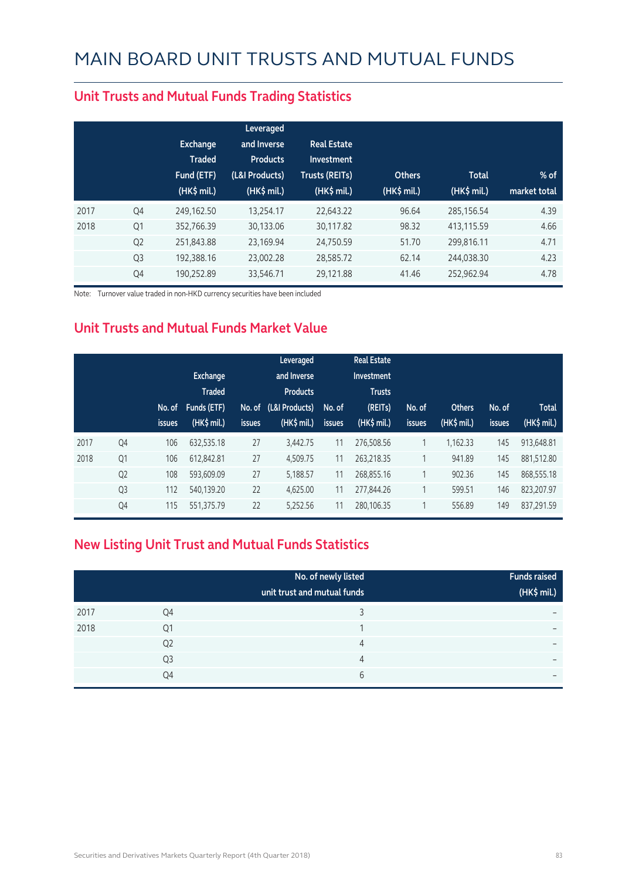# MAIN BOARD UNIT TRUSTS AND MUTUAL FUNDS

## Unit Trusts and Mutual Funds Trading Statistics

| | | Exchange Traded Fund (ETF) (HK$ mil.) | Leveraged and Inverse Products (L&I Products) (HK$ mil.) | Real Estate Investment Trusts (REITs) (HK$ mil.) | Others (HK$ mil.) | Total (HK$ mil.) | % of market total |
|---|---|---|---|---|---|---|---|
| 2017 | Q4 | 249,162.50 | 13,254.17 | 22,643.22 | 96.64 | 285,156.54 | 4.39 |
| 2018 | Q1 | 352,766.39 | 30,133.06 | 30,117.82 | 98.32 | 413,115.59 | 4.66 |
| | Q2 | 251,843.88 | 23,169.94 | 24,750.59 | 51.70 | 299,816.11 | 4.71 |
| | Q3 | 192,388.16 | 23,002.28 | 28,585.72 | 62.14 | 244,038.30 | 4.23 |
| | Q4 | 190,252.89 | 33,546.71 | 29,121.88 | 41.46 | 252,962.94 | 4.78 |

Note: Turnover value traded in non-HKD currency securities have been included

## Unit Trusts and Mutual Funds Market Value

| | | No. of issues | Exchange Traded Funds (ETF) (HK$ mil.) | No. of issues | Leveraged and Inverse Products (L&I Products) (HK$ mil.) | No. of issues | Real Estate Investment Trusts (REITs) (HK$ mil.) | No. of issues | Others (HK$ mil.) | No. of issues | Total (HK$ mil.) |
|---|---|---|---|---|---|---|---|---|---|---|---|
| 2017 | Q4 | 106 | 632,535.18 | 27 | 3,442.75 | 11 | 276,508.56 | 1 | 1,162.33 | 145 | 913,648.81 |
| 2018 | Q1 | 106 | 612,842.81 | 27 | 4,509.75 | 11 | 263,218.35 | 1 | 941.89 | 145 | 881,512.80 |
| | Q2 | 108 | 593,609.09 | 27 | 5,188.57 | 11 | 268,855.16 | 1 | 902.36 | 145 | 868,555.18 |
| | Q3 | 112 | 540,139.20 | 22 | 4,625.00 | 11 | 277,844.26 | 1 | 599.51 | 146 | 823,207.97 |
| | Q4 | 115 | 551,375.79 | 22 | 5,252.56 | 11 | 280,106.35 | 1 | 556.89 | 149 | 837,291.59 |

## New Listing Unit Trust and Mutual Funds Statistics

| | | No. of newly listed unit trust and mutual funds | Funds raised (HK$ mil.) |
|---|---|---|---|
| 2017 | Q4 | 3 | – |
| 2018 | Q1 | 1 | – |
| | Q2 | 4 | – |
| | Q3 | 4 | – |
| | Q4 | 6 | – |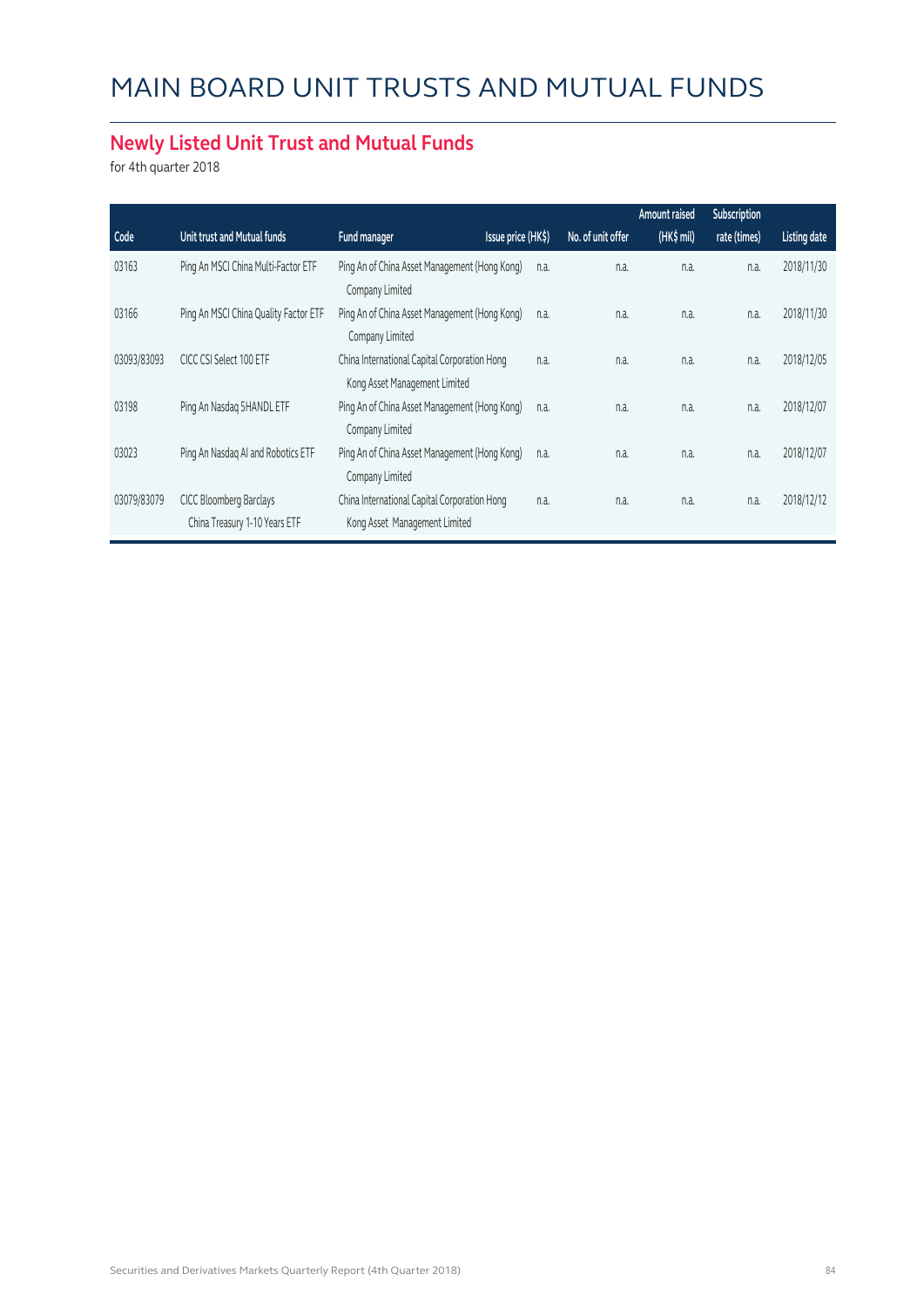# MAIN BOARD UNIT TRUSTS AND MUTUAL FUNDS

## Newly Listed Unit Trust and Mutual Funds

for 4th quarter 2018

| Code | Unit trust and Mutual funds | Fund manager | Issue price (HK$) | No. of unit offer | Amount raised (HK$ mil) | Subscription rate (times) | Listing date |
|---|---|---|---|---|---|---|---|
| 03163 | Ping An MSCI China Multi-Factor ETF | Ping An of China Asset Management (Hong Kong) Company Limited | n.a. | n.a. | n.a. | n.a. | 2018/11/30 |
| 03166 | Ping An MSCI China Quality Factor ETF | Ping An of China Asset Management (Hong Kong) Company Limited | n.a. | n.a. | n.a. | n.a. | 2018/11/30 |
| 03093/83093 | CICC CSI Select 100 ETF | China International Capital Corporation Hong Kong Asset Management Limited | n.a. | n.a. | n.a. | n.a. | 2018/12/05 |
| 03198 | Ping An Nasdaq 5HANDL ETF | Ping An of China Asset Management (Hong Kong) Company Limited | n.a. | n.a. | n.a. | n.a. | 2018/12/07 |
| 03023 | Ping An Nasdaq AI and Robotics ETF | Ping An of China Asset Management (Hong Kong) Company Limited | n.a. | n.a. | n.a. | n.a. | 2018/12/07 |
| 03079/83079 | CICC Bloomberg Barclays China Treasury 1-10 Years ETF | China International Capital Corporation Hong Kong Asset Management Limited | n.a. | n.a. | n.a. | n.a. | 2018/12/12 |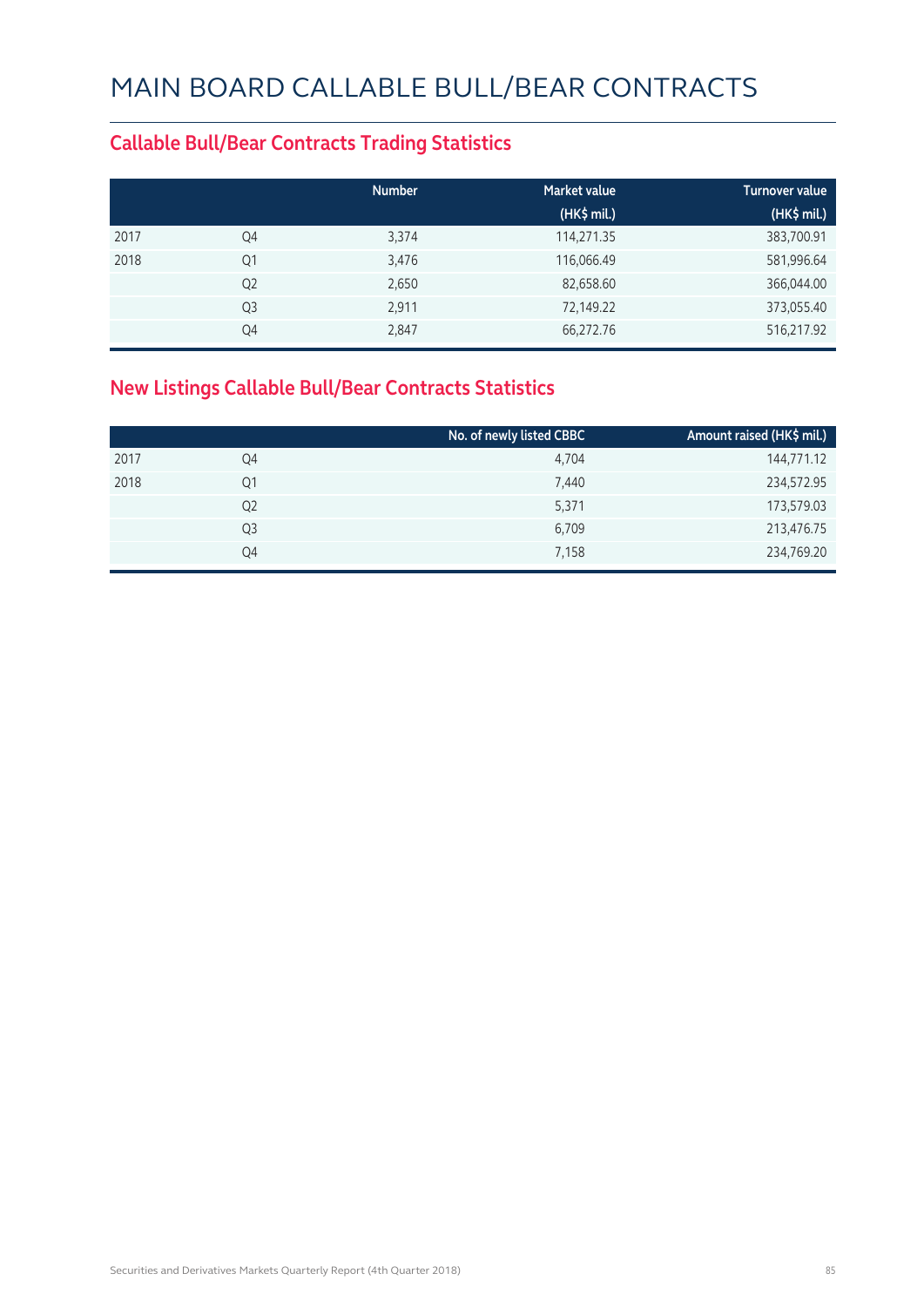# MAIN BOARD CALLABLE BULL/BEAR CONTRACTS

## Callable Bull/Bear Contracts Trading Statistics

| | | Number | Market value (HK$ mil.) | Turnover value (HK$ mil.) |
|---|---|---|---|---|
| 2017 | Q4 | 3,374 | 114,271.35 | 383,700.91 |
| 2018 | Q1 | 3,476 | 116,066.49 | 581,996.64 |
| | Q2 | 2,650 | 82,658.60 | 366,044.00 |
| | Q3 | 2,911 | 72,149.22 | 373,055.40 |
| | Q4 | 2,847 | 66,272.76 | 516,217.92 |

## New Listings Callable Bull/Bear Contracts Statistics

| | | No. of newly listed CBBC | Amount raised (HK$ mil.) |
|---|---|---|---|
| 2017 | Q4 | 4,704 | 144,771.12 |
| 2018 | Q1 | 7,440 | 234,572.95 |
| | Q2 | 5,371 | 173,579.03 |
| | Q3 | 6,709 | 213,476.75 |
| | Q4 | 7,158 | 234,769.20 |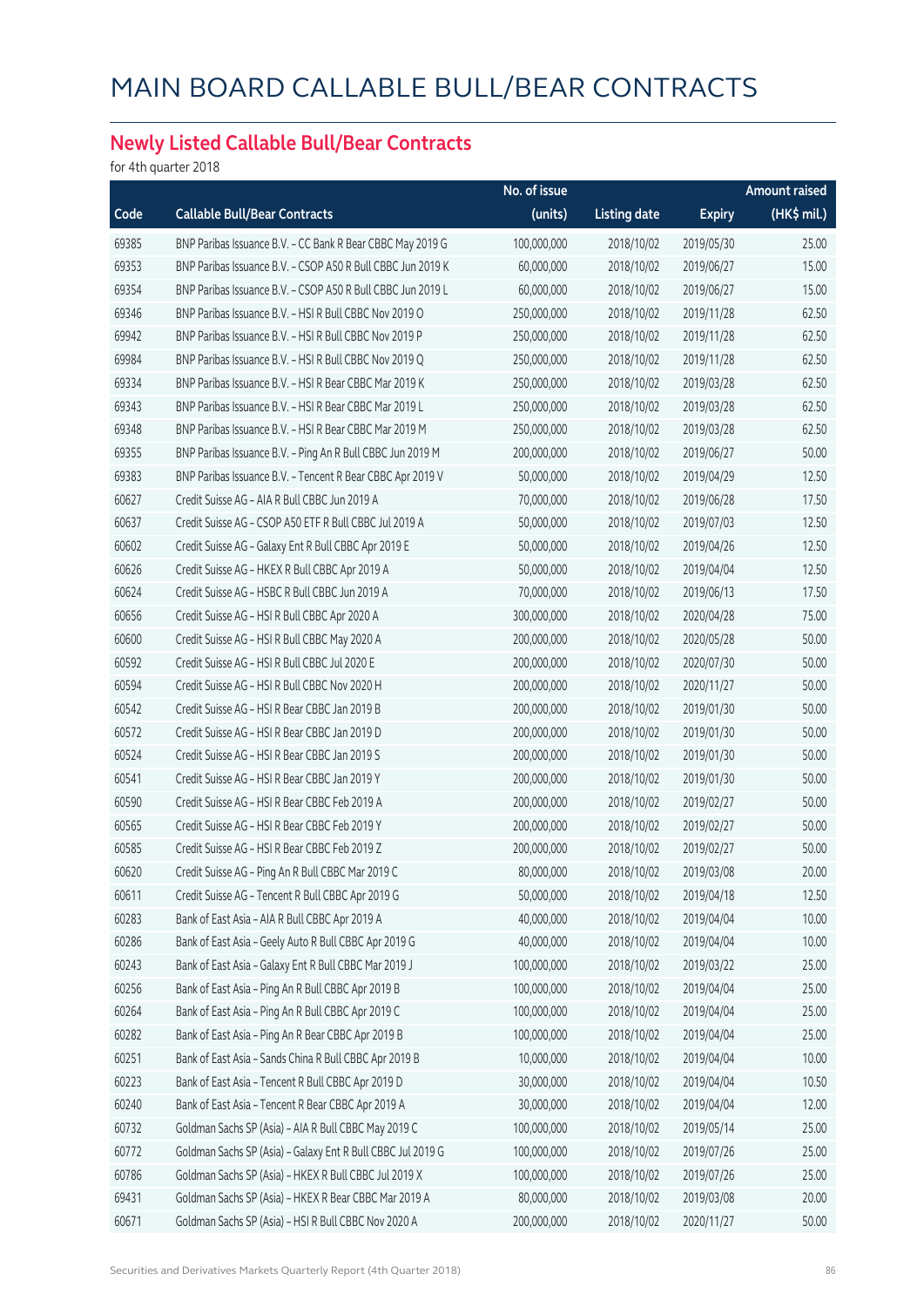# MAIN BOARD CALLABLE BULL/BEAR CONTRACTS

## Newly Listed Callable Bull/Bear Contracts

for 4th quarter 2018

| Code | Callable Bull/Bear Contracts | No. of issue (units) | Listing date | Expiry | Amount raised (HK$ mil.) |
|---|---|---|---|---|---|
| 69385 | BNP Paribas Issuance B.V. – CC Bank R Bear CBBC May 2019 G | 100,000,000 | 2018/10/02 | 2019/05/30 | 25.00 |
| 69353 | BNP Paribas Issuance B.V. – CSOP A50 R Bull CBBC Jun 2019 K | 60,000,000 | 2018/10/02 | 2019/06/27 | 15.00 |
| 69354 | BNP Paribas Issuance B.V. – CSOP A50 R Bull CBBC Jun 2019 L | 60,000,000 | 2018/10/02 | 2019/06/27 | 15.00 |
| 69346 | BNP Paribas Issuance B.V. – HSI R Bull CBBC Nov 2019 O | 250,000,000 | 2018/10/02 | 2019/11/28 | 62.50 |
| 69942 | BNP Paribas Issuance B.V. – HSI R Bull CBBC Nov 2019 P | 250,000,000 | 2018/10/02 | 2019/11/28 | 62.50 |
| 69984 | BNP Paribas Issuance B.V. – HSI R Bull CBBC Nov 2019 Q | 250,000,000 | 2018/10/02 | 2019/11/28 | 62.50 |
| 69334 | BNP Paribas Issuance B.V. – HSI R Bear CBBC Mar 2019 K | 250,000,000 | 2018/10/02 | 2019/03/28 | 62.50 |
| 69343 | BNP Paribas Issuance B.V. – HSI R Bear CBBC Mar 2019 L | 250,000,000 | 2018/10/02 | 2019/03/28 | 62.50 |
| 69348 | BNP Paribas Issuance B.V. – HSI R Bear CBBC Mar 2019 M | 250,000,000 | 2018/10/02 | 2019/03/28 | 62.50 |
| 69355 | BNP Paribas Issuance B.V. – Ping An R Bull CBBC Jun 2019 M | 200,000,000 | 2018/10/02 | 2019/06/27 | 50.00 |
| 69383 | BNP Paribas Issuance B.V. – Tencent R Bear CBBC Apr 2019 V | 50,000,000 | 2018/10/02 | 2019/04/29 | 12.50 |
| 60627 | Credit Suisse AG – AIA R Bull CBBC Jun 2019 A | 70,000,000 | 2018/10/02 | 2019/06/28 | 17.50 |
| 60637 | Credit Suisse AG – CSOP A50 ETF R Bull CBBC Jul 2019 A | 50,000,000 | 2018/10/02 | 2019/07/03 | 12.50 |
| 60602 | Credit Suisse AG – Galaxy Ent R Bull CBBC Apr 2019 E | 50,000,000 | 2018/10/02 | 2019/04/26 | 12.50 |
| 60626 | Credit Suisse AG – HKEX R Bull CBBC Apr 2019 A | 50,000,000 | 2018/10/02 | 2019/04/04 | 12.50 |
| 60624 | Credit Suisse AG – HSBC R Bull CBBC Jun 2019 A | 70,000,000 | 2018/10/02 | 2019/06/13 | 17.50 |
| 60656 | Credit Suisse AG – HSI R Bull CBBC Apr 2020 A | 300,000,000 | 2018/10/02 | 2020/04/28 | 75.00 |
| 60600 | Credit Suisse AG – HSI R Bull CBBC May 2020 A | 200,000,000 | 2018/10/02 | 2020/05/28 | 50.00 |
| 60592 | Credit Suisse AG – HSI R Bull CBBC Jul 2020 E | 200,000,000 | 2018/10/02 | 2020/07/30 | 50.00 |
| 60594 | Credit Suisse AG – HSI R Bull CBBC Nov 2020 H | 200,000,000 | 2018/10/02 | 2020/11/27 | 50.00 |
| 60542 | Credit Suisse AG – HSI R Bear CBBC Jan 2019 B | 200,000,000 | 2018/10/02 | 2019/01/30 | 50.00 |
| 60572 | Credit Suisse AG – HSI R Bear CBBC Jan 2019 D | 200,000,000 | 2018/10/02 | 2019/01/30 | 50.00 |
| 60524 | Credit Suisse AG – HSI R Bear CBBC Jan 2019 S | 200,000,000 | 2018/10/02 | 2019/01/30 | 50.00 |
| 60541 | Credit Suisse AG – HSI R Bear CBBC Jan 2019 Y | 200,000,000 | 2018/10/02 | 2019/01/30 | 50.00 |
| 60590 | Credit Suisse AG – HSI R Bear CBBC Feb 2019 A | 200,000,000 | 2018/10/02 | 2019/02/27 | 50.00 |
| 60565 | Credit Suisse AG – HSI R Bear CBBC Feb 2019 Y | 200,000,000 | 2018/10/02 | 2019/02/27 | 50.00 |
| 60585 | Credit Suisse AG – HSI R Bear CBBC Feb 2019 Z | 200,000,000 | 2018/10/02 | 2019/02/27 | 50.00 |
| 60620 | Credit Suisse AG – Ping An R Bull CBBC Mar 2019 C | 80,000,000 | 2018/10/02 | 2019/03/08 | 20.00 |
| 60611 | Credit Suisse AG – Tencent R Bull CBBC Apr 2019 G | 50,000,000 | 2018/10/02 | 2019/04/18 | 12.50 |
| 60283 | Bank of East Asia – AIA R Bull CBBC Apr 2019 A | 40,000,000 | 2018/10/02 | 2019/04/04 | 10.00 |
| 60286 | Bank of East Asia – Geely Auto R Bull CBBC Apr 2019 G | 40,000,000 | 2018/10/02 | 2019/04/04 | 10.00 |
| 60243 | Bank of East Asia – Galaxy Ent R Bull CBBC Mar 2019 J | 100,000,000 | 2018/10/02 | 2019/03/22 | 25.00 |
| 60256 | Bank of East Asia – Ping An R Bull CBBC Apr 2019 B | 100,000,000 | 2018/10/02 | 2019/04/04 | 25.00 |
| 60264 | Bank of East Asia – Ping An R Bull CBBC Apr 2019 C | 100,000,000 | 2018/10/02 | 2019/04/04 | 25.00 |
| 60282 | Bank of East Asia – Ping An R Bear CBBC Apr 2019 B | 100,000,000 | 2018/10/02 | 2019/04/04 | 25.00 |
| 60251 | Bank of East Asia – Sands China R Bull CBBC Apr 2019 B | 10,000,000 | 2018/10/02 | 2019/04/04 | 10.00 |
| 60223 | Bank of East Asia – Tencent R Bull CBBC Apr 2019 D | 30,000,000 | 2018/10/02 | 2019/04/04 | 10.50 |
| 60240 | Bank of East Asia – Tencent R Bear CBBC Apr 2019 A | 30,000,000 | 2018/10/02 | 2019/04/04 | 12.00 |
| 60732 | Goldman Sachs SP (Asia) – AIA R Bull CBBC May 2019 C | 100,000,000 | 2018/10/02 | 2019/05/14 | 25.00 |
| 60772 | Goldman Sachs SP (Asia) – Galaxy Ent R Bull CBBC Jul 2019 G | 100,000,000 | 2018/10/02 | 2019/07/26 | 25.00 |
| 60786 | Goldman Sachs SP (Asia) – HKEX R Bull CBBC Jul 2019 X | 100,000,000 | 2018/10/02 | 2019/07/26 | 25.00 |
| 69431 | Goldman Sachs SP (Asia) – HKEX R Bear CBBC Mar 2019 A | 80,000,000 | 2018/10/02 | 2019/03/08 | 20.00 |
| 60671 | Goldman Sachs SP (Asia) – HSI R Bull CBBC Nov 2020 A | 200,000,000 | 2018/10/02 | 2020/11/27 | 50.00 |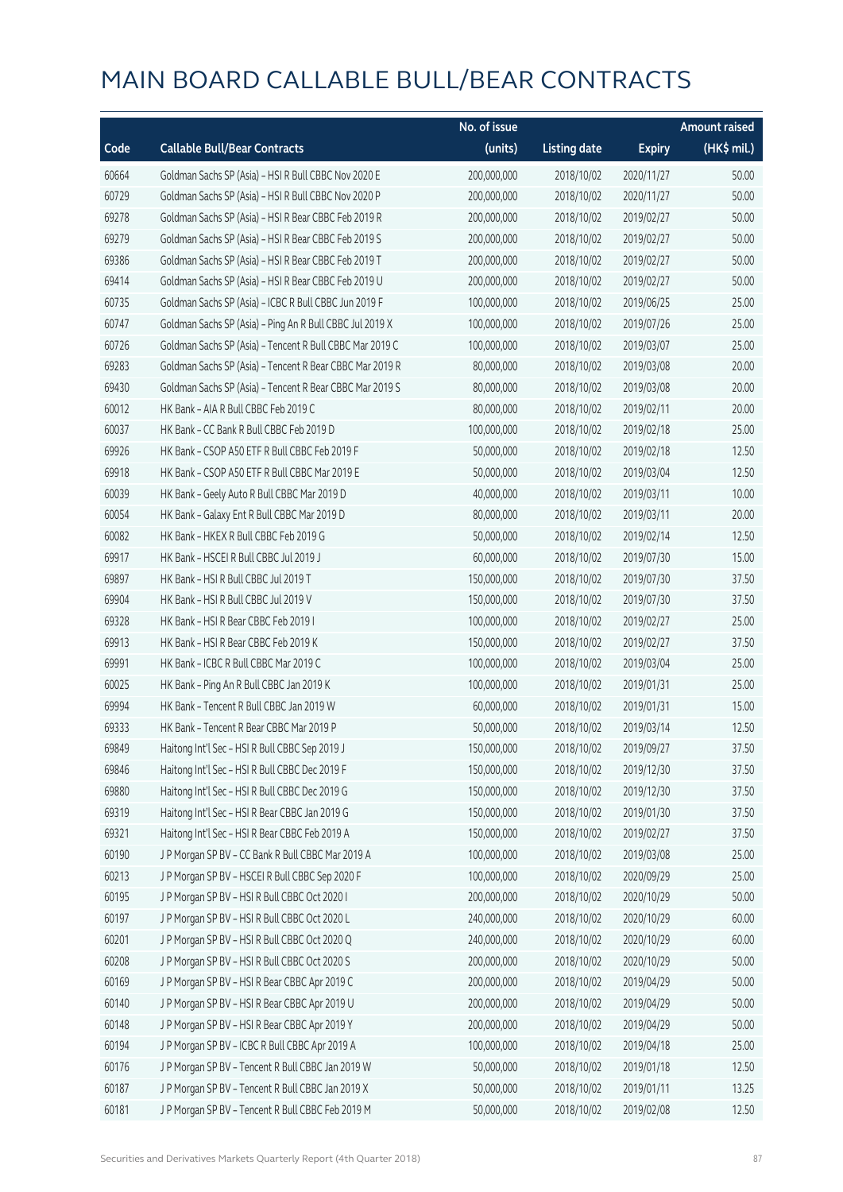# MAIN BOARD CALLABLE BULL/BEAR CONTRACTS

| Code | Callable Bull/Bear Contracts | No. of issue (units) | Listing date | Expiry | Amount raised (HK$ mil.) |
|---|---|---|---|---|---|
| 60664 | Goldman Sachs SP (Asia) - HSI R Bull CBBC Nov 2020 E | 200,000,000 | 2018/10/02 | 2020/11/27 | 50.00 |
| 60729 | Goldman Sachs SP (Asia) - HSI R Bull CBBC Nov 2020 P | 200,000,000 | 2018/10/02 | 2020/11/27 | 50.00 |
| 69278 | Goldman Sachs SP (Asia) - HSI R Bear CBBC Feb 2019 R | 200,000,000 | 2018/10/02 | 2019/02/27 | 50.00 |
| 69279 | Goldman Sachs SP (Asia) - HSI R Bear CBBC Feb 2019 S | 200,000,000 | 2018/10/02 | 2019/02/27 | 50.00 |
| 69386 | Goldman Sachs SP (Asia) - HSI R Bear CBBC Feb 2019 T | 200,000,000 | 2018/10/02 | 2019/02/27 | 50.00 |
| 69414 | Goldman Sachs SP (Asia) - HSI R Bear CBBC Feb 2019 U | 200,000,000 | 2018/10/02 | 2019/02/27 | 50.00 |
| 60735 | Goldman Sachs SP (Asia) - ICBC R Bull CBBC Jun 2019 F | 100,000,000 | 2018/10/02 | 2019/06/25 | 25.00 |
| 60747 | Goldman Sachs SP (Asia) - Ping An R Bull CBBC Jul 2019 X | 100,000,000 | 2018/10/02 | 2019/07/26 | 25.00 |
| 60726 | Goldman Sachs SP (Asia) - Tencent R Bull CBBC Mar 2019 C | 100,000,000 | 2018/10/02 | 2019/03/07 | 25.00 |
| 69283 | Goldman Sachs SP (Asia) - Tencent R Bear CBBC Mar 2019 R | 80,000,000 | 2018/10/02 | 2019/03/08 | 20.00 |
| 69430 | Goldman Sachs SP (Asia) - Tencent R Bear CBBC Mar 2019 S | 80,000,000 | 2018/10/02 | 2019/03/08 | 20.00 |
| 60012 | HK Bank - AIA R Bull CBBC Feb 2019 C | 80,000,000 | 2018/10/02 | 2019/02/11 | 20.00 |
| 60037 | HK Bank - CC Bank R Bull CBBC Feb 2019 D | 100,000,000 | 2018/10/02 | 2019/02/18 | 25.00 |
| 69926 | HK Bank - CSOP A50 ETF R Bull CBBC Feb 2019 F | 50,000,000 | 2018/10/02 | 2019/02/18 | 12.50 |
| 69918 | HK Bank - CSOP A50 ETF R Bull CBBC Mar 2019 E | 50,000,000 | 2018/10/02 | 2019/03/04 | 12.50 |
| 60039 | HK Bank - Geely Auto R Bull CBBC Mar 2019 D | 40,000,000 | 2018/10/02 | 2019/03/11 | 10.00 |
| 60054 | HK Bank - Galaxy Ent R Bull CBBC Mar 2019 D | 80,000,000 | 2018/10/02 | 2019/03/11 | 20.00 |
| 60082 | HK Bank - HKEX R Bull CBBC Feb 2019 G | 50,000,000 | 2018/10/02 | 2019/02/14 | 12.50 |
| 69917 | HK Bank - HSCEI R Bull CBBC Jul 2019 J | 60,000,000 | 2018/10/02 | 2019/07/30 | 15.00 |
| 69897 | HK Bank - HSI R Bull CBBC Jul 2019 T | 150,000,000 | 2018/10/02 | 2019/07/30 | 37.50 |
| 69904 | HK Bank - HSI R Bull CBBC Jul 2019 V | 150,000,000 | 2018/10/02 | 2019/07/30 | 37.50 |
| 69328 | HK Bank - HSI R Bear CBBC Feb 2019 I | 100,000,000 | 2018/10/02 | 2019/02/27 | 25.00 |
| 69913 | HK Bank - HSI R Bear CBBC Feb 2019 K | 150,000,000 | 2018/10/02 | 2019/02/27 | 37.50 |
| 69991 | HK Bank - ICBC R Bull CBBC Mar 2019 C | 100,000,000 | 2018/10/02 | 2019/03/04 | 25.00 |
| 60025 | HK Bank - Ping An R Bull CBBC Jan 2019 K | 100,000,000 | 2018/10/02 | 2019/01/31 | 25.00 |
| 69994 | HK Bank - Tencent R Bull CBBC Jan 2019 W | 60,000,000 | 2018/10/02 | 2019/01/31 | 15.00 |
| 69333 | HK Bank - Tencent R Bear CBBC Mar 2019 P | 50,000,000 | 2018/10/02 | 2019/03/14 | 12.50 |
| 69849 | Haitong Int'l Sec - HSI R Bull CBBC Sep 2019 J | 150,000,000 | 2018/10/02 | 2019/09/27 | 37.50 |
| 69846 | Haitong Int'l Sec - HSI R Bull CBBC Dec 2019 F | 150,000,000 | 2018/10/02 | 2019/12/30 | 37.50 |
| 69880 | Haitong Int'l Sec - HSI R Bull CBBC Dec 2019 G | 150,000,000 | 2018/10/02 | 2019/12/30 | 37.50 |
| 69319 | Haitong Int'l Sec - HSI R Bear CBBC Jan 2019 G | 150,000,000 | 2018/10/02 | 2019/01/30 | 37.50 |
| 69321 | Haitong Int'l Sec - HSI R Bear CBBC Feb 2019 A | 150,000,000 | 2018/10/02 | 2019/02/27 | 37.50 |
| 60190 | J P Morgan SP BV - CC Bank R Bull CBBC Mar 2019 A | 100,000,000 | 2018/10/02 | 2019/03/08 | 25.00 |
| 60213 | J P Morgan SP BV - HSCEI R Bull CBBC Sep 2020 F | 100,000,000 | 2018/10/02 | 2020/09/29 | 25.00 |
| 60195 | J P Morgan SP BV - HSI R Bull CBBC Oct 2020 I | 200,000,000 | 2018/10/02 | 2020/10/29 | 50.00 |
| 60197 | J P Morgan SP BV - HSI R Bull CBBC Oct 2020 L | 240,000,000 | 2018/10/02 | 2020/10/29 | 60.00 |
| 60201 | J P Morgan SP BV - HSI R Bull CBBC Oct 2020 Q | 240,000,000 | 2018/10/02 | 2020/10/29 | 60.00 |
| 60208 | J P Morgan SP BV - HSI R Bull CBBC Oct 2020 S | 200,000,000 | 2018/10/02 | 2020/10/29 | 50.00 |
| 60169 | J P Morgan SP BV - HSI R Bear CBBC Apr 2019 C | 200,000,000 | 2018/10/02 | 2019/04/29 | 50.00 |
| 60140 | J P Morgan SP BV - HSI R Bear CBBC Apr 2019 U | 200,000,000 | 2018/10/02 | 2019/04/29 | 50.00 |
| 60148 | J P Morgan SP BV - HSI R Bear CBBC Apr 2019 Y | 200,000,000 | 2018/10/02 | 2019/04/29 | 50.00 |
| 60194 | J P Morgan SP BV - ICBC R Bull CBBC Apr 2019 A | 100,000,000 | 2018/10/02 | 2019/04/18 | 25.00 |
| 60176 | J P Morgan SP BV - Tencent R Bull CBBC Jan 2019 W | 50,000,000 | 2018/10/02 | 2019/01/18 | 12.50 |
| 60187 | J P Morgan SP BV - Tencent R Bull CBBC Jan 2019 X | 50,000,000 | 2018/10/02 | 2019/01/11 | 13.25 |
| 60181 | J P Morgan SP BV - Tencent R Bull CBBC Feb 2019 M | 50,000,000 | 2018/10/02 | 2019/02/08 | 12.50 |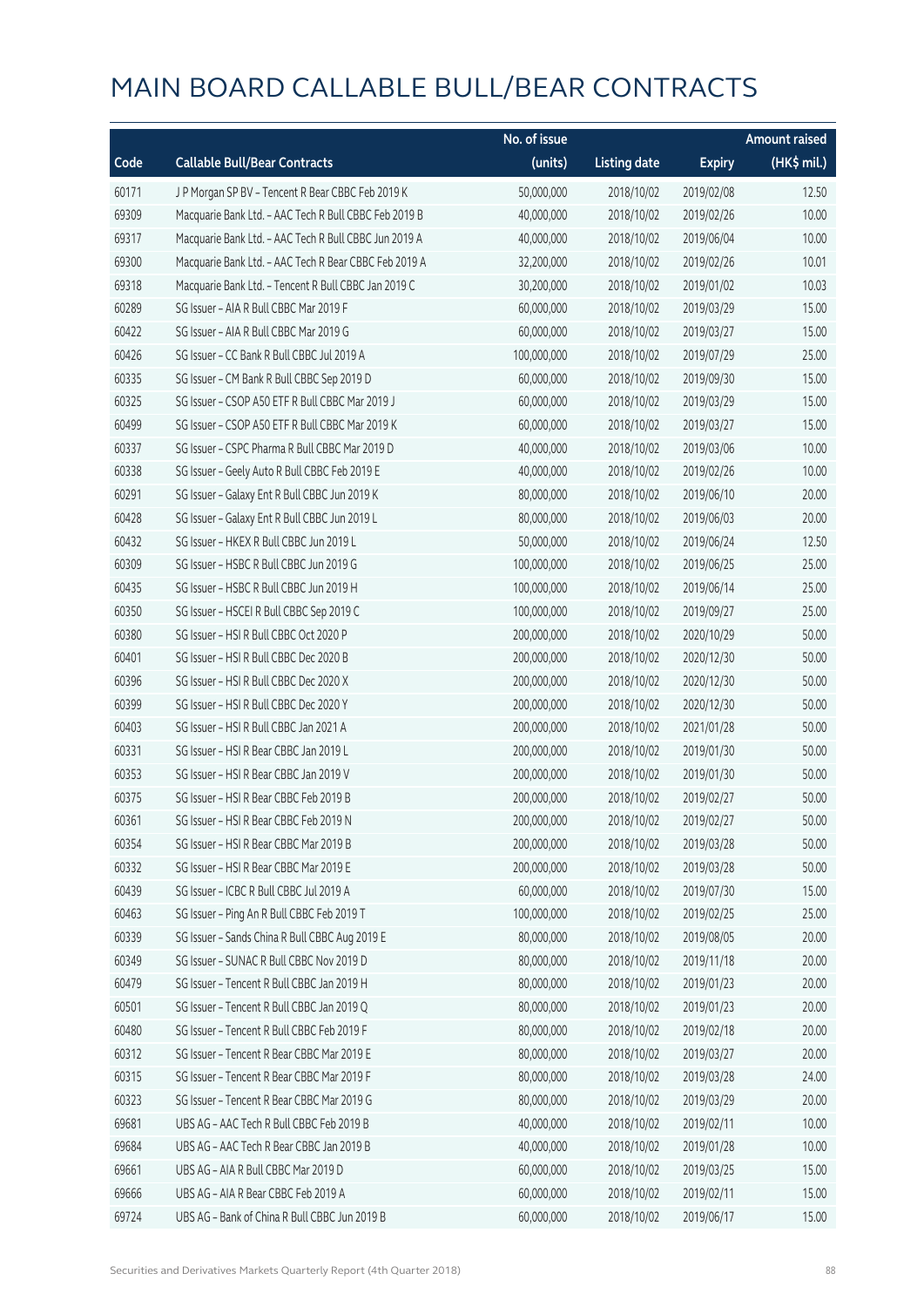# MAIN BOARD CALLABLE BULL/BEAR CONTRACTS

| Code | Callable Bull/Bear Contracts | No. of issue (units) | Listing date | Expiry | Amount raised (HK$ mil.) |
|---|---|---|---|---|---|
| 60171 | J P Morgan SP BV – Tencent R Bear CBBC Feb 2019 K | 50,000,000 | 2018/10/02 | 2019/02/08 | 12.50 |
| 69309 | Macquarie Bank Ltd. – AAC Tech R Bull CBBC Feb 2019 B | 40,000,000 | 2018/10/02 | 2019/02/26 | 10.00 |
| 69317 | Macquarie Bank Ltd. – AAC Tech R Bull CBBC Jun 2019 A | 40,000,000 | 2018/10/02 | 2019/06/04 | 10.00 |
| 69300 | Macquarie Bank Ltd. – AAC Tech R Bear CBBC Feb 2019 A | 32,200,000 | 2018/10/02 | 2019/02/26 | 10.01 |
| 69318 | Macquarie Bank Ltd. – Tencent R Bull CBBC Jan 2019 C | 30,200,000 | 2018/10/02 | 2019/01/02 | 10.03 |
| 60289 | SG Issuer – AIA R Bull CBBC Mar 2019 F | 60,000,000 | 2018/10/02 | 2019/03/29 | 15.00 |
| 60422 | SG Issuer – AIA R Bull CBBC Mar 2019 G | 60,000,000 | 2018/10/02 | 2019/03/27 | 15.00 |
| 60426 | SG Issuer – CC Bank R Bull CBBC Jul 2019 A | 100,000,000 | 2018/10/02 | 2019/07/29 | 25.00 |
| 60335 | SG Issuer – CM Bank R Bull CBBC Sep 2019 D | 60,000,000 | 2018/10/02 | 2019/09/30 | 15.00 |
| 60325 | SG Issuer – CSOP A50 ETF R Bull CBBC Mar 2019 J | 60,000,000 | 2018/10/02 | 2019/03/29 | 15.00 |
| 60499 | SG Issuer – CSOP A50 ETF R Bull CBBC Mar 2019 K | 60,000,000 | 2018/10/02 | 2019/03/27 | 15.00 |
| 60337 | SG Issuer – CSPC Pharma R Bull CBBC Mar 2019 D | 40,000,000 | 2018/10/02 | 2019/03/06 | 10.00 |
| 60338 | SG Issuer – Geely Auto R Bull CBBC Feb 2019 E | 40,000,000 | 2018/10/02 | 2019/02/26 | 10.00 |
| 60291 | SG Issuer – Galaxy Ent R Bull CBBC Jun 2019 K | 80,000,000 | 2018/10/02 | 2019/06/10 | 20.00 |
| 60428 | SG Issuer – Galaxy Ent R Bull CBBC Jun 2019 L | 80,000,000 | 2018/10/02 | 2019/06/03 | 20.00 |
| 60432 | SG Issuer – HKEX R Bull CBBC Jun 2019 L | 50,000,000 | 2018/10/02 | 2019/06/24 | 12.50 |
| 60309 | SG Issuer – HSBC R Bull CBBC Jun 2019 G | 100,000,000 | 2018/10/02 | 2019/06/25 | 25.00 |
| 60435 | SG Issuer – HSBC R Bull CBBC Jun 2019 H | 100,000,000 | 2018/10/02 | 2019/06/14 | 25.00 |
| 60350 | SG Issuer – HSCEI R Bull CBBC Sep 2019 C | 100,000,000 | 2018/10/02 | 2019/09/27 | 25.00 |
| 60380 | SG Issuer – HSI R Bull CBBC Oct 2020 P | 200,000,000 | 2018/10/02 | 2020/10/29 | 50.00 |
| 60401 | SG Issuer – HSI R Bull CBBC Dec 2020 B | 200,000,000 | 2018/10/02 | 2020/12/30 | 50.00 |
| 60396 | SG Issuer – HSI R Bull CBBC Dec 2020 X | 200,000,000 | 2018/10/02 | 2020/12/30 | 50.00 |
| 60399 | SG Issuer – HSI R Bull CBBC Dec 2020 Y | 200,000,000 | 2018/10/02 | 2020/12/30 | 50.00 |
| 60403 | SG Issuer – HSI R Bull CBBC Jan 2021 A | 200,000,000 | 2018/10/02 | 2021/01/28 | 50.00 |
| 60331 | SG Issuer – HSI R Bear CBBC Jan 2019 L | 200,000,000 | 2018/10/02 | 2019/01/30 | 50.00 |
| 60353 | SG Issuer – HSI R Bear CBBC Jan 2019 V | 200,000,000 | 2018/10/02 | 2019/01/30 | 50.00 |
| 60375 | SG Issuer – HSI R Bear CBBC Feb 2019 B | 200,000,000 | 2018/10/02 | 2019/02/27 | 50.00 |
| 60361 | SG Issuer – HSI R Bear CBBC Feb 2019 N | 200,000,000 | 2018/10/02 | 2019/02/27 | 50.00 |
| 60354 | SG Issuer – HSI R Bear CBBC Mar 2019 B | 200,000,000 | 2018/10/02 | 2019/03/28 | 50.00 |
| 60332 | SG Issuer – HSI R Bear CBBC Mar 2019 E | 200,000,000 | 2018/10/02 | 2019/03/28 | 50.00 |
| 60439 | SG Issuer – ICBC R Bull CBBC Jul 2019 A | 60,000,000 | 2018/10/02 | 2019/07/30 | 15.00 |
| 60463 | SG Issuer – Ping An R Bull CBBC Feb 2019 T | 100,000,000 | 2018/10/02 | 2019/02/25 | 25.00 |
| 60339 | SG Issuer – Sands China R Bull CBBC Aug 2019 E | 80,000,000 | 2018/10/02 | 2019/08/05 | 20.00 |
| 60349 | SG Issuer – SUNAC R Bull CBBC Nov 2019 D | 80,000,000 | 2018/10/02 | 2019/11/18 | 20.00 |
| 60479 | SG Issuer – Tencent R Bull CBBC Jan 2019 H | 80,000,000 | 2018/10/02 | 2019/01/23 | 20.00 |
| 60501 | SG Issuer – Tencent R Bull CBBC Jan 2019 Q | 80,000,000 | 2018/10/02 | 2019/01/23 | 20.00 |
| 60480 | SG Issuer – Tencent R Bull CBBC Feb 2019 F | 80,000,000 | 2018/10/02 | 2019/02/18 | 20.00 |
| 60312 | SG Issuer – Tencent R Bear CBBC Mar 2019 E | 80,000,000 | 2018/10/02 | 2019/03/27 | 20.00 |
| 60315 | SG Issuer – Tencent R Bear CBBC Mar 2019 F | 80,000,000 | 2018/10/02 | 2019/03/28 | 24.00 |
| 60323 | SG Issuer – Tencent R Bear CBBC Mar 2019 G | 80,000,000 | 2018/10/02 | 2019/03/29 | 20.00 |
| 69681 | UBS AG – AAC Tech R Bull CBBC Feb 2019 B | 40,000,000 | 2018/10/02 | 2019/02/11 | 10.00 |
| 69684 | UBS AG – AAC Tech R Bear CBBC Jan 2019 B | 40,000,000 | 2018/10/02 | 2019/01/28 | 10.00 |
| 69661 | UBS AG – AIA R Bull CBBC Mar 2019 D | 60,000,000 | 2018/10/02 | 2019/03/25 | 15.00 |
| 69666 | UBS AG – AIA R Bear CBBC Feb 2019 A | 60,000,000 | 2018/10/02 | 2019/02/11 | 15.00 |
| 69724 | UBS AG – Bank of China R Bull CBBC Jun 2019 B | 60,000,000 | 2018/10/02 | 2019/06/17 | 15.00 |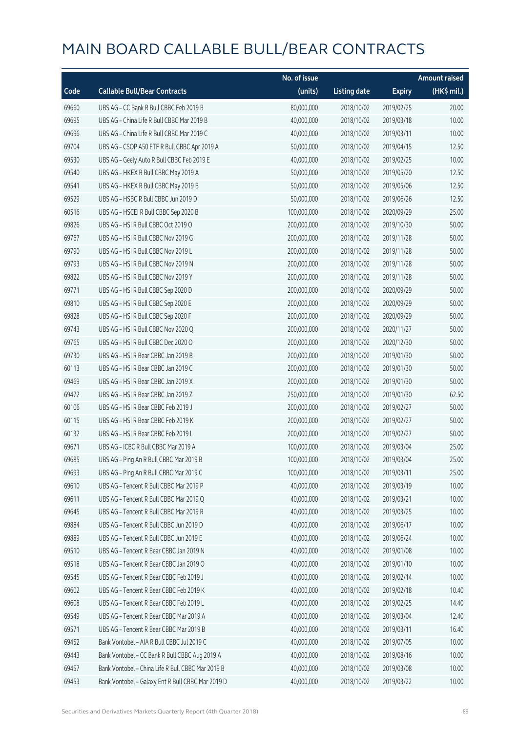# MAIN BOARD CALLABLE BULL/BEAR CONTRACTS

| Code | Callable Bull/Bear Contracts | No. of issue (units) | Listing date | Expiry | Amount raised (HK$ mil.) |
|---|---|---|---|---|---|
| 69660 | UBS AG – CC Bank R Bull CBBC Feb 2019 B | 80,000,000 | 2018/10/02 | 2019/02/25 | 20.00 |
| 69695 | UBS AG – China Life R Bull CBBC Mar 2019 B | 40,000,000 | 2018/10/02 | 2019/03/18 | 10.00 |
| 69696 | UBS AG – China Life R Bull CBBC Mar 2019 C | 40,000,000 | 2018/10/02 | 2019/03/11 | 10.00 |
| 69704 | UBS AG – CSOP A50 ETF R Bull CBBC Apr 2019 A | 50,000,000 | 2018/10/02 | 2019/04/15 | 12.50 |
| 69530 | UBS AG – Geely Auto R Bull CBBC Feb 2019 E | 40,000,000 | 2018/10/02 | 2019/02/25 | 10.00 |
| 69540 | UBS AG – HKEX R Bull CBBC May 2019 A | 50,000,000 | 2018/10/02 | 2019/05/20 | 12.50 |
| 69541 | UBS AG – HKEX R Bull CBBC May 2019 B | 50,000,000 | 2018/10/02 | 2019/05/06 | 12.50 |
| 69529 | UBS AG – HSBC R Bull CBBC Jun 2019 D | 50,000,000 | 2018/10/02 | 2019/06/26 | 12.50 |
| 60516 | UBS AG – HSCEI R Bull CBBC Sep 2020 B | 100,000,000 | 2018/10/02 | 2020/09/29 | 25.00 |
| 69826 | UBS AG – HSI R Bull CBBC Oct 2019 O | 200,000,000 | 2018/10/02 | 2019/10/30 | 50.00 |
| 69767 | UBS AG – HSI R Bull CBBC Nov 2019 G | 200,000,000 | 2018/10/02 | 2019/11/28 | 50.00 |
| 69790 | UBS AG – HSI R Bull CBBC Nov 2019 L | 200,000,000 | 2018/10/02 | 2019/11/28 | 50.00 |
| 69793 | UBS AG – HSI R Bull CBBC Nov 2019 N | 200,000,000 | 2018/10/02 | 2019/11/28 | 50.00 |
| 69822 | UBS AG – HSI R Bull CBBC Nov 2019 Y | 200,000,000 | 2018/10/02 | 2019/11/28 | 50.00 |
| 69771 | UBS AG – HSI R Bull CBBC Sep 2020 D | 200,000,000 | 2018/10/02 | 2020/09/29 | 50.00 |
| 69810 | UBS AG – HSI R Bull CBBC Sep 2020 E | 200,000,000 | 2018/10/02 | 2020/09/29 | 50.00 |
| 69828 | UBS AG – HSI R Bull CBBC Sep 2020 F | 200,000,000 | 2018/10/02 | 2020/09/29 | 50.00 |
| 69743 | UBS AG – HSI R Bull CBBC Nov 2020 Q | 200,000,000 | 2018/10/02 | 2020/11/27 | 50.00 |
| 69765 | UBS AG – HSI R Bull CBBC Dec 2020 O | 200,000,000 | 2018/10/02 | 2020/12/30 | 50.00 |
| 69730 | UBS AG – HSI R Bear CBBC Jan 2019 B | 200,000,000 | 2018/10/02 | 2019/01/30 | 50.00 |
| 60113 | UBS AG – HSI R Bear CBBC Jan 2019 C | 200,000,000 | 2018/10/02 | 2019/01/30 | 50.00 |
| 69469 | UBS AG – HSI R Bear CBBC Jan 2019 X | 200,000,000 | 2018/10/02 | 2019/01/30 | 50.00 |
| 69472 | UBS AG – HSI R Bear CBBC Jan 2019 Z | 250,000,000 | 2018/10/02 | 2019/01/30 | 62.50 |
| 60106 | UBS AG – HSI R Bear CBBC Feb 2019 J | 200,000,000 | 2018/10/02 | 2019/02/27 | 50.00 |
| 60115 | UBS AG – HSI R Bear CBBC Feb 2019 K | 200,000,000 | 2018/10/02 | 2019/02/27 | 50.00 |
| 60132 | UBS AG – HSI R Bear CBBC Feb 2019 L | 200,000,000 | 2018/10/02 | 2019/02/27 | 50.00 |
| 69671 | UBS AG – ICBC R Bull CBBC Mar 2019 A | 100,000,000 | 2018/10/02 | 2019/03/04 | 25.00 |
| 69685 | UBS AG – Ping An R Bull CBBC Mar 2019 B | 100,000,000 | 2018/10/02 | 2019/03/04 | 25.00 |
| 69693 | UBS AG – Ping An R Bull CBBC Mar 2019 C | 100,000,000 | 2018/10/02 | 2019/03/11 | 25.00 |
| 69610 | UBS AG – Tencent R Bull CBBC Mar 2019 P | 40,000,000 | 2018/10/02 | 2019/03/19 | 10.00 |
| 69611 | UBS AG – Tencent R Bull CBBC Mar 2019 Q | 40,000,000 | 2018/10/02 | 2019/03/21 | 10.00 |
| 69645 | UBS AG – Tencent R Bull CBBC Mar 2019 R | 40,000,000 | 2018/10/02 | 2019/03/25 | 10.00 |
| 69884 | UBS AG – Tencent R Bull CBBC Jun 2019 D | 40,000,000 | 2018/10/02 | 2019/06/17 | 10.00 |
| 69889 | UBS AG – Tencent R Bull CBBC Jun 2019 E | 40,000,000 | 2018/10/02 | 2019/06/24 | 10.00 |
| 69510 | UBS AG – Tencent R Bear CBBC Jan 2019 N | 40,000,000 | 2018/10/02 | 2019/01/08 | 10.00 |
| 69518 | UBS AG – Tencent R Bear CBBC Jan 2019 O | 40,000,000 | 2018/10/02 | 2019/01/10 | 10.00 |
| 69545 | UBS AG – Tencent R Bear CBBC Feb 2019 J | 40,000,000 | 2018/10/02 | 2019/02/14 | 10.00 |
| 69602 | UBS AG – Tencent R Bear CBBC Feb 2019 K | 40,000,000 | 2018/10/02 | 2019/02/18 | 10.40 |
| 69608 | UBS AG – Tencent R Bear CBBC Feb 2019 L | 40,000,000 | 2018/10/02 | 2019/02/25 | 14.40 |
| 69549 | UBS AG – Tencent R Bear CBBC Mar 2019 A | 40,000,000 | 2018/10/02 | 2019/03/04 | 12.40 |
| 69571 | UBS AG – Tencent R Bear CBBC Mar 2019 B | 40,000,000 | 2018/10/02 | 2019/03/11 | 16.40 |
| 69452 | Bank Vontobel – AIA R Bull CBBC Jul 2019 C | 40,000,000 | 2018/10/02 | 2019/07/05 | 10.00 |
| 69443 | Bank Vontobel – CC Bank R Bull CBBC Aug 2019 A | 40,000,000 | 2018/10/02 | 2019/08/16 | 10.00 |
| 69457 | Bank Vontobel – China Life R Bull CBBC Mar 2019 B | 40,000,000 | 2018/10/02 | 2019/03/08 | 10.00 |
| 69453 | Bank Vontobel – Galaxy Ent R Bull CBBC Mar 2019 D | 40,000,000 | 2018/10/02 | 2019/03/22 | 10.00 |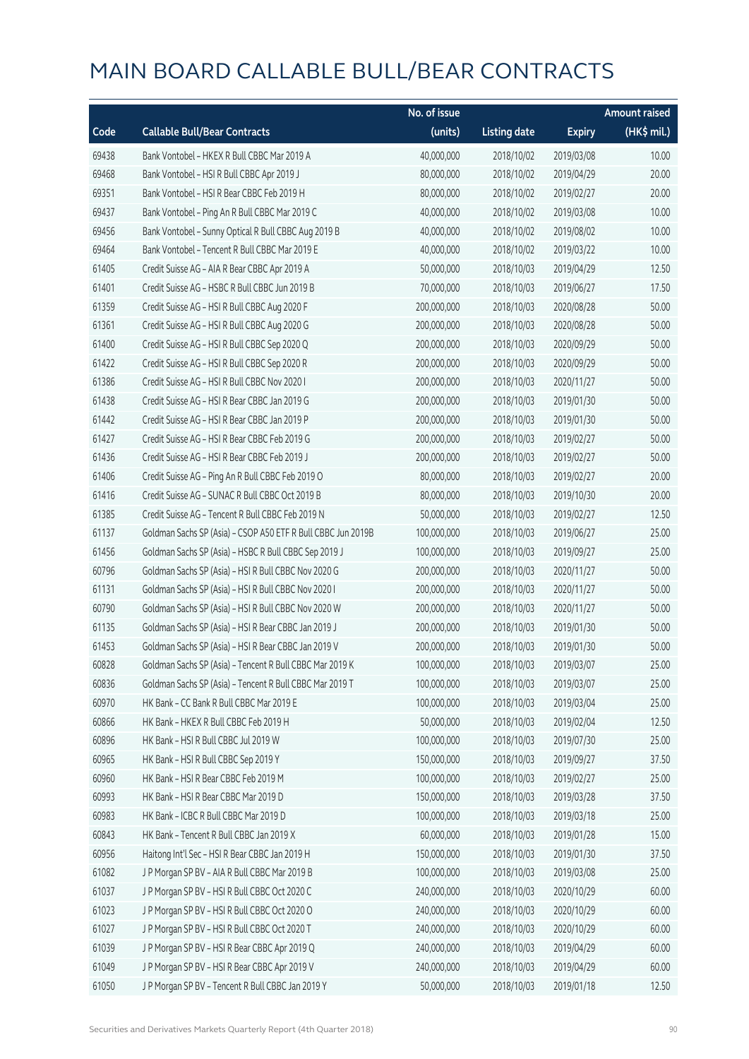# MAIN BOARD CALLABLE BULL/BEAR CONTRACTS

| Code | Callable Bull/Bear Contracts | No. of issue (units) | Listing date | Expiry | Amount raised (HK$ mil.) |
|---|---|---|---|---|---|
| 69438 | Bank Vontobel – HKEX R Bull CBBC Mar 2019 A | 40,000,000 | 2018/10/02 | 2019/03/08 | 10.00 |
| 69468 | Bank Vontobel – HSI R Bull CBBC Apr 2019 J | 80,000,000 | 2018/10/02 | 2019/04/29 | 20.00 |
| 69351 | Bank Vontobel – HSI R Bear CBBC Feb 2019 H | 80,000,000 | 2018/10/02 | 2019/02/27 | 20.00 |
| 69437 | Bank Vontobel – Ping An R Bull CBBC Mar 2019 C | 40,000,000 | 2018/10/02 | 2019/03/08 | 10.00 |
| 69456 | Bank Vontobel – Sunny Optical R Bull CBBC Aug 2019 B | 40,000,000 | 2018/10/02 | 2019/08/02 | 10.00 |
| 69464 | Bank Vontobel – Tencent R Bull CBBC Mar 2019 E | 40,000,000 | 2018/10/02 | 2019/03/22 | 10.00 |
| 61405 | Credit Suisse AG – AIA R Bear CBBC Apr 2019 A | 50,000,000 | 2018/10/03 | 2019/04/29 | 12.50 |
| 61401 | Credit Suisse AG – HSBC R Bull CBBC Jun 2019 B | 70,000,000 | 2018/10/03 | 2019/06/27 | 17.50 |
| 61359 | Credit Suisse AG – HSI R Bull CBBC Aug 2020 F | 200,000,000 | 2018/10/03 | 2020/08/28 | 50.00 |
| 61361 | Credit Suisse AG – HSI R Bull CBBC Aug 2020 G | 200,000,000 | 2018/10/03 | 2020/08/28 | 50.00 |
| 61400 | Credit Suisse AG – HSI R Bull CBBC Sep 2020 Q | 200,000,000 | 2018/10/03 | 2020/09/29 | 50.00 |
| 61422 | Credit Suisse AG – HSI R Bull CBBC Sep 2020 R | 200,000,000 | 2018/10/03 | 2020/09/29 | 50.00 |
| 61386 | Credit Suisse AG – HSI R Bull CBBC Nov 2020 I | 200,000,000 | 2018/10/03 | 2020/11/27 | 50.00 |
| 61438 | Credit Suisse AG – HSI R Bear CBBC Jan 2019 G | 200,000,000 | 2018/10/03 | 2019/01/30 | 50.00 |
| 61442 | Credit Suisse AG – HSI R Bear CBBC Jan 2019 P | 200,000,000 | 2018/10/03 | 2019/01/30 | 50.00 |
| 61427 | Credit Suisse AG – HSI R Bear CBBC Feb 2019 G | 200,000,000 | 2018/10/03 | 2019/02/27 | 50.00 |
| 61436 | Credit Suisse AG – HSI R Bear CBBC Feb 2019 J | 200,000,000 | 2018/10/03 | 2019/02/27 | 50.00 |
| 61406 | Credit Suisse AG – Ping An R Bull CBBC Feb 2019 O | 80,000,000 | 2018/10/03 | 2019/02/27 | 20.00 |
| 61416 | Credit Suisse AG – SUNAC R Bull CBBC Oct 2019 B | 80,000,000 | 2018/10/03 | 2019/10/30 | 20.00 |
| 61385 | Credit Suisse AG – Tencent R Bull CBBC Feb 2019 N | 50,000,000 | 2018/10/03 | 2019/02/27 | 12.50 |
| 61137 | Goldman Sachs SP (Asia) – CSOP A50 ETF R Bull CBBC Jun 2019B | 100,000,000 | 2018/10/03 | 2019/06/27 | 25.00 |
| 61456 | Goldman Sachs SP (Asia) – HSBC R Bull CBBC Sep 2019 J | 100,000,000 | 2018/10/03 | 2019/09/27 | 25.00 |
| 60796 | Goldman Sachs SP (Asia) – HSI R Bull CBBC Nov 2020 G | 200,000,000 | 2018/10/03 | 2020/11/27 | 50.00 |
| 61131 | Goldman Sachs SP (Asia) – HSI R Bull CBBC Nov 2020 I | 200,000,000 | 2018/10/03 | 2020/11/27 | 50.00 |
| 60790 | Goldman Sachs SP (Asia) – HSI R Bull CBBC Nov 2020 W | 200,000,000 | 2018/10/03 | 2020/11/27 | 50.00 |
| 61135 | Goldman Sachs SP (Asia) – HSI R Bear CBBC Jan 2019 J | 200,000,000 | 2018/10/03 | 2019/01/30 | 50.00 |
| 61453 | Goldman Sachs SP (Asia) – HSI R Bear CBBC Jan 2019 V | 200,000,000 | 2018/10/03 | 2019/01/30 | 50.00 |
| 60828 | Goldman Sachs SP (Asia) – Tencent R Bull CBBC Mar 2019 K | 100,000,000 | 2018/10/03 | 2019/03/07 | 25.00 |
| 60836 | Goldman Sachs SP (Asia) – Tencent R Bull CBBC Mar 2019 T | 100,000,000 | 2018/10/03 | 2019/03/07 | 25.00 |
| 60970 | HK Bank – CC Bank R Bull CBBC Mar 2019 E | 100,000,000 | 2018/10/03 | 2019/03/04 | 25.00 |
| 60866 | HK Bank – HKEX R Bull CBBC Feb 2019 H | 50,000,000 | 2018/10/03 | 2019/02/04 | 12.50 |
| 60896 | HK Bank – HSI R Bull CBBC Jul 2019 W | 100,000,000 | 2018/10/03 | 2019/07/30 | 25.00 |
| 60965 | HK Bank – HSI R Bull CBBC Sep 2019 Y | 150,000,000 | 2018/10/03 | 2019/09/27 | 37.50 |
| 60960 | HK Bank – HSI R Bear CBBC Feb 2019 M | 100,000,000 | 2018/10/03 | 2019/02/27 | 25.00 |
| 60993 | HK Bank – HSI R Bear CBBC Mar 2019 D | 150,000,000 | 2018/10/03 | 2019/03/28 | 37.50 |
| 60983 | HK Bank – ICBC R Bull CBBC Mar 2019 D | 100,000,000 | 2018/10/03 | 2019/03/18 | 25.00 |
| 60843 | HK Bank – Tencent R Bull CBBC Jan 2019 X | 60,000,000 | 2018/10/03 | 2019/01/28 | 15.00 |
| 60956 | Haitong Int'l Sec – HSI R Bear CBBC Jan 2019 H | 150,000,000 | 2018/10/03 | 2019/01/30 | 37.50 |
| 61082 | J P Morgan SP BV – AIA R Bull CBBC Mar 2019 B | 100,000,000 | 2018/10/03 | 2019/03/08 | 25.00 |
| 61037 | J P Morgan SP BV – HSI R Bull CBBC Oct 2020 C | 240,000,000 | 2018/10/03 | 2020/10/29 | 60.00 |
| 61023 | J P Morgan SP BV – HSI R Bull CBBC Oct 2020 O | 240,000,000 | 2018/10/03 | 2020/10/29 | 60.00 |
| 61027 | J P Morgan SP BV – HSI R Bull CBBC Oct 2020 T | 240,000,000 | 2018/10/03 | 2020/10/29 | 60.00 |
| 61039 | J P Morgan SP BV – HSI R Bear CBBC Apr 2019 Q | 240,000,000 | 2018/10/03 | 2019/04/29 | 60.00 |
| 61049 | J P Morgan SP BV – HSI R Bear CBBC Apr 2019 V | 240,000,000 | 2018/10/03 | 2019/04/29 | 60.00 |
| 61050 | J P Morgan SP BV – Tencent R Bull CBBC Jan 2019 Y | 50,000,000 | 2018/10/03 | 2019/01/18 | 12.50 |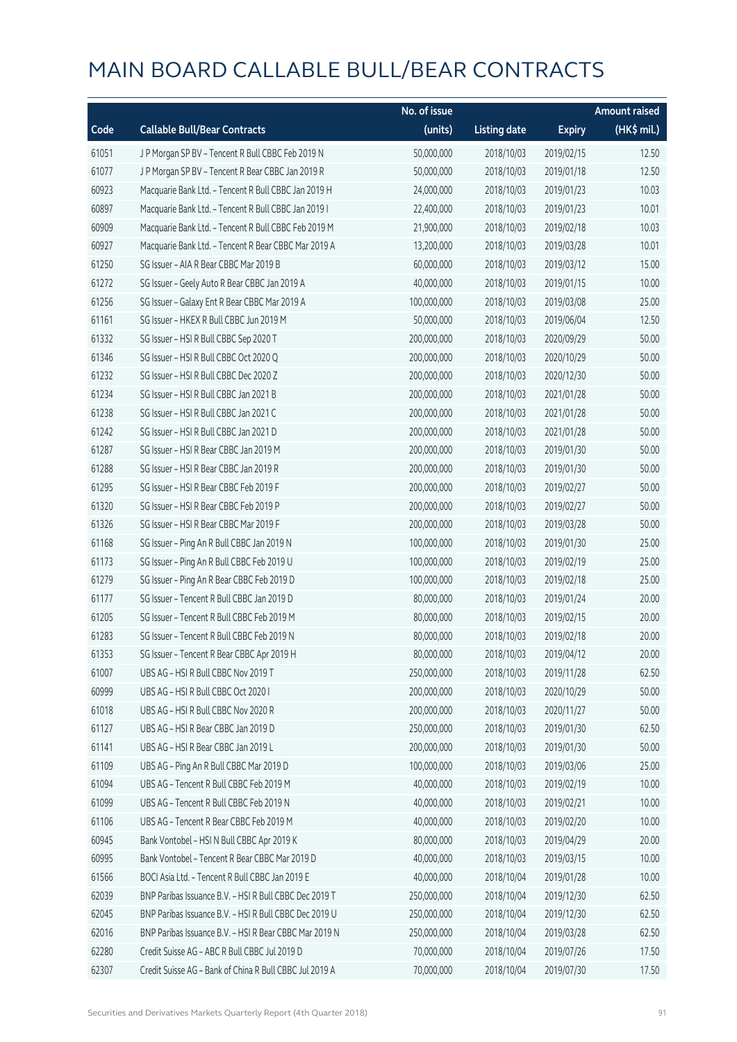# MAIN BOARD CALLABLE BULL/BEAR CONTRACTS

| Code | Callable Bull/Bear Contracts | No. of issue (units) | Listing date | Expiry | Amount raised (HK$ mil.) |
|---|---|---|---|---|---|
| 61051 | J P Morgan SP BV – Tencent R Bull CBBC Feb 2019 N | 50,000,000 | 2018/10/03 | 2019/02/15 | 12.50 |
| 61077 | J P Morgan SP BV – Tencent R Bear CBBC Jan 2019 R | 50,000,000 | 2018/10/03 | 2019/01/18 | 12.50 |
| 60923 | Macquarie Bank Ltd. – Tencent R Bull CBBC Jan 2019 H | 24,000,000 | 2018/10/03 | 2019/01/23 | 10.03 |
| 60897 | Macquarie Bank Ltd. – Tencent R Bull CBBC Jan 2019 I | 22,400,000 | 2018/10/03 | 2019/01/23 | 10.01 |
| 60909 | Macquarie Bank Ltd. – Tencent R Bull CBBC Feb 2019 M | 21,900,000 | 2018/10/03 | 2019/02/18 | 10.03 |
| 60927 | Macquarie Bank Ltd. – Tencent R Bear CBBC Mar 2019 A | 13,200,000 | 2018/10/03 | 2019/03/28 | 10.01 |
| 61250 | SG Issuer – AIA R Bear CBBC Mar 2019 B | 60,000,000 | 2018/10/03 | 2019/03/12 | 15.00 |
| 61272 | SG Issuer – Geely Auto R Bear CBBC Jan 2019 A | 40,000,000 | 2018/10/03 | 2019/01/15 | 10.00 |
| 61256 | SG Issuer – Galaxy Ent R Bear CBBC Mar 2019 A | 100,000,000 | 2018/10/03 | 2019/03/08 | 25.00 |
| 61161 | SG Issuer – HKEX R Bull CBBC Jun 2019 M | 50,000,000 | 2018/10/03 | 2019/06/04 | 12.50 |
| 61332 | SG Issuer – HSI R Bull CBBC Sep 2020 T | 200,000,000 | 2018/10/03 | 2020/09/29 | 50.00 |
| 61346 | SG Issuer – HSI R Bull CBBC Oct 2020 Q | 200,000,000 | 2018/10/03 | 2020/10/29 | 50.00 |
| 61232 | SG Issuer – HSI R Bull CBBC Dec 2020 Z | 200,000,000 | 2018/10/03 | 2020/12/30 | 50.00 |
| 61234 | SG Issuer – HSI R Bull CBBC Jan 2021 B | 200,000,000 | 2018/10/03 | 2021/01/28 | 50.00 |
| 61238 | SG Issuer – HSI R Bull CBBC Jan 2021 C | 200,000,000 | 2018/10/03 | 2021/01/28 | 50.00 |
| 61242 | SG Issuer – HSI R Bull CBBC Jan 2021 D | 200,000,000 | 2018/10/03 | 2021/01/28 | 50.00 |
| 61287 | SG Issuer – HSI R Bear CBBC Jan 2019 M | 200,000,000 | 2018/10/03 | 2019/01/30 | 50.00 |
| 61288 | SG Issuer – HSI R Bear CBBC Jan 2019 R | 200,000,000 | 2018/10/03 | 2019/01/30 | 50.00 |
| 61295 | SG Issuer – HSI R Bear CBBC Feb 2019 F | 200,000,000 | 2018/10/03 | 2019/02/27 | 50.00 |
| 61320 | SG Issuer – HSI R Bear CBBC Feb 2019 P | 200,000,000 | 2018/10/03 | 2019/02/27 | 50.00 |
| 61326 | SG Issuer – HSI R Bear CBBC Mar 2019 F | 200,000,000 | 2018/10/03 | 2019/03/28 | 50.00 |
| 61168 | SG Issuer – Ping An R Bull CBBC Jan 2019 N | 100,000,000 | 2018/10/03 | 2019/01/30 | 25.00 |
| 61173 | SG Issuer – Ping An R Bull CBBC Feb 2019 U | 100,000,000 | 2018/10/03 | 2019/02/19 | 25.00 |
| 61279 | SG Issuer – Ping An R Bear CBBC Feb 2019 D | 100,000,000 | 2018/10/03 | 2019/02/18 | 25.00 |
| 61177 | SG Issuer – Tencent R Bull CBBC Jan 2019 D | 80,000,000 | 2018/10/03 | 2019/01/24 | 20.00 |
| 61205 | SG Issuer – Tencent R Bull CBBC Feb 2019 M | 80,000,000 | 2018/10/03 | 2019/02/15 | 20.00 |
| 61283 | SG Issuer – Tencent R Bull CBBC Feb 2019 N | 80,000,000 | 2018/10/03 | 2019/02/18 | 20.00 |
| 61353 | SG Issuer – Tencent R Bear CBBC Apr 2019 H | 80,000,000 | 2018/10/03 | 2019/04/12 | 20.00 |
| 61007 | UBS AG – HSI R Bull CBBC Nov 2019 T | 250,000,000 | 2018/10/03 | 2019/11/28 | 62.50 |
| 60999 | UBS AG – HSI R Bull CBBC Oct 2020 I | 200,000,000 | 2018/10/03 | 2020/10/29 | 50.00 |
| 61018 | UBS AG – HSI R Bull CBBC Nov 2020 R | 200,000,000 | 2018/10/03 | 2020/11/27 | 50.00 |
| 61127 | UBS AG – HSI R Bear CBBC Jan 2019 D | 250,000,000 | 2018/10/03 | 2019/01/30 | 62.50 |
| 61141 | UBS AG – HSI R Bear CBBC Jan 2019 L | 200,000,000 | 2018/10/03 | 2019/01/30 | 50.00 |
| 61109 | UBS AG – Ping An R Bull CBBC Mar 2019 D | 100,000,000 | 2018/10/03 | 2019/03/06 | 25.00 |
| 61094 | UBS AG – Tencent R Bull CBBC Feb 2019 M | 40,000,000 | 2018/10/03 | 2019/02/19 | 10.00 |
| 61099 | UBS AG – Tencent R Bull CBBC Feb 2019 N | 40,000,000 | 2018/10/03 | 2019/02/21 | 10.00 |
| 61106 | UBS AG – Tencent R Bear CBBC Feb 2019 M | 40,000,000 | 2018/10/03 | 2019/02/20 | 10.00 |
| 60945 | Bank Vontobel – HSI N Bull CBBC Apr 2019 K | 80,000,000 | 2018/10/03 | 2019/04/29 | 20.00 |
| 60995 | Bank Vontobel – Tencent R Bear CBBC Mar 2019 D | 40,000,000 | 2018/10/03 | 2019/03/15 | 10.00 |
| 61566 | BOCI Asia Ltd. – Tencent R Bull CBBC Jan 2019 E | 40,000,000 | 2018/10/04 | 2019/01/28 | 10.00 |
| 62039 | BNP Paribas Issuance B.V. – HSI R Bull CBBC Dec 2019 T | 250,000,000 | 2018/10/04 | 2019/12/30 | 62.50 |
| 62045 | BNP Paribas Issuance B.V. – HSI R Bull CBBC Dec 2019 U | 250,000,000 | 2018/10/04 | 2019/12/30 | 62.50 |
| 62016 | BNP Paribas Issuance B.V. – HSI R Bear CBBC Mar 2019 N | 250,000,000 | 2018/10/04 | 2019/03/28 | 62.50 |
| 62280 | Credit Suisse AG – ABC R Bull CBBC Jul 2019 D | 70,000,000 | 2018/10/04 | 2019/07/26 | 17.50 |
| 62307 | Credit Suisse AG – Bank of China R Bull CBBC Jul 2019 A | 70,000,000 | 2018/10/04 | 2019/07/30 | 17.50 |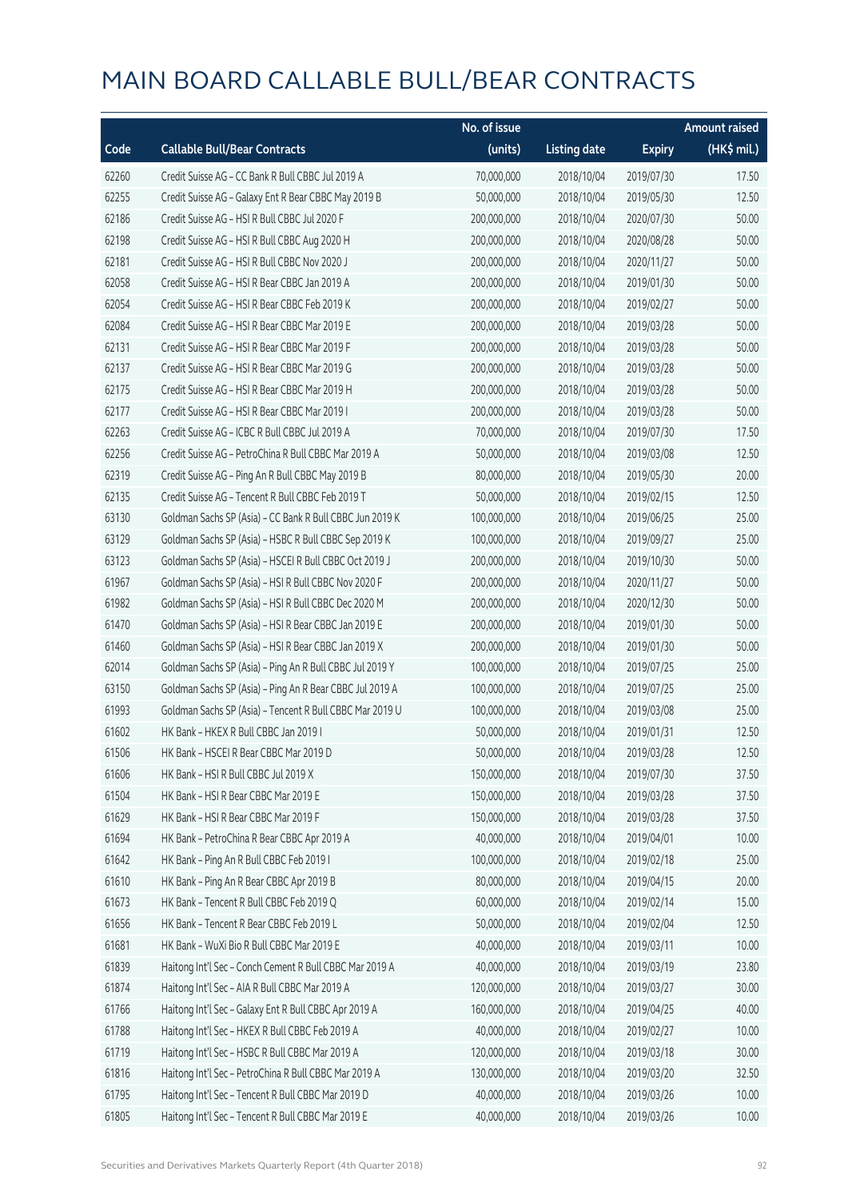# MAIN BOARD CALLABLE BULL/BEAR CONTRACTS

| Code | Callable Bull/Bear Contracts | No. of issue (units) | Listing date | Expiry | Amount raised (HK$ mil.) |
|---|---|---|---|---|---|
| 62260 | Credit Suisse AG – CC Bank R Bull CBBC Jul 2019 A | 70,000,000 | 2018/10/04 | 2019/07/30 | 17.50 |
| 62255 | Credit Suisse AG – Galaxy Ent R Bear CBBC May 2019 B | 50,000,000 | 2018/10/04 | 2019/05/30 | 12.50 |
| 62186 | Credit Suisse AG – HSI R Bull CBBC Jul 2020 F | 200,000,000 | 2018/10/04 | 2020/07/30 | 50.00 |
| 62198 | Credit Suisse AG – HSI R Bull CBBC Aug 2020 H | 200,000,000 | 2018/10/04 | 2020/08/28 | 50.00 |
| 62181 | Credit Suisse AG – HSI R Bull CBBC Nov 2020 J | 200,000,000 | 2018/10/04 | 2020/11/27 | 50.00 |
| 62058 | Credit Suisse AG – HSI R Bear CBBC Jan 2019 A | 200,000,000 | 2018/10/04 | 2019/01/30 | 50.00 |
| 62054 | Credit Suisse AG – HSI R Bear CBBC Feb 2019 K | 200,000,000 | 2018/10/04 | 2019/02/27 | 50.00 |
| 62084 | Credit Suisse AG – HSI R Bear CBBC Mar 2019 E | 200,000,000 | 2018/10/04 | 2019/03/28 | 50.00 |
| 62131 | Credit Suisse AG – HSI R Bear CBBC Mar 2019 F | 200,000,000 | 2018/10/04 | 2019/03/28 | 50.00 |
| 62137 | Credit Suisse AG – HSI R Bear CBBC Mar 2019 G | 200,000,000 | 2018/10/04 | 2019/03/28 | 50.00 |
| 62175 | Credit Suisse AG – HSI R Bear CBBC Mar 2019 H | 200,000,000 | 2018/10/04 | 2019/03/28 | 50.00 |
| 62177 | Credit Suisse AG – HSI R Bear CBBC Mar 2019 I | 200,000,000 | 2018/10/04 | 2019/03/28 | 50.00 |
| 62263 | Credit Suisse AG – ICBC R Bull CBBC Jul 2019 A | 70,000,000 | 2018/10/04 | 2019/07/30 | 17.50 |
| 62256 | Credit Suisse AG – PetroChina R Bull CBBC Mar 2019 A | 50,000,000 | 2018/10/04 | 2019/03/08 | 12.50 |
| 62319 | Credit Suisse AG – Ping An R Bull CBBC May 2019 B | 80,000,000 | 2018/10/04 | 2019/05/30 | 20.00 |
| 62135 | Credit Suisse AG – Tencent R Bull CBBC Feb 2019 T | 50,000,000 | 2018/10/04 | 2019/02/15 | 12.50 |
| 63130 | Goldman Sachs SP (Asia) – CC Bank R Bull CBBC Jun 2019 K | 100,000,000 | 2018/10/04 | 2019/06/25 | 25.00 |
| 63129 | Goldman Sachs SP (Asia) – HSBC R Bull CBBC Sep 2019 K | 100,000,000 | 2018/10/04 | 2019/09/27 | 25.00 |
| 63123 | Goldman Sachs SP (Asia) – HSCEI R Bull CBBC Oct 2019 J | 200,000,000 | 2018/10/04 | 2019/10/30 | 50.00 |
| 61967 | Goldman Sachs SP (Asia) – HSI R Bull CBBC Nov 2020 F | 200,000,000 | 2018/10/04 | 2020/11/27 | 50.00 |
| 61982 | Goldman Sachs SP (Asia) – HSI R Bull CBBC Dec 2020 M | 200,000,000 | 2018/10/04 | 2020/12/30 | 50.00 |
| 61470 | Goldman Sachs SP (Asia) – HSI R Bear CBBC Jan 2019 E | 200,000,000 | 2018/10/04 | 2019/01/30 | 50.00 |
| 61460 | Goldman Sachs SP (Asia) – HSI R Bear CBBC Jan 2019 X | 200,000,000 | 2018/10/04 | 2019/01/30 | 50.00 |
| 62014 | Goldman Sachs SP (Asia) – Ping An R Bull CBBC Jul 2019 Y | 100,000,000 | 2018/10/04 | 2019/07/25 | 25.00 |
| 63150 | Goldman Sachs SP (Asia) – Ping An R Bear CBBC Jul 2019 A | 100,000,000 | 2018/10/04 | 2019/07/25 | 25.00 |
| 61993 | Goldman Sachs SP (Asia) – Tencent R Bull CBBC Mar 2019 U | 100,000,000 | 2018/10/04 | 2019/03/08 | 25.00 |
| 61602 | HK Bank – HKEX R Bull CBBC Jan 2019 I | 50,000,000 | 2018/10/04 | 2019/01/31 | 12.50 |
| 61506 | HK Bank – HSCEI R Bear CBBC Mar 2019 D | 50,000,000 | 2018/10/04 | 2019/03/28 | 12.50 |
| 61606 | HK Bank – HSI R Bull CBBC Jul 2019 X | 150,000,000 | 2018/10/04 | 2019/07/30 | 37.50 |
| 61504 | HK Bank – HSI R Bear CBBC Mar 2019 E | 150,000,000 | 2018/10/04 | 2019/03/28 | 37.50 |
| 61629 | HK Bank – HSI R Bear CBBC Mar 2019 F | 150,000,000 | 2018/10/04 | 2019/03/28 | 37.50 |
| 61694 | HK Bank – PetroChina R Bear CBBC Apr 2019 A | 40,000,000 | 2018/10/04 | 2019/04/01 | 10.00 |
| 61642 | HK Bank – Ping An R Bull CBBC Feb 2019 I | 100,000,000 | 2018/10/04 | 2019/02/18 | 25.00 |
| 61610 | HK Bank – Ping An R Bear CBBC Apr 2019 B | 80,000,000 | 2018/10/04 | 2019/04/15 | 20.00 |
| 61673 | HK Bank – Tencent R Bull CBBC Feb 2019 Q | 60,000,000 | 2018/10/04 | 2019/02/14 | 15.00 |
| 61656 | HK Bank – Tencent R Bear CBBC Feb 2019 L | 50,000,000 | 2018/10/04 | 2019/02/04 | 12.50 |
| 61681 | HK Bank – WuXi Bio R Bull CBBC Mar 2019 E | 40,000,000 | 2018/10/04 | 2019/03/11 | 10.00 |
| 61839 | Haitong Int'l Sec – Conch Cement R Bull CBBC Mar 2019 A | 40,000,000 | 2018/10/04 | 2019/03/19 | 23.80 |
| 61874 | Haitong Int'l Sec – AIA R Bull CBBC Mar 2019 A | 120,000,000 | 2018/10/04 | 2019/03/27 | 30.00 |
| 61766 | Haitong Int'l Sec – Galaxy Ent R Bull CBBC Apr 2019 A | 160,000,000 | 2018/10/04 | 2019/04/25 | 40.00 |
| 61788 | Haitong Int'l Sec – HKEX R Bull CBBC Feb 2019 A | 40,000,000 | 2018/10/04 | 2019/02/27 | 10.00 |
| 61719 | Haitong Int'l Sec – HSBC R Bull CBBC Mar 2019 A | 120,000,000 | 2018/10/04 | 2019/03/18 | 30.00 |
| 61816 | Haitong Int'l Sec – PetroChina R Bull CBBC Mar 2019 A | 130,000,000 | 2018/10/04 | 2019/03/20 | 32.50 |
| 61795 | Haitong Int'l Sec – Tencent R Bull CBBC Mar 2019 D | 40,000,000 | 2018/10/04 | 2019/03/26 | 10.00 |
| 61805 | Haitong Int'l Sec – Tencent R Bull CBBC Mar 2019 E | 40,000,000 | 2018/10/04 | 2019/03/26 | 10.00 |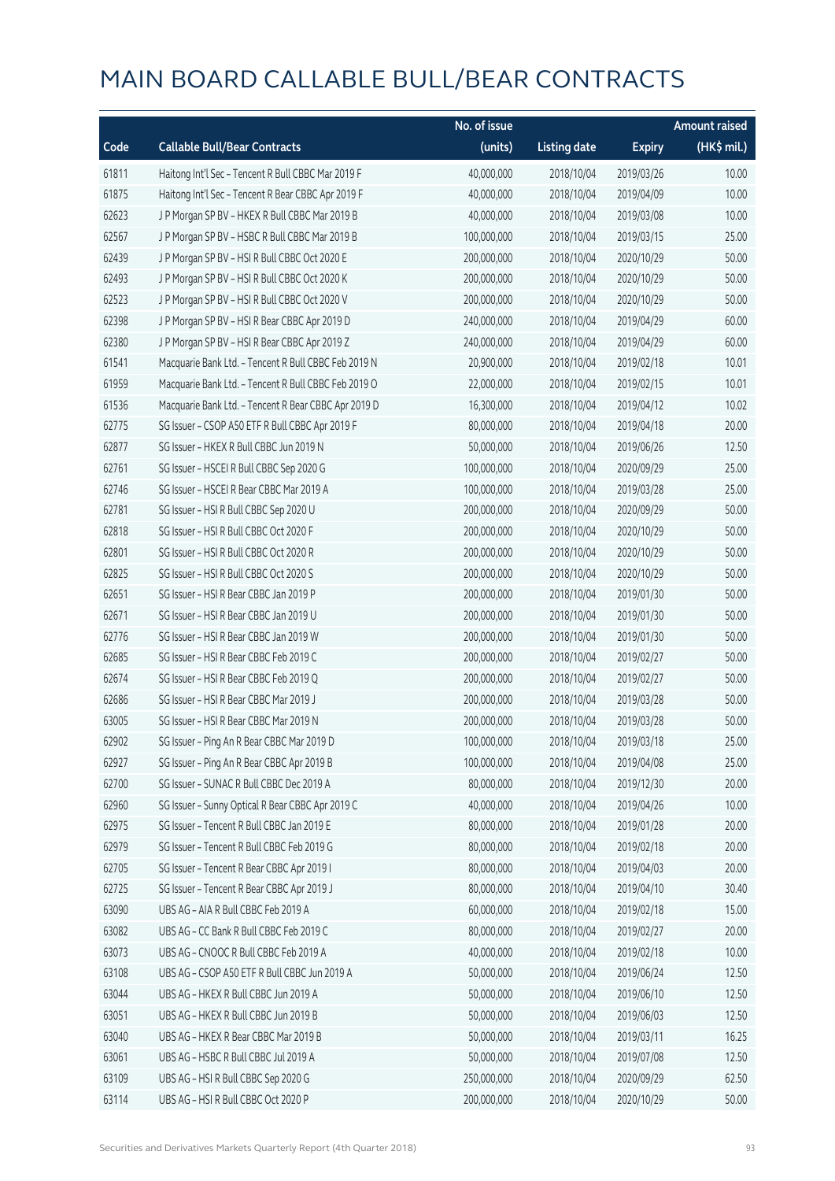# MAIN BOARD CALLABLE BULL/BEAR CONTRACTS

| Code | Callable Bull/Bear Contracts | No. of issue (units) | Listing date | Expiry | Amount raised (HK$ mil.) |
|---|---|---|---|---|---|
| 61811 | Haitong Int'l Sec - Tencent R Bull CBBC Mar 2019 F | 40,000,000 | 2018/10/04 | 2019/03/26 | 10.00 |
| 61875 | Haitong Int'l Sec - Tencent R Bear CBBC Apr 2019 F | 40,000,000 | 2018/10/04 | 2019/04/09 | 10.00 |
| 62623 | J P Morgan SP BV - HKEX R Bull CBBC Mar 2019 B | 40,000,000 | 2018/10/04 | 2019/03/08 | 10.00 |
| 62567 | J P Morgan SP BV - HSBC R Bull CBBC Mar 2019 B | 100,000,000 | 2018/10/04 | 2019/03/15 | 25.00 |
| 62439 | J P Morgan SP BV - HSI R Bull CBBC Oct 2020 E | 200,000,000 | 2018/10/04 | 2020/10/29 | 50.00 |
| 62493 | J P Morgan SP BV - HSI R Bull CBBC Oct 2020 K | 200,000,000 | 2018/10/04 | 2020/10/29 | 50.00 |
| 62523 | J P Morgan SP BV - HSI R Bull CBBC Oct 2020 V | 200,000,000 | 2018/10/04 | 2020/10/29 | 50.00 |
| 62398 | J P Morgan SP BV - HSI R Bear CBBC Apr 2019 D | 240,000,000 | 2018/10/04 | 2019/04/29 | 60.00 |
| 62380 | J P Morgan SP BV - HSI R Bear CBBC Apr 2019 Z | 240,000,000 | 2018/10/04 | 2019/04/29 | 60.00 |
| 61541 | Macquarie Bank Ltd. - Tencent R Bull CBBC Feb 2019 N | 20,900,000 | 2018/10/04 | 2019/02/18 | 10.01 |
| 61959 | Macquarie Bank Ltd. - Tencent R Bull CBBC Feb 2019 O | 22,000,000 | 2018/10/04 | 2019/02/15 | 10.01 |
| 61536 | Macquarie Bank Ltd. - Tencent R Bear CBBC Apr 2019 D | 16,300,000 | 2018/10/04 | 2019/04/12 | 10.02 |
| 62775 | SG Issuer - CSOP A50 ETF R Bull CBBC Apr 2019 F | 80,000,000 | 2018/10/04 | 2019/04/18 | 20.00 |
| 62877 | SG Issuer - HKEX R Bull CBBC Jun 2019 N | 50,000,000 | 2018/10/04 | 2019/06/26 | 12.50 |
| 62761 | SG Issuer - HSCEI R Bull CBBC Sep 2020 G | 100,000,000 | 2018/10/04 | 2020/09/29 | 25.00 |
| 62746 | SG Issuer - HSCEI R Bear CBBC Mar 2019 A | 100,000,000 | 2018/10/04 | 2019/03/28 | 25.00 |
| 62781 | SG Issuer - HSI R Bull CBBC Sep 2020 U | 200,000,000 | 2018/10/04 | 2020/09/29 | 50.00 |
| 62818 | SG Issuer - HSI R Bull CBBC Oct 2020 F | 200,000,000 | 2018/10/04 | 2020/10/29 | 50.00 |
| 62801 | SG Issuer - HSI R Bull CBBC Oct 2020 R | 200,000,000 | 2018/10/04 | 2020/10/29 | 50.00 |
| 62825 | SG Issuer - HSI R Bull CBBC Oct 2020 S | 200,000,000 | 2018/10/04 | 2020/10/29 | 50.00 |
| 62651 | SG Issuer - HSI R Bear CBBC Jan 2019 P | 200,000,000 | 2018/10/04 | 2019/01/30 | 50.00 |
| 62671 | SG Issuer - HSI R Bear CBBC Jan 2019 U | 200,000,000 | 2018/10/04 | 2019/01/30 | 50.00 |
| 62776 | SG Issuer - HSI R Bear CBBC Jan 2019 W | 200,000,000 | 2018/10/04 | 2019/01/30 | 50.00 |
| 62685 | SG Issuer - HSI R Bear CBBC Feb 2019 C | 200,000,000 | 2018/10/04 | 2019/02/27 | 50.00 |
| 62674 | SG Issuer - HSI R Bear CBBC Feb 2019 Q | 200,000,000 | 2018/10/04 | 2019/02/27 | 50.00 |
| 62686 | SG Issuer - HSI R Bear CBBC Mar 2019 J | 200,000,000 | 2018/10/04 | 2019/03/28 | 50.00 |
| 63005 | SG Issuer - HSI R Bear CBBC Mar 2019 N | 200,000,000 | 2018/10/04 | 2019/03/28 | 50.00 |
| 62902 | SG Issuer - Ping An R Bear CBBC Mar 2019 D | 100,000,000 | 2018/10/04 | 2019/03/18 | 25.00 |
| 62927 | SG Issuer - Ping An R Bear CBBC Apr 2019 B | 100,000,000 | 2018/10/04 | 2019/04/08 | 25.00 |
| 62700 | SG Issuer - SUNAC R Bull CBBC Dec 2019 A | 80,000,000 | 2018/10/04 | 2019/12/30 | 20.00 |
| 62960 | SG Issuer - Sunny Optical R Bear CBBC Apr 2019 C | 40,000,000 | 2018/10/04 | 2019/04/26 | 10.00 |
| 62975 | SG Issuer - Tencent R Bull CBBC Jan 2019 E | 80,000,000 | 2018/10/04 | 2019/01/28 | 20.00 |
| 62979 | SG Issuer - Tencent R Bull CBBC Feb 2019 G | 80,000,000 | 2018/10/04 | 2019/02/18 | 20.00 |
| 62705 | SG Issuer - Tencent R Bear CBBC Apr 2019 I | 80,000,000 | 2018/10/04 | 2019/04/03 | 20.00 |
| 62725 | SG Issuer - Tencent R Bear CBBC Apr 2019 J | 80,000,000 | 2018/10/04 | 2019/04/10 | 30.40 |
| 63090 | UBS AG - AIA R Bull CBBC Feb 2019 A | 60,000,000 | 2018/10/04 | 2019/02/18 | 15.00 |
| 63082 | UBS AG - CC Bank R Bull CBBC Feb 2019 C | 80,000,000 | 2018/10/04 | 2019/02/27 | 20.00 |
| 63073 | UBS AG - CNOOC R Bull CBBC Feb 2019 A | 40,000,000 | 2018/10/04 | 2019/02/18 | 10.00 |
| 63108 | UBS AG - CSOP A50 ETF R Bull CBBC Jun 2019 A | 50,000,000 | 2018/10/04 | 2019/06/24 | 12.50 |
| 63044 | UBS AG - HKEX R Bull CBBC Jun 2019 A | 50,000,000 | 2018/10/04 | 2019/06/10 | 12.50 |
| 63051 | UBS AG - HKEX R Bull CBBC Jun 2019 B | 50,000,000 | 2018/10/04 | 2019/06/03 | 12.50 |
| 63040 | UBS AG - HKEX R Bear CBBC Mar 2019 B | 50,000,000 | 2018/10/04 | 2019/03/11 | 16.25 |
| 63061 | UBS AG - HSBC R Bull CBBC Jul 2019 A | 50,000,000 | 2018/10/04 | 2019/07/08 | 12.50 |
| 63109 | UBS AG - HSI R Bull CBBC Sep 2020 G | 250,000,000 | 2018/10/04 | 2020/09/29 | 62.50 |
| 63114 | UBS AG - HSI R Bull CBBC Oct 2020 P | 200,000,000 | 2018/10/04 | 2020/10/29 | 50.00 |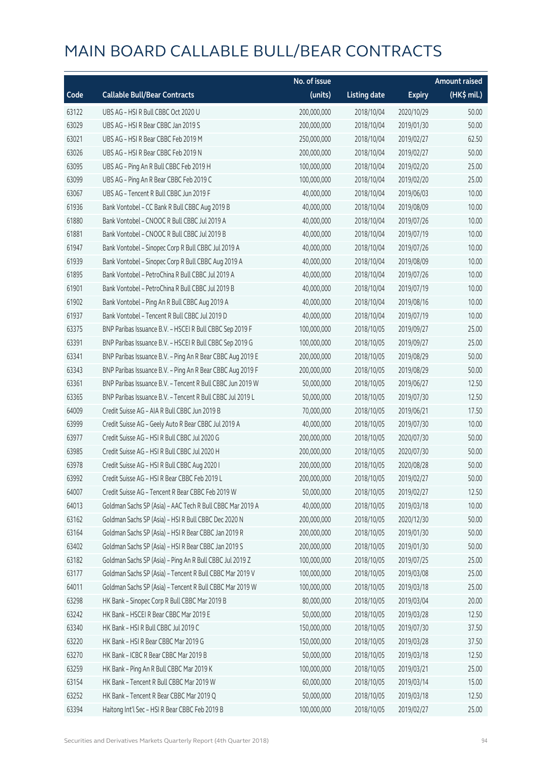# MAIN BOARD CALLABLE BULL/BEAR CONTRACTS

| Code | Callable Bull/Bear Contracts | No. of issue (units) | Listing date | Expiry | Amount raised (HK$ mil.) |
|---|---|---|---|---|---|
| 63122 | UBS AG - HSI R Bull CBBC Oct 2020 U | 200,000,000 | 2018/10/04 | 2020/10/29 | 50.00 |
| 63029 | UBS AG - HSI R Bear CBBC Jan 2019 S | 200,000,000 | 2018/10/04 | 2019/01/30 | 50.00 |
| 63021 | UBS AG - HSI R Bear CBBC Feb 2019 M | 250,000,000 | 2018/10/04 | 2019/02/27 | 62.50 |
| 63026 | UBS AG - HSI R Bear CBBC Feb 2019 N | 200,000,000 | 2018/10/04 | 2019/02/27 | 50.00 |
| 63095 | UBS AG - Ping An R Bull CBBC Feb 2019 H | 100,000,000 | 2018/10/04 | 2019/02/20 | 25.00 |
| 63099 | UBS AG - Ping An R Bear CBBC Feb 2019 C | 100,000,000 | 2018/10/04 | 2019/02/20 | 25.00 |
| 63067 | UBS AG - Tencent R Bull CBBC Jun 2019 F | 40,000,000 | 2018/10/04 | 2019/06/03 | 10.00 |
| 61936 | Bank Vontobel - CC Bank R Bull CBBC Aug 2019 B | 40,000,000 | 2018/10/04 | 2019/08/09 | 10.00 |
| 61880 | Bank Vontobel - CNOOC R Bull CBBC Jul 2019 A | 40,000,000 | 2018/10/04 | 2019/07/26 | 10.00 |
| 61881 | Bank Vontobel - CNOOC R Bull CBBC Jul 2019 B | 40,000,000 | 2018/10/04 | 2019/07/19 | 10.00 |
| 61947 | Bank Vontobel - Sinopec Corp R Bull CBBC Jul 2019 A | 40,000,000 | 2018/10/04 | 2019/07/26 | 10.00 |
| 61939 | Bank Vontobel - Sinopec Corp R Bull CBBC Aug 2019 A | 40,000,000 | 2018/10/04 | 2019/08/09 | 10.00 |
| 61895 | Bank Vontobel - PetroChina R Bull CBBC Jul 2019 A | 40,000,000 | 2018/10/04 | 2019/07/26 | 10.00 |
| 61901 | Bank Vontobel - PetroChina R Bull CBBC Jul 2019 B | 40,000,000 | 2018/10/04 | 2019/07/19 | 10.00 |
| 61902 | Bank Vontobel - Ping An R Bull CBBC Aug 2019 A | 40,000,000 | 2018/10/04 | 2019/08/16 | 10.00 |
| 61937 | Bank Vontobel - Tencent R Bull CBBC Jul 2019 D | 40,000,000 | 2018/10/04 | 2019/07/19 | 10.00 |
| 63375 | BNP Paribas Issuance B.V. - HSCEI R Bull CBBC Sep 2019 F | 100,000,000 | 2018/10/05 | 2019/09/27 | 25.00 |
| 63391 | BNP Paribas Issuance B.V. - HSCEI R Bull CBBC Sep 2019 G | 100,000,000 | 2018/10/05 | 2019/09/27 | 25.00 |
| 63341 | BNP Paribas Issuance B.V. - Ping An R Bear CBBC Aug 2019 E | 200,000,000 | 2018/10/05 | 2019/08/29 | 50.00 |
| 63343 | BNP Paribas Issuance B.V. - Ping An R Bear CBBC Aug 2019 F | 200,000,000 | 2018/10/05 | 2019/08/29 | 50.00 |
| 63361 | BNP Paribas Issuance B.V. - Tencent R Bull CBBC Jun 2019 W | 50,000,000 | 2018/10/05 | 2019/06/27 | 12.50 |
| 63365 | BNP Paribas Issuance B.V. - Tencent R Bull CBBC Jul 2019 L | 50,000,000 | 2018/10/05 | 2019/07/30 | 12.50 |
| 64009 | Credit Suisse AG - AIA R Bull CBBC Jun 2019 B | 70,000,000 | 2018/10/05 | 2019/06/21 | 17.50 |
| 63999 | Credit Suisse AG - Geely Auto R Bear CBBC Jul 2019 A | 40,000,000 | 2018/10/05 | 2019/07/30 | 10.00 |
| 63977 | Credit Suisse AG - HSI R Bull CBBC Jul 2020 G | 200,000,000 | 2018/10/05 | 2020/07/30 | 50.00 |
| 63985 | Credit Suisse AG - HSI R Bull CBBC Jul 2020 H | 200,000,000 | 2018/10/05 | 2020/07/30 | 50.00 |
| 63978 | Credit Suisse AG - HSI R Bull CBBC Aug 2020 I | 200,000,000 | 2018/10/05 | 2020/08/28 | 50.00 |
| 63992 | Credit Suisse AG - HSI R Bear CBBC Feb 2019 L | 200,000,000 | 2018/10/05 | 2019/02/27 | 50.00 |
| 64007 | Credit Suisse AG - Tencent R Bear CBBC Feb 2019 W | 50,000,000 | 2018/10/05 | 2019/02/27 | 12.50 |
| 64013 | Goldman Sachs SP (Asia) - AAC Tech R Bull CBBC Mar 2019 A | 40,000,000 | 2018/10/05 | 2019/03/18 | 10.00 |
| 63162 | Goldman Sachs SP (Asia) - HSI R Bull CBBC Dec 2020 N | 200,000,000 | 2018/10/05 | 2020/12/30 | 50.00 |
| 63164 | Goldman Sachs SP (Asia) - HSI R Bear CBBC Jan 2019 R | 200,000,000 | 2018/10/05 | 2019/01/30 | 50.00 |
| 63402 | Goldman Sachs SP (Asia) - HSI R Bear CBBC Jan 2019 S | 200,000,000 | 2018/10/05 | 2019/01/30 | 50.00 |
| 63182 | Goldman Sachs SP (Asia) - Ping An R Bull CBBC Jul 2019 Z | 100,000,000 | 2018/10/05 | 2019/07/25 | 25.00 |
| 63177 | Goldman Sachs SP (Asia) - Tencent R Bull CBBC Mar 2019 V | 100,000,000 | 2018/10/05 | 2019/03/08 | 25.00 |
| 64011 | Goldman Sachs SP (Asia) - Tencent R Bull CBBC Mar 2019 W | 100,000,000 | 2018/10/05 | 2019/03/18 | 25.00 |
| 63298 | HK Bank - Sinopec Corp R Bull CBBC Mar 2019 B | 80,000,000 | 2018/10/05 | 2019/03/04 | 20.00 |
| 63242 | HK Bank - HSCEI R Bear CBBC Mar 2019 E | 50,000,000 | 2018/10/05 | 2019/03/28 | 12.50 |
| 63340 | HK Bank - HSI R Bull CBBC Jul 2019 C | 150,000,000 | 2018/10/05 | 2019/07/30 | 37.50 |
| 63220 | HK Bank - HSI R Bear CBBC Mar 2019 G | 150,000,000 | 2018/10/05 | 2019/03/28 | 37.50 |
| 63270 | HK Bank - ICBC R Bear CBBC Mar 2019 B | 50,000,000 | 2018/10/05 | 2019/03/18 | 12.50 |
| 63259 | HK Bank - Ping An R Bull CBBC Mar 2019 K | 100,000,000 | 2018/10/05 | 2019/03/21 | 25.00 |
| 63154 | HK Bank - Tencent R Bull CBBC Mar 2019 W | 60,000,000 | 2018/10/05 | 2019/03/14 | 15.00 |
| 63252 | HK Bank - Tencent R Bear CBBC Mar 2019 Q | 50,000,000 | 2018/10/05 | 2019/03/18 | 12.50 |
| 63394 | Haitong Int'l Sec - HSI R Bear CBBC Feb 2019 B | 100,000,000 | 2018/10/05 | 2019/02/27 | 25.00 |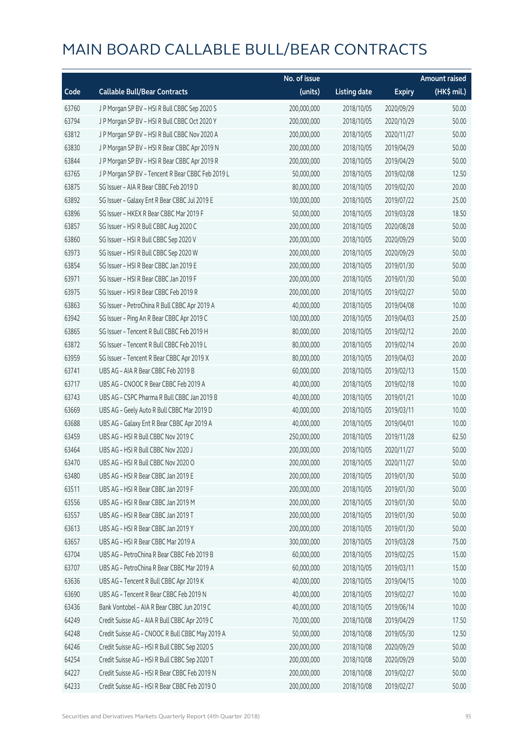# MAIN BOARD CALLABLE BULL/BEAR CONTRACTS

| Code | Callable Bull/Bear Contracts | No. of issue (units) | Listing date | Expiry | Amount raised (HK$ mil.) |
|---|---|---|---|---|---|
| 63760 | J P Morgan SP BV – HSI R Bull CBBC Sep 2020 S | 200,000,000 | 2018/10/05 | 2020/09/29 | 50.00 |
| 63794 | J P Morgan SP BV – HSI R Bull CBBC Oct 2020 Y | 200,000,000 | 2018/10/05 | 2020/10/29 | 50.00 |
| 63812 | J P Morgan SP BV – HSI R Bull CBBC Nov 2020 A | 200,000,000 | 2018/10/05 | 2020/11/27 | 50.00 |
| 63830 | J P Morgan SP BV – HSI R Bear CBBC Apr 2019 N | 200,000,000 | 2018/10/05 | 2019/04/29 | 50.00 |
| 63844 | J P Morgan SP BV – HSI R Bear CBBC Apr 2019 R | 200,000,000 | 2018/10/05 | 2019/04/29 | 50.00 |
| 63765 | J P Morgan SP BV – Tencent R Bear CBBC Feb 2019 L | 50,000,000 | 2018/10/05 | 2019/02/08 | 12.50 |
| 63875 | SG Issuer – AIA R Bear CBBC Feb 2019 D | 80,000,000 | 2018/10/05 | 2019/02/20 | 20.00 |
| 63892 | SG Issuer – Galaxy Ent R Bear CBBC Jul 2019 E | 100,000,000 | 2018/10/05 | 2019/07/22 | 25.00 |
| 63896 | SG Issuer – HKEX R Bear CBBC Mar 2019 F | 50,000,000 | 2018/10/05 | 2019/03/28 | 18.50 |
| 63857 | SG Issuer – HSI R Bull CBBC Aug 2020 C | 200,000,000 | 2018/10/05 | 2020/08/28 | 50.00 |
| 63860 | SG Issuer – HSI R Bull CBBC Sep 2020 V | 200,000,000 | 2018/10/05 | 2020/09/29 | 50.00 |
| 63973 | SG Issuer – HSI R Bull CBBC Sep 2020 W | 200,000,000 | 2018/10/05 | 2020/09/29 | 50.00 |
| 63854 | SG Issuer – HSI R Bear CBBC Jan 2019 E | 200,000,000 | 2018/10/05 | 2019/01/30 | 50.00 |
| 63971 | SG Issuer – HSI R Bear CBBC Jan 2019 F | 200,000,000 | 2018/10/05 | 2019/01/30 | 50.00 |
| 63975 | SG Issuer – HSI R Bear CBBC Feb 2019 R | 200,000,000 | 2018/10/05 | 2019/02/27 | 50.00 |
| 63863 | SG Issuer – PetroChina R Bull CBBC Apr 2019 A | 40,000,000 | 2018/10/05 | 2019/04/08 | 10.00 |
| 63942 | SG Issuer – Ping An R Bear CBBC Apr 2019 C | 100,000,000 | 2018/10/05 | 2019/04/03 | 25.00 |
| 63865 | SG Issuer – Tencent R Bull CBBC Feb 2019 H | 80,000,000 | 2018/10/05 | 2019/02/12 | 20.00 |
| 63872 | SG Issuer – Tencent R Bull CBBC Feb 2019 L | 80,000,000 | 2018/10/05 | 2019/02/14 | 20.00 |
| 63959 | SG Issuer – Tencent R Bear CBBC Apr 2019 X | 80,000,000 | 2018/10/05 | 2019/04/03 | 20.00 |
| 63741 | UBS AG – AIA R Bear CBBC Feb 2019 B | 60,000,000 | 2018/10/05 | 2019/02/13 | 15.00 |
| 63717 | UBS AG – CNOOC R Bear CBBC Feb 2019 A | 40,000,000 | 2018/10/05 | 2019/02/18 | 10.00 |
| 63743 | UBS AG – CSPC Pharma R Bull CBBC Jan 2019 B | 40,000,000 | 2018/10/05 | 2019/01/21 | 10.00 |
| 63669 | UBS AG – Geely Auto R Bull CBBC Mar 2019 D | 40,000,000 | 2018/10/05 | 2019/03/11 | 10.00 |
| 63688 | UBS AG – Galaxy Ent R Bear CBBC Apr 2019 A | 40,000,000 | 2018/10/05 | 2019/04/01 | 10.00 |
| 63459 | UBS AG – HSI R Bull CBBC Nov 2019 C | 250,000,000 | 2018/10/05 | 2019/11/28 | 62.50 |
| 63464 | UBS AG – HSI R Bull CBBC Nov 2020 J | 200,000,000 | 2018/10/05 | 2020/11/27 | 50.00 |
| 63470 | UBS AG – HSI R Bull CBBC Nov 2020 O | 200,000,000 | 2018/10/05 | 2020/11/27 | 50.00 |
| 63480 | UBS AG – HSI R Bear CBBC Jan 2019 E | 200,000,000 | 2018/10/05 | 2019/01/30 | 50.00 |
| 63511 | UBS AG – HSI R Bear CBBC Jan 2019 F | 200,000,000 | 2018/10/05 | 2019/01/30 | 50.00 |
| 63556 | UBS AG – HSI R Bear CBBC Jan 2019 M | 200,000,000 | 2018/10/05 | 2019/01/30 | 50.00 |
| 63557 | UBS AG – HSI R Bear CBBC Jan 2019 T | 200,000,000 | 2018/10/05 | 2019/01/30 | 50.00 |
| 63613 | UBS AG – HSI R Bear CBBC Jan 2019 Y | 200,000,000 | 2018/10/05 | 2019/01/30 | 50.00 |
| 63657 | UBS AG – HSI R Bear CBBC Mar 2019 A | 300,000,000 | 2018/10/05 | 2019/03/28 | 75.00 |
| 63704 | UBS AG – PetroChina R Bear CBBC Feb 2019 B | 60,000,000 | 2018/10/05 | 2019/02/25 | 15.00 |
| 63707 | UBS AG – PetroChina R Bear CBBC Mar 2019 A | 60,000,000 | 2018/10/05 | 2019/03/11 | 15.00 |
| 63636 | UBS AG – Tencent R Bull CBBC Apr 2019 K | 40,000,000 | 2018/10/05 | 2019/04/15 | 10.00 |
| 63690 | UBS AG – Tencent R Bear CBBC Feb 2019 N | 40,000,000 | 2018/10/05 | 2019/02/27 | 10.00 |
| 63436 | Bank Vontobel – AIA R Bear CBBC Jun 2019 C | 40,000,000 | 2018/10/05 | 2019/06/14 | 10.00 |
| 64249 | Credit Suisse AG – AIA R Bull CBBC Apr 2019 C | 70,000,000 | 2018/10/08 | 2019/04/29 | 17.50 |
| 64248 | Credit Suisse AG – CNOOC R Bull CBBC May 2019 A | 50,000,000 | 2018/10/08 | 2019/05/30 | 12.50 |
| 64246 | Credit Suisse AG – HSI R Bull CBBC Sep 2020 S | 200,000,000 | 2018/10/08 | 2020/09/29 | 50.00 |
| 64254 | Credit Suisse AG – HSI R Bull CBBC Sep 2020 T | 200,000,000 | 2018/10/08 | 2020/09/29 | 50.00 |
| 64227 | Credit Suisse AG – HSI R Bear CBBC Feb 2019 N | 200,000,000 | 2018/10/08 | 2019/02/27 | 50.00 |
| 64233 | Credit Suisse AG – HSI R Bear CBBC Feb 2019 O | 200,000,000 | 2018/10/08 | 2019/02/27 | 50.00 |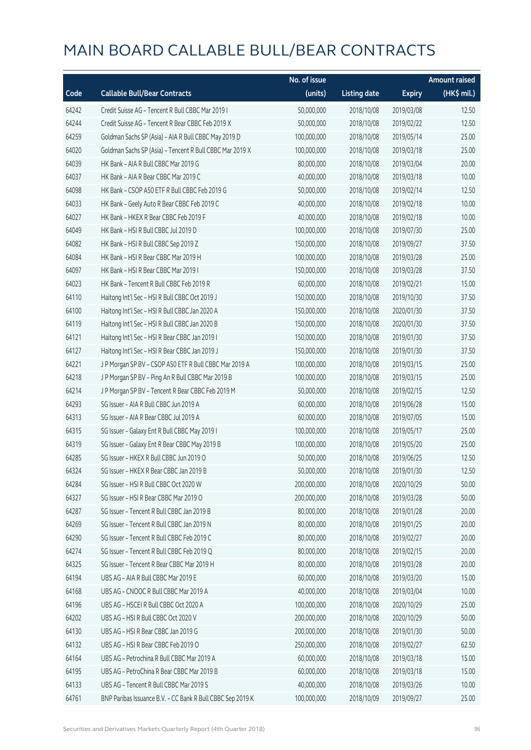# MAIN BOARD CALLABLE BULL/BEAR CONTRACTS

| Code | Callable Bull/Bear Contracts | No. of issue (units) | Listing date | Expiry | Amount raised (HK$ mil.) |
|---|---|---|---|---|---|
| 64242 | Credit Suisse AG – Tencent R Bull CBBC Mar 2019 I | 50,000,000 | 2018/10/08 | 2019/03/08 | 12.50 |
| 64244 | Credit Suisse AG – Tencent R Bear CBBC Feb 2019 X | 50,000,000 | 2018/10/08 | 2019/02/22 | 12.50 |
| 64259 | Goldman Sachs SP (Asia) – AIA R Bull CBBC May 2019 D | 100,000,000 | 2018/10/08 | 2019/05/14 | 25.00 |
| 64020 | Goldman Sachs SP (Asia) – Tencent R Bull CBBC Mar 2019 X | 100,000,000 | 2018/10/08 | 2019/03/18 | 25.00 |
| 64039 | HK Bank – AIA R Bull CBBC Mar 2019 G | 80,000,000 | 2018/10/08 | 2019/03/04 | 20.00 |
| 64037 | HK Bank – AIA R Bear CBBC Mar 2019 C | 40,000,000 | 2018/10/08 | 2019/03/18 | 10.00 |
| 64098 | HK Bank – CSOP A50 ETF R Bull CBBC Feb 2019 G | 50,000,000 | 2018/10/08 | 2019/02/14 | 12.50 |
| 64033 | HK Bank – Geely Auto R Bear CBBC Feb 2019 C | 40,000,000 | 2018/10/08 | 2019/02/18 | 10.00 |
| 64027 | HK Bank – HKEX R Bear CBBC Feb 2019 F | 40,000,000 | 2018/10/08 | 2019/02/18 | 10.00 |
| 64049 | HK Bank – HSI R Bull CBBC Jul 2019 D | 100,000,000 | 2018/10/08 | 2019/07/30 | 25.00 |
| 64082 | HK Bank – HSI R Bull CBBC Sep 2019 Z | 150,000,000 | 2018/10/08 | 2019/09/27 | 37.50 |
| 64084 | HK Bank – HSI R Bear CBBC Mar 2019 H | 100,000,000 | 2018/10/08 | 2019/03/28 | 25.00 |
| 64097 | HK Bank – HSI R Bear CBBC Mar 2019 I | 150,000,000 | 2018/10/08 | 2019/03/28 | 37.50 |
| 64023 | HK Bank – Tencent R Bull CBBC Feb 2019 R | 60,000,000 | 2018/10/08 | 2019/02/21 | 15.00 |
| 64110 | Haitong Int'l Sec – HSI R Bull CBBC Oct 2019 J | 150,000,000 | 2018/10/08 | 2019/10/30 | 37.50 |
| 64100 | Haitong Int'l Sec – HSI R Bull CBBC Jan 2020 A | 150,000,000 | 2018/10/08 | 2020/01/30 | 37.50 |
| 64119 | Haitong Int'l Sec – HSI R Bull CBBC Jan 2020 B | 150,000,000 | 2018/10/08 | 2020/01/30 | 37.50 |
| 64121 | Haitong Int'l Sec – HSI R Bear CBBC Jan 2019 I | 150,000,000 | 2018/10/08 | 2019/01/30 | 37.50 |
| 64127 | Haitong Int'l Sec – HSI R Bear CBBC Jan 2019 J | 150,000,000 | 2018/10/08 | 2019/01/30 | 37.50 |
| 64221 | J P Morgan SP BV – CSOP A50 ETF R Bull CBBC Mar 2019 A | 100,000,000 | 2018/10/08 | 2019/03/15 | 25.00 |
| 64218 | J P Morgan SP BV – Ping An R Bull CBBC Mar 2019 B | 100,000,000 | 2018/10/08 | 2019/03/15 | 25.00 |
| 64214 | J P Morgan SP BV – Tencent R Bear CBBC Feb 2019 M | 50,000,000 | 2018/10/08 | 2019/02/15 | 12.50 |
| 64293 | SG Issuer – AIA R Bull CBBC Jun 2019 A | 60,000,000 | 2018/10/08 | 2019/06/28 | 15.00 |
| 64313 | SG Issuer – AIA R Bear CBBC Jul 2019 A | 60,000,000 | 2018/10/08 | 2019/07/05 | 15.00 |
| 64315 | SG Issuer – Galaxy Ent R Bull CBBC May 2019 I | 100,000,000 | 2018/10/08 | 2019/05/17 | 25.00 |
| 64319 | SG Issuer – Galaxy Ent R Bear CBBC May 2019 B | 100,000,000 | 2018/10/08 | 2019/05/20 | 25.00 |
| 64285 | SG Issuer – HKEX R Bull CBBC Jun 2019 O | 50,000,000 | 2018/10/08 | 2019/06/25 | 12.50 |
| 64324 | SG Issuer – HKEX R Bear CBBC Jan 2019 B | 50,000,000 | 2018/10/08 | 2019/01/30 | 12.50 |
| 64284 | SG Issuer – HSI R Bull CBBC Oct 2020 W | 200,000,000 | 2018/10/08 | 2020/10/29 | 50.00 |
| 64327 | SG Issuer – HSI R Bear CBBC Mar 2019 O | 200,000,000 | 2018/10/08 | 2019/03/28 | 50.00 |
| 64287 | SG Issuer – Tencent R Bull CBBC Jan 2019 B | 80,000,000 | 2018/10/08 | 2019/01/28 | 20.00 |
| 64269 | SG Issuer – Tencent R Bull CBBC Jan 2019 N | 80,000,000 | 2018/10/08 | 2019/01/25 | 20.00 |
| 64290 | SG Issuer – Tencent R Bull CBBC Feb 2019 C | 80,000,000 | 2018/10/08 | 2019/02/27 | 20.00 |
| 64274 | SG Issuer – Tencent R Bull CBBC Feb 2019 Q | 80,000,000 | 2018/10/08 | 2019/02/15 | 20.00 |
| 64325 | SG Issuer – Tencent R Bear CBBC Mar 2019 H | 80,000,000 | 2018/10/08 | 2019/03/28 | 20.00 |
| 64194 | UBS AG – AIA R Bull CBBC Mar 2019 E | 60,000,000 | 2018/10/08 | 2019/03/20 | 15.00 |
| 64168 | UBS AG – CNOOC R Bull CBBC Mar 2019 A | 40,000,000 | 2018/10/08 | 2019/03/04 | 10.00 |
| 64196 | UBS AG – HSCEI R Bull CBBC Oct 2020 A | 100,000,000 | 2018/10/08 | 2020/10/29 | 25.00 |
| 64202 | UBS AG – HSI R Bull CBBC Oct 2020 V | 200,000,000 | 2018/10/08 | 2020/10/29 | 50.00 |
| 64130 | UBS AG – HSI R Bear CBBC Jan 2019 G | 200,000,000 | 2018/10/08 | 2019/01/30 | 50.00 |
| 64132 | UBS AG – HSI R Bear CBBC Feb 2019 O | 250,000,000 | 2018/10/08 | 2019/02/27 | 62.50 |
| 64164 | UBS AG – Petrochina R Bull CBBC Mar 2019 A | 60,000,000 | 2018/10/08 | 2019/03/18 | 15.00 |
| 64195 | UBS AG – PetroChina R Bear CBBC Mar 2019 B | 60,000,000 | 2018/10/08 | 2019/03/18 | 15.00 |
| 64133 | UBS AG – Tencent R Bull CBBC Mar 2019 S | 40,000,000 | 2018/10/08 | 2019/03/26 | 10.00 |
| 64761 | BNP Paribas Issuance B.V. – CC Bank R Bull CBBC Sep 2019 K | 100,000,000 | 2018/10/09 | 2019/09/27 | 25.00 |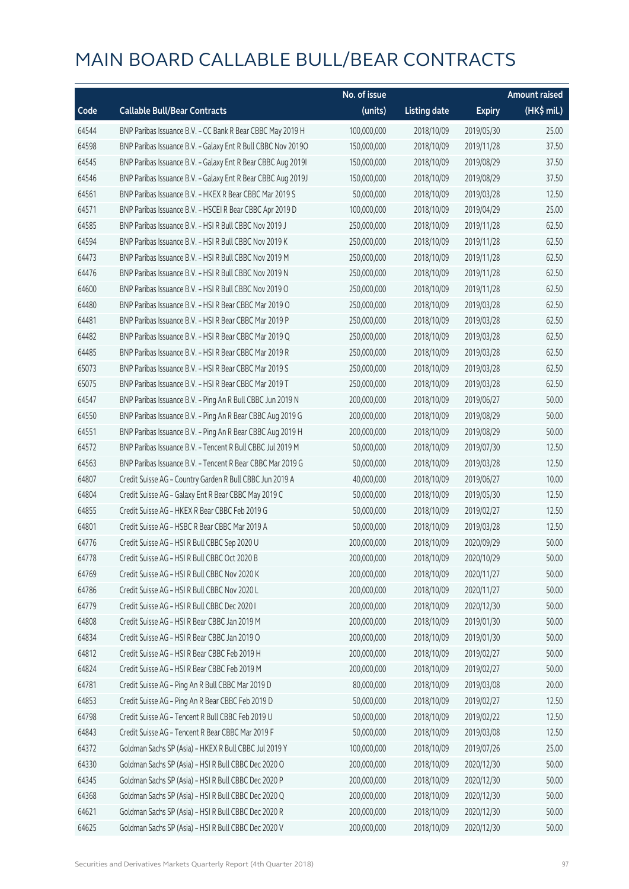# MAIN BOARD CALLABLE BULL/BEAR CONTRACTS

| Code | Callable Bull/Bear Contracts | No. of issue (units) | Listing date | Expiry | Amount raised (HK$ mil.) |
|---|---|---|---|---|---|
| 64544 | BNP Paribas Issuance B.V. – CC Bank R Bear CBBC May 2019 H | 100,000,000 | 2018/10/09 | 2019/05/30 | 25.00 |
| 64598 | BNP Paribas Issuance B.V. – Galaxy Ent R Bull CBBC Nov 2019O | 150,000,000 | 2018/10/09 | 2019/11/28 | 37.50 |
| 64545 | BNP Paribas Issuance B.V. – Galaxy Ent R Bear CBBC Aug 2019I | 150,000,000 | 2018/10/09 | 2019/08/29 | 37.50 |
| 64546 | BNP Paribas Issuance B.V. – Galaxy Ent R Bear CBBC Aug 2019J | 150,000,000 | 2018/10/09 | 2019/08/29 | 37.50 |
| 64561 | BNP Paribas Issuance B.V. – HKEX R Bear CBBC Mar 2019 S | 50,000,000 | 2018/10/09 | 2019/03/28 | 12.50 |
| 64571 | BNP Paribas Issuance B.V. – HSCEI R Bear CBBC Apr 2019 D | 100,000,000 | 2018/10/09 | 2019/04/29 | 25.00 |
| 64585 | BNP Paribas Issuance B.V. – HSI R Bull CBBC Nov 2019 J | 250,000,000 | 2018/10/09 | 2019/11/28 | 62.50 |
| 64594 | BNP Paribas Issuance B.V. – HSI R Bull CBBC Nov 2019 K | 250,000,000 | 2018/10/09 | 2019/11/28 | 62.50 |
| 64473 | BNP Paribas Issuance B.V. – HSI R Bull CBBC Nov 2019 M | 250,000,000 | 2018/10/09 | 2019/11/28 | 62.50 |
| 64476 | BNP Paribas Issuance B.V. – HSI R Bull CBBC Nov 2019 N | 250,000,000 | 2018/10/09 | 2019/11/28 | 62.50 |
| 64600 | BNP Paribas Issuance B.V. – HSI R Bull CBBC Nov 2019 O | 250,000,000 | 2018/10/09 | 2019/11/28 | 62.50 |
| 64480 | BNP Paribas Issuance B.V. – HSI R Bear CBBC Mar 2019 O | 250,000,000 | 2018/10/09 | 2019/03/28 | 62.50 |
| 64481 | BNP Paribas Issuance B.V. – HSI R Bear CBBC Mar 2019 P | 250,000,000 | 2018/10/09 | 2019/03/28 | 62.50 |
| 64482 | BNP Paribas Issuance B.V. – HSI R Bear CBBC Mar 2019 Q | 250,000,000 | 2018/10/09 | 2019/03/28 | 62.50 |
| 64485 | BNP Paribas Issuance B.V. – HSI R Bear CBBC Mar 2019 R | 250,000,000 | 2018/10/09 | 2019/03/28 | 62.50 |
| 65073 | BNP Paribas Issuance B.V. – HSI R Bear CBBC Mar 2019 S | 250,000,000 | 2018/10/09 | 2019/03/28 | 62.50 |
| 65075 | BNP Paribas Issuance B.V. – HSI R Bear CBBC Mar 2019 T | 250,000,000 | 2018/10/09 | 2019/03/28 | 62.50 |
| 64547 | BNP Paribas Issuance B.V. – Ping An R Bull CBBC Jun 2019 N | 200,000,000 | 2018/10/09 | 2019/06/27 | 50.00 |
| 64550 | BNP Paribas Issuance B.V. – Ping An R Bear CBBC Aug 2019 G | 200,000,000 | 2018/10/09 | 2019/08/29 | 50.00 |
| 64551 | BNP Paribas Issuance B.V. – Ping An R Bear CBBC Aug 2019 H | 200,000,000 | 2018/10/09 | 2019/08/29 | 50.00 |
| 64572 | BNP Paribas Issuance B.V. – Tencent R Bull CBBC Jul 2019 M | 50,000,000 | 2018/10/09 | 2019/07/30 | 12.50 |
| 64563 | BNP Paribas Issuance B.V. – Tencent R Bear CBBC Mar 2019 G | 50,000,000 | 2018/10/09 | 2019/03/28 | 12.50 |
| 64807 | Credit Suisse AG – Country Garden R Bull CBBC Jun 2019 A | 40,000,000 | 2018/10/09 | 2019/06/27 | 10.00 |
| 64804 | Credit Suisse AG – Galaxy Ent R Bear CBBC May 2019 C | 50,000,000 | 2018/10/09 | 2019/05/30 | 12.50 |
| 64855 | Credit Suisse AG – HKEX R Bear CBBC Feb 2019 G | 50,000,000 | 2018/10/09 | 2019/02/27 | 12.50 |
| 64801 | Credit Suisse AG – HSBC R Bear CBBC Mar 2019 A | 50,000,000 | 2018/10/09 | 2019/03/28 | 12.50 |
| 64776 | Credit Suisse AG – HSI R Bull CBBC Sep 2020 U | 200,000,000 | 2018/10/09 | 2020/09/29 | 50.00 |
| 64778 | Credit Suisse AG – HSI R Bull CBBC Oct 2020 B | 200,000,000 | 2018/10/09 | 2020/10/29 | 50.00 |
| 64769 | Credit Suisse AG – HSI R Bull CBBC Nov 2020 K | 200,000,000 | 2018/10/09 | 2020/11/27 | 50.00 |
| 64786 | Credit Suisse AG – HSI R Bull CBBC Nov 2020 L | 200,000,000 | 2018/10/09 | 2020/11/27 | 50.00 |
| 64779 | Credit Suisse AG – HSI R Bull CBBC Dec 2020 I | 200,000,000 | 2018/10/09 | 2020/12/30 | 50.00 |
| 64808 | Credit Suisse AG – HSI R Bear CBBC Jan 2019 M | 200,000,000 | 2018/10/09 | 2019/01/30 | 50.00 |
| 64834 | Credit Suisse AG – HSI R Bear CBBC Jan 2019 O | 200,000,000 | 2018/10/09 | 2019/01/30 | 50.00 |
| 64812 | Credit Suisse AG – HSI R Bear CBBC Feb 2019 H | 200,000,000 | 2018/10/09 | 2019/02/27 | 50.00 |
| 64824 | Credit Suisse AG – HSI R Bear CBBC Feb 2019 M | 200,000,000 | 2018/10/09 | 2019/02/27 | 50.00 |
| 64781 | Credit Suisse AG – Ping An R Bull CBBC Mar 2019 D | 80,000,000 | 2018/10/09 | 2019/03/08 | 20.00 |
| 64853 | Credit Suisse AG – Ping An R Bear CBBC Feb 2019 D | 50,000,000 | 2018/10/09 | 2019/02/27 | 12.50 |
| 64798 | Credit Suisse AG – Tencent R Bull CBBC Feb 2019 U | 50,000,000 | 2018/10/09 | 2019/02/22 | 12.50 |
| 64843 | Credit Suisse AG – Tencent R Bear CBBC Mar 2019 F | 50,000,000 | 2018/10/09 | 2019/03/08 | 12.50 |
| 64372 | Goldman Sachs SP (Asia) – HKEX R Bull CBBC Jul 2019 Y | 100,000,000 | 2018/10/09 | 2019/07/26 | 25.00 |
| 64330 | Goldman Sachs SP (Asia) – HSI R Bull CBBC Dec 2020 O | 200,000,000 | 2018/10/09 | 2020/12/30 | 50.00 |
| 64345 | Goldman Sachs SP (Asia) – HSI R Bull CBBC Dec 2020 P | 200,000,000 | 2018/10/09 | 2020/12/30 | 50.00 |
| 64368 | Goldman Sachs SP (Asia) – HSI R Bull CBBC Dec 2020 Q | 200,000,000 | 2018/10/09 | 2020/12/30 | 50.00 |
| 64621 | Goldman Sachs SP (Asia) – HSI R Bull CBBC Dec 2020 R | 200,000,000 | 2018/10/09 | 2020/12/30 | 50.00 |
| 64625 | Goldman Sachs SP (Asia) – HSI R Bull CBBC Dec 2020 V | 200,000,000 | 2018/10/09 | 2020/12/30 | 50.00 |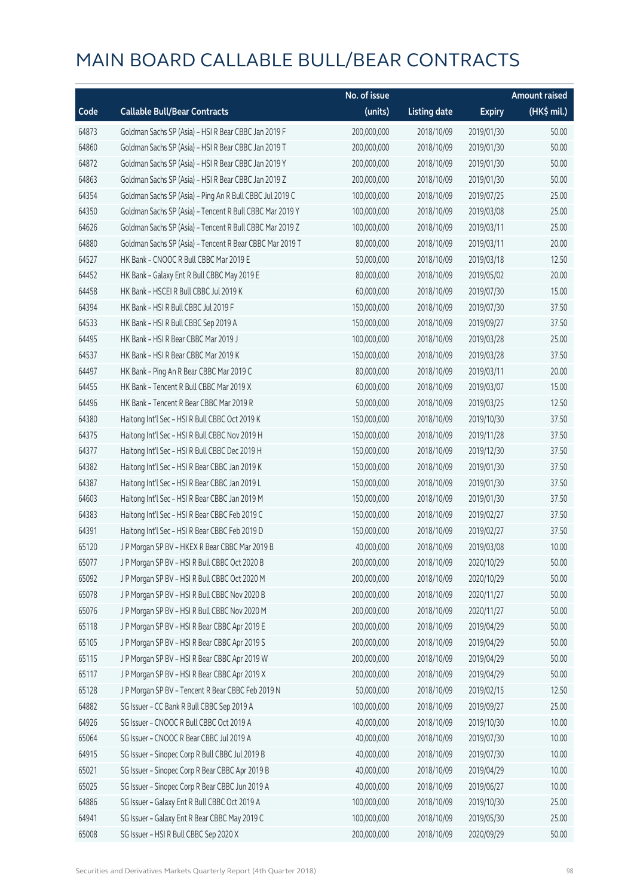# MAIN BOARD CALLABLE BULL/BEAR CONTRACTS

| Code | Callable Bull/Bear Contracts | No. of issue (units) | Listing date | Expiry | Amount raised (HK$ mil.) |
|---|---|---|---|---|---|
| 64873 | Goldman Sachs SP (Asia) – HSI R Bear CBBC Jan 2019 F | 200,000,000 | 2018/10/09 | 2019/01/30 | 50.00 |
| 64860 | Goldman Sachs SP (Asia) – HSI R Bear CBBC Jan 2019 T | 200,000,000 | 2018/10/09 | 2019/01/30 | 50.00 |
| 64872 | Goldman Sachs SP (Asia) – HSI R Bear CBBC Jan 2019 Y | 200,000,000 | 2018/10/09 | 2019/01/30 | 50.00 |
| 64863 | Goldman Sachs SP (Asia) – HSI R Bear CBBC Jan 2019 Z | 200,000,000 | 2018/10/09 | 2019/01/30 | 50.00 |
| 64354 | Goldman Sachs SP (Asia) – Ping An R Bull CBBC Jul 2019 C | 100,000,000 | 2018/10/09 | 2019/07/25 | 25.00 |
| 64350 | Goldman Sachs SP (Asia) – Tencent R Bull CBBC Mar 2019 Y | 100,000,000 | 2018/10/09 | 2019/03/08 | 25.00 |
| 64626 | Goldman Sachs SP (Asia) – Tencent R Bull CBBC Mar 2019 Z | 100,000,000 | 2018/10/09 | 2019/03/11 | 25.00 |
| 64880 | Goldman Sachs SP (Asia) – Tencent R Bear CBBC Mar 2019 T | 80,000,000 | 2018/10/09 | 2019/03/11 | 20.00 |
| 64527 | HK Bank – CNOOC R Bull CBBC Mar 2019 E | 50,000,000 | 2018/10/09 | 2019/03/18 | 12.50 |
| 64452 | HK Bank – Galaxy Ent R Bull CBBC May 2019 E | 80,000,000 | 2018/10/09 | 2019/05/02 | 20.00 |
| 64458 | HK Bank – HSCEI R Bull CBBC Jul 2019 K | 60,000,000 | 2018/10/09 | 2019/07/30 | 15.00 |
| 64394 | HK Bank – HSI R Bull CBBC Jul 2019 F | 150,000,000 | 2018/10/09 | 2019/07/30 | 37.50 |
| 64533 | HK Bank – HSI R Bull CBBC Sep 2019 A | 150,000,000 | 2018/10/09 | 2019/09/27 | 37.50 |
| 64495 | HK Bank – HSI R Bear CBBC Mar 2019 J | 100,000,000 | 2018/10/09 | 2019/03/28 | 25.00 |
| 64537 | HK Bank – HSI R Bear CBBC Mar 2019 K | 150,000,000 | 2018/10/09 | 2019/03/28 | 37.50 |
| 64497 | HK Bank – Ping An R Bear CBBC Mar 2019 C | 80,000,000 | 2018/10/09 | 2019/03/11 | 20.00 |
| 64455 | HK Bank – Tencent R Bull CBBC Mar 2019 X | 60,000,000 | 2018/10/09 | 2019/03/07 | 15.00 |
| 64496 | HK Bank – Tencent R Bear CBBC Mar 2019 R | 50,000,000 | 2018/10/09 | 2019/03/25 | 12.50 |
| 64380 | Haitong Int'l Sec – HSI R Bull CBBC Oct 2019 K | 150,000,000 | 2018/10/09 | 2019/10/30 | 37.50 |
| 64375 | Haitong Int'l Sec – HSI R Bull CBBC Nov 2019 H | 150,000,000 | 2018/10/09 | 2019/11/28 | 37.50 |
| 64377 | Haitong Int'l Sec – HSI R Bull CBBC Dec 2019 H | 150,000,000 | 2018/10/09 | 2019/12/30 | 37.50 |
| 64382 | Haitong Int'l Sec – HSI R Bear CBBC Jan 2019 K | 150,000,000 | 2018/10/09 | 2019/01/30 | 37.50 |
| 64387 | Haitong Int'l Sec – HSI R Bear CBBC Jan 2019 L | 150,000,000 | 2018/10/09 | 2019/01/30 | 37.50 |
| 64603 | Haitong Int'l Sec – HSI R Bear CBBC Jan 2019 M | 150,000,000 | 2018/10/09 | 2019/01/30 | 37.50 |
| 64383 | Haitong Int'l Sec – HSI R Bear CBBC Feb 2019 C | 150,000,000 | 2018/10/09 | 2019/02/27 | 37.50 |
| 64391 | Haitong Int'l Sec – HSI R Bear CBBC Feb 2019 D | 150,000,000 | 2018/10/09 | 2019/02/27 | 37.50 |
| 65120 | J P Morgan SP BV – HKEX R Bear CBBC Mar 2019 B | 40,000,000 | 2018/10/09 | 2019/03/08 | 10.00 |
| 65077 | J P Morgan SP BV – HSI R Bull CBBC Oct 2020 B | 200,000,000 | 2018/10/09 | 2020/10/29 | 50.00 |
| 65092 | J P Morgan SP BV – HSI R Bull CBBC Oct 2020 M | 200,000,000 | 2018/10/09 | 2020/10/29 | 50.00 |
| 65078 | J P Morgan SP BV – HSI R Bull CBBC Nov 2020 B | 200,000,000 | 2018/10/09 | 2020/11/27 | 50.00 |
| 65076 | J P Morgan SP BV – HSI R Bull CBBC Nov 2020 M | 200,000,000 | 2018/10/09 | 2020/11/27 | 50.00 |
| 65118 | J P Morgan SP BV – HSI R Bear CBBC Apr 2019 E | 200,000,000 | 2018/10/09 | 2019/04/29 | 50.00 |
| 65105 | J P Morgan SP BV – HSI R Bear CBBC Apr 2019 S | 200,000,000 | 2018/10/09 | 2019/04/29 | 50.00 |
| 65115 | J P Morgan SP BV – HSI R Bear CBBC Apr 2019 W | 200,000,000 | 2018/10/09 | 2019/04/29 | 50.00 |
| 65117 | J P Morgan SP BV – HSI R Bear CBBC Apr 2019 X | 200,000,000 | 2018/10/09 | 2019/04/29 | 50.00 |
| 65128 | J P Morgan SP BV – Tencent R Bear CBBC Feb 2019 N | 50,000,000 | 2018/10/09 | 2019/02/15 | 12.50 |
| 64882 | SG Issuer – CC Bank R Bull CBBC Sep 2019 A | 100,000,000 | 2018/10/09 | 2019/09/27 | 25.00 |
| 64926 | SG Issuer – CNOOC R Bull CBBC Oct 2019 A | 40,000,000 | 2018/10/09 | 2019/10/30 | 10.00 |
| 65064 | SG Issuer – CNOOC R Bear CBBC Jul 2019 A | 40,000,000 | 2018/10/09 | 2019/07/30 | 10.00 |
| 64915 | SG Issuer – Sinopec Corp R Bull CBBC Jul 2019 B | 40,000,000 | 2018/10/09 | 2019/07/30 | 10.00 |
| 65021 | SG Issuer – Sinopec Corp R Bear CBBC Apr 2019 B | 40,000,000 | 2018/10/09 | 2019/04/29 | 10.00 |
| 65025 | SG Issuer – Sinopec Corp R Bear CBBC Jun 2019 A | 40,000,000 | 2018/10/09 | 2019/06/27 | 10.00 |
| 64886 | SG Issuer – Galaxy Ent R Bull CBBC Oct 2019 A | 100,000,000 | 2018/10/09 | 2019/10/30 | 25.00 |
| 64941 | SG Issuer – Galaxy Ent R Bear CBBC May 2019 C | 100,000,000 | 2018/10/09 | 2019/05/30 | 25.00 |
| 65008 | SG Issuer – HSI R Bull CBBC Sep 2020 X | 200,000,000 | 2018/10/09 | 2020/09/29 | 50.00 |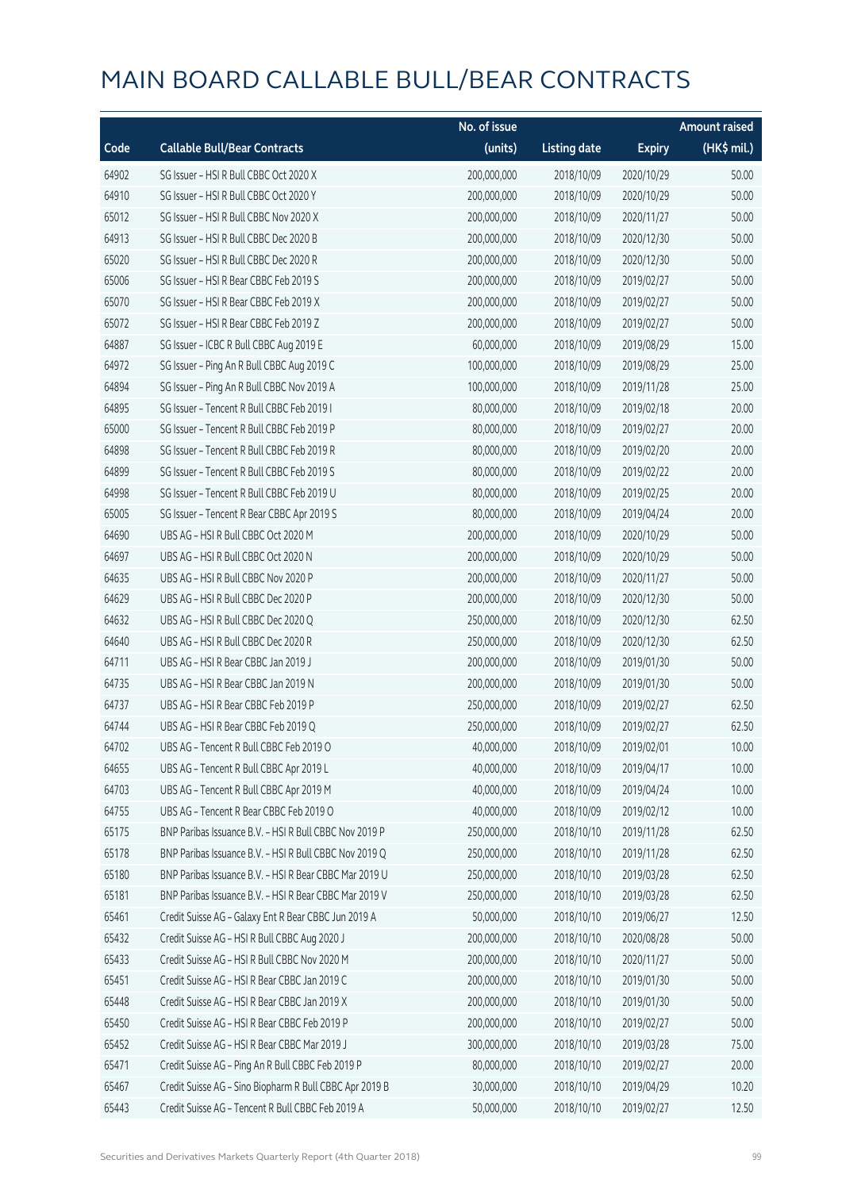# MAIN BOARD CALLABLE BULL/BEAR CONTRACTS

| Code | Callable Bull/Bear Contracts | No. of issue (units) | Listing date | Expiry | Amount raised (HK$ mil.) |
|---|---|---|---|---|---|
| 64902 | SG Issuer – HSI R Bull CBBC Oct 2020 X | 200,000,000 | 2018/10/09 | 2020/10/29 | 50.00 |
| 64910 | SG Issuer – HSI R Bull CBBC Oct 2020 Y | 200,000,000 | 2018/10/09 | 2020/10/29 | 50.00 |
| 65012 | SG Issuer – HSI R Bull CBBC Nov 2020 X | 200,000,000 | 2018/10/09 | 2020/11/27 | 50.00 |
| 64913 | SG Issuer – HSI R Bull CBBC Dec 2020 B | 200,000,000 | 2018/10/09 | 2020/12/30 | 50.00 |
| 65020 | SG Issuer – HSI R Bull CBBC Dec 2020 R | 200,000,000 | 2018/10/09 | 2020/12/30 | 50.00 |
| 65006 | SG Issuer – HSI R Bear CBBC Feb 2019 S | 200,000,000 | 2018/10/09 | 2019/02/27 | 50.00 |
| 65070 | SG Issuer – HSI R Bear CBBC Feb 2019 X | 200,000,000 | 2018/10/09 | 2019/02/27 | 50.00 |
| 65072 | SG Issuer – HSI R Bear CBBC Feb 2019 Z | 200,000,000 | 2018/10/09 | 2019/02/27 | 50.00 |
| 64887 | SG Issuer – ICBC R Bull CBBC Aug 2019 E | 60,000,000 | 2018/10/09 | 2019/08/29 | 15.00 |
| 64972 | SG Issuer – Ping An R Bull CBBC Aug 2019 C | 100,000,000 | 2018/10/09 | 2019/08/29 | 25.00 |
| 64894 | SG Issuer – Ping An R Bull CBBC Nov 2019 A | 100,000,000 | 2018/10/09 | 2019/11/28 | 25.00 |
| 64895 | SG Issuer – Tencent R Bull CBBC Feb 2019 I | 80,000,000 | 2018/10/09 | 2019/02/18 | 20.00 |
| 65000 | SG Issuer – Tencent R Bull CBBC Feb 2019 P | 80,000,000 | 2018/10/09 | 2019/02/27 | 20.00 |
| 64898 | SG Issuer – Tencent R Bull CBBC Feb 2019 R | 80,000,000 | 2018/10/09 | 2019/02/20 | 20.00 |
| 64899 | SG Issuer – Tencent R Bull CBBC Feb 2019 S | 80,000,000 | 2018/10/09 | 2019/02/22 | 20.00 |
| 64998 | SG Issuer – Tencent R Bull CBBC Feb 2019 U | 80,000,000 | 2018/10/09 | 2019/02/25 | 20.00 |
| 65005 | SG Issuer – Tencent R Bear CBBC Apr 2019 S | 80,000,000 | 2018/10/09 | 2019/04/24 | 20.00 |
| 64690 | UBS AG – HSI R Bull CBBC Oct 2020 M | 200,000,000 | 2018/10/09 | 2020/10/29 | 50.00 |
| 64697 | UBS AG – HSI R Bull CBBC Oct 2020 N | 200,000,000 | 2018/10/09 | 2020/10/29 | 50.00 |
| 64635 | UBS AG – HSI R Bull CBBC Nov 2020 P | 200,000,000 | 2018/10/09 | 2020/11/27 | 50.00 |
| 64629 | UBS AG – HSI R Bull CBBC Dec 2020 P | 200,000,000 | 2018/10/09 | 2020/12/30 | 50.00 |
| 64632 | UBS AG – HSI R Bull CBBC Dec 2020 Q | 250,000,000 | 2018/10/09 | 2020/12/30 | 62.50 |
| 64640 | UBS AG – HSI R Bull CBBC Dec 2020 R | 250,000,000 | 2018/10/09 | 2020/12/30 | 62.50 |
| 64711 | UBS AG – HSI R Bear CBBC Jan 2019 J | 200,000,000 | 2018/10/09 | 2019/01/30 | 50.00 |
| 64735 | UBS AG – HSI R Bear CBBC Jan 2019 N | 200,000,000 | 2018/10/09 | 2019/01/30 | 50.00 |
| 64737 | UBS AG – HSI R Bear CBBC Feb 2019 P | 250,000,000 | 2018/10/09 | 2019/02/27 | 62.50 |
| 64744 | UBS AG – HSI R Bear CBBC Feb 2019 Q | 250,000,000 | 2018/10/09 | 2019/02/27 | 62.50 |
| 64702 | UBS AG – Tencent R Bull CBBC Feb 2019 O | 40,000,000 | 2018/10/09 | 2019/02/01 | 10.00 |
| 64655 | UBS AG – Tencent R Bull CBBC Apr 2019 L | 40,000,000 | 2018/10/09 | 2019/04/17 | 10.00 |
| 64703 | UBS AG – Tencent R Bull CBBC Apr 2019 M | 40,000,000 | 2018/10/09 | 2019/04/24 | 10.00 |
| 64755 | UBS AG – Tencent R Bear CBBC Feb 2019 O | 40,000,000 | 2018/10/09 | 2019/02/12 | 10.00 |
| 65175 | BNP Paribas Issuance B.V. – HSI R Bull CBBC Nov 2019 P | 250,000,000 | 2018/10/10 | 2019/11/28 | 62.50 |
| 65178 | BNP Paribas Issuance B.V. – HSI R Bull CBBC Nov 2019 Q | 250,000,000 | 2018/10/10 | 2019/11/28 | 62.50 |
| 65180 | BNP Paribas Issuance B.V. – HSI R Bear CBBC Mar 2019 U | 250,000,000 | 2018/10/10 | 2019/03/28 | 62.50 |
| 65181 | BNP Paribas Issuance B.V. – HSI R Bear CBBC Mar 2019 V | 250,000,000 | 2018/10/10 | 2019/03/28 | 62.50 |
| 65461 | Credit Suisse AG – Galaxy Ent R Bear CBBC Jun 2019 A | 50,000,000 | 2018/10/10 | 2019/06/27 | 12.50 |
| 65432 | Credit Suisse AG – HSI R Bull CBBC Aug 2020 J | 200,000,000 | 2018/10/10 | 2020/08/28 | 50.00 |
| 65433 | Credit Suisse AG – HSI R Bull CBBC Nov 2020 M | 200,000,000 | 2018/10/10 | 2020/11/27 | 50.00 |
| 65451 | Credit Suisse AG – HSI R Bear CBBC Jan 2019 C | 200,000,000 | 2018/10/10 | 2019/01/30 | 50.00 |
| 65448 | Credit Suisse AG – HSI R Bear CBBC Jan 2019 X | 200,000,000 | 2018/10/10 | 2019/01/30 | 50.00 |
| 65450 | Credit Suisse AG – HSI R Bear CBBC Feb 2019 P | 200,000,000 | 2018/10/10 | 2019/02/27 | 50.00 |
| 65452 | Credit Suisse AG – HSI R Bear CBBC Mar 2019 J | 300,000,000 | 2018/10/10 | 2019/03/28 | 75.00 |
| 65471 | Credit Suisse AG – Ping An R Bull CBBC Feb 2019 P | 80,000,000 | 2018/10/10 | 2019/02/27 | 20.00 |
| 65467 | Credit Suisse AG – Sino Biopharm R Bull CBBC Apr 2019 B | 30,000,000 | 2018/10/10 | 2019/04/29 | 10.20 |
| 65443 | Credit Suisse AG – Tencent R Bull CBBC Feb 2019 A | 50,000,000 | 2018/10/10 | 2019/02/27 | 12.50 |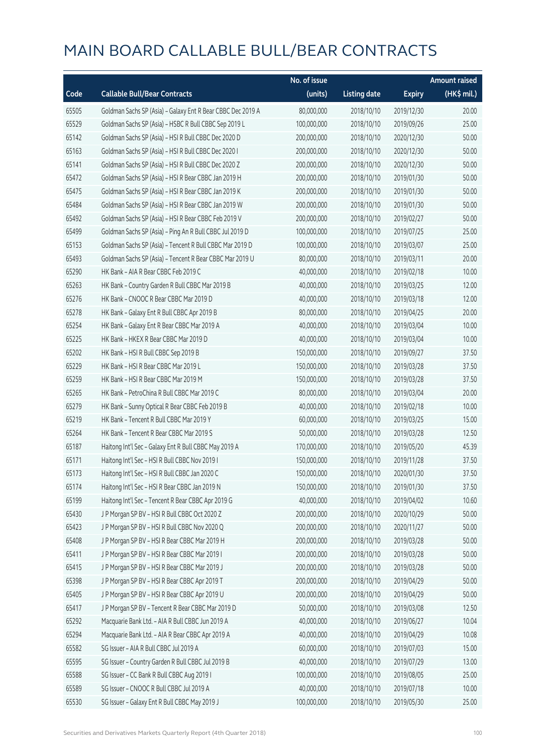# MAIN BOARD CALLABLE BULL/BEAR CONTRACTS

| Code | Callable Bull/Bear Contracts | No. of issue (units) | Listing date | Expiry | Amount raised (HK$ mil.) |
|---|---|---|---|---|---|
| 65505 | Goldman Sachs SP (Asia) - Galaxy Ent R Bear CBBC Dec 2019 A | 80,000,000 | 2018/10/10 | 2019/12/30 | 20.00 |
| 65529 | Goldman Sachs SP (Asia) - HSBC R Bull CBBC Sep 2019 L | 100,000,000 | 2018/10/10 | 2019/09/26 | 25.00 |
| 65142 | Goldman Sachs SP (Asia) - HSI R Bull CBBC Dec 2020 D | 200,000,000 | 2018/10/10 | 2020/12/30 | 50.00 |
| 65163 | Goldman Sachs SP (Asia) - HSI R Bull CBBC Dec 2020 I | 200,000,000 | 2018/10/10 | 2020/12/30 | 50.00 |
| 65141 | Goldman Sachs SP (Asia) - HSI R Bull CBBC Dec 2020 Z | 200,000,000 | 2018/10/10 | 2020/12/30 | 50.00 |
| 65472 | Goldman Sachs SP (Asia) - HSI R Bear CBBC Jan 2019 H | 200,000,000 | 2018/10/10 | 2019/01/30 | 50.00 |
| 65475 | Goldman Sachs SP (Asia) - HSI R Bear CBBC Jan 2019 K | 200,000,000 | 2018/10/10 | 2019/01/30 | 50.00 |
| 65484 | Goldman Sachs SP (Asia) - HSI R Bear CBBC Jan 2019 W | 200,000,000 | 2018/10/10 | 2019/01/30 | 50.00 |
| 65492 | Goldman Sachs SP (Asia) - HSI R Bear CBBC Feb 2019 V | 200,000,000 | 2018/10/10 | 2019/02/27 | 50.00 |
| 65499 | Goldman Sachs SP (Asia) - Ping An R Bull CBBC Jul 2019 D | 100,000,000 | 2018/10/10 | 2019/07/25 | 25.00 |
| 65153 | Goldman Sachs SP (Asia) - Tencent R Bull CBBC Mar 2019 D | 100,000,000 | 2018/10/10 | 2019/03/07 | 25.00 |
| 65493 | Goldman Sachs SP (Asia) - Tencent R Bear CBBC Mar 2019 U | 80,000,000 | 2018/10/10 | 2019/03/11 | 20.00 |
| 65290 | HK Bank - AIA R Bear CBBC Feb 2019 C | 40,000,000 | 2018/10/10 | 2019/02/18 | 10.00 |
| 65263 | HK Bank - Country Garden R Bull CBBC Mar 2019 B | 40,000,000 | 2018/10/10 | 2019/03/25 | 12.00 |
| 65276 | HK Bank - CNOOC R Bear CBBC Mar 2019 D | 40,000,000 | 2018/10/10 | 2019/03/18 | 12.00 |
| 65278 | HK Bank - Galaxy Ent R Bull CBBC Apr 2019 B | 80,000,000 | 2018/10/10 | 2019/04/25 | 20.00 |
| 65254 | HK Bank - Galaxy Ent R Bear CBBC Mar 2019 A | 40,000,000 | 2018/10/10 | 2019/03/04 | 10.00 |
| 65225 | HK Bank - HKEX R Bear CBBC Mar 2019 D | 40,000,000 | 2018/10/10 | 2019/03/04 | 10.00 |
| 65202 | HK Bank - HSI R Bull CBBC Sep 2019 B | 150,000,000 | 2018/10/10 | 2019/09/27 | 37.50 |
| 65229 | HK Bank - HSI R Bear CBBC Mar 2019 L | 150,000,000 | 2018/10/10 | 2019/03/28 | 37.50 |
| 65259 | HK Bank - HSI R Bear CBBC Mar 2019 M | 150,000,000 | 2018/10/10 | 2019/03/28 | 37.50 |
| 65265 | HK Bank - PetroChina R Bull CBBC Mar 2019 C | 80,000,000 | 2018/10/10 | 2019/03/04 | 20.00 |
| 65279 | HK Bank - Sunny Optical R Bear CBBC Feb 2019 B | 40,000,000 | 2018/10/10 | 2019/02/18 | 10.00 |
| 65219 | HK Bank - Tencent R Bull CBBC Mar 2019 Y | 60,000,000 | 2018/10/10 | 2019/03/25 | 15.00 |
| 65264 | HK Bank - Tencent R Bear CBBC Mar 2019 S | 50,000,000 | 2018/10/10 | 2019/03/28 | 12.50 |
| 65187 | Haitong Int'l Sec - Galaxy Ent R Bull CBBC May 2019 A | 170,000,000 | 2018/10/10 | 2019/05/20 | 45.39 |
| 65171 | Haitong Int'l Sec - HSI R Bull CBBC Nov 2019 I | 150,000,000 | 2018/10/10 | 2019/11/28 | 37.50 |
| 65173 | Haitong Int'l Sec - HSI R Bull CBBC Jan 2020 C | 150,000,000 | 2018/10/10 | 2020/01/30 | 37.50 |
| 65174 | Haitong Int'l Sec - HSI R Bear CBBC Jan 2019 N | 150,000,000 | 2018/10/10 | 2019/01/30 | 37.50 |
| 65199 | Haitong Int'l Sec - Tencent R Bear CBBC Apr 2019 G | 40,000,000 | 2018/10/10 | 2019/04/02 | 10.60 |
| 65430 | J P Morgan SP BV - HSI R Bull CBBC Oct 2020 Z | 200,000,000 | 2018/10/10 | 2020/10/29 | 50.00 |
| 65423 | J P Morgan SP BV - HSI R Bull CBBC Nov 2020 Q | 200,000,000 | 2018/10/10 | 2020/11/27 | 50.00 |
| 65408 | J P Morgan SP BV - HSI R Bear CBBC Mar 2019 H | 200,000,000 | 2018/10/10 | 2019/03/28 | 50.00 |
| 65411 | J P Morgan SP BV - HSI R Bear CBBC Mar 2019 I | 200,000,000 | 2018/10/10 | 2019/03/28 | 50.00 |
| 65415 | J P Morgan SP BV - HSI R Bear CBBC Mar 2019 J | 200,000,000 | 2018/10/10 | 2019/03/28 | 50.00 |
| 65398 | J P Morgan SP BV - HSI R Bear CBBC Apr 2019 T | 200,000,000 | 2018/10/10 | 2019/04/29 | 50.00 |
| 65405 | J P Morgan SP BV - HSI R Bear CBBC Apr 2019 U | 200,000,000 | 2018/10/10 | 2019/04/29 | 50.00 |
| 65417 | J P Morgan SP BV - Tencent R Bear CBBC Mar 2019 D | 50,000,000 | 2018/10/10 | 2019/03/08 | 12.50 |
| 65292 | Macquarie Bank Ltd. - AIA R Bull CBBC Jun 2019 A | 40,000,000 | 2018/10/10 | 2019/06/27 | 10.04 |
| 65294 | Macquarie Bank Ltd. - AIA R Bear CBBC Apr 2019 A | 40,000,000 | 2018/10/10 | 2019/04/29 | 10.08 |
| 65582 | SG Issuer - AIA R Bull CBBC Jul 2019 A | 60,000,000 | 2018/10/10 | 2019/07/03 | 15.00 |
| 65595 | SG Issuer - Country Garden R Bull CBBC Jul 2019 B | 40,000,000 | 2018/10/10 | 2019/07/29 | 13.00 |
| 65588 | SG Issuer - CC Bank R Bull CBBC Aug 2019 I | 100,000,000 | 2018/10/10 | 2019/08/05 | 25.00 |
| 65589 | SG Issuer - CNOOC R Bull CBBC Jul 2019 A | 40,000,000 | 2018/10/10 | 2019/07/18 | 10.00 |
| 65530 | SG Issuer - Galaxy Ent R Bull CBBC May 2019 J | 100,000,000 | 2018/10/10 | 2019/05/30 | 25.00 |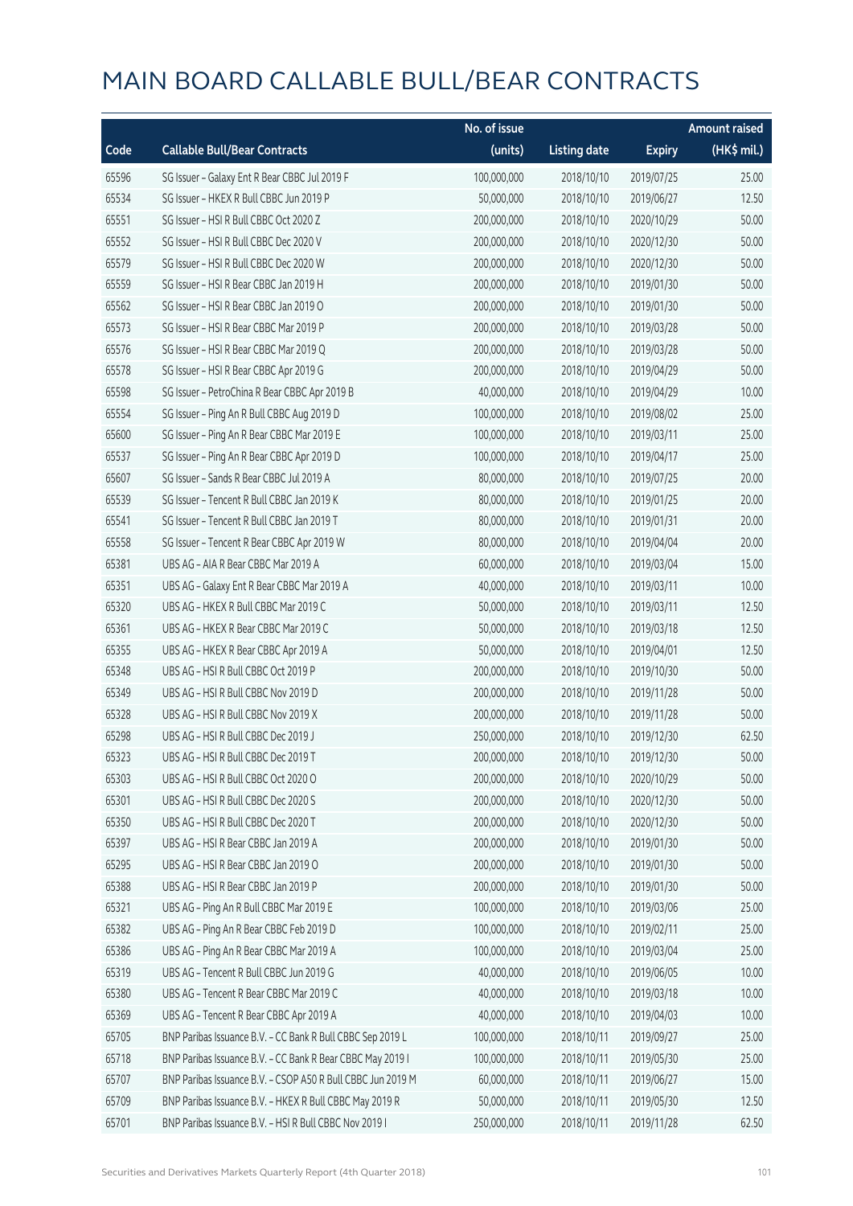# MAIN BOARD CALLABLE BULL/BEAR CONTRACTS

| Code | Callable Bull/Bear Contracts | No. of issue (units) | Listing date | Expiry | Amount raised (HK$ mil.) |
|---|---|---|---|---|---|
| 65596 | SG Issuer – Galaxy Ent R Bear CBBC Jul 2019 F | 100,000,000 | 2018/10/10 | 2019/07/25 | 25.00 |
| 65534 | SG Issuer – HKEX R Bull CBBC Jun 2019 P | 50,000,000 | 2018/10/10 | 2019/06/27 | 12.50 |
| 65551 | SG Issuer – HSI R Bull CBBC Oct 2020 Z | 200,000,000 | 2018/10/10 | 2020/10/29 | 50.00 |
| 65552 | SG Issuer – HSI R Bull CBBC Dec 2020 V | 200,000,000 | 2018/10/10 | 2020/12/30 | 50.00 |
| 65579 | SG Issuer – HSI R Bull CBBC Dec 2020 W | 200,000,000 | 2018/10/10 | 2020/12/30 | 50.00 |
| 65559 | SG Issuer – HSI R Bear CBBC Jan 2019 H | 200,000,000 | 2018/10/10 | 2019/01/30 | 50.00 |
| 65562 | SG Issuer – HSI R Bear CBBC Jan 2019 O | 200,000,000 | 2018/10/10 | 2019/01/30 | 50.00 |
| 65573 | SG Issuer – HSI R Bear CBBC Mar 2019 P | 200,000,000 | 2018/10/10 | 2019/03/28 | 50.00 |
| 65576 | SG Issuer – HSI R Bear CBBC Mar 2019 Q | 200,000,000 | 2018/10/10 | 2019/03/28 | 50.00 |
| 65578 | SG Issuer – HSI R Bear CBBC Apr 2019 G | 200,000,000 | 2018/10/10 | 2019/04/29 | 50.00 |
| 65598 | SG Issuer – PetroChina R Bear CBBC Apr 2019 B | 40,000,000 | 2018/10/10 | 2019/04/29 | 10.00 |
| 65554 | SG Issuer – Ping An R Bull CBBC Aug 2019 D | 100,000,000 | 2018/10/10 | 2019/08/02 | 25.00 |
| 65600 | SG Issuer – Ping An R Bear CBBC Mar 2019 E | 100,000,000 | 2018/10/10 | 2019/03/11 | 25.00 |
| 65537 | SG Issuer – Ping An R Bear CBBC Apr 2019 D | 100,000,000 | 2018/10/10 | 2019/04/17 | 25.00 |
| 65607 | SG Issuer – Sands R Bear CBBC Jul 2019 A | 80,000,000 | 2018/10/10 | 2019/07/25 | 20.00 |
| 65539 | SG Issuer – Tencent R Bull CBBC Jan 2019 K | 80,000,000 | 2018/10/10 | 2019/01/25 | 20.00 |
| 65541 | SG Issuer – Tencent R Bull CBBC Jan 2019 T | 80,000,000 | 2018/10/10 | 2019/01/31 | 20.00 |
| 65558 | SG Issuer – Tencent R Bear CBBC Apr 2019 W | 80,000,000 | 2018/10/10 | 2019/04/04 | 20.00 |
| 65381 | UBS AG – AIA R Bear CBBC Mar 2019 A | 60,000,000 | 2018/10/10 | 2019/03/04 | 15.00 |
| 65351 | UBS AG – Galaxy Ent R Bear CBBC Mar 2019 A | 40,000,000 | 2018/10/10 | 2019/03/11 | 10.00 |
| 65320 | UBS AG – HKEX R Bull CBBC Mar 2019 C | 50,000,000 | 2018/10/10 | 2019/03/11 | 12.50 |
| 65361 | UBS AG – HKEX R Bear CBBC Mar 2019 C | 50,000,000 | 2018/10/10 | 2019/03/18 | 12.50 |
| 65355 | UBS AG – HKEX R Bear CBBC Apr 2019 A | 50,000,000 | 2018/10/10 | 2019/04/01 | 12.50 |
| 65348 | UBS AG – HSI R Bull CBBC Oct 2019 P | 200,000,000 | 2018/10/10 | 2019/10/30 | 50.00 |
| 65349 | UBS AG – HSI R Bull CBBC Nov 2019 D | 200,000,000 | 2018/10/10 | 2019/11/28 | 50.00 |
| 65328 | UBS AG – HSI R Bull CBBC Nov 2019 X | 200,000,000 | 2018/10/10 | 2019/11/28 | 50.00 |
| 65298 | UBS AG – HSI R Bull CBBC Dec 2019 J | 250,000,000 | 2018/10/10 | 2019/12/30 | 62.50 |
| 65323 | UBS AG – HSI R Bull CBBC Dec 2019 T | 200,000,000 | 2018/10/10 | 2019/12/30 | 50.00 |
| 65303 | UBS AG – HSI R Bull CBBC Oct 2020 O | 200,000,000 | 2018/10/10 | 2020/10/29 | 50.00 |
| 65301 | UBS AG – HSI R Bull CBBC Dec 2020 S | 200,000,000 | 2018/10/10 | 2020/12/30 | 50.00 |
| 65350 | UBS AG – HSI R Bull CBBC Dec 2020 T | 200,000,000 | 2018/10/10 | 2020/12/30 | 50.00 |
| 65397 | UBS AG – HSI R Bear CBBC Jan 2019 A | 200,000,000 | 2018/10/10 | 2019/01/30 | 50.00 |
| 65295 | UBS AG – HSI R Bear CBBC Jan 2019 O | 200,000,000 | 2018/10/10 | 2019/01/30 | 50.00 |
| 65388 | UBS AG – HSI R Bear CBBC Jan 2019 P | 200,000,000 | 2018/10/10 | 2019/01/30 | 50.00 |
| 65321 | UBS AG – Ping An R Bull CBBC Mar 2019 E | 100,000,000 | 2018/10/10 | 2019/03/06 | 25.00 |
| 65382 | UBS AG – Ping An R Bear CBBC Feb 2019 D | 100,000,000 | 2018/10/10 | 2019/02/11 | 25.00 |
| 65386 | UBS AG – Ping An R Bear CBBC Mar 2019 A | 100,000,000 | 2018/10/10 | 2019/03/04 | 25.00 |
| 65319 | UBS AG – Tencent R Bull CBBC Jun 2019 G | 40,000,000 | 2018/10/10 | 2019/06/05 | 10.00 |
| 65380 | UBS AG – Tencent R Bear CBBC Mar 2019 C | 40,000,000 | 2018/10/10 | 2019/03/18 | 10.00 |
| 65369 | UBS AG – Tencent R Bear CBBC Apr 2019 A | 40,000,000 | 2018/10/10 | 2019/04/03 | 10.00 |
| 65705 | BNP Paribas Issuance B.V. – CC Bank R Bull CBBC Sep 2019 L | 100,000,000 | 2018/10/11 | 2019/09/27 | 25.00 |
| 65718 | BNP Paribas Issuance B.V. – CC Bank R Bear CBBC May 2019 I | 100,000,000 | 2018/10/11 | 2019/05/30 | 25.00 |
| 65707 | BNP Paribas Issuance B.V. – CSOP A50 R Bull CBBC Jun 2019 M | 60,000,000 | 2018/10/11 | 2019/06/27 | 15.00 |
| 65709 | BNP Paribas Issuance B.V. – HKEX R Bull CBBC May 2019 R | 50,000,000 | 2018/10/11 | 2019/05/30 | 12.50 |
| 65701 | BNP Paribas Issuance B.V. – HSI R Bull CBBC Nov 2019 I | 250,000,000 | 2018/10/11 | 2019/11/28 | 62.50 |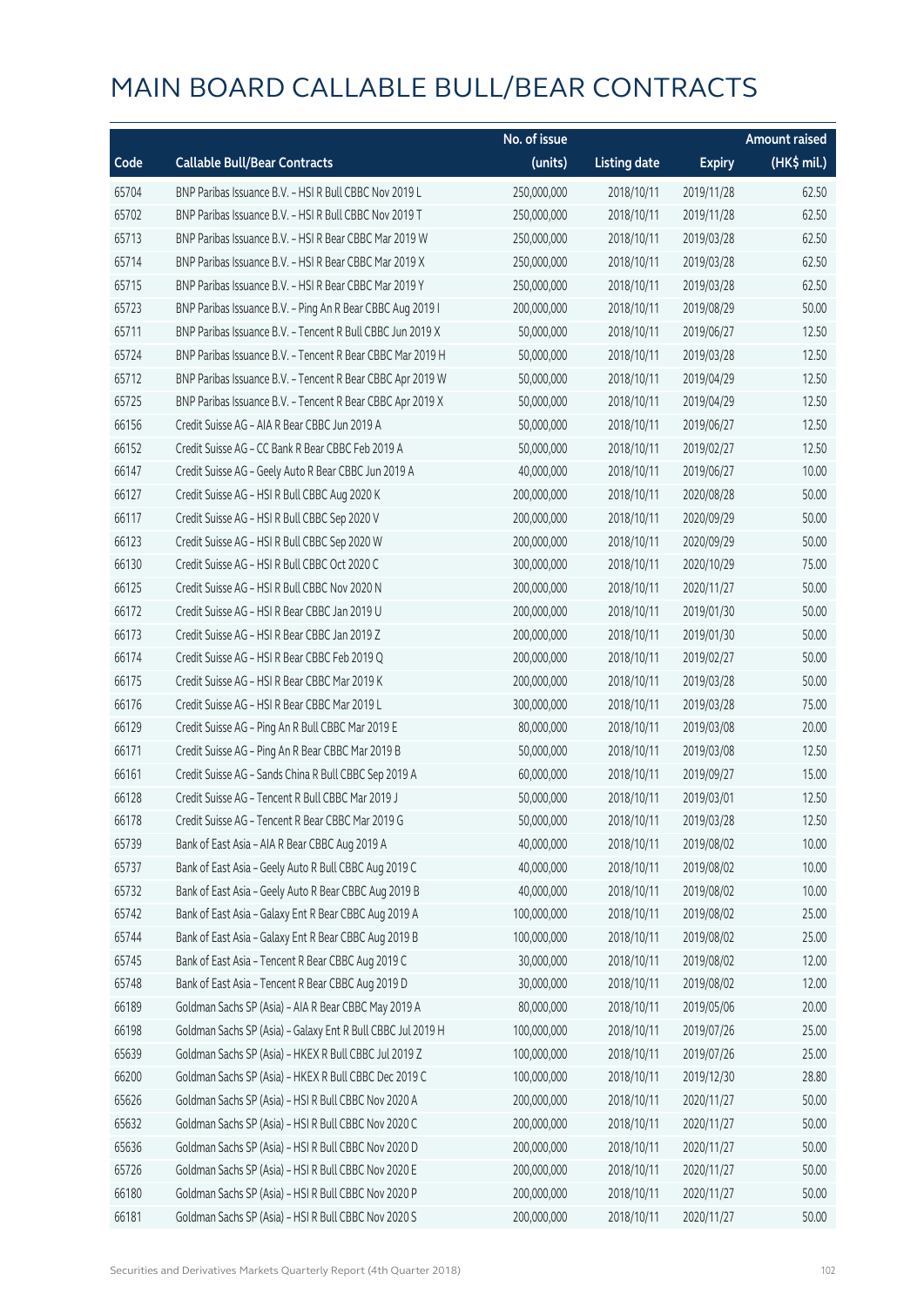# MAIN BOARD CALLABLE BULL/BEAR CONTRACTS

| Code | Callable Bull/Bear Contracts | No. of issue (units) | Listing date | Expiry | Amount raised (HK$ mil.) |
|---|---|---|---|---|---|
| 65704 | BNP Paribas Issuance B.V. – HSI R Bull CBBC Nov 2019 L | 250,000,000 | 2018/10/11 | 2019/11/28 | 62.50 |
| 65702 | BNP Paribas Issuance B.V. – HSI R Bull CBBC Nov 2019 T | 250,000,000 | 2018/10/11 | 2019/11/28 | 62.50 |
| 65713 | BNP Paribas Issuance B.V. – HSI R Bear CBBC Mar 2019 W | 250,000,000 | 2018/10/11 | 2019/03/28 | 62.50 |
| 65714 | BNP Paribas Issuance B.V. – HSI R Bear CBBC Mar 2019 X | 250,000,000 | 2018/10/11 | 2019/03/28 | 62.50 |
| 65715 | BNP Paribas Issuance B.V. – HSI R Bear CBBC Mar 2019 Y | 250,000,000 | 2018/10/11 | 2019/03/28 | 62.50 |
| 65723 | BNP Paribas Issuance B.V. – Ping An R Bear CBBC Aug 2019 I | 200,000,000 | 2018/10/11 | 2019/08/29 | 50.00 |
| 65711 | BNP Paribas Issuance B.V. – Tencent R Bull CBBC Jun 2019 X | 50,000,000 | 2018/10/11 | 2019/06/27 | 12.50 |
| 65724 | BNP Paribas Issuance B.V. – Tencent R Bear CBBC Mar 2019 H | 50,000,000 | 2018/10/11 | 2019/03/28 | 12.50 |
| 65712 | BNP Paribas Issuance B.V. – Tencent R Bear CBBC Apr 2019 W | 50,000,000 | 2018/10/11 | 2019/04/29 | 12.50 |
| 65725 | BNP Paribas Issuance B.V. – Tencent R Bear CBBC Apr 2019 X | 50,000,000 | 2018/10/11 | 2019/04/29 | 12.50 |
| 66156 | Credit Suisse AG – AIA R Bear CBBC Jun 2019 A | 50,000,000 | 2018/10/11 | 2019/06/27 | 12.50 |
| 66152 | Credit Suisse AG – CC Bank R Bear CBBC Feb 2019 A | 50,000,000 | 2018/10/11 | 2019/02/27 | 12.50 |
| 66147 | Credit Suisse AG – Geely Auto R Bear CBBC Jun 2019 A | 40,000,000 | 2018/10/11 | 2019/06/27 | 10.00 |
| 66127 | Credit Suisse AG – HSI R Bull CBBC Aug 2020 K | 200,000,000 | 2018/10/11 | 2020/08/28 | 50.00 |
| 66117 | Credit Suisse AG – HSI R Bull CBBC Sep 2020 V | 200,000,000 | 2018/10/11 | 2020/09/29 | 50.00 |
| 66123 | Credit Suisse AG – HSI R Bull CBBC Sep 2020 W | 200,000,000 | 2018/10/11 | 2020/09/29 | 50.00 |
| 66130 | Credit Suisse AG – HSI R Bull CBBC Oct 2020 C | 300,000,000 | 2018/10/11 | 2020/10/29 | 75.00 |
| 66125 | Credit Suisse AG – HSI R Bull CBBC Nov 2020 N | 200,000,000 | 2018/10/11 | 2020/11/27 | 50.00 |
| 66172 | Credit Suisse AG – HSI R Bear CBBC Jan 2019 U | 200,000,000 | 2018/10/11 | 2019/01/30 | 50.00 |
| 66173 | Credit Suisse AG – HSI R Bear CBBC Jan 2019 Z | 200,000,000 | 2018/10/11 | 2019/01/30 | 50.00 |
| 66174 | Credit Suisse AG – HSI R Bear CBBC Feb 2019 Q | 200,000,000 | 2018/10/11 | 2019/02/27 | 50.00 |
| 66175 | Credit Suisse AG – HSI R Bear CBBC Mar 2019 K | 200,000,000 | 2018/10/11 | 2019/03/28 | 50.00 |
| 66176 | Credit Suisse AG – HSI R Bear CBBC Mar 2019 L | 300,000,000 | 2018/10/11 | 2019/03/28 | 75.00 |
| 66129 | Credit Suisse AG – Ping An R Bull CBBC Mar 2019 E | 80,000,000 | 2018/10/11 | 2019/03/08 | 20.00 |
| 66171 | Credit Suisse AG – Ping An R Bear CBBC Mar 2019 B | 50,000,000 | 2018/10/11 | 2019/03/08 | 12.50 |
| 66161 | Credit Suisse AG – Sands China R Bull CBBC Sep 2019 A | 60,000,000 | 2018/10/11 | 2019/09/27 | 15.00 |
| 66128 | Credit Suisse AG – Tencent R Bull CBBC Mar 2019 J | 50,000,000 | 2018/10/11 | 2019/03/01 | 12.50 |
| 66178 | Credit Suisse AG – Tencent R Bear CBBC Mar 2019 G | 50,000,000 | 2018/10/11 | 2019/03/28 | 12.50 |
| 65739 | Bank of East Asia – AIA R Bear CBBC Aug 2019 A | 40,000,000 | 2018/10/11 | 2019/08/02 | 10.00 |
| 65737 | Bank of East Asia – Geely Auto R Bull CBBC Aug 2019 C | 40,000,000 | 2018/10/11 | 2019/08/02 | 10.00 |
| 65732 | Bank of East Asia – Geely Auto R Bear CBBC Aug 2019 B | 40,000,000 | 2018/10/11 | 2019/08/02 | 10.00 |
| 65742 | Bank of East Asia – Galaxy Ent R Bear CBBC Aug 2019 A | 100,000,000 | 2018/10/11 | 2019/08/02 | 25.00 |
| 65744 | Bank of East Asia – Galaxy Ent R Bear CBBC Aug 2019 B | 100,000,000 | 2018/10/11 | 2019/08/02 | 25.00 |
| 65745 | Bank of East Asia – Tencent R Bear CBBC Aug 2019 C | 30,000,000 | 2018/10/11 | 2019/08/02 | 12.00 |
| 65748 | Bank of East Asia – Tencent R Bear CBBC Aug 2019 D | 30,000,000 | 2018/10/11 | 2019/08/02 | 12.00 |
| 66189 | Goldman Sachs SP (Asia) – AIA R Bear CBBC May 2019 A | 80,000,000 | 2018/10/11 | 2019/05/06 | 20.00 |
| 66198 | Goldman Sachs SP (Asia) – Galaxy Ent R Bull CBBC Jul 2019 H | 100,000,000 | 2018/10/11 | 2019/07/26 | 25.00 |
| 65639 | Goldman Sachs SP (Asia) – HKEX R Bull CBBC Jul 2019 Z | 100,000,000 | 2018/10/11 | 2019/07/26 | 25.00 |
| 66200 | Goldman Sachs SP (Asia) – HKEX R Bull CBBC Dec 2019 C | 100,000,000 | 2018/10/11 | 2019/12/30 | 28.80 |
| 65626 | Goldman Sachs SP (Asia) – HSI R Bull CBBC Nov 2020 A | 200,000,000 | 2018/10/11 | 2020/11/27 | 50.00 |
| 65632 | Goldman Sachs SP (Asia) – HSI R Bull CBBC Nov 2020 C | 200,000,000 | 2018/10/11 | 2020/11/27 | 50.00 |
| 65636 | Goldman Sachs SP (Asia) – HSI R Bull CBBC Nov 2020 D | 200,000,000 | 2018/10/11 | 2020/11/27 | 50.00 |
| 65726 | Goldman Sachs SP (Asia) – HSI R Bull CBBC Nov 2020 E | 200,000,000 | 2018/10/11 | 2020/11/27 | 50.00 |
| 66180 | Goldman Sachs SP (Asia) – HSI R Bull CBBC Nov 2020 P | 200,000,000 | 2018/10/11 | 2020/11/27 | 50.00 |
| 66181 | Goldman Sachs SP (Asia) – HSI R Bull CBBC Nov 2020 S | 200,000,000 | 2018/10/11 | 2020/11/27 | 50.00 |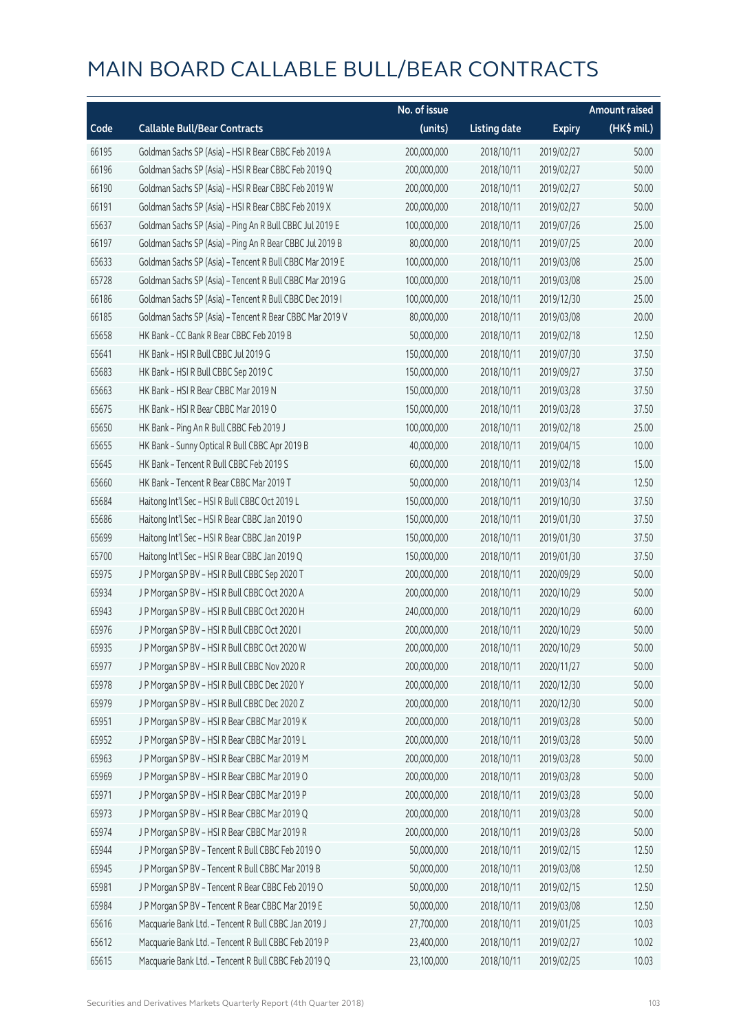# MAIN BOARD CALLABLE BULL/BEAR CONTRACTS

| Code | Callable Bull/Bear Contracts | No. of issue (units) | Listing date | Expiry | Amount raised (HK$ mil.) |
|---|---|---|---|---|---|
| 66195 | Goldman Sachs SP (Asia) – HSI R Bear CBBC Feb 2019 A | 200,000,000 | 2018/10/11 | 2019/02/27 | 50.00 |
| 66196 | Goldman Sachs SP (Asia) – HSI R Bear CBBC Feb 2019 Q | 200,000,000 | 2018/10/11 | 2019/02/27 | 50.00 |
| 66190 | Goldman Sachs SP (Asia) – HSI R Bear CBBC Feb 2019 W | 200,000,000 | 2018/10/11 | 2019/02/27 | 50.00 |
| 66191 | Goldman Sachs SP (Asia) – HSI R Bear CBBC Feb 2019 X | 200,000,000 | 2018/10/11 | 2019/02/27 | 50.00 |
| 65637 | Goldman Sachs SP (Asia) – Ping An R Bull CBBC Jul 2019 E | 100,000,000 | 2018/10/11 | 2019/07/26 | 25.00 |
| 66197 | Goldman Sachs SP (Asia) – Ping An R Bear CBBC Jul 2019 B | 80,000,000 | 2018/10/11 | 2019/07/25 | 20.00 |
| 65633 | Goldman Sachs SP (Asia) – Tencent R Bull CBBC Mar 2019 E | 100,000,000 | 2018/10/11 | 2019/03/08 | 25.00 |
| 65728 | Goldman Sachs SP (Asia) – Tencent R Bull CBBC Mar 2019 G | 100,000,000 | 2018/10/11 | 2019/03/08 | 25.00 |
| 66186 | Goldman Sachs SP (Asia) – Tencent R Bull CBBC Dec 2019 I | 100,000,000 | 2018/10/11 | 2019/12/30 | 25.00 |
| 66185 | Goldman Sachs SP (Asia) – Tencent R Bear CBBC Mar 2019 V | 80,000,000 | 2018/10/11 | 2019/03/08 | 20.00 |
| 65658 | HK Bank – CC Bank R Bear CBBC Feb 2019 B | 50,000,000 | 2018/10/11 | 2019/02/18 | 12.50 |
| 65641 | HK Bank – HSI R Bull CBBC Jul 2019 G | 150,000,000 | 2018/10/11 | 2019/07/30 | 37.50 |
| 65683 | HK Bank – HSI R Bull CBBC Sep 2019 C | 150,000,000 | 2018/10/11 | 2019/09/27 | 37.50 |
| 65663 | HK Bank – HSI R Bear CBBC Mar 2019 N | 150,000,000 | 2018/10/11 | 2019/03/28 | 37.50 |
| 65675 | HK Bank – HSI R Bear CBBC Mar 2019 O | 150,000,000 | 2018/10/11 | 2019/03/28 | 37.50 |
| 65650 | HK Bank – Ping An R Bull CBBC Feb 2019 J | 100,000,000 | 2018/10/11 | 2019/02/18 | 25.00 |
| 65655 | HK Bank – Sunny Optical R Bull CBBC Apr 2019 B | 40,000,000 | 2018/10/11 | 2019/04/15 | 10.00 |
| 65645 | HK Bank – Tencent R Bull CBBC Feb 2019 S | 60,000,000 | 2018/10/11 | 2019/02/18 | 15.00 |
| 65660 | HK Bank – Tencent R Bear CBBC Mar 2019 T | 50,000,000 | 2018/10/11 | 2019/03/14 | 12.50 |
| 65684 | Haitong Int'l Sec – HSI R Bull CBBC Oct 2019 L | 150,000,000 | 2018/10/11 | 2019/10/30 | 37.50 |
| 65686 | Haitong Int'l Sec – HSI R Bear CBBC Jan 2019 O | 150,000,000 | 2018/10/11 | 2019/01/30 | 37.50 |
| 65699 | Haitong Int'l Sec – HSI R Bear CBBC Jan 2019 P | 150,000,000 | 2018/10/11 | 2019/01/30 | 37.50 |
| 65700 | Haitong Int'l Sec – HSI R Bear CBBC Jan 2019 Q | 150,000,000 | 2018/10/11 | 2019/01/30 | 37.50 |
| 65975 | J P Morgan SP BV – HSI R Bull CBBC Sep 2020 T | 200,000,000 | 2018/10/11 | 2020/09/29 | 50.00 |
| 65934 | J P Morgan SP BV – HSI R Bull CBBC Oct 2020 A | 200,000,000 | 2018/10/11 | 2020/10/29 | 50.00 |
| 65943 | J P Morgan SP BV – HSI R Bull CBBC Oct 2020 H | 240,000,000 | 2018/10/11 | 2020/10/29 | 60.00 |
| 65976 | J P Morgan SP BV – HSI R Bull CBBC Oct 2020 I | 200,000,000 | 2018/10/11 | 2020/10/29 | 50.00 |
| 65935 | J P Morgan SP BV – HSI R Bull CBBC Oct 2020 W | 200,000,000 | 2018/10/11 | 2020/10/29 | 50.00 |
| 65977 | J P Morgan SP BV – HSI R Bull CBBC Nov 2020 R | 200,000,000 | 2018/10/11 | 2020/11/27 | 50.00 |
| 65978 | J P Morgan SP BV – HSI R Bull CBBC Dec 2020 Y | 200,000,000 | 2018/10/11 | 2020/12/30 | 50.00 |
| 65979 | J P Morgan SP BV – HSI R Bull CBBC Dec 2020 Z | 200,000,000 | 2018/10/11 | 2020/12/30 | 50.00 |
| 65951 | J P Morgan SP BV – HSI R Bear CBBC Mar 2019 K | 200,000,000 | 2018/10/11 | 2019/03/28 | 50.00 |
| 65952 | J P Morgan SP BV – HSI R Bear CBBC Mar 2019 L | 200,000,000 | 2018/10/11 | 2019/03/28 | 50.00 |
| 65963 | J P Morgan SP BV – HSI R Bear CBBC Mar 2019 M | 200,000,000 | 2018/10/11 | 2019/03/28 | 50.00 |
| 65969 | J P Morgan SP BV – HSI R Bear CBBC Mar 2019 O | 200,000,000 | 2018/10/11 | 2019/03/28 | 50.00 |
| 65971 | J P Morgan SP BV – HSI R Bear CBBC Mar 2019 P | 200,000,000 | 2018/10/11 | 2019/03/28 | 50.00 |
| 65973 | J P Morgan SP BV – HSI R Bear CBBC Mar 2019 Q | 200,000,000 | 2018/10/11 | 2019/03/28 | 50.00 |
| 65974 | J P Morgan SP BV – HSI R Bear CBBC Mar 2019 R | 200,000,000 | 2018/10/11 | 2019/03/28 | 50.00 |
| 65944 | J P Morgan SP BV – Tencent R Bull CBBC Feb 2019 O | 50,000,000 | 2018/10/11 | 2019/02/15 | 12.50 |
| 65945 | J P Morgan SP BV – Tencent R Bull CBBC Mar 2019 B | 50,000,000 | 2018/10/11 | 2019/03/08 | 12.50 |
| 65981 | J P Morgan SP BV – Tencent R Bear CBBC Feb 2019 O | 50,000,000 | 2018/10/11 | 2019/02/15 | 12.50 |
| 65984 | J P Morgan SP BV – Tencent R Bear CBBC Mar 2019 E | 50,000,000 | 2018/10/11 | 2019/03/08 | 12.50 |
| 65616 | Macquarie Bank Ltd. – Tencent R Bull CBBC Jan 2019 J | 27,700,000 | 2018/10/11 | 2019/01/25 | 10.03 |
| 65612 | Macquarie Bank Ltd. – Tencent R Bull CBBC Feb 2019 P | 23,400,000 | 2018/10/11 | 2019/02/27 | 10.02 |
| 65615 | Macquarie Bank Ltd. – Tencent R Bull CBBC Feb 2019 Q | 23,100,000 | 2018/10/11 | 2019/02/25 | 10.03 |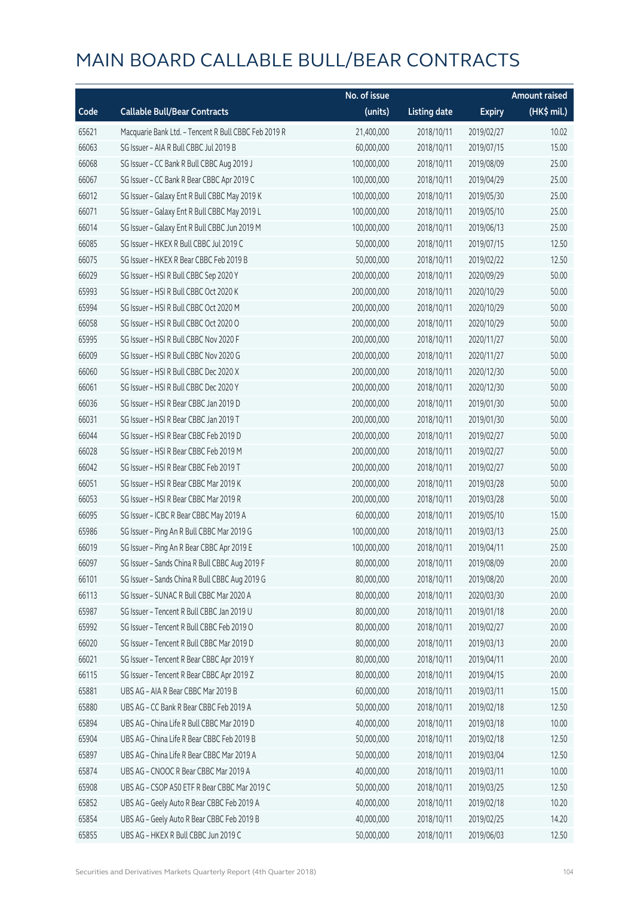# MAIN BOARD CALLABLE BULL/BEAR CONTRACTS

| Code | Callable Bull/Bear Contracts | No. of issue (units) | Listing date | Expiry | Amount raised (HK$ mil.) |
|---|---|---|---|---|---|
| 65621 | Macquarie Bank Ltd. - Tencent R Bull CBBC Feb 2019 R | 21,400,000 | 2018/10/11 | 2019/02/27 | 10.02 |
| 66063 | SG Issuer – AIA R Bull CBBC Jul 2019 B | 60,000,000 | 2018/10/11 | 2019/07/15 | 15.00 |
| 66068 | SG Issuer – CC Bank R Bull CBBC Aug 2019 J | 100,000,000 | 2018/10/11 | 2019/08/09 | 25.00 |
| 66067 | SG Issuer – CC Bank R Bear CBBC Apr 2019 C | 100,000,000 | 2018/10/11 | 2019/04/29 | 25.00 |
| 66012 | SG Issuer – Galaxy Ent R Bull CBBC May 2019 K | 100,000,000 | 2018/10/11 | 2019/05/30 | 25.00 |
| 66071 | SG Issuer – Galaxy Ent R Bull CBBC May 2019 L | 100,000,000 | 2018/10/11 | 2019/05/10 | 25.00 |
| 66014 | SG Issuer – Galaxy Ent R Bull CBBC Jun 2019 M | 100,000,000 | 2018/10/11 | 2019/06/13 | 25.00 |
| 66085 | SG Issuer – HKEX R Bull CBBC Jul 2019 C | 50,000,000 | 2018/10/11 | 2019/07/15 | 12.50 |
| 66075 | SG Issuer – HKEX R Bear CBBC Feb 2019 B | 50,000,000 | 2018/10/11 | 2019/02/22 | 12.50 |
| 66029 | SG Issuer – HSI R Bull CBBC Sep 2020 Y | 200,000,000 | 2018/10/11 | 2020/09/29 | 50.00 |
| 65993 | SG Issuer – HSI R Bull CBBC Oct 2020 K | 200,000,000 | 2018/10/11 | 2020/10/29 | 50.00 |
| 65994 | SG Issuer – HSI R Bull CBBC Oct 2020 M | 200,000,000 | 2018/10/11 | 2020/10/29 | 50.00 |
| 66058 | SG Issuer – HSI R Bull CBBC Oct 2020 O | 200,000,000 | 2018/10/11 | 2020/10/29 | 50.00 |
| 65995 | SG Issuer – HSI R Bull CBBC Nov 2020 F | 200,000,000 | 2018/10/11 | 2020/11/27 | 50.00 |
| 66009 | SG Issuer – HSI R Bull CBBC Nov 2020 G | 200,000,000 | 2018/10/11 | 2020/11/27 | 50.00 |
| 66060 | SG Issuer – HSI R Bull CBBC Dec 2020 X | 200,000,000 | 2018/10/11 | 2020/12/30 | 50.00 |
| 66061 | SG Issuer – HSI R Bull CBBC Dec 2020 Y | 200,000,000 | 2018/10/11 | 2020/12/30 | 50.00 |
| 66036 | SG Issuer – HSI R Bear CBBC Jan 2019 D | 200,000,000 | 2018/10/11 | 2019/01/30 | 50.00 |
| 66031 | SG Issuer – HSI R Bear CBBC Jan 2019 T | 200,000,000 | 2018/10/11 | 2019/01/30 | 50.00 |
| 66044 | SG Issuer – HSI R Bear CBBC Feb 2019 D | 200,000,000 | 2018/10/11 | 2019/02/27 | 50.00 |
| 66028 | SG Issuer – HSI R Bear CBBC Feb 2019 M | 200,000,000 | 2018/10/11 | 2019/02/27 | 50.00 |
| 66042 | SG Issuer – HSI R Bear CBBC Feb 2019 T | 200,000,000 | 2018/10/11 | 2019/02/27 | 50.00 |
| 66051 | SG Issuer – HSI R Bear CBBC Mar 2019 K | 200,000,000 | 2018/10/11 | 2019/03/28 | 50.00 |
| 66053 | SG Issuer – HSI R Bear CBBC Mar 2019 R | 200,000,000 | 2018/10/11 | 2019/03/28 | 50.00 |
| 66095 | SG Issuer – ICBC R Bear CBBC May 2019 A | 60,000,000 | 2018/10/11 | 2019/05/10 | 15.00 |
| 65986 | SG Issuer – Ping An R Bull CBBC Mar 2019 G | 100,000,000 | 2018/10/11 | 2019/03/13 | 25.00 |
| 66019 | SG Issuer – Ping An R Bear CBBC Apr 2019 E | 100,000,000 | 2018/10/11 | 2019/04/11 | 25.00 |
| 66097 | SG Issuer – Sands China R Bull CBBC Aug 2019 F | 80,000,000 | 2018/10/11 | 2019/08/09 | 20.00 |
| 66101 | SG Issuer – Sands China R Bull CBBC Aug 2019 G | 80,000,000 | 2018/10/11 | 2019/08/20 | 20.00 |
| 66113 | SG Issuer – SUNAC R Bull CBBC Mar 2020 A | 80,000,000 | 2018/10/11 | 2020/03/30 | 20.00 |
| 65987 | SG Issuer – Tencent R Bull CBBC Jan 2019 U | 80,000,000 | 2018/10/11 | 2019/01/18 | 20.00 |
| 65992 | SG Issuer – Tencent R Bull CBBC Feb 2019 O | 80,000,000 | 2018/10/11 | 2019/02/27 | 20.00 |
| 66020 | SG Issuer – Tencent R Bull CBBC Mar 2019 D | 80,000,000 | 2018/10/11 | 2019/03/13 | 20.00 |
| 66021 | SG Issuer – Tencent R Bear CBBC Apr 2019 Y | 80,000,000 | 2018/10/11 | 2019/04/11 | 20.00 |
| 66115 | SG Issuer – Tencent R Bear CBBC Apr 2019 Z | 80,000,000 | 2018/10/11 | 2019/04/15 | 20.00 |
| 65881 | UBS AG – AIA R Bear CBBC Mar 2019 B | 60,000,000 | 2018/10/11 | 2019/03/11 | 15.00 |
| 65880 | UBS AG – CC Bank R Bear CBBC Feb 2019 A | 50,000,000 | 2018/10/11 | 2019/02/18 | 12.50 |
| 65894 | UBS AG – China Life R Bull CBBC Mar 2019 D | 40,000,000 | 2018/10/11 | 2019/03/18 | 10.00 |
| 65904 | UBS AG – China Life R Bear CBBC Feb 2019 B | 50,000,000 | 2018/10/11 | 2019/02/18 | 12.50 |
| 65897 | UBS AG – China Life R Bear CBBC Mar 2019 A | 50,000,000 | 2018/10/11 | 2019/03/04 | 12.50 |
| 65874 | UBS AG – CNOOC R Bear CBBC Mar 2019 A | 40,000,000 | 2018/10/11 | 2019/03/11 | 10.00 |
| 65908 | UBS AG – CSOP A50 ETF R Bear CBBC Mar 2019 C | 50,000,000 | 2018/10/11 | 2019/03/25 | 12.50 |
| 65852 | UBS AG – Geely Auto R Bear CBBC Feb 2019 A | 40,000,000 | 2018/10/11 | 2019/02/18 | 10.20 |
| 65854 | UBS AG – Geely Auto R Bear CBBC Feb 2019 B | 40,000,000 | 2018/10/11 | 2019/02/25 | 14.20 |
| 65855 | UBS AG – HKEX R Bull CBBC Jun 2019 C | 50,000,000 | 2018/10/11 | 2019/06/03 | 12.50 |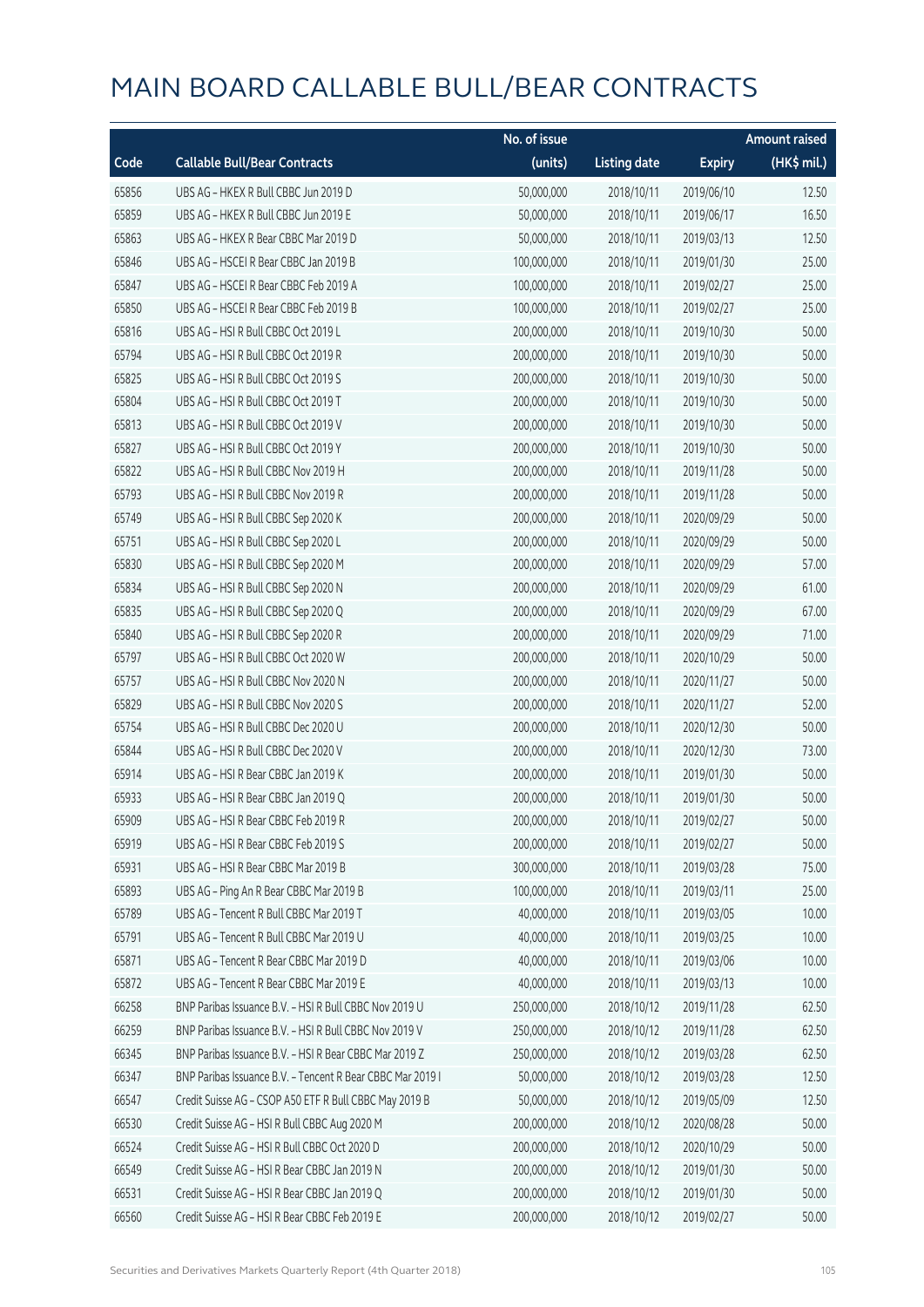# MAIN BOARD CALLABLE BULL/BEAR CONTRACTS

| Code | Callable Bull/Bear Contracts | No. of issue (units) | Listing date | Expiry | Amount raised (HK$ mil.) |
|---|---|---|---|---|---|
| 65856 | UBS AG – HKEX R Bull CBBC Jun 2019 D | 50,000,000 | 2018/10/11 | 2019/06/10 | 12.50 |
| 65859 | UBS AG – HKEX R Bull CBBC Jun 2019 E | 50,000,000 | 2018/10/11 | 2019/06/17 | 16.50 |
| 65863 | UBS AG – HKEX R Bear CBBC Mar 2019 D | 50,000,000 | 2018/10/11 | 2019/03/13 | 12.50 |
| 65846 | UBS AG – HSCEI R Bear CBBC Jan 2019 B | 100,000,000 | 2018/10/11 | 2019/01/30 | 25.00 |
| 65847 | UBS AG – HSCEI R Bear CBBC Feb 2019 A | 100,000,000 | 2018/10/11 | 2019/02/27 | 25.00 |
| 65850 | UBS AG – HSCEI R Bear CBBC Feb 2019 B | 100,000,000 | 2018/10/11 | 2019/02/27 | 25.00 |
| 65816 | UBS AG – HSI R Bull CBBC Oct 2019 L | 200,000,000 | 2018/10/11 | 2019/10/30 | 50.00 |
| 65794 | UBS AG – HSI R Bull CBBC Oct 2019 R | 200,000,000 | 2018/10/11 | 2019/10/30 | 50.00 |
| 65825 | UBS AG – HSI R Bull CBBC Oct 2019 S | 200,000,000 | 2018/10/11 | 2019/10/30 | 50.00 |
| 65804 | UBS AG – HSI R Bull CBBC Oct 2019 T | 200,000,000 | 2018/10/11 | 2019/10/30 | 50.00 |
| 65813 | UBS AG – HSI R Bull CBBC Oct 2019 V | 200,000,000 | 2018/10/11 | 2019/10/30 | 50.00 |
| 65827 | UBS AG – HSI R Bull CBBC Oct 2019 Y | 200,000,000 | 2018/10/11 | 2019/10/30 | 50.00 |
| 65822 | UBS AG – HSI R Bull CBBC Nov 2019 H | 200,000,000 | 2018/10/11 | 2019/11/28 | 50.00 |
| 65793 | UBS AG – HSI R Bull CBBC Nov 2019 R | 200,000,000 | 2018/10/11 | 2019/11/28 | 50.00 |
| 65749 | UBS AG – HSI R Bull CBBC Sep 2020 K | 200,000,000 | 2018/10/11 | 2020/09/29 | 50.00 |
| 65751 | UBS AG – HSI R Bull CBBC Sep 2020 L | 200,000,000 | 2018/10/11 | 2020/09/29 | 50.00 |
| 65830 | UBS AG – HSI R Bull CBBC Sep 2020 M | 200,000,000 | 2018/10/11 | 2020/09/29 | 57.00 |
| 65834 | UBS AG – HSI R Bull CBBC Sep 2020 N | 200,000,000 | 2018/10/11 | 2020/09/29 | 61.00 |
| 65835 | UBS AG – HSI R Bull CBBC Sep 2020 Q | 200,000,000 | 2018/10/11 | 2020/09/29 | 67.00 |
| 65840 | UBS AG – HSI R Bull CBBC Sep 2020 R | 200,000,000 | 2018/10/11 | 2020/09/29 | 71.00 |
| 65797 | UBS AG – HSI R Bull CBBC Oct 2020 W | 200,000,000 | 2018/10/11 | 2020/10/29 | 50.00 |
| 65757 | UBS AG – HSI R Bull CBBC Nov 2020 N | 200,000,000 | 2018/10/11 | 2020/11/27 | 50.00 |
| 65829 | UBS AG – HSI R Bull CBBC Nov 2020 S | 200,000,000 | 2018/10/11 | 2020/11/27 | 52.00 |
| 65754 | UBS AG – HSI R Bull CBBC Dec 2020 U | 200,000,000 | 2018/10/11 | 2020/12/30 | 50.00 |
| 65844 | UBS AG – HSI R Bull CBBC Dec 2020 V | 200,000,000 | 2018/10/11 | 2020/12/30 | 73.00 |
| 65914 | UBS AG – HSI R Bear CBBC Jan 2019 K | 200,000,000 | 2018/10/11 | 2019/01/30 | 50.00 |
| 65933 | UBS AG – HSI R Bear CBBC Jan 2019 Q | 200,000,000 | 2018/10/11 | 2019/01/30 | 50.00 |
| 65909 | UBS AG – HSI R Bear CBBC Feb 2019 R | 200,000,000 | 2018/10/11 | 2019/02/27 | 50.00 |
| 65919 | UBS AG – HSI R Bear CBBC Feb 2019 S | 200,000,000 | 2018/10/11 | 2019/02/27 | 50.00 |
| 65931 | UBS AG – HSI R Bear CBBC Mar 2019 B | 300,000,000 | 2018/10/11 | 2019/03/28 | 75.00 |
| 65893 | UBS AG – Ping An R Bear CBBC Mar 2019 B | 100,000,000 | 2018/10/11 | 2019/03/11 | 25.00 |
| 65789 | UBS AG – Tencent R Bull CBBC Mar 2019 T | 40,000,000 | 2018/10/11 | 2019/03/05 | 10.00 |
| 65791 | UBS AG – Tencent R Bull CBBC Mar 2019 U | 40,000,000 | 2018/10/11 | 2019/03/25 | 10.00 |
| 65871 | UBS AG – Tencent R Bear CBBC Mar 2019 D | 40,000,000 | 2018/10/11 | 2019/03/06 | 10.00 |
| 65872 | UBS AG – Tencent R Bear CBBC Mar 2019 E | 40,000,000 | 2018/10/11 | 2019/03/13 | 10.00 |
| 66258 | BNP Paribas Issuance B.V. – HSI R Bull CBBC Nov 2019 U | 250,000,000 | 2018/10/12 | 2019/11/28 | 62.50 |
| 66259 | BNP Paribas Issuance B.V. – HSI R Bull CBBC Nov 2019 V | 250,000,000 | 2018/10/12 | 2019/11/28 | 62.50 |
| 66345 | BNP Paribas Issuance B.V. – HSI R Bear CBBC Mar 2019 Z | 250,000,000 | 2018/10/12 | 2019/03/28 | 62.50 |
| 66347 | BNP Paribas Issuance B.V. – Tencent R Bear CBBC Mar 2019 I | 50,000,000 | 2018/10/12 | 2019/03/28 | 12.50 |
| 66547 | Credit Suisse AG – CSOP A50 ETF R Bull CBBC May 2019 B | 50,000,000 | 2018/10/12 | 2019/05/09 | 12.50 |
| 66530 | Credit Suisse AG – HSI R Bull CBBC Aug 2020 M | 200,000,000 | 2018/10/12 | 2020/08/28 | 50.00 |
| 66524 | Credit Suisse AG – HSI R Bull CBBC Oct 2020 D | 200,000,000 | 2018/10/12 | 2020/10/29 | 50.00 |
| 66549 | Credit Suisse AG – HSI R Bear CBBC Jan 2019 N | 200,000,000 | 2018/10/12 | 2019/01/30 | 50.00 |
| 66531 | Credit Suisse AG – HSI R Bear CBBC Jan 2019 Q | 200,000,000 | 2018/10/12 | 2019/01/30 | 50.00 |
| 66560 | Credit Suisse AG – HSI R Bear CBBC Feb 2019 E | 200,000,000 | 2018/10/12 | 2019/02/27 | 50.00 |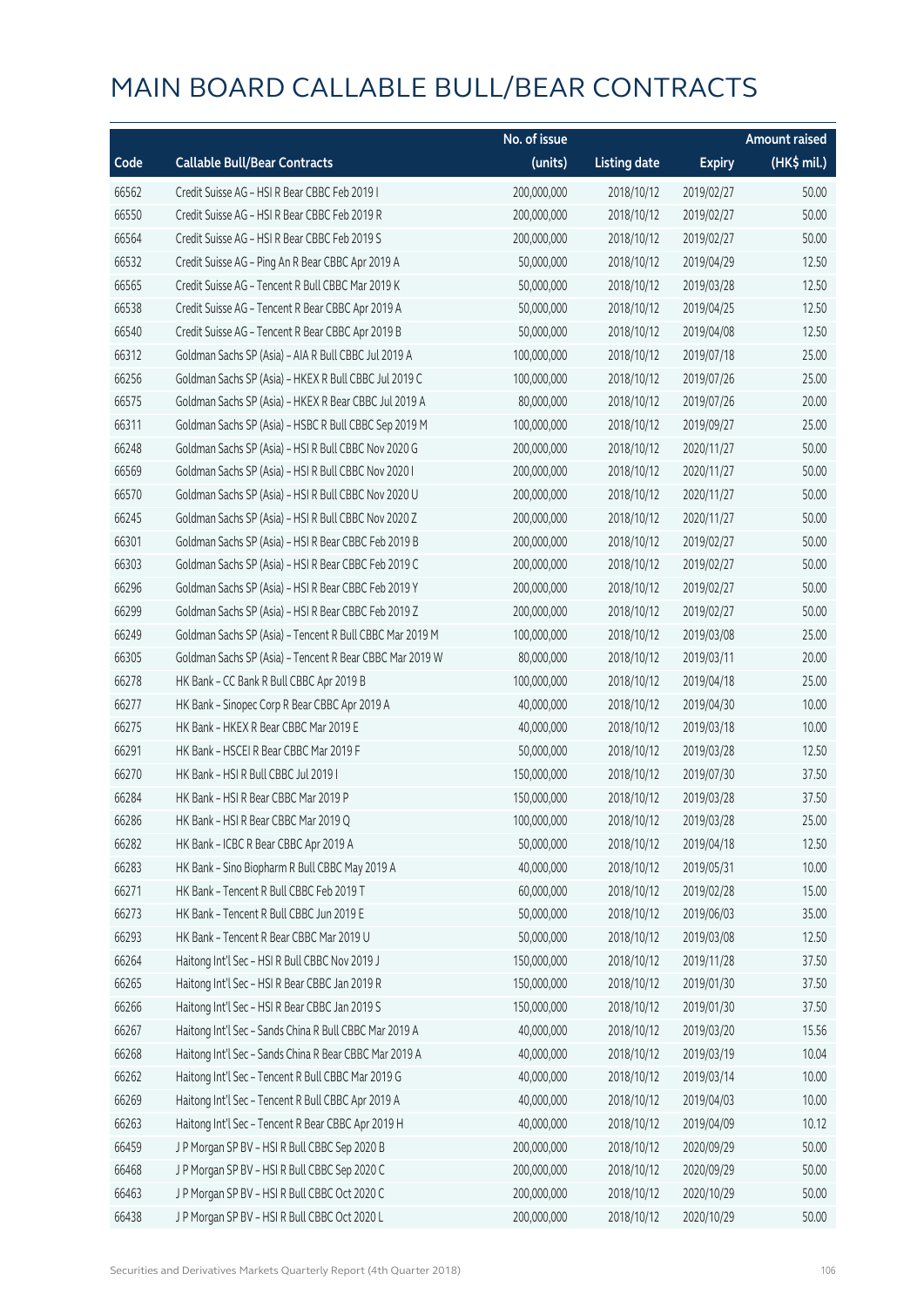# MAIN BOARD CALLABLE BULL/BEAR CONTRACTS

| Code | Callable Bull/Bear Contracts | No. of issue (units) | Listing date | Expiry | Amount raised (HK$ mil.) |
|---|---|---|---|---|---|
| 66562 | Credit Suisse AG - HSI R Bear CBBC Feb 2019 I | 200,000,000 | 2018/10/12 | 2019/02/27 | 50.00 |
| 66550 | Credit Suisse AG - HSI R Bear CBBC Feb 2019 R | 200,000,000 | 2018/10/12 | 2019/02/27 | 50.00 |
| 66564 | Credit Suisse AG - HSI R Bear CBBC Feb 2019 S | 200,000,000 | 2018/10/12 | 2019/02/27 | 50.00 |
| 66532 | Credit Suisse AG - Ping An R Bear CBBC Apr 2019 A | 50,000,000 | 2018/10/12 | 2019/04/29 | 12.50 |
| 66565 | Credit Suisse AG - Tencent R Bull CBBC Mar 2019 K | 50,000,000 | 2018/10/12 | 2019/03/28 | 12.50 |
| 66538 | Credit Suisse AG - Tencent R Bear CBBC Apr 2019 A | 50,000,000 | 2018/10/12 | 2019/04/25 | 12.50 |
| 66540 | Credit Suisse AG - Tencent R Bear CBBC Apr 2019 B | 50,000,000 | 2018/10/12 | 2019/04/08 | 12.50 |
| 66312 | Goldman Sachs SP (Asia) - AIA R Bull CBBC Jul 2019 A | 100,000,000 | 2018/10/12 | 2019/07/18 | 25.00 |
| 66256 | Goldman Sachs SP (Asia) - HKEX R Bull CBBC Jul 2019 C | 100,000,000 | 2018/10/12 | 2019/07/26 | 25.00 |
| 66575 | Goldman Sachs SP (Asia) - HKEX R Bear CBBC Jul 2019 A | 80,000,000 | 2018/10/12 | 2019/07/26 | 20.00 |
| 66311 | Goldman Sachs SP (Asia) - HSBC R Bull CBBC Sep 2019 M | 100,000,000 | 2018/10/12 | 2019/09/27 | 25.00 |
| 66248 | Goldman Sachs SP (Asia) - HSI R Bull CBBC Nov 2020 G | 200,000,000 | 2018/10/12 | 2020/11/27 | 50.00 |
| 66569 | Goldman Sachs SP (Asia) - HSI R Bull CBBC Nov 2020 I | 200,000,000 | 2018/10/12 | 2020/11/27 | 50.00 |
| 66570 | Goldman Sachs SP (Asia) - HSI R Bull CBBC Nov 2020 U | 200,000,000 | 2018/10/12 | 2020/11/27 | 50.00 |
| 66245 | Goldman Sachs SP (Asia) - HSI R Bull CBBC Nov 2020 Z | 200,000,000 | 2018/10/12 | 2020/11/27 | 50.00 |
| 66301 | Goldman Sachs SP (Asia) - HSI R Bear CBBC Feb 2019 B | 200,000,000 | 2018/10/12 | 2019/02/27 | 50.00 |
| 66303 | Goldman Sachs SP (Asia) - HSI R Bear CBBC Feb 2019 C | 200,000,000 | 2018/10/12 | 2019/02/27 | 50.00 |
| 66296 | Goldman Sachs SP (Asia) - HSI R Bear CBBC Feb 2019 Y | 200,000,000 | 2018/10/12 | 2019/02/27 | 50.00 |
| 66299 | Goldman Sachs SP (Asia) - HSI R Bear CBBC Feb 2019 Z | 200,000,000 | 2018/10/12 | 2019/02/27 | 50.00 |
| 66249 | Goldman Sachs SP (Asia) - Tencent R Bull CBBC Mar 2019 M | 100,000,000 | 2018/10/12 | 2019/03/08 | 25.00 |
| 66305 | Goldman Sachs SP (Asia) - Tencent R Bear CBBC Mar 2019 W | 80,000,000 | 2018/10/12 | 2019/03/11 | 20.00 |
| 66278 | HK Bank - CC Bank R Bull CBBC Apr 2019 B | 100,000,000 | 2018/10/12 | 2019/04/18 | 25.00 |
| 66277 | HK Bank - Sinopec Corp R Bear CBBC Apr 2019 A | 40,000,000 | 2018/10/12 | 2019/04/30 | 10.00 |
| 66275 | HK Bank - HKEX R Bear CBBC Mar 2019 E | 40,000,000 | 2018/10/12 | 2019/03/18 | 10.00 |
| 66291 | HK Bank - HSCEI R Bear CBBC Mar 2019 F | 50,000,000 | 2018/10/12 | 2019/03/28 | 12.50 |
| 66270 | HK Bank - HSI R Bull CBBC Jul 2019 I | 150,000,000 | 2018/10/12 | 2019/07/30 | 37.50 |
| 66284 | HK Bank - HSI R Bear CBBC Mar 2019 P | 150,000,000 | 2018/10/12 | 2019/03/28 | 37.50 |
| 66286 | HK Bank - HSI R Bear CBBC Mar 2019 Q | 100,000,000 | 2018/10/12 | 2019/03/28 | 25.00 |
| 66282 | HK Bank - ICBC R Bear CBBC Apr 2019 A | 50,000,000 | 2018/10/12 | 2019/04/18 | 12.50 |
| 66283 | HK Bank - Sino Biopharm R Bull CBBC May 2019 A | 40,000,000 | 2018/10/12 | 2019/05/31 | 10.00 |
| 66271 | HK Bank - Tencent R Bull CBBC Feb 2019 T | 60,000,000 | 2018/10/12 | 2019/02/28 | 15.00 |
| 66273 | HK Bank - Tencent R Bull CBBC Jun 2019 E | 50,000,000 | 2018/10/12 | 2019/06/03 | 35.00 |
| 66293 | HK Bank - Tencent R Bear CBBC Mar 2019 U | 50,000,000 | 2018/10/12 | 2019/03/08 | 12.50 |
| 66264 | Haitong Int'l Sec - HSI R Bull CBBC Nov 2019 J | 150,000,000 | 2018/10/12 | 2019/11/28 | 37.50 |
| 66265 | Haitong Int'l Sec - HSI R Bear CBBC Jan 2019 R | 150,000,000 | 2018/10/12 | 2019/01/30 | 37.50 |
| 66266 | Haitong Int'l Sec - HSI R Bear CBBC Jan 2019 S | 150,000,000 | 2018/10/12 | 2019/01/30 | 37.50 |
| 66267 | Haitong Int'l Sec - Sands China R Bull CBBC Mar 2019 A | 40,000,000 | 2018/10/12 | 2019/03/20 | 15.56 |
| 66268 | Haitong Int'l Sec - Sands China R Bear CBBC Mar 2019 A | 40,000,000 | 2018/10/12 | 2019/03/19 | 10.04 |
| 66262 | Haitong Int'l Sec - Tencent R Bull CBBC Mar 2019 G | 40,000,000 | 2018/10/12 | 2019/03/14 | 10.00 |
| 66269 | Haitong Int'l Sec - Tencent R Bull CBBC Apr 2019 A | 40,000,000 | 2018/10/12 | 2019/04/03 | 10.00 |
| 66263 | Haitong Int'l Sec - Tencent R Bear CBBC Apr 2019 H | 40,000,000 | 2018/10/12 | 2019/04/09 | 10.12 |
| 66459 | J P Morgan SP BV - HSI R Bull CBBC Sep 2020 B | 200,000,000 | 2018/10/12 | 2020/09/29 | 50.00 |
| 66468 | J P Morgan SP BV - HSI R Bull CBBC Sep 2020 C | 200,000,000 | 2018/10/12 | 2020/09/29 | 50.00 |
| 66463 | J P Morgan SP BV - HSI R Bull CBBC Oct 2020 C | 200,000,000 | 2018/10/12 | 2020/10/29 | 50.00 |
| 66438 | J P Morgan SP BV - HSI R Bull CBBC Oct 2020 L | 200,000,000 | 2018/10/12 | 2020/10/29 | 50.00 |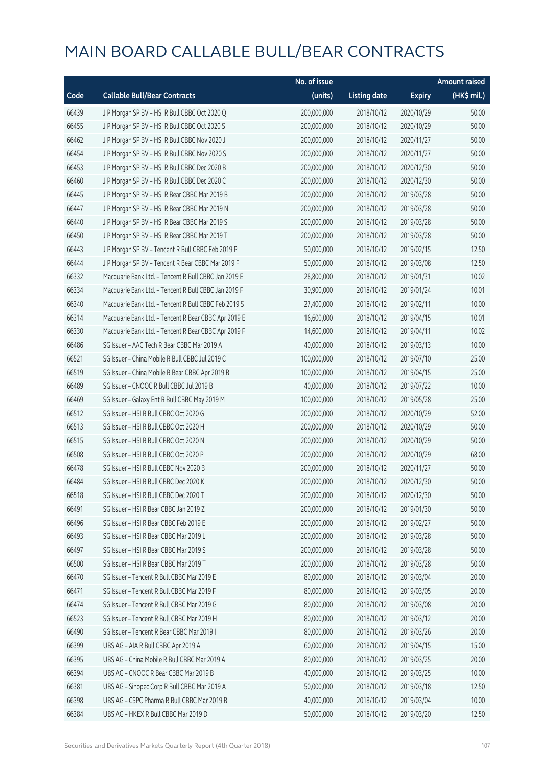# MAIN BOARD CALLABLE BULL/BEAR CONTRACTS

| Code | Callable Bull/Bear Contracts | No. of issue (units) | Listing date | Expiry | Amount raised (HK$ mil.) |
|---|---|---|---|---|---|
| 66439 | J P Morgan SP BV – HSI R Bull CBBC Oct 2020 Q | 200,000,000 | 2018/10/12 | 2020/10/29 | 50.00 |
| 66455 | J P Morgan SP BV – HSI R Bull CBBC Oct 2020 S | 200,000,000 | 2018/10/12 | 2020/10/29 | 50.00 |
| 66462 | J P Morgan SP BV – HSI R Bull CBBC Nov 2020 J | 200,000,000 | 2018/10/12 | 2020/11/27 | 50.00 |
| 66454 | J P Morgan SP BV – HSI R Bull CBBC Nov 2020 S | 200,000,000 | 2018/10/12 | 2020/11/27 | 50.00 |
| 66453 | J P Morgan SP BV – HSI R Bull CBBC Dec 2020 B | 200,000,000 | 2018/10/12 | 2020/12/30 | 50.00 |
| 66460 | J P Morgan SP BV – HSI R Bull CBBC Dec 2020 C | 200,000,000 | 2018/10/12 | 2020/12/30 | 50.00 |
| 66445 | J P Morgan SP BV – HSI R Bear CBBC Mar 2019 B | 200,000,000 | 2018/10/12 | 2019/03/28 | 50.00 |
| 66447 | J P Morgan SP BV – HSI R Bear CBBC Mar 2019 N | 200,000,000 | 2018/10/12 | 2019/03/28 | 50.00 |
| 66440 | J P Morgan SP BV – HSI R Bear CBBC Mar 2019 S | 200,000,000 | 2018/10/12 | 2019/03/28 | 50.00 |
| 66450 | J P Morgan SP BV – HSI R Bear CBBC Mar 2019 T | 200,000,000 | 2018/10/12 | 2019/03/28 | 50.00 |
| 66443 | J P Morgan SP BV – Tencent R Bull CBBC Feb 2019 P | 50,000,000 | 2018/10/12 | 2019/02/15 | 12.50 |
| 66444 | J P Morgan SP BV – Tencent R Bear CBBC Mar 2019 F | 50,000,000 | 2018/10/12 | 2019/03/08 | 12.50 |
| 66332 | Macquarie Bank Ltd. – Tencent R Bull CBBC Jan 2019 E | 28,800,000 | 2018/10/12 | 2019/01/31 | 10.02 |
| 66334 | Macquarie Bank Ltd. – Tencent R Bull CBBC Jan 2019 F | 30,900,000 | 2018/10/12 | 2019/01/24 | 10.01 |
| 66340 | Macquarie Bank Ltd. – Tencent R Bull CBBC Feb 2019 S | 27,400,000 | 2018/10/12 | 2019/02/11 | 10.00 |
| 66314 | Macquarie Bank Ltd. – Tencent R Bear CBBC Apr 2019 E | 16,600,000 | 2018/10/12 | 2019/04/15 | 10.01 |
| 66330 | Macquarie Bank Ltd. – Tencent R Bear CBBC Apr 2019 F | 14,600,000 | 2018/10/12 | 2019/04/11 | 10.02 |
| 66486 | SG Issuer – AAC Tech R Bear CBBC Mar 2019 A | 40,000,000 | 2018/10/12 | 2019/03/13 | 10.00 |
| 66521 | SG Issuer – China Mobile R Bull CBBC Jul 2019 C | 100,000,000 | 2018/10/12 | 2019/07/10 | 25.00 |
| 66519 | SG Issuer – China Mobile R Bear CBBC Apr 2019 B | 100,000,000 | 2018/10/12 | 2019/04/15 | 25.00 |
| 66489 | SG Issuer – CNOOC R Bull CBBC Jul 2019 B | 40,000,000 | 2018/10/12 | 2019/07/22 | 10.00 |
| 66469 | SG Issuer – Galaxy Ent R Bull CBBC May 2019 M | 100,000,000 | 2018/10/12 | 2019/05/28 | 25.00 |
| 66512 | SG Issuer – HSI R Bull CBBC Oct 2020 G | 200,000,000 | 2018/10/12 | 2020/10/29 | 52.00 |
| 66513 | SG Issuer – HSI R Bull CBBC Oct 2020 H | 200,000,000 | 2018/10/12 | 2020/10/29 | 50.00 |
| 66515 | SG Issuer – HSI R Bull CBBC Oct 2020 N | 200,000,000 | 2018/10/12 | 2020/10/29 | 50.00 |
| 66508 | SG Issuer – HSI R Bull CBBC Oct 2020 P | 200,000,000 | 2018/10/12 | 2020/10/29 | 68.00 |
| 66478 | SG Issuer – HSI R Bull CBBC Nov 2020 B | 200,000,000 | 2018/10/12 | 2020/11/27 | 50.00 |
| 66484 | SG Issuer – HSI R Bull CBBC Dec 2020 K | 200,000,000 | 2018/10/12 | 2020/12/30 | 50.00 |
| 66518 | SG Issuer – HSI R Bull CBBC Dec 2020 T | 200,000,000 | 2018/10/12 | 2020/12/30 | 50.00 |
| 66491 | SG Issuer – HSI R Bear CBBC Jan 2019 Z | 200,000,000 | 2018/10/12 | 2019/01/30 | 50.00 |
| 66496 | SG Issuer – HSI R Bear CBBC Feb 2019 E | 200,000,000 | 2018/10/12 | 2019/02/27 | 50.00 |
| 66493 | SG Issuer – HSI R Bear CBBC Mar 2019 L | 200,000,000 | 2018/10/12 | 2019/03/28 | 50.00 |
| 66497 | SG Issuer – HSI R Bear CBBC Mar 2019 S | 200,000,000 | 2018/10/12 | 2019/03/28 | 50.00 |
| 66500 | SG Issuer – HSI R Bear CBBC Mar 2019 T | 200,000,000 | 2018/10/12 | 2019/03/28 | 50.00 |
| 66470 | SG Issuer – Tencent R Bull CBBC Mar 2019 E | 80,000,000 | 2018/10/12 | 2019/03/04 | 20.00 |
| 66471 | SG Issuer – Tencent R Bull CBBC Mar 2019 F | 80,000,000 | 2018/10/12 | 2019/03/05 | 20.00 |
| 66474 | SG Issuer – Tencent R Bull CBBC Mar 2019 G | 80,000,000 | 2018/10/12 | 2019/03/08 | 20.00 |
| 66523 | SG Issuer – Tencent R Bull CBBC Mar 2019 H | 80,000,000 | 2018/10/12 | 2019/03/12 | 20.00 |
| 66490 | SG Issuer – Tencent R Bear CBBC Mar 2019 I | 80,000,000 | 2018/10/12 | 2019/03/26 | 20.00 |
| 66399 | UBS AG – AIA R Bull CBBC Apr 2019 A | 60,000,000 | 2018/10/12 | 2019/04/15 | 15.00 |
| 66395 | UBS AG – China Mobile R Bull CBBC Mar 2019 A | 80,000,000 | 2018/10/12 | 2019/03/25 | 20.00 |
| 66394 | UBS AG – CNOOC R Bear CBBC Mar 2019 B | 40,000,000 | 2018/10/12 | 2019/03/25 | 10.00 |
| 66381 | UBS AG – Sinopec Corp R Bull CBBC Mar 2019 A | 50,000,000 | 2018/10/12 | 2019/03/18 | 12.50 |
| 66398 | UBS AG – CSPC Pharma R Bull CBBC Mar 2019 B | 40,000,000 | 2018/10/12 | 2019/03/04 | 10.00 |
| 66384 | UBS AG – HKEX R Bull CBBC Mar 2019 D | 50,000,000 | 2018/10/12 | 2019/03/20 | 12.50 |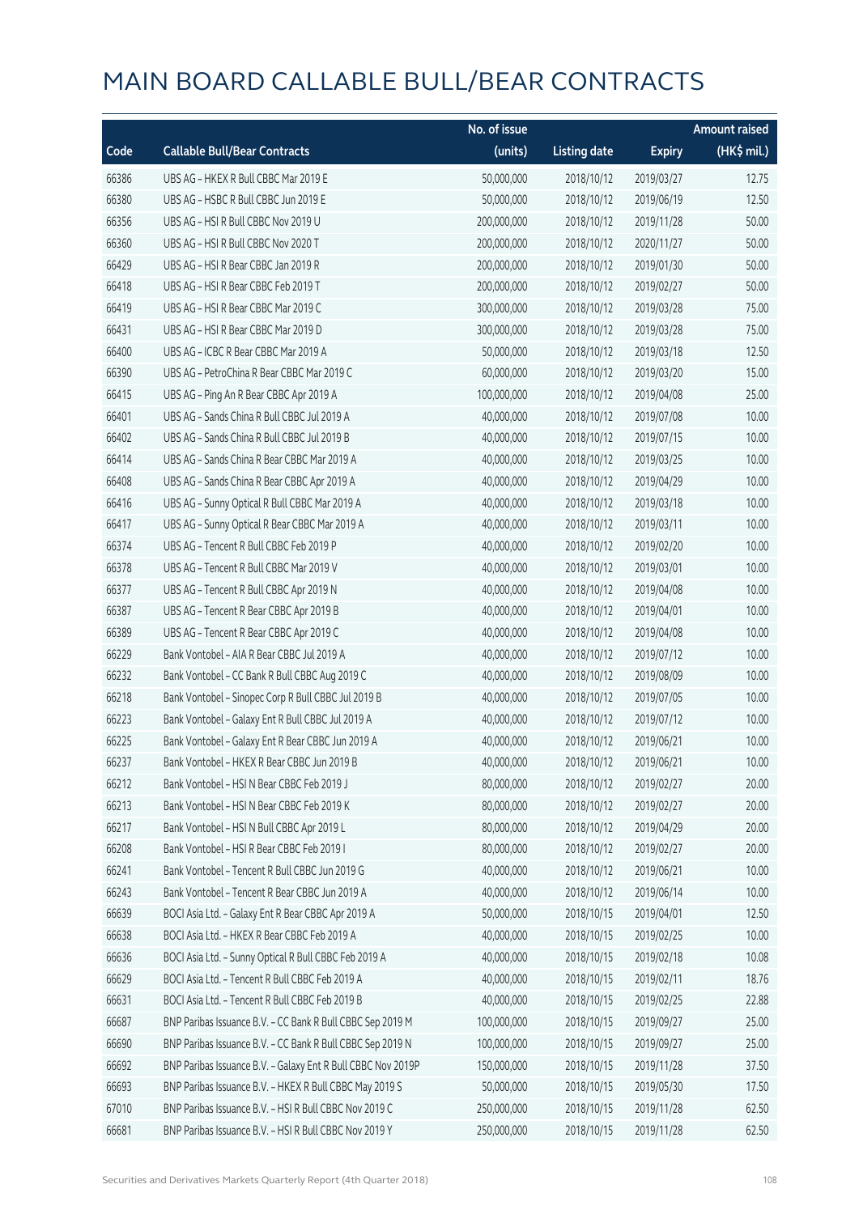# MAIN BOARD CALLABLE BULL/BEAR CONTRACTS

| Code | Callable Bull/Bear Contracts | No. of issue (units) | Listing date | Expiry | Amount raised (HK$ mil.) |
|---|---|---|---|---|---|
| 66386 | UBS AG - HKEX R Bull CBBC Mar 2019 E | 50,000,000 | 2018/10/12 | 2019/03/27 | 12.75 |
| 66380 | UBS AG - HSBC R Bull CBBC Jun 2019 E | 50,000,000 | 2018/10/12 | 2019/06/19 | 12.50 |
| 66356 | UBS AG - HSI R Bull CBBC Nov 2019 U | 200,000,000 | 2018/10/12 | 2019/11/28 | 50.00 |
| 66360 | UBS AG - HSI R Bull CBBC Nov 2020 T | 200,000,000 | 2018/10/12 | 2020/11/27 | 50.00 |
| 66429 | UBS AG - HSI R Bear CBBC Jan 2019 R | 200,000,000 | 2018/10/12 | 2019/01/30 | 50.00 |
| 66418 | UBS AG - HSI R Bear CBBC Feb 2019 T | 200,000,000 | 2018/10/12 | 2019/02/27 | 50.00 |
| 66419 | UBS AG - HSI R Bear CBBC Mar 2019 C | 300,000,000 | 2018/10/12 | 2019/03/28 | 75.00 |
| 66431 | UBS AG - HSI R Bear CBBC Mar 2019 D | 300,000,000 | 2018/10/12 | 2019/03/28 | 75.00 |
| 66400 | UBS AG - ICBC R Bear CBBC Mar 2019 A | 50,000,000 | 2018/10/12 | 2019/03/18 | 12.50 |
| 66390 | UBS AG - PetroChina R Bear CBBC Mar 2019 C | 60,000,000 | 2018/10/12 | 2019/03/20 | 15.00 |
| 66415 | UBS AG - Ping An R Bear CBBC Apr 2019 A | 100,000,000 | 2018/10/12 | 2019/04/08 | 25.00 |
| 66401 | UBS AG - Sands China R Bull CBBC Jul 2019 A | 40,000,000 | 2018/10/12 | 2019/07/08 | 10.00 |
| 66402 | UBS AG - Sands China R Bull CBBC Jul 2019 B | 40,000,000 | 2018/10/12 | 2019/07/15 | 10.00 |
| 66414 | UBS AG - Sands China R Bear CBBC Mar 2019 A | 40,000,000 | 2018/10/12 | 2019/03/25 | 10.00 |
| 66408 | UBS AG - Sands China R Bear CBBC Apr 2019 A | 40,000,000 | 2018/10/12 | 2019/04/29 | 10.00 |
| 66416 | UBS AG - Sunny Optical R Bull CBBC Mar 2019 A | 40,000,000 | 2018/10/12 | 2019/03/18 | 10.00 |
| 66417 | UBS AG - Sunny Optical R Bear CBBC Mar 2019 A | 40,000,000 | 2018/10/12 | 2019/03/11 | 10.00 |
| 66374 | UBS AG - Tencent R Bull CBBC Feb 2019 P | 40,000,000 | 2018/10/12 | 2019/02/20 | 10.00 |
| 66378 | UBS AG - Tencent R Bull CBBC Mar 2019 V | 40,000,000 | 2018/10/12 | 2019/03/01 | 10.00 |
| 66377 | UBS AG - Tencent R Bull CBBC Apr 2019 N | 40,000,000 | 2018/10/12 | 2019/04/08 | 10.00 |
| 66387 | UBS AG - Tencent R Bear CBBC Apr 2019 B | 40,000,000 | 2018/10/12 | 2019/04/01 | 10.00 |
| 66389 | UBS AG - Tencent R Bear CBBC Apr 2019 C | 40,000,000 | 2018/10/12 | 2019/04/08 | 10.00 |
| 66229 | Bank Vontobel - AIA R Bear CBBC Jul 2019 A | 40,000,000 | 2018/10/12 | 2019/07/12 | 10.00 |
| 66232 | Bank Vontobel - CC Bank R Bull CBBC Aug 2019 C | 40,000,000 | 2018/10/12 | 2019/08/09 | 10.00 |
| 66218 | Bank Vontobel - Sinopec Corp R Bull CBBC Jul 2019 B | 40,000,000 | 2018/10/12 | 2019/07/05 | 10.00 |
| 66223 | Bank Vontobel - Galaxy Ent R Bull CBBC Jul 2019 A | 40,000,000 | 2018/10/12 | 2019/07/12 | 10.00 |
| 66225 | Bank Vontobel - Galaxy Ent R Bear CBBC Jun 2019 A | 40,000,000 | 2018/10/12 | 2019/06/21 | 10.00 |
| 66237 | Bank Vontobel - HKEX R Bear CBBC Jun 2019 B | 40,000,000 | 2018/10/12 | 2019/06/21 | 10.00 |
| 66212 | Bank Vontobel - HSI N Bear CBBC Feb 2019 J | 80,000,000 | 2018/10/12 | 2019/02/27 | 20.00 |
| 66213 | Bank Vontobel - HSI N Bear CBBC Feb 2019 K | 80,000,000 | 2018/10/12 | 2019/02/27 | 20.00 |
| 66217 | Bank Vontobel - HSI N Bull CBBC Apr 2019 L | 80,000,000 | 2018/10/12 | 2019/04/29 | 20.00 |
| 66208 | Bank Vontobel - HSI R Bear CBBC Feb 2019 I | 80,000,000 | 2018/10/12 | 2019/02/27 | 20.00 |
| 66241 | Bank Vontobel - Tencent R Bull CBBC Jun 2019 G | 40,000,000 | 2018/10/12 | 2019/06/21 | 10.00 |
| 66243 | Bank Vontobel - Tencent R Bear CBBC Jun 2019 A | 40,000,000 | 2018/10/12 | 2019/06/14 | 10.00 |
| 66639 | BOCI Asia Ltd. - Galaxy Ent R Bear CBBC Apr 2019 A | 50,000,000 | 2018/10/15 | 2019/04/01 | 12.50 |
| 66638 | BOCI Asia Ltd. - HKEX R Bear CBBC Feb 2019 A | 40,000,000 | 2018/10/15 | 2019/02/25 | 10.00 |
| 66636 | BOCI Asia Ltd. - Sunny Optical R Bull CBBC Feb 2019 A | 40,000,000 | 2018/10/15 | 2019/02/18 | 10.08 |
| 66629 | BOCI Asia Ltd. - Tencent R Bull CBBC Feb 2019 A | 40,000,000 | 2018/10/15 | 2019/02/11 | 18.76 |
| 66631 | BOCI Asia Ltd. - Tencent R Bull CBBC Feb 2019 B | 40,000,000 | 2018/10/15 | 2019/02/25 | 22.88 |
| 66687 | BNP Paribas Issuance B.V. - CC Bank R Bull CBBC Sep 2019 M | 100,000,000 | 2018/10/15 | 2019/09/27 | 25.00 |
| 66690 | BNP Paribas Issuance B.V. - CC Bank R Bull CBBC Sep 2019 N | 100,000,000 | 2018/10/15 | 2019/09/27 | 25.00 |
| 66692 | BNP Paribas Issuance B.V. - Galaxy Ent R Bull CBBC Nov 2019P | 150,000,000 | 2018/10/15 | 2019/11/28 | 37.50 |
| 66693 | BNP Paribas Issuance B.V. - HKEX R Bull CBBC May 2019 S | 50,000,000 | 2018/10/15 | 2019/05/30 | 17.50 |
| 67010 | BNP Paribas Issuance B.V. - HSI R Bull CBBC Nov 2019 C | 250,000,000 | 2018/10/15 | 2019/11/28 | 62.50 |
| 66681 | BNP Paribas Issuance B.V. - HSI R Bull CBBC Nov 2019 Y | 250,000,000 | 2018/10/15 | 2019/11/28 | 62.50 |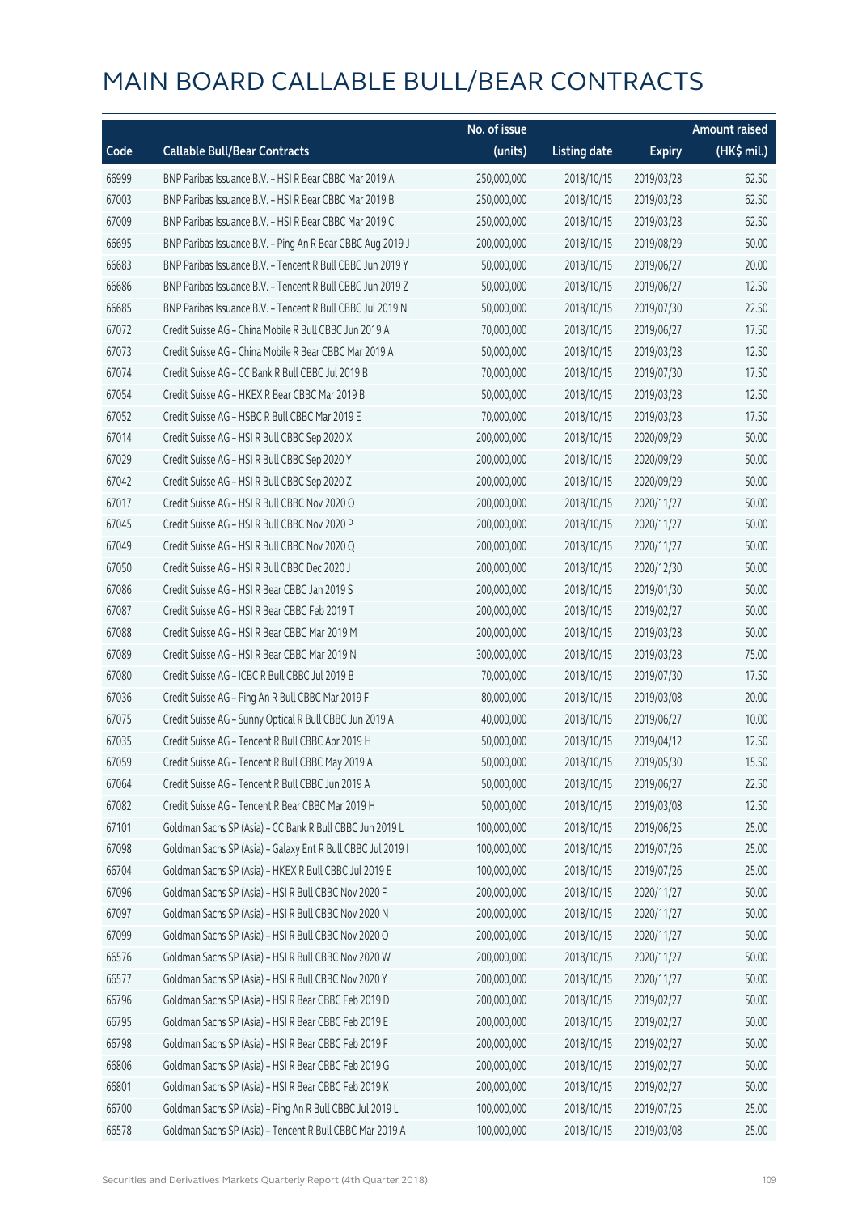# MAIN BOARD CALLABLE BULL/BEAR CONTRACTS

| Code | Callable Bull/Bear Contracts | No. of issue (units) | Listing date | Expiry | Amount raised (HK$ mil.) |
|---|---|---|---|---|---|
| 66999 | BNP Paribas Issuance B.V. – HSI R Bear CBBC Mar 2019 A | 250,000,000 | 2018/10/15 | 2019/03/28 | 62.50 |
| 67003 | BNP Paribas Issuance B.V. – HSI R Bear CBBC Mar 2019 B | 250,000,000 | 2018/10/15 | 2019/03/28 | 62.50 |
| 67009 | BNP Paribas Issuance B.V. – HSI R Bear CBBC Mar 2019 C | 250,000,000 | 2018/10/15 | 2019/03/28 | 62.50 |
| 66695 | BNP Paribas Issuance B.V. – Ping An R Bear CBBC Aug 2019 J | 200,000,000 | 2018/10/15 | 2019/08/29 | 50.00 |
| 66683 | BNP Paribas Issuance B.V. – Tencent R Bull CBBC Jun 2019 Y | 50,000,000 | 2018/10/15 | 2019/06/27 | 20.00 |
| 66686 | BNP Paribas Issuance B.V. – Tencent R Bull CBBC Jun 2019 Z | 50,000,000 | 2018/10/15 | 2019/06/27 | 12.50 |
| 66685 | BNP Paribas Issuance B.V. – Tencent R Bull CBBC Jul 2019 N | 50,000,000 | 2018/10/15 | 2019/07/30 | 22.50 |
| 67072 | Credit Suisse AG – China Mobile R Bull CBBC Jun 2019 A | 70,000,000 | 2018/10/15 | 2019/06/27 | 17.50 |
| 67073 | Credit Suisse AG – China Mobile R Bear CBBC Mar 2019 A | 50,000,000 | 2018/10/15 | 2019/03/28 | 12.50 |
| 67074 | Credit Suisse AG – CC Bank R Bull CBBC Jul 2019 B | 70,000,000 | 2018/10/15 | 2019/07/30 | 17.50 |
| 67054 | Credit Suisse AG – HKEX R Bear CBBC Mar 2019 B | 50,000,000 | 2018/10/15 | 2019/03/28 | 12.50 |
| 67052 | Credit Suisse AG – HSBC R Bull CBBC Mar 2019 E | 70,000,000 | 2018/10/15 | 2019/03/28 | 17.50 |
| 67014 | Credit Suisse AG – HSI R Bull CBBC Sep 2020 X | 200,000,000 | 2018/10/15 | 2020/09/29 | 50.00 |
| 67029 | Credit Suisse AG – HSI R Bull CBBC Sep 2020 Y | 200,000,000 | 2018/10/15 | 2020/09/29 | 50.00 |
| 67042 | Credit Suisse AG – HSI R Bull CBBC Sep 2020 Z | 200,000,000 | 2018/10/15 | 2020/09/29 | 50.00 |
| 67017 | Credit Suisse AG – HSI R Bull CBBC Nov 2020 O | 200,000,000 | 2018/10/15 | 2020/11/27 | 50.00 |
| 67045 | Credit Suisse AG – HSI R Bull CBBC Nov 2020 P | 200,000,000 | 2018/10/15 | 2020/11/27 | 50.00 |
| 67049 | Credit Suisse AG – HSI R Bull CBBC Nov 2020 Q | 200,000,000 | 2018/10/15 | 2020/11/27 | 50.00 |
| 67050 | Credit Suisse AG – HSI R Bull CBBC Dec 2020 J | 200,000,000 | 2018/10/15 | 2020/12/30 | 50.00 |
| 67086 | Credit Suisse AG – HSI R Bear CBBC Jan 2019 S | 200,000,000 | 2018/10/15 | 2019/01/30 | 50.00 |
| 67087 | Credit Suisse AG – HSI R Bear CBBC Feb 2019 T | 200,000,000 | 2018/10/15 | 2019/02/27 | 50.00 |
| 67088 | Credit Suisse AG – HSI R Bear CBBC Mar 2019 M | 200,000,000 | 2018/10/15 | 2019/03/28 | 50.00 |
| 67089 | Credit Suisse AG – HSI R Bear CBBC Mar 2019 N | 300,000,000 | 2018/10/15 | 2019/03/28 | 75.00 |
| 67080 | Credit Suisse AG – ICBC R Bull CBBC Jul 2019 B | 70,000,000 | 2018/10/15 | 2019/07/30 | 17.50 |
| 67036 | Credit Suisse AG – Ping An R Bull CBBC Mar 2019 F | 80,000,000 | 2018/10/15 | 2019/03/08 | 20.00 |
| 67075 | Credit Suisse AG – Sunny Optical R Bull CBBC Jun 2019 A | 40,000,000 | 2018/10/15 | 2019/06/27 | 10.00 |
| 67035 | Credit Suisse AG – Tencent R Bull CBBC Apr 2019 H | 50,000,000 | 2018/10/15 | 2019/04/12 | 12.50 |
| 67059 | Credit Suisse AG – Tencent R Bull CBBC May 2019 A | 50,000,000 | 2018/10/15 | 2019/05/30 | 15.50 |
| 67064 | Credit Suisse AG – Tencent R Bull CBBC Jun 2019 A | 50,000,000 | 2018/10/15 | 2019/06/27 | 22.50 |
| 67082 | Credit Suisse AG – Tencent R Bear CBBC Mar 2019 H | 50,000,000 | 2018/10/15 | 2019/03/08 | 12.50 |
| 67101 | Goldman Sachs SP (Asia) – CC Bank R Bull CBBC Jun 2019 L | 100,000,000 | 2018/10/15 | 2019/06/25 | 25.00 |
| 67098 | Goldman Sachs SP (Asia) – Galaxy Ent R Bull CBBC Jul 2019 I | 100,000,000 | 2018/10/15 | 2019/07/26 | 25.00 |
| 66704 | Goldman Sachs SP (Asia) – HKEX R Bull CBBC Jul 2019 E | 100,000,000 | 2018/10/15 | 2019/07/26 | 25.00 |
| 67096 | Goldman Sachs SP (Asia) – HSI R Bull CBBC Nov 2020 F | 200,000,000 | 2018/10/15 | 2020/11/27 | 50.00 |
| 67097 | Goldman Sachs SP (Asia) – HSI R Bull CBBC Nov 2020 N | 200,000,000 | 2018/10/15 | 2020/11/27 | 50.00 |
| 67099 | Goldman Sachs SP (Asia) – HSI R Bull CBBC Nov 2020 O | 200,000,000 | 2018/10/15 | 2020/11/27 | 50.00 |
| 66576 | Goldman Sachs SP (Asia) – HSI R Bull CBBC Nov 2020 W | 200,000,000 | 2018/10/15 | 2020/11/27 | 50.00 |
| 66577 | Goldman Sachs SP (Asia) – HSI R Bull CBBC Nov 2020 Y | 200,000,000 | 2018/10/15 | 2020/11/27 | 50.00 |
| 66796 | Goldman Sachs SP (Asia) – HSI R Bear CBBC Feb 2019 D | 200,000,000 | 2018/10/15 | 2019/02/27 | 50.00 |
| 66795 | Goldman Sachs SP (Asia) – HSI R Bear CBBC Feb 2019 E | 200,000,000 | 2018/10/15 | 2019/02/27 | 50.00 |
| 66798 | Goldman Sachs SP (Asia) – HSI R Bear CBBC Feb 2019 F | 200,000,000 | 2018/10/15 | 2019/02/27 | 50.00 |
| 66806 | Goldman Sachs SP (Asia) – HSI R Bear CBBC Feb 2019 G | 200,000,000 | 2018/10/15 | 2019/02/27 | 50.00 |
| 66801 | Goldman Sachs SP (Asia) – HSI R Bear CBBC Feb 2019 K | 200,000,000 | 2018/10/15 | 2019/02/27 | 50.00 |
| 66700 | Goldman Sachs SP (Asia) – Ping An R Bull CBBC Jul 2019 L | 100,000,000 | 2018/10/15 | 2019/07/25 | 25.00 |
| 66578 | Goldman Sachs SP (Asia) – Tencent R Bull CBBC Mar 2019 A | 100,000,000 | 2018/10/15 | 2019/03/08 | 25.00 |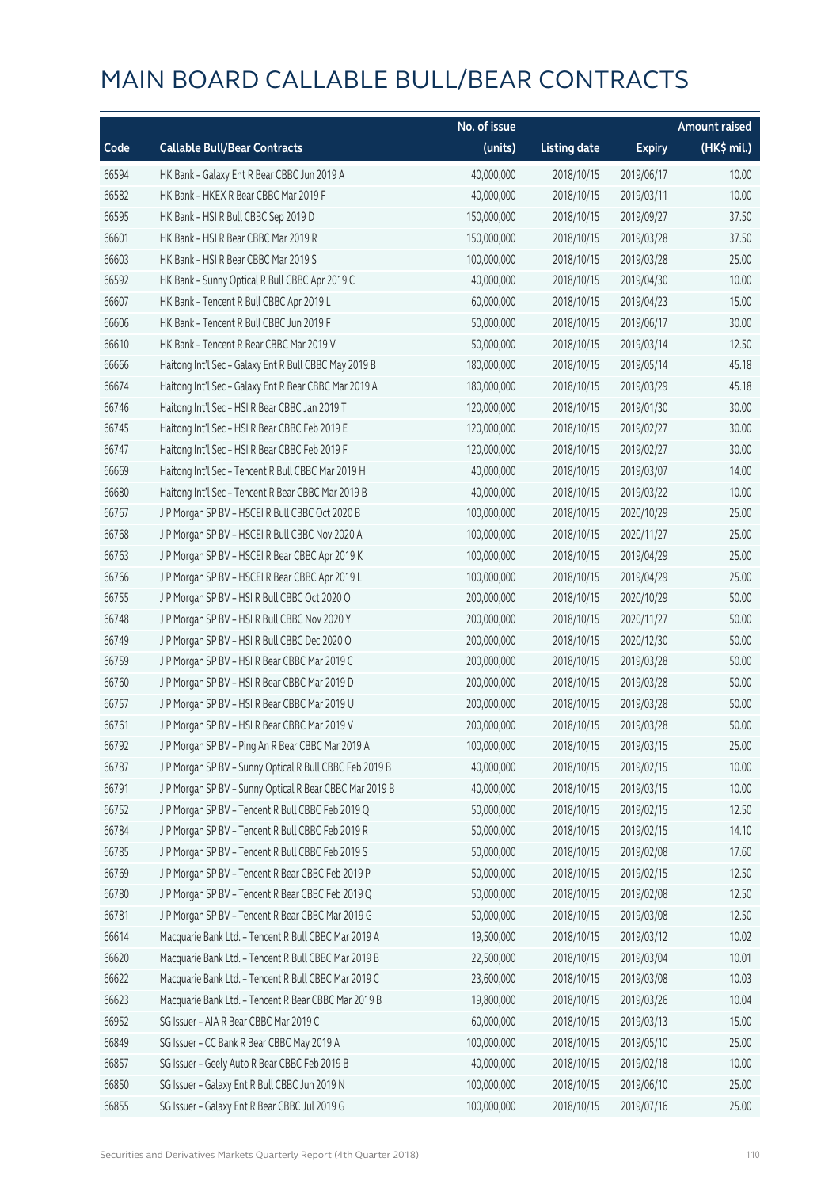# MAIN BOARD CALLABLE BULL/BEAR CONTRACTS

| Code | Callable Bull/Bear Contracts | No. of issue (units) | Listing date | Expiry | Amount raised (HK$ mil.) |
|---|---|---|---|---|---|
| 66594 | HK Bank – Galaxy Ent R Bear CBBC Jun 2019 A | 40,000,000 | 2018/10/15 | 2019/06/17 | 10.00 |
| 66582 | HK Bank – HKEX R Bear CBBC Mar 2019 F | 40,000,000 | 2018/10/15 | 2019/03/11 | 10.00 |
| 66595 | HK Bank – HSI R Bull CBBC Sep 2019 D | 150,000,000 | 2018/10/15 | 2019/09/27 | 37.50 |
| 66601 | HK Bank – HSI R Bear CBBC Mar 2019 R | 150,000,000 | 2018/10/15 | 2019/03/28 | 37.50 |
| 66603 | HK Bank – HSI R Bear CBBC Mar 2019 S | 100,000,000 | 2018/10/15 | 2019/03/28 | 25.00 |
| 66592 | HK Bank – Sunny Optical R Bull CBBC Apr 2019 C | 40,000,000 | 2018/10/15 | 2019/04/30 | 10.00 |
| 66607 | HK Bank – Tencent R Bull CBBC Apr 2019 L | 60,000,000 | 2018/10/15 | 2019/04/23 | 15.00 |
| 66606 | HK Bank – Tencent R Bull CBBC Jun 2019 F | 50,000,000 | 2018/10/15 | 2019/06/17 | 30.00 |
| 66610 | HK Bank – Tencent R Bear CBBC Mar 2019 V | 50,000,000 | 2018/10/15 | 2019/03/14 | 12.50 |
| 66666 | Haitong Int'l Sec – Galaxy Ent R Bull CBBC May 2019 B | 180,000,000 | 2018/10/15 | 2019/05/14 | 45.18 |
| 66674 | Haitong Int'l Sec – Galaxy Ent R Bear CBBC Mar 2019 A | 180,000,000 | 2018/10/15 | 2019/03/29 | 45.18 |
| 66746 | Haitong Int'l Sec – HSI R Bear CBBC Jan 2019 T | 120,000,000 | 2018/10/15 | 2019/01/30 | 30.00 |
| 66745 | Haitong Int'l Sec – HSI R Bear CBBC Feb 2019 E | 120,000,000 | 2018/10/15 | 2019/02/27 | 30.00 |
| 66747 | Haitong Int'l Sec – HSI R Bear CBBC Feb 2019 F | 120,000,000 | 2018/10/15 | 2019/02/27 | 30.00 |
| 66669 | Haitong Int'l Sec – Tencent R Bull CBBC Mar 2019 H | 40,000,000 | 2018/10/15 | 2019/03/07 | 14.00 |
| 66680 | Haitong Int'l Sec – Tencent R Bear CBBC Mar 2019 B | 40,000,000 | 2018/10/15 | 2019/03/22 | 10.00 |
| 66767 | J P Morgan SP BV – HSCEI R Bull CBBC Oct 2020 B | 100,000,000 | 2018/10/15 | 2020/10/29 | 25.00 |
| 66768 | J P Morgan SP BV – HSCEI R Bull CBBC Nov 2020 A | 100,000,000 | 2018/10/15 | 2020/11/27 | 25.00 |
| 66763 | J P Morgan SP BV – HSCEI R Bear CBBC Apr 2019 K | 100,000,000 | 2018/10/15 | 2019/04/29 | 25.00 |
| 66766 | J P Morgan SP BV – HSCEI R Bear CBBC Apr 2019 L | 100,000,000 | 2018/10/15 | 2019/04/29 | 25.00 |
| 66755 | J P Morgan SP BV – HSI R Bull CBBC Oct 2020 O | 200,000,000 | 2018/10/15 | 2020/10/29 | 50.00 |
| 66748 | J P Morgan SP BV – HSI R Bull CBBC Nov 2020 Y | 200,000,000 | 2018/10/15 | 2020/11/27 | 50.00 |
| 66749 | J P Morgan SP BV – HSI R Bull CBBC Dec 2020 O | 200,000,000 | 2018/10/15 | 2020/12/30 | 50.00 |
| 66759 | J P Morgan SP BV – HSI R Bear CBBC Mar 2019 C | 200,000,000 | 2018/10/15 | 2019/03/28 | 50.00 |
| 66760 | J P Morgan SP BV – HSI R Bear CBBC Mar 2019 D | 200,000,000 | 2018/10/15 | 2019/03/28 | 50.00 |
| 66757 | J P Morgan SP BV – HSI R Bear CBBC Mar 2019 U | 200,000,000 | 2018/10/15 | 2019/03/28 | 50.00 |
| 66761 | J P Morgan SP BV – HSI R Bear CBBC Mar 2019 V | 200,000,000 | 2018/10/15 | 2019/03/28 | 50.00 |
| 66792 | J P Morgan SP BV – Ping An R Bear CBBC Mar 2019 A | 100,000,000 | 2018/10/15 | 2019/03/15 | 25.00 |
| 66787 | J P Morgan SP BV – Sunny Optical R Bull CBBC Feb 2019 B | 40,000,000 | 2018/10/15 | 2019/02/15 | 10.00 |
| 66791 | J P Morgan SP BV – Sunny Optical R Bear CBBC Mar 2019 B | 40,000,000 | 2018/10/15 | 2019/03/15 | 10.00 |
| 66752 | J P Morgan SP BV – Tencent R Bull CBBC Feb 2019 Q | 50,000,000 | 2018/10/15 | 2019/02/15 | 12.50 |
| 66784 | J P Morgan SP BV – Tencent R Bull CBBC Feb 2019 R | 50,000,000 | 2018/10/15 | 2019/02/15 | 14.10 |
| 66785 | J P Morgan SP BV – Tencent R Bull CBBC Feb 2019 S | 50,000,000 | 2018/10/15 | 2019/02/08 | 17.60 |
| 66769 | J P Morgan SP BV – Tencent R Bear CBBC Feb 2019 P | 50,000,000 | 2018/10/15 | 2019/02/15 | 12.50 |
| 66780 | J P Morgan SP BV – Tencent R Bear CBBC Feb 2019 Q | 50,000,000 | 2018/10/15 | 2019/02/08 | 12.50 |
| 66781 | J P Morgan SP BV – Tencent R Bear CBBC Mar 2019 G | 50,000,000 | 2018/10/15 | 2019/03/08 | 12.50 |
| 66614 | Macquarie Bank Ltd. – Tencent R Bull CBBC Mar 2019 A | 19,500,000 | 2018/10/15 | 2019/03/12 | 10.02 |
| 66620 | Macquarie Bank Ltd. – Tencent R Bull CBBC Mar 2019 B | 22,500,000 | 2018/10/15 | 2019/03/04 | 10.01 |
| 66622 | Macquarie Bank Ltd. – Tencent R Bull CBBC Mar 2019 C | 23,600,000 | 2018/10/15 | 2019/03/08 | 10.03 |
| 66623 | Macquarie Bank Ltd. – Tencent R Bear CBBC Mar 2019 B | 19,800,000 | 2018/10/15 | 2019/03/26 | 10.04 |
| 66952 | SG Issuer – AIA R Bear CBBC Mar 2019 C | 60,000,000 | 2018/10/15 | 2019/03/13 | 15.00 |
| 66849 | SG Issuer – CC Bank R Bear CBBC May 2019 A | 100,000,000 | 2018/10/15 | 2019/05/10 | 25.00 |
| 66857 | SG Issuer – Geely Auto R Bear CBBC Feb 2019 B | 40,000,000 | 2018/10/15 | 2019/02/18 | 10.00 |
| 66850 | SG Issuer – Galaxy Ent R Bull CBBC Jun 2019 N | 100,000,000 | 2018/10/15 | 2019/06/10 | 25.00 |
| 66855 | SG Issuer – Galaxy Ent R Bear CBBC Jul 2019 G | 100,000,000 | 2018/10/15 | 2019/07/16 | 25.00 |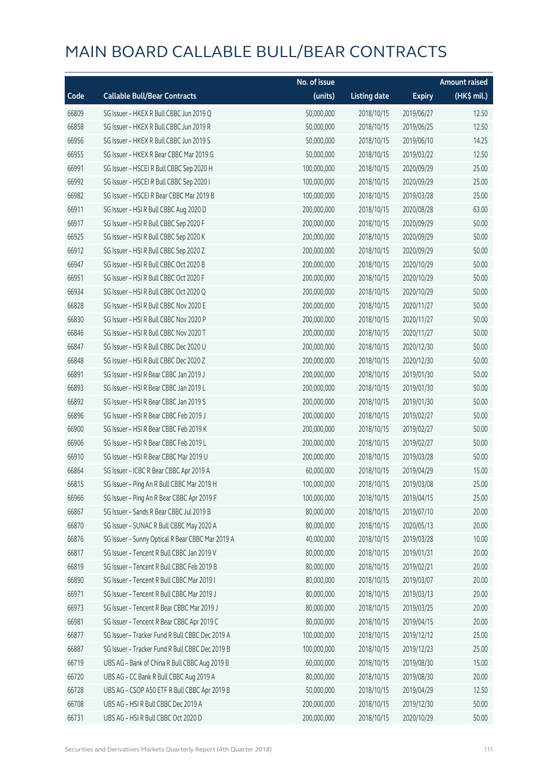# MAIN BOARD CALLABLE BULL/BEAR CONTRACTS

| Code | Callable Bull/Bear Contracts | No. of issue (units) | Listing date | Expiry | Amount raised (HK$ mil.) |
|---|---|---|---|---|---|
| 66809 | SG Issuer – HKEX R Bull CBBC Jun 2019 Q | 50,000,000 | 2018/10/15 | 2019/06/27 | 12.50 |
| 66858 | SG Issuer – HKEX R Bull CBBC Jun 2019 R | 50,000,000 | 2018/10/15 | 2019/06/25 | 12.50 |
| 66956 | SG Issuer – HKEX R Bull CBBC Jun 2019 S | 50,000,000 | 2018/10/15 | 2019/06/10 | 14.25 |
| 66955 | SG Issuer – HKEX R Bear CBBC Mar 2019 G | 50,000,000 | 2018/10/15 | 2019/03/22 | 12.50 |
| 66991 | SG Issuer – HSCEI R Bull CBBC Sep 2020 H | 100,000,000 | 2018/10/15 | 2020/09/29 | 25.00 |
| 66992 | SG Issuer – HSCEI R Bull CBBC Sep 2020 I | 100,000,000 | 2018/10/15 | 2020/09/29 | 25.00 |
| 66982 | SG Issuer – HSCEI R Bear CBBC Mar 2019 B | 100,000,000 | 2018/10/15 | 2019/03/28 | 25.00 |
| 66911 | SG Issuer – HSI R Bull CBBC Aug 2020 D | 200,000,000 | 2018/10/15 | 2020/08/28 | 63.00 |
| 66917 | SG Issuer – HSI R Bull CBBC Sep 2020 F | 200,000,000 | 2018/10/15 | 2020/09/29 | 50.00 |
| 66925 | SG Issuer – HSI R Bull CBBC Sep 2020 K | 200,000,000 | 2018/10/15 | 2020/09/29 | 50.00 |
| 66912 | SG Issuer – HSI R Bull CBBC Sep 2020 Z | 200,000,000 | 2018/10/15 | 2020/09/29 | 50.00 |
| 66947 | SG Issuer – HSI R Bull CBBC Oct 2020 B | 200,000,000 | 2018/10/15 | 2020/10/29 | 50.00 |
| 66951 | SG Issuer – HSI R Bull CBBC Oct 2020 F | 200,000,000 | 2018/10/15 | 2020/10/29 | 50.00 |
| 66934 | SG Issuer – HSI R Bull CBBC Oct 2020 Q | 200,000,000 | 2018/10/15 | 2020/10/29 | 50.00 |
| 66828 | SG Issuer – HSI R Bull CBBC Nov 2020 E | 200,000,000 | 2018/10/15 | 2020/11/27 | 50.00 |
| 66830 | SG Issuer – HSI R Bull CBBC Nov 2020 P | 200,000,000 | 2018/10/15 | 2020/11/27 | 50.00 |
| 66846 | SG Issuer – HSI R Bull CBBC Nov 2020 T | 200,000,000 | 2018/10/15 | 2020/11/27 | 50.00 |
| 66847 | SG Issuer – HSI R Bull CBBC Dec 2020 U | 200,000,000 | 2018/10/15 | 2020/12/30 | 50.00 |
| 66848 | SG Issuer – HSI R Bull CBBC Dec 2020 Z | 200,000,000 | 2018/10/15 | 2020/12/30 | 50.00 |
| 66891 | SG Issuer – HSI R Bear CBBC Jan 2019 J | 200,000,000 | 2018/10/15 | 2019/01/30 | 50.00 |
| 66893 | SG Issuer – HSI R Bear CBBC Jan 2019 L | 200,000,000 | 2018/10/15 | 2019/01/30 | 50.00 |
| 66892 | SG Issuer – HSI R Bear CBBC Jan 2019 S | 200,000,000 | 2018/10/15 | 2019/01/30 | 50.00 |
| 66896 | SG Issuer – HSI R Bear CBBC Feb 2019 J | 200,000,000 | 2018/10/15 | 2019/02/27 | 50.00 |
| 66900 | SG Issuer – HSI R Bear CBBC Feb 2019 K | 200,000,000 | 2018/10/15 | 2019/02/27 | 50.00 |
| 66906 | SG Issuer – HSI R Bear CBBC Feb 2019 L | 200,000,000 | 2018/10/15 | 2019/02/27 | 50.00 |
| 66910 | SG Issuer – HSI R Bear CBBC Mar 2019 U | 200,000,000 | 2018/10/15 | 2019/03/28 | 50.00 |
| 66864 | SG Issuer – ICBC R Bear CBBC Apr 2019 A | 60,000,000 | 2018/10/15 | 2019/04/29 | 15.00 |
| 66815 | SG Issuer – Ping An R Bull CBBC Mar 2019 H | 100,000,000 | 2018/10/15 | 2019/03/08 | 25.00 |
| 66966 | SG Issuer – Ping An R Bear CBBC Apr 2019 F | 100,000,000 | 2018/10/15 | 2019/04/15 | 25.00 |
| 66867 | SG Issuer – Sands R Bear CBBC Jul 2019 B | 80,000,000 | 2018/10/15 | 2019/07/10 | 20.00 |
| 66870 | SG Issuer – SUNAC R Bull CBBC May 2020 A | 80,000,000 | 2018/10/15 | 2020/05/13 | 20.00 |
| 66876 | SG Issuer – Sunny Optical R Bear CBBC Mar 2019 A | 40,000,000 | 2018/10/15 | 2019/03/28 | 10.00 |
| 66817 | SG Issuer – Tencent R Bull CBBC Jan 2019 V | 80,000,000 | 2018/10/15 | 2019/01/31 | 20.00 |
| 66819 | SG Issuer – Tencent R Bull CBBC Feb 2019 B | 80,000,000 | 2018/10/15 | 2019/02/21 | 20.00 |
| 66890 | SG Issuer – Tencent R Bull CBBC Mar 2019 I | 80,000,000 | 2018/10/15 | 2019/03/07 | 20.00 |
| 66971 | SG Issuer – Tencent R Bull CBBC Mar 2019 J | 80,000,000 | 2018/10/15 | 2019/03/13 | 20.00 |
| 66973 | SG Issuer – Tencent R Bear CBBC Mar 2019 J | 80,000,000 | 2018/10/15 | 2019/03/25 | 20.00 |
| 66981 | SG Issuer – Tencent R Bear CBBC Apr 2019 C | 80,000,000 | 2018/10/15 | 2019/04/15 | 20.00 |
| 66877 | SG Issuer – Tracker Fund R Bull CBBC Dec 2019 A | 100,000,000 | 2018/10/15 | 2019/12/12 | 25.00 |
| 66887 | SG Issuer – Tracker Fund R Bull CBBC Dec 2019 B | 100,000,000 | 2018/10/15 | 2019/12/23 | 25.00 |
| 66719 | UBS AG – Bank of China R Bull CBBC Aug 2019 B | 60,000,000 | 2018/10/15 | 2019/08/30 | 15.00 |
| 66720 | UBS AG – CC Bank R Bull CBBC Aug 2019 A | 80,000,000 | 2018/10/15 | 2019/08/30 | 20.00 |
| 66728 | UBS AG – CSOP A50 ETF R Bull CBBC Apr 2019 B | 50,000,000 | 2018/10/15 | 2019/04/29 | 12.50 |
| 66708 | UBS AG – HSI R Bull CBBC Dec 2019 A | 200,000,000 | 2018/10/15 | 2019/12/30 | 50.00 |
| 66731 | UBS AG – HSI R Bull CBBC Oct 2020 D | 200,000,000 | 2018/10/15 | 2020/10/29 | 50.00 |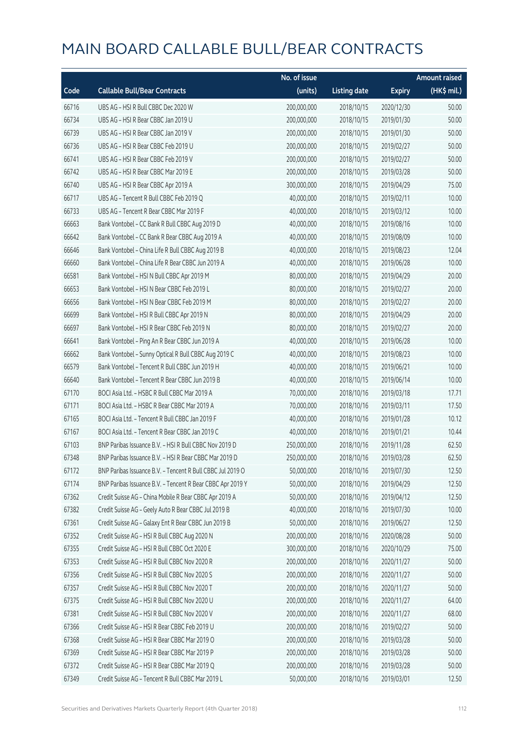# MAIN BOARD CALLABLE BULL/BEAR CONTRACTS

| Code | Callable Bull/Bear Contracts | No. of issue (units) | Listing date | Expiry | Amount raised (HK$ mil.) |
|---|---|---|---|---|---|
| 66716 | UBS AG – HSI R Bull CBBC Dec 2020 W | 200,000,000 | 2018/10/15 | 2020/12/30 | 50.00 |
| 66734 | UBS AG – HSI R Bear CBBC Jan 2019 U | 200,000,000 | 2018/10/15 | 2019/01/30 | 50.00 |
| 66739 | UBS AG – HSI R Bear CBBC Jan 2019 V | 200,000,000 | 2018/10/15 | 2019/01/30 | 50.00 |
| 66736 | UBS AG – HSI R Bear CBBC Feb 2019 U | 200,000,000 | 2018/10/15 | 2019/02/27 | 50.00 |
| 66741 | UBS AG – HSI R Bear CBBC Feb 2019 V | 200,000,000 | 2018/10/15 | 2019/02/27 | 50.00 |
| 66742 | UBS AG – HSI R Bear CBBC Mar 2019 E | 200,000,000 | 2018/10/15 | 2019/03/28 | 50.00 |
| 66740 | UBS AG – HSI R Bear CBBC Apr 2019 A | 300,000,000 | 2018/10/15 | 2019/04/29 | 75.00 |
| 66717 | UBS AG – Tencent R Bull CBBC Feb 2019 Q | 40,000,000 | 2018/10/15 | 2019/02/11 | 10.00 |
| 66733 | UBS AG – Tencent R Bear CBBC Mar 2019 F | 40,000,000 | 2018/10/15 | 2019/03/12 | 10.00 |
| 66663 | Bank Vontobel – CC Bank R Bull CBBC Aug 2019 D | 40,000,000 | 2018/10/15 | 2019/08/16 | 10.00 |
| 66642 | Bank Vontobel – CC Bank R Bear CBBC Aug 2019 A | 40,000,000 | 2018/10/15 | 2019/08/09 | 10.00 |
| 66646 | Bank Vontobel – China Life R Bull CBBC Aug 2019 B | 40,000,000 | 2018/10/15 | 2019/08/23 | 12.04 |
| 66660 | Bank Vontobel – China Life R Bear CBBC Jun 2019 A | 40,000,000 | 2018/10/15 | 2019/06/28 | 10.00 |
| 66581 | Bank Vontobel – HSI N Bull CBBC Apr 2019 M | 80,000,000 | 2018/10/15 | 2019/04/29 | 20.00 |
| 66653 | Bank Vontobel – HSI N Bear CBBC Feb 2019 L | 80,000,000 | 2018/10/15 | 2019/02/27 | 20.00 |
| 66656 | Bank Vontobel – HSI N Bear CBBC Feb 2019 M | 80,000,000 | 2018/10/15 | 2019/02/27 | 20.00 |
| 66699 | Bank Vontobel – HSI R Bull CBBC Apr 2019 N | 80,000,000 | 2018/10/15 | 2019/04/29 | 20.00 |
| 66697 | Bank Vontobel – HSI R Bear CBBC Feb 2019 N | 80,000,000 | 2018/10/15 | 2019/02/27 | 20.00 |
| 66641 | Bank Vontobel – Ping An R Bear CBBC Jun 2019 A | 40,000,000 | 2018/10/15 | 2019/06/28 | 10.00 |
| 66662 | Bank Vontobel – Sunny Optical R Bull CBBC Aug 2019 C | 40,000,000 | 2018/10/15 | 2019/08/23 | 10.00 |
| 66579 | Bank Vontobel – Tencent R Bull CBBC Jun 2019 H | 40,000,000 | 2018/10/15 | 2019/06/21 | 10.00 |
| 66640 | Bank Vontobel – Tencent R Bear CBBC Jun 2019 B | 40,000,000 | 2018/10/15 | 2019/06/14 | 10.00 |
| 67170 | BOCI Asia Ltd. – HSBC R Bull CBBC Mar 2019 A | 70,000,000 | 2018/10/16 | 2019/03/18 | 17.71 |
| 67171 | BOCI Asia Ltd. – HSBC R Bear CBBC Mar 2019 A | 70,000,000 | 2018/10/16 | 2019/03/11 | 17.50 |
| 67165 | BOCI Asia Ltd. – Tencent R Bull CBBC Jan 2019 F | 40,000,000 | 2018/10/16 | 2019/01/28 | 10.12 |
| 67167 | BOCI Asia Ltd. – Tencent R Bear CBBC Jan 2019 C | 40,000,000 | 2018/10/16 | 2019/01/21 | 10.44 |
| 67103 | BNP Paribas Issuance B.V. – HSI R Bull CBBC Nov 2019 D | 250,000,000 | 2018/10/16 | 2019/11/28 | 62.50 |
| 67348 | BNP Paribas Issuance B.V. – HSI R Bear CBBC Mar 2019 D | 250,000,000 | 2018/10/16 | 2019/03/28 | 62.50 |
| 67172 | BNP Paribas Issuance B.V. – Tencent R Bull CBBC Jul 2019 O | 50,000,000 | 2018/10/16 | 2019/07/30 | 12.50 |
| 67174 | BNP Paribas Issuance B.V. – Tencent R Bear CBBC Apr 2019 Y | 50,000,000 | 2018/10/16 | 2019/04/29 | 12.50 |
| 67362 | Credit Suisse AG – China Mobile R Bear CBBC Apr 2019 A | 50,000,000 | 2018/10/16 | 2019/04/12 | 12.50 |
| 67382 | Credit Suisse AG – Geely Auto R Bear CBBC Jul 2019 B | 40,000,000 | 2018/10/16 | 2019/07/30 | 10.00 |
| 67361 | Credit Suisse AG – Galaxy Ent R Bear CBBC Jun 2019 B | 50,000,000 | 2018/10/16 | 2019/06/27 | 12.50 |
| 67352 | Credit Suisse AG – HSI R Bull CBBC Aug 2020 N | 200,000,000 | 2018/10/16 | 2020/08/28 | 50.00 |
| 67355 | Credit Suisse AG – HSI R Bull CBBC Oct 2020 E | 300,000,000 | 2018/10/16 | 2020/10/29 | 75.00 |
| 67353 | Credit Suisse AG – HSI R Bull CBBC Nov 2020 R | 200,000,000 | 2018/10/16 | 2020/11/27 | 50.00 |
| 67356 | Credit Suisse AG – HSI R Bull CBBC Nov 2020 S | 200,000,000 | 2018/10/16 | 2020/11/27 | 50.00 |
| 67357 | Credit Suisse AG – HSI R Bull CBBC Nov 2020 T | 200,000,000 | 2018/10/16 | 2020/11/27 | 50.00 |
| 67375 | Credit Suisse AG – HSI R Bull CBBC Nov 2020 U | 200,000,000 | 2018/10/16 | 2020/11/27 | 64.00 |
| 67381 | Credit Suisse AG – HSI R Bull CBBC Nov 2020 V | 200,000,000 | 2018/10/16 | 2020/11/27 | 68.00 |
| 67366 | Credit Suisse AG – HSI R Bear CBBC Feb 2019 U | 200,000,000 | 2018/10/16 | 2019/02/27 | 50.00 |
| 67368 | Credit Suisse AG – HSI R Bear CBBC Mar 2019 O | 200,000,000 | 2018/10/16 | 2019/03/28 | 50.00 |
| 67369 | Credit Suisse AG – HSI R Bear CBBC Mar 2019 P | 200,000,000 | 2018/10/16 | 2019/03/28 | 50.00 |
| 67372 | Credit Suisse AG – HSI R Bear CBBC Mar 2019 Q | 200,000,000 | 2018/10/16 | 2019/03/28 | 50.00 |
| 67349 | Credit Suisse AG – Tencent R Bull CBBC Mar 2019 L | 50,000,000 | 2018/10/16 | 2019/03/01 | 12.50 |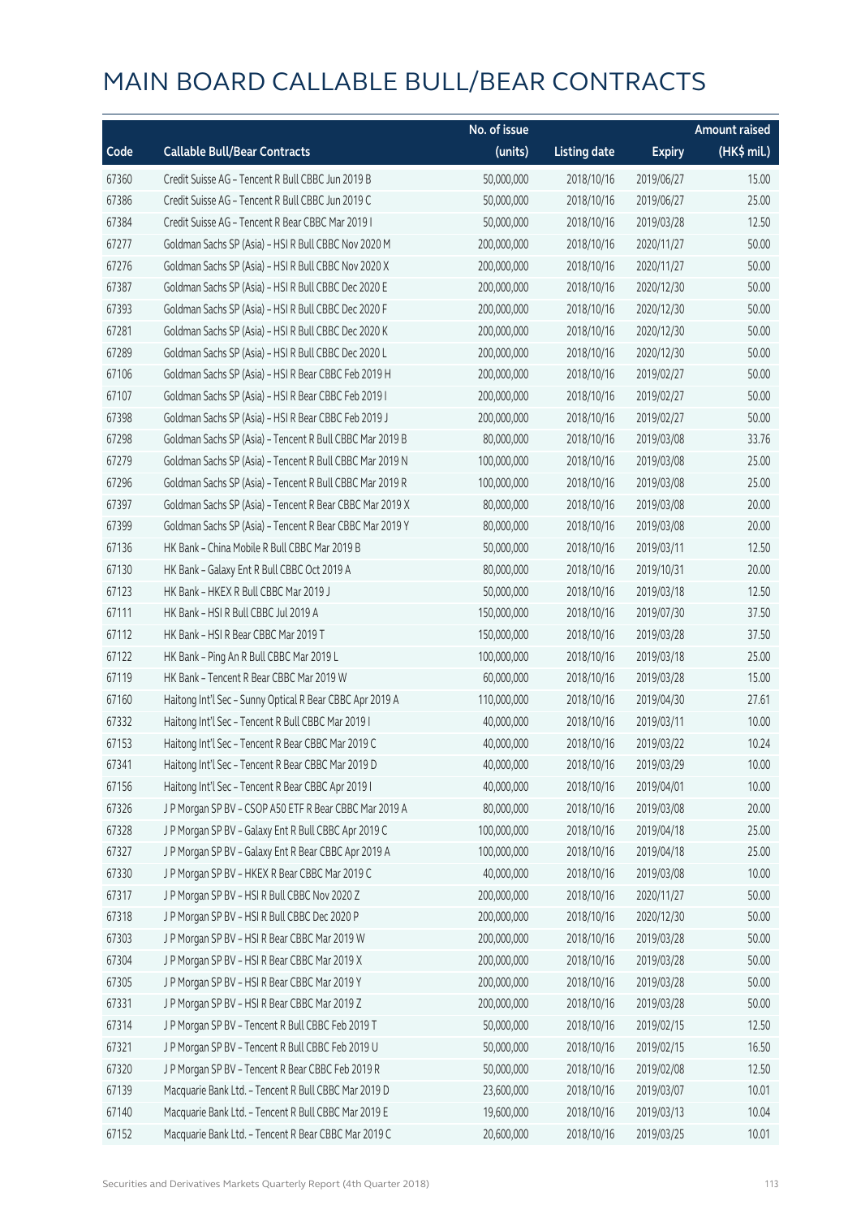# MAIN BOARD CALLABLE BULL/BEAR CONTRACTS

| Code | Callable Bull/Bear Contracts | No. of issue (units) | Listing date | Expiry | Amount raised (HK$ mil.) |
|---|---|---|---|---|---|
| 67360 | Credit Suisse AG – Tencent R Bull CBBC Jun 2019 B | 50,000,000 | 2018/10/16 | 2019/06/27 | 15.00 |
| 67386 | Credit Suisse AG – Tencent R Bull CBBC Jun 2019 C | 50,000,000 | 2018/10/16 | 2019/06/27 | 25.00 |
| 67384 | Credit Suisse AG – Tencent R Bear CBBC Mar 2019 I | 50,000,000 | 2018/10/16 | 2019/03/28 | 12.50 |
| 67277 | Goldman Sachs SP (Asia) – HSI R Bull CBBC Nov 2020 M | 200,000,000 | 2018/10/16 | 2020/11/27 | 50.00 |
| 67276 | Goldman Sachs SP (Asia) – HSI R Bull CBBC Nov 2020 X | 200,000,000 | 2018/10/16 | 2020/11/27 | 50.00 |
| 67387 | Goldman Sachs SP (Asia) – HSI R Bull CBBC Dec 2020 E | 200,000,000 | 2018/10/16 | 2020/12/30 | 50.00 |
| 67393 | Goldman Sachs SP (Asia) – HSI R Bull CBBC Dec 2020 F | 200,000,000 | 2018/10/16 | 2020/12/30 | 50.00 |
| 67281 | Goldman Sachs SP (Asia) – HSI R Bull CBBC Dec 2020 K | 200,000,000 | 2018/10/16 | 2020/12/30 | 50.00 |
| 67289 | Goldman Sachs SP (Asia) – HSI R Bull CBBC Dec 2020 L | 200,000,000 | 2018/10/16 | 2020/12/30 | 50.00 |
| 67106 | Goldman Sachs SP (Asia) – HSI R Bear CBBC Feb 2019 H | 200,000,000 | 2018/10/16 | 2019/02/27 | 50.00 |
| 67107 | Goldman Sachs SP (Asia) – HSI R Bear CBBC Feb 2019 I | 200,000,000 | 2018/10/16 | 2019/02/27 | 50.00 |
| 67398 | Goldman Sachs SP (Asia) – HSI R Bear CBBC Feb 2019 J | 200,000,000 | 2018/10/16 | 2019/02/27 | 50.00 |
| 67298 | Goldman Sachs SP (Asia) – Tencent R Bull CBBC Mar 2019 B | 80,000,000 | 2018/10/16 | 2019/03/08 | 33.76 |
| 67279 | Goldman Sachs SP (Asia) – Tencent R Bull CBBC Mar 2019 N | 100,000,000 | 2018/10/16 | 2019/03/08 | 25.00 |
| 67296 | Goldman Sachs SP (Asia) – Tencent R Bull CBBC Mar 2019 R | 100,000,000 | 2018/10/16 | 2019/03/08 | 25.00 |
| 67397 | Goldman Sachs SP (Asia) – Tencent R Bear CBBC Mar 2019 X | 80,000,000 | 2018/10/16 | 2019/03/08 | 20.00 |
| 67399 | Goldman Sachs SP (Asia) – Tencent R Bear CBBC Mar 2019 Y | 80,000,000 | 2018/10/16 | 2019/03/08 | 20.00 |
| 67136 | HK Bank – China Mobile R Bull CBBC Mar 2019 B | 50,000,000 | 2018/10/16 | 2019/03/11 | 12.50 |
| 67130 | HK Bank – Galaxy Ent R Bull CBBC Oct 2019 A | 80,000,000 | 2018/10/16 | 2019/10/31 | 20.00 |
| 67123 | HK Bank – HKEX R Bull CBBC Mar 2019 J | 50,000,000 | 2018/10/16 | 2019/03/18 | 12.50 |
| 67111 | HK Bank – HSI R Bull CBBC Jul 2019 A | 150,000,000 | 2018/10/16 | 2019/07/30 | 37.50 |
| 67112 | HK Bank – HSI R Bear CBBC Mar 2019 T | 150,000,000 | 2018/10/16 | 2019/03/28 | 37.50 |
| 67122 | HK Bank – Ping An R Bull CBBC Mar 2019 L | 100,000,000 | 2018/10/16 | 2019/03/18 | 25.00 |
| 67119 | HK Bank – Tencent R Bear CBBC Mar 2019 W | 60,000,000 | 2018/10/16 | 2019/03/28 | 15.00 |
| 67160 | Haitong Int'l Sec – Sunny Optical R Bear CBBC Apr 2019 A | 110,000,000 | 2018/10/16 | 2019/04/30 | 27.61 |
| 67332 | Haitong Int'l Sec – Tencent R Bull CBBC Mar 2019 I | 40,000,000 | 2018/10/16 | 2019/03/11 | 10.00 |
| 67153 | Haitong Int'l Sec – Tencent R Bear CBBC Mar 2019 C | 40,000,000 | 2018/10/16 | 2019/03/22 | 10.24 |
| 67341 | Haitong Int'l Sec – Tencent R Bear CBBC Mar 2019 D | 40,000,000 | 2018/10/16 | 2019/03/29 | 10.00 |
| 67156 | Haitong Int'l Sec – Tencent R Bear CBBC Apr 2019 I | 40,000,000 | 2018/10/16 | 2019/04/01 | 10.00 |
| 67326 | J P Morgan SP BV – CSOP A50 ETF R Bear CBBC Mar 2019 A | 80,000,000 | 2018/10/16 | 2019/03/08 | 20.00 |
| 67328 | J P Morgan SP BV – Galaxy Ent R Bull CBBC Apr 2019 C | 100,000,000 | 2018/10/16 | 2019/04/18 | 25.00 |
| 67327 | J P Morgan SP BV – Galaxy Ent R Bear CBBC Apr 2019 A | 100,000,000 | 2018/10/16 | 2019/04/18 | 25.00 |
| 67330 | J P Morgan SP BV – HKEX R Bear CBBC Mar 2019 C | 40,000,000 | 2018/10/16 | 2019/03/08 | 10.00 |
| 67317 | J P Morgan SP BV – HSI R Bull CBBC Nov 2020 Z | 200,000,000 | 2018/10/16 | 2020/11/27 | 50.00 |
| 67318 | J P Morgan SP BV – HSI R Bull CBBC Dec 2020 P | 200,000,000 | 2018/10/16 | 2020/12/30 | 50.00 |
| 67303 | J P Morgan SP BV – HSI R Bear CBBC Mar 2019 W | 200,000,000 | 2018/10/16 | 2019/03/28 | 50.00 |
| 67304 | J P Morgan SP BV – HSI R Bear CBBC Mar 2019 X | 200,000,000 | 2018/10/16 | 2019/03/28 | 50.00 |
| 67305 | J P Morgan SP BV – HSI R Bear CBBC Mar 2019 Y | 200,000,000 | 2018/10/16 | 2019/03/28 | 50.00 |
| 67331 | J P Morgan SP BV – HSI R Bear CBBC Mar 2019 Z | 200,000,000 | 2018/10/16 | 2019/03/28 | 50.00 |
| 67314 | J P Morgan SP BV – Tencent R Bull CBBC Feb 2019 T | 50,000,000 | 2018/10/16 | 2019/02/15 | 12.50 |
| 67321 | J P Morgan SP BV – Tencent R Bull CBBC Feb 2019 U | 50,000,000 | 2018/10/16 | 2019/02/15 | 16.50 |
| 67320 | J P Morgan SP BV – Tencent R Bear CBBC Feb 2019 R | 50,000,000 | 2018/10/16 | 2019/02/08 | 12.50 |
| 67139 | Macquarie Bank Ltd. – Tencent R Bull CBBC Mar 2019 D | 23,600,000 | 2018/10/16 | 2019/03/07 | 10.01 |
| 67140 | Macquarie Bank Ltd. – Tencent R Bull CBBC Mar 2019 E | 19,600,000 | 2018/10/16 | 2019/03/13 | 10.04 |
| 67152 | Macquarie Bank Ltd. – Tencent R Bear CBBC Mar 2019 C | 20,600,000 | 2018/10/16 | 2019/03/25 | 10.01 |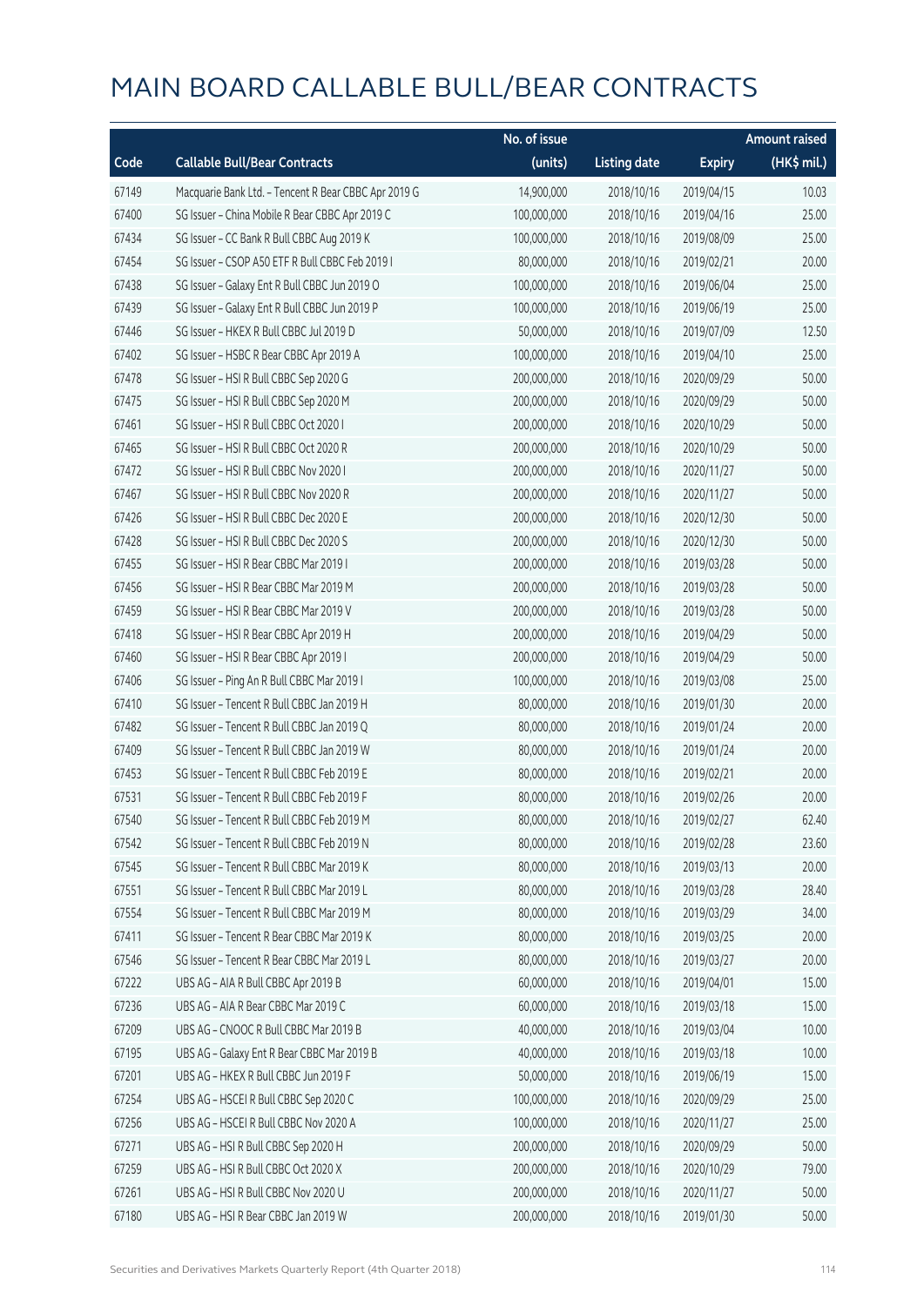# MAIN BOARD CALLABLE BULL/BEAR CONTRACTS

| Code | Callable Bull/Bear Contracts | No. of issue (units) | Listing date | Expiry | Amount raised (HK$ mil.) |
|---|---|---|---|---|---|
| 67149 | Macquarie Bank Ltd. – Tencent R Bear CBBC Apr 2019 G | 14,900,000 | 2018/10/16 | 2019/04/15 | 10.03 |
| 67400 | SG Issuer – China Mobile R Bear CBBC Apr 2019 C | 100,000,000 | 2018/10/16 | 2019/04/16 | 25.00 |
| 67434 | SG Issuer – CC Bank R Bull CBBC Aug 2019 K | 100,000,000 | 2018/10/16 | 2019/08/09 | 25.00 |
| 67454 | SG Issuer – CSOP A50 ETF R Bull CBBC Feb 2019 I | 80,000,000 | 2018/10/16 | 2019/02/21 | 20.00 |
| 67438 | SG Issuer – Galaxy Ent R Bull CBBC Jun 2019 O | 100,000,000 | 2018/10/16 | 2019/06/04 | 25.00 |
| 67439 | SG Issuer – Galaxy Ent R Bull CBBC Jun 2019 P | 100,000,000 | 2018/10/16 | 2019/06/19 | 25.00 |
| 67446 | SG Issuer – HKEX R Bull CBBC Jul 2019 D | 50,000,000 | 2018/10/16 | 2019/07/09 | 12.50 |
| 67402 | SG Issuer – HSBC R Bear CBBC Apr 2019 A | 100,000,000 | 2018/10/16 | 2019/04/10 | 25.00 |
| 67478 | SG Issuer – HSI R Bull CBBC Sep 2020 G | 200,000,000 | 2018/10/16 | 2020/09/29 | 50.00 |
| 67475 | SG Issuer – HSI R Bull CBBC Sep 2020 M | 200,000,000 | 2018/10/16 | 2020/09/29 | 50.00 |
| 67461 | SG Issuer – HSI R Bull CBBC Oct 2020 I | 200,000,000 | 2018/10/16 | 2020/10/29 | 50.00 |
| 67465 | SG Issuer – HSI R Bull CBBC Oct 2020 R | 200,000,000 | 2018/10/16 | 2020/10/29 | 50.00 |
| 67472 | SG Issuer – HSI R Bull CBBC Nov 2020 I | 200,000,000 | 2018/10/16 | 2020/11/27 | 50.00 |
| 67467 | SG Issuer – HSI R Bull CBBC Nov 2020 R | 200,000,000 | 2018/10/16 | 2020/11/27 | 50.00 |
| 67426 | SG Issuer – HSI R Bull CBBC Dec 2020 E | 200,000,000 | 2018/10/16 | 2020/12/30 | 50.00 |
| 67428 | SG Issuer – HSI R Bull CBBC Dec 2020 S | 200,000,000 | 2018/10/16 | 2020/12/30 | 50.00 |
| 67455 | SG Issuer – HSI R Bear CBBC Mar 2019 I | 200,000,000 | 2018/10/16 | 2019/03/28 | 50.00 |
| 67456 | SG Issuer – HSI R Bear CBBC Mar 2019 M | 200,000,000 | 2018/10/16 | 2019/03/28 | 50.00 |
| 67459 | SG Issuer – HSI R Bear CBBC Mar 2019 V | 200,000,000 | 2018/10/16 | 2019/03/28 | 50.00 |
| 67418 | SG Issuer – HSI R Bear CBBC Apr 2019 H | 200,000,000 | 2018/10/16 | 2019/04/29 | 50.00 |
| 67460 | SG Issuer – HSI R Bear CBBC Apr 2019 I | 200,000,000 | 2018/10/16 | 2019/04/29 | 50.00 |
| 67406 | SG Issuer – Ping An R Bull CBBC Mar 2019 I | 100,000,000 | 2018/10/16 | 2019/03/08 | 25.00 |
| 67410 | SG Issuer – Tencent R Bull CBBC Jan 2019 H | 80,000,000 | 2018/10/16 | 2019/01/30 | 20.00 |
| 67482 | SG Issuer – Tencent R Bull CBBC Jan 2019 Q | 80,000,000 | 2018/10/16 | 2019/01/24 | 20.00 |
| 67409 | SG Issuer – Tencent R Bull CBBC Jan 2019 W | 80,000,000 | 2018/10/16 | 2019/01/24 | 20.00 |
| 67453 | SG Issuer – Tencent R Bull CBBC Feb 2019 E | 80,000,000 | 2018/10/16 | 2019/02/21 | 20.00 |
| 67531 | SG Issuer – Tencent R Bull CBBC Feb 2019 F | 80,000,000 | 2018/10/16 | 2019/02/26 | 20.00 |
| 67540 | SG Issuer – Tencent R Bull CBBC Feb 2019 M | 80,000,000 | 2018/10/16 | 2019/02/27 | 62.40 |
| 67542 | SG Issuer – Tencent R Bull CBBC Feb 2019 N | 80,000,000 | 2018/10/16 | 2019/02/28 | 23.60 |
| 67545 | SG Issuer – Tencent R Bull CBBC Mar 2019 K | 80,000,000 | 2018/10/16 | 2019/03/13 | 20.00 |
| 67551 | SG Issuer – Tencent R Bull CBBC Mar 2019 L | 80,000,000 | 2018/10/16 | 2019/03/28 | 28.40 |
| 67554 | SG Issuer – Tencent R Bull CBBC Mar 2019 M | 80,000,000 | 2018/10/16 | 2019/03/29 | 34.00 |
| 67411 | SG Issuer – Tencent R Bear CBBC Mar 2019 K | 80,000,000 | 2018/10/16 | 2019/03/25 | 20.00 |
| 67546 | SG Issuer – Tencent R Bear CBBC Mar 2019 L | 80,000,000 | 2018/10/16 | 2019/03/27 | 20.00 |
| 67222 | UBS AG – AIA R Bull CBBC Apr 2019 B | 60,000,000 | 2018/10/16 | 2019/04/01 | 15.00 |
| 67236 | UBS AG – AIA R Bear CBBC Mar 2019 C | 60,000,000 | 2018/10/16 | 2019/03/18 | 15.00 |
| 67209 | UBS AG – CNOOC R Bull CBBC Mar 2019 B | 40,000,000 | 2018/10/16 | 2019/03/04 | 10.00 |
| 67195 | UBS AG – Galaxy Ent R Bear CBBC Mar 2019 B | 40,000,000 | 2018/10/16 | 2019/03/18 | 10.00 |
| 67201 | UBS AG – HKEX R Bull CBBC Jun 2019 F | 50,000,000 | 2018/10/16 | 2019/06/19 | 15.00 |
| 67254 | UBS AG – HSCEI R Bull CBBC Sep 2020 C | 100,000,000 | 2018/10/16 | 2020/09/29 | 25.00 |
| 67256 | UBS AG – HSCEI R Bull CBBC Nov 2020 A | 100,000,000 | 2018/10/16 | 2020/11/27 | 25.00 |
| 67271 | UBS AG – HSI R Bull CBBC Sep 2020 H | 200,000,000 | 2018/10/16 | 2020/09/29 | 50.00 |
| 67259 | UBS AG – HSI R Bull CBBC Oct 2020 X | 200,000,000 | 2018/10/16 | 2020/10/29 | 79.00 |
| 67261 | UBS AG – HSI R Bull CBBC Nov 2020 U | 200,000,000 | 2018/10/16 | 2020/11/27 | 50.00 |
| 67180 | UBS AG – HSI R Bear CBBC Jan 2019 W | 200,000,000 | 2018/10/16 | 2019/01/30 | 50.00 |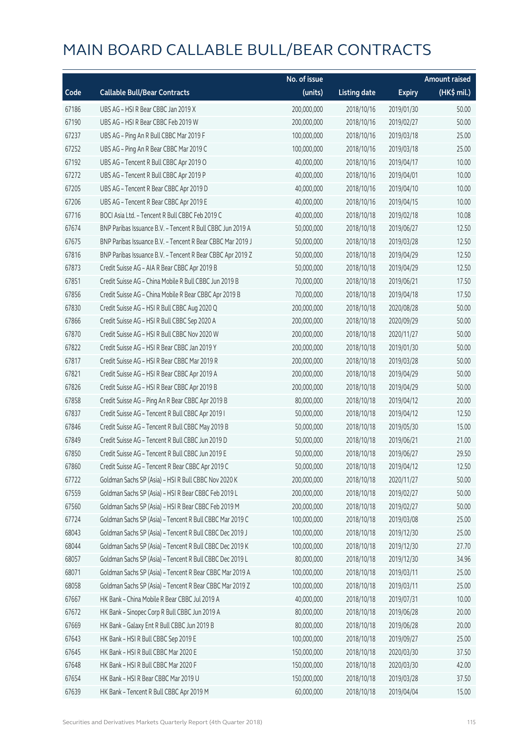# MAIN BOARD CALLABLE BULL/BEAR CONTRACTS

| Code | Callable Bull/Bear Contracts | No. of issue (units) | Listing date | Expiry | Amount raised (HK$ mil.) |
|---|---|---|---|---|---|
| 67186 | UBS AG – HSI R Bear CBBC Jan 2019 X | 200,000,000 | 2018/10/16 | 2019/01/30 | 50.00 |
| 67190 | UBS AG – HSI R Bear CBBC Feb 2019 W | 200,000,000 | 2018/10/16 | 2019/02/27 | 50.00 |
| 67237 | UBS AG – Ping An R Bull CBBC Mar 2019 F | 100,000,000 | 2018/10/16 | 2019/03/18 | 25.00 |
| 67252 | UBS AG – Ping An R Bear CBBC Mar 2019 C | 100,000,000 | 2018/10/16 | 2019/03/18 | 25.00 |
| 67192 | UBS AG – Tencent R Bull CBBC Apr 2019 O | 40,000,000 | 2018/10/16 | 2019/04/17 | 10.00 |
| 67272 | UBS AG – Tencent R Bull CBBC Apr 2019 P | 40,000,000 | 2018/10/16 | 2019/04/01 | 10.00 |
| 67205 | UBS AG – Tencent R Bear CBBC Apr 2019 D | 40,000,000 | 2018/10/16 | 2019/04/10 | 10.00 |
| 67206 | UBS AG – Tencent R Bear CBBC Apr 2019 E | 40,000,000 | 2018/10/16 | 2019/04/15 | 10.00 |
| 67716 | BOCI Asia Ltd. – Tencent R Bull CBBC Feb 2019 C | 40,000,000 | 2018/10/18 | 2019/02/18 | 10.08 |
| 67674 | BNP Paribas Issuance B.V. – Tencent R Bull CBBC Jun 2019 A | 50,000,000 | 2018/10/18 | 2019/06/27 | 12.50 |
| 67675 | BNP Paribas Issuance B.V. – Tencent R Bear CBBC Mar 2019 J | 50,000,000 | 2018/10/18 | 2019/03/28 | 12.50 |
| 67816 | BNP Paribas Issuance B.V. – Tencent R Bear CBBC Apr 2019 Z | 50,000,000 | 2018/10/18 | 2019/04/29 | 12.50 |
| 67873 | Credit Suisse AG – AIA R Bear CBBC Apr 2019 B | 50,000,000 | 2018/10/18 | 2019/04/29 | 12.50 |
| 67851 | Credit Suisse AG – China Mobile R Bull CBBC Jun 2019 B | 70,000,000 | 2018/10/18 | 2019/06/21 | 17.50 |
| 67856 | Credit Suisse AG – China Mobile R Bear CBBC Apr 2019 B | 70,000,000 | 2018/10/18 | 2019/04/18 | 17.50 |
| 67830 | Credit Suisse AG – HSI R Bull CBBC Aug 2020 Q | 200,000,000 | 2018/10/18 | 2020/08/28 | 50.00 |
| 67866 | Credit Suisse AG – HSI R Bull CBBC Sep 2020 A | 200,000,000 | 2018/10/18 | 2020/09/29 | 50.00 |
| 67870 | Credit Suisse AG – HSI R Bull CBBC Nov 2020 W | 200,000,000 | 2018/10/18 | 2020/11/27 | 50.00 |
| 67822 | Credit Suisse AG – HSI R Bear CBBC Jan 2019 Y | 200,000,000 | 2018/10/18 | 2019/01/30 | 50.00 |
| 67817 | Credit Suisse AG – HSI R Bear CBBC Mar 2019 R | 200,000,000 | 2018/10/18 | 2019/03/28 | 50.00 |
| 67821 | Credit Suisse AG – HSI R Bear CBBC Apr 2019 A | 200,000,000 | 2018/10/18 | 2019/04/29 | 50.00 |
| 67826 | Credit Suisse AG – HSI R Bear CBBC Apr 2019 B | 200,000,000 | 2018/10/18 | 2019/04/29 | 50.00 |
| 67858 | Credit Suisse AG – Ping An R Bear CBBC Apr 2019 B | 80,000,000 | 2018/10/18 | 2019/04/12 | 20.00 |
| 67837 | Credit Suisse AG – Tencent R Bull CBBC Apr 2019 I | 50,000,000 | 2018/10/18 | 2019/04/12 | 12.50 |
| 67846 | Credit Suisse AG – Tencent R Bull CBBC May 2019 B | 50,000,000 | 2018/10/18 | 2019/05/30 | 15.00 |
| 67849 | Credit Suisse AG – Tencent R Bull CBBC Jun 2019 D | 50,000,000 | 2018/10/18 | 2019/06/21 | 21.00 |
| 67850 | Credit Suisse AG – Tencent R Bull CBBC Jun 2019 E | 50,000,000 | 2018/10/18 | 2019/06/27 | 29.50 |
| 67860 | Credit Suisse AG – Tencent R Bear CBBC Apr 2019 C | 50,000,000 | 2018/10/18 | 2019/04/12 | 12.50 |
| 67722 | Goldman Sachs SP (Asia) – HSI R Bull CBBC Nov 2020 K | 200,000,000 | 2018/10/18 | 2020/11/27 | 50.00 |
| 67559 | Goldman Sachs SP (Asia) – HSI R Bear CBBC Feb 2019 L | 200,000,000 | 2018/10/18 | 2019/02/27 | 50.00 |
| 67560 | Goldman Sachs SP (Asia) – HSI R Bear CBBC Feb 2019 M | 200,000,000 | 2018/10/18 | 2019/02/27 | 50.00 |
| 67724 | Goldman Sachs SP (Asia) – Tencent R Bull CBBC Mar 2019 C | 100,000,000 | 2018/10/18 | 2019/03/08 | 25.00 |
| 68043 | Goldman Sachs SP (Asia) – Tencent R Bull CBBC Dec 2019 J | 100,000,000 | 2018/10/18 | 2019/12/30 | 25.00 |
| 68044 | Goldman Sachs SP (Asia) – Tencent R Bull CBBC Dec 2019 K | 100,000,000 | 2018/10/18 | 2019/12/30 | 27.70 |
| 68057 | Goldman Sachs SP (Asia) – Tencent R Bull CBBC Dec 2019 L | 80,000,000 | 2018/10/18 | 2019/12/30 | 34.96 |
| 68071 | Goldman Sachs SP (Asia) – Tencent R Bear CBBC Mar 2019 A | 100,000,000 | 2018/10/18 | 2019/03/11 | 25.00 |
| 68058 | Goldman Sachs SP (Asia) – Tencent R Bear CBBC Mar 2019 Z | 100,000,000 | 2018/10/18 | 2019/03/11 | 25.00 |
| 67667 | HK Bank – China Mobile R Bear CBBC Jul 2019 A | 40,000,000 | 2018/10/18 | 2019/07/31 | 10.00 |
| 67672 | HK Bank – Sinopec Corp R Bull CBBC Jun 2019 A | 80,000,000 | 2018/10/18 | 2019/06/28 | 20.00 |
| 67669 | HK Bank – Galaxy Ent R Bull CBBC Jun 2019 B | 80,000,000 | 2018/10/18 | 2019/06/28 | 20.00 |
| 67643 | HK Bank – HSI R Bull CBBC Sep 2019 E | 100,000,000 | 2018/10/18 | 2019/09/27 | 25.00 |
| 67645 | HK Bank – HSI R Bull CBBC Mar 2020 E | 150,000,000 | 2018/10/18 | 2020/03/30 | 37.50 |
| 67648 | HK Bank – HSI R Bull CBBC Mar 2020 F | 150,000,000 | 2018/10/18 | 2020/03/30 | 42.00 |
| 67654 | HK Bank – HSI R Bear CBBC Mar 2019 U | 150,000,000 | 2018/10/18 | 2019/03/28 | 37.50 |
| 67639 | HK Bank – Tencent R Bull CBBC Apr 2019 M | 60,000,000 | 2018/10/18 | 2019/04/04 | 15.00 |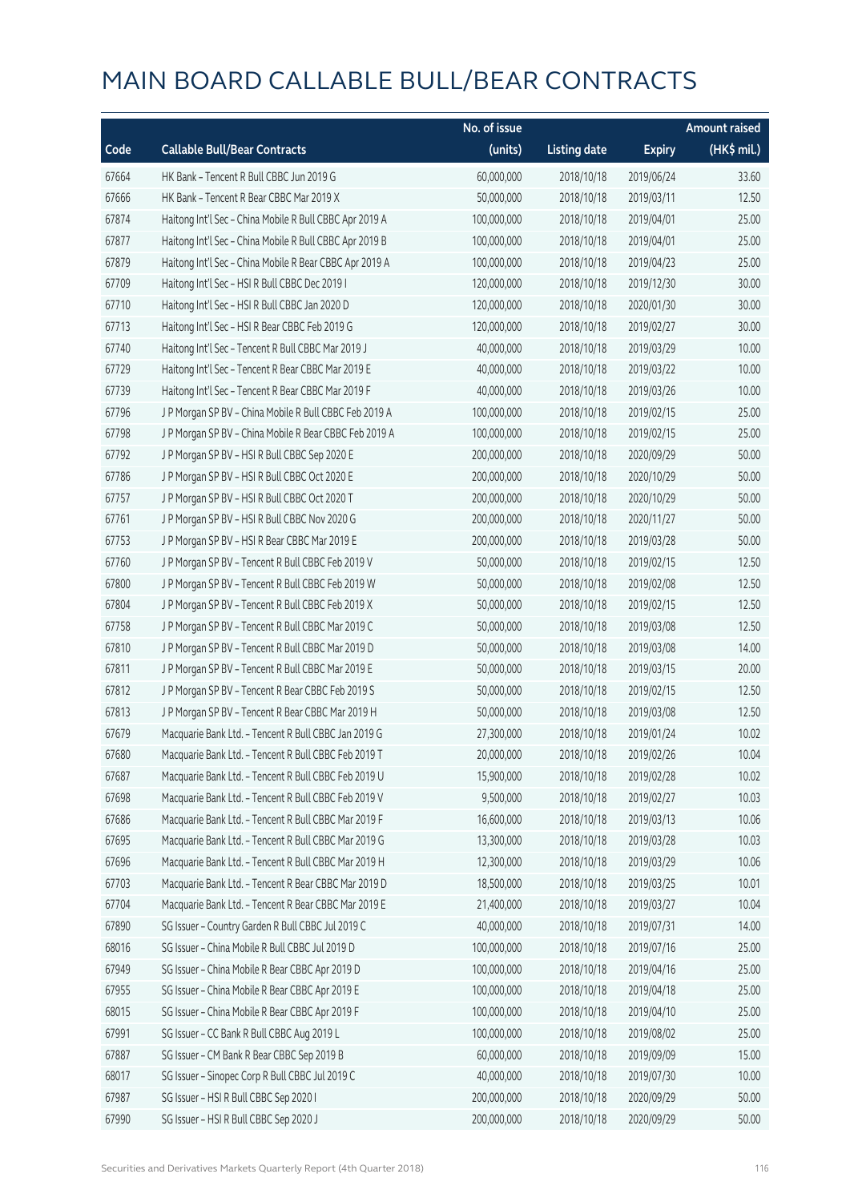# MAIN BOARD CALLABLE BULL/BEAR CONTRACTS

| Code | Callable Bull/Bear Contracts | No. of issue (units) | Listing date | Expiry | Amount raised (HK$ mil.) |
|---|---|---|---|---|---|
| 67664 | HK Bank – Tencent R Bull CBBC Jun 2019 G | 60,000,000 | 2018/10/18 | 2019/06/24 | 33.60 |
| 67666 | HK Bank – Tencent R Bear CBBC Mar 2019 X | 50,000,000 | 2018/10/18 | 2019/03/11 | 12.50 |
| 67874 | Haitong Int'l Sec – China Mobile R Bull CBBC Apr 2019 A | 100,000,000 | 2018/10/18 | 2019/04/01 | 25.00 |
| 67877 | Haitong Int'l Sec – China Mobile R Bull CBBC Apr 2019 B | 100,000,000 | 2018/10/18 | 2019/04/01 | 25.00 |
| 67879 | Haitong Int'l Sec – China Mobile R Bear CBBC Apr 2019 A | 100,000,000 | 2018/10/18 | 2019/04/23 | 25.00 |
| 67709 | Haitong Int'l Sec – HSI R Bull CBBC Dec 2019 I | 120,000,000 | 2018/10/18 | 2019/12/30 | 30.00 |
| 67710 | Haitong Int'l Sec – HSI R Bull CBBC Jan 2020 D | 120,000,000 | 2018/10/18 | 2020/01/30 | 30.00 |
| 67713 | Haitong Int'l Sec – HSI R Bear CBBC Feb 2019 G | 120,000,000 | 2018/10/18 | 2019/02/27 | 30.00 |
| 67740 | Haitong Int'l Sec – Tencent R Bull CBBC Mar 2019 J | 40,000,000 | 2018/10/18 | 2019/03/29 | 10.00 |
| 67729 | Haitong Int'l Sec – Tencent R Bear CBBC Mar 2019 E | 40,000,000 | 2018/10/18 | 2019/03/22 | 10.00 |
| 67739 | Haitong Int'l Sec – Tencent R Bear CBBC Mar 2019 F | 40,000,000 | 2018/10/18 | 2019/03/26 | 10.00 |
| 67796 | J P Morgan SP BV – China Mobile R Bull CBBC Feb 2019 A | 100,000,000 | 2018/10/18 | 2019/02/15 | 25.00 |
| 67798 | J P Morgan SP BV – China Mobile R Bear CBBC Feb 2019 A | 100,000,000 | 2018/10/18 | 2019/02/15 | 25.00 |
| 67792 | J P Morgan SP BV – HSI R Bull CBBC Sep 2020 E | 200,000,000 | 2018/10/18 | 2020/09/29 | 50.00 |
| 67786 | J P Morgan SP BV – HSI R Bull CBBC Oct 2020 E | 200,000,000 | 2018/10/18 | 2020/10/29 | 50.00 |
| 67757 | J P Morgan SP BV – HSI R Bull CBBC Oct 2020 T | 200,000,000 | 2018/10/18 | 2020/10/29 | 50.00 |
| 67761 | J P Morgan SP BV – HSI R Bull CBBC Nov 2020 G | 200,000,000 | 2018/10/18 | 2020/11/27 | 50.00 |
| 67753 | J P Morgan SP BV – HSI R Bear CBBC Mar 2019 E | 200,000,000 | 2018/10/18 | 2019/03/28 | 50.00 |
| 67760 | J P Morgan SP BV – Tencent R Bull CBBC Feb 2019 V | 50,000,000 | 2018/10/18 | 2019/02/15 | 12.50 |
| 67800 | J P Morgan SP BV – Tencent R Bull CBBC Feb 2019 W | 50,000,000 | 2018/10/18 | 2019/02/08 | 12.50 |
| 67804 | J P Morgan SP BV – Tencent R Bull CBBC Feb 2019 X | 50,000,000 | 2018/10/18 | 2019/02/15 | 12.50 |
| 67758 | J P Morgan SP BV – Tencent R Bull CBBC Mar 2019 C | 50,000,000 | 2018/10/18 | 2019/03/08 | 12.50 |
| 67810 | J P Morgan SP BV – Tencent R Bull CBBC Mar 2019 D | 50,000,000 | 2018/10/18 | 2019/03/08 | 14.00 |
| 67811 | J P Morgan SP BV – Tencent R Bull CBBC Mar 2019 E | 50,000,000 | 2018/10/18 | 2019/03/15 | 20.00 |
| 67812 | J P Morgan SP BV – Tencent R Bear CBBC Feb 2019 S | 50,000,000 | 2018/10/18 | 2019/02/15 | 12.50 |
| 67813 | J P Morgan SP BV – Tencent R Bear CBBC Mar 2019 H | 50,000,000 | 2018/10/18 | 2019/03/08 | 12.50 |
| 67679 | Macquarie Bank Ltd. – Tencent R Bull CBBC Jan 2019 G | 27,300,000 | 2018/10/18 | 2019/01/24 | 10.02 |
| 67680 | Macquarie Bank Ltd. – Tencent R Bull CBBC Feb 2019 T | 20,000,000 | 2018/10/18 | 2019/02/26 | 10.04 |
| 67687 | Macquarie Bank Ltd. – Tencent R Bull CBBC Feb 2019 U | 15,900,000 | 2018/10/18 | 2019/02/28 | 10.02 |
| 67698 | Macquarie Bank Ltd. – Tencent R Bull CBBC Feb 2019 V | 9,500,000 | 2018/10/18 | 2019/02/27 | 10.03 |
| 67686 | Macquarie Bank Ltd. – Tencent R Bull CBBC Mar 2019 F | 16,600,000 | 2018/10/18 | 2019/03/13 | 10.06 |
| 67695 | Macquarie Bank Ltd. – Tencent R Bull CBBC Mar 2019 G | 13,300,000 | 2018/10/18 | 2019/03/28 | 10.03 |
| 67696 | Macquarie Bank Ltd. – Tencent R Bull CBBC Mar 2019 H | 12,300,000 | 2018/10/18 | 2019/03/29 | 10.06 |
| 67703 | Macquarie Bank Ltd. – Tencent R Bear CBBC Mar 2019 D | 18,500,000 | 2018/10/18 | 2019/03/25 | 10.01 |
| 67704 | Macquarie Bank Ltd. – Tencent R Bear CBBC Mar 2019 E | 21,400,000 | 2018/10/18 | 2019/03/27 | 10.04 |
| 67890 | SG Issuer – Country Garden R Bull CBBC Jul 2019 C | 40,000,000 | 2018/10/18 | 2019/07/31 | 14.00 |
| 68016 | SG Issuer – China Mobile R Bull CBBC Jul 2019 D | 100,000,000 | 2018/10/18 | 2019/07/16 | 25.00 |
| 67949 | SG Issuer – China Mobile R Bear CBBC Apr 2019 D | 100,000,000 | 2018/10/18 | 2019/04/16 | 25.00 |
| 67955 | SG Issuer – China Mobile R Bear CBBC Apr 2019 E | 100,000,000 | 2018/10/18 | 2019/04/18 | 25.00 |
| 68015 | SG Issuer – China Mobile R Bear CBBC Apr 2019 F | 100,000,000 | 2018/10/18 | 2019/04/10 | 25.00 |
| 67991 | SG Issuer – CC Bank R Bull CBBC Aug 2019 L | 100,000,000 | 2018/10/18 | 2019/08/02 | 25.00 |
| 67887 | SG Issuer – CM Bank R Bear CBBC Sep 2019 B | 60,000,000 | 2018/10/18 | 2019/09/09 | 15.00 |
| 68017 | SG Issuer – Sinopec Corp R Bull CBBC Jul 2019 C | 40,000,000 | 2018/10/18 | 2019/07/30 | 10.00 |
| 67987 | SG Issuer – HSI R Bull CBBC Sep 2020 I | 200,000,000 | 2018/10/18 | 2020/09/29 | 50.00 |
| 67990 | SG Issuer – HSI R Bull CBBC Sep 2020 J | 200,000,000 | 2018/10/18 | 2020/09/29 | 50.00 |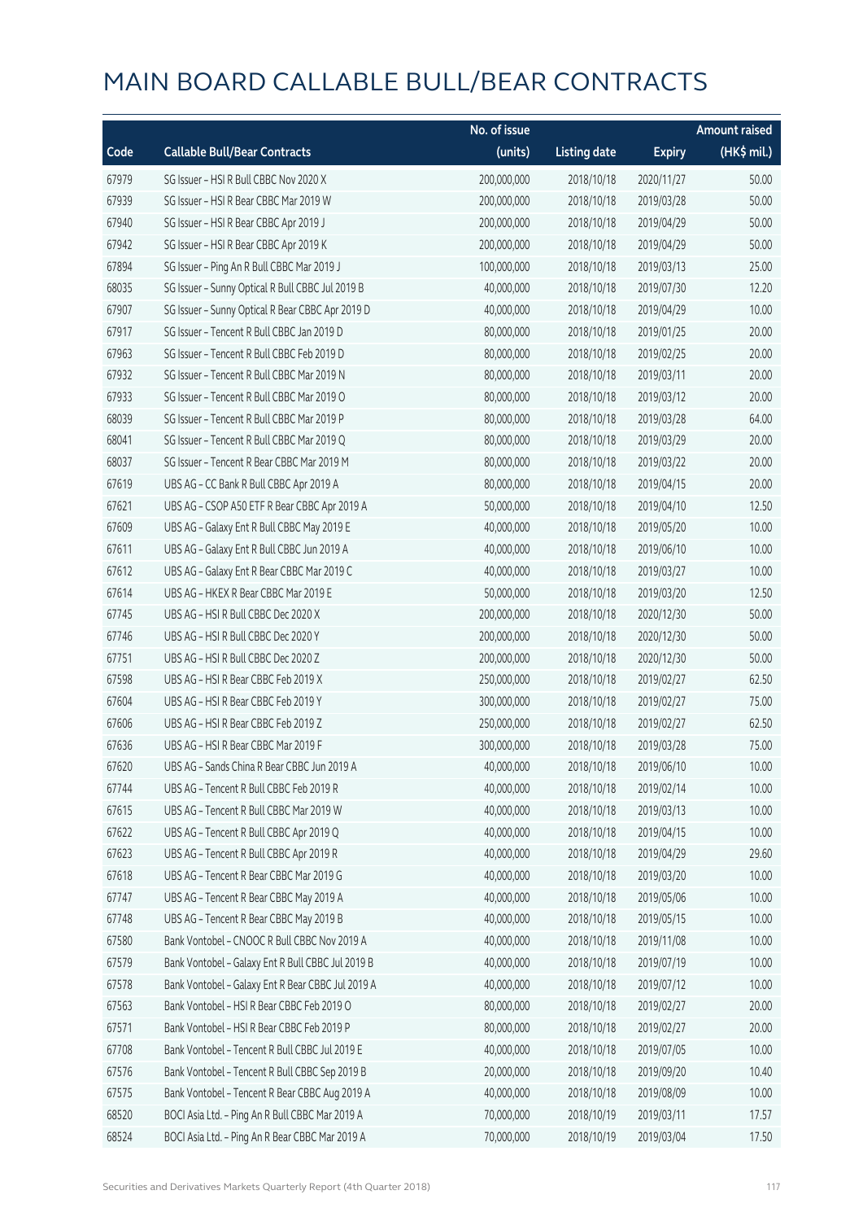# MAIN BOARD CALLABLE BULL/BEAR CONTRACTS

| Code | Callable Bull/Bear Contracts | No. of issue (units) | Listing date | Expiry | Amount raised (HK$ mil.) |
|---|---|---|---|---|---|
| 67979 | SG Issuer – HSI R Bull CBBC Nov 2020 X | 200,000,000 | 2018/10/18 | 2020/11/27 | 50.00 |
| 67939 | SG Issuer – HSI R Bear CBBC Mar 2019 W | 200,000,000 | 2018/10/18 | 2019/03/28 | 50.00 |
| 67940 | SG Issuer – HSI R Bear CBBC Apr 2019 J | 200,000,000 | 2018/10/18 | 2019/04/29 | 50.00 |
| 67942 | SG Issuer – HSI R Bear CBBC Apr 2019 K | 200,000,000 | 2018/10/18 | 2019/04/29 | 50.00 |
| 67894 | SG Issuer – Ping An R Bull CBBC Mar 2019 J | 100,000,000 | 2018/10/18 | 2019/03/13 | 25.00 |
| 68035 | SG Issuer – Sunny Optical R Bull CBBC Jul 2019 B | 40,000,000 | 2018/10/18 | 2019/07/30 | 12.20 |
| 67907 | SG Issuer – Sunny Optical R Bear CBBC Apr 2019 D | 40,000,000 | 2018/10/18 | 2019/04/29 | 10.00 |
| 67917 | SG Issuer – Tencent R Bull CBBC Jan 2019 D | 80,000,000 | 2018/10/18 | 2019/01/25 | 20.00 |
| 67963 | SG Issuer – Tencent R Bull CBBC Feb 2019 D | 80,000,000 | 2018/10/18 | 2019/02/25 | 20.00 |
| 67932 | SG Issuer – Tencent R Bull CBBC Mar 2019 N | 80,000,000 | 2018/10/18 | 2019/03/11 | 20.00 |
| 67933 | SG Issuer – Tencent R Bull CBBC Mar 2019 O | 80,000,000 | 2018/10/18 | 2019/03/12 | 20.00 |
| 68039 | SG Issuer – Tencent R Bull CBBC Mar 2019 P | 80,000,000 | 2018/10/18 | 2019/03/28 | 64.00 |
| 68041 | SG Issuer – Tencent R Bull CBBC Mar 2019 Q | 80,000,000 | 2018/10/18 | 2019/03/29 | 20.00 |
| 68037 | SG Issuer – Tencent R Bear CBBC Mar 2019 M | 80,000,000 | 2018/10/18 | 2019/03/22 | 20.00 |
| 67619 | UBS AG – CC Bank R Bull CBBC Apr 2019 A | 80,000,000 | 2018/10/18 | 2019/04/15 | 20.00 |
| 67621 | UBS AG – CSOP A50 ETF R Bear CBBC Apr 2019 A | 50,000,000 | 2018/10/18 | 2019/04/10 | 12.50 |
| 67609 | UBS AG – Galaxy Ent R Bull CBBC May 2019 E | 40,000,000 | 2018/10/18 | 2019/05/20 | 10.00 |
| 67611 | UBS AG – Galaxy Ent R Bull CBBC Jun 2019 A | 40,000,000 | 2018/10/18 | 2019/06/10 | 10.00 |
| 67612 | UBS AG – Galaxy Ent R Bear CBBC Mar 2019 C | 40,000,000 | 2018/10/18 | 2019/03/27 | 10.00 |
| 67614 | UBS AG – HKEX R Bear CBBC Mar 2019 E | 50,000,000 | 2018/10/18 | 2019/03/20 | 12.50 |
| 67745 | UBS AG – HSI R Bull CBBC Dec 2020 X | 200,000,000 | 2018/10/18 | 2020/12/30 | 50.00 |
| 67746 | UBS AG – HSI R Bull CBBC Dec 2020 Y | 200,000,000 | 2018/10/18 | 2020/12/30 | 50.00 |
| 67751 | UBS AG – HSI R Bull CBBC Dec 2020 Z | 200,000,000 | 2018/10/18 | 2020/12/30 | 50.00 |
| 67598 | UBS AG – HSI R Bear CBBC Feb 2019 X | 250,000,000 | 2018/10/18 | 2019/02/27 | 62.50 |
| 67604 | UBS AG – HSI R Bear CBBC Feb 2019 Y | 300,000,000 | 2018/10/18 | 2019/02/27 | 75.00 |
| 67606 | UBS AG – HSI R Bear CBBC Feb 2019 Z | 250,000,000 | 2018/10/18 | 2019/02/27 | 62.50 |
| 67636 | UBS AG – HSI R Bear CBBC Mar 2019 F | 300,000,000 | 2018/10/18 | 2019/03/28 | 75.00 |
| 67620 | UBS AG – Sands China R Bear CBBC Jun 2019 A | 40,000,000 | 2018/10/18 | 2019/06/10 | 10.00 |
| 67744 | UBS AG – Tencent R Bull CBBC Feb 2019 R | 40,000,000 | 2018/10/18 | 2019/02/14 | 10.00 |
| 67615 | UBS AG – Tencent R Bull CBBC Mar 2019 W | 40,000,000 | 2018/10/18 | 2019/03/13 | 10.00 |
| 67622 | UBS AG – Tencent R Bull CBBC Apr 2019 Q | 40,000,000 | 2018/10/18 | 2019/04/15 | 10.00 |
| 67623 | UBS AG – Tencent R Bull CBBC Apr 2019 R | 40,000,000 | 2018/10/18 | 2019/04/29 | 29.60 |
| 67618 | UBS AG – Tencent R Bear CBBC Mar 2019 G | 40,000,000 | 2018/10/18 | 2019/03/20 | 10.00 |
| 67747 | UBS AG – Tencent R Bear CBBC May 2019 A | 40,000,000 | 2018/10/18 | 2019/05/06 | 10.00 |
| 67748 | UBS AG – Tencent R Bear CBBC May 2019 B | 40,000,000 | 2018/10/18 | 2019/05/15 | 10.00 |
| 67580 | Bank Vontobel – CNOOC R Bull CBBC Nov 2019 A | 40,000,000 | 2018/10/18 | 2019/11/08 | 10.00 |
| 67579 | Bank Vontobel – Galaxy Ent R Bull CBBC Jul 2019 B | 40,000,000 | 2018/10/18 | 2019/07/19 | 10.00 |
| 67578 | Bank Vontobel – Galaxy Ent R Bear CBBC Jul 2019 A | 40,000,000 | 2018/10/18 | 2019/07/12 | 10.00 |
| 67563 | Bank Vontobel – HSI R Bear CBBC Feb 2019 O | 80,000,000 | 2018/10/18 | 2019/02/27 | 20.00 |
| 67571 | Bank Vontobel – HSI R Bear CBBC Feb 2019 P | 80,000,000 | 2018/10/18 | 2019/02/27 | 20.00 |
| 67708 | Bank Vontobel – Tencent R Bull CBBC Jul 2019 E | 40,000,000 | 2018/10/18 | 2019/07/05 | 10.00 |
| 67576 | Bank Vontobel – Tencent R Bull CBBC Sep 2019 B | 20,000,000 | 2018/10/18 | 2019/09/20 | 10.40 |
| 67575 | Bank Vontobel – Tencent R Bear CBBC Aug 2019 A | 40,000,000 | 2018/10/18 | 2019/08/09 | 10.00 |
| 68520 | BOCI Asia Ltd. – Ping An R Bull CBBC Mar 2019 A | 70,000,000 | 2018/10/19 | 2019/03/11 | 17.57 |
| 68524 | BOCI Asia Ltd. – Ping An R Bear CBBC Mar 2019 A | 70,000,000 | 2018/10/19 | 2019/03/04 | 17.50 |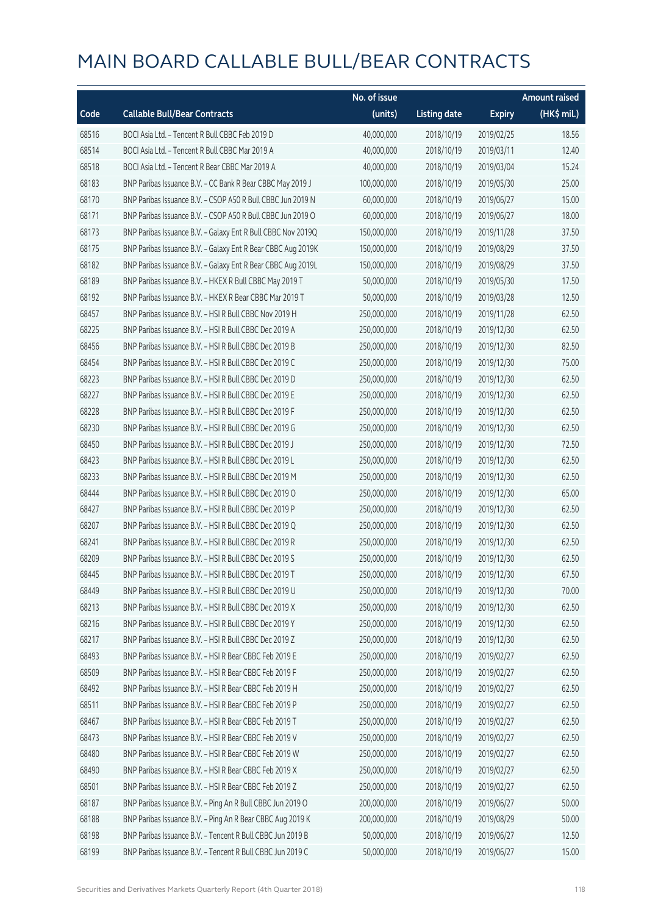# MAIN BOARD CALLABLE BULL/BEAR CONTRACTS

| Code | Callable Bull/Bear Contracts | No. of issue (units) | Listing date | Expiry | Amount raised (HK$ mil.) |
|---|---|---|---|---|---|
| 68516 | BOCI Asia Ltd. – Tencent R Bull CBBC Feb 2019 D | 40,000,000 | 2018/10/19 | 2019/02/25 | 18.56 |
| 68514 | BOCI Asia Ltd. – Tencent R Bull CBBC Mar 2019 A | 40,000,000 | 2018/10/19 | 2019/03/11 | 12.40 |
| 68518 | BOCI Asia Ltd. – Tencent R Bear CBBC Mar 2019 A | 40,000,000 | 2018/10/19 | 2019/03/04 | 15.24 |
| 68183 | BNP Paribas Issuance B.V. – CC Bank R Bear CBBC May 2019 J | 100,000,000 | 2018/10/19 | 2019/05/30 | 25.00 |
| 68170 | BNP Paribas Issuance B.V. – CSOP A50 R Bull CBBC Jun 2019 N | 60,000,000 | 2018/10/19 | 2019/06/27 | 15.00 |
| 68171 | BNP Paribas Issuance B.V. – CSOP A50 R Bull CBBC Jun 2019 O | 60,000,000 | 2018/10/19 | 2019/06/27 | 18.00 |
| 68173 | BNP Paribas Issuance B.V. – Galaxy Ent R Bull CBBC Nov 2019Q | 150,000,000 | 2018/10/19 | 2019/11/28 | 37.50 |
| 68175 | BNP Paribas Issuance B.V. – Galaxy Ent R Bear CBBC Aug 2019K | 150,000,000 | 2018/10/19 | 2019/08/29 | 37.50 |
| 68182 | BNP Paribas Issuance B.V. – Galaxy Ent R Bear CBBC Aug 2019L | 150,000,000 | 2018/10/19 | 2019/08/29 | 37.50 |
| 68189 | BNP Paribas Issuance B.V. – HKEX R Bull CBBC May 2019 T | 50,000,000 | 2018/10/19 | 2019/05/30 | 17.50 |
| 68192 | BNP Paribas Issuance B.V. – HKEX R Bear CBBC Mar 2019 T | 50,000,000 | 2018/10/19 | 2019/03/28 | 12.50 |
| 68457 | BNP Paribas Issuance B.V. – HSI R Bull CBBC Nov 2019 H | 250,000,000 | 2018/10/19 | 2019/11/28 | 62.50 |
| 68225 | BNP Paribas Issuance B.V. – HSI R Bull CBBC Dec 2019 A | 250,000,000 | 2018/10/19 | 2019/12/30 | 62.50 |
| 68456 | BNP Paribas Issuance B.V. – HSI R Bull CBBC Dec 2019 B | 250,000,000 | 2018/10/19 | 2019/12/30 | 82.50 |
| 68454 | BNP Paribas Issuance B.V. – HSI R Bull CBBC Dec 2019 C | 250,000,000 | 2018/10/19 | 2019/12/30 | 75.00 |
| 68223 | BNP Paribas Issuance B.V. – HSI R Bull CBBC Dec 2019 D | 250,000,000 | 2018/10/19 | 2019/12/30 | 62.50 |
| 68227 | BNP Paribas Issuance B.V. – HSI R Bull CBBC Dec 2019 E | 250,000,000 | 2018/10/19 | 2019/12/30 | 62.50 |
| 68228 | BNP Paribas Issuance B.V. – HSI R Bull CBBC Dec 2019 F | 250,000,000 | 2018/10/19 | 2019/12/30 | 62.50 |
| 68230 | BNP Paribas Issuance B.V. – HSI R Bull CBBC Dec 2019 G | 250,000,000 | 2018/10/19 | 2019/12/30 | 62.50 |
| 68450 | BNP Paribas Issuance B.V. – HSI R Bull CBBC Dec 2019 J | 250,000,000 | 2018/10/19 | 2019/12/30 | 72.50 |
| 68423 | BNP Paribas Issuance B.V. – HSI R Bull CBBC Dec 2019 L | 250,000,000 | 2018/10/19 | 2019/12/30 | 62.50 |
| 68233 | BNP Paribas Issuance B.V. – HSI R Bull CBBC Dec 2019 M | 250,000,000 | 2018/10/19 | 2019/12/30 | 62.50 |
| 68444 | BNP Paribas Issuance B.V. – HSI R Bull CBBC Dec 2019 O | 250,000,000 | 2018/10/19 | 2019/12/30 | 65.00 |
| 68427 | BNP Paribas Issuance B.V. – HSI R Bull CBBC Dec 2019 P | 250,000,000 | 2018/10/19 | 2019/12/30 | 62.50 |
| 68207 | BNP Paribas Issuance B.V. – HSI R Bull CBBC Dec 2019 Q | 250,000,000 | 2018/10/19 | 2019/12/30 | 62.50 |
| 68241 | BNP Paribas Issuance B.V. – HSI R Bull CBBC Dec 2019 R | 250,000,000 | 2018/10/19 | 2019/12/30 | 62.50 |
| 68209 | BNP Paribas Issuance B.V. – HSI R Bull CBBC Dec 2019 S | 250,000,000 | 2018/10/19 | 2019/12/30 | 62.50 |
| 68445 | BNP Paribas Issuance B.V. – HSI R Bull CBBC Dec 2019 T | 250,000,000 | 2018/10/19 | 2019/12/30 | 67.50 |
| 68449 | BNP Paribas Issuance B.V. – HSI R Bull CBBC Dec 2019 U | 250,000,000 | 2018/10/19 | 2019/12/30 | 70.00 |
| 68213 | BNP Paribas Issuance B.V. – HSI R Bull CBBC Dec 2019 X | 250,000,000 | 2018/10/19 | 2019/12/30 | 62.50 |
| 68216 | BNP Paribas Issuance B.V. – HSI R Bull CBBC Dec 2019 Y | 250,000,000 | 2018/10/19 | 2019/12/30 | 62.50 |
| 68217 | BNP Paribas Issuance B.V. – HSI R Bull CBBC Dec 2019 Z | 250,000,000 | 2018/10/19 | 2019/12/30 | 62.50 |
| 68493 | BNP Paribas Issuance B.V. – HSI R Bear CBBC Feb 2019 E | 250,000,000 | 2018/10/19 | 2019/02/27 | 62.50 |
| 68509 | BNP Paribas Issuance B.V. – HSI R Bear CBBC Feb 2019 F | 250,000,000 | 2018/10/19 | 2019/02/27 | 62.50 |
| 68492 | BNP Paribas Issuance B.V. – HSI R Bear CBBC Feb 2019 H | 250,000,000 | 2018/10/19 | 2019/02/27 | 62.50 |
| 68511 | BNP Paribas Issuance B.V. – HSI R Bear CBBC Feb 2019 P | 250,000,000 | 2018/10/19 | 2019/02/27 | 62.50 |
| 68467 | BNP Paribas Issuance B.V. – HSI R Bear CBBC Feb 2019 T | 250,000,000 | 2018/10/19 | 2019/02/27 | 62.50 |
| 68473 | BNP Paribas Issuance B.V. – HSI R Bear CBBC Feb 2019 V | 250,000,000 | 2018/10/19 | 2019/02/27 | 62.50 |
| 68480 | BNP Paribas Issuance B.V. – HSI R Bear CBBC Feb 2019 W | 250,000,000 | 2018/10/19 | 2019/02/27 | 62.50 |
| 68490 | BNP Paribas Issuance B.V. – HSI R Bear CBBC Feb 2019 X | 250,000,000 | 2018/10/19 | 2019/02/27 | 62.50 |
| 68501 | BNP Paribas Issuance B.V. – HSI R Bear CBBC Feb 2019 Z | 250,000,000 | 2018/10/19 | 2019/02/27 | 62.50 |
| 68187 | BNP Paribas Issuance B.V. – Ping An R Bull CBBC Jun 2019 O | 200,000,000 | 2018/10/19 | 2019/06/27 | 50.00 |
| 68188 | BNP Paribas Issuance B.V. – Ping An R Bear CBBC Aug 2019 K | 200,000,000 | 2018/10/19 | 2019/08/29 | 50.00 |
| 68198 | BNP Paribas Issuance B.V. – Tencent R Bull CBBC Jun 2019 B | 50,000,000 | 2018/10/19 | 2019/06/27 | 12.50 |
| 68199 | BNP Paribas Issuance B.V. – Tencent R Bull CBBC Jun 2019 C | 50,000,000 | 2018/10/19 | 2019/06/27 | 15.00 |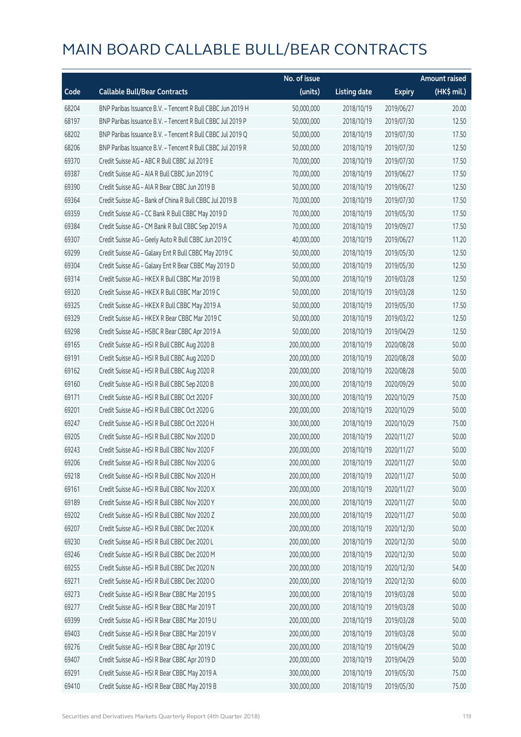# MAIN BOARD CALLABLE BULL/BEAR CONTRACTS

| Code | Callable Bull/Bear Contracts | No. of issue (units) | Listing date | Expiry | Amount raised (HK$ mil.) |
|---|---|---|---|---|---|
| 68204 | BNP Paribas Issuance B.V. – Tencent R Bull CBBC Jun 2019 H | 50,000,000 | 2018/10/19 | 2019/06/27 | 20.00 |
| 68197 | BNP Paribas Issuance B.V. – Tencent R Bull CBBC Jul 2019 P | 50,000,000 | 2018/10/19 | 2019/07/30 | 12.50 |
| 68202 | BNP Paribas Issuance B.V. – Tencent R Bull CBBC Jul 2019 Q | 50,000,000 | 2018/10/19 | 2019/07/30 | 17.50 |
| 68206 | BNP Paribas Issuance B.V. – Tencent R Bull CBBC Jul 2019 R | 50,000,000 | 2018/10/19 | 2019/07/30 | 12.50 |
| 69370 | Credit Suisse AG – ABC R Bull CBBC Jul 2019 E | 70,000,000 | 2018/10/19 | 2019/07/30 | 17.50 |
| 69387 | Credit Suisse AG – AIA R Bull CBBC Jun 2019 C | 70,000,000 | 2018/10/19 | 2019/06/27 | 17.50 |
| 69390 | Credit Suisse AG – AIA R Bear CBBC Jun 2019 B | 50,000,000 | 2018/10/19 | 2019/06/27 | 12.50 |
| 69364 | Credit Suisse AG – Bank of China R Bull CBBC Jul 2019 B | 70,000,000 | 2018/10/19 | 2019/07/30 | 17.50 |
| 69359 | Credit Suisse AG – CC Bank R Bull CBBC May 2019 D | 70,000,000 | 2018/10/19 | 2019/05/30 | 17.50 |
| 69384 | Credit Suisse AG – CM Bank R Bull CBBC Sep 2019 A | 70,000,000 | 2018/10/19 | 2019/09/27 | 17.50 |
| 69307 | Credit Suisse AG – Geely Auto R Bull CBBC Jun 2019 C | 40,000,000 | 2018/10/19 | 2019/06/27 | 11.20 |
| 69299 | Credit Suisse AG – Galaxy Ent R Bull CBBC May 2019 C | 50,000,000 | 2018/10/19 | 2019/05/30 | 12.50 |
| 69304 | Credit Suisse AG – Galaxy Ent R Bear CBBC May 2019 D | 50,000,000 | 2018/10/19 | 2019/05/30 | 12.50 |
| 69314 | Credit Suisse AG – HKEX R Bull CBBC Mar 2019 B | 50,000,000 | 2018/10/19 | 2019/03/28 | 12.50 |
| 69320 | Credit Suisse AG – HKEX R Bull CBBC Mar 2019 C | 50,000,000 | 2018/10/19 | 2019/03/28 | 12.50 |
| 69325 | Credit Suisse AG – HKEX R Bull CBBC May 2019 A | 50,000,000 | 2018/10/19 | 2019/05/30 | 17.50 |
| 69329 | Credit Suisse AG – HKEX R Bear CBBC Mar 2019 C | 50,000,000 | 2018/10/19 | 2019/03/22 | 12.50 |
| 69298 | Credit Suisse AG – HSBC R Bear CBBC Apr 2019 A | 50,000,000 | 2018/10/19 | 2019/04/29 | 12.50 |
| 69165 | Credit Suisse AG – HSI R Bull CBBC Aug 2020 B | 200,000,000 | 2018/10/19 | 2020/08/28 | 50.00 |
| 69191 | Credit Suisse AG – HSI R Bull CBBC Aug 2020 D | 200,000,000 | 2018/10/19 | 2020/08/28 | 50.00 |
| 69162 | Credit Suisse AG – HSI R Bull CBBC Aug 2020 R | 200,000,000 | 2018/10/19 | 2020/08/28 | 50.00 |
| 69160 | Credit Suisse AG – HSI R Bull CBBC Sep 2020 B | 200,000,000 | 2018/10/19 | 2020/09/29 | 50.00 |
| 69171 | Credit Suisse AG – HSI R Bull CBBC Oct 2020 F | 300,000,000 | 2018/10/19 | 2020/10/29 | 75.00 |
| 69201 | Credit Suisse AG – HSI R Bull CBBC Oct 2020 G | 200,000,000 | 2018/10/19 | 2020/10/29 | 50.00 |
| 69247 | Credit Suisse AG – HSI R Bull CBBC Oct 2020 H | 300,000,000 | 2018/10/19 | 2020/10/29 | 75.00 |
| 69205 | Credit Suisse AG – HSI R Bull CBBC Nov 2020 D | 200,000,000 | 2018/10/19 | 2020/11/27 | 50.00 |
| 69243 | Credit Suisse AG – HSI R Bull CBBC Nov 2020 F | 200,000,000 | 2018/10/19 | 2020/11/27 | 50.00 |
| 69206 | Credit Suisse AG – HSI R Bull CBBC Nov 2020 G | 200,000,000 | 2018/10/19 | 2020/11/27 | 50.00 |
| 69218 | Credit Suisse AG – HSI R Bull CBBC Nov 2020 H | 200,000,000 | 2018/10/19 | 2020/11/27 | 50.00 |
| 69161 | Credit Suisse AG – HSI R Bull CBBC Nov 2020 X | 200,000,000 | 2018/10/19 | 2020/11/27 | 50.00 |
| 69189 | Credit Suisse AG – HSI R Bull CBBC Nov 2020 Y | 200,000,000 | 2018/10/19 | 2020/11/27 | 50.00 |
| 69202 | Credit Suisse AG – HSI R Bull CBBC Nov 2020 Z | 200,000,000 | 2018/10/19 | 2020/11/27 | 50.00 |
| 69207 | Credit Suisse AG – HSI R Bull CBBC Dec 2020 K | 200,000,000 | 2018/10/19 | 2020/12/30 | 50.00 |
| 69230 | Credit Suisse AG – HSI R Bull CBBC Dec 2020 L | 200,000,000 | 2018/10/19 | 2020/12/30 | 50.00 |
| 69246 | Credit Suisse AG – HSI R Bull CBBC Dec 2020 M | 200,000,000 | 2018/10/19 | 2020/12/30 | 50.00 |
| 69255 | Credit Suisse AG – HSI R Bull CBBC Dec 2020 N | 200,000,000 | 2018/10/19 | 2020/12/30 | 54.00 |
| 69271 | Credit Suisse AG – HSI R Bull CBBC Dec 2020 O | 200,000,000 | 2018/10/19 | 2020/12/30 | 60.00 |
| 69273 | Credit Suisse AG – HSI R Bear CBBC Mar 2019 S | 200,000,000 | 2018/10/19 | 2019/03/28 | 50.00 |
| 69277 | Credit Suisse AG – HSI R Bear CBBC Mar 2019 T | 200,000,000 | 2018/10/19 | 2019/03/28 | 50.00 |
| 69399 | Credit Suisse AG – HSI R Bear CBBC Mar 2019 U | 200,000,000 | 2018/10/19 | 2019/03/28 | 50.00 |
| 69403 | Credit Suisse AG – HSI R Bear CBBC Mar 2019 V | 200,000,000 | 2018/10/19 | 2019/03/28 | 50.00 |
| 69276 | Credit Suisse AG – HSI R Bear CBBC Apr 2019 C | 200,000,000 | 2018/10/19 | 2019/04/29 | 50.00 |
| 69407 | Credit Suisse AG – HSI R Bear CBBC Apr 2019 D | 200,000,000 | 2018/10/19 | 2019/04/29 | 50.00 |
| 69291 | Credit Suisse AG – HSI R Bear CBBC May 2019 A | 300,000,000 | 2018/10/19 | 2019/05/30 | 75.00 |
| 69410 | Credit Suisse AG – HSI R Bear CBBC May 2019 B | 300,000,000 | 2018/10/19 | 2019/05/30 | 75.00 |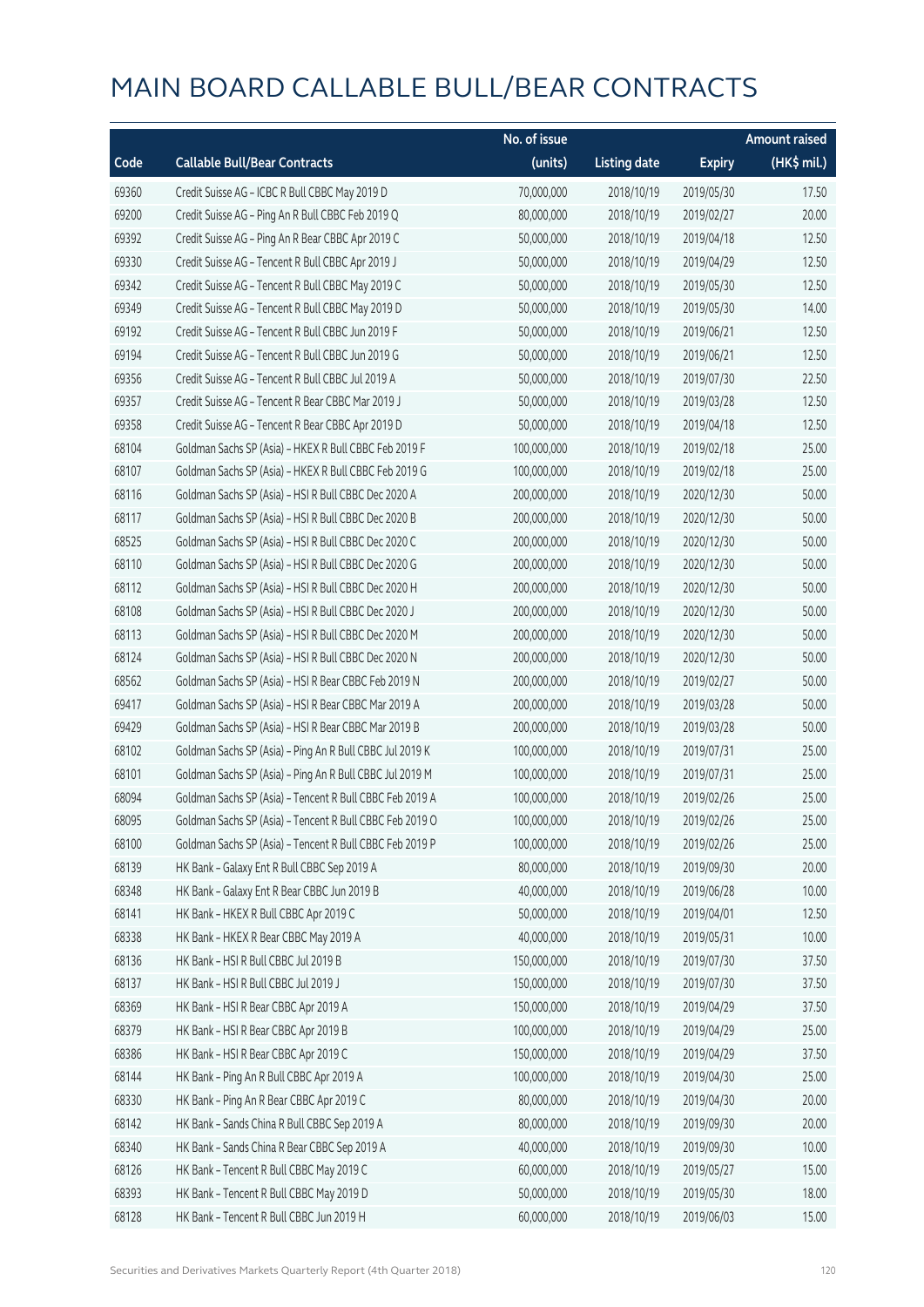# MAIN BOARD CALLABLE BULL/BEAR CONTRACTS

| Code | Callable Bull/Bear Contracts | No. of issue (units) | Listing date | Expiry | Amount raised (HK$ mil.) |
|---|---|---|---|---|---|
| 69360 | Credit Suisse AG – ICBC R Bull CBBC May 2019 D | 70,000,000 | 2018/10/19 | 2019/05/30 | 17.50 |
| 69200 | Credit Suisse AG – Ping An R Bull CBBC Feb 2019 Q | 80,000,000 | 2018/10/19 | 2019/02/27 | 20.00 |
| 69392 | Credit Suisse AG – Ping An R Bear CBBC Apr 2019 C | 50,000,000 | 2018/10/19 | 2019/04/18 | 12.50 |
| 69330 | Credit Suisse AG – Tencent R Bull CBBC Apr 2019 J | 50,000,000 | 2018/10/19 | 2019/04/29 | 12.50 |
| 69342 | Credit Suisse AG – Tencent R Bull CBBC May 2019 C | 50,000,000 | 2018/10/19 | 2019/05/30 | 12.50 |
| 69349 | Credit Suisse AG – Tencent R Bull CBBC May 2019 D | 50,000,000 | 2018/10/19 | 2019/05/30 | 14.00 |
| 69192 | Credit Suisse AG – Tencent R Bull CBBC Jun 2019 F | 50,000,000 | 2018/10/19 | 2019/06/21 | 12.50 |
| 69194 | Credit Suisse AG – Tencent R Bull CBBC Jun 2019 G | 50,000,000 | 2018/10/19 | 2019/06/21 | 12.50 |
| 69356 | Credit Suisse AG – Tencent R Bull CBBC Jul 2019 A | 50,000,000 | 2018/10/19 | 2019/07/30 | 22.50 |
| 69357 | Credit Suisse AG – Tencent R Bear CBBC Mar 2019 J | 50,000,000 | 2018/10/19 | 2019/03/28 | 12.50 |
| 69358 | Credit Suisse AG – Tencent R Bear CBBC Apr 2019 D | 50,000,000 | 2018/10/19 | 2019/04/18 | 12.50 |
| 68104 | Goldman Sachs SP (Asia) – HKEX R Bull CBBC Feb 2019 F | 100,000,000 | 2018/10/19 | 2019/02/18 | 25.00 |
| 68107 | Goldman Sachs SP (Asia) – HKEX R Bull CBBC Feb 2019 G | 100,000,000 | 2018/10/19 | 2019/02/18 | 25.00 |
| 68116 | Goldman Sachs SP (Asia) – HSI R Bull CBBC Dec 2020 A | 200,000,000 | 2018/10/19 | 2020/12/30 | 50.00 |
| 68117 | Goldman Sachs SP (Asia) – HSI R Bull CBBC Dec 2020 B | 200,000,000 | 2018/10/19 | 2020/12/30 | 50.00 |
| 68525 | Goldman Sachs SP (Asia) – HSI R Bull CBBC Dec 2020 C | 200,000,000 | 2018/10/19 | 2020/12/30 | 50.00 |
| 68110 | Goldman Sachs SP (Asia) – HSI R Bull CBBC Dec 2020 G | 200,000,000 | 2018/10/19 | 2020/12/30 | 50.00 |
| 68112 | Goldman Sachs SP (Asia) – HSI R Bull CBBC Dec 2020 H | 200,000,000 | 2018/10/19 | 2020/12/30 | 50.00 |
| 68108 | Goldman Sachs SP (Asia) – HSI R Bull CBBC Dec 2020 J | 200,000,000 | 2018/10/19 | 2020/12/30 | 50.00 |
| 68113 | Goldman Sachs SP (Asia) – HSI R Bull CBBC Dec 2020 M | 200,000,000 | 2018/10/19 | 2020/12/30 | 50.00 |
| 68124 | Goldman Sachs SP (Asia) – HSI R Bull CBBC Dec 2020 N | 200,000,000 | 2018/10/19 | 2020/12/30 | 50.00 |
| 68562 | Goldman Sachs SP (Asia) – HSI R Bear CBBC Feb 2019 N | 200,000,000 | 2018/10/19 | 2019/02/27 | 50.00 |
| 69417 | Goldman Sachs SP (Asia) – HSI R Bear CBBC Mar 2019 A | 200,000,000 | 2018/10/19 | 2019/03/28 | 50.00 |
| 69429 | Goldman Sachs SP (Asia) – HSI R Bear CBBC Mar 2019 B | 200,000,000 | 2018/10/19 | 2019/03/28 | 50.00 |
| 68102 | Goldman Sachs SP (Asia) – Ping An R Bull CBBC Jul 2019 K | 100,000,000 | 2018/10/19 | 2019/07/31 | 25.00 |
| 68101 | Goldman Sachs SP (Asia) – Ping An R Bull CBBC Jul 2019 M | 100,000,000 | 2018/10/19 | 2019/07/31 | 25.00 |
| 68094 | Goldman Sachs SP (Asia) – Tencent R Bull CBBC Feb 2019 A | 100,000,000 | 2018/10/19 | 2019/02/26 | 25.00 |
| 68095 | Goldman Sachs SP (Asia) – Tencent R Bull CBBC Feb 2019 O | 100,000,000 | 2018/10/19 | 2019/02/26 | 25.00 |
| 68100 | Goldman Sachs SP (Asia) – Tencent R Bull CBBC Feb 2019 P | 100,000,000 | 2018/10/19 | 2019/02/26 | 25.00 |
| 68139 | HK Bank – Galaxy Ent R Bull CBBC Sep 2019 A | 80,000,000 | 2018/10/19 | 2019/09/30 | 20.00 |
| 68348 | HK Bank – Galaxy Ent R Bear CBBC Jun 2019 B | 40,000,000 | 2018/10/19 | 2019/06/28 | 10.00 |
| 68141 | HK Bank – HKEX R Bull CBBC Apr 2019 C | 50,000,000 | 2018/10/19 | 2019/04/01 | 12.50 |
| 68338 | HK Bank – HKEX R Bear CBBC May 2019 A | 40,000,000 | 2018/10/19 | 2019/05/31 | 10.00 |
| 68136 | HK Bank – HSI R Bull CBBC Jul 2019 B | 150,000,000 | 2018/10/19 | 2019/07/30 | 37.50 |
| 68137 | HK Bank – HSI R Bull CBBC Jul 2019 J | 150,000,000 | 2018/10/19 | 2019/07/30 | 37.50 |
| 68369 | HK Bank – HSI R Bear CBBC Apr 2019 A | 150,000,000 | 2018/10/19 | 2019/04/29 | 37.50 |
| 68379 | HK Bank – HSI R Bear CBBC Apr 2019 B | 100,000,000 | 2018/10/19 | 2019/04/29 | 25.00 |
| 68386 | HK Bank – HSI R Bear CBBC Apr 2019 C | 150,000,000 | 2018/10/19 | 2019/04/29 | 37.50 |
| 68144 | HK Bank – Ping An R Bull CBBC Apr 2019 A | 100,000,000 | 2018/10/19 | 2019/04/30 | 25.00 |
| 68330 | HK Bank – Ping An R Bear CBBC Apr 2019 C | 80,000,000 | 2018/10/19 | 2019/04/30 | 20.00 |
| 68142 | HK Bank – Sands China R Bull CBBC Sep 2019 A | 80,000,000 | 2018/10/19 | 2019/09/30 | 20.00 |
| 68340 | HK Bank – Sands China R Bear CBBC Sep 2019 A | 40,000,000 | 2018/10/19 | 2019/09/30 | 10.00 |
| 68126 | HK Bank – Tencent R Bull CBBC May 2019 C | 60,000,000 | 2018/10/19 | 2019/05/27 | 15.00 |
| 68393 | HK Bank – Tencent R Bull CBBC May 2019 D | 50,000,000 | 2018/10/19 | 2019/05/30 | 18.00 |
| 68128 | HK Bank – Tencent R Bull CBBC Jun 2019 H | 60,000,000 | 2018/10/19 | 2019/06/03 | 15.00 |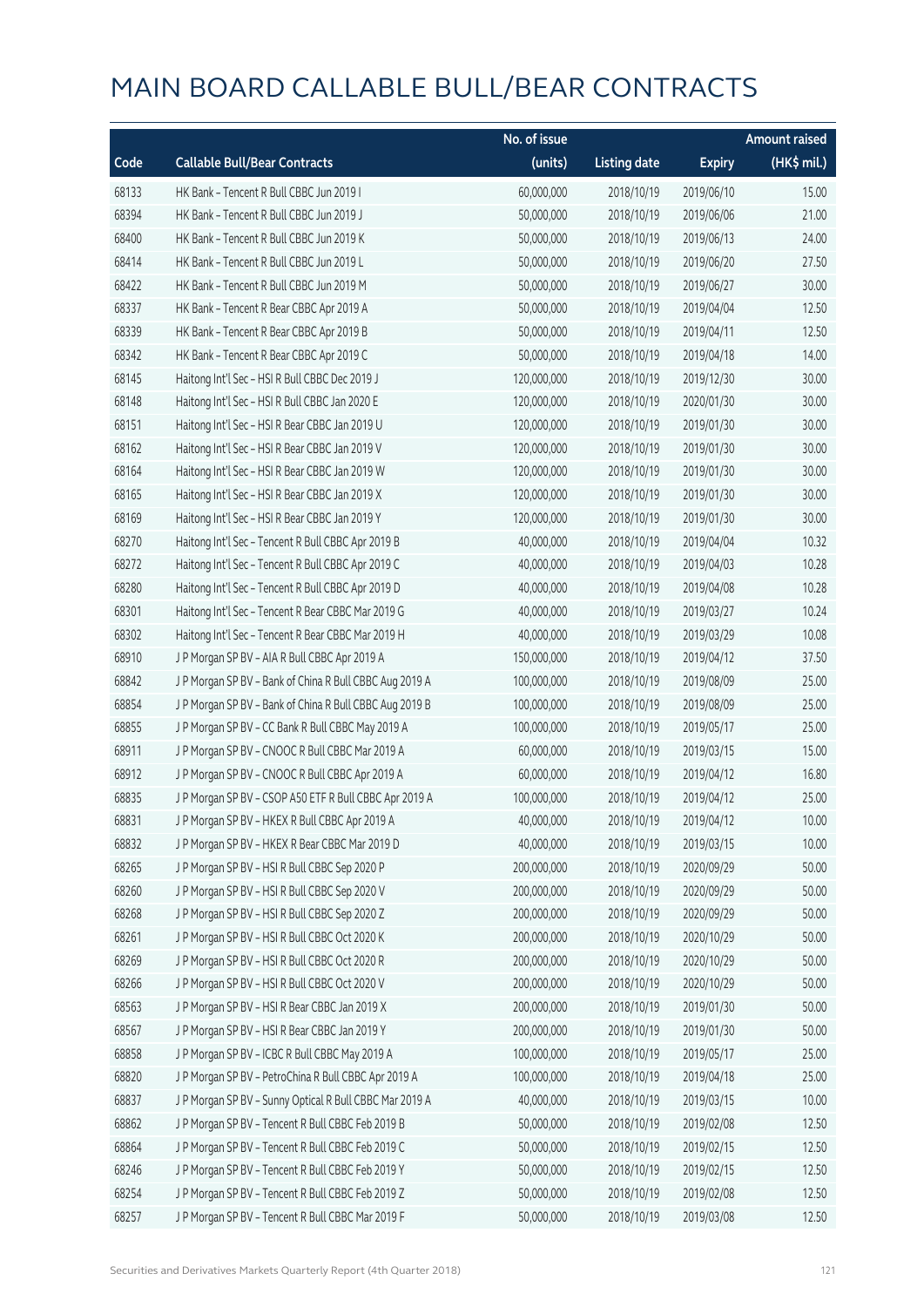# MAIN BOARD CALLABLE BULL/BEAR CONTRACTS

| Code | Callable Bull/Bear Contracts | No. of issue (units) | Listing date | Expiry | Amount raised (HK$ mil.) |
|---|---|---|---|---|---|
| 68133 | HK Bank – Tencent R Bull CBBC Jun 2019 I | 60,000,000 | 2018/10/19 | 2019/06/10 | 15.00 |
| 68394 | HK Bank – Tencent R Bull CBBC Jun 2019 J | 50,000,000 | 2018/10/19 | 2019/06/06 | 21.00 |
| 68400 | HK Bank – Tencent R Bull CBBC Jun 2019 K | 50,000,000 | 2018/10/19 | 2019/06/13 | 24.00 |
| 68414 | HK Bank – Tencent R Bull CBBC Jun 2019 L | 50,000,000 | 2018/10/19 | 2019/06/20 | 27.50 |
| 68422 | HK Bank – Tencent R Bull CBBC Jun 2019 M | 50,000,000 | 2018/10/19 | 2019/06/27 | 30.00 |
| 68337 | HK Bank – Tencent R Bear CBBC Apr 2019 A | 50,000,000 | 2018/10/19 | 2019/04/04 | 12.50 |
| 68339 | HK Bank – Tencent R Bear CBBC Apr 2019 B | 50,000,000 | 2018/10/19 | 2019/04/11 | 12.50 |
| 68342 | HK Bank – Tencent R Bear CBBC Apr 2019 C | 50,000,000 | 2018/10/19 | 2019/04/18 | 14.00 |
| 68145 | Haitong Int'l Sec – HSI R Bull CBBC Dec 2019 J | 120,000,000 | 2018/10/19 | 2019/12/30 | 30.00 |
| 68148 | Haitong Int'l Sec – HSI R Bull CBBC Jan 2020 E | 120,000,000 | 2018/10/19 | 2020/01/30 | 30.00 |
| 68151 | Haitong Int'l Sec – HSI R Bear CBBC Jan 2019 U | 120,000,000 | 2018/10/19 | 2019/01/30 | 30.00 |
| 68162 | Haitong Int'l Sec – HSI R Bear CBBC Jan 2019 V | 120,000,000 | 2018/10/19 | 2019/01/30 | 30.00 |
| 68164 | Haitong Int'l Sec – HSI R Bear CBBC Jan 2019 W | 120,000,000 | 2018/10/19 | 2019/01/30 | 30.00 |
| 68165 | Haitong Int'l Sec – HSI R Bear CBBC Jan 2019 X | 120,000,000 | 2018/10/19 | 2019/01/30 | 30.00 |
| 68169 | Haitong Int'l Sec – HSI R Bear CBBC Jan 2019 Y | 120,000,000 | 2018/10/19 | 2019/01/30 | 30.00 |
| 68270 | Haitong Int'l Sec – Tencent R Bull CBBC Apr 2019 B | 40,000,000 | 2018/10/19 | 2019/04/04 | 10.32 |
| 68272 | Haitong Int'l Sec – Tencent R Bull CBBC Apr 2019 C | 40,000,000 | 2018/10/19 | 2019/04/03 | 10.28 |
| 68280 | Haitong Int'l Sec – Tencent R Bull CBBC Apr 2019 D | 40,000,000 | 2018/10/19 | 2019/04/08 | 10.28 |
| 68301 | Haitong Int'l Sec – Tencent R Bear CBBC Mar 2019 G | 40,000,000 | 2018/10/19 | 2019/03/27 | 10.24 |
| 68302 | Haitong Int'l Sec – Tencent R Bear CBBC Mar 2019 H | 40,000,000 | 2018/10/19 | 2019/03/29 | 10.08 |
| 68910 | J P Morgan SP BV – AIA R Bull CBBC Apr 2019 A | 150,000,000 | 2018/10/19 | 2019/04/12 | 37.50 |
| 68842 | J P Morgan SP BV – Bank of China R Bull CBBC Aug 2019 A | 100,000,000 | 2018/10/19 | 2019/08/09 | 25.00 |
| 68854 | J P Morgan SP BV – Bank of China R Bull CBBC Aug 2019 B | 100,000,000 | 2018/10/19 | 2019/08/09 | 25.00 |
| 68855 | J P Morgan SP BV – CC Bank R Bull CBBC May 2019 A | 100,000,000 | 2018/10/19 | 2019/05/17 | 25.00 |
| 68911 | J P Morgan SP BV – CNOOC R Bull CBBC Mar 2019 A | 60,000,000 | 2018/10/19 | 2019/03/15 | 15.00 |
| 68912 | J P Morgan SP BV – CNOOC R Bull CBBC Apr 2019 A | 60,000,000 | 2018/10/19 | 2019/04/12 | 16.80 |
| 68835 | J P Morgan SP BV – CSOP A50 ETF R Bull CBBC Apr 2019 A | 100,000,000 | 2018/10/19 | 2019/04/12 | 25.00 |
| 68831 | J P Morgan SP BV – HKEX R Bull CBBC Apr 2019 A | 40,000,000 | 2018/10/19 | 2019/04/12 | 10.00 |
| 68832 | J P Morgan SP BV – HKEX R Bear CBBC Mar 2019 D | 40,000,000 | 2018/10/19 | 2019/03/15 | 10.00 |
| 68265 | J P Morgan SP BV – HSI R Bull CBBC Sep 2020 P | 200,000,000 | 2018/10/19 | 2020/09/29 | 50.00 |
| 68260 | J P Morgan SP BV – HSI R Bull CBBC Sep 2020 V | 200,000,000 | 2018/10/19 | 2020/09/29 | 50.00 |
| 68268 | J P Morgan SP BV – HSI R Bull CBBC Sep 2020 Z | 200,000,000 | 2018/10/19 | 2020/09/29 | 50.00 |
| 68261 | J P Morgan SP BV – HSI R Bull CBBC Oct 2020 K | 200,000,000 | 2018/10/19 | 2020/10/29 | 50.00 |
| 68269 | J P Morgan SP BV – HSI R Bull CBBC Oct 2020 R | 200,000,000 | 2018/10/19 | 2020/10/29 | 50.00 |
| 68266 | J P Morgan SP BV – HSI R Bull CBBC Oct 2020 V | 200,000,000 | 2018/10/19 | 2020/10/29 | 50.00 |
| 68563 | J P Morgan SP BV – HSI R Bear CBBC Jan 2019 X | 200,000,000 | 2018/10/19 | 2019/01/30 | 50.00 |
| 68567 | J P Morgan SP BV – HSI R Bear CBBC Jan 2019 Y | 200,000,000 | 2018/10/19 | 2019/01/30 | 50.00 |
| 68858 | J P Morgan SP BV – ICBC R Bull CBBC May 2019 A | 100,000,000 | 2018/10/19 | 2019/05/17 | 25.00 |
| 68820 | J P Morgan SP BV – PetroChina R Bull CBBC Apr 2019 A | 100,000,000 | 2018/10/19 | 2019/04/18 | 25.00 |
| 68837 | J P Morgan SP BV – Sunny Optical R Bull CBBC Mar 2019 A | 40,000,000 | 2018/10/19 | 2019/03/15 | 10.00 |
| 68862 | J P Morgan SP BV – Tencent R Bull CBBC Feb 2019 B | 50,000,000 | 2018/10/19 | 2019/02/08 | 12.50 |
| 68864 | J P Morgan SP BV – Tencent R Bull CBBC Feb 2019 C | 50,000,000 | 2018/10/19 | 2019/02/15 | 12.50 |
| 68246 | J P Morgan SP BV – Tencent R Bull CBBC Feb 2019 Y | 50,000,000 | 2018/10/19 | 2019/02/15 | 12.50 |
| 68254 | J P Morgan SP BV – Tencent R Bull CBBC Feb 2019 Z | 50,000,000 | 2018/10/19 | 2019/02/08 | 12.50 |
| 68257 | J P Morgan SP BV – Tencent R Bull CBBC Mar 2019 F | 50,000,000 | 2018/10/19 | 2019/03/08 | 12.50 |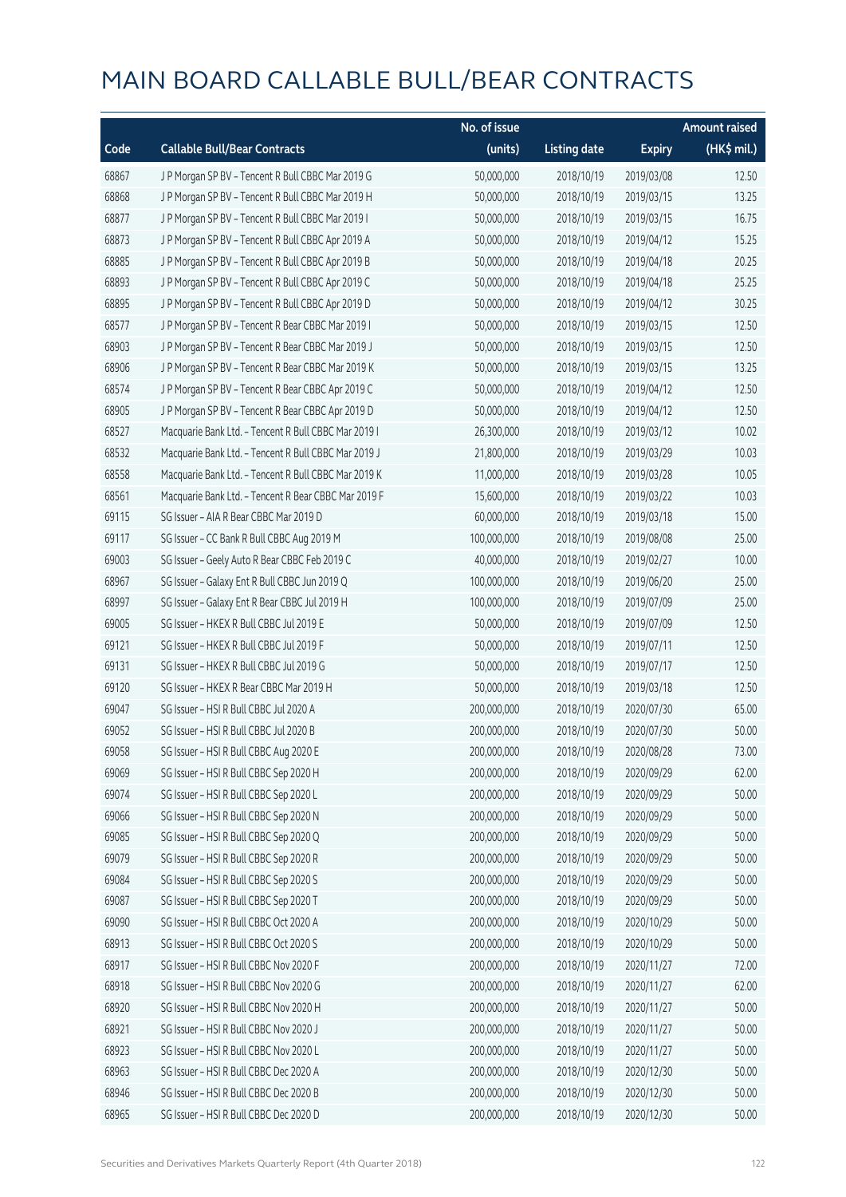# MAIN BOARD CALLABLE BULL/BEAR CONTRACTS

| Code | Callable Bull/Bear Contracts | No. of issue (units) | Listing date | Expiry | Amount raised (HK$ mil.) |
|---|---|---|---|---|---|
| 68867 | J P Morgan SP BV – Tencent R Bull CBBC Mar 2019 G | 50,000,000 | 2018/10/19 | 2019/03/08 | 12.50 |
| 68868 | J P Morgan SP BV – Tencent R Bull CBBC Mar 2019 H | 50,000,000 | 2018/10/19 | 2019/03/15 | 13.25 |
| 68877 | J P Morgan SP BV – Tencent R Bull CBBC Mar 2019 I | 50,000,000 | 2018/10/19 | 2019/03/15 | 16.75 |
| 68873 | J P Morgan SP BV – Tencent R Bull CBBC Apr 2019 A | 50,000,000 | 2018/10/19 | 2019/04/12 | 15.25 |
| 68885 | J P Morgan SP BV – Tencent R Bull CBBC Apr 2019 B | 50,000,000 | 2018/10/19 | 2019/04/18 | 20.25 |
| 68893 | J P Morgan SP BV – Tencent R Bull CBBC Apr 2019 C | 50,000,000 | 2018/10/19 | 2019/04/18 | 25.25 |
| 68895 | J P Morgan SP BV – Tencent R Bull CBBC Apr 2019 D | 50,000,000 | 2018/10/19 | 2019/04/12 | 30.25 |
| 68577 | J P Morgan SP BV – Tencent R Bear CBBC Mar 2019 I | 50,000,000 | 2018/10/19 | 2019/03/15 | 12.50 |
| 68903 | J P Morgan SP BV – Tencent R Bear CBBC Mar 2019 J | 50,000,000 | 2018/10/19 | 2019/03/15 | 12.50 |
| 68906 | J P Morgan SP BV – Tencent R Bear CBBC Mar 2019 K | 50,000,000 | 2018/10/19 | 2019/03/15 | 13.25 |
| 68574 | J P Morgan SP BV – Tencent R Bear CBBC Apr 2019 C | 50,000,000 | 2018/10/19 | 2019/04/12 | 12.50 |
| 68905 | J P Morgan SP BV – Tencent R Bear CBBC Apr 2019 D | 50,000,000 | 2018/10/19 | 2019/04/12 | 12.50 |
| 68527 | Macquarie Bank Ltd. – Tencent R Bull CBBC Mar 2019 I | 26,300,000 | 2018/10/19 | 2019/03/12 | 10.02 |
| 68532 | Macquarie Bank Ltd. – Tencent R Bull CBBC Mar 2019 J | 21,800,000 | 2018/10/19 | 2019/03/29 | 10.03 |
| 68558 | Macquarie Bank Ltd. – Tencent R Bull CBBC Mar 2019 K | 11,000,000 | 2018/10/19 | 2019/03/28 | 10.05 |
| 68561 | Macquarie Bank Ltd. – Tencent R Bear CBBC Mar 2019 F | 15,600,000 | 2018/10/19 | 2019/03/22 | 10.03 |
| 69115 | SG Issuer – AIA R Bear CBBC Mar 2019 D | 60,000,000 | 2018/10/19 | 2019/03/18 | 15.00 |
| 69117 | SG Issuer – CC Bank R Bull CBBC Aug 2019 M | 100,000,000 | 2018/10/19 | 2019/08/08 | 25.00 |
| 69003 | SG Issuer – Geely Auto R Bear CBBC Feb 2019 C | 40,000,000 | 2018/10/19 | 2019/02/27 | 10.00 |
| 68967 | SG Issuer – Galaxy Ent R Bull CBBC Jun 2019 Q | 100,000,000 | 2018/10/19 | 2019/06/20 | 25.00 |
| 68997 | SG Issuer – Galaxy Ent R Bear CBBC Jul 2019 H | 100,000,000 | 2018/10/19 | 2019/07/09 | 25.00 |
| 69005 | SG Issuer – HKEX R Bull CBBC Jul 2019 E | 50,000,000 | 2018/10/19 | 2019/07/09 | 12.50 |
| 69121 | SG Issuer – HKEX R Bull CBBC Jul 2019 F | 50,000,000 | 2018/10/19 | 2019/07/11 | 12.50 |
| 69131 | SG Issuer – HKEX R Bull CBBC Jul 2019 G | 50,000,000 | 2018/10/19 | 2019/07/17 | 12.50 |
| 69120 | SG Issuer – HKEX R Bear CBBC Mar 2019 H | 50,000,000 | 2018/10/19 | 2019/03/18 | 12.50 |
| 69047 | SG Issuer – HSI R Bull CBBC Jul 2020 A | 200,000,000 | 2018/10/19 | 2020/07/30 | 65.00 |
| 69052 | SG Issuer – HSI R Bull CBBC Jul 2020 B | 200,000,000 | 2018/10/19 | 2020/07/30 | 50.00 |
| 69058 | SG Issuer – HSI R Bull CBBC Aug 2020 E | 200,000,000 | 2018/10/19 | 2020/08/28 | 73.00 |
| 69069 | SG Issuer – HSI R Bull CBBC Sep 2020 H | 200,000,000 | 2018/10/19 | 2020/09/29 | 62.00 |
| 69074 | SG Issuer – HSI R Bull CBBC Sep 2020 L | 200,000,000 | 2018/10/19 | 2020/09/29 | 50.00 |
| 69066 | SG Issuer – HSI R Bull CBBC Sep 2020 N | 200,000,000 | 2018/10/19 | 2020/09/29 | 50.00 |
| 69085 | SG Issuer – HSI R Bull CBBC Sep 2020 Q | 200,000,000 | 2018/10/19 | 2020/09/29 | 50.00 |
| 69079 | SG Issuer – HSI R Bull CBBC Sep 2020 R | 200,000,000 | 2018/10/19 | 2020/09/29 | 50.00 |
| 69084 | SG Issuer – HSI R Bull CBBC Sep 2020 S | 200,000,000 | 2018/10/19 | 2020/09/29 | 50.00 |
| 69087 | SG Issuer – HSI R Bull CBBC Sep 2020 T | 200,000,000 | 2018/10/19 | 2020/09/29 | 50.00 |
| 69090 | SG Issuer – HSI R Bull CBBC Oct 2020 A | 200,000,000 | 2018/10/19 | 2020/10/29 | 50.00 |
| 68913 | SG Issuer – HSI R Bull CBBC Oct 2020 S | 200,000,000 | 2018/10/19 | 2020/10/29 | 50.00 |
| 68917 | SG Issuer – HSI R Bull CBBC Nov 2020 F | 200,000,000 | 2018/10/19 | 2020/11/27 | 72.00 |
| 68918 | SG Issuer – HSI R Bull CBBC Nov 2020 G | 200,000,000 | 2018/10/19 | 2020/11/27 | 62.00 |
| 68920 | SG Issuer – HSI R Bull CBBC Nov 2020 H | 200,000,000 | 2018/10/19 | 2020/11/27 | 50.00 |
| 68921 | SG Issuer – HSI R Bull CBBC Nov 2020 J | 200,000,000 | 2018/10/19 | 2020/11/27 | 50.00 |
| 68923 | SG Issuer – HSI R Bull CBBC Nov 2020 L | 200,000,000 | 2018/10/19 | 2020/11/27 | 50.00 |
| 68963 | SG Issuer – HSI R Bull CBBC Dec 2020 A | 200,000,000 | 2018/10/19 | 2020/12/30 | 50.00 |
| 68946 | SG Issuer – HSI R Bull CBBC Dec 2020 B | 200,000,000 | 2018/10/19 | 2020/12/30 | 50.00 |
| 68965 | SG Issuer – HSI R Bull CBBC Dec 2020 D | 200,000,000 | 2018/10/19 | 2020/12/30 | 50.00 |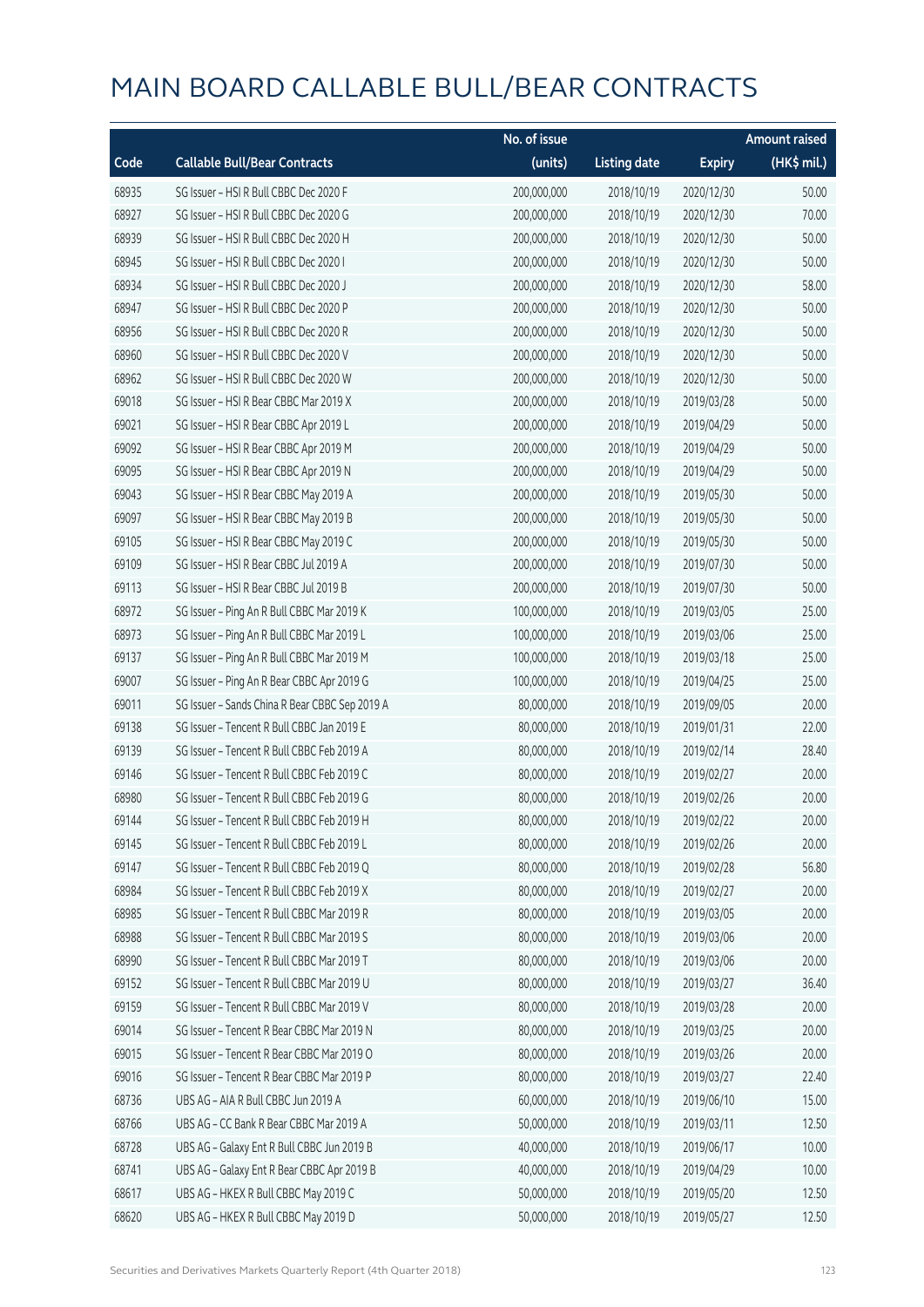# MAIN BOARD CALLABLE BULL/BEAR CONTRACTS

| Code | Callable Bull/Bear Contracts | No. of issue (units) | Listing date | Expiry | Amount raised (HK$ mil.) |
|---|---|---|---|---|---|
| 68935 | SG Issuer – HSI R Bull CBBC Dec 2020 F | 200,000,000 | 2018/10/19 | 2020/12/30 | 50.00 |
| 68927 | SG Issuer – HSI R Bull CBBC Dec 2020 G | 200,000,000 | 2018/10/19 | 2020/12/30 | 70.00 |
| 68939 | SG Issuer – HSI R Bull CBBC Dec 2020 H | 200,000,000 | 2018/10/19 | 2020/12/30 | 50.00 |
| 68945 | SG Issuer – HSI R Bull CBBC Dec 2020 I | 200,000,000 | 2018/10/19 | 2020/12/30 | 50.00 |
| 68934 | SG Issuer – HSI R Bull CBBC Dec 2020 J | 200,000,000 | 2018/10/19 | 2020/12/30 | 58.00 |
| 68947 | SG Issuer – HSI R Bull CBBC Dec 2020 P | 200,000,000 | 2018/10/19 | 2020/12/30 | 50.00 |
| 68956 | SG Issuer – HSI R Bull CBBC Dec 2020 R | 200,000,000 | 2018/10/19 | 2020/12/30 | 50.00 |
| 68960 | SG Issuer – HSI R Bull CBBC Dec 2020 V | 200,000,000 | 2018/10/19 | 2020/12/30 | 50.00 |
| 68962 | SG Issuer – HSI R Bull CBBC Dec 2020 W | 200,000,000 | 2018/10/19 | 2020/12/30 | 50.00 |
| 69018 | SG Issuer – HSI R Bear CBBC Mar 2019 X | 200,000,000 | 2018/10/19 | 2019/03/28 | 50.00 |
| 69021 | SG Issuer – HSI R Bear CBBC Apr 2019 L | 200,000,000 | 2018/10/19 | 2019/04/29 | 50.00 |
| 69092 | SG Issuer – HSI R Bear CBBC Apr 2019 M | 200,000,000 | 2018/10/19 | 2019/04/29 | 50.00 |
| 69095 | SG Issuer – HSI R Bear CBBC Apr 2019 N | 200,000,000 | 2018/10/19 | 2019/04/29 | 50.00 |
| 69043 | SG Issuer – HSI R Bear CBBC May 2019 A | 200,000,000 | 2018/10/19 | 2019/05/30 | 50.00 |
| 69097 | SG Issuer – HSI R Bear CBBC May 2019 B | 200,000,000 | 2018/10/19 | 2019/05/30 | 50.00 |
| 69105 | SG Issuer – HSI R Bear CBBC May 2019 C | 200,000,000 | 2018/10/19 | 2019/05/30 | 50.00 |
| 69109 | SG Issuer – HSI R Bear CBBC Jul 2019 A | 200,000,000 | 2018/10/19 | 2019/07/30 | 50.00 |
| 69113 | SG Issuer – HSI R Bear CBBC Jul 2019 B | 200,000,000 | 2018/10/19 | 2019/07/30 | 50.00 |
| 68972 | SG Issuer – Ping An R Bull CBBC Mar 2019 K | 100,000,000 | 2018/10/19 | 2019/03/05 | 25.00 |
| 68973 | SG Issuer – Ping An R Bull CBBC Mar 2019 L | 100,000,000 | 2018/10/19 | 2019/03/06 | 25.00 |
| 69137 | SG Issuer – Ping An R Bull CBBC Mar 2019 M | 100,000,000 | 2018/10/19 | 2019/03/18 | 25.00 |
| 69007 | SG Issuer – Ping An R Bear CBBC Apr 2019 G | 100,000,000 | 2018/10/19 | 2019/04/25 | 25.00 |
| 69011 | SG Issuer – Sands China R Bear CBBC Sep 2019 A | 80,000,000 | 2018/10/19 | 2019/09/05 | 20.00 |
| 69138 | SG Issuer – Tencent R Bull CBBC Jan 2019 E | 80,000,000 | 2018/10/19 | 2019/01/31 | 22.00 |
| 69139 | SG Issuer – Tencent R Bull CBBC Feb 2019 A | 80,000,000 | 2018/10/19 | 2019/02/14 | 28.40 |
| 69146 | SG Issuer – Tencent R Bull CBBC Feb 2019 C | 80,000,000 | 2018/10/19 | 2019/02/27 | 20.00 |
| 68980 | SG Issuer – Tencent R Bull CBBC Feb 2019 G | 80,000,000 | 2018/10/19 | 2019/02/26 | 20.00 |
| 69144 | SG Issuer – Tencent R Bull CBBC Feb 2019 H | 80,000,000 | 2018/10/19 | 2019/02/22 | 20.00 |
| 69145 | SG Issuer – Tencent R Bull CBBC Feb 2019 L | 80,000,000 | 2018/10/19 | 2019/02/26 | 20.00 |
| 69147 | SG Issuer – Tencent R Bull CBBC Feb 2019 Q | 80,000,000 | 2018/10/19 | 2019/02/28 | 56.80 |
| 68984 | SG Issuer – Tencent R Bull CBBC Feb 2019 X | 80,000,000 | 2018/10/19 | 2019/02/27 | 20.00 |
| 68985 | SG Issuer – Tencent R Bull CBBC Mar 2019 R | 80,000,000 | 2018/10/19 | 2019/03/05 | 20.00 |
| 68988 | SG Issuer – Tencent R Bull CBBC Mar 2019 S | 80,000,000 | 2018/10/19 | 2019/03/06 | 20.00 |
| 68990 | SG Issuer – Tencent R Bull CBBC Mar 2019 T | 80,000,000 | 2018/10/19 | 2019/03/06 | 20.00 |
| 69152 | SG Issuer – Tencent R Bull CBBC Mar 2019 U | 80,000,000 | 2018/10/19 | 2019/03/27 | 36.40 |
| 69159 | SG Issuer – Tencent R Bull CBBC Mar 2019 V | 80,000,000 | 2018/10/19 | 2019/03/28 | 20.00 |
| 69014 | SG Issuer – Tencent R Bear CBBC Mar 2019 N | 80,000,000 | 2018/10/19 | 2019/03/25 | 20.00 |
| 69015 | SG Issuer – Tencent R Bear CBBC Mar 2019 O | 80,000,000 | 2018/10/19 | 2019/03/26 | 20.00 |
| 69016 | SG Issuer – Tencent R Bear CBBC Mar 2019 P | 80,000,000 | 2018/10/19 | 2019/03/27 | 22.40 |
| 68736 | UBS AG – AIA R Bull CBBC Jun 2019 A | 60,000,000 | 2018/10/19 | 2019/06/10 | 15.00 |
| 68766 | UBS AG – CC Bank R Bear CBBC Mar 2019 A | 50,000,000 | 2018/10/19 | 2019/03/11 | 12.50 |
| 68728 | UBS AG – Galaxy Ent R Bull CBBC Jun 2019 B | 40,000,000 | 2018/10/19 | 2019/06/17 | 10.00 |
| 68741 | UBS AG – Galaxy Ent R Bear CBBC Apr 2019 B | 40,000,000 | 2018/10/19 | 2019/04/29 | 10.00 |
| 68617 | UBS AG – HKEX R Bull CBBC May 2019 C | 50,000,000 | 2018/10/19 | 2019/05/20 | 12.50 |
| 68620 | UBS AG – HKEX R Bull CBBC May 2019 D | 50,000,000 | 2018/10/19 | 2019/05/27 | 12.50 |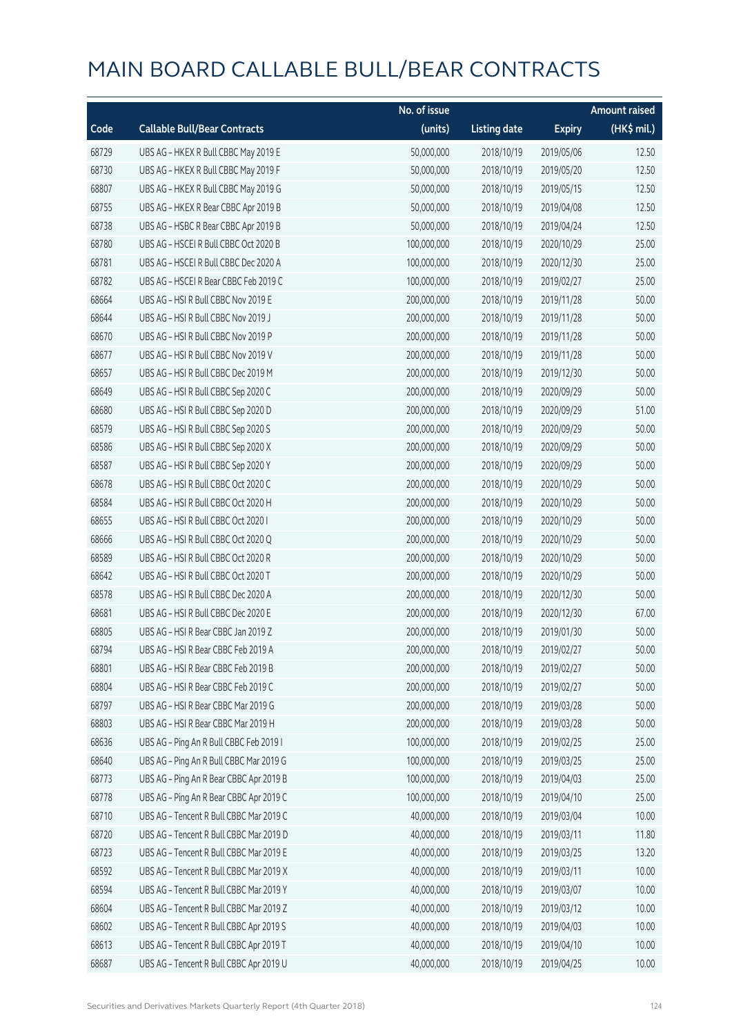# MAIN BOARD CALLABLE BULL/BEAR CONTRACTS

| Code | Callable Bull/Bear Contracts | No. of issue (units) | Listing date | Expiry | Amount raised (HK$ mil.) |
|---|---|---|---|---|---|
| 68729 | UBS AG - HKEX R Bull CBBC May 2019 E | 50,000,000 | 2018/10/19 | 2019/05/06 | 12.50 |
| 68730 | UBS AG - HKEX R Bull CBBC May 2019 F | 50,000,000 | 2018/10/19 | 2019/05/20 | 12.50 |
| 68807 | UBS AG - HKEX R Bull CBBC May 2019 G | 50,000,000 | 2018/10/19 | 2019/05/15 | 12.50 |
| 68755 | UBS AG - HKEX R Bear CBBC Apr 2019 B | 50,000,000 | 2018/10/19 | 2019/04/08 | 12.50 |
| 68738 | UBS AG - HSBC R Bear CBBC Apr 2019 B | 50,000,000 | 2018/10/19 | 2019/04/24 | 12.50 |
| 68780 | UBS AG - HSCEI R Bull CBBC Oct 2020 B | 100,000,000 | 2018/10/19 | 2020/10/29 | 25.00 |
| 68781 | UBS AG - HSCEI R Bull CBBC Dec 2020 A | 100,000,000 | 2018/10/19 | 2020/12/30 | 25.00 |
| 68782 | UBS AG - HSCEI R Bear CBBC Feb 2019 C | 100,000,000 | 2018/10/19 | 2019/02/27 | 25.00 |
| 68664 | UBS AG - HSI R Bull CBBC Nov 2019 E | 200,000,000 | 2018/10/19 | 2019/11/28 | 50.00 |
| 68644 | UBS AG - HSI R Bull CBBC Nov 2019 J | 200,000,000 | 2018/10/19 | 2019/11/28 | 50.00 |
| 68670 | UBS AG - HSI R Bull CBBC Nov 2019 P | 200,000,000 | 2018/10/19 | 2019/11/28 | 50.00 |
| 68677 | UBS AG - HSI R Bull CBBC Nov 2019 V | 200,000,000 | 2018/10/19 | 2019/11/28 | 50.00 |
| 68657 | UBS AG - HSI R Bull CBBC Dec 2019 M | 200,000,000 | 2018/10/19 | 2019/12/30 | 50.00 |
| 68649 | UBS AG - HSI R Bull CBBC Sep 2020 C | 200,000,000 | 2018/10/19 | 2020/09/29 | 50.00 |
| 68680 | UBS AG - HSI R Bull CBBC Sep 2020 D | 200,000,000 | 2018/10/19 | 2020/09/29 | 51.00 |
| 68579 | UBS AG - HSI R Bull CBBC Sep 2020 S | 200,000,000 | 2018/10/19 | 2020/09/29 | 50.00 |
| 68586 | UBS AG - HSI R Bull CBBC Sep 2020 X | 200,000,000 | 2018/10/19 | 2020/09/29 | 50.00 |
| 68587 | UBS AG - HSI R Bull CBBC Sep 2020 Y | 200,000,000 | 2018/10/19 | 2020/09/29 | 50.00 |
| 68678 | UBS AG - HSI R Bull CBBC Oct 2020 C | 200,000,000 | 2018/10/19 | 2020/10/29 | 50.00 |
| 68584 | UBS AG - HSI R Bull CBBC Oct 2020 H | 200,000,000 | 2018/10/19 | 2020/10/29 | 50.00 |
| 68655 | UBS AG - HSI R Bull CBBC Oct 2020 I | 200,000,000 | 2018/10/19 | 2020/10/29 | 50.00 |
| 68666 | UBS AG - HSI R Bull CBBC Oct 2020 Q | 200,000,000 | 2018/10/19 | 2020/10/29 | 50.00 |
| 68589 | UBS AG - HSI R Bull CBBC Oct 2020 R | 200,000,000 | 2018/10/19 | 2020/10/29 | 50.00 |
| 68642 | UBS AG - HSI R Bull CBBC Oct 2020 T | 200,000,000 | 2018/10/19 | 2020/10/29 | 50.00 |
| 68578 | UBS AG - HSI R Bull CBBC Dec 2020 A | 200,000,000 | 2018/10/19 | 2020/12/30 | 50.00 |
| 68681 | UBS AG - HSI R Bull CBBC Dec 2020 E | 200,000,000 | 2018/10/19 | 2020/12/30 | 67.00 |
| 68805 | UBS AG - HSI R Bear CBBC Jan 2019 Z | 200,000,000 | 2018/10/19 | 2019/01/30 | 50.00 |
| 68794 | UBS AG - HSI R Bear CBBC Feb 2019 A | 200,000,000 | 2018/10/19 | 2019/02/27 | 50.00 |
| 68801 | UBS AG - HSI R Bear CBBC Feb 2019 B | 200,000,000 | 2018/10/19 | 2019/02/27 | 50.00 |
| 68804 | UBS AG - HSI R Bear CBBC Feb 2019 C | 200,000,000 | 2018/10/19 | 2019/02/27 | 50.00 |
| 68797 | UBS AG - HSI R Bear CBBC Mar 2019 G | 200,000,000 | 2018/10/19 | 2019/03/28 | 50.00 |
| 68803 | UBS AG - HSI R Bear CBBC Mar 2019 H | 200,000,000 | 2018/10/19 | 2019/03/28 | 50.00 |
| 68636 | UBS AG - Ping An R Bull CBBC Feb 2019 I | 100,000,000 | 2018/10/19 | 2019/02/25 | 25.00 |
| 68640 | UBS AG - Ping An R Bull CBBC Mar 2019 G | 100,000,000 | 2018/10/19 | 2019/03/25 | 25.00 |
| 68773 | UBS AG - Ping An R Bear CBBC Apr 2019 B | 100,000,000 | 2018/10/19 | 2019/04/03 | 25.00 |
| 68778 | UBS AG - Ping An R Bear CBBC Apr 2019 C | 100,000,000 | 2018/10/19 | 2019/04/10 | 25.00 |
| 68710 | UBS AG - Tencent R Bull CBBC Mar 2019 C | 40,000,000 | 2018/10/19 | 2019/03/04 | 10.00 |
| 68720 | UBS AG - Tencent R Bull CBBC Mar 2019 D | 40,000,000 | 2018/10/19 | 2019/03/11 | 11.80 |
| 68723 | UBS AG - Tencent R Bull CBBC Mar 2019 E | 40,000,000 | 2018/10/19 | 2019/03/25 | 13.20 |
| 68592 | UBS AG - Tencent R Bull CBBC Mar 2019 X | 40,000,000 | 2018/10/19 | 2019/03/11 | 10.00 |
| 68594 | UBS AG - Tencent R Bull CBBC Mar 2019 Y | 40,000,000 | 2018/10/19 | 2019/03/07 | 10.00 |
| 68604 | UBS AG - Tencent R Bull CBBC Mar 2019 Z | 40,000,000 | 2018/10/19 | 2019/03/12 | 10.00 |
| 68602 | UBS AG - Tencent R Bull CBBC Apr 2019 S | 40,000,000 | 2018/10/19 | 2019/04/03 | 10.00 |
| 68613 | UBS AG - Tencent R Bull CBBC Apr 2019 T | 40,000,000 | 2018/10/19 | 2019/04/10 | 10.00 |
| 68687 | UBS AG - Tencent R Bull CBBC Apr 2019 U | 40,000,000 | 2018/10/19 | 2019/04/25 | 10.00 |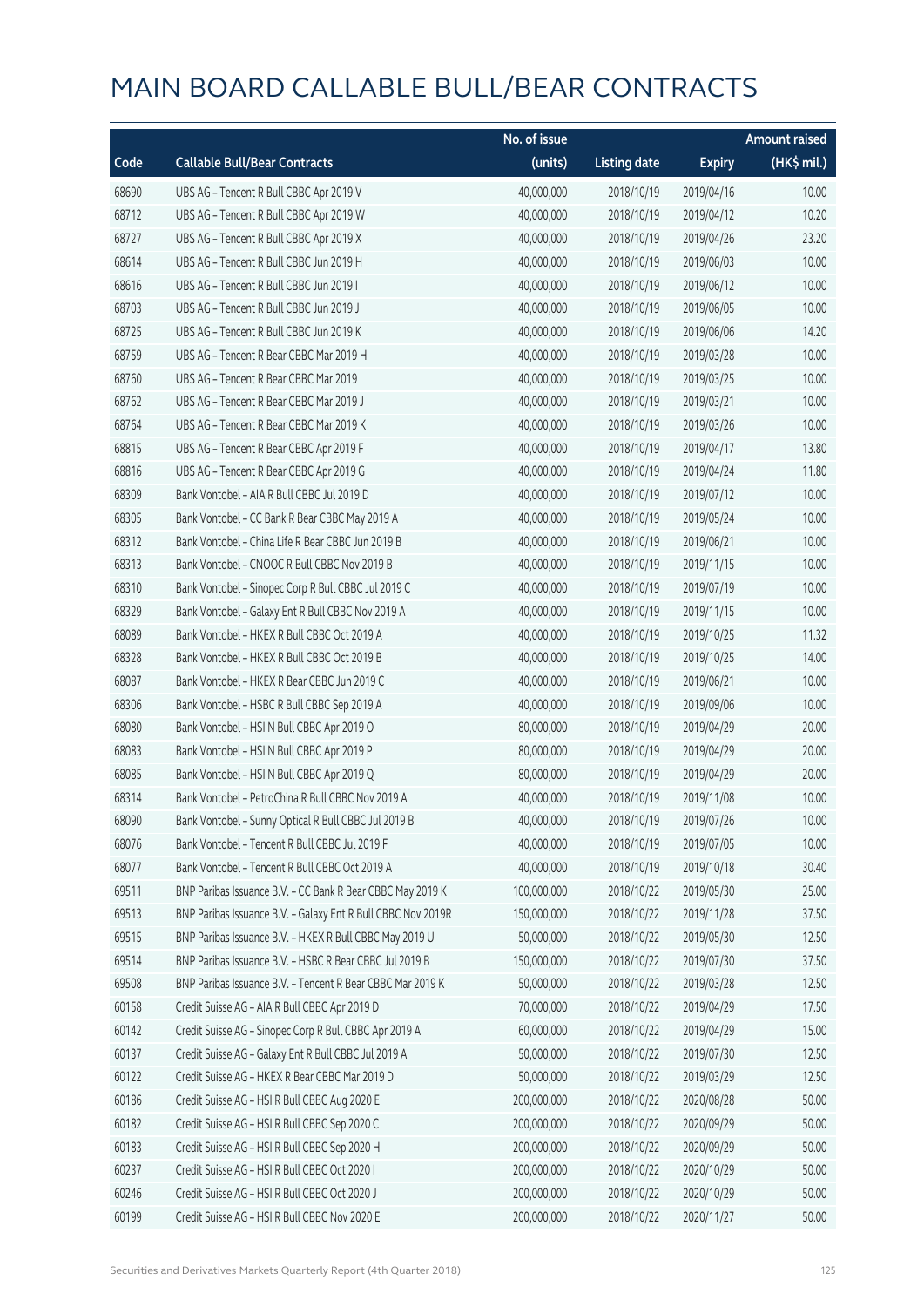# MAIN BOARD CALLABLE BULL/BEAR CONTRACTS

| Code | Callable Bull/Bear Contracts | No. of issue (units) | Listing date | Expiry | Amount raised (HK$ mil.) |
|---|---|---|---|---|---|
| 68690 | UBS AG – Tencent R Bull CBBC Apr 2019 V | 40,000,000 | 2018/10/19 | 2019/04/16 | 10.00 |
| 68712 | UBS AG – Tencent R Bull CBBC Apr 2019 W | 40,000,000 | 2018/10/19 | 2019/04/12 | 10.20 |
| 68727 | UBS AG – Tencent R Bull CBBC Apr 2019 X | 40,000,000 | 2018/10/19 | 2019/04/26 | 23.20 |
| 68614 | UBS AG – Tencent R Bull CBBC Jun 2019 H | 40,000,000 | 2018/10/19 | 2019/06/03 | 10.00 |
| 68616 | UBS AG – Tencent R Bull CBBC Jun 2019 I | 40,000,000 | 2018/10/19 | 2019/06/12 | 10.00 |
| 68703 | UBS AG – Tencent R Bull CBBC Jun 2019 J | 40,000,000 | 2018/10/19 | 2019/06/05 | 10.00 |
| 68725 | UBS AG – Tencent R Bull CBBC Jun 2019 K | 40,000,000 | 2018/10/19 | 2019/06/06 | 14.20 |
| 68759 | UBS AG – Tencent R Bear CBBC Mar 2019 H | 40,000,000 | 2018/10/19 | 2019/03/28 | 10.00 |
| 68760 | UBS AG – Tencent R Bear CBBC Mar 2019 I | 40,000,000 | 2018/10/19 | 2019/03/25 | 10.00 |
| 68762 | UBS AG – Tencent R Bear CBBC Mar 2019 J | 40,000,000 | 2018/10/19 | 2019/03/21 | 10.00 |
| 68764 | UBS AG – Tencent R Bear CBBC Mar 2019 K | 40,000,000 | 2018/10/19 | 2019/03/26 | 10.00 |
| 68815 | UBS AG – Tencent R Bear CBBC Apr 2019 F | 40,000,000 | 2018/10/19 | 2019/04/17 | 13.80 |
| 68816 | UBS AG – Tencent R Bear CBBC Apr 2019 G | 40,000,000 | 2018/10/19 | 2019/04/24 | 11.80 |
| 68309 | Bank Vontobel – AIA R Bull CBBC Jul 2019 D | 40,000,000 | 2018/10/19 | 2019/07/12 | 10.00 |
| 68305 | Bank Vontobel – CC Bank R Bear CBBC May 2019 A | 40,000,000 | 2018/10/19 | 2019/05/24 | 10.00 |
| 68312 | Bank Vontobel – China Life R Bear CBBC Jun 2019 B | 40,000,000 | 2018/10/19 | 2019/06/21 | 10.00 |
| 68313 | Bank Vontobel – CNOOC R Bull CBBC Nov 2019 B | 40,000,000 | 2018/10/19 | 2019/11/15 | 10.00 |
| 68310 | Bank Vontobel – Sinopec Corp R Bull CBBC Jul 2019 C | 40,000,000 | 2018/10/19 | 2019/07/19 | 10.00 |
| 68329 | Bank Vontobel – Galaxy Ent R Bull CBBC Nov 2019 A | 40,000,000 | 2018/10/19 | 2019/11/15 | 10.00 |
| 68089 | Bank Vontobel – HKEX R Bull CBBC Oct 2019 A | 40,000,000 | 2018/10/19 | 2019/10/25 | 11.32 |
| 68328 | Bank Vontobel – HKEX R Bull CBBC Oct 2019 B | 40,000,000 | 2018/10/19 | 2019/10/25 | 14.00 |
| 68087 | Bank Vontobel – HKEX R Bear CBBC Jun 2019 C | 40,000,000 | 2018/10/19 | 2019/06/21 | 10.00 |
| 68306 | Bank Vontobel – HSBC R Bull CBBC Sep 2019 A | 40,000,000 | 2018/10/19 | 2019/09/06 | 10.00 |
| 68080 | Bank Vontobel – HSI N Bull CBBC Apr 2019 O | 80,000,000 | 2018/10/19 | 2019/04/29 | 20.00 |
| 68083 | Bank Vontobel – HSI N Bull CBBC Apr 2019 P | 80,000,000 | 2018/10/19 | 2019/04/29 | 20.00 |
| 68085 | Bank Vontobel – HSI N Bull CBBC Apr 2019 Q | 80,000,000 | 2018/10/19 | 2019/04/29 | 20.00 |
| 68314 | Bank Vontobel – PetroChina R Bull CBBC Nov 2019 A | 40,000,000 | 2018/10/19 | 2019/11/08 | 10.00 |
| 68090 | Bank Vontobel – Sunny Optical R Bull CBBC Jul 2019 B | 40,000,000 | 2018/10/19 | 2019/07/26 | 10.00 |
| 68076 | Bank Vontobel – Tencent R Bull CBBC Jul 2019 F | 40,000,000 | 2018/10/19 | 2019/07/05 | 10.00 |
| 68077 | Bank Vontobel – Tencent R Bull CBBC Oct 2019 A | 40,000,000 | 2018/10/19 | 2019/10/18 | 30.40 |
| 69511 | BNP Paribas Issuance B.V. – CC Bank R Bear CBBC May 2019 K | 100,000,000 | 2018/10/22 | 2019/05/30 | 25.00 |
| 69513 | BNP Paribas Issuance B.V. – Galaxy Ent R Bull CBBC Nov 2019R | 150,000,000 | 2018/10/22 | 2019/11/28 | 37.50 |
| 69515 | BNP Paribas Issuance B.V. – HKEX R Bull CBBC May 2019 U | 50,000,000 | 2018/10/22 | 2019/05/30 | 12.50 |
| 69514 | BNP Paribas Issuance B.V. – HSBC R Bear CBBC Jul 2019 B | 150,000,000 | 2018/10/22 | 2019/07/30 | 37.50 |
| 69508 | BNP Paribas Issuance B.V. – Tencent R Bear CBBC Mar 2019 K | 50,000,000 | 2018/10/22 | 2019/03/28 | 12.50 |
| 60158 | Credit Suisse AG – AIA R Bull CBBC Apr 2019 D | 70,000,000 | 2018/10/22 | 2019/04/29 | 17.50 |
| 60142 | Credit Suisse AG – Sinopec Corp R Bull CBBC Apr 2019 A | 60,000,000 | 2018/10/22 | 2019/04/29 | 15.00 |
| 60137 | Credit Suisse AG – Galaxy Ent R Bull CBBC Jul 2019 A | 50,000,000 | 2018/10/22 | 2019/07/30 | 12.50 |
| 60122 | Credit Suisse AG – HKEX R Bear CBBC Mar 2019 D | 50,000,000 | 2018/10/22 | 2019/03/29 | 12.50 |
| 60186 | Credit Suisse AG – HSI R Bull CBBC Aug 2020 E | 200,000,000 | 2018/10/22 | 2020/08/28 | 50.00 |
| 60182 | Credit Suisse AG – HSI R Bull CBBC Sep 2020 C | 200,000,000 | 2018/10/22 | 2020/09/29 | 50.00 |
| 60183 | Credit Suisse AG – HSI R Bull CBBC Sep 2020 H | 200,000,000 | 2018/10/22 | 2020/09/29 | 50.00 |
| 60237 | Credit Suisse AG – HSI R Bull CBBC Oct 2020 I | 200,000,000 | 2018/10/22 | 2020/10/29 | 50.00 |
| 60246 | Credit Suisse AG – HSI R Bull CBBC Oct 2020 J | 200,000,000 | 2018/10/22 | 2020/10/29 | 50.00 |
| 60199 | Credit Suisse AG – HSI R Bull CBBC Nov 2020 E | 200,000,000 | 2018/10/22 | 2020/11/27 | 50.00 |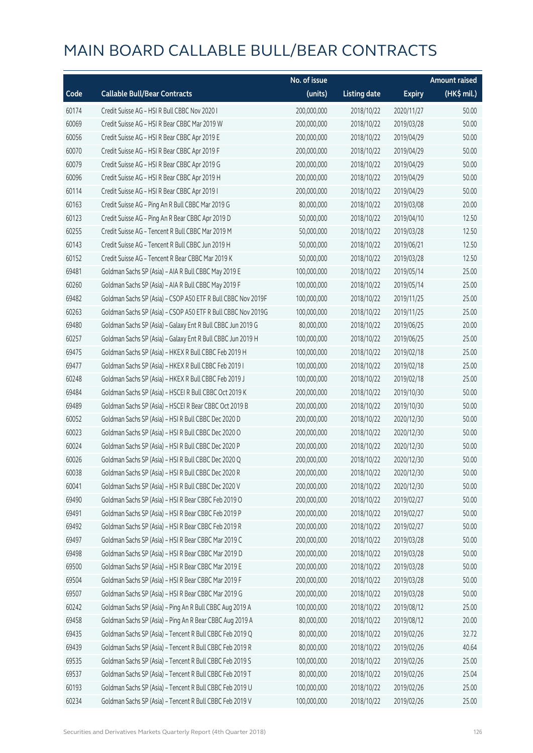# MAIN BOARD CALLABLE BULL/BEAR CONTRACTS

| Code | Callable Bull/Bear Contracts | No. of issue (units) | Listing date | Expiry | Amount raised (HK$ mil.) |
|---|---|---|---|---|---|
| 60174 | Credit Suisse AG – HSI R Bull CBBC Nov 2020 I | 200,000,000 | 2018/10/22 | 2020/11/27 | 50.00 |
| 60069 | Credit Suisse AG – HSI R Bear CBBC Mar 2019 W | 200,000,000 | 2018/10/22 | 2019/03/28 | 50.00 |
| 60056 | Credit Suisse AG – HSI R Bear CBBC Apr 2019 E | 200,000,000 | 2018/10/22 | 2019/04/29 | 50.00 |
| 60070 | Credit Suisse AG – HSI R Bear CBBC Apr 2019 F | 200,000,000 | 2018/10/22 | 2019/04/29 | 50.00 |
| 60079 | Credit Suisse AG – HSI R Bear CBBC Apr 2019 G | 200,000,000 | 2018/10/22 | 2019/04/29 | 50.00 |
| 60096 | Credit Suisse AG – HSI R Bear CBBC Apr 2019 H | 200,000,000 | 2018/10/22 | 2019/04/29 | 50.00 |
| 60114 | Credit Suisse AG – HSI R Bear CBBC Apr 2019 I | 200,000,000 | 2018/10/22 | 2019/04/29 | 50.00 |
| 60163 | Credit Suisse AG – Ping An R Bull CBBC Mar 2019 G | 80,000,000 | 2018/10/22 | 2019/03/08 | 20.00 |
| 60123 | Credit Suisse AG – Ping An R Bear CBBC Apr 2019 D | 50,000,000 | 2018/10/22 | 2019/04/10 | 12.50 |
| 60255 | Credit Suisse AG – Tencent R Bull CBBC Mar 2019 M | 50,000,000 | 2018/10/22 | 2019/03/28 | 12.50 |
| 60143 | Credit Suisse AG – Tencent R Bull CBBC Jun 2019 H | 50,000,000 | 2018/10/22 | 2019/06/21 | 12.50 |
| 60152 | Credit Suisse AG – Tencent R Bear CBBC Mar 2019 K | 50,000,000 | 2018/10/22 | 2019/03/28 | 12.50 |
| 69481 | Goldman Sachs SP (Asia) – AIA R Bull CBBC May 2019 E | 100,000,000 | 2018/10/22 | 2019/05/14 | 25.00 |
| 60260 | Goldman Sachs SP (Asia) – AIA R Bull CBBC May 2019 F | 100,000,000 | 2018/10/22 | 2019/05/14 | 25.00 |
| 69482 | Goldman Sachs SP (Asia) – CSOP A50 ETF R Bull CBBC Nov 2019F | 100,000,000 | 2018/10/22 | 2019/11/25 | 25.00 |
| 60263 | Goldman Sachs SP (Asia) – CSOP A50 ETF R Bull CBBC Nov 2019G | 100,000,000 | 2018/10/22 | 2019/11/25 | 25.00 |
| 69480 | Goldman Sachs SP (Asia) – Galaxy Ent R Bull CBBC Jun 2019 G | 80,000,000 | 2018/10/22 | 2019/06/25 | 20.00 |
| 60257 | Goldman Sachs SP (Asia) – Galaxy Ent R Bull CBBC Jun 2019 H | 100,000,000 | 2018/10/22 | 2019/06/25 | 25.00 |
| 69475 | Goldman Sachs SP (Asia) – HKEX R Bull CBBC Feb 2019 H | 100,000,000 | 2018/10/22 | 2019/02/18 | 25.00 |
| 69477 | Goldman Sachs SP (Asia) – HKEX R Bull CBBC Feb 2019 I | 100,000,000 | 2018/10/22 | 2019/02/18 | 25.00 |
| 60248 | Goldman Sachs SP (Asia) – HKEX R Bull CBBC Feb 2019 J | 100,000,000 | 2018/10/22 | 2019/02/18 | 25.00 |
| 69484 | Goldman Sachs SP (Asia) – HSCEI R Bull CBBC Oct 2019 K | 200,000,000 | 2018/10/22 | 2019/10/30 | 50.00 |
| 69489 | Goldman Sachs SP (Asia) – HSCEI R Bear CBBC Oct 2019 B | 200,000,000 | 2018/10/22 | 2019/10/30 | 50.00 |
| 60052 | Goldman Sachs SP (Asia) – HSI R Bull CBBC Dec 2020 D | 200,000,000 | 2018/10/22 | 2020/12/30 | 50.00 |
| 60023 | Goldman Sachs SP (Asia) – HSI R Bull CBBC Dec 2020 O | 200,000,000 | 2018/10/22 | 2020/12/30 | 50.00 |
| 60024 | Goldman Sachs SP (Asia) – HSI R Bull CBBC Dec 2020 P | 200,000,000 | 2018/10/22 | 2020/12/30 | 50.00 |
| 60026 | Goldman Sachs SP (Asia) – HSI R Bull CBBC Dec 2020 Q | 200,000,000 | 2018/10/22 | 2020/12/30 | 50.00 |
| 60038 | Goldman Sachs SP (Asia) – HSI R Bull CBBC Dec 2020 R | 200,000,000 | 2018/10/22 | 2020/12/30 | 50.00 |
| 60041 | Goldman Sachs SP (Asia) – HSI R Bull CBBC Dec 2020 V | 200,000,000 | 2018/10/22 | 2020/12/30 | 50.00 |
| 69490 | Goldman Sachs SP (Asia) – HSI R Bear CBBC Feb 2019 O | 200,000,000 | 2018/10/22 | 2019/02/27 | 50.00 |
| 69491 | Goldman Sachs SP (Asia) – HSI R Bear CBBC Feb 2019 P | 200,000,000 | 2018/10/22 | 2019/02/27 | 50.00 |
| 69492 | Goldman Sachs SP (Asia) – HSI R Bear CBBC Feb 2019 R | 200,000,000 | 2018/10/22 | 2019/02/27 | 50.00 |
| 69497 | Goldman Sachs SP (Asia) – HSI R Bear CBBC Mar 2019 C | 200,000,000 | 2018/10/22 | 2019/03/28 | 50.00 |
| 69498 | Goldman Sachs SP (Asia) – HSI R Bear CBBC Mar 2019 D | 200,000,000 | 2018/10/22 | 2019/03/28 | 50.00 |
| 69500 | Goldman Sachs SP (Asia) – HSI R Bear CBBC Mar 2019 E | 200,000,000 | 2018/10/22 | 2019/03/28 | 50.00 |
| 69504 | Goldman Sachs SP (Asia) – HSI R Bear CBBC Mar 2019 F | 200,000,000 | 2018/10/22 | 2019/03/28 | 50.00 |
| 69507 | Goldman Sachs SP (Asia) – HSI R Bear CBBC Mar 2019 G | 200,000,000 | 2018/10/22 | 2019/03/28 | 50.00 |
| 60242 | Goldman Sachs SP (Asia) – Ping An R Bull CBBC Aug 2019 A | 100,000,000 | 2018/10/22 | 2019/08/12 | 25.00 |
| 69458 | Goldman Sachs SP (Asia) – Ping An R Bear CBBC Aug 2019 A | 80,000,000 | 2018/10/22 | 2019/08/12 | 20.00 |
| 69435 | Goldman Sachs SP (Asia) – Tencent R Bull CBBC Feb 2019 Q | 80,000,000 | 2018/10/22 | 2019/02/26 | 32.72 |
| 69439 | Goldman Sachs SP (Asia) – Tencent R Bull CBBC Feb 2019 R | 80,000,000 | 2018/10/22 | 2019/02/26 | 40.64 |
| 69535 | Goldman Sachs SP (Asia) – Tencent R Bull CBBC Feb 2019 S | 100,000,000 | 2018/10/22 | 2019/02/26 | 25.00 |
| 69537 | Goldman Sachs SP (Asia) – Tencent R Bull CBBC Feb 2019 T | 80,000,000 | 2018/10/22 | 2019/02/26 | 25.04 |
| 60193 | Goldman Sachs SP (Asia) – Tencent R Bull CBBC Feb 2019 U | 100,000,000 | 2018/10/22 | 2019/02/26 | 25.00 |
| 60234 | Goldman Sachs SP (Asia) – Tencent R Bull CBBC Feb 2019 V | 100,000,000 | 2018/10/22 | 2019/02/26 | 25.00 |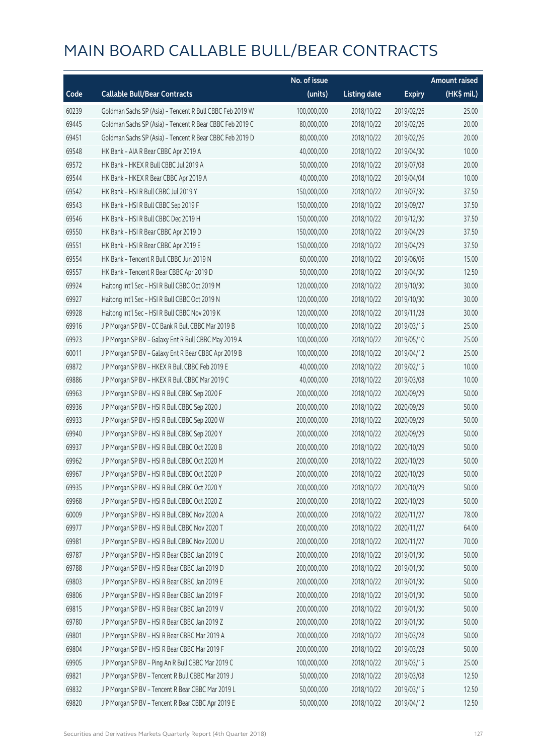# MAIN BOARD CALLABLE BULL/BEAR CONTRACTS

| Code | Callable Bull/Bear Contracts | No. of issue (units) | Listing date | Expiry | Amount raised (HK$ mil.) |
|---|---|---|---|---|---|
| 60239 | Goldman Sachs SP (Asia) – Tencent R Bull CBBC Feb 2019 W | 100,000,000 | 2018/10/22 | 2019/02/26 | 25.00 |
| 69445 | Goldman Sachs SP (Asia) – Tencent R Bear CBBC Feb 2019 C | 80,000,000 | 2018/10/22 | 2019/02/26 | 20.00 |
| 69451 | Goldman Sachs SP (Asia) – Tencent R Bear CBBC Feb 2019 D | 80,000,000 | 2018/10/22 | 2019/02/26 | 20.00 |
| 69548 | HK Bank – AIA R Bear CBBC Apr 2019 A | 40,000,000 | 2018/10/22 | 2019/04/30 | 10.00 |
| 69572 | HK Bank – HKEX R Bull CBBC Jul 2019 A | 50,000,000 | 2018/10/22 | 2019/07/08 | 20.00 |
| 69544 | HK Bank – HKEX R Bear CBBC Apr 2019 A | 40,000,000 | 2018/10/22 | 2019/04/04 | 10.00 |
| 69542 | HK Bank – HSI R Bull CBBC Jul 2019 Y | 150,000,000 | 2018/10/22 | 2019/07/30 | 37.50 |
| 69543 | HK Bank – HSI R Bull CBBC Sep 2019 F | 150,000,000 | 2018/10/22 | 2019/09/27 | 37.50 |
| 69546 | HK Bank – HSI R Bull CBBC Dec 2019 H | 150,000,000 | 2018/10/22 | 2019/12/30 | 37.50 |
| 69550 | HK Bank – HSI R Bear CBBC Apr 2019 D | 150,000,000 | 2018/10/22 | 2019/04/29 | 37.50 |
| 69551 | HK Bank – HSI R Bear CBBC Apr 2019 E | 150,000,000 | 2018/10/22 | 2019/04/29 | 37.50 |
| 69554 | HK Bank – Tencent R Bull CBBC Jun 2019 N | 60,000,000 | 2018/10/22 | 2019/06/06 | 15.00 |
| 69557 | HK Bank – Tencent R Bear CBBC Apr 2019 D | 50,000,000 | 2018/10/22 | 2019/04/30 | 12.50 |
| 69924 | Haitong Int'l Sec – HSI R Bull CBBC Oct 2019 M | 120,000,000 | 2018/10/22 | 2019/10/30 | 30.00 |
| 69927 | Haitong Int'l Sec – HSI R Bull CBBC Oct 2019 N | 120,000,000 | 2018/10/22 | 2019/10/30 | 30.00 |
| 69928 | Haitong Int'l Sec – HSI R Bull CBBC Nov 2019 K | 120,000,000 | 2018/10/22 | 2019/11/28 | 30.00 |
| 69916 | J P Morgan SP BV – CC Bank R Bull CBBC Mar 2019 B | 100,000,000 | 2018/10/22 | 2019/03/15 | 25.00 |
| 69923 | J P Morgan SP BV – Galaxy Ent R Bull CBBC May 2019 A | 100,000,000 | 2018/10/22 | 2019/05/10 | 25.00 |
| 60011 | J P Morgan SP BV – Galaxy Ent R Bear CBBC Apr 2019 B | 100,000,000 | 2018/10/22 | 2019/04/12 | 25.00 |
| 69872 | J P Morgan SP BV – HKEX R Bull CBBC Feb 2019 E | 40,000,000 | 2018/10/22 | 2019/02/15 | 10.00 |
| 69886 | J P Morgan SP BV – HKEX R Bull CBBC Mar 2019 C | 40,000,000 | 2018/10/22 | 2019/03/08 | 10.00 |
| 69963 | J P Morgan SP BV – HSI R Bull CBBC Sep 2020 F | 200,000,000 | 2018/10/22 | 2020/09/29 | 50.00 |
| 69936 | J P Morgan SP BV – HSI R Bull CBBC Sep 2020 J | 200,000,000 | 2018/10/22 | 2020/09/29 | 50.00 |
| 69933 | J P Morgan SP BV – HSI R Bull CBBC Sep 2020 W | 200,000,000 | 2018/10/22 | 2020/09/29 | 50.00 |
| 69940 | J P Morgan SP BV – HSI R Bull CBBC Sep 2020 Y | 200,000,000 | 2018/10/22 | 2020/09/29 | 50.00 |
| 69937 | J P Morgan SP BV – HSI R Bull CBBC Oct 2020 B | 200,000,000 | 2018/10/22 | 2020/10/29 | 50.00 |
| 69962 | J P Morgan SP BV – HSI R Bull CBBC Oct 2020 M | 200,000,000 | 2018/10/22 | 2020/10/29 | 50.00 |
| 69967 | J P Morgan SP BV – HSI R Bull CBBC Oct 2020 P | 200,000,000 | 2018/10/22 | 2020/10/29 | 50.00 |
| 69935 | J P Morgan SP BV – HSI R Bull CBBC Oct 2020 Y | 200,000,000 | 2018/10/22 | 2020/10/29 | 50.00 |
| 69968 | J P Morgan SP BV – HSI R Bull CBBC Oct 2020 Z | 200,000,000 | 2018/10/22 | 2020/10/29 | 50.00 |
| 60009 | J P Morgan SP BV – HSI R Bull CBBC Nov 2020 A | 200,000,000 | 2018/10/22 | 2020/11/27 | 78.00 |
| 69977 | J P Morgan SP BV – HSI R Bull CBBC Nov 2020 T | 200,000,000 | 2018/10/22 | 2020/11/27 | 64.00 |
| 69981 | J P Morgan SP BV – HSI R Bull CBBC Nov 2020 U | 200,000,000 | 2018/10/22 | 2020/11/27 | 70.00 |
| 69787 | J P Morgan SP BV – HSI R Bear CBBC Jan 2019 C | 200,000,000 | 2018/10/22 | 2019/01/30 | 50.00 |
| 69788 | J P Morgan SP BV – HSI R Bear CBBC Jan 2019 D | 200,000,000 | 2018/10/22 | 2019/01/30 | 50.00 |
| 69803 | J P Morgan SP BV – HSI R Bear CBBC Jan 2019 E | 200,000,000 | 2018/10/22 | 2019/01/30 | 50.00 |
| 69806 | J P Morgan SP BV – HSI R Bear CBBC Jan 2019 F | 200,000,000 | 2018/10/22 | 2019/01/30 | 50.00 |
| 69815 | J P Morgan SP BV – HSI R Bear CBBC Jan 2019 V | 200,000,000 | 2018/10/22 | 2019/01/30 | 50.00 |
| 69780 | J P Morgan SP BV – HSI R Bear CBBC Jan 2019 Z | 200,000,000 | 2018/10/22 | 2019/01/30 | 50.00 |
| 69801 | J P Morgan SP BV – HSI R Bear CBBC Mar 2019 A | 200,000,000 | 2018/10/22 | 2019/03/28 | 50.00 |
| 69804 | J P Morgan SP BV – HSI R Bear CBBC Mar 2019 F | 200,000,000 | 2018/10/22 | 2019/03/28 | 50.00 |
| 69905 | J P Morgan SP BV – Ping An R Bull CBBC Mar 2019 C | 100,000,000 | 2018/10/22 | 2019/03/15 | 25.00 |
| 69821 | J P Morgan SP BV – Tencent R Bull CBBC Mar 2019 J | 50,000,000 | 2018/10/22 | 2019/03/08 | 12.50 |
| 69832 | J P Morgan SP BV – Tencent R Bear CBBC Mar 2019 L | 50,000,000 | 2018/10/22 | 2019/03/15 | 12.50 |
| 69820 | J P Morgan SP BV – Tencent R Bear CBBC Apr 2019 E | 50,000,000 | 2018/10/22 | 2019/04/12 | 12.50 |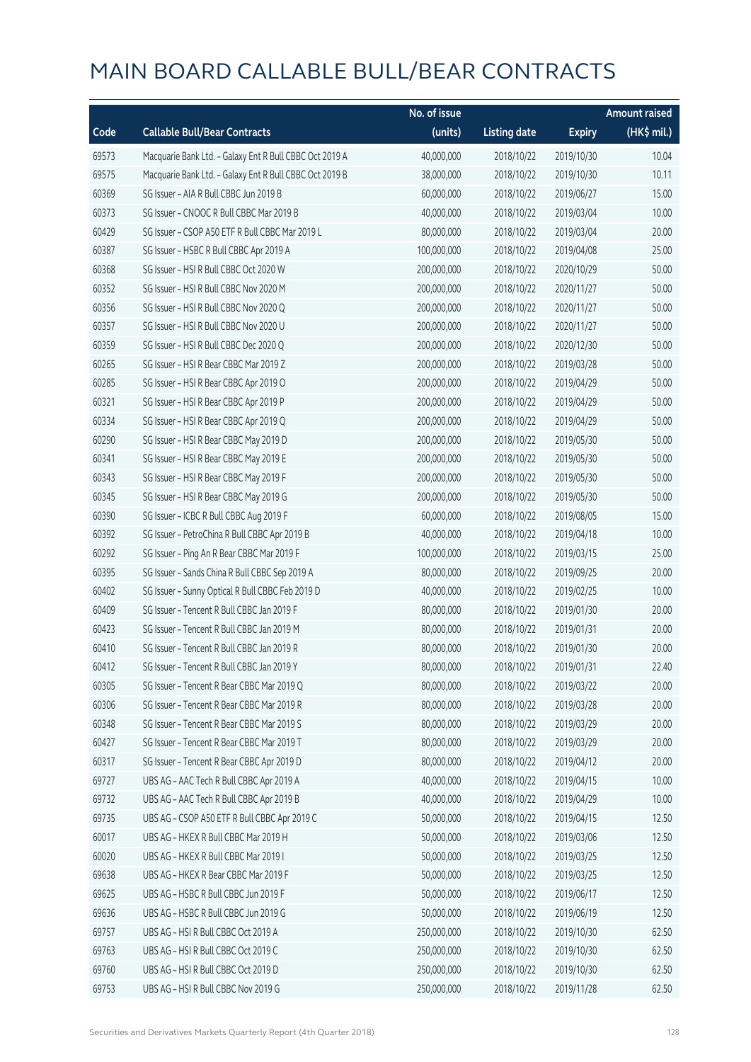# MAIN BOARD CALLABLE BULL/BEAR CONTRACTS

| Code | Callable Bull/Bear Contracts | No. of issue (units) | Listing date | Expiry | Amount raised (HK$ mil.) |
|---|---|---|---|---|---|
| 69573 | Macquarie Bank Ltd. - Galaxy Ent R Bull CBBC Oct 2019 A | 40,000,000 | 2018/10/22 | 2019/10/30 | 10.04 |
| 69575 | Macquarie Bank Ltd. - Galaxy Ent R Bull CBBC Oct 2019 B | 38,000,000 | 2018/10/22 | 2019/10/30 | 10.11 |
| 60369 | SG Issuer – AIA R Bull CBBC Jun 2019 B | 60,000,000 | 2018/10/22 | 2019/06/27 | 15.00 |
| 60373 | SG Issuer – CNOOC R Bull CBBC Mar 2019 B | 40,000,000 | 2018/10/22 | 2019/03/04 | 10.00 |
| 60429 | SG Issuer – CSOP A50 ETF R Bull CBBC Mar 2019 L | 80,000,000 | 2018/10/22 | 2019/03/04 | 20.00 |
| 60387 | SG Issuer – HSBC R Bull CBBC Apr 2019 A | 100,000,000 | 2018/10/22 | 2019/04/08 | 25.00 |
| 60368 | SG Issuer – HSI R Bull CBBC Oct 2020 W | 200,000,000 | 2018/10/22 | 2020/10/29 | 50.00 |
| 60352 | SG Issuer – HSI R Bull CBBC Nov 2020 M | 200,000,000 | 2018/10/22 | 2020/11/27 | 50.00 |
| 60356 | SG Issuer – HSI R Bull CBBC Nov 2020 Q | 200,000,000 | 2018/10/22 | 2020/11/27 | 50.00 |
| 60357 | SG Issuer – HSI R Bull CBBC Nov 2020 U | 200,000,000 | 2018/10/22 | 2020/11/27 | 50.00 |
| 60359 | SG Issuer – HSI R Bull CBBC Dec 2020 Q | 200,000,000 | 2018/10/22 | 2020/12/30 | 50.00 |
| 60265 | SG Issuer – HSI R Bear CBBC Mar 2019 Z | 200,000,000 | 2018/10/22 | 2019/03/28 | 50.00 |
| 60285 | SG Issuer – HSI R Bear CBBC Apr 2019 O | 200,000,000 | 2018/10/22 | 2019/04/29 | 50.00 |
| 60321 | SG Issuer – HSI R Bear CBBC Apr 2019 P | 200,000,000 | 2018/10/22 | 2019/04/29 | 50.00 |
| 60334 | SG Issuer – HSI R Bear CBBC Apr 2019 Q | 200,000,000 | 2018/10/22 | 2019/04/29 | 50.00 |
| 60290 | SG Issuer – HSI R Bear CBBC May 2019 D | 200,000,000 | 2018/10/22 | 2019/05/30 | 50.00 |
| 60341 | SG Issuer – HSI R Bear CBBC May 2019 E | 200,000,000 | 2018/10/22 | 2019/05/30 | 50.00 |
| 60343 | SG Issuer – HSI R Bear CBBC May 2019 F | 200,000,000 | 2018/10/22 | 2019/05/30 | 50.00 |
| 60345 | SG Issuer – HSI R Bear CBBC May 2019 G | 200,000,000 | 2018/10/22 | 2019/05/30 | 50.00 |
| 60390 | SG Issuer – ICBC R Bull CBBC Aug 2019 F | 60,000,000 | 2018/10/22 | 2019/08/05 | 15.00 |
| 60392 | SG Issuer – PetroChina R Bull CBBC Apr 2019 B | 40,000,000 | 2018/10/22 | 2019/04/18 | 10.00 |
| 60292 | SG Issuer – Ping An R Bear CBBC Mar 2019 F | 100,000,000 | 2018/10/22 | 2019/03/15 | 25.00 |
| 60395 | SG Issuer – Sands China R Bull CBBC Sep 2019 A | 80,000,000 | 2018/10/22 | 2019/09/25 | 20.00 |
| 60402 | SG Issuer – Sunny Optical R Bull CBBC Feb 2019 D | 40,000,000 | 2018/10/22 | 2019/02/25 | 10.00 |
| 60409 | SG Issuer – Tencent R Bull CBBC Jan 2019 F | 80,000,000 | 2018/10/22 | 2019/01/30 | 20.00 |
| 60423 | SG Issuer – Tencent R Bull CBBC Jan 2019 M | 80,000,000 | 2018/10/22 | 2019/01/31 | 20.00 |
| 60410 | SG Issuer – Tencent R Bull CBBC Jan 2019 R | 80,000,000 | 2018/10/22 | 2019/01/30 | 20.00 |
| 60412 | SG Issuer – Tencent R Bull CBBC Jan 2019 Y | 80,000,000 | 2018/10/22 | 2019/01/31 | 22.40 |
| 60305 | SG Issuer – Tencent R Bear CBBC Mar 2019 Q | 80,000,000 | 2018/10/22 | 2019/03/22 | 20.00 |
| 60306 | SG Issuer – Tencent R Bear CBBC Mar 2019 R | 80,000,000 | 2018/10/22 | 2019/03/28 | 20.00 |
| 60348 | SG Issuer – Tencent R Bear CBBC Mar 2019 S | 80,000,000 | 2018/10/22 | 2019/03/29 | 20.00 |
| 60427 | SG Issuer – Tencent R Bear CBBC Mar 2019 T | 80,000,000 | 2018/10/22 | 2019/03/29 | 20.00 |
| 60317 | SG Issuer – Tencent R Bear CBBC Apr 2019 D | 80,000,000 | 2018/10/22 | 2019/04/12 | 20.00 |
| 69727 | UBS AG – AAC Tech R Bull CBBC Apr 2019 A | 40,000,000 | 2018/10/22 | 2019/04/15 | 10.00 |
| 69732 | UBS AG – AAC Tech R Bull CBBC Apr 2019 B | 40,000,000 | 2018/10/22 | 2019/04/29 | 10.00 |
| 69735 | UBS AG – CSOP A50 ETF R Bull CBBC Apr 2019 C | 50,000,000 | 2018/10/22 | 2019/04/15 | 12.50 |
| 60017 | UBS AG – HKEX R Bull CBBC Mar 2019 H | 50,000,000 | 2018/10/22 | 2019/03/06 | 12.50 |
| 60020 | UBS AG – HKEX R Bull CBBC Mar 2019 I | 50,000,000 | 2018/10/22 | 2019/03/25 | 12.50 |
| 69638 | UBS AG – HKEX R Bear CBBC Mar 2019 F | 50,000,000 | 2018/10/22 | 2019/03/25 | 12.50 |
| 69625 | UBS AG – HSBC R Bull CBBC Jun 2019 F | 50,000,000 | 2018/10/22 | 2019/06/17 | 12.50 |
| 69636 | UBS AG – HSBC R Bull CBBC Jun 2019 G | 50,000,000 | 2018/10/22 | 2019/06/19 | 12.50 |
| 69757 | UBS AG – HSI R Bull CBBC Oct 2019 A | 250,000,000 | 2018/10/22 | 2019/10/30 | 62.50 |
| 69763 | UBS AG – HSI R Bull CBBC Oct 2019 C | 250,000,000 | 2018/10/22 | 2019/10/30 | 62.50 |
| 69760 | UBS AG – HSI R Bull CBBC Oct 2019 D | 250,000,000 | 2018/10/22 | 2019/10/30 | 62.50 |
| 69753 | UBS AG – HSI R Bull CBBC Nov 2019 G | 250,000,000 | 2018/10/22 | 2019/11/28 | 62.50 |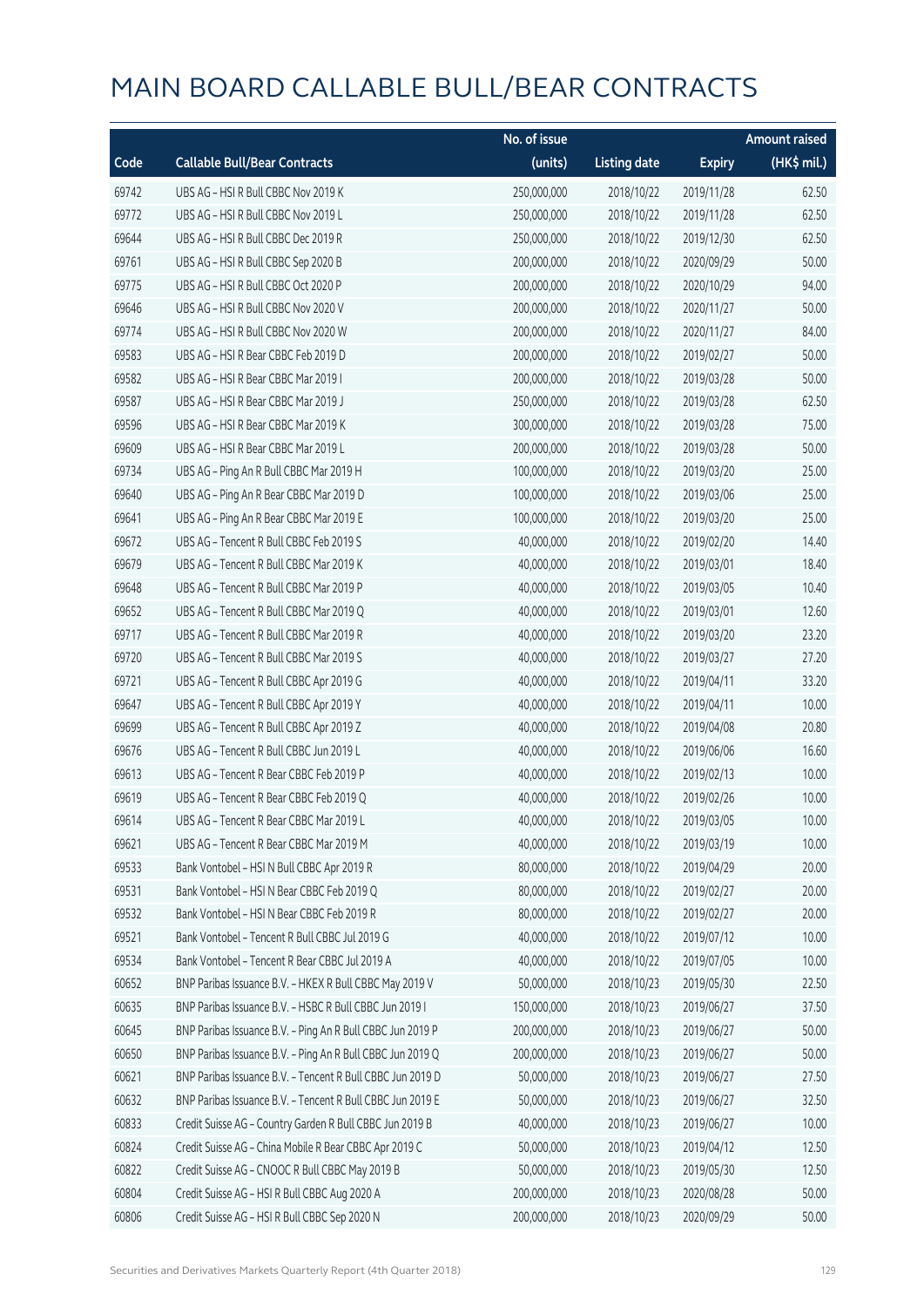# MAIN BOARD CALLABLE BULL/BEAR CONTRACTS

| Code | Callable Bull/Bear Contracts | No. of issue (units) | Listing date | Expiry | Amount raised (HK$ mil.) |
|---|---|---|---|---|---|
| 69742 | UBS AG – HSI R Bull CBBC Nov 2019 K | 250,000,000 | 2018/10/22 | 2019/11/28 | 62.50 |
| 69772 | UBS AG – HSI R Bull CBBC Nov 2019 L | 250,000,000 | 2018/10/22 | 2019/11/28 | 62.50 |
| 69644 | UBS AG – HSI R Bull CBBC Dec 2019 R | 250,000,000 | 2018/10/22 | 2019/12/30 | 62.50 |
| 69761 | UBS AG – HSI R Bull CBBC Sep 2020 B | 200,000,000 | 2018/10/22 | 2020/09/29 | 50.00 |
| 69775 | UBS AG – HSI R Bull CBBC Oct 2020 P | 200,000,000 | 2018/10/22 | 2020/10/29 | 94.00 |
| 69646 | UBS AG – HSI R Bull CBBC Nov 2020 V | 200,000,000 | 2018/10/22 | 2020/11/27 | 50.00 |
| 69774 | UBS AG – HSI R Bull CBBC Nov 2020 W | 200,000,000 | 2018/10/22 | 2020/11/27 | 84.00 |
| 69583 | UBS AG – HSI R Bear CBBC Feb 2019 D | 200,000,000 | 2018/10/22 | 2019/02/27 | 50.00 |
| 69582 | UBS AG – HSI R Bear CBBC Mar 2019 I | 200,000,000 | 2018/10/22 | 2019/03/28 | 50.00 |
| 69587 | UBS AG – HSI R Bear CBBC Mar 2019 J | 250,000,000 | 2018/10/22 | 2019/03/28 | 62.50 |
| 69596 | UBS AG – HSI R Bear CBBC Mar 2019 K | 300,000,000 | 2018/10/22 | 2019/03/28 | 75.00 |
| 69609 | UBS AG – HSI R Bear CBBC Mar 2019 L | 200,000,000 | 2018/10/22 | 2019/03/28 | 50.00 |
| 69734 | UBS AG – Ping An R Bull CBBC Mar 2019 H | 100,000,000 | 2018/10/22 | 2019/03/20 | 25.00 |
| 69640 | UBS AG – Ping An R Bear CBBC Mar 2019 D | 100,000,000 | 2018/10/22 | 2019/03/06 | 25.00 |
| 69641 | UBS AG – Ping An R Bear CBBC Mar 2019 E | 100,000,000 | 2018/10/22 | 2019/03/20 | 25.00 |
| 69672 | UBS AG – Tencent R Bull CBBC Feb 2019 S | 40,000,000 | 2018/10/22 | 2019/02/20 | 14.40 |
| 69679 | UBS AG – Tencent R Bull CBBC Mar 2019 K | 40,000,000 | 2018/10/22 | 2019/03/01 | 18.40 |
| 69648 | UBS AG – Tencent R Bull CBBC Mar 2019 P | 40,000,000 | 2018/10/22 | 2019/03/05 | 10.40 |
| 69652 | UBS AG – Tencent R Bull CBBC Mar 2019 Q | 40,000,000 | 2018/10/22 | 2019/03/01 | 12.60 |
| 69717 | UBS AG – Tencent R Bull CBBC Mar 2019 R | 40,000,000 | 2018/10/22 | 2019/03/20 | 23.20 |
| 69720 | UBS AG – Tencent R Bull CBBC Mar 2019 S | 40,000,000 | 2018/10/22 | 2019/03/27 | 27.20 |
| 69721 | UBS AG – Tencent R Bull CBBC Apr 2019 G | 40,000,000 | 2018/10/22 | 2019/04/11 | 33.20 |
| 69647 | UBS AG – Tencent R Bull CBBC Apr 2019 Y | 40,000,000 | 2018/10/22 | 2019/04/11 | 10.00 |
| 69699 | UBS AG – Tencent R Bull CBBC Apr 2019 Z | 40,000,000 | 2018/10/22 | 2019/04/08 | 20.80 |
| 69676 | UBS AG – Tencent R Bull CBBC Jun 2019 L | 40,000,000 | 2018/10/22 | 2019/06/06 | 16.60 |
| 69613 | UBS AG – Tencent R Bear CBBC Feb 2019 P | 40,000,000 | 2018/10/22 | 2019/02/13 | 10.00 |
| 69619 | UBS AG – Tencent R Bear CBBC Feb 2019 Q | 40,000,000 | 2018/10/22 | 2019/02/26 | 10.00 |
| 69614 | UBS AG – Tencent R Bear CBBC Mar 2019 L | 40,000,000 | 2018/10/22 | 2019/03/05 | 10.00 |
| 69621 | UBS AG – Tencent R Bear CBBC Mar 2019 M | 40,000,000 | 2018/10/22 | 2019/03/19 | 10.00 |
| 69533 | Bank Vontobel – HSI N Bull CBBC Apr 2019 R | 80,000,000 | 2018/10/22 | 2019/04/29 | 20.00 |
| 69531 | Bank Vontobel – HSI N Bear CBBC Feb 2019 Q | 80,000,000 | 2018/10/22 | 2019/02/27 | 20.00 |
| 69532 | Bank Vontobel – HSI N Bear CBBC Feb 2019 R | 80,000,000 | 2018/10/22 | 2019/02/27 | 20.00 |
| 69521 | Bank Vontobel – Tencent R Bull CBBC Jul 2019 G | 40,000,000 | 2018/10/22 | 2019/07/12 | 10.00 |
| 69534 | Bank Vontobel – Tencent R Bear CBBC Jul 2019 A | 40,000,000 | 2018/10/22 | 2019/07/05 | 10.00 |
| 60652 | BNP Paribas Issuance B.V. – HKEX R Bull CBBC May 2019 V | 50,000,000 | 2018/10/23 | 2019/05/30 | 22.50 |
| 60635 | BNP Paribas Issuance B.V. – HSBC R Bull CBBC Jun 2019 I | 150,000,000 | 2018/10/23 | 2019/06/27 | 37.50 |
| 60645 | BNP Paribas Issuance B.V. – Ping An R Bull CBBC Jun 2019 P | 200,000,000 | 2018/10/23 | 2019/06/27 | 50.00 |
| 60650 | BNP Paribas Issuance B.V. – Ping An R Bull CBBC Jun 2019 Q | 200,000,000 | 2018/10/23 | 2019/06/27 | 50.00 |
| 60621 | BNP Paribas Issuance B.V. – Tencent R Bull CBBC Jun 2019 D | 50,000,000 | 2018/10/23 | 2019/06/27 | 27.50 |
| 60632 | BNP Paribas Issuance B.V. – Tencent R Bull CBBC Jun 2019 E | 50,000,000 | 2018/10/23 | 2019/06/27 | 32.50 |
| 60833 | Credit Suisse AG – Country Garden R Bull CBBC Jun 2019 B | 40,000,000 | 2018/10/23 | 2019/06/27 | 10.00 |
| 60824 | Credit Suisse AG – China Mobile R Bear CBBC Apr 2019 C | 50,000,000 | 2018/10/23 | 2019/04/12 | 12.50 |
| 60822 | Credit Suisse AG – CNOOC R Bull CBBC May 2019 B | 50,000,000 | 2018/10/23 | 2019/05/30 | 12.50 |
| 60804 | Credit Suisse AG – HSI R Bull CBBC Aug 2020 A | 200,000,000 | 2018/10/23 | 2020/08/28 | 50.00 |
| 60806 | Credit Suisse AG – HSI R Bull CBBC Sep 2020 N | 200,000,000 | 2018/10/23 | 2020/09/29 | 50.00 |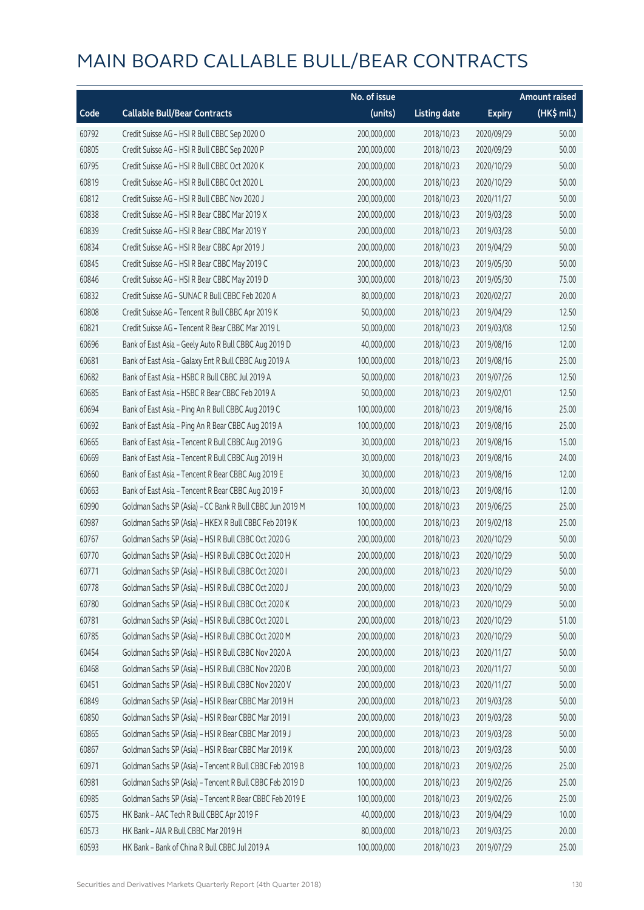# MAIN BOARD CALLABLE BULL/BEAR CONTRACTS

| Code | Callable Bull/Bear Contracts | No. of issue (units) | Listing date | Expiry | Amount raised (HK$ mil.) |
|---|---|---|---|---|---|
| 60792 | Credit Suisse AG – HSI R Bull CBBC Sep 2020 O | 200,000,000 | 2018/10/23 | 2020/09/29 | 50.00 |
| 60805 | Credit Suisse AG – HSI R Bull CBBC Sep 2020 P | 200,000,000 | 2018/10/23 | 2020/09/29 | 50.00 |
| 60795 | Credit Suisse AG – HSI R Bull CBBC Oct 2020 K | 200,000,000 | 2018/10/23 | 2020/10/29 | 50.00 |
| 60819 | Credit Suisse AG – HSI R Bull CBBC Oct 2020 L | 200,000,000 | 2018/10/23 | 2020/10/29 | 50.00 |
| 60812 | Credit Suisse AG – HSI R Bull CBBC Nov 2020 J | 200,000,000 | 2018/10/23 | 2020/11/27 | 50.00 |
| 60838 | Credit Suisse AG – HSI R Bear CBBC Mar 2019 X | 200,000,000 | 2018/10/23 | 2019/03/28 | 50.00 |
| 60839 | Credit Suisse AG – HSI R Bear CBBC Mar 2019 Y | 200,000,000 | 2018/10/23 | 2019/03/28 | 50.00 |
| 60834 | Credit Suisse AG – HSI R Bear CBBC Apr 2019 J | 200,000,000 | 2018/10/23 | 2019/04/29 | 50.00 |
| 60845 | Credit Suisse AG – HSI R Bear CBBC May 2019 C | 200,000,000 | 2018/10/23 | 2019/05/30 | 50.00 |
| 60846 | Credit Suisse AG – HSI R Bear CBBC May 2019 D | 300,000,000 | 2018/10/23 | 2019/05/30 | 75.00 |
| 60832 | Credit Suisse AG – SUNAC R Bull CBBC Feb 2020 A | 80,000,000 | 2018/10/23 | 2020/02/27 | 20.00 |
| 60808 | Credit Suisse AG – Tencent R Bull CBBC Apr 2019 K | 50,000,000 | 2018/10/23 | 2019/04/29 | 12.50 |
| 60821 | Credit Suisse AG – Tencent R Bear CBBC Mar 2019 L | 50,000,000 | 2018/10/23 | 2019/03/08 | 12.50 |
| 60696 | Bank of East Asia – Geely Auto R Bull CBBC Aug 2019 D | 40,000,000 | 2018/10/23 | 2019/08/16 | 12.00 |
| 60681 | Bank of East Asia – Galaxy Ent R Bull CBBC Aug 2019 A | 100,000,000 | 2018/10/23 | 2019/08/16 | 25.00 |
| 60682 | Bank of East Asia – HSBC R Bull CBBC Jul 2019 A | 50,000,000 | 2018/10/23 | 2019/07/26 | 12.50 |
| 60685 | Bank of East Asia – HSBC R Bear CBBC Feb 2019 A | 50,000,000 | 2018/10/23 | 2019/02/01 | 12.50 |
| 60694 | Bank of East Asia – Ping An R Bull CBBC Aug 2019 C | 100,000,000 | 2018/10/23 | 2019/08/16 | 25.00 |
| 60692 | Bank of East Asia – Ping An R Bear CBBC Aug 2019 A | 100,000,000 | 2018/10/23 | 2019/08/16 | 25.00 |
| 60665 | Bank of East Asia – Tencent R Bull CBBC Aug 2019 G | 30,000,000 | 2018/10/23 | 2019/08/16 | 15.00 |
| 60669 | Bank of East Asia – Tencent R Bull CBBC Aug 2019 H | 30,000,000 | 2018/10/23 | 2019/08/16 | 24.00 |
| 60660 | Bank of East Asia – Tencent R Bear CBBC Aug 2019 E | 30,000,000 | 2018/10/23 | 2019/08/16 | 12.00 |
| 60663 | Bank of East Asia – Tencent R Bear CBBC Aug 2019 F | 30,000,000 | 2018/10/23 | 2019/08/16 | 12.00 |
| 60990 | Goldman Sachs SP (Asia) – CC Bank R Bull CBBC Jun 2019 M | 100,000,000 | 2018/10/23 | 2019/06/25 | 25.00 |
| 60987 | Goldman Sachs SP (Asia) – HKEX R Bull CBBC Feb 2019 K | 100,000,000 | 2018/10/23 | 2019/02/18 | 25.00 |
| 60767 | Goldman Sachs SP (Asia) – HSI R Bull CBBC Oct 2020 G | 200,000,000 | 2018/10/23 | 2020/10/29 | 50.00 |
| 60770 | Goldman Sachs SP (Asia) – HSI R Bull CBBC Oct 2020 H | 200,000,000 | 2018/10/23 | 2020/10/29 | 50.00 |
| 60771 | Goldman Sachs SP (Asia) – HSI R Bull CBBC Oct 2020 I | 200,000,000 | 2018/10/23 | 2020/10/29 | 50.00 |
| 60778 | Goldman Sachs SP (Asia) – HSI R Bull CBBC Oct 2020 J | 200,000,000 | 2018/10/23 | 2020/10/29 | 50.00 |
| 60780 | Goldman Sachs SP (Asia) – HSI R Bull CBBC Oct 2020 K | 200,000,000 | 2018/10/23 | 2020/10/29 | 50.00 |
| 60781 | Goldman Sachs SP (Asia) – HSI R Bull CBBC Oct 2020 L | 200,000,000 | 2018/10/23 | 2020/10/29 | 51.00 |
| 60785 | Goldman Sachs SP (Asia) – HSI R Bull CBBC Oct 2020 M | 200,000,000 | 2018/10/23 | 2020/10/29 | 50.00 |
| 60454 | Goldman Sachs SP (Asia) – HSI R Bull CBBC Nov 2020 A | 200,000,000 | 2018/10/23 | 2020/11/27 | 50.00 |
| 60468 | Goldman Sachs SP (Asia) – HSI R Bull CBBC Nov 2020 B | 200,000,000 | 2018/10/23 | 2020/11/27 | 50.00 |
| 60451 | Goldman Sachs SP (Asia) – HSI R Bull CBBC Nov 2020 V | 200,000,000 | 2018/10/23 | 2020/11/27 | 50.00 |
| 60849 | Goldman Sachs SP (Asia) – HSI R Bear CBBC Mar 2019 H | 200,000,000 | 2018/10/23 | 2019/03/28 | 50.00 |
| 60850 | Goldman Sachs SP (Asia) – HSI R Bear CBBC Mar 2019 I | 200,000,000 | 2018/10/23 | 2019/03/28 | 50.00 |
| 60865 | Goldman Sachs SP (Asia) – HSI R Bear CBBC Mar 2019 J | 200,000,000 | 2018/10/23 | 2019/03/28 | 50.00 |
| 60867 | Goldman Sachs SP (Asia) – HSI R Bear CBBC Mar 2019 K | 200,000,000 | 2018/10/23 | 2019/03/28 | 50.00 |
| 60971 | Goldman Sachs SP (Asia) – Tencent R Bull CBBC Feb 2019 B | 100,000,000 | 2018/10/23 | 2019/02/26 | 25.00 |
| 60981 | Goldman Sachs SP (Asia) – Tencent R Bull CBBC Feb 2019 D | 100,000,000 | 2018/10/23 | 2019/02/26 | 25.00 |
| 60985 | Goldman Sachs SP (Asia) – Tencent R Bear CBBC Feb 2019 E | 100,000,000 | 2018/10/23 | 2019/02/26 | 25.00 |
| 60575 | HK Bank – AAC Tech R Bull CBBC Apr 2019 F | 40,000,000 | 2018/10/23 | 2019/04/29 | 10.00 |
| 60573 | HK Bank – AIA R Bull CBBC Mar 2019 H | 80,000,000 | 2018/10/23 | 2019/03/25 | 20.00 |
| 60593 | HK Bank – Bank of China R Bull CBBC Jul 2019 A | 100,000,000 | 2018/10/23 | 2019/07/29 | 25.00 |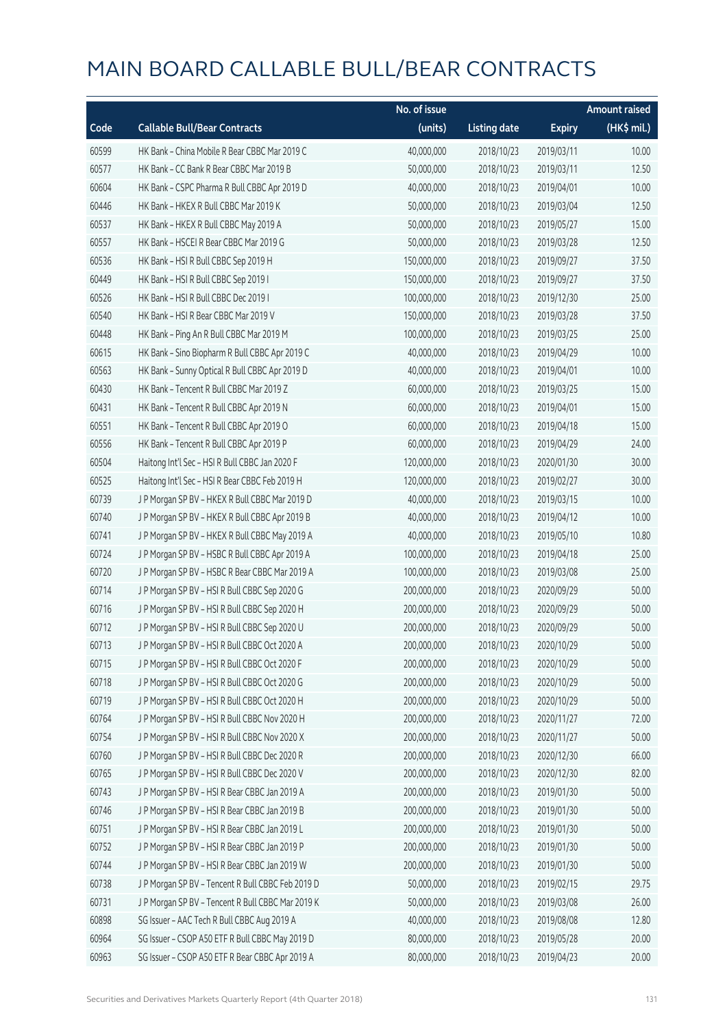# MAIN BOARD CALLABLE BULL/BEAR CONTRACTS

| Code | Callable Bull/Bear Contracts | No. of issue (units) | Listing date | Expiry | Amount raised (HK$ mil.) |
|---|---|---|---|---|---|
| 60599 | HK Bank – China Mobile R Bear CBBC Mar 2019 C | 40,000,000 | 2018/10/23 | 2019/03/11 | 10.00 |
| 60577 | HK Bank – CC Bank R Bear CBBC Mar 2019 B | 50,000,000 | 2018/10/23 | 2019/03/11 | 12.50 |
| 60604 | HK Bank – CSPC Pharma R Bull CBBC Apr 2019 D | 40,000,000 | 2018/10/23 | 2019/04/01 | 10.00 |
| 60446 | HK Bank – HKEX R Bull CBBC Mar 2019 K | 50,000,000 | 2018/10/23 | 2019/03/04 | 12.50 |
| 60537 | HK Bank – HKEX R Bull CBBC May 2019 A | 50,000,000 | 2018/10/23 | 2019/05/27 | 15.00 |
| 60557 | HK Bank – HSCEI R Bear CBBC Mar 2019 G | 50,000,000 | 2018/10/23 | 2019/03/28 | 12.50 |
| 60536 | HK Bank – HSI R Bull CBBC Sep 2019 H | 150,000,000 | 2018/10/23 | 2019/09/27 | 37.50 |
| 60449 | HK Bank – HSI R Bull CBBC Sep 2019 I | 150,000,000 | 2018/10/23 | 2019/09/27 | 37.50 |
| 60526 | HK Bank – HSI R Bull CBBC Dec 2019 I | 100,000,000 | 2018/10/23 | 2019/12/30 | 25.00 |
| 60540 | HK Bank – HSI R Bear CBBC Mar 2019 V | 150,000,000 | 2018/10/23 | 2019/03/28 | 37.50 |
| 60448 | HK Bank – Ping An R Bull CBBC Mar 2019 M | 100,000,000 | 2018/10/23 | 2019/03/25 | 25.00 |
| 60615 | HK Bank – Sino Biopharm R Bull CBBC Apr 2019 C | 40,000,000 | 2018/10/23 | 2019/04/29 | 10.00 |
| 60563 | HK Bank – Sunny Optical R Bull CBBC Apr 2019 D | 40,000,000 | 2018/10/23 | 2019/04/01 | 10.00 |
| 60430 | HK Bank – Tencent R Bull CBBC Mar 2019 Z | 60,000,000 | 2018/10/23 | 2019/03/25 | 15.00 |
| 60431 | HK Bank – Tencent R Bull CBBC Apr 2019 N | 60,000,000 | 2018/10/23 | 2019/04/01 | 15.00 |
| 60551 | HK Bank – Tencent R Bull CBBC Apr 2019 O | 60,000,000 | 2018/10/23 | 2019/04/18 | 15.00 |
| 60556 | HK Bank – Tencent R Bull CBBC Apr 2019 P | 60,000,000 | 2018/10/23 | 2019/04/29 | 24.00 |
| 60504 | Haitong Int'l Sec – HSI R Bull CBBC Jan 2020 F | 120,000,000 | 2018/10/23 | 2020/01/30 | 30.00 |
| 60525 | Haitong Int'l Sec – HSI R Bear CBBC Feb 2019 H | 120,000,000 | 2018/10/23 | 2019/02/27 | 30.00 |
| 60739 | J P Morgan SP BV – HKEX R Bull CBBC Mar 2019 D | 40,000,000 | 2018/10/23 | 2019/03/15 | 10.00 |
| 60740 | J P Morgan SP BV – HKEX R Bull CBBC Apr 2019 B | 40,000,000 | 2018/10/23 | 2019/04/12 | 10.00 |
| 60741 | J P Morgan SP BV – HKEX R Bull CBBC May 2019 A | 40,000,000 | 2018/10/23 | 2019/05/10 | 10.80 |
| 60724 | J P Morgan SP BV – HSBC R Bull CBBC Apr 2019 A | 100,000,000 | 2018/10/23 | 2019/04/18 | 25.00 |
| 60720 | J P Morgan SP BV – HSBC R Bear CBBC Mar 2019 A | 100,000,000 | 2018/10/23 | 2019/03/08 | 25.00 |
| 60714 | J P Morgan SP BV – HSI R Bull CBBC Sep 2020 G | 200,000,000 | 2018/10/23 | 2020/09/29 | 50.00 |
| 60716 | J P Morgan SP BV – HSI R Bull CBBC Sep 2020 H | 200,000,000 | 2018/10/23 | 2020/09/29 | 50.00 |
| 60712 | J P Morgan SP BV – HSI R Bull CBBC Sep 2020 U | 200,000,000 | 2018/10/23 | 2020/09/29 | 50.00 |
| 60713 | J P Morgan SP BV – HSI R Bull CBBC Oct 2020 A | 200,000,000 | 2018/10/23 | 2020/10/29 | 50.00 |
| 60715 | J P Morgan SP BV – HSI R Bull CBBC Oct 2020 F | 200,000,000 | 2018/10/23 | 2020/10/29 | 50.00 |
| 60718 | J P Morgan SP BV – HSI R Bull CBBC Oct 2020 G | 200,000,000 | 2018/10/23 | 2020/10/29 | 50.00 |
| 60719 | J P Morgan SP BV – HSI R Bull CBBC Oct 2020 H | 200,000,000 | 2018/10/23 | 2020/10/29 | 50.00 |
| 60764 | J P Morgan SP BV – HSI R Bull CBBC Nov 2020 H | 200,000,000 | 2018/10/23 | 2020/11/27 | 72.00 |
| 60754 | J P Morgan SP BV – HSI R Bull CBBC Nov 2020 X | 200,000,000 | 2018/10/23 | 2020/11/27 | 50.00 |
| 60760 | J P Morgan SP BV – HSI R Bull CBBC Dec 2020 R | 200,000,000 | 2018/10/23 | 2020/12/30 | 66.00 |
| 60765 | J P Morgan SP BV – HSI R Bull CBBC Dec 2020 V | 200,000,000 | 2018/10/23 | 2020/12/30 | 82.00 |
| 60743 | J P Morgan SP BV – HSI R Bear CBBC Jan 2019 A | 200,000,000 | 2018/10/23 | 2019/01/30 | 50.00 |
| 60746 | J P Morgan SP BV – HSI R Bear CBBC Jan 2019 B | 200,000,000 | 2018/10/23 | 2019/01/30 | 50.00 |
| 60751 | J P Morgan SP BV – HSI R Bear CBBC Jan 2019 L | 200,000,000 | 2018/10/23 | 2019/01/30 | 50.00 |
| 60752 | J P Morgan SP BV – HSI R Bear CBBC Jan 2019 P | 200,000,000 | 2018/10/23 | 2019/01/30 | 50.00 |
| 60744 | J P Morgan SP BV – HSI R Bear CBBC Jan 2019 W | 200,000,000 | 2018/10/23 | 2019/01/30 | 50.00 |
| 60738 | J P Morgan SP BV – Tencent R Bull CBBC Feb 2019 D | 50,000,000 | 2018/10/23 | 2019/02/15 | 29.75 |
| 60731 | J P Morgan SP BV – Tencent R Bull CBBC Mar 2019 K | 50,000,000 | 2018/10/23 | 2019/03/08 | 26.00 |
| 60898 | SG Issuer – AAC Tech R Bull CBBC Aug 2019 A | 40,000,000 | 2018/10/23 | 2019/08/08 | 12.80 |
| 60964 | SG Issuer – CSOP A50 ETF R Bull CBBC May 2019 D | 80,000,000 | 2018/10/23 | 2019/05/28 | 20.00 |
| 60963 | SG Issuer – CSOP A50 ETF R Bear CBBC Apr 2019 A | 80,000,000 | 2018/10/23 | 2019/04/23 | 20.00 |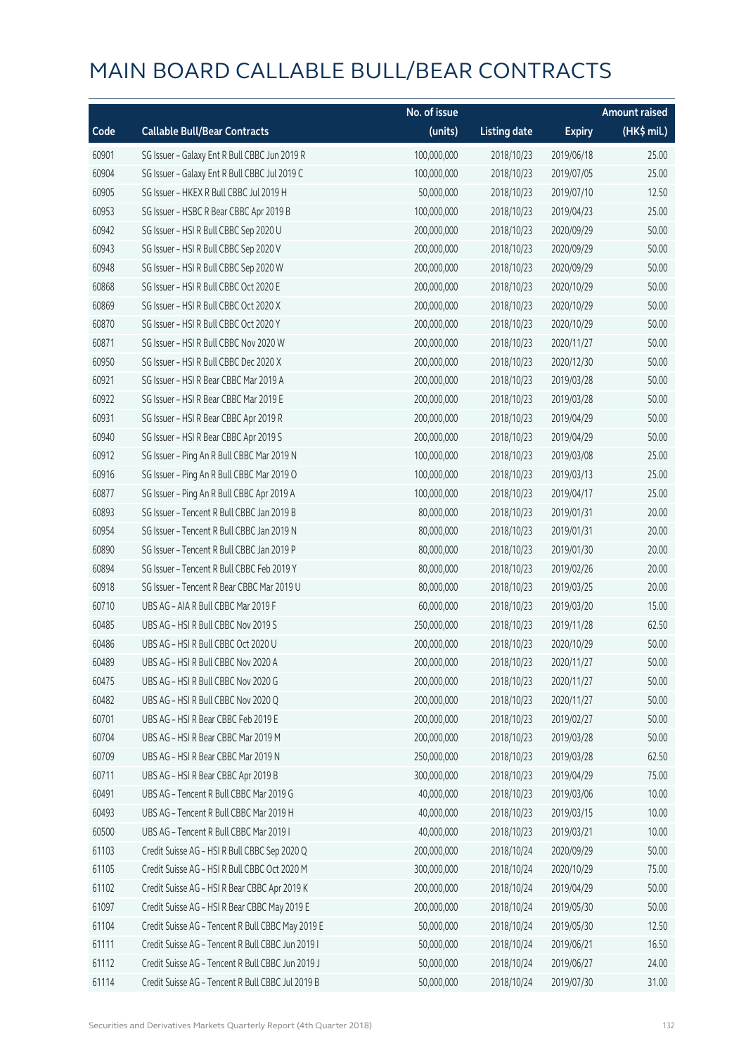# MAIN BOARD CALLABLE BULL/BEAR CONTRACTS

| Code | Callable Bull/Bear Contracts | No. of issue (units) | Listing date | Expiry | Amount raised (HK$ mil.) |
|---|---|---|---|---|---|
| 60901 | SG Issuer – Galaxy Ent R Bull CBBC Jun 2019 R | 100,000,000 | 2018/10/23 | 2019/06/18 | 25.00 |
| 60904 | SG Issuer – Galaxy Ent R Bull CBBC Jul 2019 C | 100,000,000 | 2018/10/23 | 2019/07/05 | 25.00 |
| 60905 | SG Issuer – HKEX R Bull CBBC Jul 2019 H | 50,000,000 | 2018/10/23 | 2019/07/10 | 12.50 |
| 60953 | SG Issuer – HSBC R Bear CBBC Apr 2019 B | 100,000,000 | 2018/10/23 | 2019/04/23 | 25.00 |
| 60942 | SG Issuer – HSI R Bull CBBC Sep 2020 U | 200,000,000 | 2018/10/23 | 2020/09/29 | 50.00 |
| 60943 | SG Issuer – HSI R Bull CBBC Sep 2020 V | 200,000,000 | 2018/10/23 | 2020/09/29 | 50.00 |
| 60948 | SG Issuer – HSI R Bull CBBC Sep 2020 W | 200,000,000 | 2018/10/23 | 2020/09/29 | 50.00 |
| 60868 | SG Issuer – HSI R Bull CBBC Oct 2020 E | 200,000,000 | 2018/10/23 | 2020/10/29 | 50.00 |
| 60869 | SG Issuer – HSI R Bull CBBC Oct 2020 X | 200,000,000 | 2018/10/23 | 2020/10/29 | 50.00 |
| 60870 | SG Issuer – HSI R Bull CBBC Oct 2020 Y | 200,000,000 | 2018/10/23 | 2020/10/29 | 50.00 |
| 60871 | SG Issuer – HSI R Bull CBBC Nov 2020 W | 200,000,000 | 2018/10/23 | 2020/11/27 | 50.00 |
| 60950 | SG Issuer – HSI R Bull CBBC Dec 2020 X | 200,000,000 | 2018/10/23 | 2020/12/30 | 50.00 |
| 60921 | SG Issuer – HSI R Bear CBBC Mar 2019 A | 200,000,000 | 2018/10/23 | 2019/03/28 | 50.00 |
| 60922 | SG Issuer – HSI R Bear CBBC Mar 2019 E | 200,000,000 | 2018/10/23 | 2019/03/28 | 50.00 |
| 60931 | SG Issuer – HSI R Bear CBBC Apr 2019 R | 200,000,000 | 2018/10/23 | 2019/04/29 | 50.00 |
| 60940 | SG Issuer – HSI R Bear CBBC Apr 2019 S | 200,000,000 | 2018/10/23 | 2019/04/29 | 50.00 |
| 60912 | SG Issuer – Ping An R Bull CBBC Mar 2019 N | 100,000,000 | 2018/10/23 | 2019/03/08 | 25.00 |
| 60916 | SG Issuer – Ping An R Bull CBBC Mar 2019 O | 100,000,000 | 2018/10/23 | 2019/03/13 | 25.00 |
| 60877 | SG Issuer – Ping An R Bull CBBC Apr 2019 A | 100,000,000 | 2018/10/23 | 2019/04/17 | 25.00 |
| 60893 | SG Issuer – Tencent R Bull CBBC Jan 2019 B | 80,000,000 | 2018/10/23 | 2019/01/31 | 20.00 |
| 60954 | SG Issuer – Tencent R Bull CBBC Jan 2019 N | 80,000,000 | 2018/10/23 | 2019/01/31 | 20.00 |
| 60890 | SG Issuer – Tencent R Bull CBBC Jan 2019 P | 80,000,000 | 2018/10/23 | 2019/01/30 | 20.00 |
| 60894 | SG Issuer – Tencent R Bull CBBC Feb 2019 Y | 80,000,000 | 2018/10/23 | 2019/02/26 | 20.00 |
| 60918 | SG Issuer – Tencent R Bear CBBC Mar 2019 U | 80,000,000 | 2018/10/23 | 2019/03/25 | 20.00 |
| 60710 | UBS AG – AIA R Bull CBBC Mar 2019 F | 60,000,000 | 2018/10/23 | 2019/03/20 | 15.00 |
| 60485 | UBS AG – HSI R Bull CBBC Nov 2019 S | 250,000,000 | 2018/10/23 | 2019/11/28 | 62.50 |
| 60486 | UBS AG – HSI R Bull CBBC Oct 2020 U | 200,000,000 | 2018/10/23 | 2020/10/29 | 50.00 |
| 60489 | UBS AG – HSI R Bull CBBC Nov 2020 A | 200,000,000 | 2018/10/23 | 2020/11/27 | 50.00 |
| 60475 | UBS AG – HSI R Bull CBBC Nov 2020 G | 200,000,000 | 2018/10/23 | 2020/11/27 | 50.00 |
| 60482 | UBS AG – HSI R Bull CBBC Nov 2020 Q | 200,000,000 | 2018/10/23 | 2020/11/27 | 50.00 |
| 60701 | UBS AG – HSI R Bear CBBC Feb 2019 E | 200,000,000 | 2018/10/23 | 2019/02/27 | 50.00 |
| 60704 | UBS AG – HSI R Bear CBBC Mar 2019 M | 200,000,000 | 2018/10/23 | 2019/03/28 | 50.00 |
| 60709 | UBS AG – HSI R Bear CBBC Mar 2019 N | 250,000,000 | 2018/10/23 | 2019/03/28 | 62.50 |
| 60711 | UBS AG – HSI R Bear CBBC Apr 2019 B | 300,000,000 | 2018/10/23 | 2019/04/29 | 75.00 |
| 60491 | UBS AG – Tencent R Bull CBBC Mar 2019 G | 40,000,000 | 2018/10/23 | 2019/03/06 | 10.00 |
| 60493 | UBS AG – Tencent R Bull CBBC Mar 2019 H | 40,000,000 | 2018/10/23 | 2019/03/15 | 10.00 |
| 60500 | UBS AG – Tencent R Bull CBBC Mar 2019 I | 40,000,000 | 2018/10/23 | 2019/03/21 | 10.00 |
| 61103 | Credit Suisse AG – HSI R Bull CBBC Sep 2020 Q | 200,000,000 | 2018/10/24 | 2020/09/29 | 50.00 |
| 61105 | Credit Suisse AG – HSI R Bull CBBC Oct 2020 M | 300,000,000 | 2018/10/24 | 2020/10/29 | 75.00 |
| 61102 | Credit Suisse AG – HSI R Bear CBBC Apr 2019 K | 200,000,000 | 2018/10/24 | 2019/04/29 | 50.00 |
| 61097 | Credit Suisse AG – HSI R Bear CBBC May 2019 E | 200,000,000 | 2018/10/24 | 2019/05/30 | 50.00 |
| 61104 | Credit Suisse AG – Tencent R Bull CBBC May 2019 E | 50,000,000 | 2018/10/24 | 2019/05/30 | 12.50 |
| 61111 | Credit Suisse AG – Tencent R Bull CBBC Jun 2019 I | 50,000,000 | 2018/10/24 | 2019/06/21 | 16.50 |
| 61112 | Credit Suisse AG – Tencent R Bull CBBC Jun 2019 J | 50,000,000 | 2018/10/24 | 2019/06/27 | 24.00 |
| 61114 | Credit Suisse AG – Tencent R Bull CBBC Jul 2019 B | 50,000,000 | 2018/10/24 | 2019/07/30 | 31.00 |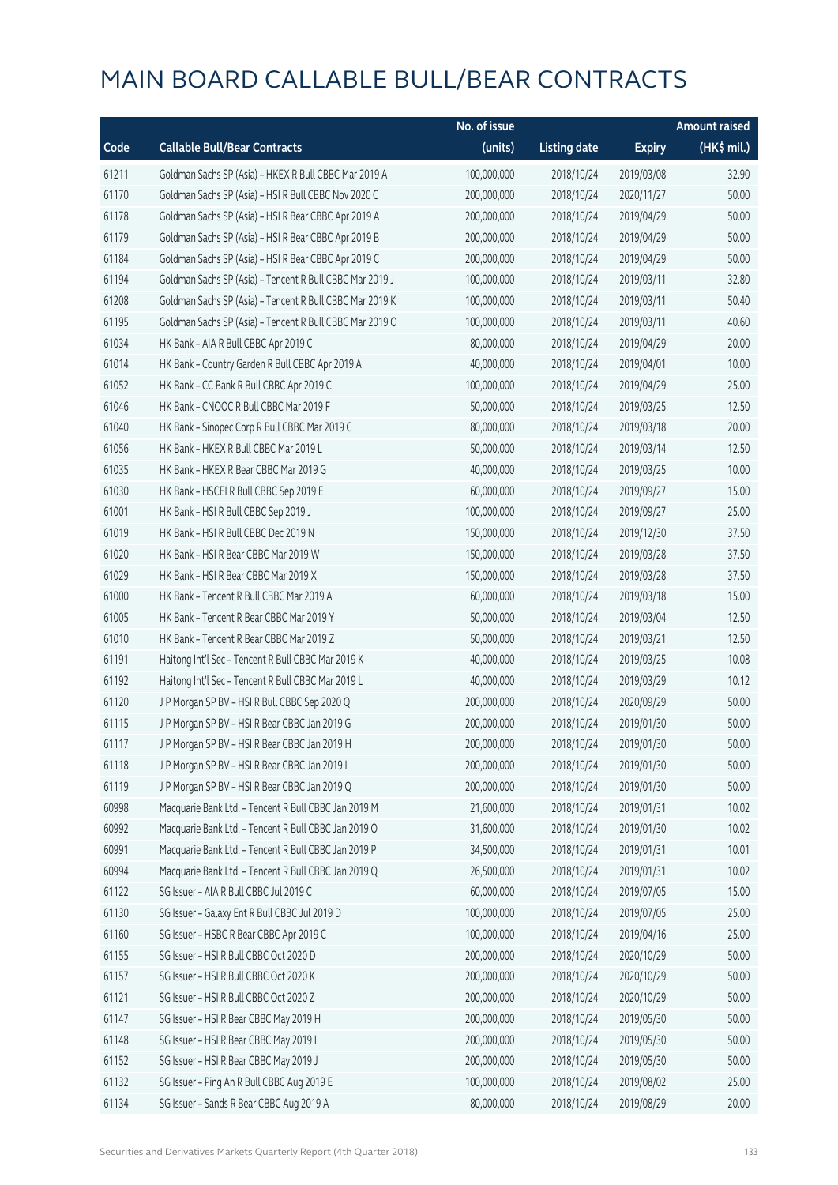# MAIN BOARD CALLABLE BULL/BEAR CONTRACTS

| Code | Callable Bull/Bear Contracts | No. of issue (units) | Listing date | Expiry | Amount raised (HK$ mil.) |
|---|---|---|---|---|---|
| 61211 | Goldman Sachs SP (Asia) – HKEX R Bull CBBC Mar 2019 A | 100,000,000 | 2018/10/24 | 2019/03/08 | 32.90 |
| 61170 | Goldman Sachs SP (Asia) – HSI R Bull CBBC Nov 2020 C | 200,000,000 | 2018/10/24 | 2020/11/27 | 50.00 |
| 61178 | Goldman Sachs SP (Asia) – HSI R Bear CBBC Apr 2019 A | 200,000,000 | 2018/10/24 | 2019/04/29 | 50.00 |
| 61179 | Goldman Sachs SP (Asia) – HSI R Bear CBBC Apr 2019 B | 200,000,000 | 2018/10/24 | 2019/04/29 | 50.00 |
| 61184 | Goldman Sachs SP (Asia) – HSI R Bear CBBC Apr 2019 C | 200,000,000 | 2018/10/24 | 2019/04/29 | 50.00 |
| 61194 | Goldman Sachs SP (Asia) – Tencent R Bull CBBC Mar 2019 J | 100,000,000 | 2018/10/24 | 2019/03/11 | 32.80 |
| 61208 | Goldman Sachs SP (Asia) – Tencent R Bull CBBC Mar 2019 K | 100,000,000 | 2018/10/24 | 2019/03/11 | 50.40 |
| 61195 | Goldman Sachs SP (Asia) – Tencent R Bull CBBC Mar 2019 O | 100,000,000 | 2018/10/24 | 2019/03/11 | 40.60 |
| 61034 | HK Bank – AIA R Bull CBBC Apr 2019 C | 80,000,000 | 2018/10/24 | 2019/04/29 | 20.00 |
| 61014 | HK Bank – Country Garden R Bull CBBC Apr 2019 A | 40,000,000 | 2018/10/24 | 2019/04/01 | 10.00 |
| 61052 | HK Bank – CC Bank R Bull CBBC Apr 2019 C | 100,000,000 | 2018/10/24 | 2019/04/29 | 25.00 |
| 61046 | HK Bank – CNOOC R Bull CBBC Mar 2019 F | 50,000,000 | 2018/10/24 | 2019/03/25 | 12.50 |
| 61040 | HK Bank – Sinopec Corp R Bull CBBC Mar 2019 C | 80,000,000 | 2018/10/24 | 2019/03/18 | 20.00 |
| 61056 | HK Bank – HKEX R Bull CBBC Mar 2019 L | 50,000,000 | 2018/10/24 | 2019/03/14 | 12.50 |
| 61035 | HK Bank – HKEX R Bear CBBC Mar 2019 G | 40,000,000 | 2018/10/24 | 2019/03/25 | 10.00 |
| 61030 | HK Bank – HSCEI R Bull CBBC Sep 2019 E | 60,000,000 | 2018/10/24 | 2019/09/27 | 15.00 |
| 61001 | HK Bank – HSI R Bull CBBC Sep 2019 J | 100,000,000 | 2018/10/24 | 2019/09/27 | 25.00 |
| 61019 | HK Bank – HSI R Bull CBBC Dec 2019 N | 150,000,000 | 2018/10/24 | 2019/12/30 | 37.50 |
| 61020 | HK Bank – HSI R Bear CBBC Mar 2019 W | 150,000,000 | 2018/10/24 | 2019/03/28 | 37.50 |
| 61029 | HK Bank – HSI R Bear CBBC Mar 2019 X | 150,000,000 | 2018/10/24 | 2019/03/28 | 37.50 |
| 61000 | HK Bank – Tencent R Bull CBBC Mar 2019 A | 60,000,000 | 2018/10/24 | 2019/03/18 | 15.00 |
| 61005 | HK Bank – Tencent R Bear CBBC Mar 2019 Y | 50,000,000 | 2018/10/24 | 2019/03/04 | 12.50 |
| 61010 | HK Bank – Tencent R Bear CBBC Mar 2019 Z | 50,000,000 | 2018/10/24 | 2019/03/21 | 12.50 |
| 61191 | Haitong Int'l Sec – Tencent R Bull CBBC Mar 2019 K | 40,000,000 | 2018/10/24 | 2019/03/25 | 10.08 |
| 61192 | Haitong Int'l Sec – Tencent R Bull CBBC Mar 2019 L | 40,000,000 | 2018/10/24 | 2019/03/29 | 10.12 |
| 61120 | J P Morgan SP BV – HSI R Bull CBBC Sep 2020 Q | 200,000,000 | 2018/10/24 | 2020/09/29 | 50.00 |
| 61115 | J P Morgan SP BV – HSI R Bear CBBC Jan 2019 G | 200,000,000 | 2018/10/24 | 2019/01/30 | 50.00 |
| 61117 | J P Morgan SP BV – HSI R Bear CBBC Jan 2019 H | 200,000,000 | 2018/10/24 | 2019/01/30 | 50.00 |
| 61118 | J P Morgan SP BV – HSI R Bear CBBC Jan 2019 I | 200,000,000 | 2018/10/24 | 2019/01/30 | 50.00 |
| 61119 | J P Morgan SP BV – HSI R Bear CBBC Jan 2019 Q | 200,000,000 | 2018/10/24 | 2019/01/30 | 50.00 |
| 60998 | Macquarie Bank Ltd. – Tencent R Bull CBBC Jan 2019 M | 21,600,000 | 2018/10/24 | 2019/01/31 | 10.02 |
| 60992 | Macquarie Bank Ltd. – Tencent R Bull CBBC Jan 2019 O | 31,600,000 | 2018/10/24 | 2019/01/30 | 10.02 |
| 60991 | Macquarie Bank Ltd. – Tencent R Bull CBBC Jan 2019 P | 34,500,000 | 2018/10/24 | 2019/01/31 | 10.01 |
| 60994 | Macquarie Bank Ltd. – Tencent R Bull CBBC Jan 2019 Q | 26,500,000 | 2018/10/24 | 2019/01/31 | 10.02 |
| 61122 | SG Issuer – AIA R Bull CBBC Jul 2019 C | 60,000,000 | 2018/10/24 | 2019/07/05 | 15.00 |
| 61130 | SG Issuer – Galaxy Ent R Bull CBBC Jul 2019 D | 100,000,000 | 2018/10/24 | 2019/07/05 | 25.00 |
| 61160 | SG Issuer – HSBC R Bear CBBC Apr 2019 C | 100,000,000 | 2018/10/24 | 2019/04/16 | 25.00 |
| 61155 | SG Issuer – HSI R Bull CBBC Oct 2020 D | 200,000,000 | 2018/10/24 | 2020/10/29 | 50.00 |
| 61157 | SG Issuer – HSI R Bull CBBC Oct 2020 K | 200,000,000 | 2018/10/24 | 2020/10/29 | 50.00 |
| 61121 | SG Issuer – HSI R Bull CBBC Oct 2020 Z | 200,000,000 | 2018/10/24 | 2020/10/29 | 50.00 |
| 61147 | SG Issuer – HSI R Bear CBBC May 2019 H | 200,000,000 | 2018/10/24 | 2019/05/30 | 50.00 |
| 61148 | SG Issuer – HSI R Bear CBBC May 2019 I | 200,000,000 | 2018/10/24 | 2019/05/30 | 50.00 |
| 61152 | SG Issuer – HSI R Bear CBBC May 2019 J | 200,000,000 | 2018/10/24 | 2019/05/30 | 50.00 |
| 61132 | SG Issuer – Ping An R Bull CBBC Aug 2019 E | 100,000,000 | 2018/10/24 | 2019/08/02 | 25.00 |
| 61134 | SG Issuer – Sands R Bear CBBC Aug 2019 A | 80,000,000 | 2018/10/24 | 2019/08/29 | 20.00 |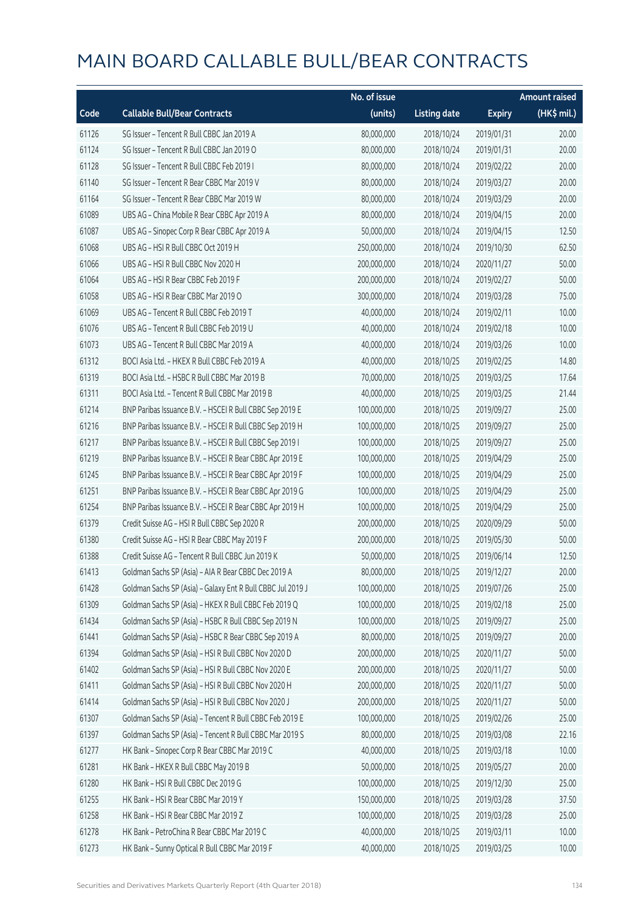# MAIN BOARD CALLABLE BULL/BEAR CONTRACTS

| Code | Callable Bull/Bear Contracts | No. of issue (units) | Listing date | Expiry | Amount raised (HK$ mil.) |
|---|---|---|---|---|---|
| 61126 | SG Issuer – Tencent R Bull CBBC Jan 2019 A | 80,000,000 | 2018/10/24 | 2019/01/31 | 20.00 |
| 61124 | SG Issuer – Tencent R Bull CBBC Jan 2019 O | 80,000,000 | 2018/10/24 | 2019/01/31 | 20.00 |
| 61128 | SG Issuer – Tencent R Bull CBBC Feb 2019 I | 80,000,000 | 2018/10/24 | 2019/02/22 | 20.00 |
| 61140 | SG Issuer – Tencent R Bear CBBC Mar 2019 V | 80,000,000 | 2018/10/24 | 2019/03/27 | 20.00 |
| 61164 | SG Issuer – Tencent R Bear CBBC Mar 2019 W | 80,000,000 | 2018/10/24 | 2019/03/29 | 20.00 |
| 61089 | UBS AG – China Mobile R Bear CBBC Apr 2019 A | 80,000,000 | 2018/10/24 | 2019/04/15 | 20.00 |
| 61087 | UBS AG – Sinopec Corp R Bear CBBC Apr 2019 A | 50,000,000 | 2018/10/24 | 2019/04/15 | 12.50 |
| 61068 | UBS AG – HSI R Bull CBBC Oct 2019 H | 250,000,000 | 2018/10/24 | 2019/10/30 | 62.50 |
| 61066 | UBS AG – HSI R Bull CBBC Nov 2020 H | 200,000,000 | 2018/10/24 | 2020/11/27 | 50.00 |
| 61064 | UBS AG – HSI R Bear CBBC Feb 2019 F | 200,000,000 | 2018/10/24 | 2019/02/27 | 50.00 |
| 61058 | UBS AG – HSI R Bear CBBC Mar 2019 O | 300,000,000 | 2018/10/24 | 2019/03/28 | 75.00 |
| 61069 | UBS AG – Tencent R Bull CBBC Feb 2019 T | 40,000,000 | 2018/10/24 | 2019/02/11 | 10.00 |
| 61076 | UBS AG – Tencent R Bull CBBC Feb 2019 U | 40,000,000 | 2018/10/24 | 2019/02/18 | 10.00 |
| 61073 | UBS AG – Tencent R Bull CBBC Mar 2019 A | 40,000,000 | 2018/10/24 | 2019/03/26 | 10.00 |
| 61312 | BOCI Asia Ltd. – HKEX R Bull CBBC Feb 2019 A | 40,000,000 | 2018/10/25 | 2019/02/25 | 14.80 |
| 61319 | BOCI Asia Ltd. – HSBC R Bull CBBC Mar 2019 B | 70,000,000 | 2018/10/25 | 2019/03/25 | 17.64 |
| 61311 | BOCI Asia Ltd. – Tencent R Bull CBBC Mar 2019 B | 40,000,000 | 2018/10/25 | 2019/03/25 | 21.44 |
| 61214 | BNP Paribas Issuance B.V. – HSCEI R Bull CBBC Sep 2019 E | 100,000,000 | 2018/10/25 | 2019/09/27 | 25.00 |
| 61216 | BNP Paribas Issuance B.V. – HSCEI R Bull CBBC Sep 2019 H | 100,000,000 | 2018/10/25 | 2019/09/27 | 25.00 |
| 61217 | BNP Paribas Issuance B.V. – HSCEI R Bull CBBC Sep 2019 I | 100,000,000 | 2018/10/25 | 2019/09/27 | 25.00 |
| 61219 | BNP Paribas Issuance B.V. – HSCEI R Bear CBBC Apr 2019 E | 100,000,000 | 2018/10/25 | 2019/04/29 | 25.00 |
| 61245 | BNP Paribas Issuance B.V. – HSCEI R Bear CBBC Apr 2019 F | 100,000,000 | 2018/10/25 | 2019/04/29 | 25.00 |
| 61251 | BNP Paribas Issuance B.V. – HSCEI R Bear CBBC Apr 2019 G | 100,000,000 | 2018/10/25 | 2019/04/29 | 25.00 |
| 61254 | BNP Paribas Issuance B.V. – HSCEI R Bear CBBC Apr 2019 H | 100,000,000 | 2018/10/25 | 2019/04/29 | 25.00 |
| 61379 | Credit Suisse AG – HSI R Bull CBBC Sep 2020 R | 200,000,000 | 2018/10/25 | 2020/09/29 | 50.00 |
| 61380 | Credit Suisse AG – HSI R Bear CBBC May 2019 F | 200,000,000 | 2018/10/25 | 2019/05/30 | 50.00 |
| 61388 | Credit Suisse AG – Tencent R Bull CBBC Jun 2019 K | 50,000,000 | 2018/10/25 | 2019/06/14 | 12.50 |
| 61413 | Goldman Sachs SP (Asia) – AIA R Bear CBBC Dec 2019 A | 80,000,000 | 2018/10/25 | 2019/12/27 | 20.00 |
| 61428 | Goldman Sachs SP (Asia) – Galaxy Ent R Bull CBBC Jul 2019 J | 100,000,000 | 2018/10/25 | 2019/07/26 | 25.00 |
| 61309 | Goldman Sachs SP (Asia) – HKEX R Bull CBBC Feb 2019 Q | 100,000,000 | 2018/10/25 | 2019/02/18 | 25.00 |
| 61434 | Goldman Sachs SP (Asia) – HSBC R Bull CBBC Sep 2019 N | 100,000,000 | 2018/10/25 | 2019/09/27 | 25.00 |
| 61441 | Goldman Sachs SP (Asia) – HSBC R Bear CBBC Sep 2019 A | 80,000,000 | 2018/10/25 | 2019/09/27 | 20.00 |
| 61394 | Goldman Sachs SP (Asia) – HSI R Bull CBBC Nov 2020 D | 200,000,000 | 2018/10/25 | 2020/11/27 | 50.00 |
| 61402 | Goldman Sachs SP (Asia) – HSI R Bull CBBC Nov 2020 E | 200,000,000 | 2018/10/25 | 2020/11/27 | 50.00 |
| 61411 | Goldman Sachs SP (Asia) – HSI R Bull CBBC Nov 2020 H | 200,000,000 | 2018/10/25 | 2020/11/27 | 50.00 |
| 61414 | Goldman Sachs SP (Asia) – HSI R Bull CBBC Nov 2020 J | 200,000,000 | 2018/10/25 | 2020/11/27 | 50.00 |
| 61307 | Goldman Sachs SP (Asia) – Tencent R Bull CBBC Feb 2019 E | 100,000,000 | 2018/10/25 | 2019/02/26 | 25.00 |
| 61397 | Goldman Sachs SP (Asia) – Tencent R Bull CBBC Mar 2019 S | 80,000,000 | 2018/10/25 | 2019/03/08 | 22.16 |
| 61277 | HK Bank – Sinopec Corp R Bear CBBC Mar 2019 C | 40,000,000 | 2018/10/25 | 2019/03/18 | 10.00 |
| 61281 | HK Bank – HKEX R Bull CBBC May 2019 B | 50,000,000 | 2018/10/25 | 2019/05/27 | 20.00 |
| 61280 | HK Bank – HSI R Bull CBBC Dec 2019 G | 100,000,000 | 2018/10/25 | 2019/12/30 | 25.00 |
| 61255 | HK Bank – HSI R Bear CBBC Mar 2019 Y | 150,000,000 | 2018/10/25 | 2019/03/28 | 37.50 |
| 61258 | HK Bank – HSI R Bear CBBC Mar 2019 Z | 100,000,000 | 2018/10/25 | 2019/03/28 | 25.00 |
| 61278 | HK Bank – PetroChina R Bear CBBC Mar 2019 C | 40,000,000 | 2018/10/25 | 2019/03/11 | 10.00 |
| 61273 | HK Bank – Sunny Optical R Bull CBBC Mar 2019 F | 40,000,000 | 2018/10/25 | 2019/03/25 | 10.00 |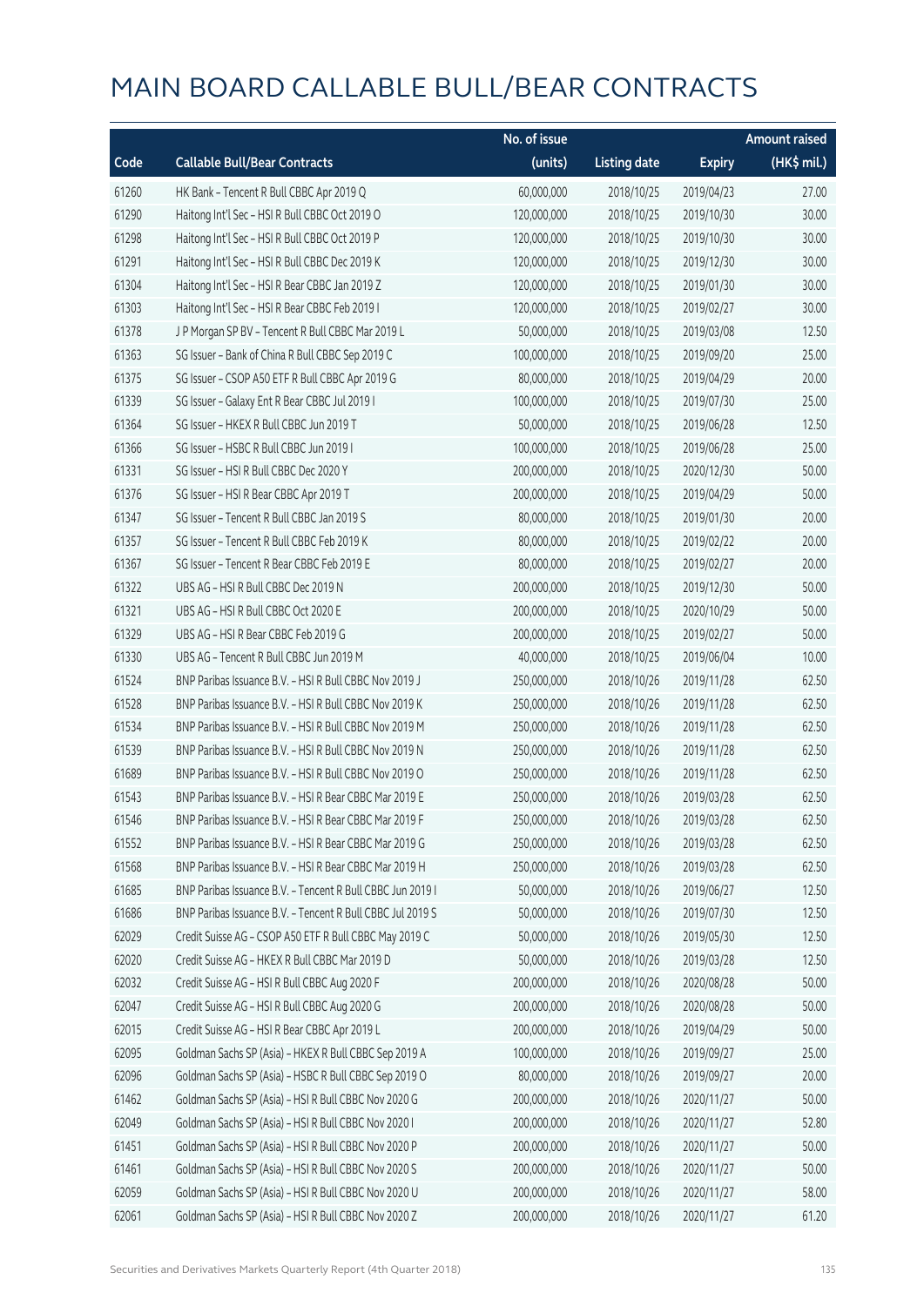# MAIN BOARD CALLABLE BULL/BEAR CONTRACTS

| Code | Callable Bull/Bear Contracts | No. of issue (units) | Listing date | Expiry | Amount raised (HK$ mil.) |
|---|---|---|---|---|---|
| 61260 | HK Bank – Tencent R Bull CBBC Apr 2019 Q | 60,000,000 | 2018/10/25 | 2019/04/23 | 27.00 |
| 61290 | Haitong Int'l Sec – HSI R Bull CBBC Oct 2019 O | 120,000,000 | 2018/10/25 | 2019/10/30 | 30.00 |
| 61298 | Haitong Int'l Sec – HSI R Bull CBBC Oct 2019 P | 120,000,000 | 2018/10/25 | 2019/10/30 | 30.00 |
| 61291 | Haitong Int'l Sec – HSI R Bull CBBC Dec 2019 K | 120,000,000 | 2018/10/25 | 2019/12/30 | 30.00 |
| 61304 | Haitong Int'l Sec – HSI R Bear CBBC Jan 2019 Z | 120,000,000 | 2018/10/25 | 2019/01/30 | 30.00 |
| 61303 | Haitong Int'l Sec – HSI R Bear CBBC Feb 2019 I | 120,000,000 | 2018/10/25 | 2019/02/27 | 30.00 |
| 61378 | J P Morgan SP BV – Tencent R Bull CBBC Mar 2019 L | 50,000,000 | 2018/10/25 | 2019/03/08 | 12.50 |
| 61363 | SG Issuer – Bank of China R Bull CBBC Sep 2019 C | 100,000,000 | 2018/10/25 | 2019/09/20 | 25.00 |
| 61375 | SG Issuer – CSOP A50 ETF R Bull CBBC Apr 2019 G | 80,000,000 | 2018/10/25 | 2019/04/29 | 20.00 |
| 61339 | SG Issuer – Galaxy Ent R Bear CBBC Jul 2019 I | 100,000,000 | 2018/10/25 | 2019/07/30 | 25.00 |
| 61364 | SG Issuer – HKEX R Bull CBBC Jun 2019 T | 50,000,000 | 2018/10/25 | 2019/06/28 | 12.50 |
| 61366 | SG Issuer – HSBC R Bull CBBC Jun 2019 I | 100,000,000 | 2018/10/25 | 2019/06/28 | 25.00 |
| 61331 | SG Issuer – HSI R Bull CBBC Dec 2020 Y | 200,000,000 | 2018/10/25 | 2020/12/30 | 50.00 |
| 61376 | SG Issuer – HSI R Bear CBBC Apr 2019 T | 200,000,000 | 2018/10/25 | 2019/04/29 | 50.00 |
| 61347 | SG Issuer – Tencent R Bull CBBC Jan 2019 S | 80,000,000 | 2018/10/25 | 2019/01/30 | 20.00 |
| 61357 | SG Issuer – Tencent R Bull CBBC Feb 2019 K | 80,000,000 | 2018/10/25 | 2019/02/22 | 20.00 |
| 61367 | SG Issuer – Tencent R Bear CBBC Feb 2019 E | 80,000,000 | 2018/10/25 | 2019/02/27 | 20.00 |
| 61322 | UBS AG – HSI R Bull CBBC Dec 2019 N | 200,000,000 | 2018/10/25 | 2019/12/30 | 50.00 |
| 61321 | UBS AG – HSI R Bull CBBC Oct 2020 E | 200,000,000 | 2018/10/25 | 2020/10/29 | 50.00 |
| 61329 | UBS AG – HSI R Bear CBBC Feb 2019 G | 200,000,000 | 2018/10/25 | 2019/02/27 | 50.00 |
| 61330 | UBS AG – Tencent R Bull CBBC Jun 2019 M | 40,000,000 | 2018/10/25 | 2019/06/04 | 10.00 |
| 61524 | BNP Paribas Issuance B.V. – HSI R Bull CBBC Nov 2019 J | 250,000,000 | 2018/10/26 | 2019/11/28 | 62.50 |
| 61528 | BNP Paribas Issuance B.V. – HSI R Bull CBBC Nov 2019 K | 250,000,000 | 2018/10/26 | 2019/11/28 | 62.50 |
| 61534 | BNP Paribas Issuance B.V. – HSI R Bull CBBC Nov 2019 M | 250,000,000 | 2018/10/26 | 2019/11/28 | 62.50 |
| 61539 | BNP Paribas Issuance B.V. – HSI R Bull CBBC Nov 2019 N | 250,000,000 | 2018/10/26 | 2019/11/28 | 62.50 |
| 61689 | BNP Paribas Issuance B.V. – HSI R Bull CBBC Nov 2019 O | 250,000,000 | 2018/10/26 | 2019/11/28 | 62.50 |
| 61543 | BNP Paribas Issuance B.V. – HSI R Bear CBBC Mar 2019 E | 250,000,000 | 2018/10/26 | 2019/03/28 | 62.50 |
| 61546 | BNP Paribas Issuance B.V. – HSI R Bear CBBC Mar 2019 F | 250,000,000 | 2018/10/26 | 2019/03/28 | 62.50 |
| 61552 | BNP Paribas Issuance B.V. – HSI R Bear CBBC Mar 2019 G | 250,000,000 | 2018/10/26 | 2019/03/28 | 62.50 |
| 61568 | BNP Paribas Issuance B.V. – HSI R Bear CBBC Mar 2019 H | 250,000,000 | 2018/10/26 | 2019/03/28 | 62.50 |
| 61685 | BNP Paribas Issuance B.V. – Tencent R Bull CBBC Jun 2019 I | 50,000,000 | 2018/10/26 | 2019/06/27 | 12.50 |
| 61686 | BNP Paribas Issuance B.V. – Tencent R Bull CBBC Jul 2019 S | 50,000,000 | 2018/10/26 | 2019/07/30 | 12.50 |
| 62029 | Credit Suisse AG – CSOP A50 ETF R Bull CBBC May 2019 C | 50,000,000 | 2018/10/26 | 2019/05/30 | 12.50 |
| 62020 | Credit Suisse AG – HKEX R Bull CBBC Mar 2019 D | 50,000,000 | 2018/10/26 | 2019/03/28 | 12.50 |
| 62032 | Credit Suisse AG – HSI R Bull CBBC Aug 2020 F | 200,000,000 | 2018/10/26 | 2020/08/28 | 50.00 |
| 62047 | Credit Suisse AG – HSI R Bull CBBC Aug 2020 G | 200,000,000 | 2018/10/26 | 2020/08/28 | 50.00 |
| 62015 | Credit Suisse AG – HSI R Bear CBBC Apr 2019 L | 200,000,000 | 2018/10/26 | 2019/04/29 | 50.00 |
| 62095 | Goldman Sachs SP (Asia) – HKEX R Bull CBBC Sep 2019 A | 100,000,000 | 2018/10/26 | 2019/09/27 | 25.00 |
| 62096 | Goldman Sachs SP (Asia) – HSBC R Bull CBBC Sep 2019 O | 80,000,000 | 2018/10/26 | 2019/09/27 | 20.00 |
| 61462 | Goldman Sachs SP (Asia) – HSI R Bull CBBC Nov 2020 G | 200,000,000 | 2018/10/26 | 2020/11/27 | 50.00 |
| 62049 | Goldman Sachs SP (Asia) – HSI R Bull CBBC Nov 2020 I | 200,000,000 | 2018/10/26 | 2020/11/27 | 52.80 |
| 61451 | Goldman Sachs SP (Asia) – HSI R Bull CBBC Nov 2020 P | 200,000,000 | 2018/10/26 | 2020/11/27 | 50.00 |
| 61461 | Goldman Sachs SP (Asia) – HSI R Bull CBBC Nov 2020 S | 200,000,000 | 2018/10/26 | 2020/11/27 | 50.00 |
| 62059 | Goldman Sachs SP (Asia) – HSI R Bull CBBC Nov 2020 U | 200,000,000 | 2018/10/26 | 2020/11/27 | 58.00 |
| 62061 | Goldman Sachs SP (Asia) – HSI R Bull CBBC Nov 2020 Z | 200,000,000 | 2018/10/26 | 2020/11/27 | 61.20 |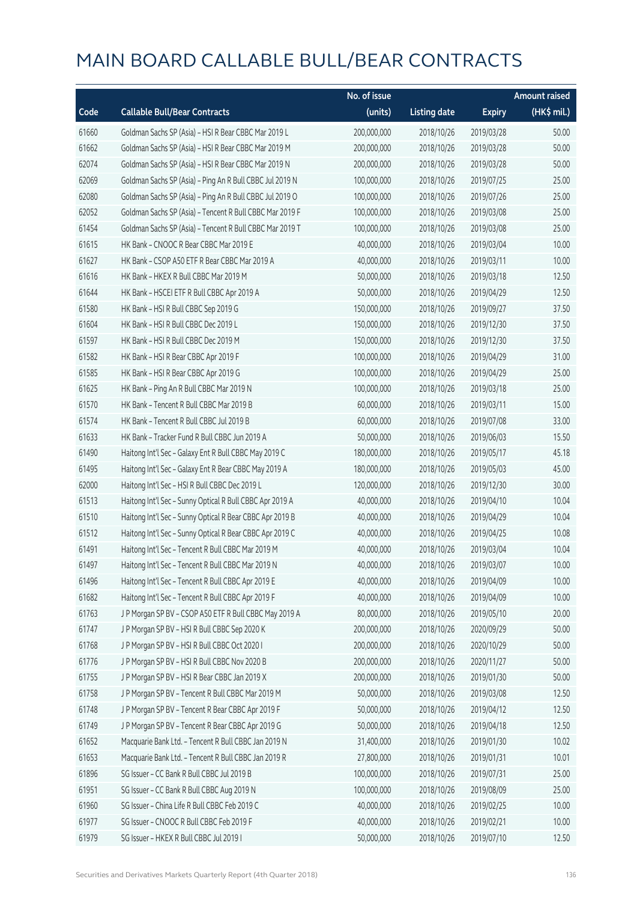# MAIN BOARD CALLABLE BULL/BEAR CONTRACTS

| Code | Callable Bull/Bear Contracts | No. of issue (units) | Listing date | Expiry | Amount raised (HK$ mil.) |
|---|---|---|---|---|---|
| 61660 | Goldman Sachs SP (Asia) - HSI R Bear CBBC Mar 2019 L | 200,000,000 | 2018/10/26 | 2019/03/28 | 50.00 |
| 61662 | Goldman Sachs SP (Asia) - HSI R Bear CBBC Mar 2019 M | 200,000,000 | 2018/10/26 | 2019/03/28 | 50.00 |
| 62074 | Goldman Sachs SP (Asia) - HSI R Bear CBBC Mar 2019 N | 200,000,000 | 2018/10/26 | 2019/03/28 | 50.00 |
| 62069 | Goldman Sachs SP (Asia) - Ping An R Bull CBBC Jul 2019 N | 100,000,000 | 2018/10/26 | 2019/07/25 | 25.00 |
| 62080 | Goldman Sachs SP (Asia) - Ping An R Bull CBBC Jul 2019 O | 100,000,000 | 2018/10/26 | 2019/07/26 | 25.00 |
| 62052 | Goldman Sachs SP (Asia) - Tencent R Bull CBBC Mar 2019 F | 100,000,000 | 2018/10/26 | 2019/03/08 | 25.00 |
| 61454 | Goldman Sachs SP (Asia) - Tencent R Bull CBBC Mar 2019 T | 100,000,000 | 2018/10/26 | 2019/03/08 | 25.00 |
| 61615 | HK Bank - CNOOC R Bear CBBC Mar 2019 E | 40,000,000 | 2018/10/26 | 2019/03/04 | 10.00 |
| 61627 | HK Bank - CSOP A50 ETF R Bear CBBC Mar 2019 A | 40,000,000 | 2018/10/26 | 2019/03/11 | 10.00 |
| 61616 | HK Bank - HKEX R Bull CBBC Mar 2019 M | 50,000,000 | 2018/10/26 | 2019/03/18 | 12.50 |
| 61644 | HK Bank - HSCEI ETF R Bull CBBC Apr 2019 A | 50,000,000 | 2018/10/26 | 2019/04/29 | 12.50 |
| 61580 | HK Bank - HSI R Bull CBBC Sep 2019 G | 150,000,000 | 2018/10/26 | 2019/09/27 | 37.50 |
| 61604 | HK Bank - HSI R Bull CBBC Dec 2019 L | 150,000,000 | 2018/10/26 | 2019/12/30 | 37.50 |
| 61597 | HK Bank - HSI R Bull CBBC Dec 2019 M | 150,000,000 | 2018/10/26 | 2019/12/30 | 37.50 |
| 61582 | HK Bank - HSI R Bear CBBC Apr 2019 F | 100,000,000 | 2018/10/26 | 2019/04/29 | 31.00 |
| 61585 | HK Bank - HSI R Bear CBBC Apr 2019 G | 100,000,000 | 2018/10/26 | 2019/04/29 | 25.00 |
| 61625 | HK Bank - Ping An R Bull CBBC Mar 2019 N | 100,000,000 | 2018/10/26 | 2019/03/18 | 25.00 |
| 61570 | HK Bank - Tencent R Bull CBBC Mar 2019 B | 60,000,000 | 2018/10/26 | 2019/03/11 | 15.00 |
| 61574 | HK Bank - Tencent R Bull CBBC Jul 2019 B | 60,000,000 | 2018/10/26 | 2019/07/08 | 33.00 |
| 61633 | HK Bank - Tracker Fund R Bull CBBC Jun 2019 A | 50,000,000 | 2018/10/26 | 2019/06/03 | 15.50 |
| 61490 | Haitong Int'l Sec - Galaxy Ent R Bull CBBC May 2019 C | 180,000,000 | 2018/10/26 | 2019/05/17 | 45.18 |
| 61495 | Haitong Int'l Sec - Galaxy Ent R Bear CBBC May 2019 A | 180,000,000 | 2018/10/26 | 2019/05/03 | 45.00 |
| 62000 | Haitong Int'l Sec - HSI R Bull CBBC Dec 2019 L | 120,000,000 | 2018/10/26 | 2019/12/30 | 30.00 |
| 61513 | Haitong Int'l Sec - Sunny Optical R Bull CBBC Apr 2019 A | 40,000,000 | 2018/10/26 | 2019/04/10 | 10.04 |
| 61510 | Haitong Int'l Sec - Sunny Optical R Bear CBBC Apr 2019 B | 40,000,000 | 2018/10/26 | 2019/04/29 | 10.04 |
| 61512 | Haitong Int'l Sec - Sunny Optical R Bear CBBC Apr 2019 C | 40,000,000 | 2018/10/26 | 2019/04/25 | 10.08 |
| 61491 | Haitong Int'l Sec - Tencent R Bull CBBC Mar 2019 M | 40,000,000 | 2018/10/26 | 2019/03/04 | 10.04 |
| 61497 | Haitong Int'l Sec - Tencent R Bull CBBC Mar 2019 N | 40,000,000 | 2018/10/26 | 2019/03/07 | 10.00 |
| 61496 | Haitong Int'l Sec - Tencent R Bull CBBC Apr 2019 E | 40,000,000 | 2018/10/26 | 2019/04/09 | 10.00 |
| 61682 | Haitong Int'l Sec - Tencent R Bull CBBC Apr 2019 F | 40,000,000 | 2018/10/26 | 2019/04/09 | 10.00 |
| 61763 | J P Morgan SP BV - CSOP A50 ETF R Bull CBBC May 2019 A | 80,000,000 | 2018/10/26 | 2019/05/10 | 20.00 |
| 61747 | J P Morgan SP BV - HSI R Bull CBBC Sep 2020 K | 200,000,000 | 2018/10/26 | 2020/09/29 | 50.00 |
| 61768 | J P Morgan SP BV - HSI R Bull CBBC Oct 2020 I | 200,000,000 | 2018/10/26 | 2020/10/29 | 50.00 |
| 61776 | J P Morgan SP BV - HSI R Bull CBBC Nov 2020 B | 200,000,000 | 2018/10/26 | 2020/11/27 | 50.00 |
| 61755 | J P Morgan SP BV - HSI R Bear CBBC Jan 2019 X | 200,000,000 | 2018/10/26 | 2019/01/30 | 50.00 |
| 61758 | J P Morgan SP BV - Tencent R Bull CBBC Mar 2019 M | 50,000,000 | 2018/10/26 | 2019/03/08 | 12.50 |
| 61748 | J P Morgan SP BV - Tencent R Bear CBBC Apr 2019 F | 50,000,000 | 2018/10/26 | 2019/04/12 | 12.50 |
| 61749 | J P Morgan SP BV - Tencent R Bear CBBC Apr 2019 G | 50,000,000 | 2018/10/26 | 2019/04/18 | 12.50 |
| 61652 | Macquarie Bank Ltd. - Tencent R Bull CBBC Jan 2019 N | 31,400,000 | 2018/10/26 | 2019/01/30 | 10.02 |
| 61653 | Macquarie Bank Ltd. - Tencent R Bull CBBC Jan 2019 R | 27,800,000 | 2018/10/26 | 2019/01/31 | 10.01 |
| 61896 | SG Issuer - CC Bank R Bull CBBC Jul 2019 B | 100,000,000 | 2018/10/26 | 2019/07/31 | 25.00 |
| 61951 | SG Issuer - CC Bank R Bull CBBC Aug 2019 N | 100,000,000 | 2018/10/26 | 2019/08/09 | 25.00 |
| 61960 | SG Issuer - China Life R Bull CBBC Feb 2019 C | 40,000,000 | 2018/10/26 | 2019/02/25 | 10.00 |
| 61977 | SG Issuer - CNOOC R Bull CBBC Feb 2019 F | 40,000,000 | 2018/10/26 | 2019/02/21 | 10.00 |
| 61979 | SG Issuer - HKEX R Bull CBBC Jul 2019 I | 50,000,000 | 2018/10/26 | 2019/07/10 | 12.50 |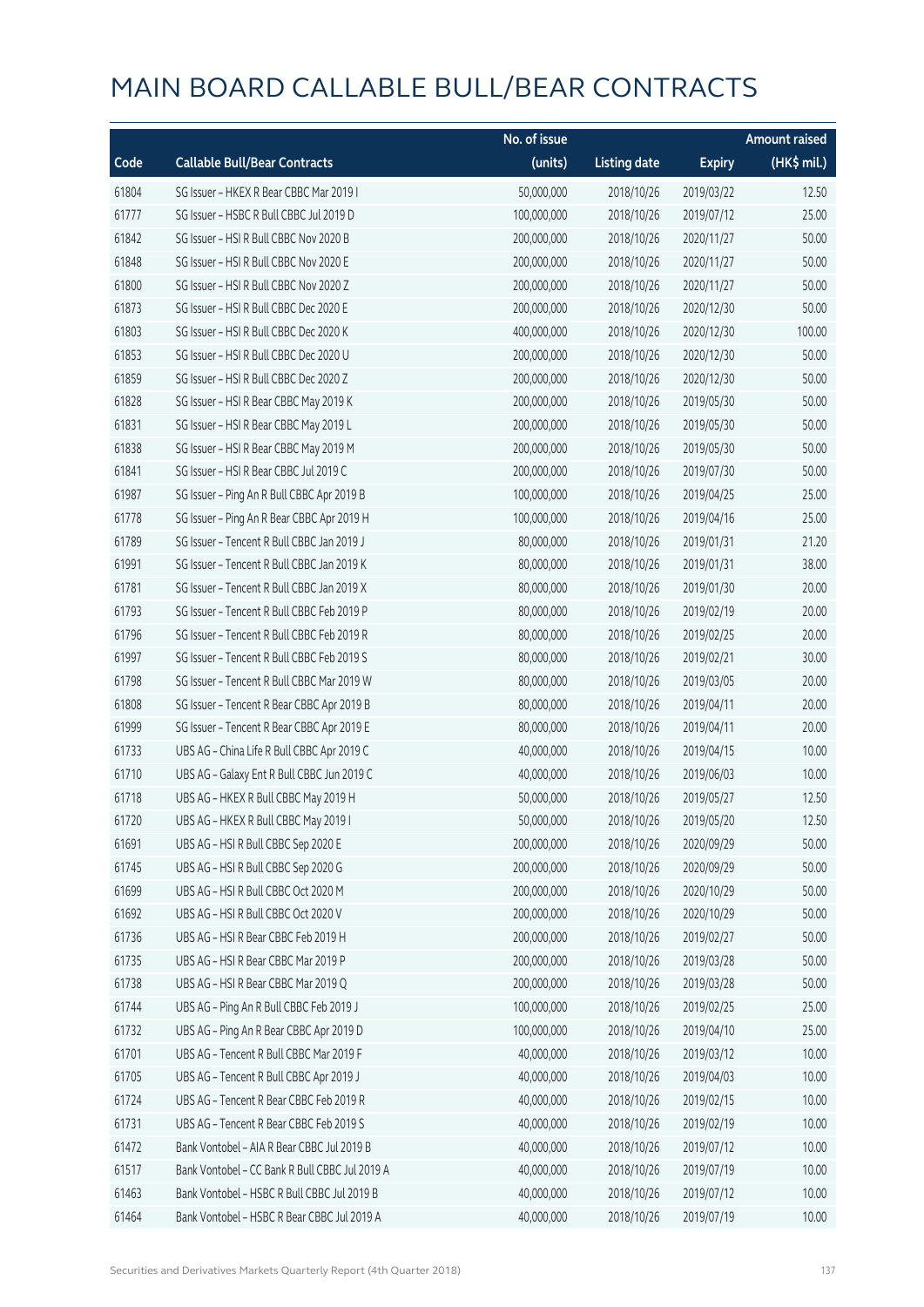# MAIN BOARD CALLABLE BULL/BEAR CONTRACTS

| Code | Callable Bull/Bear Contracts | No. of issue (units) | Listing date | Expiry | Amount raised (HK$ mil.) |
|---|---|---|---|---|---|
| 61804 | SG Issuer – HKEX R Bear CBBC Mar 2019 I | 50,000,000 | 2018/10/26 | 2019/03/22 | 12.50 |
| 61777 | SG Issuer – HSBC R Bull CBBC Jul 2019 D | 100,000,000 | 2018/10/26 | 2019/07/12 | 25.00 |
| 61842 | SG Issuer – HSI R Bull CBBC Nov 2020 B | 200,000,000 | 2018/10/26 | 2020/11/27 | 50.00 |
| 61848 | SG Issuer – HSI R Bull CBBC Nov 2020 E | 200,000,000 | 2018/10/26 | 2020/11/27 | 50.00 |
| 61800 | SG Issuer – HSI R Bull CBBC Nov 2020 Z | 200,000,000 | 2018/10/26 | 2020/11/27 | 50.00 |
| 61873 | SG Issuer – HSI R Bull CBBC Dec 2020 E | 200,000,000 | 2018/10/26 | 2020/12/30 | 50.00 |
| 61803 | SG Issuer – HSI R Bull CBBC Dec 2020 K | 400,000,000 | 2018/10/26 | 2020/12/30 | 100.00 |
| 61853 | SG Issuer – HSI R Bull CBBC Dec 2020 U | 200,000,000 | 2018/10/26 | 2020/12/30 | 50.00 |
| 61859 | SG Issuer – HSI R Bull CBBC Dec 2020 Z | 200,000,000 | 2018/10/26 | 2020/12/30 | 50.00 |
| 61828 | SG Issuer – HSI R Bear CBBC May 2019 K | 200,000,000 | 2018/10/26 | 2019/05/30 | 50.00 |
| 61831 | SG Issuer – HSI R Bear CBBC May 2019 L | 200,000,000 | 2018/10/26 | 2019/05/30 | 50.00 |
| 61838 | SG Issuer – HSI R Bear CBBC May 2019 M | 200,000,000 | 2018/10/26 | 2019/05/30 | 50.00 |
| 61841 | SG Issuer – HSI R Bear CBBC Jul 2019 C | 200,000,000 | 2018/10/26 | 2019/07/30 | 50.00 |
| 61987 | SG Issuer – Ping An R Bull CBBC Apr 2019 B | 100,000,000 | 2018/10/26 | 2019/04/25 | 25.00 |
| 61778 | SG Issuer – Ping An R Bear CBBC Apr 2019 H | 100,000,000 | 2018/10/26 | 2019/04/16 | 25.00 |
| 61789 | SG Issuer – Tencent R Bull CBBC Jan 2019 J | 80,000,000 | 2018/10/26 | 2019/01/31 | 21.20 |
| 61991 | SG Issuer – Tencent R Bull CBBC Jan 2019 K | 80,000,000 | 2018/10/26 | 2019/01/31 | 38.00 |
| 61781 | SG Issuer – Tencent R Bull CBBC Jan 2019 X | 80,000,000 | 2018/10/26 | 2019/01/30 | 20.00 |
| 61793 | SG Issuer – Tencent R Bull CBBC Feb 2019 P | 80,000,000 | 2018/10/26 | 2019/02/19 | 20.00 |
| 61796 | SG Issuer – Tencent R Bull CBBC Feb 2019 R | 80,000,000 | 2018/10/26 | 2019/02/25 | 20.00 |
| 61997 | SG Issuer – Tencent R Bull CBBC Feb 2019 S | 80,000,000 | 2018/10/26 | 2019/02/21 | 30.00 |
| 61798 | SG Issuer – Tencent R Bull CBBC Mar 2019 W | 80,000,000 | 2018/10/26 | 2019/03/05 | 20.00 |
| 61808 | SG Issuer – Tencent R Bear CBBC Apr 2019 B | 80,000,000 | 2018/10/26 | 2019/04/11 | 20.00 |
| 61999 | SG Issuer – Tencent R Bear CBBC Apr 2019 E | 80,000,000 | 2018/10/26 | 2019/04/11 | 20.00 |
| 61733 | UBS AG – China Life R Bull CBBC Apr 2019 C | 40,000,000 | 2018/10/26 | 2019/04/15 | 10.00 |
| 61710 | UBS AG – Galaxy Ent R Bull CBBC Jun 2019 C | 40,000,000 | 2018/10/26 | 2019/06/03 | 10.00 |
| 61718 | UBS AG – HKEX R Bull CBBC May 2019 H | 50,000,000 | 2018/10/26 | 2019/05/27 | 12.50 |
| 61720 | UBS AG – HKEX R Bull CBBC May 2019 I | 50,000,000 | 2018/10/26 | 2019/05/20 | 12.50 |
| 61691 | UBS AG – HSI R Bull CBBC Sep 2020 E | 200,000,000 | 2018/10/26 | 2020/09/29 | 50.00 |
| 61745 | UBS AG – HSI R Bull CBBC Sep 2020 G | 200,000,000 | 2018/10/26 | 2020/09/29 | 50.00 |
| 61699 | UBS AG – HSI R Bull CBBC Oct 2020 M | 200,000,000 | 2018/10/26 | 2020/10/29 | 50.00 |
| 61692 | UBS AG – HSI R Bull CBBC Oct 2020 V | 200,000,000 | 2018/10/26 | 2020/10/29 | 50.00 |
| 61736 | UBS AG – HSI R Bear CBBC Feb 2019 H | 200,000,000 | 2018/10/26 | 2019/02/27 | 50.00 |
| 61735 | UBS AG – HSI R Bear CBBC Mar 2019 P | 200,000,000 | 2018/10/26 | 2019/03/28 | 50.00 |
| 61738 | UBS AG – HSI R Bear CBBC Mar 2019 Q | 200,000,000 | 2018/10/26 | 2019/03/28 | 50.00 |
| 61744 | UBS AG – Ping An R Bull CBBC Feb 2019 J | 100,000,000 | 2018/10/26 | 2019/02/25 | 25.00 |
| 61732 | UBS AG – Ping An R Bear CBBC Apr 2019 D | 100,000,000 | 2018/10/26 | 2019/04/10 | 25.00 |
| 61701 | UBS AG – Tencent R Bull CBBC Mar 2019 F | 40,000,000 | 2018/10/26 | 2019/03/12 | 10.00 |
| 61705 | UBS AG – Tencent R Bull CBBC Apr 2019 J | 40,000,000 | 2018/10/26 | 2019/04/03 | 10.00 |
| 61724 | UBS AG – Tencent R Bear CBBC Feb 2019 R | 40,000,000 | 2018/10/26 | 2019/02/15 | 10.00 |
| 61731 | UBS AG – Tencent R Bear CBBC Feb 2019 S | 40,000,000 | 2018/10/26 | 2019/02/19 | 10.00 |
| 61472 | Bank Vontobel – AIA R Bear CBBC Jul 2019 B | 40,000,000 | 2018/10/26 | 2019/07/12 | 10.00 |
| 61517 | Bank Vontobel – CC Bank R Bull CBBC Jul 2019 A | 40,000,000 | 2018/10/26 | 2019/07/19 | 10.00 |
| 61463 | Bank Vontobel – HSBC R Bull CBBC Jul 2019 B | 40,000,000 | 2018/10/26 | 2019/07/12 | 10.00 |
| 61464 | Bank Vontobel – HSBC R Bear CBBC Jul 2019 A | 40,000,000 | 2018/10/26 | 2019/07/19 | 10.00 |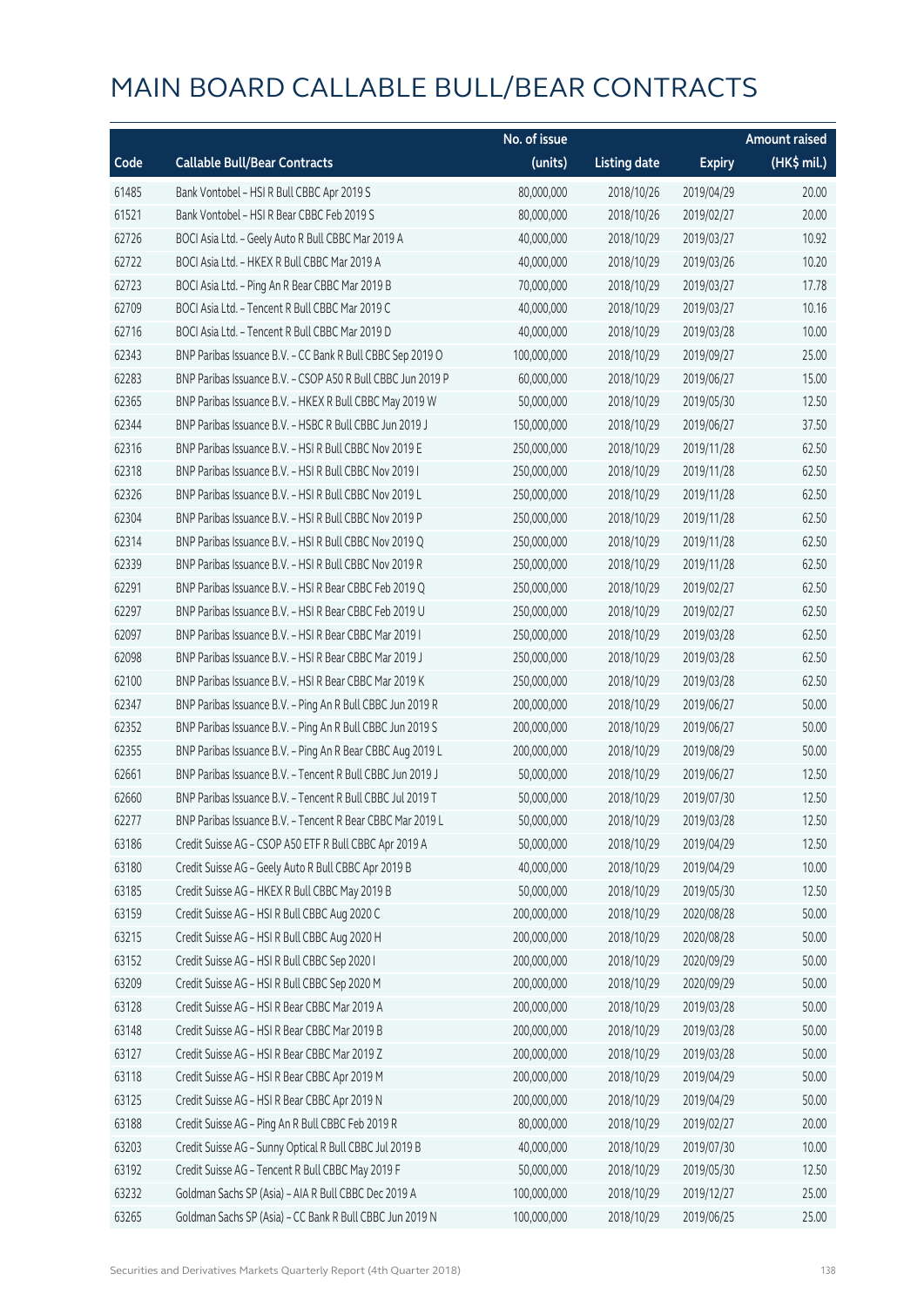# MAIN BOARD CALLABLE BULL/BEAR CONTRACTS

| Code | Callable Bull/Bear Contracts | No. of issue (units) | Listing date | Expiry | Amount raised (HK$ mil.) |
|---|---|---|---|---|---|
| 61485 | Bank Vontobel – HSI R Bull CBBC Apr 2019 S | 80,000,000 | 2018/10/26 | 2019/04/29 | 20.00 |
| 61521 | Bank Vontobel – HSI R Bear CBBC Feb 2019 S | 80,000,000 | 2018/10/26 | 2019/02/27 | 20.00 |
| 62726 | BOCI Asia Ltd. – Geely Auto R Bull CBBC Mar 2019 A | 40,000,000 | 2018/10/29 | 2019/03/27 | 10.92 |
| 62722 | BOCI Asia Ltd. – HKEX R Bull CBBC Mar 2019 A | 40,000,000 | 2018/10/29 | 2019/03/26 | 10.20 |
| 62723 | BOCI Asia Ltd. – Ping An R Bear CBBC Mar 2019 B | 70,000,000 | 2018/10/29 | 2019/03/27 | 17.78 |
| 62709 | BOCI Asia Ltd. – Tencent R Bull CBBC Mar 2019 C | 40,000,000 | 2018/10/29 | 2019/03/27 | 10.16 |
| 62716 | BOCI Asia Ltd. – Tencent R Bull CBBC Mar 2019 D | 40,000,000 | 2018/10/29 | 2019/03/28 | 10.00 |
| 62343 | BNP Paribas Issuance B.V. – CC Bank R Bull CBBC Sep 2019 O | 100,000,000 | 2018/10/29 | 2019/09/27 | 25.00 |
| 62283 | BNP Paribas Issuance B.V. – CSOP A50 R Bull CBBC Jun 2019 P | 60,000,000 | 2018/10/29 | 2019/06/27 | 15.00 |
| 62365 | BNP Paribas Issuance B.V. – HKEX R Bull CBBC May 2019 W | 50,000,000 | 2018/10/29 | 2019/05/30 | 12.50 |
| 62344 | BNP Paribas Issuance B.V. – HSBC R Bull CBBC Jun 2019 J | 150,000,000 | 2018/10/29 | 2019/06/27 | 37.50 |
| 62316 | BNP Paribas Issuance B.V. – HSI R Bull CBBC Nov 2019 E | 250,000,000 | 2018/10/29 | 2019/11/28 | 62.50 |
| 62318 | BNP Paribas Issuance B.V. – HSI R Bull CBBC Nov 2019 I | 250,000,000 | 2018/10/29 | 2019/11/28 | 62.50 |
| 62326 | BNP Paribas Issuance B.V. – HSI R Bull CBBC Nov 2019 L | 250,000,000 | 2018/10/29 | 2019/11/28 | 62.50 |
| 62304 | BNP Paribas Issuance B.V. – HSI R Bull CBBC Nov 2019 P | 250,000,000 | 2018/10/29 | 2019/11/28 | 62.50 |
| 62314 | BNP Paribas Issuance B.V. – HSI R Bull CBBC Nov 2019 Q | 250,000,000 | 2018/10/29 | 2019/11/28 | 62.50 |
| 62339 | BNP Paribas Issuance B.V. – HSI R Bull CBBC Nov 2019 R | 250,000,000 | 2018/10/29 | 2019/11/28 | 62.50 |
| 62291 | BNP Paribas Issuance B.V. – HSI R Bear CBBC Feb 2019 Q | 250,000,000 | 2018/10/29 | 2019/02/27 | 62.50 |
| 62297 | BNP Paribas Issuance B.V. – HSI R Bear CBBC Feb 2019 U | 250,000,000 | 2018/10/29 | 2019/02/27 | 62.50 |
| 62097 | BNP Paribas Issuance B.V. – HSI R Bear CBBC Mar 2019 I | 250,000,000 | 2018/10/29 | 2019/03/28 | 62.50 |
| 62098 | BNP Paribas Issuance B.V. – HSI R Bear CBBC Mar 2019 J | 250,000,000 | 2018/10/29 | 2019/03/28 | 62.50 |
| 62100 | BNP Paribas Issuance B.V. – HSI R Bear CBBC Mar 2019 K | 250,000,000 | 2018/10/29 | 2019/03/28 | 62.50 |
| 62347 | BNP Paribas Issuance B.V. – Ping An R Bull CBBC Jun 2019 R | 200,000,000 | 2018/10/29 | 2019/06/27 | 50.00 |
| 62352 | BNP Paribas Issuance B.V. – Ping An R Bull CBBC Jun 2019 S | 200,000,000 | 2018/10/29 | 2019/06/27 | 50.00 |
| 62355 | BNP Paribas Issuance B.V. – Ping An R Bear CBBC Aug 2019 L | 200,000,000 | 2018/10/29 | 2019/08/29 | 50.00 |
| 62661 | BNP Paribas Issuance B.V. – Tencent R Bull CBBC Jun 2019 J | 50,000,000 | 2018/10/29 | 2019/06/27 | 12.50 |
| 62660 | BNP Paribas Issuance B.V. – Tencent R Bull CBBC Jul 2019 T | 50,000,000 | 2018/10/29 | 2019/07/30 | 12.50 |
| 62277 | BNP Paribas Issuance B.V. – Tencent R Bear CBBC Mar 2019 L | 50,000,000 | 2018/10/29 | 2019/03/28 | 12.50 |
| 63186 | Credit Suisse AG – CSOP A50 ETF R Bull CBBC Apr 2019 A | 50,000,000 | 2018/10/29 | 2019/04/29 | 12.50 |
| 63180 | Credit Suisse AG – Geely Auto R Bull CBBC Apr 2019 B | 40,000,000 | 2018/10/29 | 2019/04/29 | 10.00 |
| 63185 | Credit Suisse AG – HKEX R Bull CBBC May 2019 B | 50,000,000 | 2018/10/29 | 2019/05/30 | 12.50 |
| 63159 | Credit Suisse AG – HSI R Bull CBBC Aug 2020 C | 200,000,000 | 2018/10/29 | 2020/08/28 | 50.00 |
| 63215 | Credit Suisse AG – HSI R Bull CBBC Aug 2020 H | 200,000,000 | 2018/10/29 | 2020/08/28 | 50.00 |
| 63152 | Credit Suisse AG – HSI R Bull CBBC Sep 2020 I | 200,000,000 | 2018/10/29 | 2020/09/29 | 50.00 |
| 63209 | Credit Suisse AG – HSI R Bull CBBC Sep 2020 M | 200,000,000 | 2018/10/29 | 2020/09/29 | 50.00 |
| 63128 | Credit Suisse AG – HSI R Bear CBBC Mar 2019 A | 200,000,000 | 2018/10/29 | 2019/03/28 | 50.00 |
| 63148 | Credit Suisse AG – HSI R Bear CBBC Mar 2019 B | 200,000,000 | 2018/10/29 | 2019/03/28 | 50.00 |
| 63127 | Credit Suisse AG – HSI R Bear CBBC Mar 2019 Z | 200,000,000 | 2018/10/29 | 2019/03/28 | 50.00 |
| 63118 | Credit Suisse AG – HSI R Bear CBBC Apr 2019 M | 200,000,000 | 2018/10/29 | 2019/04/29 | 50.00 |
| 63125 | Credit Suisse AG – HSI R Bear CBBC Apr 2019 N | 200,000,000 | 2018/10/29 | 2019/04/29 | 50.00 |
| 63188 | Credit Suisse AG – Ping An R Bull CBBC Feb 2019 R | 80,000,000 | 2018/10/29 | 2019/02/27 | 20.00 |
| 63203 | Credit Suisse AG – Sunny Optical R Bull CBBC Jul 2019 B | 40,000,000 | 2018/10/29 | 2019/07/30 | 10.00 |
| 63192 | Credit Suisse AG – Tencent R Bull CBBC May 2019 F | 50,000,000 | 2018/10/29 | 2019/05/30 | 12.50 |
| 63232 | Goldman Sachs SP (Asia) – AIA R Bull CBBC Dec 2019 A | 100,000,000 | 2018/10/29 | 2019/12/27 | 25.00 |
| 63265 | Goldman Sachs SP (Asia) – CC Bank R Bull CBBC Jun 2019 N | 100,000,000 | 2018/10/29 | 2019/06/25 | 25.00 |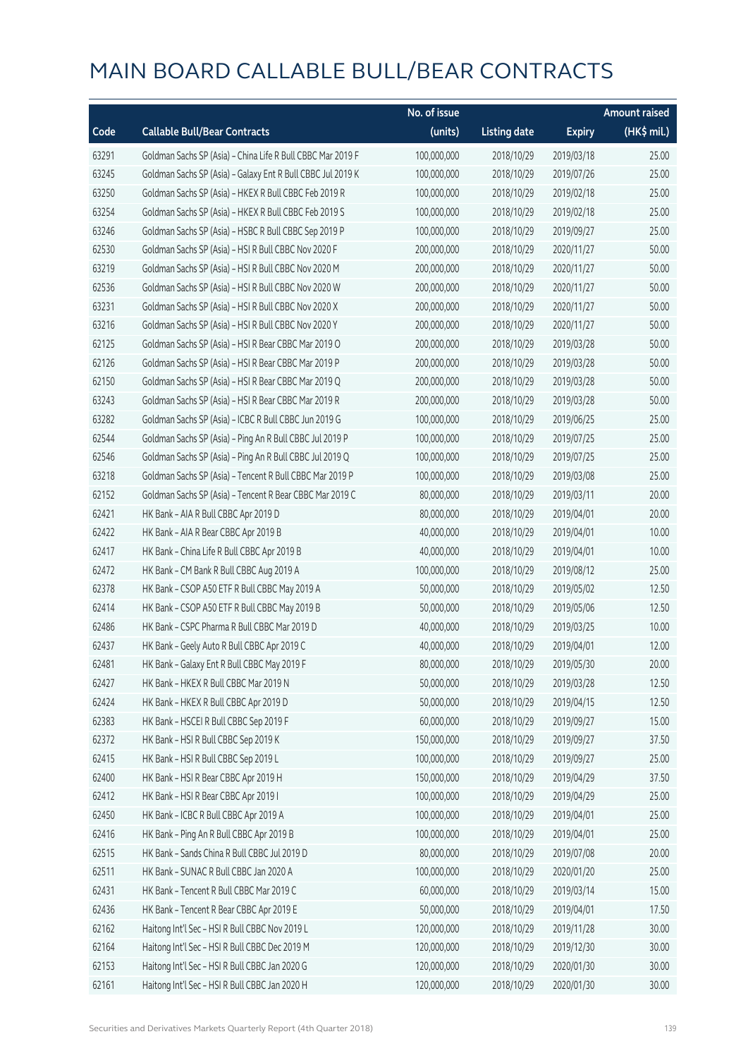# MAIN BOARD CALLABLE BULL/BEAR CONTRACTS

| Code | Callable Bull/Bear Contracts | No. of issue (units) | Listing date | Expiry | Amount raised (HK$ mil.) |
|---|---|---|---|---|---|
| 63291 | Goldman Sachs SP (Asia) - China Life R Bull CBBC Mar 2019 F | 100,000,000 | 2018/10/29 | 2019/03/18 | 25.00 |
| 63245 | Goldman Sachs SP (Asia) - Galaxy Ent R Bull CBBC Jul 2019 K | 100,000,000 | 2018/10/29 | 2019/07/26 | 25.00 |
| 63250 | Goldman Sachs SP (Asia) - HKEX R Bull CBBC Feb 2019 R | 100,000,000 | 2018/10/29 | 2019/02/18 | 25.00 |
| 63254 | Goldman Sachs SP (Asia) - HKEX R Bull CBBC Feb 2019 S | 100,000,000 | 2018/10/29 | 2019/02/18 | 25.00 |
| 63246 | Goldman Sachs SP (Asia) - HSBC R Bull CBBC Sep 2019 P | 100,000,000 | 2018/10/29 | 2019/09/27 | 25.00 |
| 62530 | Goldman Sachs SP (Asia) - HSI R Bull CBBC Nov 2020 F | 200,000,000 | 2018/10/29 | 2020/11/27 | 50.00 |
| 63219 | Goldman Sachs SP (Asia) - HSI R Bull CBBC Nov 2020 M | 200,000,000 | 2018/10/29 | 2020/11/27 | 50.00 |
| 62536 | Goldman Sachs SP (Asia) - HSI R Bull CBBC Nov 2020 W | 200,000,000 | 2018/10/29 | 2020/11/27 | 50.00 |
| 63231 | Goldman Sachs SP (Asia) - HSI R Bull CBBC Nov 2020 X | 200,000,000 | 2018/10/29 | 2020/11/27 | 50.00 |
| 63216 | Goldman Sachs SP (Asia) - HSI R Bull CBBC Nov 2020 Y | 200,000,000 | 2018/10/29 | 2020/11/27 | 50.00 |
| 62125 | Goldman Sachs SP (Asia) - HSI R Bear CBBC Mar 2019 O | 200,000,000 | 2018/10/29 | 2019/03/28 | 50.00 |
| 62126 | Goldman Sachs SP (Asia) - HSI R Bear CBBC Mar 2019 P | 200,000,000 | 2018/10/29 | 2019/03/28 | 50.00 |
| 62150 | Goldman Sachs SP (Asia) - HSI R Bear CBBC Mar 2019 Q | 200,000,000 | 2018/10/29 | 2019/03/28 | 50.00 |
| 63243 | Goldman Sachs SP (Asia) - HSI R Bear CBBC Mar 2019 R | 200,000,000 | 2018/10/29 | 2019/03/28 | 50.00 |
| 63282 | Goldman Sachs SP (Asia) - ICBC R Bull CBBC Jun 2019 G | 100,000,000 | 2018/10/29 | 2019/06/25 | 25.00 |
| 62544 | Goldman Sachs SP (Asia) - Ping An R Bull CBBC Jul 2019 P | 100,000,000 | 2018/10/29 | 2019/07/25 | 25.00 |
| 62546 | Goldman Sachs SP (Asia) - Ping An R Bull CBBC Jul 2019 Q | 100,000,000 | 2018/10/29 | 2019/07/25 | 25.00 |
| 63218 | Goldman Sachs SP (Asia) - Tencent R Bull CBBC Mar 2019 P | 100,000,000 | 2018/10/29 | 2019/03/08 | 25.00 |
| 62152 | Goldman Sachs SP (Asia) - Tencent R Bear CBBC Mar 2019 C | 80,000,000 | 2018/10/29 | 2019/03/11 | 20.00 |
| 62421 | HK Bank - AIA R Bull CBBC Apr 2019 D | 80,000,000 | 2018/10/29 | 2019/04/01 | 20.00 |
| 62422 | HK Bank - AIA R Bear CBBC Apr 2019 B | 40,000,000 | 2018/10/29 | 2019/04/01 | 10.00 |
| 62417 | HK Bank - China Life R Bull CBBC Apr 2019 B | 40,000,000 | 2018/10/29 | 2019/04/01 | 10.00 |
| 62472 | HK Bank - CM Bank R Bull CBBC Aug 2019 A | 100,000,000 | 2018/10/29 | 2019/08/12 | 25.00 |
| 62378 | HK Bank - CSOP A50 ETF R Bull CBBC May 2019 A | 50,000,000 | 2018/10/29 | 2019/05/02 | 12.50 |
| 62414 | HK Bank - CSOP A50 ETF R Bull CBBC May 2019 B | 50,000,000 | 2018/10/29 | 2019/05/06 | 12.50 |
| 62486 | HK Bank - CSPC Pharma R Bull CBBC Mar 2019 D | 40,000,000 | 2018/10/29 | 2019/03/25 | 10.00 |
| 62437 | HK Bank - Geely Auto R Bull CBBC Apr 2019 C | 40,000,000 | 2018/10/29 | 2019/04/01 | 12.00 |
| 62481 | HK Bank - Galaxy Ent R Bull CBBC May 2019 F | 80,000,000 | 2018/10/29 | 2019/05/30 | 20.00 |
| 62427 | HK Bank - HKEX R Bull CBBC Mar 2019 N | 50,000,000 | 2018/10/29 | 2019/03/28 | 12.50 |
| 62424 | HK Bank - HKEX R Bull CBBC Apr 2019 D | 50,000,000 | 2018/10/29 | 2019/04/15 | 12.50 |
| 62383 | HK Bank - HSCEI R Bull CBBC Sep 2019 F | 60,000,000 | 2018/10/29 | 2019/09/27 | 15.00 |
| 62372 | HK Bank - HSI R Bull CBBC Sep 2019 K | 150,000,000 | 2018/10/29 | 2019/09/27 | 37.50 |
| 62415 | HK Bank - HSI R Bull CBBC Sep 2019 L | 100,000,000 | 2018/10/29 | 2019/09/27 | 25.00 |
| 62400 | HK Bank - HSI R Bear CBBC Apr 2019 H | 150,000,000 | 2018/10/29 | 2019/04/29 | 37.50 |
| 62412 | HK Bank - HSI R Bear CBBC Apr 2019 I | 100,000,000 | 2018/10/29 | 2019/04/29 | 25.00 |
| 62450 | HK Bank - ICBC R Bull CBBC Apr 2019 A | 100,000,000 | 2018/10/29 | 2019/04/01 | 25.00 |
| 62416 | HK Bank - Ping An R Bull CBBC Apr 2019 B | 100,000,000 | 2018/10/29 | 2019/04/01 | 25.00 |
| 62515 | HK Bank - Sands China R Bull CBBC Jul 2019 D | 80,000,000 | 2018/10/29 | 2019/07/08 | 20.00 |
| 62511 | HK Bank - SUNAC R Bull CBBC Jan 2020 A | 100,000,000 | 2018/10/29 | 2020/01/20 | 25.00 |
| 62431 | HK Bank - Tencent R Bull CBBC Mar 2019 C | 60,000,000 | 2018/10/29 | 2019/03/14 | 15.00 |
| 62436 | HK Bank - Tencent R Bear CBBC Apr 2019 E | 50,000,000 | 2018/10/29 | 2019/04/01 | 17.50 |
| 62162 | Haitong Int'l Sec - HSI R Bull CBBC Nov 2019 L | 120,000,000 | 2018/10/29 | 2019/11/28 | 30.00 |
| 62164 | Haitong Int'l Sec - HSI R Bull CBBC Dec 2019 M | 120,000,000 | 2018/10/29 | 2019/12/30 | 30.00 |
| 62153 | Haitong Int'l Sec - HSI R Bull CBBC Jan 2020 G | 120,000,000 | 2018/10/29 | 2020/01/30 | 30.00 |
| 62161 | Haitong Int'l Sec - HSI R Bull CBBC Jan 2020 H | 120,000,000 | 2018/10/29 | 2020/01/30 | 30.00 |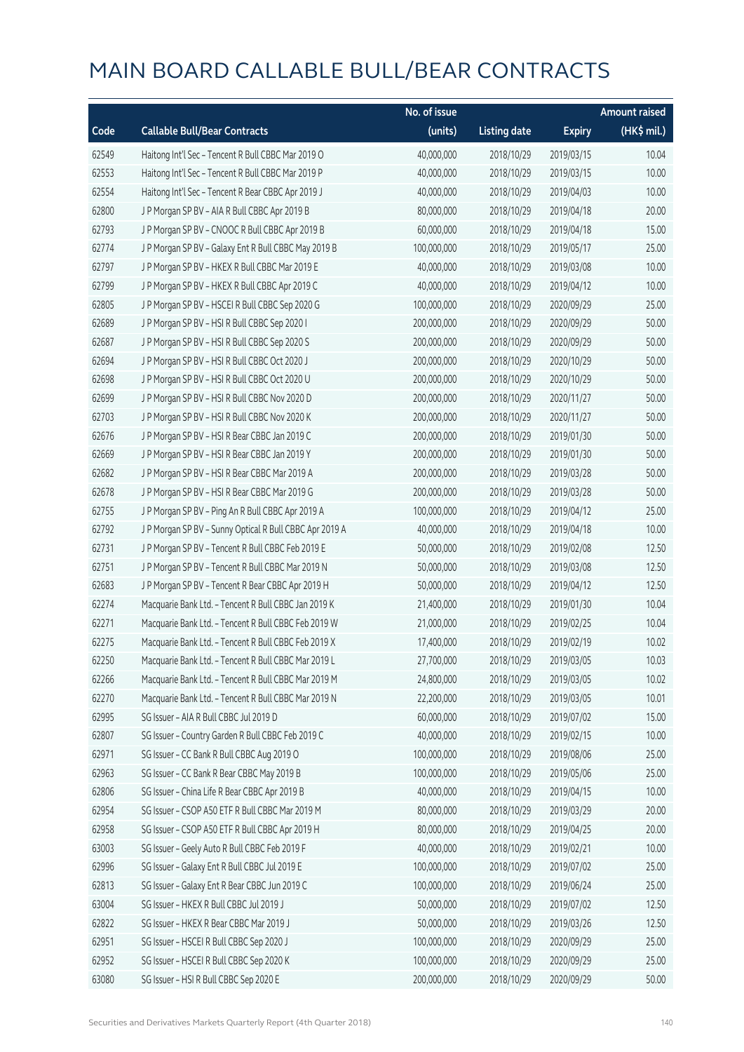# MAIN BOARD CALLABLE BULL/BEAR CONTRACTS

| Code | Callable Bull/Bear Contracts | No. of issue (units) | Listing date | Expiry | Amount raised (HK$ mil.) |
|---|---|---|---|---|---|
| 62549 | Haitong Int'l Sec – Tencent R Bull CBBC Mar 2019 O | 40,000,000 | 2018/10/29 | 2019/03/15 | 10.04 |
| 62553 | Haitong Int'l Sec – Tencent R Bull CBBC Mar 2019 P | 40,000,000 | 2018/10/29 | 2019/03/15 | 10.00 |
| 62554 | Haitong Int'l Sec – Tencent R Bear CBBC Apr 2019 J | 40,000,000 | 2018/10/29 | 2019/04/03 | 10.00 |
| 62800 | J P Morgan SP BV – AIA R Bull CBBC Apr 2019 B | 80,000,000 | 2018/10/29 | 2019/04/18 | 20.00 |
| 62793 | J P Morgan SP BV – CNOOC R Bull CBBC Apr 2019 B | 60,000,000 | 2018/10/29 | 2019/04/18 | 15.00 |
| 62774 | J P Morgan SP BV – Galaxy Ent R Bull CBBC May 2019 B | 100,000,000 | 2018/10/29 | 2019/05/17 | 25.00 |
| 62797 | J P Morgan SP BV – HKEX R Bull CBBC Mar 2019 E | 40,000,000 | 2018/10/29 | 2019/03/08 | 10.00 |
| 62799 | J P Morgan SP BV – HKEX R Bull CBBC Apr 2019 C | 40,000,000 | 2018/10/29 | 2019/04/12 | 10.00 |
| 62805 | J P Morgan SP BV – HSCEI R Bull CBBC Sep 2020 G | 100,000,000 | 2018/10/29 | 2020/09/29 | 25.00 |
| 62689 | J P Morgan SP BV – HSI R Bull CBBC Sep 2020 I | 200,000,000 | 2018/10/29 | 2020/09/29 | 50.00 |
| 62687 | J P Morgan SP BV – HSI R Bull CBBC Sep 2020 S | 200,000,000 | 2018/10/29 | 2020/09/29 | 50.00 |
| 62694 | J P Morgan SP BV – HSI R Bull CBBC Oct 2020 J | 200,000,000 | 2018/10/29 | 2020/10/29 | 50.00 |
| 62698 | J P Morgan SP BV – HSI R Bull CBBC Oct 2020 U | 200,000,000 | 2018/10/29 | 2020/10/29 | 50.00 |
| 62699 | J P Morgan SP BV – HSI R Bull CBBC Nov 2020 D | 200,000,000 | 2018/10/29 | 2020/11/27 | 50.00 |
| 62703 | J P Morgan SP BV – HSI R Bull CBBC Nov 2020 K | 200,000,000 | 2018/10/29 | 2020/11/27 | 50.00 |
| 62676 | J P Morgan SP BV – HSI R Bear CBBC Jan 2019 C | 200,000,000 | 2018/10/29 | 2019/01/30 | 50.00 |
| 62669 | J P Morgan SP BV – HSI R Bear CBBC Jan 2019 Y | 200,000,000 | 2018/10/29 | 2019/01/30 | 50.00 |
| 62682 | J P Morgan SP BV – HSI R Bear CBBC Mar 2019 A | 200,000,000 | 2018/10/29 | 2019/03/28 | 50.00 |
| 62678 | J P Morgan SP BV – HSI R Bear CBBC Mar 2019 G | 200,000,000 | 2018/10/29 | 2019/03/28 | 50.00 |
| 62755 | J P Morgan SP BV – Ping An R Bull CBBC Apr 2019 A | 100,000,000 | 2018/10/29 | 2019/04/12 | 25.00 |
| 62792 | J P Morgan SP BV – Sunny Optical R Bull CBBC Apr 2019 A | 40,000,000 | 2018/10/29 | 2019/04/18 | 10.00 |
| 62731 | J P Morgan SP BV – Tencent R Bull CBBC Feb 2019 E | 50,000,000 | 2018/10/29 | 2019/02/08 | 12.50 |
| 62751 | J P Morgan SP BV – Tencent R Bull CBBC Mar 2019 N | 50,000,000 | 2018/10/29 | 2019/03/08 | 12.50 |
| 62683 | J P Morgan SP BV – Tencent R Bear CBBC Apr 2019 H | 50,000,000 | 2018/10/29 | 2019/04/12 | 12.50 |
| 62274 | Macquarie Bank Ltd. – Tencent R Bull CBBC Jan 2019 K | 21,400,000 | 2018/10/29 | 2019/01/30 | 10.04 |
| 62271 | Macquarie Bank Ltd. – Tencent R Bull CBBC Feb 2019 W | 21,000,000 | 2018/10/29 | 2019/02/25 | 10.04 |
| 62275 | Macquarie Bank Ltd. – Tencent R Bull CBBC Feb 2019 X | 17,400,000 | 2018/10/29 | 2019/02/19 | 10.02 |
| 62250 | Macquarie Bank Ltd. – Tencent R Bull CBBC Mar 2019 L | 27,700,000 | 2018/10/29 | 2019/03/05 | 10.03 |
| 62266 | Macquarie Bank Ltd. – Tencent R Bull CBBC Mar 2019 M | 24,800,000 | 2018/10/29 | 2019/03/05 | 10.02 |
| 62270 | Macquarie Bank Ltd. – Tencent R Bull CBBC Mar 2019 N | 22,200,000 | 2018/10/29 | 2019/03/05 | 10.01 |
| 62995 | SG Issuer – AIA R Bull CBBC Jul 2019 D | 60,000,000 | 2018/10/29 | 2019/07/02 | 15.00 |
| 62807 | SG Issuer – Country Garden R Bull CBBC Feb 2019 C | 40,000,000 | 2018/10/29 | 2019/02/15 | 10.00 |
| 62971 | SG Issuer – CC Bank R Bull CBBC Aug 2019 O | 100,000,000 | 2018/10/29 | 2019/08/06 | 25.00 |
| 62963 | SG Issuer – CC Bank R Bear CBBC May 2019 B | 100,000,000 | 2018/10/29 | 2019/05/06 | 25.00 |
| 62806 | SG Issuer – China Life R Bear CBBC Apr 2019 B | 40,000,000 | 2018/10/29 | 2019/04/15 | 10.00 |
| 62954 | SG Issuer – CSOP A50 ETF R Bull CBBC Mar 2019 M | 80,000,000 | 2018/10/29 | 2019/03/29 | 20.00 |
| 62958 | SG Issuer – CSOP A50 ETF R Bull CBBC Apr 2019 H | 80,000,000 | 2018/10/29 | 2019/04/25 | 20.00 |
| 63003 | SG Issuer – Geely Auto R Bull CBBC Feb 2019 F | 40,000,000 | 2018/10/29 | 2019/02/21 | 10.00 |
| 62996 | SG Issuer – Galaxy Ent R Bull CBBC Jul 2019 E | 100,000,000 | 2018/10/29 | 2019/07/02 | 25.00 |
| 62813 | SG Issuer – Galaxy Ent R Bear CBBC Jun 2019 C | 100,000,000 | 2018/10/29 | 2019/06/24 | 25.00 |
| 63004 | SG Issuer – HKEX R Bull CBBC Jul 2019 J | 50,000,000 | 2018/10/29 | 2019/07/02 | 12.50 |
| 62822 | SG Issuer – HKEX R Bear CBBC Mar 2019 J | 50,000,000 | 2018/10/29 | 2019/03/26 | 12.50 |
| 62951 | SG Issuer – HSCEI R Bull CBBC Sep 2020 J | 100,000,000 | 2018/10/29 | 2020/09/29 | 25.00 |
| 62952 | SG Issuer – HSCEI R Bull CBBC Sep 2020 K | 100,000,000 | 2018/10/29 | 2020/09/29 | 25.00 |
| 63080 | SG Issuer – HSI R Bull CBBC Sep 2020 E | 200,000,000 | 2018/10/29 | 2020/09/29 | 50.00 |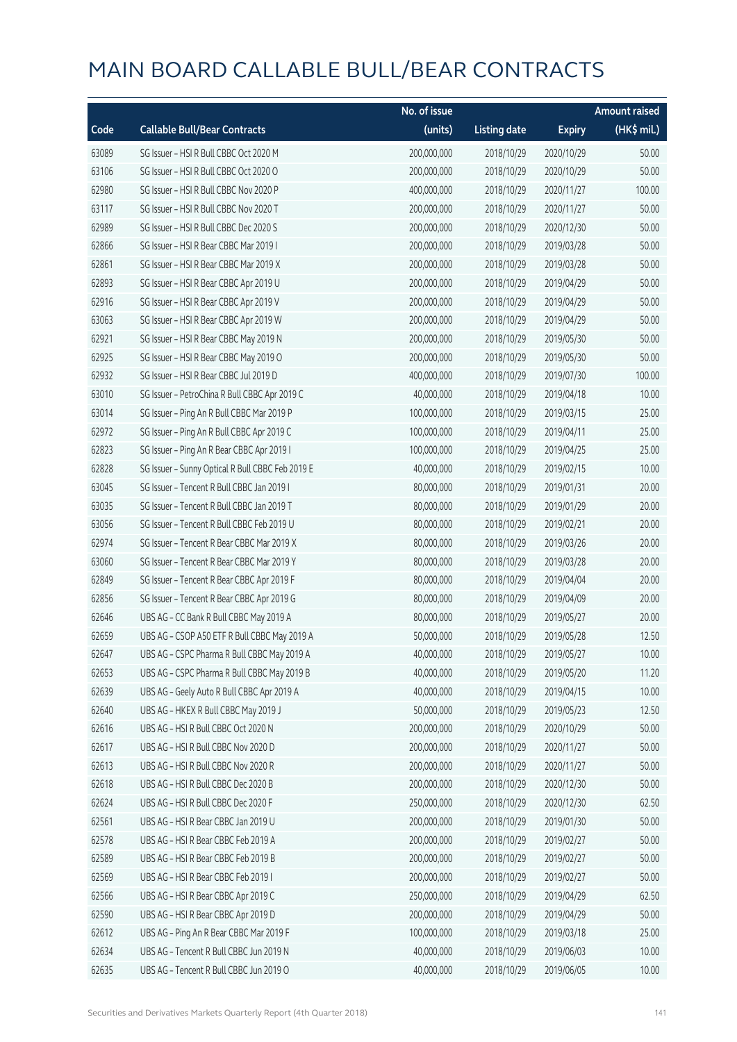# MAIN BOARD CALLABLE BULL/BEAR CONTRACTS

| Code | Callable Bull/Bear Contracts | No. of issue (units) | Listing date | Expiry | Amount raised (HK$ mil.) |
|---|---|---|---|---|---|
| 63089 | SG Issuer – HSI R Bull CBBC Oct 2020 M | 200,000,000 | 2018/10/29 | 2020/10/29 | 50.00 |
| 63106 | SG Issuer – HSI R Bull CBBC Oct 2020 O | 200,000,000 | 2018/10/29 | 2020/10/29 | 50.00 |
| 62980 | SG Issuer – HSI R Bull CBBC Nov 2020 P | 400,000,000 | 2018/10/29 | 2020/11/27 | 100.00 |
| 63117 | SG Issuer – HSI R Bull CBBC Nov 2020 T | 200,000,000 | 2018/10/29 | 2020/11/27 | 50.00 |
| 62989 | SG Issuer – HSI R Bull CBBC Dec 2020 S | 200,000,000 | 2018/10/29 | 2020/12/30 | 50.00 |
| 62866 | SG Issuer – HSI R Bear CBBC Mar 2019 I | 200,000,000 | 2018/10/29 | 2019/03/28 | 50.00 |
| 62861 | SG Issuer – HSI R Bear CBBC Mar 2019 X | 200,000,000 | 2018/10/29 | 2019/03/28 | 50.00 |
| 62893 | SG Issuer – HSI R Bear CBBC Apr 2019 U | 200,000,000 | 2018/10/29 | 2019/04/29 | 50.00 |
| 62916 | SG Issuer – HSI R Bear CBBC Apr 2019 V | 200,000,000 | 2018/10/29 | 2019/04/29 | 50.00 |
| 63063 | SG Issuer – HSI R Bear CBBC Apr 2019 W | 200,000,000 | 2018/10/29 | 2019/04/29 | 50.00 |
| 62921 | SG Issuer – HSI R Bear CBBC May 2019 N | 200,000,000 | 2018/10/29 | 2019/05/30 | 50.00 |
| 62925 | SG Issuer – HSI R Bear CBBC May 2019 O | 200,000,000 | 2018/10/29 | 2019/05/30 | 50.00 |
| 62932 | SG Issuer – HSI R Bear CBBC Jul 2019 D | 400,000,000 | 2018/10/29 | 2019/07/30 | 100.00 |
| 63010 | SG Issuer – PetroChina R Bull CBBC Apr 2019 C | 40,000,000 | 2018/10/29 | 2019/04/18 | 10.00 |
| 63014 | SG Issuer – Ping An R Bull CBBC Mar 2019 P | 100,000,000 | 2018/10/29 | 2019/03/15 | 25.00 |
| 62972 | SG Issuer – Ping An R Bull CBBC Apr 2019 C | 100,000,000 | 2018/10/29 | 2019/04/11 | 25.00 |
| 62823 | SG Issuer – Ping An R Bear CBBC Apr 2019 I | 100,000,000 | 2018/10/29 | 2019/04/25 | 25.00 |
| 62828 | SG Issuer – Sunny Optical R Bull CBBC Feb 2019 E | 40,000,000 | 2018/10/29 | 2019/02/15 | 10.00 |
| 63045 | SG Issuer – Tencent R Bull CBBC Jan 2019 I | 80,000,000 | 2018/10/29 | 2019/01/31 | 20.00 |
| 63035 | SG Issuer – Tencent R Bull CBBC Jan 2019 T | 80,000,000 | 2018/10/29 | 2019/01/29 | 20.00 |
| 63056 | SG Issuer – Tencent R Bull CBBC Feb 2019 U | 80,000,000 | 2018/10/29 | 2019/02/21 | 20.00 |
| 62974 | SG Issuer – Tencent R Bear CBBC Mar 2019 X | 80,000,000 | 2018/10/29 | 2019/03/26 | 20.00 |
| 63060 | SG Issuer – Tencent R Bear CBBC Mar 2019 Y | 80,000,000 | 2018/10/29 | 2019/03/28 | 20.00 |
| 62849 | SG Issuer – Tencent R Bear CBBC Apr 2019 F | 80,000,000 | 2018/10/29 | 2019/04/04 | 20.00 |
| 62856 | SG Issuer – Tencent R Bear CBBC Apr 2019 G | 80,000,000 | 2018/10/29 | 2019/04/09 | 20.00 |
| 62646 | UBS AG – CC Bank R Bull CBBC May 2019 A | 80,000,000 | 2018/10/29 | 2019/05/27 | 20.00 |
| 62659 | UBS AG – CSOP A50 ETF R Bull CBBC May 2019 A | 50,000,000 | 2018/10/29 | 2019/05/28 | 12.50 |
| 62647 | UBS AG – CSPC Pharma R Bull CBBC May 2019 A | 40,000,000 | 2018/10/29 | 2019/05/27 | 10.00 |
| 62653 | UBS AG – CSPC Pharma R Bull CBBC May 2019 B | 40,000,000 | 2018/10/29 | 2019/05/20 | 11.20 |
| 62639 | UBS AG – Geely Auto R Bull CBBC Apr 2019 A | 40,000,000 | 2018/10/29 | 2019/04/15 | 10.00 |
| 62640 | UBS AG – HKEX R Bull CBBC May 2019 J | 50,000,000 | 2018/10/29 | 2019/05/23 | 12.50 |
| 62616 | UBS AG – HSI R Bull CBBC Oct 2020 N | 200,000,000 | 2018/10/29 | 2020/10/29 | 50.00 |
| 62617 | UBS AG – HSI R Bull CBBC Nov 2020 D | 200,000,000 | 2018/10/29 | 2020/11/27 | 50.00 |
| 62613 | UBS AG – HSI R Bull CBBC Nov 2020 R | 200,000,000 | 2018/10/29 | 2020/11/27 | 50.00 |
| 62618 | UBS AG – HSI R Bull CBBC Dec 2020 B | 200,000,000 | 2018/10/29 | 2020/12/30 | 50.00 |
| 62624 | UBS AG – HSI R Bull CBBC Dec 2020 F | 250,000,000 | 2018/10/29 | 2020/12/30 | 62.50 |
| 62561 | UBS AG – HSI R Bear CBBC Jan 2019 U | 200,000,000 | 2018/10/29 | 2019/01/30 | 50.00 |
| 62578 | UBS AG – HSI R Bear CBBC Feb 2019 A | 200,000,000 | 2018/10/29 | 2019/02/27 | 50.00 |
| 62589 | UBS AG – HSI R Bear CBBC Feb 2019 B | 200,000,000 | 2018/10/29 | 2019/02/27 | 50.00 |
| 62569 | UBS AG – HSI R Bear CBBC Feb 2019 I | 200,000,000 | 2018/10/29 | 2019/02/27 | 50.00 |
| 62566 | UBS AG – HSI R Bear CBBC Apr 2019 C | 250,000,000 | 2018/10/29 | 2019/04/29 | 62.50 |
| 62590 | UBS AG – HSI R Bear CBBC Apr 2019 D | 200,000,000 | 2018/10/29 | 2019/04/29 | 50.00 |
| 62612 | UBS AG – Ping An R Bear CBBC Mar 2019 F | 100,000,000 | 2018/10/29 | 2019/03/18 | 25.00 |
| 62634 | UBS AG – Tencent R Bull CBBC Jun 2019 N | 40,000,000 | 2018/10/29 | 2019/06/03 | 10.00 |
| 62635 | UBS AG – Tencent R Bull CBBC Jun 2019 O | 40,000,000 | 2018/10/29 | 2019/06/05 | 10.00 |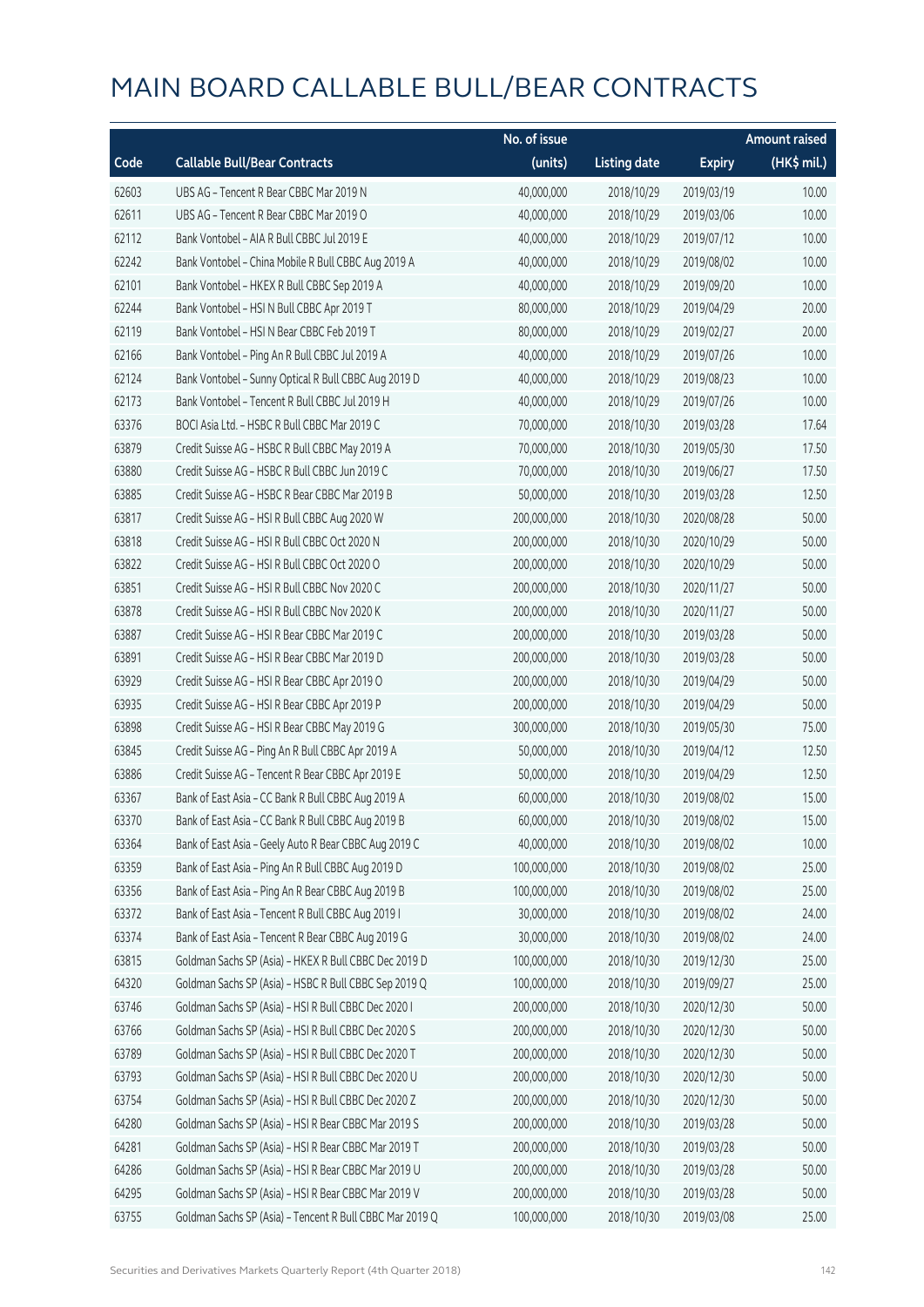# MAIN BOARD CALLABLE BULL/BEAR CONTRACTS

| Code | Callable Bull/Bear Contracts | No. of issue (units) | Listing date | Expiry | Amount raised (HK$ mil.) |
|---|---|---|---|---|---|
| 62603 | UBS AG – Tencent R Bear CBBC Mar 2019 N | 40,000,000 | 2018/10/29 | 2019/03/19 | 10.00 |
| 62611 | UBS AG – Tencent R Bear CBBC Mar 2019 O | 40,000,000 | 2018/10/29 | 2019/03/06 | 10.00 |
| 62112 | Bank Vontobel – AIA R Bull CBBC Jul 2019 E | 40,000,000 | 2018/10/29 | 2019/07/12 | 10.00 |
| 62242 | Bank Vontobel – China Mobile R Bull CBBC Aug 2019 A | 40,000,000 | 2018/10/29 | 2019/08/02 | 10.00 |
| 62101 | Bank Vontobel – HKEX R Bull CBBC Sep 2019 A | 40,000,000 | 2018/10/29 | 2019/09/20 | 10.00 |
| 62244 | Bank Vontobel – HSI N Bull CBBC Apr 2019 T | 80,000,000 | 2018/10/29 | 2019/04/29 | 20.00 |
| 62119 | Bank Vontobel – HSI N Bear CBBC Feb 2019 T | 80,000,000 | 2018/10/29 | 2019/02/27 | 20.00 |
| 62166 | Bank Vontobel – Ping An R Bull CBBC Jul 2019 A | 40,000,000 | 2018/10/29 | 2019/07/26 | 10.00 |
| 62124 | Bank Vontobel – Sunny Optical R Bull CBBC Aug 2019 D | 40,000,000 | 2018/10/29 | 2019/08/23 | 10.00 |
| 62173 | Bank Vontobel – Tencent R Bull CBBC Jul 2019 H | 40,000,000 | 2018/10/29 | 2019/07/26 | 10.00 |
| 63376 | BOCI Asia Ltd. – HSBC R Bull CBBC Mar 2019 C | 70,000,000 | 2018/10/30 | 2019/03/28 | 17.64 |
| 63879 | Credit Suisse AG – HSBC R Bull CBBC May 2019 A | 70,000,000 | 2018/10/30 | 2019/05/30 | 17.50 |
| 63880 | Credit Suisse AG – HSBC R Bull CBBC Jun 2019 C | 70,000,000 | 2018/10/30 | 2019/06/27 | 17.50 |
| 63885 | Credit Suisse AG – HSBC R Bear CBBC Mar 2019 B | 50,000,000 | 2018/10/30 | 2019/03/28 | 12.50 |
| 63817 | Credit Suisse AG – HSI R Bull CBBC Aug 2020 W | 200,000,000 | 2018/10/30 | 2020/08/28 | 50.00 |
| 63818 | Credit Suisse AG – HSI R Bull CBBC Oct 2020 N | 200,000,000 | 2018/10/30 | 2020/10/29 | 50.00 |
| 63822 | Credit Suisse AG – HSI R Bull CBBC Oct 2020 O | 200,000,000 | 2018/10/30 | 2020/10/29 | 50.00 |
| 63851 | Credit Suisse AG – HSI R Bull CBBC Nov 2020 C | 200,000,000 | 2018/10/30 | 2020/11/27 | 50.00 |
| 63878 | Credit Suisse AG – HSI R Bull CBBC Nov 2020 K | 200,000,000 | 2018/10/30 | 2020/11/27 | 50.00 |
| 63887 | Credit Suisse AG – HSI R Bear CBBC Mar 2019 C | 200,000,000 | 2018/10/30 | 2019/03/28 | 50.00 |
| 63891 | Credit Suisse AG – HSI R Bear CBBC Mar 2019 D | 200,000,000 | 2018/10/30 | 2019/03/28 | 50.00 |
| 63929 | Credit Suisse AG – HSI R Bear CBBC Apr 2019 O | 200,000,000 | 2018/10/30 | 2019/04/29 | 50.00 |
| 63935 | Credit Suisse AG – HSI R Bear CBBC Apr 2019 P | 200,000,000 | 2018/10/30 | 2019/04/29 | 50.00 |
| 63898 | Credit Suisse AG – HSI R Bear CBBC May 2019 G | 300,000,000 | 2018/10/30 | 2019/05/30 | 75.00 |
| 63845 | Credit Suisse AG – Ping An R Bull CBBC Apr 2019 A | 50,000,000 | 2018/10/30 | 2019/04/12 | 12.50 |
| 63886 | Credit Suisse AG – Tencent R Bear CBBC Apr 2019 E | 50,000,000 | 2018/10/30 | 2019/04/29 | 12.50 |
| 63367 | Bank of East Asia – CC Bank R Bull CBBC Aug 2019 A | 60,000,000 | 2018/10/30 | 2019/08/02 | 15.00 |
| 63370 | Bank of East Asia – CC Bank R Bull CBBC Aug 2019 B | 60,000,000 | 2018/10/30 | 2019/08/02 | 15.00 |
| 63364 | Bank of East Asia – Geely Auto R Bear CBBC Aug 2019 C | 40,000,000 | 2018/10/30 | 2019/08/02 | 10.00 |
| 63359 | Bank of East Asia – Ping An R Bull CBBC Aug 2019 D | 100,000,000 | 2018/10/30 | 2019/08/02 | 25.00 |
| 63356 | Bank of East Asia – Ping An R Bear CBBC Aug 2019 B | 100,000,000 | 2018/10/30 | 2019/08/02 | 25.00 |
| 63372 | Bank of East Asia – Tencent R Bull CBBC Aug 2019 I | 30,000,000 | 2018/10/30 | 2019/08/02 | 24.00 |
| 63374 | Bank of East Asia – Tencent R Bear CBBC Aug 2019 G | 30,000,000 | 2018/10/30 | 2019/08/02 | 24.00 |
| 63815 | Goldman Sachs SP (Asia) – HKEX R Bull CBBC Dec 2019 D | 100,000,000 | 2018/10/30 | 2019/12/30 | 25.00 |
| 64320 | Goldman Sachs SP (Asia) – HSBC R Bull CBBC Sep 2019 Q | 100,000,000 | 2018/10/30 | 2019/09/27 | 25.00 |
| 63746 | Goldman Sachs SP (Asia) – HSI R Bull CBBC Dec 2020 I | 200,000,000 | 2018/10/30 | 2020/12/30 | 50.00 |
| 63766 | Goldman Sachs SP (Asia) – HSI R Bull CBBC Dec 2020 S | 200,000,000 | 2018/10/30 | 2020/12/30 | 50.00 |
| 63789 | Goldman Sachs SP (Asia) – HSI R Bull CBBC Dec 2020 T | 200,000,000 | 2018/10/30 | 2020/12/30 | 50.00 |
| 63793 | Goldman Sachs SP (Asia) – HSI R Bull CBBC Dec 2020 U | 200,000,000 | 2018/10/30 | 2020/12/30 | 50.00 |
| 63754 | Goldman Sachs SP (Asia) – HSI R Bull CBBC Dec 2020 Z | 200,000,000 | 2018/10/30 | 2020/12/30 | 50.00 |
| 64280 | Goldman Sachs SP (Asia) – HSI R Bear CBBC Mar 2019 S | 200,000,000 | 2018/10/30 | 2019/03/28 | 50.00 |
| 64281 | Goldman Sachs SP (Asia) – HSI R Bear CBBC Mar 2019 T | 200,000,000 | 2018/10/30 | 2019/03/28 | 50.00 |
| 64286 | Goldman Sachs SP (Asia) – HSI R Bear CBBC Mar 2019 U | 200,000,000 | 2018/10/30 | 2019/03/28 | 50.00 |
| 64295 | Goldman Sachs SP (Asia) – HSI R Bear CBBC Mar 2019 V | 200,000,000 | 2018/10/30 | 2019/03/28 | 50.00 |
| 63755 | Goldman Sachs SP (Asia) – Tencent R Bull CBBC Mar 2019 Q | 100,000,000 | 2018/10/30 | 2019/03/08 | 25.00 |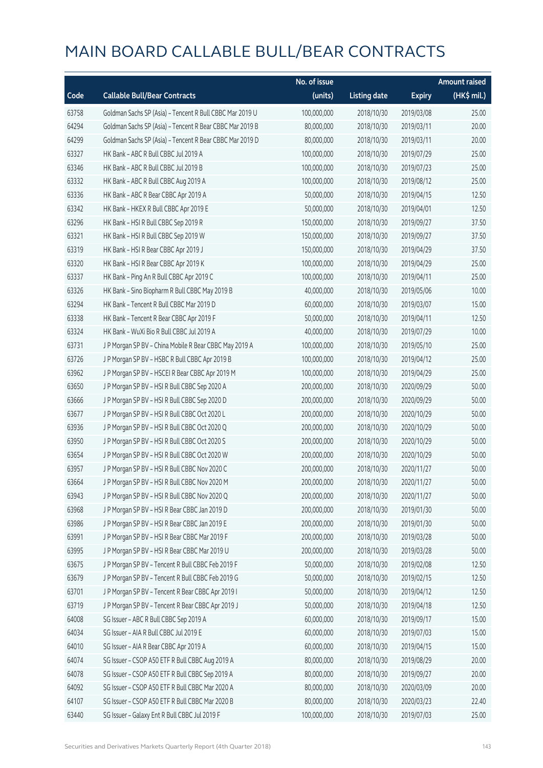# MAIN BOARD CALLABLE BULL/BEAR CONTRACTS

| Code | Callable Bull/Bear Contracts | No. of issue (units) | Listing date | Expiry | Amount raised (HK$ mil.) |
|---|---|---|---|---|---|
| 63758 | Goldman Sachs SP (Asia) – Tencent R Bull CBBC Mar 2019 U | 100,000,000 | 2018/10/30 | 2019/03/08 | 25.00 |
| 64294 | Goldman Sachs SP (Asia) – Tencent R Bear CBBC Mar 2019 B | 80,000,000 | 2018/10/30 | 2019/03/11 | 20.00 |
| 64299 | Goldman Sachs SP (Asia) – Tencent R Bear CBBC Mar 2019 D | 80,000,000 | 2018/10/30 | 2019/03/11 | 20.00 |
| 63327 | HK Bank – ABC R Bull CBBC Jul 2019 A | 100,000,000 | 2018/10/30 | 2019/07/29 | 25.00 |
| 63346 | HK Bank – ABC R Bull CBBC Jul 2019 B | 100,000,000 | 2018/10/30 | 2019/07/23 | 25.00 |
| 63332 | HK Bank – ABC R Bull CBBC Aug 2019 A | 100,000,000 | 2018/10/30 | 2019/08/12 | 25.00 |
| 63336 | HK Bank – ABC R Bear CBBC Apr 2019 A | 50,000,000 | 2018/10/30 | 2019/04/15 | 12.50 |
| 63342 | HK Bank – HKEX R Bull CBBC Apr 2019 E | 50,000,000 | 2018/10/30 | 2019/04/01 | 12.50 |
| 63296 | HK Bank – HSI R Bull CBBC Sep 2019 R | 150,000,000 | 2018/10/30 | 2019/09/27 | 37.50 |
| 63321 | HK Bank – HSI R Bull CBBC Sep 2019 W | 150,000,000 | 2018/10/30 | 2019/09/27 | 37.50 |
| 63319 | HK Bank – HSI R Bear CBBC Apr 2019 J | 150,000,000 | 2018/10/30 | 2019/04/29 | 37.50 |
| 63320 | HK Bank – HSI R Bear CBBC Apr 2019 K | 100,000,000 | 2018/10/30 | 2019/04/29 | 25.00 |
| 63337 | HK Bank – Ping An R Bull CBBC Apr 2019 C | 100,000,000 | 2018/10/30 | 2019/04/11 | 25.00 |
| 63326 | HK Bank – Sino Biopharm R Bull CBBC May 2019 B | 40,000,000 | 2018/10/30 | 2019/05/06 | 10.00 |
| 63294 | HK Bank – Tencent R Bull CBBC Mar 2019 D | 60,000,000 | 2018/10/30 | 2019/03/07 | 15.00 |
| 63338 | HK Bank – Tencent R Bear CBBC Apr 2019 F | 50,000,000 | 2018/10/30 | 2019/04/11 | 12.50 |
| 63324 | HK Bank – WuXi Bio R Bull CBBC Jul 2019 A | 40,000,000 | 2018/10/30 | 2019/07/29 | 10.00 |
| 63731 | J P Morgan SP BV – China Mobile R Bear CBBC May 2019 A | 100,000,000 | 2018/10/30 | 2019/05/10 | 25.00 |
| 63726 | J P Morgan SP BV – HSBC R Bull CBBC Apr 2019 B | 100,000,000 | 2018/10/30 | 2019/04/12 | 25.00 |
| 63962 | J P Morgan SP BV – HSCEI R Bear CBBC Apr 2019 M | 100,000,000 | 2018/10/30 | 2019/04/29 | 25.00 |
| 63650 | J P Morgan SP BV – HSI R Bull CBBC Sep 2020 A | 200,000,000 | 2018/10/30 | 2020/09/29 | 50.00 |
| 63666 | J P Morgan SP BV – HSI R Bull CBBC Sep 2020 D | 200,000,000 | 2018/10/30 | 2020/09/29 | 50.00 |
| 63677 | J P Morgan SP BV – HSI R Bull CBBC Oct 2020 L | 200,000,000 | 2018/10/30 | 2020/10/29 | 50.00 |
| 63936 | J P Morgan SP BV – HSI R Bull CBBC Oct 2020 Q | 200,000,000 | 2018/10/30 | 2020/10/29 | 50.00 |
| 63950 | J P Morgan SP BV – HSI R Bull CBBC Oct 2020 S | 200,000,000 | 2018/10/30 | 2020/10/29 | 50.00 |
| 63654 | J P Morgan SP BV – HSI R Bull CBBC Oct 2020 W | 200,000,000 | 2018/10/30 | 2020/10/29 | 50.00 |
| 63957 | J P Morgan SP BV – HSI R Bull CBBC Nov 2020 C | 200,000,000 | 2018/10/30 | 2020/11/27 | 50.00 |
| 63664 | J P Morgan SP BV – HSI R Bull CBBC Nov 2020 M | 200,000,000 | 2018/10/30 | 2020/11/27 | 50.00 |
| 63943 | J P Morgan SP BV – HSI R Bull CBBC Nov 2020 Q | 200,000,000 | 2018/10/30 | 2020/11/27 | 50.00 |
| 63968 | J P Morgan SP BV – HSI R Bear CBBC Jan 2019 D | 200,000,000 | 2018/10/30 | 2019/01/30 | 50.00 |
| 63986 | J P Morgan SP BV – HSI R Bear CBBC Jan 2019 E | 200,000,000 | 2018/10/30 | 2019/01/30 | 50.00 |
| 63991 | J P Morgan SP BV – HSI R Bear CBBC Mar 2019 F | 200,000,000 | 2018/10/30 | 2019/03/28 | 50.00 |
| 63995 | J P Morgan SP BV – HSI R Bear CBBC Mar 2019 U | 200,000,000 | 2018/10/30 | 2019/03/28 | 50.00 |
| 63675 | J P Morgan SP BV – Tencent R Bull CBBC Feb 2019 F | 50,000,000 | 2018/10/30 | 2019/02/08 | 12.50 |
| 63679 | J P Morgan SP BV – Tencent R Bull CBBC Feb 2019 G | 50,000,000 | 2018/10/30 | 2019/02/15 | 12.50 |
| 63701 | J P Morgan SP BV – Tencent R Bear CBBC Apr 2019 I | 50,000,000 | 2018/10/30 | 2019/04/12 | 12.50 |
| 63719 | J P Morgan SP BV – Tencent R Bear CBBC Apr 2019 J | 50,000,000 | 2018/10/30 | 2019/04/18 | 12.50 |
| 64008 | SG Issuer – ABC R Bull CBBC Sep 2019 A | 60,000,000 | 2018/10/30 | 2019/09/17 | 15.00 |
| 64034 | SG Issuer – AIA R Bull CBBC Jul 2019 E | 60,000,000 | 2018/10/30 | 2019/07/03 | 15.00 |
| 64010 | SG Issuer – AIA R Bear CBBC Apr 2019 A | 60,000,000 | 2018/10/30 | 2019/04/15 | 15.00 |
| 64074 | SG Issuer – CSOP A50 ETF R Bull CBBC Aug 2019 A | 80,000,000 | 2018/10/30 | 2019/08/29 | 20.00 |
| 64078 | SG Issuer – CSOP A50 ETF R Bull CBBC Sep 2019 A | 80,000,000 | 2018/10/30 | 2019/09/27 | 20.00 |
| 64092 | SG Issuer – CSOP A50 ETF R Bull CBBC Mar 2020 A | 80,000,000 | 2018/10/30 | 2020/03/09 | 20.00 |
| 64107 | SG Issuer – CSOP A50 ETF R Bull CBBC Mar 2020 B | 80,000,000 | 2018/10/30 | 2020/03/23 | 22.40 |
| 63440 | SG Issuer – Galaxy Ent R Bull CBBC Jul 2019 F | 100,000,000 | 2018/10/30 | 2019/07/03 | 25.00 |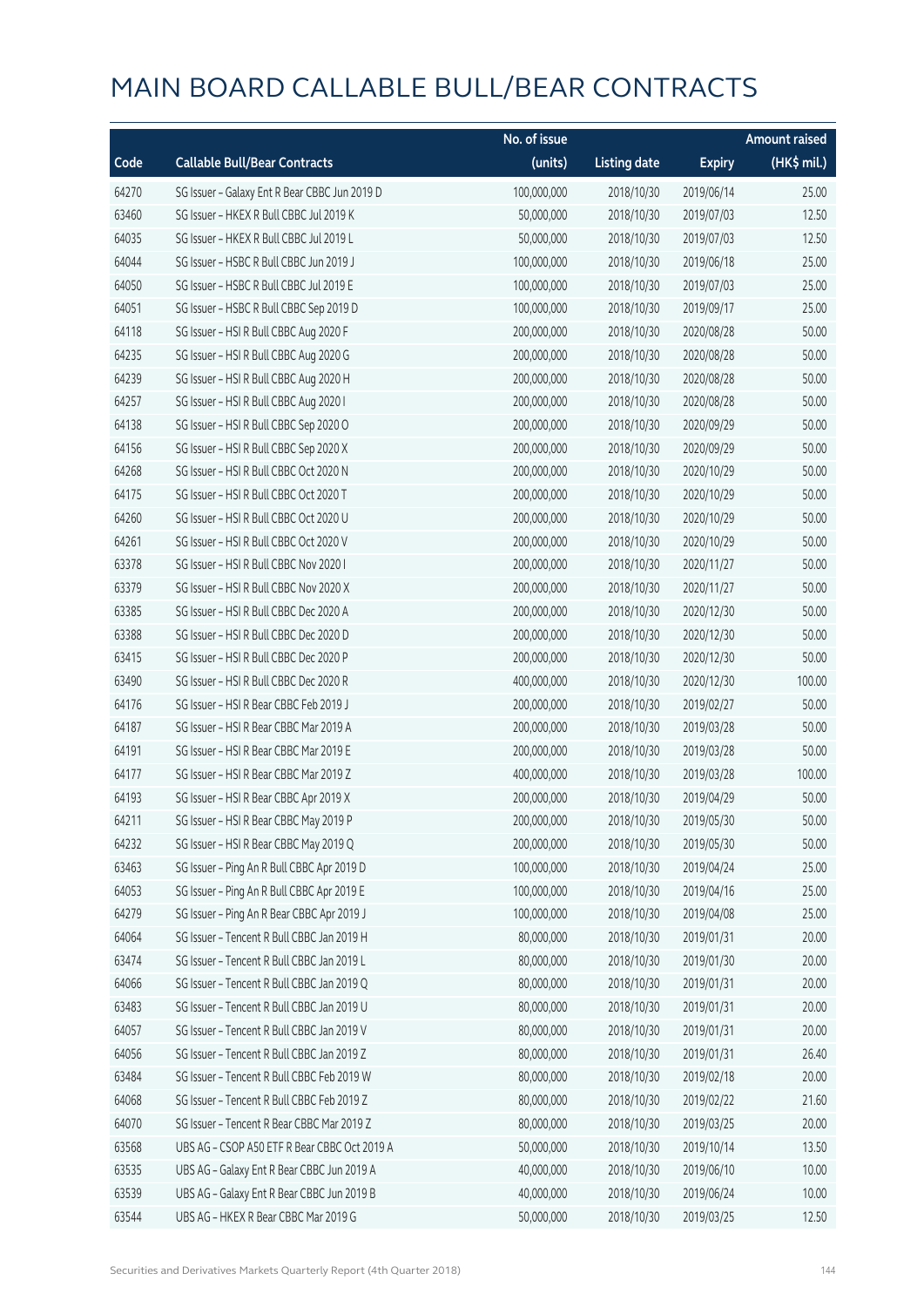# MAIN BOARD CALLABLE BULL/BEAR CONTRACTS

| Code | Callable Bull/Bear Contracts | No. of issue (units) | Listing date | Expiry | Amount raised (HK$ mil.) |
|---|---|---|---|---|---|
| 64270 | SG Issuer – Galaxy Ent R Bear CBBC Jun 2019 D | 100,000,000 | 2018/10/30 | 2019/06/14 | 25.00 |
| 63460 | SG Issuer – HKEX R Bull CBBC Jul 2019 K | 50,000,000 | 2018/10/30 | 2019/07/03 | 12.50 |
| 64035 | SG Issuer – HKEX R Bull CBBC Jul 2019 L | 50,000,000 | 2018/10/30 | 2019/07/03 | 12.50 |
| 64044 | SG Issuer – HSBC R Bull CBBC Jun 2019 J | 100,000,000 | 2018/10/30 | 2019/06/18 | 25.00 |
| 64050 | SG Issuer – HSBC R Bull CBBC Jul 2019 E | 100,000,000 | 2018/10/30 | 2019/07/03 | 25.00 |
| 64051 | SG Issuer – HSBC R Bull CBBC Sep 2019 D | 100,000,000 | 2018/10/30 | 2019/09/17 | 25.00 |
| 64118 | SG Issuer – HSI R Bull CBBC Aug 2020 F | 200,000,000 | 2018/10/30 | 2020/08/28 | 50.00 |
| 64235 | SG Issuer – HSI R Bull CBBC Aug 2020 G | 200,000,000 | 2018/10/30 | 2020/08/28 | 50.00 |
| 64239 | SG Issuer – HSI R Bull CBBC Aug 2020 H | 200,000,000 | 2018/10/30 | 2020/08/28 | 50.00 |
| 64257 | SG Issuer – HSI R Bull CBBC Aug 2020 I | 200,000,000 | 2018/10/30 | 2020/08/28 | 50.00 |
| 64138 | SG Issuer – HSI R Bull CBBC Sep 2020 O | 200,000,000 | 2018/10/30 | 2020/09/29 | 50.00 |
| 64156 | SG Issuer – HSI R Bull CBBC Sep 2020 X | 200,000,000 | 2018/10/30 | 2020/09/29 | 50.00 |
| 64268 | SG Issuer – HSI R Bull CBBC Oct 2020 N | 200,000,000 | 2018/10/30 | 2020/10/29 | 50.00 |
| 64175 | SG Issuer – HSI R Bull CBBC Oct 2020 T | 200,000,000 | 2018/10/30 | 2020/10/29 | 50.00 |
| 64260 | SG Issuer – HSI R Bull CBBC Oct 2020 U | 200,000,000 | 2018/10/30 | 2020/10/29 | 50.00 |
| 64261 | SG Issuer – HSI R Bull CBBC Oct 2020 V | 200,000,000 | 2018/10/30 | 2020/10/29 | 50.00 |
| 63378 | SG Issuer – HSI R Bull CBBC Nov 2020 I | 200,000,000 | 2018/10/30 | 2020/11/27 | 50.00 |
| 63379 | SG Issuer – HSI R Bull CBBC Nov 2020 X | 200,000,000 | 2018/10/30 | 2020/11/27 | 50.00 |
| 63385 | SG Issuer – HSI R Bull CBBC Dec 2020 A | 200,000,000 | 2018/10/30 | 2020/12/30 | 50.00 |
| 63388 | SG Issuer – HSI R Bull CBBC Dec 2020 D | 200,000,000 | 2018/10/30 | 2020/12/30 | 50.00 |
| 63415 | SG Issuer – HSI R Bull CBBC Dec 2020 P | 200,000,000 | 2018/10/30 | 2020/12/30 | 50.00 |
| 63490 | SG Issuer – HSI R Bull CBBC Dec 2020 R | 400,000,000 | 2018/10/30 | 2020/12/30 | 100.00 |
| 64176 | SG Issuer – HSI R Bear CBBC Feb 2019 J | 200,000,000 | 2018/10/30 | 2019/02/27 | 50.00 |
| 64187 | SG Issuer – HSI R Bear CBBC Mar 2019 A | 200,000,000 | 2018/10/30 | 2019/03/28 | 50.00 |
| 64191 | SG Issuer – HSI R Bear CBBC Mar 2019 E | 200,000,000 | 2018/10/30 | 2019/03/28 | 50.00 |
| 64177 | SG Issuer – HSI R Bear CBBC Mar 2019 Z | 400,000,000 | 2018/10/30 | 2019/03/28 | 100.00 |
| 64193 | SG Issuer – HSI R Bear CBBC Apr 2019 X | 200,000,000 | 2018/10/30 | 2019/04/29 | 50.00 |
| 64211 | SG Issuer – HSI R Bear CBBC May 2019 P | 200,000,000 | 2018/10/30 | 2019/05/30 | 50.00 |
| 64232 | SG Issuer – HSI R Bear CBBC May 2019 Q | 200,000,000 | 2018/10/30 | 2019/05/30 | 50.00 |
| 63463 | SG Issuer – Ping An R Bull CBBC Apr 2019 D | 100,000,000 | 2018/10/30 | 2019/04/24 | 25.00 |
| 64053 | SG Issuer – Ping An R Bull CBBC Apr 2019 E | 100,000,000 | 2018/10/30 | 2019/04/16 | 25.00 |
| 64279 | SG Issuer – Ping An R Bear CBBC Apr 2019 J | 100,000,000 | 2018/10/30 | 2019/04/08 | 25.00 |
| 64064 | SG Issuer – Tencent R Bull CBBC Jan 2019 H | 80,000,000 | 2018/10/30 | 2019/01/31 | 20.00 |
| 63474 | SG Issuer – Tencent R Bull CBBC Jan 2019 L | 80,000,000 | 2018/10/30 | 2019/01/30 | 20.00 |
| 64066 | SG Issuer – Tencent R Bull CBBC Jan 2019 Q | 80,000,000 | 2018/10/30 | 2019/01/31 | 20.00 |
| 63483 | SG Issuer – Tencent R Bull CBBC Jan 2019 U | 80,000,000 | 2018/10/30 | 2019/01/31 | 20.00 |
| 64057 | SG Issuer – Tencent R Bull CBBC Jan 2019 V | 80,000,000 | 2018/10/30 | 2019/01/31 | 20.00 |
| 64056 | SG Issuer – Tencent R Bull CBBC Jan 2019 Z | 80,000,000 | 2018/10/30 | 2019/01/31 | 26.40 |
| 63484 | SG Issuer – Tencent R Bull CBBC Feb 2019 W | 80,000,000 | 2018/10/30 | 2019/02/18 | 20.00 |
| 64068 | SG Issuer – Tencent R Bull CBBC Feb 2019 Z | 80,000,000 | 2018/10/30 | 2019/02/22 | 21.60 |
| 64070 | SG Issuer – Tencent R Bear CBBC Mar 2019 Z | 80,000,000 | 2018/10/30 | 2019/03/25 | 20.00 |
| 63568 | UBS AG – CSOP A50 ETF R Bear CBBC Oct 2019 A | 50,000,000 | 2018/10/30 | 2019/10/14 | 13.50 |
| 63535 | UBS AG – Galaxy Ent R Bear CBBC Jun 2019 A | 40,000,000 | 2018/10/30 | 2019/06/10 | 10.00 |
| 63539 | UBS AG – Galaxy Ent R Bear CBBC Jun 2019 B | 40,000,000 | 2018/10/30 | 2019/06/24 | 10.00 |
| 63544 | UBS AG – HKEX R Bear CBBC Mar 2019 G | 50,000,000 | 2018/10/30 | 2019/03/25 | 12.50 |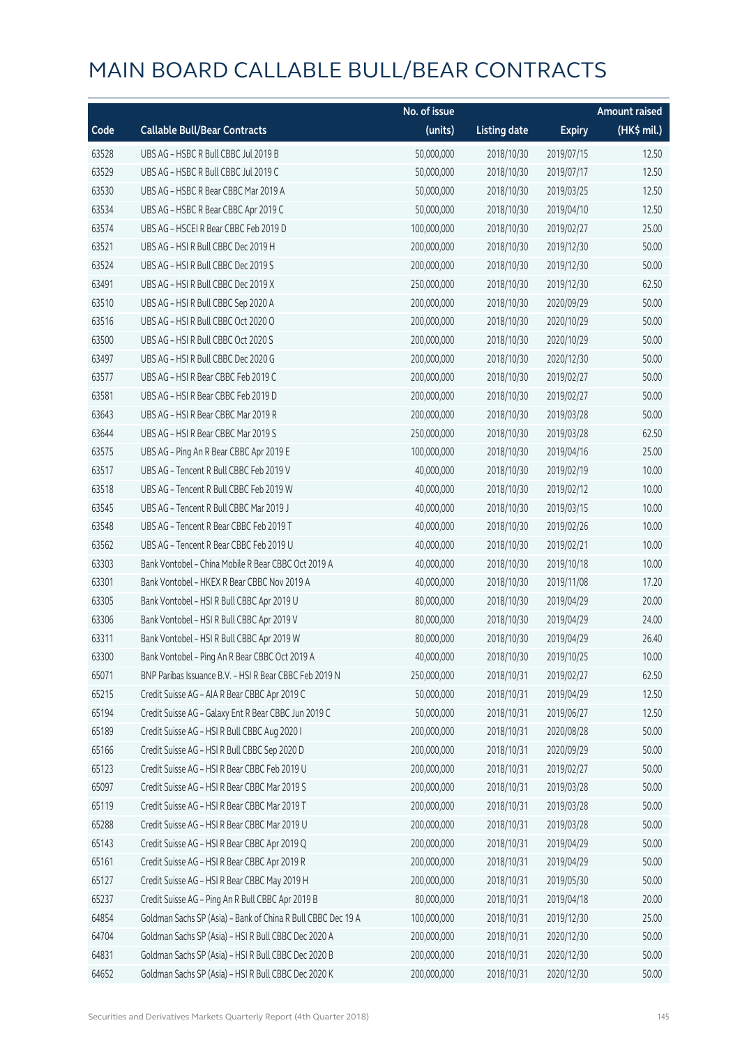# MAIN BOARD CALLABLE BULL/BEAR CONTRACTS

| Code | Callable Bull/Bear Contracts | No. of issue (units) | Listing date | Expiry | Amount raised (HK$ mil.) |
|---|---|---|---|---|---|
| 63528 | UBS AG – HSBC R Bull CBBC Jul 2019 B | 50,000,000 | 2018/10/30 | 2019/07/15 | 12.50 |
| 63529 | UBS AG – HSBC R Bull CBBC Jul 2019 C | 50,000,000 | 2018/10/30 | 2019/07/17 | 12.50 |
| 63530 | UBS AG – HSBC R Bear CBBC Mar 2019 A | 50,000,000 | 2018/10/30 | 2019/03/25 | 12.50 |
| 63534 | UBS AG – HSBC R Bear CBBC Apr 2019 C | 50,000,000 | 2018/10/30 | 2019/04/10 | 12.50 |
| 63574 | UBS AG – HSCEI R Bear CBBC Feb 2019 D | 100,000,000 | 2018/10/30 | 2019/02/27 | 25.00 |
| 63521 | UBS AG – HSI R Bull CBBC Dec 2019 H | 200,000,000 | 2018/10/30 | 2019/12/30 | 50.00 |
| 63524 | UBS AG – HSI R Bull CBBC Dec 2019 S | 200,000,000 | 2018/10/30 | 2019/12/30 | 50.00 |
| 63491 | UBS AG – HSI R Bull CBBC Dec 2019 X | 250,000,000 | 2018/10/30 | 2019/12/30 | 62.50 |
| 63510 | UBS AG – HSI R Bull CBBC Sep 2020 A | 200,000,000 | 2018/10/30 | 2020/09/29 | 50.00 |
| 63516 | UBS AG – HSI R Bull CBBC Oct 2020 O | 200,000,000 | 2018/10/30 | 2020/10/29 | 50.00 |
| 63500 | UBS AG – HSI R Bull CBBC Oct 2020 S | 200,000,000 | 2018/10/30 | 2020/10/29 | 50.00 |
| 63497 | UBS AG – HSI R Bull CBBC Dec 2020 G | 200,000,000 | 2018/10/30 | 2020/12/30 | 50.00 |
| 63577 | UBS AG – HSI R Bear CBBC Feb 2019 C | 200,000,000 | 2018/10/30 | 2019/02/27 | 50.00 |
| 63581 | UBS AG – HSI R Bear CBBC Feb 2019 D | 200,000,000 | 2018/10/30 | 2019/02/27 | 50.00 |
| 63643 | UBS AG – HSI R Bear CBBC Mar 2019 R | 200,000,000 | 2018/10/30 | 2019/03/28 | 50.00 |
| 63644 | UBS AG – HSI R Bear CBBC Mar 2019 S | 250,000,000 | 2018/10/30 | 2019/03/28 | 62.50 |
| 63575 | UBS AG – Ping An R Bear CBBC Apr 2019 E | 100,000,000 | 2018/10/30 | 2019/04/16 | 25.00 |
| 63517 | UBS AG – Tencent R Bull CBBC Feb 2019 V | 40,000,000 | 2018/10/30 | 2019/02/19 | 10.00 |
| 63518 | UBS AG – Tencent R Bull CBBC Feb 2019 W | 40,000,000 | 2018/10/30 | 2019/02/12 | 10.00 |
| 63545 | UBS AG – Tencent R Bull CBBC Mar 2019 J | 40,000,000 | 2018/10/30 | 2019/03/15 | 10.00 |
| 63548 | UBS AG – Tencent R Bear CBBC Feb 2019 T | 40,000,000 | 2018/10/30 | 2019/02/26 | 10.00 |
| 63562 | UBS AG – Tencent R Bear CBBC Feb 2019 U | 40,000,000 | 2018/10/30 | 2019/02/21 | 10.00 |
| 63303 | Bank Vontobel – China Mobile R Bear CBBC Oct 2019 A | 40,000,000 | 2018/10/30 | 2019/10/18 | 10.00 |
| 63301 | Bank Vontobel – HKEX R Bear CBBC Nov 2019 A | 40,000,000 | 2018/10/30 | 2019/11/08 | 17.20 |
| 63305 | Bank Vontobel – HSI R Bull CBBC Apr 2019 U | 80,000,000 | 2018/10/30 | 2019/04/29 | 20.00 |
| 63306 | Bank Vontobel – HSI R Bull CBBC Apr 2019 V | 80,000,000 | 2018/10/30 | 2019/04/29 | 24.00 |
| 63311 | Bank Vontobel – HSI R Bull CBBC Apr 2019 W | 80,000,000 | 2018/10/30 | 2019/04/29 | 26.40 |
| 63300 | Bank Vontobel – Ping An R Bear CBBC Oct 2019 A | 40,000,000 | 2018/10/30 | 2019/10/25 | 10.00 |
| 65071 | BNP Paribas Issuance B.V. – HSI R Bear CBBC Feb 2019 N | 250,000,000 | 2018/10/31 | 2019/02/27 | 62.50 |
| 65215 | Credit Suisse AG – AIA R Bear CBBC Apr 2019 C | 50,000,000 | 2018/10/31 | 2019/04/29 | 12.50 |
| 65194 | Credit Suisse AG – Galaxy Ent R Bear CBBC Jun 2019 C | 50,000,000 | 2018/10/31 | 2019/06/27 | 12.50 |
| 65189 | Credit Suisse AG – HSI R Bull CBBC Aug 2020 I | 200,000,000 | 2018/10/31 | 2020/08/28 | 50.00 |
| 65166 | Credit Suisse AG – HSI R Bull CBBC Sep 2020 D | 200,000,000 | 2018/10/31 | 2020/09/29 | 50.00 |
| 65123 | Credit Suisse AG – HSI R Bear CBBC Feb 2019 U | 200,000,000 | 2018/10/31 | 2019/02/27 | 50.00 |
| 65097 | Credit Suisse AG – HSI R Bear CBBC Mar 2019 S | 200,000,000 | 2018/10/31 | 2019/03/28 | 50.00 |
| 65119 | Credit Suisse AG – HSI R Bear CBBC Mar 2019 T | 200,000,000 | 2018/10/31 | 2019/03/28 | 50.00 |
| 65288 | Credit Suisse AG – HSI R Bear CBBC Mar 2019 U | 200,000,000 | 2018/10/31 | 2019/03/28 | 50.00 |
| 65143 | Credit Suisse AG – HSI R Bear CBBC Apr 2019 Q | 200,000,000 | 2018/10/31 | 2019/04/29 | 50.00 |
| 65161 | Credit Suisse AG – HSI R Bear CBBC Apr 2019 R | 200,000,000 | 2018/10/31 | 2019/04/29 | 50.00 |
| 65127 | Credit Suisse AG – HSI R Bear CBBC May 2019 H | 200,000,000 | 2018/10/31 | 2019/05/30 | 50.00 |
| 65237 | Credit Suisse AG – Ping An R Bull CBBC Apr 2019 B | 80,000,000 | 2018/10/31 | 2019/04/18 | 20.00 |
| 64854 | Goldman Sachs SP (Asia) – Bank of China R Bull CBBC Dec 19 A | 100,000,000 | 2018/10/31 | 2019/12/30 | 25.00 |
| 64704 | Goldman Sachs SP (Asia) – HSI R Bull CBBC Dec 2020 A | 200,000,000 | 2018/10/31 | 2020/12/30 | 50.00 |
| 64831 | Goldman Sachs SP (Asia) – HSI R Bull CBBC Dec 2020 B | 200,000,000 | 2018/10/31 | 2020/12/30 | 50.00 |
| 64652 | Goldman Sachs SP (Asia) – HSI R Bull CBBC Dec 2020 K | 200,000,000 | 2018/10/31 | 2020/12/30 | 50.00 |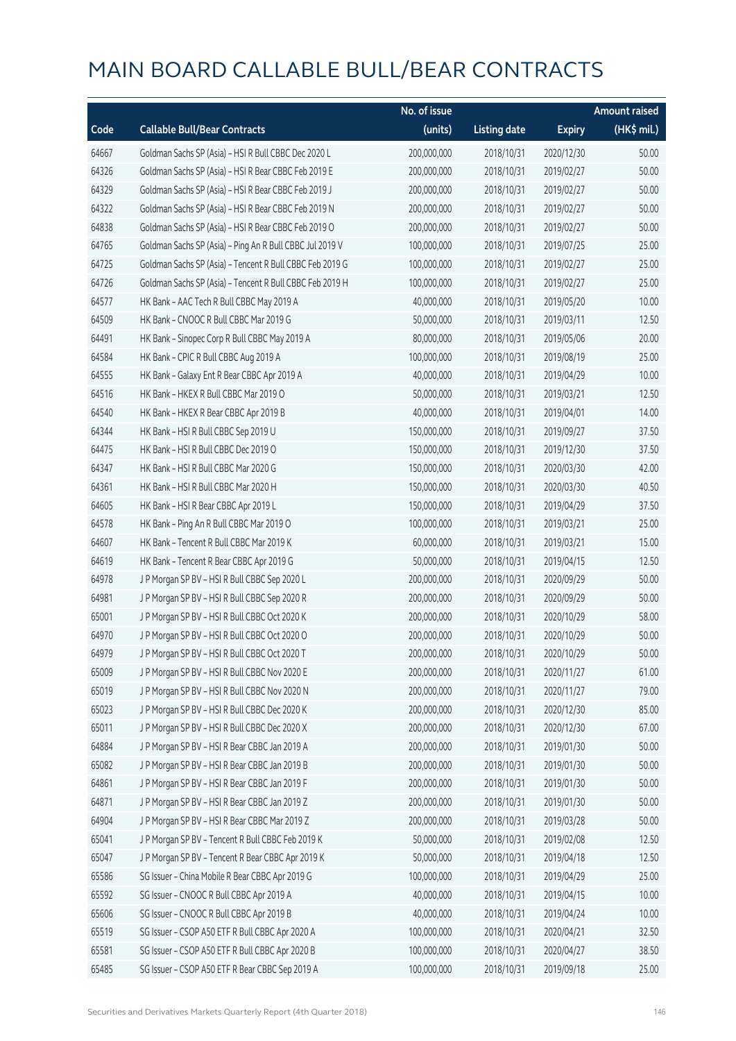# MAIN BOARD CALLABLE BULL/BEAR CONTRACTS

| Code | Callable Bull/Bear Contracts | No. of issue (units) | Listing date | Expiry | Amount raised (HK$ mil.) |
|---|---|---|---|---|---|
| 64667 | Goldman Sachs SP (Asia) – HSI R Bull CBBC Dec 2020 L | 200,000,000 | 2018/10/31 | 2020/12/30 | 50.00 |
| 64326 | Goldman Sachs SP (Asia) – HSI R Bear CBBC Feb 2019 E | 200,000,000 | 2018/10/31 | 2019/02/27 | 50.00 |
| 64329 | Goldman Sachs SP (Asia) – HSI R Bear CBBC Feb 2019 J | 200,000,000 | 2018/10/31 | 2019/02/27 | 50.00 |
| 64322 | Goldman Sachs SP (Asia) – HSI R Bear CBBC Feb 2019 N | 200,000,000 | 2018/10/31 | 2019/02/27 | 50.00 |
| 64838 | Goldman Sachs SP (Asia) – HSI R Bear CBBC Feb 2019 O | 200,000,000 | 2018/10/31 | 2019/02/27 | 50.00 |
| 64765 | Goldman Sachs SP (Asia) – Ping An R Bull CBBC Jul 2019 V | 100,000,000 | 2018/10/31 | 2019/07/25 | 25.00 |
| 64725 | Goldman Sachs SP (Asia) – Tencent R Bull CBBC Feb 2019 G | 100,000,000 | 2018/10/31 | 2019/02/27 | 25.00 |
| 64726 | Goldman Sachs SP (Asia) – Tencent R Bull CBBC Feb 2019 H | 100,000,000 | 2018/10/31 | 2019/02/27 | 25.00 |
| 64577 | HK Bank – AAC Tech R Bull CBBC May 2019 A | 40,000,000 | 2018/10/31 | 2019/05/20 | 10.00 |
| 64509 | HK Bank – CNOOC R Bull CBBC Mar 2019 G | 50,000,000 | 2018/10/31 | 2019/03/11 | 12.50 |
| 64491 | HK Bank – Sinopec Corp R Bull CBBC May 2019 A | 80,000,000 | 2018/10/31 | 2019/05/06 | 20.00 |
| 64584 | HK Bank – CPIC R Bull CBBC Aug 2019 A | 100,000,000 | 2018/10/31 | 2019/08/19 | 25.00 |
| 64555 | HK Bank – Galaxy Ent R Bear CBBC Apr 2019 A | 40,000,000 | 2018/10/31 | 2019/04/29 | 10.00 |
| 64516 | HK Bank – HKEX R Bull CBBC Mar 2019 O | 50,000,000 | 2018/10/31 | 2019/03/21 | 12.50 |
| 64540 | HK Bank – HKEX R Bear CBBC Apr 2019 B | 40,000,000 | 2018/10/31 | 2019/04/01 | 14.00 |
| 64344 | HK Bank – HSI R Bull CBBC Sep 2019 U | 150,000,000 | 2018/10/31 | 2019/09/27 | 37.50 |
| 64475 | HK Bank – HSI R Bull CBBC Dec 2019 O | 150,000,000 | 2018/10/31 | 2019/12/30 | 37.50 |
| 64347 | HK Bank – HSI R Bull CBBC Mar 2020 G | 150,000,000 | 2018/10/31 | 2020/03/30 | 42.00 |
| 64361 | HK Bank – HSI R Bull CBBC Mar 2020 H | 150,000,000 | 2018/10/31 | 2020/03/30 | 40.50 |
| 64605 | HK Bank – HSI R Bear CBBC Apr 2019 L | 150,000,000 | 2018/10/31 | 2019/04/29 | 37.50 |
| 64578 | HK Bank – Ping An R Bull CBBC Mar 2019 O | 100,000,000 | 2018/10/31 | 2019/03/21 | 25.00 |
| 64607 | HK Bank – Tencent R Bull CBBC Mar 2019 K | 60,000,000 | 2018/10/31 | 2019/03/21 | 15.00 |
| 64619 | HK Bank – Tencent R Bear CBBC Apr 2019 G | 50,000,000 | 2018/10/31 | 2019/04/15 | 12.50 |
| 64978 | J P Morgan SP BV – HSI R Bull CBBC Sep 2020 L | 200,000,000 | 2018/10/31 | 2020/09/29 | 50.00 |
| 64981 | J P Morgan SP BV – HSI R Bull CBBC Sep 2020 R | 200,000,000 | 2018/10/31 | 2020/09/29 | 50.00 |
| 65001 | J P Morgan SP BV – HSI R Bull CBBC Oct 2020 K | 200,000,000 | 2018/10/31 | 2020/10/29 | 58.00 |
| 64970 | J P Morgan SP BV – HSI R Bull CBBC Oct 2020 O | 200,000,000 | 2018/10/31 | 2020/10/29 | 50.00 |
| 64979 | J P Morgan SP BV – HSI R Bull CBBC Oct 2020 T | 200,000,000 | 2018/10/31 | 2020/10/29 | 50.00 |
| 65009 | J P Morgan SP BV – HSI R Bull CBBC Nov 2020 E | 200,000,000 | 2018/10/31 | 2020/11/27 | 61.00 |
| 65019 | J P Morgan SP BV – HSI R Bull CBBC Nov 2020 N | 200,000,000 | 2018/10/31 | 2020/11/27 | 79.00 |
| 65023 | J P Morgan SP BV – HSI R Bull CBBC Dec 2020 K | 200,000,000 | 2018/10/31 | 2020/12/30 | 85.00 |
| 65011 | J P Morgan SP BV – HSI R Bull CBBC Dec 2020 X | 200,000,000 | 2018/10/31 | 2020/12/30 | 67.00 |
| 64884 | J P Morgan SP BV – HSI R Bear CBBC Jan 2019 A | 200,000,000 | 2018/10/31 | 2019/01/30 | 50.00 |
| 65082 | J P Morgan SP BV – HSI R Bear CBBC Jan 2019 B | 200,000,000 | 2018/10/31 | 2019/01/30 | 50.00 |
| 64861 | J P Morgan SP BV – HSI R Bear CBBC Jan 2019 F | 200,000,000 | 2018/10/31 | 2019/01/30 | 50.00 |
| 64871 | J P Morgan SP BV – HSI R Bear CBBC Jan 2019 Z | 200,000,000 | 2018/10/31 | 2019/01/30 | 50.00 |
| 64904 | J P Morgan SP BV – HSI R Bear CBBC Mar 2019 Z | 200,000,000 | 2018/10/31 | 2019/03/28 | 50.00 |
| 65041 | J P Morgan SP BV – Tencent R Bull CBBC Feb 2019 K | 50,000,000 | 2018/10/31 | 2019/02/08 | 12.50 |
| 65047 | J P Morgan SP BV – Tencent R Bear CBBC Apr 2019 K | 50,000,000 | 2018/10/31 | 2019/04/18 | 12.50 |
| 65586 | SG Issuer – China Mobile R Bear CBBC Apr 2019 G | 100,000,000 | 2018/10/31 | 2019/04/29 | 25.00 |
| 65592 | SG Issuer – CNOOC R Bull CBBC Apr 2019 A | 40,000,000 | 2018/10/31 | 2019/04/15 | 10.00 |
| 65606 | SG Issuer – CNOOC R Bull CBBC Apr 2019 B | 40,000,000 | 2018/10/31 | 2019/04/24 | 10.00 |
| 65519 | SG Issuer – CSOP A50 ETF R Bull CBBC Apr 2020 A | 100,000,000 | 2018/10/31 | 2020/04/21 | 32.50 |
| 65581 | SG Issuer – CSOP A50 ETF R Bull CBBC Apr 2020 B | 100,000,000 | 2018/10/31 | 2020/04/27 | 38.50 |
| 65485 | SG Issuer – CSOP A50 ETF R Bear CBBC Sep 2019 A | 100,000,000 | 2018/10/31 | 2019/09/18 | 25.00 |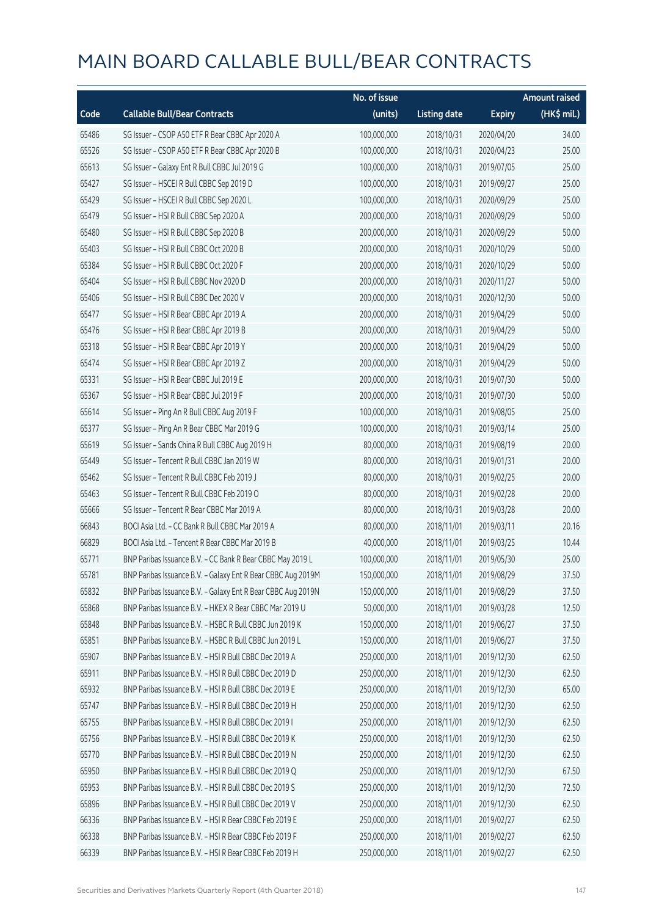# MAIN BOARD CALLABLE BULL/BEAR CONTRACTS

| Code | Callable Bull/Bear Contracts | No. of issue (units) | Listing date | Expiry | Amount raised (HK$ mil.) |
|---|---|---|---|---|---|
| 65486 | SG Issuer – CSOP A50 ETF R Bear CBBC Apr 2020 A | 100,000,000 | 2018/10/31 | 2020/04/20 | 34.00 |
| 65526 | SG Issuer – CSOP A50 ETF R Bear CBBC Apr 2020 B | 100,000,000 | 2018/10/31 | 2020/04/23 | 25.00 |
| 65613 | SG Issuer – Galaxy Ent R Bull CBBC Jul 2019 G | 100,000,000 | 2018/10/31 | 2019/07/05 | 25.00 |
| 65427 | SG Issuer – HSCEI R Bull CBBC Sep 2019 D | 100,000,000 | 2018/10/31 | 2019/09/27 | 25.00 |
| 65429 | SG Issuer – HSCEI R Bull CBBC Sep 2020 L | 100,000,000 | 2018/10/31 | 2020/09/29 | 25.00 |
| 65479 | SG Issuer – HSI R Bull CBBC Sep 2020 A | 200,000,000 | 2018/10/31 | 2020/09/29 | 50.00 |
| 65480 | SG Issuer – HSI R Bull CBBC Sep 2020 B | 200,000,000 | 2018/10/31 | 2020/09/29 | 50.00 |
| 65403 | SG Issuer – HSI R Bull CBBC Oct 2020 B | 200,000,000 | 2018/10/31 | 2020/10/29 | 50.00 |
| 65384 | SG Issuer – HSI R Bull CBBC Oct 2020 F | 200,000,000 | 2018/10/31 | 2020/10/29 | 50.00 |
| 65404 | SG Issuer – HSI R Bull CBBC Nov 2020 D | 200,000,000 | 2018/10/31 | 2020/11/27 | 50.00 |
| 65406 | SG Issuer – HSI R Bull CBBC Dec 2020 V | 200,000,000 | 2018/10/31 | 2020/12/30 | 50.00 |
| 65477 | SG Issuer – HSI R Bear CBBC Apr 2019 A | 200,000,000 | 2018/10/31 | 2019/04/29 | 50.00 |
| 65476 | SG Issuer – HSI R Bear CBBC Apr 2019 B | 200,000,000 | 2018/10/31 | 2019/04/29 | 50.00 |
| 65318 | SG Issuer – HSI R Bear CBBC Apr 2019 Y | 200,000,000 | 2018/10/31 | 2019/04/29 | 50.00 |
| 65474 | SG Issuer – HSI R Bear CBBC Apr 2019 Z | 200,000,000 | 2018/10/31 | 2019/04/29 | 50.00 |
| 65331 | SG Issuer – HSI R Bear CBBC Jul 2019 E | 200,000,000 | 2018/10/31 | 2019/07/30 | 50.00 |
| 65367 | SG Issuer – HSI R Bear CBBC Jul 2019 F | 200,000,000 | 2018/10/31 | 2019/07/30 | 50.00 |
| 65614 | SG Issuer – Ping An R Bull CBBC Aug 2019 F | 100,000,000 | 2018/10/31 | 2019/08/05 | 25.00 |
| 65377 | SG Issuer – Ping An R Bear CBBC Mar 2019 G | 100,000,000 | 2018/10/31 | 2019/03/14 | 25.00 |
| 65619 | SG Issuer – Sands China R Bull CBBC Aug 2019 H | 80,000,000 | 2018/10/31 | 2019/08/19 | 20.00 |
| 65449 | SG Issuer – Tencent R Bull CBBC Jan 2019 W | 80,000,000 | 2018/10/31 | 2019/01/31 | 20.00 |
| 65462 | SG Issuer – Tencent R Bull CBBC Feb 2019 J | 80,000,000 | 2018/10/31 | 2019/02/25 | 20.00 |
| 65463 | SG Issuer – Tencent R Bull CBBC Feb 2019 O | 80,000,000 | 2018/10/31 | 2019/02/28 | 20.00 |
| 65666 | SG Issuer – Tencent R Bear CBBC Mar 2019 A | 80,000,000 | 2018/10/31 | 2019/03/28 | 20.00 |
| 66843 | BOCI Asia Ltd. – CC Bank R Bull CBBC Mar 2019 A | 80,000,000 | 2018/11/01 | 2019/03/11 | 20.16 |
| 66829 | BOCI Asia Ltd. – Tencent R Bear CBBC Mar 2019 B | 40,000,000 | 2018/11/01 | 2019/03/25 | 10.44 |
| 65771 | BNP Paribas Issuance B.V. – CC Bank R Bear CBBC May 2019 L | 100,000,000 | 2018/11/01 | 2019/05/30 | 25.00 |
| 65781 | BNP Paribas Issuance B.V. – Galaxy Ent R Bear CBBC Aug 2019M | 150,000,000 | 2018/11/01 | 2019/08/29 | 37.50 |
| 65832 | BNP Paribas Issuance B.V. – Galaxy Ent R Bear CBBC Aug 2019N | 150,000,000 | 2018/11/01 | 2019/08/29 | 37.50 |
| 65868 | BNP Paribas Issuance B.V. – HKEX R Bear CBBC Mar 2019 U | 50,000,000 | 2018/11/01 | 2019/03/28 | 12.50 |
| 65848 | BNP Paribas Issuance B.V. – HSBC R Bull CBBC Jun 2019 K | 150,000,000 | 2018/11/01 | 2019/06/27 | 37.50 |
| 65851 | BNP Paribas Issuance B.V. – HSBC R Bull CBBC Jun 2019 L | 150,000,000 | 2018/11/01 | 2019/06/27 | 37.50 |
| 65907 | BNP Paribas Issuance B.V. – HSI R Bull CBBC Dec 2019 A | 250,000,000 | 2018/11/01 | 2019/12/30 | 62.50 |
| 65911 | BNP Paribas Issuance B.V. – HSI R Bull CBBC Dec 2019 D | 250,000,000 | 2018/11/01 | 2019/12/30 | 62.50 |
| 65932 | BNP Paribas Issuance B.V. – HSI R Bull CBBC Dec 2019 E | 250,000,000 | 2018/11/01 | 2019/12/30 | 65.00 |
| 65747 | BNP Paribas Issuance B.V. – HSI R Bull CBBC Dec 2019 H | 250,000,000 | 2018/11/01 | 2019/12/30 | 62.50 |
| 65755 | BNP Paribas Issuance B.V. – HSI R Bull CBBC Dec 2019 I | 250,000,000 | 2018/11/01 | 2019/12/30 | 62.50 |
| 65756 | BNP Paribas Issuance B.V. – HSI R Bull CBBC Dec 2019 K | 250,000,000 | 2018/11/01 | 2019/12/30 | 62.50 |
| 65770 | BNP Paribas Issuance B.V. – HSI R Bull CBBC Dec 2019 N | 250,000,000 | 2018/11/01 | 2019/12/30 | 62.50 |
| 65950 | BNP Paribas Issuance B.V. – HSI R Bull CBBC Dec 2019 Q | 250,000,000 | 2018/11/01 | 2019/12/30 | 67.50 |
| 65953 | BNP Paribas Issuance B.V. – HSI R Bull CBBC Dec 2019 S | 250,000,000 | 2018/11/01 | 2019/12/30 | 72.50 |
| 65896 | BNP Paribas Issuance B.V. – HSI R Bull CBBC Dec 2019 V | 250,000,000 | 2018/11/01 | 2019/12/30 | 62.50 |
| 66336 | BNP Paribas Issuance B.V. – HSI R Bear CBBC Feb 2019 E | 250,000,000 | 2018/11/01 | 2019/02/27 | 62.50 |
| 66338 | BNP Paribas Issuance B.V. – HSI R Bear CBBC Feb 2019 F | 250,000,000 | 2018/11/01 | 2019/02/27 | 62.50 |
| 66339 | BNP Paribas Issuance B.V. – HSI R Bear CBBC Feb 2019 H | 250,000,000 | 2018/11/01 | 2019/02/27 | 62.50 |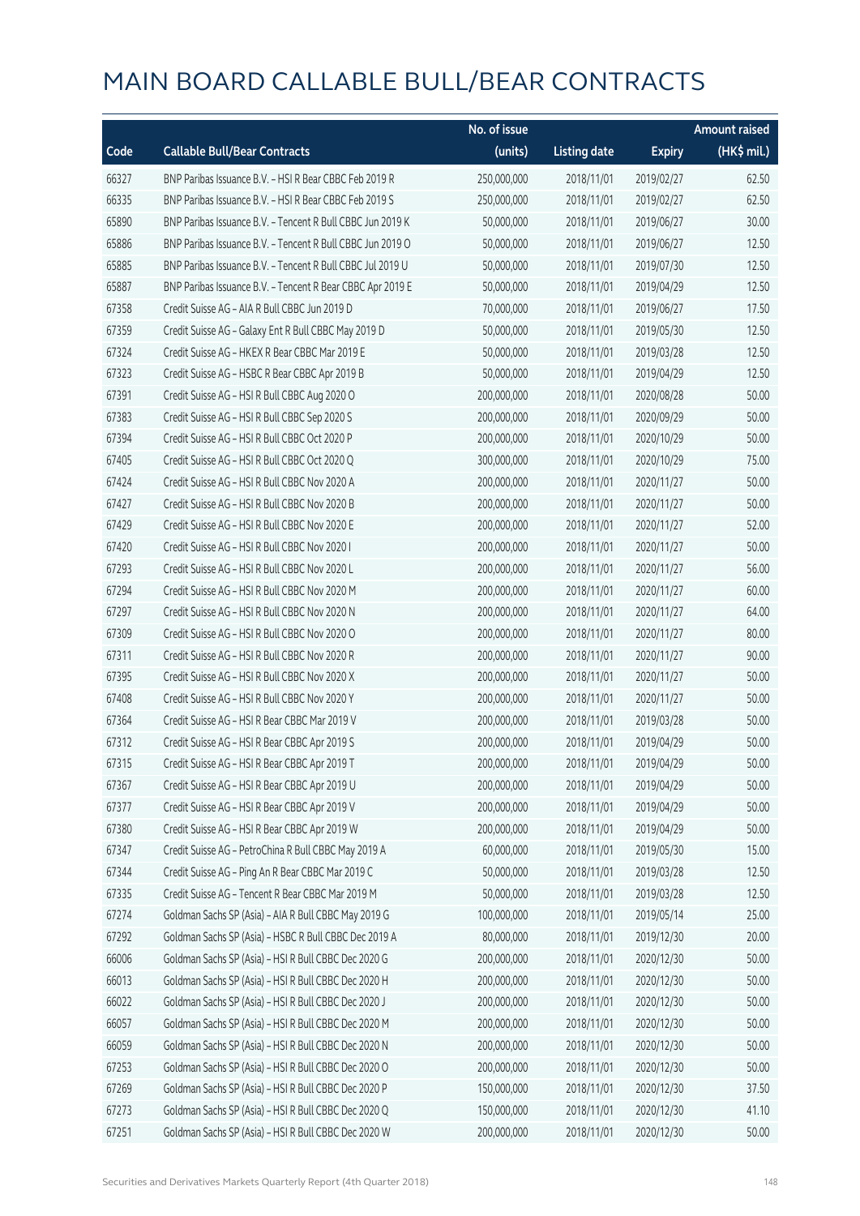# MAIN BOARD CALLABLE BULL/BEAR CONTRACTS

| Code | Callable Bull/Bear Contracts | No. of issue (units) | Listing date | Expiry | Amount raised (HK$ mil.) |
|---|---|---|---|---|---|
| 66327 | BNP Paribas Issuance B.V. – HSI R Bear CBBC Feb 2019 R | 250,000,000 | 2018/11/01 | 2019/02/27 | 62.50 |
| 66335 | BNP Paribas Issuance B.V. – HSI R Bear CBBC Feb 2019 S | 250,000,000 | 2018/11/01 | 2019/02/27 | 62.50 |
| 65890 | BNP Paribas Issuance B.V. – Tencent R Bull CBBC Jun 2019 K | 50,000,000 | 2018/11/01 | 2019/06/27 | 30.00 |
| 65886 | BNP Paribas Issuance B.V. – Tencent R Bull CBBC Jun 2019 O | 50,000,000 | 2018/11/01 | 2019/06/27 | 12.50 |
| 65885 | BNP Paribas Issuance B.V. – Tencent R Bull CBBC Jul 2019 U | 50,000,000 | 2018/11/01 | 2019/07/30 | 12.50 |
| 65887 | BNP Paribas Issuance B.V. – Tencent R Bear CBBC Apr 2019 E | 50,000,000 | 2018/11/01 | 2019/04/29 | 12.50 |
| 67358 | Credit Suisse AG – AIA R Bull CBBC Jun 2019 D | 70,000,000 | 2018/11/01 | 2019/06/27 | 17.50 |
| 67359 | Credit Suisse AG – Galaxy Ent R Bull CBBC May 2019 D | 50,000,000 | 2018/11/01 | 2019/05/30 | 12.50 |
| 67324 | Credit Suisse AG – HKEX R Bear CBBC Mar 2019 E | 50,000,000 | 2018/11/01 | 2019/03/28 | 12.50 |
| 67323 | Credit Suisse AG – HSBC R Bear CBBC Apr 2019 B | 50,000,000 | 2018/11/01 | 2019/04/29 | 12.50 |
| 67391 | Credit Suisse AG – HSI R Bull CBBC Aug 2020 O | 200,000,000 | 2018/11/01 | 2020/08/28 | 50.00 |
| 67383 | Credit Suisse AG – HSI R Bull CBBC Sep 2020 S | 200,000,000 | 2018/11/01 | 2020/09/29 | 50.00 |
| 67394 | Credit Suisse AG – HSI R Bull CBBC Oct 2020 P | 200,000,000 | 2018/11/01 | 2020/10/29 | 50.00 |
| 67405 | Credit Suisse AG – HSI R Bull CBBC Oct 2020 Q | 300,000,000 | 2018/11/01 | 2020/10/29 | 75.00 |
| 67424 | Credit Suisse AG – HSI R Bull CBBC Nov 2020 A | 200,000,000 | 2018/11/01 | 2020/11/27 | 50.00 |
| 67427 | Credit Suisse AG – HSI R Bull CBBC Nov 2020 B | 200,000,000 | 2018/11/01 | 2020/11/27 | 50.00 |
| 67429 | Credit Suisse AG – HSI R Bull CBBC Nov 2020 E | 200,000,000 | 2018/11/01 | 2020/11/27 | 52.00 |
| 67420 | Credit Suisse AG – HSI R Bull CBBC Nov 2020 I | 200,000,000 | 2018/11/01 | 2020/11/27 | 50.00 |
| 67293 | Credit Suisse AG – HSI R Bull CBBC Nov 2020 L | 200,000,000 | 2018/11/01 | 2020/11/27 | 56.00 |
| 67294 | Credit Suisse AG – HSI R Bull CBBC Nov 2020 M | 200,000,000 | 2018/11/01 | 2020/11/27 | 60.00 |
| 67297 | Credit Suisse AG – HSI R Bull CBBC Nov 2020 N | 200,000,000 | 2018/11/01 | 2020/11/27 | 64.00 |
| 67309 | Credit Suisse AG – HSI R Bull CBBC Nov 2020 O | 200,000,000 | 2018/11/01 | 2020/11/27 | 80.00 |
| 67311 | Credit Suisse AG – HSI R Bull CBBC Nov 2020 R | 200,000,000 | 2018/11/01 | 2020/11/27 | 90.00 |
| 67395 | Credit Suisse AG – HSI R Bull CBBC Nov 2020 X | 200,000,000 | 2018/11/01 | 2020/11/27 | 50.00 |
| 67408 | Credit Suisse AG – HSI R Bull CBBC Nov 2020 Y | 200,000,000 | 2018/11/01 | 2020/11/27 | 50.00 |
| 67364 | Credit Suisse AG – HSI R Bear CBBC Mar 2019 V | 200,000,000 | 2018/11/01 | 2019/03/28 | 50.00 |
| 67312 | Credit Suisse AG – HSI R Bear CBBC Apr 2019 S | 200,000,000 | 2018/11/01 | 2019/04/29 | 50.00 |
| 67315 | Credit Suisse AG – HSI R Bear CBBC Apr 2019 T | 200,000,000 | 2018/11/01 | 2019/04/29 | 50.00 |
| 67367 | Credit Suisse AG – HSI R Bear CBBC Apr 2019 U | 200,000,000 | 2018/11/01 | 2019/04/29 | 50.00 |
| 67377 | Credit Suisse AG – HSI R Bear CBBC Apr 2019 V | 200,000,000 | 2018/11/01 | 2019/04/29 | 50.00 |
| 67380 | Credit Suisse AG – HSI R Bear CBBC Apr 2019 W | 200,000,000 | 2018/11/01 | 2019/04/29 | 50.00 |
| 67347 | Credit Suisse AG – PetroChina R Bull CBBC May 2019 A | 60,000,000 | 2018/11/01 | 2019/05/30 | 15.00 |
| 67344 | Credit Suisse AG – Ping An R Bear CBBC Mar 2019 C | 50,000,000 | 2018/11/01 | 2019/03/28 | 12.50 |
| 67335 | Credit Suisse AG – Tencent R Bear CBBC Mar 2019 M | 50,000,000 | 2018/11/01 | 2019/03/28 | 12.50 |
| 67274 | Goldman Sachs SP (Asia) – AIA R Bull CBBC May 2019 G | 100,000,000 | 2018/11/01 | 2019/05/14 | 25.00 |
| 67292 | Goldman Sachs SP (Asia) – HSBC R Bull CBBC Dec 2019 A | 80,000,000 | 2018/11/01 | 2019/12/30 | 20.00 |
| 66006 | Goldman Sachs SP (Asia) – HSI R Bull CBBC Dec 2020 G | 200,000,000 | 2018/11/01 | 2020/12/30 | 50.00 |
| 66013 | Goldman Sachs SP (Asia) – HSI R Bull CBBC Dec 2020 H | 200,000,000 | 2018/11/01 | 2020/12/30 | 50.00 |
| 66022 | Goldman Sachs SP (Asia) – HSI R Bull CBBC Dec 2020 J | 200,000,000 | 2018/11/01 | 2020/12/30 | 50.00 |
| 66057 | Goldman Sachs SP (Asia) – HSI R Bull CBBC Dec 2020 M | 200,000,000 | 2018/11/01 | 2020/12/30 | 50.00 |
| 66059 | Goldman Sachs SP (Asia) – HSI R Bull CBBC Dec 2020 N | 200,000,000 | 2018/11/01 | 2020/12/30 | 50.00 |
| 67253 | Goldman Sachs SP (Asia) – HSI R Bull CBBC Dec 2020 O | 200,000,000 | 2018/11/01 | 2020/12/30 | 50.00 |
| 67269 | Goldman Sachs SP (Asia) – HSI R Bull CBBC Dec 2020 P | 150,000,000 | 2018/11/01 | 2020/12/30 | 37.50 |
| 67273 | Goldman Sachs SP (Asia) – HSI R Bull CBBC Dec 2020 Q | 150,000,000 | 2018/11/01 | 2020/12/30 | 41.10 |
| 67251 | Goldman Sachs SP (Asia) – HSI R Bull CBBC Dec 2020 W | 200,000,000 | 2018/11/01 | 2020/12/30 | 50.00 |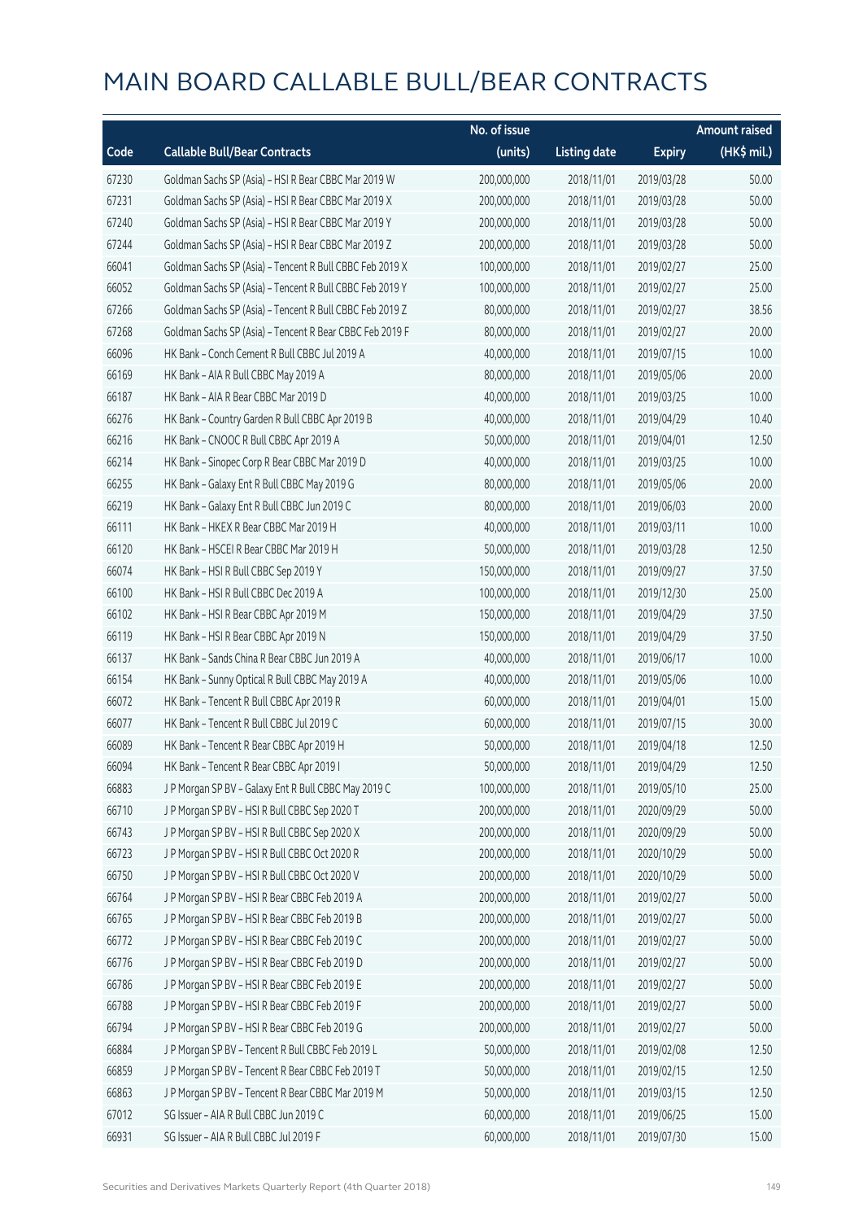# MAIN BOARD CALLABLE BULL/BEAR CONTRACTS

| Code | Callable Bull/Bear Contracts | No. of issue (units) | Listing date | Expiry | Amount raised (HK$ mil.) |
|---|---|---|---|---|---|
| 67230 | Goldman Sachs SP (Asia) - HSI R Bear CBBC Mar 2019 W | 200,000,000 | 2018/11/01 | 2019/03/28 | 50.00 |
| 67231 | Goldman Sachs SP (Asia) - HSI R Bear CBBC Mar 2019 X | 200,000,000 | 2018/11/01 | 2019/03/28 | 50.00 |
| 67240 | Goldman Sachs SP (Asia) - HSI R Bear CBBC Mar 2019 Y | 200,000,000 | 2018/11/01 | 2019/03/28 | 50.00 |
| 67244 | Goldman Sachs SP (Asia) - HSI R Bear CBBC Mar 2019 Z | 200,000,000 | 2018/11/01 | 2019/03/28 | 50.00 |
| 66041 | Goldman Sachs SP (Asia) - Tencent R Bull CBBC Feb 2019 X | 100,000,000 | 2018/11/01 | 2019/02/27 | 25.00 |
| 66052 | Goldman Sachs SP (Asia) - Tencent R Bull CBBC Feb 2019 Y | 100,000,000 | 2018/11/01 | 2019/02/27 | 25.00 |
| 67266 | Goldman Sachs SP (Asia) - Tencent R Bull CBBC Feb 2019 Z | 80,000,000 | 2018/11/01 | 2019/02/27 | 38.56 |
| 67268 | Goldman Sachs SP (Asia) - Tencent R Bear CBBC Feb 2019 F | 80,000,000 | 2018/11/01 | 2019/02/27 | 20.00 |
| 66096 | HK Bank - Conch Cement R Bull CBBC Jul 2019 A | 40,000,000 | 2018/11/01 | 2019/07/15 | 10.00 |
| 66169 | HK Bank - AIA R Bull CBBC May 2019 A | 80,000,000 | 2018/11/01 | 2019/05/06 | 20.00 |
| 66187 | HK Bank - AIA R Bear CBBC Mar 2019 D | 40,000,000 | 2018/11/01 | 2019/03/25 | 10.00 |
| 66276 | HK Bank - Country Garden R Bull CBBC Apr 2019 B | 40,000,000 | 2018/11/01 | 2019/04/29 | 10.40 |
| 66216 | HK Bank - CNOOC R Bull CBBC Apr 2019 A | 50,000,000 | 2018/11/01 | 2019/04/01 | 12.50 |
| 66214 | HK Bank - Sinopec Corp R Bear CBBC Mar 2019 D | 40,000,000 | 2018/11/01 | 2019/03/25 | 10.00 |
| 66255 | HK Bank - Galaxy Ent R Bull CBBC May 2019 G | 80,000,000 | 2018/11/01 | 2019/05/06 | 20.00 |
| 66219 | HK Bank - Galaxy Ent R Bull CBBC Jun 2019 C | 80,000,000 | 2018/11/01 | 2019/06/03 | 20.00 |
| 66111 | HK Bank - HKEX R Bear CBBC Mar 2019 H | 40,000,000 | 2018/11/01 | 2019/03/11 | 10.00 |
| 66120 | HK Bank - HSCEI R Bear CBBC Mar 2019 H | 50,000,000 | 2018/11/01 | 2019/03/28 | 12.50 |
| 66074 | HK Bank - HSI R Bull CBBC Sep 2019 Y | 150,000,000 | 2018/11/01 | 2019/09/27 | 37.50 |
| 66100 | HK Bank - HSI R Bull CBBC Dec 2019 A | 100,000,000 | 2018/11/01 | 2019/12/30 | 25.00 |
| 66102 | HK Bank - HSI R Bear CBBC Apr 2019 M | 150,000,000 | 2018/11/01 | 2019/04/29 | 37.50 |
| 66119 | HK Bank - HSI R Bear CBBC Apr 2019 N | 150,000,000 | 2018/11/01 | 2019/04/29 | 37.50 |
| 66137 | HK Bank - Sands China R Bear CBBC Jun 2019 A | 40,000,000 | 2018/11/01 | 2019/06/17 | 10.00 |
| 66154 | HK Bank - Sunny Optical R Bull CBBC May 2019 A | 40,000,000 | 2018/11/01 | 2019/05/06 | 10.00 |
| 66072 | HK Bank - Tencent R Bull CBBC Apr 2019 R | 60,000,000 | 2018/11/01 | 2019/04/01 | 15.00 |
| 66077 | HK Bank - Tencent R Bull CBBC Jul 2019 C | 60,000,000 | 2018/11/01 | 2019/07/15 | 30.00 |
| 66089 | HK Bank - Tencent R Bear CBBC Apr 2019 H | 50,000,000 | 2018/11/01 | 2019/04/18 | 12.50 |
| 66094 | HK Bank - Tencent R Bear CBBC Apr 2019 I | 50,000,000 | 2018/11/01 | 2019/04/29 | 12.50 |
| 66883 | J P Morgan SP BV - Galaxy Ent R Bull CBBC May 2019 C | 100,000,000 | 2018/11/01 | 2019/05/10 | 25.00 |
| 66710 | J P Morgan SP BV - HSI R Bull CBBC Sep 2020 T | 200,000,000 | 2018/11/01 | 2020/09/29 | 50.00 |
| 66743 | J P Morgan SP BV - HSI R Bull CBBC Sep 2020 X | 200,000,000 | 2018/11/01 | 2020/09/29 | 50.00 |
| 66723 | J P Morgan SP BV - HSI R Bull CBBC Oct 2020 R | 200,000,000 | 2018/11/01 | 2020/10/29 | 50.00 |
| 66750 | J P Morgan SP BV - HSI R Bull CBBC Oct 2020 V | 200,000,000 | 2018/11/01 | 2020/10/29 | 50.00 |
| 66764 | J P Morgan SP BV - HSI R Bear CBBC Feb 2019 A | 200,000,000 | 2018/11/01 | 2019/02/27 | 50.00 |
| 66765 | J P Morgan SP BV - HSI R Bear CBBC Feb 2019 B | 200,000,000 | 2018/11/01 | 2019/02/27 | 50.00 |
| 66772 | J P Morgan SP BV - HSI R Bear CBBC Feb 2019 C | 200,000,000 | 2018/11/01 | 2019/02/27 | 50.00 |
| 66776 | J P Morgan SP BV - HSI R Bear CBBC Feb 2019 D | 200,000,000 | 2018/11/01 | 2019/02/27 | 50.00 |
| 66786 | J P Morgan SP BV - HSI R Bear CBBC Feb 2019 E | 200,000,000 | 2018/11/01 | 2019/02/27 | 50.00 |
| 66788 | J P Morgan SP BV - HSI R Bear CBBC Feb 2019 F | 200,000,000 | 2018/11/01 | 2019/02/27 | 50.00 |
| 66794 | J P Morgan SP BV - HSI R Bear CBBC Feb 2019 G | 200,000,000 | 2018/11/01 | 2019/02/27 | 50.00 |
| 66884 | J P Morgan SP BV - Tencent R Bull CBBC Feb 2019 L | 50,000,000 | 2018/11/01 | 2019/02/08 | 12.50 |
| 66859 | J P Morgan SP BV - Tencent R Bear CBBC Feb 2019 T | 50,000,000 | 2018/11/01 | 2019/02/15 | 12.50 |
| 66863 | J P Morgan SP BV - Tencent R Bear CBBC Mar 2019 M | 50,000,000 | 2018/11/01 | 2019/03/15 | 12.50 |
| 67012 | SG Issuer - AIA R Bull CBBC Jun 2019 C | 60,000,000 | 2018/11/01 | 2019/06/25 | 15.00 |
| 66931 | SG Issuer - AIA R Bull CBBC Jul 2019 F | 60,000,000 | 2018/11/01 | 2019/07/30 | 15.00 |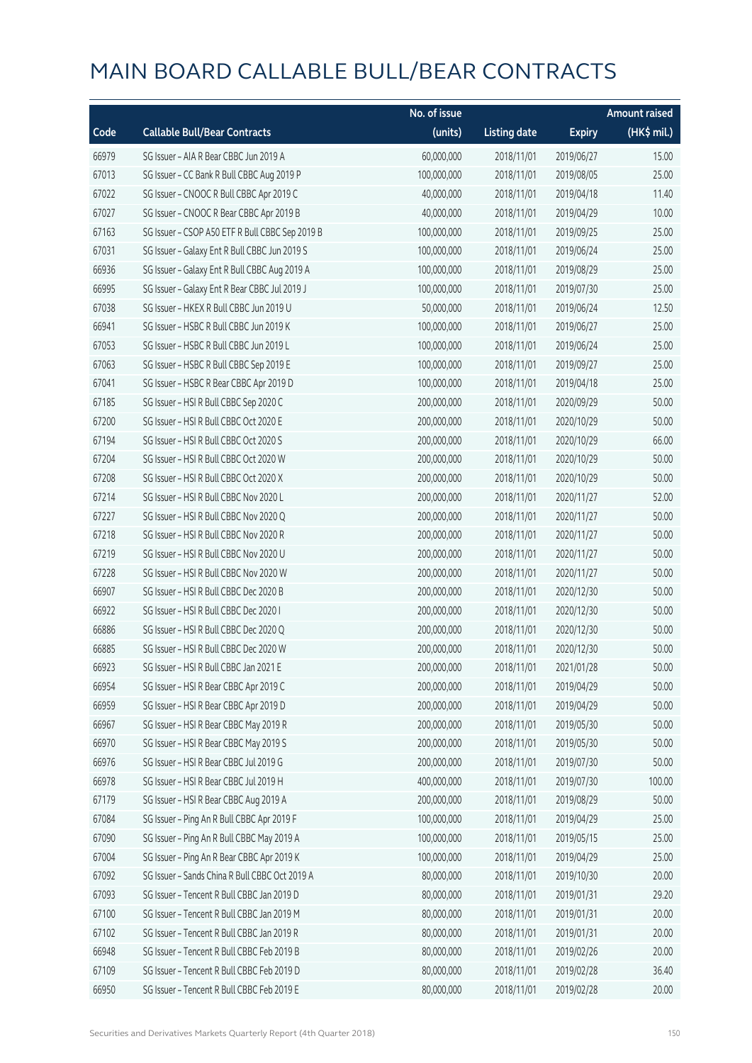# MAIN BOARD CALLABLE BULL/BEAR CONTRACTS

| Code | Callable Bull/Bear Contracts | No. of issue (units) | Listing date | Expiry | Amount raised (HK$ mil.) |
|---|---|---|---|---|---|
| 66979 | SG Issuer – AIA R Bear CBBC Jun 2019 A | 60,000,000 | 2018/11/01 | 2019/06/27 | 15.00 |
| 67013 | SG Issuer – CC Bank R Bull CBBC Aug 2019 P | 100,000,000 | 2018/11/01 | 2019/08/05 | 25.00 |
| 67022 | SG Issuer – CNOOC R Bull CBBC Apr 2019 C | 40,000,000 | 2018/11/01 | 2019/04/18 | 11.40 |
| 67027 | SG Issuer – CNOOC R Bear CBBC Apr 2019 B | 40,000,000 | 2018/11/01 | 2019/04/29 | 10.00 |
| 67163 | SG Issuer – CSOP A50 ETF R Bull CBBC Sep 2019 B | 100,000,000 | 2018/11/01 | 2019/09/25 | 25.00 |
| 67031 | SG Issuer – Galaxy Ent R Bull CBBC Jun 2019 S | 100,000,000 | 2018/11/01 | 2019/06/24 | 25.00 |
| 66936 | SG Issuer – Galaxy Ent R Bull CBBC Aug 2019 A | 100,000,000 | 2018/11/01 | 2019/08/29 | 25.00 |
| 66995 | SG Issuer – Galaxy Ent R Bear CBBC Jul 2019 J | 100,000,000 | 2018/11/01 | 2019/07/30 | 25.00 |
| 67038 | SG Issuer – HKEX R Bull CBBC Jun 2019 U | 50,000,000 | 2018/11/01 | 2019/06/24 | 12.50 |
| 66941 | SG Issuer – HSBC R Bull CBBC Jun 2019 K | 100,000,000 | 2018/11/01 | 2019/06/27 | 25.00 |
| 67053 | SG Issuer – HSBC R Bull CBBC Jun 2019 L | 100,000,000 | 2018/11/01 | 2019/06/24 | 25.00 |
| 67063 | SG Issuer – HSBC R Bull CBBC Sep 2019 E | 100,000,000 | 2018/11/01 | 2019/09/27 | 25.00 |
| 67041 | SG Issuer – HSBC R Bear CBBC Apr 2019 D | 100,000,000 | 2018/11/01 | 2019/04/18 | 25.00 |
| 67185 | SG Issuer – HSI R Bull CBBC Sep 2020 C | 200,000,000 | 2018/11/01 | 2020/09/29 | 50.00 |
| 67200 | SG Issuer – HSI R Bull CBBC Oct 2020 E | 200,000,000 | 2018/11/01 | 2020/10/29 | 50.00 |
| 67194 | SG Issuer – HSI R Bull CBBC Oct 2020 S | 200,000,000 | 2018/11/01 | 2020/10/29 | 66.00 |
| 67204 | SG Issuer – HSI R Bull CBBC Oct 2020 W | 200,000,000 | 2018/11/01 | 2020/10/29 | 50.00 |
| 67208 | SG Issuer – HSI R Bull CBBC Oct 2020 X | 200,000,000 | 2018/11/01 | 2020/10/29 | 50.00 |
| 67214 | SG Issuer – HSI R Bull CBBC Nov 2020 L | 200,000,000 | 2018/11/01 | 2020/11/27 | 52.00 |
| 67227 | SG Issuer – HSI R Bull CBBC Nov 2020 Q | 200,000,000 | 2018/11/01 | 2020/11/27 | 50.00 |
| 67218 | SG Issuer – HSI R Bull CBBC Nov 2020 R | 200,000,000 | 2018/11/01 | 2020/11/27 | 50.00 |
| 67219 | SG Issuer – HSI R Bull CBBC Nov 2020 U | 200,000,000 | 2018/11/01 | 2020/11/27 | 50.00 |
| 67228 | SG Issuer – HSI R Bull CBBC Nov 2020 W | 200,000,000 | 2018/11/01 | 2020/11/27 | 50.00 |
| 66907 | SG Issuer – HSI R Bull CBBC Dec 2020 B | 200,000,000 | 2018/11/01 | 2020/12/30 | 50.00 |
| 66922 | SG Issuer – HSI R Bull CBBC Dec 2020 I | 200,000,000 | 2018/11/01 | 2020/12/30 | 50.00 |
| 66886 | SG Issuer – HSI R Bull CBBC Dec 2020 Q | 200,000,000 | 2018/11/01 | 2020/12/30 | 50.00 |
| 66885 | SG Issuer – HSI R Bull CBBC Dec 2020 W | 200,000,000 | 2018/11/01 | 2020/12/30 | 50.00 |
| 66923 | SG Issuer – HSI R Bull CBBC Jan 2021 E | 200,000,000 | 2018/11/01 | 2021/01/28 | 50.00 |
| 66954 | SG Issuer – HSI R Bear CBBC Apr 2019 C | 200,000,000 | 2018/11/01 | 2019/04/29 | 50.00 |
| 66959 | SG Issuer – HSI R Bear CBBC Apr 2019 D | 200,000,000 | 2018/11/01 | 2019/04/29 | 50.00 |
| 66967 | SG Issuer – HSI R Bear CBBC May 2019 R | 200,000,000 | 2018/11/01 | 2019/05/30 | 50.00 |
| 66970 | SG Issuer – HSI R Bear CBBC May 2019 S | 200,000,000 | 2018/11/01 | 2019/05/30 | 50.00 |
| 66976 | SG Issuer – HSI R Bear CBBC Jul 2019 G | 200,000,000 | 2018/11/01 | 2019/07/30 | 50.00 |
| 66978 | SG Issuer – HSI R Bear CBBC Jul 2019 H | 400,000,000 | 2018/11/01 | 2019/07/30 | 100.00 |
| 67179 | SG Issuer – HSI R Bear CBBC Aug 2019 A | 200,000,000 | 2018/11/01 | 2019/08/29 | 50.00 |
| 67084 | SG Issuer – Ping An R Bull CBBC Apr 2019 F | 100,000,000 | 2018/11/01 | 2019/04/29 | 25.00 |
| 67090 | SG Issuer – Ping An R Bull CBBC May 2019 A | 100,000,000 | 2018/11/01 | 2019/05/15 | 25.00 |
| 67004 | SG Issuer – Ping An R Bear CBBC Apr 2019 K | 100,000,000 | 2018/11/01 | 2019/04/29 | 25.00 |
| 67092 | SG Issuer – Sands China R Bull CBBC Oct 2019 A | 80,000,000 | 2018/11/01 | 2019/10/30 | 20.00 |
| 67093 | SG Issuer – Tencent R Bull CBBC Jan 2019 D | 80,000,000 | 2018/11/01 | 2019/01/31 | 29.20 |
| 67100 | SG Issuer – Tencent R Bull CBBC Jan 2019 M | 80,000,000 | 2018/11/01 | 2019/01/31 | 20.00 |
| 67102 | SG Issuer – Tencent R Bull CBBC Jan 2019 R | 80,000,000 | 2018/11/01 | 2019/01/31 | 20.00 |
| 66948 | SG Issuer – Tencent R Bull CBBC Feb 2019 B | 80,000,000 | 2018/11/01 | 2019/02/26 | 20.00 |
| 67109 | SG Issuer – Tencent R Bull CBBC Feb 2019 D | 80,000,000 | 2018/11/01 | 2019/02/28 | 36.40 |
| 66950 | SG Issuer – Tencent R Bull CBBC Feb 2019 E | 80,000,000 | 2018/11/01 | 2019/02/28 | 20.00 |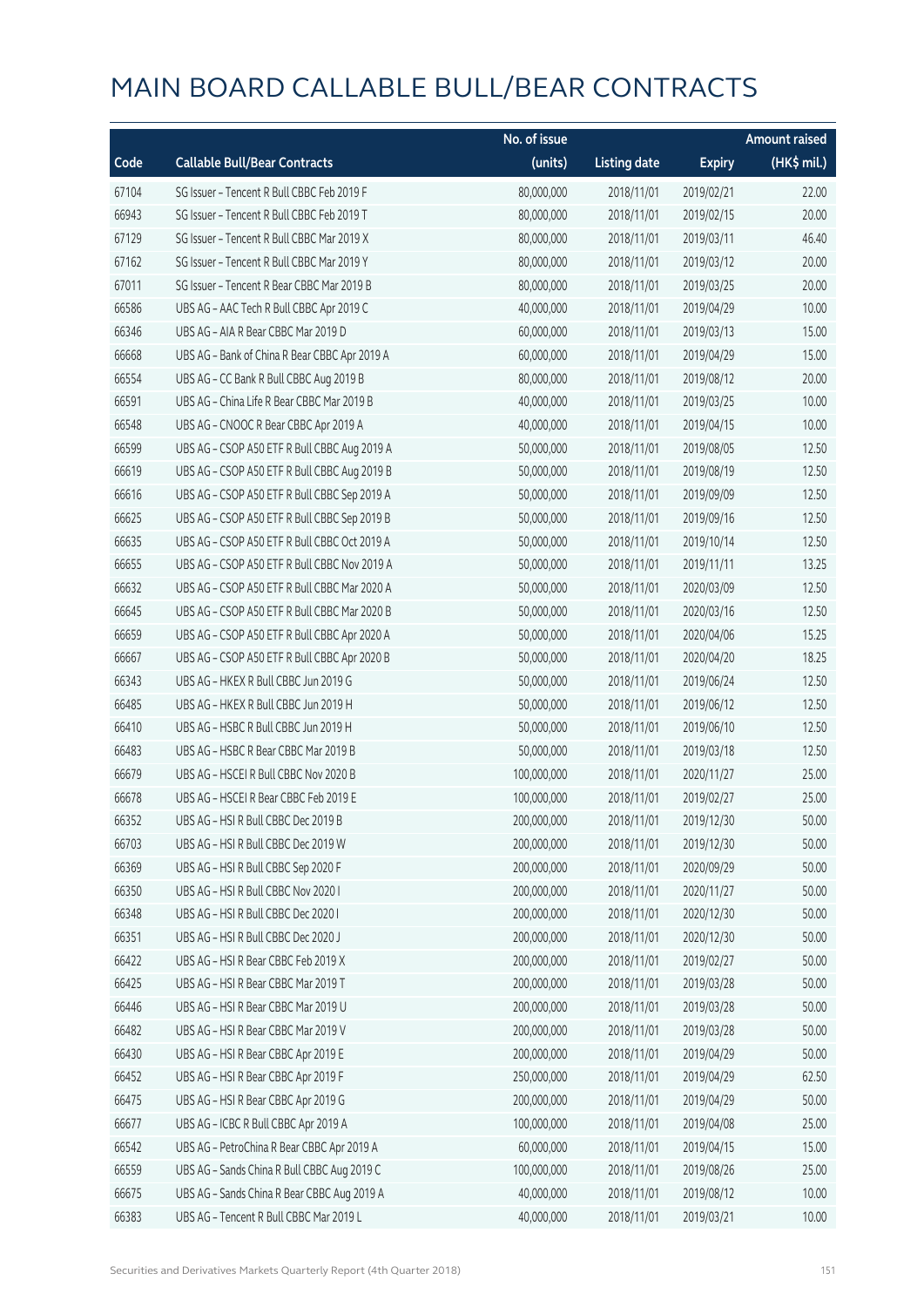# MAIN BOARD CALLABLE BULL/BEAR CONTRACTS

| Code | Callable Bull/Bear Contracts | No. of issue (units) | Listing date | Expiry | Amount raised (HK$ mil.) |
|---|---|---|---|---|---|
| 67104 | SG Issuer – Tencent R Bull CBBC Feb 2019 F | 80,000,000 | 2018/11/01 | 2019/02/21 | 22.00 |
| 66943 | SG Issuer – Tencent R Bull CBBC Feb 2019 T | 80,000,000 | 2018/11/01 | 2019/02/15 | 20.00 |
| 67129 | SG Issuer – Tencent R Bull CBBC Mar 2019 X | 80,000,000 | 2018/11/01 | 2019/03/11 | 46.40 |
| 67162 | SG Issuer – Tencent R Bull CBBC Mar 2019 Y | 80,000,000 | 2018/11/01 | 2019/03/12 | 20.00 |
| 67011 | SG Issuer – Tencent R Bear CBBC Mar 2019 B | 80,000,000 | 2018/11/01 | 2019/03/25 | 20.00 |
| 66586 | UBS AG – AAC Tech R Bull CBBC Apr 2019 C | 40,000,000 | 2018/11/01 | 2019/04/29 | 10.00 |
| 66346 | UBS AG – AIA R Bear CBBC Mar 2019 D | 60,000,000 | 2018/11/01 | 2019/03/13 | 15.00 |
| 66668 | UBS AG – Bank of China R Bear CBBC Apr 2019 A | 60,000,000 | 2018/11/01 | 2019/04/29 | 15.00 |
| 66554 | UBS AG – CC Bank R Bull CBBC Aug 2019 B | 80,000,000 | 2018/11/01 | 2019/08/12 | 20.00 |
| 66591 | UBS AG – China Life R Bear CBBC Mar 2019 B | 40,000,000 | 2018/11/01 | 2019/03/25 | 10.00 |
| 66548 | UBS AG – CNOOC R Bear CBBC Apr 2019 A | 40,000,000 | 2018/11/01 | 2019/04/15 | 10.00 |
| 66599 | UBS AG – CSOP A50 ETF R Bull CBBC Aug 2019 A | 50,000,000 | 2018/11/01 | 2019/08/05 | 12.50 |
| 66619 | UBS AG – CSOP A50 ETF R Bull CBBC Aug 2019 B | 50,000,000 | 2018/11/01 | 2019/08/19 | 12.50 |
| 66616 | UBS AG – CSOP A50 ETF R Bull CBBC Sep 2019 A | 50,000,000 | 2018/11/01 | 2019/09/09 | 12.50 |
| 66625 | UBS AG – CSOP A50 ETF R Bull CBBC Sep 2019 B | 50,000,000 | 2018/11/01 | 2019/09/16 | 12.50 |
| 66635 | UBS AG – CSOP A50 ETF R Bull CBBC Oct 2019 A | 50,000,000 | 2018/11/01 | 2019/10/14 | 12.50 |
| 66655 | UBS AG – CSOP A50 ETF R Bull CBBC Nov 2019 A | 50,000,000 | 2018/11/01 | 2019/11/11 | 13.25 |
| 66632 | UBS AG – CSOP A50 ETF R Bull CBBC Mar 2020 A | 50,000,000 | 2018/11/01 | 2020/03/09 | 12.50 |
| 66645 | UBS AG – CSOP A50 ETF R Bull CBBC Mar 2020 B | 50,000,000 | 2018/11/01 | 2020/03/16 | 12.50 |
| 66659 | UBS AG – CSOP A50 ETF R Bull CBBC Apr 2020 A | 50,000,000 | 2018/11/01 | 2020/04/06 | 15.25 |
| 66667 | UBS AG – CSOP A50 ETF R Bull CBBC Apr 2020 B | 50,000,000 | 2018/11/01 | 2020/04/20 | 18.25 |
| 66343 | UBS AG – HKEX R Bull CBBC Jun 2019 G | 50,000,000 | 2018/11/01 | 2019/06/24 | 12.50 |
| 66485 | UBS AG – HKEX R Bull CBBC Jun 2019 H | 50,000,000 | 2018/11/01 | 2019/06/12 | 12.50 |
| 66410 | UBS AG – HSBC R Bull CBBC Jun 2019 H | 50,000,000 | 2018/11/01 | 2019/06/10 | 12.50 |
| 66483 | UBS AG – HSBC R Bear CBBC Mar 2019 B | 50,000,000 | 2018/11/01 | 2019/03/18 | 12.50 |
| 66679 | UBS AG – HSCEI R Bull CBBC Nov 2020 B | 100,000,000 | 2018/11/01 | 2020/11/27 | 25.00 |
| 66678 | UBS AG – HSCEI R Bear CBBC Feb 2019 E | 100,000,000 | 2018/11/01 | 2019/02/27 | 25.00 |
| 66352 | UBS AG – HSI R Bull CBBC Dec 2019 B | 200,000,000 | 2018/11/01 | 2019/12/30 | 50.00 |
| 66703 | UBS AG – HSI R Bull CBBC Dec 2019 W | 200,000,000 | 2018/11/01 | 2019/12/30 | 50.00 |
| 66369 | UBS AG – HSI R Bull CBBC Sep 2020 F | 200,000,000 | 2018/11/01 | 2020/09/29 | 50.00 |
| 66350 | UBS AG – HSI R Bull CBBC Nov 2020 I | 200,000,000 | 2018/11/01 | 2020/11/27 | 50.00 |
| 66348 | UBS AG – HSI R Bull CBBC Dec 2020 I | 200,000,000 | 2018/11/01 | 2020/12/30 | 50.00 |
| 66351 | UBS AG – HSI R Bull CBBC Dec 2020 J | 200,000,000 | 2018/11/01 | 2020/12/30 | 50.00 |
| 66422 | UBS AG – HSI R Bear CBBC Feb 2019 X | 200,000,000 | 2018/11/01 | 2019/02/27 | 50.00 |
| 66425 | UBS AG – HSI R Bear CBBC Mar 2019 T | 200,000,000 | 2018/11/01 | 2019/03/28 | 50.00 |
| 66446 | UBS AG – HSI R Bear CBBC Mar 2019 U | 200,000,000 | 2018/11/01 | 2019/03/28 | 50.00 |
| 66482 | UBS AG – HSI R Bear CBBC Mar 2019 V | 200,000,000 | 2018/11/01 | 2019/03/28 | 50.00 |
| 66430 | UBS AG – HSI R Bear CBBC Apr 2019 E | 200,000,000 | 2018/11/01 | 2019/04/29 | 50.00 |
| 66452 | UBS AG – HSI R Bear CBBC Apr 2019 F | 250,000,000 | 2018/11/01 | 2019/04/29 | 62.50 |
| 66475 | UBS AG – HSI R Bear CBBC Apr 2019 G | 200,000,000 | 2018/11/01 | 2019/04/29 | 50.00 |
| 66677 | UBS AG – ICBC R Bull CBBC Apr 2019 A | 100,000,000 | 2018/11/01 | 2019/04/08 | 25.00 |
| 66542 | UBS AG – PetroChina R Bear CBBC Apr 2019 A | 60,000,000 | 2018/11/01 | 2019/04/15 | 15.00 |
| 66559 | UBS AG – Sands China R Bull CBBC Aug 2019 C | 100,000,000 | 2018/11/01 | 2019/08/26 | 25.00 |
| 66675 | UBS AG – Sands China R Bear CBBC Aug 2019 A | 40,000,000 | 2018/11/01 | 2019/08/12 | 10.00 |
| 66383 | UBS AG – Tencent R Bull CBBC Mar 2019 L | 40,000,000 | 2018/11/01 | 2019/03/21 | 10.00 |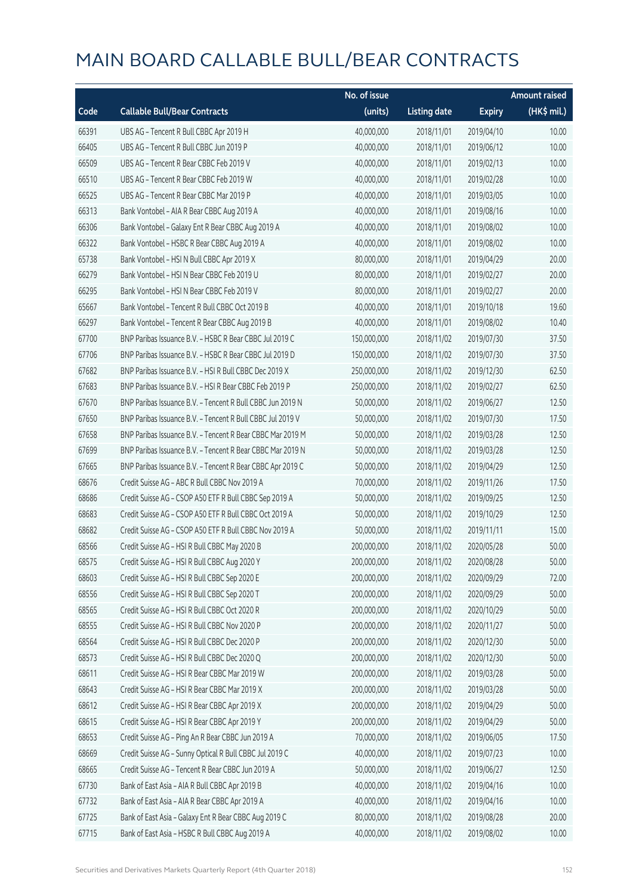# MAIN BOARD CALLABLE BULL/BEAR CONTRACTS

| Code | Callable Bull/Bear Contracts | No. of issue (units) | Listing date | Expiry | Amount raised (HK$ mil.) |
|---|---|---|---|---|---|
| 66391 | UBS AG – Tencent R Bull CBBC Apr 2019 H | 40,000,000 | 2018/11/01 | 2019/04/10 | 10.00 |
| 66405 | UBS AG – Tencent R Bull CBBC Jun 2019 P | 40,000,000 | 2018/11/01 | 2019/06/12 | 10.00 |
| 66509 | UBS AG – Tencent R Bear CBBC Feb 2019 V | 40,000,000 | 2018/11/01 | 2019/02/13 | 10.00 |
| 66510 | UBS AG – Tencent R Bear CBBC Feb 2019 W | 40,000,000 | 2018/11/01 | 2019/02/28 | 10.00 |
| 66525 | UBS AG – Tencent R Bear CBBC Mar 2019 P | 40,000,000 | 2018/11/01 | 2019/03/05 | 10.00 |
| 66313 | Bank Vontobel – AIA R Bear CBBC Aug 2019 A | 40,000,000 | 2018/11/01 | 2019/08/16 | 10.00 |
| 66306 | Bank Vontobel – Galaxy Ent R Bear CBBC Aug 2019 A | 40,000,000 | 2018/11/01 | 2019/08/02 | 10.00 |
| 66322 | Bank Vontobel – HSBC R Bear CBBC Aug 2019 A | 40,000,000 | 2018/11/01 | 2019/08/02 | 10.00 |
| 65738 | Bank Vontobel – HSI N Bull CBBC Apr 2019 X | 80,000,000 | 2018/11/01 | 2019/04/29 | 20.00 |
| 66279 | Bank Vontobel – HSI N Bear CBBC Feb 2019 U | 80,000,000 | 2018/11/01 | 2019/02/27 | 20.00 |
| 66295 | Bank Vontobel – HSI N Bear CBBC Feb 2019 V | 80,000,000 | 2018/11/01 | 2019/02/27 | 20.00 |
| 65667 | Bank Vontobel – Tencent R Bull CBBC Oct 2019 B | 40,000,000 | 2018/11/01 | 2019/10/18 | 19.60 |
| 66297 | Bank Vontobel – Tencent R Bear CBBC Aug 2019 B | 40,000,000 | 2018/11/01 | 2019/08/02 | 10.40 |
| 67700 | BNP Paribas Issuance B.V. – HSBC R Bear CBBC Jul 2019 C | 150,000,000 | 2018/11/02 | 2019/07/30 | 37.50 |
| 67706 | BNP Paribas Issuance B.V. – HSBC R Bear CBBC Jul 2019 D | 150,000,000 | 2018/11/02 | 2019/07/30 | 37.50 |
| 67682 | BNP Paribas Issuance B.V. – HSI R Bull CBBC Dec 2019 X | 250,000,000 | 2018/11/02 | 2019/12/30 | 62.50 |
| 67683 | BNP Paribas Issuance B.V. – HSI R Bear CBBC Feb 2019 P | 250,000,000 | 2018/11/02 | 2019/02/27 | 62.50 |
| 67670 | BNP Paribas Issuance B.V. – Tencent R Bull CBBC Jun 2019 N | 50,000,000 | 2018/11/02 | 2019/06/27 | 12.50 |
| 67650 | BNP Paribas Issuance B.V. – Tencent R Bull CBBC Jul 2019 V | 50,000,000 | 2018/11/02 | 2019/07/30 | 17.50 |
| 67658 | BNP Paribas Issuance B.V. – Tencent R Bear CBBC Mar 2019 M | 50,000,000 | 2018/11/02 | 2019/03/28 | 12.50 |
| 67699 | BNP Paribas Issuance B.V. – Tencent R Bear CBBC Mar 2019 N | 50,000,000 | 2018/11/02 | 2019/03/28 | 12.50 |
| 67665 | BNP Paribas Issuance B.V. – Tencent R Bear CBBC Apr 2019 C | 50,000,000 | 2018/11/02 | 2019/04/29 | 12.50 |
| 68676 | Credit Suisse AG – ABC R Bull CBBC Nov 2019 A | 70,000,000 | 2018/11/02 | 2019/11/26 | 17.50 |
| 68686 | Credit Suisse AG – CSOP A50 ETF R Bull CBBC Sep 2019 A | 50,000,000 | 2018/11/02 | 2019/09/25 | 12.50 |
| 68683 | Credit Suisse AG – CSOP A50 ETF R Bull CBBC Oct 2019 A | 50,000,000 | 2018/11/02 | 2019/10/29 | 12.50 |
| 68682 | Credit Suisse AG – CSOP A50 ETF R Bull CBBC Nov 2019 A | 50,000,000 | 2018/11/02 | 2019/11/11 | 15.00 |
| 68566 | Credit Suisse AG – HSI R Bull CBBC May 2020 B | 200,000,000 | 2018/11/02 | 2020/05/28 | 50.00 |
| 68575 | Credit Suisse AG – HSI R Bull CBBC Aug 2020 Y | 200,000,000 | 2018/11/02 | 2020/08/28 | 50.00 |
| 68603 | Credit Suisse AG – HSI R Bull CBBC Sep 2020 E | 200,000,000 | 2018/11/02 | 2020/09/29 | 72.00 |
| 68556 | Credit Suisse AG – HSI R Bull CBBC Sep 2020 T | 200,000,000 | 2018/11/02 | 2020/09/29 | 50.00 |
| 68565 | Credit Suisse AG – HSI R Bull CBBC Oct 2020 R | 200,000,000 | 2018/11/02 | 2020/10/29 | 50.00 |
| 68555 | Credit Suisse AG – HSI R Bull CBBC Nov 2020 P | 200,000,000 | 2018/11/02 | 2020/11/27 | 50.00 |
| 68564 | Credit Suisse AG – HSI R Bull CBBC Dec 2020 P | 200,000,000 | 2018/11/02 | 2020/12/30 | 50.00 |
| 68573 | Credit Suisse AG – HSI R Bull CBBC Dec 2020 Q | 200,000,000 | 2018/11/02 | 2020/12/30 | 50.00 |
| 68611 | Credit Suisse AG – HSI R Bear CBBC Mar 2019 W | 200,000,000 | 2018/11/02 | 2019/03/28 | 50.00 |
| 68643 | Credit Suisse AG – HSI R Bear CBBC Mar 2019 X | 200,000,000 | 2018/11/02 | 2019/03/28 | 50.00 |
| 68612 | Credit Suisse AG – HSI R Bear CBBC Apr 2019 X | 200,000,000 | 2018/11/02 | 2019/04/29 | 50.00 |
| 68615 | Credit Suisse AG – HSI R Bear CBBC Apr 2019 Y | 200,000,000 | 2018/11/02 | 2019/04/29 | 50.00 |
| 68653 | Credit Suisse AG – Ping An R Bear CBBC Jun 2019 A | 70,000,000 | 2018/11/02 | 2019/06/05 | 17.50 |
| 68669 | Credit Suisse AG – Sunny Optical R Bull CBBC Jul 2019 C | 40,000,000 | 2018/11/02 | 2019/07/23 | 10.00 |
| 68665 | Credit Suisse AG – Tencent R Bear CBBC Jun 2019 A | 50,000,000 | 2018/11/02 | 2019/06/27 | 12.50 |
| 67730 | Bank of East Asia – AIA R Bull CBBC Apr 2019 B | 40,000,000 | 2018/11/02 | 2019/04/16 | 10.00 |
| 67732 | Bank of East Asia – AIA R Bear CBBC Apr 2019 A | 40,000,000 | 2018/11/02 | 2019/04/16 | 10.00 |
| 67725 | Bank of East Asia – Galaxy Ent R Bear CBBC Aug 2019 C | 80,000,000 | 2018/11/02 | 2019/08/28 | 20.00 |
| 67715 | Bank of East Asia – HSBC R Bull CBBC Aug 2019 A | 40,000,000 | 2018/11/02 | 2019/08/02 | 10.00 |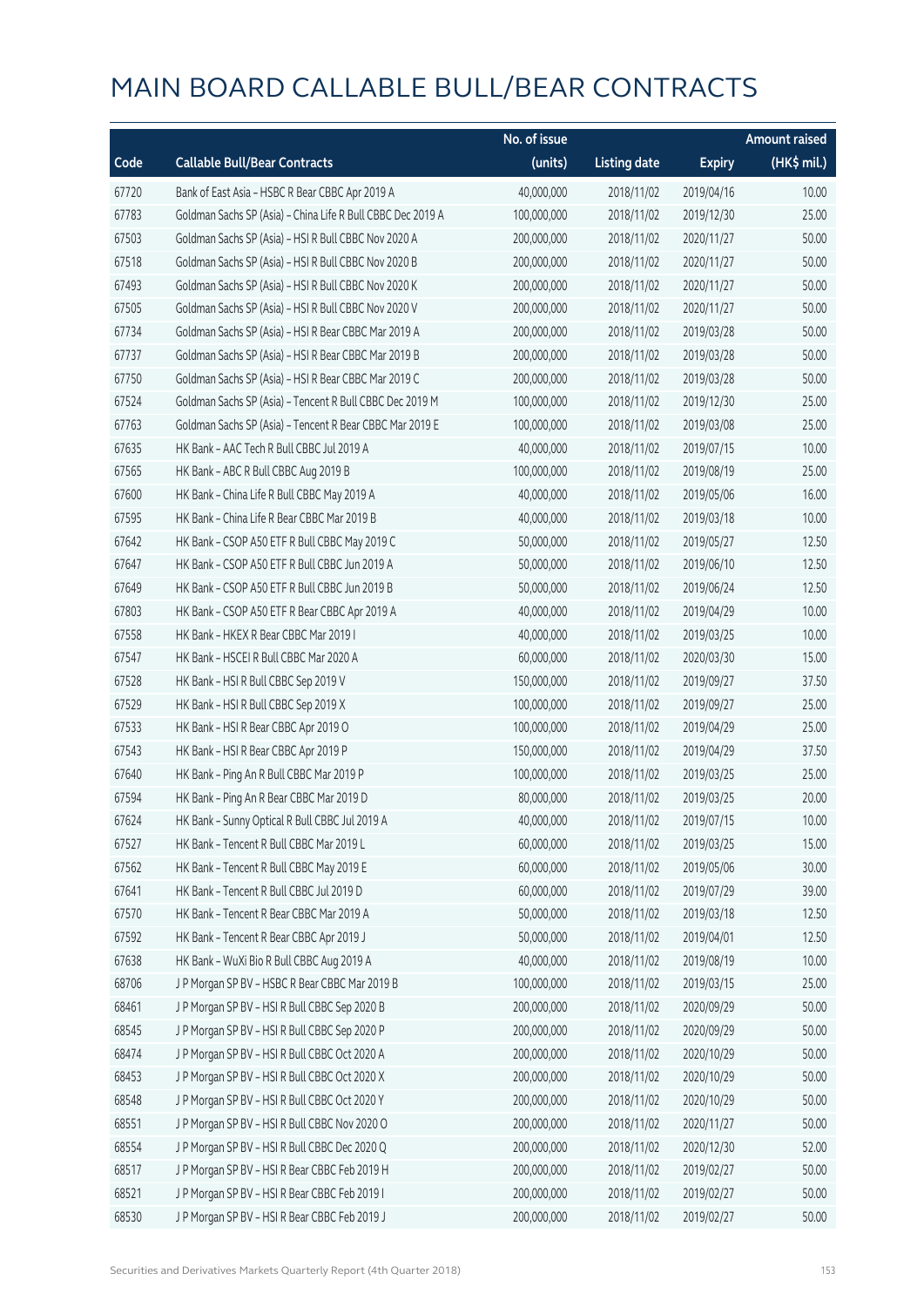# MAIN BOARD CALLABLE BULL/BEAR CONTRACTS

| Code | Callable Bull/Bear Contracts | No. of issue (units) | Listing date | Expiry | Amount raised (HK$ mil.) |
|---|---|---|---|---|---|
| 67720 | Bank of East Asia - HSBC R Bear CBBC Apr 2019 A | 40,000,000 | 2018/11/02 | 2019/04/16 | 10.00 |
| 67783 | Goldman Sachs SP (Asia) - China Life R Bull CBBC Dec 2019 A | 100,000,000 | 2018/11/02 | 2019/12/30 | 25.00 |
| 67503 | Goldman Sachs SP (Asia) - HSI R Bull CBBC Nov 2020 A | 200,000,000 | 2018/11/02 | 2020/11/27 | 50.00 |
| 67518 | Goldman Sachs SP (Asia) - HSI R Bull CBBC Nov 2020 B | 200,000,000 | 2018/11/02 | 2020/11/27 | 50.00 |
| 67493 | Goldman Sachs SP (Asia) - HSI R Bull CBBC Nov 2020 K | 200,000,000 | 2018/11/02 | 2020/11/27 | 50.00 |
| 67505 | Goldman Sachs SP (Asia) - HSI R Bull CBBC Nov 2020 V | 200,000,000 | 2018/11/02 | 2020/11/27 | 50.00 |
| 67734 | Goldman Sachs SP (Asia) - HSI R Bear CBBC Mar 2019 A | 200,000,000 | 2018/11/02 | 2019/03/28 | 50.00 |
| 67737 | Goldman Sachs SP (Asia) - HSI R Bear CBBC Mar 2019 B | 200,000,000 | 2018/11/02 | 2019/03/28 | 50.00 |
| 67750 | Goldman Sachs SP (Asia) - HSI R Bear CBBC Mar 2019 C | 200,000,000 | 2018/11/02 | 2019/03/28 | 50.00 |
| 67524 | Goldman Sachs SP (Asia) - Tencent R Bull CBBC Dec 2019 M | 100,000,000 | 2018/11/02 | 2019/12/30 | 25.00 |
| 67763 | Goldman Sachs SP (Asia) - Tencent R Bear CBBC Mar 2019 E | 100,000,000 | 2018/11/02 | 2019/03/08 | 25.00 |
| 67635 | HK Bank - AAC Tech R Bull CBBC Jul 2019 A | 40,000,000 | 2018/11/02 | 2019/07/15 | 10.00 |
| 67565 | HK Bank - ABC R Bull CBBC Aug 2019 B | 100,000,000 | 2018/11/02 | 2019/08/19 | 25.00 |
| 67600 | HK Bank - China Life R Bull CBBC May 2019 A | 40,000,000 | 2018/11/02 | 2019/05/06 | 16.00 |
| 67595 | HK Bank - China Life R Bear CBBC Mar 2019 B | 40,000,000 | 2018/11/02 | 2019/03/18 | 10.00 |
| 67642 | HK Bank - CSOP A50 ETF R Bull CBBC May 2019 C | 50,000,000 | 2018/11/02 | 2019/05/27 | 12.50 |
| 67647 | HK Bank - CSOP A50 ETF R Bull CBBC Jun 2019 A | 50,000,000 | 2018/11/02 | 2019/06/10 | 12.50 |
| 67649 | HK Bank - CSOP A50 ETF R Bull CBBC Jun 2019 B | 50,000,000 | 2018/11/02 | 2019/06/24 | 12.50 |
| 67803 | HK Bank - CSOP A50 ETF R Bear CBBC Apr 2019 A | 40,000,000 | 2018/11/02 | 2019/04/29 | 10.00 |
| 67558 | HK Bank - HKEX R Bear CBBC Mar 2019 I | 40,000,000 | 2018/11/02 | 2019/03/25 | 10.00 |
| 67547 | HK Bank - HSCEI R Bull CBBC Mar 2020 A | 60,000,000 | 2018/11/02 | 2020/03/30 | 15.00 |
| 67528 | HK Bank - HSI R Bull CBBC Sep 2019 V | 150,000,000 | 2018/11/02 | 2019/09/27 | 37.50 |
| 67529 | HK Bank - HSI R Bull CBBC Sep 2019 X | 100,000,000 | 2018/11/02 | 2019/09/27 | 25.00 |
| 67533 | HK Bank - HSI R Bear CBBC Apr 2019 O | 100,000,000 | 2018/11/02 | 2019/04/29 | 25.00 |
| 67543 | HK Bank - HSI R Bear CBBC Apr 2019 P | 150,000,000 | 2018/11/02 | 2019/04/29 | 37.50 |
| 67640 | HK Bank - Ping An R Bull CBBC Mar 2019 P | 100,000,000 | 2018/11/02 | 2019/03/25 | 25.00 |
| 67594 | HK Bank - Ping An R Bear CBBC Mar 2019 D | 80,000,000 | 2018/11/02 | 2019/03/25 | 20.00 |
| 67624 | HK Bank - Sunny Optical R Bull CBBC Jul 2019 A | 40,000,000 | 2018/11/02 | 2019/07/15 | 10.00 |
| 67527 | HK Bank - Tencent R Bull CBBC Mar 2019 L | 60,000,000 | 2018/11/02 | 2019/03/25 | 15.00 |
| 67562 | HK Bank - Tencent R Bull CBBC May 2019 E | 60,000,000 | 2018/11/02 | 2019/05/06 | 30.00 |
| 67641 | HK Bank - Tencent R Bull CBBC Jul 2019 D | 60,000,000 | 2018/11/02 | 2019/07/29 | 39.00 |
| 67570 | HK Bank - Tencent R Bear CBBC Mar 2019 A | 50,000,000 | 2018/11/02 | 2019/03/18 | 12.50 |
| 67592 | HK Bank - Tencent R Bear CBBC Apr 2019 J | 50,000,000 | 2018/11/02 | 2019/04/01 | 12.50 |
| 67638 | HK Bank - WuXi Bio R Bull CBBC Aug 2019 A | 40,000,000 | 2018/11/02 | 2019/08/19 | 10.00 |
| 68706 | J P Morgan SP BV - HSBC R Bear CBBC Mar 2019 B | 100,000,000 | 2018/11/02 | 2019/03/15 | 25.00 |
| 68461 | J P Morgan SP BV - HSI R Bull CBBC Sep 2020 B | 200,000,000 | 2018/11/02 | 2020/09/29 | 50.00 |
| 68545 | J P Morgan SP BV - HSI R Bull CBBC Sep 2020 P | 200,000,000 | 2018/11/02 | 2020/09/29 | 50.00 |
| 68474 | J P Morgan SP BV - HSI R Bull CBBC Oct 2020 A | 200,000,000 | 2018/11/02 | 2020/10/29 | 50.00 |
| 68453 | J P Morgan SP BV - HSI R Bull CBBC Oct 2020 X | 200,000,000 | 2018/11/02 | 2020/10/29 | 50.00 |
| 68548 | J P Morgan SP BV - HSI R Bull CBBC Oct 2020 Y | 200,000,000 | 2018/11/02 | 2020/10/29 | 50.00 |
| 68551 | J P Morgan SP BV - HSI R Bull CBBC Nov 2020 O | 200,000,000 | 2018/11/02 | 2020/11/27 | 50.00 |
| 68554 | J P Morgan SP BV - HSI R Bull CBBC Dec 2020 Q | 200,000,000 | 2018/11/02 | 2020/12/30 | 52.00 |
| 68517 | J P Morgan SP BV - HSI R Bear CBBC Feb 2019 H | 200,000,000 | 2018/11/02 | 2019/02/27 | 50.00 |
| 68521 | J P Morgan SP BV - HSI R Bear CBBC Feb 2019 I | 200,000,000 | 2018/11/02 | 2019/02/27 | 50.00 |
| 68530 | J P Morgan SP BV - HSI R Bear CBBC Feb 2019 J | 200,000,000 | 2018/11/02 | 2019/02/27 | 50.00 |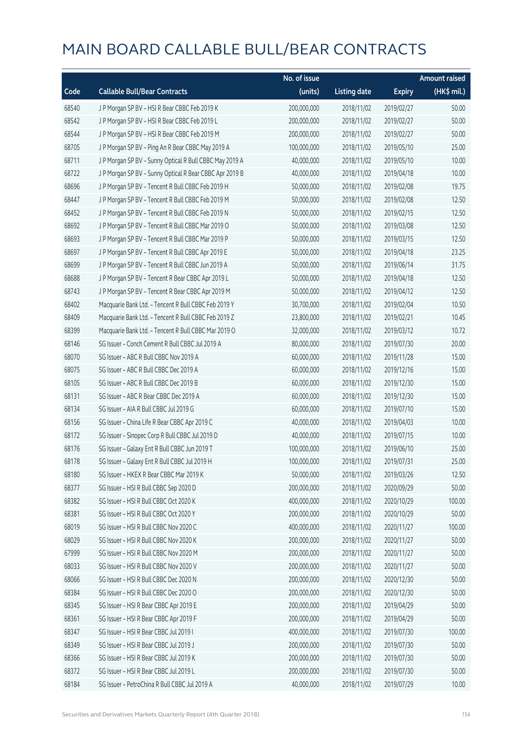# MAIN BOARD CALLABLE BULL/BEAR CONTRACTS

| Code | Callable Bull/Bear Contracts | No. of issue (units) | Listing date | Expiry | Amount raised (HK$ mil.) |
|---|---|---|---|---|---|
| 68540 | J P Morgan SP BV - HSI R Bear CBBC Feb 2019 K | 200,000,000 | 2018/11/02 | 2019/02/27 | 50.00 |
| 68542 | J P Morgan SP BV - HSI R Bear CBBC Feb 2019 L | 200,000,000 | 2018/11/02 | 2019/02/27 | 50.00 |
| 68544 | J P Morgan SP BV - HSI R Bear CBBC Feb 2019 M | 200,000,000 | 2018/11/02 | 2019/02/27 | 50.00 |
| 68705 | J P Morgan SP BV - Ping An R Bear CBBC May 2019 A | 100,000,000 | 2018/11/02 | 2019/05/10 | 25.00 |
| 68711 | J P Morgan SP BV - Sunny Optical R Bull CBBC May 2019 A | 40,000,000 | 2018/11/02 | 2019/05/10 | 10.00 |
| 68722 | J P Morgan SP BV - Sunny Optical R Bear CBBC Apr 2019 B | 40,000,000 | 2018/11/02 | 2019/04/18 | 10.00 |
| 68696 | J P Morgan SP BV - Tencent R Bull CBBC Feb 2019 H | 50,000,000 | 2018/11/02 | 2019/02/08 | 19.75 |
| 68447 | J P Morgan SP BV - Tencent R Bull CBBC Feb 2019 M | 50,000,000 | 2018/11/02 | 2019/02/08 | 12.50 |
| 68452 | J P Morgan SP BV - Tencent R Bull CBBC Feb 2019 N | 50,000,000 | 2018/11/02 | 2019/02/15 | 12.50 |
| 68692 | J P Morgan SP BV - Tencent R Bull CBBC Mar 2019 O | 50,000,000 | 2018/11/02 | 2019/03/08 | 12.50 |
| 68693 | J P Morgan SP BV - Tencent R Bull CBBC Mar 2019 P | 50,000,000 | 2018/11/02 | 2019/03/15 | 12.50 |
| 68697 | J P Morgan SP BV - Tencent R Bull CBBC Apr 2019 E | 50,000,000 | 2018/11/02 | 2019/04/18 | 23.25 |
| 68699 | J P Morgan SP BV - Tencent R Bull CBBC Jun 2019 A | 50,000,000 | 2018/11/02 | 2019/06/14 | 31.75 |
| 68688 | J P Morgan SP BV - Tencent R Bear CBBC Apr 2019 L | 50,000,000 | 2018/11/02 | 2019/04/18 | 12.50 |
| 68743 | J P Morgan SP BV - Tencent R Bear CBBC Apr 2019 M | 50,000,000 | 2018/11/02 | 2019/04/12 | 12.50 |
| 68402 | Macquarie Bank Ltd. - Tencent R Bull CBBC Feb 2019 Y | 30,700,000 | 2018/11/02 | 2019/02/04 | 10.50 |
| 68409 | Macquarie Bank Ltd. - Tencent R Bull CBBC Feb 2019 Z | 23,800,000 | 2018/11/02 | 2019/02/21 | 10.45 |
| 68399 | Macquarie Bank Ltd. - Tencent R Bull CBBC Mar 2019 O | 32,000,000 | 2018/11/02 | 2019/03/12 | 10.72 |
| 68146 | SG Issuer - Conch Cement R Bull CBBC Jul 2019 A | 80,000,000 | 2018/11/02 | 2019/07/30 | 20.00 |
| 68070 | SG Issuer - ABC R Bull CBBC Nov 2019 A | 60,000,000 | 2018/11/02 | 2019/11/28 | 15.00 |
| 68075 | SG Issuer - ABC R Bull CBBC Dec 2019 A | 60,000,000 | 2018/11/02 | 2019/12/16 | 15.00 |
| 68105 | SG Issuer - ABC R Bull CBBC Dec 2019 B | 60,000,000 | 2018/11/02 | 2019/12/30 | 15.00 |
| 68131 | SG Issuer - ABC R Bear CBBC Dec 2019 A | 60,000,000 | 2018/11/02 | 2019/12/30 | 15.00 |
| 68134 | SG Issuer - AIA R Bull CBBC Jul 2019 G | 60,000,000 | 2018/11/02 | 2019/07/10 | 15.00 |
| 68156 | SG Issuer - China Life R Bear CBBC Apr 2019 C | 40,000,000 | 2018/11/02 | 2019/04/03 | 10.00 |
| 68172 | SG Issuer - Sinopec Corp R Bull CBBC Jul 2019 D | 40,000,000 | 2018/11/02 | 2019/07/15 | 10.00 |
| 68176 | SG Issuer - Galaxy Ent R Bull CBBC Jun 2019 T | 100,000,000 | 2018/11/02 | 2019/06/10 | 25.00 |
| 68178 | SG Issuer - Galaxy Ent R Bull CBBC Jul 2019 H | 100,000,000 | 2018/11/02 | 2019/07/31 | 25.00 |
| 68180 | SG Issuer - HKEX R Bear CBBC Mar 2019 K | 50,000,000 | 2018/11/02 | 2019/03/26 | 12.50 |
| 68377 | SG Issuer - HSI R Bull CBBC Sep 2020 D | 200,000,000 | 2018/11/02 | 2020/09/29 | 50.00 |
| 68382 | SG Issuer - HSI R Bull CBBC Oct 2020 K | 400,000,000 | 2018/11/02 | 2020/10/29 | 100.00 |
| 68381 | SG Issuer - HSI R Bull CBBC Oct 2020 Y | 200,000,000 | 2018/11/02 | 2020/10/29 | 50.00 |
| 68019 | SG Issuer - HSI R Bull CBBC Nov 2020 C | 400,000,000 | 2018/11/02 | 2020/11/27 | 100.00 |
| 68029 | SG Issuer - HSI R Bull CBBC Nov 2020 K | 200,000,000 | 2018/11/02 | 2020/11/27 | 50.00 |
| 67999 | SG Issuer - HSI R Bull CBBC Nov 2020 M | 200,000,000 | 2018/11/02 | 2020/11/27 | 50.00 |
| 68033 | SG Issuer - HSI R Bull CBBC Nov 2020 V | 200,000,000 | 2018/11/02 | 2020/11/27 | 50.00 |
| 68066 | SG Issuer - HSI R Bull CBBC Dec 2020 N | 200,000,000 | 2018/11/02 | 2020/12/30 | 50.00 |
| 68384 | SG Issuer - HSI R Bull CBBC Dec 2020 O | 200,000,000 | 2018/11/02 | 2020/12/30 | 50.00 |
| 68345 | SG Issuer - HSI R Bear CBBC Apr 2019 E | 200,000,000 | 2018/11/02 | 2019/04/29 | 50.00 |
| 68361 | SG Issuer - HSI R Bear CBBC Apr 2019 F | 200,000,000 | 2018/11/02 | 2019/04/29 | 50.00 |
| 68347 | SG Issuer - HSI R Bear CBBC Jul 2019 I | 400,000,000 | 2018/11/02 | 2019/07/30 | 100.00 |
| 68349 | SG Issuer - HSI R Bear CBBC Jul 2019 J | 200,000,000 | 2018/11/02 | 2019/07/30 | 50.00 |
| 68366 | SG Issuer - HSI R Bear CBBC Jul 2019 K | 200,000,000 | 2018/11/02 | 2019/07/30 | 50.00 |
| 68372 | SG Issuer - HSI R Bear CBBC Jul 2019 L | 200,000,000 | 2018/11/02 | 2019/07/30 | 50.00 |
| 68184 | SG Issuer - PetroChina R Bull CBBC Jul 2019 A | 40,000,000 | 2018/11/02 | 2019/07/29 | 10.00 |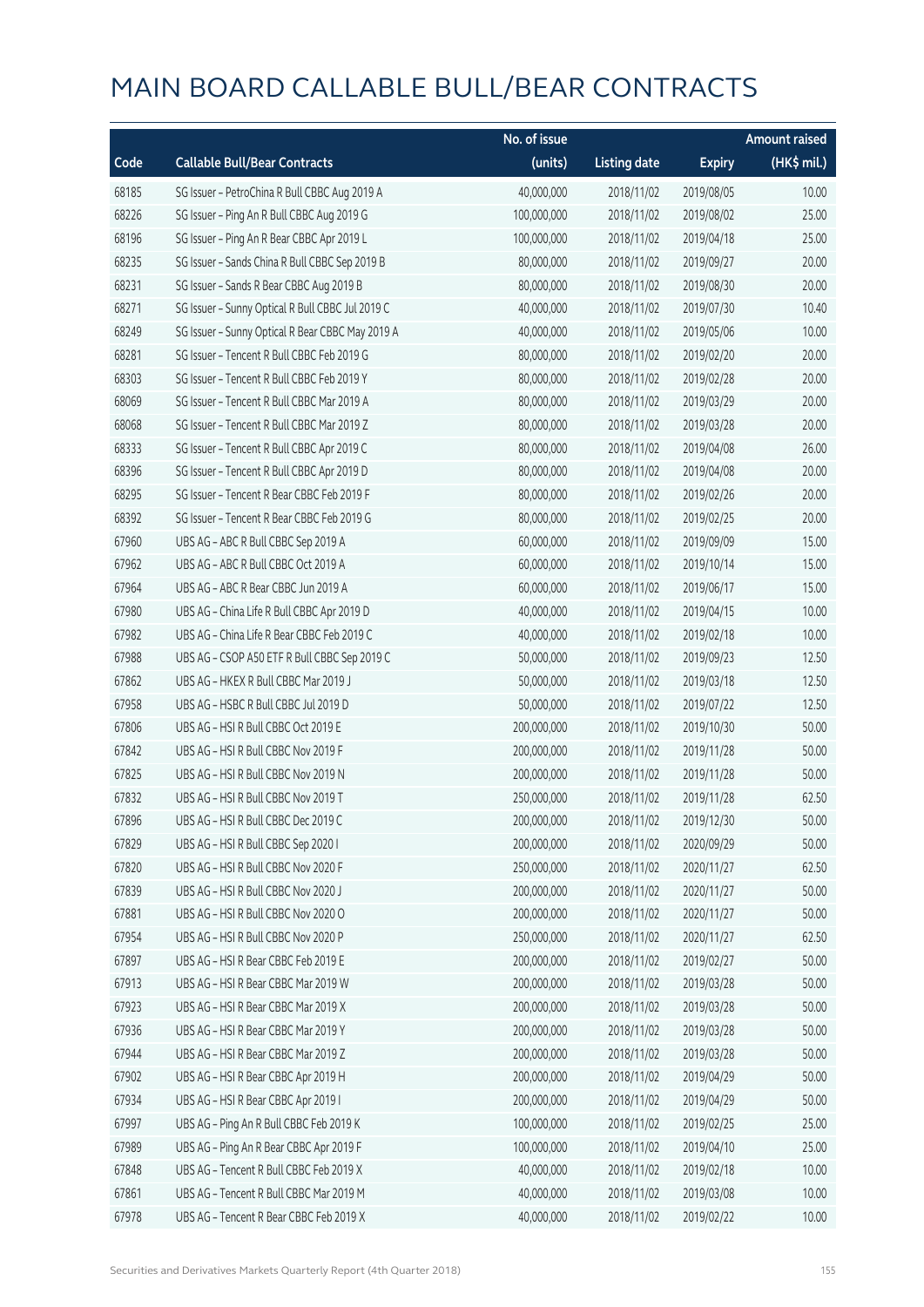# MAIN BOARD CALLABLE BULL/BEAR CONTRACTS

| Code | Callable Bull/Bear Contracts | No. of issue (units) | Listing date | Expiry | Amount raised (HK$ mil.) |
|---|---|---|---|---|---|
| 68185 | SG Issuer – PetroChina R Bull CBBC Aug 2019 A | 40,000,000 | 2018/11/02 | 2019/08/05 | 10.00 |
| 68226 | SG Issuer – Ping An R Bull CBBC Aug 2019 G | 100,000,000 | 2018/11/02 | 2019/08/02 | 25.00 |
| 68196 | SG Issuer – Ping An R Bear CBBC Apr 2019 L | 100,000,000 | 2018/11/02 | 2019/04/18 | 25.00 |
| 68235 | SG Issuer – Sands China R Bull CBBC Sep 2019 B | 80,000,000 | 2018/11/02 | 2019/09/27 | 20.00 |
| 68231 | SG Issuer – Sands R Bear CBBC Aug 2019 B | 80,000,000 | 2018/11/02 | 2019/08/30 | 20.00 |
| 68271 | SG Issuer – Sunny Optical R Bull CBBC Jul 2019 C | 40,000,000 | 2018/11/02 | 2019/07/30 | 10.40 |
| 68249 | SG Issuer – Sunny Optical R Bear CBBC May 2019 A | 40,000,000 | 2018/11/02 | 2019/05/06 | 10.00 |
| 68281 | SG Issuer – Tencent R Bull CBBC Feb 2019 G | 80,000,000 | 2018/11/02 | 2019/02/20 | 20.00 |
| 68303 | SG Issuer – Tencent R Bull CBBC Feb 2019 Y | 80,000,000 | 2018/11/02 | 2019/02/28 | 20.00 |
| 68069 | SG Issuer – Tencent R Bull CBBC Mar 2019 A | 80,000,000 | 2018/11/02 | 2019/03/29 | 20.00 |
| 68068 | SG Issuer – Tencent R Bull CBBC Mar 2019 Z | 80,000,000 | 2018/11/02 | 2019/03/28 | 20.00 |
| 68333 | SG Issuer – Tencent R Bull CBBC Apr 2019 C | 80,000,000 | 2018/11/02 | 2019/04/08 | 26.00 |
| 68396 | SG Issuer – Tencent R Bull CBBC Apr 2019 D | 80,000,000 | 2018/11/02 | 2019/04/08 | 20.00 |
| 68295 | SG Issuer – Tencent R Bear CBBC Feb 2019 F | 80,000,000 | 2018/11/02 | 2019/02/26 | 20.00 |
| 68392 | SG Issuer – Tencent R Bear CBBC Feb 2019 G | 80,000,000 | 2018/11/02 | 2019/02/25 | 20.00 |
| 67960 | UBS AG – ABC R Bull CBBC Sep 2019 A | 60,000,000 | 2018/11/02 | 2019/09/09 | 15.00 |
| 67962 | UBS AG – ABC R Bull CBBC Oct 2019 A | 60,000,000 | 2018/11/02 | 2019/10/14 | 15.00 |
| 67964 | UBS AG – ABC R Bear CBBC Jun 2019 A | 60,000,000 | 2018/11/02 | 2019/06/17 | 15.00 |
| 67980 | UBS AG – China Life R Bull CBBC Apr 2019 D | 40,000,000 | 2018/11/02 | 2019/04/15 | 10.00 |
| 67982 | UBS AG – China Life R Bear CBBC Feb 2019 C | 40,000,000 | 2018/11/02 | 2019/02/18 | 10.00 |
| 67988 | UBS AG – CSOP A50 ETF R Bull CBBC Sep 2019 C | 50,000,000 | 2018/11/02 | 2019/09/23 | 12.50 |
| 67862 | UBS AG – HKEX R Bull CBBC Mar 2019 J | 50,000,000 | 2018/11/02 | 2019/03/18 | 12.50 |
| 67958 | UBS AG – HSBC R Bull CBBC Jul 2019 D | 50,000,000 | 2018/11/02 | 2019/07/22 | 12.50 |
| 67806 | UBS AG – HSI R Bull CBBC Oct 2019 E | 200,000,000 | 2018/11/02 | 2019/10/30 | 50.00 |
| 67842 | UBS AG – HSI R Bull CBBC Nov 2019 F | 200,000,000 | 2018/11/02 | 2019/11/28 | 50.00 |
| 67825 | UBS AG – HSI R Bull CBBC Nov 2019 N | 200,000,000 | 2018/11/02 | 2019/11/28 | 50.00 |
| 67832 | UBS AG – HSI R Bull CBBC Nov 2019 T | 250,000,000 | 2018/11/02 | 2019/11/28 | 62.50 |
| 67896 | UBS AG – HSI R Bull CBBC Dec 2019 C | 200,000,000 | 2018/11/02 | 2019/12/30 | 50.00 |
| 67829 | UBS AG – HSI R Bull CBBC Sep 2020 I | 200,000,000 | 2018/11/02 | 2020/09/29 | 50.00 |
| 67820 | UBS AG – HSI R Bull CBBC Nov 2020 F | 250,000,000 | 2018/11/02 | 2020/11/27 | 62.50 |
| 67839 | UBS AG – HSI R Bull CBBC Nov 2020 J | 200,000,000 | 2018/11/02 | 2020/11/27 | 50.00 |
| 67881 | UBS AG – HSI R Bull CBBC Nov 2020 O | 200,000,000 | 2018/11/02 | 2020/11/27 | 50.00 |
| 67954 | UBS AG – HSI R Bull CBBC Nov 2020 P | 250,000,000 | 2018/11/02 | 2020/11/27 | 62.50 |
| 67897 | UBS AG – HSI R Bear CBBC Feb 2019 E | 200,000,000 | 2018/11/02 | 2019/02/27 | 50.00 |
| 67913 | UBS AG – HSI R Bear CBBC Mar 2019 W | 200,000,000 | 2018/11/02 | 2019/03/28 | 50.00 |
| 67923 | UBS AG – HSI R Bear CBBC Mar 2019 X | 200,000,000 | 2018/11/02 | 2019/03/28 | 50.00 |
| 67936 | UBS AG – HSI R Bear CBBC Mar 2019 Y | 200,000,000 | 2018/11/02 | 2019/03/28 | 50.00 |
| 67944 | UBS AG – HSI R Bear CBBC Mar 2019 Z | 200,000,000 | 2018/11/02 | 2019/03/28 | 50.00 |
| 67902 | UBS AG – HSI R Bear CBBC Apr 2019 H | 200,000,000 | 2018/11/02 | 2019/04/29 | 50.00 |
| 67934 | UBS AG – HSI R Bear CBBC Apr 2019 I | 200,000,000 | 2018/11/02 | 2019/04/29 | 50.00 |
| 67997 | UBS AG – Ping An R Bull CBBC Feb 2019 K | 100,000,000 | 2018/11/02 | 2019/02/25 | 25.00 |
| 67989 | UBS AG – Ping An R Bear CBBC Apr 2019 F | 100,000,000 | 2018/11/02 | 2019/04/10 | 25.00 |
| 67848 | UBS AG – Tencent R Bull CBBC Feb 2019 X | 40,000,000 | 2018/11/02 | 2019/02/18 | 10.00 |
| 67861 | UBS AG – Tencent R Bull CBBC Mar 2019 M | 40,000,000 | 2018/11/02 | 2019/03/08 | 10.00 |
| 67978 | UBS AG – Tencent R Bear CBBC Feb 2019 X | 40,000,000 | 2018/11/02 | 2019/02/22 | 10.00 |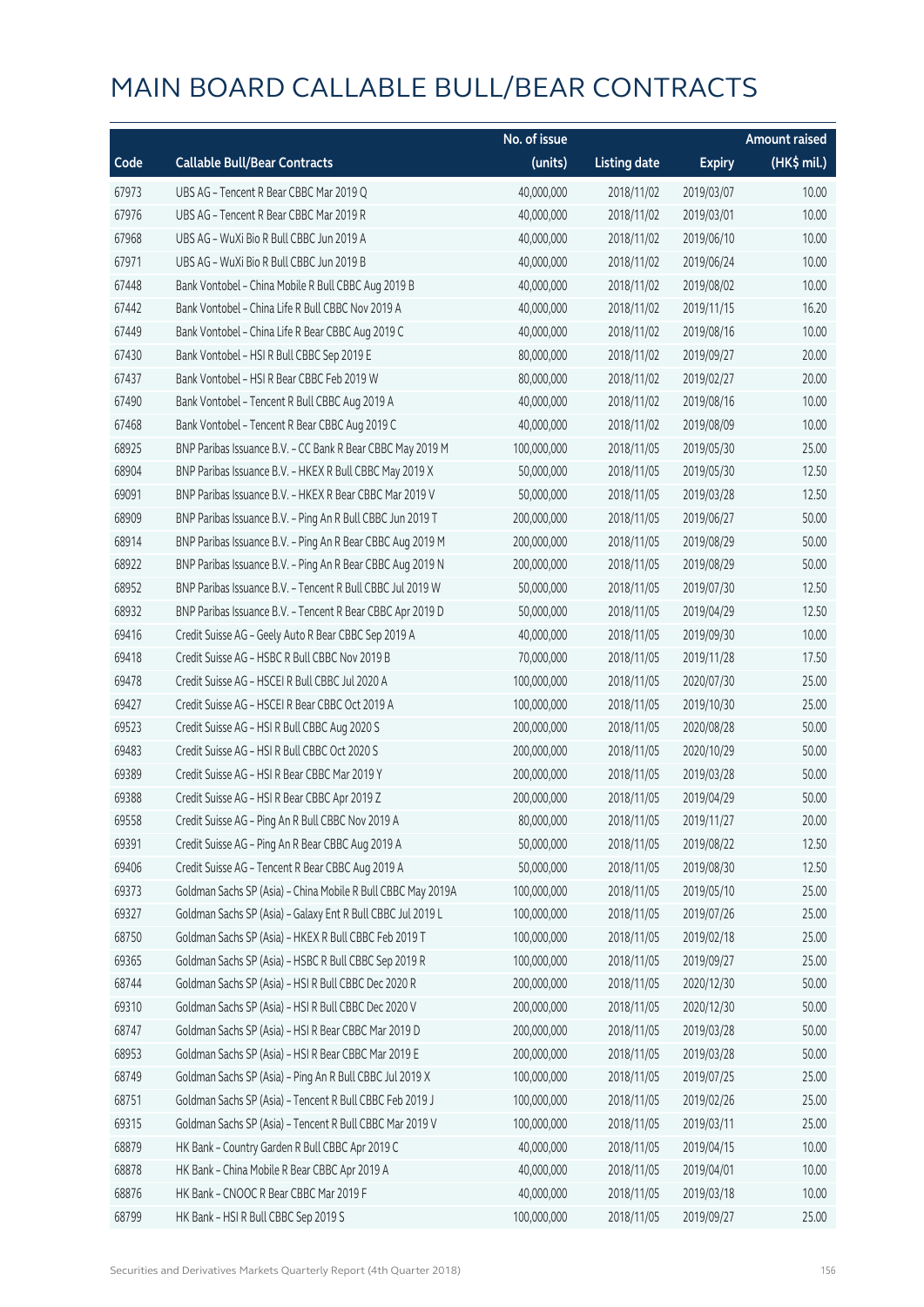# MAIN BOARD CALLABLE BULL/BEAR CONTRACTS

| Code | Callable Bull/Bear Contracts | No. of issue (units) | Listing date | Expiry | Amount raised (HK$ mil.) |
|---|---|---|---|---|---|
| 67973 | UBS AG – Tencent R Bear CBBC Mar 2019 Q | 40,000,000 | 2018/11/02 | 2019/03/07 | 10.00 |
| 67976 | UBS AG – Tencent R Bear CBBC Mar 2019 R | 40,000,000 | 2018/11/02 | 2019/03/01 | 10.00 |
| 67968 | UBS AG – WuXi Bio R Bull CBBC Jun 2019 A | 40,000,000 | 2018/11/02 | 2019/06/10 | 10.00 |
| 67971 | UBS AG – WuXi Bio R Bull CBBC Jun 2019 B | 40,000,000 | 2018/11/02 | 2019/06/24 | 10.00 |
| 67448 | Bank Vontobel – China Mobile R Bull CBBC Aug 2019 B | 40,000,000 | 2018/11/02 | 2019/08/02 | 10.00 |
| 67442 | Bank Vontobel – China Life R Bull CBBC Nov 2019 A | 40,000,000 | 2018/11/02 | 2019/11/15 | 16.20 |
| 67449 | Bank Vontobel – China Life R Bear CBBC Aug 2019 C | 40,000,000 | 2018/11/02 | 2019/08/16 | 10.00 |
| 67430 | Bank Vontobel – HSI R Bull CBBC Sep 2019 E | 80,000,000 | 2018/11/02 | 2019/09/27 | 20.00 |
| 67437 | Bank Vontobel – HSI R Bear CBBC Feb 2019 W | 80,000,000 | 2018/11/02 | 2019/02/27 | 20.00 |
| 67490 | Bank Vontobel – Tencent R Bull CBBC Aug 2019 A | 40,000,000 | 2018/11/02 | 2019/08/16 | 10.00 |
| 67468 | Bank Vontobel – Tencent R Bear CBBC Aug 2019 C | 40,000,000 | 2018/11/02 | 2019/08/09 | 10.00 |
| 68925 | BNP Paribas Issuance B.V. – CC Bank R Bear CBBC May 2019 M | 100,000,000 | 2018/11/05 | 2019/05/30 | 25.00 |
| 68904 | BNP Paribas Issuance B.V. – HKEX R Bull CBBC May 2019 X | 50,000,000 | 2018/11/05 | 2019/05/30 | 12.50 |
| 69091 | BNP Paribas Issuance B.V. – HKEX R Bear CBBC Mar 2019 V | 50,000,000 | 2018/11/05 | 2019/03/28 | 12.50 |
| 68909 | BNP Paribas Issuance B.V. – Ping An R Bull CBBC Jun 2019 T | 200,000,000 | 2018/11/05 | 2019/06/27 | 50.00 |
| 68914 | BNP Paribas Issuance B.V. – Ping An R Bear CBBC Aug 2019 M | 200,000,000 | 2018/11/05 | 2019/08/29 | 50.00 |
| 68922 | BNP Paribas Issuance B.V. – Ping An R Bear CBBC Aug 2019 N | 200,000,000 | 2018/11/05 | 2019/08/29 | 50.00 |
| 68952 | BNP Paribas Issuance B.V. – Tencent R Bull CBBC Jul 2019 W | 50,000,000 | 2018/11/05 | 2019/07/30 | 12.50 |
| 68932 | BNP Paribas Issuance B.V. – Tencent R Bear CBBC Apr 2019 D | 50,000,000 | 2018/11/05 | 2019/04/29 | 12.50 |
| 69416 | Credit Suisse AG – Geely Auto R Bear CBBC Sep 2019 A | 40,000,000 | 2018/11/05 | 2019/09/30 | 10.00 |
| 69418 | Credit Suisse AG – HSBC R Bull CBBC Nov 2019 B | 70,000,000 | 2018/11/05 | 2019/11/28 | 17.50 |
| 69478 | Credit Suisse AG – HSCEI R Bull CBBC Jul 2020 A | 100,000,000 | 2018/11/05 | 2020/07/30 | 25.00 |
| 69427 | Credit Suisse AG – HSCEI R Bear CBBC Oct 2019 A | 100,000,000 | 2018/11/05 | 2019/10/30 | 25.00 |
| 69523 | Credit Suisse AG – HSI R Bull CBBC Aug 2020 S | 200,000,000 | 2018/11/05 | 2020/08/28 | 50.00 |
| 69483 | Credit Suisse AG – HSI R Bull CBBC Oct 2020 S | 200,000,000 | 2018/11/05 | 2020/10/29 | 50.00 |
| 69389 | Credit Suisse AG – HSI R Bear CBBC Mar 2019 Y | 200,000,000 | 2018/11/05 | 2019/03/28 | 50.00 |
| 69388 | Credit Suisse AG – HSI R Bear CBBC Apr 2019 Z | 200,000,000 | 2018/11/05 | 2019/04/29 | 50.00 |
| 69558 | Credit Suisse AG – Ping An R Bull CBBC Nov 2019 A | 80,000,000 | 2018/11/05 | 2019/11/27 | 20.00 |
| 69391 | Credit Suisse AG – Ping An R Bear CBBC Aug 2019 A | 50,000,000 | 2018/11/05 | 2019/08/22 | 12.50 |
| 69406 | Credit Suisse AG – Tencent R Bear CBBC Aug 2019 A | 50,000,000 | 2018/11/05 | 2019/08/30 | 12.50 |
| 69373 | Goldman Sachs SP (Asia) – China Mobile R Bull CBBC May 2019A | 100,000,000 | 2018/11/05 | 2019/05/10 | 25.00 |
| 69327 | Goldman Sachs SP (Asia) – Galaxy Ent R Bull CBBC Jul 2019 L | 100,000,000 | 2018/11/05 | 2019/07/26 | 25.00 |
| 68750 | Goldman Sachs SP (Asia) – HKEX R Bull CBBC Feb 2019 T | 100,000,000 | 2018/11/05 | 2019/02/18 | 25.00 |
| 69365 | Goldman Sachs SP (Asia) – HSBC R Bull CBBC Sep 2019 R | 100,000,000 | 2018/11/05 | 2019/09/27 | 25.00 |
| 68744 | Goldman Sachs SP (Asia) – HSI R Bull CBBC Dec 2020 R | 200,000,000 | 2018/11/05 | 2020/12/30 | 50.00 |
| 69310 | Goldman Sachs SP (Asia) – HSI R Bull CBBC Dec 2020 V | 200,000,000 | 2018/11/05 | 2020/12/30 | 50.00 |
| 68747 | Goldman Sachs SP (Asia) – HSI R Bear CBBC Mar 2019 D | 200,000,000 | 2018/11/05 | 2019/03/28 | 50.00 |
| 68953 | Goldman Sachs SP (Asia) – HSI R Bear CBBC Mar 2019 E | 200,000,000 | 2018/11/05 | 2019/03/28 | 50.00 |
| 68749 | Goldman Sachs SP (Asia) – Ping An R Bull CBBC Jul 2019 X | 100,000,000 | 2018/11/05 | 2019/07/25 | 25.00 |
| 68751 | Goldman Sachs SP (Asia) – Tencent R Bull CBBC Feb 2019 J | 100,000,000 | 2018/11/05 | 2019/02/26 | 25.00 |
| 69315 | Goldman Sachs SP (Asia) – Tencent R Bull CBBC Mar 2019 V | 100,000,000 | 2018/11/05 | 2019/03/11 | 25.00 |
| 68879 | HK Bank – Country Garden R Bull CBBC Apr 2019 C | 40,000,000 | 2018/11/05 | 2019/04/15 | 10.00 |
| 68878 | HK Bank – China Mobile R Bear CBBC Apr 2019 A | 40,000,000 | 2018/11/05 | 2019/04/01 | 10.00 |
| 68876 | HK Bank – CNOOC R Bear CBBC Mar 2019 F | 40,000,000 | 2018/11/05 | 2019/03/18 | 10.00 |
| 68799 | HK Bank – HSI R Bull CBBC Sep 2019 S | 100,000,000 | 2018/11/05 | 2019/09/27 | 25.00 |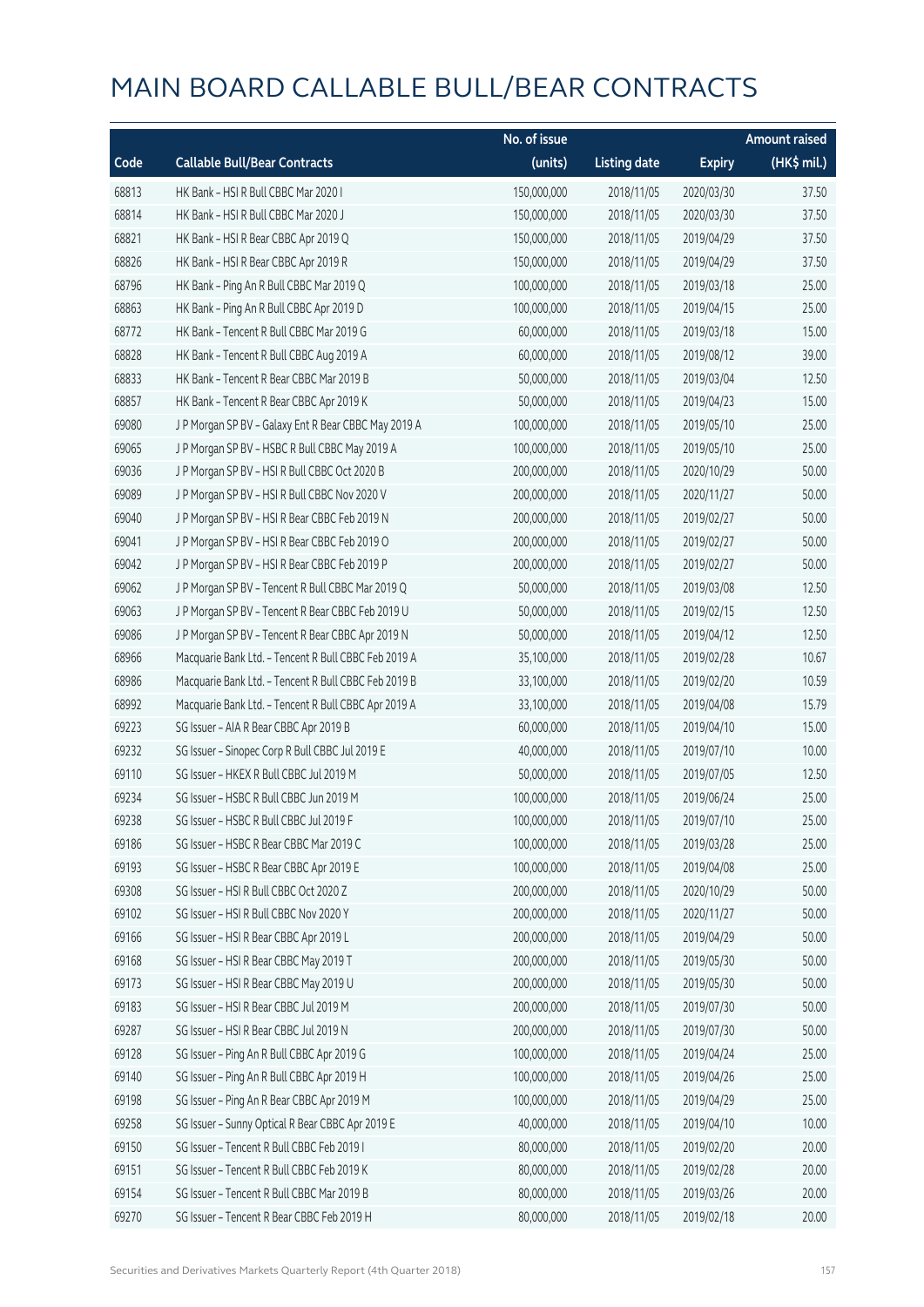# MAIN BOARD CALLABLE BULL/BEAR CONTRACTS

| Code | Callable Bull/Bear Contracts | No. of issue (units) | Listing date | Expiry | Amount raised (HK$ mil.) |
|---|---|---|---|---|---|
| 68813 | HK Bank – HSI R Bull CBBC Mar 2020 I | 150,000,000 | 2018/11/05 | 2020/03/30 | 37.50 |
| 68814 | HK Bank – HSI R Bull CBBC Mar 2020 J | 150,000,000 | 2018/11/05 | 2020/03/30 | 37.50 |
| 68821 | HK Bank – HSI R Bear CBBC Apr 2019 Q | 150,000,000 | 2018/11/05 | 2019/04/29 | 37.50 |
| 68826 | HK Bank – HSI R Bear CBBC Apr 2019 R | 150,000,000 | 2018/11/05 | 2019/04/29 | 37.50 |
| 68796 | HK Bank – Ping An R Bull CBBC Mar 2019 Q | 100,000,000 | 2018/11/05 | 2019/03/18 | 25.00 |
| 68863 | HK Bank – Ping An R Bull CBBC Apr 2019 D | 100,000,000 | 2018/11/05 | 2019/04/15 | 25.00 |
| 68772 | HK Bank – Tencent R Bull CBBC Mar 2019 G | 60,000,000 | 2018/11/05 | 2019/03/18 | 15.00 |
| 68828 | HK Bank – Tencent R Bull CBBC Aug 2019 A | 60,000,000 | 2018/11/05 | 2019/08/12 | 39.00 |
| 68833 | HK Bank – Tencent R Bear CBBC Mar 2019 B | 50,000,000 | 2018/11/05 | 2019/03/04 | 12.50 |
| 68857 | HK Bank – Tencent R Bear CBBC Apr 2019 K | 50,000,000 | 2018/11/05 | 2019/04/23 | 15.00 |
| 69080 | J P Morgan SP BV – Galaxy Ent R Bear CBBC May 2019 A | 100,000,000 | 2018/11/05 | 2019/05/10 | 25.00 |
| 69065 | J P Morgan SP BV – HSBC R Bull CBBC May 2019 A | 100,000,000 | 2018/11/05 | 2019/05/10 | 25.00 |
| 69036 | J P Morgan SP BV – HSI R Bull CBBC Oct 2020 B | 200,000,000 | 2018/11/05 | 2020/10/29 | 50.00 |
| 69089 | J P Morgan SP BV – HSI R Bull CBBC Nov 2020 V | 200,000,000 | 2018/11/05 | 2020/11/27 | 50.00 |
| 69040 | J P Morgan SP BV – HSI R Bear CBBC Feb 2019 N | 200,000,000 | 2018/11/05 | 2019/02/27 | 50.00 |
| 69041 | J P Morgan SP BV – HSI R Bear CBBC Feb 2019 O | 200,000,000 | 2018/11/05 | 2019/02/27 | 50.00 |
| 69042 | J P Morgan SP BV – HSI R Bear CBBC Feb 2019 P | 200,000,000 | 2018/11/05 | 2019/02/27 | 50.00 |
| 69062 | J P Morgan SP BV – Tencent R Bull CBBC Mar 2019 Q | 50,000,000 | 2018/11/05 | 2019/03/08 | 12.50 |
| 69063 | J P Morgan SP BV – Tencent R Bear CBBC Feb 2019 U | 50,000,000 | 2018/11/05 | 2019/02/15 | 12.50 |
| 69086 | J P Morgan SP BV – Tencent R Bear CBBC Apr 2019 N | 50,000,000 | 2018/11/05 | 2019/04/12 | 12.50 |
| 68966 | Macquarie Bank Ltd. – Tencent R Bull CBBC Feb 2019 A | 35,100,000 | 2018/11/05 | 2019/02/28 | 10.67 |
| 68986 | Macquarie Bank Ltd. – Tencent R Bull CBBC Feb 2019 B | 33,100,000 | 2018/11/05 | 2019/02/20 | 10.59 |
| 68992 | Macquarie Bank Ltd. – Tencent R Bull CBBC Apr 2019 A | 33,100,000 | 2018/11/05 | 2019/04/08 | 15.79 |
| 69223 | SG Issuer – AIA R Bear CBBC Apr 2019 B | 60,000,000 | 2018/11/05 | 2019/04/10 | 15.00 |
| 69232 | SG Issuer – Sinopec Corp R Bull CBBC Jul 2019 E | 40,000,000 | 2018/11/05 | 2019/07/10 | 10.00 |
| 69110 | SG Issuer – HKEX R Bull CBBC Jul 2019 M | 50,000,000 | 2018/11/05 | 2019/07/05 | 12.50 |
| 69234 | SG Issuer – HSBC R Bull CBBC Jun 2019 M | 100,000,000 | 2018/11/05 | 2019/06/24 | 25.00 |
| 69238 | SG Issuer – HSBC R Bull CBBC Jul 2019 F | 100,000,000 | 2018/11/05 | 2019/07/10 | 25.00 |
| 69186 | SG Issuer – HSBC R Bear CBBC Mar 2019 C | 100,000,000 | 2018/11/05 | 2019/03/28 | 25.00 |
| 69193 | SG Issuer – HSBC R Bear CBBC Apr 2019 E | 100,000,000 | 2018/11/05 | 2019/04/08 | 25.00 |
| 69308 | SG Issuer – HSI R Bull CBBC Oct 2020 Z | 200,000,000 | 2018/11/05 | 2020/10/29 | 50.00 |
| 69102 | SG Issuer – HSI R Bull CBBC Nov 2020 Y | 200,000,000 | 2018/11/05 | 2020/11/27 | 50.00 |
| 69166 | SG Issuer – HSI R Bear CBBC Apr 2019 L | 200,000,000 | 2018/11/05 | 2019/04/29 | 50.00 |
| 69168 | SG Issuer – HSI R Bear CBBC May 2019 T | 200,000,000 | 2018/11/05 | 2019/05/30 | 50.00 |
| 69173 | SG Issuer – HSI R Bear CBBC May 2019 U | 200,000,000 | 2018/11/05 | 2019/05/30 | 50.00 |
| 69183 | SG Issuer – HSI R Bear CBBC Jul 2019 M | 200,000,000 | 2018/11/05 | 2019/07/30 | 50.00 |
| 69287 | SG Issuer – HSI R Bear CBBC Jul 2019 N | 200,000,000 | 2018/11/05 | 2019/07/30 | 50.00 |
| 69128 | SG Issuer – Ping An R Bull CBBC Apr 2019 G | 100,000,000 | 2018/11/05 | 2019/04/24 | 25.00 |
| 69140 | SG Issuer – Ping An R Bull CBBC Apr 2019 H | 100,000,000 | 2018/11/05 | 2019/04/26 | 25.00 |
| 69198 | SG Issuer – Ping An R Bear CBBC Apr 2019 M | 100,000,000 | 2018/11/05 | 2019/04/29 | 25.00 |
| 69258 | SG Issuer – Sunny Optical R Bear CBBC Apr 2019 E | 40,000,000 | 2018/11/05 | 2019/04/10 | 10.00 |
| 69150 | SG Issuer – Tencent R Bull CBBC Feb 2019 I | 80,000,000 | 2018/11/05 | 2019/02/20 | 20.00 |
| 69151 | SG Issuer – Tencent R Bull CBBC Feb 2019 K | 80,000,000 | 2018/11/05 | 2019/02/28 | 20.00 |
| 69154 | SG Issuer – Tencent R Bull CBBC Mar 2019 B | 80,000,000 | 2018/11/05 | 2019/03/26 | 20.00 |
| 69270 | SG Issuer – Tencent R Bear CBBC Feb 2019 H | 80,000,000 | 2018/11/05 | 2019/02/18 | 20.00 |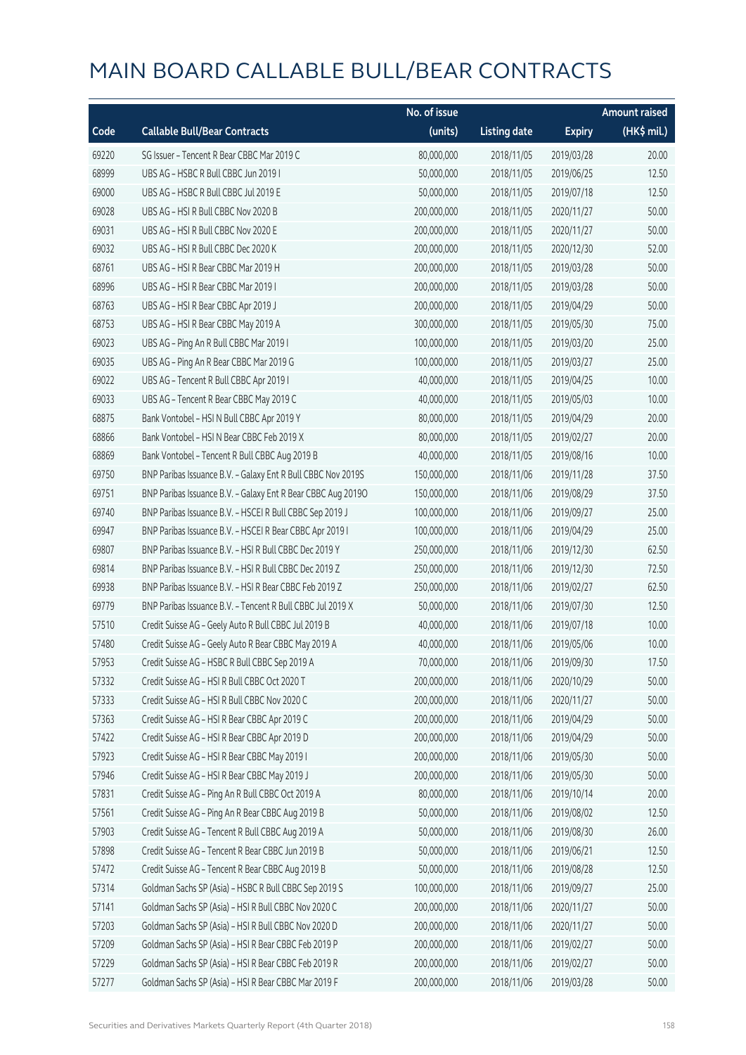# MAIN BOARD CALLABLE BULL/BEAR CONTRACTS

| Code | Callable Bull/Bear Contracts | No. of issue (units) | Listing date | Expiry | Amount raised (HK$ mil.) |
|---|---|---|---|---|---|
| 69220 | SG Issuer – Tencent R Bear CBBC Mar 2019 C | 80,000,000 | 2018/11/05 | 2019/03/28 | 20.00 |
| 68999 | UBS AG – HSBC R Bull CBBC Jun 2019 I | 50,000,000 | 2018/11/05 | 2019/06/25 | 12.50 |
| 69000 | UBS AG – HSBC R Bull CBBC Jul 2019 E | 50,000,000 | 2018/11/05 | 2019/07/18 | 12.50 |
| 69028 | UBS AG – HSI R Bull CBBC Nov 2020 B | 200,000,000 | 2018/11/05 | 2020/11/27 | 50.00 |
| 69031 | UBS AG – HSI R Bull CBBC Nov 2020 E | 200,000,000 | 2018/11/05 | 2020/11/27 | 50.00 |
| 69032 | UBS AG – HSI R Bull CBBC Dec 2020 K | 200,000,000 | 2018/11/05 | 2020/12/30 | 52.00 |
| 68761 | UBS AG – HSI R Bear CBBC Mar 2019 H | 200,000,000 | 2018/11/05 | 2019/03/28 | 50.00 |
| 68996 | UBS AG – HSI R Bear CBBC Mar 2019 I | 200,000,000 | 2018/11/05 | 2019/03/28 | 50.00 |
| 68763 | UBS AG – HSI R Bear CBBC Apr 2019 J | 200,000,000 | 2018/11/05 | 2019/04/29 | 50.00 |
| 68753 | UBS AG – HSI R Bear CBBC May 2019 A | 300,000,000 | 2018/11/05 | 2019/05/30 | 75.00 |
| 69023 | UBS AG – Ping An R Bull CBBC Mar 2019 I | 100,000,000 | 2018/11/05 | 2019/03/20 | 25.00 |
| 69035 | UBS AG – Ping An R Bear CBBC Mar 2019 G | 100,000,000 | 2018/11/05 | 2019/03/27 | 25.00 |
| 69022 | UBS AG – Tencent R Bull CBBC Apr 2019 I | 40,000,000 | 2018/11/05 | 2019/04/25 | 10.00 |
| 69033 | UBS AG – Tencent R Bear CBBC May 2019 C | 40,000,000 | 2018/11/05 | 2019/05/03 | 10.00 |
| 68875 | Bank Vontobel – HSI N Bull CBBC Apr 2019 Y | 80,000,000 | 2018/11/05 | 2019/04/29 | 20.00 |
| 68866 | Bank Vontobel – HSI N Bear CBBC Feb 2019 X | 80,000,000 | 2018/11/05 | 2019/02/27 | 20.00 |
| 68869 | Bank Vontobel – Tencent R Bull CBBC Aug 2019 B | 40,000,000 | 2018/11/05 | 2019/08/16 | 10.00 |
| 69750 | BNP Paribas Issuance B.V. – Galaxy Ent R Bull CBBC Nov 2019S | 150,000,000 | 2018/11/06 | 2019/11/28 | 37.50 |
| 69751 | BNP Paribas Issuance B.V. – Galaxy Ent R Bear CBBC Aug 2019O | 150,000,000 | 2018/11/06 | 2019/08/29 | 37.50 |
| 69740 | BNP Paribas Issuance B.V. – HSCEI R Bull CBBC Sep 2019 J | 100,000,000 | 2018/11/06 | 2019/09/27 | 25.00 |
| 69947 | BNP Paribas Issuance B.V. – HSCEI R Bear CBBC Apr 2019 I | 100,000,000 | 2018/11/06 | 2019/04/29 | 25.00 |
| 69807 | BNP Paribas Issuance B.V. – HSI R Bull CBBC Dec 2019 Y | 250,000,000 | 2018/11/06 | 2019/12/30 | 62.50 |
| 69814 | BNP Paribas Issuance B.V. – HSI R Bull CBBC Dec 2019 Z | 250,000,000 | 2018/11/06 | 2019/12/30 | 72.50 |
| 69938 | BNP Paribas Issuance B.V. – HSI R Bear CBBC Feb 2019 Z | 250,000,000 | 2018/11/06 | 2019/02/27 | 62.50 |
| 69779 | BNP Paribas Issuance B.V. – Tencent R Bull CBBC Jul 2019 X | 50,000,000 | 2018/11/06 | 2019/07/30 | 12.50 |
| 57510 | Credit Suisse AG – Geely Auto R Bull CBBC Jul 2019 B | 40,000,000 | 2018/11/06 | 2019/07/18 | 10.00 |
| 57480 | Credit Suisse AG – Geely Auto R Bear CBBC May 2019 A | 40,000,000 | 2018/11/06 | 2019/05/06 | 10.00 |
| 57953 | Credit Suisse AG – HSBC R Bull CBBC Sep 2019 A | 70,000,000 | 2018/11/06 | 2019/09/30 | 17.50 |
| 57332 | Credit Suisse AG – HSI R Bull CBBC Oct 2020 T | 200,000,000 | 2018/11/06 | 2020/10/29 | 50.00 |
| 57333 | Credit Suisse AG – HSI R Bull CBBC Nov 2020 C | 200,000,000 | 2018/11/06 | 2020/11/27 | 50.00 |
| 57363 | Credit Suisse AG – HSI R Bear CBBC Apr 2019 C | 200,000,000 | 2018/11/06 | 2019/04/29 | 50.00 |
| 57422 | Credit Suisse AG – HSI R Bear CBBC Apr 2019 D | 200,000,000 | 2018/11/06 | 2019/04/29 | 50.00 |
| 57923 | Credit Suisse AG – HSI R Bear CBBC May 2019 I | 200,000,000 | 2018/11/06 | 2019/05/30 | 50.00 |
| 57946 | Credit Suisse AG – HSI R Bear CBBC May 2019 J | 200,000,000 | 2018/11/06 | 2019/05/30 | 50.00 |
| 57831 | Credit Suisse AG – Ping An R Bull CBBC Oct 2019 A | 80,000,000 | 2018/11/06 | 2019/10/14 | 20.00 |
| 57561 | Credit Suisse AG – Ping An R Bear CBBC Aug 2019 B | 50,000,000 | 2018/11/06 | 2019/08/02 | 12.50 |
| 57903 | Credit Suisse AG – Tencent R Bull CBBC Aug 2019 A | 50,000,000 | 2018/11/06 | 2019/08/30 | 26.00 |
| 57898 | Credit Suisse AG – Tencent R Bear CBBC Jun 2019 B | 50,000,000 | 2018/11/06 | 2019/06/21 | 12.50 |
| 57472 | Credit Suisse AG – Tencent R Bear CBBC Aug 2019 B | 50,000,000 | 2018/11/06 | 2019/08/28 | 12.50 |
| 57314 | Goldman Sachs SP (Asia) – HSBC R Bull CBBC Sep 2019 S | 100,000,000 | 2018/11/06 | 2019/09/27 | 25.00 |
| 57141 | Goldman Sachs SP (Asia) – HSI R Bull CBBC Nov 2020 C | 200,000,000 | 2018/11/06 | 2020/11/27 | 50.00 |
| 57203 | Goldman Sachs SP (Asia) – HSI R Bull CBBC Nov 2020 D | 200,000,000 | 2018/11/06 | 2020/11/27 | 50.00 |
| 57209 | Goldman Sachs SP (Asia) – HSI R Bear CBBC Feb 2019 P | 200,000,000 | 2018/11/06 | 2019/02/27 | 50.00 |
| 57229 | Goldman Sachs SP (Asia) – HSI R Bear CBBC Feb 2019 R | 200,000,000 | 2018/11/06 | 2019/02/27 | 50.00 |
| 57277 | Goldman Sachs SP (Asia) – HSI R Bear CBBC Mar 2019 F | 200,000,000 | 2018/11/06 | 2019/03/28 | 50.00 |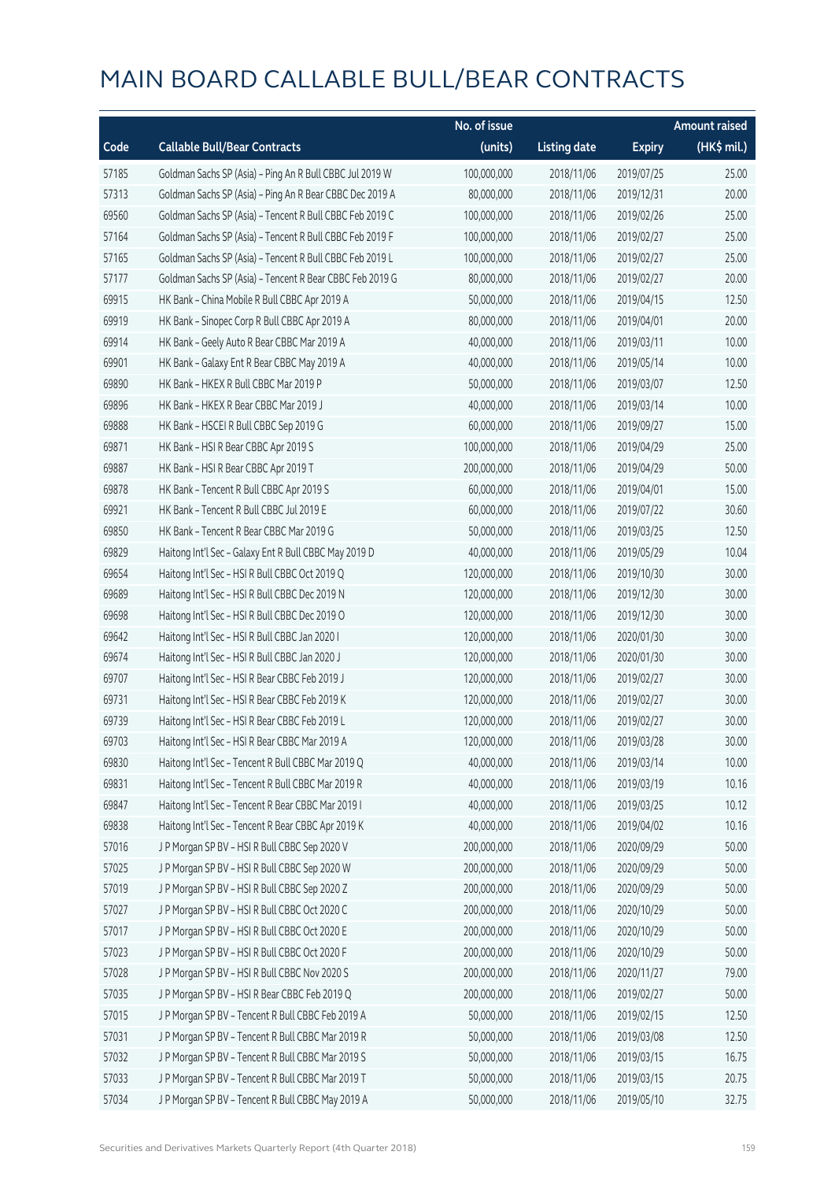# MAIN BOARD CALLABLE BULL/BEAR CONTRACTS

| Code | Callable Bull/Bear Contracts | No. of issue (units) | Listing date | Expiry | Amount raised (HK$ mil.) |
|---|---|---|---|---|---|
| 57185 | Goldman Sachs SP (Asia) - Ping An R Bull CBBC Jul 2019 W | 100,000,000 | 2018/11/06 | 2019/07/25 | 25.00 |
| 57313 | Goldman Sachs SP (Asia) - Ping An R Bear CBBC Dec 2019 A | 80,000,000 | 2018/11/06 | 2019/12/31 | 20.00 |
| 69560 | Goldman Sachs SP (Asia) - Tencent R Bull CBBC Feb 2019 C | 100,000,000 | 2018/11/06 | 2019/02/26 | 25.00 |
| 57164 | Goldman Sachs SP (Asia) - Tencent R Bull CBBC Feb 2019 F | 100,000,000 | 2018/11/06 | 2019/02/27 | 25.00 |
| 57165 | Goldman Sachs SP (Asia) - Tencent R Bull CBBC Feb 2019 L | 100,000,000 | 2018/11/06 | 2019/02/27 | 25.00 |
| 57177 | Goldman Sachs SP (Asia) - Tencent R Bear CBBC Feb 2019 G | 80,000,000 | 2018/11/06 | 2019/02/27 | 20.00 |
| 69915 | HK Bank - China Mobile R Bull CBBC Apr 2019 A | 50,000,000 | 2018/11/06 | 2019/04/15 | 12.50 |
| 69919 | HK Bank - Sinopec Corp R Bull CBBC Apr 2019 A | 80,000,000 | 2018/11/06 | 2019/04/01 | 20.00 |
| 69914 | HK Bank - Geely Auto R Bear CBBC Mar 2019 A | 40,000,000 | 2018/11/06 | 2019/03/11 | 10.00 |
| 69901 | HK Bank - Galaxy Ent R Bear CBBC May 2019 A | 40,000,000 | 2018/11/06 | 2019/05/14 | 10.00 |
| 69890 | HK Bank - HKEX R Bull CBBC Mar 2019 P | 50,000,000 | 2018/11/06 | 2019/03/07 | 12.50 |
| 69896 | HK Bank - HKEX R Bear CBBC Mar 2019 J | 40,000,000 | 2018/11/06 | 2019/03/14 | 10.00 |
| 69888 | HK Bank - HSCEI R Bull CBBC Sep 2019 G | 60,000,000 | 2018/11/06 | 2019/09/27 | 15.00 |
| 69871 | HK Bank - HSI R Bear CBBC Apr 2019 S | 100,000,000 | 2018/11/06 | 2019/04/29 | 25.00 |
| 69887 | HK Bank - HSI R Bear CBBC Apr 2019 T | 200,000,000 | 2018/11/06 | 2019/04/29 | 50.00 |
| 69878 | HK Bank - Tencent R Bull CBBC Apr 2019 S | 60,000,000 | 2018/11/06 | 2019/04/01 | 15.00 |
| 69921 | HK Bank - Tencent R Bull CBBC Jul 2019 E | 60,000,000 | 2018/11/06 | 2019/07/22 | 30.60 |
| 69850 | HK Bank - Tencent R Bear CBBC Mar 2019 G | 50,000,000 | 2018/11/06 | 2019/03/25 | 12.50 |
| 69829 | Haitong Int'l Sec - Galaxy Ent R Bull CBBC May 2019 D | 40,000,000 | 2018/11/06 | 2019/05/29 | 10.04 |
| 69654 | Haitong Int'l Sec - HSI R Bull CBBC Oct 2019 Q | 120,000,000 | 2018/11/06 | 2019/10/30 | 30.00 |
| 69689 | Haitong Int'l Sec - HSI R Bull CBBC Dec 2019 N | 120,000,000 | 2018/11/06 | 2019/12/30 | 30.00 |
| 69698 | Haitong Int'l Sec - HSI R Bull CBBC Dec 2019 O | 120,000,000 | 2018/11/06 | 2019/12/30 | 30.00 |
| 69642 | Haitong Int'l Sec - HSI R Bull CBBC Jan 2020 I | 120,000,000 | 2018/11/06 | 2020/01/30 | 30.00 |
| 69674 | Haitong Int'l Sec - HSI R Bull CBBC Jan 2020 J | 120,000,000 | 2018/11/06 | 2020/01/30 | 30.00 |
| 69707 | Haitong Int'l Sec - HSI R Bear CBBC Feb 2019 J | 120,000,000 | 2018/11/06 | 2019/02/27 | 30.00 |
| 69731 | Haitong Int'l Sec - HSI R Bear CBBC Feb 2019 K | 120,000,000 | 2018/11/06 | 2019/02/27 | 30.00 |
| 69739 | Haitong Int'l Sec - HSI R Bear CBBC Feb 2019 L | 120,000,000 | 2018/11/06 | 2019/02/27 | 30.00 |
| 69703 | Haitong Int'l Sec - HSI R Bear CBBC Mar 2019 A | 120,000,000 | 2018/11/06 | 2019/03/28 | 30.00 |
| 69830 | Haitong Int'l Sec - Tencent R Bull CBBC Mar 2019 Q | 40,000,000 | 2018/11/06 | 2019/03/14 | 10.00 |
| 69831 | Haitong Int'l Sec - Tencent R Bull CBBC Mar 2019 R | 40,000,000 | 2018/11/06 | 2019/03/19 | 10.16 |
| 69847 | Haitong Int'l Sec - Tencent R Bear CBBC Mar 2019 I | 40,000,000 | 2018/11/06 | 2019/03/25 | 10.12 |
| 69838 | Haitong Int'l Sec - Tencent R Bear CBBC Apr 2019 K | 40,000,000 | 2018/11/06 | 2019/04/02 | 10.16 |
| 57016 | J P Morgan SP BV - HSI R Bull CBBC Sep 2020 V | 200,000,000 | 2018/11/06 | 2020/09/29 | 50.00 |
| 57025 | J P Morgan SP BV - HSI R Bull CBBC Sep 2020 W | 200,000,000 | 2018/11/06 | 2020/09/29 | 50.00 |
| 57019 | J P Morgan SP BV - HSI R Bull CBBC Sep 2020 Z | 200,000,000 | 2018/11/06 | 2020/09/29 | 50.00 |
| 57027 | J P Morgan SP BV - HSI R Bull CBBC Oct 2020 C | 200,000,000 | 2018/11/06 | 2020/10/29 | 50.00 |
| 57017 | J P Morgan SP BV - HSI R Bull CBBC Oct 2020 E | 200,000,000 | 2018/11/06 | 2020/10/29 | 50.00 |
| 57023 | J P Morgan SP BV - HSI R Bull CBBC Oct 2020 F | 200,000,000 | 2018/11/06 | 2020/10/29 | 50.00 |
| 57028 | J P Morgan SP BV - HSI R Bull CBBC Nov 2020 S | 200,000,000 | 2018/11/06 | 2020/11/27 | 79.00 |
| 57035 | J P Morgan SP BV - HSI R Bear CBBC Feb 2019 Q | 200,000,000 | 2018/11/06 | 2019/02/27 | 50.00 |
| 57015 | J P Morgan SP BV - Tencent R Bull CBBC Feb 2019 A | 50,000,000 | 2018/11/06 | 2019/02/15 | 12.50 |
| 57031 | J P Morgan SP BV - Tencent R Bull CBBC Mar 2019 R | 50,000,000 | 2018/11/06 | 2019/03/08 | 12.50 |
| 57032 | J P Morgan SP BV - Tencent R Bull CBBC Mar 2019 S | 50,000,000 | 2018/11/06 | 2019/03/15 | 16.75 |
| 57033 | J P Morgan SP BV - Tencent R Bull CBBC Mar 2019 T | 50,000,000 | 2018/11/06 | 2019/03/15 | 20.75 |
| 57034 | J P Morgan SP BV - Tencent R Bull CBBC May 2019 A | 50,000,000 | 2018/11/06 | 2019/05/10 | 32.75 |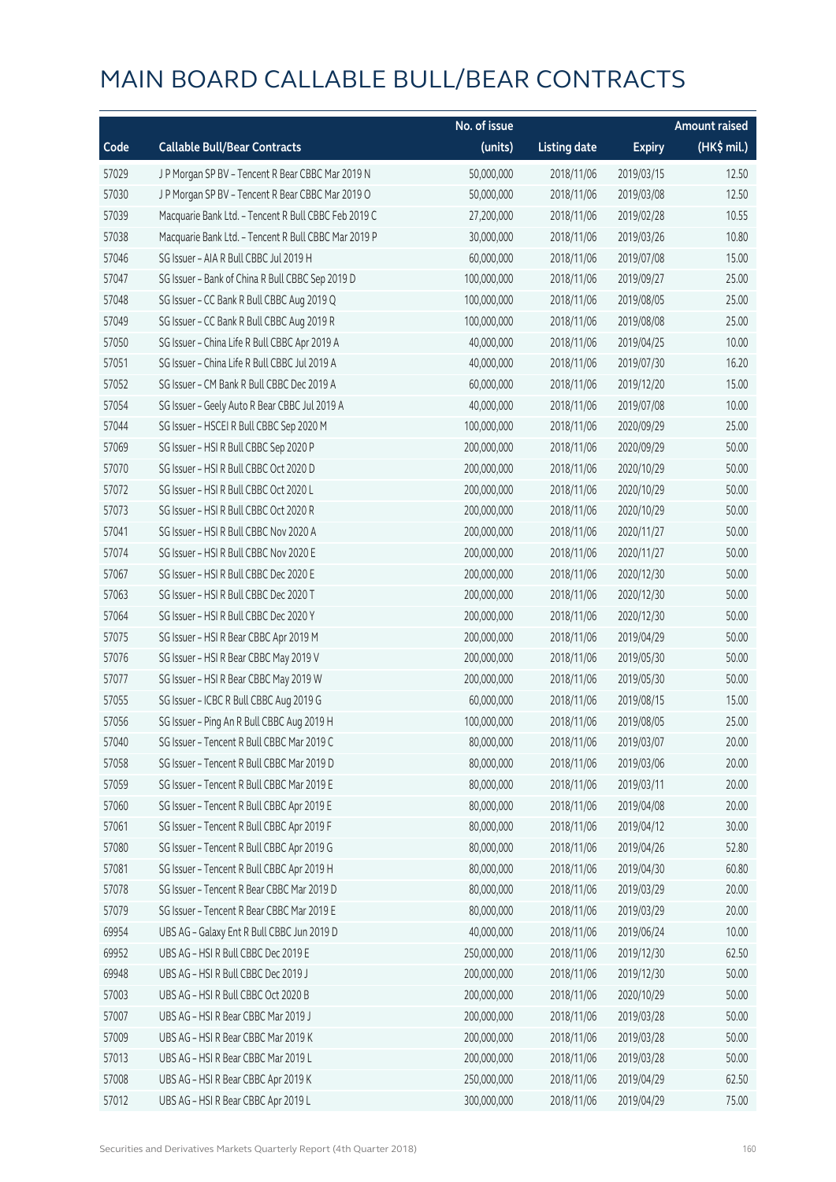# MAIN BOARD CALLABLE BULL/BEAR CONTRACTS

| Code | Callable Bull/Bear Contracts | No. of issue (units) | Listing date | Expiry | Amount raised (HK$ mil.) |
|---|---|---|---|---|---|
| 57029 | J P Morgan SP BV – Tencent R Bear CBBC Mar 2019 N | 50,000,000 | 2018/11/06 | 2019/03/15 | 12.50 |
| 57030 | J P Morgan SP BV – Tencent R Bear CBBC Mar 2019 O | 50,000,000 | 2018/11/06 | 2019/03/08 | 12.50 |
| 57039 | Macquarie Bank Ltd. – Tencent R Bull CBBC Feb 2019 C | 27,200,000 | 2018/11/06 | 2019/02/28 | 10.55 |
| 57038 | Macquarie Bank Ltd. – Tencent R Bull CBBC Mar 2019 P | 30,000,000 | 2018/11/06 | 2019/03/26 | 10.80 |
| 57046 | SG Issuer – AIA R Bull CBBC Jul 2019 H | 60,000,000 | 2018/11/06 | 2019/07/08 | 15.00 |
| 57047 | SG Issuer – Bank of China R Bull CBBC Sep 2019 D | 100,000,000 | 2018/11/06 | 2019/09/27 | 25.00 |
| 57048 | SG Issuer – CC Bank R Bull CBBC Aug 2019 Q | 100,000,000 | 2018/11/06 | 2019/08/05 | 25.00 |
| 57049 | SG Issuer – CC Bank R Bull CBBC Aug 2019 R | 100,000,000 | 2018/11/06 | 2019/08/08 | 25.00 |
| 57050 | SG Issuer – China Life R Bull CBBC Apr 2019 A | 40,000,000 | 2018/11/06 | 2019/04/25 | 10.00 |
| 57051 | SG Issuer – China Life R Bull CBBC Jul 2019 A | 40,000,000 | 2018/11/06 | 2019/07/30 | 16.20 |
| 57052 | SG Issuer – CM Bank R Bull CBBC Dec 2019 A | 60,000,000 | 2018/11/06 | 2019/12/20 | 15.00 |
| 57054 | SG Issuer – Geely Auto R Bear CBBC Jul 2019 A | 40,000,000 | 2018/11/06 | 2019/07/08 | 10.00 |
| 57044 | SG Issuer – HSCEI R Bull CBBC Sep 2020 M | 100,000,000 | 2018/11/06 | 2020/09/29 | 25.00 |
| 57069 | SG Issuer – HSI R Bull CBBC Sep 2020 P | 200,000,000 | 2018/11/06 | 2020/09/29 | 50.00 |
| 57070 | SG Issuer – HSI R Bull CBBC Oct 2020 D | 200,000,000 | 2018/11/06 | 2020/10/29 | 50.00 |
| 57072 | SG Issuer – HSI R Bull CBBC Oct 2020 L | 200,000,000 | 2018/11/06 | 2020/10/29 | 50.00 |
| 57073 | SG Issuer – HSI R Bull CBBC Oct 2020 R | 200,000,000 | 2018/11/06 | 2020/10/29 | 50.00 |
| 57041 | SG Issuer – HSI R Bull CBBC Nov 2020 A | 200,000,000 | 2018/11/06 | 2020/11/27 | 50.00 |
| 57074 | SG Issuer – HSI R Bull CBBC Nov 2020 E | 200,000,000 | 2018/11/06 | 2020/11/27 | 50.00 |
| 57067 | SG Issuer – HSI R Bull CBBC Dec 2020 E | 200,000,000 | 2018/11/06 | 2020/12/30 | 50.00 |
| 57063 | SG Issuer – HSI R Bull CBBC Dec 2020 T | 200,000,000 | 2018/11/06 | 2020/12/30 | 50.00 |
| 57064 | SG Issuer – HSI R Bull CBBC Dec 2020 Y | 200,000,000 | 2018/11/06 | 2020/12/30 | 50.00 |
| 57075 | SG Issuer – HSI R Bear CBBC Apr 2019 M | 200,000,000 | 2018/11/06 | 2019/04/29 | 50.00 |
| 57076 | SG Issuer – HSI R Bear CBBC May 2019 V | 200,000,000 | 2018/11/06 | 2019/05/30 | 50.00 |
| 57077 | SG Issuer – HSI R Bear CBBC May 2019 W | 200,000,000 | 2018/11/06 | 2019/05/30 | 50.00 |
| 57055 | SG Issuer – ICBC R Bull CBBC Aug 2019 G | 60,000,000 | 2018/11/06 | 2019/08/15 | 15.00 |
| 57056 | SG Issuer – Ping An R Bull CBBC Aug 2019 H | 100,000,000 | 2018/11/06 | 2019/08/05 | 25.00 |
| 57040 | SG Issuer – Tencent R Bull CBBC Mar 2019 C | 80,000,000 | 2018/11/06 | 2019/03/07 | 20.00 |
| 57058 | SG Issuer – Tencent R Bull CBBC Mar 2019 D | 80,000,000 | 2018/11/06 | 2019/03/06 | 20.00 |
| 57059 | SG Issuer – Tencent R Bull CBBC Mar 2019 E | 80,000,000 | 2018/11/06 | 2019/03/11 | 20.00 |
| 57060 | SG Issuer – Tencent R Bull CBBC Apr 2019 E | 80,000,000 | 2018/11/06 | 2019/04/08 | 20.00 |
| 57061 | SG Issuer – Tencent R Bull CBBC Apr 2019 F | 80,000,000 | 2018/11/06 | 2019/04/12 | 30.00 |
| 57080 | SG Issuer – Tencent R Bull CBBC Apr 2019 G | 80,000,000 | 2018/11/06 | 2019/04/26 | 52.80 |
| 57081 | SG Issuer – Tencent R Bull CBBC Apr 2019 H | 80,000,000 | 2018/11/06 | 2019/04/30 | 60.80 |
| 57078 | SG Issuer – Tencent R Bear CBBC Mar 2019 D | 80,000,000 | 2018/11/06 | 2019/03/29 | 20.00 |
| 57079 | SG Issuer – Tencent R Bear CBBC Mar 2019 E | 80,000,000 | 2018/11/06 | 2019/03/29 | 20.00 |
| 69954 | UBS AG – Galaxy Ent R Bull CBBC Jun 2019 D | 40,000,000 | 2018/11/06 | 2019/06/24 | 10.00 |
| 69952 | UBS AG – HSI R Bull CBBC Dec 2019 E | 250,000,000 | 2018/11/06 | 2019/12/30 | 62.50 |
| 69948 | UBS AG – HSI R Bull CBBC Dec 2019 J | 200,000,000 | 2018/11/06 | 2019/12/30 | 50.00 |
| 57003 | UBS AG – HSI R Bull CBBC Oct 2020 B | 200,000,000 | 2018/11/06 | 2020/10/29 | 50.00 |
| 57007 | UBS AG – HSI R Bear CBBC Mar 2019 J | 200,000,000 | 2018/11/06 | 2019/03/28 | 50.00 |
| 57009 | UBS AG – HSI R Bear CBBC Mar 2019 K | 200,000,000 | 2018/11/06 | 2019/03/28 | 50.00 |
| 57013 | UBS AG – HSI R Bear CBBC Mar 2019 L | 200,000,000 | 2018/11/06 | 2019/03/28 | 50.00 |
| 57008 | UBS AG – HSI R Bear CBBC Apr 2019 K | 250,000,000 | 2018/11/06 | 2019/04/29 | 62.50 |
| 57012 | UBS AG – HSI R Bear CBBC Apr 2019 L | 300,000,000 | 2018/11/06 | 2019/04/29 | 75.00 |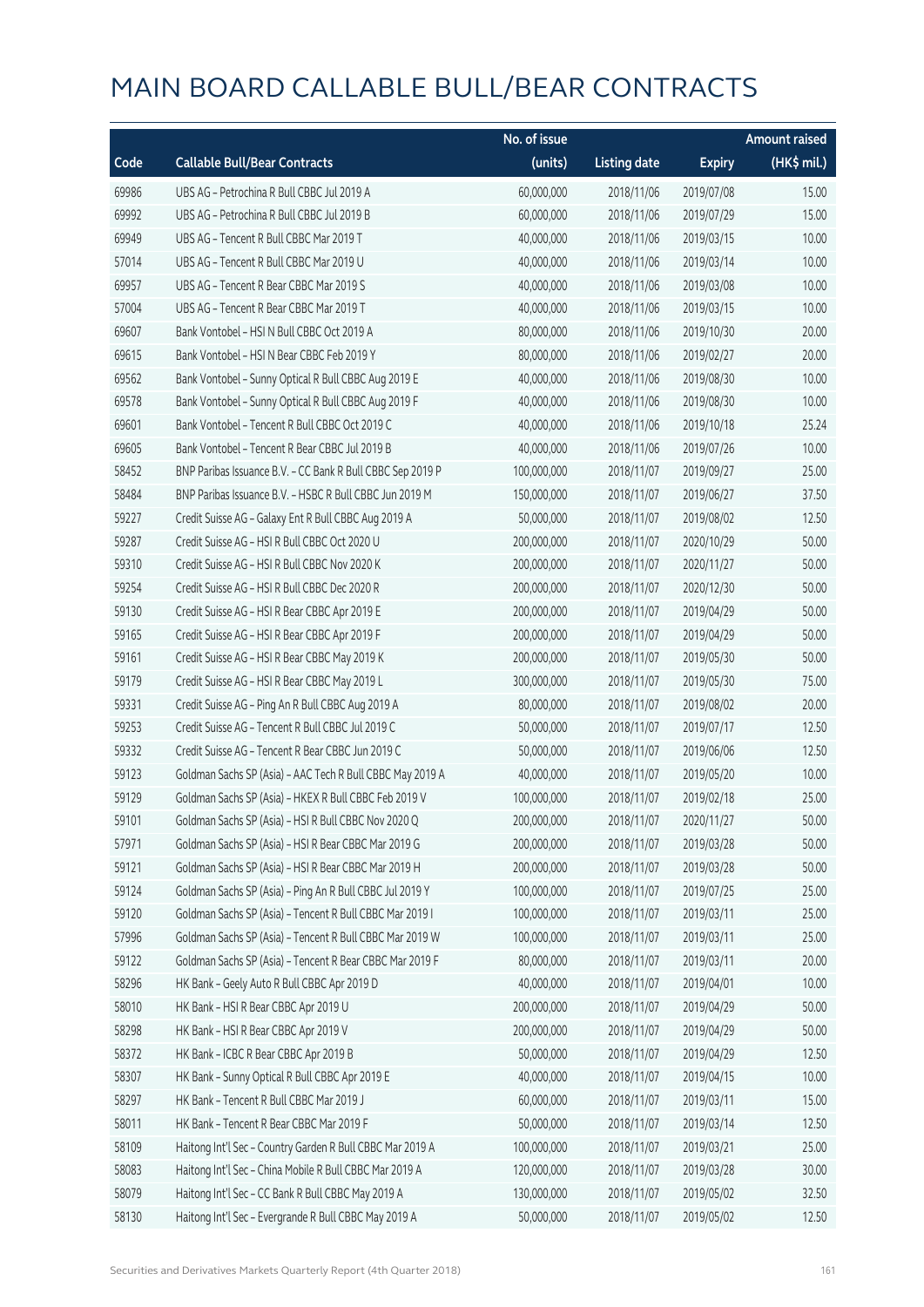# MAIN BOARD CALLABLE BULL/BEAR CONTRACTS

| Code | Callable Bull/Bear Contracts | No. of issue (units) | Listing date | Expiry | Amount raised (HK$ mil.) |
|---|---|---|---|---|---|
| 69986 | UBS AG – Petrochina R Bull CBBC Jul 2019 A | 60,000,000 | 2018/11/06 | 2019/07/08 | 15.00 |
| 69992 | UBS AG – Petrochina R Bull CBBC Jul 2019 B | 60,000,000 | 2018/11/06 | 2019/07/29 | 15.00 |
| 69949 | UBS AG – Tencent R Bull CBBC Mar 2019 T | 40,000,000 | 2018/11/06 | 2019/03/15 | 10.00 |
| 57014 | UBS AG – Tencent R Bull CBBC Mar 2019 U | 40,000,000 | 2018/11/06 | 2019/03/14 | 10.00 |
| 69957 | UBS AG – Tencent R Bear CBBC Mar 2019 S | 40,000,000 | 2018/11/06 | 2019/03/08 | 10.00 |
| 57004 | UBS AG – Tencent R Bear CBBC Mar 2019 T | 40,000,000 | 2018/11/06 | 2019/03/15 | 10.00 |
| 69607 | Bank Vontobel – HSI N Bull CBBC Oct 2019 A | 80,000,000 | 2018/11/06 | 2019/10/30 | 20.00 |
| 69615 | Bank Vontobel – HSI N Bear CBBC Feb 2019 Y | 80,000,000 | 2018/11/06 | 2019/02/27 | 20.00 |
| 69562 | Bank Vontobel – Sunny Optical R Bull CBBC Aug 2019 E | 40,000,000 | 2018/11/06 | 2019/08/30 | 10.00 |
| 69578 | Bank Vontobel – Sunny Optical R Bull CBBC Aug 2019 F | 40,000,000 | 2018/11/06 | 2019/08/30 | 10.00 |
| 69601 | Bank Vontobel – Tencent R Bull CBBC Oct 2019 C | 40,000,000 | 2018/11/06 | 2019/10/18 | 25.24 |
| 69605 | Bank Vontobel – Tencent R Bear CBBC Jul 2019 B | 40,000,000 | 2018/11/06 | 2019/07/26 | 10.00 |
| 58452 | BNP Paribas Issuance B.V. – CC Bank R Bull CBBC Sep 2019 P | 100,000,000 | 2018/11/07 | 2019/09/27 | 25.00 |
| 58484 | BNP Paribas Issuance B.V. – HSBC R Bull CBBC Jun 2019 M | 150,000,000 | 2018/11/07 | 2019/06/27 | 37.50 |
| 59227 | Credit Suisse AG – Galaxy Ent R Bull CBBC Aug 2019 A | 50,000,000 | 2018/11/07 | 2019/08/02 | 12.50 |
| 59287 | Credit Suisse AG – HSI R Bull CBBC Oct 2020 U | 200,000,000 | 2018/11/07 | 2020/10/29 | 50.00 |
| 59310 | Credit Suisse AG – HSI R Bull CBBC Nov 2020 K | 200,000,000 | 2018/11/07 | 2020/11/27 | 50.00 |
| 59254 | Credit Suisse AG – HSI R Bull CBBC Dec 2020 R | 200,000,000 | 2018/11/07 | 2020/12/30 | 50.00 |
| 59130 | Credit Suisse AG – HSI R Bear CBBC Apr 2019 E | 200,000,000 | 2018/11/07 | 2019/04/29 | 50.00 |
| 59165 | Credit Suisse AG – HSI R Bear CBBC Apr 2019 F | 200,000,000 | 2018/11/07 | 2019/04/29 | 50.00 |
| 59161 | Credit Suisse AG – HSI R Bear CBBC May 2019 K | 200,000,000 | 2018/11/07 | 2019/05/30 | 50.00 |
| 59179 | Credit Suisse AG – HSI R Bear CBBC May 2019 L | 300,000,000 | 2018/11/07 | 2019/05/30 | 75.00 |
| 59331 | Credit Suisse AG – Ping An R Bull CBBC Aug 2019 A | 80,000,000 | 2018/11/07 | 2019/08/02 | 20.00 |
| 59253 | Credit Suisse AG – Tencent R Bull CBBC Jul 2019 C | 50,000,000 | 2018/11/07 | 2019/07/17 | 12.50 |
| 59332 | Credit Suisse AG – Tencent R Bear CBBC Jun 2019 C | 50,000,000 | 2018/11/07 | 2019/06/06 | 12.50 |
| 59123 | Goldman Sachs SP (Asia) – AAC Tech R Bull CBBC May 2019 A | 40,000,000 | 2018/11/07 | 2019/05/20 | 10.00 |
| 59129 | Goldman Sachs SP (Asia) – HKEX R Bull CBBC Feb 2019 V | 100,000,000 | 2018/11/07 | 2019/02/18 | 25.00 |
| 59101 | Goldman Sachs SP (Asia) – HSI R Bull CBBC Nov 2020 Q | 200,000,000 | 2018/11/07 | 2020/11/27 | 50.00 |
| 57971 | Goldman Sachs SP (Asia) – HSI R Bear CBBC Mar 2019 G | 200,000,000 | 2018/11/07 | 2019/03/28 | 50.00 |
| 59121 | Goldman Sachs SP (Asia) – HSI R Bear CBBC Mar 2019 H | 200,000,000 | 2018/11/07 | 2019/03/28 | 50.00 |
| 59124 | Goldman Sachs SP (Asia) – Ping An R Bull CBBC Jul 2019 Y | 100,000,000 | 2018/11/07 | 2019/07/25 | 25.00 |
| 59120 | Goldman Sachs SP (Asia) – Tencent R Bull CBBC Mar 2019 I | 100,000,000 | 2018/11/07 | 2019/03/11 | 25.00 |
| 57996 | Goldman Sachs SP (Asia) – Tencent R Bull CBBC Mar 2019 W | 100,000,000 | 2018/11/07 | 2019/03/11 | 25.00 |
| 59122 | Goldman Sachs SP (Asia) – Tencent R Bear CBBC Mar 2019 F | 80,000,000 | 2018/11/07 | 2019/03/11 | 20.00 |
| 58296 | HK Bank – Geely Auto R Bull CBBC Apr 2019 D | 40,000,000 | 2018/11/07 | 2019/04/01 | 10.00 |
| 58010 | HK Bank – HSI R Bear CBBC Apr 2019 U | 200,000,000 | 2018/11/07 | 2019/04/29 | 50.00 |
| 58298 | HK Bank – HSI R Bear CBBC Apr 2019 V | 200,000,000 | 2018/11/07 | 2019/04/29 | 50.00 |
| 58372 | HK Bank – ICBC R Bear CBBC Apr 2019 B | 50,000,000 | 2018/11/07 | 2019/04/29 | 12.50 |
| 58307 | HK Bank – Sunny Optical R Bull CBBC Apr 2019 E | 40,000,000 | 2018/11/07 | 2019/04/15 | 10.00 |
| 58297 | HK Bank – Tencent R Bull CBBC Mar 2019 J | 60,000,000 | 2018/11/07 | 2019/03/11 | 15.00 |
| 58011 | HK Bank – Tencent R Bear CBBC Mar 2019 F | 50,000,000 | 2018/11/07 | 2019/03/14 | 12.50 |
| 58109 | Haitong Int'l Sec – Country Garden R Bull CBBC Mar 2019 A | 100,000,000 | 2018/11/07 | 2019/03/21 | 25.00 |
| 58083 | Haitong Int'l Sec – China Mobile R Bull CBBC Mar 2019 A | 120,000,000 | 2018/11/07 | 2019/03/28 | 30.00 |
| 58079 | Haitong Int'l Sec – CC Bank R Bull CBBC May 2019 A | 130,000,000 | 2018/11/07 | 2019/05/02 | 32.50 |
| 58130 | Haitong Int'l Sec – Evergrande R Bull CBBC May 2019 A | 50,000,000 | 2018/11/07 | 2019/05/02 | 12.50 |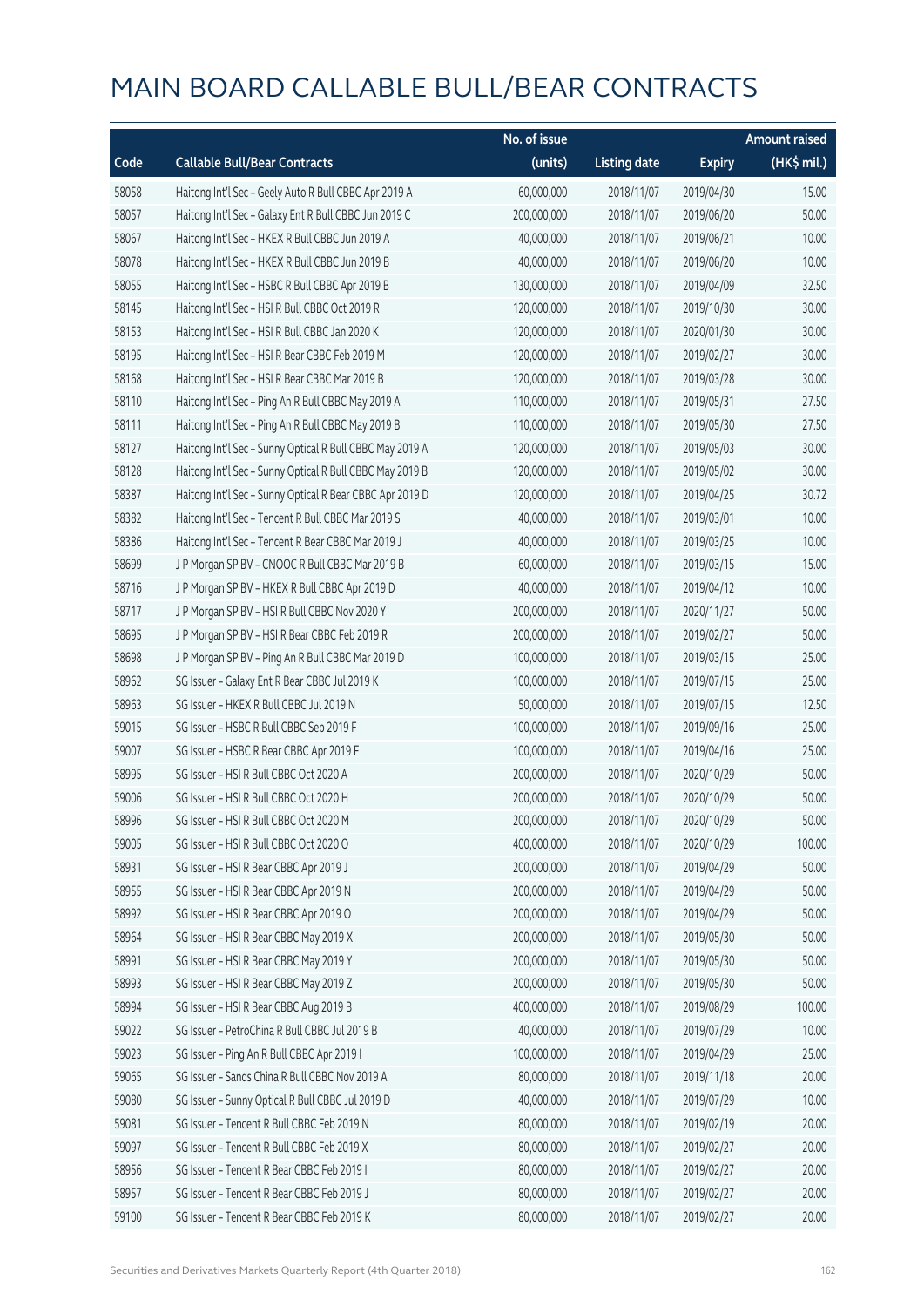# MAIN BOARD CALLABLE BULL/BEAR CONTRACTS

| Code | Callable Bull/Bear Contracts | No. of issue (units) | Listing date | Expiry | Amount raised (HK$ mil.) |
|---|---|---|---|---|---|
| 58058 | Haitong Int'l Sec - Geely Auto R Bull CBBC Apr 2019 A | 60,000,000 | 2018/11/07 | 2019/04/30 | 15.00 |
| 58057 | Haitong Int'l Sec - Galaxy Ent R Bull CBBC Jun 2019 C | 200,000,000 | 2018/11/07 | 2019/06/20 | 50.00 |
| 58067 | Haitong Int'l Sec - HKEX R Bull CBBC Jun 2019 A | 40,000,000 | 2018/11/07 | 2019/06/21 | 10.00 |
| 58078 | Haitong Int'l Sec - HKEX R Bull CBBC Jun 2019 B | 40,000,000 | 2018/11/07 | 2019/06/20 | 10.00 |
| 58055 | Haitong Int'l Sec - HSBC R Bull CBBC Apr 2019 B | 130,000,000 | 2018/11/07 | 2019/04/09 | 32.50 |
| 58145 | Haitong Int'l Sec - HSI R Bull CBBC Oct 2019 R | 120,000,000 | 2018/11/07 | 2019/10/30 | 30.00 |
| 58153 | Haitong Int'l Sec - HSI R Bull CBBC Jan 2020 K | 120,000,000 | 2018/11/07 | 2020/01/30 | 30.00 |
| 58195 | Haitong Int'l Sec - HSI R Bear CBBC Feb 2019 M | 120,000,000 | 2018/11/07 | 2019/02/27 | 30.00 |
| 58168 | Haitong Int'l Sec - HSI R Bear CBBC Mar 2019 B | 120,000,000 | 2018/11/07 | 2019/03/28 | 30.00 |
| 58110 | Haitong Int'l Sec - Ping An R Bull CBBC May 2019 A | 110,000,000 | 2018/11/07 | 2019/05/31 | 27.50 |
| 58111 | Haitong Int'l Sec - Ping An R Bull CBBC May 2019 B | 110,000,000 | 2018/11/07 | 2019/05/30 | 27.50 |
| 58127 | Haitong Int'l Sec - Sunny Optical R Bull CBBC May 2019 A | 120,000,000 | 2018/11/07 | 2019/05/03 | 30.00 |
| 58128 | Haitong Int'l Sec - Sunny Optical R Bull CBBC May 2019 B | 120,000,000 | 2018/11/07 | 2019/05/02 | 30.00 |
| 58387 | Haitong Int'l Sec - Sunny Optical R Bear CBBC Apr 2019 D | 120,000,000 | 2018/11/07 | 2019/04/25 | 30.72 |
| 58382 | Haitong Int'l Sec - Tencent R Bull CBBC Mar 2019 S | 40,000,000 | 2018/11/07 | 2019/03/01 | 10.00 |
| 58386 | Haitong Int'l Sec - Tencent R Bear CBBC Mar 2019 J | 40,000,000 | 2018/11/07 | 2019/03/25 | 10.00 |
| 58699 | J P Morgan SP BV - CNOOC R Bull CBBC Mar 2019 B | 60,000,000 | 2018/11/07 | 2019/03/15 | 15.00 |
| 58716 | J P Morgan SP BV - HKEX R Bull CBBC Apr 2019 D | 40,000,000 | 2018/11/07 | 2019/04/12 | 10.00 |
| 58717 | J P Morgan SP BV - HSI R Bull CBBC Nov 2020 Y | 200,000,000 | 2018/11/07 | 2020/11/27 | 50.00 |
| 58695 | J P Morgan SP BV - HSI R Bear CBBC Feb 2019 R | 200,000,000 | 2018/11/07 | 2019/02/27 | 50.00 |
| 58698 | J P Morgan SP BV - Ping An R Bull CBBC Mar 2019 D | 100,000,000 | 2018/11/07 | 2019/03/15 | 25.00 |
| 58962 | SG Issuer - Galaxy Ent R Bear CBBC Jul 2019 K | 100,000,000 | 2018/11/07 | 2019/07/15 | 25.00 |
| 58963 | SG Issuer - HKEX R Bull CBBC Jul 2019 N | 50,000,000 | 2018/11/07 | 2019/07/15 | 12.50 |
| 59015 | SG Issuer - HSBC R Bull CBBC Sep 2019 F | 100,000,000 | 2018/11/07 | 2019/09/16 | 25.00 |
| 59007 | SG Issuer - HSBC R Bear CBBC Apr 2019 F | 100,000,000 | 2018/11/07 | 2019/04/16 | 25.00 |
| 58995 | SG Issuer - HSI R Bull CBBC Oct 2020 A | 200,000,000 | 2018/11/07 | 2020/10/29 | 50.00 |
| 59006 | SG Issuer - HSI R Bull CBBC Oct 2020 H | 200,000,000 | 2018/11/07 | 2020/10/29 | 50.00 |
| 58996 | SG Issuer - HSI R Bull CBBC Oct 2020 M | 200,000,000 | 2018/11/07 | 2020/10/29 | 50.00 |
| 59005 | SG Issuer - HSI R Bull CBBC Oct 2020 O | 400,000,000 | 2018/11/07 | 2020/10/29 | 100.00 |
| 58931 | SG Issuer - HSI R Bear CBBC Apr 2019 J | 200,000,000 | 2018/11/07 | 2019/04/29 | 50.00 |
| 58955 | SG Issuer - HSI R Bear CBBC Apr 2019 N | 200,000,000 | 2018/11/07 | 2019/04/29 | 50.00 |
| 58992 | SG Issuer - HSI R Bear CBBC Apr 2019 O | 200,000,000 | 2018/11/07 | 2019/04/29 | 50.00 |
| 58964 | SG Issuer - HSI R Bear CBBC May 2019 X | 200,000,000 | 2018/11/07 | 2019/05/30 | 50.00 |
| 58991 | SG Issuer - HSI R Bear CBBC May 2019 Y | 200,000,000 | 2018/11/07 | 2019/05/30 | 50.00 |
| 58993 | SG Issuer - HSI R Bear CBBC May 2019 Z | 200,000,000 | 2018/11/07 | 2019/05/30 | 50.00 |
| 58994 | SG Issuer - HSI R Bear CBBC Aug 2019 B | 400,000,000 | 2018/11/07 | 2019/08/29 | 100.00 |
| 59022 | SG Issuer - PetroChina R Bull CBBC Jul 2019 B | 40,000,000 | 2018/11/07 | 2019/07/29 | 10.00 |
| 59023 | SG Issuer - Ping An R Bull CBBC Apr 2019 I | 100,000,000 | 2018/11/07 | 2019/04/29 | 25.00 |
| 59065 | SG Issuer - Sands China R Bull CBBC Nov 2019 A | 80,000,000 | 2018/11/07 | 2019/11/18 | 20.00 |
| 59080 | SG Issuer - Sunny Optical R Bull CBBC Jul 2019 D | 40,000,000 | 2018/11/07 | 2019/07/29 | 10.00 |
| 59081 | SG Issuer - Tencent R Bull CBBC Feb 2019 N | 80,000,000 | 2018/11/07 | 2019/02/19 | 20.00 |
| 59097 | SG Issuer - Tencent R Bull CBBC Feb 2019 X | 80,000,000 | 2018/11/07 | 2019/02/27 | 20.00 |
| 58956 | SG Issuer - Tencent R Bear CBBC Feb 2019 I | 80,000,000 | 2018/11/07 | 2019/02/27 | 20.00 |
| 58957 | SG Issuer - Tencent R Bear CBBC Feb 2019 J | 80,000,000 | 2018/11/07 | 2019/02/27 | 20.00 |
| 59100 | SG Issuer - Tencent R Bear CBBC Feb 2019 K | 80,000,000 | 2018/11/07 | 2019/02/27 | 20.00 |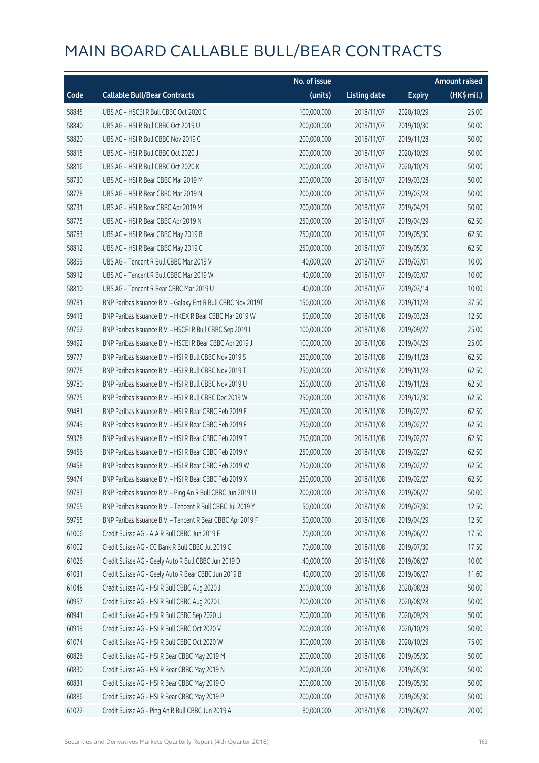# MAIN BOARD CALLABLE BULL/BEAR CONTRACTS

| Code | Callable Bull/Bear Contracts | No. of issue (units) | Listing date | Expiry | Amount raised (HK$ mil.) |
|---|---|---|---|---|---|
| 58845 | UBS AG - HSCEI R Bull CBBC Oct 2020 C | 100,000,000 | 2018/11/07 | 2020/10/29 | 25.00 |
| 58840 | UBS AG - HSI R Bull CBBC Oct 2019 U | 200,000,000 | 2018/11/07 | 2019/10/30 | 50.00 |
| 58820 | UBS AG - HSI R Bull CBBC Nov 2019 C | 200,000,000 | 2018/11/07 | 2019/11/28 | 50.00 |
| 58815 | UBS AG - HSI R Bull CBBC Oct 2020 J | 200,000,000 | 2018/11/07 | 2020/10/29 | 50.00 |
| 58816 | UBS AG - HSI R Bull CBBC Oct 2020 K | 200,000,000 | 2018/11/07 | 2020/10/29 | 50.00 |
| 58730 | UBS AG - HSI R Bear CBBC Mar 2019 M | 200,000,000 | 2018/11/07 | 2019/03/28 | 50.00 |
| 58778 | UBS AG - HSI R Bear CBBC Mar 2019 N | 200,000,000 | 2018/11/07 | 2019/03/28 | 50.00 |
| 58731 | UBS AG - HSI R Bear CBBC Apr 2019 M | 200,000,000 | 2018/11/07 | 2019/04/29 | 50.00 |
| 58775 | UBS AG - HSI R Bear CBBC Apr 2019 N | 250,000,000 | 2018/11/07 | 2019/04/29 | 62.50 |
| 58783 | UBS AG - HSI R Bear CBBC May 2019 B | 250,000,000 | 2018/11/07 | 2019/05/30 | 62.50 |
| 58812 | UBS AG - HSI R Bear CBBC May 2019 C | 250,000,000 | 2018/11/07 | 2019/05/30 | 62.50 |
| 58899 | UBS AG - Tencent R Bull CBBC Mar 2019 V | 40,000,000 | 2018/11/07 | 2019/03/01 | 10.00 |
| 58912 | UBS AG - Tencent R Bull CBBC Mar 2019 W | 40,000,000 | 2018/11/07 | 2019/03/07 | 10.00 |
| 58810 | UBS AG - Tencent R Bear CBBC Mar 2019 U | 40,000,000 | 2018/11/07 | 2019/03/14 | 10.00 |
| 59781 | BNP Paribas Issuance B.V. - Galaxy Ent R Bull CBBC Nov 2019T | 150,000,000 | 2018/11/08 | 2019/11/28 | 37.50 |
| 59413 | BNP Paribas Issuance B.V. - HKEX R Bear CBBC Mar 2019 W | 50,000,000 | 2018/11/08 | 2019/03/28 | 12.50 |
| 59762 | BNP Paribas Issuance B.V. - HSCEI R Bull CBBC Sep 2019 L | 100,000,000 | 2018/11/08 | 2019/09/27 | 25.00 |
| 59492 | BNP Paribas Issuance B.V. - HSCEI R Bear CBBC Apr 2019 J | 100,000,000 | 2018/11/08 | 2019/04/29 | 25.00 |
| 59777 | BNP Paribas Issuance B.V. - HSI R Bull CBBC Nov 2019 S | 250,000,000 | 2018/11/08 | 2019/11/28 | 62.50 |
| 59778 | BNP Paribas Issuance B.V. - HSI R Bull CBBC Nov 2019 T | 250,000,000 | 2018/11/08 | 2019/11/28 | 62.50 |
| 59780 | BNP Paribas Issuance B.V. - HSI R Bull CBBC Nov 2019 U | 250,000,000 | 2018/11/08 | 2019/11/28 | 62.50 |
| 59775 | BNP Paribas Issuance B.V. - HSI R Bull CBBC Dec 2019 W | 250,000,000 | 2018/11/08 | 2019/12/30 | 62.50 |
| 59481 | BNP Paribas Issuance B.V. - HSI R Bear CBBC Feb 2019 E | 250,000,000 | 2018/11/08 | 2019/02/27 | 62.50 |
| 59749 | BNP Paribas Issuance B.V. - HSI R Bear CBBC Feb 2019 F | 250,000,000 | 2018/11/08 | 2019/02/27 | 62.50 |
| 59378 | BNP Paribas Issuance B.V. - HSI R Bear CBBC Feb 2019 T | 250,000,000 | 2018/11/08 | 2019/02/27 | 62.50 |
| 59456 | BNP Paribas Issuance B.V. - HSI R Bear CBBC Feb 2019 V | 250,000,000 | 2018/11/08 | 2019/02/27 | 62.50 |
| 59458 | BNP Paribas Issuance B.V. - HSI R Bear CBBC Feb 2019 W | 250,000,000 | 2018/11/08 | 2019/02/27 | 62.50 |
| 59474 | BNP Paribas Issuance B.V. - HSI R Bear CBBC Feb 2019 X | 250,000,000 | 2018/11/08 | 2019/02/27 | 62.50 |
| 59783 | BNP Paribas Issuance B.V. - Ping An R Bull CBBC Jun 2019 U | 200,000,000 | 2018/11/08 | 2019/06/27 | 50.00 |
| 59765 | BNP Paribas Issuance B.V. - Tencent R Bull CBBC Jul 2019 Y | 50,000,000 | 2018/11/08 | 2019/07/30 | 12.50 |
| 59755 | BNP Paribas Issuance B.V. - Tencent R Bear CBBC Apr 2019 F | 50,000,000 | 2018/11/08 | 2019/04/29 | 12.50 |
| 61006 | Credit Suisse AG - AIA R Bull CBBC Jun 2019 E | 70,000,000 | 2018/11/08 | 2019/06/27 | 17.50 |
| 61002 | Credit Suisse AG - CC Bank R Bull CBBC Jul 2019 C | 70,000,000 | 2018/11/08 | 2019/07/30 | 17.50 |
| 61026 | Credit Suisse AG - Geely Auto R Bull CBBC Jun 2019 D | 40,000,000 | 2018/11/08 | 2019/06/27 | 10.00 |
| 61031 | Credit Suisse AG - Geely Auto R Bear CBBC Jun 2019 B | 40,000,000 | 2018/11/08 | 2019/06/27 | 11.60 |
| 61048 | Credit Suisse AG - HSI R Bull CBBC Aug 2020 J | 200,000,000 | 2018/11/08 | 2020/08/28 | 50.00 |
| 60957 | Credit Suisse AG - HSI R Bull CBBC Aug 2020 L | 200,000,000 | 2018/11/08 | 2020/08/28 | 50.00 |
| 60941 | Credit Suisse AG - HSI R Bull CBBC Sep 2020 U | 200,000,000 | 2018/11/08 | 2020/09/29 | 50.00 |
| 60919 | Credit Suisse AG - HSI R Bull CBBC Oct 2020 V | 200,000,000 | 2018/11/08 | 2020/10/29 | 50.00 |
| 61074 | Credit Suisse AG - HSI R Bull CBBC Oct 2020 W | 300,000,000 | 2018/11/08 | 2020/10/29 | 75.00 |
| 60826 | Credit Suisse AG - HSI R Bear CBBC May 2019 M | 200,000,000 | 2018/11/08 | 2019/05/30 | 50.00 |
| 60830 | Credit Suisse AG - HSI R Bear CBBC May 2019 N | 200,000,000 | 2018/11/08 | 2019/05/30 | 50.00 |
| 60831 | Credit Suisse AG - HSI R Bear CBBC May 2019 O | 200,000,000 | 2018/11/08 | 2019/05/30 | 50.00 |
| 60886 | Credit Suisse AG - HSI R Bear CBBC May 2019 P | 200,000,000 | 2018/11/08 | 2019/05/30 | 50.00 |
| 61022 | Credit Suisse AG - Ping An R Bull CBBC Jun 2019 A | 80,000,000 | 2018/11/08 | 2019/06/27 | 20.00 |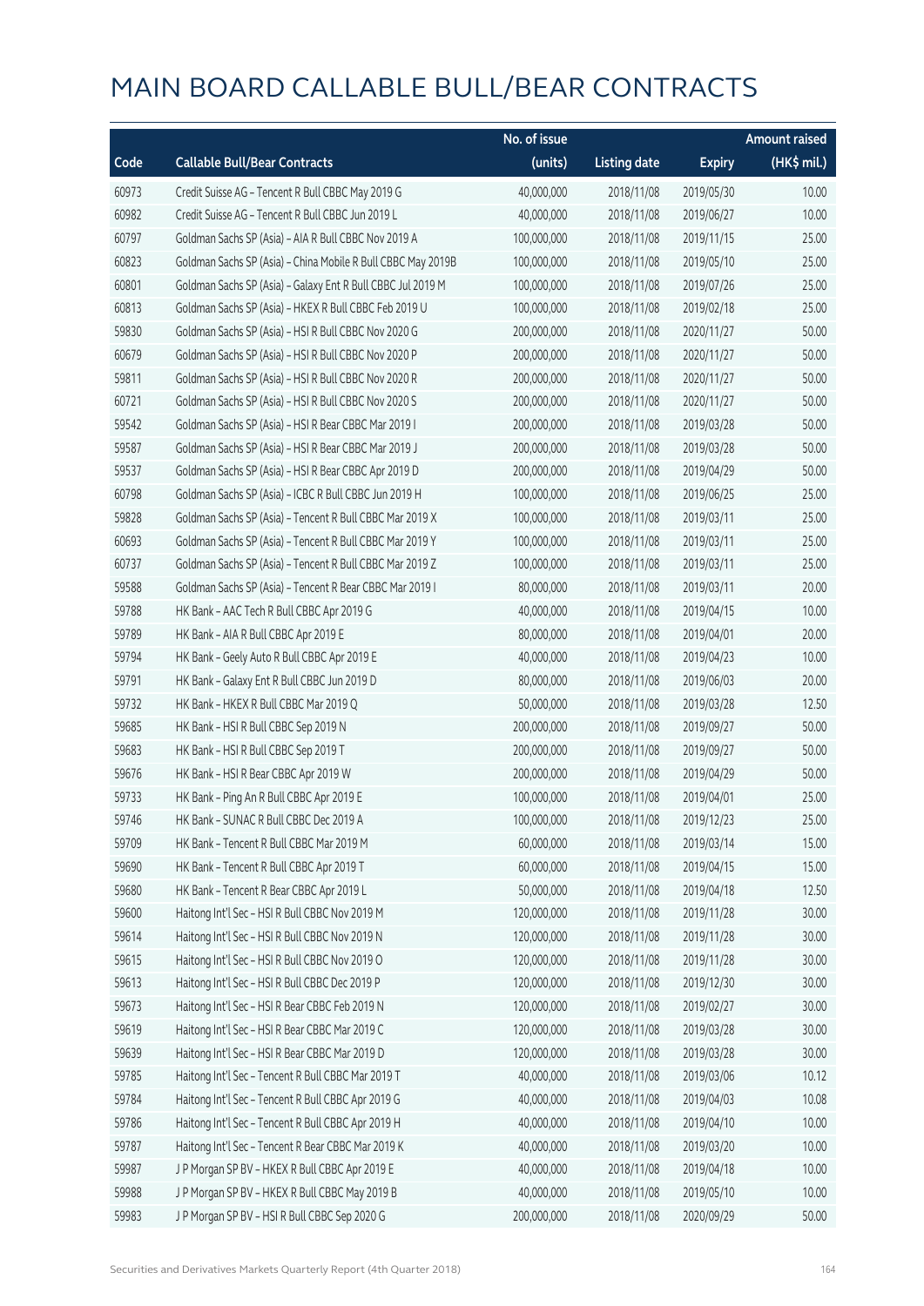# MAIN BOARD CALLABLE BULL/BEAR CONTRACTS

| Code | Callable Bull/Bear Contracts | No. of issue (units) | Listing date | Expiry | Amount raised (HK$ mil.) |
|---|---|---|---|---|---|
| 60973 | Credit Suisse AG – Tencent R Bull CBBC May 2019 G | 40,000,000 | 2018/11/08 | 2019/05/30 | 10.00 |
| 60982 | Credit Suisse AG – Tencent R Bull CBBC Jun 2019 L | 40,000,000 | 2018/11/08 | 2019/06/27 | 10.00 |
| 60797 | Goldman Sachs SP (Asia) – AIA R Bull CBBC Nov 2019 A | 100,000,000 | 2018/11/08 | 2019/11/15 | 25.00 |
| 60823 | Goldman Sachs SP (Asia) – China Mobile R Bull CBBC May 2019B | 100,000,000 | 2018/11/08 | 2019/05/10 | 25.00 |
| 60801 | Goldman Sachs SP (Asia) – Galaxy Ent R Bull CBBC Jul 2019 M | 100,000,000 | 2018/11/08 | 2019/07/26 | 25.00 |
| 60813 | Goldman Sachs SP (Asia) – HKEX R Bull CBBC Feb 2019 U | 100,000,000 | 2018/11/08 | 2019/02/18 | 25.00 |
| 59830 | Goldman Sachs SP (Asia) – HSI R Bull CBBC Nov 2020 G | 200,000,000 | 2018/11/08 | 2020/11/27 | 50.00 |
| 60679 | Goldman Sachs SP (Asia) – HSI R Bull CBBC Nov 2020 P | 200,000,000 | 2018/11/08 | 2020/11/27 | 50.00 |
| 59811 | Goldman Sachs SP (Asia) – HSI R Bull CBBC Nov 2020 R | 200,000,000 | 2018/11/08 | 2020/11/27 | 50.00 |
| 60721 | Goldman Sachs SP (Asia) – HSI R Bull CBBC Nov 2020 S | 200,000,000 | 2018/11/08 | 2020/11/27 | 50.00 |
| 59542 | Goldman Sachs SP (Asia) – HSI R Bear CBBC Mar 2019 I | 200,000,000 | 2018/11/08 | 2019/03/28 | 50.00 |
| 59587 | Goldman Sachs SP (Asia) – HSI R Bear CBBC Mar 2019 J | 200,000,000 | 2018/11/08 | 2019/03/28 | 50.00 |
| 59537 | Goldman Sachs SP (Asia) – HSI R Bear CBBC Apr 2019 D | 200,000,000 | 2018/11/08 | 2019/04/29 | 50.00 |
| 60798 | Goldman Sachs SP (Asia) – ICBC R Bull CBBC Jun 2019 H | 100,000,000 | 2018/11/08 | 2019/06/25 | 25.00 |
| 59828 | Goldman Sachs SP (Asia) – Tencent R Bull CBBC Mar 2019 X | 100,000,000 | 2018/11/08 | 2019/03/11 | 25.00 |
| 60693 | Goldman Sachs SP (Asia) – Tencent R Bull CBBC Mar 2019 Y | 100,000,000 | 2018/11/08 | 2019/03/11 | 25.00 |
| 60737 | Goldman Sachs SP (Asia) – Tencent R Bull CBBC Mar 2019 Z | 100,000,000 | 2018/11/08 | 2019/03/11 | 25.00 |
| 59588 | Goldman Sachs SP (Asia) – Tencent R Bear CBBC Mar 2019 I | 80,000,000 | 2018/11/08 | 2019/03/11 | 20.00 |
| 59788 | HK Bank – AAC Tech R Bull CBBC Apr 2019 G | 40,000,000 | 2018/11/08 | 2019/04/15 | 10.00 |
| 59789 | HK Bank – AIA R Bull CBBC Apr 2019 E | 80,000,000 | 2018/11/08 | 2019/04/01 | 20.00 |
| 59794 | HK Bank – Geely Auto R Bull CBBC Apr 2019 E | 40,000,000 | 2018/11/08 | 2019/04/23 | 10.00 |
| 59791 | HK Bank – Galaxy Ent R Bull CBBC Jun 2019 D | 80,000,000 | 2018/11/08 | 2019/06/03 | 20.00 |
| 59732 | HK Bank – HKEX R Bull CBBC Mar 2019 Q | 50,000,000 | 2018/11/08 | 2019/03/28 | 12.50 |
| 59685 | HK Bank – HSI R Bull CBBC Sep 2019 N | 200,000,000 | 2018/11/08 | 2019/09/27 | 50.00 |
| 59683 | HK Bank – HSI R Bull CBBC Sep 2019 T | 200,000,000 | 2018/11/08 | 2019/09/27 | 50.00 |
| 59676 | HK Bank – HSI R Bear CBBC Apr 2019 W | 200,000,000 | 2018/11/08 | 2019/04/29 | 50.00 |
| 59733 | HK Bank – Ping An R Bull CBBC Apr 2019 E | 100,000,000 | 2018/11/08 | 2019/04/01 | 25.00 |
| 59746 | HK Bank – SUNAC R Bull CBBC Dec 2019 A | 100,000,000 | 2018/11/08 | 2019/12/23 | 25.00 |
| 59709 | HK Bank – Tencent R Bull CBBC Mar 2019 M | 60,000,000 | 2018/11/08 | 2019/03/14 | 15.00 |
| 59690 | HK Bank – Tencent R Bull CBBC Apr 2019 T | 60,000,000 | 2018/11/08 | 2019/04/15 | 15.00 |
| 59680 | HK Bank – Tencent R Bear CBBC Apr 2019 L | 50,000,000 | 2018/11/08 | 2019/04/18 | 12.50 |
| 59600 | Haitong Int'l Sec – HSI R Bull CBBC Nov 2019 M | 120,000,000 | 2018/11/08 | 2019/11/28 | 30.00 |
| 59614 | Haitong Int'l Sec – HSI R Bull CBBC Nov 2019 N | 120,000,000 | 2018/11/08 | 2019/11/28 | 30.00 |
| 59615 | Haitong Int'l Sec – HSI R Bull CBBC Nov 2019 O | 120,000,000 | 2018/11/08 | 2019/11/28 | 30.00 |
| 59613 | Haitong Int'l Sec – HSI R Bull CBBC Dec 2019 P | 120,000,000 | 2018/11/08 | 2019/12/30 | 30.00 |
| 59673 | Haitong Int'l Sec – HSI R Bear CBBC Feb 2019 N | 120,000,000 | 2018/11/08 | 2019/02/27 | 30.00 |
| 59619 | Haitong Int'l Sec – HSI R Bear CBBC Mar 2019 C | 120,000,000 | 2018/11/08 | 2019/03/28 | 30.00 |
| 59639 | Haitong Int'l Sec – HSI R Bear CBBC Mar 2019 D | 120,000,000 | 2018/11/08 | 2019/03/28 | 30.00 |
| 59785 | Haitong Int'l Sec – Tencent R Bull CBBC Mar 2019 T | 40,000,000 | 2018/11/08 | 2019/03/06 | 10.12 |
| 59784 | Haitong Int'l Sec – Tencent R Bull CBBC Apr 2019 G | 40,000,000 | 2018/11/08 | 2019/04/03 | 10.08 |
| 59786 | Haitong Int'l Sec – Tencent R Bull CBBC Apr 2019 H | 40,000,000 | 2018/11/08 | 2019/04/10 | 10.00 |
| 59787 | Haitong Int'l Sec – Tencent R Bear CBBC Mar 2019 K | 40,000,000 | 2018/11/08 | 2019/03/20 | 10.00 |
| 59987 | J P Morgan SP BV – HKEX R Bull CBBC Apr 2019 E | 40,000,000 | 2018/11/08 | 2019/04/18 | 10.00 |
| 59988 | J P Morgan SP BV – HKEX R Bull CBBC May 2019 B | 40,000,000 | 2018/11/08 | 2019/05/10 | 10.00 |
| 59983 | J P Morgan SP BV – HSI R Bull CBBC Sep 2020 G | 200,000,000 | 2018/11/08 | 2020/09/29 | 50.00 |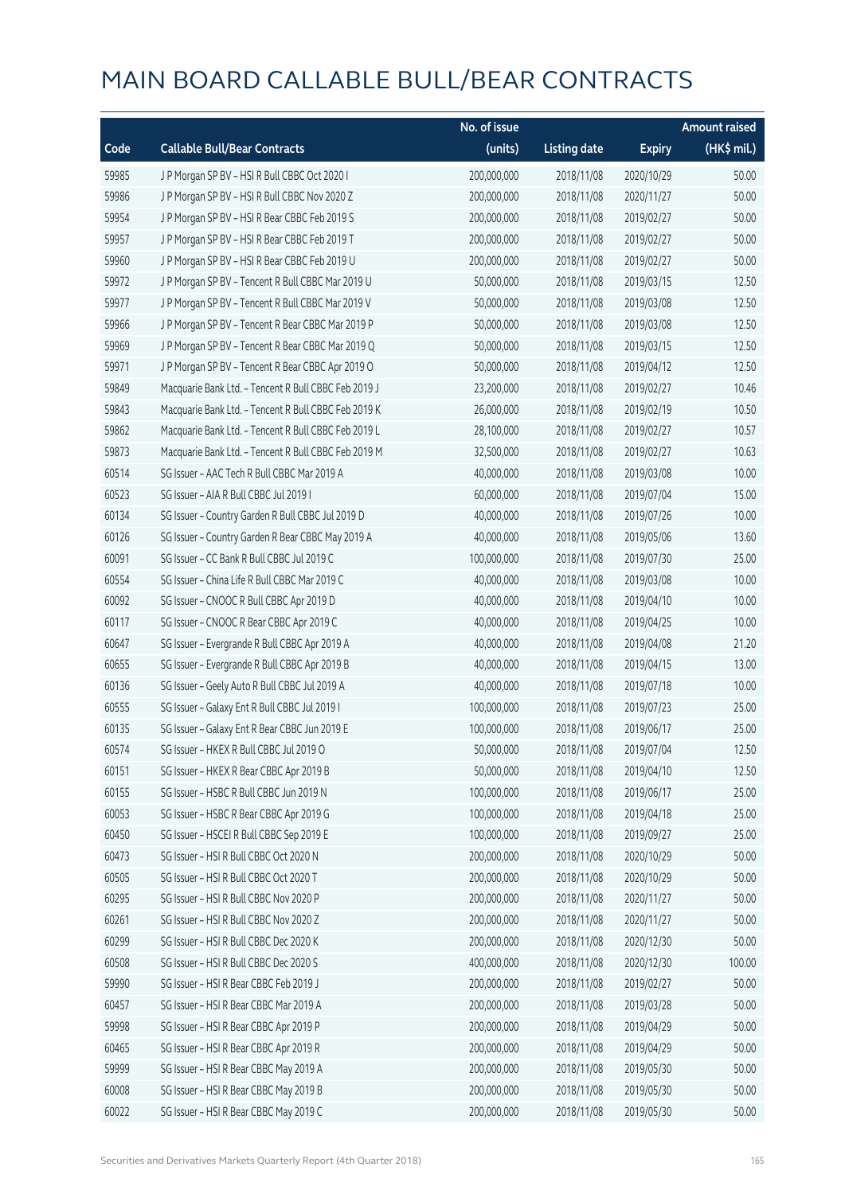# MAIN BOARD CALLABLE BULL/BEAR CONTRACTS

| Code | Callable Bull/Bear Contracts | No. of issue (units) | Listing date | Expiry | Amount raised (HK$ mil.) |
|---|---|---|---|---|---|
| 59985 | J P Morgan SP BV – HSI R Bull CBBC Oct 2020 I | 200,000,000 | 2018/11/08 | 2020/10/29 | 50.00 |
| 59986 | J P Morgan SP BV – HSI R Bull CBBC Nov 2020 Z | 200,000,000 | 2018/11/08 | 2020/11/27 | 50.00 |
| 59954 | J P Morgan SP BV – HSI R Bear CBBC Feb 2019 S | 200,000,000 | 2018/11/08 | 2019/02/27 | 50.00 |
| 59957 | J P Morgan SP BV – HSI R Bear CBBC Feb 2019 T | 200,000,000 | 2018/11/08 | 2019/02/27 | 50.00 |
| 59960 | J P Morgan SP BV – HSI R Bear CBBC Feb 2019 U | 200,000,000 | 2018/11/08 | 2019/02/27 | 50.00 |
| 59972 | J P Morgan SP BV – Tencent R Bull CBBC Mar 2019 U | 50,000,000 | 2018/11/08 | 2019/03/15 | 12.50 |
| 59977 | J P Morgan SP BV – Tencent R Bull CBBC Mar 2019 V | 50,000,000 | 2018/11/08 | 2019/03/08 | 12.50 |
| 59966 | J P Morgan SP BV – Tencent R Bear CBBC Mar 2019 P | 50,000,000 | 2018/11/08 | 2019/03/08 | 12.50 |
| 59969 | J P Morgan SP BV – Tencent R Bear CBBC Mar 2019 Q | 50,000,000 | 2018/11/08 | 2019/03/15 | 12.50 |
| 59971 | J P Morgan SP BV – Tencent R Bear CBBC Apr 2019 O | 50,000,000 | 2018/11/08 | 2019/04/12 | 12.50 |
| 59849 | Macquarie Bank Ltd. – Tencent R Bull CBBC Feb 2019 J | 23,200,000 | 2018/11/08 | 2019/02/27 | 10.46 |
| 59843 | Macquarie Bank Ltd. – Tencent R Bull CBBC Feb 2019 K | 26,000,000 | 2018/11/08 | 2019/02/19 | 10.50 |
| 59862 | Macquarie Bank Ltd. – Tencent R Bull CBBC Feb 2019 L | 28,100,000 | 2018/11/08 | 2019/02/27 | 10.57 |
| 59873 | Macquarie Bank Ltd. – Tencent R Bull CBBC Feb 2019 M | 32,500,000 | 2018/11/08 | 2019/02/27 | 10.63 |
| 60514 | SG Issuer – AAC Tech R Bull CBBC Mar 2019 A | 40,000,000 | 2018/11/08 | 2019/03/08 | 10.00 |
| 60523 | SG Issuer – AIA R Bull CBBC Jul 2019 I | 60,000,000 | 2018/11/08 | 2019/07/04 | 15.00 |
| 60134 | SG Issuer – Country Garden R Bull CBBC Jul 2019 D | 40,000,000 | 2018/11/08 | 2019/07/26 | 10.00 |
| 60126 | SG Issuer – Country Garden R Bear CBBC May 2019 A | 40,000,000 | 2018/11/08 | 2019/05/06 | 13.60 |
| 60091 | SG Issuer – CC Bank R Bull CBBC Jul 2019 C | 100,000,000 | 2018/11/08 | 2019/07/30 | 25.00 |
| 60554 | SG Issuer – China Life R Bull CBBC Mar 2019 C | 40,000,000 | 2018/11/08 | 2019/03/08 | 10.00 |
| 60092 | SG Issuer – CNOOC R Bull CBBC Apr 2019 D | 40,000,000 | 2018/11/08 | 2019/04/10 | 10.00 |
| 60117 | SG Issuer – CNOOC R Bear CBBC Apr 2019 C | 40,000,000 | 2018/11/08 | 2019/04/25 | 10.00 |
| 60647 | SG Issuer – Evergrande R Bull CBBC Apr 2019 A | 40,000,000 | 2018/11/08 | 2019/04/08 | 21.20 |
| 60655 | SG Issuer – Evergrande R Bull CBBC Apr 2019 B | 40,000,000 | 2018/11/08 | 2019/04/15 | 13.00 |
| 60136 | SG Issuer – Geely Auto R Bull CBBC Jul 2019 A | 40,000,000 | 2018/11/08 | 2019/07/18 | 10.00 |
| 60555 | SG Issuer – Galaxy Ent R Bull CBBC Jul 2019 I | 100,000,000 | 2018/11/08 | 2019/07/23 | 25.00 |
| 60135 | SG Issuer – Galaxy Ent R Bear CBBC Jun 2019 E | 100,000,000 | 2018/11/08 | 2019/06/17 | 25.00 |
| 60574 | SG Issuer – HKEX R Bull CBBC Jul 2019 O | 50,000,000 | 2018/11/08 | 2019/07/04 | 12.50 |
| 60151 | SG Issuer – HKEX R Bear CBBC Apr 2019 B | 50,000,000 | 2018/11/08 | 2019/04/10 | 12.50 |
| 60155 | SG Issuer – HSBC R Bull CBBC Jun 2019 N | 100,000,000 | 2018/11/08 | 2019/06/17 | 25.00 |
| 60053 | SG Issuer – HSBC R Bear CBBC Apr 2019 G | 100,000,000 | 2018/11/08 | 2019/04/18 | 25.00 |
| 60450 | SG Issuer – HSCEI R Bull CBBC Sep 2019 E | 100,000,000 | 2018/11/08 | 2019/09/27 | 25.00 |
| 60473 | SG Issuer – HSI R Bull CBBC Oct 2020 N | 200,000,000 | 2018/11/08 | 2020/10/29 | 50.00 |
| 60505 | SG Issuer – HSI R Bull CBBC Oct 2020 T | 200,000,000 | 2018/11/08 | 2020/10/29 | 50.00 |
| 60295 | SG Issuer – HSI R Bull CBBC Nov 2020 P | 200,000,000 | 2018/11/08 | 2020/11/27 | 50.00 |
| 60261 | SG Issuer – HSI R Bull CBBC Nov 2020 Z | 200,000,000 | 2018/11/08 | 2020/11/27 | 50.00 |
| 60299 | SG Issuer – HSI R Bull CBBC Dec 2020 K | 200,000,000 | 2018/11/08 | 2020/12/30 | 50.00 |
| 60508 | SG Issuer – HSI R Bull CBBC Dec 2020 S | 400,000,000 | 2018/11/08 | 2020/12/30 | 100.00 |
| 59990 | SG Issuer – HSI R Bear CBBC Feb 2019 J | 200,000,000 | 2018/11/08 | 2019/02/27 | 50.00 |
| 60457 | SG Issuer – HSI R Bear CBBC Mar 2019 A | 200,000,000 | 2018/11/08 | 2019/03/28 | 50.00 |
| 59998 | SG Issuer – HSI R Bear CBBC Apr 2019 P | 200,000,000 | 2018/11/08 | 2019/04/29 | 50.00 |
| 60465 | SG Issuer – HSI R Bear CBBC Apr 2019 R | 200,000,000 | 2018/11/08 | 2019/04/29 | 50.00 |
| 59999 | SG Issuer – HSI R Bear CBBC May 2019 A | 200,000,000 | 2018/11/08 | 2019/05/30 | 50.00 |
| 60008 | SG Issuer – HSI R Bear CBBC May 2019 B | 200,000,000 | 2018/11/08 | 2019/05/30 | 50.00 |
| 60022 | SG Issuer – HSI R Bear CBBC May 2019 C | 200,000,000 | 2018/11/08 | 2019/05/30 | 50.00 |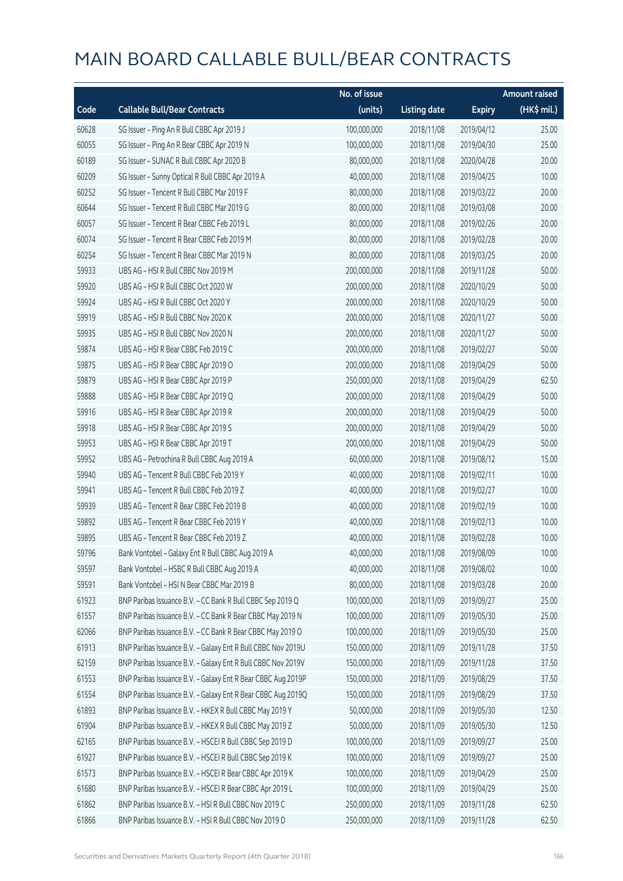# MAIN BOARD CALLABLE BULL/BEAR CONTRACTS

| Code | Callable Bull/Bear Contracts | No. of issue (units) | Listing date | Expiry | Amount raised (HK$ mil.) |
|---|---|---|---|---|---|
| 60628 | SG Issuer – Ping An R Bull CBBC Apr 2019 J | 100,000,000 | 2018/11/08 | 2019/04/12 | 25.00 |
| 60055 | SG Issuer – Ping An R Bear CBBC Apr 2019 N | 100,000,000 | 2018/11/08 | 2019/04/30 | 25.00 |
| 60189 | SG Issuer – SUNAC R Bull CBBC Apr 2020 B | 80,000,000 | 2018/11/08 | 2020/04/28 | 20.00 |
| 60209 | SG Issuer – Sunny Optical R Bull CBBC Apr 2019 A | 40,000,000 | 2018/11/08 | 2019/04/25 | 10.00 |
| 60252 | SG Issuer – Tencent R Bull CBBC Mar 2019 F | 80,000,000 | 2018/11/08 | 2019/03/22 | 20.00 |
| 60644 | SG Issuer – Tencent R Bull CBBC Mar 2019 G | 80,000,000 | 2018/11/08 | 2019/03/08 | 20.00 |
| 60057 | SG Issuer – Tencent R Bear CBBC Feb 2019 L | 80,000,000 | 2018/11/08 | 2019/02/26 | 20.00 |
| 60074 | SG Issuer – Tencent R Bear CBBC Feb 2019 M | 80,000,000 | 2018/11/08 | 2019/02/28 | 20.00 |
| 60254 | SG Issuer – Tencent R Bear CBBC Mar 2019 N | 80,000,000 | 2018/11/08 | 2019/03/25 | 20.00 |
| 59933 | UBS AG – HSI R Bull CBBC Nov 2019 M | 200,000,000 | 2018/11/08 | 2019/11/28 | 50.00 |
| 59920 | UBS AG – HSI R Bull CBBC Oct 2020 W | 200,000,000 | 2018/11/08 | 2020/10/29 | 50.00 |
| 59924 | UBS AG – HSI R Bull CBBC Oct 2020 Y | 200,000,000 | 2018/11/08 | 2020/10/29 | 50.00 |
| 59919 | UBS AG – HSI R Bull CBBC Nov 2020 K | 200,000,000 | 2018/11/08 | 2020/11/27 | 50.00 |
| 59935 | UBS AG – HSI R Bull CBBC Nov 2020 N | 200,000,000 | 2018/11/08 | 2020/11/27 | 50.00 |
| 59874 | UBS AG – HSI R Bear CBBC Feb 2019 C | 200,000,000 | 2018/11/08 | 2019/02/27 | 50.00 |
| 59875 | UBS AG – HSI R Bear CBBC Apr 2019 O | 200,000,000 | 2018/11/08 | 2019/04/29 | 50.00 |
| 59879 | UBS AG – HSI R Bear CBBC Apr 2019 P | 250,000,000 | 2018/11/08 | 2019/04/29 | 62.50 |
| 59888 | UBS AG – HSI R Bear CBBC Apr 2019 Q | 200,000,000 | 2018/11/08 | 2019/04/29 | 50.00 |
| 59916 | UBS AG – HSI R Bear CBBC Apr 2019 R | 200,000,000 | 2018/11/08 | 2019/04/29 | 50.00 |
| 59918 | UBS AG – HSI R Bear CBBC Apr 2019 S | 200,000,000 | 2018/11/08 | 2019/04/29 | 50.00 |
| 59953 | UBS AG – HSI R Bear CBBC Apr 2019 T | 200,000,000 | 2018/11/08 | 2019/04/29 | 50.00 |
| 59952 | UBS AG – Petrochina R Bull CBBC Aug 2019 A | 60,000,000 | 2018/11/08 | 2019/08/12 | 15.00 |
| 59940 | UBS AG – Tencent R Bull CBBC Feb 2019 Y | 40,000,000 | 2018/11/08 | 2019/02/11 | 10.00 |
| 59941 | UBS AG – Tencent R Bull CBBC Feb 2019 Z | 40,000,000 | 2018/11/08 | 2019/02/27 | 10.00 |
| 59939 | UBS AG – Tencent R Bear CBBC Feb 2019 B | 40,000,000 | 2018/11/08 | 2019/02/19 | 10.00 |
| 59892 | UBS AG – Tencent R Bear CBBC Feb 2019 Y | 40,000,000 | 2018/11/08 | 2019/02/13 | 10.00 |
| 59895 | UBS AG – Tencent R Bear CBBC Feb 2019 Z | 40,000,000 | 2018/11/08 | 2019/02/28 | 10.00 |
| 59796 | Bank Vontobel – Galaxy Ent R Bull CBBC Aug 2019 A | 40,000,000 | 2018/11/08 | 2019/08/09 | 10.00 |
| 59597 | Bank Vontobel – HSBC R Bull CBBC Aug 2019 A | 40,000,000 | 2018/11/08 | 2019/08/02 | 10.00 |
| 59591 | Bank Vontobel – HSI N Bear CBBC Mar 2019 B | 80,000,000 | 2018/11/08 | 2019/03/28 | 20.00 |
| 61923 | BNP Paribas Issuance B.V. – CC Bank R Bull CBBC Sep 2019 Q | 100,000,000 | 2018/11/09 | 2019/09/27 | 25.00 |
| 61557 | BNP Paribas Issuance B.V. – CC Bank R Bear CBBC May 2019 N | 100,000,000 | 2018/11/09 | 2019/05/30 | 25.00 |
| 62066 | BNP Paribas Issuance B.V. – CC Bank R Bear CBBC May 2019 O | 100,000,000 | 2018/11/09 | 2019/05/30 | 25.00 |
| 61913 | BNP Paribas Issuance B.V. – Galaxy Ent R Bull CBBC Nov 2019U | 150,000,000 | 2018/11/09 | 2019/11/28 | 37.50 |
| 62159 | BNP Paribas Issuance B.V. – Galaxy Ent R Bull CBBC Nov 2019V | 150,000,000 | 2018/11/09 | 2019/11/28 | 37.50 |
| 61553 | BNP Paribas Issuance B.V. – Galaxy Ent R Bear CBBC Aug 2019P | 150,000,000 | 2018/11/09 | 2019/08/29 | 37.50 |
| 61554 | BNP Paribas Issuance B.V. – Galaxy Ent R Bear CBBC Aug 2019Q | 150,000,000 | 2018/11/09 | 2019/08/29 | 37.50 |
| 61893 | BNP Paribas Issuance B.V. – HKEX R Bull CBBC May 2019 Y | 50,000,000 | 2018/11/09 | 2019/05/30 | 12.50 |
| 61904 | BNP Paribas Issuance B.V. – HKEX R Bull CBBC May 2019 Z | 50,000,000 | 2018/11/09 | 2019/05/30 | 12.50 |
| 62165 | BNP Paribas Issuance B.V. – HSCEI R Bull CBBC Sep 2019 D | 100,000,000 | 2018/11/09 | 2019/09/27 | 25.00 |
| 61927 | BNP Paribas Issuance B.V. – HSCEI R Bull CBBC Sep 2019 K | 100,000,000 | 2018/11/09 | 2019/09/27 | 25.00 |
| 61573 | BNP Paribas Issuance B.V. – HSCEI R Bear CBBC Apr 2019 K | 100,000,000 | 2018/11/09 | 2019/04/29 | 25.00 |
| 61680 | BNP Paribas Issuance B.V. – HSCEI R Bear CBBC Apr 2019 L | 100,000,000 | 2018/11/09 | 2019/04/29 | 25.00 |
| 61862 | BNP Paribas Issuance B.V. – HSI R Bull CBBC Nov 2019 C | 250,000,000 | 2018/11/09 | 2019/11/28 | 62.50 |
| 61866 | BNP Paribas Issuance B.V. – HSI R Bull CBBC Nov 2019 D | 250,000,000 | 2018/11/09 | 2019/11/28 | 62.50 |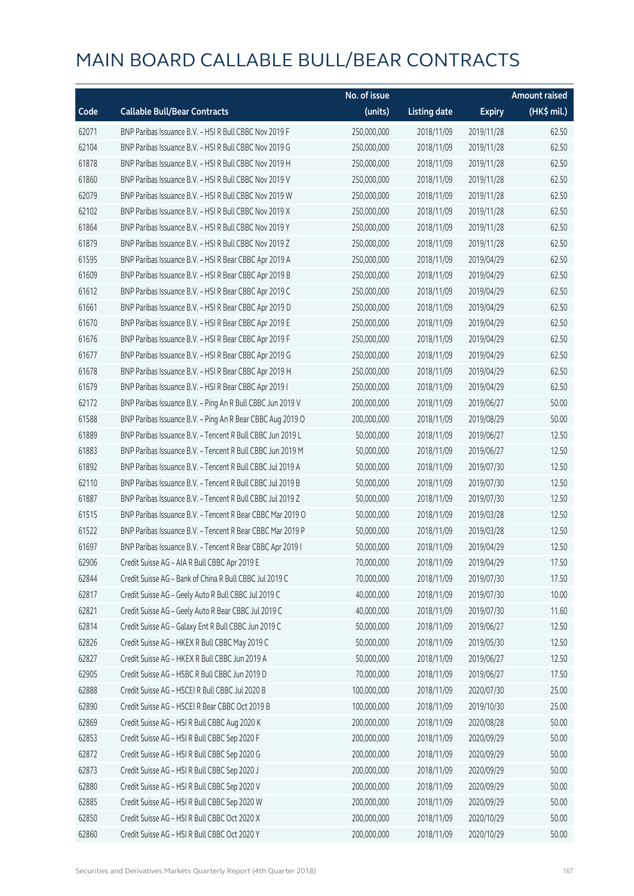# MAIN BOARD CALLABLE BULL/BEAR CONTRACTS

| Code | Callable Bull/Bear Contracts | No. of issue (units) | Listing date | Expiry | Amount raised (HK$ mil.) |
|---|---|---|---|---|---|
| 62071 | BNP Paribas Issuance B.V. – HSI R Bull CBBC Nov 2019 F | 250,000,000 | 2018/11/09 | 2019/11/28 | 62.50 |
| 62104 | BNP Paribas Issuance B.V. – HSI R Bull CBBC Nov 2019 G | 250,000,000 | 2018/11/09 | 2019/11/28 | 62.50 |
| 61878 | BNP Paribas Issuance B.V. – HSI R Bull CBBC Nov 2019 H | 250,000,000 | 2018/11/09 | 2019/11/28 | 62.50 |
| 61860 | BNP Paribas Issuance B.V. – HSI R Bull CBBC Nov 2019 V | 250,000,000 | 2018/11/09 | 2019/11/28 | 62.50 |
| 62079 | BNP Paribas Issuance B.V. – HSI R Bull CBBC Nov 2019 W | 250,000,000 | 2018/11/09 | 2019/11/28 | 62.50 |
| 62102 | BNP Paribas Issuance B.V. – HSI R Bull CBBC Nov 2019 X | 250,000,000 | 2018/11/09 | 2019/11/28 | 62.50 |
| 61864 | BNP Paribas Issuance B.V. – HSI R Bull CBBC Nov 2019 Y | 250,000,000 | 2018/11/09 | 2019/11/28 | 62.50 |
| 61879 | BNP Paribas Issuance B.V. – HSI R Bull CBBC Nov 2019 Z | 250,000,000 | 2018/11/09 | 2019/11/28 | 62.50 |
| 61595 | BNP Paribas Issuance B.V. – HSI R Bear CBBC Apr 2019 A | 250,000,000 | 2018/11/09 | 2019/04/29 | 62.50 |
| 61609 | BNP Paribas Issuance B.V. – HSI R Bear CBBC Apr 2019 B | 250,000,000 | 2018/11/09 | 2019/04/29 | 62.50 |
| 61612 | BNP Paribas Issuance B.V. – HSI R Bear CBBC Apr 2019 C | 250,000,000 | 2018/11/09 | 2019/04/29 | 62.50 |
| 61661 | BNP Paribas Issuance B.V. – HSI R Bear CBBC Apr 2019 D | 250,000,000 | 2018/11/09 | 2019/04/29 | 62.50 |
| 61670 | BNP Paribas Issuance B.V. – HSI R Bear CBBC Apr 2019 E | 250,000,000 | 2018/11/09 | 2019/04/29 | 62.50 |
| 61676 | BNP Paribas Issuance B.V. – HSI R Bear CBBC Apr 2019 F | 250,000,000 | 2018/11/09 | 2019/04/29 | 62.50 |
| 61677 | BNP Paribas Issuance B.V. – HSI R Bear CBBC Apr 2019 G | 250,000,000 | 2018/11/09 | 2019/04/29 | 62.50 |
| 61678 | BNP Paribas Issuance B.V. – HSI R Bear CBBC Apr 2019 H | 250,000,000 | 2018/11/09 | 2019/04/29 | 62.50 |
| 61679 | BNP Paribas Issuance B.V. – HSI R Bear CBBC Apr 2019 I | 250,000,000 | 2018/11/09 | 2019/04/29 | 62.50 |
| 62172 | BNP Paribas Issuance B.V. – Ping An R Bull CBBC Jun 2019 V | 200,000,000 | 2018/11/09 | 2019/06/27 | 50.00 |
| 61588 | BNP Paribas Issuance B.V. – Ping An R Bear CBBC Aug 2019 O | 200,000,000 | 2018/11/09 | 2019/08/29 | 50.00 |
| 61889 | BNP Paribas Issuance B.V. – Tencent R Bull CBBC Jun 2019 L | 50,000,000 | 2018/11/09 | 2019/06/27 | 12.50 |
| 61883 | BNP Paribas Issuance B.V. – Tencent R Bull CBBC Jun 2019 M | 50,000,000 | 2018/11/09 | 2019/06/27 | 12.50 |
| 61892 | BNP Paribas Issuance B.V. – Tencent R Bull CBBC Jul 2019 A | 50,000,000 | 2018/11/09 | 2019/07/30 | 12.50 |
| 62110 | BNP Paribas Issuance B.V. – Tencent R Bull CBBC Jul 2019 B | 50,000,000 | 2018/11/09 | 2019/07/30 | 12.50 |
| 61887 | BNP Paribas Issuance B.V. – Tencent R Bull CBBC Jul 2019 Z | 50,000,000 | 2018/11/09 | 2019/07/30 | 12.50 |
| 61515 | BNP Paribas Issuance B.V. – Tencent R Bear CBBC Mar 2019 O | 50,000,000 | 2018/11/09 | 2019/03/28 | 12.50 |
| 61522 | BNP Paribas Issuance B.V. – Tencent R Bear CBBC Mar 2019 P | 50,000,000 | 2018/11/09 | 2019/03/28 | 12.50 |
| 61697 | BNP Paribas Issuance B.V. – Tencent R Bear CBBC Apr 2019 I | 50,000,000 | 2018/11/09 | 2019/04/29 | 12.50 |
| 62906 | Credit Suisse AG – AIA R Bull CBBC Apr 2019 E | 70,000,000 | 2018/11/09 | 2019/04/29 | 17.50 |
| 62844 | Credit Suisse AG – Bank of China R Bull CBBC Jul 2019 C | 70,000,000 | 2018/11/09 | 2019/07/30 | 17.50 |
| 62817 | Credit Suisse AG – Geely Auto R Bull CBBC Jul 2019 C | 40,000,000 | 2018/11/09 | 2019/07/30 | 10.00 |
| 62821 | Credit Suisse AG – Geely Auto R Bear CBBC Jul 2019 C | 40,000,000 | 2018/11/09 | 2019/07/30 | 11.60 |
| 62814 | Credit Suisse AG – Galaxy Ent R Bull CBBC Jun 2019 C | 50,000,000 | 2018/11/09 | 2019/06/27 | 12.50 |
| 62826 | Credit Suisse AG – HKEX R Bull CBBC May 2019 C | 50,000,000 | 2018/11/09 | 2019/05/30 | 12.50 |
| 62827 | Credit Suisse AG – HKEX R Bull CBBC Jun 2019 A | 50,000,000 | 2018/11/09 | 2019/06/27 | 12.50 |
| 62905 | Credit Suisse AG – HSBC R Bull CBBC Jun 2019 D | 70,000,000 | 2018/11/09 | 2019/06/27 | 17.50 |
| 62888 | Credit Suisse AG – HSCEI R Bull CBBC Jul 2020 B | 100,000,000 | 2018/11/09 | 2020/07/30 | 25.00 |
| 62890 | Credit Suisse AG – HSCEI R Bear CBBC Oct 2019 B | 100,000,000 | 2018/11/09 | 2019/10/30 | 25.00 |
| 62869 | Credit Suisse AG – HSI R Bull CBBC Aug 2020 K | 200,000,000 | 2018/11/09 | 2020/08/28 | 50.00 |
| 62853 | Credit Suisse AG – HSI R Bull CBBC Sep 2020 F | 200,000,000 | 2018/11/09 | 2020/09/29 | 50.00 |
| 62872 | Credit Suisse AG – HSI R Bull CBBC Sep 2020 G | 200,000,000 | 2018/11/09 | 2020/09/29 | 50.00 |
| 62873 | Credit Suisse AG – HSI R Bull CBBC Sep 2020 J | 200,000,000 | 2018/11/09 | 2020/09/29 | 50.00 |
| 62880 | Credit Suisse AG – HSI R Bull CBBC Sep 2020 V | 200,000,000 | 2018/11/09 | 2020/09/29 | 50.00 |
| 62885 | Credit Suisse AG – HSI R Bull CBBC Sep 2020 W | 200,000,000 | 2018/11/09 | 2020/09/29 | 50.00 |
| 62850 | Credit Suisse AG – HSI R Bull CBBC Oct 2020 X | 200,000,000 | 2018/11/09 | 2020/10/29 | 50.00 |
| 62860 | Credit Suisse AG – HSI R Bull CBBC Oct 2020 Y | 200,000,000 | 2018/11/09 | 2020/10/29 | 50.00 |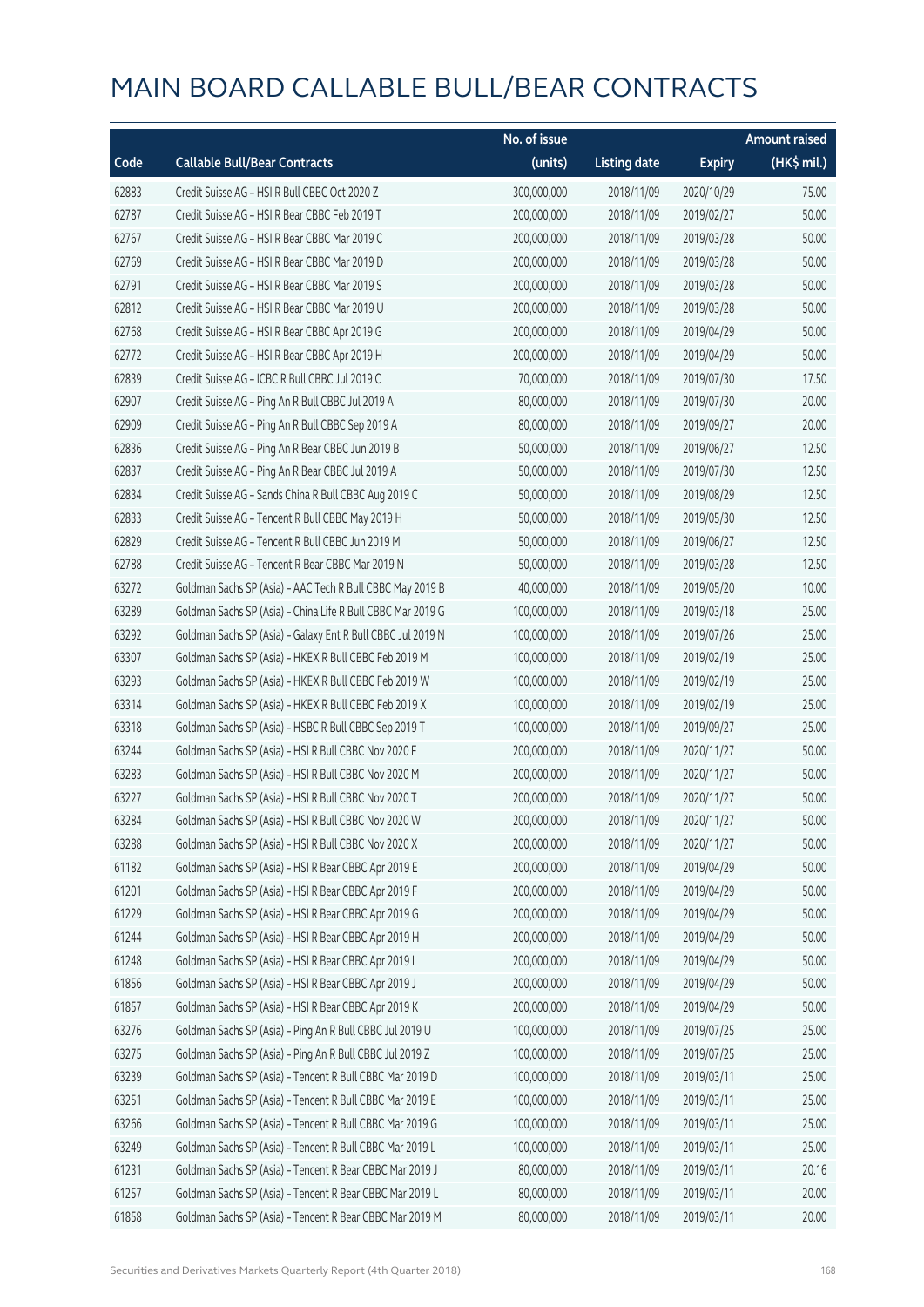# MAIN BOARD CALLABLE BULL/BEAR CONTRACTS

| Code | Callable Bull/Bear Contracts | No. of issue (units) | Listing date | Expiry | Amount raised (HK$ mil.) |
|---|---|---|---|---|---|
| 62883 | Credit Suisse AG – HSI R Bull CBBC Oct 2020 Z | 300,000,000 | 2018/11/09 | 2020/10/29 | 75.00 |
| 62787 | Credit Suisse AG – HSI R Bear CBBC Feb 2019 T | 200,000,000 | 2018/11/09 | 2019/02/27 | 50.00 |
| 62767 | Credit Suisse AG – HSI R Bear CBBC Mar 2019 C | 200,000,000 | 2018/11/09 | 2019/03/28 | 50.00 |
| 62769 | Credit Suisse AG – HSI R Bear CBBC Mar 2019 D | 200,000,000 | 2018/11/09 | 2019/03/28 | 50.00 |
| 62791 | Credit Suisse AG – HSI R Bear CBBC Mar 2019 S | 200,000,000 | 2018/11/09 | 2019/03/28 | 50.00 |
| 62812 | Credit Suisse AG – HSI R Bear CBBC Mar 2019 U | 200,000,000 | 2018/11/09 | 2019/03/28 | 50.00 |
| 62768 | Credit Suisse AG – HSI R Bear CBBC Apr 2019 G | 200,000,000 | 2018/11/09 | 2019/04/29 | 50.00 |
| 62772 | Credit Suisse AG – HSI R Bear CBBC Apr 2019 H | 200,000,000 | 2018/11/09 | 2019/04/29 | 50.00 |
| 62839 | Credit Suisse AG – ICBC R Bull CBBC Jul 2019 C | 70,000,000 | 2018/11/09 | 2019/07/30 | 17.50 |
| 62907 | Credit Suisse AG – Ping An R Bull CBBC Jul 2019 A | 80,000,000 | 2018/11/09 | 2019/07/30 | 20.00 |
| 62909 | Credit Suisse AG – Ping An R Bull CBBC Sep 2019 A | 80,000,000 | 2018/11/09 | 2019/09/27 | 20.00 |
| 62836 | Credit Suisse AG – Ping An R Bear CBBC Jun 2019 B | 50,000,000 | 2018/11/09 | 2019/06/27 | 12.50 |
| 62837 | Credit Suisse AG – Ping An R Bear CBBC Jul 2019 A | 50,000,000 | 2018/11/09 | 2019/07/30 | 12.50 |
| 62834 | Credit Suisse AG – Sands China R Bull CBBC Aug 2019 C | 50,000,000 | 2018/11/09 | 2019/08/29 | 12.50 |
| 62833 | Credit Suisse AG – Tencent R Bull CBBC May 2019 H | 50,000,000 | 2018/11/09 | 2019/05/30 | 12.50 |
| 62829 | Credit Suisse AG – Tencent R Bull CBBC Jun 2019 M | 50,000,000 | 2018/11/09 | 2019/06/27 | 12.50 |
| 62788 | Credit Suisse AG – Tencent R Bear CBBC Mar 2019 N | 50,000,000 | 2018/11/09 | 2019/03/28 | 12.50 |
| 63272 | Goldman Sachs SP (Asia) – AAC Tech R Bull CBBC May 2019 B | 40,000,000 | 2018/11/09 | 2019/05/20 | 10.00 |
| 63289 | Goldman Sachs SP (Asia) – China Life R Bull CBBC Mar 2019 G | 100,000,000 | 2018/11/09 | 2019/03/18 | 25.00 |
| 63292 | Goldman Sachs SP (Asia) – Galaxy Ent R Bull CBBC Jul 2019 N | 100,000,000 | 2018/11/09 | 2019/07/26 | 25.00 |
| 63307 | Goldman Sachs SP (Asia) – HKEX R Bull CBBC Feb 2019 M | 100,000,000 | 2018/11/09 | 2019/02/19 | 25.00 |
| 63293 | Goldman Sachs SP (Asia) – HKEX R Bull CBBC Feb 2019 W | 100,000,000 | 2018/11/09 | 2019/02/19 | 25.00 |
| 63314 | Goldman Sachs SP (Asia) – HKEX R Bull CBBC Feb 2019 X | 100,000,000 | 2018/11/09 | 2019/02/19 | 25.00 |
| 63318 | Goldman Sachs SP (Asia) – HSBC R Bull CBBC Sep 2019 T | 100,000,000 | 2018/11/09 | 2019/09/27 | 25.00 |
| 63244 | Goldman Sachs SP (Asia) – HSI R Bull CBBC Nov 2020 F | 200,000,000 | 2018/11/09 | 2020/11/27 | 50.00 |
| 63283 | Goldman Sachs SP (Asia) – HSI R Bull CBBC Nov 2020 M | 200,000,000 | 2018/11/09 | 2020/11/27 | 50.00 |
| 63227 | Goldman Sachs SP (Asia) – HSI R Bull CBBC Nov 2020 T | 200,000,000 | 2018/11/09 | 2020/11/27 | 50.00 |
| 63284 | Goldman Sachs SP (Asia) – HSI R Bull CBBC Nov 2020 W | 200,000,000 | 2018/11/09 | 2020/11/27 | 50.00 |
| 63288 | Goldman Sachs SP (Asia) – HSI R Bull CBBC Nov 2020 X | 200,000,000 | 2018/11/09 | 2020/11/27 | 50.00 |
| 61182 | Goldman Sachs SP (Asia) – HSI R Bear CBBC Apr 2019 E | 200,000,000 | 2018/11/09 | 2019/04/29 | 50.00 |
| 61201 | Goldman Sachs SP (Asia) – HSI R Bear CBBC Apr 2019 F | 200,000,000 | 2018/11/09 | 2019/04/29 | 50.00 |
| 61229 | Goldman Sachs SP (Asia) – HSI R Bear CBBC Apr 2019 G | 200,000,000 | 2018/11/09 | 2019/04/29 | 50.00 |
| 61244 | Goldman Sachs SP (Asia) – HSI R Bear CBBC Apr 2019 H | 200,000,000 | 2018/11/09 | 2019/04/29 | 50.00 |
| 61248 | Goldman Sachs SP (Asia) – HSI R Bear CBBC Apr 2019 I | 200,000,000 | 2018/11/09 | 2019/04/29 | 50.00 |
| 61856 | Goldman Sachs SP (Asia) – HSI R Bear CBBC Apr 2019 J | 200,000,000 | 2018/11/09 | 2019/04/29 | 50.00 |
| 61857 | Goldman Sachs SP (Asia) – HSI R Bear CBBC Apr 2019 K | 200,000,000 | 2018/11/09 | 2019/04/29 | 50.00 |
| 63276 | Goldman Sachs SP (Asia) – Ping An R Bull CBBC Jul 2019 U | 100,000,000 | 2018/11/09 | 2019/07/25 | 25.00 |
| 63275 | Goldman Sachs SP (Asia) – Ping An R Bull CBBC Jul 2019 Z | 100,000,000 | 2018/11/09 | 2019/07/25 | 25.00 |
| 63239 | Goldman Sachs SP (Asia) – Tencent R Bull CBBC Mar 2019 D | 100,000,000 | 2018/11/09 | 2019/03/11 | 25.00 |
| 63251 | Goldman Sachs SP (Asia) – Tencent R Bull CBBC Mar 2019 E | 100,000,000 | 2018/11/09 | 2019/03/11 | 25.00 |
| 63266 | Goldman Sachs SP (Asia) – Tencent R Bull CBBC Mar 2019 G | 100,000,000 | 2018/11/09 | 2019/03/11 | 25.00 |
| 63249 | Goldman Sachs SP (Asia) – Tencent R Bull CBBC Mar 2019 L | 100,000,000 | 2018/11/09 | 2019/03/11 | 25.00 |
| 61231 | Goldman Sachs SP (Asia) – Tencent R Bear CBBC Mar 2019 J | 80,000,000 | 2018/11/09 | 2019/03/11 | 20.16 |
| 61257 | Goldman Sachs SP (Asia) – Tencent R Bear CBBC Mar 2019 L | 80,000,000 | 2018/11/09 | 2019/03/11 | 20.00 |
| 61858 | Goldman Sachs SP (Asia) – Tencent R Bear CBBC Mar 2019 M | 80,000,000 | 2018/11/09 | 2019/03/11 | 20.00 |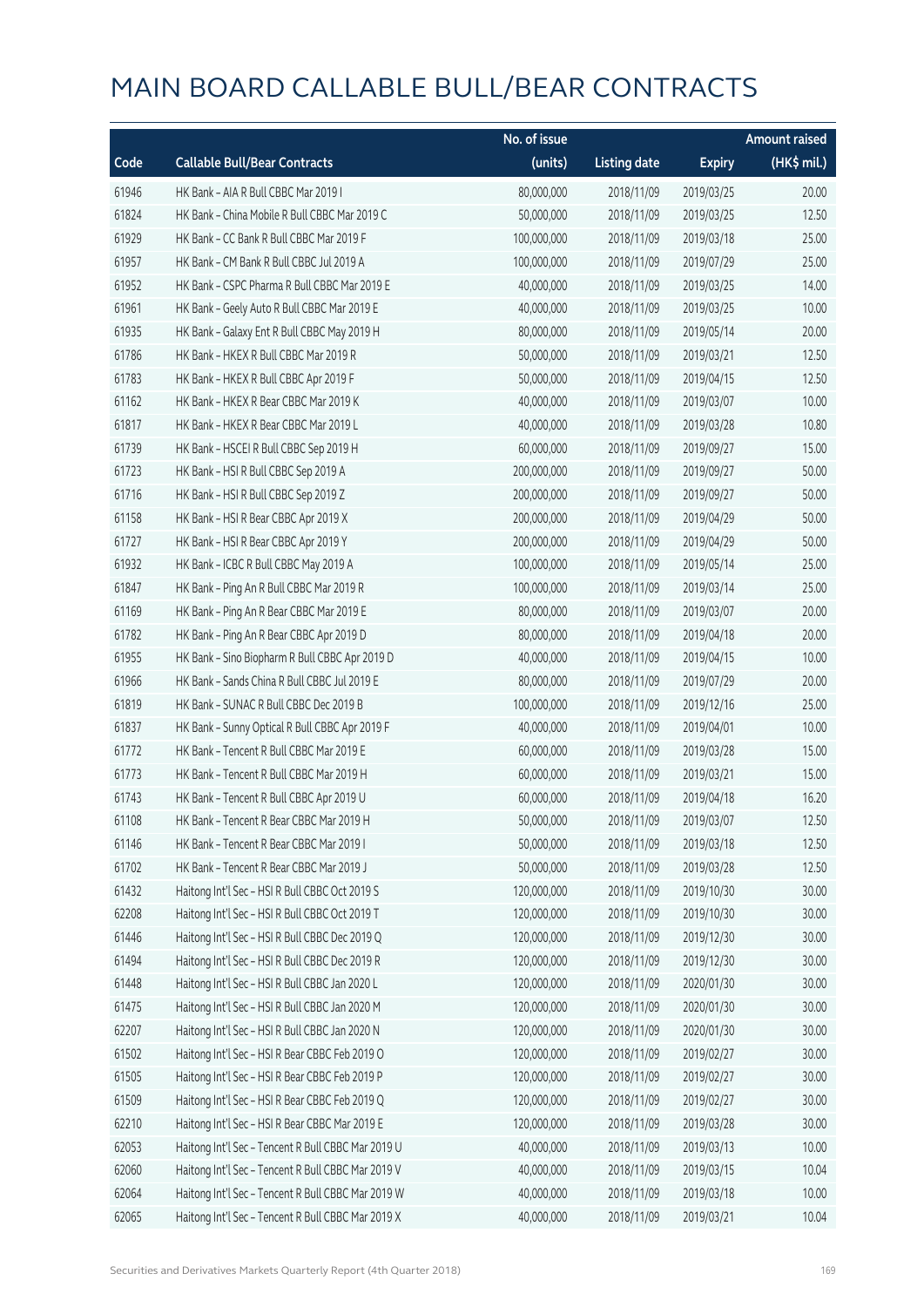# MAIN BOARD CALLABLE BULL/BEAR CONTRACTS

| Code | Callable Bull/Bear Contracts | No. of issue (units) | Listing date | Expiry | Amount raised (HK$ mil.) |
|---|---|---|---|---|---|
| 61946 | HK Bank – AIA R Bull CBBC Mar 2019 I | 80,000,000 | 2018/11/09 | 2019/03/25 | 20.00 |
| 61824 | HK Bank – China Mobile R Bull CBBC Mar 2019 C | 50,000,000 | 2018/11/09 | 2019/03/25 | 12.50 |
| 61929 | HK Bank – CC Bank R Bull CBBC Mar 2019 F | 100,000,000 | 2018/11/09 | 2019/03/18 | 25.00 |
| 61957 | HK Bank – CM Bank R Bull CBBC Jul 2019 A | 100,000,000 | 2018/11/09 | 2019/07/29 | 25.00 |
| 61952 | HK Bank – CSPC Pharma R Bull CBBC Mar 2019 E | 40,000,000 | 2018/11/09 | 2019/03/25 | 14.00 |
| 61961 | HK Bank – Geely Auto R Bull CBBC Mar 2019 E | 40,000,000 | 2018/11/09 | 2019/03/25 | 10.00 |
| 61935 | HK Bank – Galaxy Ent R Bull CBBC May 2019 H | 80,000,000 | 2018/11/09 | 2019/05/14 | 20.00 |
| 61786 | HK Bank – HKEX R Bull CBBC Mar 2019 R | 50,000,000 | 2018/11/09 | 2019/03/21 | 12.50 |
| 61783 | HK Bank – HKEX R Bull CBBC Apr 2019 F | 50,000,000 | 2018/11/09 | 2019/04/15 | 12.50 |
| 61162 | HK Bank – HKEX R Bear CBBC Mar 2019 K | 40,000,000 | 2018/11/09 | 2019/03/07 | 10.00 |
| 61817 | HK Bank – HKEX R Bear CBBC Mar 2019 L | 40,000,000 | 2018/11/09 | 2019/03/28 | 10.80 |
| 61739 | HK Bank – HSCEI R Bull CBBC Sep 2019 H | 60,000,000 | 2018/11/09 | 2019/09/27 | 15.00 |
| 61723 | HK Bank – HSI R Bull CBBC Sep 2019 A | 200,000,000 | 2018/11/09 | 2019/09/27 | 50.00 |
| 61716 | HK Bank – HSI R Bull CBBC Sep 2019 Z | 200,000,000 | 2018/11/09 | 2019/09/27 | 50.00 |
| 61158 | HK Bank – HSI R Bear CBBC Apr 2019 X | 200,000,000 | 2018/11/09 | 2019/04/29 | 50.00 |
| 61727 | HK Bank – HSI R Bear CBBC Apr 2019 Y | 200,000,000 | 2018/11/09 | 2019/04/29 | 50.00 |
| 61932 | HK Bank – ICBC R Bull CBBC May 2019 A | 100,000,000 | 2018/11/09 | 2019/05/14 | 25.00 |
| 61847 | HK Bank – Ping An R Bull CBBC Mar 2019 R | 100,000,000 | 2018/11/09 | 2019/03/14 | 25.00 |
| 61169 | HK Bank – Ping An R Bear CBBC Mar 2019 E | 80,000,000 | 2018/11/09 | 2019/03/07 | 20.00 |
| 61782 | HK Bank – Ping An R Bear CBBC Apr 2019 D | 80,000,000 | 2018/11/09 | 2019/04/18 | 20.00 |
| 61955 | HK Bank – Sino Biopharm R Bull CBBC Apr 2019 D | 40,000,000 | 2018/11/09 | 2019/04/15 | 10.00 |
| 61966 | HK Bank – Sands China R Bull CBBC Jul 2019 E | 80,000,000 | 2018/11/09 | 2019/07/29 | 20.00 |
| 61819 | HK Bank – SUNAC R Bull CBBC Dec 2019 B | 100,000,000 | 2018/11/09 | 2019/12/16 | 25.00 |
| 61837 | HK Bank – Sunny Optical R Bull CBBC Apr 2019 F | 40,000,000 | 2018/11/09 | 2019/04/01 | 10.00 |
| 61772 | HK Bank – Tencent R Bull CBBC Mar 2019 E | 60,000,000 | 2018/11/09 | 2019/03/28 | 15.00 |
| 61773 | HK Bank – Tencent R Bull CBBC Mar 2019 H | 60,000,000 | 2018/11/09 | 2019/03/21 | 15.00 |
| 61743 | HK Bank – Tencent R Bull CBBC Apr 2019 U | 60,000,000 | 2018/11/09 | 2019/04/18 | 16.20 |
| 61108 | HK Bank – Tencent R Bear CBBC Mar 2019 H | 50,000,000 | 2018/11/09 | 2019/03/07 | 12.50 |
| 61146 | HK Bank – Tencent R Bear CBBC Mar 2019 I | 50,000,000 | 2018/11/09 | 2019/03/18 | 12.50 |
| 61702 | HK Bank – Tencent R Bear CBBC Mar 2019 J | 50,000,000 | 2018/11/09 | 2019/03/28 | 12.50 |
| 61432 | Haitong Int'l Sec – HSI R Bull CBBC Oct 2019 S | 120,000,000 | 2018/11/09 | 2019/10/30 | 30.00 |
| 62208 | Haitong Int'l Sec – HSI R Bull CBBC Oct 2019 T | 120,000,000 | 2018/11/09 | 2019/10/30 | 30.00 |
| 61446 | Haitong Int'l Sec – HSI R Bull CBBC Dec 2019 Q | 120,000,000 | 2018/11/09 | 2019/12/30 | 30.00 |
| 61494 | Haitong Int'l Sec – HSI R Bull CBBC Dec 2019 R | 120,000,000 | 2018/11/09 | 2019/12/30 | 30.00 |
| 61448 | Haitong Int'l Sec – HSI R Bull CBBC Jan 2020 L | 120,000,000 | 2018/11/09 | 2020/01/30 | 30.00 |
| 61475 | Haitong Int'l Sec – HSI R Bull CBBC Jan 2020 M | 120,000,000 | 2018/11/09 | 2020/01/30 | 30.00 |
| 62207 | Haitong Int'l Sec – HSI R Bull CBBC Jan 2020 N | 120,000,000 | 2018/11/09 | 2020/01/30 | 30.00 |
| 61502 | Haitong Int'l Sec – HSI R Bear CBBC Feb 2019 O | 120,000,000 | 2018/11/09 | 2019/02/27 | 30.00 |
| 61505 | Haitong Int'l Sec – HSI R Bear CBBC Feb 2019 P | 120,000,000 | 2018/11/09 | 2019/02/27 | 30.00 |
| 61509 | Haitong Int'l Sec – HSI R Bear CBBC Feb 2019 Q | 120,000,000 | 2018/11/09 | 2019/02/27 | 30.00 |
| 62210 | Haitong Int'l Sec – HSI R Bear CBBC Mar 2019 E | 120,000,000 | 2018/11/09 | 2019/03/28 | 30.00 |
| 62053 | Haitong Int'l Sec – Tencent R Bull CBBC Mar 2019 U | 40,000,000 | 2018/11/09 | 2019/03/13 | 10.00 |
| 62060 | Haitong Int'l Sec – Tencent R Bull CBBC Mar 2019 V | 40,000,000 | 2018/11/09 | 2019/03/15 | 10.04 |
| 62064 | Haitong Int'l Sec – Tencent R Bull CBBC Mar 2019 W | 40,000,000 | 2018/11/09 | 2019/03/18 | 10.00 |
| 62065 | Haitong Int'l Sec – Tencent R Bull CBBC Mar 2019 X | 40,000,000 | 2018/11/09 | 2019/03/21 | 10.04 |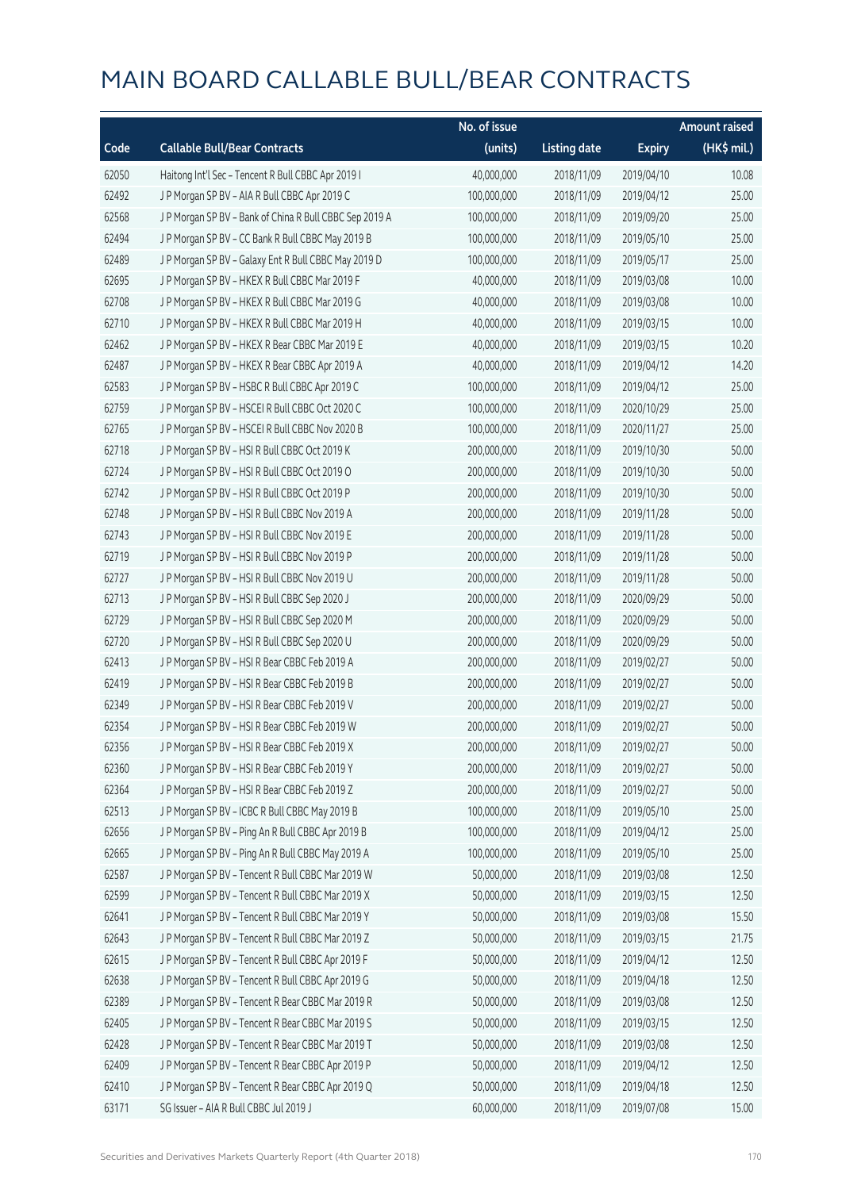# MAIN BOARD CALLABLE BULL/BEAR CONTRACTS

| Code | Callable Bull/Bear Contracts | No. of issue (units) | Listing date | Expiry | Amount raised (HK$ mil.) |
|---|---|---|---|---|---|
| 62050 | Haitong Int'l Sec – Tencent R Bull CBBC Apr 2019 I | 40,000,000 | 2018/11/09 | 2019/04/10 | 10.08 |
| 62492 | J P Morgan SP BV – AIA R Bull CBBC Apr 2019 C | 100,000,000 | 2018/11/09 | 2019/04/12 | 25.00 |
| 62568 | J P Morgan SP BV – Bank of China R Bull CBBC Sep 2019 A | 100,000,000 | 2018/11/09 | 2019/09/20 | 25.00 |
| 62494 | J P Morgan SP BV – CC Bank R Bull CBBC May 2019 B | 100,000,000 | 2018/11/09 | 2019/05/10 | 25.00 |
| 62489 | J P Morgan SP BV – Galaxy Ent R Bull CBBC May 2019 D | 100,000,000 | 2018/11/09 | 2019/05/17 | 25.00 |
| 62695 | J P Morgan SP BV – HKEX R Bull CBBC Mar 2019 F | 40,000,000 | 2018/11/09 | 2019/03/08 | 10.00 |
| 62708 | J P Morgan SP BV – HKEX R Bull CBBC Mar 2019 G | 40,000,000 | 2018/11/09 | 2019/03/08 | 10.00 |
| 62710 | J P Morgan SP BV – HKEX R Bull CBBC Mar 2019 H | 40,000,000 | 2018/11/09 | 2019/03/15 | 10.00 |
| 62462 | J P Morgan SP BV – HKEX R Bear CBBC Mar 2019 E | 40,000,000 | 2018/11/09 | 2019/03/15 | 10.20 |
| 62487 | J P Morgan SP BV – HKEX R Bear CBBC Apr 2019 A | 40,000,000 | 2018/11/09 | 2019/04/12 | 14.20 |
| 62583 | J P Morgan SP BV – HSBC R Bull CBBC Apr 2019 C | 100,000,000 | 2018/11/09 | 2019/04/12 | 25.00 |
| 62759 | J P Morgan SP BV – HSCEI R Bull CBBC Oct 2020 C | 100,000,000 | 2018/11/09 | 2020/10/29 | 25.00 |
| 62765 | J P Morgan SP BV – HSCEI R Bull CBBC Nov 2020 B | 100,000,000 | 2018/11/09 | 2020/11/27 | 25.00 |
| 62718 | J P Morgan SP BV – HSI R Bull CBBC Oct 2019 K | 200,000,000 | 2018/11/09 | 2019/10/30 | 50.00 |
| 62724 | J P Morgan SP BV – HSI R Bull CBBC Oct 2019 O | 200,000,000 | 2018/11/09 | 2019/10/30 | 50.00 |
| 62742 | J P Morgan SP BV – HSI R Bull CBBC Oct 2019 P | 200,000,000 | 2018/11/09 | 2019/10/30 | 50.00 |
| 62748 | J P Morgan SP BV – HSI R Bull CBBC Nov 2019 A | 200,000,000 | 2018/11/09 | 2019/11/28 | 50.00 |
| 62743 | J P Morgan SP BV – HSI R Bull CBBC Nov 2019 E | 200,000,000 | 2018/11/09 | 2019/11/28 | 50.00 |
| 62719 | J P Morgan SP BV – HSI R Bull CBBC Nov 2019 P | 200,000,000 | 2018/11/09 | 2019/11/28 | 50.00 |
| 62727 | J P Morgan SP BV – HSI R Bull CBBC Nov 2019 U | 200,000,000 | 2018/11/09 | 2019/11/28 | 50.00 |
| 62713 | J P Morgan SP BV – HSI R Bull CBBC Sep 2020 J | 200,000,000 | 2018/11/09 | 2020/09/29 | 50.00 |
| 62729 | J P Morgan SP BV – HSI R Bull CBBC Sep 2020 M | 200,000,000 | 2018/11/09 | 2020/09/29 | 50.00 |
| 62720 | J P Morgan SP BV – HSI R Bull CBBC Sep 2020 U | 200,000,000 | 2018/11/09 | 2020/09/29 | 50.00 |
| 62413 | J P Morgan SP BV – HSI R Bear CBBC Feb 2019 A | 200,000,000 | 2018/11/09 | 2019/02/27 | 50.00 |
| 62419 | J P Morgan SP BV – HSI R Bear CBBC Feb 2019 B | 200,000,000 | 2018/11/09 | 2019/02/27 | 50.00 |
| 62349 | J P Morgan SP BV – HSI R Bear CBBC Feb 2019 V | 200,000,000 | 2018/11/09 | 2019/02/27 | 50.00 |
| 62354 | J P Morgan SP BV – HSI R Bear CBBC Feb 2019 W | 200,000,000 | 2018/11/09 | 2019/02/27 | 50.00 |
| 62356 | J P Morgan SP BV – HSI R Bear CBBC Feb 2019 X | 200,000,000 | 2018/11/09 | 2019/02/27 | 50.00 |
| 62360 | J P Morgan SP BV – HSI R Bear CBBC Feb 2019 Y | 200,000,000 | 2018/11/09 | 2019/02/27 | 50.00 |
| 62364 | J P Morgan SP BV – HSI R Bear CBBC Feb 2019 Z | 200,000,000 | 2018/11/09 | 2019/02/27 | 50.00 |
| 62513 | J P Morgan SP BV – ICBC R Bull CBBC May 2019 B | 100,000,000 | 2018/11/09 | 2019/05/10 | 25.00 |
| 62656 | J P Morgan SP BV – Ping An R Bull CBBC Apr 2019 B | 100,000,000 | 2018/11/09 | 2019/04/12 | 25.00 |
| 62665 | J P Morgan SP BV – Ping An R Bull CBBC May 2019 A | 100,000,000 | 2018/11/09 | 2019/05/10 | 25.00 |
| 62587 | J P Morgan SP BV – Tencent R Bull CBBC Mar 2019 W | 50,000,000 | 2018/11/09 | 2019/03/08 | 12.50 |
| 62599 | J P Morgan SP BV – Tencent R Bull CBBC Mar 2019 X | 50,000,000 | 2018/11/09 | 2019/03/15 | 12.50 |
| 62641 | J P Morgan SP BV – Tencent R Bull CBBC Mar 2019 Y | 50,000,000 | 2018/11/09 | 2019/03/08 | 15.50 |
| 62643 | J P Morgan SP BV – Tencent R Bull CBBC Mar 2019 Z | 50,000,000 | 2018/11/09 | 2019/03/15 | 21.75 |
| 62615 | J P Morgan SP BV – Tencent R Bull CBBC Apr 2019 F | 50,000,000 | 2018/11/09 | 2019/04/12 | 12.50 |
| 62638 | J P Morgan SP BV – Tencent R Bull CBBC Apr 2019 G | 50,000,000 | 2018/11/09 | 2019/04/18 | 12.50 |
| 62389 | J P Morgan SP BV – Tencent R Bear CBBC Mar 2019 R | 50,000,000 | 2018/11/09 | 2019/03/08 | 12.50 |
| 62405 | J P Morgan SP BV – Tencent R Bear CBBC Mar 2019 S | 50,000,000 | 2018/11/09 | 2019/03/15 | 12.50 |
| 62428 | J P Morgan SP BV – Tencent R Bear CBBC Mar 2019 T | 50,000,000 | 2018/11/09 | 2019/03/08 | 12.50 |
| 62409 | J P Morgan SP BV – Tencent R Bear CBBC Apr 2019 P | 50,000,000 | 2018/11/09 | 2019/04/12 | 12.50 |
| 62410 | J P Morgan SP BV – Tencent R Bear CBBC Apr 2019 Q | 50,000,000 | 2018/11/09 | 2019/04/18 | 12.50 |
| 63171 | SG Issuer – AIA R Bull CBBC Jul 2019 J | 60,000,000 | 2018/11/09 | 2019/07/08 | 15.00 |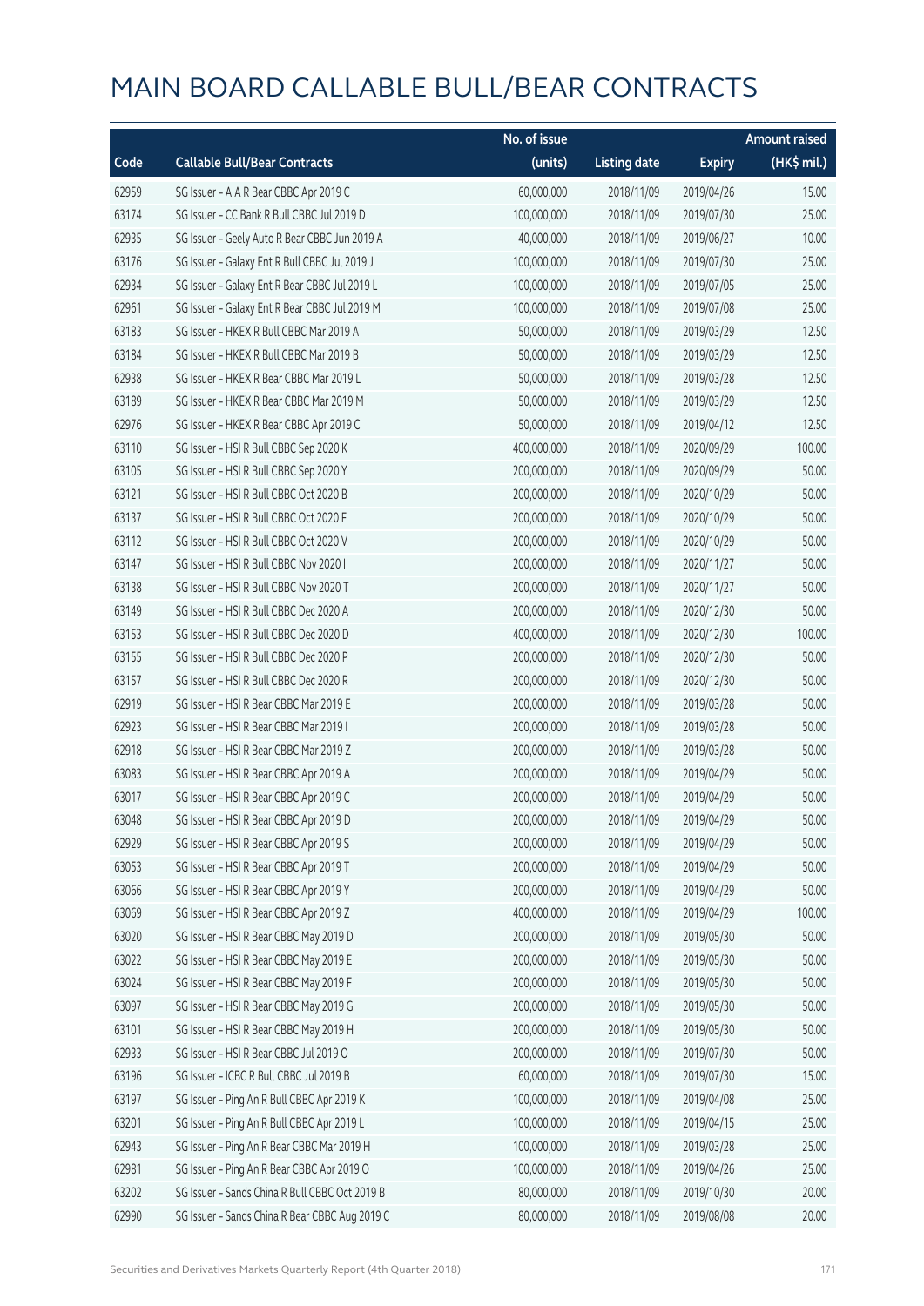# MAIN BOARD CALLABLE BULL/BEAR CONTRACTS

| Code | Callable Bull/Bear Contracts | No. of issue (units) | Listing date | Expiry | Amount raised (HK$ mil.) |
|---|---|---|---|---|---|
| 62959 | SG Issuer – AIA R Bear CBBC Apr 2019 C | 60,000,000 | 2018/11/09 | 2019/04/26 | 15.00 |
| 63174 | SG Issuer – CC Bank R Bull CBBC Jul 2019 D | 100,000,000 | 2018/11/09 | 2019/07/30 | 25.00 |
| 62935 | SG Issuer – Geely Auto R Bear CBBC Jun 2019 A | 40,000,000 | 2018/11/09 | 2019/06/27 | 10.00 |
| 63176 | SG Issuer – Galaxy Ent R Bull CBBC Jul 2019 J | 100,000,000 | 2018/11/09 | 2019/07/30 | 25.00 |
| 62934 | SG Issuer – Galaxy Ent R Bear CBBC Jul 2019 L | 100,000,000 | 2018/11/09 | 2019/07/05 | 25.00 |
| 62961 | SG Issuer – Galaxy Ent R Bear CBBC Jul 2019 M | 100,000,000 | 2018/11/09 | 2019/07/08 | 25.00 |
| 63183 | SG Issuer – HKEX R Bull CBBC Mar 2019 A | 50,000,000 | 2018/11/09 | 2019/03/29 | 12.50 |
| 63184 | SG Issuer – HKEX R Bull CBBC Mar 2019 B | 50,000,000 | 2018/11/09 | 2019/03/29 | 12.50 |
| 62938 | SG Issuer – HKEX R Bear CBBC Mar 2019 L | 50,000,000 | 2018/11/09 | 2019/03/28 | 12.50 |
| 63189 | SG Issuer – HKEX R Bear CBBC Mar 2019 M | 50,000,000 | 2018/11/09 | 2019/03/29 | 12.50 |
| 62976 | SG Issuer – HKEX R Bear CBBC Apr 2019 C | 50,000,000 | 2018/11/09 | 2019/04/12 | 12.50 |
| 63110 | SG Issuer – HSI R Bull CBBC Sep 2020 K | 400,000,000 | 2018/11/09 | 2020/09/29 | 100.00 |
| 63105 | SG Issuer – HSI R Bull CBBC Sep 2020 Y | 200,000,000 | 2018/11/09 | 2020/09/29 | 50.00 |
| 63121 | SG Issuer – HSI R Bull CBBC Oct 2020 B | 200,000,000 | 2018/11/09 | 2020/10/29 | 50.00 |
| 63137 | SG Issuer – HSI R Bull CBBC Oct 2020 F | 200,000,000 | 2018/11/09 | 2020/10/29 | 50.00 |
| 63112 | SG Issuer – HSI R Bull CBBC Oct 2020 V | 200,000,000 | 2018/11/09 | 2020/10/29 | 50.00 |
| 63147 | SG Issuer – HSI R Bull CBBC Nov 2020 I | 200,000,000 | 2018/11/09 | 2020/11/27 | 50.00 |
| 63138 | SG Issuer – HSI R Bull CBBC Nov 2020 T | 200,000,000 | 2018/11/09 | 2020/11/27 | 50.00 |
| 63149 | SG Issuer – HSI R Bull CBBC Dec 2020 A | 200,000,000 | 2018/11/09 | 2020/12/30 | 50.00 |
| 63153 | SG Issuer – HSI R Bull CBBC Dec 2020 D | 400,000,000 | 2018/11/09 | 2020/12/30 | 100.00 |
| 63155 | SG Issuer – HSI R Bull CBBC Dec 2020 P | 200,000,000 | 2018/11/09 | 2020/12/30 | 50.00 |
| 63157 | SG Issuer – HSI R Bull CBBC Dec 2020 R | 200,000,000 | 2018/11/09 | 2020/12/30 | 50.00 |
| 62919 | SG Issuer – HSI R Bear CBBC Mar 2019 E | 200,000,000 | 2018/11/09 | 2019/03/28 | 50.00 |
| 62923 | SG Issuer – HSI R Bear CBBC Mar 2019 I | 200,000,000 | 2018/11/09 | 2019/03/28 | 50.00 |
| 62918 | SG Issuer – HSI R Bear CBBC Mar 2019 Z | 200,000,000 | 2018/11/09 | 2019/03/28 | 50.00 |
| 63083 | SG Issuer – HSI R Bear CBBC Apr 2019 A | 200,000,000 | 2018/11/09 | 2019/04/29 | 50.00 |
| 63017 | SG Issuer – HSI R Bear CBBC Apr 2019 C | 200,000,000 | 2018/11/09 | 2019/04/29 | 50.00 |
| 63048 | SG Issuer – HSI R Bear CBBC Apr 2019 D | 200,000,000 | 2018/11/09 | 2019/04/29 | 50.00 |
| 62929 | SG Issuer – HSI R Bear CBBC Apr 2019 S | 200,000,000 | 2018/11/09 | 2019/04/29 | 50.00 |
| 63053 | SG Issuer – HSI R Bear CBBC Apr 2019 T | 200,000,000 | 2018/11/09 | 2019/04/29 | 50.00 |
| 63066 | SG Issuer – HSI R Bear CBBC Apr 2019 Y | 200,000,000 | 2018/11/09 | 2019/04/29 | 50.00 |
| 63069 | SG Issuer – HSI R Bear CBBC Apr 2019 Z | 400,000,000 | 2018/11/09 | 2019/04/29 | 100.00 |
| 63020 | SG Issuer – HSI R Bear CBBC May 2019 D | 200,000,000 | 2018/11/09 | 2019/05/30 | 50.00 |
| 63022 | SG Issuer – HSI R Bear CBBC May 2019 E | 200,000,000 | 2018/11/09 | 2019/05/30 | 50.00 |
| 63024 | SG Issuer – HSI R Bear CBBC May 2019 F | 200,000,000 | 2018/11/09 | 2019/05/30 | 50.00 |
| 63097 | SG Issuer – HSI R Bear CBBC May 2019 G | 200,000,000 | 2018/11/09 | 2019/05/30 | 50.00 |
| 63101 | SG Issuer – HSI R Bear CBBC May 2019 H | 200,000,000 | 2018/11/09 | 2019/05/30 | 50.00 |
| 62933 | SG Issuer – HSI R Bear CBBC Jul 2019 O | 200,000,000 | 2018/11/09 | 2019/07/30 | 50.00 |
| 63196 | SG Issuer – ICBC R Bull CBBC Jul 2019 B | 60,000,000 | 2018/11/09 | 2019/07/30 | 15.00 |
| 63197 | SG Issuer – Ping An R Bull CBBC Apr 2019 K | 100,000,000 | 2018/11/09 | 2019/04/08 | 25.00 |
| 63201 | SG Issuer – Ping An R Bull CBBC Apr 2019 L | 100,000,000 | 2018/11/09 | 2019/04/15 | 25.00 |
| 62943 | SG Issuer – Ping An R Bear CBBC Mar 2019 H | 100,000,000 | 2018/11/09 | 2019/03/28 | 25.00 |
| 62981 | SG Issuer – Ping An R Bear CBBC Apr 2019 O | 100,000,000 | 2018/11/09 | 2019/04/26 | 25.00 |
| 63202 | SG Issuer – Sands China R Bull CBBC Oct 2019 B | 80,000,000 | 2018/11/09 | 2019/10/30 | 20.00 |
| 62990 | SG Issuer – Sands China R Bear CBBC Aug 2019 C | 80,000,000 | 2018/11/09 | 2019/08/08 | 20.00 |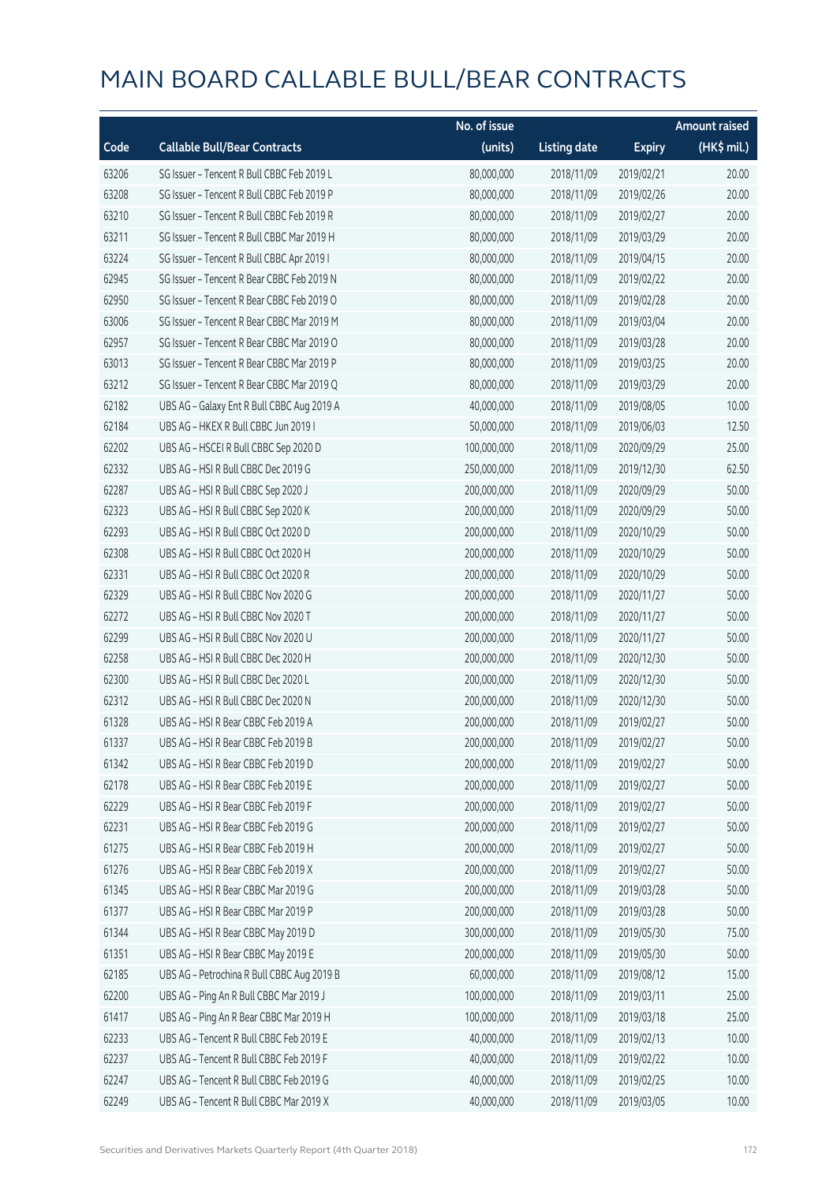# MAIN BOARD CALLABLE BULL/BEAR CONTRACTS

| Code | Callable Bull/Bear Contracts | No. of issue (units) | Listing date | Expiry | Amount raised (HK$ mil.) |
|---|---|---|---|---|---|
| 63206 | SG Issuer – Tencent R Bull CBBC Feb 2019 L | 80,000,000 | 2018/11/09 | 2019/02/21 | 20.00 |
| 63208 | SG Issuer – Tencent R Bull CBBC Feb 2019 P | 80,000,000 | 2018/11/09 | 2019/02/26 | 20.00 |
| 63210 | SG Issuer – Tencent R Bull CBBC Feb 2019 R | 80,000,000 | 2018/11/09 | 2019/02/27 | 20.00 |
| 63211 | SG Issuer – Tencent R Bull CBBC Mar 2019 H | 80,000,000 | 2018/11/09 | 2019/03/29 | 20.00 |
| 63224 | SG Issuer – Tencent R Bull CBBC Apr 2019 I | 80,000,000 | 2018/11/09 | 2019/04/15 | 20.00 |
| 62945 | SG Issuer – Tencent R Bear CBBC Feb 2019 N | 80,000,000 | 2018/11/09 | 2019/02/22 | 20.00 |
| 62950 | SG Issuer – Tencent R Bear CBBC Feb 2019 O | 80,000,000 | 2018/11/09 | 2019/02/28 | 20.00 |
| 63006 | SG Issuer – Tencent R Bear CBBC Mar 2019 M | 80,000,000 | 2018/11/09 | 2019/03/04 | 20.00 |
| 62957 | SG Issuer – Tencent R Bear CBBC Mar 2019 O | 80,000,000 | 2018/11/09 | 2019/03/28 | 20.00 |
| 63013 | SG Issuer – Tencent R Bear CBBC Mar 2019 P | 80,000,000 | 2018/11/09 | 2019/03/25 | 20.00 |
| 63212 | SG Issuer – Tencent R Bear CBBC Mar 2019 Q | 80,000,000 | 2018/11/09 | 2019/03/29 | 20.00 |
| 62182 | UBS AG – Galaxy Ent R Bull CBBC Aug 2019 A | 40,000,000 | 2018/11/09 | 2019/08/05 | 10.00 |
| 62184 | UBS AG – HKEX R Bull CBBC Jun 2019 I | 50,000,000 | 2018/11/09 | 2019/06/03 | 12.50 |
| 62202 | UBS AG – HSCEI R Bull CBBC Sep 2020 D | 100,000,000 | 2018/11/09 | 2020/09/29 | 25.00 |
| 62332 | UBS AG – HSI R Bull CBBC Dec 2019 G | 250,000,000 | 2018/11/09 | 2019/12/30 | 62.50 |
| 62287 | UBS AG – HSI R Bull CBBC Sep 2020 J | 200,000,000 | 2018/11/09 | 2020/09/29 | 50.00 |
| 62323 | UBS AG – HSI R Bull CBBC Sep 2020 K | 200,000,000 | 2018/11/09 | 2020/09/29 | 50.00 |
| 62293 | UBS AG – HSI R Bull CBBC Oct 2020 D | 200,000,000 | 2018/11/09 | 2020/10/29 | 50.00 |
| 62308 | UBS AG – HSI R Bull CBBC Oct 2020 H | 200,000,000 | 2018/11/09 | 2020/10/29 | 50.00 |
| 62331 | UBS AG – HSI R Bull CBBC Oct 2020 R | 200,000,000 | 2018/11/09 | 2020/10/29 | 50.00 |
| 62329 | UBS AG – HSI R Bull CBBC Nov 2020 G | 200,000,000 | 2018/11/09 | 2020/11/27 | 50.00 |
| 62272 | UBS AG – HSI R Bull CBBC Nov 2020 T | 200,000,000 | 2018/11/09 | 2020/11/27 | 50.00 |
| 62299 | UBS AG – HSI R Bull CBBC Nov 2020 U | 200,000,000 | 2018/11/09 | 2020/11/27 | 50.00 |
| 62258 | UBS AG – HSI R Bull CBBC Dec 2020 H | 200,000,000 | 2018/11/09 | 2020/12/30 | 50.00 |
| 62300 | UBS AG – HSI R Bull CBBC Dec 2020 L | 200,000,000 | 2018/11/09 | 2020/12/30 | 50.00 |
| 62312 | UBS AG – HSI R Bull CBBC Dec 2020 N | 200,000,000 | 2018/11/09 | 2020/12/30 | 50.00 |
| 61328 | UBS AG – HSI R Bear CBBC Feb 2019 A | 200,000,000 | 2018/11/09 | 2019/02/27 | 50.00 |
| 61337 | UBS AG – HSI R Bear CBBC Feb 2019 B | 200,000,000 | 2018/11/09 | 2019/02/27 | 50.00 |
| 61342 | UBS AG – HSI R Bear CBBC Feb 2019 D | 200,000,000 | 2018/11/09 | 2019/02/27 | 50.00 |
| 62178 | UBS AG – HSI R Bear CBBC Feb 2019 E | 200,000,000 | 2018/11/09 | 2019/02/27 | 50.00 |
| 62229 | UBS AG – HSI R Bear CBBC Feb 2019 F | 200,000,000 | 2018/11/09 | 2019/02/27 | 50.00 |
| 62231 | UBS AG – HSI R Bear CBBC Feb 2019 G | 200,000,000 | 2018/11/09 | 2019/02/27 | 50.00 |
| 61275 | UBS AG – HSI R Bear CBBC Feb 2019 H | 200,000,000 | 2018/11/09 | 2019/02/27 | 50.00 |
| 61276 | UBS AG – HSI R Bear CBBC Feb 2019 X | 200,000,000 | 2018/11/09 | 2019/02/27 | 50.00 |
| 61345 | UBS AG – HSI R Bear CBBC Mar 2019 G | 200,000,000 | 2018/11/09 | 2019/03/28 | 50.00 |
| 61377 | UBS AG – HSI R Bear CBBC Mar 2019 P | 200,000,000 | 2018/11/09 | 2019/03/28 | 50.00 |
| 61344 | UBS AG – HSI R Bear CBBC May 2019 D | 300,000,000 | 2018/11/09 | 2019/05/30 | 75.00 |
| 61351 | UBS AG – HSI R Bear CBBC May 2019 E | 200,000,000 | 2018/11/09 | 2019/05/30 | 50.00 |
| 62185 | UBS AG – Petrochina R Bull CBBC Aug 2019 B | 60,000,000 | 2018/11/09 | 2019/08/12 | 15.00 |
| 62200 | UBS AG – Ping An R Bull CBBC Mar 2019 J | 100,000,000 | 2018/11/09 | 2019/03/11 | 25.00 |
| 61417 | UBS AG – Ping An R Bear CBBC Mar 2019 H | 100,000,000 | 2018/11/09 | 2019/03/18 | 25.00 |
| 62233 | UBS AG – Tencent R Bull CBBC Feb 2019 E | 40,000,000 | 2018/11/09 | 2019/02/13 | 10.00 |
| 62237 | UBS AG – Tencent R Bull CBBC Feb 2019 F | 40,000,000 | 2018/11/09 | 2019/02/22 | 10.00 |
| 62247 | UBS AG – Tencent R Bull CBBC Feb 2019 G | 40,000,000 | 2018/11/09 | 2019/02/25 | 10.00 |
| 62249 | UBS AG – Tencent R Bull CBBC Mar 2019 X | 40,000,000 | 2018/11/09 | 2019/03/05 | 10.00 |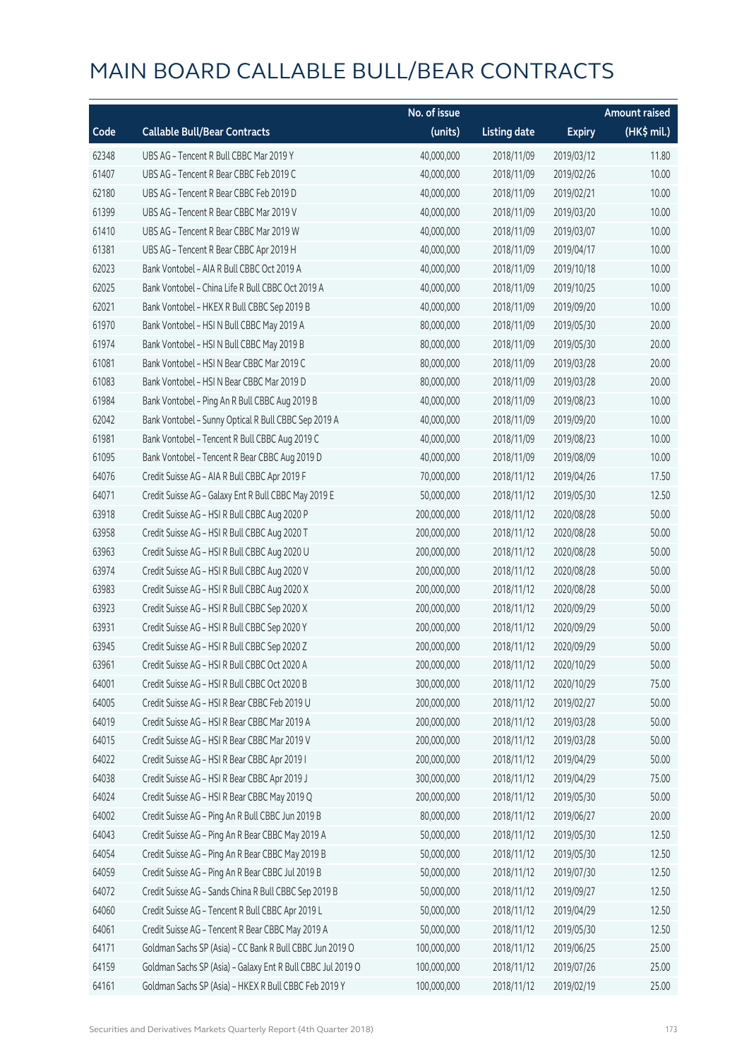# MAIN BOARD CALLABLE BULL/BEAR CONTRACTS

| Code | Callable Bull/Bear Contracts | No. of issue (units) | Listing date | Expiry | Amount raised (HK$ mil.) |
|---|---|---|---|---|---|
| 62348 | UBS AG – Tencent R Bull CBBC Mar 2019 Y | 40,000,000 | 2018/11/09 | 2019/03/12 | 11.80 |
| 61407 | UBS AG – Tencent R Bear CBBC Feb 2019 C | 40,000,000 | 2018/11/09 | 2019/02/26 | 10.00 |
| 62180 | UBS AG – Tencent R Bear CBBC Feb 2019 D | 40,000,000 | 2018/11/09 | 2019/02/21 | 10.00 |
| 61399 | UBS AG – Tencent R Bear CBBC Mar 2019 V | 40,000,000 | 2018/11/09 | 2019/03/20 | 10.00 |
| 61410 | UBS AG – Tencent R Bear CBBC Mar 2019 W | 40,000,000 | 2018/11/09 | 2019/03/07 | 10.00 |
| 61381 | UBS AG – Tencent R Bear CBBC Apr 2019 H | 40,000,000 | 2018/11/09 | 2019/04/17 | 10.00 |
| 62023 | Bank Vontobel – AIA R Bull CBBC Oct 2019 A | 40,000,000 | 2018/11/09 | 2019/10/18 | 10.00 |
| 62025 | Bank Vontobel – China Life R Bull CBBC Oct 2019 A | 40,000,000 | 2018/11/09 | 2019/10/25 | 10.00 |
| 62021 | Bank Vontobel – HKEX R Bull CBBC Sep 2019 B | 40,000,000 | 2018/11/09 | 2019/09/20 | 10.00 |
| 61970 | Bank Vontobel – HSI N Bull CBBC May 2019 A | 80,000,000 | 2018/11/09 | 2019/05/30 | 20.00 |
| 61974 | Bank Vontobel – HSI N Bull CBBC May 2019 B | 80,000,000 | 2018/11/09 | 2019/05/30 | 20.00 |
| 61081 | Bank Vontobel – HSI N Bear CBBC Mar 2019 C | 80,000,000 | 2018/11/09 | 2019/03/28 | 20.00 |
| 61083 | Bank Vontobel – HSI N Bear CBBC Mar 2019 D | 80,000,000 | 2018/11/09 | 2019/03/28 | 20.00 |
| 61984 | Bank Vontobel – Ping An R Bull CBBC Aug 2019 B | 40,000,000 | 2018/11/09 | 2019/08/23 | 10.00 |
| 62042 | Bank Vontobel – Sunny Optical R Bull CBBC Sep 2019 A | 40,000,000 | 2018/11/09 | 2019/09/20 | 10.00 |
| 61981 | Bank Vontobel – Tencent R Bull CBBC Aug 2019 C | 40,000,000 | 2018/11/09 | 2019/08/23 | 10.00 |
| 61095 | Bank Vontobel – Tencent R Bear CBBC Aug 2019 D | 40,000,000 | 2018/11/09 | 2019/08/09 | 10.00 |
| 64076 | Credit Suisse AG – AIA R Bull CBBC Apr 2019 F | 70,000,000 | 2018/11/12 | 2019/04/26 | 17.50 |
| 64071 | Credit Suisse AG – Galaxy Ent R Bull CBBC May 2019 E | 50,000,000 | 2018/11/12 | 2019/05/30 | 12.50 |
| 63918 | Credit Suisse AG – HSI R Bull CBBC Aug 2020 P | 200,000,000 | 2018/11/12 | 2020/08/28 | 50.00 |
| 63958 | Credit Suisse AG – HSI R Bull CBBC Aug 2020 T | 200,000,000 | 2018/11/12 | 2020/08/28 | 50.00 |
| 63963 | Credit Suisse AG – HSI R Bull CBBC Aug 2020 U | 200,000,000 | 2018/11/12 | 2020/08/28 | 50.00 |
| 63974 | Credit Suisse AG – HSI R Bull CBBC Aug 2020 V | 200,000,000 | 2018/11/12 | 2020/08/28 | 50.00 |
| 63983 | Credit Suisse AG – HSI R Bull CBBC Aug 2020 X | 200,000,000 | 2018/11/12 | 2020/08/28 | 50.00 |
| 63923 | Credit Suisse AG – HSI R Bull CBBC Sep 2020 X | 200,000,000 | 2018/11/12 | 2020/09/29 | 50.00 |
| 63931 | Credit Suisse AG – HSI R Bull CBBC Sep 2020 Y | 200,000,000 | 2018/11/12 | 2020/09/29 | 50.00 |
| 63945 | Credit Suisse AG – HSI R Bull CBBC Sep 2020 Z | 200,000,000 | 2018/11/12 | 2020/09/29 | 50.00 |
| 63961 | Credit Suisse AG – HSI R Bull CBBC Oct 2020 A | 200,000,000 | 2018/11/12 | 2020/10/29 | 50.00 |
| 64001 | Credit Suisse AG – HSI R Bull CBBC Oct 2020 B | 300,000,000 | 2018/11/12 | 2020/10/29 | 75.00 |
| 64005 | Credit Suisse AG – HSI R Bear CBBC Feb 2019 U | 200,000,000 | 2018/11/12 | 2019/02/27 | 50.00 |
| 64019 | Credit Suisse AG – HSI R Bear CBBC Mar 2019 A | 200,000,000 | 2018/11/12 | 2019/03/28 | 50.00 |
| 64015 | Credit Suisse AG – HSI R Bear CBBC Mar 2019 V | 200,000,000 | 2018/11/12 | 2019/03/28 | 50.00 |
| 64022 | Credit Suisse AG – HSI R Bear CBBC Apr 2019 I | 200,000,000 | 2018/11/12 | 2019/04/29 | 50.00 |
| 64038 | Credit Suisse AG – HSI R Bear CBBC Apr 2019 J | 300,000,000 | 2018/11/12 | 2019/04/29 | 75.00 |
| 64024 | Credit Suisse AG – HSI R Bear CBBC May 2019 Q | 200,000,000 | 2018/11/12 | 2019/05/30 | 50.00 |
| 64002 | Credit Suisse AG – Ping An R Bull CBBC Jun 2019 B | 80,000,000 | 2018/11/12 | 2019/06/27 | 20.00 |
| 64043 | Credit Suisse AG – Ping An R Bear CBBC May 2019 A | 50,000,000 | 2018/11/12 | 2019/05/30 | 12.50 |
| 64054 | Credit Suisse AG – Ping An R Bear CBBC May 2019 B | 50,000,000 | 2018/11/12 | 2019/05/30 | 12.50 |
| 64059 | Credit Suisse AG – Ping An R Bear CBBC Jul 2019 B | 50,000,000 | 2018/11/12 | 2019/07/30 | 12.50 |
| 64072 | Credit Suisse AG – Sands China R Bull CBBC Sep 2019 B | 50,000,000 | 2018/11/12 | 2019/09/27 | 12.50 |
| 64060 | Credit Suisse AG – Tencent R Bull CBBC Apr 2019 L | 50,000,000 | 2018/11/12 | 2019/04/29 | 12.50 |
| 64061 | Credit Suisse AG – Tencent R Bear CBBC May 2019 A | 50,000,000 | 2018/11/12 | 2019/05/30 | 12.50 |
| 64171 | Goldman Sachs SP (Asia) – CC Bank R Bull CBBC Jun 2019 O | 100,000,000 | 2018/11/12 | 2019/06/25 | 25.00 |
| 64159 | Goldman Sachs SP (Asia) – Galaxy Ent R Bull CBBC Jul 2019 O | 100,000,000 | 2018/11/12 | 2019/07/26 | 25.00 |
| 64161 | Goldman Sachs SP (Asia) – HKEX R Bull CBBC Feb 2019 Y | 100,000,000 | 2018/11/12 | 2019/02/19 | 25.00 |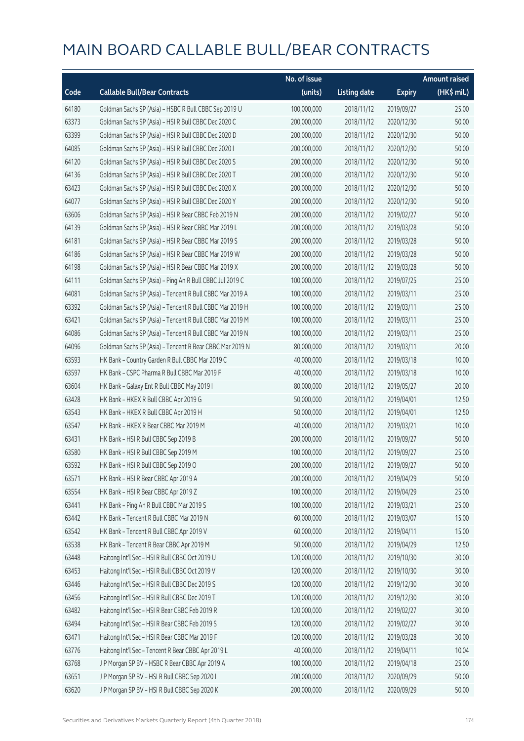# MAIN BOARD CALLABLE BULL/BEAR CONTRACTS

| Code | Callable Bull/Bear Contracts | No. of issue (units) | Listing date | Expiry | Amount raised (HK$ mil.) |
|---|---|---|---|---|---|
| 64180 | Goldman Sachs SP (Asia) - HSBC R Bull CBBC Sep 2019 U | 100,000,000 | 2018/11/12 | 2019/09/27 | 25.00 |
| 63373 | Goldman Sachs SP (Asia) - HSI R Bull CBBC Dec 2020 C | 200,000,000 | 2018/11/12 | 2020/12/30 | 50.00 |
| 63399 | Goldman Sachs SP (Asia) - HSI R Bull CBBC Dec 2020 D | 200,000,000 | 2018/11/12 | 2020/12/30 | 50.00 |
| 64085 | Goldman Sachs SP (Asia) - HSI R Bull CBBC Dec 2020 I | 200,000,000 | 2018/11/12 | 2020/12/30 | 50.00 |
| 64120 | Goldman Sachs SP (Asia) - HSI R Bull CBBC Dec 2020 S | 200,000,000 | 2018/11/12 | 2020/12/30 | 50.00 |
| 64136 | Goldman Sachs SP (Asia) - HSI R Bull CBBC Dec 2020 T | 200,000,000 | 2018/11/12 | 2020/12/30 | 50.00 |
| 63423 | Goldman Sachs SP (Asia) - HSI R Bull CBBC Dec 2020 X | 200,000,000 | 2018/11/12 | 2020/12/30 | 50.00 |
| 64077 | Goldman Sachs SP (Asia) - HSI R Bull CBBC Dec 2020 Y | 200,000,000 | 2018/11/12 | 2020/12/30 | 50.00 |
| 63606 | Goldman Sachs SP (Asia) - HSI R Bear CBBC Feb 2019 N | 200,000,000 | 2018/11/12 | 2019/02/27 | 50.00 |
| 64139 | Goldman Sachs SP (Asia) - HSI R Bear CBBC Mar 2019 L | 200,000,000 | 2018/11/12 | 2019/03/28 | 50.00 |
| 64181 | Goldman Sachs SP (Asia) - HSI R Bear CBBC Mar 2019 S | 200,000,000 | 2018/11/12 | 2019/03/28 | 50.00 |
| 64186 | Goldman Sachs SP (Asia) - HSI R Bear CBBC Mar 2019 W | 200,000,000 | 2018/11/12 | 2019/03/28 | 50.00 |
| 64198 | Goldman Sachs SP (Asia) - HSI R Bear CBBC Mar 2019 X | 200,000,000 | 2018/11/12 | 2019/03/28 | 50.00 |
| 64111 | Goldman Sachs SP (Asia) - Ping An R Bull CBBC Jul 2019 C | 100,000,000 | 2018/11/12 | 2019/07/25 | 25.00 |
| 64081 | Goldman Sachs SP (Asia) - Tencent R Bull CBBC Mar 2019 A | 100,000,000 | 2018/11/12 | 2019/03/11 | 25.00 |
| 63392 | Goldman Sachs SP (Asia) - Tencent R Bull CBBC Mar 2019 H | 100,000,000 | 2018/11/12 | 2019/03/11 | 25.00 |
| 63421 | Goldman Sachs SP (Asia) - Tencent R Bull CBBC Mar 2019 M | 100,000,000 | 2018/11/12 | 2019/03/11 | 25.00 |
| 64086 | Goldman Sachs SP (Asia) - Tencent R Bull CBBC Mar 2019 N | 100,000,000 | 2018/11/12 | 2019/03/11 | 25.00 |
| 64096 | Goldman Sachs SP (Asia) - Tencent R Bear CBBC Mar 2019 N | 80,000,000 | 2018/11/12 | 2019/03/11 | 20.00 |
| 63593 | HK Bank - Country Garden R Bull CBBC Mar 2019 C | 40,000,000 | 2018/11/12 | 2019/03/18 | 10.00 |
| 63597 | HK Bank - CSPC Pharma R Bull CBBC Mar 2019 F | 40,000,000 | 2018/11/12 | 2019/03/18 | 10.00 |
| 63604 | HK Bank - Galaxy Ent R Bull CBBC May 2019 I | 80,000,000 | 2018/11/12 | 2019/05/27 | 20.00 |
| 63428 | HK Bank - HKEX R Bull CBBC Apr 2019 G | 50,000,000 | 2018/11/12 | 2019/04/01 | 12.50 |
| 63543 | HK Bank - HKEX R Bull CBBC Apr 2019 H | 50,000,000 | 2018/11/12 | 2019/04/01 | 12.50 |
| 63547 | HK Bank - HKEX R Bear CBBC Mar 2019 M | 40,000,000 | 2018/11/12 | 2019/03/21 | 10.00 |
| 63431 | HK Bank - HSI R Bull CBBC Sep 2019 B | 200,000,000 | 2018/11/12 | 2019/09/27 | 50.00 |
| 63580 | HK Bank - HSI R Bull CBBC Sep 2019 M | 100,000,000 | 2018/11/12 | 2019/09/27 | 25.00 |
| 63592 | HK Bank - HSI R Bull CBBC Sep 2019 O | 200,000,000 | 2018/11/12 | 2019/09/27 | 50.00 |
| 63571 | HK Bank - HSI R Bear CBBC Apr 2019 A | 200,000,000 | 2018/11/12 | 2019/04/29 | 50.00 |
| 63554 | HK Bank - HSI R Bear CBBC Apr 2019 Z | 100,000,000 | 2018/11/12 | 2019/04/29 | 25.00 |
| 63441 | HK Bank - Ping An R Bull CBBC Mar 2019 S | 100,000,000 | 2018/11/12 | 2019/03/21 | 25.00 |
| 63442 | HK Bank - Tencent R Bull CBBC Mar 2019 N | 60,000,000 | 2018/11/12 | 2019/03/07 | 15.00 |
| 63542 | HK Bank - Tencent R Bull CBBC Apr 2019 V | 60,000,000 | 2018/11/12 | 2019/04/11 | 15.00 |
| 63538 | HK Bank - Tencent R Bear CBBC Apr 2019 M | 50,000,000 | 2018/11/12 | 2019/04/29 | 12.50 |
| 63448 | Haitong Int'l Sec - HSI R Bull CBBC Oct 2019 U | 120,000,000 | 2018/11/12 | 2019/10/30 | 30.00 |
| 63453 | Haitong Int'l Sec - HSI R Bull CBBC Oct 2019 V | 120,000,000 | 2018/11/12 | 2019/10/30 | 30.00 |
| 63446 | Haitong Int'l Sec - HSI R Bull CBBC Dec 2019 S | 120,000,000 | 2018/11/12 | 2019/12/30 | 30.00 |
| 63456 | Haitong Int'l Sec - HSI R Bull CBBC Dec 2019 T | 120,000,000 | 2018/11/12 | 2019/12/30 | 30.00 |
| 63482 | Haitong Int'l Sec - HSI R Bear CBBC Feb 2019 R | 120,000,000 | 2018/11/12 | 2019/02/27 | 30.00 |
| 63494 | Haitong Int'l Sec - HSI R Bear CBBC Feb 2019 S | 120,000,000 | 2018/11/12 | 2019/02/27 | 30.00 |
| 63471 | Haitong Int'l Sec - HSI R Bear CBBC Mar 2019 F | 120,000,000 | 2018/11/12 | 2019/03/28 | 30.00 |
| 63776 | Haitong Int'l Sec - Tencent R Bear CBBC Apr 2019 L | 40,000,000 | 2018/11/12 | 2019/04/11 | 10.04 |
| 63768 | J P Morgan SP BV - HSBC R Bear CBBC Apr 2019 A | 100,000,000 | 2018/11/12 | 2019/04/18 | 25.00 |
| 63651 | J P Morgan SP BV - HSI R Bull CBBC Sep 2020 I | 200,000,000 | 2018/11/12 | 2020/09/29 | 50.00 |
| 63620 | J P Morgan SP BV - HSI R Bull CBBC Sep 2020 K | 200,000,000 | 2018/11/12 | 2020/09/29 | 50.00 |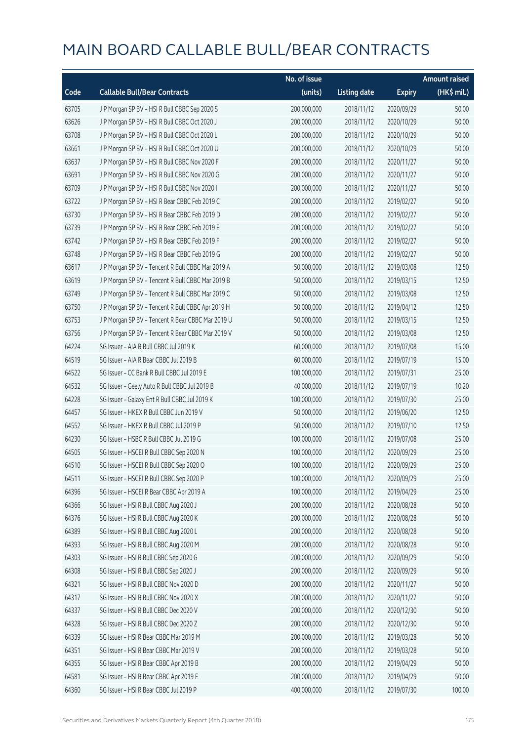# MAIN BOARD CALLABLE BULL/BEAR CONTRACTS

| Code | Callable Bull/Bear Contracts | No. of issue (units) | Listing date | Expiry | Amount raised (HK$ mil.) |
|---|---|---|---|---|---|
| 63705 | J P Morgan SP BV – HSI R Bull CBBC Sep 2020 S | 200,000,000 | 2018/11/12 | 2020/09/29 | 50.00 |
| 63626 | J P Morgan SP BV – HSI R Bull CBBC Oct 2020 J | 200,000,000 | 2018/11/12 | 2020/10/29 | 50.00 |
| 63708 | J P Morgan SP BV – HSI R Bull CBBC Oct 2020 L | 200,000,000 | 2018/11/12 | 2020/10/29 | 50.00 |
| 63661 | J P Morgan SP BV – HSI R Bull CBBC Oct 2020 U | 200,000,000 | 2018/11/12 | 2020/10/29 | 50.00 |
| 63637 | J P Morgan SP BV – HSI R Bull CBBC Nov 2020 F | 200,000,000 | 2018/11/12 | 2020/11/27 | 50.00 |
| 63691 | J P Morgan SP BV – HSI R Bull CBBC Nov 2020 G | 200,000,000 | 2018/11/12 | 2020/11/27 | 50.00 |
| 63709 | J P Morgan SP BV – HSI R Bull CBBC Nov 2020 I | 200,000,000 | 2018/11/12 | 2020/11/27 | 50.00 |
| 63722 | J P Morgan SP BV – HSI R Bear CBBC Feb 2019 C | 200,000,000 | 2018/11/12 | 2019/02/27 | 50.00 |
| 63730 | J P Morgan SP BV – HSI R Bear CBBC Feb 2019 D | 200,000,000 | 2018/11/12 | 2019/02/27 | 50.00 |
| 63739 | J P Morgan SP BV – HSI R Bear CBBC Feb 2019 E | 200,000,000 | 2018/11/12 | 2019/02/27 | 50.00 |
| 63742 | J P Morgan SP BV – HSI R Bear CBBC Feb 2019 F | 200,000,000 | 2018/11/12 | 2019/02/27 | 50.00 |
| 63748 | J P Morgan SP BV – HSI R Bear CBBC Feb 2019 G | 200,000,000 | 2018/11/12 | 2019/02/27 | 50.00 |
| 63617 | J P Morgan SP BV – Tencent R Bull CBBC Mar 2019 A | 50,000,000 | 2018/11/12 | 2019/03/08 | 12.50 |
| 63619 | J P Morgan SP BV – Tencent R Bull CBBC Mar 2019 B | 50,000,000 | 2018/11/12 | 2019/03/15 | 12.50 |
| 63749 | J P Morgan SP BV – Tencent R Bull CBBC Mar 2019 C | 50,000,000 | 2018/11/12 | 2019/03/08 | 12.50 |
| 63750 | J P Morgan SP BV – Tencent R Bull CBBC Apr 2019 H | 50,000,000 | 2018/11/12 | 2019/04/12 | 12.50 |
| 63753 | J P Morgan SP BV – Tencent R Bear CBBC Mar 2019 U | 50,000,000 | 2018/11/12 | 2019/03/15 | 12.50 |
| 63756 | J P Morgan SP BV – Tencent R Bear CBBC Mar 2019 V | 50,000,000 | 2018/11/12 | 2019/03/08 | 12.50 |
| 64224 | SG Issuer – AIA R Bull CBBC Jul 2019 K | 60,000,000 | 2018/11/12 | 2019/07/08 | 15.00 |
| 64519 | SG Issuer – AIA R Bear CBBC Jul 2019 B | 60,000,000 | 2018/11/12 | 2019/07/19 | 15.00 |
| 64522 | SG Issuer – CC Bank R Bull CBBC Jul 2019 E | 100,000,000 | 2018/11/12 | 2019/07/31 | 25.00 |
| 64532 | SG Issuer – Geely Auto R Bull CBBC Jul 2019 B | 40,000,000 | 2018/11/12 | 2019/07/19 | 10.20 |
| 64228 | SG Issuer – Galaxy Ent R Bull CBBC Jul 2019 K | 100,000,000 | 2018/11/12 | 2019/07/30 | 25.00 |
| 64457 | SG Issuer – HKEX R Bull CBBC Jun 2019 V | 50,000,000 | 2018/11/12 | 2019/06/20 | 12.50 |
| 64552 | SG Issuer – HKEX R Bull CBBC Jul 2019 P | 50,000,000 | 2018/11/12 | 2019/07/10 | 12.50 |
| 64230 | SG Issuer – HSBC R Bull CBBC Jul 2019 G | 100,000,000 | 2018/11/12 | 2019/07/08 | 25.00 |
| 64505 | SG Issuer – HSCEI R Bull CBBC Sep 2020 N | 100,000,000 | 2018/11/12 | 2020/09/29 | 25.00 |
| 64510 | SG Issuer – HSCEI R Bull CBBC Sep 2020 O | 100,000,000 | 2018/11/12 | 2020/09/29 | 25.00 |
| 64511 | SG Issuer – HSCEI R Bull CBBC Sep 2020 P | 100,000,000 | 2018/11/12 | 2020/09/29 | 25.00 |
| 64396 | SG Issuer – HSCEI R Bear CBBC Apr 2019 A | 100,000,000 | 2018/11/12 | 2019/04/29 | 25.00 |
| 64366 | SG Issuer – HSI R Bull CBBC Aug 2020 J | 200,000,000 | 2018/11/12 | 2020/08/28 | 50.00 |
| 64376 | SG Issuer – HSI R Bull CBBC Aug 2020 K | 200,000,000 | 2018/11/12 | 2020/08/28 | 50.00 |
| 64389 | SG Issuer – HSI R Bull CBBC Aug 2020 L | 200,000,000 | 2018/11/12 | 2020/08/28 | 50.00 |
| 64393 | SG Issuer – HSI R Bull CBBC Aug 2020 M | 200,000,000 | 2018/11/12 | 2020/08/28 | 50.00 |
| 64303 | SG Issuer – HSI R Bull CBBC Sep 2020 G | 200,000,000 | 2018/11/12 | 2020/09/29 | 50.00 |
| 64308 | SG Issuer – HSI R Bull CBBC Sep 2020 J | 200,000,000 | 2018/11/12 | 2020/09/29 | 50.00 |
| 64321 | SG Issuer – HSI R Bull CBBC Nov 2020 D | 200,000,000 | 2018/11/12 | 2020/11/27 | 50.00 |
| 64317 | SG Issuer – HSI R Bull CBBC Nov 2020 X | 200,000,000 | 2018/11/12 | 2020/11/27 | 50.00 |
| 64337 | SG Issuer – HSI R Bull CBBC Dec 2020 V | 200,000,000 | 2018/11/12 | 2020/12/30 | 50.00 |
| 64328 | SG Issuer – HSI R Bull CBBC Dec 2020 Z | 200,000,000 | 2018/11/12 | 2020/12/30 | 50.00 |
| 64339 | SG Issuer – HSI R Bear CBBC Mar 2019 M | 200,000,000 | 2018/11/12 | 2019/03/28 | 50.00 |
| 64351 | SG Issuer – HSI R Bear CBBC Mar 2019 V | 200,000,000 | 2018/11/12 | 2019/03/28 | 50.00 |
| 64355 | SG Issuer – HSI R Bear CBBC Apr 2019 B | 200,000,000 | 2018/11/12 | 2019/04/29 | 50.00 |
| 64581 | SG Issuer – HSI R Bear CBBC Apr 2019 E | 200,000,000 | 2018/11/12 | 2019/04/29 | 50.00 |
| 64360 | SG Issuer – HSI R Bear CBBC Jul 2019 P | 400,000,000 | 2018/11/12 | 2019/07/30 | 100.00 |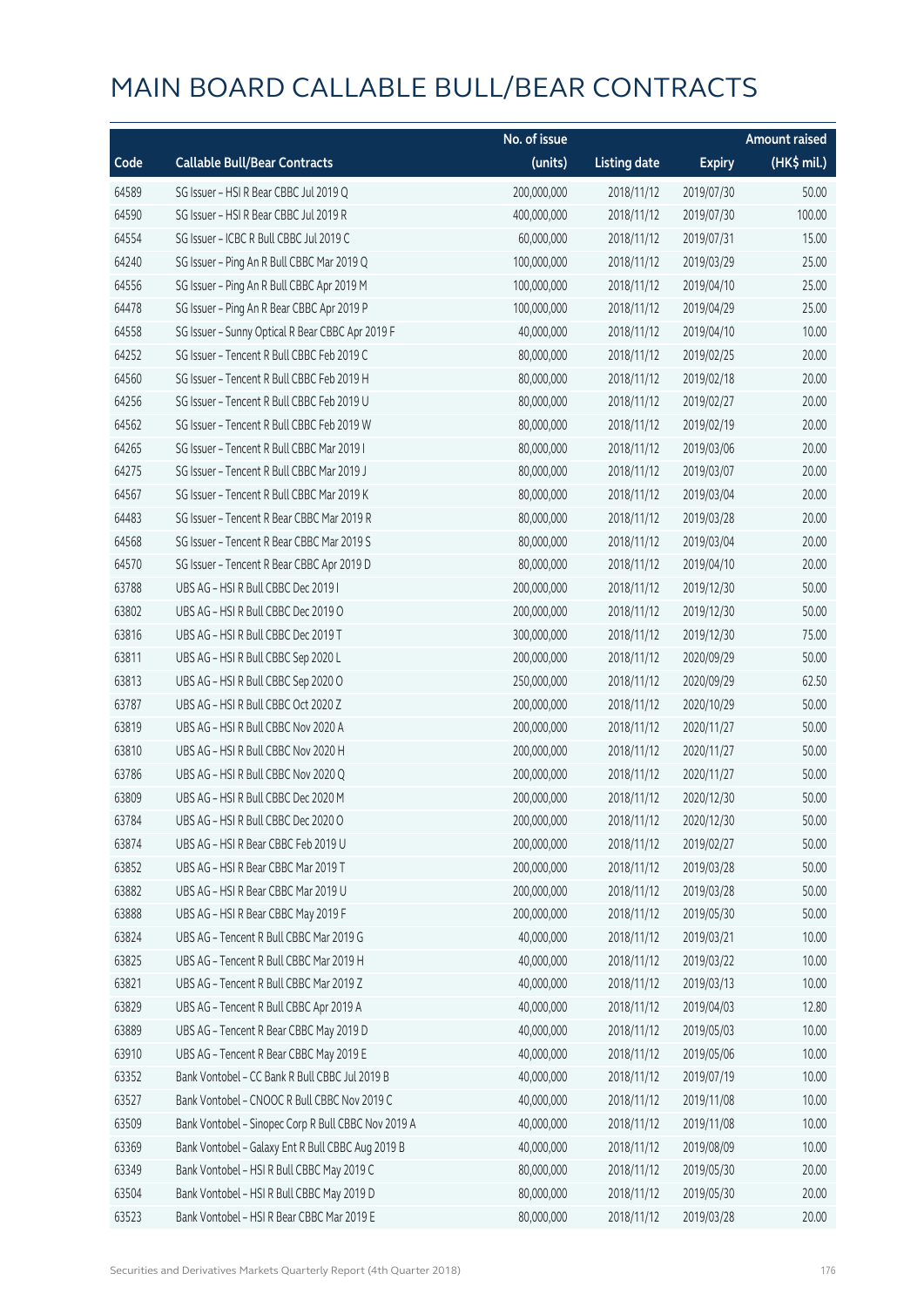# MAIN BOARD CALLABLE BULL/BEAR CONTRACTS

| Code | Callable Bull/Bear Contracts | No. of issue (units) | Listing date | Expiry | Amount raised (HK$ mil.) |
|---|---|---|---|---|---|
| 64589 | SG Issuer – HSI R Bear CBBC Jul 2019 Q | 200,000,000 | 2018/11/12 | 2019/07/30 | 50.00 |
| 64590 | SG Issuer – HSI R Bear CBBC Jul 2019 R | 400,000,000 | 2018/11/12 | 2019/07/30 | 100.00 |
| 64554 | SG Issuer – ICBC R Bull CBBC Jul 2019 C | 60,000,000 | 2018/11/12 | 2019/07/31 | 15.00 |
| 64240 | SG Issuer – Ping An R Bull CBBC Mar 2019 Q | 100,000,000 | 2018/11/12 | 2019/03/29 | 25.00 |
| 64556 | SG Issuer – Ping An R Bull CBBC Apr 2019 M | 100,000,000 | 2018/11/12 | 2019/04/10 | 25.00 |
| 64478 | SG Issuer – Ping An R Bear CBBC Apr 2019 P | 100,000,000 | 2018/11/12 | 2019/04/29 | 25.00 |
| 64558 | SG Issuer – Sunny Optical R Bear CBBC Apr 2019 F | 40,000,000 | 2018/11/12 | 2019/04/10 | 10.00 |
| 64252 | SG Issuer – Tencent R Bull CBBC Feb 2019 C | 80,000,000 | 2018/11/12 | 2019/02/25 | 20.00 |
| 64560 | SG Issuer – Tencent R Bull CBBC Feb 2019 H | 80,000,000 | 2018/11/12 | 2019/02/18 | 20.00 |
| 64256 | SG Issuer – Tencent R Bull CBBC Feb 2019 U | 80,000,000 | 2018/11/12 | 2019/02/27 | 20.00 |
| 64562 | SG Issuer – Tencent R Bull CBBC Feb 2019 W | 80,000,000 | 2018/11/12 | 2019/02/19 | 20.00 |
| 64265 | SG Issuer – Tencent R Bull CBBC Mar 2019 I | 80,000,000 | 2018/11/12 | 2019/03/06 | 20.00 |
| 64275 | SG Issuer – Tencent R Bull CBBC Mar 2019 J | 80,000,000 | 2018/11/12 | 2019/03/07 | 20.00 |
| 64567 | SG Issuer – Tencent R Bull CBBC Mar 2019 K | 80,000,000 | 2018/11/12 | 2019/03/04 | 20.00 |
| 64483 | SG Issuer – Tencent R Bear CBBC Mar 2019 R | 80,000,000 | 2018/11/12 | 2019/03/28 | 20.00 |
| 64568 | SG Issuer – Tencent R Bear CBBC Mar 2019 S | 80,000,000 | 2018/11/12 | 2019/03/04 | 20.00 |
| 64570 | SG Issuer – Tencent R Bear CBBC Apr 2019 D | 80,000,000 | 2018/11/12 | 2019/04/10 | 20.00 |
| 63788 | UBS AG – HSI R Bull CBBC Dec 2019 I | 200,000,000 | 2018/11/12 | 2019/12/30 | 50.00 |
| 63802 | UBS AG – HSI R Bull CBBC Dec 2019 O | 200,000,000 | 2018/11/12 | 2019/12/30 | 50.00 |
| 63816 | UBS AG – HSI R Bull CBBC Dec 2019 T | 300,000,000 | 2018/11/12 | 2019/12/30 | 75.00 |
| 63811 | UBS AG – HSI R Bull CBBC Sep 2020 L | 200,000,000 | 2018/11/12 | 2020/09/29 | 50.00 |
| 63813 | UBS AG – HSI R Bull CBBC Sep 2020 O | 250,000,000 | 2018/11/12 | 2020/09/29 | 62.50 |
| 63787 | UBS AG – HSI R Bull CBBC Oct 2020 Z | 200,000,000 | 2018/11/12 | 2020/10/29 | 50.00 |
| 63819 | UBS AG – HSI R Bull CBBC Nov 2020 A | 200,000,000 | 2018/11/12 | 2020/11/27 | 50.00 |
| 63810 | UBS AG – HSI R Bull CBBC Nov 2020 H | 200,000,000 | 2018/11/12 | 2020/11/27 | 50.00 |
| 63786 | UBS AG – HSI R Bull CBBC Nov 2020 Q | 200,000,000 | 2018/11/12 | 2020/11/27 | 50.00 |
| 63809 | UBS AG – HSI R Bull CBBC Dec 2020 M | 200,000,000 | 2018/11/12 | 2020/12/30 | 50.00 |
| 63784 | UBS AG – HSI R Bull CBBC Dec 2020 O | 200,000,000 | 2018/11/12 | 2020/12/30 | 50.00 |
| 63874 | UBS AG – HSI R Bear CBBC Feb 2019 U | 200,000,000 | 2018/11/12 | 2019/02/27 | 50.00 |
| 63852 | UBS AG – HSI R Bear CBBC Mar 2019 T | 200,000,000 | 2018/11/12 | 2019/03/28 | 50.00 |
| 63882 | UBS AG – HSI R Bear CBBC Mar 2019 U | 200,000,000 | 2018/11/12 | 2019/03/28 | 50.00 |
| 63888 | UBS AG – HSI R Bear CBBC May 2019 F | 200,000,000 | 2018/11/12 | 2019/05/30 | 50.00 |
| 63824 | UBS AG – Tencent R Bull CBBC Mar 2019 G | 40,000,000 | 2018/11/12 | 2019/03/21 | 10.00 |
| 63825 | UBS AG – Tencent R Bull CBBC Mar 2019 H | 40,000,000 | 2018/11/12 | 2019/03/22 | 10.00 |
| 63821 | UBS AG – Tencent R Bull CBBC Mar 2019 Z | 40,000,000 | 2018/11/12 | 2019/03/13 | 10.00 |
| 63829 | UBS AG – Tencent R Bull CBBC Apr 2019 A | 40,000,000 | 2018/11/12 | 2019/04/03 | 12.80 |
| 63889 | UBS AG – Tencent R Bear CBBC May 2019 D | 40,000,000 | 2018/11/12 | 2019/05/03 | 10.00 |
| 63910 | UBS AG – Tencent R Bear CBBC May 2019 E | 40,000,000 | 2018/11/12 | 2019/05/06 | 10.00 |
| 63352 | Bank Vontobel – CC Bank R Bull CBBC Jul 2019 B | 40,000,000 | 2018/11/12 | 2019/07/19 | 10.00 |
| 63527 | Bank Vontobel – CNOOC R Bull CBBC Nov 2019 C | 40,000,000 | 2018/11/12 | 2019/11/08 | 10.00 |
| 63509 | Bank Vontobel – Sinopec Corp R Bull CBBC Nov 2019 A | 40,000,000 | 2018/11/12 | 2019/11/08 | 10.00 |
| 63369 | Bank Vontobel – Galaxy Ent R Bull CBBC Aug 2019 B | 40,000,000 | 2018/11/12 | 2019/08/09 | 10.00 |
| 63349 | Bank Vontobel – HSI R Bull CBBC May 2019 C | 80,000,000 | 2018/11/12 | 2019/05/30 | 20.00 |
| 63504 | Bank Vontobel – HSI R Bull CBBC May 2019 D | 80,000,000 | 2018/11/12 | 2019/05/30 | 20.00 |
| 63523 | Bank Vontobel – HSI R Bear CBBC Mar 2019 E | 80,000,000 | 2018/11/12 | 2019/03/28 | 20.00 |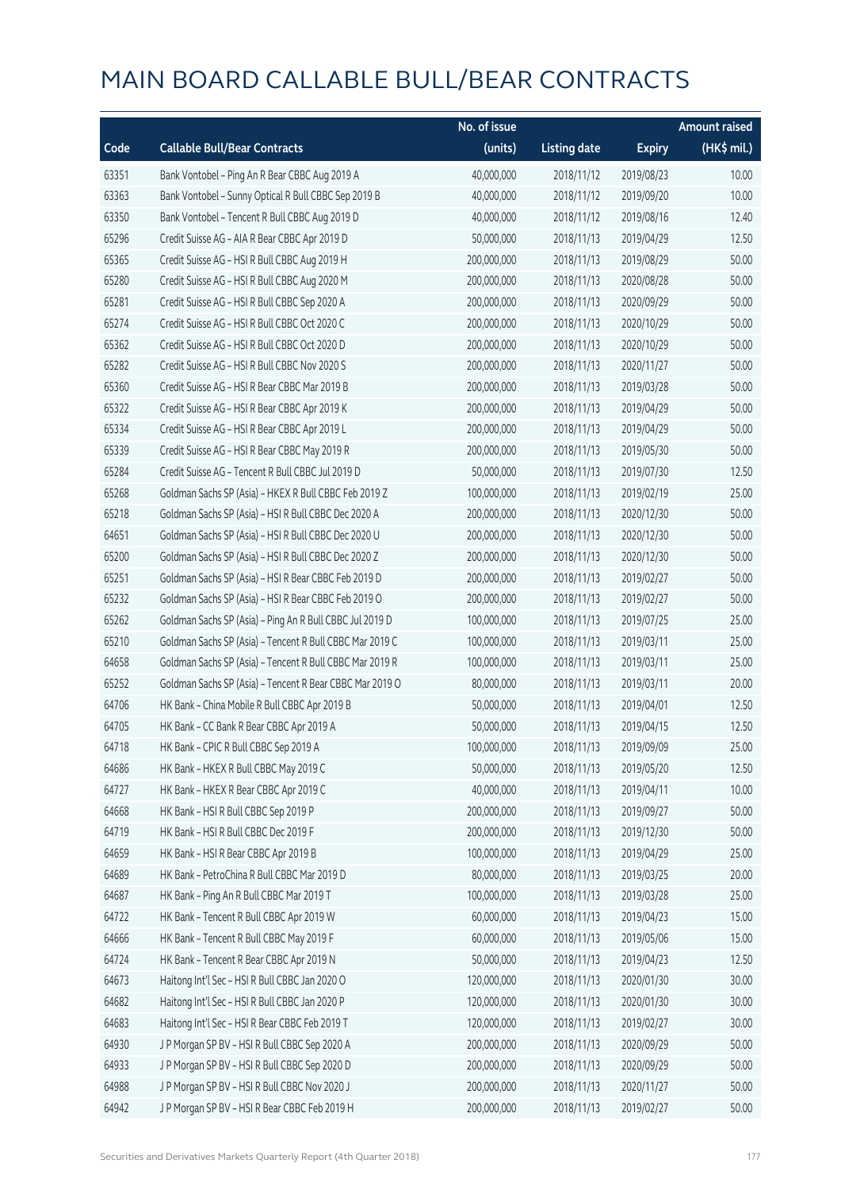# MAIN BOARD CALLABLE BULL/BEAR CONTRACTS

| Code | Callable Bull/Bear Contracts | No. of issue (units) | Listing date | Expiry | Amount raised (HK$ mil.) |
|---|---|---|---|---|---|
| 63351 | Bank Vontobel - Ping An R Bear CBBC Aug 2019 A | 40,000,000 | 2018/11/12 | 2019/08/23 | 10.00 |
| 63363 | Bank Vontobel - Sunny Optical R Bull CBBC Sep 2019 B | 40,000,000 | 2018/11/12 | 2019/09/20 | 10.00 |
| 63350 | Bank Vontobel - Tencent R Bull CBBC Aug 2019 D | 40,000,000 | 2018/11/12 | 2019/08/16 | 12.40 |
| 65296 | Credit Suisse AG - AIA R Bear CBBC Apr 2019 D | 50,000,000 | 2018/11/13 | 2019/04/29 | 12.50 |
| 65365 | Credit Suisse AG - HSI R Bull CBBC Aug 2019 H | 200,000,000 | 2018/11/13 | 2019/08/29 | 50.00 |
| 65280 | Credit Suisse AG - HSI R Bull CBBC Aug 2020 M | 200,000,000 | 2018/11/13 | 2020/08/28 | 50.00 |
| 65281 | Credit Suisse AG - HSI R Bull CBBC Sep 2020 A | 200,000,000 | 2018/11/13 | 2020/09/29 | 50.00 |
| 65274 | Credit Suisse AG - HSI R Bull CBBC Oct 2020 C | 200,000,000 | 2018/11/13 | 2020/10/29 | 50.00 |
| 65362 | Credit Suisse AG - HSI R Bull CBBC Oct 2020 D | 200,000,000 | 2018/11/13 | 2020/10/29 | 50.00 |
| 65282 | Credit Suisse AG - HSI R Bull CBBC Nov 2020 S | 200,000,000 | 2018/11/13 | 2020/11/27 | 50.00 |
| 65360 | Credit Suisse AG - HSI R Bear CBBC Mar 2019 B | 200,000,000 | 2018/11/13 | 2019/03/28 | 50.00 |
| 65322 | Credit Suisse AG - HSI R Bear CBBC Apr 2019 K | 200,000,000 | 2018/11/13 | 2019/04/29 | 50.00 |
| 65334 | Credit Suisse AG - HSI R Bear CBBC Apr 2019 L | 200,000,000 | 2018/11/13 | 2019/04/29 | 50.00 |
| 65339 | Credit Suisse AG - HSI R Bear CBBC May 2019 R | 200,000,000 | 2018/11/13 | 2019/05/30 | 50.00 |
| 65284 | Credit Suisse AG - Tencent R Bull CBBC Jul 2019 D | 50,000,000 | 2018/11/13 | 2019/07/30 | 12.50 |
| 65268 | Goldman Sachs SP (Asia) - HKEX R Bull CBBC Feb 2019 Z | 100,000,000 | 2018/11/13 | 2019/02/19 | 25.00 |
| 65218 | Goldman Sachs SP (Asia) - HSI R Bull CBBC Dec 2020 A | 200,000,000 | 2018/11/13 | 2020/12/30 | 50.00 |
| 64651 | Goldman Sachs SP (Asia) - HSI R Bull CBBC Dec 2020 U | 200,000,000 | 2018/11/13 | 2020/12/30 | 50.00 |
| 65200 | Goldman Sachs SP (Asia) - HSI R Bull CBBC Dec 2020 Z | 200,000,000 | 2018/11/13 | 2020/12/30 | 50.00 |
| 65251 | Goldman Sachs SP (Asia) - HSI R Bear CBBC Feb 2019 D | 200,000,000 | 2018/11/13 | 2019/02/27 | 50.00 |
| 65232 | Goldman Sachs SP (Asia) - HSI R Bear CBBC Feb 2019 O | 200,000,000 | 2018/11/13 | 2019/02/27 | 50.00 |
| 65262 | Goldman Sachs SP (Asia) - Ping An R Bull CBBC Jul 2019 D | 100,000,000 | 2018/11/13 | 2019/07/25 | 25.00 |
| 65210 | Goldman Sachs SP (Asia) - Tencent R Bull CBBC Mar 2019 C | 100,000,000 | 2018/11/13 | 2019/03/11 | 25.00 |
| 64658 | Goldman Sachs SP (Asia) - Tencent R Bull CBBC Mar 2019 R | 100,000,000 | 2018/11/13 | 2019/03/11 | 25.00 |
| 65252 | Goldman Sachs SP (Asia) - Tencent R Bear CBBC Mar 2019 O | 80,000,000 | 2018/11/13 | 2019/03/11 | 20.00 |
| 64706 | HK Bank - China Mobile R Bull CBBC Apr 2019 B | 50,000,000 | 2018/11/13 | 2019/04/01 | 12.50 |
| 64705 | HK Bank - CC Bank R Bear CBBC Apr 2019 A | 50,000,000 | 2018/11/13 | 2019/04/15 | 12.50 |
| 64718 | HK Bank - CPIC R Bull CBBC Sep 2019 A | 100,000,000 | 2018/11/13 | 2019/09/09 | 25.00 |
| 64686 | HK Bank - HKEX R Bull CBBC May 2019 C | 50,000,000 | 2018/11/13 | 2019/05/20 | 12.50 |
| 64727 | HK Bank - HKEX R Bear CBBC Apr 2019 C | 40,000,000 | 2018/11/13 | 2019/04/11 | 10.00 |
| 64668 | HK Bank - HSI R Bull CBBC Sep 2019 P | 200,000,000 | 2018/11/13 | 2019/09/27 | 50.00 |
| 64719 | HK Bank - HSI R Bull CBBC Dec 2019 F | 200,000,000 | 2018/11/13 | 2019/12/30 | 50.00 |
| 64659 | HK Bank - HSI R Bear CBBC Apr 2019 B | 100,000,000 | 2018/11/13 | 2019/04/29 | 25.00 |
| 64689 | HK Bank - PetroChina R Bull CBBC Mar 2019 D | 80,000,000 | 2018/11/13 | 2019/03/25 | 20.00 |
| 64687 | HK Bank - Ping An R Bull CBBC Mar 2019 T | 100,000,000 | 2018/11/13 | 2019/03/28 | 25.00 |
| 64722 | HK Bank - Tencent R Bull CBBC Apr 2019 W | 60,000,000 | 2018/11/13 | 2019/04/23 | 15.00 |
| 64666 | HK Bank - Tencent R Bull CBBC May 2019 F | 60,000,000 | 2018/11/13 | 2019/05/06 | 15.00 |
| 64724 | HK Bank - Tencent R Bear CBBC Apr 2019 N | 50,000,000 | 2018/11/13 | 2019/04/23 | 12.50 |
| 64673 | Haitong Int'l Sec - HSI R Bull CBBC Jan 2020 O | 120,000,000 | 2018/11/13 | 2020/01/30 | 30.00 |
| 64682 | Haitong Int'l Sec - HSI R Bull CBBC Jan 2020 P | 120,000,000 | 2018/11/13 | 2020/01/30 | 30.00 |
| 64683 | Haitong Int'l Sec - HSI R Bear CBBC Feb 2019 T | 120,000,000 | 2018/11/13 | 2019/02/27 | 30.00 |
| 64930 | J P Morgan SP BV - HSI R Bull CBBC Sep 2020 A | 200,000,000 | 2018/11/13 | 2020/09/29 | 50.00 |
| 64933 | J P Morgan SP BV - HSI R Bull CBBC Sep 2020 D | 200,000,000 | 2018/11/13 | 2020/09/29 | 50.00 |
| 64988 | J P Morgan SP BV - HSI R Bull CBBC Nov 2020 J | 200,000,000 | 2018/11/13 | 2020/11/27 | 50.00 |
| 64942 | J P Morgan SP BV - HSI R Bear CBBC Feb 2019 H | 200,000,000 | 2018/11/13 | 2019/02/27 | 50.00 |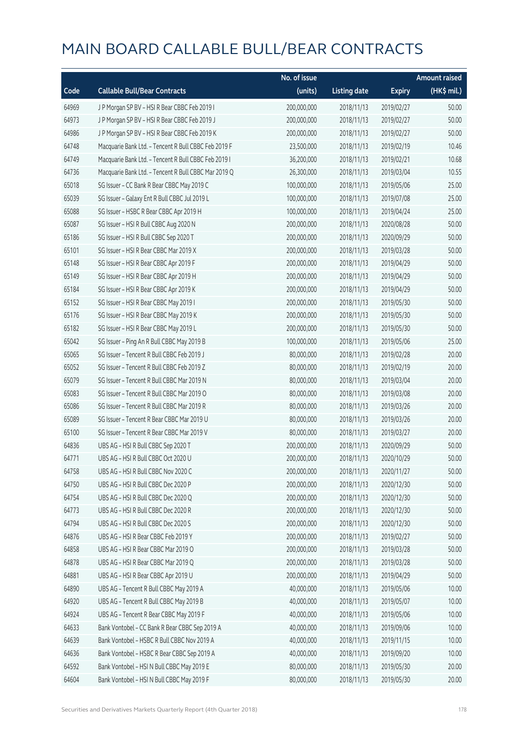# MAIN BOARD CALLABLE BULL/BEAR CONTRACTS

| Code | Callable Bull/Bear Contracts | No. of issue (units) | Listing date | Expiry | Amount raised (HK$ mil.) |
|---|---|---|---|---|---|
| 64969 | J P Morgan SP BV – HSI R Bear CBBC Feb 2019 I | 200,000,000 | 2018/11/13 | 2019/02/27 | 50.00 |
| 64973 | J P Morgan SP BV – HSI R Bear CBBC Feb 2019 J | 200,000,000 | 2018/11/13 | 2019/02/27 | 50.00 |
| 64986 | J P Morgan SP BV – HSI R Bear CBBC Feb 2019 K | 200,000,000 | 2018/11/13 | 2019/02/27 | 50.00 |
| 64748 | Macquarie Bank Ltd. – Tencent R Bull CBBC Feb 2019 F | 23,500,000 | 2018/11/13 | 2019/02/19 | 10.46 |
| 64749 | Macquarie Bank Ltd. – Tencent R Bull CBBC Feb 2019 I | 36,200,000 | 2018/11/13 | 2019/02/21 | 10.68 |
| 64736 | Macquarie Bank Ltd. – Tencent R Bull CBBC Mar 2019 Q | 26,300,000 | 2018/11/13 | 2019/03/04 | 10.55 |
| 65018 | SG Issuer – CC Bank R Bear CBBC May 2019 C | 100,000,000 | 2018/11/13 | 2019/05/06 | 25.00 |
| 65039 | SG Issuer – Galaxy Ent R Bull CBBC Jul 2019 L | 100,000,000 | 2018/11/13 | 2019/07/08 | 25.00 |
| 65088 | SG Issuer – HSBC R Bear CBBC Apr 2019 H | 100,000,000 | 2018/11/13 | 2019/04/24 | 25.00 |
| 65087 | SG Issuer – HSI R Bull CBBC Aug 2020 N | 200,000,000 | 2018/11/13 | 2020/08/28 | 50.00 |
| 65186 | SG Issuer – HSI R Bull CBBC Sep 2020 T | 200,000,000 | 2018/11/13 | 2020/09/29 | 50.00 |
| 65101 | SG Issuer – HSI R Bear CBBC Mar 2019 X | 200,000,000 | 2018/11/13 | 2019/03/28 | 50.00 |
| 65148 | SG Issuer – HSI R Bear CBBC Apr 2019 F | 200,000,000 | 2018/11/13 | 2019/04/29 | 50.00 |
| 65149 | SG Issuer – HSI R Bear CBBC Apr 2019 H | 200,000,000 | 2018/11/13 | 2019/04/29 | 50.00 |
| 65184 | SG Issuer – HSI R Bear CBBC Apr 2019 K | 200,000,000 | 2018/11/13 | 2019/04/29 | 50.00 |
| 65152 | SG Issuer – HSI R Bear CBBC May 2019 I | 200,000,000 | 2018/11/13 | 2019/05/30 | 50.00 |
| 65176 | SG Issuer – HSI R Bear CBBC May 2019 K | 200,000,000 | 2018/11/13 | 2019/05/30 | 50.00 |
| 65182 | SG Issuer – HSI R Bear CBBC May 2019 L | 200,000,000 | 2018/11/13 | 2019/05/30 | 50.00 |
| 65042 | SG Issuer – Ping An R Bull CBBC May 2019 B | 100,000,000 | 2018/11/13 | 2019/05/06 | 25.00 |
| 65065 | SG Issuer – Tencent R Bull CBBC Feb 2019 J | 80,000,000 | 2018/11/13 | 2019/02/28 | 20.00 |
| 65052 | SG Issuer – Tencent R Bull CBBC Feb 2019 Z | 80,000,000 | 2018/11/13 | 2019/02/19 | 20.00 |
| 65079 | SG Issuer – Tencent R Bull CBBC Mar 2019 N | 80,000,000 | 2018/11/13 | 2019/03/04 | 20.00 |
| 65083 | SG Issuer – Tencent R Bull CBBC Mar 2019 O | 80,000,000 | 2018/11/13 | 2019/03/08 | 20.00 |
| 65086 | SG Issuer – Tencent R Bull CBBC Mar 2019 R | 80,000,000 | 2018/11/13 | 2019/03/26 | 20.00 |
| 65089 | SG Issuer – Tencent R Bear CBBC Mar 2019 U | 80,000,000 | 2018/11/13 | 2019/03/26 | 20.00 |
| 65100 | SG Issuer – Tencent R Bear CBBC Mar 2019 V | 80,000,000 | 2018/11/13 | 2019/03/27 | 20.00 |
| 64836 | UBS AG – HSI R Bull CBBC Sep 2020 T | 200,000,000 | 2018/11/13 | 2020/09/29 | 50.00 |
| 64771 | UBS AG – HSI R Bull CBBC Oct 2020 U | 200,000,000 | 2018/11/13 | 2020/10/29 | 50.00 |
| 64758 | UBS AG – HSI R Bull CBBC Nov 2020 C | 200,000,000 | 2018/11/13 | 2020/11/27 | 50.00 |
| 64750 | UBS AG – HSI R Bull CBBC Dec 2020 P | 200,000,000 | 2018/11/13 | 2020/12/30 | 50.00 |
| 64754 | UBS AG – HSI R Bull CBBC Dec 2020 Q | 200,000,000 | 2018/11/13 | 2020/12/30 | 50.00 |
| 64773 | UBS AG – HSI R Bull CBBC Dec 2020 R | 200,000,000 | 2018/11/13 | 2020/12/30 | 50.00 |
| 64794 | UBS AG – HSI R Bull CBBC Dec 2020 S | 200,000,000 | 2018/11/13 | 2020/12/30 | 50.00 |
| 64876 | UBS AG – HSI R Bear CBBC Feb 2019 Y | 200,000,000 | 2018/11/13 | 2019/02/27 | 50.00 |
| 64858 | UBS AG – HSI R Bear CBBC Mar 2019 O | 200,000,000 | 2018/11/13 | 2019/03/28 | 50.00 |
| 64878 | UBS AG – HSI R Bear CBBC Mar 2019 Q | 200,000,000 | 2018/11/13 | 2019/03/28 | 50.00 |
| 64881 | UBS AG – HSI R Bear CBBC Apr 2019 U | 200,000,000 | 2018/11/13 | 2019/04/29 | 50.00 |
| 64890 | UBS AG – Tencent R Bull CBBC May 2019 A | 40,000,000 | 2018/11/13 | 2019/05/06 | 10.00 |
| 64920 | UBS AG – Tencent R Bull CBBC May 2019 B | 40,000,000 | 2018/11/13 | 2019/05/07 | 10.00 |
| 64924 | UBS AG – Tencent R Bear CBBC May 2019 F | 40,000,000 | 2018/11/13 | 2019/05/06 | 10.00 |
| 64633 | Bank Vontobel – CC Bank R Bear CBBC Sep 2019 A | 40,000,000 | 2018/11/13 | 2019/09/06 | 10.00 |
| 64639 | Bank Vontobel – HSBC R Bull CBBC Nov 2019 A | 40,000,000 | 2018/11/13 | 2019/11/15 | 10.00 |
| 64636 | Bank Vontobel – HSBC R Bear CBBC Sep 2019 A | 40,000,000 | 2018/11/13 | 2019/09/20 | 10.00 |
| 64592 | Bank Vontobel – HSI N Bull CBBC May 2019 E | 80,000,000 | 2018/11/13 | 2019/05/30 | 20.00 |
| 64604 | Bank Vontobel – HSI N Bull CBBC May 2019 F | 80,000,000 | 2018/11/13 | 2019/05/30 | 20.00 |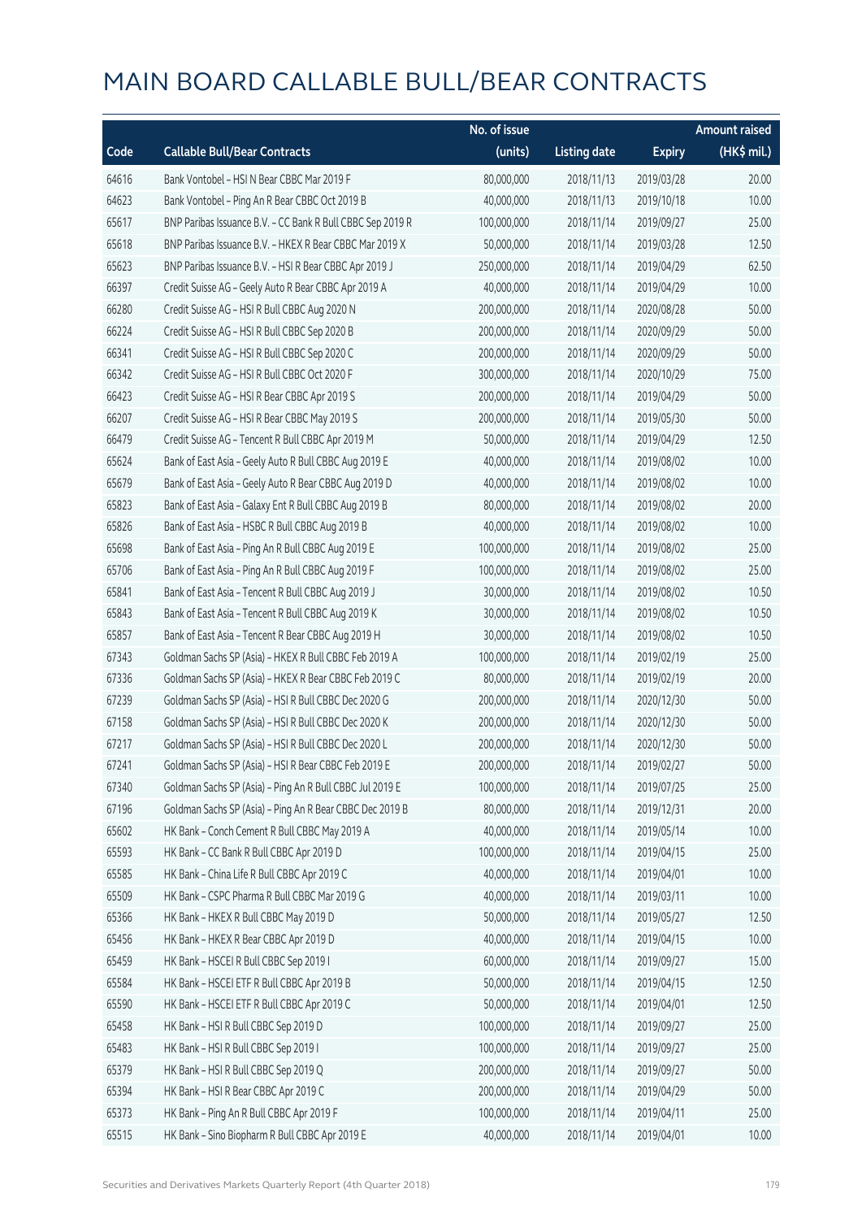# MAIN BOARD CALLABLE BULL/BEAR CONTRACTS

| Code | Callable Bull/Bear Contracts | No. of issue (units) | Listing date | Expiry | Amount raised (HK$ mil.) |
|---|---|---|---|---|---|
| 64616 | Bank Vontobel – HSI N Bear CBBC Mar 2019 F | 80,000,000 | 2018/11/13 | 2019/03/28 | 20.00 |
| 64623 | Bank Vontobel – Ping An R Bear CBBC Oct 2019 B | 40,000,000 | 2018/11/13 | 2019/10/18 | 10.00 |
| 65617 | BNP Paribas Issuance B.V. – CC Bank R Bull CBBC Sep 2019 R | 100,000,000 | 2018/11/14 | 2019/09/27 | 25.00 |
| 65618 | BNP Paribas Issuance B.V. – HKEX R Bear CBBC Mar 2019 X | 50,000,000 | 2018/11/14 | 2019/03/28 | 12.50 |
| 65623 | BNP Paribas Issuance B.V. – HSI R Bear CBBC Apr 2019 J | 250,000,000 | 2018/11/14 | 2019/04/29 | 62.50 |
| 66397 | Credit Suisse AG – Geely Auto R Bear CBBC Apr 2019 A | 40,000,000 | 2018/11/14 | 2019/04/29 | 10.00 |
| 66280 | Credit Suisse AG – HSI R Bull CBBC Aug 2020 N | 200,000,000 | 2018/11/14 | 2020/08/28 | 50.00 |
| 66224 | Credit Suisse AG – HSI R Bull CBBC Sep 2020 B | 200,000,000 | 2018/11/14 | 2020/09/29 | 50.00 |
| 66341 | Credit Suisse AG – HSI R Bull CBBC Sep 2020 C | 200,000,000 | 2018/11/14 | 2020/09/29 | 50.00 |
| 66342 | Credit Suisse AG – HSI R Bull CBBC Oct 2020 F | 300,000,000 | 2018/11/14 | 2020/10/29 | 75.00 |
| 66423 | Credit Suisse AG – HSI R Bear CBBC Apr 2019 S | 200,000,000 | 2018/11/14 | 2019/04/29 | 50.00 |
| 66207 | Credit Suisse AG – HSI R Bear CBBC May 2019 S | 200,000,000 | 2018/11/14 | 2019/05/30 | 50.00 |
| 66479 | Credit Suisse AG – Tencent R Bull CBBC Apr 2019 M | 50,000,000 | 2018/11/14 | 2019/04/29 | 12.50 |
| 65624 | Bank of East Asia – Geely Auto R Bull CBBC Aug 2019 E | 40,000,000 | 2018/11/14 | 2019/08/02 | 10.00 |
| 65679 | Bank of East Asia – Geely Auto R Bear CBBC Aug 2019 D | 40,000,000 | 2018/11/14 | 2019/08/02 | 10.00 |
| 65823 | Bank of East Asia – Galaxy Ent R Bull CBBC Aug 2019 B | 80,000,000 | 2018/11/14 | 2019/08/02 | 20.00 |
| 65826 | Bank of East Asia – HSBC R Bull CBBC Aug 2019 B | 40,000,000 | 2018/11/14 | 2019/08/02 | 10.00 |
| 65698 | Bank of East Asia – Ping An R Bull CBBC Aug 2019 E | 100,000,000 | 2018/11/14 | 2019/08/02 | 25.00 |
| 65706 | Bank of East Asia – Ping An R Bull CBBC Aug 2019 F | 100,000,000 | 2018/11/14 | 2019/08/02 | 25.00 |
| 65841 | Bank of East Asia – Tencent R Bull CBBC Aug 2019 J | 30,000,000 | 2018/11/14 | 2019/08/02 | 10.50 |
| 65843 | Bank of East Asia – Tencent R Bull CBBC Aug 2019 K | 30,000,000 | 2018/11/14 | 2019/08/02 | 10.50 |
| 65857 | Bank of East Asia – Tencent R Bear CBBC Aug 2019 H | 30,000,000 | 2018/11/14 | 2019/08/02 | 10.50 |
| 67343 | Goldman Sachs SP (Asia) – HKEX R Bull CBBC Feb 2019 A | 100,000,000 | 2018/11/14 | 2019/02/19 | 25.00 |
| 67336 | Goldman Sachs SP (Asia) – HKEX R Bear CBBC Feb 2019 C | 80,000,000 | 2018/11/14 | 2019/02/19 | 20.00 |
| 67239 | Goldman Sachs SP (Asia) – HSI R Bull CBBC Dec 2020 G | 200,000,000 | 2018/11/14 | 2020/12/30 | 50.00 |
| 67158 | Goldman Sachs SP (Asia) – HSI R Bull CBBC Dec 2020 K | 200,000,000 | 2018/11/14 | 2020/12/30 | 50.00 |
| 67217 | Goldman Sachs SP (Asia) – HSI R Bull CBBC Dec 2020 L | 200,000,000 | 2018/11/14 | 2020/12/30 | 50.00 |
| 67241 | Goldman Sachs SP (Asia) – HSI R Bear CBBC Feb 2019 E | 200,000,000 | 2018/11/14 | 2019/02/27 | 50.00 |
| 67340 | Goldman Sachs SP (Asia) – Ping An R Bull CBBC Jul 2019 E | 100,000,000 | 2018/11/14 | 2019/07/25 | 25.00 |
| 67196 | Goldman Sachs SP (Asia) – Ping An R Bear CBBC Dec 2019 B | 80,000,000 | 2018/11/14 | 2019/12/31 | 20.00 |
| 65602 | HK Bank – Conch Cement R Bull CBBC May 2019 A | 40,000,000 | 2018/11/14 | 2019/05/14 | 10.00 |
| 65593 | HK Bank – CC Bank R Bull CBBC Apr 2019 D | 100,000,000 | 2018/11/14 | 2019/04/15 | 25.00 |
| 65585 | HK Bank – China Life R Bull CBBC Apr 2019 C | 40,000,000 | 2018/11/14 | 2019/04/01 | 10.00 |
| 65509 | HK Bank – CSPC Pharma R Bull CBBC Mar 2019 G | 40,000,000 | 2018/11/14 | 2019/03/11 | 10.00 |
| 65366 | HK Bank – HKEX R Bull CBBC May 2019 D | 50,000,000 | 2018/11/14 | 2019/05/27 | 12.50 |
| 65456 | HK Bank – HKEX R Bear CBBC Apr 2019 D | 40,000,000 | 2018/11/14 | 2019/04/15 | 10.00 |
| 65459 | HK Bank – HSCEI R Bull CBBC Sep 2019 I | 60,000,000 | 2018/11/14 | 2019/09/27 | 15.00 |
| 65584 | HK Bank – HSCEI ETF R Bull CBBC Apr 2019 B | 50,000,000 | 2018/11/14 | 2019/04/15 | 12.50 |
| 65590 | HK Bank – HSCEI ETF R Bull CBBC Apr 2019 C | 50,000,000 | 2018/11/14 | 2019/04/01 | 12.50 |
| 65458 | HK Bank – HSI R Bull CBBC Sep 2019 D | 100,000,000 | 2018/11/14 | 2019/09/27 | 25.00 |
| 65483 | HK Bank – HSI R Bull CBBC Sep 2019 I | 100,000,000 | 2018/11/14 | 2019/09/27 | 25.00 |
| 65379 | HK Bank – HSI R Bull CBBC Sep 2019 Q | 200,000,000 | 2018/11/14 | 2019/09/27 | 50.00 |
| 65394 | HK Bank – HSI R Bear CBBC Apr 2019 C | 200,000,000 | 2018/11/14 | 2019/04/29 | 50.00 |
| 65373 | HK Bank – Ping An R Bull CBBC Apr 2019 F | 100,000,000 | 2018/11/14 | 2019/04/11 | 25.00 |
| 65515 | HK Bank – Sino Biopharm R Bull CBBC Apr 2019 E | 40,000,000 | 2018/11/14 | 2019/04/01 | 10.00 |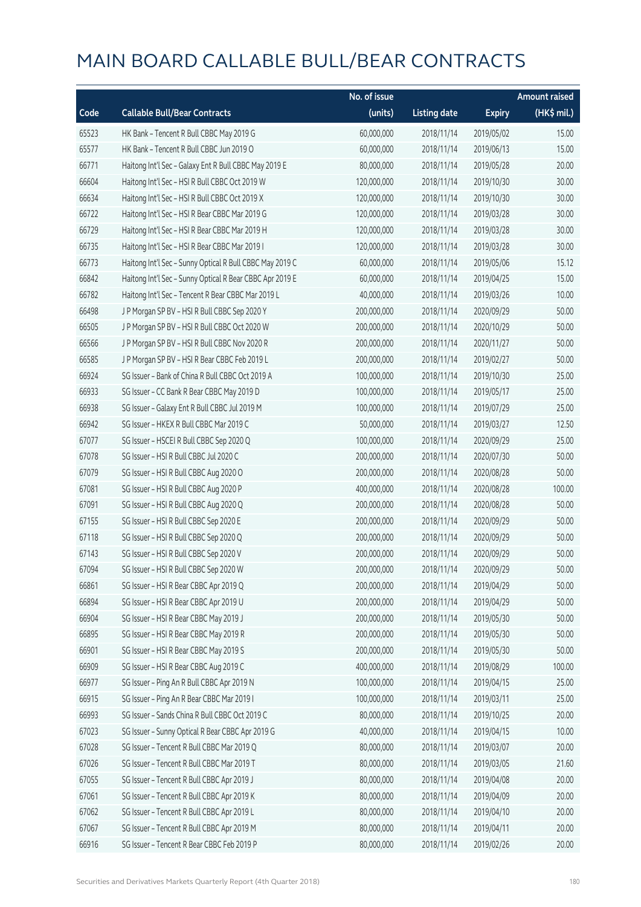# MAIN BOARD CALLABLE BULL/BEAR CONTRACTS

| Code | Callable Bull/Bear Contracts | No. of issue (units) | Listing date | Expiry | Amount raised (HK$ mil.) |
|---|---|---|---|---|---|
| 65523 | HK Bank – Tencent R Bull CBBC May 2019 G | 60,000,000 | 2018/11/14 | 2019/05/02 | 15.00 |
| 65577 | HK Bank – Tencent R Bull CBBC Jun 2019 O | 60,000,000 | 2018/11/14 | 2019/06/13 | 15.00 |
| 66771 | Haitong Int'l Sec – Galaxy Ent R Bull CBBC May 2019 E | 80,000,000 | 2018/11/14 | 2019/05/28 | 20.00 |
| 66604 | Haitong Int'l Sec – HSI R Bull CBBC Oct 2019 W | 120,000,000 | 2018/11/14 | 2019/10/30 | 30.00 |
| 66634 | Haitong Int'l Sec – HSI R Bull CBBC Oct 2019 X | 120,000,000 | 2018/11/14 | 2019/10/30 | 30.00 |
| 66722 | Haitong Int'l Sec – HSI R Bear CBBC Mar 2019 G | 120,000,000 | 2018/11/14 | 2019/03/28 | 30.00 |
| 66729 | Haitong Int'l Sec – HSI R Bear CBBC Mar 2019 H | 120,000,000 | 2018/11/14 | 2019/03/28 | 30.00 |
| 66735 | Haitong Int'l Sec – HSI R Bear CBBC Mar 2019 I | 120,000,000 | 2018/11/14 | 2019/03/28 | 30.00 |
| 66773 | Haitong Int'l Sec – Sunny Optical R Bull CBBC May 2019 C | 60,000,000 | 2018/11/14 | 2019/05/06 | 15.12 |
| 66842 | Haitong Int'l Sec – Sunny Optical R Bear CBBC Apr 2019 E | 60,000,000 | 2018/11/14 | 2019/04/25 | 15.00 |
| 66782 | Haitong Int'l Sec – Tencent R Bear CBBC Mar 2019 L | 40,000,000 | 2018/11/14 | 2019/03/26 | 10.00 |
| 66498 | J P Morgan SP BV – HSI R Bull CBBC Sep 2020 Y | 200,000,000 | 2018/11/14 | 2020/09/29 | 50.00 |
| 66505 | J P Morgan SP BV – HSI R Bull CBBC Oct 2020 W | 200,000,000 | 2018/11/14 | 2020/10/29 | 50.00 |
| 66566 | J P Morgan SP BV – HSI R Bull CBBC Nov 2020 R | 200,000,000 | 2018/11/14 | 2020/11/27 | 50.00 |
| 66585 | J P Morgan SP BV – HSI R Bear CBBC Feb 2019 L | 200,000,000 | 2018/11/14 | 2019/02/27 | 50.00 |
| 66924 | SG Issuer – Bank of China R Bull CBBC Oct 2019 A | 100,000,000 | 2018/11/14 | 2019/10/30 | 25.00 |
| 66933 | SG Issuer – CC Bank R Bear CBBC May 2019 D | 100,000,000 | 2018/11/14 | 2019/05/17 | 25.00 |
| 66938 | SG Issuer – Galaxy Ent R Bull CBBC Jul 2019 M | 100,000,000 | 2018/11/14 | 2019/07/29 | 25.00 |
| 66942 | SG Issuer – HKEX R Bull CBBC Mar 2019 C | 50,000,000 | 2018/11/14 | 2019/03/27 | 12.50 |
| 67077 | SG Issuer – HSCEI R Bull CBBC Sep 2020 Q | 100,000,000 | 2018/11/14 | 2020/09/29 | 25.00 |
| 67078 | SG Issuer – HSI R Bull CBBC Jul 2020 C | 200,000,000 | 2018/11/14 | 2020/07/30 | 50.00 |
| 67079 | SG Issuer – HSI R Bull CBBC Aug 2020 O | 200,000,000 | 2018/11/14 | 2020/08/28 | 50.00 |
| 67081 | SG Issuer – HSI R Bull CBBC Aug 2020 P | 400,000,000 | 2018/11/14 | 2020/08/28 | 100.00 |
| 67091 | SG Issuer – HSI R Bull CBBC Aug 2020 Q | 200,000,000 | 2018/11/14 | 2020/08/28 | 50.00 |
| 67155 | SG Issuer – HSI R Bull CBBC Sep 2020 E | 200,000,000 | 2018/11/14 | 2020/09/29 | 50.00 |
| 67118 | SG Issuer – HSI R Bull CBBC Sep 2020 Q | 200,000,000 | 2018/11/14 | 2020/09/29 | 50.00 |
| 67143 | SG Issuer – HSI R Bull CBBC Sep 2020 V | 200,000,000 | 2018/11/14 | 2020/09/29 | 50.00 |
| 67094 | SG Issuer – HSI R Bull CBBC Sep 2020 W | 200,000,000 | 2018/11/14 | 2020/09/29 | 50.00 |
| 66861 | SG Issuer – HSI R Bear CBBC Apr 2019 Q | 200,000,000 | 2018/11/14 | 2019/04/29 | 50.00 |
| 66894 | SG Issuer – HSI R Bear CBBC Apr 2019 U | 200,000,000 | 2018/11/14 | 2019/04/29 | 50.00 |
| 66904 | SG Issuer – HSI R Bear CBBC May 2019 J | 200,000,000 | 2018/11/14 | 2019/05/30 | 50.00 |
| 66895 | SG Issuer – HSI R Bear CBBC May 2019 R | 200,000,000 | 2018/11/14 | 2019/05/30 | 50.00 |
| 66901 | SG Issuer – HSI R Bear CBBC May 2019 S | 200,000,000 | 2018/11/14 | 2019/05/30 | 50.00 |
| 66909 | SG Issuer – HSI R Bear CBBC Aug 2019 C | 400,000,000 | 2018/11/14 | 2019/08/29 | 100.00 |
| 66977 | SG Issuer – Ping An R Bull CBBC Apr 2019 N | 100,000,000 | 2018/11/14 | 2019/04/15 | 25.00 |
| 66915 | SG Issuer – Ping An R Bear CBBC Mar 2019 I | 100,000,000 | 2018/11/14 | 2019/03/11 | 25.00 |
| 66993 | SG Issuer – Sands China R Bull CBBC Oct 2019 C | 80,000,000 | 2018/11/14 | 2019/10/25 | 20.00 |
| 67023 | SG Issuer – Sunny Optical R Bear CBBC Apr 2019 G | 40,000,000 | 2018/11/14 | 2019/04/15 | 10.00 |
| 67028 | SG Issuer – Tencent R Bull CBBC Mar 2019 Q | 80,000,000 | 2018/11/14 | 2019/03/07 | 20.00 |
| 67026 | SG Issuer – Tencent R Bull CBBC Mar 2019 T | 80,000,000 | 2018/11/14 | 2019/03/05 | 21.60 |
| 67055 | SG Issuer – Tencent R Bull CBBC Apr 2019 J | 80,000,000 | 2018/11/14 | 2019/04/08 | 20.00 |
| 67061 | SG Issuer – Tencent R Bull CBBC Apr 2019 K | 80,000,000 | 2018/11/14 | 2019/04/09 | 20.00 |
| 67062 | SG Issuer – Tencent R Bull CBBC Apr 2019 L | 80,000,000 | 2018/11/14 | 2019/04/10 | 20.00 |
| 67067 | SG Issuer – Tencent R Bull CBBC Apr 2019 M | 80,000,000 | 2018/11/14 | 2019/04/11 | 20.00 |
| 66916 | SG Issuer – Tencent R Bear CBBC Feb 2019 P | 80,000,000 | 2018/11/14 | 2019/02/26 | 20.00 |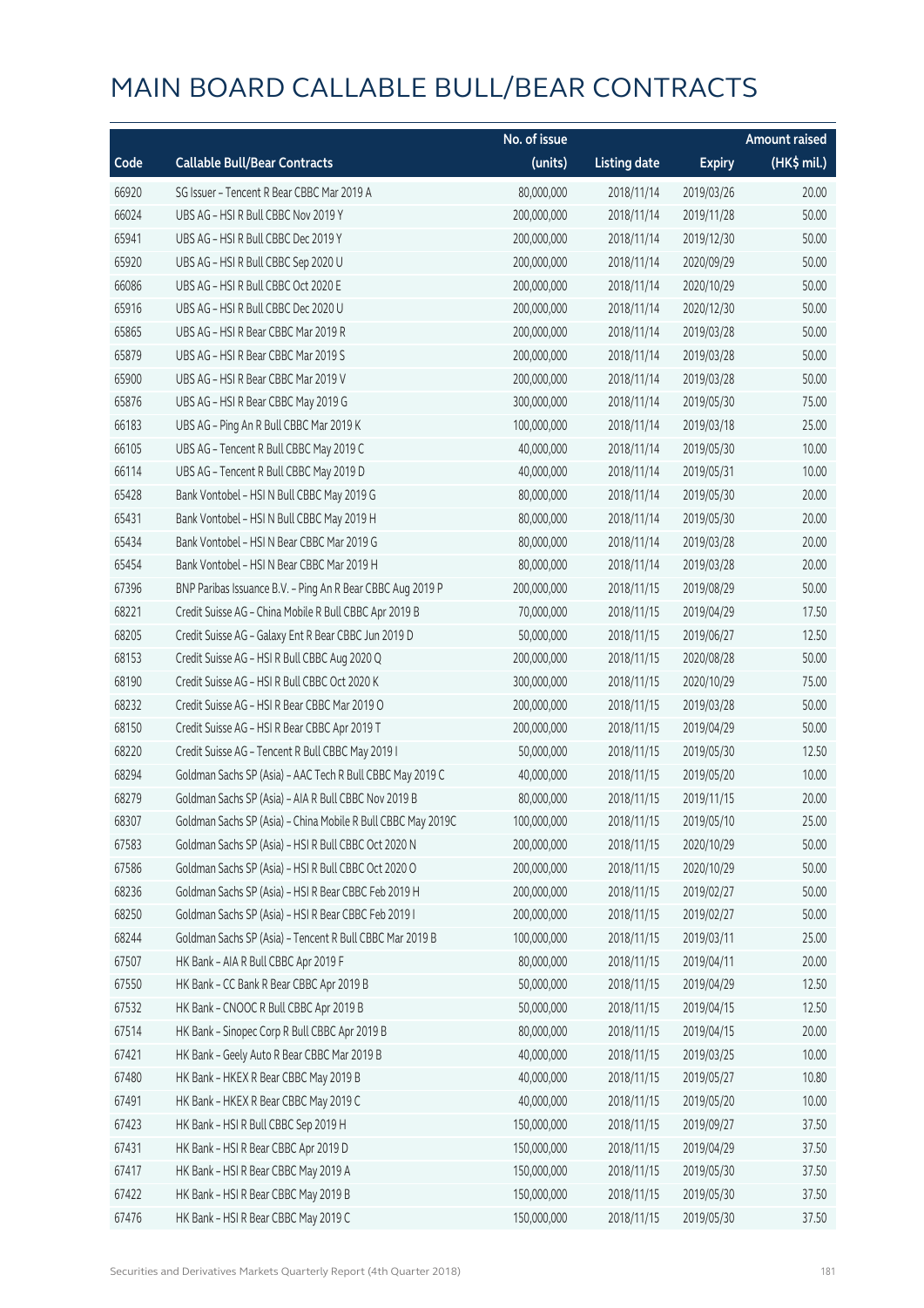# MAIN BOARD CALLABLE BULL/BEAR CONTRACTS

| Code | Callable Bull/Bear Contracts | No. of issue (units) | Listing date | Expiry | Amount raised (HK$ mil.) |
|---|---|---|---|---|---|
| 66920 | SG Issuer – Tencent R Bear CBBC Mar 2019 A | 80,000,000 | 2018/11/14 | 2019/03/26 | 20.00 |
| 66024 | UBS AG – HSI R Bull CBBC Nov 2019 Y | 200,000,000 | 2018/11/14 | 2019/11/28 | 50.00 |
| 65941 | UBS AG – HSI R Bull CBBC Dec 2019 Y | 200,000,000 | 2018/11/14 | 2019/12/30 | 50.00 |
| 65920 | UBS AG – HSI R Bull CBBC Sep 2020 U | 200,000,000 | 2018/11/14 | 2020/09/29 | 50.00 |
| 66086 | UBS AG – HSI R Bull CBBC Oct 2020 E | 200,000,000 | 2018/11/14 | 2020/10/29 | 50.00 |
| 65916 | UBS AG – HSI R Bull CBBC Dec 2020 U | 200,000,000 | 2018/11/14 | 2020/12/30 | 50.00 |
| 65865 | UBS AG – HSI R Bear CBBC Mar 2019 R | 200,000,000 | 2018/11/14 | 2019/03/28 | 50.00 |
| 65879 | UBS AG – HSI R Bear CBBC Mar 2019 S | 200,000,000 | 2018/11/14 | 2019/03/28 | 50.00 |
| 65900 | UBS AG – HSI R Bear CBBC Mar 2019 V | 200,000,000 | 2018/11/14 | 2019/03/28 | 50.00 |
| 65876 | UBS AG – HSI R Bear CBBC May 2019 G | 300,000,000 | 2018/11/14 | 2019/05/30 | 75.00 |
| 66183 | UBS AG – Ping An R Bull CBBC Mar 2019 K | 100,000,000 | 2018/11/14 | 2019/03/18 | 25.00 |
| 66105 | UBS AG – Tencent R Bull CBBC May 2019 C | 40,000,000 | 2018/11/14 | 2019/05/30 | 10.00 |
| 66114 | UBS AG – Tencent R Bull CBBC May 2019 D | 40,000,000 | 2018/11/14 | 2019/05/31 | 10.00 |
| 65428 | Bank Vontobel – HSI N Bull CBBC May 2019 G | 80,000,000 | 2018/11/14 | 2019/05/30 | 20.00 |
| 65431 | Bank Vontobel – HSI N Bull CBBC May 2019 H | 80,000,000 | 2018/11/14 | 2019/05/30 | 20.00 |
| 65434 | Bank Vontobel – HSI N Bear CBBC Mar 2019 G | 80,000,000 | 2018/11/14 | 2019/03/28 | 20.00 |
| 65454 | Bank Vontobel – HSI N Bear CBBC Mar 2019 H | 80,000,000 | 2018/11/14 | 2019/03/28 | 20.00 |
| 67396 | BNP Paribas Issuance B.V. – Ping An R Bear CBBC Aug 2019 P | 200,000,000 | 2018/11/15 | 2019/08/29 | 50.00 |
| 68221 | Credit Suisse AG – China Mobile R Bull CBBC Apr 2019 B | 70,000,000 | 2018/11/15 | 2019/04/29 | 17.50 |
| 68205 | Credit Suisse AG – Galaxy Ent R Bear CBBC Jun 2019 D | 50,000,000 | 2018/11/15 | 2019/06/27 | 12.50 |
| 68153 | Credit Suisse AG – HSI R Bull CBBC Aug 2020 Q | 200,000,000 | 2018/11/15 | 2020/08/28 | 50.00 |
| 68190 | Credit Suisse AG – HSI R Bull CBBC Oct 2020 K | 300,000,000 | 2018/11/15 | 2020/10/29 | 75.00 |
| 68232 | Credit Suisse AG – HSI R Bear CBBC Mar 2019 O | 200,000,000 | 2018/11/15 | 2019/03/28 | 50.00 |
| 68150 | Credit Suisse AG – HSI R Bear CBBC Apr 2019 T | 200,000,000 | 2018/11/15 | 2019/04/29 | 50.00 |
| 68220 | Credit Suisse AG – Tencent R Bull CBBC May 2019 I | 50,000,000 | 2018/11/15 | 2019/05/30 | 12.50 |
| 68294 | Goldman Sachs SP (Asia) – AAC Tech R Bull CBBC May 2019 C | 40,000,000 | 2018/11/15 | 2019/05/20 | 10.00 |
| 68279 | Goldman Sachs SP (Asia) – AIA R Bull CBBC Nov 2019 B | 80,000,000 | 2018/11/15 | 2019/11/15 | 20.00 |
| 68307 | Goldman Sachs SP (Asia) – China Mobile R Bull CBBC May 2019C | 100,000,000 | 2018/11/15 | 2019/05/10 | 25.00 |
| 67583 | Goldman Sachs SP (Asia) – HSI R Bull CBBC Oct 2020 N | 200,000,000 | 2018/11/15 | 2020/10/29 | 50.00 |
| 67586 | Goldman Sachs SP (Asia) – HSI R Bull CBBC Oct 2020 O | 200,000,000 | 2018/11/15 | 2020/10/29 | 50.00 |
| 68236 | Goldman Sachs SP (Asia) – HSI R Bear CBBC Feb 2019 H | 200,000,000 | 2018/11/15 | 2019/02/27 | 50.00 |
| 68250 | Goldman Sachs SP (Asia) – HSI R Bear CBBC Feb 2019 I | 200,000,000 | 2018/11/15 | 2019/02/27 | 50.00 |
| 68244 | Goldman Sachs SP (Asia) – Tencent R Bull CBBC Mar 2019 B | 100,000,000 | 2018/11/15 | 2019/03/11 | 25.00 |
| 67507 | HK Bank – AIA R Bull CBBC Apr 2019 F | 80,000,000 | 2018/11/15 | 2019/04/11 | 20.00 |
| 67550 | HK Bank – CC Bank R Bear CBBC Apr 2019 B | 50,000,000 | 2018/11/15 | 2019/04/29 | 12.50 |
| 67532 | HK Bank – CNOOC R Bull CBBC Apr 2019 B | 50,000,000 | 2018/11/15 | 2019/04/15 | 12.50 |
| 67514 | HK Bank – Sinopec Corp R Bull CBBC Apr 2019 B | 80,000,000 | 2018/11/15 | 2019/04/15 | 20.00 |
| 67421 | HK Bank – Geely Auto R Bear CBBC Mar 2019 B | 40,000,000 | 2018/11/15 | 2019/03/25 | 10.00 |
| 67480 | HK Bank – HKEX R Bear CBBC May 2019 B | 40,000,000 | 2018/11/15 | 2019/05/27 | 10.80 |
| 67491 | HK Bank – HKEX R Bear CBBC May 2019 C | 40,000,000 | 2018/11/15 | 2019/05/20 | 10.00 |
| 67423 | HK Bank – HSI R Bull CBBC Sep 2019 H | 150,000,000 | 2018/11/15 | 2019/09/27 | 37.50 |
| 67431 | HK Bank – HSI R Bear CBBC Apr 2019 D | 150,000,000 | 2018/11/15 | 2019/04/29 | 37.50 |
| 67417 | HK Bank – HSI R Bear CBBC May 2019 A | 150,000,000 | 2018/11/15 | 2019/05/30 | 37.50 |
| 67422 | HK Bank – HSI R Bear CBBC May 2019 B | 150,000,000 | 2018/11/15 | 2019/05/30 | 37.50 |
| 67476 | HK Bank – HSI R Bear CBBC May 2019 C | 150,000,000 | 2018/11/15 | 2019/05/30 | 37.50 |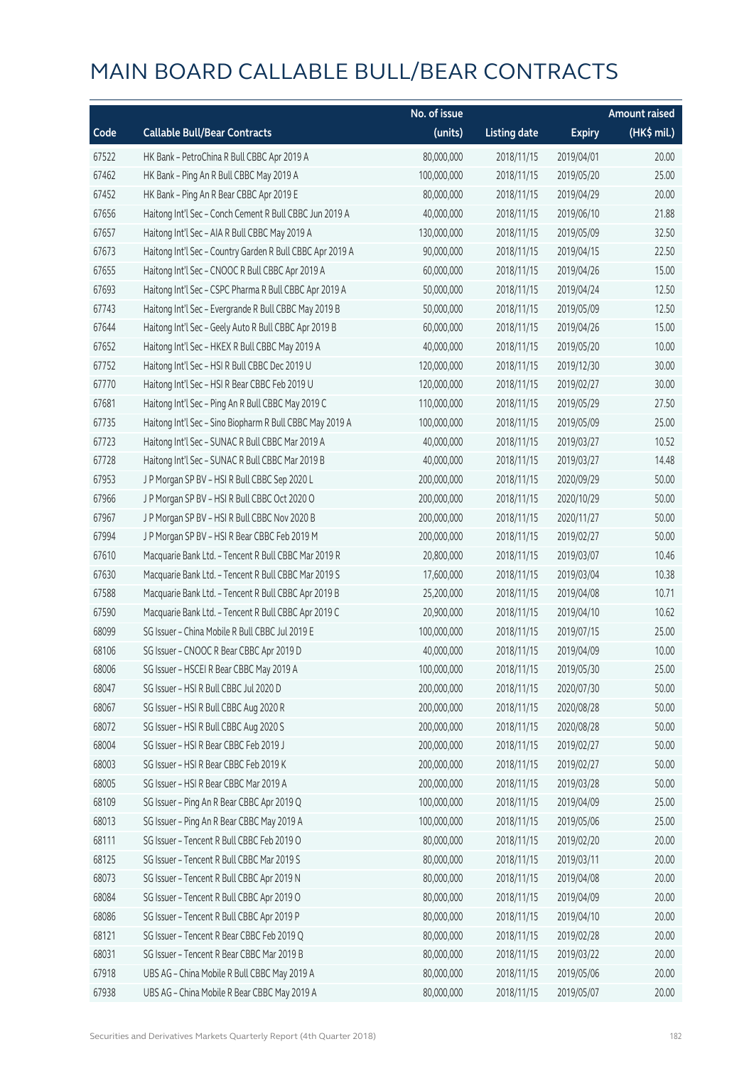# MAIN BOARD CALLABLE BULL/BEAR CONTRACTS

| Code | Callable Bull/Bear Contracts | No. of issue (units) | Listing date | Expiry | Amount raised (HK$ mil.) |
|---|---|---|---|---|---|
| 67522 | HK Bank – PetroChina R Bull CBBC Apr 2019 A | 80,000,000 | 2018/11/15 | 2019/04/01 | 20.00 |
| 67462 | HK Bank – Ping An R Bull CBBC May 2019 A | 100,000,000 | 2018/11/15 | 2019/05/20 | 25.00 |
| 67452 | HK Bank – Ping An R Bear CBBC Apr 2019 E | 80,000,000 | 2018/11/15 | 2019/04/29 | 20.00 |
| 67656 | Haitong Int'l Sec – Conch Cement R Bull CBBC Jun 2019 A | 40,000,000 | 2018/11/15 | 2019/06/10 | 21.88 |
| 67657 | Haitong Int'l Sec – AIA R Bull CBBC May 2019 A | 130,000,000 | 2018/11/15 | 2019/05/09 | 32.50 |
| 67673 | Haitong Int'l Sec – Country Garden R Bull CBBC Apr 2019 A | 90,000,000 | 2018/11/15 | 2019/04/15 | 22.50 |
| 67655 | Haitong Int'l Sec – CNOOC R Bull CBBC Apr 2019 A | 60,000,000 | 2018/11/15 | 2019/04/26 | 15.00 |
| 67693 | Haitong Int'l Sec – CSPC Pharma R Bull CBBC Apr 2019 A | 50,000,000 | 2018/11/15 | 2019/04/24 | 12.50 |
| 67743 | Haitong Int'l Sec – Evergrande R Bull CBBC May 2019 B | 50,000,000 | 2018/11/15 | 2019/05/09 | 12.50 |
| 67644 | Haitong Int'l Sec – Geely Auto R Bull CBBC Apr 2019 B | 60,000,000 | 2018/11/15 | 2019/04/26 | 15.00 |
| 67652 | Haitong Int'l Sec – HKEX R Bull CBBC May 2019 A | 40,000,000 | 2018/11/15 | 2019/05/20 | 10.00 |
| 67752 | Haitong Int'l Sec – HSI R Bull CBBC Dec 2019 U | 120,000,000 | 2018/11/15 | 2019/12/30 | 30.00 |
| 67770 | Haitong Int'l Sec – HSI R Bear CBBC Feb 2019 U | 120,000,000 | 2018/11/15 | 2019/02/27 | 30.00 |
| 67681 | Haitong Int'l Sec – Ping An R Bull CBBC May 2019 C | 110,000,000 | 2018/11/15 | 2019/05/29 | 27.50 |
| 67735 | Haitong Int'l Sec – Sino Biopharm R Bull CBBC May 2019 A | 100,000,000 | 2018/11/15 | 2019/05/09 | 25.00 |
| 67723 | Haitong Int'l Sec – SUNAC R Bull CBBC Mar 2019 A | 40,000,000 | 2018/11/15 | 2019/03/27 | 10.52 |
| 67728 | Haitong Int'l Sec – SUNAC R Bull CBBC Mar 2019 B | 40,000,000 | 2018/11/15 | 2019/03/27 | 14.48 |
| 67953 | J P Morgan SP BV – HSI R Bull CBBC Sep 2020 L | 200,000,000 | 2018/11/15 | 2020/09/29 | 50.00 |
| 67966 | J P Morgan SP BV – HSI R Bull CBBC Oct 2020 O | 200,000,000 | 2018/11/15 | 2020/10/29 | 50.00 |
| 67967 | J P Morgan SP BV – HSI R Bull CBBC Nov 2020 B | 200,000,000 | 2018/11/15 | 2020/11/27 | 50.00 |
| 67994 | J P Morgan SP BV – HSI R Bear CBBC Feb 2019 M | 200,000,000 | 2018/11/15 | 2019/02/27 | 50.00 |
| 67610 | Macquarie Bank Ltd. – Tencent R Bull CBBC Mar 2019 R | 20,800,000 | 2018/11/15 | 2019/03/07 | 10.46 |
| 67630 | Macquarie Bank Ltd. – Tencent R Bull CBBC Mar 2019 S | 17,600,000 | 2018/11/15 | 2019/03/04 | 10.38 |
| 67588 | Macquarie Bank Ltd. – Tencent R Bull CBBC Apr 2019 B | 25,200,000 | 2018/11/15 | 2019/04/08 | 10.71 |
| 67590 | Macquarie Bank Ltd. – Tencent R Bull CBBC Apr 2019 C | 20,900,000 | 2018/11/15 | 2019/04/10 | 10.62 |
| 68099 | SG Issuer – China Mobile R Bull CBBC Jul 2019 E | 100,000,000 | 2018/11/15 | 2019/07/15 | 25.00 |
| 68106 | SG Issuer – CNOOC R Bear CBBC Apr 2019 D | 40,000,000 | 2018/11/15 | 2019/04/09 | 10.00 |
| 68006 | SG Issuer – HSCEI R Bear CBBC May 2019 A | 100,000,000 | 2018/11/15 | 2019/05/30 | 25.00 |
| 68047 | SG Issuer – HSI R Bull CBBC Jul 2020 D | 200,000,000 | 2018/11/15 | 2020/07/30 | 50.00 |
| 68067 | SG Issuer – HSI R Bull CBBC Aug 2020 R | 200,000,000 | 2018/11/15 | 2020/08/28 | 50.00 |
| 68072 | SG Issuer – HSI R Bull CBBC Aug 2020 S | 200,000,000 | 2018/11/15 | 2020/08/28 | 50.00 |
| 68004 | SG Issuer – HSI R Bear CBBC Feb 2019 J | 200,000,000 | 2018/11/15 | 2019/02/27 | 50.00 |
| 68003 | SG Issuer – HSI R Bear CBBC Feb 2019 K | 200,000,000 | 2018/11/15 | 2019/02/27 | 50.00 |
| 68005 | SG Issuer – HSI R Bear CBBC Mar 2019 A | 200,000,000 | 2018/11/15 | 2019/03/28 | 50.00 |
| 68109 | SG Issuer – Ping An R Bear CBBC Apr 2019 Q | 100,000,000 | 2018/11/15 | 2019/04/09 | 25.00 |
| 68013 | SG Issuer – Ping An R Bear CBBC May 2019 A | 100,000,000 | 2018/11/15 | 2019/05/06 | 25.00 |
| 68111 | SG Issuer – Tencent R Bull CBBC Feb 2019 O | 80,000,000 | 2018/11/15 | 2019/02/20 | 20.00 |
| 68125 | SG Issuer – Tencent R Bull CBBC Mar 2019 S | 80,000,000 | 2018/11/15 | 2019/03/11 | 20.00 |
| 68073 | SG Issuer – Tencent R Bull CBBC Apr 2019 N | 80,000,000 | 2018/11/15 | 2019/04/08 | 20.00 |
| 68084 | SG Issuer – Tencent R Bull CBBC Apr 2019 O | 80,000,000 | 2018/11/15 | 2019/04/09 | 20.00 |
| 68086 | SG Issuer – Tencent R Bull CBBC Apr 2019 P | 80,000,000 | 2018/11/15 | 2019/04/10 | 20.00 |
| 68121 | SG Issuer – Tencent R Bear CBBC Feb 2019 Q | 80,000,000 | 2018/11/15 | 2019/02/28 | 20.00 |
| 68031 | SG Issuer – Tencent R Bear CBBC Mar 2019 B | 80,000,000 | 2018/11/15 | 2019/03/22 | 20.00 |
| 67918 | UBS AG – China Mobile R Bull CBBC May 2019 A | 80,000,000 | 2018/11/15 | 2019/05/06 | 20.00 |
| 67938 | UBS AG – China Mobile R Bear CBBC May 2019 A | 80,000,000 | 2018/11/15 | 2019/05/07 | 20.00 |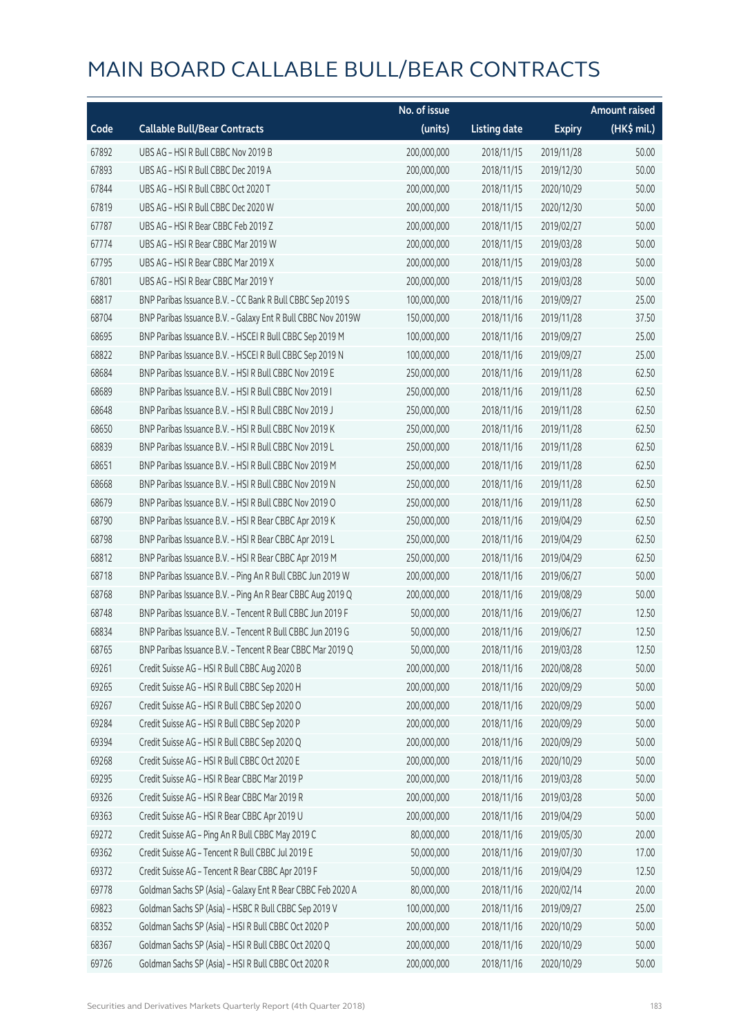# MAIN BOARD CALLABLE BULL/BEAR CONTRACTS

| Code | Callable Bull/Bear Contracts | No. of issue (units) | Listing date | Expiry | Amount raised (HK$ mil.) |
|---|---|---|---|---|---|
| 67892 | UBS AG – HSI R Bull CBBC Nov 2019 B | 200,000,000 | 2018/11/15 | 2019/11/28 | 50.00 |
| 67893 | UBS AG – HSI R Bull CBBC Dec 2019 A | 200,000,000 | 2018/11/15 | 2019/12/30 | 50.00 |
| 67844 | UBS AG – HSI R Bull CBBC Oct 2020 T | 200,000,000 | 2018/11/15 | 2020/10/29 | 50.00 |
| 67819 | UBS AG – HSI R Bull CBBC Dec 2020 W | 200,000,000 | 2018/11/15 | 2020/12/30 | 50.00 |
| 67787 | UBS AG – HSI R Bear CBBC Feb 2019 Z | 200,000,000 | 2018/11/15 | 2019/02/27 | 50.00 |
| 67774 | UBS AG – HSI R Bear CBBC Mar 2019 W | 200,000,000 | 2018/11/15 | 2019/03/28 | 50.00 |
| 67795 | UBS AG – HSI R Bear CBBC Mar 2019 X | 200,000,000 | 2018/11/15 | 2019/03/28 | 50.00 |
| 67801 | UBS AG – HSI R Bear CBBC Mar 2019 Y | 200,000,000 | 2018/11/15 | 2019/03/28 | 50.00 |
| 68817 | BNP Paribas Issuance B.V. – CC Bank R Bull CBBC Sep 2019 S | 100,000,000 | 2018/11/16 | 2019/09/27 | 25.00 |
| 68704 | BNP Paribas Issuance B.V. – Galaxy Ent R Bull CBBC Nov 2019W | 150,000,000 | 2018/11/16 | 2019/11/28 | 37.50 |
| 68695 | BNP Paribas Issuance B.V. – HSCEI R Bull CBBC Sep 2019 M | 100,000,000 | 2018/11/16 | 2019/09/27 | 25.00 |
| 68822 | BNP Paribas Issuance B.V. – HSCEI R Bull CBBC Sep 2019 N | 100,000,000 | 2018/11/16 | 2019/09/27 | 25.00 |
| 68684 | BNP Paribas Issuance B.V. – HSI R Bull CBBC Nov 2019 E | 250,000,000 | 2018/11/16 | 2019/11/28 | 62.50 |
| 68689 | BNP Paribas Issuance B.V. – HSI R Bull CBBC Nov 2019 I | 250,000,000 | 2018/11/16 | 2019/11/28 | 62.50 |
| 68648 | BNP Paribas Issuance B.V. – HSI R Bull CBBC Nov 2019 J | 250,000,000 | 2018/11/16 | 2019/11/28 | 62.50 |
| 68650 | BNP Paribas Issuance B.V. – HSI R Bull CBBC Nov 2019 K | 250,000,000 | 2018/11/16 | 2019/11/28 | 62.50 |
| 68839 | BNP Paribas Issuance B.V. – HSI R Bull CBBC Nov 2019 L | 250,000,000 | 2018/11/16 | 2019/11/28 | 62.50 |
| 68651 | BNP Paribas Issuance B.V. – HSI R Bull CBBC Nov 2019 M | 250,000,000 | 2018/11/16 | 2019/11/28 | 62.50 |
| 68668 | BNP Paribas Issuance B.V. – HSI R Bull CBBC Nov 2019 N | 250,000,000 | 2018/11/16 | 2019/11/28 | 62.50 |
| 68679 | BNP Paribas Issuance B.V. – HSI R Bull CBBC Nov 2019 O | 250,000,000 | 2018/11/16 | 2019/11/28 | 62.50 |
| 68790 | BNP Paribas Issuance B.V. – HSI R Bear CBBC Apr 2019 K | 250,000,000 | 2018/11/16 | 2019/04/29 | 62.50 |
| 68798 | BNP Paribas Issuance B.V. – HSI R Bear CBBC Apr 2019 L | 250,000,000 | 2018/11/16 | 2019/04/29 | 62.50 |
| 68812 | BNP Paribas Issuance B.V. – HSI R Bear CBBC Apr 2019 M | 250,000,000 | 2018/11/16 | 2019/04/29 | 62.50 |
| 68718 | BNP Paribas Issuance B.V. – Ping An R Bull CBBC Jun 2019 W | 200,000,000 | 2018/11/16 | 2019/06/27 | 50.00 |
| 68768 | BNP Paribas Issuance B.V. – Ping An R Bear CBBC Aug 2019 Q | 200,000,000 | 2018/11/16 | 2019/08/29 | 50.00 |
| 68748 | BNP Paribas Issuance B.V. – Tencent R Bull CBBC Jun 2019 F | 50,000,000 | 2018/11/16 | 2019/06/27 | 12.50 |
| 68834 | BNP Paribas Issuance B.V. – Tencent R Bull CBBC Jun 2019 G | 50,000,000 | 2018/11/16 | 2019/06/27 | 12.50 |
| 68765 | BNP Paribas Issuance B.V. – Tencent R Bear CBBC Mar 2019 Q | 50,000,000 | 2018/11/16 | 2019/03/28 | 12.50 |
| 69261 | Credit Suisse AG – HSI R Bull CBBC Aug 2020 B | 200,000,000 | 2018/11/16 | 2020/08/28 | 50.00 |
| 69265 | Credit Suisse AG – HSI R Bull CBBC Sep 2020 H | 200,000,000 | 2018/11/16 | 2020/09/29 | 50.00 |
| 69267 | Credit Suisse AG – HSI R Bull CBBC Sep 2020 O | 200,000,000 | 2018/11/16 | 2020/09/29 | 50.00 |
| 69284 | Credit Suisse AG – HSI R Bull CBBC Sep 2020 P | 200,000,000 | 2018/11/16 | 2020/09/29 | 50.00 |
| 69394 | Credit Suisse AG – HSI R Bull CBBC Sep 2020 Q | 200,000,000 | 2018/11/16 | 2020/09/29 | 50.00 |
| 69268 | Credit Suisse AG – HSI R Bull CBBC Oct 2020 E | 200,000,000 | 2018/11/16 | 2020/10/29 | 50.00 |
| 69295 | Credit Suisse AG – HSI R Bear CBBC Mar 2019 P | 200,000,000 | 2018/11/16 | 2019/03/28 | 50.00 |
| 69326 | Credit Suisse AG – HSI R Bear CBBC Mar 2019 R | 200,000,000 | 2018/11/16 | 2019/03/28 | 50.00 |
| 69363 | Credit Suisse AG – HSI R Bear CBBC Apr 2019 U | 200,000,000 | 2018/11/16 | 2019/04/29 | 50.00 |
| 69272 | Credit Suisse AG – Ping An R Bull CBBC May 2019 C | 80,000,000 | 2018/11/16 | 2019/05/30 | 20.00 |
| 69362 | Credit Suisse AG – Tencent R Bull CBBC Jul 2019 E | 50,000,000 | 2018/11/16 | 2019/07/30 | 17.00 |
| 69372 | Credit Suisse AG – Tencent R Bear CBBC Apr 2019 F | 50,000,000 | 2018/11/16 | 2019/04/29 | 12.50 |
| 69778 | Goldman Sachs SP (Asia) – Galaxy Ent R Bear CBBC Feb 2020 A | 80,000,000 | 2018/11/16 | 2020/02/14 | 20.00 |
| 69823 | Goldman Sachs SP (Asia) – HSBC R Bull CBBC Sep 2019 V | 100,000,000 | 2018/11/16 | 2019/09/27 | 25.00 |
| 68352 | Goldman Sachs SP (Asia) – HSI R Bull CBBC Oct 2020 P | 200,000,000 | 2018/11/16 | 2020/10/29 | 50.00 |
| 68367 | Goldman Sachs SP (Asia) – HSI R Bull CBBC Oct 2020 Q | 200,000,000 | 2018/11/16 | 2020/10/29 | 50.00 |
| 69726 | Goldman Sachs SP (Asia) – HSI R Bull CBBC Oct 2020 R | 200,000,000 | 2018/11/16 | 2020/10/29 | 50.00 |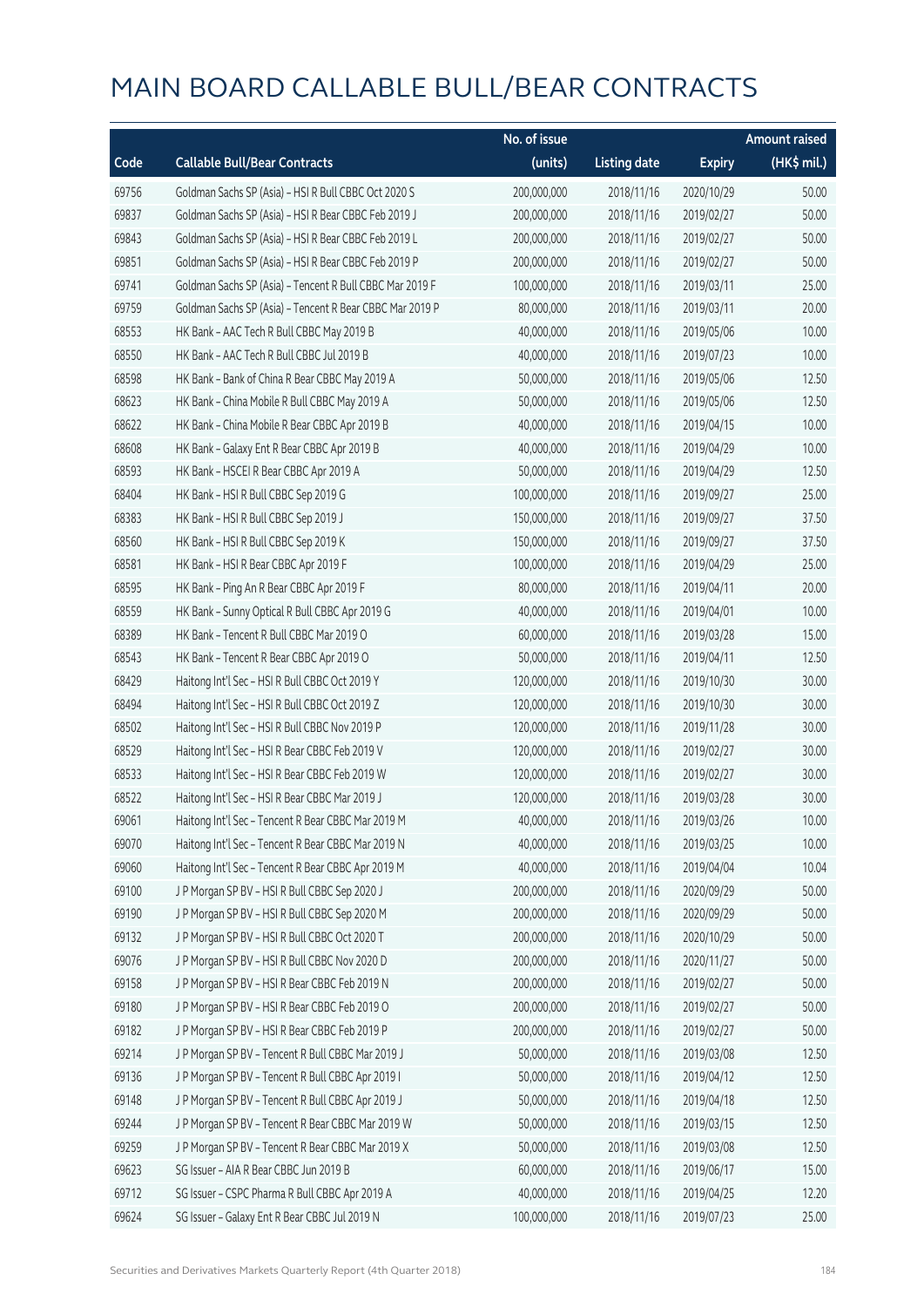# MAIN BOARD CALLABLE BULL/BEAR CONTRACTS

| Code | Callable Bull/Bear Contracts | No. of issue (units) | Listing date | Expiry | Amount raised (HK$ mil.) |
|---|---|---|---|---|---|
| 69756 | Goldman Sachs SP (Asia) – HSI R Bull CBBC Oct 2020 S | 200,000,000 | 2018/11/16 | 2020/10/29 | 50.00 |
| 69837 | Goldman Sachs SP (Asia) – HSI R Bear CBBC Feb 2019 J | 200,000,000 | 2018/11/16 | 2019/02/27 | 50.00 |
| 69843 | Goldman Sachs SP (Asia) – HSI R Bear CBBC Feb 2019 L | 200,000,000 | 2018/11/16 | 2019/02/27 | 50.00 |
| 69851 | Goldman Sachs SP (Asia) – HSI R Bear CBBC Feb 2019 P | 200,000,000 | 2018/11/16 | 2019/02/27 | 50.00 |
| 69741 | Goldman Sachs SP (Asia) – Tencent R Bull CBBC Mar 2019 F | 100,000,000 | 2018/11/16 | 2019/03/11 | 25.00 |
| 69759 | Goldman Sachs SP (Asia) – Tencent R Bear CBBC Mar 2019 P | 80,000,000 | 2018/11/16 | 2019/03/11 | 20.00 |
| 68553 | HK Bank – AAC Tech R Bull CBBC May 2019 B | 40,000,000 | 2018/11/16 | 2019/05/06 | 10.00 |
| 68550 | HK Bank – AAC Tech R Bull CBBC Jul 2019 B | 40,000,000 | 2018/11/16 | 2019/07/23 | 10.00 |
| 68598 | HK Bank – Bank of China R Bear CBBC May 2019 A | 50,000,000 | 2018/11/16 | 2019/05/06 | 12.50 |
| 68623 | HK Bank – China Mobile R Bull CBBC May 2019 A | 50,000,000 | 2018/11/16 | 2019/05/06 | 12.50 |
| 68622 | HK Bank – China Mobile R Bear CBBC Apr 2019 B | 40,000,000 | 2018/11/16 | 2019/04/15 | 10.00 |
| 68608 | HK Bank – Galaxy Ent R Bear CBBC Apr 2019 B | 40,000,000 | 2018/11/16 | 2019/04/29 | 10.00 |
| 68593 | HK Bank – HSCEI R Bear CBBC Apr 2019 A | 50,000,000 | 2018/11/16 | 2019/04/29 | 12.50 |
| 68404 | HK Bank – HSI R Bull CBBC Sep 2019 G | 100,000,000 | 2018/11/16 | 2019/09/27 | 25.00 |
| 68383 | HK Bank – HSI R Bull CBBC Sep 2019 J | 150,000,000 | 2018/11/16 | 2019/09/27 | 37.50 |
| 68560 | HK Bank – HSI R Bull CBBC Sep 2019 K | 150,000,000 | 2018/11/16 | 2019/09/27 | 37.50 |
| 68581 | HK Bank – HSI R Bear CBBC Apr 2019 F | 100,000,000 | 2018/11/16 | 2019/04/29 | 25.00 |
| 68595 | HK Bank – Ping An R Bear CBBC Apr 2019 F | 80,000,000 | 2018/11/16 | 2019/04/11 | 20.00 |
| 68559 | HK Bank – Sunny Optical R Bull CBBC Apr 2019 G | 40,000,000 | 2018/11/16 | 2019/04/01 | 10.00 |
| 68389 | HK Bank – Tencent R Bull CBBC Mar 2019 O | 60,000,000 | 2018/11/16 | 2019/03/28 | 15.00 |
| 68543 | HK Bank – Tencent R Bear CBBC Apr 2019 O | 50,000,000 | 2018/11/16 | 2019/04/11 | 12.50 |
| 68429 | Haitong Int'l Sec – HSI R Bull CBBC Oct 2019 Y | 120,000,000 | 2018/11/16 | 2019/10/30 | 30.00 |
| 68494 | Haitong Int'l Sec – HSI R Bull CBBC Oct 2019 Z | 120,000,000 | 2018/11/16 | 2019/10/30 | 30.00 |
| 68502 | Haitong Int'l Sec – HSI R Bull CBBC Nov 2019 P | 120,000,000 | 2018/11/16 | 2019/11/28 | 30.00 |
| 68529 | Haitong Int'l Sec – HSI R Bear CBBC Feb 2019 V | 120,000,000 | 2018/11/16 | 2019/02/27 | 30.00 |
| 68533 | Haitong Int'l Sec – HSI R Bear CBBC Feb 2019 W | 120,000,000 | 2018/11/16 | 2019/02/27 | 30.00 |
| 68522 | Haitong Int'l Sec – HSI R Bear CBBC Mar 2019 J | 120,000,000 | 2018/11/16 | 2019/03/28 | 30.00 |
| 69061 | Haitong Int'l Sec – Tencent R Bear CBBC Mar 2019 M | 40,000,000 | 2018/11/16 | 2019/03/26 | 10.00 |
| 69070 | Haitong Int'l Sec – Tencent R Bear CBBC Mar 2019 N | 40,000,000 | 2018/11/16 | 2019/03/25 | 10.00 |
| 69060 | Haitong Int'l Sec – Tencent R Bear CBBC Apr 2019 M | 40,000,000 | 2018/11/16 | 2019/04/04 | 10.04 |
| 69100 | J P Morgan SP BV – HSI R Bull CBBC Sep 2020 J | 200,000,000 | 2018/11/16 | 2020/09/29 | 50.00 |
| 69190 | J P Morgan SP BV – HSI R Bull CBBC Sep 2020 M | 200,000,000 | 2018/11/16 | 2020/09/29 | 50.00 |
| 69132 | J P Morgan SP BV – HSI R Bull CBBC Oct 2020 T | 200,000,000 | 2018/11/16 | 2020/10/29 | 50.00 |
| 69076 | J P Morgan SP BV – HSI R Bull CBBC Nov 2020 D | 200,000,000 | 2018/11/16 | 2020/11/27 | 50.00 |
| 69158 | J P Morgan SP BV – HSI R Bear CBBC Feb 2019 N | 200,000,000 | 2018/11/16 | 2019/02/27 | 50.00 |
| 69180 | J P Morgan SP BV – HSI R Bear CBBC Feb 2019 O | 200,000,000 | 2018/11/16 | 2019/02/27 | 50.00 |
| 69182 | J P Morgan SP BV – HSI R Bear CBBC Feb 2019 P | 200,000,000 | 2018/11/16 | 2019/02/27 | 50.00 |
| 69214 | J P Morgan SP BV – Tencent R Bull CBBC Mar 2019 J | 50,000,000 | 2018/11/16 | 2019/03/08 | 12.50 |
| 69136 | J P Morgan SP BV – Tencent R Bull CBBC Apr 2019 I | 50,000,000 | 2018/11/16 | 2019/04/12 | 12.50 |
| 69148 | J P Morgan SP BV – Tencent R Bull CBBC Apr 2019 J | 50,000,000 | 2018/11/16 | 2019/04/18 | 12.50 |
| 69244 | J P Morgan SP BV – Tencent R Bear CBBC Mar 2019 W | 50,000,000 | 2018/11/16 | 2019/03/15 | 12.50 |
| 69259 | J P Morgan SP BV – Tencent R Bear CBBC Mar 2019 X | 50,000,000 | 2018/11/16 | 2019/03/08 | 12.50 |
| 69623 | SG Issuer – AIA R Bear CBBC Jun 2019 B | 60,000,000 | 2018/11/16 | 2019/06/17 | 15.00 |
| 69712 | SG Issuer – CSPC Pharma R Bull CBBC Apr 2019 A | 40,000,000 | 2018/11/16 | 2019/04/25 | 12.20 |
| 69624 | SG Issuer – Galaxy Ent R Bear CBBC Jul 2019 N | 100,000,000 | 2018/11/16 | 2019/07/23 | 25.00 |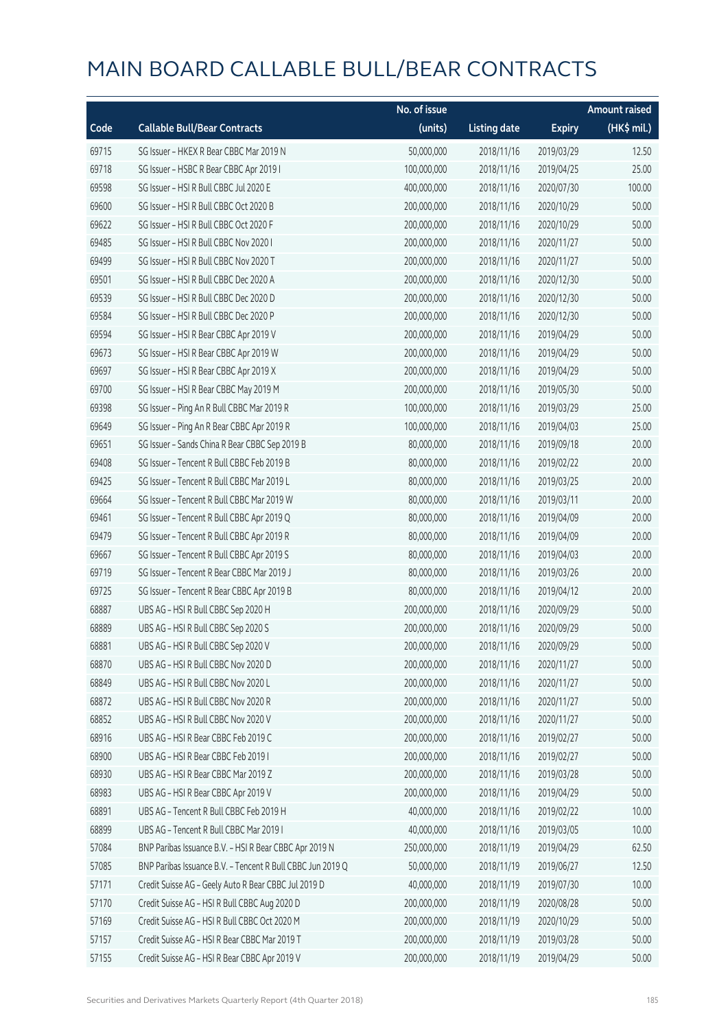# MAIN BOARD CALLABLE BULL/BEAR CONTRACTS

| Code | Callable Bull/Bear Contracts | No. of issue (units) | Listing date | Expiry | Amount raised (HK$ mil.) |
|---|---|---|---|---|---|
| 69715 | SG Issuer – HKEX R Bear CBBC Mar 2019 N | 50,000,000 | 2018/11/16 | 2019/03/29 | 12.50 |
| 69718 | SG Issuer – HSBC R Bear CBBC Apr 2019 I | 100,000,000 | 2018/11/16 | 2019/04/25 | 25.00 |
| 69598 | SG Issuer – HSI R Bull CBBC Jul 2020 E | 400,000,000 | 2018/11/16 | 2020/07/30 | 100.00 |
| 69600 | SG Issuer – HSI R Bull CBBC Oct 2020 B | 200,000,000 | 2018/11/16 | 2020/10/29 | 50.00 |
| 69622 | SG Issuer – HSI R Bull CBBC Oct 2020 F | 200,000,000 | 2018/11/16 | 2020/10/29 | 50.00 |
| 69485 | SG Issuer – HSI R Bull CBBC Nov 2020 I | 200,000,000 | 2018/11/16 | 2020/11/27 | 50.00 |
| 69499 | SG Issuer – HSI R Bull CBBC Nov 2020 T | 200,000,000 | 2018/11/16 | 2020/11/27 | 50.00 |
| 69501 | SG Issuer – HSI R Bull CBBC Dec 2020 A | 200,000,000 | 2018/11/16 | 2020/12/30 | 50.00 |
| 69539 | SG Issuer – HSI R Bull CBBC Dec 2020 D | 200,000,000 | 2018/11/16 | 2020/12/30 | 50.00 |
| 69584 | SG Issuer – HSI R Bull CBBC Dec 2020 P | 200,000,000 | 2018/11/16 | 2020/12/30 | 50.00 |
| 69594 | SG Issuer – HSI R Bear CBBC Apr 2019 V | 200,000,000 | 2018/11/16 | 2019/04/29 | 50.00 |
| 69673 | SG Issuer – HSI R Bear CBBC Apr 2019 W | 200,000,000 | 2018/11/16 | 2019/04/29 | 50.00 |
| 69697 | SG Issuer – HSI R Bear CBBC Apr 2019 X | 200,000,000 | 2018/11/16 | 2019/04/29 | 50.00 |
| 69700 | SG Issuer – HSI R Bear CBBC May 2019 M | 200,000,000 | 2018/11/16 | 2019/05/30 | 50.00 |
| 69398 | SG Issuer – Ping An R Bull CBBC Mar 2019 R | 100,000,000 | 2018/11/16 | 2019/03/29 | 25.00 |
| 69649 | SG Issuer – Ping An R Bear CBBC Apr 2019 R | 100,000,000 | 2018/11/16 | 2019/04/03 | 25.00 |
| 69651 | SG Issuer – Sands China R Bear CBBC Sep 2019 B | 80,000,000 | 2018/11/16 | 2019/09/18 | 20.00 |
| 69408 | SG Issuer – Tencent R Bull CBBC Feb 2019 B | 80,000,000 | 2018/11/16 | 2019/02/22 | 20.00 |
| 69425 | SG Issuer – Tencent R Bull CBBC Mar 2019 L | 80,000,000 | 2018/11/16 | 2019/03/25 | 20.00 |
| 69664 | SG Issuer – Tencent R Bull CBBC Mar 2019 W | 80,000,000 | 2018/11/16 | 2019/03/11 | 20.00 |
| 69461 | SG Issuer – Tencent R Bull CBBC Apr 2019 Q | 80,000,000 | 2018/11/16 | 2019/04/09 | 20.00 |
| 69479 | SG Issuer – Tencent R Bull CBBC Apr 2019 R | 80,000,000 | 2018/11/16 | 2019/04/09 | 20.00 |
| 69667 | SG Issuer – Tencent R Bull CBBC Apr 2019 S | 80,000,000 | 2018/11/16 | 2019/04/03 | 20.00 |
| 69719 | SG Issuer – Tencent R Bear CBBC Mar 2019 J | 80,000,000 | 2018/11/16 | 2019/03/26 | 20.00 |
| 69725 | SG Issuer – Tencent R Bear CBBC Apr 2019 B | 80,000,000 | 2018/11/16 | 2019/04/12 | 20.00 |
| 68887 | UBS AG – HSI R Bull CBBC Sep 2020 H | 200,000,000 | 2018/11/16 | 2020/09/29 | 50.00 |
| 68889 | UBS AG – HSI R Bull CBBC Sep 2020 S | 200,000,000 | 2018/11/16 | 2020/09/29 | 50.00 |
| 68881 | UBS AG – HSI R Bull CBBC Sep 2020 V | 200,000,000 | 2018/11/16 | 2020/09/29 | 50.00 |
| 68870 | UBS AG – HSI R Bull CBBC Nov 2020 D | 200,000,000 | 2018/11/16 | 2020/11/27 | 50.00 |
| 68849 | UBS AG – HSI R Bull CBBC Nov 2020 L | 200,000,000 | 2018/11/16 | 2020/11/27 | 50.00 |
| 68872 | UBS AG – HSI R Bull CBBC Nov 2020 R | 200,000,000 | 2018/11/16 | 2020/11/27 | 50.00 |
| 68852 | UBS AG – HSI R Bull CBBC Nov 2020 V | 200,000,000 | 2018/11/16 | 2020/11/27 | 50.00 |
| 68916 | UBS AG – HSI R Bear CBBC Feb 2019 C | 200,000,000 | 2018/11/16 | 2019/02/27 | 50.00 |
| 68900 | UBS AG – HSI R Bear CBBC Feb 2019 I | 200,000,000 | 2018/11/16 | 2019/02/27 | 50.00 |
| 68930 | UBS AG – HSI R Bear CBBC Mar 2019 Z | 200,000,000 | 2018/11/16 | 2019/03/28 | 50.00 |
| 68983 | UBS AG – HSI R Bear CBBC Apr 2019 V | 200,000,000 | 2018/11/16 | 2019/04/29 | 50.00 |
| 68891 | UBS AG – Tencent R Bull CBBC Feb 2019 H | 40,000,000 | 2018/11/16 | 2019/02/22 | 10.00 |
| 68899 | UBS AG – Tencent R Bull CBBC Mar 2019 I | 40,000,000 | 2018/11/16 | 2019/03/05 | 10.00 |
| 57084 | BNP Paribas Issuance B.V. – HSI R Bear CBBC Apr 2019 N | 250,000,000 | 2018/11/19 | 2019/04/29 | 62.50 |
| 57085 | BNP Paribas Issuance B.V. – Tencent R Bull CBBC Jun 2019 Q | 50,000,000 | 2018/11/19 | 2019/06/27 | 12.50 |
| 57171 | Credit Suisse AG – Geely Auto R Bear CBBC Jul 2019 D | 40,000,000 | 2018/11/19 | 2019/07/30 | 10.00 |
| 57170 | Credit Suisse AG – HSI R Bull CBBC Aug 2020 D | 200,000,000 | 2018/11/19 | 2020/08/28 | 50.00 |
| 57169 | Credit Suisse AG – HSI R Bull CBBC Oct 2020 M | 200,000,000 | 2018/11/19 | 2020/10/29 | 50.00 |
| 57157 | Credit Suisse AG – HSI R Bear CBBC Mar 2019 T | 200,000,000 | 2018/11/19 | 2019/03/28 | 50.00 |
| 57155 | Credit Suisse AG – HSI R Bear CBBC Apr 2019 V | 200,000,000 | 2018/11/19 | 2019/04/29 | 50.00 |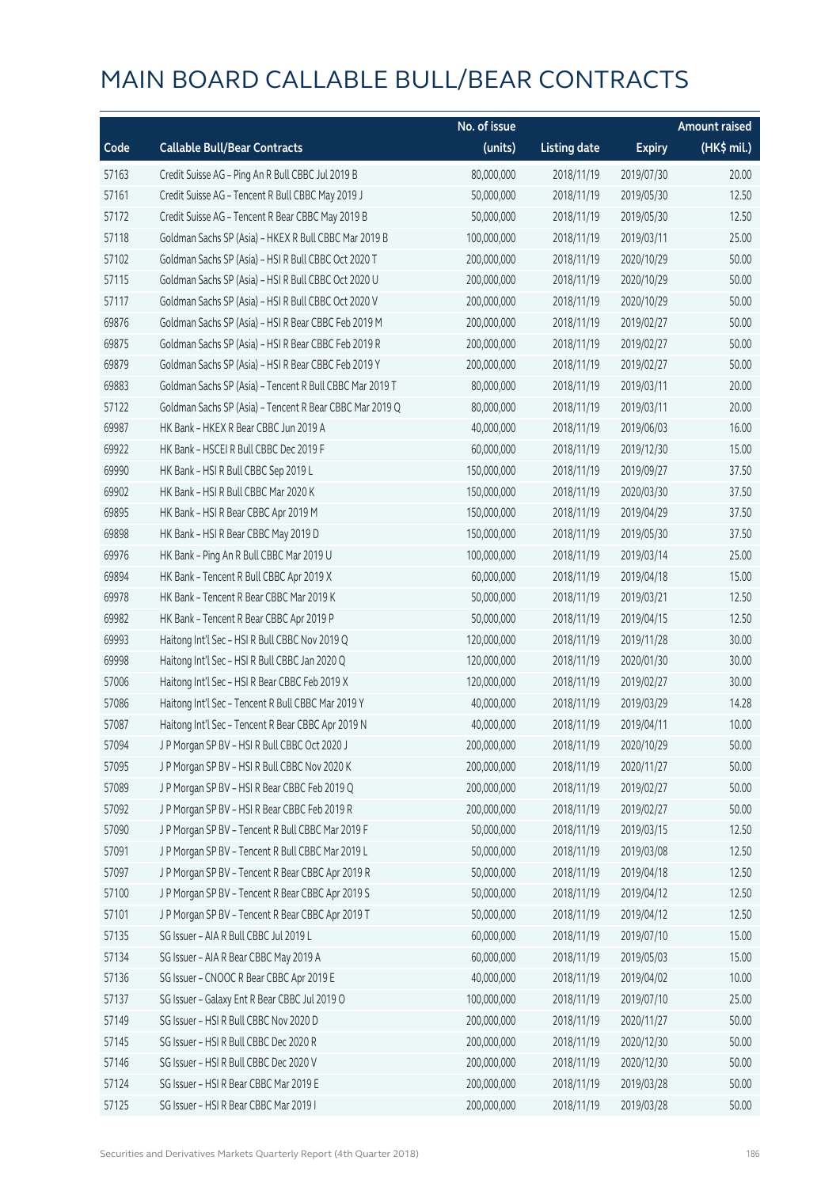# MAIN BOARD CALLABLE BULL/BEAR CONTRACTS

| Code | Callable Bull/Bear Contracts | No. of issue (units) | Listing date | Expiry | Amount raised (HK$ mil.) |
|---|---|---|---|---|---|
| 57163 | Credit Suisse AG - Ping An R Bull CBBC Jul 2019 B | 80,000,000 | 2018/11/19 | 2019/07/30 | 20.00 |
| 57161 | Credit Suisse AG - Tencent R Bull CBBC May 2019 J | 50,000,000 | 2018/11/19 | 2019/05/30 | 12.50 |
| 57172 | Credit Suisse AG - Tencent R Bear CBBC May 2019 B | 50,000,000 | 2018/11/19 | 2019/05/30 | 12.50 |
| 57118 | Goldman Sachs SP (Asia) - HKEX R Bull CBBC Mar 2019 B | 100,000,000 | 2018/11/19 | 2019/03/11 | 25.00 |
| 57102 | Goldman Sachs SP (Asia) - HSI R Bull CBBC Oct 2020 T | 200,000,000 | 2018/11/19 | 2020/10/29 | 50.00 |
| 57115 | Goldman Sachs SP (Asia) - HSI R Bull CBBC Oct 2020 U | 200,000,000 | 2018/11/19 | 2020/10/29 | 50.00 |
| 57117 | Goldman Sachs SP (Asia) - HSI R Bull CBBC Oct 2020 V | 200,000,000 | 2018/11/19 | 2020/10/29 | 50.00 |
| 69876 | Goldman Sachs SP (Asia) - HSI R Bear CBBC Feb 2019 M | 200,000,000 | 2018/11/19 | 2019/02/27 | 50.00 |
| 69875 | Goldman Sachs SP (Asia) - HSI R Bear CBBC Feb 2019 R | 200,000,000 | 2018/11/19 | 2019/02/27 | 50.00 |
| 69879 | Goldman Sachs SP (Asia) - HSI R Bear CBBC Feb 2019 Y | 200,000,000 | 2018/11/19 | 2019/02/27 | 50.00 |
| 69883 | Goldman Sachs SP (Asia) - Tencent R Bull CBBC Mar 2019 T | 80,000,000 | 2018/11/19 | 2019/03/11 | 20.00 |
| 57122 | Goldman Sachs SP (Asia) - Tencent R Bear CBBC Mar 2019 Q | 80,000,000 | 2018/11/19 | 2019/03/11 | 20.00 |
| 69987 | HK Bank - HKEX R Bear CBBC Jun 2019 A | 40,000,000 | 2018/11/19 | 2019/06/03 | 16.00 |
| 69922 | HK Bank - HSCEI R Bull CBBC Dec 2019 F | 60,000,000 | 2018/11/19 | 2019/12/30 | 15.00 |
| 69990 | HK Bank - HSI R Bull CBBC Sep 2019 L | 150,000,000 | 2018/11/19 | 2019/09/27 | 37.50 |
| 69902 | HK Bank - HSI R Bull CBBC Mar 2020 K | 150,000,000 | 2018/11/19 | 2020/03/30 | 37.50 |
| 69895 | HK Bank - HSI R Bear CBBC Apr 2019 M | 150,000,000 | 2018/11/19 | 2019/04/29 | 37.50 |
| 69898 | HK Bank - HSI R Bear CBBC May 2019 D | 150,000,000 | 2018/11/19 | 2019/05/30 | 37.50 |
| 69976 | HK Bank - Ping An R Bull CBBC Mar 2019 U | 100,000,000 | 2018/11/19 | 2019/03/14 | 25.00 |
| 69894 | HK Bank - Tencent R Bull CBBC Apr 2019 X | 60,000,000 | 2018/11/19 | 2019/04/18 | 15.00 |
| 69978 | HK Bank - Tencent R Bear CBBC Mar 2019 K | 50,000,000 | 2018/11/19 | 2019/03/21 | 12.50 |
| 69982 | HK Bank - Tencent R Bear CBBC Apr 2019 P | 50,000,000 | 2018/11/19 | 2019/04/15 | 12.50 |
| 69993 | Haitong Int'l Sec - HSI R Bull CBBC Nov 2019 Q | 120,000,000 | 2018/11/19 | 2019/11/28 | 30.00 |
| 69998 | Haitong Int'l Sec - HSI R Bull CBBC Jan 2020 Q | 120,000,000 | 2018/11/19 | 2020/01/30 | 30.00 |
| 57006 | Haitong Int'l Sec - HSI R Bear CBBC Feb 2019 X | 120,000,000 | 2018/11/19 | 2019/02/27 | 30.00 |
| 57086 | Haitong Int'l Sec - Tencent R Bull CBBC Mar 2019 Y | 40,000,000 | 2018/11/19 | 2019/03/29 | 14.28 |
| 57087 | Haitong Int'l Sec - Tencent R Bear CBBC Apr 2019 N | 40,000,000 | 2018/11/19 | 2019/04/11 | 10.00 |
| 57094 | J P Morgan SP BV - HSI R Bull CBBC Oct 2020 J | 200,000,000 | 2018/11/19 | 2020/10/29 | 50.00 |
| 57095 | J P Morgan SP BV - HSI R Bull CBBC Nov 2020 K | 200,000,000 | 2018/11/19 | 2020/11/27 | 50.00 |
| 57089 | J P Morgan SP BV - HSI R Bear CBBC Feb 2019 Q | 200,000,000 | 2018/11/19 | 2019/02/27 | 50.00 |
| 57092 | J P Morgan SP BV - HSI R Bear CBBC Feb 2019 R | 200,000,000 | 2018/11/19 | 2019/02/27 | 50.00 |
| 57090 | J P Morgan SP BV - Tencent R Bull CBBC Mar 2019 F | 50,000,000 | 2018/11/19 | 2019/03/15 | 12.50 |
| 57091 | J P Morgan SP BV - Tencent R Bull CBBC Mar 2019 L | 50,000,000 | 2018/11/19 | 2019/03/08 | 12.50 |
| 57097 | J P Morgan SP BV - Tencent R Bear CBBC Apr 2019 R | 50,000,000 | 2018/11/19 | 2019/04/18 | 12.50 |
| 57100 | J P Morgan SP BV - Tencent R Bear CBBC Apr 2019 S | 50,000,000 | 2018/11/19 | 2019/04/12 | 12.50 |
| 57101 | J P Morgan SP BV - Tencent R Bear CBBC Apr 2019 T | 50,000,000 | 2018/11/19 | 2019/04/12 | 12.50 |
| 57135 | SG Issuer - AIA R Bull CBBC Jul 2019 L | 60,000,000 | 2018/11/19 | 2019/07/10 | 15.00 |
| 57134 | SG Issuer - AIA R Bear CBBC May 2019 A | 60,000,000 | 2018/11/19 | 2019/05/03 | 15.00 |
| 57136 | SG Issuer - CNOOC R Bear CBBC Apr 2019 E | 40,000,000 | 2018/11/19 | 2019/04/02 | 10.00 |
| 57137 | SG Issuer - Galaxy Ent R Bear CBBC Jul 2019 O | 100,000,000 | 2018/11/19 | 2019/07/10 | 25.00 |
| 57149 | SG Issuer - HSI R Bull CBBC Nov 2020 D | 200,000,000 | 2018/11/19 | 2020/11/27 | 50.00 |
| 57145 | SG Issuer - HSI R Bull CBBC Dec 2020 R | 200,000,000 | 2018/11/19 | 2020/12/30 | 50.00 |
| 57146 | SG Issuer - HSI R Bull CBBC Dec 2020 V | 200,000,000 | 2018/11/19 | 2020/12/30 | 50.00 |
| 57124 | SG Issuer - HSI R Bear CBBC Mar 2019 E | 200,000,000 | 2018/11/19 | 2019/03/28 | 50.00 |
| 57125 | SG Issuer - HSI R Bear CBBC Mar 2019 I | 200,000,000 | 2018/11/19 | 2019/03/28 | 50.00 |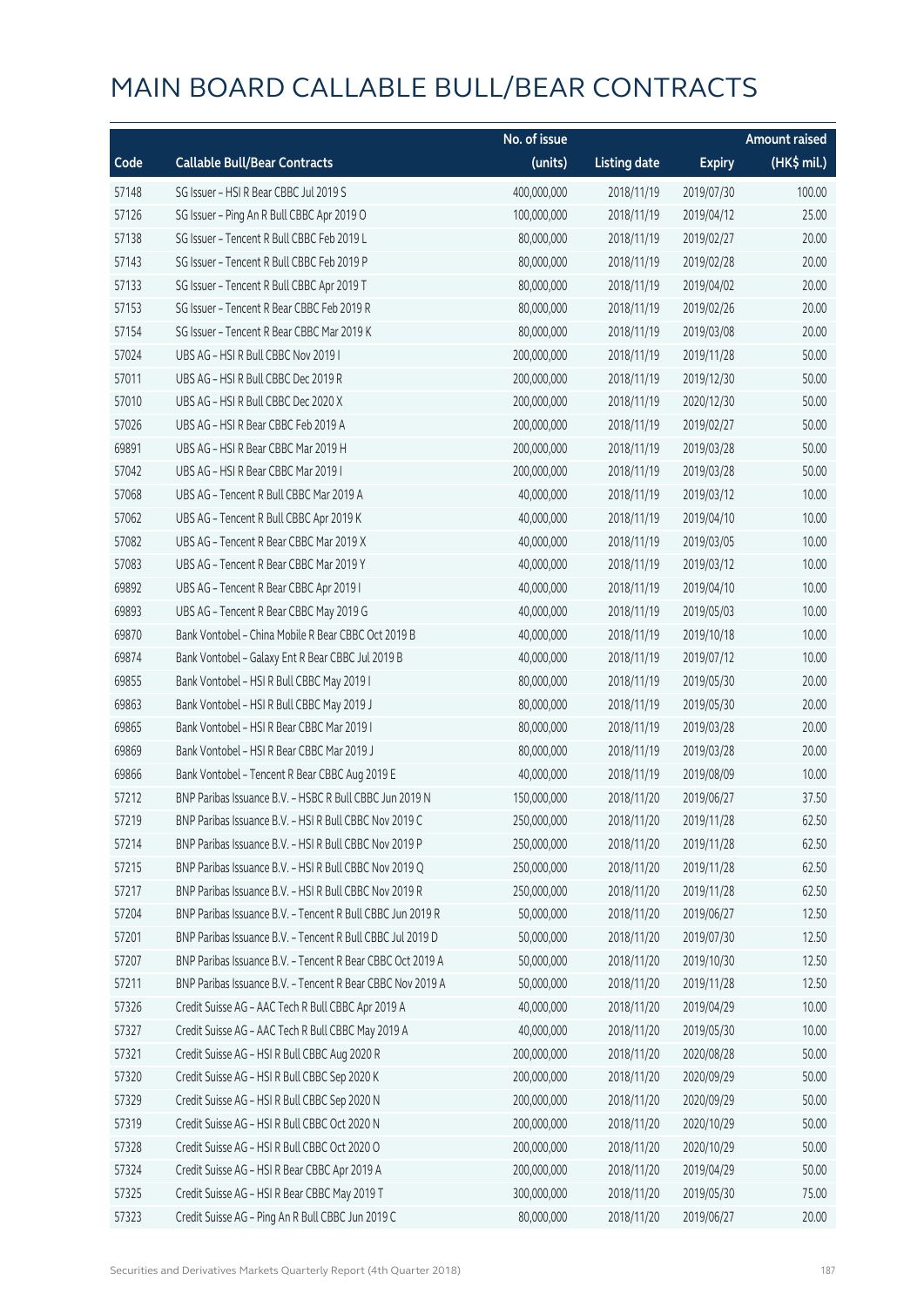# MAIN BOARD CALLABLE BULL/BEAR CONTRACTS

| Code | Callable Bull/Bear Contracts | No. of issue (units) | Listing date | Expiry | Amount raised (HK$ mil.) |
|---|---|---|---|---|---|
| 57148 | SG Issuer – HSI R Bear CBBC Jul 2019 S | 400,000,000 | 2018/11/19 | 2019/07/30 | 100.00 |
| 57126 | SG Issuer – Ping An R Bull CBBC Apr 2019 O | 100,000,000 | 2018/11/19 | 2019/04/12 | 25.00 |
| 57138 | SG Issuer – Tencent R Bull CBBC Feb 2019 L | 80,000,000 | 2018/11/19 | 2019/02/27 | 20.00 |
| 57143 | SG Issuer – Tencent R Bull CBBC Feb 2019 P | 80,000,000 | 2018/11/19 | 2019/02/28 | 20.00 |
| 57133 | SG Issuer – Tencent R Bull CBBC Apr 2019 T | 80,000,000 | 2018/11/19 | 2019/04/02 | 20.00 |
| 57153 | SG Issuer – Tencent R Bear CBBC Feb 2019 R | 80,000,000 | 2018/11/19 | 2019/02/26 | 20.00 |
| 57154 | SG Issuer – Tencent R Bear CBBC Mar 2019 K | 80,000,000 | 2018/11/19 | 2019/03/08 | 20.00 |
| 57024 | UBS AG – HSI R Bull CBBC Nov 2019 I | 200,000,000 | 2018/11/19 | 2019/11/28 | 50.00 |
| 57011 | UBS AG – HSI R Bull CBBC Dec 2019 R | 200,000,000 | 2018/11/19 | 2019/12/30 | 50.00 |
| 57010 | UBS AG – HSI R Bull CBBC Dec 2020 X | 200,000,000 | 2018/11/19 | 2020/12/30 | 50.00 |
| 57026 | UBS AG – HSI R Bear CBBC Feb 2019 A | 200,000,000 | 2018/11/19 | 2019/02/27 | 50.00 |
| 69891 | UBS AG – HSI R Bear CBBC Mar 2019 H | 200,000,000 | 2018/11/19 | 2019/03/28 | 50.00 |
| 57042 | UBS AG – HSI R Bear CBBC Mar 2019 I | 200,000,000 | 2018/11/19 | 2019/03/28 | 50.00 |
| 57068 | UBS AG – Tencent R Bull CBBC Mar 2019 A | 40,000,000 | 2018/11/19 | 2019/03/12 | 10.00 |
| 57062 | UBS AG – Tencent R Bull CBBC Apr 2019 K | 40,000,000 | 2018/11/19 | 2019/04/10 | 10.00 |
| 57082 | UBS AG – Tencent R Bear CBBC Mar 2019 X | 40,000,000 | 2018/11/19 | 2019/03/05 | 10.00 |
| 57083 | UBS AG – Tencent R Bear CBBC Mar 2019 Y | 40,000,000 | 2018/11/19 | 2019/03/12 | 10.00 |
| 69892 | UBS AG – Tencent R Bear CBBC Apr 2019 I | 40,000,000 | 2018/11/19 | 2019/04/10 | 10.00 |
| 69893 | UBS AG – Tencent R Bear CBBC May 2019 G | 40,000,000 | 2018/11/19 | 2019/05/03 | 10.00 |
| 69870 | Bank Vontobel – China Mobile R Bear CBBC Oct 2019 B | 40,000,000 | 2018/11/19 | 2019/10/18 | 10.00 |
| 69874 | Bank Vontobel – Galaxy Ent R Bear CBBC Jul 2019 B | 40,000,000 | 2018/11/19 | 2019/07/12 | 10.00 |
| 69855 | Bank Vontobel – HSI R Bull CBBC May 2019 I | 80,000,000 | 2018/11/19 | 2019/05/30 | 20.00 |
| 69863 | Bank Vontobel – HSI R Bull CBBC May 2019 J | 80,000,000 | 2018/11/19 | 2019/05/30 | 20.00 |
| 69865 | Bank Vontobel – HSI R Bear CBBC Mar 2019 I | 80,000,000 | 2018/11/19 | 2019/03/28 | 20.00 |
| 69869 | Bank Vontobel – HSI R Bear CBBC Mar 2019 J | 80,000,000 | 2018/11/19 | 2019/03/28 | 20.00 |
| 69866 | Bank Vontobel – Tencent R Bear CBBC Aug 2019 E | 40,000,000 | 2018/11/19 | 2019/08/09 | 10.00 |
| 57212 | BNP Paribas Issuance B.V. – HSBC R Bull CBBC Jun 2019 N | 150,000,000 | 2018/11/20 | 2019/06/27 | 37.50 |
| 57219 | BNP Paribas Issuance B.V. – HSI R Bull CBBC Nov 2019 C | 250,000,000 | 2018/11/20 | 2019/11/28 | 62.50 |
| 57214 | BNP Paribas Issuance B.V. – HSI R Bull CBBC Nov 2019 P | 250,000,000 | 2018/11/20 | 2019/11/28 | 62.50 |
| 57215 | BNP Paribas Issuance B.V. – HSI R Bull CBBC Nov 2019 Q | 250,000,000 | 2018/11/20 | 2019/11/28 | 62.50 |
| 57217 | BNP Paribas Issuance B.V. – HSI R Bull CBBC Nov 2019 R | 250,000,000 | 2018/11/20 | 2019/11/28 | 62.50 |
| 57204 | BNP Paribas Issuance B.V. – Tencent R Bull CBBC Jun 2019 R | 50,000,000 | 2018/11/20 | 2019/06/27 | 12.50 |
| 57201 | BNP Paribas Issuance B.V. – Tencent R Bull CBBC Jul 2019 D | 50,000,000 | 2018/11/20 | 2019/07/30 | 12.50 |
| 57207 | BNP Paribas Issuance B.V. – Tencent R Bear CBBC Oct 2019 A | 50,000,000 | 2018/11/20 | 2019/10/30 | 12.50 |
| 57211 | BNP Paribas Issuance B.V. – Tencent R Bear CBBC Nov 2019 A | 50,000,000 | 2018/11/20 | 2019/11/28 | 12.50 |
| 57326 | Credit Suisse AG – AAC Tech R Bull CBBC Apr 2019 A | 40,000,000 | 2018/11/20 | 2019/04/29 | 10.00 |
| 57327 | Credit Suisse AG – AAC Tech R Bull CBBC May 2019 A | 40,000,000 | 2018/11/20 | 2019/05/30 | 10.00 |
| 57321 | Credit Suisse AG – HSI R Bull CBBC Aug 2020 R | 200,000,000 | 2018/11/20 | 2020/08/28 | 50.00 |
| 57320 | Credit Suisse AG – HSI R Bull CBBC Sep 2020 K | 200,000,000 | 2018/11/20 | 2020/09/29 | 50.00 |
| 57329 | Credit Suisse AG – HSI R Bull CBBC Sep 2020 N | 200,000,000 | 2018/11/20 | 2020/09/29 | 50.00 |
| 57319 | Credit Suisse AG – HSI R Bull CBBC Oct 2020 N | 200,000,000 | 2018/11/20 | 2020/10/29 | 50.00 |
| 57328 | Credit Suisse AG – HSI R Bull CBBC Oct 2020 O | 200,000,000 | 2018/11/20 | 2020/10/29 | 50.00 |
| 57324 | Credit Suisse AG – HSI R Bear CBBC Apr 2019 A | 200,000,000 | 2018/11/20 | 2019/04/29 | 50.00 |
| 57325 | Credit Suisse AG – HSI R Bear CBBC May 2019 T | 300,000,000 | 2018/11/20 | 2019/05/30 | 75.00 |
| 57323 | Credit Suisse AG – Ping An R Bull CBBC Jun 2019 C | 80,000,000 | 2018/11/20 | 2019/06/27 | 20.00 |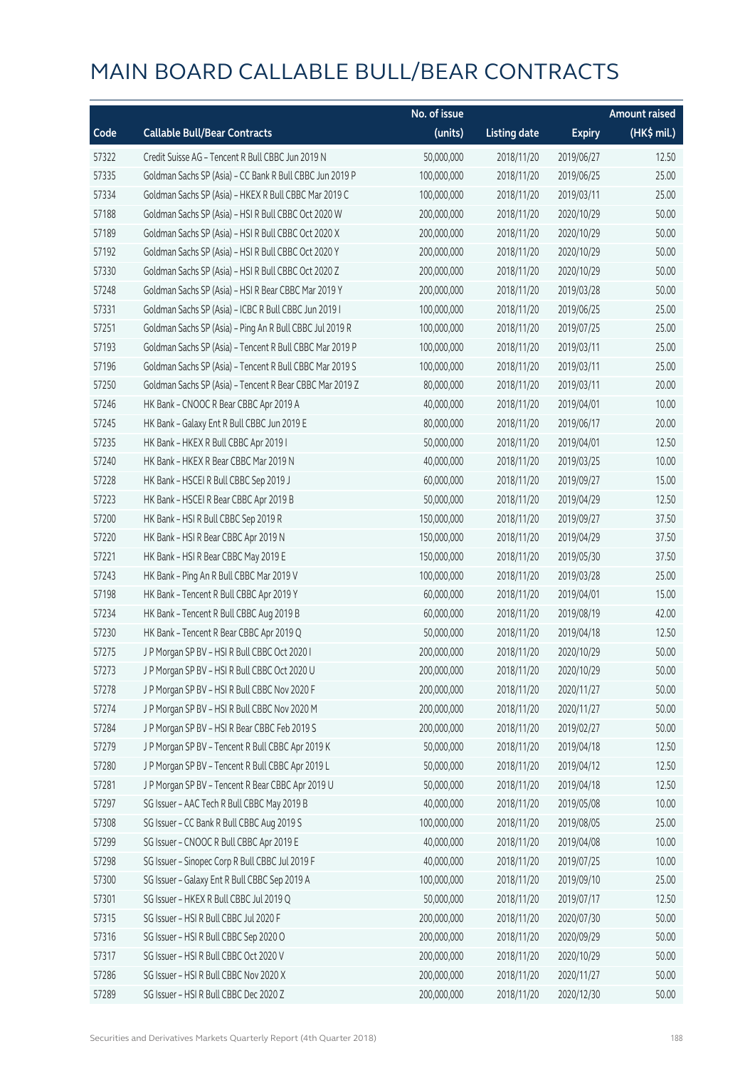# MAIN BOARD CALLABLE BULL/BEAR CONTRACTS

| Code | Callable Bull/Bear Contracts | No. of issue (units) | Listing date | Expiry | Amount raised (HK$ mil.) |
|---|---|---|---|---|---|
| 57322 | Credit Suisse AG – Tencent R Bull CBBC Jun 2019 N | 50,000,000 | 2018/11/20 | 2019/06/27 | 12.50 |
| 57335 | Goldman Sachs SP (Asia) – CC Bank R Bull CBBC Jun 2019 P | 100,000,000 | 2018/11/20 | 2019/06/25 | 25.00 |
| 57334 | Goldman Sachs SP (Asia) – HKEX R Bull CBBC Mar 2019 C | 100,000,000 | 2018/11/20 | 2019/03/11 | 25.00 |
| 57188 | Goldman Sachs SP (Asia) – HSI R Bull CBBC Oct 2020 W | 200,000,000 | 2018/11/20 | 2020/10/29 | 50.00 |
| 57189 | Goldman Sachs SP (Asia) – HSI R Bull CBBC Oct 2020 X | 200,000,000 | 2018/11/20 | 2020/10/29 | 50.00 |
| 57192 | Goldman Sachs SP (Asia) – HSI R Bull CBBC Oct 2020 Y | 200,000,000 | 2018/11/20 | 2020/10/29 | 50.00 |
| 57330 | Goldman Sachs SP (Asia) – HSI R Bull CBBC Oct 2020 Z | 200,000,000 | 2018/11/20 | 2020/10/29 | 50.00 |
| 57248 | Goldman Sachs SP (Asia) – HSI R Bear CBBC Mar 2019 Y | 200,000,000 | 2018/11/20 | 2019/03/28 | 50.00 |
| 57331 | Goldman Sachs SP (Asia) – ICBC R Bull CBBC Jun 2019 I | 100,000,000 | 2018/11/20 | 2019/06/25 | 25.00 |
| 57251 | Goldman Sachs SP (Asia) – Ping An R Bull CBBC Jul 2019 R | 100,000,000 | 2018/11/20 | 2019/07/25 | 25.00 |
| 57193 | Goldman Sachs SP (Asia) – Tencent R Bull CBBC Mar 2019 P | 100,000,000 | 2018/11/20 | 2019/03/11 | 25.00 |
| 57196 | Goldman Sachs SP (Asia) – Tencent R Bull CBBC Mar 2019 S | 100,000,000 | 2018/11/20 | 2019/03/11 | 25.00 |
| 57250 | Goldman Sachs SP (Asia) – Tencent R Bear CBBC Mar 2019 Z | 80,000,000 | 2018/11/20 | 2019/03/11 | 20.00 |
| 57246 | HK Bank – CNOOC R Bear CBBC Apr 2019 A | 40,000,000 | 2018/11/20 | 2019/04/01 | 10.00 |
| 57245 | HK Bank – Galaxy Ent R Bull CBBC Jun 2019 E | 80,000,000 | 2018/11/20 | 2019/06/17 | 20.00 |
| 57235 | HK Bank – HKEX R Bull CBBC Apr 2019 I | 50,000,000 | 2018/11/20 | 2019/04/01 | 12.50 |
| 57240 | HK Bank – HKEX R Bear CBBC Mar 2019 N | 40,000,000 | 2018/11/20 | 2019/03/25 | 10.00 |
| 57228 | HK Bank – HSCEI R Bull CBBC Sep 2019 J | 60,000,000 | 2018/11/20 | 2019/09/27 | 15.00 |
| 57223 | HK Bank – HSCEI R Bear CBBC Apr 2019 B | 50,000,000 | 2018/11/20 | 2019/04/29 | 12.50 |
| 57200 | HK Bank – HSI R Bull CBBC Sep 2019 R | 150,000,000 | 2018/11/20 | 2019/09/27 | 37.50 |
| 57220 | HK Bank – HSI R Bear CBBC Apr 2019 N | 150,000,000 | 2018/11/20 | 2019/04/29 | 37.50 |
| 57221 | HK Bank – HSI R Bear CBBC May 2019 E | 150,000,000 | 2018/11/20 | 2019/05/30 | 37.50 |
| 57243 | HK Bank – Ping An R Bull CBBC Mar 2019 V | 100,000,000 | 2018/11/20 | 2019/03/28 | 25.00 |
| 57198 | HK Bank – Tencent R Bull CBBC Apr 2019 Y | 60,000,000 | 2018/11/20 | 2019/04/01 | 15.00 |
| 57234 | HK Bank – Tencent R Bull CBBC Aug 2019 B | 60,000,000 | 2018/11/20 | 2019/08/19 | 42.00 |
| 57230 | HK Bank – Tencent R Bear CBBC Apr 2019 Q | 50,000,000 | 2018/11/20 | 2019/04/18 | 12.50 |
| 57275 | J P Morgan SP BV – HSI R Bull CBBC Oct 2020 I | 200,000,000 | 2018/11/20 | 2020/10/29 | 50.00 |
| 57273 | J P Morgan SP BV – HSI R Bull CBBC Oct 2020 U | 200,000,000 | 2018/11/20 | 2020/10/29 | 50.00 |
| 57278 | J P Morgan SP BV – HSI R Bull CBBC Nov 2020 F | 200,000,000 | 2018/11/20 | 2020/11/27 | 50.00 |
| 57274 | J P Morgan SP BV – HSI R Bull CBBC Nov 2020 M | 200,000,000 | 2018/11/20 | 2020/11/27 | 50.00 |
| 57284 | J P Morgan SP BV – HSI R Bear CBBC Feb 2019 S | 200,000,000 | 2018/11/20 | 2019/02/27 | 50.00 |
| 57279 | J P Morgan SP BV – Tencent R Bull CBBC Apr 2019 K | 50,000,000 | 2018/11/20 | 2019/04/18 | 12.50 |
| 57280 | J P Morgan SP BV – Tencent R Bull CBBC Apr 2019 L | 50,000,000 | 2018/11/20 | 2019/04/12 | 12.50 |
| 57281 | J P Morgan SP BV – Tencent R Bear CBBC Apr 2019 U | 50,000,000 | 2018/11/20 | 2019/04/18 | 12.50 |
| 57297 | SG Issuer – AAC Tech R Bull CBBC May 2019 B | 40,000,000 | 2018/11/20 | 2019/05/08 | 10.00 |
| 57308 | SG Issuer – CC Bank R Bull CBBC Aug 2019 S | 100,000,000 | 2018/11/20 | 2019/08/05 | 25.00 |
| 57299 | SG Issuer – CNOOC R Bull CBBC Apr 2019 E | 40,000,000 | 2018/11/20 | 2019/04/08 | 10.00 |
| 57298 | SG Issuer – Sinopec Corp R Bull CBBC Jul 2019 F | 40,000,000 | 2018/11/20 | 2019/07/25 | 10.00 |
| 57300 | SG Issuer – Galaxy Ent R Bull CBBC Sep 2019 A | 100,000,000 | 2018/11/20 | 2019/09/10 | 25.00 |
| 57301 | SG Issuer – HKEX R Bull CBBC Jul 2019 Q | 50,000,000 | 2018/11/20 | 2019/07/17 | 12.50 |
| 57315 | SG Issuer – HSI R Bull CBBC Jul 2020 F | 200,000,000 | 2018/11/20 | 2020/07/30 | 50.00 |
| 57316 | SG Issuer – HSI R Bull CBBC Sep 2020 O | 200,000,000 | 2018/11/20 | 2020/09/29 | 50.00 |
| 57317 | SG Issuer – HSI R Bull CBBC Oct 2020 V | 200,000,000 | 2018/11/20 | 2020/10/29 | 50.00 |
| 57286 | SG Issuer – HSI R Bull CBBC Nov 2020 X | 200,000,000 | 2018/11/20 | 2020/11/27 | 50.00 |
| 57289 | SG Issuer – HSI R Bull CBBC Dec 2020 Z | 200,000,000 | 2018/11/20 | 2020/12/30 | 50.00 |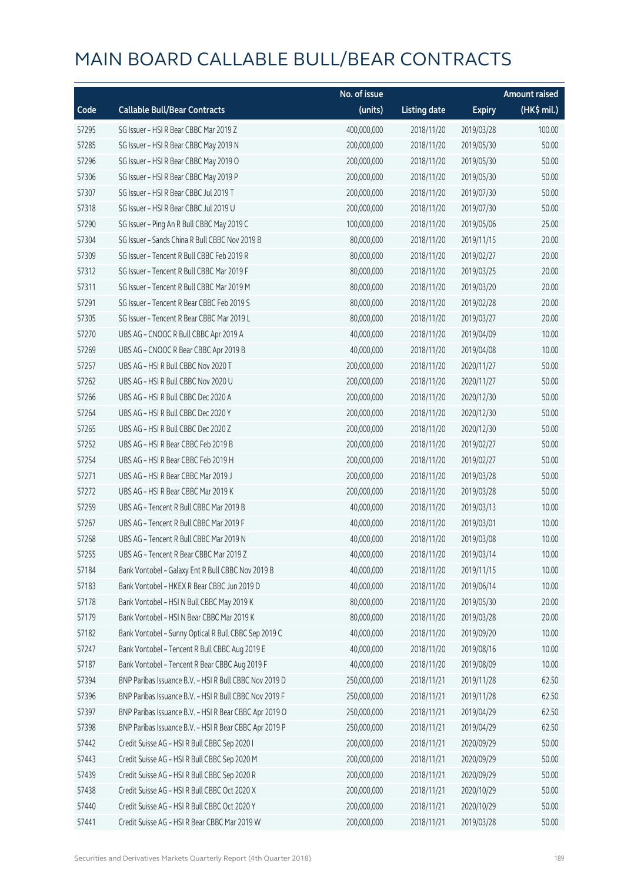# MAIN BOARD CALLABLE BULL/BEAR CONTRACTS

| Code | Callable Bull/Bear Contracts | No. of issue (units) | Listing date | Expiry | Amount raised (HK$ mil.) |
|---|---|---|---|---|---|
| 57295 | SG Issuer – HSI R Bear CBBC Mar 2019 Z | 400,000,000 | 2018/11/20 | 2019/03/28 | 100.00 |
| 57285 | SG Issuer – HSI R Bear CBBC May 2019 N | 200,000,000 | 2018/11/20 | 2019/05/30 | 50.00 |
| 57296 | SG Issuer – HSI R Bear CBBC May 2019 O | 200,000,000 | 2018/11/20 | 2019/05/30 | 50.00 |
| 57306 | SG Issuer – HSI R Bear CBBC May 2019 P | 200,000,000 | 2018/11/20 | 2019/05/30 | 50.00 |
| 57307 | SG Issuer – HSI R Bear CBBC Jul 2019 T | 200,000,000 | 2018/11/20 | 2019/07/30 | 50.00 |
| 57318 | SG Issuer – HSI R Bear CBBC Jul 2019 U | 200,000,000 | 2018/11/20 | 2019/07/30 | 50.00 |
| 57290 | SG Issuer – Ping An R Bull CBBC May 2019 C | 100,000,000 | 2018/11/20 | 2019/05/06 | 25.00 |
| 57304 | SG Issuer – Sands China R Bull CBBC Nov 2019 B | 80,000,000 | 2018/11/20 | 2019/11/15 | 20.00 |
| 57309 | SG Issuer – Tencent R Bull CBBC Feb 2019 R | 80,000,000 | 2018/11/20 | 2019/02/27 | 20.00 |
| 57312 | SG Issuer – Tencent R Bull CBBC Mar 2019 F | 80,000,000 | 2018/11/20 | 2019/03/25 | 20.00 |
| 57311 | SG Issuer – Tencent R Bull CBBC Mar 2019 M | 80,000,000 | 2018/11/20 | 2019/03/20 | 20.00 |
| 57291 | SG Issuer – Tencent R Bear CBBC Feb 2019 S | 80,000,000 | 2018/11/20 | 2019/02/28 | 20.00 |
| 57305 | SG Issuer – Tencent R Bear CBBC Mar 2019 L | 80,000,000 | 2018/11/20 | 2019/03/27 | 20.00 |
| 57270 | UBS AG – CNOOC R Bull CBBC Apr 2019 A | 40,000,000 | 2018/11/20 | 2019/04/09 | 10.00 |
| 57269 | UBS AG – CNOOC R Bear CBBC Apr 2019 B | 40,000,000 | 2018/11/20 | 2019/04/08 | 10.00 |
| 57257 | UBS AG – HSI R Bull CBBC Nov 2020 T | 200,000,000 | 2018/11/20 | 2020/11/27 | 50.00 |
| 57262 | UBS AG – HSI R Bull CBBC Nov 2020 U | 200,000,000 | 2018/11/20 | 2020/11/27 | 50.00 |
| 57266 | UBS AG – HSI R Bull CBBC Dec 2020 A | 200,000,000 | 2018/11/20 | 2020/12/30 | 50.00 |
| 57264 | UBS AG – HSI R Bull CBBC Dec 2020 Y | 200,000,000 | 2018/11/20 | 2020/12/30 | 50.00 |
| 57265 | UBS AG – HSI R Bull CBBC Dec 2020 Z | 200,000,000 | 2018/11/20 | 2020/12/30 | 50.00 |
| 57252 | UBS AG – HSI R Bear CBBC Feb 2019 B | 200,000,000 | 2018/11/20 | 2019/02/27 | 50.00 |
| 57254 | UBS AG – HSI R Bear CBBC Feb 2019 H | 200,000,000 | 2018/11/20 | 2019/02/27 | 50.00 |
| 57271 | UBS AG – HSI R Bear CBBC Mar 2019 J | 200,000,000 | 2018/11/20 | 2019/03/28 | 50.00 |
| 57272 | UBS AG – HSI R Bear CBBC Mar 2019 K | 200,000,000 | 2018/11/20 | 2019/03/28 | 50.00 |
| 57259 | UBS AG – Tencent R Bull CBBC Mar 2019 B | 40,000,000 | 2018/11/20 | 2019/03/13 | 10.00 |
| 57267 | UBS AG – Tencent R Bull CBBC Mar 2019 F | 40,000,000 | 2018/11/20 | 2019/03/01 | 10.00 |
| 57268 | UBS AG – Tencent R Bull CBBC Mar 2019 N | 40,000,000 | 2018/11/20 | 2019/03/08 | 10.00 |
| 57255 | UBS AG – Tencent R Bear CBBC Mar 2019 Z | 40,000,000 | 2018/11/20 | 2019/03/14 | 10.00 |
| 57184 | Bank Vontobel – Galaxy Ent R Bull CBBC Nov 2019 B | 40,000,000 | 2018/11/20 | 2019/11/15 | 10.00 |
| 57183 | Bank Vontobel – HKEX R Bear CBBC Jun 2019 D | 40,000,000 | 2018/11/20 | 2019/06/14 | 10.00 |
| 57178 | Bank Vontobel – HSI N Bull CBBC May 2019 K | 80,000,000 | 2018/11/20 | 2019/05/30 | 20.00 |
| 57179 | Bank Vontobel – HSI N Bear CBBC Mar 2019 K | 80,000,000 | 2018/11/20 | 2019/03/28 | 20.00 |
| 57182 | Bank Vontobel – Sunny Optical R Bull CBBC Sep 2019 C | 40,000,000 | 2018/11/20 | 2019/09/20 | 10.00 |
| 57247 | Bank Vontobel – Tencent R Bull CBBC Aug 2019 E | 40,000,000 | 2018/11/20 | 2019/08/16 | 10.00 |
| 57187 | Bank Vontobel – Tencent R Bear CBBC Aug 2019 F | 40,000,000 | 2018/11/20 | 2019/08/09 | 10.00 |
| 57394 | BNP Paribas Issuance B.V. – HSI R Bull CBBC Nov 2019 D | 250,000,000 | 2018/11/21 | 2019/11/28 | 62.50 |
| 57396 | BNP Paribas Issuance B.V. – HSI R Bull CBBC Nov 2019 F | 250,000,000 | 2018/11/21 | 2019/11/28 | 62.50 |
| 57397 | BNP Paribas Issuance B.V. – HSI R Bear CBBC Apr 2019 O | 250,000,000 | 2018/11/21 | 2019/04/29 | 62.50 |
| 57398 | BNP Paribas Issuance B.V. – HSI R Bear CBBC Apr 2019 P | 250,000,000 | 2018/11/21 | 2019/04/29 | 62.50 |
| 57442 | Credit Suisse AG – HSI R Bull CBBC Sep 2020 I | 200,000,000 | 2018/11/21 | 2020/09/29 | 50.00 |
| 57443 | Credit Suisse AG – HSI R Bull CBBC Sep 2020 M | 200,000,000 | 2018/11/21 | 2020/09/29 | 50.00 |
| 57439 | Credit Suisse AG – HSI R Bull CBBC Sep 2020 R | 200,000,000 | 2018/11/21 | 2020/09/29 | 50.00 |
| 57438 | Credit Suisse AG – HSI R Bull CBBC Oct 2020 X | 200,000,000 | 2018/11/21 | 2020/10/29 | 50.00 |
| 57440 | Credit Suisse AG – HSI R Bull CBBC Oct 2020 Y | 200,000,000 | 2018/11/21 | 2020/10/29 | 50.00 |
| 57441 | Credit Suisse AG – HSI R Bear CBBC Mar 2019 W | 200,000,000 | 2018/11/21 | 2019/03/28 | 50.00 |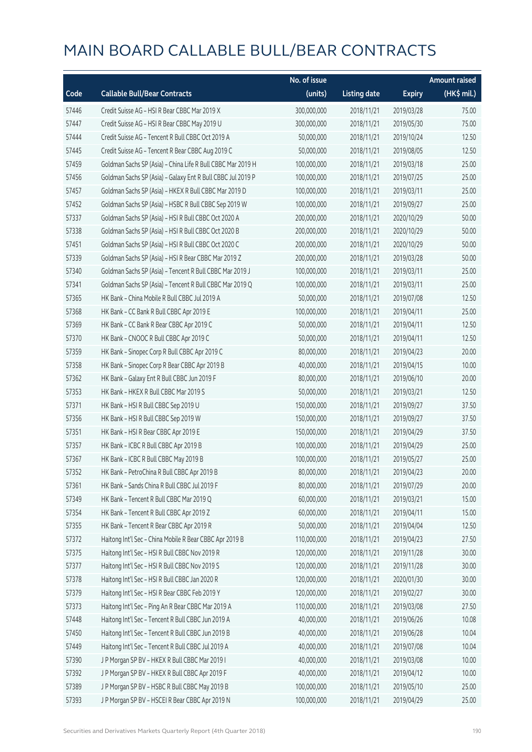# MAIN BOARD CALLABLE BULL/BEAR CONTRACTS

| Code | Callable Bull/Bear Contracts | No. of issue (units) | Listing date | Expiry | Amount raised (HK$ mil.) |
|---|---|---|---|---|---|
| 57446 | Credit Suisse AG – HSI R Bear CBBC Mar 2019 X | 300,000,000 | 2018/11/21 | 2019/03/28 | 75.00 |
| 57447 | Credit Suisse AG – HSI R Bear CBBC May 2019 U | 300,000,000 | 2018/11/21 | 2019/05/30 | 75.00 |
| 57444 | Credit Suisse AG – Tencent R Bull CBBC Oct 2019 A | 50,000,000 | 2018/11/21 | 2019/10/24 | 12.50 |
| 57445 | Credit Suisse AG – Tencent R Bear CBBC Aug 2019 C | 50,000,000 | 2018/11/21 | 2019/08/05 | 12.50 |
| 57459 | Goldman Sachs SP (Asia) – China Life R Bull CBBC Mar 2019 H | 100,000,000 | 2018/11/21 | 2019/03/18 | 25.00 |
| 57456 | Goldman Sachs SP (Asia) – Galaxy Ent R Bull CBBC Jul 2019 P | 100,000,000 | 2018/11/21 | 2019/07/25 | 25.00 |
| 57457 | Goldman Sachs SP (Asia) – HKEX R Bull CBBC Mar 2019 D | 100,000,000 | 2018/11/21 | 2019/03/11 | 25.00 |
| 57452 | Goldman Sachs SP (Asia) – HSBC R Bull CBBC Sep 2019 W | 100,000,000 | 2018/11/21 | 2019/09/27 | 25.00 |
| 57337 | Goldman Sachs SP (Asia) – HSI R Bull CBBC Oct 2020 A | 200,000,000 | 2018/11/21 | 2020/10/29 | 50.00 |
| 57338 | Goldman Sachs SP (Asia) – HSI R Bull CBBC Oct 2020 B | 200,000,000 | 2018/11/21 | 2020/10/29 | 50.00 |
| 57451 | Goldman Sachs SP (Asia) – HSI R Bull CBBC Oct 2020 C | 200,000,000 | 2018/11/21 | 2020/10/29 | 50.00 |
| 57339 | Goldman Sachs SP (Asia) – HSI R Bear CBBC Mar 2019 Z | 200,000,000 | 2018/11/21 | 2019/03/28 | 50.00 |
| 57340 | Goldman Sachs SP (Asia) – Tencent R Bull CBBC Mar 2019 J | 100,000,000 | 2018/11/21 | 2019/03/11 | 25.00 |
| 57341 | Goldman Sachs SP (Asia) – Tencent R Bull CBBC Mar 2019 Q | 100,000,000 | 2018/11/21 | 2019/03/11 | 25.00 |
| 57365 | HK Bank – China Mobile R Bull CBBC Jul 2019 A | 50,000,000 | 2018/11/21 | 2019/07/08 | 12.50 |
| 57368 | HK Bank – CC Bank R Bull CBBC Apr 2019 E | 100,000,000 | 2018/11/21 | 2019/04/11 | 25.00 |
| 57369 | HK Bank – CC Bank R Bear CBBC Apr 2019 C | 50,000,000 | 2018/11/21 | 2019/04/11 | 12.50 |
| 57370 | HK Bank – CNOOC R Bull CBBC Apr 2019 C | 50,000,000 | 2018/11/21 | 2019/04/11 | 12.50 |
| 57359 | HK Bank – Sinopec Corp R Bull CBBC Apr 2019 C | 80,000,000 | 2018/11/21 | 2019/04/23 | 20.00 |
| 57358 | HK Bank – Sinopec Corp R Bear CBBC Apr 2019 B | 40,000,000 | 2018/11/21 | 2019/04/15 | 10.00 |
| 57362 | HK Bank – Galaxy Ent R Bull CBBC Jun 2019 F | 80,000,000 | 2018/11/21 | 2019/06/10 | 20.00 |
| 57353 | HK Bank – HKEX R Bull CBBC Mar 2019 S | 50,000,000 | 2018/11/21 | 2019/03/21 | 12.50 |
| 57371 | HK Bank – HSI R Bull CBBC Sep 2019 U | 150,000,000 | 2018/11/21 | 2019/09/27 | 37.50 |
| 57356 | HK Bank – HSI R Bull CBBC Sep 2019 W | 150,000,000 | 2018/11/21 | 2019/09/27 | 37.50 |
| 57351 | HK Bank – HSI R Bear CBBC Apr 2019 E | 150,000,000 | 2018/11/21 | 2019/04/29 | 37.50 |
| 57357 | HK Bank – ICBC R Bull CBBC Apr 2019 B | 100,000,000 | 2018/11/21 | 2019/04/29 | 25.00 |
| 57367 | HK Bank – ICBC R Bull CBBC May 2019 B | 100,000,000 | 2018/11/21 | 2019/05/27 | 25.00 |
| 57352 | HK Bank – PetroChina R Bull CBBC Apr 2019 B | 80,000,000 | 2018/11/21 | 2019/04/23 | 20.00 |
| 57361 | HK Bank – Sands China R Bull CBBC Jul 2019 F | 80,000,000 | 2018/11/21 | 2019/07/29 | 20.00 |
| 57349 | HK Bank – Tencent R Bull CBBC Mar 2019 Q | 60,000,000 | 2018/11/21 | 2019/03/21 | 15.00 |
| 57354 | HK Bank – Tencent R Bull CBBC Apr 2019 Z | 60,000,000 | 2018/11/21 | 2019/04/11 | 15.00 |
| 57355 | HK Bank – Tencent R Bear CBBC Apr 2019 R | 50,000,000 | 2018/11/21 | 2019/04/04 | 12.50 |
| 57372 | Haitong Int'l Sec – China Mobile R Bear CBBC Apr 2019 B | 110,000,000 | 2018/11/21 | 2019/04/23 | 27.50 |
| 57375 | Haitong Int'l Sec – HSI R Bull CBBC Nov 2019 R | 120,000,000 | 2018/11/21 | 2019/11/28 | 30.00 |
| 57377 | Haitong Int'l Sec – HSI R Bull CBBC Nov 2019 S | 120,000,000 | 2018/11/21 | 2019/11/28 | 30.00 |
| 57378 | Haitong Int'l Sec – HSI R Bull CBBC Jan 2020 R | 120,000,000 | 2018/11/21 | 2020/01/30 | 30.00 |
| 57379 | Haitong Int'l Sec – HSI R Bear CBBC Feb 2019 Y | 120,000,000 | 2018/11/21 | 2019/02/27 | 30.00 |
| 57373 | Haitong Int'l Sec – Ping An R Bear CBBC Mar 2019 A | 110,000,000 | 2018/11/21 | 2019/03/08 | 27.50 |
| 57448 | Haitong Int'l Sec – Tencent R Bull CBBC Jun 2019 A | 40,000,000 | 2018/11/21 | 2019/06/26 | 10.08 |
| 57450 | Haitong Int'l Sec – Tencent R Bull CBBC Jun 2019 B | 40,000,000 | 2018/11/21 | 2019/06/28 | 10.04 |
| 57449 | Haitong Int'l Sec – Tencent R Bull CBBC Jul 2019 A | 40,000,000 | 2018/11/21 | 2019/07/08 | 10.04 |
| 57390 | J P Morgan SP BV – HKEX R Bull CBBC Mar 2019 I | 40,000,000 | 2018/11/21 | 2019/03/08 | 10.00 |
| 57392 | J P Morgan SP BV – HKEX R Bull CBBC Apr 2019 F | 40,000,000 | 2018/11/21 | 2019/04/12 | 10.00 |
| 57389 | J P Morgan SP BV – HSBC R Bull CBBC May 2019 B | 100,000,000 | 2018/11/21 | 2019/05/10 | 25.00 |
| 57393 | J P Morgan SP BV – HSCEI R Bear CBBC Apr 2019 N | 100,000,000 | 2018/11/21 | 2019/04/29 | 25.00 |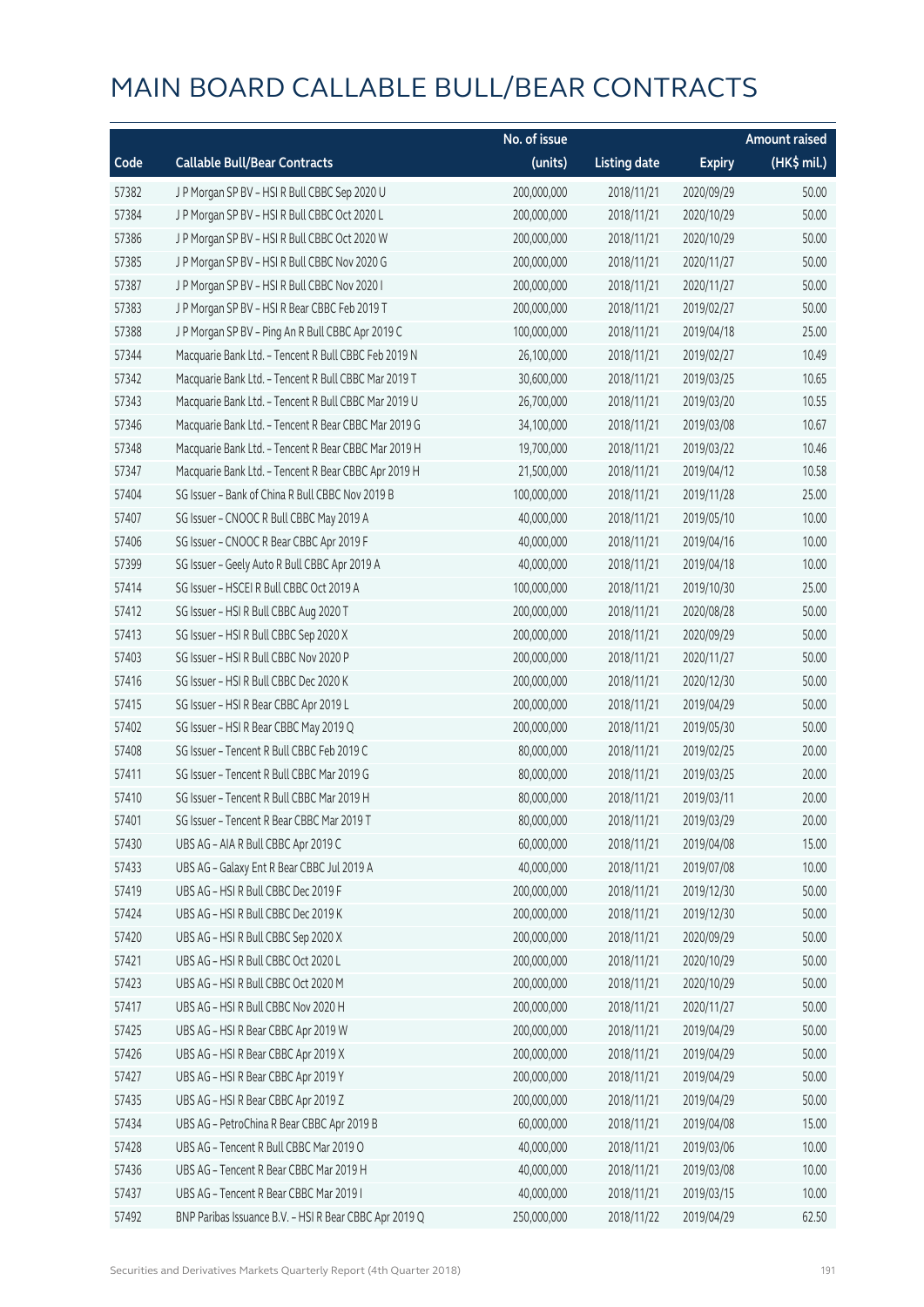# MAIN BOARD CALLABLE BULL/BEAR CONTRACTS

| Code | Callable Bull/Bear Contracts | No. of issue (units) | Listing date | Expiry | Amount raised (HK$ mil.) |
|---|---|---|---|---|---|
| 57382 | J P Morgan SP BV – HSI R Bull CBBC Sep 2020 U | 200,000,000 | 2018/11/21 | 2020/09/29 | 50.00 |
| 57384 | J P Morgan SP BV – HSI R Bull CBBC Oct 2020 L | 200,000,000 | 2018/11/21 | 2020/10/29 | 50.00 |
| 57386 | J P Morgan SP BV – HSI R Bull CBBC Oct 2020 W | 200,000,000 | 2018/11/21 | 2020/10/29 | 50.00 |
| 57385 | J P Morgan SP BV – HSI R Bull CBBC Nov 2020 G | 200,000,000 | 2018/11/21 | 2020/11/27 | 50.00 |
| 57387 | J P Morgan SP BV – HSI R Bull CBBC Nov 2020 I | 200,000,000 | 2018/11/21 | 2020/11/27 | 50.00 |
| 57383 | J P Morgan SP BV – HSI R Bear CBBC Feb 2019 T | 200,000,000 | 2018/11/21 | 2019/02/27 | 50.00 |
| 57388 | J P Morgan SP BV – Ping An R Bull CBBC Apr 2019 C | 100,000,000 | 2018/11/21 | 2019/04/18 | 25.00 |
| 57344 | Macquarie Bank Ltd. – Tencent R Bull CBBC Feb 2019 N | 26,100,000 | 2018/11/21 | 2019/02/27 | 10.49 |
| 57342 | Macquarie Bank Ltd. – Tencent R Bull CBBC Mar 2019 T | 30,600,000 | 2018/11/21 | 2019/03/25 | 10.65 |
| 57343 | Macquarie Bank Ltd. – Tencent R Bull CBBC Mar 2019 U | 26,700,000 | 2018/11/21 | 2019/03/20 | 10.55 |
| 57346 | Macquarie Bank Ltd. – Tencent R Bear CBBC Mar 2019 G | 34,100,000 | 2018/11/21 | 2019/03/08 | 10.67 |
| 57348 | Macquarie Bank Ltd. – Tencent R Bear CBBC Mar 2019 H | 19,700,000 | 2018/11/21 | 2019/03/22 | 10.46 |
| 57347 | Macquarie Bank Ltd. – Tencent R Bear CBBC Apr 2019 H | 21,500,000 | 2018/11/21 | 2019/04/12 | 10.58 |
| 57404 | SG Issuer – Bank of China R Bull CBBC Nov 2019 B | 100,000,000 | 2018/11/21 | 2019/11/28 | 25.00 |
| 57407 | SG Issuer – CNOOC R Bull CBBC May 2019 A | 40,000,000 | 2018/11/21 | 2019/05/10 | 10.00 |
| 57406 | SG Issuer – CNOOC R Bear CBBC Apr 2019 F | 40,000,000 | 2018/11/21 | 2019/04/16 | 10.00 |
| 57399 | SG Issuer – Geely Auto R Bull CBBC Apr 2019 A | 40,000,000 | 2018/11/21 | 2019/04/18 | 10.00 |
| 57414 | SG Issuer – HSCEI R Bull CBBC Oct 2019 A | 100,000,000 | 2018/11/21 | 2019/10/30 | 25.00 |
| 57412 | SG Issuer – HSI R Bull CBBC Aug 2020 T | 200,000,000 | 2018/11/21 | 2020/08/28 | 50.00 |
| 57413 | SG Issuer – HSI R Bull CBBC Sep 2020 X | 200,000,000 | 2018/11/21 | 2020/09/29 | 50.00 |
| 57403 | SG Issuer – HSI R Bull CBBC Nov 2020 P | 200,000,000 | 2018/11/21 | 2020/11/27 | 50.00 |
| 57416 | SG Issuer – HSI R Bull CBBC Dec 2020 K | 200,000,000 | 2018/11/21 | 2020/12/30 | 50.00 |
| 57415 | SG Issuer – HSI R Bear CBBC Apr 2019 L | 200,000,000 | 2018/11/21 | 2019/04/29 | 50.00 |
| 57402 | SG Issuer – HSI R Bear CBBC May 2019 Q | 200,000,000 | 2018/11/21 | 2019/05/30 | 50.00 |
| 57408 | SG Issuer – Tencent R Bull CBBC Feb 2019 C | 80,000,000 | 2018/11/21 | 2019/02/25 | 20.00 |
| 57411 | SG Issuer – Tencent R Bull CBBC Mar 2019 G | 80,000,000 | 2018/11/21 | 2019/03/25 | 20.00 |
| 57410 | SG Issuer – Tencent R Bull CBBC Mar 2019 H | 80,000,000 | 2018/11/21 | 2019/03/11 | 20.00 |
| 57401 | SG Issuer – Tencent R Bear CBBC Mar 2019 T | 80,000,000 | 2018/11/21 | 2019/03/29 | 20.00 |
| 57430 | UBS AG – AIA R Bull CBBC Apr 2019 C | 60,000,000 | 2018/11/21 | 2019/04/08 | 15.00 |
| 57433 | UBS AG – Galaxy Ent R Bear CBBC Jul 2019 A | 40,000,000 | 2018/11/21 | 2019/07/08 | 10.00 |
| 57419 | UBS AG – HSI R Bull CBBC Dec 2019 F | 200,000,000 | 2018/11/21 | 2019/12/30 | 50.00 |
| 57424 | UBS AG – HSI R Bull CBBC Dec 2019 K | 200,000,000 | 2018/11/21 | 2019/12/30 | 50.00 |
| 57420 | UBS AG – HSI R Bull CBBC Sep 2020 X | 200,000,000 | 2018/11/21 | 2020/09/29 | 50.00 |
| 57421 | UBS AG – HSI R Bull CBBC Oct 2020 L | 200,000,000 | 2018/11/21 | 2020/10/29 | 50.00 |
| 57423 | UBS AG – HSI R Bull CBBC Oct 2020 M | 200,000,000 | 2018/11/21 | 2020/10/29 | 50.00 |
| 57417 | UBS AG – HSI R Bull CBBC Nov 2020 H | 200,000,000 | 2018/11/21 | 2020/11/27 | 50.00 |
| 57425 | UBS AG – HSI R Bear CBBC Apr 2019 W | 200,000,000 | 2018/11/21 | 2019/04/29 | 50.00 |
| 57426 | UBS AG – HSI R Bear CBBC Apr 2019 X | 200,000,000 | 2018/11/21 | 2019/04/29 | 50.00 |
| 57427 | UBS AG – HSI R Bear CBBC Apr 2019 Y | 200,000,000 | 2018/11/21 | 2019/04/29 | 50.00 |
| 57435 | UBS AG – HSI R Bear CBBC Apr 2019 Z | 200,000,000 | 2018/11/21 | 2019/04/29 | 50.00 |
| 57434 | UBS AG – PetroChina R Bear CBBC Apr 2019 B | 60,000,000 | 2018/11/21 | 2019/04/08 | 15.00 |
| 57428 | UBS AG – Tencent R Bull CBBC Mar 2019 O | 40,000,000 | 2018/11/21 | 2019/03/06 | 10.00 |
| 57436 | UBS AG – Tencent R Bear CBBC Mar 2019 H | 40,000,000 | 2018/11/21 | 2019/03/08 | 10.00 |
| 57437 | UBS AG – Tencent R Bear CBBC Mar 2019 I | 40,000,000 | 2018/11/21 | 2019/03/15 | 10.00 |
| 57492 | BNP Paribas Issuance B.V. – HSI R Bear CBBC Apr 2019 Q | 250,000,000 | 2018/11/22 | 2019/04/29 | 62.50 |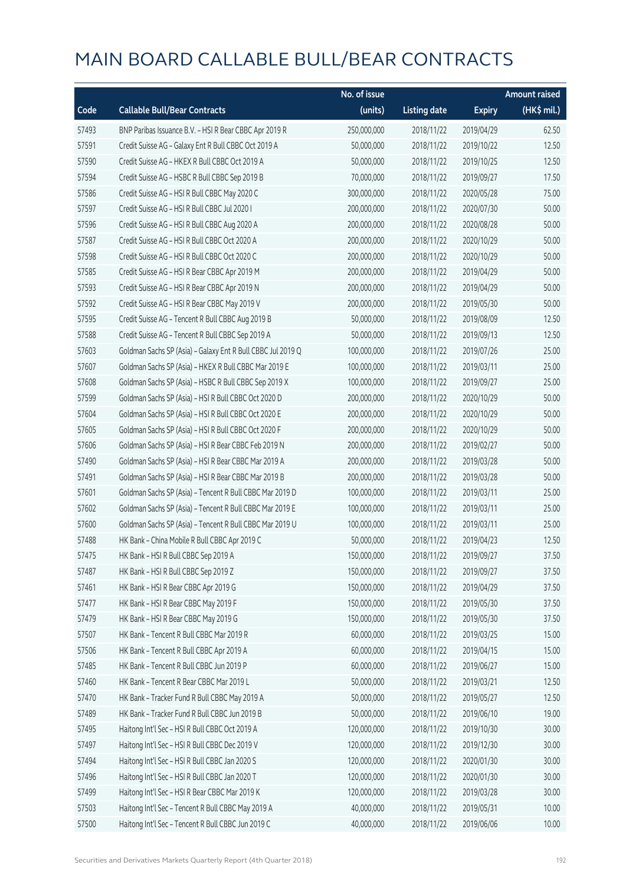# MAIN BOARD CALLABLE BULL/BEAR CONTRACTS

| Code | Callable Bull/Bear Contracts | No. of issue (units) | Listing date | Expiry | Amount raised (HK$ mil.) |
|---|---|---|---|---|---|
| 57493 | BNP Paribas Issuance B.V. – HSI R Bear CBBC Apr 2019 R | 250,000,000 | 2018/11/22 | 2019/04/29 | 62.50 |
| 57591 | Credit Suisse AG – Galaxy Ent R Bull CBBC Oct 2019 A | 50,000,000 | 2018/11/22 | 2019/10/22 | 12.50 |
| 57590 | Credit Suisse AG – HKEX R Bull CBBC Oct 2019 A | 50,000,000 | 2018/11/22 | 2019/10/25 | 12.50 |
| 57594 | Credit Suisse AG – HSBC R Bull CBBC Sep 2019 B | 70,000,000 | 2018/11/22 | 2019/09/27 | 17.50 |
| 57586 | Credit Suisse AG – HSI R Bull CBBC May 2020 C | 300,000,000 | 2018/11/22 | 2020/05/28 | 75.00 |
| 57597 | Credit Suisse AG – HSI R Bull CBBC Jul 2020 I | 200,000,000 | 2018/11/22 | 2020/07/30 | 50.00 |
| 57596 | Credit Suisse AG – HSI R Bull CBBC Aug 2020 A | 200,000,000 | 2018/11/22 | 2020/08/28 | 50.00 |
| 57587 | Credit Suisse AG – HSI R Bull CBBC Oct 2020 A | 200,000,000 | 2018/11/22 | 2020/10/29 | 50.00 |
| 57598 | Credit Suisse AG – HSI R Bull CBBC Oct 2020 C | 200,000,000 | 2018/11/22 | 2020/10/29 | 50.00 |
| 57585 | Credit Suisse AG – HSI R Bear CBBC Apr 2019 M | 200,000,000 | 2018/11/22 | 2019/04/29 | 50.00 |
| 57593 | Credit Suisse AG – HSI R Bear CBBC Apr 2019 N | 200,000,000 | 2018/11/22 | 2019/04/29 | 50.00 |
| 57592 | Credit Suisse AG – HSI R Bear CBBC May 2019 V | 200,000,000 | 2018/11/22 | 2019/05/30 | 50.00 |
| 57595 | Credit Suisse AG – Tencent R Bull CBBC Aug 2019 B | 50,000,000 | 2018/11/22 | 2019/08/09 | 12.50 |
| 57588 | Credit Suisse AG – Tencent R Bull CBBC Sep 2019 A | 50,000,000 | 2018/11/22 | 2019/09/13 | 12.50 |
| 57603 | Goldman Sachs SP (Asia) – Galaxy Ent R Bull CBBC Jul 2019 Q | 100,000,000 | 2018/11/22 | 2019/07/26 | 25.00 |
| 57607 | Goldman Sachs SP (Asia) – HKEX R Bull CBBC Mar 2019 E | 100,000,000 | 2018/11/22 | 2019/03/11 | 25.00 |
| 57608 | Goldman Sachs SP (Asia) – HSBC R Bull CBBC Sep 2019 X | 100,000,000 | 2018/11/22 | 2019/09/27 | 25.00 |
| 57599 | Goldman Sachs SP (Asia) – HSI R Bull CBBC Oct 2020 D | 200,000,000 | 2018/11/22 | 2020/10/29 | 50.00 |
| 57604 | Goldman Sachs SP (Asia) – HSI R Bull CBBC Oct 2020 E | 200,000,000 | 2018/11/22 | 2020/10/29 | 50.00 |
| 57605 | Goldman Sachs SP (Asia) – HSI R Bull CBBC Oct 2020 F | 200,000,000 | 2018/11/22 | 2020/10/29 | 50.00 |
| 57606 | Goldman Sachs SP (Asia) – HSI R Bear CBBC Feb 2019 N | 200,000,000 | 2018/11/22 | 2019/02/27 | 50.00 |
| 57490 | Goldman Sachs SP (Asia) – HSI R Bear CBBC Mar 2019 A | 200,000,000 | 2018/11/22 | 2019/03/28 | 50.00 |
| 57491 | Goldman Sachs SP (Asia) – HSI R Bear CBBC Mar 2019 B | 200,000,000 | 2018/11/22 | 2019/03/28 | 50.00 |
| 57601 | Goldman Sachs SP (Asia) – Tencent R Bull CBBC Mar 2019 D | 100,000,000 | 2018/11/22 | 2019/03/11 | 25.00 |
| 57602 | Goldman Sachs SP (Asia) – Tencent R Bull CBBC Mar 2019 E | 100,000,000 | 2018/11/22 | 2019/03/11 | 25.00 |
| 57600 | Goldman Sachs SP (Asia) – Tencent R Bull CBBC Mar 2019 U | 100,000,000 | 2018/11/22 | 2019/03/11 | 25.00 |
| 57488 | HK Bank – China Mobile R Bull CBBC Apr 2019 C | 50,000,000 | 2018/11/22 | 2019/04/23 | 12.50 |
| 57475 | HK Bank – HSI R Bull CBBC Sep 2019 A | 150,000,000 | 2018/11/22 | 2019/09/27 | 37.50 |
| 57487 | HK Bank – HSI R Bull CBBC Sep 2019 Z | 150,000,000 | 2018/11/22 | 2019/09/27 | 37.50 |
| 57461 | HK Bank – HSI R Bear CBBC Apr 2019 G | 150,000,000 | 2018/11/22 | 2019/04/29 | 37.50 |
| 57477 | HK Bank – HSI R Bear CBBC May 2019 F | 150,000,000 | 2018/11/22 | 2019/05/30 | 37.50 |
| 57479 | HK Bank – HSI R Bear CBBC May 2019 G | 150,000,000 | 2018/11/22 | 2019/05/30 | 37.50 |
| 57507 | HK Bank – Tencent R Bull CBBC Mar 2019 R | 60,000,000 | 2018/11/22 | 2019/03/25 | 15.00 |
| 57506 | HK Bank – Tencent R Bull CBBC Apr 2019 A | 60,000,000 | 2018/11/22 | 2019/04/15 | 15.00 |
| 57485 | HK Bank – Tencent R Bull CBBC Jun 2019 P | 60,000,000 | 2018/11/22 | 2019/06/27 | 15.00 |
| 57460 | HK Bank – Tencent R Bear CBBC Mar 2019 L | 50,000,000 | 2018/11/22 | 2019/03/21 | 12.50 |
| 57470 | HK Bank – Tracker Fund R Bull CBBC May 2019 A | 50,000,000 | 2018/11/22 | 2019/05/27 | 12.50 |
| 57489 | HK Bank – Tracker Fund R Bull CBBC Jun 2019 B | 50,000,000 | 2018/11/22 | 2019/06/10 | 19.00 |
| 57495 | Haitong Int'l Sec – HSI R Bull CBBC Oct 2019 A | 120,000,000 | 2018/11/22 | 2019/10/30 | 30.00 |
| 57497 | Haitong Int'l Sec – HSI R Bull CBBC Dec 2019 V | 120,000,000 | 2018/11/22 | 2019/12/30 | 30.00 |
| 57494 | Haitong Int'l Sec – HSI R Bull CBBC Jan 2020 S | 120,000,000 | 2018/11/22 | 2020/01/30 | 30.00 |
| 57496 | Haitong Int'l Sec – HSI R Bull CBBC Jan 2020 T | 120,000,000 | 2018/11/22 | 2020/01/30 | 30.00 |
| 57499 | Haitong Int'l Sec – HSI R Bear CBBC Mar 2019 K | 120,000,000 | 2018/11/22 | 2019/03/28 | 30.00 |
| 57503 | Haitong Int'l Sec – Tencent R Bull CBBC May 2019 A | 40,000,000 | 2018/11/22 | 2019/05/31 | 10.00 |
| 57500 | Haitong Int'l Sec – Tencent R Bull CBBC Jun 2019 C | 40,000,000 | 2018/11/22 | 2019/06/06 | 10.00 |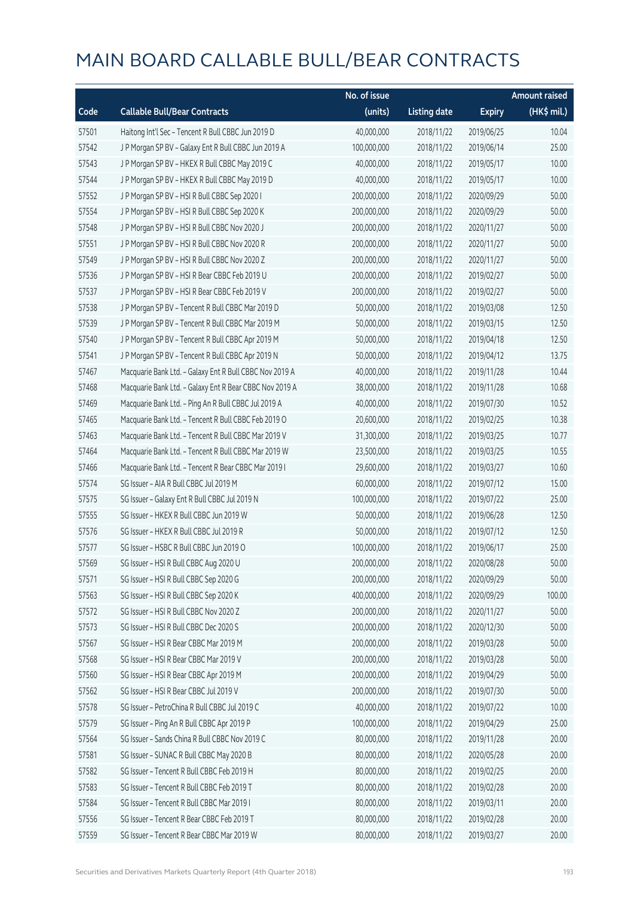# MAIN BOARD CALLABLE BULL/BEAR CONTRACTS

| Code | Callable Bull/Bear Contracts | No. of issue (units) | Listing date | Expiry | Amount raised (HK$ mil.) |
|---|---|---|---|---|---|
| 57501 | Haitong Int'l Sec - Tencent R Bull CBBC Jun 2019 D | 40,000,000 | 2018/11/22 | 2019/06/25 | 10.04 |
| 57542 | J P Morgan SP BV - Galaxy Ent R Bull CBBC Jun 2019 A | 100,000,000 | 2018/11/22 | 2019/06/14 | 25.00 |
| 57543 | J P Morgan SP BV - HKEX R Bull CBBC May 2019 C | 40,000,000 | 2018/11/22 | 2019/05/17 | 10.00 |
| 57544 | J P Morgan SP BV - HKEX R Bull CBBC May 2019 D | 40,000,000 | 2018/11/22 | 2019/05/17 | 10.00 |
| 57552 | J P Morgan SP BV - HSI R Bull CBBC Sep 2020 I | 200,000,000 | 2018/11/22 | 2020/09/29 | 50.00 |
| 57554 | J P Morgan SP BV - HSI R Bull CBBC Sep 2020 K | 200,000,000 | 2018/11/22 | 2020/09/29 | 50.00 |
| 57548 | J P Morgan SP BV - HSI R Bull CBBC Nov 2020 J | 200,000,000 | 2018/11/22 | 2020/11/27 | 50.00 |
| 57551 | J P Morgan SP BV - HSI R Bull CBBC Nov 2020 R | 200,000,000 | 2018/11/22 | 2020/11/27 | 50.00 |
| 57549 | J P Morgan SP BV - HSI R Bull CBBC Nov 2020 Z | 200,000,000 | 2018/11/22 | 2020/11/27 | 50.00 |
| 57536 | J P Morgan SP BV - HSI R Bear CBBC Feb 2019 U | 200,000,000 | 2018/11/22 | 2019/02/27 | 50.00 |
| 57537 | J P Morgan SP BV - HSI R Bear CBBC Feb 2019 V | 200,000,000 | 2018/11/22 | 2019/02/27 | 50.00 |
| 57538 | J P Morgan SP BV - Tencent R Bull CBBC Mar 2019 D | 50,000,000 | 2018/11/22 | 2019/03/08 | 12.50 |
| 57539 | J P Morgan SP BV - Tencent R Bull CBBC Mar 2019 M | 50,000,000 | 2018/11/22 | 2019/03/15 | 12.50 |
| 57540 | J P Morgan SP BV - Tencent R Bull CBBC Apr 2019 M | 50,000,000 | 2018/11/22 | 2019/04/18 | 12.50 |
| 57541 | J P Morgan SP BV - Tencent R Bull CBBC Apr 2019 N | 50,000,000 | 2018/11/22 | 2019/04/12 | 13.75 |
| 57467 | Macquarie Bank Ltd. - Galaxy Ent R Bull CBBC Nov 2019 A | 40,000,000 | 2018/11/22 | 2019/11/28 | 10.44 |
| 57468 | Macquarie Bank Ltd. - Galaxy Ent R Bear CBBC Nov 2019 A | 38,000,000 | 2018/11/22 | 2019/11/28 | 10.68 |
| 57469 | Macquarie Bank Ltd. - Ping An R Bull CBBC Jul 2019 A | 40,000,000 | 2018/11/22 | 2019/07/30 | 10.52 |
| 57465 | Macquarie Bank Ltd. - Tencent R Bull CBBC Feb 2019 O | 20,600,000 | 2018/11/22 | 2019/02/25 | 10.38 |
| 57463 | Macquarie Bank Ltd. - Tencent R Bull CBBC Mar 2019 V | 31,300,000 | 2018/11/22 | 2019/03/25 | 10.77 |
| 57464 | Macquarie Bank Ltd. - Tencent R Bull CBBC Mar 2019 W | 23,500,000 | 2018/11/22 | 2019/03/25 | 10.55 |
| 57466 | Macquarie Bank Ltd. - Tencent R Bear CBBC Mar 2019 I | 29,600,000 | 2018/11/22 | 2019/03/27 | 10.60 |
| 57574 | SG Issuer - AIA R Bull CBBC Jul 2019 M | 60,000,000 | 2018/11/22 | 2019/07/12 | 15.00 |
| 57575 | SG Issuer - Galaxy Ent R Bull CBBC Jul 2019 N | 100,000,000 | 2018/11/22 | 2019/07/22 | 25.00 |
| 57555 | SG Issuer - HKEX R Bull CBBC Jun 2019 W | 50,000,000 | 2018/11/22 | 2019/06/28 | 12.50 |
| 57576 | SG Issuer - HKEX R Bull CBBC Jul 2019 R | 50,000,000 | 2018/11/22 | 2019/07/12 | 12.50 |
| 57577 | SG Issuer - HSBC R Bull CBBC Jun 2019 O | 100,000,000 | 2018/11/22 | 2019/06/17 | 25.00 |
| 57569 | SG Issuer - HSI R Bull CBBC Aug 2020 U | 200,000,000 | 2018/11/22 | 2020/08/28 | 50.00 |
| 57571 | SG Issuer - HSI R Bull CBBC Sep 2020 G | 200,000,000 | 2018/11/22 | 2020/09/29 | 50.00 |
| 57563 | SG Issuer - HSI R Bull CBBC Sep 2020 K | 400,000,000 | 2018/11/22 | 2020/09/29 | 100.00 |
| 57572 | SG Issuer - HSI R Bull CBBC Nov 2020 Z | 200,000,000 | 2018/11/22 | 2020/11/27 | 50.00 |
| 57573 | SG Issuer - HSI R Bull CBBC Dec 2020 S | 200,000,000 | 2018/11/22 | 2020/12/30 | 50.00 |
| 57567 | SG Issuer - HSI R Bear CBBC Mar 2019 M | 200,000,000 | 2018/11/22 | 2019/03/28 | 50.00 |
| 57568 | SG Issuer - HSI R Bear CBBC Mar 2019 V | 200,000,000 | 2018/11/22 | 2019/03/28 | 50.00 |
| 57560 | SG Issuer - HSI R Bear CBBC Apr 2019 M | 200,000,000 | 2018/11/22 | 2019/04/29 | 50.00 |
| 57562 | SG Issuer - HSI R Bear CBBC Jul 2019 V | 200,000,000 | 2018/11/22 | 2019/07/30 | 50.00 |
| 57578 | SG Issuer - PetroChina R Bull CBBC Jul 2019 C | 40,000,000 | 2018/11/22 | 2019/07/22 | 10.00 |
| 57579 | SG Issuer - Ping An R Bull CBBC Apr 2019 P | 100,000,000 | 2018/11/22 | 2019/04/29 | 25.00 |
| 57564 | SG Issuer - Sands China R Bull CBBC Nov 2019 C | 80,000,000 | 2018/11/22 | 2019/11/28 | 20.00 |
| 57581 | SG Issuer - SUNAC R Bull CBBC May 2020 B | 80,000,000 | 2018/11/22 | 2020/05/28 | 20.00 |
| 57582 | SG Issuer - Tencent R Bull CBBC Feb 2019 H | 80,000,000 | 2018/11/22 | 2019/02/25 | 20.00 |
| 57583 | SG Issuer - Tencent R Bull CBBC Feb 2019 T | 80,000,000 | 2018/11/22 | 2019/02/28 | 20.00 |
| 57584 | SG Issuer - Tencent R Bull CBBC Mar 2019 I | 80,000,000 | 2018/11/22 | 2019/03/11 | 20.00 |
| 57556 | SG Issuer - Tencent R Bear CBBC Feb 2019 T | 80,000,000 | 2018/11/22 | 2019/02/28 | 20.00 |
| 57559 | SG Issuer - Tencent R Bear CBBC Mar 2019 W | 80,000,000 | 2018/11/22 | 2019/03/27 | 20.00 |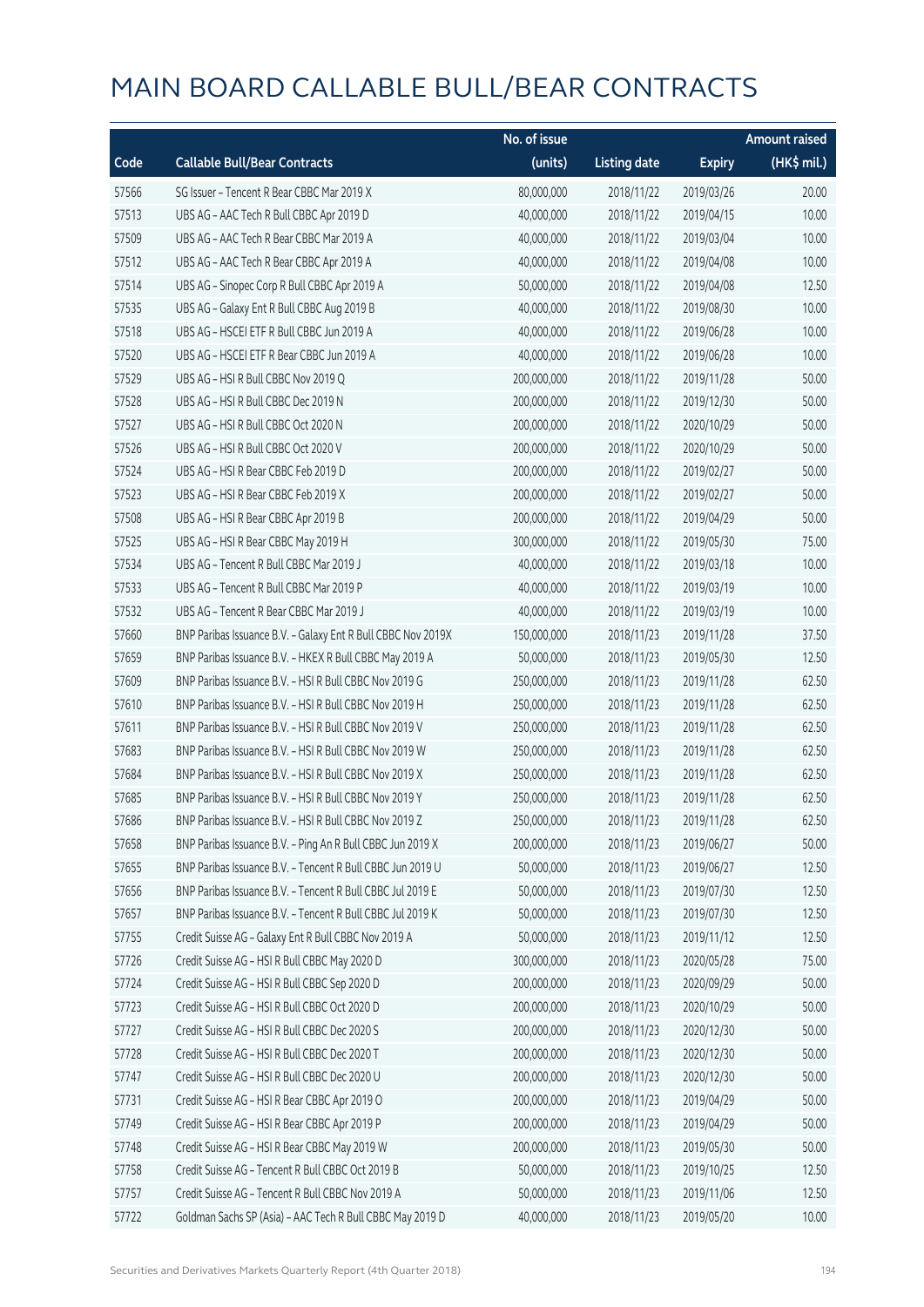# MAIN BOARD CALLABLE BULL/BEAR CONTRACTS

| Code | Callable Bull/Bear Contracts | No. of issue (units) | Listing date | Expiry | Amount raised (HK$ mil.) |
|---|---|---|---|---|---|
| 57566 | SG Issuer – Tencent R Bear CBBC Mar 2019 X | 80,000,000 | 2018/11/22 | 2019/03/26 | 20.00 |
| 57513 | UBS AG – AAC Tech R Bull CBBC Apr 2019 D | 40,000,000 | 2018/11/22 | 2019/04/15 | 10.00 |
| 57509 | UBS AG – AAC Tech R Bear CBBC Mar 2019 A | 40,000,000 | 2018/11/22 | 2019/03/04 | 10.00 |
| 57512 | UBS AG – AAC Tech R Bear CBBC Apr 2019 A | 40,000,000 | 2018/11/22 | 2019/04/08 | 10.00 |
| 57514 | UBS AG – Sinopec Corp R Bull CBBC Apr 2019 A | 50,000,000 | 2018/11/22 | 2019/04/08 | 12.50 |
| 57535 | UBS AG – Galaxy Ent R Bull CBBC Aug 2019 B | 40,000,000 | 2018/11/22 | 2019/08/30 | 10.00 |
| 57518 | UBS AG – HSCEI ETF R Bull CBBC Jun 2019 A | 40,000,000 | 2018/11/22 | 2019/06/28 | 10.00 |
| 57520 | UBS AG – HSCEI ETF R Bear CBBC Jun 2019 A | 40,000,000 | 2018/11/22 | 2019/06/28 | 10.00 |
| 57529 | UBS AG – HSI R Bull CBBC Nov 2019 Q | 200,000,000 | 2018/11/22 | 2019/11/28 | 50.00 |
| 57528 | UBS AG – HSI R Bull CBBC Dec 2019 N | 200,000,000 | 2018/11/22 | 2019/12/30 | 50.00 |
| 57527 | UBS AG – HSI R Bull CBBC Oct 2020 N | 200,000,000 | 2018/11/22 | 2020/10/29 | 50.00 |
| 57526 | UBS AG – HSI R Bull CBBC Oct 2020 V | 200,000,000 | 2018/11/22 | 2020/10/29 | 50.00 |
| 57524 | UBS AG – HSI R Bear CBBC Feb 2019 D | 200,000,000 | 2018/11/22 | 2019/02/27 | 50.00 |
| 57523 | UBS AG – HSI R Bear CBBC Feb 2019 X | 200,000,000 | 2018/11/22 | 2019/02/27 | 50.00 |
| 57508 | UBS AG – HSI R Bear CBBC Apr 2019 B | 200,000,000 | 2018/11/22 | 2019/04/29 | 50.00 |
| 57525 | UBS AG – HSI R Bear CBBC May 2019 H | 300,000,000 | 2018/11/22 | 2019/05/30 | 75.00 |
| 57534 | UBS AG – Tencent R Bull CBBC Mar 2019 J | 40,000,000 | 2018/11/22 | 2019/03/18 | 10.00 |
| 57533 | UBS AG – Tencent R Bull CBBC Mar 2019 P | 40,000,000 | 2018/11/22 | 2019/03/19 | 10.00 |
| 57532 | UBS AG – Tencent R Bear CBBC Mar 2019 J | 40,000,000 | 2018/11/22 | 2019/03/19 | 10.00 |
| 57660 | BNP Paribas Issuance B.V. – Galaxy Ent R Bull CBBC Nov 2019X | 150,000,000 | 2018/11/23 | 2019/11/28 | 37.50 |
| 57659 | BNP Paribas Issuance B.V. – HKEX R Bull CBBC May 2019 A | 50,000,000 | 2018/11/23 | 2019/05/30 | 12.50 |
| 57609 | BNP Paribas Issuance B.V. – HSI R Bull CBBC Nov 2019 G | 250,000,000 | 2018/11/23 | 2019/11/28 | 62.50 |
| 57610 | BNP Paribas Issuance B.V. – HSI R Bull CBBC Nov 2019 H | 250,000,000 | 2018/11/23 | 2019/11/28 | 62.50 |
| 57611 | BNP Paribas Issuance B.V. – HSI R Bull CBBC Nov 2019 V | 250,000,000 | 2018/11/23 | 2019/11/28 | 62.50 |
| 57683 | BNP Paribas Issuance B.V. – HSI R Bull CBBC Nov 2019 W | 250,000,000 | 2018/11/23 | 2019/11/28 | 62.50 |
| 57684 | BNP Paribas Issuance B.V. – HSI R Bull CBBC Nov 2019 X | 250,000,000 | 2018/11/23 | 2019/11/28 | 62.50 |
| 57685 | BNP Paribas Issuance B.V. – HSI R Bull CBBC Nov 2019 Y | 250,000,000 | 2018/11/23 | 2019/11/28 | 62.50 |
| 57686 | BNP Paribas Issuance B.V. – HSI R Bull CBBC Nov 2019 Z | 250,000,000 | 2018/11/23 | 2019/11/28 | 62.50 |
| 57658 | BNP Paribas Issuance B.V. – Ping An R Bull CBBC Jun 2019 X | 200,000,000 | 2018/11/23 | 2019/06/27 | 50.00 |
| 57655 | BNP Paribas Issuance B.V. – Tencent R Bull CBBC Jun 2019 U | 50,000,000 | 2018/11/23 | 2019/06/27 | 12.50 |
| 57656 | BNP Paribas Issuance B.V. – Tencent R Bull CBBC Jul 2019 E | 50,000,000 | 2018/11/23 | 2019/07/30 | 12.50 |
| 57657 | BNP Paribas Issuance B.V. – Tencent R Bull CBBC Jul 2019 K | 50,000,000 | 2018/11/23 | 2019/07/30 | 12.50 |
| 57755 | Credit Suisse AG – Galaxy Ent R Bull CBBC Nov 2019 A | 50,000,000 | 2018/11/23 | 2019/11/12 | 12.50 |
| 57726 | Credit Suisse AG – HSI R Bull CBBC May 2020 D | 300,000,000 | 2018/11/23 | 2020/05/28 | 75.00 |
| 57724 | Credit Suisse AG – HSI R Bull CBBC Sep 2020 D | 200,000,000 | 2018/11/23 | 2020/09/29 | 50.00 |
| 57723 | Credit Suisse AG – HSI R Bull CBBC Oct 2020 D | 200,000,000 | 2018/11/23 | 2020/10/29 | 50.00 |
| 57727 | Credit Suisse AG – HSI R Bull CBBC Dec 2020 S | 200,000,000 | 2018/11/23 | 2020/12/30 | 50.00 |
| 57728 | Credit Suisse AG – HSI R Bull CBBC Dec 2020 T | 200,000,000 | 2018/11/23 | 2020/12/30 | 50.00 |
| 57747 | Credit Suisse AG – HSI R Bull CBBC Dec 2020 U | 200,000,000 | 2018/11/23 | 2020/12/30 | 50.00 |
| 57731 | Credit Suisse AG – HSI R Bear CBBC Apr 2019 O | 200,000,000 | 2018/11/23 | 2019/04/29 | 50.00 |
| 57749 | Credit Suisse AG – HSI R Bear CBBC Apr 2019 P | 200,000,000 | 2018/11/23 | 2019/04/29 | 50.00 |
| 57748 | Credit Suisse AG – HSI R Bear CBBC May 2019 W | 200,000,000 | 2018/11/23 | 2019/05/30 | 50.00 |
| 57758 | Credit Suisse AG – Tencent R Bull CBBC Oct 2019 B | 50,000,000 | 2018/11/23 | 2019/10/25 | 12.50 |
| 57757 | Credit Suisse AG – Tencent R Bull CBBC Nov 2019 A | 50,000,000 | 2018/11/23 | 2019/11/06 | 12.50 |
| 57722 | Goldman Sachs SP (Asia) – AAC Tech R Bull CBBC May 2019 D | 40,000,000 | 2018/11/23 | 2019/05/20 | 10.00 |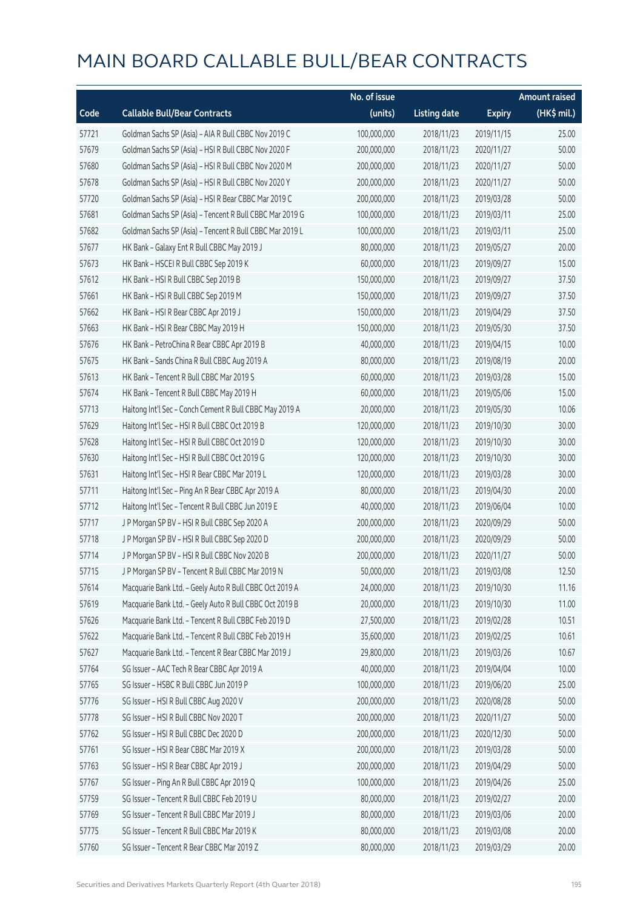# MAIN BOARD CALLABLE BULL/BEAR CONTRACTS

| Code | Callable Bull/Bear Contracts | No. of issue (units) | Listing date | Expiry | Amount raised (HK$ mil.) |
|---|---|---|---|---|---|
| 57721 | Goldman Sachs SP (Asia) - AIA R Bull CBBC Nov 2019 C | 100,000,000 | 2018/11/23 | 2019/11/15 | 25.00 |
| 57679 | Goldman Sachs SP (Asia) - HSI R Bull CBBC Nov 2020 F | 200,000,000 | 2018/11/23 | 2020/11/27 | 50.00 |
| 57680 | Goldman Sachs SP (Asia) - HSI R Bull CBBC Nov 2020 M | 200,000,000 | 2018/11/23 | 2020/11/27 | 50.00 |
| 57678 | Goldman Sachs SP (Asia) - HSI R Bull CBBC Nov 2020 Y | 200,000,000 | 2018/11/23 | 2020/11/27 | 50.00 |
| 57720 | Goldman Sachs SP (Asia) - HSI R Bear CBBC Mar 2019 C | 200,000,000 | 2018/11/23 | 2019/03/28 | 50.00 |
| 57681 | Goldman Sachs SP (Asia) - Tencent R Bull CBBC Mar 2019 G | 100,000,000 | 2018/11/23 | 2019/03/11 | 25.00 |
| 57682 | Goldman Sachs SP (Asia) - Tencent R Bull CBBC Mar 2019 L | 100,000,000 | 2018/11/23 | 2019/03/11 | 25.00 |
| 57677 | HK Bank - Galaxy Ent R Bull CBBC May 2019 J | 80,000,000 | 2018/11/23 | 2019/05/27 | 20.00 |
| 57673 | HK Bank - HSCEI R Bull CBBC Sep 2019 K | 60,000,000 | 2018/11/23 | 2019/09/27 | 15.00 |
| 57612 | HK Bank - HSI R Bull CBBC Sep 2019 B | 150,000,000 | 2018/11/23 | 2019/09/27 | 37.50 |
| 57661 | HK Bank - HSI R Bull CBBC Sep 2019 M | 150,000,000 | 2018/11/23 | 2019/09/27 | 37.50 |
| 57662 | HK Bank - HSI R Bear CBBC Apr 2019 J | 150,000,000 | 2018/11/23 | 2019/04/29 | 37.50 |
| 57663 | HK Bank - HSI R Bear CBBC May 2019 H | 150,000,000 | 2018/11/23 | 2019/05/30 | 37.50 |
| 57676 | HK Bank - PetroChina R Bear CBBC Apr 2019 B | 40,000,000 | 2018/11/23 | 2019/04/15 | 10.00 |
| 57675 | HK Bank - Sands China R Bull CBBC Aug 2019 A | 80,000,000 | 2018/11/23 | 2019/08/19 | 20.00 |
| 57613 | HK Bank - Tencent R Bull CBBC Mar 2019 S | 60,000,000 | 2018/11/23 | 2019/03/28 | 15.00 |
| 57674 | HK Bank - Tencent R Bull CBBC May 2019 H | 60,000,000 | 2018/11/23 | 2019/05/06 | 15.00 |
| 57713 | Haitong Int'l Sec - Conch Cement R Bull CBBC May 2019 A | 20,000,000 | 2018/11/23 | 2019/05/30 | 10.06 |
| 57629 | Haitong Int'l Sec - HSI R Bull CBBC Oct 2019 B | 120,000,000 | 2018/11/23 | 2019/10/30 | 30.00 |
| 57628 | Haitong Int'l Sec - HSI R Bull CBBC Oct 2019 D | 120,000,000 | 2018/11/23 | 2019/10/30 | 30.00 |
| 57630 | Haitong Int'l Sec - HSI R Bull CBBC Oct 2019 G | 120,000,000 | 2018/11/23 | 2019/10/30 | 30.00 |
| 57631 | Haitong Int'l Sec - HSI R Bear CBBC Mar 2019 L | 120,000,000 | 2018/11/23 | 2019/03/28 | 30.00 |
| 57711 | Haitong Int'l Sec - Ping An R Bear CBBC Apr 2019 A | 80,000,000 | 2018/11/23 | 2019/04/30 | 20.00 |
| 57712 | Haitong Int'l Sec - Tencent R Bull CBBC Jun 2019 E | 40,000,000 | 2018/11/23 | 2019/06/04 | 10.00 |
| 57717 | J P Morgan SP BV - HSI R Bull CBBC Sep 2020 A | 200,000,000 | 2018/11/23 | 2020/09/29 | 50.00 |
| 57718 | J P Morgan SP BV - HSI R Bull CBBC Sep 2020 D | 200,000,000 | 2018/11/23 | 2020/09/29 | 50.00 |
| 57714 | J P Morgan SP BV - HSI R Bull CBBC Nov 2020 B | 200,000,000 | 2018/11/23 | 2020/11/27 | 50.00 |
| 57715 | J P Morgan SP BV - Tencent R Bull CBBC Mar 2019 N | 50,000,000 | 2018/11/23 | 2019/03/08 | 12.50 |
| 57614 | Macquarie Bank Ltd. - Geely Auto R Bull CBBC Oct 2019 A | 24,000,000 | 2018/11/23 | 2019/10/30 | 11.16 |
| 57619 | Macquarie Bank Ltd. - Geely Auto R Bull CBBC Oct 2019 B | 20,000,000 | 2018/11/23 | 2019/10/30 | 11.00 |
| 57626 | Macquarie Bank Ltd. - Tencent R Bull CBBC Feb 2019 D | 27,500,000 | 2018/11/23 | 2019/02/28 | 10.51 |
| 57622 | Macquarie Bank Ltd. - Tencent R Bull CBBC Feb 2019 H | 35,600,000 | 2018/11/23 | 2019/02/25 | 10.61 |
| 57627 | Macquarie Bank Ltd. - Tencent R Bear CBBC Mar 2019 J | 29,800,000 | 2018/11/23 | 2019/03/26 | 10.67 |
| 57764 | SG Issuer - AAC Tech R Bear CBBC Apr 2019 A | 40,000,000 | 2018/11/23 | 2019/04/04 | 10.00 |
| 57765 | SG Issuer - HSBC R Bull CBBC Jun 2019 P | 100,000,000 | 2018/11/23 | 2019/06/20 | 25.00 |
| 57776 | SG Issuer - HSI R Bull CBBC Aug 2020 V | 200,000,000 | 2018/11/23 | 2020/08/28 | 50.00 |
| 57778 | SG Issuer - HSI R Bull CBBC Nov 2020 T | 200,000,000 | 2018/11/23 | 2020/11/27 | 50.00 |
| 57762 | SG Issuer - HSI R Bull CBBC Dec 2020 D | 200,000,000 | 2018/11/23 | 2020/12/30 | 50.00 |
| 57761 | SG Issuer - HSI R Bear CBBC Mar 2019 X | 200,000,000 | 2018/11/23 | 2019/03/28 | 50.00 |
| 57763 | SG Issuer - HSI R Bear CBBC Apr 2019 J | 200,000,000 | 2018/11/23 | 2019/04/29 | 50.00 |
| 57767 | SG Issuer - Ping An R Bull CBBC Apr 2019 Q | 100,000,000 | 2018/11/23 | 2019/04/26 | 25.00 |
| 57759 | SG Issuer - Tencent R Bull CBBC Feb 2019 U | 80,000,000 | 2018/11/23 | 2019/02/27 | 20.00 |
| 57769 | SG Issuer - Tencent R Bull CBBC Mar 2019 J | 80,000,000 | 2018/11/23 | 2019/03/06 | 20.00 |
| 57775 | SG Issuer - Tencent R Bull CBBC Mar 2019 K | 80,000,000 | 2018/11/23 | 2019/03/08 | 20.00 |
| 57760 | SG Issuer - Tencent R Bear CBBC Mar 2019 Z | 80,000,000 | 2018/11/23 | 2019/03/29 | 20.00 |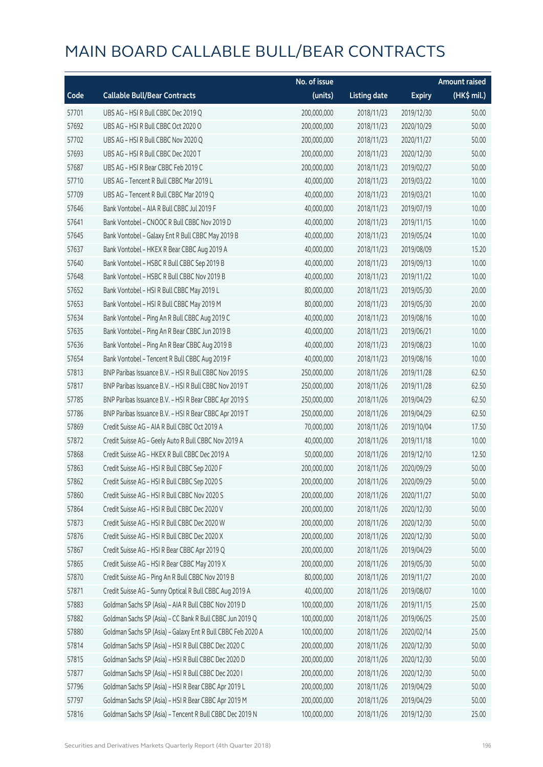# MAIN BOARD CALLABLE BULL/BEAR CONTRACTS

| Code | Callable Bull/Bear Contracts | No. of issue (units) | Listing date | Expiry | Amount raised (HK$ mil.) |
|---|---|---|---|---|---|
| 57701 | UBS AG – HSI R Bull CBBC Dec 2019 Q | 200,000,000 | 2018/11/23 | 2019/12/30 | 50.00 |
| 57692 | UBS AG – HSI R Bull CBBC Oct 2020 O | 200,000,000 | 2018/11/23 | 2020/10/29 | 50.00 |
| 57702 | UBS AG – HSI R Bull CBBC Nov 2020 Q | 200,000,000 | 2018/11/23 | 2020/11/27 | 50.00 |
| 57693 | UBS AG – HSI R Bull CBBC Dec 2020 T | 200,000,000 | 2018/11/23 | 2020/12/30 | 50.00 |
| 57687 | UBS AG – HSI R Bear CBBC Feb 2019 C | 200,000,000 | 2018/11/23 | 2019/02/27 | 50.00 |
| 57710 | UBS AG – Tencent R Bull CBBC Mar 2019 L | 40,000,000 | 2018/11/23 | 2019/03/22 | 10.00 |
| 57709 | UBS AG – Tencent R Bull CBBC Mar 2019 Q | 40,000,000 | 2018/11/23 | 2019/03/21 | 10.00 |
| 57646 | Bank Vontobel – AIA R Bull CBBC Jul 2019 F | 40,000,000 | 2018/11/23 | 2019/07/19 | 10.00 |
| 57641 | Bank Vontobel – CNOOC R Bull CBBC Nov 2019 D | 40,000,000 | 2018/11/23 | 2019/11/15 | 10.00 |
| 57645 | Bank Vontobel – Galaxy Ent R Bull CBBC May 2019 B | 40,000,000 | 2018/11/23 | 2019/05/24 | 10.00 |
| 57637 | Bank Vontobel – HKEX R Bear CBBC Aug 2019 A | 40,000,000 | 2018/11/23 | 2019/08/09 | 15.20 |
| 57640 | Bank Vontobel – HSBC R Bull CBBC Sep 2019 B | 40,000,000 | 2018/11/23 | 2019/09/13 | 10.00 |
| 57648 | Bank Vontobel – HSBC R Bull CBBC Nov 2019 B | 40,000,000 | 2018/11/23 | 2019/11/22 | 10.00 |
| 57652 | Bank Vontobel – HSI R Bull CBBC May 2019 L | 80,000,000 | 2018/11/23 | 2019/05/30 | 20.00 |
| 57653 | Bank Vontobel – HSI R Bull CBBC May 2019 M | 80,000,000 | 2018/11/23 | 2019/05/30 | 20.00 |
| 57634 | Bank Vontobel – Ping An R Bull CBBC Aug 2019 C | 40,000,000 | 2018/11/23 | 2019/08/16 | 10.00 |
| 57635 | Bank Vontobel – Ping An R Bear CBBC Jun 2019 B | 40,000,000 | 2018/11/23 | 2019/06/21 | 10.00 |
| 57636 | Bank Vontobel – Ping An R Bear CBBC Aug 2019 B | 40,000,000 | 2018/11/23 | 2019/08/23 | 10.00 |
| 57654 | Bank Vontobel – Tencent R Bull CBBC Aug 2019 F | 40,000,000 | 2018/11/23 | 2019/08/16 | 10.00 |
| 57813 | BNP Paribas Issuance B.V. – HSI R Bull CBBC Nov 2019 S | 250,000,000 | 2018/11/26 | 2019/11/28 | 62.50 |
| 57817 | BNP Paribas Issuance B.V. – HSI R Bull CBBC Nov 2019 T | 250,000,000 | 2018/11/26 | 2019/11/28 | 62.50 |
| 57785 | BNP Paribas Issuance B.V. – HSI R Bear CBBC Apr 2019 S | 250,000,000 | 2018/11/26 | 2019/04/29 | 62.50 |
| 57786 | BNP Paribas Issuance B.V. – HSI R Bear CBBC Apr 2019 T | 250,000,000 | 2018/11/26 | 2019/04/29 | 62.50 |
| 57869 | Credit Suisse AG – AIA R Bull CBBC Oct 2019 A | 70,000,000 | 2018/11/26 | 2019/10/04 | 17.50 |
| 57872 | Credit Suisse AG – Geely Auto R Bull CBBC Nov 2019 A | 40,000,000 | 2018/11/26 | 2019/11/18 | 10.00 |
| 57868 | Credit Suisse AG – HKEX R Bull CBBC Dec 2019 A | 50,000,000 | 2018/11/26 | 2019/12/10 | 12.50 |
| 57863 | Credit Suisse AG – HSI R Bull CBBC Sep 2020 F | 200,000,000 | 2018/11/26 | 2020/09/29 | 50.00 |
| 57862 | Credit Suisse AG – HSI R Bull CBBC Sep 2020 S | 200,000,000 | 2018/11/26 | 2020/09/29 | 50.00 |
| 57860 | Credit Suisse AG – HSI R Bull CBBC Nov 2020 S | 200,000,000 | 2018/11/26 | 2020/11/27 | 50.00 |
| 57864 | Credit Suisse AG – HSI R Bull CBBC Dec 2020 V | 200,000,000 | 2018/11/26 | 2020/12/30 | 50.00 |
| 57873 | Credit Suisse AG – HSI R Bull CBBC Dec 2020 W | 200,000,000 | 2018/11/26 | 2020/12/30 | 50.00 |
| 57876 | Credit Suisse AG – HSI R Bull CBBC Dec 2020 X | 200,000,000 | 2018/11/26 | 2020/12/30 | 50.00 |
| 57867 | Credit Suisse AG – HSI R Bear CBBC Apr 2019 Q | 200,000,000 | 2018/11/26 | 2019/04/29 | 50.00 |
| 57865 | Credit Suisse AG – HSI R Bear CBBC May 2019 X | 200,000,000 | 2018/11/26 | 2019/05/30 | 50.00 |
| 57870 | Credit Suisse AG – Ping An R Bull CBBC Nov 2019 B | 80,000,000 | 2018/11/26 | 2019/11/27 | 20.00 |
| 57871 | Credit Suisse AG – Sunny Optical R Bull CBBC Aug 2019 A | 40,000,000 | 2018/11/26 | 2019/08/07 | 10.00 |
| 57883 | Goldman Sachs SP (Asia) – AIA R Bull CBBC Nov 2019 D | 100,000,000 | 2018/11/26 | 2019/11/15 | 25.00 |
| 57882 | Goldman Sachs SP (Asia) – CC Bank R Bull CBBC Jun 2019 Q | 100,000,000 | 2018/11/26 | 2019/06/25 | 25.00 |
| 57880 | Goldman Sachs SP (Asia) – Galaxy Ent R Bull CBBC Feb 2020 A | 100,000,000 | 2018/11/26 | 2020/02/14 | 25.00 |
| 57814 | Goldman Sachs SP (Asia) – HSI R Bull CBBC Dec 2020 C | 200,000,000 | 2018/11/26 | 2020/12/30 | 50.00 |
| 57815 | Goldman Sachs SP (Asia) – HSI R Bull CBBC Dec 2020 D | 200,000,000 | 2018/11/26 | 2020/12/30 | 50.00 |
| 57877 | Goldman Sachs SP (Asia) – HSI R Bull CBBC Dec 2020 I | 200,000,000 | 2018/11/26 | 2020/12/30 | 50.00 |
| 57796 | Goldman Sachs SP (Asia) – HSI R Bear CBBC Apr 2019 L | 200,000,000 | 2018/11/26 | 2019/04/29 | 50.00 |
| 57797 | Goldman Sachs SP (Asia) – HSI R Bear CBBC Apr 2019 M | 200,000,000 | 2018/11/26 | 2019/04/29 | 50.00 |
| 57816 | Goldman Sachs SP (Asia) – Tencent R Bull CBBC Dec 2019 N | 100,000,000 | 2018/11/26 | 2019/12/30 | 25.00 |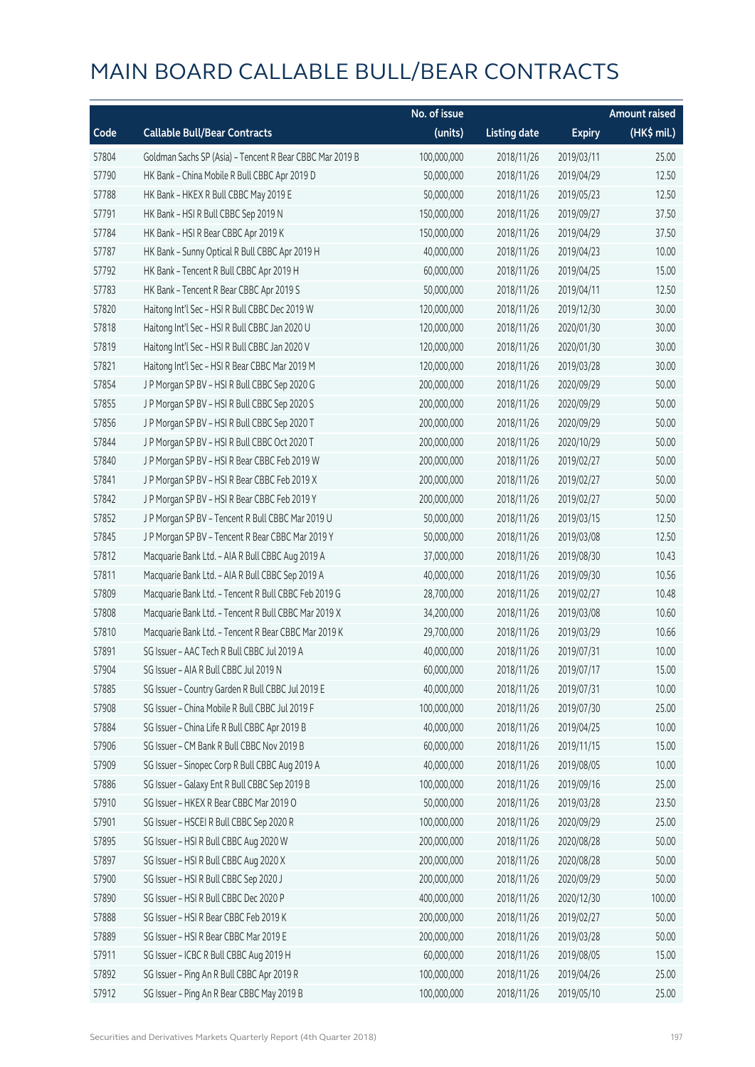# MAIN BOARD CALLABLE BULL/BEAR CONTRACTS

| Code | Callable Bull/Bear Contracts | No. of issue (units) | Listing date | Expiry | Amount raised (HK$ mil.) |
|---|---|---|---|---|---|
| 57804 | Goldman Sachs SP (Asia) - Tencent R Bear CBBC Mar 2019 B | 100,000,000 | 2018/11/26 | 2019/03/11 | 25.00 |
| 57790 | HK Bank - China Mobile R Bull CBBC Apr 2019 D | 50,000,000 | 2018/11/26 | 2019/04/29 | 12.50 |
| 57788 | HK Bank - HKEX R Bull CBBC May 2019 E | 50,000,000 | 2018/11/26 | 2019/05/23 | 12.50 |
| 57791 | HK Bank - HSI R Bull CBBC Sep 2019 N | 150,000,000 | 2018/11/26 | 2019/09/27 | 37.50 |
| 57784 | HK Bank - HSI R Bear CBBC Apr 2019 K | 150,000,000 | 2018/11/26 | 2019/04/29 | 37.50 |
| 57787 | HK Bank - Sunny Optical R Bull CBBC Apr 2019 H | 40,000,000 | 2018/11/26 | 2019/04/23 | 10.00 |
| 57792 | HK Bank - Tencent R Bull CBBC Apr 2019 H | 60,000,000 | 2018/11/26 | 2019/04/25 | 15.00 |
| 57783 | HK Bank - Tencent R Bear CBBC Apr 2019 S | 50,000,000 | 2018/11/26 | 2019/04/11 | 12.50 |
| 57820 | Haitong Int'l Sec - HSI R Bull CBBC Dec 2019 W | 120,000,000 | 2018/11/26 | 2019/12/30 | 30.00 |
| 57818 | Haitong Int'l Sec - HSI R Bull CBBC Jan 2020 U | 120,000,000 | 2018/11/26 | 2020/01/30 | 30.00 |
| 57819 | Haitong Int'l Sec - HSI R Bull CBBC Jan 2020 V | 120,000,000 | 2018/11/26 | 2020/01/30 | 30.00 |
| 57821 | Haitong Int'l Sec - HSI R Bear CBBC Mar 2019 M | 120,000,000 | 2018/11/26 | 2019/03/28 | 30.00 |
| 57854 | J P Morgan SP BV - HSI R Bull CBBC Sep 2020 G | 200,000,000 | 2018/11/26 | 2020/09/29 | 50.00 |
| 57855 | J P Morgan SP BV - HSI R Bull CBBC Sep 2020 S | 200,000,000 | 2018/11/26 | 2020/09/29 | 50.00 |
| 57856 | J P Morgan SP BV - HSI R Bull CBBC Sep 2020 T | 200,000,000 | 2018/11/26 | 2020/09/29 | 50.00 |
| 57844 | J P Morgan SP BV - HSI R Bull CBBC Oct 2020 T | 200,000,000 | 2018/11/26 | 2020/10/29 | 50.00 |
| 57840 | J P Morgan SP BV - HSI R Bear CBBC Feb 2019 W | 200,000,000 | 2018/11/26 | 2019/02/27 | 50.00 |
| 57841 | J P Morgan SP BV - HSI R Bear CBBC Feb 2019 X | 200,000,000 | 2018/11/26 | 2019/02/27 | 50.00 |
| 57842 | J P Morgan SP BV - HSI R Bear CBBC Feb 2019 Y | 200,000,000 | 2018/11/26 | 2019/02/27 | 50.00 |
| 57852 | J P Morgan SP BV - Tencent R Bull CBBC Mar 2019 U | 50,000,000 | 2018/11/26 | 2019/03/15 | 12.50 |
| 57845 | J P Morgan SP BV - Tencent R Bear CBBC Mar 2019 Y | 50,000,000 | 2018/11/26 | 2019/03/08 | 12.50 |
| 57812 | Macquarie Bank Ltd. - AIA R Bull CBBC Aug 2019 A | 37,000,000 | 2018/11/26 | 2019/08/30 | 10.43 |
| 57811 | Macquarie Bank Ltd. - AIA R Bull CBBC Sep 2019 A | 40,000,000 | 2018/11/26 | 2019/09/30 | 10.56 |
| 57809 | Macquarie Bank Ltd. - Tencent R Bull CBBC Feb 2019 G | 28,700,000 | 2018/11/26 | 2019/02/27 | 10.48 |
| 57808 | Macquarie Bank Ltd. - Tencent R Bull CBBC Mar 2019 X | 34,200,000 | 2018/11/26 | 2019/03/08 | 10.60 |
| 57810 | Macquarie Bank Ltd. - Tencent R Bear CBBC Mar 2019 K | 29,700,000 | 2018/11/26 | 2019/03/29 | 10.66 |
| 57891 | SG Issuer - AAC Tech R Bull CBBC Jul 2019 A | 40,000,000 | 2018/11/26 | 2019/07/31 | 10.00 |
| 57904 | SG Issuer - AIA R Bull CBBC Jul 2019 N | 60,000,000 | 2018/11/26 | 2019/07/17 | 15.00 |
| 57885 | SG Issuer - Country Garden R Bull CBBC Jul 2019 E | 40,000,000 | 2018/11/26 | 2019/07/31 | 10.00 |
| 57908 | SG Issuer - China Mobile R Bull CBBC Jul 2019 F | 100,000,000 | 2018/11/26 | 2019/07/30 | 25.00 |
| 57884 | SG Issuer - China Life R Bull CBBC Apr 2019 B | 40,000,000 | 2018/11/26 | 2019/04/25 | 10.00 |
| 57906 | SG Issuer - CM Bank R Bull CBBC Nov 2019 B | 60,000,000 | 2018/11/26 | 2019/11/15 | 15.00 |
| 57909 | SG Issuer - Sinopec Corp R Bull CBBC Aug 2019 A | 40,000,000 | 2018/11/26 | 2019/08/05 | 10.00 |
| 57886 | SG Issuer - Galaxy Ent R Bull CBBC Sep 2019 B | 100,000,000 | 2018/11/26 | 2019/09/16 | 25.00 |
| 57910 | SG Issuer - HKEX R Bear CBBC Mar 2019 O | 50,000,000 | 2018/11/26 | 2019/03/28 | 23.50 |
| 57901 | SG Issuer - HSCEI R Bull CBBC Sep 2020 R | 100,000,000 | 2018/11/26 | 2020/09/29 | 25.00 |
| 57895 | SG Issuer - HSI R Bull CBBC Aug 2020 W | 200,000,000 | 2018/11/26 | 2020/08/28 | 50.00 |
| 57897 | SG Issuer - HSI R Bull CBBC Aug 2020 X | 200,000,000 | 2018/11/26 | 2020/08/28 | 50.00 |
| 57900 | SG Issuer - HSI R Bull CBBC Sep 2020 J | 200,000,000 | 2018/11/26 | 2020/09/29 | 50.00 |
| 57890 | SG Issuer - HSI R Bull CBBC Dec 2020 P | 400,000,000 | 2018/11/26 | 2020/12/30 | 100.00 |
| 57888 | SG Issuer - HSI R Bear CBBC Feb 2019 K | 200,000,000 | 2018/11/26 | 2019/02/27 | 50.00 |
| 57889 | SG Issuer - HSI R Bear CBBC Mar 2019 E | 200,000,000 | 2018/11/26 | 2019/03/28 | 50.00 |
| 57911 | SG Issuer - ICBC R Bull CBBC Aug 2019 H | 60,000,000 | 2018/11/26 | 2019/08/05 | 15.00 |
| 57892 | SG Issuer - Ping An R Bull CBBC Apr 2019 R | 100,000,000 | 2018/11/26 | 2019/04/26 | 25.00 |
| 57912 | SG Issuer - Ping An R Bear CBBC May 2019 B | 100,000,000 | 2018/11/26 | 2019/05/10 | 25.00 |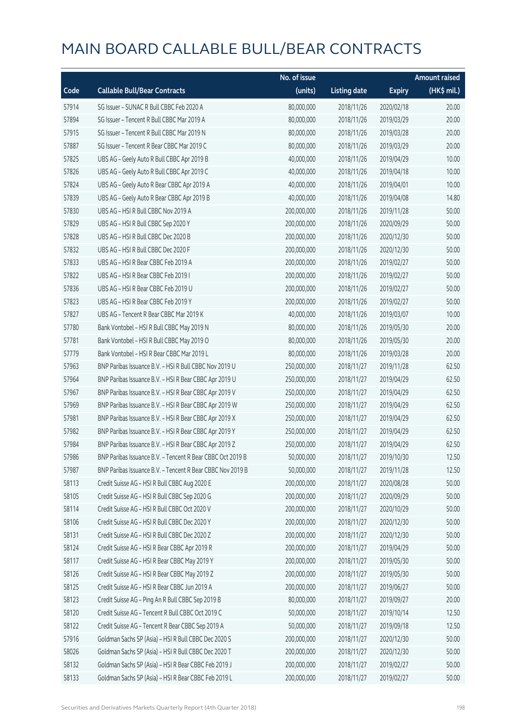# MAIN BOARD CALLABLE BULL/BEAR CONTRACTS

| Code | Callable Bull/Bear Contracts | No. of issue (units) | Listing date | Expiry | Amount raised (HK$ mil.) |
|---|---|---|---|---|---|
| 57914 | SG Issuer – SUNAC R Bull CBBC Feb 2020 A | 80,000,000 | 2018/11/26 | 2020/02/18 | 20.00 |
| 57894 | SG Issuer – Tencent R Bull CBBC Mar 2019 A | 80,000,000 | 2018/11/26 | 2019/03/29 | 20.00 |
| 57915 | SG Issuer – Tencent R Bull CBBC Mar 2019 N | 80,000,000 | 2018/11/26 | 2019/03/28 | 20.00 |
| 57887 | SG Issuer – Tencent R Bear CBBC Mar 2019 C | 80,000,000 | 2018/11/26 | 2019/03/29 | 20.00 |
| 57825 | UBS AG – Geely Auto R Bull CBBC Apr 2019 B | 40,000,000 | 2018/11/26 | 2019/04/29 | 10.00 |
| 57826 | UBS AG – Geely Auto R Bull CBBC Apr 2019 C | 40,000,000 | 2018/11/26 | 2019/04/18 | 10.00 |
| 57824 | UBS AG – Geely Auto R Bear CBBC Apr 2019 A | 40,000,000 | 2018/11/26 | 2019/04/01 | 10.00 |
| 57839 | UBS AG – Geely Auto R Bear CBBC Apr 2019 B | 40,000,000 | 2018/11/26 | 2019/04/08 | 14.80 |
| 57830 | UBS AG – HSI R Bull CBBC Nov 2019 A | 200,000,000 | 2018/11/26 | 2019/11/28 | 50.00 |
| 57829 | UBS AG – HSI R Bull CBBC Sep 2020 Y | 200,000,000 | 2018/11/26 | 2020/09/29 | 50.00 |
| 57828 | UBS AG – HSI R Bull CBBC Dec 2020 B | 200,000,000 | 2018/11/26 | 2020/12/30 | 50.00 |
| 57832 | UBS AG – HSI R Bull CBBC Dec 2020 F | 200,000,000 | 2018/11/26 | 2020/12/30 | 50.00 |
| 57833 | UBS AG – HSI R Bear CBBC Feb 2019 A | 200,000,000 | 2018/11/26 | 2019/02/27 | 50.00 |
| 57822 | UBS AG – HSI R Bear CBBC Feb 2019 I | 200,000,000 | 2018/11/26 | 2019/02/27 | 50.00 |
| 57836 | UBS AG – HSI R Bear CBBC Feb 2019 U | 200,000,000 | 2018/11/26 | 2019/02/27 | 50.00 |
| 57823 | UBS AG – HSI R Bear CBBC Feb 2019 Y | 200,000,000 | 2018/11/26 | 2019/02/27 | 50.00 |
| 57827 | UBS AG – Tencent R Bear CBBC Mar 2019 K | 40,000,000 | 2018/11/26 | 2019/03/07 | 10.00 |
| 57780 | Bank Vontobel – HSI R Bull CBBC May 2019 N | 80,000,000 | 2018/11/26 | 2019/05/30 | 20.00 |
| 57781 | Bank Vontobel – HSI R Bull CBBC May 2019 O | 80,000,000 | 2018/11/26 | 2019/05/30 | 20.00 |
| 57779 | Bank Vontobel – HSI R Bear CBBC Mar 2019 L | 80,000,000 | 2018/11/26 | 2019/03/28 | 20.00 |
| 57963 | BNP Paribas Issuance B.V. – HSI R Bull CBBC Nov 2019 U | 250,000,000 | 2018/11/27 | 2019/11/28 | 62.50 |
| 57964 | BNP Paribas Issuance B.V. – HSI R Bear CBBC Apr 2019 U | 250,000,000 | 2018/11/27 | 2019/04/29 | 62.50 |
| 57967 | BNP Paribas Issuance B.V. – HSI R Bear CBBC Apr 2019 V | 250,000,000 | 2018/11/27 | 2019/04/29 | 62.50 |
| 57969 | BNP Paribas Issuance B.V. – HSI R Bear CBBC Apr 2019 W | 250,000,000 | 2018/11/27 | 2019/04/29 | 62.50 |
| 57981 | BNP Paribas Issuance B.V. – HSI R Bear CBBC Apr 2019 X | 250,000,000 | 2018/11/27 | 2019/04/29 | 62.50 |
| 57982 | BNP Paribas Issuance B.V. – HSI R Bear CBBC Apr 2019 Y | 250,000,000 | 2018/11/27 | 2019/04/29 | 62.50 |
| 57984 | BNP Paribas Issuance B.V. – HSI R Bear CBBC Apr 2019 Z | 250,000,000 | 2018/11/27 | 2019/04/29 | 62.50 |
| 57986 | BNP Paribas Issuance B.V. – Tencent R Bear CBBC Oct 2019 B | 50,000,000 | 2018/11/27 | 2019/10/30 | 12.50 |
| 57987 | BNP Paribas Issuance B.V. – Tencent R Bear CBBC Nov 2019 B | 50,000,000 | 2018/11/27 | 2019/11/28 | 12.50 |
| 58113 | Credit Suisse AG – HSI R Bull CBBC Aug 2020 E | 200,000,000 | 2018/11/27 | 2020/08/28 | 50.00 |
| 58105 | Credit Suisse AG – HSI R Bull CBBC Sep 2020 G | 200,000,000 | 2018/11/27 | 2020/09/29 | 50.00 |
| 58114 | Credit Suisse AG – HSI R Bull CBBC Oct 2020 V | 200,000,000 | 2018/11/27 | 2020/10/29 | 50.00 |
| 58106 | Credit Suisse AG – HSI R Bull CBBC Dec 2020 Y | 200,000,000 | 2018/11/27 | 2020/12/30 | 50.00 |
| 58131 | Credit Suisse AG – HSI R Bull CBBC Dec 2020 Z | 200,000,000 | 2018/11/27 | 2020/12/30 | 50.00 |
| 58124 | Credit Suisse AG – HSI R Bear CBBC Apr 2019 R | 200,000,000 | 2018/11/27 | 2019/04/29 | 50.00 |
| 58117 | Credit Suisse AG – HSI R Bear CBBC May 2019 Y | 200,000,000 | 2018/11/27 | 2019/05/30 | 50.00 |
| 58126 | Credit Suisse AG – HSI R Bear CBBC May 2019 Z | 200,000,000 | 2018/11/27 | 2019/05/30 | 50.00 |
| 58125 | Credit Suisse AG – HSI R Bear CBBC Jun 2019 A | 200,000,000 | 2018/11/27 | 2019/06/27 | 50.00 |
| 58123 | Credit Suisse AG – Ping An R Bull CBBC Sep 2019 B | 80,000,000 | 2018/11/27 | 2019/09/27 | 20.00 |
| 58120 | Credit Suisse AG – Tencent R Bull CBBC Oct 2019 C | 50,000,000 | 2018/11/27 | 2019/10/14 | 12.50 |
| 58122 | Credit Suisse AG – Tencent R Bear CBBC Sep 2019 A | 50,000,000 | 2018/11/27 | 2019/09/18 | 12.50 |
| 57916 | Goldman Sachs SP (Asia) – HSI R Bull CBBC Dec 2020 S | 200,000,000 | 2018/11/27 | 2020/12/30 | 50.00 |
| 58026 | Goldman Sachs SP (Asia) – HSI R Bull CBBC Dec 2020 T | 200,000,000 | 2018/11/27 | 2020/12/30 | 50.00 |
| 58132 | Goldman Sachs SP (Asia) – HSI R Bear CBBC Feb 2019 J | 200,000,000 | 2018/11/27 | 2019/02/27 | 50.00 |
| 58133 | Goldman Sachs SP (Asia) – HSI R Bear CBBC Feb 2019 L | 200,000,000 | 2018/11/27 | 2019/02/27 | 50.00 |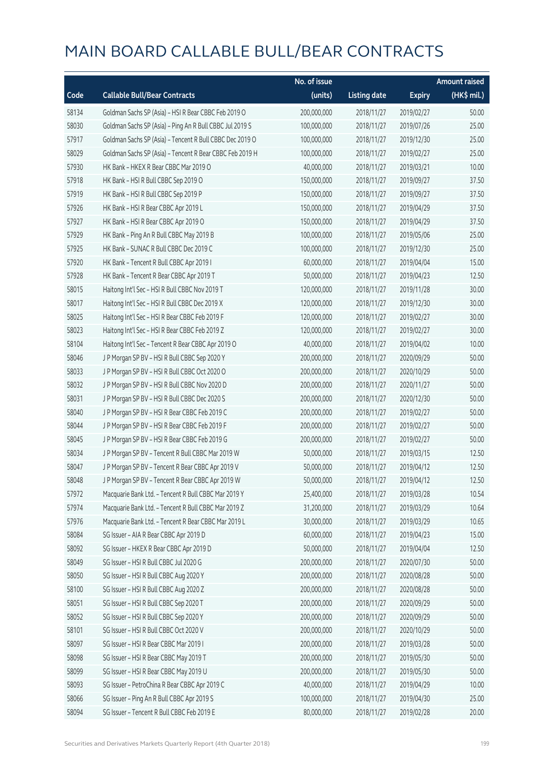# MAIN BOARD CALLABLE BULL/BEAR CONTRACTS

| Code | Callable Bull/Bear Contracts | No. of issue (units) | Listing date | Expiry | Amount raised (HK$ mil.) |
|---|---|---|---|---|---|
| 58134 | Goldman Sachs SP (Asia) - HSI R Bear CBBC Feb 2019 O | 200,000,000 | 2018/11/27 | 2019/02/27 | 50.00 |
| 58030 | Goldman Sachs SP (Asia) - Ping An R Bull CBBC Jul 2019 S | 100,000,000 | 2018/11/27 | 2019/07/26 | 25.00 |
| 57917 | Goldman Sachs SP (Asia) - Tencent R Bull CBBC Dec 2019 O | 100,000,000 | 2018/11/27 | 2019/12/30 | 25.00 |
| 58029 | Goldman Sachs SP (Asia) - Tencent R Bear CBBC Feb 2019 H | 100,000,000 | 2018/11/27 | 2019/02/27 | 25.00 |
| 57930 | HK Bank - HKEX R Bear CBBC Mar 2019 O | 40,000,000 | 2018/11/27 | 2019/03/21 | 10.00 |
| 57918 | HK Bank - HSI R Bull CBBC Sep 2019 O | 150,000,000 | 2018/11/27 | 2019/09/27 | 37.50 |
| 57919 | HK Bank - HSI R Bull CBBC Sep 2019 P | 150,000,000 | 2018/11/27 | 2019/09/27 | 37.50 |
| 57926 | HK Bank - HSI R Bear CBBC Apr 2019 L | 150,000,000 | 2018/11/27 | 2019/04/29 | 37.50 |
| 57927 | HK Bank - HSI R Bear CBBC Apr 2019 O | 150,000,000 | 2018/11/27 | 2019/04/29 | 37.50 |
| 57929 | HK Bank - Ping An R Bull CBBC May 2019 B | 100,000,000 | 2018/11/27 | 2019/05/06 | 25.00 |
| 57925 | HK Bank - SUNAC R Bull CBBC Dec 2019 C | 100,000,000 | 2018/11/27 | 2019/12/30 | 25.00 |
| 57920 | HK Bank - Tencent R Bull CBBC Apr 2019 I | 60,000,000 | 2018/11/27 | 2019/04/04 | 15.00 |
| 57928 | HK Bank - Tencent R Bear CBBC Apr 2019 T | 50,000,000 | 2018/11/27 | 2019/04/23 | 12.50 |
| 58015 | Haitong Int'l Sec - HSI R Bull CBBC Nov 2019 T | 120,000,000 | 2018/11/27 | 2019/11/28 | 30.00 |
| 58017 | Haitong Int'l Sec - HSI R Bull CBBC Dec 2019 X | 120,000,000 | 2018/11/27 | 2019/12/30 | 30.00 |
| 58025 | Haitong Int'l Sec - HSI R Bear CBBC Feb 2019 F | 120,000,000 | 2018/11/27 | 2019/02/27 | 30.00 |
| 58023 | Haitong Int'l Sec - HSI R Bear CBBC Feb 2019 Z | 120,000,000 | 2018/11/27 | 2019/02/27 | 30.00 |
| 58104 | Haitong Int'l Sec - Tencent R Bear CBBC Apr 2019 O | 40,000,000 | 2018/11/27 | 2019/04/02 | 10.00 |
| 58046 | J P Morgan SP BV - HSI R Bull CBBC Sep 2020 Y | 200,000,000 | 2018/11/27 | 2020/09/29 | 50.00 |
| 58033 | J P Morgan SP BV - HSI R Bull CBBC Oct 2020 O | 200,000,000 | 2018/11/27 | 2020/10/29 | 50.00 |
| 58032 | J P Morgan SP BV - HSI R Bull CBBC Nov 2020 D | 200,000,000 | 2018/11/27 | 2020/11/27 | 50.00 |
| 58031 | J P Morgan SP BV - HSI R Bull CBBC Dec 2020 S | 200,000,000 | 2018/11/27 | 2020/12/30 | 50.00 |
| 58040 | J P Morgan SP BV - HSI R Bear CBBC Feb 2019 C | 200,000,000 | 2018/11/27 | 2019/02/27 | 50.00 |
| 58044 | J P Morgan SP BV - HSI R Bear CBBC Feb 2019 F | 200,000,000 | 2018/11/27 | 2019/02/27 | 50.00 |
| 58045 | J P Morgan SP BV - HSI R Bear CBBC Feb 2019 G | 200,000,000 | 2018/11/27 | 2019/02/27 | 50.00 |
| 58034 | J P Morgan SP BV - Tencent R Bull CBBC Mar 2019 W | 50,000,000 | 2018/11/27 | 2019/03/15 | 12.50 |
| 58047 | J P Morgan SP BV - Tencent R Bear CBBC Apr 2019 V | 50,000,000 | 2018/11/27 | 2019/04/12 | 12.50 |
| 58048 | J P Morgan SP BV - Tencent R Bear CBBC Apr 2019 W | 50,000,000 | 2018/11/27 | 2019/04/12 | 12.50 |
| 57972 | Macquarie Bank Ltd. - Tencent R Bull CBBC Mar 2019 Y | 25,400,000 | 2018/11/27 | 2019/03/28 | 10.54 |
| 57974 | Macquarie Bank Ltd. - Tencent R Bull CBBC Mar 2019 Z | 31,200,000 | 2018/11/27 | 2019/03/29 | 10.64 |
| 57976 | Macquarie Bank Ltd. - Tencent R Bear CBBC Mar 2019 L | 30,000,000 | 2018/11/27 | 2019/03/29 | 10.65 |
| 58084 | SG Issuer - AIA R Bear CBBC Apr 2019 D | 60,000,000 | 2018/11/27 | 2019/04/23 | 15.00 |
| 58092 | SG Issuer - HKEX R Bear CBBC Apr 2019 D | 50,000,000 | 2018/11/27 | 2019/04/04 | 12.50 |
| 58049 | SG Issuer - HSI R Bull CBBC Jul 2020 G | 200,000,000 | 2018/11/27 | 2020/07/30 | 50.00 |
| 58050 | SG Issuer - HSI R Bull CBBC Aug 2020 Y | 200,000,000 | 2018/11/27 | 2020/08/28 | 50.00 |
| 58100 | SG Issuer - HSI R Bull CBBC Aug 2020 Z | 200,000,000 | 2018/11/27 | 2020/08/28 | 50.00 |
| 58051 | SG Issuer - HSI R Bull CBBC Sep 2020 T | 200,000,000 | 2018/11/27 | 2020/09/29 | 50.00 |
| 58052 | SG Issuer - HSI R Bull CBBC Sep 2020 Y | 200,000,000 | 2018/11/27 | 2020/09/29 | 50.00 |
| 58101 | SG Issuer - HSI R Bull CBBC Oct 2020 V | 200,000,000 | 2018/11/27 | 2020/10/29 | 50.00 |
| 58097 | SG Issuer - HSI R Bear CBBC Mar 2019 I | 200,000,000 | 2018/11/27 | 2019/03/28 | 50.00 |
| 58098 | SG Issuer - HSI R Bear CBBC May 2019 T | 200,000,000 | 2018/11/27 | 2019/05/30 | 50.00 |
| 58099 | SG Issuer - HSI R Bear CBBC May 2019 U | 200,000,000 | 2018/11/27 | 2019/05/30 | 50.00 |
| 58093 | SG Issuer - PetroChina R Bear CBBC Apr 2019 C | 40,000,000 | 2018/11/27 | 2019/04/29 | 10.00 |
| 58066 | SG Issuer - Ping An R Bull CBBC Apr 2019 S | 100,000,000 | 2018/11/27 | 2019/04/30 | 25.00 |
| 58094 | SG Issuer - Tencent R Bull CBBC Feb 2019 E | 80,000,000 | 2018/11/27 | 2019/02/28 | 20.00 |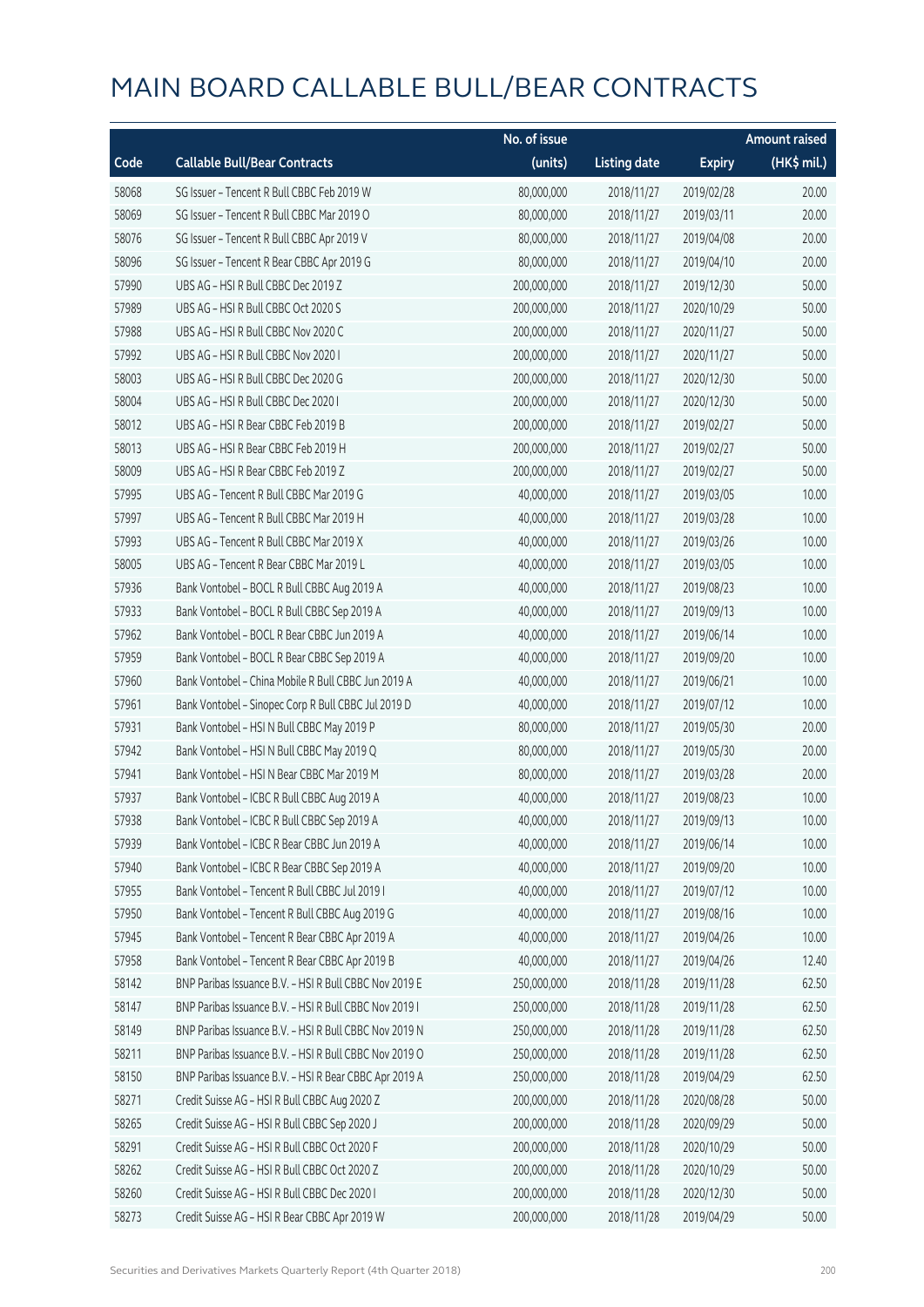# MAIN BOARD CALLABLE BULL/BEAR CONTRACTS

| Code | Callable Bull/Bear Contracts | No. of issue (units) | Listing date | Expiry | Amount raised (HK$ mil.) |
|---|---|---|---|---|---|
| 58068 | SG Issuer – Tencent R Bull CBBC Feb 2019 W | 80,000,000 | 2018/11/27 | 2019/02/28 | 20.00 |
| 58069 | SG Issuer – Tencent R Bull CBBC Mar 2019 O | 80,000,000 | 2018/11/27 | 2019/03/11 | 20.00 |
| 58076 | SG Issuer – Tencent R Bull CBBC Apr 2019 V | 80,000,000 | 2018/11/27 | 2019/04/08 | 20.00 |
| 58096 | SG Issuer – Tencent R Bear CBBC Apr 2019 G | 80,000,000 | 2018/11/27 | 2019/04/10 | 20.00 |
| 57990 | UBS AG – HSI R Bull CBBC Dec 2019 Z | 200,000,000 | 2018/11/27 | 2019/12/30 | 50.00 |
| 57989 | UBS AG – HSI R Bull CBBC Oct 2020 S | 200,000,000 | 2018/11/27 | 2020/10/29 | 50.00 |
| 57988 | UBS AG – HSI R Bull CBBC Nov 2020 C | 200,000,000 | 2018/11/27 | 2020/11/27 | 50.00 |
| 57992 | UBS AG – HSI R Bull CBBC Nov 2020 I | 200,000,000 | 2018/11/27 | 2020/11/27 | 50.00 |
| 58003 | UBS AG – HSI R Bull CBBC Dec 2020 G | 200,000,000 | 2018/11/27 | 2020/12/30 | 50.00 |
| 58004 | UBS AG – HSI R Bull CBBC Dec 2020 I | 200,000,000 | 2018/11/27 | 2020/12/30 | 50.00 |
| 58012 | UBS AG – HSI R Bear CBBC Feb 2019 B | 200,000,000 | 2018/11/27 | 2019/02/27 | 50.00 |
| 58013 | UBS AG – HSI R Bear CBBC Feb 2019 H | 200,000,000 | 2018/11/27 | 2019/02/27 | 50.00 |
| 58009 | UBS AG – HSI R Bear CBBC Feb 2019 Z | 200,000,000 | 2018/11/27 | 2019/02/27 | 50.00 |
| 57995 | UBS AG – Tencent R Bull CBBC Mar 2019 G | 40,000,000 | 2018/11/27 | 2019/03/05 | 10.00 |
| 57997 | UBS AG – Tencent R Bull CBBC Mar 2019 H | 40,000,000 | 2018/11/27 | 2019/03/28 | 10.00 |
| 57993 | UBS AG – Tencent R Bull CBBC Mar 2019 X | 40,000,000 | 2018/11/27 | 2019/03/26 | 10.00 |
| 58005 | UBS AG – Tencent R Bear CBBC Mar 2019 L | 40,000,000 | 2018/11/27 | 2019/03/05 | 10.00 |
| 57936 | Bank Vontobel – BOCL R Bull CBBC Aug 2019 A | 40,000,000 | 2018/11/27 | 2019/08/23 | 10.00 |
| 57933 | Bank Vontobel – BOCL R Bull CBBC Sep 2019 A | 40,000,000 | 2018/11/27 | 2019/09/13 | 10.00 |
| 57962 | Bank Vontobel – BOCL R Bear CBBC Jun 2019 A | 40,000,000 | 2018/11/27 | 2019/06/14 | 10.00 |
| 57959 | Bank Vontobel – BOCL R Bear CBBC Sep 2019 A | 40,000,000 | 2018/11/27 | 2019/09/20 | 10.00 |
| 57960 | Bank Vontobel – China Mobile R Bull CBBC Jun 2019 A | 40,000,000 | 2018/11/27 | 2019/06/21 | 10.00 |
| 57961 | Bank Vontobel – Sinopec Corp R Bull CBBC Jul 2019 D | 40,000,000 | 2018/11/27 | 2019/07/12 | 10.00 |
| 57931 | Bank Vontobel – HSI N Bull CBBC May 2019 P | 80,000,000 | 2018/11/27 | 2019/05/30 | 20.00 |
| 57942 | Bank Vontobel – HSI N Bull CBBC May 2019 Q | 80,000,000 | 2018/11/27 | 2019/05/30 | 20.00 |
| 57941 | Bank Vontobel – HSI N Bear CBBC Mar 2019 M | 80,000,000 | 2018/11/27 | 2019/03/28 | 20.00 |
| 57937 | Bank Vontobel – ICBC R Bull CBBC Aug 2019 A | 40,000,000 | 2018/11/27 | 2019/08/23 | 10.00 |
| 57938 | Bank Vontobel – ICBC R Bull CBBC Sep 2019 A | 40,000,000 | 2018/11/27 | 2019/09/13 | 10.00 |
| 57939 | Bank Vontobel – ICBC R Bear CBBC Jun 2019 A | 40,000,000 | 2018/11/27 | 2019/06/14 | 10.00 |
| 57940 | Bank Vontobel – ICBC R Bear CBBC Sep 2019 A | 40,000,000 | 2018/11/27 | 2019/09/20 | 10.00 |
| 57955 | Bank Vontobel – Tencent R Bull CBBC Jul 2019 I | 40,000,000 | 2018/11/27 | 2019/07/12 | 10.00 |
| 57950 | Bank Vontobel – Tencent R Bull CBBC Aug 2019 G | 40,000,000 | 2018/11/27 | 2019/08/16 | 10.00 |
| 57945 | Bank Vontobel – Tencent R Bear CBBC Apr 2019 A | 40,000,000 | 2018/11/27 | 2019/04/26 | 10.00 |
| 57958 | Bank Vontobel – Tencent R Bear CBBC Apr 2019 B | 40,000,000 | 2018/11/27 | 2019/04/26 | 12.40 |
| 58142 | BNP Paribas Issuance B.V. – HSI R Bull CBBC Nov 2019 E | 250,000,000 | 2018/11/28 | 2019/11/28 | 62.50 |
| 58147 | BNP Paribas Issuance B.V. – HSI R Bull CBBC Nov 2019 I | 250,000,000 | 2018/11/28 | 2019/11/28 | 62.50 |
| 58149 | BNP Paribas Issuance B.V. – HSI R Bull CBBC Nov 2019 N | 250,000,000 | 2018/11/28 | 2019/11/28 | 62.50 |
| 58211 | BNP Paribas Issuance B.V. – HSI R Bull CBBC Nov 2019 O | 250,000,000 | 2018/11/28 | 2019/11/28 | 62.50 |
| 58150 | BNP Paribas Issuance B.V. – HSI R Bear CBBC Apr 2019 A | 250,000,000 | 2018/11/28 | 2019/04/29 | 62.50 |
| 58271 | Credit Suisse AG – HSI R Bull CBBC Aug 2020 Z | 200,000,000 | 2018/11/28 | 2020/08/28 | 50.00 |
| 58265 | Credit Suisse AG – HSI R Bull CBBC Sep 2020 J | 200,000,000 | 2018/11/28 | 2020/09/29 | 50.00 |
| 58291 | Credit Suisse AG – HSI R Bull CBBC Oct 2020 F | 200,000,000 | 2018/11/28 | 2020/10/29 | 50.00 |
| 58262 | Credit Suisse AG – HSI R Bull CBBC Oct 2020 Z | 200,000,000 | 2018/11/28 | 2020/10/29 | 50.00 |
| 58260 | Credit Suisse AG – HSI R Bull CBBC Dec 2020 I | 200,000,000 | 2018/11/28 | 2020/12/30 | 50.00 |
| 58273 | Credit Suisse AG – HSI R Bear CBBC Apr 2019 W | 200,000,000 | 2018/11/28 | 2019/04/29 | 50.00 |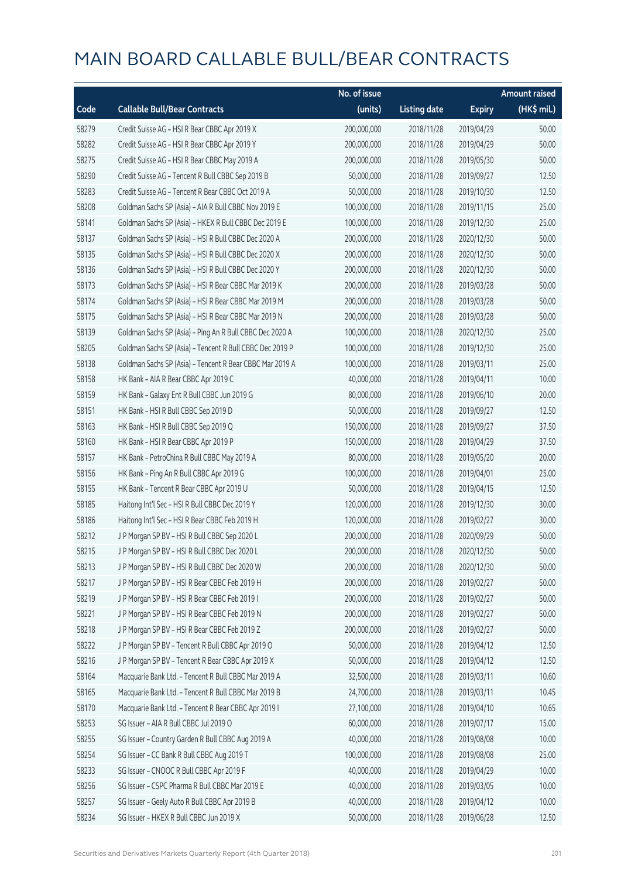# MAIN BOARD CALLABLE BULL/BEAR CONTRACTS

| Code | Callable Bull/Bear Contracts | No. of issue (units) | Listing date | Expiry | Amount raised (HK$ mil.) |
|---|---|---|---|---|---|
| 58279 | Credit Suisse AG – HSI R Bear CBBC Apr 2019 X | 200,000,000 | 2018/11/28 | 2019/04/29 | 50.00 |
| 58282 | Credit Suisse AG – HSI R Bear CBBC Apr 2019 Y | 200,000,000 | 2018/11/28 | 2019/04/29 | 50.00 |
| 58275 | Credit Suisse AG – HSI R Bear CBBC May 2019 A | 200,000,000 | 2018/11/28 | 2019/05/30 | 50.00 |
| 58290 | Credit Suisse AG – Tencent R Bull CBBC Sep 2019 B | 50,000,000 | 2018/11/28 | 2019/09/27 | 12.50 |
| 58283 | Credit Suisse AG – Tencent R Bear CBBC Oct 2019 A | 50,000,000 | 2018/11/28 | 2019/10/30 | 12.50 |
| 58208 | Goldman Sachs SP (Asia) – AIA R Bull CBBC Nov 2019 E | 100,000,000 | 2018/11/28 | 2019/11/15 | 25.00 |
| 58141 | Goldman Sachs SP (Asia) – HKEX R Bull CBBC Dec 2019 E | 100,000,000 | 2018/11/28 | 2019/12/30 | 25.00 |
| 58137 | Goldman Sachs SP (Asia) – HSI R Bull CBBC Dec 2020 A | 200,000,000 | 2018/11/28 | 2020/12/30 | 50.00 |
| 58135 | Goldman Sachs SP (Asia) – HSI R Bull CBBC Dec 2020 X | 200,000,000 | 2018/11/28 | 2020/12/30 | 50.00 |
| 58136 | Goldman Sachs SP (Asia) – HSI R Bull CBBC Dec 2020 Y | 200,000,000 | 2018/11/28 | 2020/12/30 | 50.00 |
| 58173 | Goldman Sachs SP (Asia) – HSI R Bear CBBC Mar 2019 K | 200,000,000 | 2018/11/28 | 2019/03/28 | 50.00 |
| 58174 | Goldman Sachs SP (Asia) – HSI R Bear CBBC Mar 2019 M | 200,000,000 | 2018/11/28 | 2019/03/28 | 50.00 |
| 58175 | Goldman Sachs SP (Asia) – HSI R Bear CBBC Mar 2019 N | 200,000,000 | 2018/11/28 | 2019/03/28 | 50.00 |
| 58139 | Goldman Sachs SP (Asia) – Ping An R Bull CBBC Dec 2020 A | 100,000,000 | 2018/11/28 | 2020/12/30 | 25.00 |
| 58205 | Goldman Sachs SP (Asia) – Tencent R Bull CBBC Dec 2019 P | 100,000,000 | 2018/11/28 | 2019/12/30 | 25.00 |
| 58138 | Goldman Sachs SP (Asia) – Tencent R Bear CBBC Mar 2019 A | 100,000,000 | 2018/11/28 | 2019/03/11 | 25.00 |
| 58158 | HK Bank – AIA R Bear CBBC Apr 2019 C | 40,000,000 | 2018/11/28 | 2019/04/11 | 10.00 |
| 58159 | HK Bank – Galaxy Ent R Bull CBBC Jun 2019 G | 80,000,000 | 2018/11/28 | 2019/06/10 | 20.00 |
| 58151 | HK Bank – HSI R Bull CBBC Sep 2019 D | 50,000,000 | 2018/11/28 | 2019/09/27 | 12.50 |
| 58163 | HK Bank – HSI R Bull CBBC Sep 2019 Q | 150,000,000 | 2018/11/28 | 2019/09/27 | 37.50 |
| 58160 | HK Bank – HSI R Bear CBBC Apr 2019 P | 150,000,000 | 2018/11/28 | 2019/04/29 | 37.50 |
| 58157 | HK Bank – PetroChina R Bull CBBC May 2019 A | 80,000,000 | 2018/11/28 | 2019/05/20 | 20.00 |
| 58156 | HK Bank – Ping An R Bull CBBC Apr 2019 G | 100,000,000 | 2018/11/28 | 2019/04/01 | 25.00 |
| 58155 | HK Bank – Tencent R Bear CBBC Apr 2019 U | 50,000,000 | 2018/11/28 | 2019/04/15 | 12.50 |
| 58185 | Haitong Int'l Sec – HSI R Bull CBBC Dec 2019 Y | 120,000,000 | 2018/11/28 | 2019/12/30 | 30.00 |
| 58186 | Haitong Int'l Sec – HSI R Bear CBBC Feb 2019 H | 120,000,000 | 2018/11/28 | 2019/02/27 | 30.00 |
| 58212 | J P Morgan SP BV – HSI R Bull CBBC Sep 2020 L | 200,000,000 | 2018/11/28 | 2020/09/29 | 50.00 |
| 58215 | J P Morgan SP BV – HSI R Bull CBBC Dec 2020 L | 200,000,000 | 2018/11/28 | 2020/12/30 | 50.00 |
| 58213 | J P Morgan SP BV – HSI R Bull CBBC Dec 2020 W | 200,000,000 | 2018/11/28 | 2020/12/30 | 50.00 |
| 58217 | J P Morgan SP BV – HSI R Bear CBBC Feb 2019 H | 200,000,000 | 2018/11/28 | 2019/02/27 | 50.00 |
| 58219 | J P Morgan SP BV – HSI R Bear CBBC Feb 2019 I | 200,000,000 | 2018/11/28 | 2019/02/27 | 50.00 |
| 58221 | J P Morgan SP BV – HSI R Bear CBBC Feb 2019 N | 200,000,000 | 2018/11/28 | 2019/02/27 | 50.00 |
| 58218 | J P Morgan SP BV – HSI R Bear CBBC Feb 2019 Z | 200,000,000 | 2018/11/28 | 2019/02/27 | 50.00 |
| 58222 | J P Morgan SP BV – Tencent R Bull CBBC Apr 2019 O | 50,000,000 | 2018/11/28 | 2019/04/12 | 12.50 |
| 58216 | J P Morgan SP BV – Tencent R Bear CBBC Apr 2019 X | 50,000,000 | 2018/11/28 | 2019/04/12 | 12.50 |
| 58164 | Macquarie Bank Ltd. – Tencent R Bull CBBC Mar 2019 A | 32,500,000 | 2018/11/28 | 2019/03/11 | 10.60 |
| 58165 | Macquarie Bank Ltd. – Tencent R Bull CBBC Mar 2019 B | 24,700,000 | 2018/11/28 | 2019/03/11 | 10.45 |
| 58170 | Macquarie Bank Ltd. – Tencent R Bear CBBC Apr 2019 I | 27,100,000 | 2018/11/28 | 2019/04/10 | 10.65 |
| 58253 | SG Issuer – AIA R Bull CBBC Jul 2019 O | 60,000,000 | 2018/11/28 | 2019/07/17 | 15.00 |
| 58255 | SG Issuer – Country Garden R Bull CBBC Aug 2019 A | 40,000,000 | 2018/11/28 | 2019/08/08 | 10.00 |
| 58254 | SG Issuer – CC Bank R Bull CBBC Aug 2019 T | 100,000,000 | 2018/11/28 | 2019/08/08 | 25.00 |
| 58233 | SG Issuer – CNOOC R Bull CBBC Apr 2019 F | 40,000,000 | 2018/11/28 | 2019/04/29 | 10.00 |
| 58256 | SG Issuer – CSPC Pharma R Bull CBBC Mar 2019 E | 40,000,000 | 2018/11/28 | 2019/03/05 | 10.00 |
| 58257 | SG Issuer – Geely Auto R Bull CBBC Apr 2019 B | 40,000,000 | 2018/11/28 | 2019/04/12 | 10.00 |
| 58234 | SG Issuer – HKEX R Bull CBBC Jun 2019 X | 50,000,000 | 2018/11/28 | 2019/06/28 | 12.50 |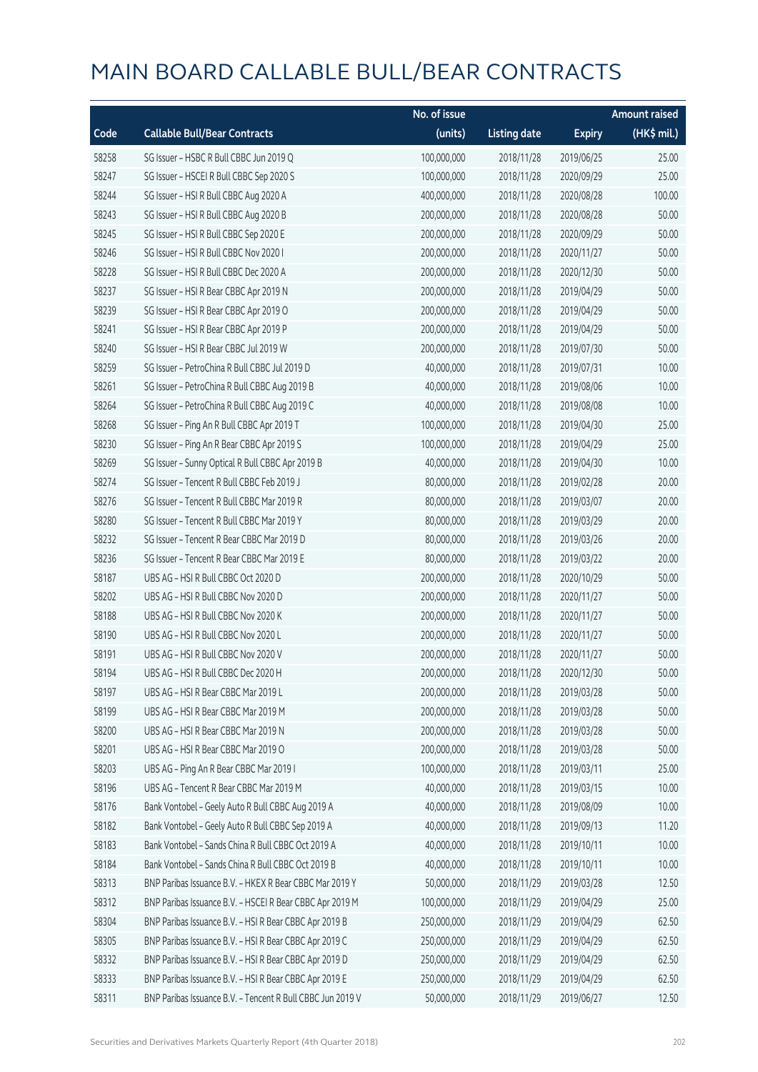# MAIN BOARD CALLABLE BULL/BEAR CONTRACTS

| Code | Callable Bull/Bear Contracts | No. of issue (units) | Listing date | Expiry | Amount raised (HK$ mil.) |
|---|---|---|---|---|---|
| 58258 | SG Issuer – HSBC R Bull CBBC Jun 2019 Q | 100,000,000 | 2018/11/28 | 2019/06/25 | 25.00 |
| 58247 | SG Issuer – HSCEI R Bull CBBC Sep 2020 S | 100,000,000 | 2018/11/28 | 2020/09/29 | 25.00 |
| 58244 | SG Issuer – HSI R Bull CBBC Aug 2020 A | 400,000,000 | 2018/11/28 | 2020/08/28 | 100.00 |
| 58243 | SG Issuer – HSI R Bull CBBC Aug 2020 B | 200,000,000 | 2018/11/28 | 2020/08/28 | 50.00 |
| 58245 | SG Issuer – HSI R Bull CBBC Sep 2020 E | 200,000,000 | 2018/11/28 | 2020/09/29 | 50.00 |
| 58246 | SG Issuer – HSI R Bull CBBC Nov 2020 I | 200,000,000 | 2018/11/28 | 2020/11/27 | 50.00 |
| 58228 | SG Issuer – HSI R Bull CBBC Dec 2020 A | 200,000,000 | 2018/11/28 | 2020/12/30 | 50.00 |
| 58237 | SG Issuer – HSI R Bear CBBC Apr 2019 N | 200,000,000 | 2018/11/28 | 2019/04/29 | 50.00 |
| 58239 | SG Issuer – HSI R Bear CBBC Apr 2019 O | 200,000,000 | 2018/11/28 | 2019/04/29 | 50.00 |
| 58241 | SG Issuer – HSI R Bear CBBC Apr 2019 P | 200,000,000 | 2018/11/28 | 2019/04/29 | 50.00 |
| 58240 | SG Issuer – HSI R Bear CBBC Jul 2019 W | 200,000,000 | 2018/11/28 | 2019/07/30 | 50.00 |
| 58259 | SG Issuer – PetroChina R Bull CBBC Jul 2019 D | 40,000,000 | 2018/11/28 | 2019/07/31 | 10.00 |
| 58261 | SG Issuer – PetroChina R Bull CBBC Aug 2019 B | 40,000,000 | 2018/11/28 | 2019/08/06 | 10.00 |
| 58264 | SG Issuer – PetroChina R Bull CBBC Aug 2019 C | 40,000,000 | 2018/11/28 | 2019/08/08 | 10.00 |
| 58268 | SG Issuer – Ping An R Bull CBBC Apr 2019 T | 100,000,000 | 2018/11/28 | 2019/04/30 | 25.00 |
| 58230 | SG Issuer – Ping An R Bear CBBC Apr 2019 S | 100,000,000 | 2018/11/28 | 2019/04/29 | 25.00 |
| 58269 | SG Issuer – Sunny Optical R Bull CBBC Apr 2019 B | 40,000,000 | 2018/11/28 | 2019/04/30 | 10.00 |
| 58274 | SG Issuer – Tencent R Bull CBBC Feb 2019 J | 80,000,000 | 2018/11/28 | 2019/02/28 | 20.00 |
| 58276 | SG Issuer – Tencent R Bull CBBC Mar 2019 R | 80,000,000 | 2018/11/28 | 2019/03/07 | 20.00 |
| 58280 | SG Issuer – Tencent R Bull CBBC Mar 2019 Y | 80,000,000 | 2018/11/28 | 2019/03/29 | 20.00 |
| 58232 | SG Issuer – Tencent R Bear CBBC Mar 2019 D | 80,000,000 | 2018/11/28 | 2019/03/26 | 20.00 |
| 58236 | SG Issuer – Tencent R Bear CBBC Mar 2019 E | 80,000,000 | 2018/11/28 | 2019/03/22 | 20.00 |
| 58187 | UBS AG – HSI R Bull CBBC Oct 2020 D | 200,000,000 | 2018/11/28 | 2020/10/29 | 50.00 |
| 58202 | UBS AG – HSI R Bull CBBC Nov 2020 D | 200,000,000 | 2018/11/28 | 2020/11/27 | 50.00 |
| 58188 | UBS AG – HSI R Bull CBBC Nov 2020 K | 200,000,000 | 2018/11/28 | 2020/11/27 | 50.00 |
| 58190 | UBS AG – HSI R Bull CBBC Nov 2020 L | 200,000,000 | 2018/11/28 | 2020/11/27 | 50.00 |
| 58191 | UBS AG – HSI R Bull CBBC Nov 2020 V | 200,000,000 | 2018/11/28 | 2020/11/27 | 50.00 |
| 58194 | UBS AG – HSI R Bull CBBC Dec 2020 H | 200,000,000 | 2018/11/28 | 2020/12/30 | 50.00 |
| 58197 | UBS AG – HSI R Bear CBBC Mar 2019 L | 200,000,000 | 2018/11/28 | 2019/03/28 | 50.00 |
| 58199 | UBS AG – HSI R Bear CBBC Mar 2019 M | 200,000,000 | 2018/11/28 | 2019/03/28 | 50.00 |
| 58200 | UBS AG – HSI R Bear CBBC Mar 2019 N | 200,000,000 | 2018/11/28 | 2019/03/28 | 50.00 |
| 58201 | UBS AG – HSI R Bear CBBC Mar 2019 O | 200,000,000 | 2018/11/28 | 2019/03/28 | 50.00 |
| 58203 | UBS AG – Ping An R Bear CBBC Mar 2019 I | 100,000,000 | 2018/11/28 | 2019/03/11 | 25.00 |
| 58196 | UBS AG – Tencent R Bear CBBC Mar 2019 M | 40,000,000 | 2018/11/28 | 2019/03/15 | 10.00 |
| 58176 | Bank Vontobel – Geely Auto R Bull CBBC Aug 2019 A | 40,000,000 | 2018/11/28 | 2019/08/09 | 10.00 |
| 58182 | Bank Vontobel – Geely Auto R Bull CBBC Sep 2019 A | 40,000,000 | 2018/11/28 | 2019/09/13 | 11.20 |
| 58183 | Bank Vontobel – Sands China R Bull CBBC Oct 2019 A | 40,000,000 | 2018/11/28 | 2019/10/11 | 10.00 |
| 58184 | Bank Vontobel – Sands China R Bull CBBC Oct 2019 B | 40,000,000 | 2018/11/28 | 2019/10/11 | 10.00 |
| 58313 | BNP Paribas Issuance B.V. – HKEX R Bear CBBC Mar 2019 Y | 50,000,000 | 2018/11/29 | 2019/03/28 | 12.50 |
| 58312 | BNP Paribas Issuance B.V. – HSCEI R Bear CBBC Apr 2019 M | 100,000,000 | 2018/11/29 | 2019/04/29 | 25.00 |
| 58304 | BNP Paribas Issuance B.V. – HSI R Bear CBBC Apr 2019 B | 250,000,000 | 2018/11/29 | 2019/04/29 | 62.50 |
| 58305 | BNP Paribas Issuance B.V. – HSI R Bear CBBC Apr 2019 C | 250,000,000 | 2018/11/29 | 2019/04/29 | 62.50 |
| 58332 | BNP Paribas Issuance B.V. – HSI R Bear CBBC Apr 2019 D | 250,000,000 | 2018/11/29 | 2019/04/29 | 62.50 |
| 58333 | BNP Paribas Issuance B.V. – HSI R Bear CBBC Apr 2019 E | 250,000,000 | 2018/11/29 | 2019/04/29 | 62.50 |
| 58311 | BNP Paribas Issuance B.V. – Tencent R Bull CBBC Jun 2019 V | 50,000,000 | 2018/11/29 | 2019/06/27 | 12.50 |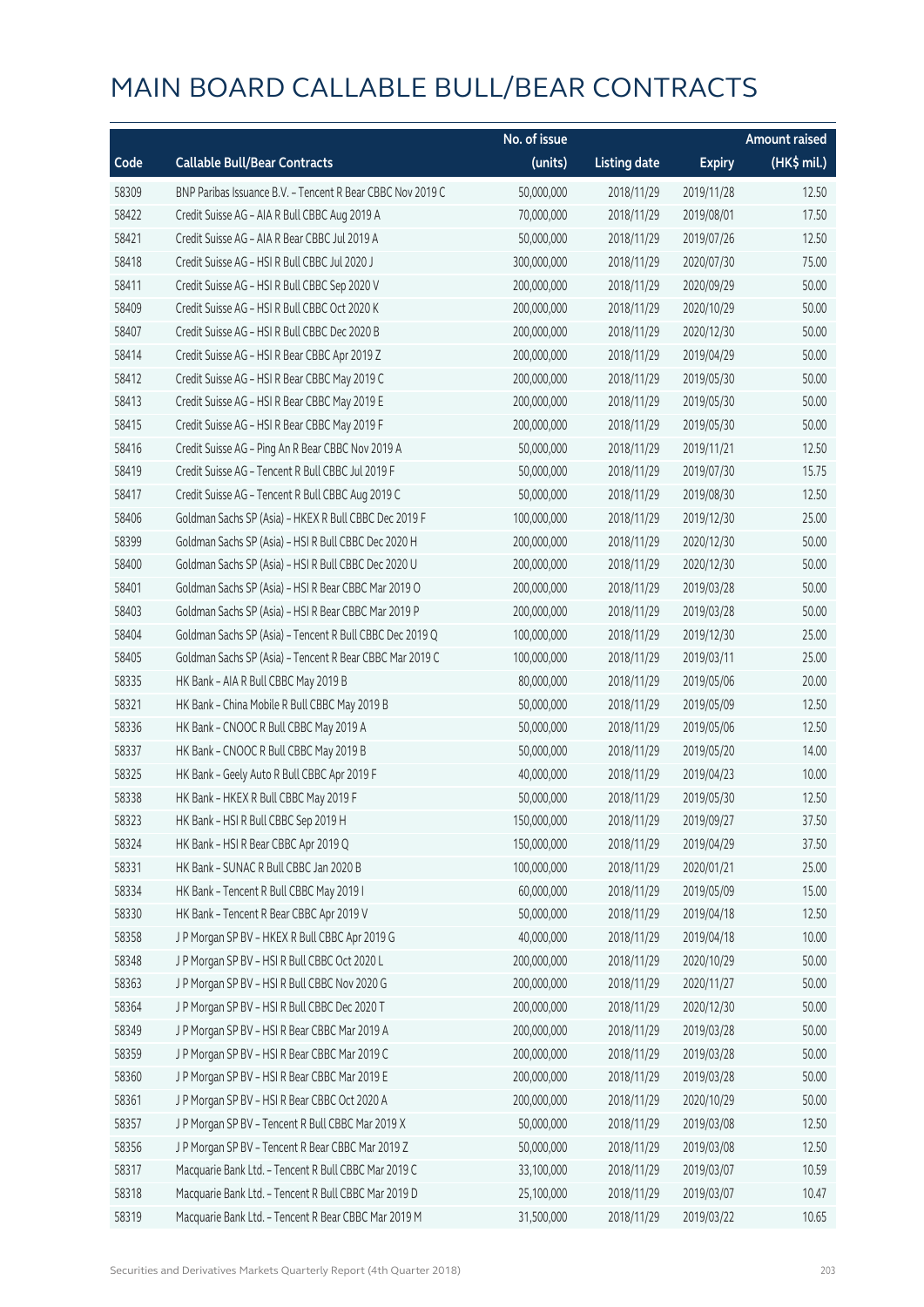# MAIN BOARD CALLABLE BULL/BEAR CONTRACTS

| Code | Callable Bull/Bear Contracts | No. of issue (units) | Listing date | Expiry | Amount raised (HK$ mil.) |
|---|---|---|---|---|---|
| 58309 | BNP Paribas Issuance B.V. – Tencent R Bear CBBC Nov 2019 C | 50,000,000 | 2018/11/29 | 2019/11/28 | 12.50 |
| 58422 | Credit Suisse AG – AIA R Bull CBBC Aug 2019 A | 70,000,000 | 2018/11/29 | 2019/08/01 | 17.50 |
| 58421 | Credit Suisse AG – AIA R Bear CBBC Jul 2019 A | 50,000,000 | 2018/11/29 | 2019/07/26 | 12.50 |
| 58418 | Credit Suisse AG – HSI R Bull CBBC Jul 2020 J | 300,000,000 | 2018/11/29 | 2020/07/30 | 75.00 |
| 58411 | Credit Suisse AG – HSI R Bull CBBC Sep 2020 V | 200,000,000 | 2018/11/29 | 2020/09/29 | 50.00 |
| 58409 | Credit Suisse AG – HSI R Bull CBBC Oct 2020 K | 200,000,000 | 2018/11/29 | 2020/10/29 | 50.00 |
| 58407 | Credit Suisse AG – HSI R Bull CBBC Dec 2020 B | 200,000,000 | 2018/11/29 | 2020/12/30 | 50.00 |
| 58414 | Credit Suisse AG – HSI R Bear CBBC Apr 2019 Z | 200,000,000 | 2018/11/29 | 2019/04/29 | 50.00 |
| 58412 | Credit Suisse AG – HSI R Bear CBBC May 2019 C | 200,000,000 | 2018/11/29 | 2019/05/30 | 50.00 |
| 58413 | Credit Suisse AG – HSI R Bear CBBC May 2019 E | 200,000,000 | 2018/11/29 | 2019/05/30 | 50.00 |
| 58415 | Credit Suisse AG – HSI R Bear CBBC May 2019 F | 200,000,000 | 2018/11/29 | 2019/05/30 | 50.00 |
| 58416 | Credit Suisse AG – Ping An R Bear CBBC Nov 2019 A | 50,000,000 | 2018/11/29 | 2019/11/21 | 12.50 |
| 58419 | Credit Suisse AG – Tencent R Bull CBBC Jul 2019 F | 50,000,000 | 2018/11/29 | 2019/07/30 | 15.75 |
| 58417 | Credit Suisse AG – Tencent R Bull CBBC Aug 2019 C | 50,000,000 | 2018/11/29 | 2019/08/30 | 12.50 |
| 58406 | Goldman Sachs SP (Asia) – HKEX R Bull CBBC Dec 2019 F | 100,000,000 | 2018/11/29 | 2019/12/30 | 25.00 |
| 58399 | Goldman Sachs SP (Asia) – HSI R Bull CBBC Dec 2020 H | 200,000,000 | 2018/11/29 | 2020/12/30 | 50.00 |
| 58400 | Goldman Sachs SP (Asia) – HSI R Bull CBBC Dec 2020 U | 200,000,000 | 2018/11/29 | 2020/12/30 | 50.00 |
| 58401 | Goldman Sachs SP (Asia) – HSI R Bear CBBC Mar 2019 O | 200,000,000 | 2018/11/29 | 2019/03/28 | 50.00 |
| 58403 | Goldman Sachs SP (Asia) – HSI R Bear CBBC Mar 2019 P | 200,000,000 | 2018/11/29 | 2019/03/28 | 50.00 |
| 58404 | Goldman Sachs SP (Asia) – Tencent R Bull CBBC Dec 2019 Q | 100,000,000 | 2018/11/29 | 2019/12/30 | 25.00 |
| 58405 | Goldman Sachs SP (Asia) – Tencent R Bear CBBC Mar 2019 C | 100,000,000 | 2018/11/29 | 2019/03/11 | 25.00 |
| 58335 | HK Bank – AIA R Bull CBBC May 2019 B | 80,000,000 | 2018/11/29 | 2019/05/06 | 20.00 |
| 58321 | HK Bank – China Mobile R Bull CBBC May 2019 B | 50,000,000 | 2018/11/29 | 2019/05/09 | 12.50 |
| 58336 | HK Bank – CNOOC R Bull CBBC May 2019 A | 50,000,000 | 2018/11/29 | 2019/05/06 | 12.50 |
| 58337 | HK Bank – CNOOC R Bull CBBC May 2019 B | 50,000,000 | 2018/11/29 | 2019/05/20 | 14.00 |
| 58325 | HK Bank – Geely Auto R Bull CBBC Apr 2019 F | 40,000,000 | 2018/11/29 | 2019/04/23 | 10.00 |
| 58338 | HK Bank – HKEX R Bull CBBC May 2019 F | 50,000,000 | 2018/11/29 | 2019/05/30 | 12.50 |
| 58323 | HK Bank – HSI R Bull CBBC Sep 2019 H | 150,000,000 | 2018/11/29 | 2019/09/27 | 37.50 |
| 58324 | HK Bank – HSI R Bear CBBC Apr 2019 Q | 150,000,000 | 2018/11/29 | 2019/04/29 | 37.50 |
| 58331 | HK Bank – SUNAC R Bull CBBC Jan 2020 B | 100,000,000 | 2018/11/29 | 2020/01/21 | 25.00 |
| 58334 | HK Bank – Tencent R Bull CBBC May 2019 I | 60,000,000 | 2018/11/29 | 2019/05/09 | 15.00 |
| 58330 | HK Bank – Tencent R Bear CBBC Apr 2019 V | 50,000,000 | 2018/11/29 | 2019/04/18 | 12.50 |
| 58358 | J P Morgan SP BV – HKEX R Bull CBBC Apr 2019 G | 40,000,000 | 2018/11/29 | 2019/04/18 | 10.00 |
| 58348 | J P Morgan SP BV – HSI R Bull CBBC Oct 2020 L | 200,000,000 | 2018/11/29 | 2020/10/29 | 50.00 |
| 58363 | J P Morgan SP BV – HSI R Bull CBBC Nov 2020 G | 200,000,000 | 2018/11/29 | 2020/11/27 | 50.00 |
| 58364 | J P Morgan SP BV – HSI R Bull CBBC Dec 2020 T | 200,000,000 | 2018/11/29 | 2020/12/30 | 50.00 |
| 58349 | J P Morgan SP BV – HSI R Bear CBBC Mar 2019 A | 200,000,000 | 2018/11/29 | 2019/03/28 | 50.00 |
| 58359 | J P Morgan SP BV – HSI R Bear CBBC Mar 2019 C | 200,000,000 | 2018/11/29 | 2019/03/28 | 50.00 |
| 58360 | J P Morgan SP BV – HSI R Bear CBBC Mar 2019 E | 200,000,000 | 2018/11/29 | 2019/03/28 | 50.00 |
| 58361 | J P Morgan SP BV – HSI R Bear CBBC Oct 2020 A | 200,000,000 | 2018/11/29 | 2020/10/29 | 50.00 |
| 58357 | J P Morgan SP BV – Tencent R Bull CBBC Mar 2019 X | 50,000,000 | 2018/11/29 | 2019/03/08 | 12.50 |
| 58356 | J P Morgan SP BV – Tencent R Bear CBBC Mar 2019 Z | 50,000,000 | 2018/11/29 | 2019/03/08 | 12.50 |
| 58317 | Macquarie Bank Ltd. – Tencent R Bull CBBC Mar 2019 C | 33,100,000 | 2018/11/29 | 2019/03/07 | 10.59 |
| 58318 | Macquarie Bank Ltd. – Tencent R Bull CBBC Mar 2019 D | 25,100,000 | 2018/11/29 | 2019/03/07 | 10.47 |
| 58319 | Macquarie Bank Ltd. – Tencent R Bear CBBC Mar 2019 M | 31,500,000 | 2018/11/29 | 2019/03/22 | 10.65 |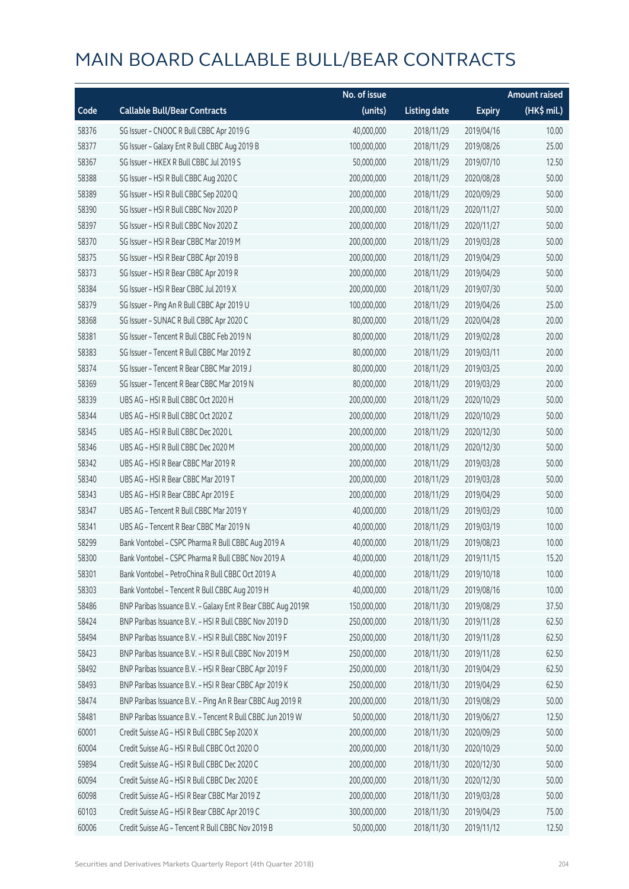# MAIN BOARD CALLABLE BULL/BEAR CONTRACTS

| Code | Callable Bull/Bear Contracts | No. of issue (units) | Listing date | Expiry | Amount raised (HK$ mil.) |
|---|---|---|---|---|---|
| 58376 | SG Issuer – CNOOC R Bull CBBC Apr 2019 G | 40,000,000 | 2018/11/29 | 2019/04/16 | 10.00 |
| 58377 | SG Issuer – Galaxy Ent R Bull CBBC Aug 2019 B | 100,000,000 | 2018/11/29 | 2019/08/26 | 25.00 |
| 58367 | SG Issuer – HKEX R Bull CBBC Jul 2019 S | 50,000,000 | 2018/11/29 | 2019/07/10 | 12.50 |
| 58388 | SG Issuer – HSI R Bull CBBC Aug 2020 C | 200,000,000 | 2018/11/29 | 2020/08/28 | 50.00 |
| 58389 | SG Issuer – HSI R Bull CBBC Sep 2020 Q | 200,000,000 | 2018/11/29 | 2020/09/29 | 50.00 |
| 58390 | SG Issuer – HSI R Bull CBBC Nov 2020 P | 200,000,000 | 2018/11/29 | 2020/11/27 | 50.00 |
| 58397 | SG Issuer – HSI R Bull CBBC Nov 2020 Z | 200,000,000 | 2018/11/29 | 2020/11/27 | 50.00 |
| 58370 | SG Issuer – HSI R Bear CBBC Mar 2019 M | 200,000,000 | 2018/11/29 | 2019/03/28 | 50.00 |
| 58375 | SG Issuer – HSI R Bear CBBC Apr 2019 B | 200,000,000 | 2018/11/29 | 2019/04/29 | 50.00 |
| 58373 | SG Issuer – HSI R Bear CBBC Apr 2019 R | 200,000,000 | 2018/11/29 | 2019/04/29 | 50.00 |
| 58384 | SG Issuer – HSI R Bear CBBC Jul 2019 X | 200,000,000 | 2018/11/29 | 2019/07/30 | 50.00 |
| 58379 | SG Issuer – Ping An R Bull CBBC Apr 2019 U | 100,000,000 | 2018/11/29 | 2019/04/26 | 25.00 |
| 58368 | SG Issuer – SUNAC R Bull CBBC Apr 2020 C | 80,000,000 | 2018/11/29 | 2020/04/28 | 20.00 |
| 58381 | SG Issuer – Tencent R Bull CBBC Feb 2019 N | 80,000,000 | 2018/11/29 | 2019/02/28 | 20.00 |
| 58383 | SG Issuer – Tencent R Bull CBBC Mar 2019 Z | 80,000,000 | 2018/11/29 | 2019/03/11 | 20.00 |
| 58374 | SG Issuer – Tencent R Bear CBBC Mar 2019 J | 80,000,000 | 2018/11/29 | 2019/03/25 | 20.00 |
| 58369 | SG Issuer – Tencent R Bear CBBC Mar 2019 N | 80,000,000 | 2018/11/29 | 2019/03/29 | 20.00 |
| 58339 | UBS AG – HSI R Bull CBBC Oct 2020 H | 200,000,000 | 2018/11/29 | 2020/10/29 | 50.00 |
| 58344 | UBS AG – HSI R Bull CBBC Oct 2020 Z | 200,000,000 | 2018/11/29 | 2020/10/29 | 50.00 |
| 58345 | UBS AG – HSI R Bull CBBC Dec 2020 L | 200,000,000 | 2018/11/29 | 2020/12/30 | 50.00 |
| 58346 | UBS AG – HSI R Bull CBBC Dec 2020 M | 200,000,000 | 2018/11/29 | 2020/12/30 | 50.00 |
| 58342 | UBS AG – HSI R Bear CBBC Mar 2019 R | 200,000,000 | 2018/11/29 | 2019/03/28 | 50.00 |
| 58340 | UBS AG – HSI R Bear CBBC Mar 2019 T | 200,000,000 | 2018/11/29 | 2019/03/28 | 50.00 |
| 58343 | UBS AG – HSI R Bear CBBC Apr 2019 E | 200,000,000 | 2018/11/29 | 2019/04/29 | 50.00 |
| 58347 | UBS AG – Tencent R Bull CBBC Mar 2019 Y | 40,000,000 | 2018/11/29 | 2019/03/29 | 10.00 |
| 58341 | UBS AG – Tencent R Bear CBBC Mar 2019 N | 40,000,000 | 2018/11/29 | 2019/03/19 | 10.00 |
| 58299 | Bank Vontobel – CSPC Pharma R Bull CBBC Aug 2019 A | 40,000,000 | 2018/11/29 | 2019/08/23 | 10.00 |
| 58300 | Bank Vontobel – CSPC Pharma R Bull CBBC Nov 2019 A | 40,000,000 | 2018/11/29 | 2019/11/15 | 15.20 |
| 58301 | Bank Vontobel – PetroChina R Bull CBBC Oct 2019 A | 40,000,000 | 2018/11/29 | 2019/10/18 | 10.00 |
| 58303 | Bank Vontobel – Tencent R Bull CBBC Aug 2019 H | 40,000,000 | 2018/11/29 | 2019/08/16 | 10.00 |
| 58486 | BNP Paribas Issuance B.V. – Galaxy Ent R Bear CBBC Aug 2019R | 150,000,000 | 2018/11/30 | 2019/08/29 | 37.50 |
| 58424 | BNP Paribas Issuance B.V. – HSI R Bull CBBC Nov 2019 D | 250,000,000 | 2018/11/30 | 2019/11/28 | 62.50 |
| 58494 | BNP Paribas Issuance B.V. – HSI R Bull CBBC Nov 2019 F | 250,000,000 | 2018/11/30 | 2019/11/28 | 62.50 |
| 58423 | BNP Paribas Issuance B.V. – HSI R Bull CBBC Nov 2019 M | 250,000,000 | 2018/11/30 | 2019/11/28 | 62.50 |
| 58492 | BNP Paribas Issuance B.V. – HSI R Bear CBBC Apr 2019 F | 250,000,000 | 2018/11/30 | 2019/04/29 | 62.50 |
| 58493 | BNP Paribas Issuance B.V. – HSI R Bear CBBC Apr 2019 K | 250,000,000 | 2018/11/30 | 2019/04/29 | 62.50 |
| 58474 | BNP Paribas Issuance B.V. – Ping An R Bear CBBC Aug 2019 R | 200,000,000 | 2018/11/30 | 2019/08/29 | 50.00 |
| 58481 | BNP Paribas Issuance B.V. – Tencent R Bull CBBC Jun 2019 W | 50,000,000 | 2018/11/30 | 2019/06/27 | 12.50 |
| 60001 | Credit Suisse AG – HSI R Bull CBBC Sep 2020 X | 200,000,000 | 2018/11/30 | 2020/09/29 | 50.00 |
| 60004 | Credit Suisse AG – HSI R Bull CBBC Oct 2020 O | 200,000,000 | 2018/11/30 | 2020/10/29 | 50.00 |
| 59894 | Credit Suisse AG – HSI R Bull CBBC Dec 2020 C | 200,000,000 | 2018/11/30 | 2020/12/30 | 50.00 |
| 60094 | Credit Suisse AG – HSI R Bull CBBC Dec 2020 E | 200,000,000 | 2018/11/30 | 2020/12/30 | 50.00 |
| 60098 | Credit Suisse AG – HSI R Bear CBBC Mar 2019 Z | 200,000,000 | 2018/11/30 | 2019/03/28 | 50.00 |
| 60103 | Credit Suisse AG – HSI R Bear CBBC Apr 2019 C | 300,000,000 | 2018/11/30 | 2019/04/29 | 75.00 |
| 60006 | Credit Suisse AG – Tencent R Bull CBBC Nov 2019 B | 50,000,000 | 2018/11/30 | 2019/11/12 | 12.50 |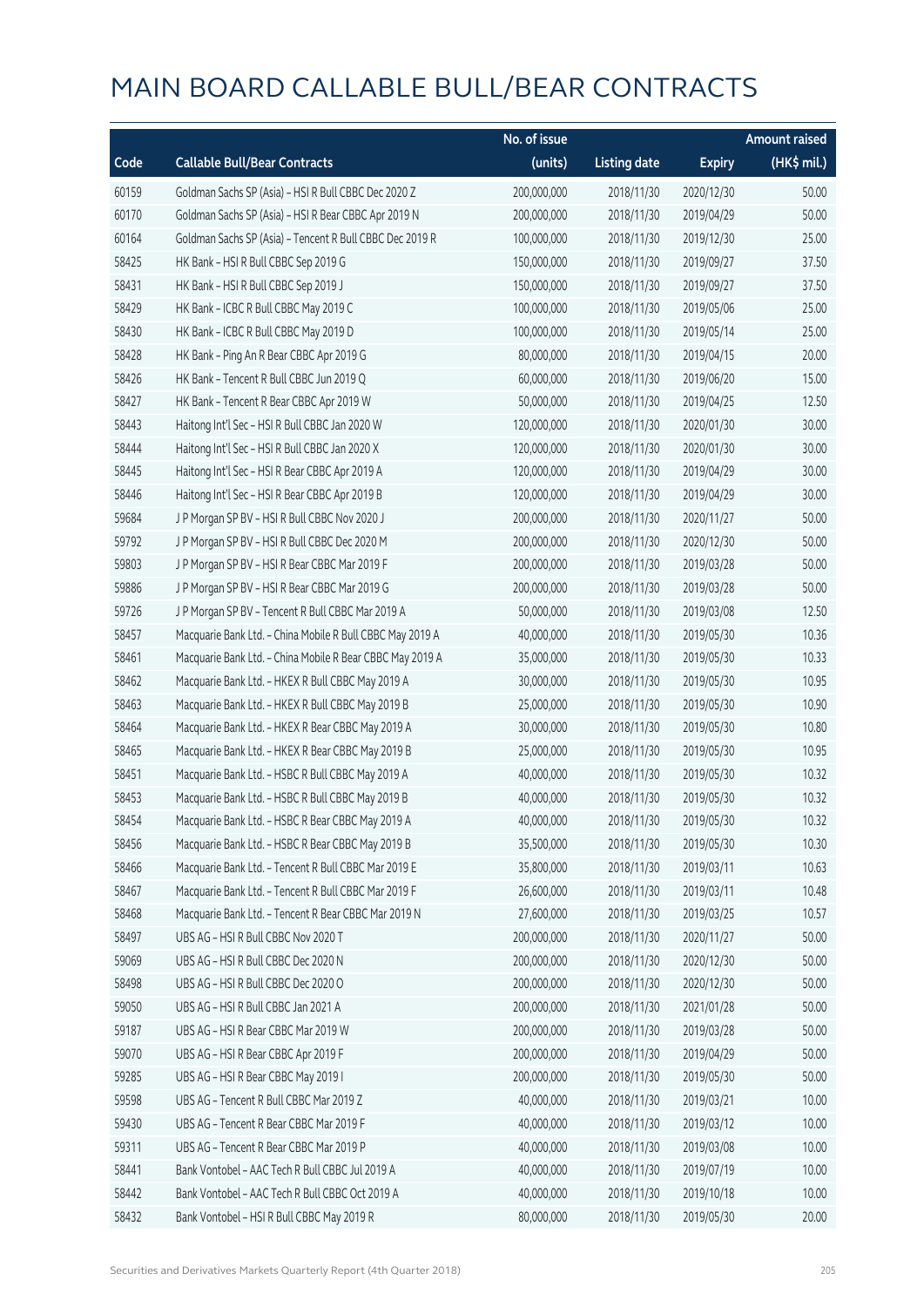# MAIN BOARD CALLABLE BULL/BEAR CONTRACTS

| Code | Callable Bull/Bear Contracts | No. of issue (units) | Listing date | Expiry | Amount raised (HK$ mil.) |
|---|---|---|---|---|---|
| 60159 | Goldman Sachs SP (Asia) – HSI R Bull CBBC Dec 2020 Z | 200,000,000 | 2018/11/30 | 2020/12/30 | 50.00 |
| 60170 | Goldman Sachs SP (Asia) – HSI R Bear CBBC Apr 2019 N | 200,000,000 | 2018/11/30 | 2019/04/29 | 50.00 |
| 60164 | Goldman Sachs SP (Asia) – Tencent R Bull CBBC Dec 2019 R | 100,000,000 | 2018/11/30 | 2019/12/30 | 25.00 |
| 58425 | HK Bank – HSI R Bull CBBC Sep 2019 G | 150,000,000 | 2018/11/30 | 2019/09/27 | 37.50 |
| 58431 | HK Bank – HSI R Bull CBBC Sep 2019 J | 150,000,000 | 2018/11/30 | 2019/09/27 | 37.50 |
| 58429 | HK Bank – ICBC R Bull CBBC May 2019 C | 100,000,000 | 2018/11/30 | 2019/05/06 | 25.00 |
| 58430 | HK Bank – ICBC R Bull CBBC May 2019 D | 100,000,000 | 2018/11/30 | 2019/05/14 | 25.00 |
| 58428 | HK Bank – Ping An R Bear CBBC Apr 2019 G | 80,000,000 | 2018/11/30 | 2019/04/15 | 20.00 |
| 58426 | HK Bank – Tencent R Bull CBBC Jun 2019 Q | 60,000,000 | 2018/11/30 | 2019/06/20 | 15.00 |
| 58427 | HK Bank – Tencent R Bear CBBC Apr 2019 W | 50,000,000 | 2018/11/30 | 2019/04/25 | 12.50 |
| 58443 | Haitong Int'l Sec – HSI R Bull CBBC Jan 2020 W | 120,000,000 | 2018/11/30 | 2020/01/30 | 30.00 |
| 58444 | Haitong Int'l Sec – HSI R Bull CBBC Jan 2020 X | 120,000,000 | 2018/11/30 | 2020/01/30 | 30.00 |
| 58445 | Haitong Int'l Sec – HSI R Bear CBBC Apr 2019 A | 120,000,000 | 2018/11/30 | 2019/04/29 | 30.00 |
| 58446 | Haitong Int'l Sec – HSI R Bear CBBC Apr 2019 B | 120,000,000 | 2018/11/30 | 2019/04/29 | 30.00 |
| 59684 | J P Morgan SP BV – HSI R Bull CBBC Nov 2020 J | 200,000,000 | 2018/11/30 | 2020/11/27 | 50.00 |
| 59792 | J P Morgan SP BV – HSI R Bull CBBC Dec 2020 M | 200,000,000 | 2018/11/30 | 2020/12/30 | 50.00 |
| 59803 | J P Morgan SP BV – HSI R Bear CBBC Mar 2019 F | 200,000,000 | 2018/11/30 | 2019/03/28 | 50.00 |
| 59886 | J P Morgan SP BV – HSI R Bear CBBC Mar 2019 G | 200,000,000 | 2018/11/30 | 2019/03/28 | 50.00 |
| 59726 | J P Morgan SP BV – Tencent R Bull CBBC Mar 2019 A | 50,000,000 | 2018/11/30 | 2019/03/08 | 12.50 |
| 58457 | Macquarie Bank Ltd. – China Mobile R Bull CBBC May 2019 A | 40,000,000 | 2018/11/30 | 2019/05/30 | 10.36 |
| 58461 | Macquarie Bank Ltd. – China Mobile R Bear CBBC May 2019 A | 35,000,000 | 2018/11/30 | 2019/05/30 | 10.33 |
| 58462 | Macquarie Bank Ltd. – HKEX R Bull CBBC May 2019 A | 30,000,000 | 2018/11/30 | 2019/05/30 | 10.95 |
| 58463 | Macquarie Bank Ltd. – HKEX R Bull CBBC May 2019 B | 25,000,000 | 2018/11/30 | 2019/05/30 | 10.90 |
| 58464 | Macquarie Bank Ltd. – HKEX R Bear CBBC May 2019 A | 30,000,000 | 2018/11/30 | 2019/05/30 | 10.80 |
| 58465 | Macquarie Bank Ltd. – HKEX R Bear CBBC May 2019 B | 25,000,000 | 2018/11/30 | 2019/05/30 | 10.95 |
| 58451 | Macquarie Bank Ltd. – HSBC R Bull CBBC May 2019 A | 40,000,000 | 2018/11/30 | 2019/05/30 | 10.32 |
| 58453 | Macquarie Bank Ltd. – HSBC R Bull CBBC May 2019 B | 40,000,000 | 2018/11/30 | 2019/05/30 | 10.32 |
| 58454 | Macquarie Bank Ltd. – HSBC R Bear CBBC May 2019 A | 40,000,000 | 2018/11/30 | 2019/05/30 | 10.32 |
| 58456 | Macquarie Bank Ltd. – HSBC R Bear CBBC May 2019 B | 35,500,000 | 2018/11/30 | 2019/05/30 | 10.30 |
| 58466 | Macquarie Bank Ltd. – Tencent R Bull CBBC Mar 2019 E | 35,800,000 | 2018/11/30 | 2019/03/11 | 10.63 |
| 58467 | Macquarie Bank Ltd. – Tencent R Bull CBBC Mar 2019 F | 26,600,000 | 2018/11/30 | 2019/03/11 | 10.48 |
| 58468 | Macquarie Bank Ltd. – Tencent R Bear CBBC Mar 2019 N | 27,600,000 | 2018/11/30 | 2019/03/25 | 10.57 |
| 58497 | UBS AG – HSI R Bull CBBC Nov 2020 T | 200,000,000 | 2018/11/30 | 2020/11/27 | 50.00 |
| 59069 | UBS AG – HSI R Bull CBBC Dec 2020 N | 200,000,000 | 2018/11/30 | 2020/12/30 | 50.00 |
| 58498 | UBS AG – HSI R Bull CBBC Dec 2020 O | 200,000,000 | 2018/11/30 | 2020/12/30 | 50.00 |
| 59050 | UBS AG – HSI R Bull CBBC Jan 2021 A | 200,000,000 | 2018/11/30 | 2021/01/28 | 50.00 |
| 59187 | UBS AG – HSI R Bear CBBC Mar 2019 W | 200,000,000 | 2018/11/30 | 2019/03/28 | 50.00 |
| 59070 | UBS AG – HSI R Bear CBBC Apr 2019 F | 200,000,000 | 2018/11/30 | 2019/04/29 | 50.00 |
| 59285 | UBS AG – HSI R Bear CBBC May 2019 I | 200,000,000 | 2018/11/30 | 2019/05/30 | 50.00 |
| 59598 | UBS AG – Tencent R Bull CBBC Mar 2019 Z | 40,000,000 | 2018/11/30 | 2019/03/21 | 10.00 |
| 59430 | UBS AG – Tencent R Bear CBBC Mar 2019 F | 40,000,000 | 2018/11/30 | 2019/03/12 | 10.00 |
| 59311 | UBS AG – Tencent R Bear CBBC Mar 2019 P | 40,000,000 | 2018/11/30 | 2019/03/08 | 10.00 |
| 58441 | Bank Vontobel – AAC Tech R Bull CBBC Jul 2019 A | 40,000,000 | 2018/11/30 | 2019/07/19 | 10.00 |
| 58442 | Bank Vontobel – AAC Tech R Bull CBBC Oct 2019 A | 40,000,000 | 2018/11/30 | 2019/10/18 | 10.00 |
| 58432 | Bank Vontobel – HSI R Bull CBBC May 2019 R | 80,000,000 | 2018/11/30 | 2019/05/30 | 20.00 |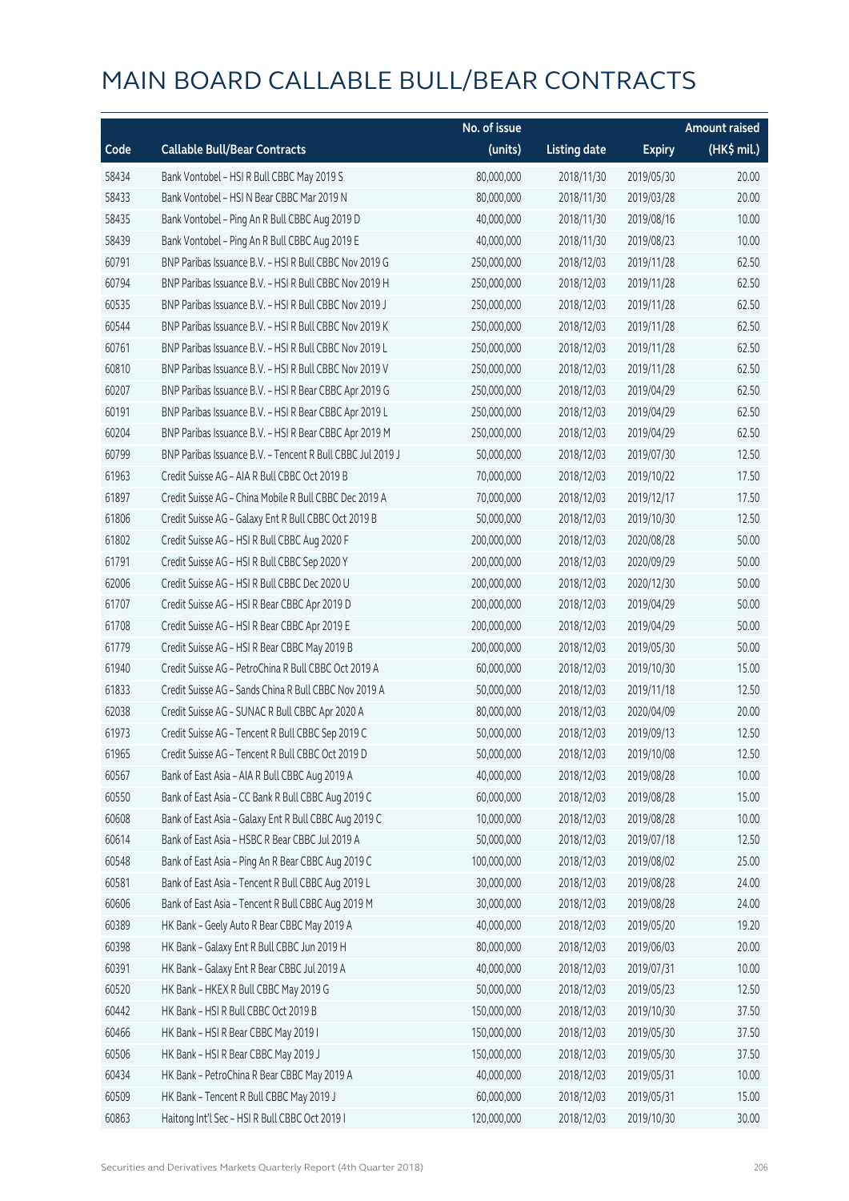# MAIN BOARD CALLABLE BULL/BEAR CONTRACTS

| Code | Callable Bull/Bear Contracts | No. of issue (units) | Listing date | Expiry | Amount raised (HK$ mil.) |
|---|---|---|---|---|---|
| 58434 | Bank Vontobel – HSI R Bull CBBC May 2019 S | 80,000,000 | 2018/11/30 | 2019/05/30 | 20.00 |
| 58433 | Bank Vontobel – HSI N Bear CBBC Mar 2019 N | 80,000,000 | 2018/11/30 | 2019/03/28 | 20.00 |
| 58435 | Bank Vontobel – Ping An R Bull CBBC Aug 2019 D | 40,000,000 | 2018/11/30 | 2019/08/16 | 10.00 |
| 58439 | Bank Vontobel – Ping An R Bull CBBC Aug 2019 E | 40,000,000 | 2018/11/30 | 2019/08/23 | 10.00 |
| 60791 | BNP Paribas Issuance B.V. – HSI R Bull CBBC Nov 2019 G | 250,000,000 | 2018/12/03 | 2019/11/28 | 62.50 |
| 60794 | BNP Paribas Issuance B.V. – HSI R Bull CBBC Nov 2019 H | 250,000,000 | 2018/12/03 | 2019/11/28 | 62.50 |
| 60535 | BNP Paribas Issuance B.V. – HSI R Bull CBBC Nov 2019 J | 250,000,000 | 2018/12/03 | 2019/11/28 | 62.50 |
| 60544 | BNP Paribas Issuance B.V. – HSI R Bull CBBC Nov 2019 K | 250,000,000 | 2018/12/03 | 2019/11/28 | 62.50 |
| 60761 | BNP Paribas Issuance B.V. – HSI R Bull CBBC Nov 2019 L | 250,000,000 | 2018/12/03 | 2019/11/28 | 62.50 |
| 60810 | BNP Paribas Issuance B.V. – HSI R Bull CBBC Nov 2019 V | 250,000,000 | 2018/12/03 | 2019/11/28 | 62.50 |
| 60207 | BNP Paribas Issuance B.V. – HSI R Bear CBBC Apr 2019 G | 250,000,000 | 2018/12/03 | 2019/04/29 | 62.50 |
| 60191 | BNP Paribas Issuance B.V. – HSI R Bear CBBC Apr 2019 L | 250,000,000 | 2018/12/03 | 2019/04/29 | 62.50 |
| 60204 | BNP Paribas Issuance B.V. – HSI R Bear CBBC Apr 2019 M | 250,000,000 | 2018/12/03 | 2019/04/29 | 62.50 |
| 60799 | BNP Paribas Issuance B.V. – Tencent R Bull CBBC Jul 2019 J | 50,000,000 | 2018/12/03 | 2019/07/30 | 12.50 |
| 61963 | Credit Suisse AG – AIA R Bull CBBC Oct 2019 B | 70,000,000 | 2018/12/03 | 2019/10/22 | 17.50 |
| 61897 | Credit Suisse AG – China Mobile R Bull CBBC Dec 2019 A | 70,000,000 | 2018/12/03 | 2019/12/17 | 17.50 |
| 61806 | Credit Suisse AG – Galaxy Ent R Bull CBBC Oct 2019 B | 50,000,000 | 2018/12/03 | 2019/10/30 | 12.50 |
| 61802 | Credit Suisse AG – HSI R Bull CBBC Aug 2020 F | 200,000,000 | 2018/12/03 | 2020/08/28 | 50.00 |
| 61791 | Credit Suisse AG – HSI R Bull CBBC Sep 2020 Y | 200,000,000 | 2018/12/03 | 2020/09/29 | 50.00 |
| 62006 | Credit Suisse AG – HSI R Bull CBBC Dec 2020 U | 200,000,000 | 2018/12/03 | 2020/12/30 | 50.00 |
| 61707 | Credit Suisse AG – HSI R Bear CBBC Apr 2019 D | 200,000,000 | 2018/12/03 | 2019/04/29 | 50.00 |
| 61708 | Credit Suisse AG – HSI R Bear CBBC Apr 2019 E | 200,000,000 | 2018/12/03 | 2019/04/29 | 50.00 |
| 61779 | Credit Suisse AG – HSI R Bear CBBC May 2019 B | 200,000,000 | 2018/12/03 | 2019/05/30 | 50.00 |
| 61940 | Credit Suisse AG – PetroChina R Bull CBBC Oct 2019 A | 60,000,000 | 2018/12/03 | 2019/10/30 | 15.00 |
| 61833 | Credit Suisse AG – Sands China R Bull CBBC Nov 2019 A | 50,000,000 | 2018/12/03 | 2019/11/18 | 12.50 |
| 62038 | Credit Suisse AG – SUNAC R Bull CBBC Apr 2020 A | 80,000,000 | 2018/12/03 | 2020/04/09 | 20.00 |
| 61973 | Credit Suisse AG – Tencent R Bull CBBC Sep 2019 C | 50,000,000 | 2018/12/03 | 2019/09/13 | 12.50 |
| 61965 | Credit Suisse AG – Tencent R Bull CBBC Oct 2019 D | 50,000,000 | 2018/12/03 | 2019/10/08 | 12.50 |
| 60567 | Bank of East Asia – AIA R Bull CBBC Aug 2019 A | 40,000,000 | 2018/12/03 | 2019/08/28 | 10.00 |
| 60550 | Bank of East Asia – CC Bank R Bull CBBC Aug 2019 C | 60,000,000 | 2018/12/03 | 2019/08/28 | 15.00 |
| 60608 | Bank of East Asia – Galaxy Ent R Bull CBBC Aug 2019 C | 10,000,000 | 2018/12/03 | 2019/08/28 | 10.00 |
| 60614 | Bank of East Asia – HSBC R Bear CBBC Jul 2019 A | 50,000,000 | 2018/12/03 | 2019/07/18 | 12.50 |
| 60548 | Bank of East Asia – Ping An R Bear CBBC Aug 2019 C | 100,000,000 | 2018/12/03 | 2019/08/02 | 25.00 |
| 60581 | Bank of East Asia – Tencent R Bull CBBC Aug 2019 L | 30,000,000 | 2018/12/03 | 2019/08/28 | 24.00 |
| 60606 | Bank of East Asia – Tencent R Bull CBBC Aug 2019 M | 30,000,000 | 2018/12/03 | 2019/08/28 | 24.00 |
| 60389 | HK Bank – Geely Auto R Bear CBBC May 2019 A | 40,000,000 | 2018/12/03 | 2019/05/20 | 19.20 |
| 60398 | HK Bank – Galaxy Ent R Bull CBBC Jun 2019 H | 80,000,000 | 2018/12/03 | 2019/06/03 | 20.00 |
| 60391 | HK Bank – Galaxy Ent R Bear CBBC Jul 2019 A | 40,000,000 | 2018/12/03 | 2019/07/31 | 10.00 |
| 60520 | HK Bank – HKEX R Bull CBBC May 2019 G | 50,000,000 | 2018/12/03 | 2019/05/23 | 12.50 |
| 60442 | HK Bank – HSI R Bull CBBC Oct 2019 B | 150,000,000 | 2018/12/03 | 2019/10/30 | 37.50 |
| 60466 | HK Bank – HSI R Bear CBBC May 2019 I | 150,000,000 | 2018/12/03 | 2019/05/30 | 37.50 |
| 60506 | HK Bank – HSI R Bear CBBC May 2019 J | 150,000,000 | 2018/12/03 | 2019/05/30 | 37.50 |
| 60434 | HK Bank – PetroChina R Bear CBBC May 2019 A | 40,000,000 | 2018/12/03 | 2019/05/31 | 10.00 |
| 60509 | HK Bank – Tencent R Bull CBBC May 2019 J | 60,000,000 | 2018/12/03 | 2019/05/31 | 15.00 |
| 60863 | Haitong Int'l Sec – HSI R Bull CBBC Oct 2019 I | 120,000,000 | 2018/12/03 | 2019/10/30 | 30.00 |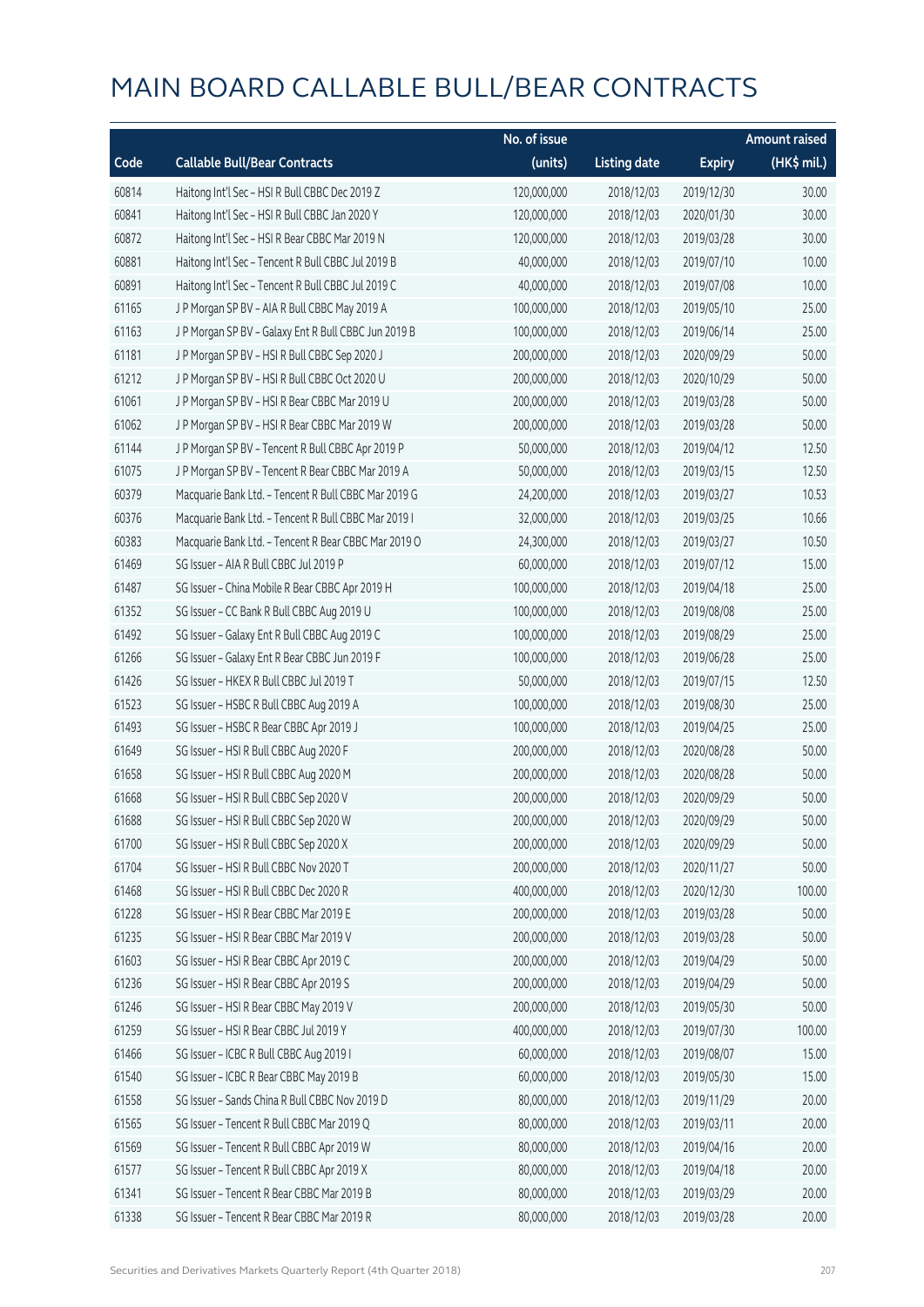# MAIN BOARD CALLABLE BULL/BEAR CONTRACTS

| Code | Callable Bull/Bear Contracts | No. of issue (units) | Listing date | Expiry | Amount raised (HK$ mil.) |
|---|---|---|---|---|---|
| 60814 | Haitong Int'l Sec – HSI R Bull CBBC Dec 2019 Z | 120,000,000 | 2018/12/03 | 2019/12/30 | 30.00 |
| 60841 | Haitong Int'l Sec – HSI R Bull CBBC Jan 2020 Y | 120,000,000 | 2018/12/03 | 2020/01/30 | 30.00 |
| 60872 | Haitong Int'l Sec – HSI R Bear CBBC Mar 2019 N | 120,000,000 | 2018/12/03 | 2019/03/28 | 30.00 |
| 60881 | Haitong Int'l Sec – Tencent R Bull CBBC Jul 2019 B | 40,000,000 | 2018/12/03 | 2019/07/10 | 10.00 |
| 60891 | Haitong Int'l Sec – Tencent R Bull CBBC Jul 2019 C | 40,000,000 | 2018/12/03 | 2019/07/08 | 10.00 |
| 61165 | J P Morgan SP BV – AIA R Bull CBBC May 2019 A | 100,000,000 | 2018/12/03 | 2019/05/10 | 25.00 |
| 61163 | J P Morgan SP BV – Galaxy Ent R Bull CBBC Jun 2019 B | 100,000,000 | 2018/12/03 | 2019/06/14 | 25.00 |
| 61181 | J P Morgan SP BV – HSI R Bull CBBC Sep 2020 J | 200,000,000 | 2018/12/03 | 2020/09/29 | 50.00 |
| 61212 | J P Morgan SP BV – HSI R Bull CBBC Oct 2020 U | 200,000,000 | 2018/12/03 | 2020/10/29 | 50.00 |
| 61061 | J P Morgan SP BV – HSI R Bear CBBC Mar 2019 U | 200,000,000 | 2018/12/03 | 2019/03/28 | 50.00 |
| 61062 | J P Morgan SP BV – HSI R Bear CBBC Mar 2019 W | 200,000,000 | 2018/12/03 | 2019/03/28 | 50.00 |
| 61144 | J P Morgan SP BV – Tencent R Bull CBBC Apr 2019 P | 50,000,000 | 2018/12/03 | 2019/04/12 | 12.50 |
| 61075 | J P Morgan SP BV – Tencent R Bear CBBC Mar 2019 A | 50,000,000 | 2018/12/03 | 2019/03/15 | 12.50 |
| 60379 | Macquarie Bank Ltd. – Tencent R Bull CBBC Mar 2019 G | 24,200,000 | 2018/12/03 | 2019/03/27 | 10.53 |
| 60376 | Macquarie Bank Ltd. – Tencent R Bull CBBC Mar 2019 I | 32,000,000 | 2018/12/03 | 2019/03/25 | 10.66 |
| 60383 | Macquarie Bank Ltd. – Tencent R Bear CBBC Mar 2019 O | 24,300,000 | 2018/12/03 | 2019/03/27 | 10.50 |
| 61469 | SG Issuer – AIA R Bull CBBC Jul 2019 P | 60,000,000 | 2018/12/03 | 2019/07/12 | 15.00 |
| 61487 | SG Issuer – China Mobile R Bear CBBC Apr 2019 H | 100,000,000 | 2018/12/03 | 2019/04/18 | 25.00 |
| 61352 | SG Issuer – CC Bank R Bull CBBC Aug 2019 U | 100,000,000 | 2018/12/03 | 2019/08/08 | 25.00 |
| 61492 | SG Issuer – Galaxy Ent R Bull CBBC Aug 2019 C | 100,000,000 | 2018/12/03 | 2019/08/29 | 25.00 |
| 61266 | SG Issuer – Galaxy Ent R Bear CBBC Jun 2019 F | 100,000,000 | 2018/12/03 | 2019/06/28 | 25.00 |
| 61426 | SG Issuer – HKEX R Bull CBBC Jul 2019 T | 50,000,000 | 2018/12/03 | 2019/07/15 | 12.50 |
| 61523 | SG Issuer – HSBC R Bull CBBC Aug 2019 A | 100,000,000 | 2018/12/03 | 2019/08/30 | 25.00 |
| 61493 | SG Issuer – HSBC R Bear CBBC Apr 2019 J | 100,000,000 | 2018/12/03 | 2019/04/25 | 25.00 |
| 61649 | SG Issuer – HSI R Bull CBBC Aug 2020 F | 200,000,000 | 2018/12/03 | 2020/08/28 | 50.00 |
| 61658 | SG Issuer – HSI R Bull CBBC Aug 2020 M | 200,000,000 | 2018/12/03 | 2020/08/28 | 50.00 |
| 61668 | SG Issuer – HSI R Bull CBBC Sep 2020 V | 200,000,000 | 2018/12/03 | 2020/09/29 | 50.00 |
| 61688 | SG Issuer – HSI R Bull CBBC Sep 2020 W | 200,000,000 | 2018/12/03 | 2020/09/29 | 50.00 |
| 61700 | SG Issuer – HSI R Bull CBBC Sep 2020 X | 200,000,000 | 2018/12/03 | 2020/09/29 | 50.00 |
| 61704 | SG Issuer – HSI R Bull CBBC Nov 2020 T | 200,000,000 | 2018/12/03 | 2020/11/27 | 50.00 |
| 61468 | SG Issuer – HSI R Bull CBBC Dec 2020 R | 400,000,000 | 2018/12/03 | 2020/12/30 | 100.00 |
| 61228 | SG Issuer – HSI R Bear CBBC Mar 2019 E | 200,000,000 | 2018/12/03 | 2019/03/28 | 50.00 |
| 61235 | SG Issuer – HSI R Bear CBBC Mar 2019 V | 200,000,000 | 2018/12/03 | 2019/03/28 | 50.00 |
| 61603 | SG Issuer – HSI R Bear CBBC Apr 2019 C | 200,000,000 | 2018/12/03 | 2019/04/29 | 50.00 |
| 61236 | SG Issuer – HSI R Bear CBBC Apr 2019 S | 200,000,000 | 2018/12/03 | 2019/04/29 | 50.00 |
| 61246 | SG Issuer – HSI R Bear CBBC May 2019 V | 200,000,000 | 2018/12/03 | 2019/05/30 | 50.00 |
| 61259 | SG Issuer – HSI R Bear CBBC Jul 2019 Y | 400,000,000 | 2018/12/03 | 2019/07/30 | 100.00 |
| 61466 | SG Issuer – ICBC R Bull CBBC Aug 2019 I | 60,000,000 | 2018/12/03 | 2019/08/07 | 15.00 |
| 61540 | SG Issuer – ICBC R Bear CBBC May 2019 B | 60,000,000 | 2018/12/03 | 2019/05/30 | 15.00 |
| 61558 | SG Issuer – Sands China R Bull CBBC Nov 2019 D | 80,000,000 | 2018/12/03 | 2019/11/29 | 20.00 |
| 61565 | SG Issuer – Tencent R Bull CBBC Mar 2019 Q | 80,000,000 | 2018/12/03 | 2019/03/11 | 20.00 |
| 61569 | SG Issuer – Tencent R Bull CBBC Apr 2019 W | 80,000,000 | 2018/12/03 | 2019/04/16 | 20.00 |
| 61577 | SG Issuer – Tencent R Bull CBBC Apr 2019 X | 80,000,000 | 2018/12/03 | 2019/04/18 | 20.00 |
| 61341 | SG Issuer – Tencent R Bear CBBC Mar 2019 B | 80,000,000 | 2018/12/03 | 2019/03/29 | 20.00 |
| 61338 | SG Issuer – Tencent R Bear CBBC Mar 2019 R | 80,000,000 | 2018/12/03 | 2019/03/28 | 20.00 |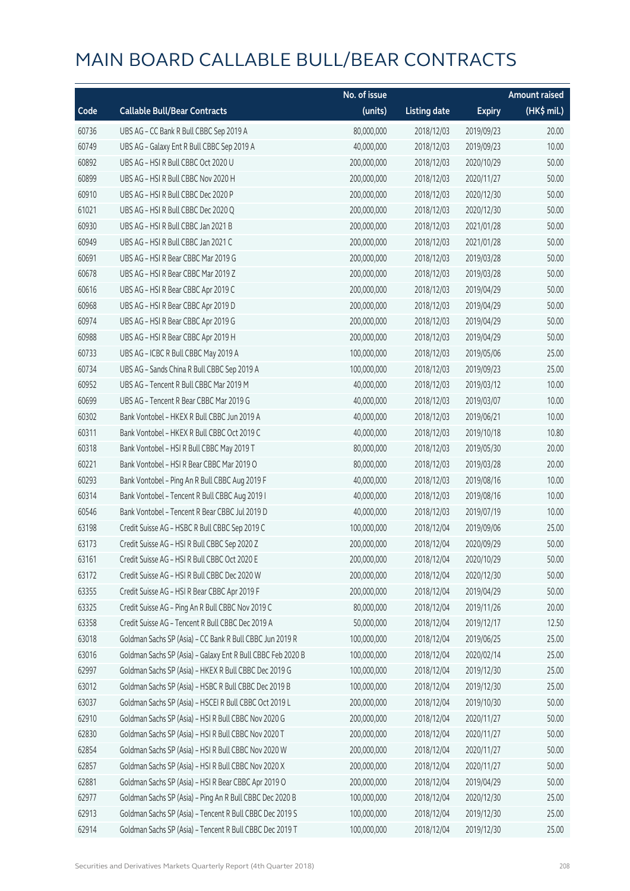# MAIN BOARD CALLABLE BULL/BEAR CONTRACTS

| Code | Callable Bull/Bear Contracts | No. of issue (units) | Listing date | Expiry | Amount raised (HK$ mil.) |
|---|---|---|---|---|---|
| 60736 | UBS AG – CC Bank R Bull CBBC Sep 2019 A | 80,000,000 | 2018/12/03 | 2019/09/23 | 20.00 |
| 60749 | UBS AG – Galaxy Ent R Bull CBBC Sep 2019 A | 40,000,000 | 2018/12/03 | 2019/09/23 | 10.00 |
| 60892 | UBS AG – HSI R Bull CBBC Oct 2020 U | 200,000,000 | 2018/12/03 | 2020/10/29 | 50.00 |
| 60899 | UBS AG – HSI R Bull CBBC Nov 2020 H | 200,000,000 | 2018/12/03 | 2020/11/27 | 50.00 |
| 60910 | UBS AG – HSI R Bull CBBC Dec 2020 P | 200,000,000 | 2018/12/03 | 2020/12/30 | 50.00 |
| 61021 | UBS AG – HSI R Bull CBBC Dec 2020 Q | 200,000,000 | 2018/12/03 | 2020/12/30 | 50.00 |
| 60930 | UBS AG – HSI R Bull CBBC Jan 2021 B | 200,000,000 | 2018/12/03 | 2021/01/28 | 50.00 |
| 60949 | UBS AG – HSI R Bull CBBC Jan 2021 C | 200,000,000 | 2018/12/03 | 2021/01/28 | 50.00 |
| 60691 | UBS AG – HSI R Bear CBBC Mar 2019 G | 200,000,000 | 2018/12/03 | 2019/03/28 | 50.00 |
| 60678 | UBS AG – HSI R Bear CBBC Mar 2019 Z | 200,000,000 | 2018/12/03 | 2019/03/28 | 50.00 |
| 60616 | UBS AG – HSI R Bear CBBC Apr 2019 C | 200,000,000 | 2018/12/03 | 2019/04/29 | 50.00 |
| 60968 | UBS AG – HSI R Bear CBBC Apr 2019 D | 200,000,000 | 2018/12/03 | 2019/04/29 | 50.00 |
| 60974 | UBS AG – HSI R Bear CBBC Apr 2019 G | 200,000,000 | 2018/12/03 | 2019/04/29 | 50.00 |
| 60988 | UBS AG – HSI R Bear CBBC Apr 2019 H | 200,000,000 | 2018/12/03 | 2019/04/29 | 50.00 |
| 60733 | UBS AG – ICBC R Bull CBBC May 2019 A | 100,000,000 | 2018/12/03 | 2019/05/06 | 25.00 |
| 60734 | UBS AG – Sands China R Bull CBBC Sep 2019 A | 100,000,000 | 2018/12/03 | 2019/09/23 | 25.00 |
| 60952 | UBS AG – Tencent R Bull CBBC Mar 2019 M | 40,000,000 | 2018/12/03 | 2019/03/12 | 10.00 |
| 60699 | UBS AG – Tencent R Bear CBBC Mar 2019 G | 40,000,000 | 2018/12/03 | 2019/03/07 | 10.00 |
| 60302 | Bank Vontobel – HKEX R Bull CBBC Jun 2019 A | 40,000,000 | 2018/12/03 | 2019/06/21 | 10.00 |
| 60311 | Bank Vontobel – HKEX R Bull CBBC Oct 2019 C | 40,000,000 | 2018/12/03 | 2019/10/18 | 10.80 |
| 60318 | Bank Vontobel – HSI R Bull CBBC May 2019 T | 80,000,000 | 2018/12/03 | 2019/05/30 | 20.00 |
| 60221 | Bank Vontobel – HSI R Bear CBBC Mar 2019 O | 80,000,000 | 2018/12/03 | 2019/03/28 | 20.00 |
| 60293 | Bank Vontobel – Ping An R Bull CBBC Aug 2019 F | 40,000,000 | 2018/12/03 | 2019/08/16 | 10.00 |
| 60314 | Bank Vontobel – Tencent R Bull CBBC Aug 2019 I | 40,000,000 | 2018/12/03 | 2019/08/16 | 10.00 |
| 60546 | Bank Vontobel – Tencent R Bear CBBC Jul 2019 D | 40,000,000 | 2018/12/03 | 2019/07/19 | 10.00 |
| 63198 | Credit Suisse AG – HSBC R Bull CBBC Sep 2019 C | 100,000,000 | 2018/12/04 | 2019/09/06 | 25.00 |
| 63173 | Credit Suisse AG – HSI R Bull CBBC Sep 2020 Z | 200,000,000 | 2018/12/04 | 2020/09/29 | 50.00 |
| 63161 | Credit Suisse AG – HSI R Bull CBBC Oct 2020 E | 200,000,000 | 2018/12/04 | 2020/10/29 | 50.00 |
| 63172 | Credit Suisse AG – HSI R Bull CBBC Dec 2020 W | 200,000,000 | 2018/12/04 | 2020/12/30 | 50.00 |
| 63355 | Credit Suisse AG – HSI R Bear CBBC Apr 2019 F | 200,000,000 | 2018/12/04 | 2019/04/29 | 50.00 |
| 63325 | Credit Suisse AG – Ping An R Bull CBBC Nov 2019 C | 80,000,000 | 2018/12/04 | 2019/11/26 | 20.00 |
| 63358 | Credit Suisse AG – Tencent R Bull CBBC Dec 2019 A | 50,000,000 | 2018/12/04 | 2019/12/17 | 12.50 |
| 63018 | Goldman Sachs SP (Asia) – CC Bank R Bull CBBC Jun 2019 R | 100,000,000 | 2018/12/04 | 2019/06/25 | 25.00 |
| 63016 | Goldman Sachs SP (Asia) – Galaxy Ent R Bull CBBC Feb 2020 B | 100,000,000 | 2018/12/04 | 2020/02/14 | 25.00 |
| 62997 | Goldman Sachs SP (Asia) – HKEX R Bull CBBC Dec 2019 G | 100,000,000 | 2018/12/04 | 2019/12/30 | 25.00 |
| 63012 | Goldman Sachs SP (Asia) – HSBC R Bull CBBC Dec 2019 B | 100,000,000 | 2018/12/04 | 2019/12/30 | 25.00 |
| 63037 | Goldman Sachs SP (Asia) – HSCEI R Bull CBBC Oct 2019 L | 200,000,000 | 2018/12/04 | 2019/10/30 | 50.00 |
| 62910 | Goldman Sachs SP (Asia) – HSI R Bull CBBC Nov 2020 G | 200,000,000 | 2018/12/04 | 2020/11/27 | 50.00 |
| 62830 | Goldman Sachs SP (Asia) – HSI R Bull CBBC Nov 2020 T | 200,000,000 | 2018/12/04 | 2020/11/27 | 50.00 |
| 62854 | Goldman Sachs SP (Asia) – HSI R Bull CBBC Nov 2020 W | 200,000,000 | 2018/12/04 | 2020/11/27 | 50.00 |
| 62857 | Goldman Sachs SP (Asia) – HSI R Bull CBBC Nov 2020 X | 200,000,000 | 2018/12/04 | 2020/11/27 | 50.00 |
| 62881 | Goldman Sachs SP (Asia) – HSI R Bear CBBC Apr 2019 O | 200,000,000 | 2018/12/04 | 2019/04/29 | 50.00 |
| 62977 | Goldman Sachs SP (Asia) – Ping An R Bull CBBC Dec 2020 B | 100,000,000 | 2018/12/04 | 2020/12/30 | 25.00 |
| 62913 | Goldman Sachs SP (Asia) – Tencent R Bull CBBC Dec 2019 S | 100,000,000 | 2018/12/04 | 2019/12/30 | 25.00 |
| 62914 | Goldman Sachs SP (Asia) – Tencent R Bull CBBC Dec 2019 T | 100,000,000 | 2018/12/04 | 2019/12/30 | 25.00 |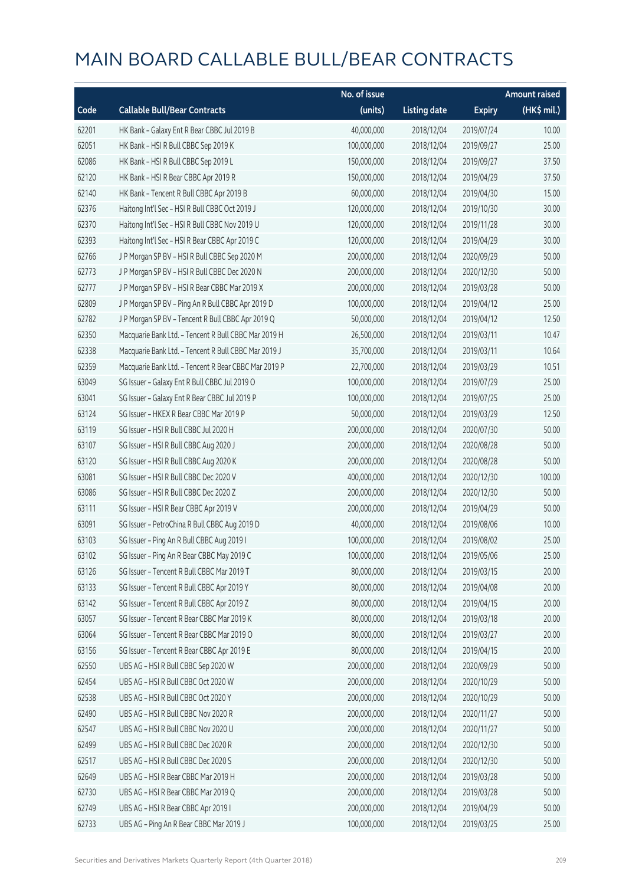# MAIN BOARD CALLABLE BULL/BEAR CONTRACTS

| Code | Callable Bull/Bear Contracts | No. of issue (units) | Listing date | Expiry | Amount raised (HK$ mil.) |
|---|---|---|---|---|---|
| 62201 | HK Bank – Galaxy Ent R Bear CBBC Jul 2019 B | 40,000,000 | 2018/12/04 | 2019/07/24 | 10.00 |
| 62051 | HK Bank – HSI R Bull CBBC Sep 2019 K | 100,000,000 | 2018/12/04 | 2019/09/27 | 25.00 |
| 62086 | HK Bank – HSI R Bull CBBC Sep 2019 L | 150,000,000 | 2018/12/04 | 2019/09/27 | 37.50 |
| 62120 | HK Bank – HSI R Bear CBBC Apr 2019 R | 150,000,000 | 2018/12/04 | 2019/04/29 | 37.50 |
| 62140 | HK Bank – Tencent R Bull CBBC Apr 2019 B | 60,000,000 | 2018/12/04 | 2019/04/30 | 15.00 |
| 62376 | Haitong Int'l Sec – HSI R Bull CBBC Oct 2019 J | 120,000,000 | 2018/12/04 | 2019/10/30 | 30.00 |
| 62370 | Haitong Int'l Sec – HSI R Bull CBBC Nov 2019 U | 120,000,000 | 2018/12/04 | 2019/11/28 | 30.00 |
| 62393 | Haitong Int'l Sec – HSI R Bear CBBC Apr 2019 C | 120,000,000 | 2018/12/04 | 2019/04/29 | 30.00 |
| 62766 | J P Morgan SP BV – HSI R Bull CBBC Sep 2020 M | 200,000,000 | 2018/12/04 | 2020/09/29 | 50.00 |
| 62773 | J P Morgan SP BV – HSI R Bull CBBC Dec 2020 N | 200,000,000 | 2018/12/04 | 2020/12/30 | 50.00 |
| 62777 | J P Morgan SP BV – HSI R Bear CBBC Mar 2019 X | 200,000,000 | 2018/12/04 | 2019/03/28 | 50.00 |
| 62809 | J P Morgan SP BV – Ping An R Bull CBBC Apr 2019 D | 100,000,000 | 2018/12/04 | 2019/04/12 | 25.00 |
| 62782 | J P Morgan SP BV – Tencent R Bull CBBC Apr 2019 Q | 50,000,000 | 2018/12/04 | 2019/04/12 | 12.50 |
| 62350 | Macquarie Bank Ltd. – Tencent R Bull CBBC Mar 2019 H | 26,500,000 | 2018/12/04 | 2019/03/11 | 10.47 |
| 62338 | Macquarie Bank Ltd. – Tencent R Bull CBBC Mar 2019 J | 35,700,000 | 2018/12/04 | 2019/03/11 | 10.64 |
| 62359 | Macquarie Bank Ltd. – Tencent R Bear CBBC Mar 2019 P | 22,700,000 | 2018/12/04 | 2019/03/29 | 10.51 |
| 63049 | SG Issuer – Galaxy Ent R Bull CBBC Jul 2019 O | 100,000,000 | 2018/12/04 | 2019/07/29 | 25.00 |
| 63041 | SG Issuer – Galaxy Ent R Bear CBBC Jul 2019 P | 100,000,000 | 2018/12/04 | 2019/07/25 | 25.00 |
| 63124 | SG Issuer – HKEX R Bear CBBC Mar 2019 P | 50,000,000 | 2018/12/04 | 2019/03/29 | 12.50 |
| 63119 | SG Issuer – HSI R Bull CBBC Jul 2020 H | 200,000,000 | 2018/12/04 | 2020/07/30 | 50.00 |
| 63107 | SG Issuer – HSI R Bull CBBC Aug 2020 J | 200,000,000 | 2018/12/04 | 2020/08/28 | 50.00 |
| 63120 | SG Issuer – HSI R Bull CBBC Aug 2020 K | 200,000,000 | 2018/12/04 | 2020/08/28 | 50.00 |
| 63081 | SG Issuer – HSI R Bull CBBC Dec 2020 V | 400,000,000 | 2018/12/04 | 2020/12/30 | 100.00 |
| 63086 | SG Issuer – HSI R Bull CBBC Dec 2020 Z | 200,000,000 | 2018/12/04 | 2020/12/30 | 50.00 |
| 63111 | SG Issuer – HSI R Bear CBBC Apr 2019 V | 200,000,000 | 2018/12/04 | 2019/04/29 | 50.00 |
| 63091 | SG Issuer – PetroChina R Bull CBBC Aug 2019 D | 40,000,000 | 2018/12/04 | 2019/08/06 | 10.00 |
| 63103 | SG Issuer – Ping An R Bull CBBC Aug 2019 I | 100,000,000 | 2018/12/04 | 2019/08/02 | 25.00 |
| 63102 | SG Issuer – Ping An R Bear CBBC May 2019 C | 100,000,000 | 2018/12/04 | 2019/05/06 | 25.00 |
| 63126 | SG Issuer – Tencent R Bull CBBC Mar 2019 T | 80,000,000 | 2018/12/04 | 2019/03/15 | 20.00 |
| 63133 | SG Issuer – Tencent R Bull CBBC Apr 2019 Y | 80,000,000 | 2018/12/04 | 2019/04/08 | 20.00 |
| 63142 | SG Issuer – Tencent R Bull CBBC Apr 2019 Z | 80,000,000 | 2018/12/04 | 2019/04/15 | 20.00 |
| 63057 | SG Issuer – Tencent R Bear CBBC Mar 2019 K | 80,000,000 | 2018/12/04 | 2019/03/18 | 20.00 |
| 63064 | SG Issuer – Tencent R Bear CBBC Mar 2019 O | 80,000,000 | 2018/12/04 | 2019/03/27 | 20.00 |
| 63156 | SG Issuer – Tencent R Bear CBBC Apr 2019 E | 80,000,000 | 2018/12/04 | 2019/04/15 | 20.00 |
| 62550 | UBS AG – HSI R Bull CBBC Sep 2020 W | 200,000,000 | 2018/12/04 | 2020/09/29 | 50.00 |
| 62454 | UBS AG – HSI R Bull CBBC Oct 2020 W | 200,000,000 | 2018/12/04 | 2020/10/29 | 50.00 |
| 62538 | UBS AG – HSI R Bull CBBC Oct 2020 Y | 200,000,000 | 2018/12/04 | 2020/10/29 | 50.00 |
| 62490 | UBS AG – HSI R Bull CBBC Nov 2020 R | 200,000,000 | 2018/12/04 | 2020/11/27 | 50.00 |
| 62547 | UBS AG – HSI R Bull CBBC Nov 2020 U | 200,000,000 | 2018/12/04 | 2020/11/27 | 50.00 |
| 62499 | UBS AG – HSI R Bull CBBC Dec 2020 R | 200,000,000 | 2018/12/04 | 2020/12/30 | 50.00 |
| 62517 | UBS AG – HSI R Bull CBBC Dec 2020 S | 200,000,000 | 2018/12/04 | 2020/12/30 | 50.00 |
| 62649 | UBS AG – HSI R Bear CBBC Mar 2019 H | 200,000,000 | 2018/12/04 | 2019/03/28 | 50.00 |
| 62730 | UBS AG – HSI R Bear CBBC Mar 2019 Q | 200,000,000 | 2018/12/04 | 2019/03/28 | 50.00 |
| 62749 | UBS AG – HSI R Bear CBBC Apr 2019 I | 200,000,000 | 2018/12/04 | 2019/04/29 | 50.00 |
| 62733 | UBS AG – Ping An R Bear CBBC Mar 2019 J | 100,000,000 | 2018/12/04 | 2019/03/25 | 25.00 |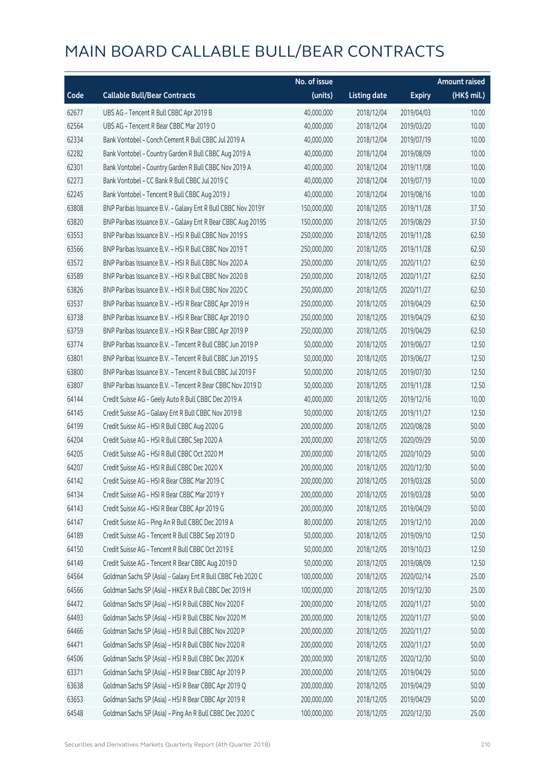# MAIN BOARD CALLABLE BULL/BEAR CONTRACTS

| Code | Callable Bull/Bear Contracts | No. of issue (units) | Listing date | Expiry | Amount raised (HK$ mil.) |
|---|---|---|---|---|---|
| 62677 | UBS AG – Tencent R Bull CBBC Apr 2019 B | 40,000,000 | 2018/12/04 | 2019/04/03 | 10.00 |
| 62564 | UBS AG – Tencent R Bear CBBC Mar 2019 O | 40,000,000 | 2018/12/04 | 2019/03/20 | 10.00 |
| 62334 | Bank Vontobel – Conch Cement R Bull CBBC Jul 2019 A | 40,000,000 | 2018/12/04 | 2019/07/19 | 10.00 |
| 62282 | Bank Vontobel – Country Garden R Bull CBBC Aug 2019 A | 40,000,000 | 2018/12/04 | 2019/08/09 | 10.00 |
| 62301 | Bank Vontobel – Country Garden R Bull CBBC Nov 2019 A | 40,000,000 | 2018/12/04 | 2019/11/08 | 10.00 |
| 62273 | Bank Vontobel – CC Bank R Bull CBBC Jul 2019 C | 40,000,000 | 2018/12/04 | 2019/07/19 | 10.00 |
| 62245 | Bank Vontobel – Tencent R Bull CBBC Aug 2019 J | 40,000,000 | 2018/12/04 | 2019/08/16 | 10.00 |
| 63808 | BNP Paribas Issuance B.V. – Galaxy Ent R Bull CBBC Nov 2019Y | 150,000,000 | 2018/12/05 | 2019/11/28 | 37.50 |
| 63820 | BNP Paribas Issuance B.V. – Galaxy Ent R Bear CBBC Aug 2019S | 150,000,000 | 2018/12/05 | 2019/08/29 | 37.50 |
| 63553 | BNP Paribas Issuance B.V. – HSI R Bull CBBC Nov 2019 S | 250,000,000 | 2018/12/05 | 2019/11/28 | 62.50 |
| 63566 | BNP Paribas Issuance B.V. – HSI R Bull CBBC Nov 2019 T | 250,000,000 | 2018/12/05 | 2019/11/28 | 62.50 |
| 63572 | BNP Paribas Issuance B.V. – HSI R Bull CBBC Nov 2020 A | 250,000,000 | 2018/12/05 | 2020/11/27 | 62.50 |
| 63589 | BNP Paribas Issuance B.V. – HSI R Bull CBBC Nov 2020 B | 250,000,000 | 2018/12/05 | 2020/11/27 | 62.50 |
| 63826 | BNP Paribas Issuance B.V. – HSI R Bull CBBC Nov 2020 C | 250,000,000 | 2018/12/05 | 2020/11/27 | 62.50 |
| 63537 | BNP Paribas Issuance B.V. – HSI R Bear CBBC Apr 2019 H | 250,000,000 | 2018/12/05 | 2019/04/29 | 62.50 |
| 63738 | BNP Paribas Issuance B.V. – HSI R Bear CBBC Apr 2019 O | 250,000,000 | 2018/12/05 | 2019/04/29 | 62.50 |
| 63759 | BNP Paribas Issuance B.V. – HSI R Bear CBBC Apr 2019 P | 250,000,000 | 2018/12/05 | 2019/04/29 | 62.50 |
| 63774 | BNP Paribas Issuance B.V. – Tencent R Bull CBBC Jun 2019 P | 50,000,000 | 2018/12/05 | 2019/06/27 | 12.50 |
| 63801 | BNP Paribas Issuance B.V. – Tencent R Bull CBBC Jun 2019 S | 50,000,000 | 2018/12/05 | 2019/06/27 | 12.50 |
| 63800 | BNP Paribas Issuance B.V. – Tencent R Bull CBBC Jul 2019 F | 50,000,000 | 2018/12/05 | 2019/07/30 | 12.50 |
| 63807 | BNP Paribas Issuance B.V. – Tencent R Bear CBBC Nov 2019 D | 50,000,000 | 2018/12/05 | 2019/11/28 | 12.50 |
| 64144 | Credit Suisse AG – Geely Auto R Bull CBBC Dec 2019 A | 40,000,000 | 2018/12/05 | 2019/12/16 | 10.00 |
| 64145 | Credit Suisse AG – Galaxy Ent R Bull CBBC Nov 2019 B | 50,000,000 | 2018/12/05 | 2019/11/27 | 12.50 |
| 64199 | Credit Suisse AG – HSI R Bull CBBC Aug 2020 G | 200,000,000 | 2018/12/05 | 2020/08/28 | 50.00 |
| 64204 | Credit Suisse AG – HSI R Bull CBBC Sep 2020 A | 200,000,000 | 2018/12/05 | 2020/09/29 | 50.00 |
| 64205 | Credit Suisse AG – HSI R Bull CBBC Oct 2020 M | 200,000,000 | 2018/12/05 | 2020/10/29 | 50.00 |
| 64207 | Credit Suisse AG – HSI R Bull CBBC Dec 2020 X | 200,000,000 | 2018/12/05 | 2020/12/30 | 50.00 |
| 64142 | Credit Suisse AG – HSI R Bear CBBC Mar 2019 C | 200,000,000 | 2018/12/05 | 2019/03/28 | 50.00 |
| 64134 | Credit Suisse AG – HSI R Bear CBBC Mar 2019 Y | 200,000,000 | 2018/12/05 | 2019/03/28 | 50.00 |
| 64143 | Credit Suisse AG – HSI R Bear CBBC Apr 2019 G | 200,000,000 | 2018/12/05 | 2019/04/29 | 50.00 |
| 64147 | Credit Suisse AG – Ping An R Bull CBBC Dec 2019 A | 80,000,000 | 2018/12/05 | 2019/12/10 | 20.00 |
| 64189 | Credit Suisse AG – Tencent R Bull CBBC Sep 2019 D | 50,000,000 | 2018/12/05 | 2019/09/10 | 12.50 |
| 64150 | Credit Suisse AG – Tencent R Bull CBBC Oct 2019 E | 50,000,000 | 2018/12/05 | 2019/10/23 | 12.50 |
| 64149 | Credit Suisse AG – Tencent R Bear CBBC Aug 2019 D | 50,000,000 | 2018/12/05 | 2019/08/09 | 12.50 |
| 64564 | Goldman Sachs SP (Asia) – Galaxy Ent R Bull CBBC Feb 2020 C | 100,000,000 | 2018/12/05 | 2020/02/14 | 25.00 |
| 64566 | Goldman Sachs SP (Asia) – HKEX R Bull CBBC Dec 2019 H | 100,000,000 | 2018/12/05 | 2019/12/30 | 25.00 |
| 64472 | Goldman Sachs SP (Asia) – HSI R Bull CBBC Nov 2020 F | 200,000,000 | 2018/12/05 | 2020/11/27 | 50.00 |
| 64493 | Goldman Sachs SP (Asia) – HSI R Bull CBBC Nov 2020 M | 200,000,000 | 2018/12/05 | 2020/11/27 | 50.00 |
| 64466 | Goldman Sachs SP (Asia) – HSI R Bull CBBC Nov 2020 P | 200,000,000 | 2018/12/05 | 2020/11/27 | 50.00 |
| 64471 | Goldman Sachs SP (Asia) – HSI R Bull CBBC Nov 2020 R | 200,000,000 | 2018/12/05 | 2020/11/27 | 50.00 |
| 64506 | Goldman Sachs SP (Asia) – HSI R Bull CBBC Dec 2020 K | 200,000,000 | 2018/12/05 | 2020/12/30 | 50.00 |
| 63371 | Goldman Sachs SP (Asia) – HSI R Bear CBBC Apr 2019 P | 200,000,000 | 2018/12/05 | 2019/04/29 | 50.00 |
| 63638 | Goldman Sachs SP (Asia) – HSI R Bear CBBC Apr 2019 Q | 200,000,000 | 2018/12/05 | 2019/04/29 | 50.00 |
| 63653 | Goldman Sachs SP (Asia) – HSI R Bear CBBC Apr 2019 R | 200,000,000 | 2018/12/05 | 2019/04/29 | 50.00 |
| 64548 | Goldman Sachs SP (Asia) – Ping An R Bull CBBC Dec 2020 C | 100,000,000 | 2018/12/05 | 2020/12/30 | 25.00 |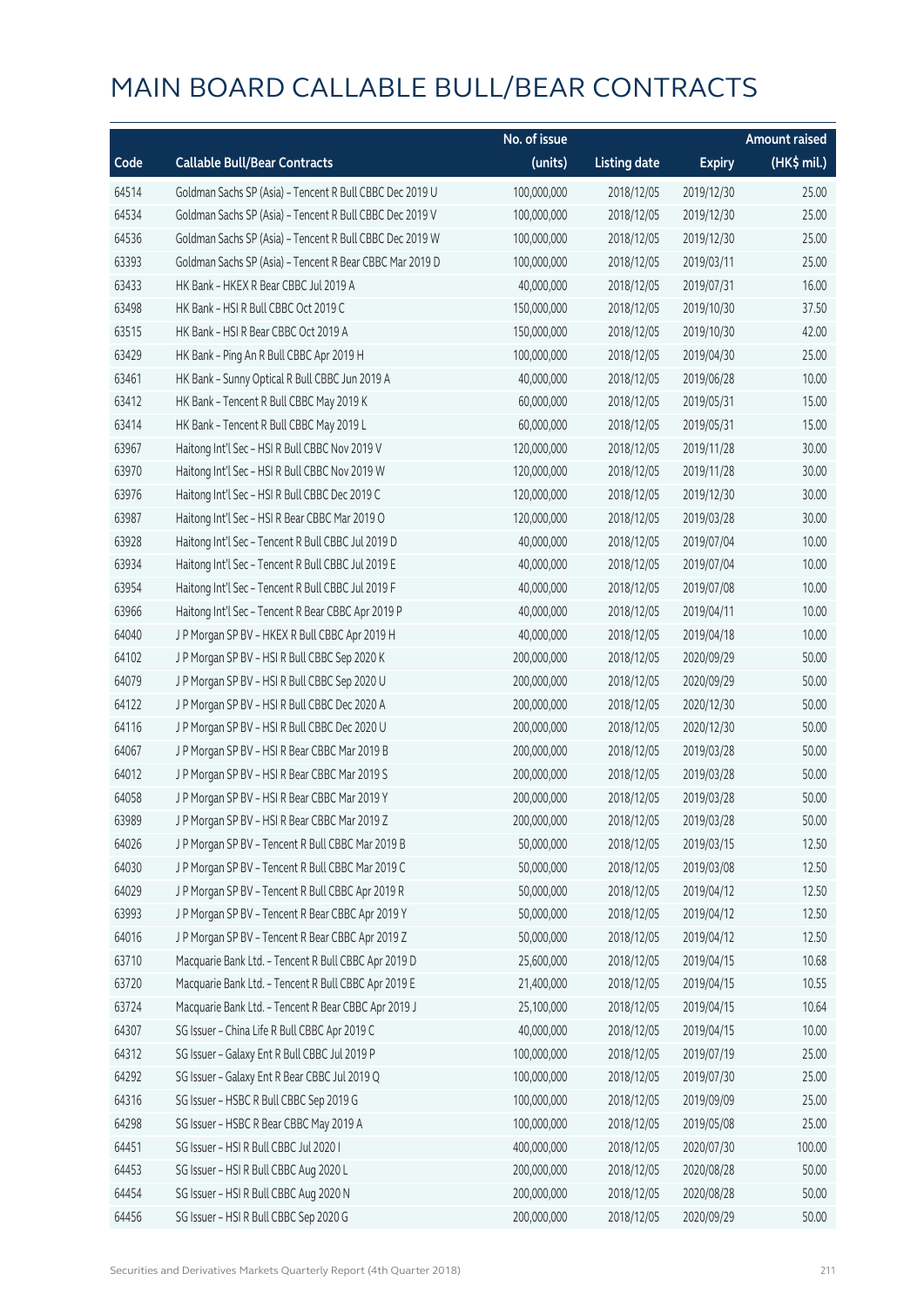# MAIN BOARD CALLABLE BULL/BEAR CONTRACTS

| Code | Callable Bull/Bear Contracts | No. of issue (units) | Listing date | Expiry | Amount raised (HK$ mil.) |
|---|---|---|---|---|---|
| 64514 | Goldman Sachs SP (Asia) - Tencent R Bull CBBC Dec 2019 U | 100,000,000 | 2018/12/05 | 2019/12/30 | 25.00 |
| 64534 | Goldman Sachs SP (Asia) - Tencent R Bull CBBC Dec 2019 V | 100,000,000 | 2018/12/05 | 2019/12/30 | 25.00 |
| 64536 | Goldman Sachs SP (Asia) - Tencent R Bull CBBC Dec 2019 W | 100,000,000 | 2018/12/05 | 2019/12/30 | 25.00 |
| 63393 | Goldman Sachs SP (Asia) - Tencent R Bear CBBC Mar 2019 D | 100,000,000 | 2018/12/05 | 2019/03/11 | 25.00 |
| 63433 | HK Bank - HKEX R Bear CBBC Jul 2019 A | 40,000,000 | 2018/12/05 | 2019/07/31 | 16.00 |
| 63498 | HK Bank - HSI R Bull CBBC Oct 2019 C | 150,000,000 | 2018/12/05 | 2019/10/30 | 37.50 |
| 63515 | HK Bank - HSI R Bear CBBC Oct 2019 A | 150,000,000 | 2018/12/05 | 2019/10/30 | 42.00 |
| 63429 | HK Bank - Ping An R Bull CBBC Apr 2019 H | 100,000,000 | 2018/12/05 | 2019/04/30 | 25.00 |
| 63461 | HK Bank - Sunny Optical R Bull CBBC Jun 2019 A | 40,000,000 | 2018/12/05 | 2019/06/28 | 10.00 |
| 63412 | HK Bank - Tencent R Bull CBBC May 2019 K | 60,000,000 | 2018/12/05 | 2019/05/31 | 15.00 |
| 63414 | HK Bank - Tencent R Bull CBBC May 2019 L | 60,000,000 | 2018/12/05 | 2019/05/31 | 15.00 |
| 63967 | Haitong Int'l Sec - HSI R Bull CBBC Nov 2019 V | 120,000,000 | 2018/12/05 | 2019/11/28 | 30.00 |
| 63970 | Haitong Int'l Sec - HSI R Bull CBBC Nov 2019 W | 120,000,000 | 2018/12/05 | 2019/11/28 | 30.00 |
| 63976 | Haitong Int'l Sec - HSI R Bull CBBC Dec 2019 C | 120,000,000 | 2018/12/05 | 2019/12/30 | 30.00 |
| 63987 | Haitong Int'l Sec - HSI R Bear CBBC Mar 2019 O | 120,000,000 | 2018/12/05 | 2019/03/28 | 30.00 |
| 63928 | Haitong Int'l Sec - Tencent R Bull CBBC Jul 2019 D | 40,000,000 | 2018/12/05 | 2019/07/04 | 10.00 |
| 63934 | Haitong Int'l Sec - Tencent R Bull CBBC Jul 2019 E | 40,000,000 | 2018/12/05 | 2019/07/04 | 10.00 |
| 63954 | Haitong Int'l Sec - Tencent R Bull CBBC Jul 2019 F | 40,000,000 | 2018/12/05 | 2019/07/08 | 10.00 |
| 63966 | Haitong Int'l Sec - Tencent R Bear CBBC Apr 2019 P | 40,000,000 | 2018/12/05 | 2019/04/11 | 10.00 |
| 64040 | J P Morgan SP BV - HKEX R Bull CBBC Apr 2019 H | 40,000,000 | 2018/12/05 | 2019/04/18 | 10.00 |
| 64102 | J P Morgan SP BV - HSI R Bull CBBC Sep 2020 K | 200,000,000 | 2018/12/05 | 2020/09/29 | 50.00 |
| 64079 | J P Morgan SP BV - HSI R Bull CBBC Sep 2020 U | 200,000,000 | 2018/12/05 | 2020/09/29 | 50.00 |
| 64122 | J P Morgan SP BV - HSI R Bull CBBC Dec 2020 A | 200,000,000 | 2018/12/05 | 2020/12/30 | 50.00 |
| 64116 | J P Morgan SP BV - HSI R Bull CBBC Dec 2020 U | 200,000,000 | 2018/12/05 | 2020/12/30 | 50.00 |
| 64067 | J P Morgan SP BV - HSI R Bear CBBC Mar 2019 B | 200,000,000 | 2018/12/05 | 2019/03/28 | 50.00 |
| 64012 | J P Morgan SP BV - HSI R Bear CBBC Mar 2019 S | 200,000,000 | 2018/12/05 | 2019/03/28 | 50.00 |
| 64058 | J P Morgan SP BV - HSI R Bear CBBC Mar 2019 Y | 200,000,000 | 2018/12/05 | 2019/03/28 | 50.00 |
| 63989 | J P Morgan SP BV - HSI R Bear CBBC Mar 2019 Z | 200,000,000 | 2018/12/05 | 2019/03/28 | 50.00 |
| 64026 | J P Morgan SP BV - Tencent R Bull CBBC Mar 2019 B | 50,000,000 | 2018/12/05 | 2019/03/15 | 12.50 |
| 64030 | J P Morgan SP BV - Tencent R Bull CBBC Mar 2019 C | 50,000,000 | 2018/12/05 | 2019/03/08 | 12.50 |
| 64029 | J P Morgan SP BV - Tencent R Bull CBBC Apr 2019 R | 50,000,000 | 2018/12/05 | 2019/04/12 | 12.50 |
| 63993 | J P Morgan SP BV - Tencent R Bear CBBC Apr 2019 Y | 50,000,000 | 2018/12/05 | 2019/04/12 | 12.50 |
| 64016 | J P Morgan SP BV - Tencent R Bear CBBC Apr 2019 Z | 50,000,000 | 2018/12/05 | 2019/04/12 | 12.50 |
| 63710 | Macquarie Bank Ltd. - Tencent R Bull CBBC Apr 2019 D | 25,600,000 | 2018/12/05 | 2019/04/15 | 10.68 |
| 63720 | Macquarie Bank Ltd. - Tencent R Bull CBBC Apr 2019 E | 21,400,000 | 2018/12/05 | 2019/04/15 | 10.55 |
| 63724 | Macquarie Bank Ltd. - Tencent R Bear CBBC Apr 2019 J | 25,100,000 | 2018/12/05 | 2019/04/15 | 10.64 |
| 64307 | SG Issuer - China Life R Bull CBBC Apr 2019 C | 40,000,000 | 2018/12/05 | 2019/04/15 | 10.00 |
| 64312 | SG Issuer - Galaxy Ent R Bull CBBC Jul 2019 P | 100,000,000 | 2018/12/05 | 2019/07/19 | 25.00 |
| 64292 | SG Issuer - Galaxy Ent R Bear CBBC Jul 2019 Q | 100,000,000 | 2018/12/05 | 2019/07/30 | 25.00 |
| 64316 | SG Issuer - HSBC R Bull CBBC Sep 2019 G | 100,000,000 | 2018/12/05 | 2019/09/09 | 25.00 |
| 64298 | SG Issuer - HSBC R Bear CBBC May 2019 A | 100,000,000 | 2018/12/05 | 2019/05/08 | 25.00 |
| 64451 | SG Issuer - HSI R Bull CBBC Jul 2020 I | 400,000,000 | 2018/12/05 | 2020/07/30 | 100.00 |
| 64453 | SG Issuer - HSI R Bull CBBC Aug 2020 L | 200,000,000 | 2018/12/05 | 2020/08/28 | 50.00 |
| 64454 | SG Issuer - HSI R Bull CBBC Aug 2020 N | 200,000,000 | 2018/12/05 | 2020/08/28 | 50.00 |
| 64456 | SG Issuer - HSI R Bull CBBC Sep 2020 G | 200,000,000 | 2018/12/05 | 2020/09/29 | 50.00 |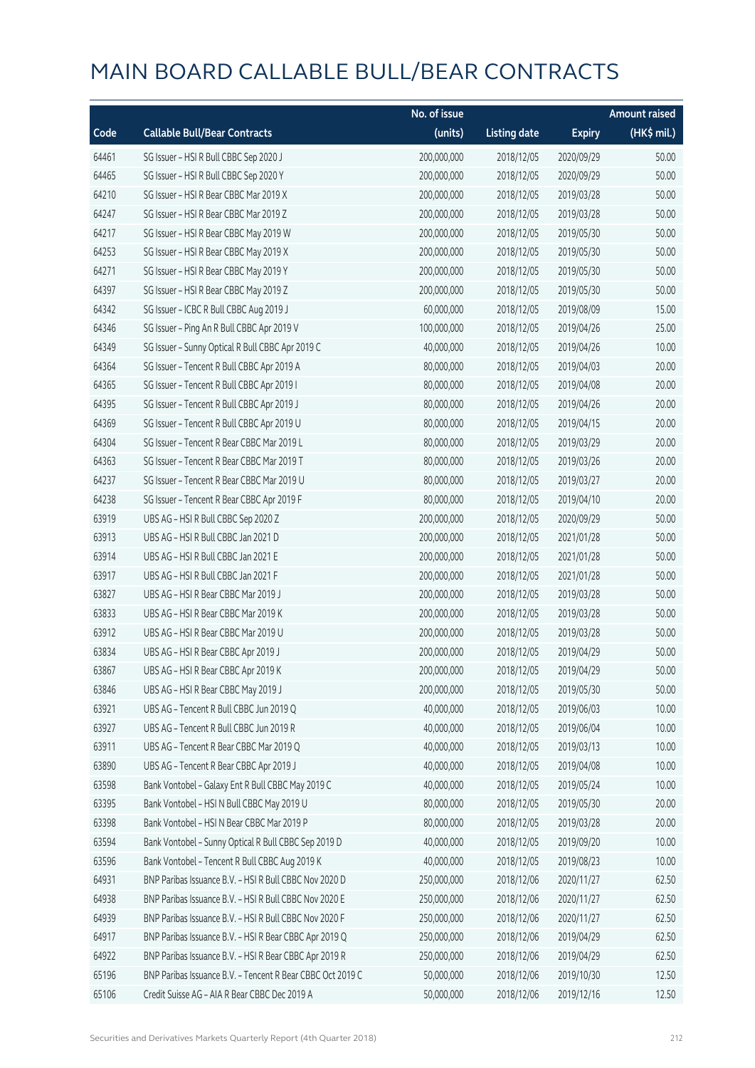# MAIN BOARD CALLABLE BULL/BEAR CONTRACTS

| Code | Callable Bull/Bear Contracts | No. of issue (units) | Listing date | Expiry | Amount raised (HK$ mil.) |
|---|---|---|---|---|---|
| 64461 | SG Issuer – HSI R Bull CBBC Sep 2020 J | 200,000,000 | 2018/12/05 | 2020/09/29 | 50.00 |
| 64465 | SG Issuer – HSI R Bull CBBC Sep 2020 Y | 200,000,000 | 2018/12/05 | 2020/09/29 | 50.00 |
| 64210 | SG Issuer – HSI R Bear CBBC Mar 2019 X | 200,000,000 | 2018/12/05 | 2019/03/28 | 50.00 |
| 64247 | SG Issuer – HSI R Bear CBBC Mar 2019 Z | 200,000,000 | 2018/12/05 | 2019/03/28 | 50.00 |
| 64217 | SG Issuer – HSI R Bear CBBC May 2019 W | 200,000,000 | 2018/12/05 | 2019/05/30 | 50.00 |
| 64253 | SG Issuer – HSI R Bear CBBC May 2019 X | 200,000,000 | 2018/12/05 | 2019/05/30 | 50.00 |
| 64271 | SG Issuer – HSI R Bear CBBC May 2019 Y | 200,000,000 | 2018/12/05 | 2019/05/30 | 50.00 |
| 64397 | SG Issuer – HSI R Bear CBBC May 2019 Z | 200,000,000 | 2018/12/05 | 2019/05/30 | 50.00 |
| 64342 | SG Issuer – ICBC R Bull CBBC Aug 2019 J | 60,000,000 | 2018/12/05 | 2019/08/09 | 15.00 |
| 64346 | SG Issuer – Ping An R Bull CBBC Apr 2019 V | 100,000,000 | 2018/12/05 | 2019/04/26 | 25.00 |
| 64349 | SG Issuer – Sunny Optical R Bull CBBC Apr 2019 C | 40,000,000 | 2018/12/05 | 2019/04/26 | 10.00 |
| 64364 | SG Issuer – Tencent R Bull CBBC Apr 2019 A | 80,000,000 | 2018/12/05 | 2019/04/03 | 20.00 |
| 64365 | SG Issuer – Tencent R Bull CBBC Apr 2019 I | 80,000,000 | 2018/12/05 | 2019/04/08 | 20.00 |
| 64395 | SG Issuer – Tencent R Bull CBBC Apr 2019 J | 80,000,000 | 2018/12/05 | 2019/04/26 | 20.00 |
| 64369 | SG Issuer – Tencent R Bull CBBC Apr 2019 U | 80,000,000 | 2018/12/05 | 2019/04/15 | 20.00 |
| 64304 | SG Issuer – Tencent R Bear CBBC Mar 2019 L | 80,000,000 | 2018/12/05 | 2019/03/29 | 20.00 |
| 64363 | SG Issuer – Tencent R Bear CBBC Mar 2019 T | 80,000,000 | 2018/12/05 | 2019/03/26 | 20.00 |
| 64237 | SG Issuer – Tencent R Bear CBBC Mar 2019 U | 80,000,000 | 2018/12/05 | 2019/03/27 | 20.00 |
| 64238 | SG Issuer – Tencent R Bear CBBC Apr 2019 F | 80,000,000 | 2018/12/05 | 2019/04/10 | 20.00 |
| 63919 | UBS AG – HSI R Bull CBBC Sep 2020 Z | 200,000,000 | 2018/12/05 | 2020/09/29 | 50.00 |
| 63913 | UBS AG – HSI R Bull CBBC Jan 2021 D | 200,000,000 | 2018/12/05 | 2021/01/28 | 50.00 |
| 63914 | UBS AG – HSI R Bull CBBC Jan 2021 E | 200,000,000 | 2018/12/05 | 2021/01/28 | 50.00 |
| 63917 | UBS AG – HSI R Bull CBBC Jan 2021 F | 200,000,000 | 2018/12/05 | 2021/01/28 | 50.00 |
| 63827 | UBS AG – HSI R Bear CBBC Mar 2019 J | 200,000,000 | 2018/12/05 | 2019/03/28 | 50.00 |
| 63833 | UBS AG – HSI R Bear CBBC Mar 2019 K | 200,000,000 | 2018/12/05 | 2019/03/28 | 50.00 |
| 63912 | UBS AG – HSI R Bear CBBC Mar 2019 U | 200,000,000 | 2018/12/05 | 2019/03/28 | 50.00 |
| 63834 | UBS AG – HSI R Bear CBBC Apr 2019 J | 200,000,000 | 2018/12/05 | 2019/04/29 | 50.00 |
| 63867 | UBS AG – HSI R Bear CBBC Apr 2019 K | 200,000,000 | 2018/12/05 | 2019/04/29 | 50.00 |
| 63846 | UBS AG – HSI R Bear CBBC May 2019 J | 200,000,000 | 2018/12/05 | 2019/05/30 | 50.00 |
| 63921 | UBS AG – Tencent R Bull CBBC Jun 2019 Q | 40,000,000 | 2018/12/05 | 2019/06/03 | 10.00 |
| 63927 | UBS AG – Tencent R Bull CBBC Jun 2019 R | 40,000,000 | 2018/12/05 | 2019/06/04 | 10.00 |
| 63911 | UBS AG – Tencent R Bear CBBC Mar 2019 Q | 40,000,000 | 2018/12/05 | 2019/03/13 | 10.00 |
| 63890 | UBS AG – Tencent R Bear CBBC Apr 2019 J | 40,000,000 | 2018/12/05 | 2019/04/08 | 10.00 |
| 63598 | Bank Vontobel – Galaxy Ent R Bull CBBC May 2019 C | 40,000,000 | 2018/12/05 | 2019/05/24 | 10.00 |
| 63395 | Bank Vontobel – HSI N Bull CBBC May 2019 U | 80,000,000 | 2018/12/05 | 2019/05/30 | 20.00 |
| 63398 | Bank Vontobel – HSI N Bear CBBC Mar 2019 P | 80,000,000 | 2018/12/05 | 2019/03/28 | 20.00 |
| 63594 | Bank Vontobel – Sunny Optical R Bull CBBC Sep 2019 D | 40,000,000 | 2018/12/05 | 2019/09/20 | 10.00 |
| 63596 | Bank Vontobel – Tencent R Bull CBBC Aug 2019 K | 40,000,000 | 2018/12/05 | 2019/08/23 | 10.00 |
| 64931 | BNP Paribas Issuance B.V. – HSI R Bull CBBC Nov 2020 D | 250,000,000 | 2018/12/06 | 2020/11/27 | 62.50 |
| 64938 | BNP Paribas Issuance B.V. – HSI R Bull CBBC Nov 2020 E | 250,000,000 | 2018/12/06 | 2020/11/27 | 62.50 |
| 64939 | BNP Paribas Issuance B.V. – HSI R Bull CBBC Nov 2020 F | 250,000,000 | 2018/12/06 | 2020/11/27 | 62.50 |
| 64917 | BNP Paribas Issuance B.V. – HSI R Bear CBBC Apr 2019 Q | 250,000,000 | 2018/12/06 | 2019/04/29 | 62.50 |
| 64922 | BNP Paribas Issuance B.V. – HSI R Bear CBBC Apr 2019 R | 250,000,000 | 2018/12/06 | 2019/04/29 | 62.50 |
| 65196 | BNP Paribas Issuance B.V. – Tencent R Bear CBBC Oct 2019 C | 50,000,000 | 2018/12/06 | 2019/10/30 | 12.50 |
| 65106 | Credit Suisse AG – AIA R Bear CBBC Dec 2019 A | 50,000,000 | 2018/12/06 | 2019/12/16 | 12.50 |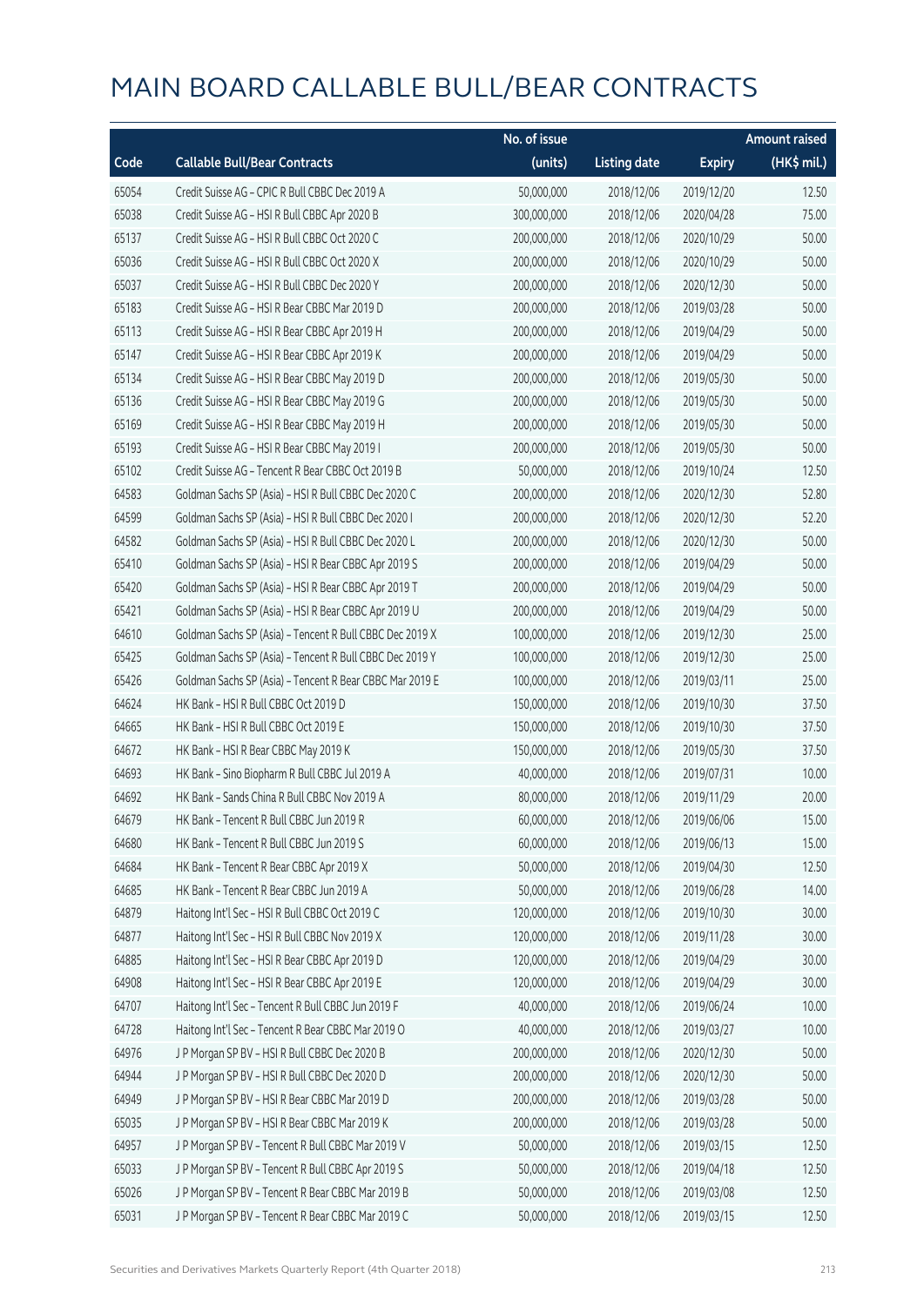# MAIN BOARD CALLABLE BULL/BEAR CONTRACTS

| Code | Callable Bull/Bear Contracts | No. of issue (units) | Listing date | Expiry | Amount raised (HK$ mil.) |
|---|---|---|---|---|---|
| 65054 | Credit Suisse AG – CPIC R Bull CBBC Dec 2019 A | 50,000,000 | 2018/12/06 | 2019/12/20 | 12.50 |
| 65038 | Credit Suisse AG – HSI R Bull CBBC Apr 2020 B | 300,000,000 | 2018/12/06 | 2020/04/28 | 75.00 |
| 65137 | Credit Suisse AG – HSI R Bull CBBC Oct 2020 C | 200,000,000 | 2018/12/06 | 2020/10/29 | 50.00 |
| 65036 | Credit Suisse AG – HSI R Bull CBBC Oct 2020 X | 200,000,000 | 2018/12/06 | 2020/10/29 | 50.00 |
| 65037 | Credit Suisse AG – HSI R Bull CBBC Dec 2020 Y | 200,000,000 | 2018/12/06 | 2020/12/30 | 50.00 |
| 65183 | Credit Suisse AG – HSI R Bear CBBC Mar 2019 D | 200,000,000 | 2018/12/06 | 2019/03/28 | 50.00 |
| 65113 | Credit Suisse AG – HSI R Bear CBBC Apr 2019 H | 200,000,000 | 2018/12/06 | 2019/04/29 | 50.00 |
| 65147 | Credit Suisse AG – HSI R Bear CBBC Apr 2019 K | 200,000,000 | 2018/12/06 | 2019/04/29 | 50.00 |
| 65134 | Credit Suisse AG – HSI R Bear CBBC May 2019 D | 200,000,000 | 2018/12/06 | 2019/05/30 | 50.00 |
| 65136 | Credit Suisse AG – HSI R Bear CBBC May 2019 G | 200,000,000 | 2018/12/06 | 2019/05/30 | 50.00 |
| 65169 | Credit Suisse AG – HSI R Bear CBBC May 2019 H | 200,000,000 | 2018/12/06 | 2019/05/30 | 50.00 |
| 65193 | Credit Suisse AG – HSI R Bear CBBC May 2019 I | 200,000,000 | 2018/12/06 | 2019/05/30 | 50.00 |
| 65102 | Credit Suisse AG – Tencent R Bear CBBC Oct 2019 B | 50,000,000 | 2018/12/06 | 2019/10/24 | 12.50 |
| 64583 | Goldman Sachs SP (Asia) – HSI R Bull CBBC Dec 2020 C | 200,000,000 | 2018/12/06 | 2020/12/30 | 52.80 |
| 64599 | Goldman Sachs SP (Asia) – HSI R Bull CBBC Dec 2020 I | 200,000,000 | 2018/12/06 | 2020/12/30 | 52.20 |
| 64582 | Goldman Sachs SP (Asia) – HSI R Bull CBBC Dec 2020 L | 200,000,000 | 2018/12/06 | 2020/12/30 | 50.00 |
| 65410 | Goldman Sachs SP (Asia) – HSI R Bear CBBC Apr 2019 S | 200,000,000 | 2018/12/06 | 2019/04/29 | 50.00 |
| 65420 | Goldman Sachs SP (Asia) – HSI R Bear CBBC Apr 2019 T | 200,000,000 | 2018/12/06 | 2019/04/29 | 50.00 |
| 65421 | Goldman Sachs SP (Asia) – HSI R Bear CBBC Apr 2019 U | 200,000,000 | 2018/12/06 | 2019/04/29 | 50.00 |
| 64610 | Goldman Sachs SP (Asia) – Tencent R Bull CBBC Dec 2019 X | 100,000,000 | 2018/12/06 | 2019/12/30 | 25.00 |
| 65425 | Goldman Sachs SP (Asia) – Tencent R Bull CBBC Dec 2019 Y | 100,000,000 | 2018/12/06 | 2019/12/30 | 25.00 |
| 65426 | Goldman Sachs SP (Asia) – Tencent R Bear CBBC Mar 2019 E | 100,000,000 | 2018/12/06 | 2019/03/11 | 25.00 |
| 64624 | HK Bank – HSI R Bull CBBC Oct 2019 D | 150,000,000 | 2018/12/06 | 2019/10/30 | 37.50 |
| 64665 | HK Bank – HSI R Bull CBBC Oct 2019 E | 150,000,000 | 2018/12/06 | 2019/10/30 | 37.50 |
| 64672 | HK Bank – HSI R Bear CBBC May 2019 K | 150,000,000 | 2018/12/06 | 2019/05/30 | 37.50 |
| 64693 | HK Bank – Sino Biopharm R Bull CBBC Jul 2019 A | 40,000,000 | 2018/12/06 | 2019/07/31 | 10.00 |
| 64692 | HK Bank – Sands China R Bull CBBC Nov 2019 A | 80,000,000 | 2018/12/06 | 2019/11/29 | 20.00 |
| 64679 | HK Bank – Tencent R Bull CBBC Jun 2019 R | 60,000,000 | 2018/12/06 | 2019/06/06 | 15.00 |
| 64680 | HK Bank – Tencent R Bull CBBC Jun 2019 S | 60,000,000 | 2018/12/06 | 2019/06/13 | 15.00 |
| 64684 | HK Bank – Tencent R Bear CBBC Apr 2019 X | 50,000,000 | 2018/12/06 | 2019/04/30 | 12.50 |
| 64685 | HK Bank – Tencent R Bear CBBC Jun 2019 A | 50,000,000 | 2018/12/06 | 2019/06/28 | 14.00 |
| 64879 | Haitong Int'l Sec – HSI R Bull CBBC Oct 2019 C | 120,000,000 | 2018/12/06 | 2019/10/30 | 30.00 |
| 64877 | Haitong Int'l Sec – HSI R Bull CBBC Nov 2019 X | 120,000,000 | 2018/12/06 | 2019/11/28 | 30.00 |
| 64885 | Haitong Int'l Sec – HSI R Bear CBBC Apr 2019 D | 120,000,000 | 2018/12/06 | 2019/04/29 | 30.00 |
| 64908 | Haitong Int'l Sec – HSI R Bear CBBC Apr 2019 E | 120,000,000 | 2018/12/06 | 2019/04/29 | 30.00 |
| 64707 | Haitong Int'l Sec – Tencent R Bull CBBC Jun 2019 F | 40,000,000 | 2018/12/06 | 2019/06/24 | 10.00 |
| 64728 | Haitong Int'l Sec – Tencent R Bear CBBC Mar 2019 O | 40,000,000 | 2018/12/06 | 2019/03/27 | 10.00 |
| 64976 | J P Morgan SP BV – HSI R Bull CBBC Dec 2020 B | 200,000,000 | 2018/12/06 | 2020/12/30 | 50.00 |
| 64944 | J P Morgan SP BV – HSI R Bull CBBC Dec 2020 D | 200,000,000 | 2018/12/06 | 2020/12/30 | 50.00 |
| 64949 | J P Morgan SP BV – HSI R Bear CBBC Mar 2019 D | 200,000,000 | 2018/12/06 | 2019/03/28 | 50.00 |
| 65035 | J P Morgan SP BV – HSI R Bear CBBC Mar 2019 K | 200,000,000 | 2018/12/06 | 2019/03/28 | 50.00 |
| 64957 | J P Morgan SP BV – Tencent R Bull CBBC Mar 2019 V | 50,000,000 | 2018/12/06 | 2019/03/15 | 12.50 |
| 65033 | J P Morgan SP BV – Tencent R Bull CBBC Apr 2019 S | 50,000,000 | 2018/12/06 | 2019/04/18 | 12.50 |
| 65026 | J P Morgan SP BV – Tencent R Bear CBBC Mar 2019 B | 50,000,000 | 2018/12/06 | 2019/03/08 | 12.50 |
| 65031 | J P Morgan SP BV – Tencent R Bear CBBC Mar 2019 C | 50,000,000 | 2018/12/06 | 2019/03/15 | 12.50 |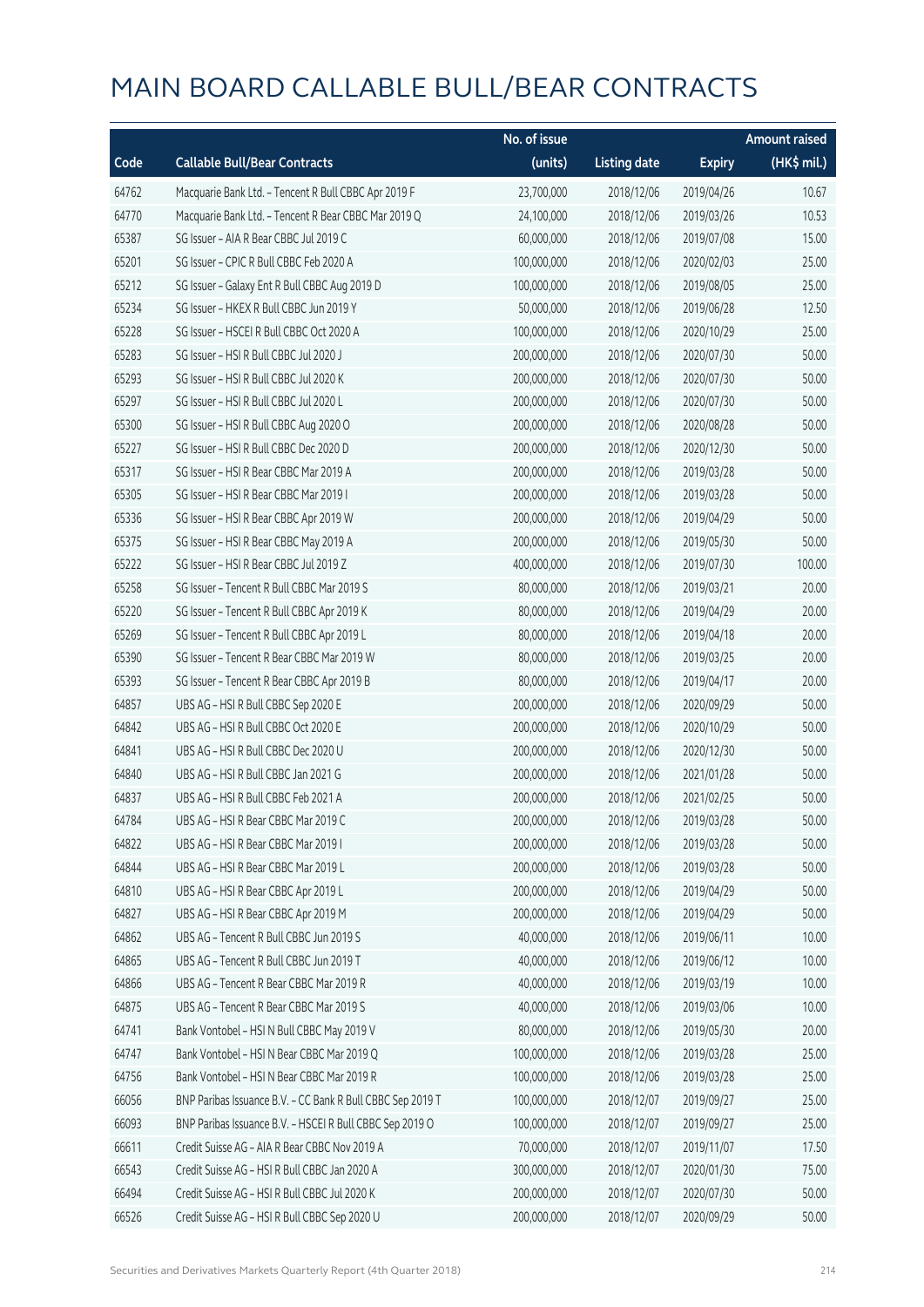# MAIN BOARD CALLABLE BULL/BEAR CONTRACTS

| Code | Callable Bull/Bear Contracts | No. of issue (units) | Listing date | Expiry | Amount raised (HK$ mil.) |
|---|---|---|---|---|---|
| 64762 | Macquarie Bank Ltd. – Tencent R Bull CBBC Apr 2019 F | 23,700,000 | 2018/12/06 | 2019/04/26 | 10.67 |
| 64770 | Macquarie Bank Ltd. – Tencent R Bear CBBC Mar 2019 Q | 24,100,000 | 2018/12/06 | 2019/03/26 | 10.53 |
| 65387 | SG Issuer – AIA R Bear CBBC Jul 2019 C | 60,000,000 | 2018/12/06 | 2019/07/08 | 15.00 |
| 65201 | SG Issuer – CPIC R Bull CBBC Feb 2020 A | 100,000,000 | 2018/12/06 | 2020/02/03 | 25.00 |
| 65212 | SG Issuer – Galaxy Ent R Bull CBBC Aug 2019 D | 100,000,000 | 2018/12/06 | 2019/08/05 | 25.00 |
| 65234 | SG Issuer – HKEX R Bull CBBC Jun 2019 Y | 50,000,000 | 2018/12/06 | 2019/06/28 | 12.50 |
| 65228 | SG Issuer – HSCEI R Bull CBBC Oct 2020 A | 100,000,000 | 2018/12/06 | 2020/10/29 | 25.00 |
| 65283 | SG Issuer – HSI R Bull CBBC Jul 2020 J | 200,000,000 | 2018/12/06 | 2020/07/30 | 50.00 |
| 65293 | SG Issuer – HSI R Bull CBBC Jul 2020 K | 200,000,000 | 2018/12/06 | 2020/07/30 | 50.00 |
| 65297 | SG Issuer – HSI R Bull CBBC Jul 2020 L | 200,000,000 | 2018/12/06 | 2020/07/30 | 50.00 |
| 65300 | SG Issuer – HSI R Bull CBBC Aug 2020 O | 200,000,000 | 2018/12/06 | 2020/08/28 | 50.00 |
| 65227 | SG Issuer – HSI R Bull CBBC Dec 2020 D | 200,000,000 | 2018/12/06 | 2020/12/30 | 50.00 |
| 65317 | SG Issuer – HSI R Bear CBBC Mar 2019 A | 200,000,000 | 2018/12/06 | 2019/03/28 | 50.00 |
| 65305 | SG Issuer – HSI R Bear CBBC Mar 2019 I | 200,000,000 | 2018/12/06 | 2019/03/28 | 50.00 |
| 65336 | SG Issuer – HSI R Bear CBBC Apr 2019 W | 200,000,000 | 2018/12/06 | 2019/04/29 | 50.00 |
| 65375 | SG Issuer – HSI R Bear CBBC May 2019 A | 200,000,000 | 2018/12/06 | 2019/05/30 | 50.00 |
| 65222 | SG Issuer – HSI R Bear CBBC Jul 2019 Z | 400,000,000 | 2018/12/06 | 2019/07/30 | 100.00 |
| 65258 | SG Issuer – Tencent R Bull CBBC Mar 2019 S | 80,000,000 | 2018/12/06 | 2019/03/21 | 20.00 |
| 65220 | SG Issuer – Tencent R Bull CBBC Apr 2019 K | 80,000,000 | 2018/12/06 | 2019/04/29 | 20.00 |
| 65269 | SG Issuer – Tencent R Bull CBBC Apr 2019 L | 80,000,000 | 2018/12/06 | 2019/04/18 | 20.00 |
| 65390 | SG Issuer – Tencent R Bear CBBC Mar 2019 W | 80,000,000 | 2018/12/06 | 2019/03/25 | 20.00 |
| 65393 | SG Issuer – Tencent R Bear CBBC Apr 2019 B | 80,000,000 | 2018/12/06 | 2019/04/17 | 20.00 |
| 64857 | UBS AG – HSI R Bull CBBC Sep 2020 E | 200,000,000 | 2018/12/06 | 2020/09/29 | 50.00 |
| 64842 | UBS AG – HSI R Bull CBBC Oct 2020 E | 200,000,000 | 2018/12/06 | 2020/10/29 | 50.00 |
| 64841 | UBS AG – HSI R Bull CBBC Dec 2020 U | 200,000,000 | 2018/12/06 | 2020/12/30 | 50.00 |
| 64840 | UBS AG – HSI R Bull CBBC Jan 2021 G | 200,000,000 | 2018/12/06 | 2021/01/28 | 50.00 |
| 64837 | UBS AG – HSI R Bull CBBC Feb 2021 A | 200,000,000 | 2018/12/06 | 2021/02/25 | 50.00 |
| 64784 | UBS AG – HSI R Bear CBBC Mar 2019 C | 200,000,000 | 2018/12/06 | 2019/03/28 | 50.00 |
| 64822 | UBS AG – HSI R Bear CBBC Mar 2019 I | 200,000,000 | 2018/12/06 | 2019/03/28 | 50.00 |
| 64844 | UBS AG – HSI R Bear CBBC Mar 2019 L | 200,000,000 | 2018/12/06 | 2019/03/28 | 50.00 |
| 64810 | UBS AG – HSI R Bear CBBC Apr 2019 L | 200,000,000 | 2018/12/06 | 2019/04/29 | 50.00 |
| 64827 | UBS AG – HSI R Bear CBBC Apr 2019 M | 200,000,000 | 2018/12/06 | 2019/04/29 | 50.00 |
| 64862 | UBS AG – Tencent R Bull CBBC Jun 2019 S | 40,000,000 | 2018/12/06 | 2019/06/11 | 10.00 |
| 64865 | UBS AG – Tencent R Bull CBBC Jun 2019 T | 40,000,000 | 2018/12/06 | 2019/06/12 | 10.00 |
| 64866 | UBS AG – Tencent R Bear CBBC Mar 2019 R | 40,000,000 | 2018/12/06 | 2019/03/19 | 10.00 |
| 64875 | UBS AG – Tencent R Bear CBBC Mar 2019 S | 40,000,000 | 2018/12/06 | 2019/03/06 | 10.00 |
| 64741 | Bank Vontobel – HSI N Bull CBBC May 2019 V | 80,000,000 | 2018/12/06 | 2019/05/30 | 20.00 |
| 64747 | Bank Vontobel – HSI N Bear CBBC Mar 2019 Q | 100,000,000 | 2018/12/06 | 2019/03/28 | 25.00 |
| 64756 | Bank Vontobel – HSI N Bear CBBC Mar 2019 R | 100,000,000 | 2018/12/06 | 2019/03/28 | 25.00 |
| 66056 | BNP Paribas Issuance B.V. – CC Bank R Bull CBBC Sep 2019 T | 100,000,000 | 2018/12/07 | 2019/09/27 | 25.00 |
| 66093 | BNP Paribas Issuance B.V. – HSCEI R Bull CBBC Sep 2019 O | 100,000,000 | 2018/12/07 | 2019/09/27 | 25.00 |
| 66611 | Credit Suisse AG – AIA R Bear CBBC Nov 2019 A | 70,000,000 | 2018/12/07 | 2019/11/07 | 17.50 |
| 66543 | Credit Suisse AG – HSI R Bull CBBC Jan 2020 A | 300,000,000 | 2018/12/07 | 2020/01/30 | 75.00 |
| 66494 | Credit Suisse AG – HSI R Bull CBBC Jul 2020 K | 200,000,000 | 2018/12/07 | 2020/07/30 | 50.00 |
| 66526 | Credit Suisse AG – HSI R Bull CBBC Sep 2020 U | 200,000,000 | 2018/12/07 | 2020/09/29 | 50.00 |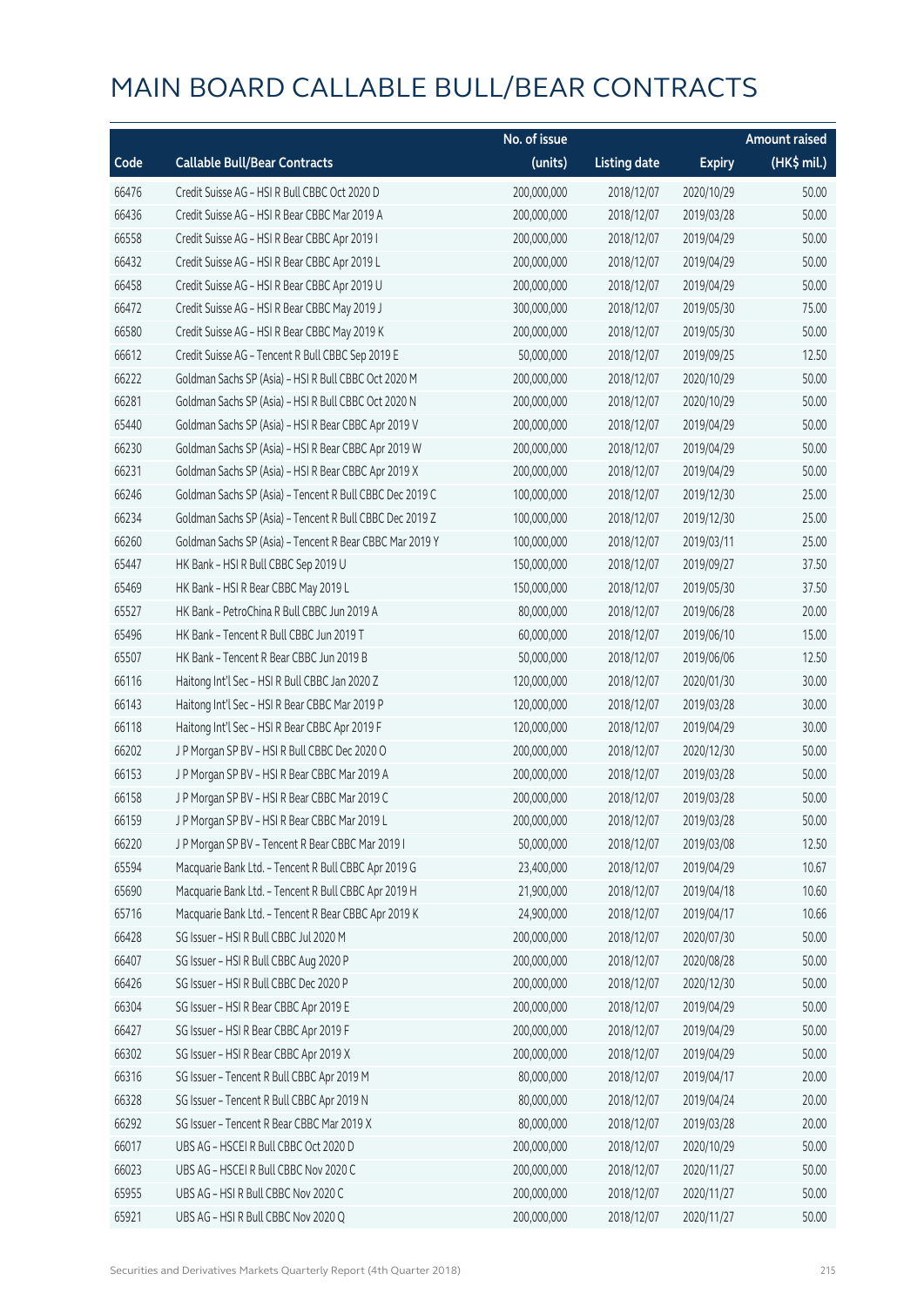# MAIN BOARD CALLABLE BULL/BEAR CONTRACTS

| Code | Callable Bull/Bear Contracts | No. of issue (units) | Listing date | Expiry | Amount raised (HK$ mil.) |
|---|---|---|---|---|---|
| 66476 | Credit Suisse AG – HSI R Bull CBBC Oct 2020 D | 200,000,000 | 2018/12/07 | 2020/10/29 | 50.00 |
| 66436 | Credit Suisse AG – HSI R Bear CBBC Mar 2019 A | 200,000,000 | 2018/12/07 | 2019/03/28 | 50.00 |
| 66558 | Credit Suisse AG – HSI R Bear CBBC Apr 2019 I | 200,000,000 | 2018/12/07 | 2019/04/29 | 50.00 |
| 66432 | Credit Suisse AG – HSI R Bear CBBC Apr 2019 L | 200,000,000 | 2018/12/07 | 2019/04/29 | 50.00 |
| 66458 | Credit Suisse AG – HSI R Bear CBBC Apr 2019 U | 200,000,000 | 2018/12/07 | 2019/04/29 | 50.00 |
| 66472 | Credit Suisse AG – HSI R Bear CBBC May 2019 J | 300,000,000 | 2018/12/07 | 2019/05/30 | 75.00 |
| 66580 | Credit Suisse AG – HSI R Bear CBBC May 2019 K | 200,000,000 | 2018/12/07 | 2019/05/30 | 50.00 |
| 66612 | Credit Suisse AG – Tencent R Bull CBBC Sep 2019 E | 50,000,000 | 2018/12/07 | 2019/09/25 | 12.50 |
| 66222 | Goldman Sachs SP (Asia) – HSI R Bull CBBC Oct 2020 M | 200,000,000 | 2018/12/07 | 2020/10/29 | 50.00 |
| 66281 | Goldman Sachs SP (Asia) – HSI R Bull CBBC Oct 2020 N | 200,000,000 | 2018/12/07 | 2020/10/29 | 50.00 |
| 65440 | Goldman Sachs SP (Asia) – HSI R Bear CBBC Apr 2019 V | 200,000,000 | 2018/12/07 | 2019/04/29 | 50.00 |
| 66230 | Goldman Sachs SP (Asia) – HSI R Bear CBBC Apr 2019 W | 200,000,000 | 2018/12/07 | 2019/04/29 | 50.00 |
| 66231 | Goldman Sachs SP (Asia) – HSI R Bear CBBC Apr 2019 X | 200,000,000 | 2018/12/07 | 2019/04/29 | 50.00 |
| 66246 | Goldman Sachs SP (Asia) – Tencent R Bull CBBC Dec 2019 C | 100,000,000 | 2018/12/07 | 2019/12/30 | 25.00 |
| 66234 | Goldman Sachs SP (Asia) – Tencent R Bull CBBC Dec 2019 Z | 100,000,000 | 2018/12/07 | 2019/12/30 | 25.00 |
| 66260 | Goldman Sachs SP (Asia) – Tencent R Bear CBBC Mar 2019 Y | 100,000,000 | 2018/12/07 | 2019/03/11 | 25.00 |
| 65447 | HK Bank – HSI R Bull CBBC Sep 2019 U | 150,000,000 | 2018/12/07 | 2019/09/27 | 37.50 |
| 65469 | HK Bank – HSI R Bear CBBC May 2019 L | 150,000,000 | 2018/12/07 | 2019/05/30 | 37.50 |
| 65527 | HK Bank – PetroChina R Bull CBBC Jun 2019 A | 80,000,000 | 2018/12/07 | 2019/06/28 | 20.00 |
| 65496 | HK Bank – Tencent R Bull CBBC Jun 2019 T | 60,000,000 | 2018/12/07 | 2019/06/10 | 15.00 |
| 65507 | HK Bank – Tencent R Bear CBBC Jun 2019 B | 50,000,000 | 2018/12/07 | 2019/06/06 | 12.50 |
| 66116 | Haitong Int'l Sec – HSI R Bull CBBC Jan 2020 Z | 120,000,000 | 2018/12/07 | 2020/01/30 | 30.00 |
| 66143 | Haitong Int'l Sec – HSI R Bear CBBC Mar 2019 P | 120,000,000 | 2018/12/07 | 2019/03/28 | 30.00 |
| 66118 | Haitong Int'l Sec – HSI R Bear CBBC Apr 2019 F | 120,000,000 | 2018/12/07 | 2019/04/29 | 30.00 |
| 66202 | J P Morgan SP BV – HSI R Bull CBBC Dec 2020 O | 200,000,000 | 2018/12/07 | 2020/12/30 | 50.00 |
| 66153 | J P Morgan SP BV – HSI R Bear CBBC Mar 2019 A | 200,000,000 | 2018/12/07 | 2019/03/28 | 50.00 |
| 66158 | J P Morgan SP BV – HSI R Bear CBBC Mar 2019 C | 200,000,000 | 2018/12/07 | 2019/03/28 | 50.00 |
| 66159 | J P Morgan SP BV – HSI R Bear CBBC Mar 2019 L | 200,000,000 | 2018/12/07 | 2019/03/28 | 50.00 |
| 66220 | J P Morgan SP BV – Tencent R Bear CBBC Mar 2019 I | 50,000,000 | 2018/12/07 | 2019/03/08 | 12.50 |
| 65594 | Macquarie Bank Ltd. – Tencent R Bull CBBC Apr 2019 G | 23,400,000 | 2018/12/07 | 2019/04/29 | 10.67 |
| 65690 | Macquarie Bank Ltd. – Tencent R Bull CBBC Apr 2019 H | 21,900,000 | 2018/12/07 | 2019/04/18 | 10.60 |
| 65716 | Macquarie Bank Ltd. – Tencent R Bear CBBC Apr 2019 K | 24,900,000 | 2018/12/07 | 2019/04/17 | 10.66 |
| 66428 | SG Issuer – HSI R Bull CBBC Jul 2020 M | 200,000,000 | 2018/12/07 | 2020/07/30 | 50.00 |
| 66407 | SG Issuer – HSI R Bull CBBC Aug 2020 P | 200,000,000 | 2018/12/07 | 2020/08/28 | 50.00 |
| 66426 | SG Issuer – HSI R Bull CBBC Dec 2020 P | 200,000,000 | 2018/12/07 | 2020/12/30 | 50.00 |
| 66304 | SG Issuer – HSI R Bear CBBC Apr 2019 E | 200,000,000 | 2018/12/07 | 2019/04/29 | 50.00 |
| 66427 | SG Issuer – HSI R Bear CBBC Apr 2019 F | 200,000,000 | 2018/12/07 | 2019/04/29 | 50.00 |
| 66302 | SG Issuer – HSI R Bear CBBC Apr 2019 X | 200,000,000 | 2018/12/07 | 2019/04/29 | 50.00 |
| 66316 | SG Issuer – Tencent R Bull CBBC Apr 2019 M | 80,000,000 | 2018/12/07 | 2019/04/17 | 20.00 |
| 66328 | SG Issuer – Tencent R Bull CBBC Apr 2019 N | 80,000,000 | 2018/12/07 | 2019/04/24 | 20.00 |
| 66292 | SG Issuer – Tencent R Bear CBBC Mar 2019 X | 80,000,000 | 2018/12/07 | 2019/03/28 | 20.00 |
| 66017 | UBS AG – HSCEI R Bull CBBC Oct 2020 D | 200,000,000 | 2018/12/07 | 2020/10/29 | 50.00 |
| 66023 | UBS AG – HSCEI R Bull CBBC Nov 2020 C | 200,000,000 | 2018/12/07 | 2020/11/27 | 50.00 |
| 65955 | UBS AG – HSI R Bull CBBC Nov 2020 C | 200,000,000 | 2018/12/07 | 2020/11/27 | 50.00 |
| 65921 | UBS AG – HSI R Bull CBBC Nov 2020 Q | 200,000,000 | 2018/12/07 | 2020/11/27 | 50.00 |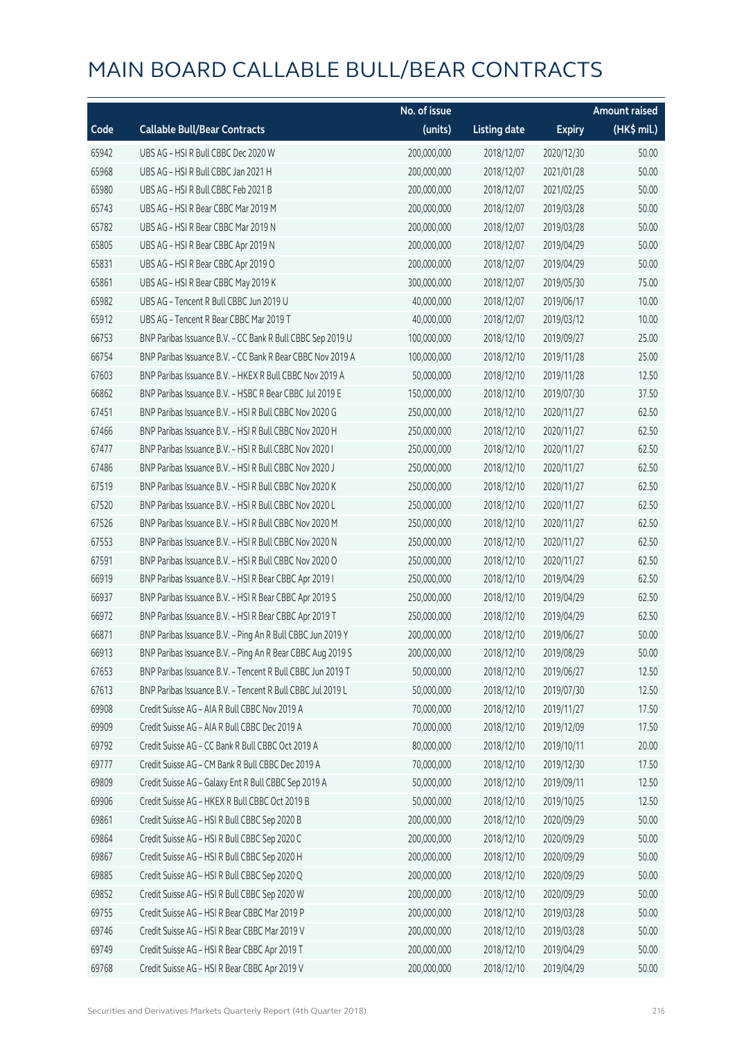# MAIN BOARD CALLABLE BULL/BEAR CONTRACTS

| Code | Callable Bull/Bear Contracts | No. of issue (units) | Listing date | Expiry | Amount raised (HK$ mil.) |
|---|---|---|---|---|---|
| 65942 | UBS AG – HSI R Bull CBBC Dec 2020 W | 200,000,000 | 2018/12/07 | 2020/12/30 | 50.00 |
| 65968 | UBS AG – HSI R Bull CBBC Jan 2021 H | 200,000,000 | 2018/12/07 | 2021/01/28 | 50.00 |
| 65980 | UBS AG – HSI R Bull CBBC Feb 2021 B | 200,000,000 | 2018/12/07 | 2021/02/25 | 50.00 |
| 65743 | UBS AG – HSI R Bear CBBC Mar 2019 M | 200,000,000 | 2018/12/07 | 2019/03/28 | 50.00 |
| 65782 | UBS AG – HSI R Bear CBBC Mar 2019 N | 200,000,000 | 2018/12/07 | 2019/03/28 | 50.00 |
| 65805 | UBS AG – HSI R Bear CBBC Apr 2019 N | 200,000,000 | 2018/12/07 | 2019/04/29 | 50.00 |
| 65831 | UBS AG – HSI R Bear CBBC Apr 2019 O | 200,000,000 | 2018/12/07 | 2019/04/29 | 50.00 |
| 65861 | UBS AG – HSI R Bear CBBC May 2019 K | 300,000,000 | 2018/12/07 | 2019/05/30 | 75.00 |
| 65982 | UBS AG – Tencent R Bull CBBC Jun 2019 U | 40,000,000 | 2018/12/07 | 2019/06/17 | 10.00 |
| 65912 | UBS AG – Tencent R Bear CBBC Mar 2019 T | 40,000,000 | 2018/12/07 | 2019/03/12 | 10.00 |
| 66753 | BNP Paribas Issuance B.V. – CC Bank R Bull CBBC Sep 2019 U | 100,000,000 | 2018/12/10 | 2019/09/27 | 25.00 |
| 66754 | BNP Paribas Issuance B.V. – CC Bank R Bear CBBC Nov 2019 A | 100,000,000 | 2018/12/10 | 2019/11/28 | 25.00 |
| 67603 | BNP Paribas Issuance B.V. – HKEX R Bull CBBC Nov 2019 A | 50,000,000 | 2018/12/10 | 2019/11/28 | 12.50 |
| 66862 | BNP Paribas Issuance B.V. – HSBC R Bear CBBC Jul 2019 E | 150,000,000 | 2018/12/10 | 2019/07/30 | 37.50 |
| 67451 | BNP Paribas Issuance B.V. – HSI R Bull CBBC Nov 2020 G | 250,000,000 | 2018/12/10 | 2020/11/27 | 62.50 |
| 67466 | BNP Paribas Issuance B.V. – HSI R Bull CBBC Nov 2020 H | 250,000,000 | 2018/12/10 | 2020/11/27 | 62.50 |
| 67477 | BNP Paribas Issuance B.V. – HSI R Bull CBBC Nov 2020 I | 250,000,000 | 2018/12/10 | 2020/11/27 | 62.50 |
| 67486 | BNP Paribas Issuance B.V. – HSI R Bull CBBC Nov 2020 J | 250,000,000 | 2018/12/10 | 2020/11/27 | 62.50 |
| 67519 | BNP Paribas Issuance B.V. – HSI R Bull CBBC Nov 2020 K | 250,000,000 | 2018/12/10 | 2020/11/27 | 62.50 |
| 67520 | BNP Paribas Issuance B.V. – HSI R Bull CBBC Nov 2020 L | 250,000,000 | 2018/12/10 | 2020/11/27 | 62.50 |
| 67526 | BNP Paribas Issuance B.V. – HSI R Bull CBBC Nov 2020 M | 250,000,000 | 2018/12/10 | 2020/11/27 | 62.50 |
| 67553 | BNP Paribas Issuance B.V. – HSI R Bull CBBC Nov 2020 N | 250,000,000 | 2018/12/10 | 2020/11/27 | 62.50 |
| 67591 | BNP Paribas Issuance B.V. – HSI R Bull CBBC Nov 2020 O | 250,000,000 | 2018/12/10 | 2020/11/27 | 62.50 |
| 66919 | BNP Paribas Issuance B.V. – HSI R Bear CBBC Apr 2019 I | 250,000,000 | 2018/12/10 | 2019/04/29 | 62.50 |
| 66937 | BNP Paribas Issuance B.V. – HSI R Bear CBBC Apr 2019 S | 250,000,000 | 2018/12/10 | 2019/04/29 | 62.50 |
| 66972 | BNP Paribas Issuance B.V. – HSI R Bear CBBC Apr 2019 T | 250,000,000 | 2018/12/10 | 2019/04/29 | 62.50 |
| 66871 | BNP Paribas Issuance B.V. – Ping An R Bull CBBC Jun 2019 Y | 200,000,000 | 2018/12/10 | 2019/06/27 | 50.00 |
| 66913 | BNP Paribas Issuance B.V. – Ping An R Bear CBBC Aug 2019 S | 200,000,000 | 2018/12/10 | 2019/08/29 | 50.00 |
| 67653 | BNP Paribas Issuance B.V. – Tencent R Bull CBBC Jun 2019 T | 50,000,000 | 2018/12/10 | 2019/06/27 | 12.50 |
| 67613 | BNP Paribas Issuance B.V. – Tencent R Bull CBBC Jul 2019 L | 50,000,000 | 2018/12/10 | 2019/07/30 | 12.50 |
| 69908 | Credit Suisse AG – AIA R Bull CBBC Nov 2019 A | 70,000,000 | 2018/12/10 | 2019/11/27 | 17.50 |
| 69909 | Credit Suisse AG – AIA R Bull CBBC Dec 2019 A | 70,000,000 | 2018/12/10 | 2019/12/09 | 17.50 |
| 69792 | Credit Suisse AG – CC Bank R Bull CBBC Oct 2019 A | 80,000,000 | 2018/12/10 | 2019/10/11 | 20.00 |
| 69777 | Credit Suisse AG – CM Bank R Bull CBBC Dec 2019 A | 70,000,000 | 2018/12/10 | 2019/12/30 | 17.50 |
| 69809 | Credit Suisse AG – Galaxy Ent R Bull CBBC Sep 2019 A | 50,000,000 | 2018/12/10 | 2019/09/11 | 12.50 |
| 69906 | Credit Suisse AG – HKEX R Bull CBBC Oct 2019 B | 50,000,000 | 2018/12/10 | 2019/10/25 | 12.50 |
| 69861 | Credit Suisse AG – HSI R Bull CBBC Sep 2020 B | 200,000,000 | 2018/12/10 | 2020/09/29 | 50.00 |
| 69864 | Credit Suisse AG – HSI R Bull CBBC Sep 2020 C | 200,000,000 | 2018/12/10 | 2020/09/29 | 50.00 |
| 69867 | Credit Suisse AG – HSI R Bull CBBC Sep 2020 H | 200,000,000 | 2018/12/10 | 2020/09/29 | 50.00 |
| 69885 | Credit Suisse AG – HSI R Bull CBBC Sep 2020 Q | 200,000,000 | 2018/12/10 | 2020/09/29 | 50.00 |
| 69852 | Credit Suisse AG – HSI R Bull CBBC Sep 2020 W | 200,000,000 | 2018/12/10 | 2020/09/29 | 50.00 |
| 69755 | Credit Suisse AG – HSI R Bear CBBC Mar 2019 P | 200,000,000 | 2018/12/10 | 2019/03/28 | 50.00 |
| 69746 | Credit Suisse AG – HSI R Bear CBBC Mar 2019 V | 200,000,000 | 2018/12/10 | 2019/03/28 | 50.00 |
| 69749 | Credit Suisse AG – HSI R Bear CBBC Apr 2019 T | 200,000,000 | 2018/12/10 | 2019/04/29 | 50.00 |
| 69768 | Credit Suisse AG – HSI R Bear CBBC Apr 2019 V | 200,000,000 | 2018/12/10 | 2019/04/29 | 50.00 |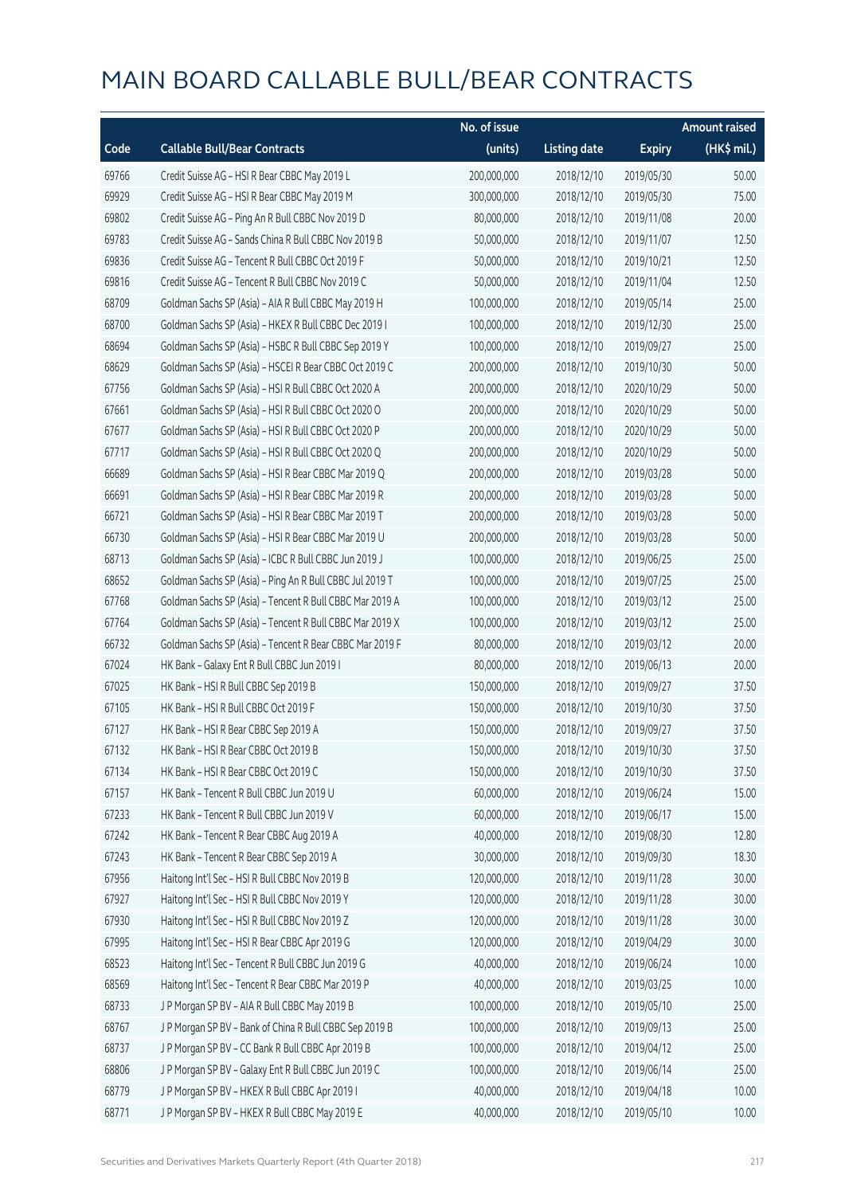# MAIN BOARD CALLABLE BULL/BEAR CONTRACTS

| Code | Callable Bull/Bear Contracts | No. of issue (units) | Listing date | Expiry | Amount raised (HK$ mil.) |
|---|---|---|---|---|---|
| 69766 | Credit Suisse AG – HSI R Bear CBBC May 2019 L | 200,000,000 | 2018/12/10 | 2019/05/30 | 50.00 |
| 69929 | Credit Suisse AG – HSI R Bear CBBC May 2019 M | 300,000,000 | 2018/12/10 | 2019/05/30 | 75.00 |
| 69802 | Credit Suisse AG – Ping An R Bull CBBC Nov 2019 D | 80,000,000 | 2018/12/10 | 2019/11/08 | 20.00 |
| 69783 | Credit Suisse AG – Sands China R Bull CBBC Nov 2019 B | 50,000,000 | 2018/12/10 | 2019/11/07 | 12.50 |
| 69836 | Credit Suisse AG – Tencent R Bull CBBC Oct 2019 F | 50,000,000 | 2018/12/10 | 2019/10/21 | 12.50 |
| 69816 | Credit Suisse AG – Tencent R Bull CBBC Nov 2019 C | 50,000,000 | 2018/12/10 | 2019/11/04 | 12.50 |
| 68709 | Goldman Sachs SP (Asia) – AIA R Bull CBBC May 2019 H | 100,000,000 | 2018/12/10 | 2019/05/14 | 25.00 |
| 68700 | Goldman Sachs SP (Asia) – HKEX R Bull CBBC Dec 2019 I | 100,000,000 | 2018/12/10 | 2019/12/30 | 25.00 |
| 68694 | Goldman Sachs SP (Asia) – HSBC R Bull CBBC Sep 2019 Y | 100,000,000 | 2018/12/10 | 2019/09/27 | 25.00 |
| 68629 | Goldman Sachs SP (Asia) – HSCEI R Bear CBBC Oct 2019 C | 200,000,000 | 2018/12/10 | 2019/10/30 | 50.00 |
| 67756 | Goldman Sachs SP (Asia) – HSI R Bull CBBC Oct 2020 A | 200,000,000 | 2018/12/10 | 2020/10/29 | 50.00 |
| 67661 | Goldman Sachs SP (Asia) – HSI R Bull CBBC Oct 2020 O | 200,000,000 | 2018/12/10 | 2020/10/29 | 50.00 |
| 67677 | Goldman Sachs SP (Asia) – HSI R Bull CBBC Oct 2020 P | 200,000,000 | 2018/12/10 | 2020/10/29 | 50.00 |
| 67717 | Goldman Sachs SP (Asia) – HSI R Bull CBBC Oct 2020 Q | 200,000,000 | 2018/12/10 | 2020/10/29 | 50.00 |
| 66689 | Goldman Sachs SP (Asia) – HSI R Bear CBBC Mar 2019 Q | 200,000,000 | 2018/12/10 | 2019/03/28 | 50.00 |
| 66691 | Goldman Sachs SP (Asia) – HSI R Bear CBBC Mar 2019 R | 200,000,000 | 2018/12/10 | 2019/03/28 | 50.00 |
| 66721 | Goldman Sachs SP (Asia) – HSI R Bear CBBC Mar 2019 T | 200,000,000 | 2018/12/10 | 2019/03/28 | 50.00 |
| 66730 | Goldman Sachs SP (Asia) – HSI R Bear CBBC Mar 2019 U | 200,000,000 | 2018/12/10 | 2019/03/28 | 50.00 |
| 68713 | Goldman Sachs SP (Asia) – ICBC R Bull CBBC Jun 2019 J | 100,000,000 | 2018/12/10 | 2019/06/25 | 25.00 |
| 68652 | Goldman Sachs SP (Asia) – Ping An R Bull CBBC Jul 2019 T | 100,000,000 | 2018/12/10 | 2019/07/25 | 25.00 |
| 67768 | Goldman Sachs SP (Asia) – Tencent R Bull CBBC Mar 2019 A | 100,000,000 | 2018/12/10 | 2019/03/12 | 25.00 |
| 67764 | Goldman Sachs SP (Asia) – Tencent R Bull CBBC Mar 2019 X | 100,000,000 | 2018/12/10 | 2019/03/12 | 25.00 |
| 66732 | Goldman Sachs SP (Asia) – Tencent R Bear CBBC Mar 2019 F | 80,000,000 | 2018/12/10 | 2019/03/12 | 20.00 |
| 67024 | HK Bank – Galaxy Ent R Bull CBBC Jun 2019 I | 80,000,000 | 2018/12/10 | 2019/06/13 | 20.00 |
| 67025 | HK Bank – HSI R Bull CBBC Sep 2019 B | 150,000,000 | 2018/12/10 | 2019/09/27 | 37.50 |
| 67105 | HK Bank – HSI R Bull CBBC Oct 2019 F | 150,000,000 | 2018/12/10 | 2019/10/30 | 37.50 |
| 67127 | HK Bank – HSI R Bear CBBC Sep 2019 A | 150,000,000 | 2018/12/10 | 2019/09/27 | 37.50 |
| 67132 | HK Bank – HSI R Bear CBBC Oct 2019 B | 150,000,000 | 2018/12/10 | 2019/10/30 | 37.50 |
| 67134 | HK Bank – HSI R Bear CBBC Oct 2019 C | 150,000,000 | 2018/12/10 | 2019/10/30 | 37.50 |
| 67157 | HK Bank – Tencent R Bull CBBC Jun 2019 U | 60,000,000 | 2018/12/10 | 2019/06/24 | 15.00 |
| 67233 | HK Bank – Tencent R Bull CBBC Jun 2019 V | 60,000,000 | 2018/12/10 | 2019/06/17 | 15.00 |
| 67242 | HK Bank – Tencent R Bear CBBC Aug 2019 A | 40,000,000 | 2018/12/10 | 2019/08/30 | 12.80 |
| 67243 | HK Bank – Tencent R Bear CBBC Sep 2019 A | 30,000,000 | 2018/12/10 | 2019/09/30 | 18.30 |
| 67956 | Haitong Int'l Sec – HSI R Bull CBBC Nov 2019 B | 120,000,000 | 2018/12/10 | 2019/11/28 | 30.00 |
| 67927 | Haitong Int'l Sec – HSI R Bull CBBC Nov 2019 Y | 120,000,000 | 2018/12/10 | 2019/11/28 | 30.00 |
| 67930 | Haitong Int'l Sec – HSI R Bull CBBC Nov 2019 Z | 120,000,000 | 2018/12/10 | 2019/11/28 | 30.00 |
| 67995 | Haitong Int'l Sec – HSI R Bear CBBC Apr 2019 G | 120,000,000 | 2018/12/10 | 2019/04/29 | 30.00 |
| 68523 | Haitong Int'l Sec – Tencent R Bull CBBC Jun 2019 G | 40,000,000 | 2018/12/10 | 2019/06/24 | 10.00 |
| 68569 | Haitong Int'l Sec – Tencent R Bear CBBC Mar 2019 P | 40,000,000 | 2018/12/10 | 2019/03/25 | 10.00 |
| 68733 | J P Morgan SP BV – AIA R Bull CBBC May 2019 B | 100,000,000 | 2018/12/10 | 2019/05/10 | 25.00 |
| 68767 | J P Morgan SP BV – Bank of China R Bull CBBC Sep 2019 B | 100,000,000 | 2018/12/10 | 2019/09/13 | 25.00 |
| 68737 | J P Morgan SP BV – CC Bank R Bull CBBC Apr 2019 B | 100,000,000 | 2018/12/10 | 2019/04/12 | 25.00 |
| 68806 | J P Morgan SP BV – Galaxy Ent R Bull CBBC Jun 2019 C | 100,000,000 | 2018/12/10 | 2019/06/14 | 25.00 |
| 68779 | J P Morgan SP BV – HKEX R Bull CBBC Apr 2019 I | 40,000,000 | 2018/12/10 | 2019/04/18 | 10.00 |
| 68771 | J P Morgan SP BV – HKEX R Bull CBBC May 2019 E | 40,000,000 | 2018/12/10 | 2019/05/10 | 10.00 |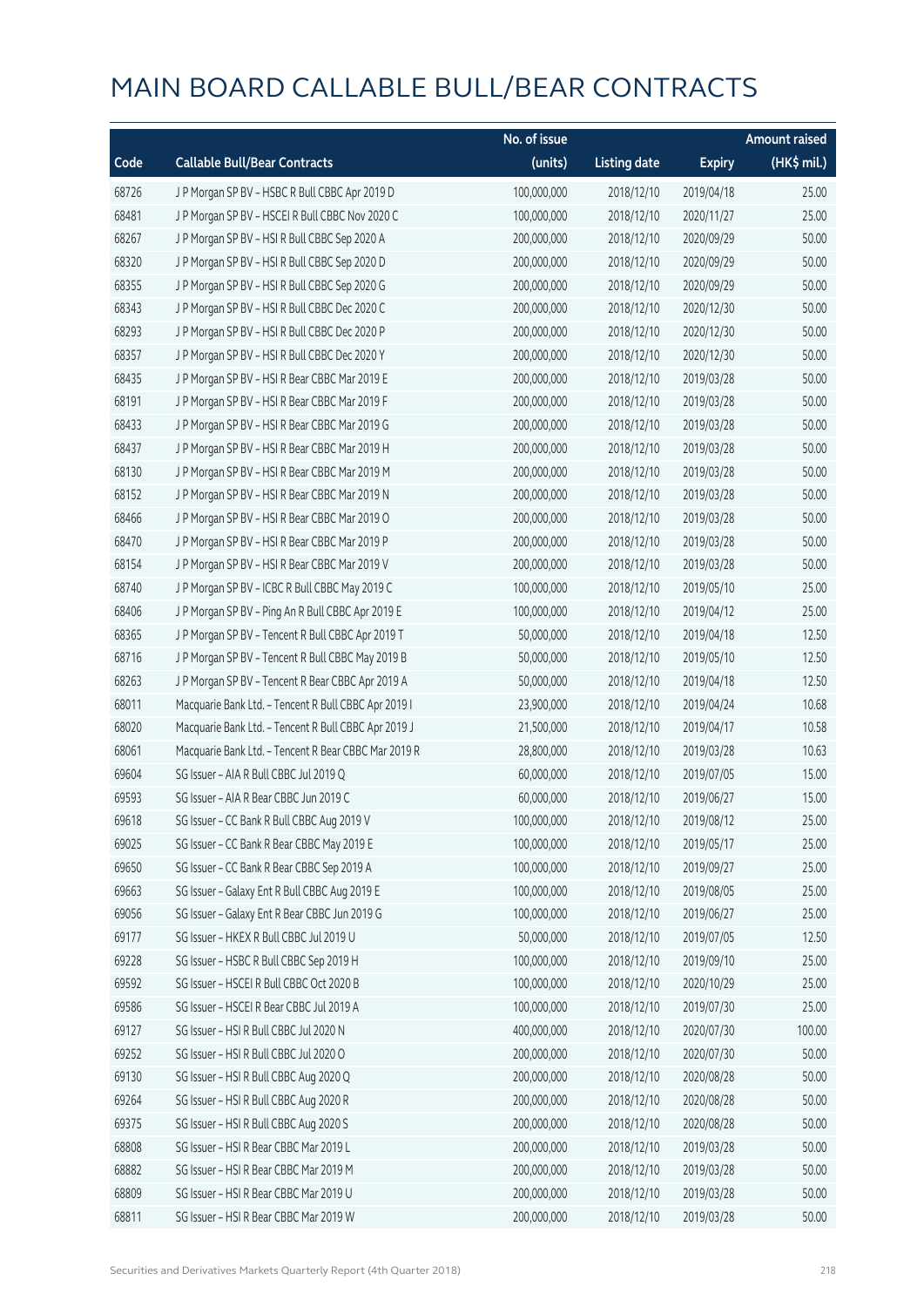# MAIN BOARD CALLABLE BULL/BEAR CONTRACTS

| Code | Callable Bull/Bear Contracts | No. of issue (units) | Listing date | Expiry | Amount raised (HK$ mil.) |
|---|---|---|---|---|---|
| 68726 | J P Morgan SP BV – HSBC R Bull CBBC Apr 2019 D | 100,000,000 | 2018/12/10 | 2019/04/18 | 25.00 |
| 68481 | J P Morgan SP BV – HSCEI R Bull CBBC Nov 2020 C | 100,000,000 | 2018/12/10 | 2020/11/27 | 25.00 |
| 68267 | J P Morgan SP BV – HSI R Bull CBBC Sep 2020 A | 200,000,000 | 2018/12/10 | 2020/09/29 | 50.00 |
| 68320 | J P Morgan SP BV – HSI R Bull CBBC Sep 2020 D | 200,000,000 | 2018/12/10 | 2020/09/29 | 50.00 |
| 68355 | J P Morgan SP BV – HSI R Bull CBBC Sep 2020 G | 200,000,000 | 2018/12/10 | 2020/09/29 | 50.00 |
| 68343 | J P Morgan SP BV – HSI R Bull CBBC Dec 2020 C | 200,000,000 | 2018/12/10 | 2020/12/30 | 50.00 |
| 68293 | J P Morgan SP BV – HSI R Bull CBBC Dec 2020 P | 200,000,000 | 2018/12/10 | 2020/12/30 | 50.00 |
| 68357 | J P Morgan SP BV – HSI R Bull CBBC Dec 2020 Y | 200,000,000 | 2018/12/10 | 2020/12/30 | 50.00 |
| 68435 | J P Morgan SP BV – HSI R Bear CBBC Mar 2019 E | 200,000,000 | 2018/12/10 | 2019/03/28 | 50.00 |
| 68191 | J P Morgan SP BV – HSI R Bear CBBC Mar 2019 F | 200,000,000 | 2018/12/10 | 2019/03/28 | 50.00 |
| 68433 | J P Morgan SP BV – HSI R Bear CBBC Mar 2019 G | 200,000,000 | 2018/12/10 | 2019/03/28 | 50.00 |
| 68437 | J P Morgan SP BV – HSI R Bear CBBC Mar 2019 H | 200,000,000 | 2018/12/10 | 2019/03/28 | 50.00 |
| 68130 | J P Morgan SP BV – HSI R Bear CBBC Mar 2019 M | 200,000,000 | 2018/12/10 | 2019/03/28 | 50.00 |
| 68152 | J P Morgan SP BV – HSI R Bear CBBC Mar 2019 N | 200,000,000 | 2018/12/10 | 2019/03/28 | 50.00 |
| 68466 | J P Morgan SP BV – HSI R Bear CBBC Mar 2019 O | 200,000,000 | 2018/12/10 | 2019/03/28 | 50.00 |
| 68470 | J P Morgan SP BV – HSI R Bear CBBC Mar 2019 P | 200,000,000 | 2018/12/10 | 2019/03/28 | 50.00 |
| 68154 | J P Morgan SP BV – HSI R Bear CBBC Mar 2019 V | 200,000,000 | 2018/12/10 | 2019/03/28 | 50.00 |
| 68740 | J P Morgan SP BV – ICBC R Bull CBBC May 2019 C | 100,000,000 | 2018/12/10 | 2019/05/10 | 25.00 |
| 68406 | J P Morgan SP BV – Ping An R Bull CBBC Apr 2019 E | 100,000,000 | 2018/12/10 | 2019/04/12 | 25.00 |
| 68365 | J P Morgan SP BV – Tencent R Bull CBBC Apr 2019 T | 50,000,000 | 2018/12/10 | 2019/04/18 | 12.50 |
| 68716 | J P Morgan SP BV – Tencent R Bull CBBC May 2019 B | 50,000,000 | 2018/12/10 | 2019/05/10 | 12.50 |
| 68263 | J P Morgan SP BV – Tencent R Bear CBBC Apr 2019 A | 50,000,000 | 2018/12/10 | 2019/04/18 | 12.50 |
| 68011 | Macquarie Bank Ltd. – Tencent R Bull CBBC Apr 2019 I | 23,900,000 | 2018/12/10 | 2019/04/24 | 10.68 |
| 68020 | Macquarie Bank Ltd. – Tencent R Bull CBBC Apr 2019 J | 21,500,000 | 2018/12/10 | 2019/04/17 | 10.58 |
| 68061 | Macquarie Bank Ltd. – Tencent R Bear CBBC Mar 2019 R | 28,800,000 | 2018/12/10 | 2019/03/28 | 10.63 |
| 69604 | SG Issuer – AIA R Bull CBBC Jul 2019 Q | 60,000,000 | 2018/12/10 | 2019/07/05 | 15.00 |
| 69593 | SG Issuer – AIA R Bear CBBC Jun 2019 C | 60,000,000 | 2018/12/10 | 2019/06/27 | 15.00 |
| 69618 | SG Issuer – CC Bank R Bull CBBC Aug 2019 V | 100,000,000 | 2018/12/10 | 2019/08/12 | 25.00 |
| 69025 | SG Issuer – CC Bank R Bear CBBC May 2019 E | 100,000,000 | 2018/12/10 | 2019/05/17 | 25.00 |
| 69650 | SG Issuer – CC Bank R Bear CBBC Sep 2019 A | 100,000,000 | 2018/12/10 | 2019/09/27 | 25.00 |
| 69663 | SG Issuer – Galaxy Ent R Bull CBBC Aug 2019 E | 100,000,000 | 2018/12/10 | 2019/08/05 | 25.00 |
| 69056 | SG Issuer – Galaxy Ent R Bear CBBC Jun 2019 G | 100,000,000 | 2018/12/10 | 2019/06/27 | 25.00 |
| 69177 | SG Issuer – HKEX R Bull CBBC Jul 2019 U | 50,000,000 | 2018/12/10 | 2019/07/05 | 12.50 |
| 69228 | SG Issuer – HSBC R Bull CBBC Sep 2019 H | 100,000,000 | 2018/12/10 | 2019/09/10 | 25.00 |
| 69592 | SG Issuer – HSCEI R Bull CBBC Oct 2020 B | 100,000,000 | 2018/12/10 | 2020/10/29 | 25.00 |
| 69586 | SG Issuer – HSCEI R Bear CBBC Jul 2019 A | 100,000,000 | 2018/12/10 | 2019/07/30 | 25.00 |
| 69127 | SG Issuer – HSI R Bull CBBC Jul 2020 N | 400,000,000 | 2018/12/10 | 2020/07/30 | 100.00 |
| 69252 | SG Issuer – HSI R Bull CBBC Jul 2020 O | 200,000,000 | 2018/12/10 | 2020/07/30 | 50.00 |
| 69130 | SG Issuer – HSI R Bull CBBC Aug 2020 Q | 200,000,000 | 2018/12/10 | 2020/08/28 | 50.00 |
| 69264 | SG Issuer – HSI R Bull CBBC Aug 2020 R | 200,000,000 | 2018/12/10 | 2020/08/28 | 50.00 |
| 69375 | SG Issuer – HSI R Bull CBBC Aug 2020 S | 200,000,000 | 2018/12/10 | 2020/08/28 | 50.00 |
| 68808 | SG Issuer – HSI R Bear CBBC Mar 2019 L | 200,000,000 | 2018/12/10 | 2019/03/28 | 50.00 |
| 68882 | SG Issuer – HSI R Bear CBBC Mar 2019 M | 200,000,000 | 2018/12/10 | 2019/03/28 | 50.00 |
| 68809 | SG Issuer – HSI R Bear CBBC Mar 2019 U | 200,000,000 | 2018/12/10 | 2019/03/28 | 50.00 |
| 68811 | SG Issuer – HSI R Bear CBBC Mar 2019 W | 200,000,000 | 2018/12/10 | 2019/03/28 | 50.00 |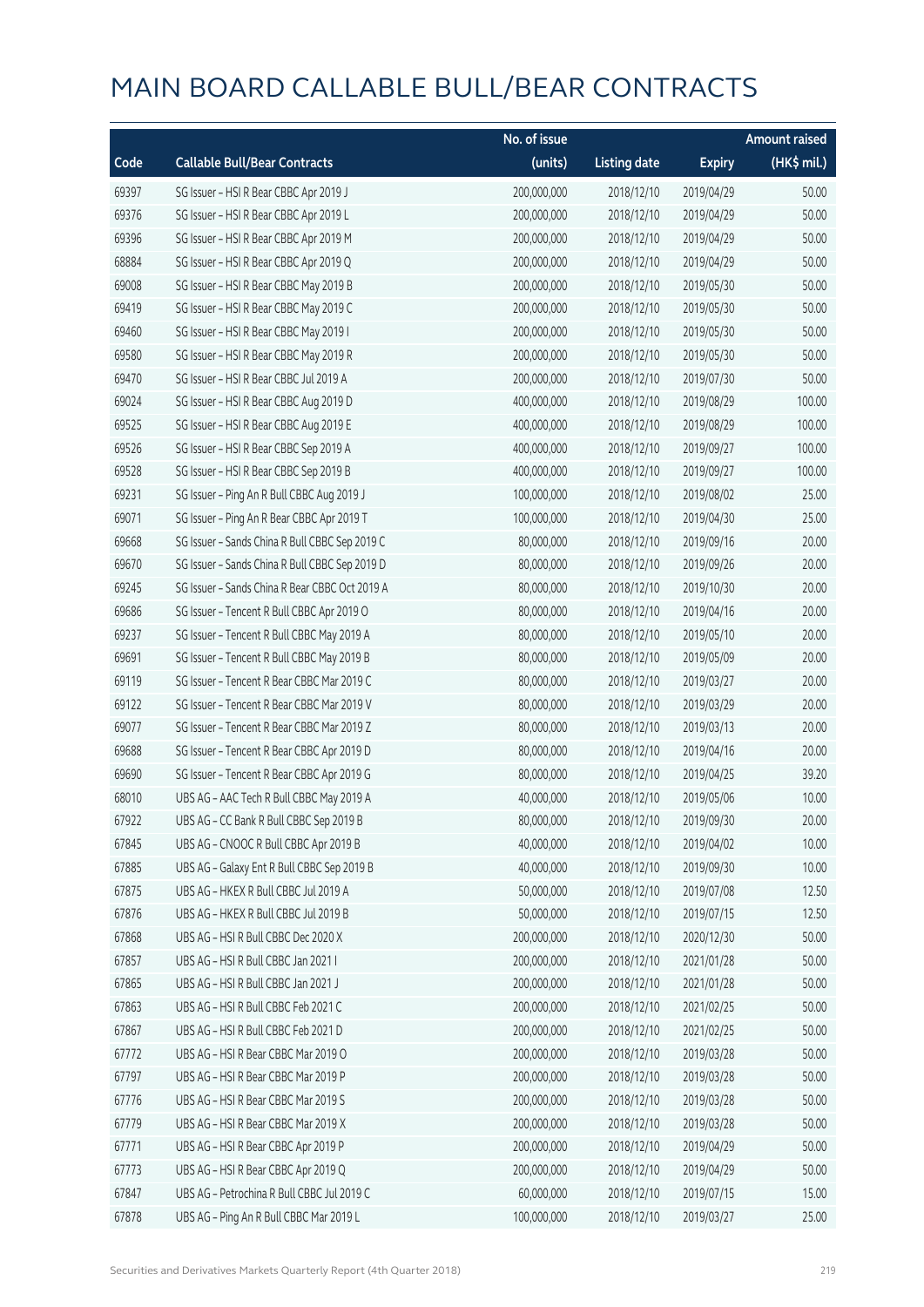# MAIN BOARD CALLABLE BULL/BEAR CONTRACTS

| Code | Callable Bull/Bear Contracts | No. of issue (units) | Listing date | Expiry | Amount raised (HK$ mil.) |
|---|---|---|---|---|---|
| 69397 | SG Issuer – HSI R Bear CBBC Apr 2019 J | 200,000,000 | 2018/12/10 | 2019/04/29 | 50.00 |
| 69376 | SG Issuer – HSI R Bear CBBC Apr 2019 L | 200,000,000 | 2018/12/10 | 2019/04/29 | 50.00 |
| 69396 | SG Issuer – HSI R Bear CBBC Apr 2019 M | 200,000,000 | 2018/12/10 | 2019/04/29 | 50.00 |
| 68884 | SG Issuer – HSI R Bear CBBC Apr 2019 Q | 200,000,000 | 2018/12/10 | 2019/04/29 | 50.00 |
| 69008 | SG Issuer – HSI R Bear CBBC May 2019 B | 200,000,000 | 2018/12/10 | 2019/05/30 | 50.00 |
| 69419 | SG Issuer – HSI R Bear CBBC May 2019 C | 200,000,000 | 2018/12/10 | 2019/05/30 | 50.00 |
| 69460 | SG Issuer – HSI R Bear CBBC May 2019 I | 200,000,000 | 2018/12/10 | 2019/05/30 | 50.00 |
| 69580 | SG Issuer – HSI R Bear CBBC May 2019 R | 200,000,000 | 2018/12/10 | 2019/05/30 | 50.00 |
| 69470 | SG Issuer – HSI R Bear CBBC Jul 2019 A | 200,000,000 | 2018/12/10 | 2019/07/30 | 50.00 |
| 69024 | SG Issuer – HSI R Bear CBBC Aug 2019 D | 400,000,000 | 2018/12/10 | 2019/08/29 | 100.00 |
| 69525 | SG Issuer – HSI R Bear CBBC Aug 2019 E | 400,000,000 | 2018/12/10 | 2019/08/29 | 100.00 |
| 69526 | SG Issuer – HSI R Bear CBBC Sep 2019 A | 400,000,000 | 2018/12/10 | 2019/09/27 | 100.00 |
| 69528 | SG Issuer – HSI R Bear CBBC Sep 2019 B | 400,000,000 | 2018/12/10 | 2019/09/27 | 100.00 |
| 69231 | SG Issuer – Ping An R Bull CBBC Aug 2019 J | 100,000,000 | 2018/12/10 | 2019/08/02 | 25.00 |
| 69071 | SG Issuer – Ping An R Bear CBBC Apr 2019 T | 100,000,000 | 2018/12/10 | 2019/04/30 | 25.00 |
| 69668 | SG Issuer – Sands China R Bull CBBC Sep 2019 C | 80,000,000 | 2018/12/10 | 2019/09/16 | 20.00 |
| 69670 | SG Issuer – Sands China R Bull CBBC Sep 2019 D | 80,000,000 | 2018/12/10 | 2019/09/26 | 20.00 |
| 69245 | SG Issuer – Sands China R Bear CBBC Oct 2019 A | 80,000,000 | 2018/12/10 | 2019/10/30 | 20.00 |
| 69686 | SG Issuer – Tencent R Bull CBBC Apr 2019 O | 80,000,000 | 2018/12/10 | 2019/04/16 | 20.00 |
| 69237 | SG Issuer – Tencent R Bull CBBC May 2019 A | 80,000,000 | 2018/12/10 | 2019/05/10 | 20.00 |
| 69691 | SG Issuer – Tencent R Bull CBBC May 2019 B | 80,000,000 | 2018/12/10 | 2019/05/09 | 20.00 |
| 69119 | SG Issuer – Tencent R Bear CBBC Mar 2019 C | 80,000,000 | 2018/12/10 | 2019/03/27 | 20.00 |
| 69122 | SG Issuer – Tencent R Bear CBBC Mar 2019 V | 80,000,000 | 2018/12/10 | 2019/03/29 | 20.00 |
| 69077 | SG Issuer – Tencent R Bear CBBC Mar 2019 Z | 80,000,000 | 2018/12/10 | 2019/03/13 | 20.00 |
| 69688 | SG Issuer – Tencent R Bear CBBC Apr 2019 D | 80,000,000 | 2018/12/10 | 2019/04/16 | 20.00 |
| 69690 | SG Issuer – Tencent R Bear CBBC Apr 2019 G | 80,000,000 | 2018/12/10 | 2019/04/25 | 39.20 |
| 68010 | UBS AG – AAC Tech R Bull CBBC May 2019 A | 40,000,000 | 2018/12/10 | 2019/05/06 | 10.00 |
| 67922 | UBS AG – CC Bank R Bull CBBC Sep 2019 B | 80,000,000 | 2018/12/10 | 2019/09/30 | 20.00 |
| 67845 | UBS AG – CNOOC R Bull CBBC Apr 2019 B | 40,000,000 | 2018/12/10 | 2019/04/02 | 10.00 |
| 67885 | UBS AG – Galaxy Ent R Bull CBBC Sep 2019 B | 40,000,000 | 2018/12/10 | 2019/09/30 | 10.00 |
| 67875 | UBS AG – HKEX R Bull CBBC Jul 2019 A | 50,000,000 | 2018/12/10 | 2019/07/08 | 12.50 |
| 67876 | UBS AG – HKEX R Bull CBBC Jul 2019 B | 50,000,000 | 2018/12/10 | 2019/07/15 | 12.50 |
| 67868 | UBS AG – HSI R Bull CBBC Dec 2020 X | 200,000,000 | 2018/12/10 | 2020/12/30 | 50.00 |
| 67857 | UBS AG – HSI R Bull CBBC Jan 2021 I | 200,000,000 | 2018/12/10 | 2021/01/28 | 50.00 |
| 67865 | UBS AG – HSI R Bull CBBC Jan 2021 J | 200,000,000 | 2018/12/10 | 2021/01/28 | 50.00 |
| 67863 | UBS AG – HSI R Bull CBBC Feb 2021 C | 200,000,000 | 2018/12/10 | 2021/02/25 | 50.00 |
| 67867 | UBS AG – HSI R Bull CBBC Feb 2021 D | 200,000,000 | 2018/12/10 | 2021/02/25 | 50.00 |
| 67772 | UBS AG – HSI R Bear CBBC Mar 2019 O | 200,000,000 | 2018/12/10 | 2019/03/28 | 50.00 |
| 67797 | UBS AG – HSI R Bear CBBC Mar 2019 P | 200,000,000 | 2018/12/10 | 2019/03/28 | 50.00 |
| 67776 | UBS AG – HSI R Bear CBBC Mar 2019 S | 200,000,000 | 2018/12/10 | 2019/03/28 | 50.00 |
| 67779 | UBS AG – HSI R Bear CBBC Mar 2019 X | 200,000,000 | 2018/12/10 | 2019/03/28 | 50.00 |
| 67771 | UBS AG – HSI R Bear CBBC Apr 2019 P | 200,000,000 | 2018/12/10 | 2019/04/29 | 50.00 |
| 67773 | UBS AG – HSI R Bear CBBC Apr 2019 Q | 200,000,000 | 2018/12/10 | 2019/04/29 | 50.00 |
| 67847 | UBS AG – Petrochina R Bull CBBC Jul 2019 C | 60,000,000 | 2018/12/10 | 2019/07/15 | 15.00 |
| 67878 | UBS AG – Ping An R Bull CBBC Mar 2019 L | 100,000,000 | 2018/12/10 | 2019/03/27 | 25.00 |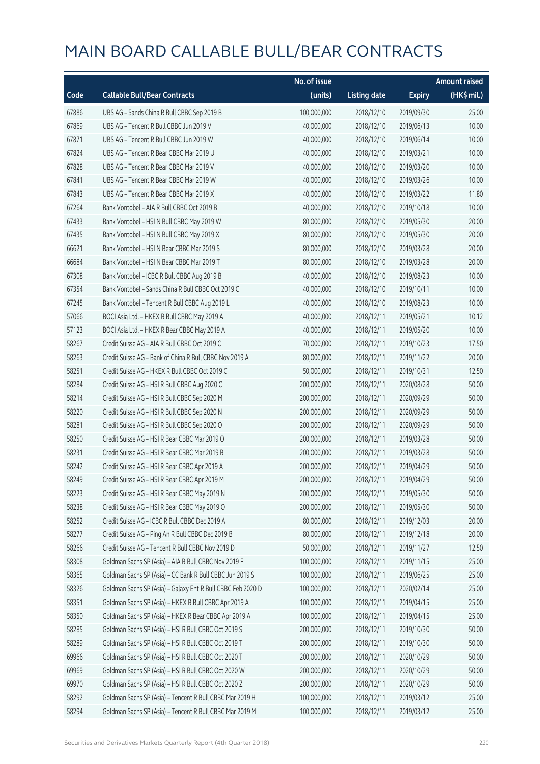# MAIN BOARD CALLABLE BULL/BEAR CONTRACTS

| Code | Callable Bull/Bear Contracts | No. of issue (units) | Listing date | Expiry | Amount raised (HK$ mil.) |
|---|---|---|---|---|---|
| 67886 | UBS AG – Sands China R Bull CBBC Sep 2019 B | 100,000,000 | 2018/12/10 | 2019/09/30 | 25.00 |
| 67869 | UBS AG – Tencent R Bull CBBC Jun 2019 V | 40,000,000 | 2018/12/10 | 2019/06/13 | 10.00 |
| 67871 | UBS AG – Tencent R Bull CBBC Jun 2019 W | 40,000,000 | 2018/12/10 | 2019/06/14 | 10.00 |
| 67824 | UBS AG – Tencent R Bear CBBC Mar 2019 U | 40,000,000 | 2018/12/10 | 2019/03/21 | 10.00 |
| 67828 | UBS AG – Tencent R Bear CBBC Mar 2019 V | 40,000,000 | 2018/12/10 | 2019/03/20 | 10.00 |
| 67841 | UBS AG – Tencent R Bear CBBC Mar 2019 W | 40,000,000 | 2018/12/10 | 2019/03/26 | 10.00 |
| 67843 | UBS AG – Tencent R Bear CBBC Mar 2019 X | 40,000,000 | 2018/12/10 | 2019/03/22 | 11.80 |
| 67264 | Bank Vontobel – AIA R Bull CBBC Oct 2019 B | 40,000,000 | 2018/12/10 | 2019/10/18 | 10.00 |
| 67433 | Bank Vontobel – HSI N Bull CBBC May 2019 W | 80,000,000 | 2018/12/10 | 2019/05/30 | 20.00 |
| 67435 | Bank Vontobel – HSI N Bull CBBC May 2019 X | 80,000,000 | 2018/12/10 | 2019/05/30 | 20.00 |
| 66621 | Bank Vontobel – HSI N Bear CBBC Mar 2019 S | 80,000,000 | 2018/12/10 | 2019/03/28 | 20.00 |
| 66684 | Bank Vontobel – HSI N Bear CBBC Mar 2019 T | 80,000,000 | 2018/12/10 | 2019/03/28 | 20.00 |
| 67308 | Bank Vontobel – ICBC R Bull CBBC Aug 2019 B | 40,000,000 | 2018/12/10 | 2019/08/23 | 10.00 |
| 67354 | Bank Vontobel – Sands China R Bull CBBC Oct 2019 C | 40,000,000 | 2018/12/10 | 2019/10/11 | 10.00 |
| 67245 | Bank Vontobel – Tencent R Bull CBBC Aug 2019 L | 40,000,000 | 2018/12/10 | 2019/08/23 | 10.00 |
| 57066 | BOCI Asia Ltd. – HKEX R Bull CBBC May 2019 A | 40,000,000 | 2018/12/11 | 2019/05/21 | 10.12 |
| 57123 | BOCI Asia Ltd. – HKEX R Bear CBBC May 2019 A | 40,000,000 | 2018/12/11 | 2019/05/20 | 10.00 |
| 58267 | Credit Suisse AG – AIA R Bull CBBC Oct 2019 C | 70,000,000 | 2018/12/11 | 2019/10/23 | 17.50 |
| 58263 | Credit Suisse AG – Bank of China R Bull CBBC Nov 2019 A | 80,000,000 | 2018/12/11 | 2019/11/22 | 20.00 |
| 58251 | Credit Suisse AG – HKEX R Bull CBBC Oct 2019 C | 50,000,000 | 2018/12/11 | 2019/10/31 | 12.50 |
| 58284 | Credit Suisse AG – HSI R Bull CBBC Aug 2020 C | 200,000,000 | 2018/12/11 | 2020/08/28 | 50.00 |
| 58214 | Credit Suisse AG – HSI R Bull CBBC Sep 2020 M | 200,000,000 | 2018/12/11 | 2020/09/29 | 50.00 |
| 58220 | Credit Suisse AG – HSI R Bull CBBC Sep 2020 N | 200,000,000 | 2018/12/11 | 2020/09/29 | 50.00 |
| 58281 | Credit Suisse AG – HSI R Bull CBBC Sep 2020 O | 200,000,000 | 2018/12/11 | 2020/09/29 | 50.00 |
| 58250 | Credit Suisse AG – HSI R Bear CBBC Mar 2019 O | 200,000,000 | 2018/12/11 | 2019/03/28 | 50.00 |
| 58231 | Credit Suisse AG – HSI R Bear CBBC Mar 2019 R | 200,000,000 | 2018/12/11 | 2019/03/28 | 50.00 |
| 58242 | Credit Suisse AG – HSI R Bear CBBC Apr 2019 A | 200,000,000 | 2018/12/11 | 2019/04/29 | 50.00 |
| 58249 | Credit Suisse AG – HSI R Bear CBBC Apr 2019 M | 200,000,000 | 2018/12/11 | 2019/04/29 | 50.00 |
| 58223 | Credit Suisse AG – HSI R Bear CBBC May 2019 N | 200,000,000 | 2018/12/11 | 2019/05/30 | 50.00 |
| 58238 | Credit Suisse AG – HSI R Bear CBBC May 2019 O | 200,000,000 | 2018/12/11 | 2019/05/30 | 50.00 |
| 58252 | Credit Suisse AG – ICBC R Bull CBBC Dec 2019 A | 80,000,000 | 2018/12/11 | 2019/12/03 | 20.00 |
| 58277 | Credit Suisse AG – Ping An R Bull CBBC Dec 2019 B | 80,000,000 | 2018/12/11 | 2019/12/18 | 20.00 |
| 58266 | Credit Suisse AG – Tencent R Bull CBBC Nov 2019 D | 50,000,000 | 2018/12/11 | 2019/11/27 | 12.50 |
| 58308 | Goldman Sachs SP (Asia) – AIA R Bull CBBC Nov 2019 F | 100,000,000 | 2018/12/11 | 2019/11/15 | 25.00 |
| 58365 | Goldman Sachs SP (Asia) – CC Bank R Bull CBBC Jun 2019 S | 100,000,000 | 2018/12/11 | 2019/06/25 | 25.00 |
| 58326 | Goldman Sachs SP (Asia) – Galaxy Ent R Bull CBBC Feb 2020 D | 100,000,000 | 2018/12/11 | 2020/02/14 | 25.00 |
| 58351 | Goldman Sachs SP (Asia) – HKEX R Bull CBBC Apr 2019 A | 100,000,000 | 2018/12/11 | 2019/04/15 | 25.00 |
| 58350 | Goldman Sachs SP (Asia) – HKEX R Bear CBBC Apr 2019 A | 100,000,000 | 2018/12/11 | 2019/04/15 | 25.00 |
| 58285 | Goldman Sachs SP (Asia) – HSI R Bull CBBC Oct 2019 S | 200,000,000 | 2018/12/11 | 2019/10/30 | 50.00 |
| 58289 | Goldman Sachs SP (Asia) – HSI R Bull CBBC Oct 2019 T | 200,000,000 | 2018/12/11 | 2019/10/30 | 50.00 |
| 69966 | Goldman Sachs SP (Asia) – HSI R Bull CBBC Oct 2020 T | 200,000,000 | 2018/12/11 | 2020/10/29 | 50.00 |
| 69969 | Goldman Sachs SP (Asia) – HSI R Bull CBBC Oct 2020 W | 200,000,000 | 2018/12/11 | 2020/10/29 | 50.00 |
| 69970 | Goldman Sachs SP (Asia) – HSI R Bull CBBC Oct 2020 Z | 200,000,000 | 2018/12/11 | 2020/10/29 | 50.00 |
| 58292 | Goldman Sachs SP (Asia) – Tencent R Bull CBBC Mar 2019 H | 100,000,000 | 2018/12/11 | 2019/03/12 | 25.00 |
| 58294 | Goldman Sachs SP (Asia) – Tencent R Bull CBBC Mar 2019 M | 100,000,000 | 2018/12/11 | 2019/03/12 | 25.00 |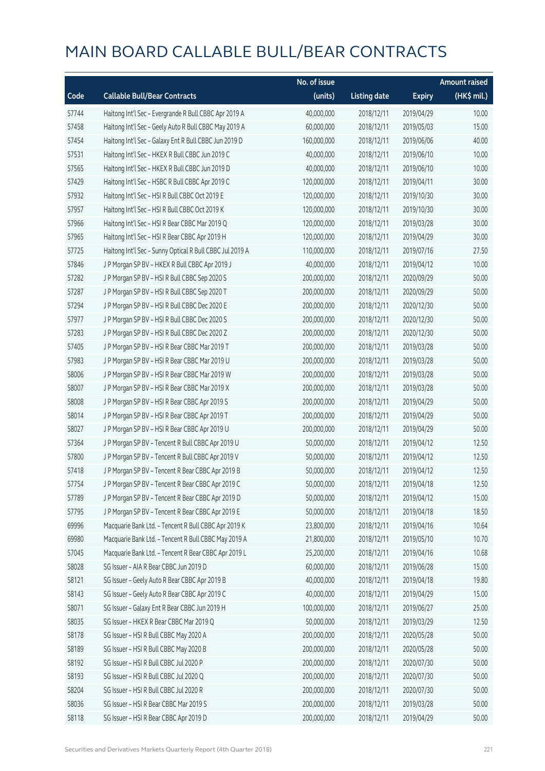# MAIN BOARD CALLABLE BULL/BEAR CONTRACTS

| Code | Callable Bull/Bear Contracts | No. of issue (units) | Listing date | Expiry | Amount raised (HK$ mil.) |
|---|---|---|---|---|---|
| 57744 | Haitong Int'l Sec – Evergrande R Bull CBBC Apr 2019 A | 40,000,000 | 2018/12/11 | 2019/04/29 | 10.00 |
| 57458 | Haitong Int'l Sec – Geely Auto R Bull CBBC May 2019 A | 60,000,000 | 2018/12/11 | 2019/05/03 | 15.00 |
| 57454 | Haitong Int'l Sec – Galaxy Ent R Bull CBBC Jun 2019 D | 160,000,000 | 2018/12/11 | 2019/06/06 | 40.00 |
| 57531 | Haitong Int'l Sec – HKEX R Bull CBBC Jun 2019 C | 40,000,000 | 2018/12/11 | 2019/06/10 | 10.00 |
| 57565 | Haitong Int'l Sec – HKEX R Bull CBBC Jun 2019 D | 40,000,000 | 2018/12/11 | 2019/06/10 | 10.00 |
| 57429 | Haitong Int'l Sec – HSBC R Bull CBBC Apr 2019 C | 120,000,000 | 2018/12/11 | 2019/04/11 | 30.00 |
| 57932 | Haitong Int'l Sec – HSI R Bull CBBC Oct 2019 E | 120,000,000 | 2018/12/11 | 2019/10/30 | 30.00 |
| 57957 | Haitong Int'l Sec – HSI R Bull CBBC Oct 2019 K | 120,000,000 | 2018/12/11 | 2019/10/30 | 30.00 |
| 57966 | Haitong Int'l Sec – HSI R Bear CBBC Mar 2019 Q | 120,000,000 | 2018/12/11 | 2019/03/28 | 30.00 |
| 57965 | Haitong Int'l Sec – HSI R Bear CBBC Apr 2019 H | 120,000,000 | 2018/12/11 | 2019/04/29 | 30.00 |
| 57725 | Haitong Int'l Sec – Sunny Optical R Bull CBBC Jul 2019 A | 110,000,000 | 2018/12/11 | 2019/07/16 | 27.50 |
| 57846 | J P Morgan SP BV – HKEX R Bull CBBC Apr 2019 J | 40,000,000 | 2018/12/11 | 2019/04/12 | 10.00 |
| 57282 | J P Morgan SP BV – HSI R Bull CBBC Sep 2020 S | 200,000,000 | 2018/12/11 | 2020/09/29 | 50.00 |
| 57287 | J P Morgan SP BV – HSI R Bull CBBC Sep 2020 T | 200,000,000 | 2018/12/11 | 2020/09/29 | 50.00 |
| 57294 | J P Morgan SP BV – HSI R Bull CBBC Dec 2020 E | 200,000,000 | 2018/12/11 | 2020/12/30 | 50.00 |
| 57977 | J P Morgan SP BV – HSI R Bull CBBC Dec 2020 S | 200,000,000 | 2018/12/11 | 2020/12/30 | 50.00 |
| 57283 | J P Morgan SP BV – HSI R Bull CBBC Dec 2020 Z | 200,000,000 | 2018/12/11 | 2020/12/30 | 50.00 |
| 57405 | J P Morgan SP BV – HSI R Bear CBBC Mar 2019 T | 200,000,000 | 2018/12/11 | 2019/03/28 | 50.00 |
| 57983 | J P Morgan SP BV – HSI R Bear CBBC Mar 2019 U | 200,000,000 | 2018/12/11 | 2019/03/28 | 50.00 |
| 58006 | J P Morgan SP BV – HSI R Bear CBBC Mar 2019 W | 200,000,000 | 2018/12/11 | 2019/03/28 | 50.00 |
| 58007 | J P Morgan SP BV – HSI R Bear CBBC Mar 2019 X | 200,000,000 | 2018/12/11 | 2019/03/28 | 50.00 |
| 58008 | J P Morgan SP BV – HSI R Bear CBBC Apr 2019 S | 200,000,000 | 2018/12/11 | 2019/04/29 | 50.00 |
| 58014 | J P Morgan SP BV – HSI R Bear CBBC Apr 2019 T | 200,000,000 | 2018/12/11 | 2019/04/29 | 50.00 |
| 58027 | J P Morgan SP BV – HSI R Bear CBBC Apr 2019 U | 200,000,000 | 2018/12/11 | 2019/04/29 | 50.00 |
| 57364 | J P Morgan SP BV – Tencent R Bull CBBC Apr 2019 U | 50,000,000 | 2018/12/11 | 2019/04/12 | 12.50 |
| 57800 | J P Morgan SP BV – Tencent R Bull CBBC Apr 2019 V | 50,000,000 | 2018/12/11 | 2019/04/12 | 12.50 |
| 57418 | J P Morgan SP BV – Tencent R Bear CBBC Apr 2019 B | 50,000,000 | 2018/12/11 | 2019/04/12 | 12.50 |
| 57754 | J P Morgan SP BV – Tencent R Bear CBBC Apr 2019 C | 50,000,000 | 2018/12/11 | 2019/04/18 | 12.50 |
| 57789 | J P Morgan SP BV – Tencent R Bear CBBC Apr 2019 D | 50,000,000 | 2018/12/11 | 2019/04/12 | 15.00 |
| 57795 | J P Morgan SP BV – Tencent R Bear CBBC Apr 2019 E | 50,000,000 | 2018/12/11 | 2019/04/18 | 18.50 |
| 69996 | Macquarie Bank Ltd. – Tencent R Bull CBBC Apr 2019 K | 23,800,000 | 2018/12/11 | 2019/04/16 | 10.64 |
| 69980 | Macquarie Bank Ltd. – Tencent R Bull CBBC May 2019 A | 21,800,000 | 2018/12/11 | 2019/05/10 | 10.70 |
| 57045 | Macquarie Bank Ltd. – Tencent R Bear CBBC Apr 2019 L | 25,200,000 | 2018/12/11 | 2019/04/16 | 10.68 |
| 58028 | SG Issuer – AIA R Bear CBBC Jun 2019 D | 60,000,000 | 2018/12/11 | 2019/06/28 | 15.00 |
| 58121 | SG Issuer – Geely Auto R Bear CBBC Apr 2019 B | 40,000,000 | 2018/12/11 | 2019/04/18 | 19.80 |
| 58143 | SG Issuer – Geely Auto R Bear CBBC Apr 2019 C | 40,000,000 | 2018/12/11 | 2019/04/29 | 15.00 |
| 58071 | SG Issuer – Galaxy Ent R Bear CBBC Jun 2019 H | 100,000,000 | 2018/12/11 | 2019/06/27 | 25.00 |
| 58035 | SG Issuer – HKEX R Bear CBBC Mar 2019 Q | 50,000,000 | 2018/12/11 | 2019/03/29 | 12.50 |
| 58178 | SG Issuer – HSI R Bull CBBC May 2020 A | 200,000,000 | 2018/12/11 | 2020/05/28 | 50.00 |
| 58189 | SG Issuer – HSI R Bull CBBC May 2020 B | 200,000,000 | 2018/12/11 | 2020/05/28 | 50.00 |
| 58192 | SG Issuer – HSI R Bull CBBC Jul 2020 P | 200,000,000 | 2018/12/11 | 2020/07/30 | 50.00 |
| 58193 | SG Issuer – HSI R Bull CBBC Jul 2020 Q | 200,000,000 | 2018/12/11 | 2020/07/30 | 50.00 |
| 58204 | SG Issuer – HSI R Bull CBBC Jul 2020 R | 200,000,000 | 2018/12/11 | 2020/07/30 | 50.00 |
| 58036 | SG Issuer – HSI R Bear CBBC Mar 2019 S | 200,000,000 | 2018/12/11 | 2019/03/28 | 50.00 |
| 58118 | SG Issuer – HSI R Bear CBBC Apr 2019 D | 200,000,000 | 2018/12/11 | 2019/04/29 | 50.00 |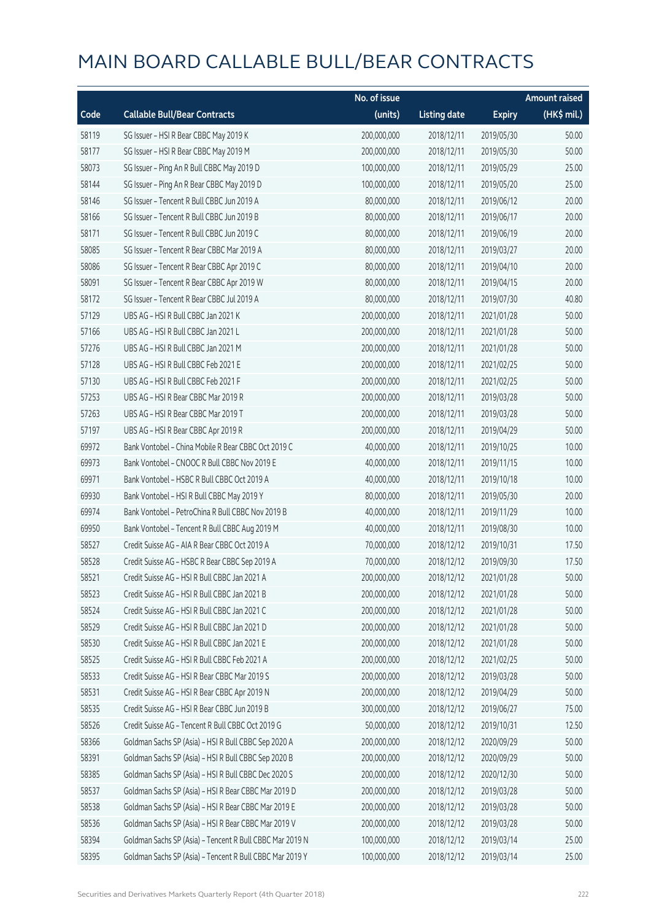# MAIN BOARD CALLABLE BULL/BEAR CONTRACTS

| Code | Callable Bull/Bear Contracts | No. of issue (units) | Listing date | Expiry | Amount raised (HK$ mil.) |
|---|---|---|---|---|---|
| 58119 | SG Issuer – HSI R Bear CBBC May 2019 K | 200,000,000 | 2018/12/11 | 2019/05/30 | 50.00 |
| 58177 | SG Issuer – HSI R Bear CBBC May 2019 M | 200,000,000 | 2018/12/11 | 2019/05/30 | 50.00 |
| 58073 | SG Issuer – Ping An R Bull CBBC May 2019 D | 100,000,000 | 2018/12/11 | 2019/05/29 | 25.00 |
| 58144 | SG Issuer – Ping An R Bear CBBC May 2019 D | 100,000,000 | 2018/12/11 | 2019/05/20 | 25.00 |
| 58146 | SG Issuer – Tencent R Bull CBBC Jun 2019 A | 80,000,000 | 2018/12/11 | 2019/06/12 | 20.00 |
| 58166 | SG Issuer – Tencent R Bull CBBC Jun 2019 B | 80,000,000 | 2018/12/11 | 2019/06/17 | 20.00 |
| 58171 | SG Issuer – Tencent R Bull CBBC Jun 2019 C | 80,000,000 | 2018/12/11 | 2019/06/19 | 20.00 |
| 58085 | SG Issuer – Tencent R Bear CBBC Mar 2019 A | 80,000,000 | 2018/12/11 | 2019/03/27 | 20.00 |
| 58086 | SG Issuer – Tencent R Bear CBBC Apr 2019 C | 80,000,000 | 2018/12/11 | 2019/04/10 | 20.00 |
| 58091 | SG Issuer – Tencent R Bear CBBC Apr 2019 W | 80,000,000 | 2018/12/11 | 2019/04/15 | 20.00 |
| 58172 | SG Issuer – Tencent R Bear CBBC Jul 2019 A | 80,000,000 | 2018/12/11 | 2019/07/30 | 40.80 |
| 57129 | UBS AG – HSI R Bull CBBC Jan 2021 K | 200,000,000 | 2018/12/11 | 2021/01/28 | 50.00 |
| 57166 | UBS AG – HSI R Bull CBBC Jan 2021 L | 200,000,000 | 2018/12/11 | 2021/01/28 | 50.00 |
| 57276 | UBS AG – HSI R Bull CBBC Jan 2021 M | 200,000,000 | 2018/12/11 | 2021/01/28 | 50.00 |
| 57128 | UBS AG – HSI R Bull CBBC Feb 2021 E | 200,000,000 | 2018/12/11 | 2021/02/25 | 50.00 |
| 57130 | UBS AG – HSI R Bull CBBC Feb 2021 F | 200,000,000 | 2018/12/11 | 2021/02/25 | 50.00 |
| 57253 | UBS AG – HSI R Bear CBBC Mar 2019 R | 200,000,000 | 2018/12/11 | 2019/03/28 | 50.00 |
| 57263 | UBS AG – HSI R Bear CBBC Mar 2019 T | 200,000,000 | 2018/12/11 | 2019/03/28 | 50.00 |
| 57197 | UBS AG – HSI R Bear CBBC Apr 2019 R | 200,000,000 | 2018/12/11 | 2019/04/29 | 50.00 |
| 69972 | Bank Vontobel – China Mobile R Bear CBBC Oct 2019 C | 40,000,000 | 2018/12/11 | 2019/10/25 | 10.00 |
| 69973 | Bank Vontobel – CNOOC R Bull CBBC Nov 2019 E | 40,000,000 | 2018/12/11 | 2019/11/15 | 10.00 |
| 69971 | Bank Vontobel – HSBC R Bull CBBC Oct 2019 A | 40,000,000 | 2018/12/11 | 2019/10/18 | 10.00 |
| 69930 | Bank Vontobel – HSI R Bull CBBC May 2019 Y | 80,000,000 | 2018/12/11 | 2019/05/30 | 20.00 |
| 69974 | Bank Vontobel – PetroChina R Bull CBBC Nov 2019 B | 40,000,000 | 2018/12/11 | 2019/11/29 | 10.00 |
| 69950 | Bank Vontobel – Tencent R Bull CBBC Aug 2019 M | 40,000,000 | 2018/12/11 | 2019/08/30 | 10.00 |
| 58527 | Credit Suisse AG – AIA R Bear CBBC Oct 2019 A | 70,000,000 | 2018/12/12 | 2019/10/31 | 17.50 |
| 58528 | Credit Suisse AG – HSBC R Bear CBBC Sep 2019 A | 70,000,000 | 2018/12/12 | 2019/09/30 | 17.50 |
| 58521 | Credit Suisse AG – HSI R Bull CBBC Jan 2021 A | 200,000,000 | 2018/12/12 | 2021/01/28 | 50.00 |
| 58523 | Credit Suisse AG – HSI R Bull CBBC Jan 2021 B | 200,000,000 | 2018/12/12 | 2021/01/28 | 50.00 |
| 58524 | Credit Suisse AG – HSI R Bull CBBC Jan 2021 C | 200,000,000 | 2018/12/12 | 2021/01/28 | 50.00 |
| 58529 | Credit Suisse AG – HSI R Bull CBBC Jan 2021 D | 200,000,000 | 2018/12/12 | 2021/01/28 | 50.00 |
| 58530 | Credit Suisse AG – HSI R Bull CBBC Jan 2021 E | 200,000,000 | 2018/12/12 | 2021/01/28 | 50.00 |
| 58525 | Credit Suisse AG – HSI R Bull CBBC Feb 2021 A | 200,000,000 | 2018/12/12 | 2021/02/25 | 50.00 |
| 58533 | Credit Suisse AG – HSI R Bear CBBC Mar 2019 S | 200,000,000 | 2018/12/12 | 2019/03/28 | 50.00 |
| 58531 | Credit Suisse AG – HSI R Bear CBBC Apr 2019 N | 200,000,000 | 2018/12/12 | 2019/04/29 | 50.00 |
| 58535 | Credit Suisse AG – HSI R Bear CBBC Jun 2019 B | 300,000,000 | 2018/12/12 | 2019/06/27 | 75.00 |
| 58526 | Credit Suisse AG – Tencent R Bull CBBC Oct 2019 G | 50,000,000 | 2018/12/12 | 2019/10/31 | 12.50 |
| 58366 | Goldman Sachs SP (Asia) – HSI R Bull CBBC Sep 2020 A | 200,000,000 | 2018/12/12 | 2020/09/29 | 50.00 |
| 58391 | Goldman Sachs SP (Asia) – HSI R Bull CBBC Sep 2020 B | 200,000,000 | 2018/12/12 | 2020/09/29 | 50.00 |
| 58385 | Goldman Sachs SP (Asia) – HSI R Bull CBBC Dec 2020 S | 200,000,000 | 2018/12/12 | 2020/12/30 | 50.00 |
| 58537 | Goldman Sachs SP (Asia) – HSI R Bear CBBC Mar 2019 D | 200,000,000 | 2018/12/12 | 2019/03/28 | 50.00 |
| 58538 | Goldman Sachs SP (Asia) – HSI R Bear CBBC Mar 2019 E | 200,000,000 | 2018/12/12 | 2019/03/28 | 50.00 |
| 58536 | Goldman Sachs SP (Asia) – HSI R Bear CBBC Mar 2019 V | 200,000,000 | 2018/12/12 | 2019/03/28 | 50.00 |
| 58394 | Goldman Sachs SP (Asia) – Tencent R Bull CBBC Mar 2019 N | 100,000,000 | 2018/12/12 | 2019/03/14 | 25.00 |
| 58395 | Goldman Sachs SP (Asia) – Tencent R Bull CBBC Mar 2019 Y | 100,000,000 | 2018/12/12 | 2019/03/14 | 25.00 |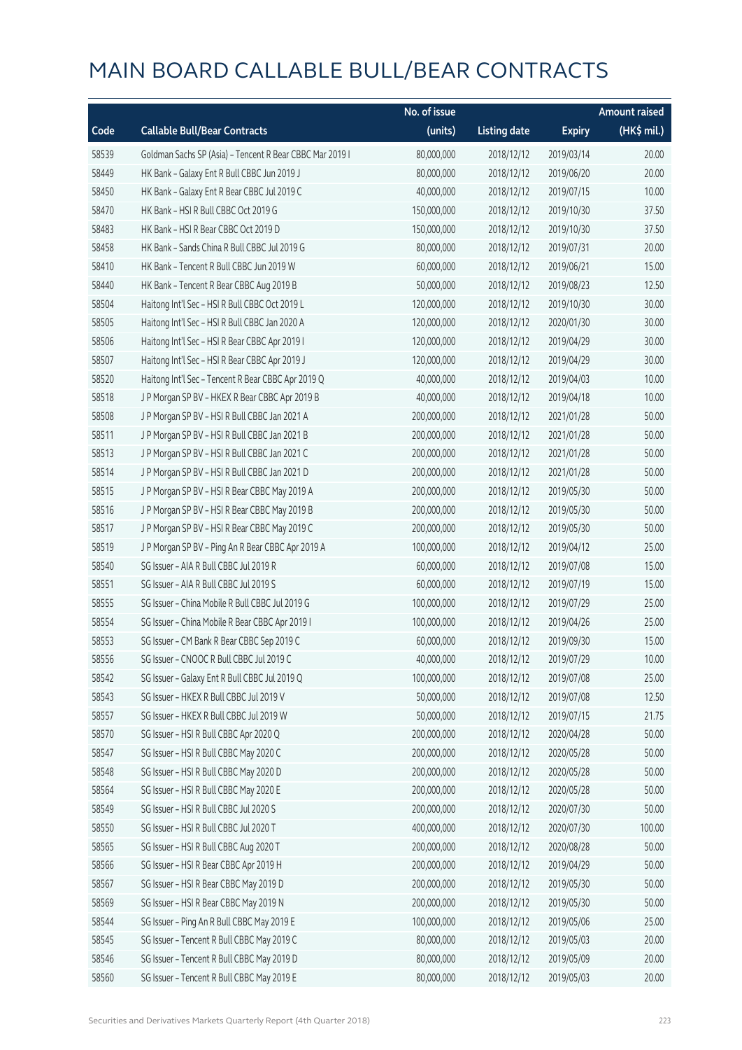# MAIN BOARD CALLABLE BULL/BEAR CONTRACTS

| Code | Callable Bull/Bear Contracts | No. of issue (units) | Listing date | Expiry | Amount raised (HK$ mil.) |
|---|---|---|---|---|---|
| 58539 | Goldman Sachs SP (Asia) - Tencent R Bear CBBC Mar 2019 I | 80,000,000 | 2018/12/12 | 2019/03/14 | 20.00 |
| 58449 | HK Bank - Galaxy Ent R Bull CBBC Jun 2019 J | 80,000,000 | 2018/12/12 | 2019/06/20 | 20.00 |
| 58450 | HK Bank - Galaxy Ent R Bear CBBC Jul 2019 C | 40,000,000 | 2018/12/12 | 2019/07/15 | 10.00 |
| 58470 | HK Bank - HSI R Bull CBBC Oct 2019 G | 150,000,000 | 2018/12/12 | 2019/10/30 | 37.50 |
| 58483 | HK Bank - HSI R Bear CBBC Oct 2019 D | 150,000,000 | 2018/12/12 | 2019/10/30 | 37.50 |
| 58458 | HK Bank - Sands China R Bull CBBC Jul 2019 G | 80,000,000 | 2018/12/12 | 2019/07/31 | 20.00 |
| 58410 | HK Bank - Tencent R Bull CBBC Jun 2019 W | 60,000,000 | 2018/12/12 | 2019/06/21 | 15.00 |
| 58440 | HK Bank - Tencent R Bear CBBC Aug 2019 B | 50,000,000 | 2018/12/12 | 2019/08/23 | 12.50 |
| 58504 | Haitong Int'l Sec - HSI R Bull CBBC Oct 2019 L | 120,000,000 | 2018/12/12 | 2019/10/30 | 30.00 |
| 58505 | Haitong Int'l Sec - HSI R Bull CBBC Jan 2020 A | 120,000,000 | 2018/12/12 | 2020/01/30 | 30.00 |
| 58506 | Haitong Int'l Sec - HSI R Bear CBBC Apr 2019 I | 120,000,000 | 2018/12/12 | 2019/04/29 | 30.00 |
| 58507 | Haitong Int'l Sec - HSI R Bear CBBC Apr 2019 J | 120,000,000 | 2018/12/12 | 2019/04/29 | 30.00 |
| 58520 | Haitong Int'l Sec - Tencent R Bear CBBC Apr 2019 Q | 40,000,000 | 2018/12/12 | 2019/04/03 | 10.00 |
| 58518 | J P Morgan SP BV - HKEX R Bear CBBC Apr 2019 B | 40,000,000 | 2018/12/12 | 2019/04/18 | 10.00 |
| 58508 | J P Morgan SP BV - HSI R Bull CBBC Jan 2021 A | 200,000,000 | 2018/12/12 | 2021/01/28 | 50.00 |
| 58511 | J P Morgan SP BV - HSI R Bull CBBC Jan 2021 B | 200,000,000 | 2018/12/12 | 2021/01/28 | 50.00 |
| 58513 | J P Morgan SP BV - HSI R Bull CBBC Jan 2021 C | 200,000,000 | 2018/12/12 | 2021/01/28 | 50.00 |
| 58514 | J P Morgan SP BV - HSI R Bull CBBC Jan 2021 D | 200,000,000 | 2018/12/12 | 2021/01/28 | 50.00 |
| 58515 | J P Morgan SP BV - HSI R Bear CBBC May 2019 A | 200,000,000 | 2018/12/12 | 2019/05/30 | 50.00 |
| 58516 | J P Morgan SP BV - HSI R Bear CBBC May 2019 B | 200,000,000 | 2018/12/12 | 2019/05/30 | 50.00 |
| 58517 | J P Morgan SP BV - HSI R Bear CBBC May 2019 C | 200,000,000 | 2018/12/12 | 2019/05/30 | 50.00 |
| 58519 | J P Morgan SP BV - Ping An R Bear CBBC Apr 2019 A | 100,000,000 | 2018/12/12 | 2019/04/12 | 25.00 |
| 58540 | SG Issuer - AIA R Bull CBBC Jul 2019 R | 60,000,000 | 2018/12/12 | 2019/07/08 | 15.00 |
| 58551 | SG Issuer - AIA R Bull CBBC Jul 2019 S | 60,000,000 | 2018/12/12 | 2019/07/19 | 15.00 |
| 58555 | SG Issuer - China Mobile R Bull CBBC Jul 2019 G | 100,000,000 | 2018/12/12 | 2019/07/29 | 25.00 |
| 58554 | SG Issuer - China Mobile R Bear CBBC Apr 2019 I | 100,000,000 | 2018/12/12 | 2019/04/26 | 25.00 |
| 58553 | SG Issuer - CM Bank R Bear CBBC Sep 2019 C | 60,000,000 | 2018/12/12 | 2019/09/30 | 15.00 |
| 58556 | SG Issuer - CNOOC R Bull CBBC Jul 2019 C | 40,000,000 | 2018/12/12 | 2019/07/29 | 10.00 |
| 58542 | SG Issuer - Galaxy Ent R Bull CBBC Jul 2019 Q | 100,000,000 | 2018/12/12 | 2019/07/08 | 25.00 |
| 58543 | SG Issuer - HKEX R Bull CBBC Jul 2019 V | 50,000,000 | 2018/12/12 | 2019/07/08 | 12.50 |
| 58557 | SG Issuer - HKEX R Bull CBBC Jul 2019 W | 50,000,000 | 2018/12/12 | 2019/07/15 | 21.75 |
| 58570 | SG Issuer - HSI R Bull CBBC Apr 2020 Q | 200,000,000 | 2018/12/12 | 2020/04/28 | 50.00 |
| 58547 | SG Issuer - HSI R Bull CBBC May 2020 C | 200,000,000 | 2018/12/12 | 2020/05/28 | 50.00 |
| 58548 | SG Issuer - HSI R Bull CBBC May 2020 D | 200,000,000 | 2018/12/12 | 2020/05/28 | 50.00 |
| 58564 | SG Issuer - HSI R Bull CBBC May 2020 E | 200,000,000 | 2018/12/12 | 2020/05/28 | 50.00 |
| 58549 | SG Issuer - HSI R Bull CBBC Jul 2020 S | 200,000,000 | 2018/12/12 | 2020/07/30 | 50.00 |
| 58550 | SG Issuer - HSI R Bull CBBC Jul 2020 T | 400,000,000 | 2018/12/12 | 2020/07/30 | 100.00 |
| 58565 | SG Issuer - HSI R Bull CBBC Aug 2020 T | 200,000,000 | 2018/12/12 | 2020/08/28 | 50.00 |
| 58566 | SG Issuer - HSI R Bear CBBC Apr 2019 H | 200,000,000 | 2018/12/12 | 2019/04/29 | 50.00 |
| 58567 | SG Issuer - HSI R Bear CBBC May 2019 D | 200,000,000 | 2018/12/12 | 2019/05/30 | 50.00 |
| 58569 | SG Issuer - HSI R Bear CBBC May 2019 N | 200,000,000 | 2018/12/12 | 2019/05/30 | 50.00 |
| 58544 | SG Issuer - Ping An R Bull CBBC May 2019 E | 100,000,000 | 2018/12/12 | 2019/05/06 | 25.00 |
| 58545 | SG Issuer - Tencent R Bull CBBC May 2019 C | 80,000,000 | 2018/12/12 | 2019/05/03 | 20.00 |
| 58546 | SG Issuer - Tencent R Bull CBBC May 2019 D | 80,000,000 | 2018/12/12 | 2019/05/09 | 20.00 |
| 58560 | SG Issuer - Tencent R Bull CBBC May 2019 E | 80,000,000 | 2018/12/12 | 2019/05/03 | 20.00 |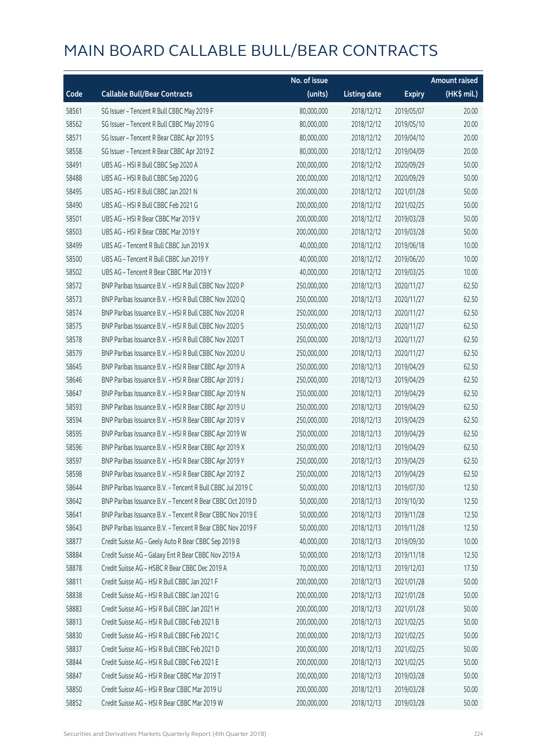# MAIN BOARD CALLABLE BULL/BEAR CONTRACTS

| Code | Callable Bull/Bear Contracts | No. of issue (units) | Listing date | Expiry | Amount raised (HK$ mil.) |
|---|---|---|---|---|---|
| 58561 | SG Issuer – Tencent R Bull CBBC May 2019 F | 80,000,000 | 2018/12/12 | 2019/05/07 | 20.00 |
| 58562 | SG Issuer – Tencent R Bull CBBC May 2019 G | 80,000,000 | 2018/12/12 | 2019/05/10 | 20.00 |
| 58571 | SG Issuer – Tencent R Bear CBBC Apr 2019 S | 80,000,000 | 2018/12/12 | 2019/04/10 | 20.00 |
| 58558 | SG Issuer – Tencent R Bear CBBC Apr 2019 Z | 80,000,000 | 2018/12/12 | 2019/04/09 | 20.00 |
| 58491 | UBS AG – HSI R Bull CBBC Sep 2020 A | 200,000,000 | 2018/12/12 | 2020/09/29 | 50.00 |
| 58488 | UBS AG – HSI R Bull CBBC Sep 2020 G | 200,000,000 | 2018/12/12 | 2020/09/29 | 50.00 |
| 58495 | UBS AG – HSI R Bull CBBC Jan 2021 N | 200,000,000 | 2018/12/12 | 2021/01/28 | 50.00 |
| 58490 | UBS AG – HSI R Bull CBBC Feb 2021 G | 200,000,000 | 2018/12/12 | 2021/02/25 | 50.00 |
| 58501 | UBS AG – HSI R Bear CBBC Mar 2019 V | 200,000,000 | 2018/12/12 | 2019/03/28 | 50.00 |
| 58503 | UBS AG – HSI R Bear CBBC Mar 2019 Y | 200,000,000 | 2018/12/12 | 2019/03/28 | 50.00 |
| 58499 | UBS AG – Tencent R Bull CBBC Jun 2019 X | 40,000,000 | 2018/12/12 | 2019/06/18 | 10.00 |
| 58500 | UBS AG – Tencent R Bull CBBC Jun 2019 Y | 40,000,000 | 2018/12/12 | 2019/06/20 | 10.00 |
| 58502 | UBS AG – Tencent R Bear CBBC Mar 2019 Y | 40,000,000 | 2018/12/12 | 2019/03/25 | 10.00 |
| 58572 | BNP Paribas Issuance B.V. – HSI R Bull CBBC Nov 2020 P | 250,000,000 | 2018/12/13 | 2020/11/27 | 62.50 |
| 58573 | BNP Paribas Issuance B.V. – HSI R Bull CBBC Nov 2020 Q | 250,000,000 | 2018/12/13 | 2020/11/27 | 62.50 |
| 58574 | BNP Paribas Issuance B.V. – HSI R Bull CBBC Nov 2020 R | 250,000,000 | 2018/12/13 | 2020/11/27 | 62.50 |
| 58575 | BNP Paribas Issuance B.V. – HSI R Bull CBBC Nov 2020 S | 250,000,000 | 2018/12/13 | 2020/11/27 | 62.50 |
| 58578 | BNP Paribas Issuance B.V. – HSI R Bull CBBC Nov 2020 T | 250,000,000 | 2018/12/13 | 2020/11/27 | 62.50 |
| 58579 | BNP Paribas Issuance B.V. – HSI R Bull CBBC Nov 2020 U | 250,000,000 | 2018/12/13 | 2020/11/27 | 62.50 |
| 58645 | BNP Paribas Issuance B.V. – HSI R Bear CBBC Apr 2019 A | 250,000,000 | 2018/12/13 | 2019/04/29 | 62.50 |
| 58646 | BNP Paribas Issuance B.V. – HSI R Bear CBBC Apr 2019 J | 250,000,000 | 2018/12/13 | 2019/04/29 | 62.50 |
| 58647 | BNP Paribas Issuance B.V. – HSI R Bear CBBC Apr 2019 N | 250,000,000 | 2018/12/13 | 2019/04/29 | 62.50 |
| 58593 | BNP Paribas Issuance B.V. – HSI R Bear CBBC Apr 2019 U | 250,000,000 | 2018/12/13 | 2019/04/29 | 62.50 |
| 58594 | BNP Paribas Issuance B.V. – HSI R Bear CBBC Apr 2019 V | 250,000,000 | 2018/12/13 | 2019/04/29 | 62.50 |
| 58595 | BNP Paribas Issuance B.V. – HSI R Bear CBBC Apr 2019 W | 250,000,000 | 2018/12/13 | 2019/04/29 | 62.50 |
| 58596 | BNP Paribas Issuance B.V. – HSI R Bear CBBC Apr 2019 X | 250,000,000 | 2018/12/13 | 2019/04/29 | 62.50 |
| 58597 | BNP Paribas Issuance B.V. – HSI R Bear CBBC Apr 2019 Y | 250,000,000 | 2018/12/13 | 2019/04/29 | 62.50 |
| 58598 | BNP Paribas Issuance B.V. – HSI R Bear CBBC Apr 2019 Z | 250,000,000 | 2018/12/13 | 2019/04/29 | 62.50 |
| 58644 | BNP Paribas Issuance B.V. – Tencent R Bull CBBC Jul 2019 C | 50,000,000 | 2018/12/13 | 2019/07/30 | 12.50 |
| 58642 | BNP Paribas Issuance B.V. – Tencent R Bear CBBC Oct 2019 D | 50,000,000 | 2018/12/13 | 2019/10/30 | 12.50 |
| 58641 | BNP Paribas Issuance B.V. – Tencent R Bear CBBC Nov 2019 E | 50,000,000 | 2018/12/13 | 2019/11/28 | 12.50 |
| 58643 | BNP Paribas Issuance B.V. – Tencent R Bear CBBC Nov 2019 F | 50,000,000 | 2018/12/13 | 2019/11/28 | 12.50 |
| 58877 | Credit Suisse AG – Geely Auto R Bear CBBC Sep 2019 B | 40,000,000 | 2018/12/13 | 2019/09/30 | 10.00 |
| 58884 | Credit Suisse AG – Galaxy Ent R Bear CBBC Nov 2019 A | 50,000,000 | 2018/12/13 | 2019/11/18 | 12.50 |
| 58878 | Credit Suisse AG – HSBC R Bear CBBC Dec 2019 A | 70,000,000 | 2018/12/13 | 2019/12/03 | 17.50 |
| 58811 | Credit Suisse AG – HSI R Bull CBBC Jan 2021 F | 200,000,000 | 2018/12/13 | 2021/01/28 | 50.00 |
| 58838 | Credit Suisse AG – HSI R Bull CBBC Jan 2021 G | 200,000,000 | 2018/12/13 | 2021/01/28 | 50.00 |
| 58883 | Credit Suisse AG – HSI R Bull CBBC Jan 2021 H | 200,000,000 | 2018/12/13 | 2021/01/28 | 50.00 |
| 58813 | Credit Suisse AG – HSI R Bull CBBC Feb 2021 B | 200,000,000 | 2018/12/13 | 2021/02/25 | 50.00 |
| 58830 | Credit Suisse AG – HSI R Bull CBBC Feb 2021 C | 200,000,000 | 2018/12/13 | 2021/02/25 | 50.00 |
| 58837 | Credit Suisse AG – HSI R Bull CBBC Feb 2021 D | 200,000,000 | 2018/12/13 | 2021/02/25 | 50.00 |
| 58844 | Credit Suisse AG – HSI R Bull CBBC Feb 2021 E | 200,000,000 | 2018/12/13 | 2021/02/25 | 50.00 |
| 58847 | Credit Suisse AG – HSI R Bear CBBC Mar 2019 T | 200,000,000 | 2018/12/13 | 2019/03/28 | 50.00 |
| 58850 | Credit Suisse AG – HSI R Bear CBBC Mar 2019 U | 200,000,000 | 2018/12/13 | 2019/03/28 | 50.00 |
| 58852 | Credit Suisse AG – HSI R Bear CBBC Mar 2019 W | 200,000,000 | 2018/12/13 | 2019/03/28 | 50.00 |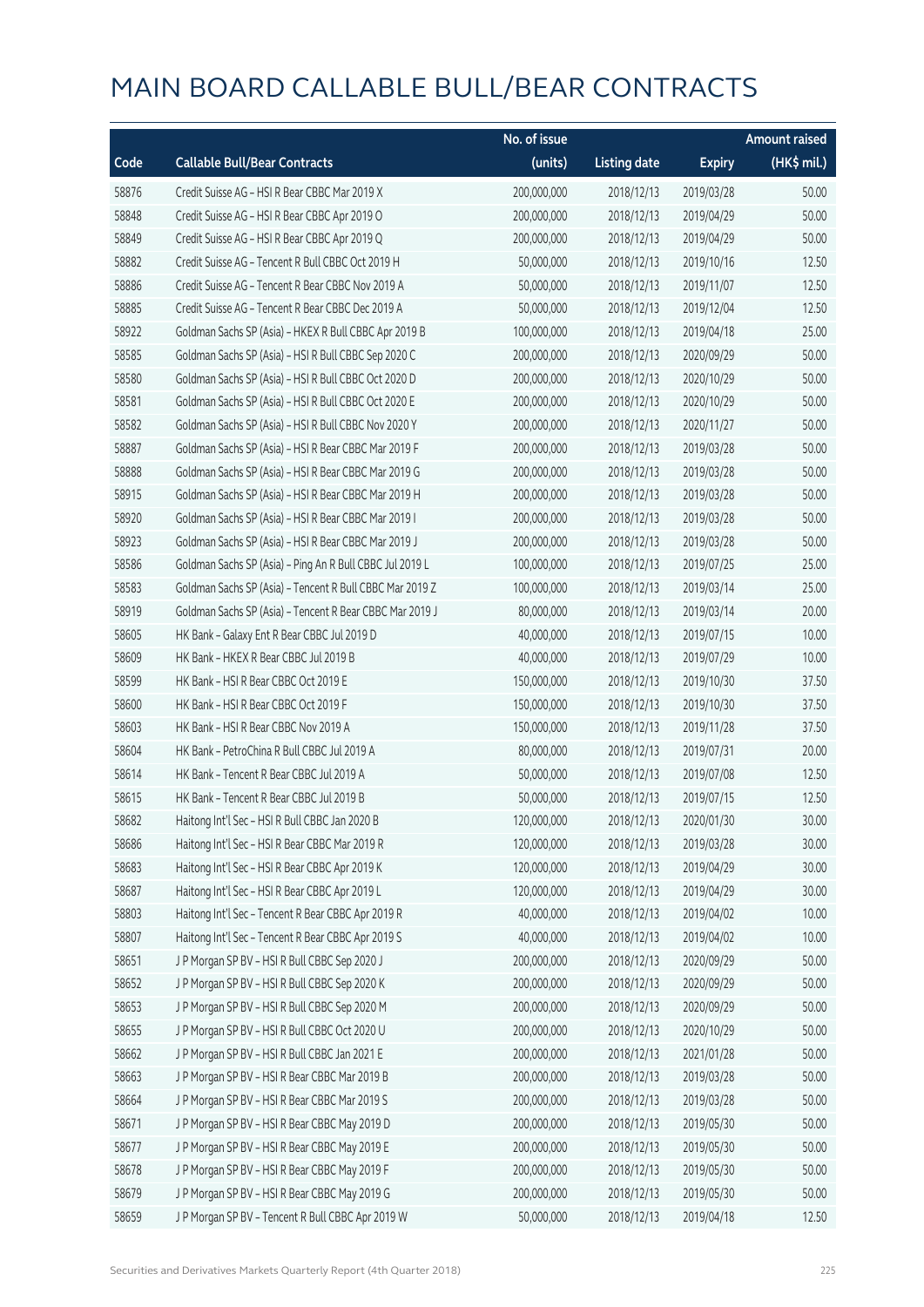# MAIN BOARD CALLABLE BULL/BEAR CONTRACTS

| Code | Callable Bull/Bear Contracts | No. of issue (units) | Listing date | Expiry | Amount raised (HK$ mil.) |
|---|---|---|---|---|---|
| 58876 | Credit Suisse AG – HSI R Bear CBBC Mar 2019 X | 200,000,000 | 2018/12/13 | 2019/03/28 | 50.00 |
| 58848 | Credit Suisse AG – HSI R Bear CBBC Apr 2019 O | 200,000,000 | 2018/12/13 | 2019/04/29 | 50.00 |
| 58849 | Credit Suisse AG – HSI R Bear CBBC Apr 2019 Q | 200,000,000 | 2018/12/13 | 2019/04/29 | 50.00 |
| 58882 | Credit Suisse AG – Tencent R Bull CBBC Oct 2019 H | 50,000,000 | 2018/12/13 | 2019/10/16 | 12.50 |
| 58886 | Credit Suisse AG – Tencent R Bear CBBC Nov 2019 A | 50,000,000 | 2018/12/13 | 2019/11/07 | 12.50 |
| 58885 | Credit Suisse AG – Tencent R Bear CBBC Dec 2019 A | 50,000,000 | 2018/12/13 | 2019/12/04 | 12.50 |
| 58922 | Goldman Sachs SP (Asia) – HKEX R Bull CBBC Apr 2019 B | 100,000,000 | 2018/12/13 | 2019/04/18 | 25.00 |
| 58585 | Goldman Sachs SP (Asia) – HSI R Bull CBBC Sep 2020 C | 200,000,000 | 2018/12/13 | 2020/09/29 | 50.00 |
| 58580 | Goldman Sachs SP (Asia) – HSI R Bull CBBC Oct 2020 D | 200,000,000 | 2018/12/13 | 2020/10/29 | 50.00 |
| 58581 | Goldman Sachs SP (Asia) – HSI R Bull CBBC Oct 2020 E | 200,000,000 | 2018/12/13 | 2020/10/29 | 50.00 |
| 58582 | Goldman Sachs SP (Asia) – HSI R Bull CBBC Nov 2020 Y | 200,000,000 | 2018/12/13 | 2020/11/27 | 50.00 |
| 58887 | Goldman Sachs SP (Asia) – HSI R Bear CBBC Mar 2019 F | 200,000,000 | 2018/12/13 | 2019/03/28 | 50.00 |
| 58888 | Goldman Sachs SP (Asia) – HSI R Bear CBBC Mar 2019 G | 200,000,000 | 2018/12/13 | 2019/03/28 | 50.00 |
| 58915 | Goldman Sachs SP (Asia) – HSI R Bear CBBC Mar 2019 H | 200,000,000 | 2018/12/13 | 2019/03/28 | 50.00 |
| 58920 | Goldman Sachs SP (Asia) – HSI R Bear CBBC Mar 2019 I | 200,000,000 | 2018/12/13 | 2019/03/28 | 50.00 |
| 58923 | Goldman Sachs SP (Asia) – HSI R Bear CBBC Mar 2019 J | 200,000,000 | 2018/12/13 | 2019/03/28 | 50.00 |
| 58586 | Goldman Sachs SP (Asia) – Ping An R Bull CBBC Jul 2019 L | 100,000,000 | 2018/12/13 | 2019/07/25 | 25.00 |
| 58583 | Goldman Sachs SP (Asia) – Tencent R Bull CBBC Mar 2019 Z | 100,000,000 | 2018/12/13 | 2019/03/14 | 25.00 |
| 58919 | Goldman Sachs SP (Asia) – Tencent R Bear CBBC Mar 2019 J | 80,000,000 | 2018/12/13 | 2019/03/14 | 20.00 |
| 58605 | HK Bank – Galaxy Ent R Bear CBBC Jul 2019 D | 40,000,000 | 2018/12/13 | 2019/07/15 | 10.00 |
| 58609 | HK Bank – HKEX R Bear CBBC Jul 2019 B | 40,000,000 | 2018/12/13 | 2019/07/29 | 10.00 |
| 58599 | HK Bank – HSI R Bear CBBC Oct 2019 E | 150,000,000 | 2018/12/13 | 2019/10/30 | 37.50 |
| 58600 | HK Bank – HSI R Bear CBBC Oct 2019 F | 150,000,000 | 2018/12/13 | 2019/10/30 | 37.50 |
| 58603 | HK Bank – HSI R Bear CBBC Nov 2019 A | 150,000,000 | 2018/12/13 | 2019/11/28 | 37.50 |
| 58604 | HK Bank – PetroChina R Bull CBBC Jul 2019 A | 80,000,000 | 2018/12/13 | 2019/07/31 | 20.00 |
| 58614 | HK Bank – Tencent R Bear CBBC Jul 2019 A | 50,000,000 | 2018/12/13 | 2019/07/08 | 12.50 |
| 58615 | HK Bank – Tencent R Bear CBBC Jul 2019 B | 50,000,000 | 2018/12/13 | 2019/07/15 | 12.50 |
| 58682 | Haitong Int'l Sec – HSI R Bull CBBC Jan 2020 B | 120,000,000 | 2018/12/13 | 2020/01/30 | 30.00 |
| 58686 | Haitong Int'l Sec – HSI R Bear CBBC Mar 2019 R | 120,000,000 | 2018/12/13 | 2019/03/28 | 30.00 |
| 58683 | Haitong Int'l Sec – HSI R Bear CBBC Apr 2019 K | 120,000,000 | 2018/12/13 | 2019/04/29 | 30.00 |
| 58687 | Haitong Int'l Sec – HSI R Bear CBBC Apr 2019 L | 120,000,000 | 2018/12/13 | 2019/04/29 | 30.00 |
| 58803 | Haitong Int'l Sec – Tencent R Bear CBBC Apr 2019 R | 40,000,000 | 2018/12/13 | 2019/04/02 | 10.00 |
| 58807 | Haitong Int'l Sec – Tencent R Bear CBBC Apr 2019 S | 40,000,000 | 2018/12/13 | 2019/04/02 | 10.00 |
| 58651 | J P Morgan SP BV – HSI R Bull CBBC Sep 2020 J | 200,000,000 | 2018/12/13 | 2020/09/29 | 50.00 |
| 58652 | J P Morgan SP BV – HSI R Bull CBBC Sep 2020 K | 200,000,000 | 2018/12/13 | 2020/09/29 | 50.00 |
| 58653 | J P Morgan SP BV – HSI R Bull CBBC Sep 2020 M | 200,000,000 | 2018/12/13 | 2020/09/29 | 50.00 |
| 58655 | J P Morgan SP BV – HSI R Bull CBBC Oct 2020 U | 200,000,000 | 2018/12/13 | 2020/10/29 | 50.00 |
| 58662 | J P Morgan SP BV – HSI R Bull CBBC Jan 2021 E | 200,000,000 | 2018/12/13 | 2021/01/28 | 50.00 |
| 58663 | J P Morgan SP BV – HSI R Bear CBBC Mar 2019 B | 200,000,000 | 2018/12/13 | 2019/03/28 | 50.00 |
| 58664 | J P Morgan SP BV – HSI R Bear CBBC Mar 2019 S | 200,000,000 | 2018/12/13 | 2019/03/28 | 50.00 |
| 58671 | J P Morgan SP BV – HSI R Bear CBBC May 2019 D | 200,000,000 | 2018/12/13 | 2019/05/30 | 50.00 |
| 58677 | J P Morgan SP BV – HSI R Bear CBBC May 2019 E | 200,000,000 | 2018/12/13 | 2019/05/30 | 50.00 |
| 58678 | J P Morgan SP BV – HSI R Bear CBBC May 2019 F | 200,000,000 | 2018/12/13 | 2019/05/30 | 50.00 |
| 58679 | J P Morgan SP BV – HSI R Bear CBBC May 2019 G | 200,000,000 | 2018/12/13 | 2019/05/30 | 50.00 |
| 58659 | J P Morgan SP BV – Tencent R Bull CBBC Apr 2019 W | 50,000,000 | 2018/12/13 | 2019/04/18 | 12.50 |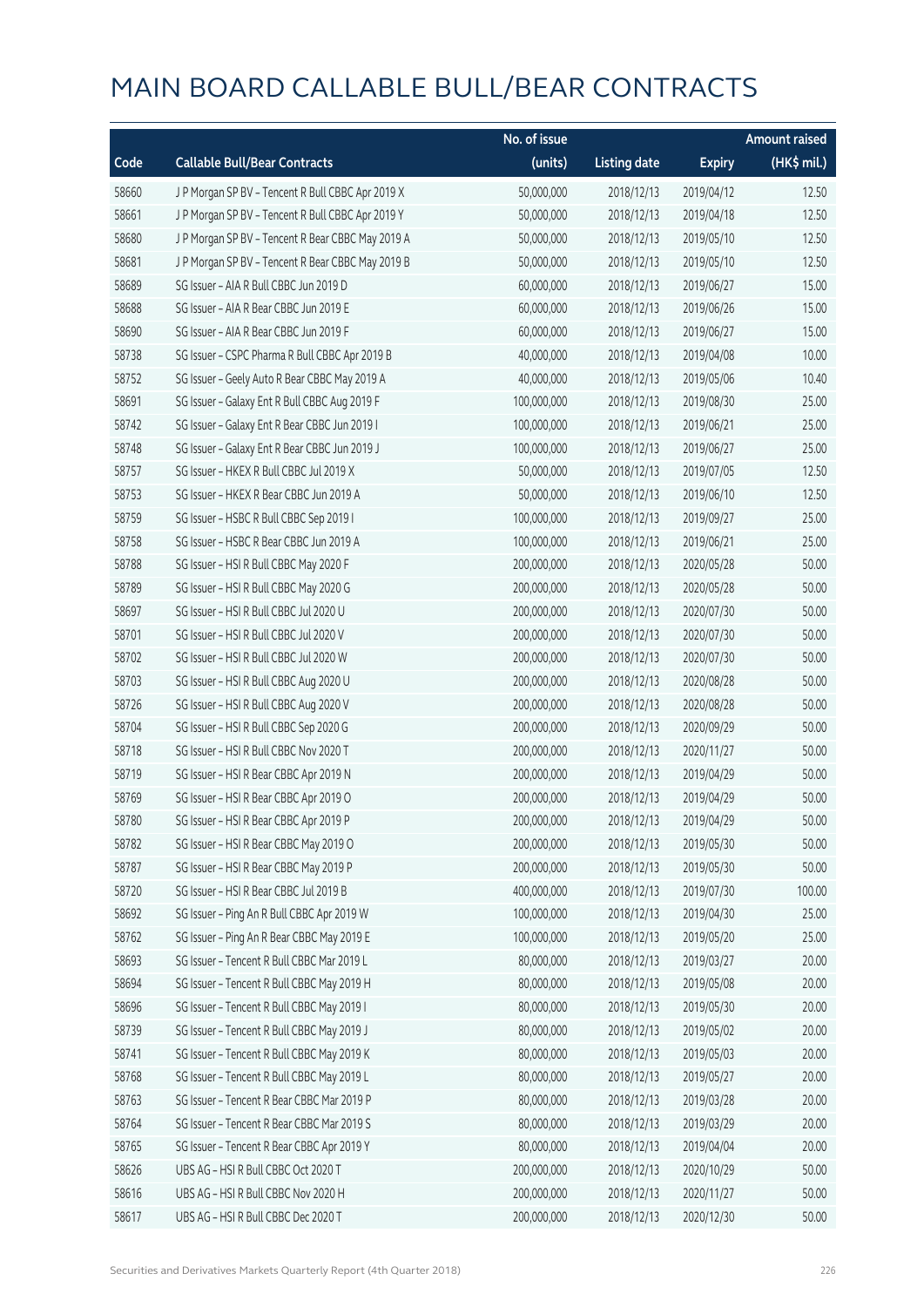# MAIN BOARD CALLABLE BULL/BEAR CONTRACTS

| Code | Callable Bull/Bear Contracts | No. of issue (units) | Listing date | Expiry | Amount raised (HK$ mil.) |
|---|---|---|---|---|---|
| 58660 | J P Morgan SP BV – Tencent R Bull CBBC Apr 2019 X | 50,000,000 | 2018/12/13 | 2019/04/12 | 12.50 |
| 58661 | J P Morgan SP BV – Tencent R Bull CBBC Apr 2019 Y | 50,000,000 | 2018/12/13 | 2019/04/18 | 12.50 |
| 58680 | J P Morgan SP BV – Tencent R Bear CBBC May 2019 A | 50,000,000 | 2018/12/13 | 2019/05/10 | 12.50 |
| 58681 | J P Morgan SP BV – Tencent R Bear CBBC May 2019 B | 50,000,000 | 2018/12/13 | 2019/05/10 | 12.50 |
| 58689 | SG Issuer – AIA R Bull CBBC Jun 2019 D | 60,000,000 | 2018/12/13 | 2019/06/27 | 15.00 |
| 58688 | SG Issuer – AIA R Bear CBBC Jun 2019 E | 60,000,000 | 2018/12/13 | 2019/06/26 | 15.00 |
| 58690 | SG Issuer – AIA R Bear CBBC Jun 2019 F | 60,000,000 | 2018/12/13 | 2019/06/27 | 15.00 |
| 58738 | SG Issuer – CSPC Pharma R Bull CBBC Apr 2019 B | 40,000,000 | 2018/12/13 | 2019/04/08 | 10.00 |
| 58752 | SG Issuer – Geely Auto R Bear CBBC May 2019 A | 40,000,000 | 2018/12/13 | 2019/05/06 | 10.40 |
| 58691 | SG Issuer – Galaxy Ent R Bull CBBC Aug 2019 F | 100,000,000 | 2018/12/13 | 2019/08/30 | 25.00 |
| 58742 | SG Issuer – Galaxy Ent R Bear CBBC Jun 2019 I | 100,000,000 | 2018/12/13 | 2019/06/21 | 25.00 |
| 58748 | SG Issuer – Galaxy Ent R Bear CBBC Jun 2019 J | 100,000,000 | 2018/12/13 | 2019/06/27 | 25.00 |
| 58757 | SG Issuer – HKEX R Bull CBBC Jul 2019 X | 50,000,000 | 2018/12/13 | 2019/07/05 | 12.50 |
| 58753 | SG Issuer – HKEX R Bear CBBC Jun 2019 A | 50,000,000 | 2018/12/13 | 2019/06/10 | 12.50 |
| 58759 | SG Issuer – HSBC R Bull CBBC Sep 2019 I | 100,000,000 | 2018/12/13 | 2019/09/27 | 25.00 |
| 58758 | SG Issuer – HSBC R Bear CBBC Jun 2019 A | 100,000,000 | 2018/12/13 | 2019/06/21 | 25.00 |
| 58788 | SG Issuer – HSI R Bull CBBC May 2020 F | 200,000,000 | 2018/12/13 | 2020/05/28 | 50.00 |
| 58789 | SG Issuer – HSI R Bull CBBC May 2020 G | 200,000,000 | 2018/12/13 | 2020/05/28 | 50.00 |
| 58697 | SG Issuer – HSI R Bull CBBC Jul 2020 U | 200,000,000 | 2018/12/13 | 2020/07/30 | 50.00 |
| 58701 | SG Issuer – HSI R Bull CBBC Jul 2020 V | 200,000,000 | 2018/12/13 | 2020/07/30 | 50.00 |
| 58702 | SG Issuer – HSI R Bull CBBC Jul 2020 W | 200,000,000 | 2018/12/13 | 2020/07/30 | 50.00 |
| 58703 | SG Issuer – HSI R Bull CBBC Aug 2020 U | 200,000,000 | 2018/12/13 | 2020/08/28 | 50.00 |
| 58726 | SG Issuer – HSI R Bull CBBC Aug 2020 V | 200,000,000 | 2018/12/13 | 2020/08/28 | 50.00 |
| 58704 | SG Issuer – HSI R Bull CBBC Sep 2020 G | 200,000,000 | 2018/12/13 | 2020/09/29 | 50.00 |
| 58718 | SG Issuer – HSI R Bull CBBC Nov 2020 T | 200,000,000 | 2018/12/13 | 2020/11/27 | 50.00 |
| 58719 | SG Issuer – HSI R Bear CBBC Apr 2019 N | 200,000,000 | 2018/12/13 | 2019/04/29 | 50.00 |
| 58769 | SG Issuer – HSI R Bear CBBC Apr 2019 O | 200,000,000 | 2018/12/13 | 2019/04/29 | 50.00 |
| 58780 | SG Issuer – HSI R Bear CBBC Apr 2019 P | 200,000,000 | 2018/12/13 | 2019/04/29 | 50.00 |
| 58782 | SG Issuer – HSI R Bear CBBC May 2019 O | 200,000,000 | 2018/12/13 | 2019/05/30 | 50.00 |
| 58787 | SG Issuer – HSI R Bear CBBC May 2019 P | 200,000,000 | 2018/12/13 | 2019/05/30 | 50.00 |
| 58720 | SG Issuer – HSI R Bear CBBC Jul 2019 B | 400,000,000 | 2018/12/13 | 2019/07/30 | 100.00 |
| 58692 | SG Issuer – Ping An R Bull CBBC Apr 2019 W | 100,000,000 | 2018/12/13 | 2019/04/30 | 25.00 |
| 58762 | SG Issuer – Ping An R Bear CBBC May 2019 E | 100,000,000 | 2018/12/13 | 2019/05/20 | 25.00 |
| 58693 | SG Issuer – Tencent R Bull CBBC Mar 2019 L | 80,000,000 | 2018/12/13 | 2019/03/27 | 20.00 |
| 58694 | SG Issuer – Tencent R Bull CBBC May 2019 H | 80,000,000 | 2018/12/13 | 2019/05/08 | 20.00 |
| 58696 | SG Issuer – Tencent R Bull CBBC May 2019 I | 80,000,000 | 2018/12/13 | 2019/05/30 | 20.00 |
| 58739 | SG Issuer – Tencent R Bull CBBC May 2019 J | 80,000,000 | 2018/12/13 | 2019/05/02 | 20.00 |
| 58741 | SG Issuer – Tencent R Bull CBBC May 2019 K | 80,000,000 | 2018/12/13 | 2019/05/03 | 20.00 |
| 58768 | SG Issuer – Tencent R Bull CBBC May 2019 L | 80,000,000 | 2018/12/13 | 2019/05/27 | 20.00 |
| 58763 | SG Issuer – Tencent R Bear CBBC Mar 2019 P | 80,000,000 | 2018/12/13 | 2019/03/28 | 20.00 |
| 58764 | SG Issuer – Tencent R Bear CBBC Mar 2019 S | 80,000,000 | 2018/12/13 | 2019/03/29 | 20.00 |
| 58765 | SG Issuer – Tencent R Bear CBBC Apr 2019 Y | 80,000,000 | 2018/12/13 | 2019/04/04 | 20.00 |
| 58626 | UBS AG – HSI R Bull CBBC Oct 2020 T | 200,000,000 | 2018/12/13 | 2020/10/29 | 50.00 |
| 58616 | UBS AG – HSI R Bull CBBC Nov 2020 H | 200,000,000 | 2018/12/13 | 2020/11/27 | 50.00 |
| 58617 | UBS AG – HSI R Bull CBBC Dec 2020 T | 200,000,000 | 2018/12/13 | 2020/12/30 | 50.00 |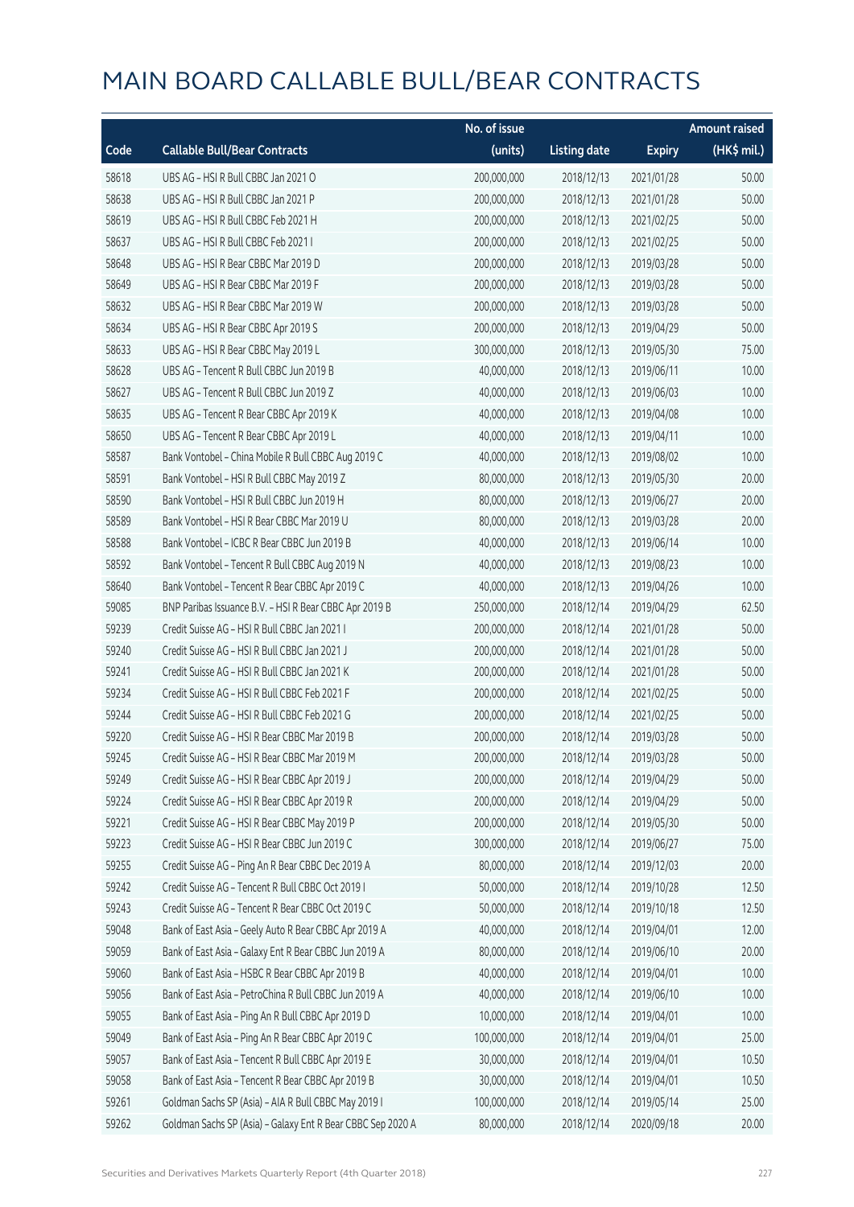# MAIN BOARD CALLABLE BULL/BEAR CONTRACTS

| Code | Callable Bull/Bear Contracts | No. of issue (units) | Listing date | Expiry | Amount raised (HK$ mil.) |
|---|---|---|---|---|---|
| 58618 | UBS AG - HSI R Bull CBBC Jan 2021 O | 200,000,000 | 2018/12/13 | 2021/01/28 | 50.00 |
| 58638 | UBS AG - HSI R Bull CBBC Jan 2021 P | 200,000,000 | 2018/12/13 | 2021/01/28 | 50.00 |
| 58619 | UBS AG - HSI R Bull CBBC Feb 2021 H | 200,000,000 | 2018/12/13 | 2021/02/25 | 50.00 |
| 58637 | UBS AG - HSI R Bull CBBC Feb 2021 I | 200,000,000 | 2018/12/13 | 2021/02/25 | 50.00 |
| 58648 | UBS AG - HSI R Bear CBBC Mar 2019 D | 200,000,000 | 2018/12/13 | 2019/03/28 | 50.00 |
| 58649 | UBS AG - HSI R Bear CBBC Mar 2019 F | 200,000,000 | 2018/12/13 | 2019/03/28 | 50.00 |
| 58632 | UBS AG - HSI R Bear CBBC Mar 2019 W | 200,000,000 | 2018/12/13 | 2019/03/28 | 50.00 |
| 58634 | UBS AG - HSI R Bear CBBC Apr 2019 S | 200,000,000 | 2018/12/13 | 2019/04/29 | 50.00 |
| 58633 | UBS AG - HSI R Bear CBBC May 2019 L | 300,000,000 | 2018/12/13 | 2019/05/30 | 75.00 |
| 58628 | UBS AG - Tencent R Bull CBBC Jun 2019 B | 40,000,000 | 2018/12/13 | 2019/06/11 | 10.00 |
| 58627 | UBS AG - Tencent R Bull CBBC Jun 2019 Z | 40,000,000 | 2018/12/13 | 2019/06/03 | 10.00 |
| 58635 | UBS AG - Tencent R Bear CBBC Apr 2019 K | 40,000,000 | 2018/12/13 | 2019/04/08 | 10.00 |
| 58650 | UBS AG - Tencent R Bear CBBC Apr 2019 L | 40,000,000 | 2018/12/13 | 2019/04/11 | 10.00 |
| 58587 | Bank Vontobel - China Mobile R Bull CBBC Aug 2019 C | 40,000,000 | 2018/12/13 | 2019/08/02 | 10.00 |
| 58591 | Bank Vontobel - HSI R Bull CBBC May 2019 Z | 80,000,000 | 2018/12/13 | 2019/05/30 | 20.00 |
| 58590 | Bank Vontobel - HSI R Bull CBBC Jun 2019 H | 80,000,000 | 2018/12/13 | 2019/06/27 | 20.00 |
| 58589 | Bank Vontobel - HSI R Bear CBBC Mar 2019 U | 80,000,000 | 2018/12/13 | 2019/03/28 | 20.00 |
| 58588 | Bank Vontobel - ICBC R Bear CBBC Jun 2019 B | 40,000,000 | 2018/12/13 | 2019/06/14 | 10.00 |
| 58592 | Bank Vontobel - Tencent R Bull CBBC Aug 2019 N | 40,000,000 | 2018/12/13 | 2019/08/23 | 10.00 |
| 58640 | Bank Vontobel - Tencent R Bear CBBC Apr 2019 C | 40,000,000 | 2018/12/13 | 2019/04/26 | 10.00 |
| 59085 | BNP Paribas Issuance B.V. - HSI R Bear CBBC Apr 2019 B | 250,000,000 | 2018/12/14 | 2019/04/29 | 62.50 |
| 59239 | Credit Suisse AG - HSI R Bull CBBC Jan 2021 I | 200,000,000 | 2018/12/14 | 2021/01/28 | 50.00 |
| 59240 | Credit Suisse AG - HSI R Bull CBBC Jan 2021 J | 200,000,000 | 2018/12/14 | 2021/01/28 | 50.00 |
| 59241 | Credit Suisse AG - HSI R Bull CBBC Jan 2021 K | 200,000,000 | 2018/12/14 | 2021/01/28 | 50.00 |
| 59234 | Credit Suisse AG - HSI R Bull CBBC Feb 2021 F | 200,000,000 | 2018/12/14 | 2021/02/25 | 50.00 |
| 59244 | Credit Suisse AG - HSI R Bull CBBC Feb 2021 G | 200,000,000 | 2018/12/14 | 2021/02/25 | 50.00 |
| 59220 | Credit Suisse AG - HSI R Bear CBBC Mar 2019 B | 200,000,000 | 2018/12/14 | 2019/03/28 | 50.00 |
| 59245 | Credit Suisse AG - HSI R Bear CBBC Mar 2019 M | 200,000,000 | 2018/12/14 | 2019/03/28 | 50.00 |
| 59249 | Credit Suisse AG - HSI R Bear CBBC Apr 2019 J | 200,000,000 | 2018/12/14 | 2019/04/29 | 50.00 |
| 59224 | Credit Suisse AG - HSI R Bear CBBC Apr 2019 R | 200,000,000 | 2018/12/14 | 2019/04/29 | 50.00 |
| 59221 | Credit Suisse AG - HSI R Bear CBBC May 2019 P | 200,000,000 | 2018/12/14 | 2019/05/30 | 50.00 |
| 59223 | Credit Suisse AG - HSI R Bear CBBC Jun 2019 C | 300,000,000 | 2018/12/14 | 2019/06/27 | 75.00 |
| 59255 | Credit Suisse AG - Ping An R Bear CBBC Dec 2019 A | 80,000,000 | 2018/12/14 | 2019/12/03 | 20.00 |
| 59242 | Credit Suisse AG - Tencent R Bull CBBC Oct 2019 I | 50,000,000 | 2018/12/14 | 2019/10/28 | 12.50 |
| 59243 | Credit Suisse AG - Tencent R Bear CBBC Oct 2019 C | 50,000,000 | 2018/12/14 | 2019/10/18 | 12.50 |
| 59048 | Bank of East Asia - Geely Auto R Bear CBBC Apr 2019 A | 40,000,000 | 2018/12/14 | 2019/04/01 | 12.00 |
| 59059 | Bank of East Asia - Galaxy Ent R Bear CBBC Jun 2019 A | 80,000,000 | 2018/12/14 | 2019/06/10 | 20.00 |
| 59060 | Bank of East Asia - HSBC R Bear CBBC Apr 2019 B | 40,000,000 | 2018/12/14 | 2019/04/01 | 10.00 |
| 59056 | Bank of East Asia - PetroChina R Bull CBBC Jun 2019 A | 40,000,000 | 2018/12/14 | 2019/06/10 | 10.00 |
| 59055 | Bank of East Asia - Ping An R Bull CBBC Apr 2019 D | 10,000,000 | 2018/12/14 | 2019/04/01 | 10.00 |
| 59049 | Bank of East Asia - Ping An R Bear CBBC Apr 2019 C | 100,000,000 | 2018/12/14 | 2019/04/01 | 25.00 |
| 59057 | Bank of East Asia - Tencent R Bull CBBC Apr 2019 E | 30,000,000 | 2018/12/14 | 2019/04/01 | 10.50 |
| 59058 | Bank of East Asia - Tencent R Bear CBBC Apr 2019 B | 30,000,000 | 2018/12/14 | 2019/04/01 | 10.50 |
| 59261 | Goldman Sachs SP (Asia) - AIA R Bull CBBC May 2019 I | 100,000,000 | 2018/12/14 | 2019/05/14 | 25.00 |
| 59262 | Goldman Sachs SP (Asia) - Galaxy Ent R Bear CBBC Sep 2020 A | 80,000,000 | 2018/12/14 | 2020/09/18 | 20.00 |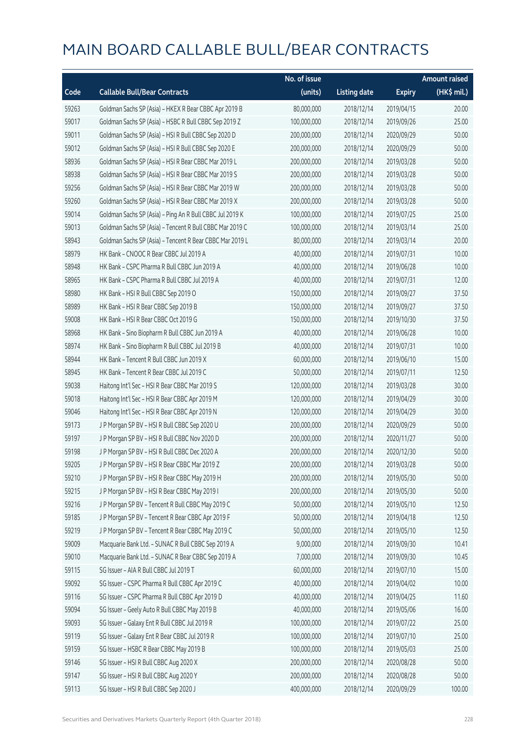# MAIN BOARD CALLABLE BULL/BEAR CONTRACTS

| Code | Callable Bull/Bear Contracts | No. of issue (units) | Listing date | Expiry | Amount raised (HK$ mil.) |
|---|---|---|---|---|---|
| 59263 | Goldman Sachs SP (Asia) - HKEX R Bear CBBC Apr 2019 B | 80,000,000 | 2018/12/14 | 2019/04/15 | 20.00 |
| 59017 | Goldman Sachs SP (Asia) - HSBC R Bull CBBC Sep 2019 Z | 100,000,000 | 2018/12/14 | 2019/09/26 | 25.00 |
| 59011 | Goldman Sachs SP (Asia) - HSI R Bull CBBC Sep 2020 D | 200,000,000 | 2018/12/14 | 2020/09/29 | 50.00 |
| 59012 | Goldman Sachs SP (Asia) - HSI R Bull CBBC Sep 2020 E | 200,000,000 | 2018/12/14 | 2020/09/29 | 50.00 |
| 58936 | Goldman Sachs SP (Asia) - HSI R Bear CBBC Mar 2019 L | 200,000,000 | 2018/12/14 | 2019/03/28 | 50.00 |
| 58938 | Goldman Sachs SP (Asia) - HSI R Bear CBBC Mar 2019 S | 200,000,000 | 2018/12/14 | 2019/03/28 | 50.00 |
| 59256 | Goldman Sachs SP (Asia) - HSI R Bear CBBC Mar 2019 W | 200,000,000 | 2018/12/14 | 2019/03/28 | 50.00 |
| 59260 | Goldman Sachs SP (Asia) - HSI R Bear CBBC Mar 2019 X | 200,000,000 | 2018/12/14 | 2019/03/28 | 50.00 |
| 59014 | Goldman Sachs SP (Asia) - Ping An R Bull CBBC Jul 2019 K | 100,000,000 | 2018/12/14 | 2019/07/25 | 25.00 |
| 59013 | Goldman Sachs SP (Asia) - Tencent R Bull CBBC Mar 2019 C | 100,000,000 | 2018/12/14 | 2019/03/14 | 25.00 |
| 58943 | Goldman Sachs SP (Asia) - Tencent R Bear CBBC Mar 2019 L | 80,000,000 | 2018/12/14 | 2019/03/14 | 20.00 |
| 58979 | HK Bank - CNOOC R Bear CBBC Jul 2019 A | 40,000,000 | 2018/12/14 | 2019/07/31 | 10.00 |
| 58948 | HK Bank - CSPC Pharma R Bull CBBC Jun 2019 A | 40,000,000 | 2018/12/14 | 2019/06/28 | 10.00 |
| 58965 | HK Bank - CSPC Pharma R Bull CBBC Jul 2019 A | 40,000,000 | 2018/12/14 | 2019/07/31 | 12.00 |
| 58980 | HK Bank - HSI R Bull CBBC Sep 2019 O | 150,000,000 | 2018/12/14 | 2019/09/27 | 37.50 |
| 58989 | HK Bank - HSI R Bear CBBC Sep 2019 B | 150,000,000 | 2018/12/14 | 2019/09/27 | 37.50 |
| 59008 | HK Bank - HSI R Bear CBBC Oct 2019 G | 150,000,000 | 2018/12/14 | 2019/10/30 | 37.50 |
| 58968 | HK Bank - Sino Biopharm R Bull CBBC Jun 2019 A | 40,000,000 | 2018/12/14 | 2019/06/28 | 10.00 |
| 58974 | HK Bank - Sino Biopharm R Bull CBBC Jul 2019 B | 40,000,000 | 2018/12/14 | 2019/07/31 | 10.00 |
| 58944 | HK Bank - Tencent R Bull CBBC Jun 2019 X | 60,000,000 | 2018/12/14 | 2019/06/10 | 15.00 |
| 58945 | HK Bank - Tencent R Bear CBBC Jul 2019 C | 50,000,000 | 2018/12/14 | 2019/07/11 | 12.50 |
| 59038 | Haitong Int'l Sec - HSI R Bear CBBC Mar 2019 S | 120,000,000 | 2018/12/14 | 2019/03/28 | 30.00 |
| 59018 | Haitong Int'l Sec - HSI R Bear CBBC Apr 2019 M | 120,000,000 | 2018/12/14 | 2019/04/29 | 30.00 |
| 59046 | Haitong Int'l Sec - HSI R Bear CBBC Apr 2019 N | 120,000,000 | 2018/12/14 | 2019/04/29 | 30.00 |
| 59173 | J P Morgan SP BV - HSI R Bull CBBC Sep 2020 U | 200,000,000 | 2018/12/14 | 2020/09/29 | 50.00 |
| 59197 | J P Morgan SP BV - HSI R Bull CBBC Nov 2020 D | 200,000,000 | 2018/12/14 | 2020/11/27 | 50.00 |
| 59198 | J P Morgan SP BV - HSI R Bull CBBC Dec 2020 A | 200,000,000 | 2018/12/14 | 2020/12/30 | 50.00 |
| 59205 | J P Morgan SP BV - HSI R Bear CBBC Mar 2019 Z | 200,000,000 | 2018/12/14 | 2019/03/28 | 50.00 |
| 59210 | J P Morgan SP BV - HSI R Bear CBBC May 2019 H | 200,000,000 | 2018/12/14 | 2019/05/30 | 50.00 |
| 59215 | J P Morgan SP BV - HSI R Bear CBBC May 2019 I | 200,000,000 | 2018/12/14 | 2019/05/30 | 50.00 |
| 59216 | J P Morgan SP BV - Tencent R Bull CBBC May 2019 C | 50,000,000 | 2018/12/14 | 2019/05/10 | 12.50 |
| 59185 | J P Morgan SP BV - Tencent R Bear CBBC Apr 2019 F | 50,000,000 | 2018/12/14 | 2019/04/18 | 12.50 |
| 59219 | J P Morgan SP BV - Tencent R Bear CBBC May 2019 C | 50,000,000 | 2018/12/14 | 2019/05/10 | 12.50 |
| 59009 | Macquarie Bank Ltd. - SUNAC R Bull CBBC Sep 2019 A | 9,000,000 | 2018/12/14 | 2019/09/30 | 10.41 |
| 59010 | Macquarie Bank Ltd. - SUNAC R Bear CBBC Sep 2019 A | 7,000,000 | 2018/12/14 | 2019/09/30 | 10.45 |
| 59115 | SG Issuer - AIA R Bull CBBC Jul 2019 T | 60,000,000 | 2018/12/14 | 2019/07/10 | 15.00 |
| 59092 | SG Issuer - CSPC Pharma R Bull CBBC Apr 2019 C | 40,000,000 | 2018/12/14 | 2019/04/02 | 10.00 |
| 59116 | SG Issuer - CSPC Pharma R Bull CBBC Apr 2019 D | 40,000,000 | 2018/12/14 | 2019/04/25 | 11.60 |
| 59094 | SG Issuer - Geely Auto R Bull CBBC May 2019 B | 40,000,000 | 2018/12/14 | 2019/05/06 | 16.00 |
| 59093 | SG Issuer - Galaxy Ent R Bull CBBC Jul 2019 R | 100,000,000 | 2018/12/14 | 2019/07/22 | 25.00 |
| 59119 | SG Issuer - Galaxy Ent R Bear CBBC Jul 2019 R | 100,000,000 | 2018/12/14 | 2019/07/10 | 25.00 |
| 59159 | SG Issuer - HSBC R Bear CBBC May 2019 B | 100,000,000 | 2018/12/14 | 2019/05/03 | 25.00 |
| 59146 | SG Issuer - HSI R Bull CBBC Aug 2020 X | 200,000,000 | 2018/12/14 | 2020/08/28 | 50.00 |
| 59147 | SG Issuer - HSI R Bull CBBC Aug 2020 Y | 200,000,000 | 2018/12/14 | 2020/08/28 | 50.00 |
| 59113 | SG Issuer - HSI R Bull CBBC Sep 2020 J | 400,000,000 | 2018/12/14 | 2020/09/29 | 100.00 |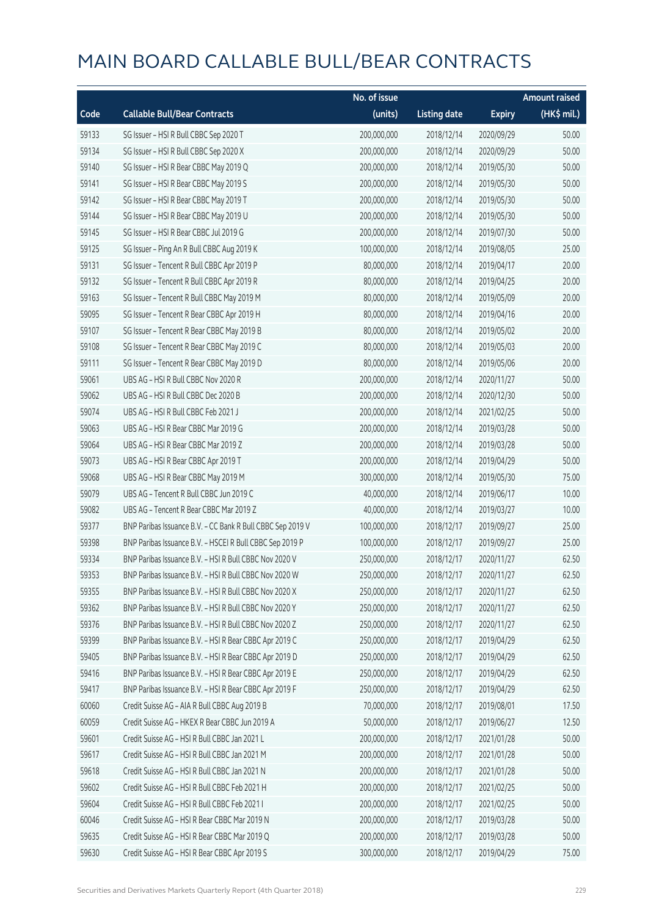# MAIN BOARD CALLABLE BULL/BEAR CONTRACTS

| Code | Callable Bull/Bear Contracts | No. of issue (units) | Listing date | Expiry | Amount raised (HK$ mil.) |
|---|---|---|---|---|---|
| 59133 | SG Issuer – HSI R Bull CBBC Sep 2020 T | 200,000,000 | 2018/12/14 | 2020/09/29 | 50.00 |
| 59134 | SG Issuer – HSI R Bull CBBC Sep 2020 X | 200,000,000 | 2018/12/14 | 2020/09/29 | 50.00 |
| 59140 | SG Issuer – HSI R Bear CBBC May 2019 Q | 200,000,000 | 2018/12/14 | 2019/05/30 | 50.00 |
| 59141 | SG Issuer – HSI R Bear CBBC May 2019 S | 200,000,000 | 2018/12/14 | 2019/05/30 | 50.00 |
| 59142 | SG Issuer – HSI R Bear CBBC May 2019 T | 200,000,000 | 2018/12/14 | 2019/05/30 | 50.00 |
| 59144 | SG Issuer – HSI R Bear CBBC May 2019 U | 200,000,000 | 2018/12/14 | 2019/05/30 | 50.00 |
| 59145 | SG Issuer – HSI R Bear CBBC Jul 2019 G | 200,000,000 | 2018/12/14 | 2019/07/30 | 50.00 |
| 59125 | SG Issuer – Ping An R Bull CBBC Aug 2019 K | 100,000,000 | 2018/12/14 | 2019/08/05 | 25.00 |
| 59131 | SG Issuer – Tencent R Bull CBBC Apr 2019 P | 80,000,000 | 2018/12/14 | 2019/04/17 | 20.00 |
| 59132 | SG Issuer – Tencent R Bull CBBC Apr 2019 R | 80,000,000 | 2018/12/14 | 2019/04/25 | 20.00 |
| 59163 | SG Issuer – Tencent R Bull CBBC May 2019 M | 80,000,000 | 2018/12/14 | 2019/05/09 | 20.00 |
| 59095 | SG Issuer – Tencent R Bear CBBC Apr 2019 H | 80,000,000 | 2018/12/14 | 2019/04/16 | 20.00 |
| 59107 | SG Issuer – Tencent R Bear CBBC May 2019 B | 80,000,000 | 2018/12/14 | 2019/05/02 | 20.00 |
| 59108 | SG Issuer – Tencent R Bear CBBC May 2019 C | 80,000,000 | 2018/12/14 | 2019/05/03 | 20.00 |
| 59111 | SG Issuer – Tencent R Bear CBBC May 2019 D | 80,000,000 | 2018/12/14 | 2019/05/06 | 20.00 |
| 59061 | UBS AG – HSI R Bull CBBC Nov 2020 R | 200,000,000 | 2018/12/14 | 2020/11/27 | 50.00 |
| 59062 | UBS AG – HSI R Bull CBBC Dec 2020 B | 200,000,000 | 2018/12/14 | 2020/12/30 | 50.00 |
| 59074 | UBS AG – HSI R Bull CBBC Feb 2021 J | 200,000,000 | 2018/12/14 | 2021/02/25 | 50.00 |
| 59063 | UBS AG – HSI R Bear CBBC Mar 2019 G | 200,000,000 | 2018/12/14 | 2019/03/28 | 50.00 |
| 59064 | UBS AG – HSI R Bear CBBC Mar 2019 Z | 200,000,000 | 2018/12/14 | 2019/03/28 | 50.00 |
| 59073 | UBS AG – HSI R Bear CBBC Apr 2019 T | 200,000,000 | 2018/12/14 | 2019/04/29 | 50.00 |
| 59068 | UBS AG – HSI R Bear CBBC May 2019 M | 300,000,000 | 2018/12/14 | 2019/05/30 | 75.00 |
| 59079 | UBS AG – Tencent R Bull CBBC Jun 2019 C | 40,000,000 | 2018/12/14 | 2019/06/17 | 10.00 |
| 59082 | UBS AG – Tencent R Bear CBBC Mar 2019 Z | 40,000,000 | 2018/12/14 | 2019/03/27 | 10.00 |
| 59377 | BNP Paribas Issuance B.V. – CC Bank R Bull CBBC Sep 2019 V | 100,000,000 | 2018/12/17 | 2019/09/27 | 25.00 |
| 59398 | BNP Paribas Issuance B.V. – HSCEI R Bull CBBC Sep 2019 P | 100,000,000 | 2018/12/17 | 2019/09/27 | 25.00 |
| 59334 | BNP Paribas Issuance B.V. – HSI R Bull CBBC Nov 2020 V | 250,000,000 | 2018/12/17 | 2020/11/27 | 62.50 |
| 59353 | BNP Paribas Issuance B.V. – HSI R Bull CBBC Nov 2020 W | 250,000,000 | 2018/12/17 | 2020/11/27 | 62.50 |
| 59355 | BNP Paribas Issuance B.V. – HSI R Bull CBBC Nov 2020 X | 250,000,000 | 2018/12/17 | 2020/11/27 | 62.50 |
| 59362 | BNP Paribas Issuance B.V. – HSI R Bull CBBC Nov 2020 Y | 250,000,000 | 2018/12/17 | 2020/11/27 | 62.50 |
| 59376 | BNP Paribas Issuance B.V. – HSI R Bull CBBC Nov 2020 Z | 250,000,000 | 2018/12/17 | 2020/11/27 | 62.50 |
| 59399 | BNP Paribas Issuance B.V. – HSI R Bear CBBC Apr 2019 C | 250,000,000 | 2018/12/17 | 2019/04/29 | 62.50 |
| 59405 | BNP Paribas Issuance B.V. – HSI R Bear CBBC Apr 2019 D | 250,000,000 | 2018/12/17 | 2019/04/29 | 62.50 |
| 59416 | BNP Paribas Issuance B.V. – HSI R Bear CBBC Apr 2019 E | 250,000,000 | 2018/12/17 | 2019/04/29 | 62.50 |
| 59417 | BNP Paribas Issuance B.V. – HSI R Bear CBBC Apr 2019 F | 250,000,000 | 2018/12/17 | 2019/04/29 | 62.50 |
| 60060 | Credit Suisse AG – AIA R Bull CBBC Aug 2019 B | 70,000,000 | 2018/12/17 | 2019/08/01 | 17.50 |
| 60059 | Credit Suisse AG – HKEX R Bear CBBC Jun 2019 A | 50,000,000 | 2018/12/17 | 2019/06/27 | 12.50 |
| 59601 | Credit Suisse AG – HSI R Bull CBBC Jan 2021 L | 200,000,000 | 2018/12/17 | 2021/01/28 | 50.00 |
| 59617 | Credit Suisse AG – HSI R Bull CBBC Jan 2021 M | 200,000,000 | 2018/12/17 | 2021/01/28 | 50.00 |
| 59618 | Credit Suisse AG – HSI R Bull CBBC Jan 2021 N | 200,000,000 | 2018/12/17 | 2021/01/28 | 50.00 |
| 59602 | Credit Suisse AG – HSI R Bull CBBC Feb 2021 H | 200,000,000 | 2018/12/17 | 2021/02/25 | 50.00 |
| 59604 | Credit Suisse AG – HSI R Bull CBBC Feb 2021 I | 200,000,000 | 2018/12/17 | 2021/02/25 | 50.00 |
| 60046 | Credit Suisse AG – HSI R Bear CBBC Mar 2019 N | 200,000,000 | 2018/12/17 | 2019/03/28 | 50.00 |
| 59635 | Credit Suisse AG – HSI R Bear CBBC Mar 2019 Q | 200,000,000 | 2018/12/17 | 2019/03/28 | 50.00 |
| 59630 | Credit Suisse AG – HSI R Bear CBBC Apr 2019 S | 300,000,000 | 2018/12/17 | 2019/04/29 | 75.00 |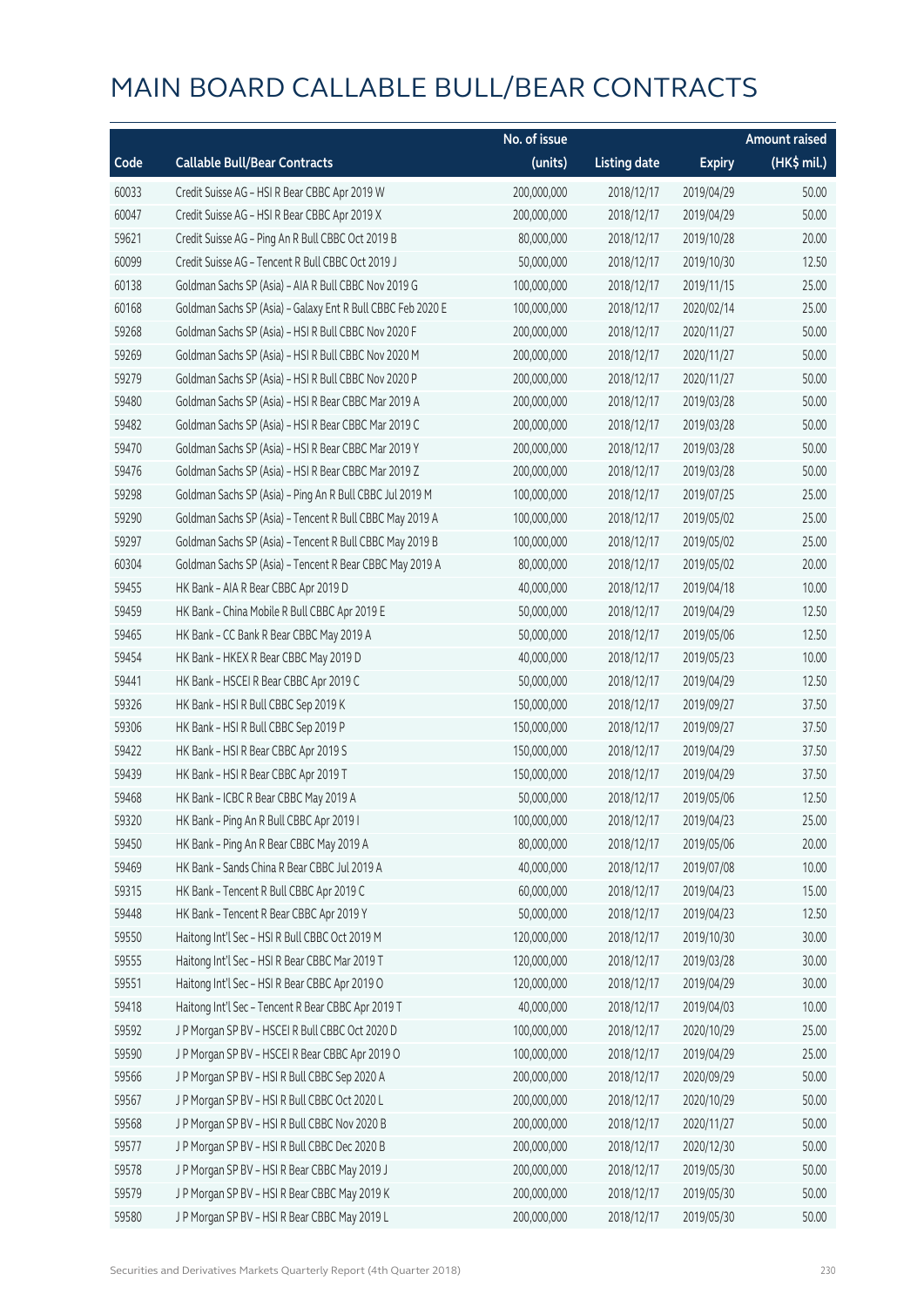# MAIN BOARD CALLABLE BULL/BEAR CONTRACTS

| Code | Callable Bull/Bear Contracts | No. of issue (units) | Listing date | Expiry | Amount raised (HK$ mil.) |
|---|---|---|---|---|---|
| 60033 | Credit Suisse AG – HSI R Bear CBBC Apr 2019 W | 200,000,000 | 2018/12/17 | 2019/04/29 | 50.00 |
| 60047 | Credit Suisse AG – HSI R Bear CBBC Apr 2019 X | 200,000,000 | 2018/12/17 | 2019/04/29 | 50.00 |
| 59621 | Credit Suisse AG – Ping An R Bull CBBC Oct 2019 B | 80,000,000 | 2018/12/17 | 2019/10/28 | 20.00 |
| 60099 | Credit Suisse AG – Tencent R Bull CBBC Oct 2019 J | 50,000,000 | 2018/12/17 | 2019/10/30 | 12.50 |
| 60138 | Goldman Sachs SP (Asia) – AIA R Bull CBBC Nov 2019 G | 100,000,000 | 2018/12/17 | 2019/11/15 | 25.00 |
| 60168 | Goldman Sachs SP (Asia) – Galaxy Ent R Bull CBBC Feb 2020 E | 100,000,000 | 2018/12/17 | 2020/02/14 | 25.00 |
| 59268 | Goldman Sachs SP (Asia) – HSI R Bull CBBC Nov 2020 F | 200,000,000 | 2018/12/17 | 2020/11/27 | 50.00 |
| 59269 | Goldman Sachs SP (Asia) – HSI R Bull CBBC Nov 2020 M | 200,000,000 | 2018/12/17 | 2020/11/27 | 50.00 |
| 59279 | Goldman Sachs SP (Asia) – HSI R Bull CBBC Nov 2020 P | 200,000,000 | 2018/12/17 | 2020/11/27 | 50.00 |
| 59480 | Goldman Sachs SP (Asia) – HSI R Bear CBBC Mar 2019 A | 200,000,000 | 2018/12/17 | 2019/03/28 | 50.00 |
| 59482 | Goldman Sachs SP (Asia) – HSI R Bear CBBC Mar 2019 C | 200,000,000 | 2018/12/17 | 2019/03/28 | 50.00 |
| 59470 | Goldman Sachs SP (Asia) – HSI R Bear CBBC Mar 2019 Y | 200,000,000 | 2018/12/17 | 2019/03/28 | 50.00 |
| 59476 | Goldman Sachs SP (Asia) – HSI R Bear CBBC Mar 2019 Z | 200,000,000 | 2018/12/17 | 2019/03/28 | 50.00 |
| 59298 | Goldman Sachs SP (Asia) – Ping An R Bull CBBC Jul 2019 M | 100,000,000 | 2018/12/17 | 2019/07/25 | 25.00 |
| 59290 | Goldman Sachs SP (Asia) – Tencent R Bull CBBC May 2019 A | 100,000,000 | 2018/12/17 | 2019/05/02 | 25.00 |
| 59297 | Goldman Sachs SP (Asia) – Tencent R Bull CBBC May 2019 B | 100,000,000 | 2018/12/17 | 2019/05/02 | 25.00 |
| 60304 | Goldman Sachs SP (Asia) – Tencent R Bear CBBC May 2019 A | 80,000,000 | 2018/12/17 | 2019/05/02 | 20.00 |
| 59455 | HK Bank – AIA R Bear CBBC Apr 2019 D | 40,000,000 | 2018/12/17 | 2019/04/18 | 10.00 |
| 59459 | HK Bank – China Mobile R Bull CBBC Apr 2019 E | 50,000,000 | 2018/12/17 | 2019/04/29 | 12.50 |
| 59465 | HK Bank – CC Bank R Bear CBBC May 2019 A | 50,000,000 | 2018/12/17 | 2019/05/06 | 12.50 |
| 59454 | HK Bank – HKEX R Bear CBBC May 2019 D | 40,000,000 | 2018/12/17 | 2019/05/23 | 10.00 |
| 59441 | HK Bank – HSCEI R Bear CBBC Apr 2019 C | 50,000,000 | 2018/12/17 | 2019/04/29 | 12.50 |
| 59326 | HK Bank – HSI R Bull CBBC Sep 2019 K | 150,000,000 | 2018/12/17 | 2019/09/27 | 37.50 |
| 59306 | HK Bank – HSI R Bull CBBC Sep 2019 P | 150,000,000 | 2018/12/17 | 2019/09/27 | 37.50 |
| 59422 | HK Bank – HSI R Bear CBBC Apr 2019 S | 150,000,000 | 2018/12/17 | 2019/04/29 | 37.50 |
| 59439 | HK Bank – HSI R Bear CBBC Apr 2019 T | 150,000,000 | 2018/12/17 | 2019/04/29 | 37.50 |
| 59468 | HK Bank – ICBC R Bear CBBC May 2019 A | 50,000,000 | 2018/12/17 | 2019/05/06 | 12.50 |
| 59320 | HK Bank – Ping An R Bull CBBC Apr 2019 I | 100,000,000 | 2018/12/17 | 2019/04/23 | 25.00 |
| 59450 | HK Bank – Ping An R Bear CBBC May 2019 A | 80,000,000 | 2018/12/17 | 2019/05/06 | 20.00 |
| 59469 | HK Bank – Sands China R Bear CBBC Jul 2019 A | 40,000,000 | 2018/12/17 | 2019/07/08 | 10.00 |
| 59315 | HK Bank – Tencent R Bull CBBC Apr 2019 C | 60,000,000 | 2018/12/17 | 2019/04/23 | 15.00 |
| 59448 | HK Bank – Tencent R Bear CBBC Apr 2019 Y | 50,000,000 | 2018/12/17 | 2019/04/23 | 12.50 |
| 59550 | Haitong Int'l Sec – HSI R Bull CBBC Oct 2019 M | 120,000,000 | 2018/12/17 | 2019/10/30 | 30.00 |
| 59555 | Haitong Int'l Sec – HSI R Bear CBBC Mar 2019 T | 120,000,000 | 2018/12/17 | 2019/03/28 | 30.00 |
| 59551 | Haitong Int'l Sec – HSI R Bear CBBC Apr 2019 O | 120,000,000 | 2018/12/17 | 2019/04/29 | 30.00 |
| 59418 | Haitong Int'l Sec – Tencent R Bear CBBC Apr 2019 T | 40,000,000 | 2018/12/17 | 2019/04/03 | 10.00 |
| 59592 | J P Morgan SP BV – HSCEI R Bull CBBC Oct 2020 D | 100,000,000 | 2018/12/17 | 2020/10/29 | 25.00 |
| 59590 | J P Morgan SP BV – HSCEI R Bear CBBC Apr 2019 O | 100,000,000 | 2018/12/17 | 2019/04/29 | 25.00 |
| 59566 | J P Morgan SP BV – HSI R Bull CBBC Sep 2020 A | 200,000,000 | 2018/12/17 | 2020/09/29 | 50.00 |
| 59567 | J P Morgan SP BV – HSI R Bull CBBC Oct 2020 L | 200,000,000 | 2018/12/17 | 2020/10/29 | 50.00 |
| 59568 | J P Morgan SP BV – HSI R Bull CBBC Nov 2020 B | 200,000,000 | 2018/12/17 | 2020/11/27 | 50.00 |
| 59577 | J P Morgan SP BV – HSI R Bull CBBC Dec 2020 B | 200,000,000 | 2018/12/17 | 2020/12/30 | 50.00 |
| 59578 | J P Morgan SP BV – HSI R Bear CBBC May 2019 J | 200,000,000 | 2018/12/17 | 2019/05/30 | 50.00 |
| 59579 | J P Morgan SP BV – HSI R Bear CBBC May 2019 K | 200,000,000 | 2018/12/17 | 2019/05/30 | 50.00 |
| 59580 | J P Morgan SP BV – HSI R Bear CBBC May 2019 L | 200,000,000 | 2018/12/17 | 2019/05/30 | 50.00 |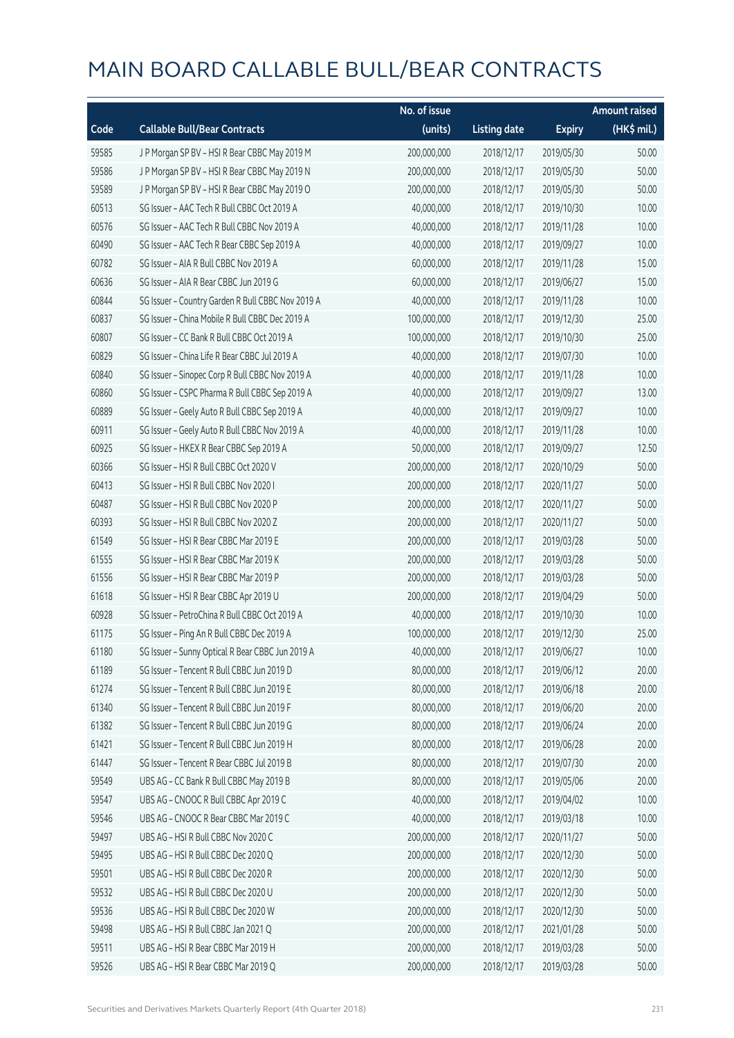# MAIN BOARD CALLABLE BULL/BEAR CONTRACTS

| Code | Callable Bull/Bear Contracts | No. of issue (units) | Listing date | Expiry | Amount raised (HK$ mil.) |
|---|---|---|---|---|---|
| 59585 | J P Morgan SP BV – HSI R Bear CBBC May 2019 M | 200,000,000 | 2018/12/17 | 2019/05/30 | 50.00 |
| 59586 | J P Morgan SP BV – HSI R Bear CBBC May 2019 N | 200,000,000 | 2018/12/17 | 2019/05/30 | 50.00 |
| 59589 | J P Morgan SP BV – HSI R Bear CBBC May 2019 O | 200,000,000 | 2018/12/17 | 2019/05/30 | 50.00 |
| 60513 | SG Issuer – AAC Tech R Bull CBBC Oct 2019 A | 40,000,000 | 2018/12/17 | 2019/10/30 | 10.00 |
| 60576 | SG Issuer – AAC Tech R Bull CBBC Nov 2019 A | 40,000,000 | 2018/12/17 | 2019/11/28 | 10.00 |
| 60490 | SG Issuer – AAC Tech R Bear CBBC Sep 2019 A | 40,000,000 | 2018/12/17 | 2019/09/27 | 10.00 |
| 60782 | SG Issuer – AIA R Bull CBBC Nov 2019 A | 60,000,000 | 2018/12/17 | 2019/11/28 | 15.00 |
| 60636 | SG Issuer – AIA R Bear CBBC Jun 2019 G | 60,000,000 | 2018/12/17 | 2019/06/27 | 15.00 |
| 60844 | SG Issuer – Country Garden R Bull CBBC Nov 2019 A | 40,000,000 | 2018/12/17 | 2019/11/28 | 10.00 |
| 60837 | SG Issuer – China Mobile R Bull CBBC Dec 2019 A | 100,000,000 | 2018/12/17 | 2019/12/30 | 25.00 |
| 60807 | SG Issuer – CC Bank R Bull CBBC Oct 2019 A | 100,000,000 | 2018/12/17 | 2019/10/30 | 25.00 |
| 60829 | SG Issuer – China Life R Bear CBBC Jul 2019 A | 40,000,000 | 2018/12/17 | 2019/07/30 | 10.00 |
| 60840 | SG Issuer – Sinopec Corp R Bull CBBC Nov 2019 A | 40,000,000 | 2018/12/17 | 2019/11/28 | 10.00 |
| 60860 | SG Issuer – CSPC Pharma R Bull CBBC Sep 2019 A | 40,000,000 | 2018/12/17 | 2019/09/27 | 13.00 |
| 60889 | SG Issuer – Geely Auto R Bull CBBC Sep 2019 A | 40,000,000 | 2018/12/17 | 2019/09/27 | 10.00 |
| 60911 | SG Issuer – Geely Auto R Bull CBBC Nov 2019 A | 40,000,000 | 2018/12/17 | 2019/11/28 | 10.00 |
| 60925 | SG Issuer – HKEX R Bear CBBC Sep 2019 A | 50,000,000 | 2018/12/17 | 2019/09/27 | 12.50 |
| 60366 | SG Issuer – HSI R Bull CBBC Oct 2020 V | 200,000,000 | 2018/12/17 | 2020/10/29 | 50.00 |
| 60413 | SG Issuer – HSI R Bull CBBC Nov 2020 I | 200,000,000 | 2018/12/17 | 2020/11/27 | 50.00 |
| 60487 | SG Issuer – HSI R Bull CBBC Nov 2020 P | 200,000,000 | 2018/12/17 | 2020/11/27 | 50.00 |
| 60393 | SG Issuer – HSI R Bull CBBC Nov 2020 Z | 200,000,000 | 2018/12/17 | 2020/11/27 | 50.00 |
| 61549 | SG Issuer – HSI R Bear CBBC Mar 2019 E | 200,000,000 | 2018/12/17 | 2019/03/28 | 50.00 |
| 61555 | SG Issuer – HSI R Bear CBBC Mar 2019 K | 200,000,000 | 2018/12/17 | 2019/03/28 | 50.00 |
| 61556 | SG Issuer – HSI R Bear CBBC Mar 2019 P | 200,000,000 | 2018/12/17 | 2019/03/28 | 50.00 |
| 61618 | SG Issuer – HSI R Bear CBBC Apr 2019 U | 200,000,000 | 2018/12/17 | 2019/04/29 | 50.00 |
| 60928 | SG Issuer – PetroChina R Bull CBBC Oct 2019 A | 40,000,000 | 2018/12/17 | 2019/10/30 | 10.00 |
| 61175 | SG Issuer – Ping An R Bull CBBC Dec 2019 A | 100,000,000 | 2018/12/17 | 2019/12/30 | 25.00 |
| 61180 | SG Issuer – Sunny Optical R Bear CBBC Jun 2019 A | 40,000,000 | 2018/12/17 | 2019/06/27 | 10.00 |
| 61189 | SG Issuer – Tencent R Bull CBBC Jun 2019 D | 80,000,000 | 2018/12/17 | 2019/06/12 | 20.00 |
| 61274 | SG Issuer – Tencent R Bull CBBC Jun 2019 E | 80,000,000 | 2018/12/17 | 2019/06/18 | 20.00 |
| 61340 | SG Issuer – Tencent R Bull CBBC Jun 2019 F | 80,000,000 | 2018/12/17 | 2019/06/20 | 20.00 |
| 61382 | SG Issuer – Tencent R Bull CBBC Jun 2019 G | 80,000,000 | 2018/12/17 | 2019/06/24 | 20.00 |
| 61421 | SG Issuer – Tencent R Bull CBBC Jun 2019 H | 80,000,000 | 2018/12/17 | 2019/06/28 | 20.00 |
| 61447 | SG Issuer – Tencent R Bear CBBC Jul 2019 B | 80,000,000 | 2018/12/17 | 2019/07/30 | 20.00 |
| 59549 | UBS AG – CC Bank R Bull CBBC May 2019 B | 80,000,000 | 2018/12/17 | 2019/05/06 | 20.00 |
| 59547 | UBS AG – CNOOC R Bull CBBC Apr 2019 C | 40,000,000 | 2018/12/17 | 2019/04/02 | 10.00 |
| 59546 | UBS AG – CNOOC R Bear CBBC Mar 2019 C | 40,000,000 | 2018/12/17 | 2019/03/18 | 10.00 |
| 59497 | UBS AG – HSI R Bull CBBC Nov 2020 C | 200,000,000 | 2018/12/17 | 2020/11/27 | 50.00 |
| 59495 | UBS AG – HSI R Bull CBBC Dec 2020 Q | 200,000,000 | 2018/12/17 | 2020/12/30 | 50.00 |
| 59501 | UBS AG – HSI R Bull CBBC Dec 2020 R | 200,000,000 | 2018/12/17 | 2020/12/30 | 50.00 |
| 59532 | UBS AG – HSI R Bull CBBC Dec 2020 U | 200,000,000 | 2018/12/17 | 2020/12/30 | 50.00 |
| 59536 | UBS AG – HSI R Bull CBBC Dec 2020 W | 200,000,000 | 2018/12/17 | 2020/12/30 | 50.00 |
| 59498 | UBS AG – HSI R Bull CBBC Jan 2021 Q | 200,000,000 | 2018/12/17 | 2021/01/28 | 50.00 |
| 59511 | UBS AG – HSI R Bear CBBC Mar 2019 H | 200,000,000 | 2018/12/17 | 2019/03/28 | 50.00 |
| 59526 | UBS AG – HSI R Bear CBBC Mar 2019 Q | 200,000,000 | 2018/12/17 | 2019/03/28 | 50.00 |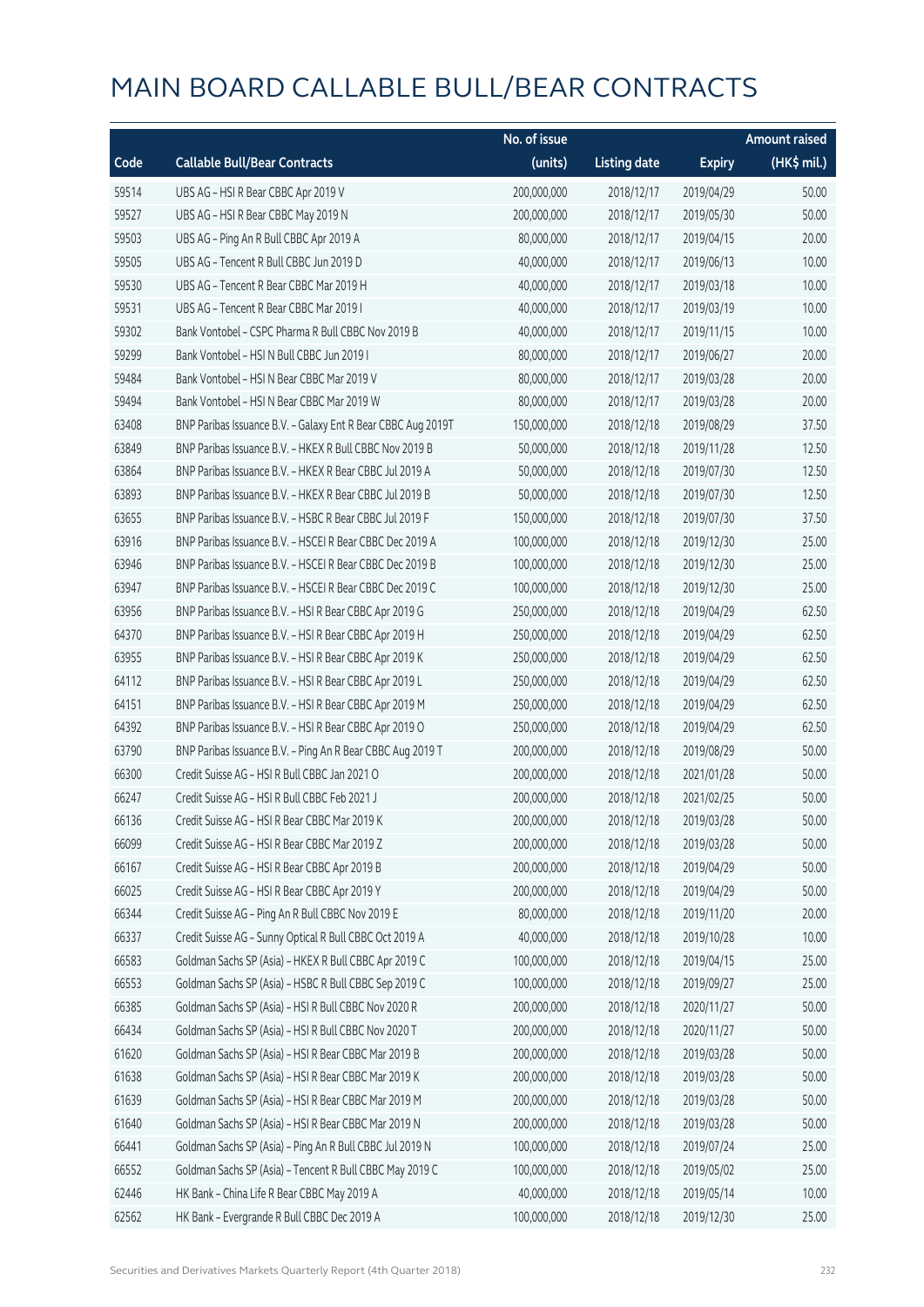# MAIN BOARD CALLABLE BULL/BEAR CONTRACTS

| Code | Callable Bull/Bear Contracts | No. of issue (units) | Listing date | Expiry | Amount raised (HK$ mil.) |
|---|---|---|---|---|---|
| 59514 | UBS AG – HSI R Bear CBBC Apr 2019 V | 200,000,000 | 2018/12/17 | 2019/04/29 | 50.00 |
| 59527 | UBS AG – HSI R Bear CBBC May 2019 N | 200,000,000 | 2018/12/17 | 2019/05/30 | 50.00 |
| 59503 | UBS AG – Ping An R Bull CBBC Apr 2019 A | 80,000,000 | 2018/12/17 | 2019/04/15 | 20.00 |
| 59505 | UBS AG – Tencent R Bull CBBC Jun 2019 D | 40,000,000 | 2018/12/17 | 2019/06/13 | 10.00 |
| 59530 | UBS AG – Tencent R Bear CBBC Mar 2019 H | 40,000,000 | 2018/12/17 | 2019/03/18 | 10.00 |
| 59531 | UBS AG – Tencent R Bear CBBC Mar 2019 I | 40,000,000 | 2018/12/17 | 2019/03/19 | 10.00 |
| 59302 | Bank Vontobel – CSPC Pharma R Bull CBBC Nov 2019 B | 40,000,000 | 2018/12/17 | 2019/11/15 | 10.00 |
| 59299 | Bank Vontobel – HSI N Bull CBBC Jun 2019 I | 80,000,000 | 2018/12/17 | 2019/06/27 | 20.00 |
| 59484 | Bank Vontobel – HSI N Bear CBBC Mar 2019 V | 80,000,000 | 2018/12/17 | 2019/03/28 | 20.00 |
| 59494 | Bank Vontobel – HSI N Bear CBBC Mar 2019 W | 80,000,000 | 2018/12/17 | 2019/03/28 | 20.00 |
| 63408 | BNP Paribas Issuance B.V. – Galaxy Ent R Bear CBBC Aug 2019T | 150,000,000 | 2018/12/18 | 2019/08/29 | 37.50 |
| 63849 | BNP Paribas Issuance B.V. – HKEX R Bull CBBC Nov 2019 B | 50,000,000 | 2018/12/18 | 2019/11/28 | 12.50 |
| 63864 | BNP Paribas Issuance B.V. – HKEX R Bear CBBC Jul 2019 A | 50,000,000 | 2018/12/18 | 2019/07/30 | 12.50 |
| 63893 | BNP Paribas Issuance B.V. – HKEX R Bear CBBC Jul 2019 B | 50,000,000 | 2018/12/18 | 2019/07/30 | 12.50 |
| 63655 | BNP Paribas Issuance B.V. – HSBC R Bear CBBC Jul 2019 F | 150,000,000 | 2018/12/18 | 2019/07/30 | 37.50 |
| 63916 | BNP Paribas Issuance B.V. – HSCEI R Bear CBBC Dec 2019 A | 100,000,000 | 2018/12/18 | 2019/12/30 | 25.00 |
| 63946 | BNP Paribas Issuance B.V. – HSCEI R Bear CBBC Dec 2019 B | 100,000,000 | 2018/12/18 | 2019/12/30 | 25.00 |
| 63947 | BNP Paribas Issuance B.V. – HSCEI R Bear CBBC Dec 2019 C | 100,000,000 | 2018/12/18 | 2019/12/30 | 25.00 |
| 63956 | BNP Paribas Issuance B.V. – HSI R Bear CBBC Apr 2019 G | 250,000,000 | 2018/12/18 | 2019/04/29 | 62.50 |
| 64370 | BNP Paribas Issuance B.V. – HSI R Bear CBBC Apr 2019 H | 250,000,000 | 2018/12/18 | 2019/04/29 | 62.50 |
| 63955 | BNP Paribas Issuance B.V. – HSI R Bear CBBC Apr 2019 K | 250,000,000 | 2018/12/18 | 2019/04/29 | 62.50 |
| 64112 | BNP Paribas Issuance B.V. – HSI R Bear CBBC Apr 2019 L | 250,000,000 | 2018/12/18 | 2019/04/29 | 62.50 |
| 64151 | BNP Paribas Issuance B.V. – HSI R Bear CBBC Apr 2019 M | 250,000,000 | 2018/12/18 | 2019/04/29 | 62.50 |
| 64392 | BNP Paribas Issuance B.V. – HSI R Bear CBBC Apr 2019 O | 250,000,000 | 2018/12/18 | 2019/04/29 | 62.50 |
| 63790 | BNP Paribas Issuance B.V. – Ping An R Bear CBBC Aug 2019 T | 200,000,000 | 2018/12/18 | 2019/08/29 | 50.00 |
| 66300 | Credit Suisse AG – HSI R Bull CBBC Jan 2021 O | 200,000,000 | 2018/12/18 | 2021/01/28 | 50.00 |
| 66247 | Credit Suisse AG – HSI R Bull CBBC Feb 2021 J | 200,000,000 | 2018/12/18 | 2021/02/25 | 50.00 |
| 66136 | Credit Suisse AG – HSI R Bear CBBC Mar 2019 K | 200,000,000 | 2018/12/18 | 2019/03/28 | 50.00 |
| 66099 | Credit Suisse AG – HSI R Bear CBBC Mar 2019 Z | 200,000,000 | 2018/12/18 | 2019/03/28 | 50.00 |
| 66167 | Credit Suisse AG – HSI R Bear CBBC Apr 2019 B | 200,000,000 | 2018/12/18 | 2019/04/29 | 50.00 |
| 66025 | Credit Suisse AG – HSI R Bear CBBC Apr 2019 Y | 200,000,000 | 2018/12/18 | 2019/04/29 | 50.00 |
| 66344 | Credit Suisse AG – Ping An R Bull CBBC Nov 2019 E | 80,000,000 | 2018/12/18 | 2019/11/20 | 20.00 |
| 66337 | Credit Suisse AG – Sunny Optical R Bull CBBC Oct 2019 A | 40,000,000 | 2018/12/18 | 2019/10/28 | 10.00 |
| 66583 | Goldman Sachs SP (Asia) – HKEX R Bull CBBC Apr 2019 C | 100,000,000 | 2018/12/18 | 2019/04/15 | 25.00 |
| 66553 | Goldman Sachs SP (Asia) – HSBC R Bull CBBC Sep 2019 C | 100,000,000 | 2018/12/18 | 2019/09/27 | 25.00 |
| 66385 | Goldman Sachs SP (Asia) – HSI R Bull CBBC Nov 2020 R | 200,000,000 | 2018/12/18 | 2020/11/27 | 50.00 |
| 66434 | Goldman Sachs SP (Asia) – HSI R Bull CBBC Nov 2020 T | 200,000,000 | 2018/12/18 | 2020/11/27 | 50.00 |
| 61620 | Goldman Sachs SP (Asia) – HSI R Bear CBBC Mar 2019 B | 200,000,000 | 2018/12/18 | 2019/03/28 | 50.00 |
| 61638 | Goldman Sachs SP (Asia) – HSI R Bear CBBC Mar 2019 K | 200,000,000 | 2018/12/18 | 2019/03/28 | 50.00 |
| 61639 | Goldman Sachs SP (Asia) – HSI R Bear CBBC Mar 2019 M | 200,000,000 | 2018/12/18 | 2019/03/28 | 50.00 |
| 61640 | Goldman Sachs SP (Asia) – HSI R Bear CBBC Mar 2019 N | 200,000,000 | 2018/12/18 | 2019/03/28 | 50.00 |
| 66441 | Goldman Sachs SP (Asia) – Ping An R Bull CBBC Jul 2019 N | 100,000,000 | 2018/12/18 | 2019/07/24 | 25.00 |
| 66552 | Goldman Sachs SP (Asia) – Tencent R Bull CBBC May 2019 C | 100,000,000 | 2018/12/18 | 2019/05/02 | 25.00 |
| 62446 | HK Bank – China Life R Bear CBBC May 2019 A | 40,000,000 | 2018/12/18 | 2019/05/14 | 10.00 |
| 62562 | HK Bank – Evergrande R Bull CBBC Dec 2019 A | 100,000,000 | 2018/12/18 | 2019/12/30 | 25.00 |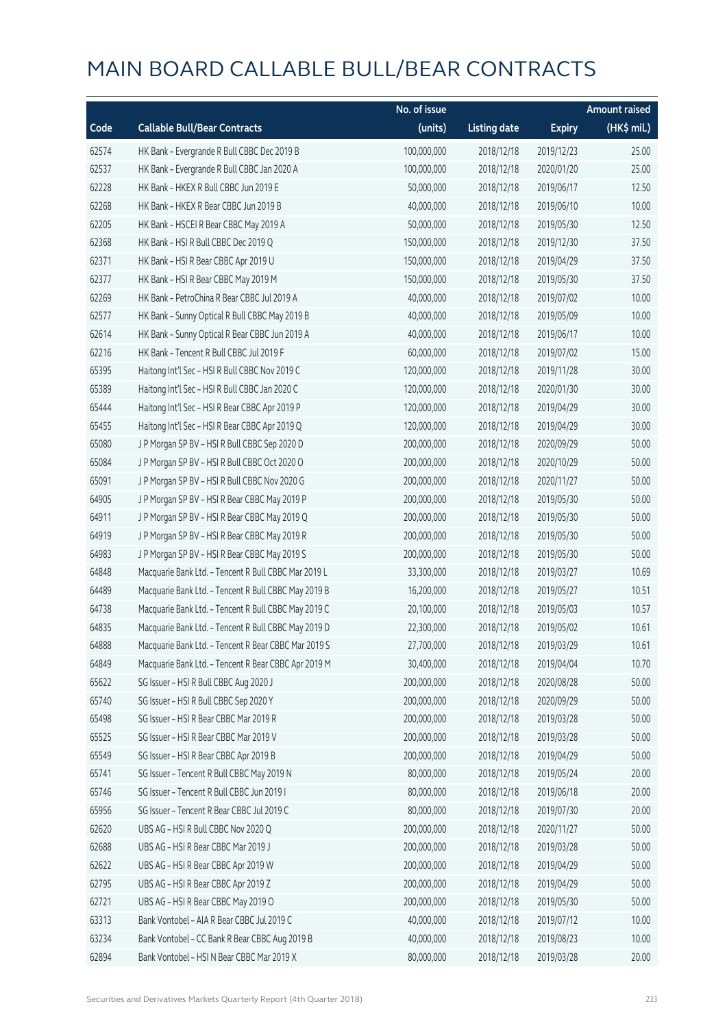# MAIN BOARD CALLABLE BULL/BEAR CONTRACTS

| Code | Callable Bull/Bear Contracts | No. of issue (units) | Listing date | Expiry | Amount raised (HK$ mil.) |
|---|---|---|---|---|---|
| 62574 | HK Bank – Evergrande R Bull CBBC Dec 2019 B | 100,000,000 | 2018/12/18 | 2019/12/23 | 25.00 |
| 62537 | HK Bank – Evergrande R Bull CBBC Jan 2020 A | 100,000,000 | 2018/12/18 | 2020/01/20 | 25.00 |
| 62228 | HK Bank – HKEX R Bull CBBC Jun 2019 E | 50,000,000 | 2018/12/18 | 2019/06/17 | 12.50 |
| 62268 | HK Bank – HKEX R Bear CBBC Jun 2019 B | 40,000,000 | 2018/12/18 | 2019/06/10 | 10.00 |
| 62205 | HK Bank – HSCEI R Bear CBBC May 2019 A | 50,000,000 | 2018/12/18 | 2019/05/30 | 12.50 |
| 62368 | HK Bank – HSI R Bull CBBC Dec 2019 Q | 150,000,000 | 2018/12/18 | 2019/12/30 | 37.50 |
| 62371 | HK Bank – HSI R Bear CBBC Apr 2019 U | 150,000,000 | 2018/12/18 | 2019/04/29 | 37.50 |
| 62377 | HK Bank – HSI R Bear CBBC May 2019 M | 150,000,000 | 2018/12/18 | 2019/05/30 | 37.50 |
| 62269 | HK Bank – PetroChina R Bear CBBC Jul 2019 A | 40,000,000 | 2018/12/18 | 2019/07/02 | 10.00 |
| 62577 | HK Bank – Sunny Optical R Bull CBBC May 2019 B | 40,000,000 | 2018/12/18 | 2019/05/09 | 10.00 |
| 62614 | HK Bank – Sunny Optical R Bear CBBC Jun 2019 A | 40,000,000 | 2018/12/18 | 2019/06/17 | 10.00 |
| 62216 | HK Bank – Tencent R Bull CBBC Jul 2019 F | 60,000,000 | 2018/12/18 | 2019/07/02 | 15.00 |
| 65395 | Haitong Int'l Sec – HSI R Bull CBBC Nov 2019 C | 120,000,000 | 2018/12/18 | 2019/11/28 | 30.00 |
| 65389 | Haitong Int'l Sec – HSI R Bull CBBC Jan 2020 C | 120,000,000 | 2018/12/18 | 2020/01/30 | 30.00 |
| 65444 | Haitong Int'l Sec – HSI R Bear CBBC Apr 2019 P | 120,000,000 | 2018/12/18 | 2019/04/29 | 30.00 |
| 65455 | Haitong Int'l Sec – HSI R Bear CBBC Apr 2019 Q | 120,000,000 | 2018/12/18 | 2019/04/29 | 30.00 |
| 65080 | J P Morgan SP BV – HSI R Bull CBBC Sep 2020 D | 200,000,000 | 2018/12/18 | 2020/09/29 | 50.00 |
| 65084 | J P Morgan SP BV – HSI R Bull CBBC Oct 2020 O | 200,000,000 | 2018/12/18 | 2020/10/29 | 50.00 |
| 65091 | J P Morgan SP BV – HSI R Bull CBBC Nov 2020 G | 200,000,000 | 2018/12/18 | 2020/11/27 | 50.00 |
| 64905 | J P Morgan SP BV – HSI R Bear CBBC May 2019 P | 200,000,000 | 2018/12/18 | 2019/05/30 | 50.00 |
| 64911 | J P Morgan SP BV – HSI R Bear CBBC May 2019 Q | 200,000,000 | 2018/12/18 | 2019/05/30 | 50.00 |
| 64919 | J P Morgan SP BV – HSI R Bear CBBC May 2019 R | 200,000,000 | 2018/12/18 | 2019/05/30 | 50.00 |
| 64983 | J P Morgan SP BV – HSI R Bear CBBC May 2019 S | 200,000,000 | 2018/12/18 | 2019/05/30 | 50.00 |
| 64848 | Macquarie Bank Ltd. – Tencent R Bull CBBC Mar 2019 L | 33,300,000 | 2018/12/18 | 2019/03/27 | 10.69 |
| 64489 | Macquarie Bank Ltd. – Tencent R Bull CBBC May 2019 B | 16,200,000 | 2018/12/18 | 2019/05/27 | 10.51 |
| 64738 | Macquarie Bank Ltd. – Tencent R Bull CBBC May 2019 C | 20,100,000 | 2018/12/18 | 2019/05/03 | 10.57 |
| 64835 | Macquarie Bank Ltd. – Tencent R Bull CBBC May 2019 D | 22,300,000 | 2018/12/18 | 2019/05/02 | 10.61 |
| 64888 | Macquarie Bank Ltd. – Tencent R Bear CBBC Mar 2019 S | 27,700,000 | 2018/12/18 | 2019/03/29 | 10.61 |
| 64849 | Macquarie Bank Ltd. – Tencent R Bear CBBC Apr 2019 M | 30,400,000 | 2018/12/18 | 2019/04/04 | 10.70 |
| 65622 | SG Issuer – HSI R Bull CBBC Aug 2020 J | 200,000,000 | 2018/12/18 | 2020/08/28 | 50.00 |
| 65740 | SG Issuer – HSI R Bull CBBC Sep 2020 Y | 200,000,000 | 2018/12/18 | 2020/09/29 | 50.00 |
| 65498 | SG Issuer – HSI R Bear CBBC Mar 2019 R | 200,000,000 | 2018/12/18 | 2019/03/28 | 50.00 |
| 65525 | SG Issuer – HSI R Bear CBBC Mar 2019 V | 200,000,000 | 2018/12/18 | 2019/03/28 | 50.00 |
| 65549 | SG Issuer – HSI R Bear CBBC Apr 2019 B | 200,000,000 | 2018/12/18 | 2019/04/29 | 50.00 |
| 65741 | SG Issuer – Tencent R Bull CBBC May 2019 N | 80,000,000 | 2018/12/18 | 2019/05/24 | 20.00 |
| 65746 | SG Issuer – Tencent R Bull CBBC Jun 2019 I | 80,000,000 | 2018/12/18 | 2019/06/18 | 20.00 |
| 65956 | SG Issuer – Tencent R Bear CBBC Jul 2019 C | 80,000,000 | 2018/12/18 | 2019/07/30 | 20.00 |
| 62620 | UBS AG – HSI R Bull CBBC Nov 2020 Q | 200,000,000 | 2018/12/18 | 2020/11/27 | 50.00 |
| 62688 | UBS AG – HSI R Bear CBBC Mar 2019 J | 200,000,000 | 2018/12/18 | 2019/03/28 | 50.00 |
| 62622 | UBS AG – HSI R Bear CBBC Apr 2019 W | 200,000,000 | 2018/12/18 | 2019/04/29 | 50.00 |
| 62795 | UBS AG – HSI R Bear CBBC Apr 2019 Z | 200,000,000 | 2018/12/18 | 2019/04/29 | 50.00 |
| 62721 | UBS AG – HSI R Bear CBBC May 2019 O | 200,000,000 | 2018/12/18 | 2019/05/30 | 50.00 |
| 63313 | Bank Vontobel – AIA R Bear CBBC Jul 2019 C | 40,000,000 | 2018/12/18 | 2019/07/12 | 10.00 |
| 63234 | Bank Vontobel – CC Bank R Bear CBBC Aug 2019 B | 40,000,000 | 2018/12/18 | 2019/08/23 | 10.00 |
| 62894 | Bank Vontobel – HSI N Bear CBBC Mar 2019 X | 80,000,000 | 2018/12/18 | 2019/03/28 | 20.00 |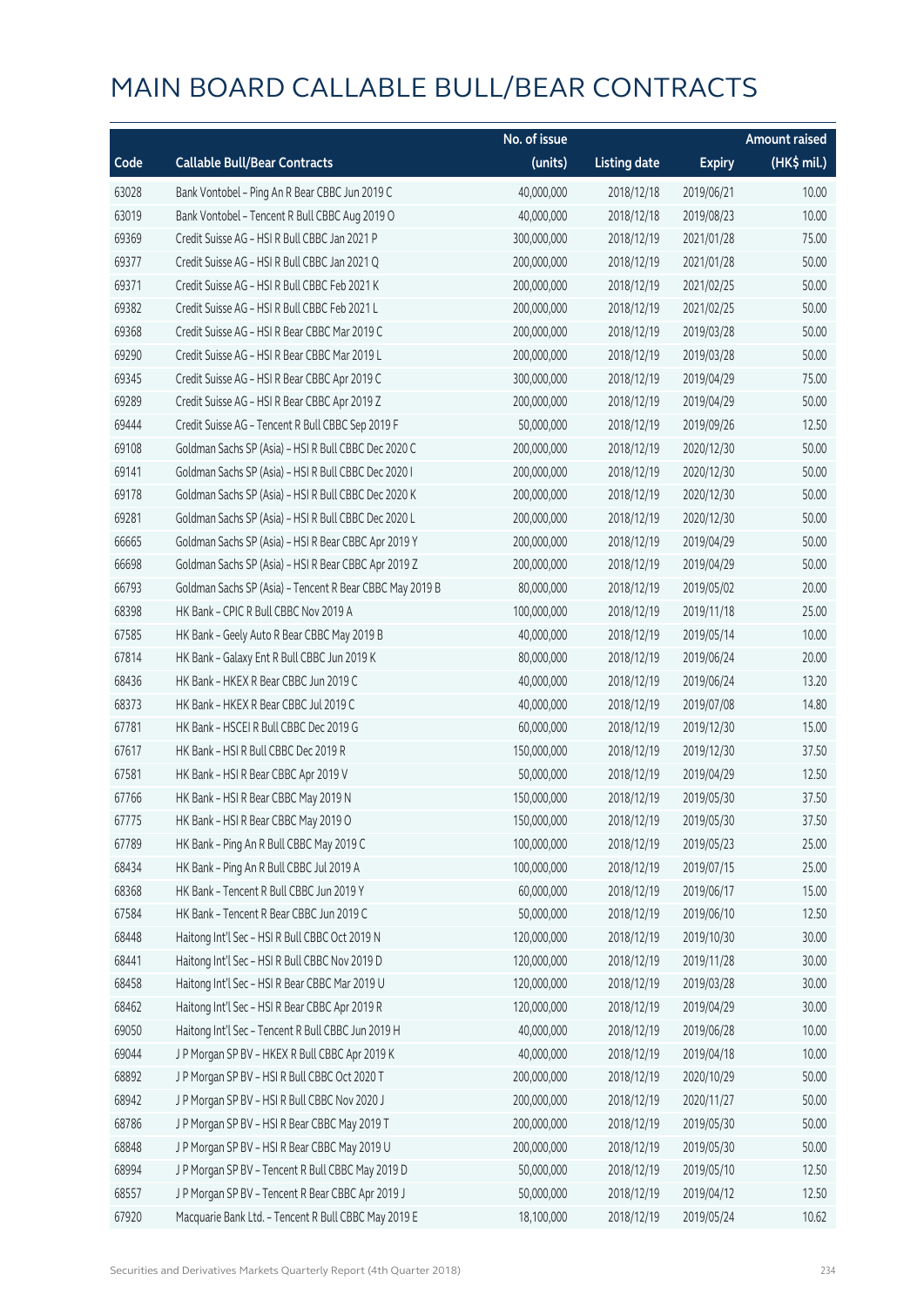# MAIN BOARD CALLABLE BULL/BEAR CONTRACTS

| Code | Callable Bull/Bear Contracts | No. of issue (units) | Listing date | Expiry | Amount raised (HK$ mil.) |
|---|---|---|---|---|---|
| 63028 | Bank Vontobel – Ping An R Bear CBBC Jun 2019 C | 40,000,000 | 2018/12/18 | 2019/06/21 | 10.00 |
| 63019 | Bank Vontobel – Tencent R Bull CBBC Aug 2019 O | 40,000,000 | 2018/12/18 | 2019/08/23 | 10.00 |
| 69369 | Credit Suisse AG – HSI R Bull CBBC Jan 2021 P | 300,000,000 | 2018/12/19 | 2021/01/28 | 75.00 |
| 69377 | Credit Suisse AG – HSI R Bull CBBC Jan 2021 Q | 200,000,000 | 2018/12/19 | 2021/01/28 | 50.00 |
| 69371 | Credit Suisse AG – HSI R Bull CBBC Feb 2021 K | 200,000,000 | 2018/12/19 | 2021/02/25 | 50.00 |
| 69382 | Credit Suisse AG – HSI R Bull CBBC Feb 2021 L | 200,000,000 | 2018/12/19 | 2021/02/25 | 50.00 |
| 69368 | Credit Suisse AG – HSI R Bear CBBC Mar 2019 C | 200,000,000 | 2018/12/19 | 2019/03/28 | 50.00 |
| 69290 | Credit Suisse AG – HSI R Bear CBBC Mar 2019 L | 200,000,000 | 2018/12/19 | 2019/03/28 | 50.00 |
| 69345 | Credit Suisse AG – HSI R Bear CBBC Apr 2019 C | 300,000,000 | 2018/12/19 | 2019/04/29 | 75.00 |
| 69289 | Credit Suisse AG – HSI R Bear CBBC Apr 2019 Z | 200,000,000 | 2018/12/19 | 2019/04/29 | 50.00 |
| 69444 | Credit Suisse AG – Tencent R Bull CBBC Sep 2019 F | 50,000,000 | 2018/12/19 | 2019/09/26 | 12.50 |
| 69108 | Goldman Sachs SP (Asia) – HSI R Bull CBBC Dec 2020 C | 200,000,000 | 2018/12/19 | 2020/12/30 | 50.00 |
| 69141 | Goldman Sachs SP (Asia) – HSI R Bull CBBC Dec 2020 I | 200,000,000 | 2018/12/19 | 2020/12/30 | 50.00 |
| 69178 | Goldman Sachs SP (Asia) – HSI R Bull CBBC Dec 2020 K | 200,000,000 | 2018/12/19 | 2020/12/30 | 50.00 |
| 69281 | Goldman Sachs SP (Asia) – HSI R Bull CBBC Dec 2020 L | 200,000,000 | 2018/12/19 | 2020/12/30 | 50.00 |
| 66665 | Goldman Sachs SP (Asia) – HSI R Bear CBBC Apr 2019 Y | 200,000,000 | 2018/12/19 | 2019/04/29 | 50.00 |
| 66698 | Goldman Sachs SP (Asia) – HSI R Bear CBBC Apr 2019 Z | 200,000,000 | 2018/12/19 | 2019/04/29 | 50.00 |
| 66793 | Goldman Sachs SP (Asia) – Tencent R Bear CBBC May 2019 B | 80,000,000 | 2018/12/19 | 2019/05/02 | 20.00 |
| 68398 | HK Bank – CPIC R Bull CBBC Nov 2019 A | 100,000,000 | 2018/12/19 | 2019/11/18 | 25.00 |
| 67585 | HK Bank – Geely Auto R Bear CBBC May 2019 B | 40,000,000 | 2018/12/19 | 2019/05/14 | 10.00 |
| 67814 | HK Bank – Galaxy Ent R Bull CBBC Jun 2019 K | 80,000,000 | 2018/12/19 | 2019/06/24 | 20.00 |
| 68436 | HK Bank – HKEX R Bear CBBC Jun 2019 C | 40,000,000 | 2018/12/19 | 2019/06/24 | 13.20 |
| 68373 | HK Bank – HKEX R Bear CBBC Jul 2019 C | 40,000,000 | 2018/12/19 | 2019/07/08 | 14.80 |
| 67781 | HK Bank – HSCEI R Bull CBBC Dec 2019 G | 60,000,000 | 2018/12/19 | 2019/12/30 | 15.00 |
| 67617 | HK Bank – HSI R Bull CBBC Dec 2019 R | 150,000,000 | 2018/12/19 | 2019/12/30 | 37.50 |
| 67581 | HK Bank – HSI R Bear CBBC Apr 2019 V | 50,000,000 | 2018/12/19 | 2019/04/29 | 12.50 |
| 67766 | HK Bank – HSI R Bear CBBC May 2019 N | 150,000,000 | 2018/12/19 | 2019/05/30 | 37.50 |
| 67775 | HK Bank – HSI R Bear CBBC May 2019 O | 150,000,000 | 2018/12/19 | 2019/05/30 | 37.50 |
| 67789 | HK Bank – Ping An R Bull CBBC May 2019 C | 100,000,000 | 2018/12/19 | 2019/05/23 | 25.00 |
| 68434 | HK Bank – Ping An R Bull CBBC Jul 2019 A | 100,000,000 | 2018/12/19 | 2019/07/15 | 25.00 |
| 68368 | HK Bank – Tencent R Bull CBBC Jun 2019 Y | 60,000,000 | 2018/12/19 | 2019/06/17 | 15.00 |
| 67584 | HK Bank – Tencent R Bear CBBC Jun 2019 C | 50,000,000 | 2018/12/19 | 2019/06/10 | 12.50 |
| 68448 | Haitong Int'l Sec – HSI R Bull CBBC Oct 2019 N | 120,000,000 | 2018/12/19 | 2019/10/30 | 30.00 |
| 68441 | Haitong Int'l Sec – HSI R Bull CBBC Nov 2019 D | 120,000,000 | 2018/12/19 | 2019/11/28 | 30.00 |
| 68458 | Haitong Int'l Sec – HSI R Bear CBBC Mar 2019 U | 120,000,000 | 2018/12/19 | 2019/03/28 | 30.00 |
| 68462 | Haitong Int'l Sec – HSI R Bear CBBC Apr 2019 R | 120,000,000 | 2018/12/19 | 2019/04/29 | 30.00 |
| 69050 | Haitong Int'l Sec – Tencent R Bull CBBC Jun 2019 H | 40,000,000 | 2018/12/19 | 2019/06/28 | 10.00 |
| 69044 | J P Morgan SP BV – HKEX R Bull CBBC Apr 2019 K | 40,000,000 | 2018/12/19 | 2019/04/18 | 10.00 |
| 68892 | J P Morgan SP BV – HSI R Bull CBBC Oct 2020 T | 200,000,000 | 2018/12/19 | 2020/10/29 | 50.00 |
| 68942 | J P Morgan SP BV – HSI R Bull CBBC Nov 2020 J | 200,000,000 | 2018/12/19 | 2020/11/27 | 50.00 |
| 68786 | J P Morgan SP BV – HSI R Bear CBBC May 2019 T | 200,000,000 | 2018/12/19 | 2019/05/30 | 50.00 |
| 68848 | J P Morgan SP BV – HSI R Bear CBBC May 2019 U | 200,000,000 | 2018/12/19 | 2019/05/30 | 50.00 |
| 68994 | J P Morgan SP BV – Tencent R Bull CBBC May 2019 D | 50,000,000 | 2018/12/19 | 2019/05/10 | 12.50 |
| 68557 | J P Morgan SP BV – Tencent R Bear CBBC Apr 2019 J | 50,000,000 | 2018/12/19 | 2019/04/12 | 12.50 |
| 67920 | Macquarie Bank Ltd. – Tencent R Bull CBBC May 2019 E | 18,100,000 | 2018/12/19 | 2019/05/24 | 10.62 |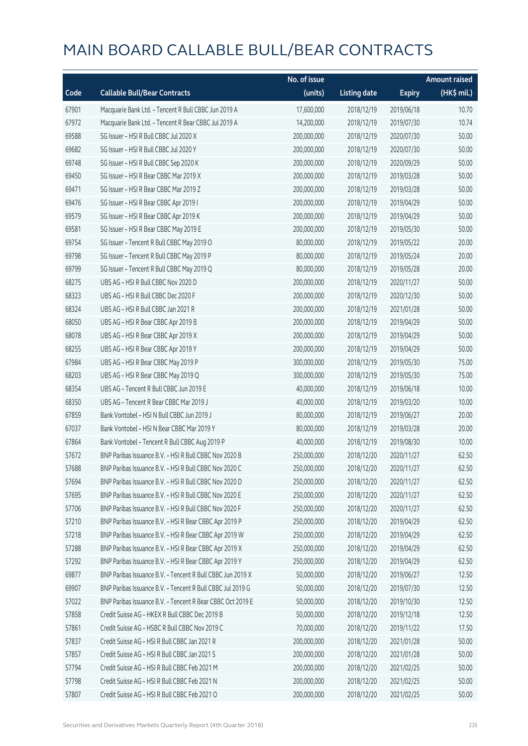# MAIN BOARD CALLABLE BULL/BEAR CONTRACTS

| Code | Callable Bull/Bear Contracts | No. of issue (units) | Listing date | Expiry | Amount raised (HK$ mil.) |
|---|---|---|---|---|---|
| 67901 | Macquarie Bank Ltd. – Tencent R Bull CBBC Jun 2019 A | 17,600,000 | 2018/12/19 | 2019/06/18 | 10.70 |
| 67972 | Macquarie Bank Ltd. – Tencent R Bear CBBC Jul 2019 A | 14,200,000 | 2018/12/19 | 2019/07/30 | 10.74 |
| 69588 | SG Issuer – HSI R Bull CBBC Jul 2020 X | 200,000,000 | 2018/12/19 | 2020/07/30 | 50.00 |
| 69682 | SG Issuer – HSI R Bull CBBC Jul 2020 Y | 200,000,000 | 2018/12/19 | 2020/07/30 | 50.00 |
| 69748 | SG Issuer – HSI R Bull CBBC Sep 2020 K | 200,000,000 | 2018/12/19 | 2020/09/29 | 50.00 |
| 69450 | SG Issuer – HSI R Bear CBBC Mar 2019 X | 200,000,000 | 2018/12/19 | 2019/03/28 | 50.00 |
| 69471 | SG Issuer – HSI R Bear CBBC Mar 2019 Z | 200,000,000 | 2018/12/19 | 2019/03/28 | 50.00 |
| 69476 | SG Issuer – HSI R Bear CBBC Apr 2019 I | 200,000,000 | 2018/12/19 | 2019/04/29 | 50.00 |
| 69579 | SG Issuer – HSI R Bear CBBC Apr 2019 K | 200,000,000 | 2018/12/19 | 2019/04/29 | 50.00 |
| 69581 | SG Issuer – HSI R Bear CBBC May 2019 E | 200,000,000 | 2018/12/19 | 2019/05/30 | 50.00 |
| 69754 | SG Issuer – Tencent R Bull CBBC May 2019 O | 80,000,000 | 2018/12/19 | 2019/05/22 | 20.00 |
| 69798 | SG Issuer – Tencent R Bull CBBC May 2019 P | 80,000,000 | 2018/12/19 | 2019/05/24 | 20.00 |
| 69799 | SG Issuer – Tencent R Bull CBBC May 2019 Q | 80,000,000 | 2018/12/19 | 2019/05/28 | 20.00 |
| 68275 | UBS AG – HSI R Bull CBBC Nov 2020 D | 200,000,000 | 2018/12/19 | 2020/11/27 | 50.00 |
| 68323 | UBS AG – HSI R Bull CBBC Dec 2020 F | 200,000,000 | 2018/12/19 | 2020/12/30 | 50.00 |
| 68324 | UBS AG – HSI R Bull CBBC Jan 2021 R | 200,000,000 | 2018/12/19 | 2021/01/28 | 50.00 |
| 68050 | UBS AG – HSI R Bear CBBC Apr 2019 B | 200,000,000 | 2018/12/19 | 2019/04/29 | 50.00 |
| 68078 | UBS AG – HSI R Bear CBBC Apr 2019 X | 200,000,000 | 2018/12/19 | 2019/04/29 | 50.00 |
| 68255 | UBS AG – HSI R Bear CBBC Apr 2019 Y | 200,000,000 | 2018/12/19 | 2019/04/29 | 50.00 |
| 67984 | UBS AG – HSI R Bear CBBC May 2019 P | 300,000,000 | 2018/12/19 | 2019/05/30 | 75.00 |
| 68203 | UBS AG – HSI R Bear CBBC May 2019 Q | 300,000,000 | 2018/12/19 | 2019/05/30 | 75.00 |
| 68354 | UBS AG – Tencent R Bull CBBC Jun 2019 E | 40,000,000 | 2018/12/19 | 2019/06/18 | 10.00 |
| 68350 | UBS AG – Tencent R Bear CBBC Mar 2019 J | 40,000,000 | 2018/12/19 | 2019/03/20 | 10.00 |
| 67859 | Bank Vontobel – HSI N Bull CBBC Jun 2019 J | 80,000,000 | 2018/12/19 | 2019/06/27 | 20.00 |
| 67037 | Bank Vontobel – HSI N Bear CBBC Mar 2019 Y | 80,000,000 | 2018/12/19 | 2019/03/28 | 20.00 |
| 67864 | Bank Vontobel – Tencent R Bull CBBC Aug 2019 P | 40,000,000 | 2018/12/19 | 2019/08/30 | 10.00 |
| 57672 | BNP Paribas Issuance B.V. – HSI R Bull CBBC Nov 2020 B | 250,000,000 | 2018/12/20 | 2020/11/27 | 62.50 |
| 57688 | BNP Paribas Issuance B.V. – HSI R Bull CBBC Nov 2020 C | 250,000,000 | 2018/12/20 | 2020/11/27 | 62.50 |
| 57694 | BNP Paribas Issuance B.V. – HSI R Bull CBBC Nov 2020 D | 250,000,000 | 2018/12/20 | 2020/11/27 | 62.50 |
| 57695 | BNP Paribas Issuance B.V. – HSI R Bull CBBC Nov 2020 E | 250,000,000 | 2018/12/20 | 2020/11/27 | 62.50 |
| 57706 | BNP Paribas Issuance B.V. – HSI R Bull CBBC Nov 2020 F | 250,000,000 | 2018/12/20 | 2020/11/27 | 62.50 |
| 57210 | BNP Paribas Issuance B.V. – HSI R Bear CBBC Apr 2019 P | 250,000,000 | 2018/12/20 | 2019/04/29 | 62.50 |
| 57218 | BNP Paribas Issuance B.V. – HSI R Bear CBBC Apr 2019 W | 250,000,000 | 2018/12/20 | 2019/04/29 | 62.50 |
| 57288 | BNP Paribas Issuance B.V. – HSI R Bear CBBC Apr 2019 X | 250,000,000 | 2018/12/20 | 2019/04/29 | 62.50 |
| 57292 | BNP Paribas Issuance B.V. – HSI R Bear CBBC Apr 2019 Y | 250,000,000 | 2018/12/20 | 2019/04/29 | 62.50 |
| 69877 | BNP Paribas Issuance B.V. – Tencent R Bull CBBC Jun 2019 X | 50,000,000 | 2018/12/20 | 2019/06/27 | 12.50 |
| 69907 | BNP Paribas Issuance B.V. – Tencent R Bull CBBC Jul 2019 G | 50,000,000 | 2018/12/20 | 2019/07/30 | 12.50 |
| 57022 | BNP Paribas Issuance B.V. – Tencent R Bear CBBC Oct 2019 E | 50,000,000 | 2018/12/20 | 2019/10/30 | 12.50 |
| 57858 | Credit Suisse AG – HKEX R Bull CBBC Dec 2019 B | 50,000,000 | 2018/12/20 | 2019/12/18 | 12.50 |
| 57861 | Credit Suisse AG – HSBC R Bull CBBC Nov 2019 C | 70,000,000 | 2018/12/20 | 2019/11/22 | 17.50 |
| 57837 | Credit Suisse AG – HSI R Bull CBBC Jan 2021 R | 200,000,000 | 2018/12/20 | 2021/01/28 | 50.00 |
| 57857 | Credit Suisse AG – HSI R Bull CBBC Jan 2021 S | 200,000,000 | 2018/12/20 | 2021/01/28 | 50.00 |
| 57794 | Credit Suisse AG – HSI R Bull CBBC Feb 2021 M | 200,000,000 | 2018/12/20 | 2021/02/25 | 50.00 |
| 57798 | Credit Suisse AG – HSI R Bull CBBC Feb 2021 N | 200,000,000 | 2018/12/20 | 2021/02/25 | 50.00 |
| 57807 | Credit Suisse AG – HSI R Bull CBBC Feb 2021 O | 200,000,000 | 2018/12/20 | 2021/02/25 | 50.00 |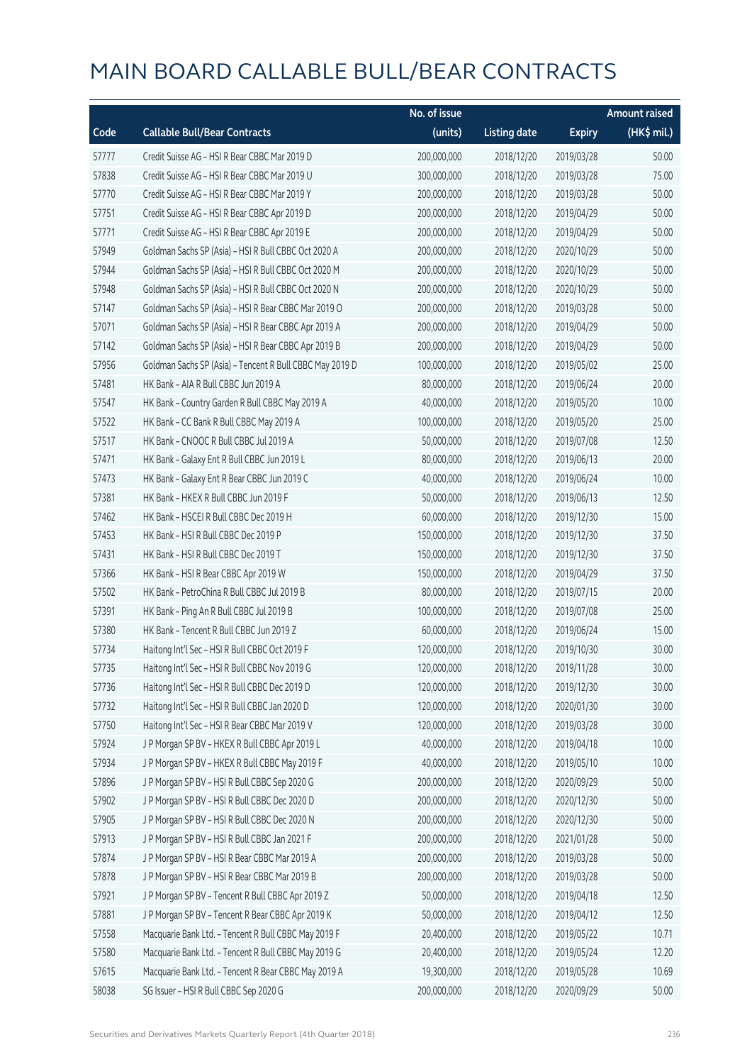# MAIN BOARD CALLABLE BULL/BEAR CONTRACTS

| Code | Callable Bull/Bear Contracts | No. of issue (units) | Listing date | Expiry | Amount raised (HK$ mil.) |
|---|---|---|---|---|---|
| 57777 | Credit Suisse AG – HSI R Bear CBBC Mar 2019 D | 200,000,000 | 2018/12/20 | 2019/03/28 | 50.00 |
| 57838 | Credit Suisse AG – HSI R Bear CBBC Mar 2019 U | 300,000,000 | 2018/12/20 | 2019/03/28 | 75.00 |
| 57770 | Credit Suisse AG – HSI R Bear CBBC Mar 2019 Y | 200,000,000 | 2018/12/20 | 2019/03/28 | 50.00 |
| 57751 | Credit Suisse AG – HSI R Bear CBBC Apr 2019 D | 200,000,000 | 2018/12/20 | 2019/04/29 | 50.00 |
| 57771 | Credit Suisse AG – HSI R Bear CBBC Apr 2019 E | 200,000,000 | 2018/12/20 | 2019/04/29 | 50.00 |
| 57949 | Goldman Sachs SP (Asia) – HSI R Bull CBBC Oct 2020 A | 200,000,000 | 2018/12/20 | 2020/10/29 | 50.00 |
| 57944 | Goldman Sachs SP (Asia) – HSI R Bull CBBC Oct 2020 M | 200,000,000 | 2018/12/20 | 2020/10/29 | 50.00 |
| 57948 | Goldman Sachs SP (Asia) – HSI R Bull CBBC Oct 2020 N | 200,000,000 | 2018/12/20 | 2020/10/29 | 50.00 |
| 57147 | Goldman Sachs SP (Asia) – HSI R Bear CBBC Mar 2019 O | 200,000,000 | 2018/12/20 | 2019/03/28 | 50.00 |
| 57071 | Goldman Sachs SP (Asia) – HSI R Bear CBBC Apr 2019 A | 200,000,000 | 2018/12/20 | 2019/04/29 | 50.00 |
| 57142 | Goldman Sachs SP (Asia) – HSI R Bear CBBC Apr 2019 B | 200,000,000 | 2018/12/20 | 2019/04/29 | 50.00 |
| 57956 | Goldman Sachs SP (Asia) – Tencent R Bull CBBC May 2019 D | 100,000,000 | 2018/12/20 | 2019/05/02 | 25.00 |
| 57481 | HK Bank – AIA R Bull CBBC Jun 2019 A | 80,000,000 | 2018/12/20 | 2019/06/24 | 20.00 |
| 57547 | HK Bank – Country Garden R Bull CBBC May 2019 A | 40,000,000 | 2018/12/20 | 2019/05/20 | 10.00 |
| 57522 | HK Bank – CC Bank R Bull CBBC May 2019 A | 100,000,000 | 2018/12/20 | 2019/05/20 | 25.00 |
| 57517 | HK Bank – CNOOC R Bull CBBC Jul 2019 A | 50,000,000 | 2018/12/20 | 2019/07/08 | 12.50 |
| 57471 | HK Bank – Galaxy Ent R Bull CBBC Jun 2019 L | 80,000,000 | 2018/12/20 | 2019/06/13 | 20.00 |
| 57473 | HK Bank – Galaxy Ent R Bear CBBC Jun 2019 C | 40,000,000 | 2018/12/20 | 2019/06/24 | 10.00 |
| 57381 | HK Bank – HKEX R Bull CBBC Jun 2019 F | 50,000,000 | 2018/12/20 | 2019/06/13 | 12.50 |
| 57462 | HK Bank – HSCEI R Bull CBBC Dec 2019 H | 60,000,000 | 2018/12/20 | 2019/12/30 | 15.00 |
| 57453 | HK Bank – HSI R Bull CBBC Dec 2019 P | 150,000,000 | 2018/12/20 | 2019/12/30 | 37.50 |
| 57431 | HK Bank – HSI R Bull CBBC Dec 2019 T | 150,000,000 | 2018/12/20 | 2019/12/30 | 37.50 |
| 57366 | HK Bank – HSI R Bear CBBC Apr 2019 W | 150,000,000 | 2018/12/20 | 2019/04/29 | 37.50 |
| 57502 | HK Bank – PetroChina R Bull CBBC Jul 2019 B | 80,000,000 | 2018/12/20 | 2019/07/15 | 20.00 |
| 57391 | HK Bank – Ping An R Bull CBBC Jul 2019 B | 100,000,000 | 2018/12/20 | 2019/07/08 | 25.00 |
| 57380 | HK Bank – Tencent R Bull CBBC Jun 2019 Z | 60,000,000 | 2018/12/20 | 2019/06/24 | 15.00 |
| 57734 | Haitong Int'l Sec – HSI R Bull CBBC Oct 2019 F | 120,000,000 | 2018/12/20 | 2019/10/30 | 30.00 |
| 57735 | Haitong Int'l Sec – HSI R Bull CBBC Nov 2019 G | 120,000,000 | 2018/12/20 | 2019/11/28 | 30.00 |
| 57736 | Haitong Int'l Sec – HSI R Bull CBBC Dec 2019 D | 120,000,000 | 2018/12/20 | 2019/12/30 | 30.00 |
| 57732 | Haitong Int'l Sec – HSI R Bull CBBC Jan 2020 D | 120,000,000 | 2018/12/20 | 2020/01/30 | 30.00 |
| 57750 | Haitong Int'l Sec – HSI R Bear CBBC Mar 2019 V | 120,000,000 | 2018/12/20 | 2019/03/28 | 30.00 |
| 57924 | J P Morgan SP BV – HKEX R Bull CBBC Apr 2019 L | 40,000,000 | 2018/12/20 | 2019/04/18 | 10.00 |
| 57934 | J P Morgan SP BV – HKEX R Bull CBBC May 2019 F | 40,000,000 | 2018/12/20 | 2019/05/10 | 10.00 |
| 57896 | J P Morgan SP BV – HSI R Bull CBBC Sep 2020 G | 200,000,000 | 2018/12/20 | 2020/09/29 | 50.00 |
| 57902 | J P Morgan SP BV – HSI R Bull CBBC Dec 2020 D | 200,000,000 | 2018/12/20 | 2020/12/30 | 50.00 |
| 57905 | J P Morgan SP BV – HSI R Bull CBBC Dec 2020 N | 200,000,000 | 2018/12/20 | 2020/12/30 | 50.00 |
| 57913 | J P Morgan SP BV – HSI R Bull CBBC Jan 2021 F | 200,000,000 | 2018/12/20 | 2021/01/28 | 50.00 |
| 57874 | J P Morgan SP BV – HSI R Bear CBBC Mar 2019 A | 200,000,000 | 2018/12/20 | 2019/03/28 | 50.00 |
| 57878 | J P Morgan SP BV – HSI R Bear CBBC Mar 2019 B | 200,000,000 | 2018/12/20 | 2019/03/28 | 50.00 |
| 57921 | J P Morgan SP BV – Tencent R Bull CBBC Apr 2019 Z | 50,000,000 | 2018/12/20 | 2019/04/18 | 12.50 |
| 57881 | J P Morgan SP BV – Tencent R Bear CBBC Apr 2019 K | 50,000,000 | 2018/12/20 | 2019/04/12 | 12.50 |
| 57558 | Macquarie Bank Ltd. – Tencent R Bull CBBC May 2019 F | 20,400,000 | 2018/12/20 | 2019/05/22 | 10.71 |
| 57580 | Macquarie Bank Ltd. – Tencent R Bull CBBC May 2019 G | 20,400,000 | 2018/12/20 | 2019/05/24 | 12.20 |
| 57615 | Macquarie Bank Ltd. – Tencent R Bear CBBC May 2019 A | 19,300,000 | 2018/12/20 | 2019/05/28 | 10.69 |
| 58038 | SG Issuer – HSI R Bull CBBC Sep 2020 G | 200,000,000 | 2018/12/20 | 2020/09/29 | 50.00 |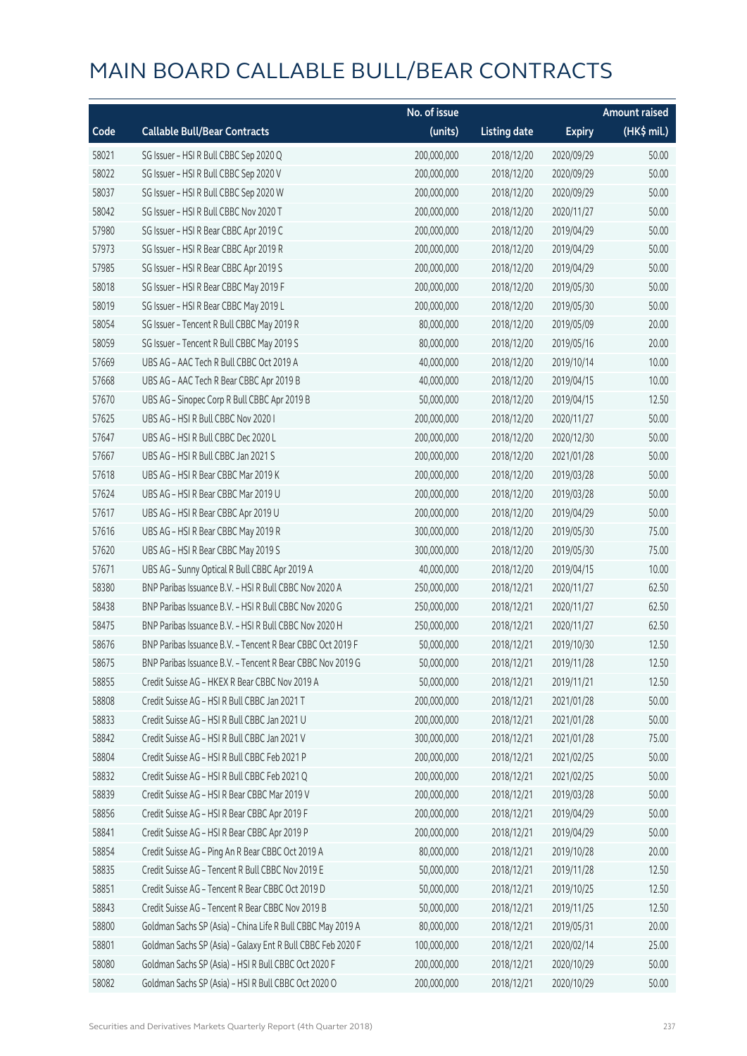# MAIN BOARD CALLABLE BULL/BEAR CONTRACTS

| Code | Callable Bull/Bear Contracts | No. of issue (units) | Listing date | Expiry | Amount raised (HK$ mil.) |
|---|---|---|---|---|---|
| 58021 | SG Issuer – HSI R Bull CBBC Sep 2020 Q | 200,000,000 | 2018/12/20 | 2020/09/29 | 50.00 |
| 58022 | SG Issuer – HSI R Bull CBBC Sep 2020 V | 200,000,000 | 2018/12/20 | 2020/09/29 | 50.00 |
| 58037 | SG Issuer – HSI R Bull CBBC Sep 2020 W | 200,000,000 | 2018/12/20 | 2020/09/29 | 50.00 |
| 58042 | SG Issuer – HSI R Bull CBBC Nov 2020 T | 200,000,000 | 2018/12/20 | 2020/11/27 | 50.00 |
| 57980 | SG Issuer – HSI R Bear CBBC Apr 2019 C | 200,000,000 | 2018/12/20 | 2019/04/29 | 50.00 |
| 57973 | SG Issuer – HSI R Bear CBBC Apr 2019 R | 200,000,000 | 2018/12/20 | 2019/04/29 | 50.00 |
| 57985 | SG Issuer – HSI R Bear CBBC Apr 2019 S | 200,000,000 | 2018/12/20 | 2019/04/29 | 50.00 |
| 58018 | SG Issuer – HSI R Bear CBBC May 2019 F | 200,000,000 | 2018/12/20 | 2019/05/30 | 50.00 |
| 58019 | SG Issuer – HSI R Bear CBBC May 2019 L | 200,000,000 | 2018/12/20 | 2019/05/30 | 50.00 |
| 58054 | SG Issuer – Tencent R Bull CBBC May 2019 R | 80,000,000 | 2018/12/20 | 2019/05/09 | 20.00 |
| 58059 | SG Issuer – Tencent R Bull CBBC May 2019 S | 80,000,000 | 2018/12/20 | 2019/05/16 | 20.00 |
| 57669 | UBS AG – AAC Tech R Bull CBBC Oct 2019 A | 40,000,000 | 2018/12/20 | 2019/10/14 | 10.00 |
| 57668 | UBS AG – AAC Tech R Bear CBBC Apr 2019 B | 40,000,000 | 2018/12/20 | 2019/04/15 | 10.00 |
| 57670 | UBS AG – Sinopec Corp R Bull CBBC Apr 2019 B | 50,000,000 | 2018/12/20 | 2019/04/15 | 12.50 |
| 57625 | UBS AG – HSI R Bull CBBC Nov 2020 I | 200,000,000 | 2018/12/20 | 2020/11/27 | 50.00 |
| 57647 | UBS AG – HSI R Bull CBBC Dec 2020 L | 200,000,000 | 2018/12/20 | 2020/12/30 | 50.00 |
| 57667 | UBS AG – HSI R Bull CBBC Jan 2021 S | 200,000,000 | 2018/12/20 | 2021/01/28 | 50.00 |
| 57618 | UBS AG – HSI R Bear CBBC Mar 2019 K | 200,000,000 | 2018/12/20 | 2019/03/28 | 50.00 |
| 57624 | UBS AG – HSI R Bear CBBC Mar 2019 U | 200,000,000 | 2018/12/20 | 2019/03/28 | 50.00 |
| 57617 | UBS AG – HSI R Bear CBBC Apr 2019 U | 200,000,000 | 2018/12/20 | 2019/04/29 | 50.00 |
| 57616 | UBS AG – HSI R Bear CBBC May 2019 R | 300,000,000 | 2018/12/20 | 2019/05/30 | 75.00 |
| 57620 | UBS AG – HSI R Bear CBBC May 2019 S | 300,000,000 | 2018/12/20 | 2019/05/30 | 75.00 |
| 57671 | UBS AG – Sunny Optical R Bull CBBC Apr 2019 A | 40,000,000 | 2018/12/20 | 2019/04/15 | 10.00 |
| 58380 | BNP Paribas Issuance B.V. – HSI R Bull CBBC Nov 2020 A | 250,000,000 | 2018/12/21 | 2020/11/27 | 62.50 |
| 58438 | BNP Paribas Issuance B.V. – HSI R Bull CBBC Nov 2020 G | 250,000,000 | 2018/12/21 | 2020/11/27 | 62.50 |
| 58475 | BNP Paribas Issuance B.V. – HSI R Bull CBBC Nov 2020 H | 250,000,000 | 2018/12/21 | 2020/11/27 | 62.50 |
| 58676 | BNP Paribas Issuance B.V. – Tencent R Bear CBBC Oct 2019 F | 50,000,000 | 2018/12/21 | 2019/10/30 | 12.50 |
| 58675 | BNP Paribas Issuance B.V. – Tencent R Bear CBBC Nov 2019 G | 50,000,000 | 2018/12/21 | 2019/11/28 | 12.50 |
| 58855 | Credit Suisse AG – HKEX R Bear CBBC Nov 2019 A | 50,000,000 | 2018/12/21 | 2019/11/21 | 12.50 |
| 58808 | Credit Suisse AG – HSI R Bull CBBC Jan 2021 T | 200,000,000 | 2018/12/21 | 2021/01/28 | 50.00 |
| 58833 | Credit Suisse AG – HSI R Bull CBBC Jan 2021 U | 200,000,000 | 2018/12/21 | 2021/01/28 | 50.00 |
| 58842 | Credit Suisse AG – HSI R Bull CBBC Jan 2021 V | 300,000,000 | 2018/12/21 | 2021/01/28 | 75.00 |
| 58804 | Credit Suisse AG – HSI R Bull CBBC Feb 2021 P | 200,000,000 | 2018/12/21 | 2021/02/25 | 50.00 |
| 58832 | Credit Suisse AG – HSI R Bull CBBC Feb 2021 Q | 200,000,000 | 2018/12/21 | 2021/02/25 | 50.00 |
| 58839 | Credit Suisse AG – HSI R Bear CBBC Mar 2019 V | 200,000,000 | 2018/12/21 | 2019/03/28 | 50.00 |
| 58856 | Credit Suisse AG – HSI R Bear CBBC Apr 2019 F | 200,000,000 | 2018/12/21 | 2019/04/29 | 50.00 |
| 58841 | Credit Suisse AG – HSI R Bear CBBC Apr 2019 P | 200,000,000 | 2018/12/21 | 2019/04/29 | 50.00 |
| 58854 | Credit Suisse AG – Ping An R Bear CBBC Oct 2019 A | 80,000,000 | 2018/12/21 | 2019/10/28 | 20.00 |
| 58835 | Credit Suisse AG – Tencent R Bull CBBC Nov 2019 E | 50,000,000 | 2018/12/21 | 2019/11/28 | 12.50 |
| 58851 | Credit Suisse AG – Tencent R Bear CBBC Oct 2019 D | 50,000,000 | 2018/12/21 | 2019/10/25 | 12.50 |
| 58843 | Credit Suisse AG – Tencent R Bear CBBC Nov 2019 B | 50,000,000 | 2018/12/21 | 2019/11/25 | 12.50 |
| 58800 | Goldman Sachs SP (Asia) – China Life R Bull CBBC May 2019 A | 80,000,000 | 2018/12/21 | 2019/05/31 | 20.00 |
| 58801 | Goldman Sachs SP (Asia) – Galaxy Ent R Bull CBBC Feb 2020 F | 100,000,000 | 2018/12/21 | 2020/02/14 | 25.00 |
| 58080 | Goldman Sachs SP (Asia) – HSI R Bull CBBC Oct 2020 F | 200,000,000 | 2018/12/21 | 2020/10/29 | 50.00 |
| 58082 | Goldman Sachs SP (Asia) – HSI R Bull CBBC Oct 2020 O | 200,000,000 | 2018/12/21 | 2020/10/29 | 50.00 |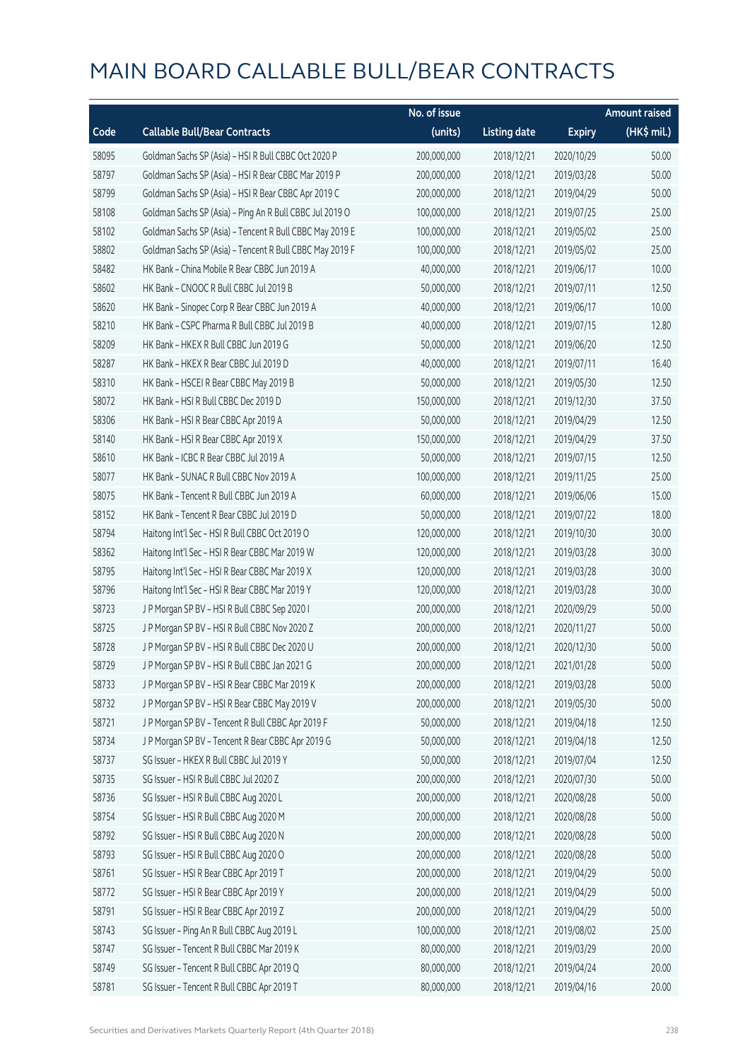# MAIN BOARD CALLABLE BULL/BEAR CONTRACTS

| Code | Callable Bull/Bear Contracts | No. of issue (units) | Listing date | Expiry | Amount raised (HK$ mil.) |
|---|---|---|---|---|---|
| 58095 | Goldman Sachs SP (Asia) - HSI R Bull CBBC Oct 2020 P | 200,000,000 | 2018/12/21 | 2020/10/29 | 50.00 |
| 58797 | Goldman Sachs SP (Asia) - HSI R Bear CBBC Mar 2019 P | 200,000,000 | 2018/12/21 | 2019/03/28 | 50.00 |
| 58799 | Goldman Sachs SP (Asia) - HSI R Bear CBBC Apr 2019 C | 200,000,000 | 2018/12/21 | 2019/04/29 | 50.00 |
| 58108 | Goldman Sachs SP (Asia) - Ping An R Bull CBBC Jul 2019 O | 100,000,000 | 2018/12/21 | 2019/07/25 | 25.00 |
| 58102 | Goldman Sachs SP (Asia) - Tencent R Bull CBBC May 2019 E | 100,000,000 | 2018/12/21 | 2019/05/02 | 25.00 |
| 58802 | Goldman Sachs SP (Asia) - Tencent R Bull CBBC May 2019 F | 100,000,000 | 2018/12/21 | 2019/05/02 | 25.00 |
| 58482 | HK Bank - China Mobile R Bear CBBC Jun 2019 A | 40,000,000 | 2018/12/21 | 2019/06/17 | 10.00 |
| 58602 | HK Bank - CNOOC R Bull CBBC Jul 2019 B | 50,000,000 | 2018/12/21 | 2019/07/11 | 12.50 |
| 58620 | HK Bank - Sinopec Corp R Bear CBBC Jun 2019 A | 40,000,000 | 2018/12/21 | 2019/06/17 | 10.00 |
| 58210 | HK Bank - CSPC Pharma R Bull CBBC Jul 2019 B | 40,000,000 | 2018/12/21 | 2019/07/15 | 12.80 |
| 58209 | HK Bank - HKEX R Bull CBBC Jun 2019 G | 50,000,000 | 2018/12/21 | 2019/06/20 | 12.50 |
| 58287 | HK Bank - HKEX R Bear CBBC Jul 2019 D | 40,000,000 | 2018/12/21 | 2019/07/11 | 16.40 |
| 58310 | HK Bank - HSCEI R Bear CBBC May 2019 B | 50,000,000 | 2018/12/21 | 2019/05/30 | 12.50 |
| 58072 | HK Bank - HSI R Bull CBBC Dec 2019 D | 150,000,000 | 2018/12/21 | 2019/12/30 | 37.50 |
| 58306 | HK Bank - HSI R Bear CBBC Apr 2019 A | 50,000,000 | 2018/12/21 | 2019/04/29 | 12.50 |
| 58140 | HK Bank - HSI R Bear CBBC Apr 2019 X | 150,000,000 | 2018/12/21 | 2019/04/29 | 37.50 |
| 58610 | HK Bank - ICBC R Bear CBBC Jul 2019 A | 50,000,000 | 2018/12/21 | 2019/07/15 | 12.50 |
| 58077 | HK Bank - SUNAC R Bull CBBC Nov 2019 A | 100,000,000 | 2018/12/21 | 2019/11/25 | 25.00 |
| 58075 | HK Bank - Tencent R Bull CBBC Jun 2019 A | 60,000,000 | 2018/12/21 | 2019/06/06 | 15.00 |
| 58152 | HK Bank - Tencent R Bear CBBC Jul 2019 D | 50,000,000 | 2018/12/21 | 2019/07/22 | 18.00 |
| 58794 | Haitong Int'l Sec - HSI R Bull CBBC Oct 2019 O | 120,000,000 | 2018/12/21 | 2019/10/30 | 30.00 |
| 58362 | Haitong Int'l Sec - HSI R Bear CBBC Mar 2019 W | 120,000,000 | 2018/12/21 | 2019/03/28 | 30.00 |
| 58795 | Haitong Int'l Sec - HSI R Bear CBBC Mar 2019 X | 120,000,000 | 2018/12/21 | 2019/03/28 | 30.00 |
| 58796 | Haitong Int'l Sec - HSI R Bear CBBC Mar 2019 Y | 120,000,000 | 2018/12/21 | 2019/03/28 | 30.00 |
| 58723 | J P Morgan SP BV - HSI R Bull CBBC Sep 2020 I | 200,000,000 | 2018/12/21 | 2020/09/29 | 50.00 |
| 58725 | J P Morgan SP BV - HSI R Bull CBBC Nov 2020 Z | 200,000,000 | 2018/12/21 | 2020/11/27 | 50.00 |
| 58728 | J P Morgan SP BV - HSI R Bull CBBC Dec 2020 U | 200,000,000 | 2018/12/21 | 2020/12/30 | 50.00 |
| 58729 | J P Morgan SP BV - HSI R Bull CBBC Jan 2021 G | 200,000,000 | 2018/12/21 | 2021/01/28 | 50.00 |
| 58733 | J P Morgan SP BV - HSI R Bear CBBC Mar 2019 K | 200,000,000 | 2018/12/21 | 2019/03/28 | 50.00 |
| 58732 | J P Morgan SP BV - HSI R Bear CBBC May 2019 V | 200,000,000 | 2018/12/21 | 2019/05/30 | 50.00 |
| 58721 | J P Morgan SP BV - Tencent R Bull CBBC Apr 2019 F | 50,000,000 | 2018/12/21 | 2019/04/18 | 12.50 |
| 58734 | J P Morgan SP BV - Tencent R Bear CBBC Apr 2019 G | 50,000,000 | 2018/12/21 | 2019/04/18 | 12.50 |
| 58737 | SG Issuer - HKEX R Bull CBBC Jul 2019 Y | 50,000,000 | 2018/12/21 | 2019/07/04 | 12.50 |
| 58735 | SG Issuer - HSI R Bull CBBC Jul 2020 Z | 200,000,000 | 2018/12/21 | 2020/07/30 | 50.00 |
| 58736 | SG Issuer - HSI R Bull CBBC Aug 2020 L | 200,000,000 | 2018/12/21 | 2020/08/28 | 50.00 |
| 58754 | SG Issuer - HSI R Bull CBBC Aug 2020 M | 200,000,000 | 2018/12/21 | 2020/08/28 | 50.00 |
| 58792 | SG Issuer - HSI R Bull CBBC Aug 2020 N | 200,000,000 | 2018/12/21 | 2020/08/28 | 50.00 |
| 58793 | SG Issuer - HSI R Bull CBBC Aug 2020 O | 200,000,000 | 2018/12/21 | 2020/08/28 | 50.00 |
| 58761 | SG Issuer - HSI R Bear CBBC Apr 2019 T | 200,000,000 | 2018/12/21 | 2019/04/29 | 50.00 |
| 58772 | SG Issuer - HSI R Bear CBBC Apr 2019 Y | 200,000,000 | 2018/12/21 | 2019/04/29 | 50.00 |
| 58791 | SG Issuer - HSI R Bear CBBC Apr 2019 Z | 200,000,000 | 2018/12/21 | 2019/04/29 | 50.00 |
| 58743 | SG Issuer - Ping An R Bull CBBC Aug 2019 L | 100,000,000 | 2018/12/21 | 2019/08/02 | 25.00 |
| 58747 | SG Issuer - Tencent R Bull CBBC Mar 2019 K | 80,000,000 | 2018/12/21 | 2019/03/29 | 20.00 |
| 58749 | SG Issuer - Tencent R Bull CBBC Apr 2019 Q | 80,000,000 | 2018/12/21 | 2019/04/24 | 20.00 |
| 58781 | SG Issuer - Tencent R Bull CBBC Apr 2019 T | 80,000,000 | 2018/12/21 | 2019/04/16 | 20.00 |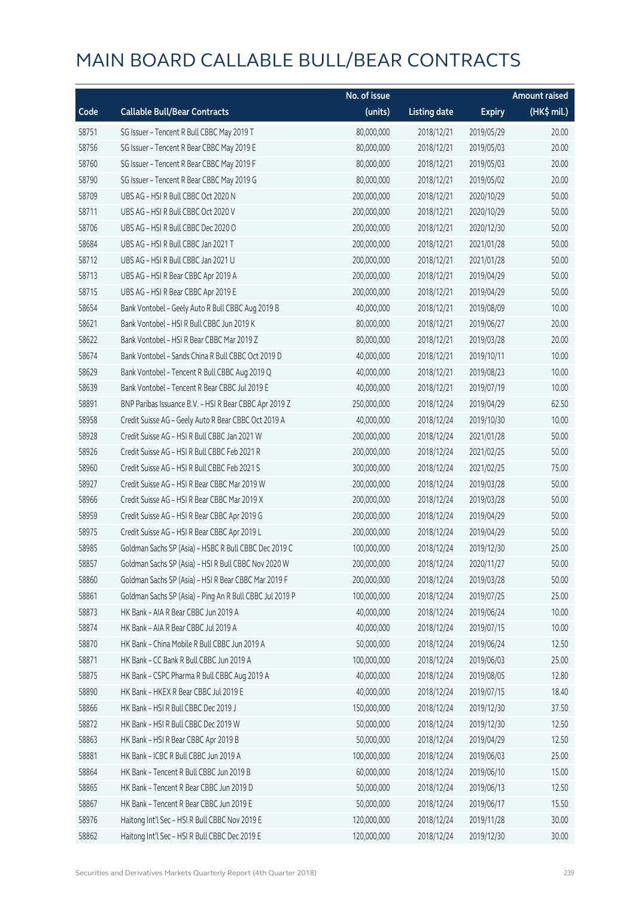# MAIN BOARD CALLABLE BULL/BEAR CONTRACTS

| Code | Callable Bull/Bear Contracts | No. of issue (units) | Listing date | Expiry | Amount raised (HK$ mil.) |
|---|---|---|---|---|---|
| 58751 | SG Issuer – Tencent R Bull CBBC May 2019 T | 80,000,000 | 2018/12/21 | 2019/05/29 | 20.00 |
| 58756 | SG Issuer – Tencent R Bear CBBC May 2019 E | 80,000,000 | 2018/12/21 | 2019/05/03 | 20.00 |
| 58760 | SG Issuer – Tencent R Bear CBBC May 2019 F | 80,000,000 | 2018/12/21 | 2019/05/03 | 20.00 |
| 58790 | SG Issuer – Tencent R Bear CBBC May 2019 G | 80,000,000 | 2018/12/21 | 2019/05/02 | 20.00 |
| 58709 | UBS AG – HSI R Bull CBBC Oct 2020 N | 200,000,000 | 2018/12/21 | 2020/10/29 | 50.00 |
| 58711 | UBS AG – HSI R Bull CBBC Oct 2020 V | 200,000,000 | 2018/12/21 | 2020/10/29 | 50.00 |
| 58706 | UBS AG – HSI R Bull CBBC Dec 2020 O | 200,000,000 | 2018/12/21 | 2020/12/30 | 50.00 |
| 58684 | UBS AG – HSI R Bull CBBC Jan 2021 T | 200,000,000 | 2018/12/21 | 2021/01/28 | 50.00 |
| 58712 | UBS AG – HSI R Bull CBBC Jan 2021 U | 200,000,000 | 2018/12/21 | 2021/01/28 | 50.00 |
| 58713 | UBS AG – HSI R Bear CBBC Apr 2019 A | 200,000,000 | 2018/12/21 | 2019/04/29 | 50.00 |
| 58715 | UBS AG – HSI R Bear CBBC Apr 2019 E | 200,000,000 | 2018/12/21 | 2019/04/29 | 50.00 |
| 58654 | Bank Vontobel – Geely Auto R Bull CBBC Aug 2019 B | 40,000,000 | 2018/12/21 | 2019/08/09 | 10.00 |
| 58621 | Bank Vontobel – HSI R Bull CBBC Jun 2019 K | 80,000,000 | 2018/12/21 | 2019/06/27 | 20.00 |
| 58622 | Bank Vontobel – HSI R Bear CBBC Mar 2019 Z | 80,000,000 | 2018/12/21 | 2019/03/28 | 20.00 |
| 58674 | Bank Vontobel – Sands China R Bull CBBC Oct 2019 D | 40,000,000 | 2018/12/21 | 2019/10/11 | 10.00 |
| 58629 | Bank Vontobel – Tencent R Bull CBBC Aug 2019 Q | 40,000,000 | 2018/12/21 | 2019/08/23 | 10.00 |
| 58639 | Bank Vontobel – Tencent R Bear CBBC Jul 2019 E | 40,000,000 | 2018/12/21 | 2019/07/19 | 10.00 |
| 58891 | BNP Paribas Issuance B.V. – HSI R Bear CBBC Apr 2019 Z | 250,000,000 | 2018/12/24 | 2019/04/29 | 62.50 |
| 58958 | Credit Suisse AG – Geely Auto R Bear CBBC Oct 2019 A | 40,000,000 | 2018/12/24 | 2019/10/30 | 10.00 |
| 58928 | Credit Suisse AG – HSI R Bull CBBC Jan 2021 W | 200,000,000 | 2018/12/24 | 2021/01/28 | 50.00 |
| 58926 | Credit Suisse AG – HSI R Bull CBBC Feb 2021 R | 200,000,000 | 2018/12/24 | 2021/02/25 | 50.00 |
| 58960 | Credit Suisse AG – HSI R Bull CBBC Feb 2021 S | 300,000,000 | 2018/12/24 | 2021/02/25 | 75.00 |
| 58927 | Credit Suisse AG – HSI R Bear CBBC Mar 2019 W | 200,000,000 | 2018/12/24 | 2019/03/28 | 50.00 |
| 58966 | Credit Suisse AG – HSI R Bear CBBC Mar 2019 X | 200,000,000 | 2018/12/24 | 2019/03/28 | 50.00 |
| 58959 | Credit Suisse AG – HSI R Bear CBBC Apr 2019 G | 200,000,000 | 2018/12/24 | 2019/04/29 | 50.00 |
| 58975 | Credit Suisse AG – HSI R Bear CBBC Apr 2019 L | 200,000,000 | 2018/12/24 | 2019/04/29 | 50.00 |
| 58985 | Goldman Sachs SP (Asia) – HSBC R Bull CBBC Dec 2019 C | 100,000,000 | 2018/12/24 | 2019/12/30 | 25.00 |
| 58857 | Goldman Sachs SP (Asia) – HSI R Bull CBBC Nov 2020 W | 200,000,000 | 2018/12/24 | 2020/11/27 | 50.00 |
| 58860 | Goldman Sachs SP (Asia) – HSI R Bear CBBC Mar 2019 F | 200,000,000 | 2018/12/24 | 2019/03/28 | 50.00 |
| 58861 | Goldman Sachs SP (Asia) – Ping An R Bull CBBC Jul 2019 P | 100,000,000 | 2018/12/24 | 2019/07/25 | 25.00 |
| 58873 | HK Bank – AIA R Bear CBBC Jun 2019 A | 40,000,000 | 2018/12/24 | 2019/06/24 | 10.00 |
| 58874 | HK Bank – AIA R Bear CBBC Jul 2019 A | 40,000,000 | 2018/12/24 | 2019/07/15 | 10.00 |
| 58870 | HK Bank – China Mobile R Bull CBBC Jun 2019 A | 50,000,000 | 2018/12/24 | 2019/06/24 | 12.50 |
| 58871 | HK Bank – CC Bank R Bull CBBC Jun 2019 A | 100,000,000 | 2018/12/24 | 2019/06/03 | 25.00 |
| 58875 | HK Bank – CSPC Pharma R Bull CBBC Aug 2019 A | 40,000,000 | 2018/12/24 | 2019/08/05 | 12.80 |
| 58890 | HK Bank – HKEX R Bear CBBC Jul 2019 E | 40,000,000 | 2018/12/24 | 2019/07/15 | 18.40 |
| 58866 | HK Bank – HSI R Bull CBBC Dec 2019 J | 150,000,000 | 2018/12/24 | 2019/12/30 | 37.50 |
| 58872 | HK Bank – HSI R Bull CBBC Dec 2019 W | 50,000,000 | 2018/12/24 | 2019/12/30 | 12.50 |
| 58863 | HK Bank – HSI R Bear CBBC Apr 2019 B | 50,000,000 | 2018/12/24 | 2019/04/29 | 12.50 |
| 58881 | HK Bank – ICBC R Bull CBBC Jun 2019 A | 100,000,000 | 2018/12/24 | 2019/06/03 | 25.00 |
| 58864 | HK Bank – Tencent R Bull CBBC Jun 2019 B | 60,000,000 | 2018/12/24 | 2019/06/10 | 15.00 |
| 58865 | HK Bank – Tencent R Bear CBBC Jun 2019 D | 50,000,000 | 2018/12/24 | 2019/06/13 | 12.50 |
| 58867 | HK Bank – Tencent R Bear CBBC Jun 2019 E | 50,000,000 | 2018/12/24 | 2019/06/17 | 15.50 |
| 58976 | Haitong Int'l Sec – HSI R Bull CBBC Nov 2019 E | 120,000,000 | 2018/12/24 | 2019/11/28 | 30.00 |
| 58862 | Haitong Int'l Sec – HSI R Bull CBBC Dec 2019 E | 120,000,000 | 2018/12/24 | 2019/12/30 | 30.00 |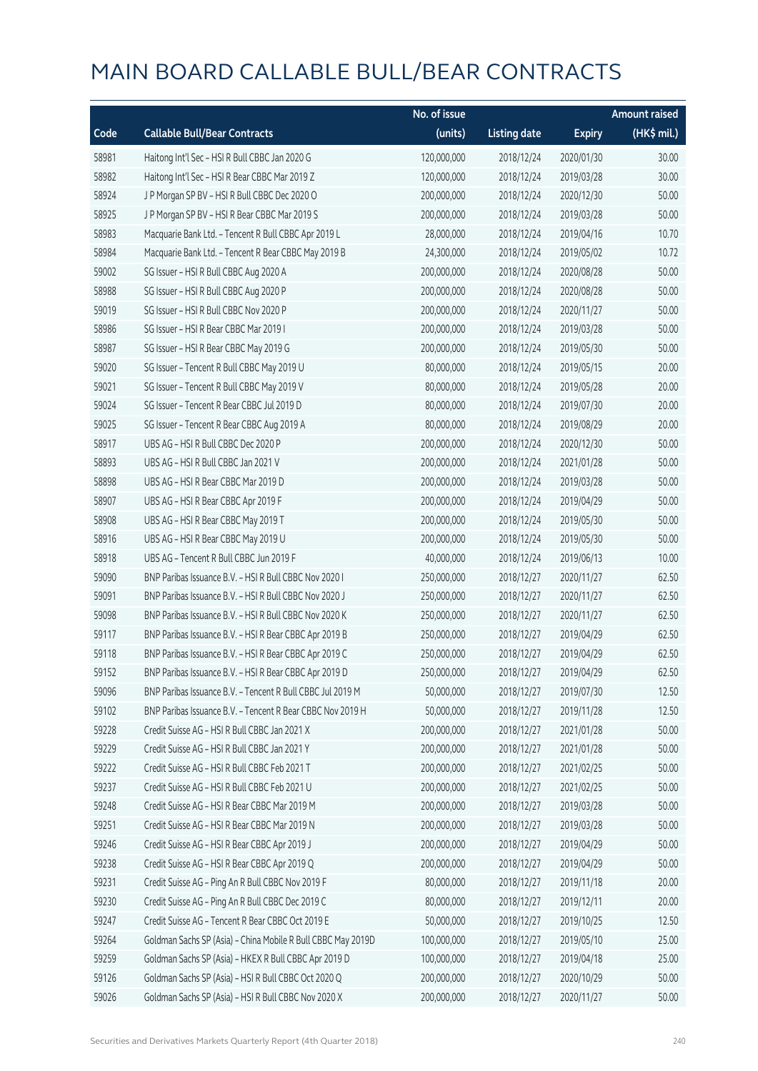# MAIN BOARD CALLABLE BULL/BEAR CONTRACTS

| Code | Callable Bull/Bear Contracts | No. of issue (units) | Listing date | Expiry | Amount raised (HK$ mil.) |
|---|---|---|---|---|---|
| 58981 | Haitong Int'l Sec – HSI R Bull CBBC Jan 2020 G | 120,000,000 | 2018/12/24 | 2020/01/30 | 30.00 |
| 58982 | Haitong Int'l Sec – HSI R Bear CBBC Mar 2019 Z | 120,000,000 | 2018/12/24 | 2019/03/28 | 30.00 |
| 58924 | J P Morgan SP BV – HSI R Bull CBBC Dec 2020 O | 200,000,000 | 2018/12/24 | 2020/12/30 | 50.00 |
| 58925 | J P Morgan SP BV – HSI R Bear CBBC Mar 2019 S | 200,000,000 | 2018/12/24 | 2019/03/28 | 50.00 |
| 58983 | Macquarie Bank Ltd. – Tencent R Bull CBBC Apr 2019 L | 28,000,000 | 2018/12/24 | 2019/04/16 | 10.70 |
| 58984 | Macquarie Bank Ltd. – Tencent R Bear CBBC May 2019 B | 24,300,000 | 2018/12/24 | 2019/05/02 | 10.72 |
| 59002 | SG Issuer – HSI R Bull CBBC Aug 2020 A | 200,000,000 | 2018/12/24 | 2020/08/28 | 50.00 |
| 58988 | SG Issuer – HSI R Bull CBBC Aug 2020 P | 200,000,000 | 2018/12/24 | 2020/08/28 | 50.00 |
| 59019 | SG Issuer – HSI R Bull CBBC Nov 2020 P | 200,000,000 | 2018/12/24 | 2020/11/27 | 50.00 |
| 58986 | SG Issuer – HSI R Bear CBBC Mar 2019 I | 200,000,000 | 2018/12/24 | 2019/03/28 | 50.00 |
| 58987 | SG Issuer – HSI R Bear CBBC May 2019 G | 200,000,000 | 2018/12/24 | 2019/05/30 | 50.00 |
| 59020 | SG Issuer – Tencent R Bull CBBC May 2019 U | 80,000,000 | 2018/12/24 | 2019/05/15 | 20.00 |
| 59021 | SG Issuer – Tencent R Bull CBBC May 2019 V | 80,000,000 | 2018/12/24 | 2019/05/28 | 20.00 |
| 59024 | SG Issuer – Tencent R Bear CBBC Jul 2019 D | 80,000,000 | 2018/12/24 | 2019/07/30 | 20.00 |
| 59025 | SG Issuer – Tencent R Bear CBBC Aug 2019 A | 80,000,000 | 2018/12/24 | 2019/08/29 | 20.00 |
| 58917 | UBS AG – HSI R Bull CBBC Dec 2020 P | 200,000,000 | 2018/12/24 | 2020/12/30 | 50.00 |
| 58893 | UBS AG – HSI R Bull CBBC Jan 2021 V | 200,000,000 | 2018/12/24 | 2021/01/28 | 50.00 |
| 58898 | UBS AG – HSI R Bear CBBC Mar 2019 D | 200,000,000 | 2018/12/24 | 2019/03/28 | 50.00 |
| 58907 | UBS AG – HSI R Bear CBBC Apr 2019 F | 200,000,000 | 2018/12/24 | 2019/04/29 | 50.00 |
| 58908 | UBS AG – HSI R Bear CBBC May 2019 T | 200,000,000 | 2018/12/24 | 2019/05/30 | 50.00 |
| 58916 | UBS AG – HSI R Bear CBBC May 2019 U | 200,000,000 | 2018/12/24 | 2019/05/30 | 50.00 |
| 58918 | UBS AG – Tencent R Bull CBBC Jun 2019 F | 40,000,000 | 2018/12/24 | 2019/06/13 | 10.00 |
| 59090 | BNP Paribas Issuance B.V. – HSI R Bull CBBC Nov 2020 I | 250,000,000 | 2018/12/27 | 2020/11/27 | 62.50 |
| 59091 | BNP Paribas Issuance B.V. – HSI R Bull CBBC Nov 2020 J | 250,000,000 | 2018/12/27 | 2020/11/27 | 62.50 |
| 59098 | BNP Paribas Issuance B.V. – HSI R Bull CBBC Nov 2020 K | 250,000,000 | 2018/12/27 | 2020/11/27 | 62.50 |
| 59117 | BNP Paribas Issuance B.V. – HSI R Bear CBBC Apr 2019 B | 250,000,000 | 2018/12/27 | 2019/04/29 | 62.50 |
| 59118 | BNP Paribas Issuance B.V. – HSI R Bear CBBC Apr 2019 C | 250,000,000 | 2018/12/27 | 2019/04/29 | 62.50 |
| 59152 | BNP Paribas Issuance B.V. – HSI R Bear CBBC Apr 2019 D | 250,000,000 | 2018/12/27 | 2019/04/29 | 62.50 |
| 59096 | BNP Paribas Issuance B.V. – Tencent R Bull CBBC Jul 2019 M | 50,000,000 | 2018/12/27 | 2019/07/30 | 12.50 |
| 59102 | BNP Paribas Issuance B.V. – Tencent R Bear CBBC Nov 2019 H | 50,000,000 | 2018/12/27 | 2019/11/28 | 12.50 |
| 59228 | Credit Suisse AG – HSI R Bull CBBC Jan 2021 X | 200,000,000 | 2018/12/27 | 2021/01/28 | 50.00 |
| 59229 | Credit Suisse AG – HSI R Bull CBBC Jan 2021 Y | 200,000,000 | 2018/12/27 | 2021/01/28 | 50.00 |
| 59222 | Credit Suisse AG – HSI R Bull CBBC Feb 2021 T | 200,000,000 | 2018/12/27 | 2021/02/25 | 50.00 |
| 59237 | Credit Suisse AG – HSI R Bull CBBC Feb 2021 U | 200,000,000 | 2018/12/27 | 2021/02/25 | 50.00 |
| 59248 | Credit Suisse AG – HSI R Bear CBBC Mar 2019 M | 200,000,000 | 2018/12/27 | 2019/03/28 | 50.00 |
| 59251 | Credit Suisse AG – HSI R Bear CBBC Mar 2019 N | 200,000,000 | 2018/12/27 | 2019/03/28 | 50.00 |
| 59246 | Credit Suisse AG – HSI R Bear CBBC Apr 2019 J | 200,000,000 | 2018/12/27 | 2019/04/29 | 50.00 |
| 59238 | Credit Suisse AG – HSI R Bear CBBC Apr 2019 Q | 200,000,000 | 2018/12/27 | 2019/04/29 | 50.00 |
| 59231 | Credit Suisse AG – Ping An R Bull CBBC Nov 2019 F | 80,000,000 | 2018/12/27 | 2019/11/18 | 20.00 |
| 59230 | Credit Suisse AG – Ping An R Bull CBBC Dec 2019 C | 80,000,000 | 2018/12/27 | 2019/12/11 | 20.00 |
| 59247 | Credit Suisse AG – Tencent R Bear CBBC Oct 2019 E | 50,000,000 | 2018/12/27 | 2019/10/25 | 12.50 |
| 59264 | Goldman Sachs SP (Asia) – China Mobile R Bull CBBC May 2019D | 100,000,000 | 2018/12/27 | 2019/05/10 | 25.00 |
| 59259 | Goldman Sachs SP (Asia) – HKEX R Bull CBBC Apr 2019 D | 100,000,000 | 2018/12/27 | 2019/04/18 | 25.00 |
| 59126 | Goldman Sachs SP (Asia) – HSI R Bull CBBC Oct 2020 Q | 200,000,000 | 2018/12/27 | 2020/10/29 | 50.00 |
| 59026 | Goldman Sachs SP (Asia) – HSI R Bull CBBC Nov 2020 X | 200,000,000 | 2018/12/27 | 2020/11/27 | 50.00 |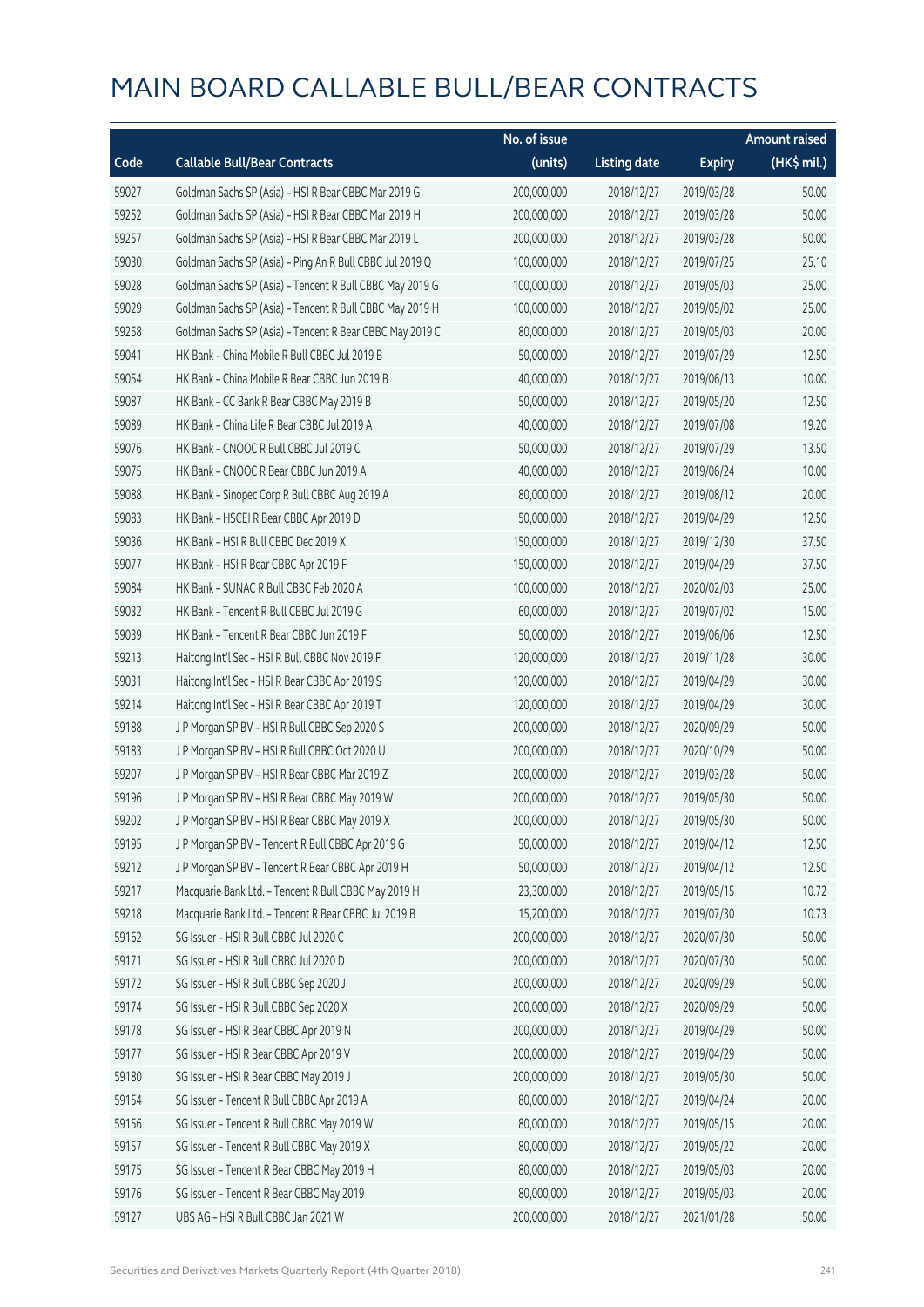# MAIN BOARD CALLABLE BULL/BEAR CONTRACTS

| Code | Callable Bull/Bear Contracts | No. of issue (units) | Listing date | Expiry | Amount raised (HK$ mil.) |
|---|---|---|---|---|---|
| 59027 | Goldman Sachs SP (Asia) - HSI R Bear CBBC Mar 2019 G | 200,000,000 | 2018/12/27 | 2019/03/28 | 50.00 |
| 59252 | Goldman Sachs SP (Asia) - HSI R Bear CBBC Mar 2019 H | 200,000,000 | 2018/12/27 | 2019/03/28 | 50.00 |
| 59257 | Goldman Sachs SP (Asia) - HSI R Bear CBBC Mar 2019 L | 200,000,000 | 2018/12/27 | 2019/03/28 | 50.00 |
| 59030 | Goldman Sachs SP (Asia) - Ping An R Bull CBBC Jul 2019 Q | 100,000,000 | 2018/12/27 | 2019/07/25 | 25.10 |
| 59028 | Goldman Sachs SP (Asia) - Tencent R Bull CBBC May 2019 G | 100,000,000 | 2018/12/27 | 2019/05/03 | 25.00 |
| 59029 | Goldman Sachs SP (Asia) - Tencent R Bull CBBC May 2019 H | 100,000,000 | 2018/12/27 | 2019/05/02 | 25.00 |
| 59258 | Goldman Sachs SP (Asia) - Tencent R Bear CBBC May 2019 C | 80,000,000 | 2018/12/27 | 2019/05/03 | 20.00 |
| 59041 | HK Bank - China Mobile R Bull CBBC Jul 2019 B | 50,000,000 | 2018/12/27 | 2019/07/29 | 12.50 |
| 59054 | HK Bank - China Mobile R Bear CBBC Jun 2019 B | 40,000,000 | 2018/12/27 | 2019/06/13 | 10.00 |
| 59087 | HK Bank - CC Bank R Bear CBBC May 2019 B | 50,000,000 | 2018/12/27 | 2019/05/20 | 12.50 |
| 59089 | HK Bank - China Life R Bear CBBC Jul 2019 A | 40,000,000 | 2018/12/27 | 2019/07/08 | 19.20 |
| 59076 | HK Bank - CNOOC R Bull CBBC Jul 2019 C | 50,000,000 | 2018/12/27 | 2019/07/29 | 13.50 |
| 59075 | HK Bank - CNOOC R Bear CBBC Jun 2019 A | 40,000,000 | 2018/12/27 | 2019/06/24 | 10.00 |
| 59088 | HK Bank - Sinopec Corp R Bull CBBC Aug 2019 A | 80,000,000 | 2018/12/27 | 2019/08/12 | 20.00 |
| 59083 | HK Bank - HSCEI R Bear CBBC Apr 2019 D | 50,000,000 | 2018/12/27 | 2019/04/29 | 12.50 |
| 59036 | HK Bank - HSI R Bull CBBC Dec 2019 X | 150,000,000 | 2018/12/27 | 2019/12/30 | 37.50 |
| 59077 | HK Bank - HSI R Bear CBBC Apr 2019 F | 150,000,000 | 2018/12/27 | 2019/04/29 | 37.50 |
| 59084 | HK Bank - SUNAC R Bull CBBC Feb 2020 A | 100,000,000 | 2018/12/27 | 2020/02/03 | 25.00 |
| 59032 | HK Bank - Tencent R Bull CBBC Jul 2019 G | 60,000,000 | 2018/12/27 | 2019/07/02 | 15.00 |
| 59039 | HK Bank - Tencent R Bear CBBC Jun 2019 F | 50,000,000 | 2018/12/27 | 2019/06/06 | 12.50 |
| 59213 | Haitong Int'l Sec - HSI R Bull CBBC Nov 2019 F | 120,000,000 | 2018/12/27 | 2019/11/28 | 30.00 |
| 59031 | Haitong Int'l Sec - HSI R Bear CBBC Apr 2019 S | 120,000,000 | 2018/12/27 | 2019/04/29 | 30.00 |
| 59214 | Haitong Int'l Sec - HSI R Bear CBBC Apr 2019 T | 120,000,000 | 2018/12/27 | 2019/04/29 | 30.00 |
| 59188 | J P Morgan SP BV - HSI R Bull CBBC Sep 2020 S | 200,000,000 | 2018/12/27 | 2020/09/29 | 50.00 |
| 59183 | J P Morgan SP BV - HSI R Bull CBBC Oct 2020 U | 200,000,000 | 2018/12/27 | 2020/10/29 | 50.00 |
| 59207 | J P Morgan SP BV - HSI R Bear CBBC Mar 2019 Z | 200,000,000 | 2018/12/27 | 2019/03/28 | 50.00 |
| 59196 | J P Morgan SP BV - HSI R Bear CBBC May 2019 W | 200,000,000 | 2018/12/27 | 2019/05/30 | 50.00 |
| 59202 | J P Morgan SP BV - HSI R Bear CBBC May 2019 X | 200,000,000 | 2018/12/27 | 2019/05/30 | 50.00 |
| 59195 | J P Morgan SP BV - Tencent R Bull CBBC Apr 2019 G | 50,000,000 | 2018/12/27 | 2019/04/12 | 12.50 |
| 59212 | J P Morgan SP BV - Tencent R Bear CBBC Apr 2019 H | 50,000,000 | 2018/12/27 | 2019/04/12 | 12.50 |
| 59217 | Macquarie Bank Ltd. - Tencent R Bull CBBC May 2019 H | 23,300,000 | 2018/12/27 | 2019/05/15 | 10.72 |
| 59218 | Macquarie Bank Ltd. - Tencent R Bear CBBC Jul 2019 B | 15,200,000 | 2018/12/27 | 2019/07/30 | 10.73 |
| 59162 | SG Issuer - HSI R Bull CBBC Jul 2020 C | 200,000,000 | 2018/12/27 | 2020/07/30 | 50.00 |
| 59171 | SG Issuer - HSI R Bull CBBC Jul 2020 D | 200,000,000 | 2018/12/27 | 2020/07/30 | 50.00 |
| 59172 | SG Issuer - HSI R Bull CBBC Sep 2020 J | 200,000,000 | 2018/12/27 | 2020/09/29 | 50.00 |
| 59174 | SG Issuer - HSI R Bull CBBC Sep 2020 X | 200,000,000 | 2018/12/27 | 2020/09/29 | 50.00 |
| 59178 | SG Issuer - HSI R Bear CBBC Apr 2019 N | 200,000,000 | 2018/12/27 | 2019/04/29 | 50.00 |
| 59177 | SG Issuer - HSI R Bear CBBC Apr 2019 V | 200,000,000 | 2018/12/27 | 2019/04/29 | 50.00 |
| 59180 | SG Issuer - HSI R Bear CBBC May 2019 J | 200,000,000 | 2018/12/27 | 2019/05/30 | 50.00 |
| 59154 | SG Issuer - Tencent R Bull CBBC Apr 2019 A | 80,000,000 | 2018/12/27 | 2019/04/24 | 20.00 |
| 59156 | SG Issuer - Tencent R Bull CBBC May 2019 W | 80,000,000 | 2018/12/27 | 2019/05/15 | 20.00 |
| 59157 | SG Issuer - Tencent R Bull CBBC May 2019 X | 80,000,000 | 2018/12/27 | 2019/05/22 | 20.00 |
| 59175 | SG Issuer - Tencent R Bear CBBC May 2019 H | 80,000,000 | 2018/12/27 | 2019/05/03 | 20.00 |
| 59176 | SG Issuer - Tencent R Bear CBBC May 2019 I | 80,000,000 | 2018/12/27 | 2019/05/03 | 20.00 |
| 59127 | UBS AG - HSI R Bull CBBC Jan 2021 W | 200,000,000 | 2018/12/27 | 2021/01/28 | 50.00 |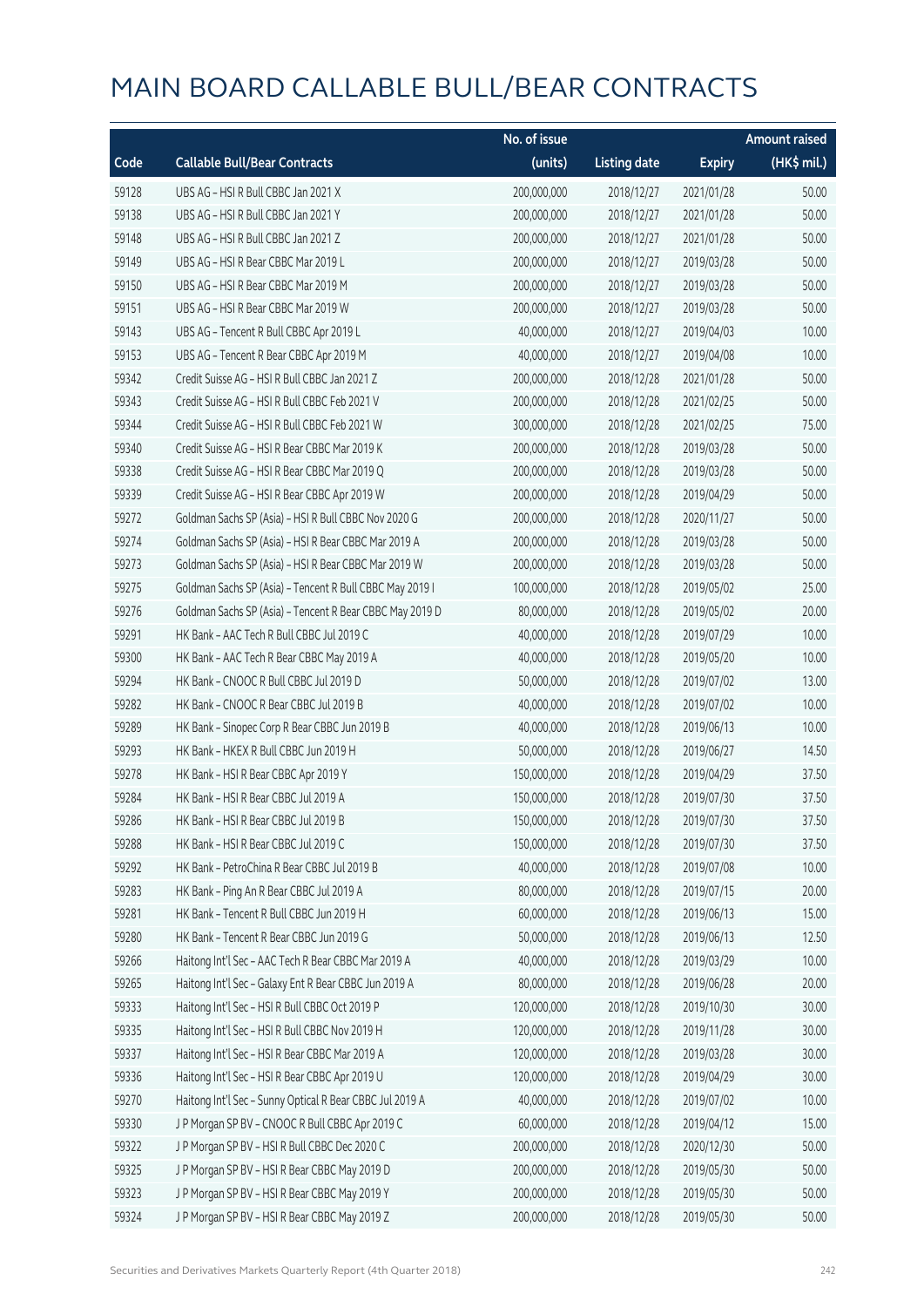# MAIN BOARD CALLABLE BULL/BEAR CONTRACTS

| Code | Callable Bull/Bear Contracts | No. of issue (units) | Listing date | Expiry | Amount raised (HK$ mil.) |
|---|---|---|---|---|---|
| 59128 | UBS AG - HSI R Bull CBBC Jan 2021 X | 200,000,000 | 2018/12/27 | 2021/01/28 | 50.00 |
| 59138 | UBS AG - HSI R Bull CBBC Jan 2021 Y | 200,000,000 | 2018/12/27 | 2021/01/28 | 50.00 |
| 59148 | UBS AG - HSI R Bull CBBC Jan 2021 Z | 200,000,000 | 2018/12/27 | 2021/01/28 | 50.00 |
| 59149 | UBS AG - HSI R Bear CBBC Mar 2019 L | 200,000,000 | 2018/12/27 | 2019/03/28 | 50.00 |
| 59150 | UBS AG - HSI R Bear CBBC Mar 2019 M | 200,000,000 | 2018/12/27 | 2019/03/28 | 50.00 |
| 59151 | UBS AG - HSI R Bear CBBC Mar 2019 W | 200,000,000 | 2018/12/27 | 2019/03/28 | 50.00 |
| 59143 | UBS AG - Tencent R Bull CBBC Apr 2019 L | 40,000,000 | 2018/12/27 | 2019/04/03 | 10.00 |
| 59153 | UBS AG - Tencent R Bear CBBC Apr 2019 M | 40,000,000 | 2018/12/27 | 2019/04/08 | 10.00 |
| 59342 | Credit Suisse AG - HSI R Bull CBBC Jan 2021 Z | 200,000,000 | 2018/12/28 | 2021/01/28 | 50.00 |
| 59343 | Credit Suisse AG - HSI R Bull CBBC Feb 2021 V | 200,000,000 | 2018/12/28 | 2021/02/25 | 50.00 |
| 59344 | Credit Suisse AG - HSI R Bull CBBC Feb 2021 W | 300,000,000 | 2018/12/28 | 2021/02/25 | 75.00 |
| 59340 | Credit Suisse AG - HSI R Bear CBBC Mar 2019 K | 200,000,000 | 2018/12/28 | 2019/03/28 | 50.00 |
| 59338 | Credit Suisse AG - HSI R Bear CBBC Mar 2019 Q | 200,000,000 | 2018/12/28 | 2019/03/28 | 50.00 |
| 59339 | Credit Suisse AG - HSI R Bear CBBC Apr 2019 W | 200,000,000 | 2018/12/28 | 2019/04/29 | 50.00 |
| 59272 | Goldman Sachs SP (Asia) - HSI R Bull CBBC Nov 2020 G | 200,000,000 | 2018/12/28 | 2020/11/27 | 50.00 |
| 59274 | Goldman Sachs SP (Asia) - HSI R Bear CBBC Mar 2019 A | 200,000,000 | 2018/12/28 | 2019/03/28 | 50.00 |
| 59273 | Goldman Sachs SP (Asia) - HSI R Bear CBBC Mar 2019 W | 200,000,000 | 2018/12/28 | 2019/03/28 | 50.00 |
| 59275 | Goldman Sachs SP (Asia) - Tencent R Bull CBBC May 2019 I | 100,000,000 | 2018/12/28 | 2019/05/02 | 25.00 |
| 59276 | Goldman Sachs SP (Asia) - Tencent R Bear CBBC May 2019 D | 80,000,000 | 2018/12/28 | 2019/05/02 | 20.00 |
| 59291 | HK Bank - AAC Tech R Bull CBBC Jul 2019 C | 40,000,000 | 2018/12/28 | 2019/07/29 | 10.00 |
| 59300 | HK Bank - AAC Tech R Bear CBBC May 2019 A | 40,000,000 | 2018/12/28 | 2019/05/20 | 10.00 |
| 59294 | HK Bank - CNOOC R Bull CBBC Jul 2019 D | 50,000,000 | 2018/12/28 | 2019/07/02 | 13.00 |
| 59282 | HK Bank - CNOOC R Bear CBBC Jul 2019 B | 40,000,000 | 2018/12/28 | 2019/07/02 | 10.00 |
| 59289 | HK Bank - Sinopec Corp R Bear CBBC Jun 2019 B | 40,000,000 | 2018/12/28 | 2019/06/13 | 10.00 |
| 59293 | HK Bank - HKEX R Bull CBBC Jun 2019 H | 50,000,000 | 2018/12/28 | 2019/06/27 | 14.50 |
| 59278 | HK Bank - HSI R Bear CBBC Apr 2019 Y | 150,000,000 | 2018/12/28 | 2019/04/29 | 37.50 |
| 59284 | HK Bank - HSI R Bear CBBC Jul 2019 A | 150,000,000 | 2018/12/28 | 2019/07/30 | 37.50 |
| 59286 | HK Bank - HSI R Bear CBBC Jul 2019 B | 150,000,000 | 2018/12/28 | 2019/07/30 | 37.50 |
| 59288 | HK Bank - HSI R Bear CBBC Jul 2019 C | 150,000,000 | 2018/12/28 | 2019/07/30 | 37.50 |
| 59292 | HK Bank - PetroChina R Bear CBBC Jul 2019 B | 40,000,000 | 2018/12/28 | 2019/07/08 | 10.00 |
| 59283 | HK Bank - Ping An R Bear CBBC Jul 2019 A | 80,000,000 | 2018/12/28 | 2019/07/15 | 20.00 |
| 59281 | HK Bank - Tencent R Bull CBBC Jun 2019 H | 60,000,000 | 2018/12/28 | 2019/06/13 | 15.00 |
| 59280 | HK Bank - Tencent R Bear CBBC Jun 2019 G | 50,000,000 | 2018/12/28 | 2019/06/13 | 12.50 |
| 59266 | Haitong Int'l Sec - AAC Tech R Bear CBBC Mar 2019 A | 40,000,000 | 2018/12/28 | 2019/03/29 | 10.00 |
| 59265 | Haitong Int'l Sec - Galaxy Ent R Bear CBBC Jun 2019 A | 80,000,000 | 2018/12/28 | 2019/06/28 | 20.00 |
| 59333 | Haitong Int'l Sec - HSI R Bull CBBC Oct 2019 P | 120,000,000 | 2018/12/28 | 2019/10/30 | 30.00 |
| 59335 | Haitong Int'l Sec - HSI R Bull CBBC Nov 2019 H | 120,000,000 | 2018/12/28 | 2019/11/28 | 30.00 |
| 59337 | Haitong Int'l Sec - HSI R Bear CBBC Mar 2019 A | 120,000,000 | 2018/12/28 | 2019/03/28 | 30.00 |
| 59336 | Haitong Int'l Sec - HSI R Bear CBBC Apr 2019 U | 120,000,000 | 2018/12/28 | 2019/04/29 | 30.00 |
| 59270 | Haitong Int'l Sec - Sunny Optical R Bear CBBC Jul 2019 A | 40,000,000 | 2018/12/28 | 2019/07/02 | 10.00 |
| 59330 | J P Morgan SP BV - CNOOC R Bull CBBC Apr 2019 C | 60,000,000 | 2018/12/28 | 2019/04/12 | 15.00 |
| 59322 | J P Morgan SP BV - HSI R Bull CBBC Dec 2020 C | 200,000,000 | 2018/12/28 | 2020/12/30 | 50.00 |
| 59325 | J P Morgan SP BV - HSI R Bear CBBC May 2019 D | 200,000,000 | 2018/12/28 | 2019/05/30 | 50.00 |
| 59323 | J P Morgan SP BV - HSI R Bear CBBC May 2019 Y | 200,000,000 | 2018/12/28 | 2019/05/30 | 50.00 |
| 59324 | J P Morgan SP BV - HSI R Bear CBBC May 2019 Z | 200,000,000 | 2018/12/28 | 2019/05/30 | 50.00 |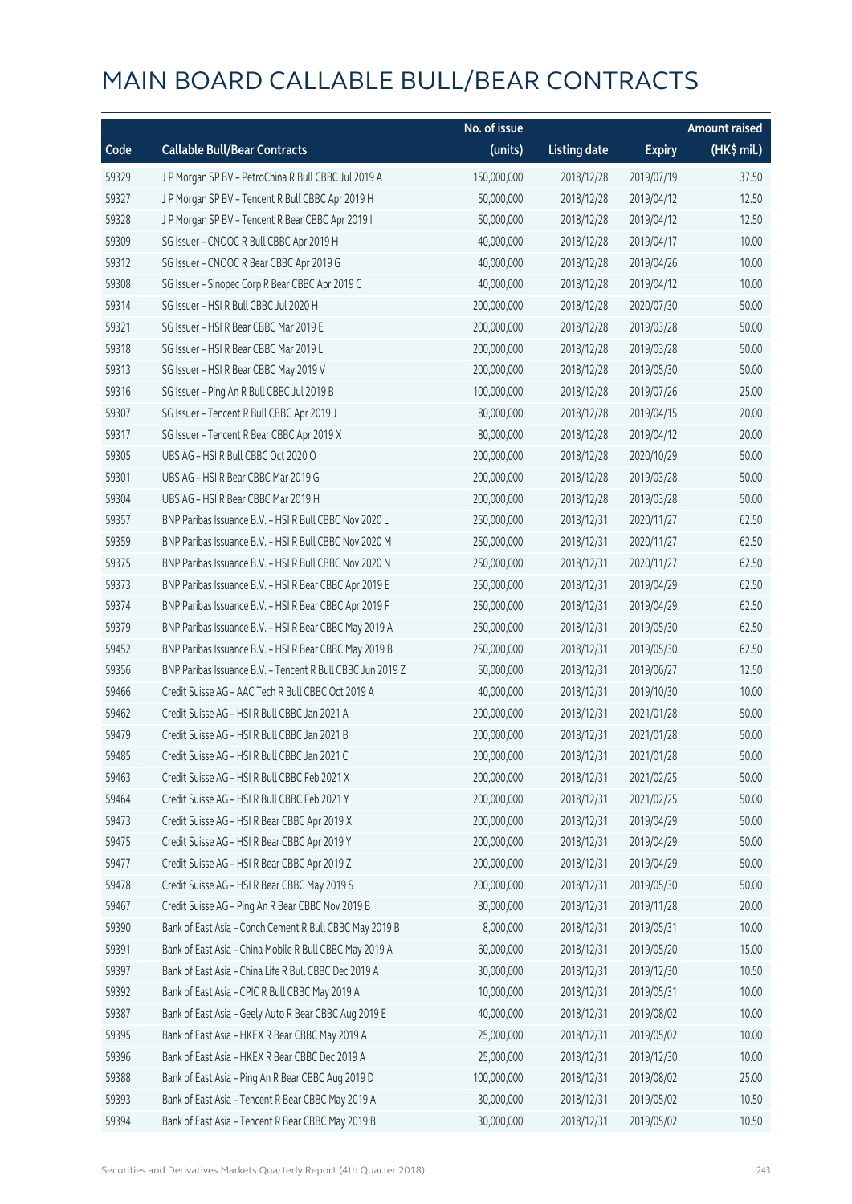# MAIN BOARD CALLABLE BULL/BEAR CONTRACTS

| Code | Callable Bull/Bear Contracts | No. of issue (units) | Listing date | Expiry | Amount raised (HK$ mil.) |
|---|---|---|---|---|---|
| 59329 | J P Morgan SP BV – PetroChina R Bull CBBC Jul 2019 A | 150,000,000 | 2018/12/28 | 2019/07/19 | 37.50 |
| 59327 | J P Morgan SP BV – Tencent R Bull CBBC Apr 2019 H | 50,000,000 | 2018/12/28 | 2019/04/12 | 12.50 |
| 59328 | J P Morgan SP BV – Tencent R Bear CBBC Apr 2019 I | 50,000,000 | 2018/12/28 | 2019/04/12 | 12.50 |
| 59309 | SG Issuer – CNOOC R Bull CBBC Apr 2019 H | 40,000,000 | 2018/12/28 | 2019/04/17 | 10.00 |
| 59312 | SG Issuer – CNOOC R Bear CBBC Apr 2019 G | 40,000,000 | 2018/12/28 | 2019/04/26 | 10.00 |
| 59308 | SG Issuer – Sinopec Corp R Bear CBBC Apr 2019 C | 40,000,000 | 2018/12/28 | 2019/04/12 | 10.00 |
| 59314 | SG Issuer – HSI R Bull CBBC Jul 2020 H | 200,000,000 | 2018/12/28 | 2020/07/30 | 50.00 |
| 59321 | SG Issuer – HSI R Bear CBBC Mar 2019 E | 200,000,000 | 2018/12/28 | 2019/03/28 | 50.00 |
| 59318 | SG Issuer – HSI R Bear CBBC Mar 2019 L | 200,000,000 | 2018/12/28 | 2019/03/28 | 50.00 |
| 59313 | SG Issuer – HSI R Bear CBBC May 2019 V | 200,000,000 | 2018/12/28 | 2019/05/30 | 50.00 |
| 59316 | SG Issuer – Ping An R Bull CBBC Jul 2019 B | 100,000,000 | 2018/12/28 | 2019/07/26 | 25.00 |
| 59307 | SG Issuer – Tencent R Bull CBBC Apr 2019 J | 80,000,000 | 2018/12/28 | 2019/04/15 | 20.00 |
| 59317 | SG Issuer – Tencent R Bear CBBC Apr 2019 X | 80,000,000 | 2018/12/28 | 2019/04/12 | 20.00 |
| 59305 | UBS AG – HSI R Bull CBBC Oct 2020 O | 200,000,000 | 2018/12/28 | 2020/10/29 | 50.00 |
| 59301 | UBS AG – HSI R Bear CBBC Mar 2019 G | 200,000,000 | 2018/12/28 | 2019/03/28 | 50.00 |
| 59304 | UBS AG – HSI R Bear CBBC Mar 2019 H | 200,000,000 | 2018/12/28 | 2019/03/28 | 50.00 |
| 59357 | BNP Paribas Issuance B.V. – HSI R Bull CBBC Nov 2020 L | 250,000,000 | 2018/12/31 | 2020/11/27 | 62.50 |
| 59359 | BNP Paribas Issuance B.V. – HSI R Bull CBBC Nov 2020 M | 250,000,000 | 2018/12/31 | 2020/11/27 | 62.50 |
| 59375 | BNP Paribas Issuance B.V. – HSI R Bull CBBC Nov 2020 N | 250,000,000 | 2018/12/31 | 2020/11/27 | 62.50 |
| 59373 | BNP Paribas Issuance B.V. – HSI R Bear CBBC Apr 2019 E | 250,000,000 | 2018/12/31 | 2019/04/29 | 62.50 |
| 59374 | BNP Paribas Issuance B.V. – HSI R Bear CBBC Apr 2019 F | 250,000,000 | 2018/12/31 | 2019/04/29 | 62.50 |
| 59379 | BNP Paribas Issuance B.V. – HSI R Bear CBBC May 2019 A | 250,000,000 | 2018/12/31 | 2019/05/30 | 62.50 |
| 59452 | BNP Paribas Issuance B.V. – HSI R Bear CBBC May 2019 B | 250,000,000 | 2018/12/31 | 2019/05/30 | 62.50 |
| 59356 | BNP Paribas Issuance B.V. – Tencent R Bull CBBC Jun 2019 Z | 50,000,000 | 2018/12/31 | 2019/06/27 | 12.50 |
| 59466 | Credit Suisse AG – AAC Tech R Bull CBBC Oct 2019 A | 40,000,000 | 2018/12/31 | 2019/10/30 | 10.00 |
| 59462 | Credit Suisse AG – HSI R Bull CBBC Jan 2021 A | 200,000,000 | 2018/12/31 | 2021/01/28 | 50.00 |
| 59479 | Credit Suisse AG – HSI R Bull CBBC Jan 2021 B | 200,000,000 | 2018/12/31 | 2021/01/28 | 50.00 |
| 59485 | Credit Suisse AG – HSI R Bull CBBC Jan 2021 C | 200,000,000 | 2018/12/31 | 2021/01/28 | 50.00 |
| 59463 | Credit Suisse AG – HSI R Bull CBBC Feb 2021 X | 200,000,000 | 2018/12/31 | 2021/02/25 | 50.00 |
| 59464 | Credit Suisse AG – HSI R Bull CBBC Feb 2021 Y | 200,000,000 | 2018/12/31 | 2021/02/25 | 50.00 |
| 59473 | Credit Suisse AG – HSI R Bear CBBC Apr 2019 X | 200,000,000 | 2018/12/31 | 2019/04/29 | 50.00 |
| 59475 | Credit Suisse AG – HSI R Bear CBBC Apr 2019 Y | 200,000,000 | 2018/12/31 | 2019/04/29 | 50.00 |
| 59477 | Credit Suisse AG – HSI R Bear CBBC Apr 2019 Z | 200,000,000 | 2018/12/31 | 2019/04/29 | 50.00 |
| 59478 | Credit Suisse AG – HSI R Bear CBBC May 2019 S | 200,000,000 | 2018/12/31 | 2019/05/30 | 50.00 |
| 59467 | Credit Suisse AG – Ping An R Bear CBBC Nov 2019 B | 80,000,000 | 2018/12/31 | 2019/11/28 | 20.00 |
| 59390 | Bank of East Asia – Conch Cement R Bull CBBC May 2019 B | 8,000,000 | 2018/12/31 | 2019/05/31 | 10.00 |
| 59391 | Bank of East Asia – China Mobile R Bull CBBC May 2019 A | 60,000,000 | 2018/12/31 | 2019/05/20 | 15.00 |
| 59397 | Bank of East Asia – China Life R Bull CBBC Dec 2019 A | 30,000,000 | 2018/12/31 | 2019/12/30 | 10.50 |
| 59392 | Bank of East Asia – CPIC R Bull CBBC May 2019 A | 10,000,000 | 2018/12/31 | 2019/05/31 | 10.00 |
| 59387 | Bank of East Asia – Geely Auto R Bear CBBC Aug 2019 E | 40,000,000 | 2018/12/31 | 2019/08/02 | 10.00 |
| 59395 | Bank of East Asia – HKEX R Bear CBBC May 2019 A | 25,000,000 | 2018/12/31 | 2019/05/02 | 10.00 |
| 59396 | Bank of East Asia – HKEX R Bear CBBC Dec 2019 A | 25,000,000 | 2018/12/31 | 2019/12/30 | 10.00 |
| 59388 | Bank of East Asia – Ping An R Bear CBBC Aug 2019 D | 100,000,000 | 2018/12/31 | 2019/08/02 | 25.00 |
| 59393 | Bank of East Asia – Tencent R Bear CBBC May 2019 A | 30,000,000 | 2018/12/31 | 2019/05/02 | 10.50 |
| 59394 | Bank of East Asia – Tencent R Bear CBBC May 2019 B | 30,000,000 | 2018/12/31 | 2019/05/02 | 10.50 |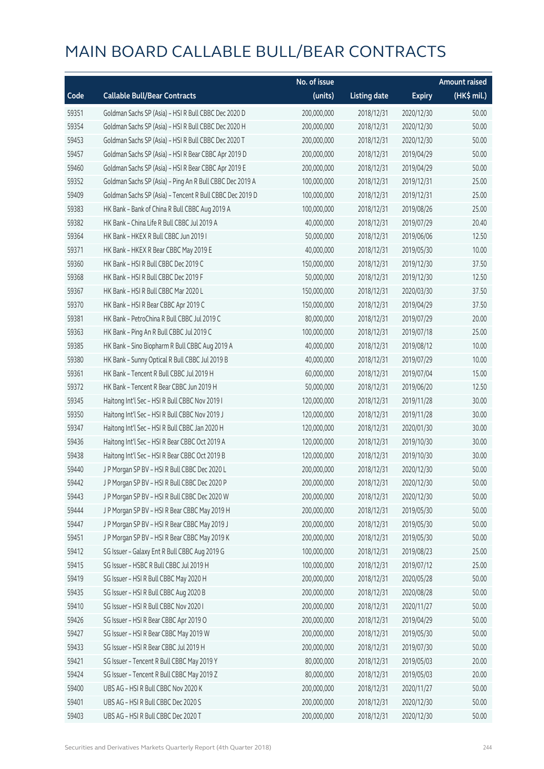# MAIN BOARD CALLABLE BULL/BEAR CONTRACTS

| Code | Callable Bull/Bear Contracts | No. of issue (units) | Listing date | Expiry | Amount raised (HK$ mil.) |
|---|---|---|---|---|---|
| 59351 | Goldman Sachs SP (Asia) - HSI R Bull CBBC Dec 2020 D | 200,000,000 | 2018/12/31 | 2020/12/30 | 50.00 |
| 59354 | Goldman Sachs SP (Asia) - HSI R Bull CBBC Dec 2020 H | 200,000,000 | 2018/12/31 | 2020/12/30 | 50.00 |
| 59453 | Goldman Sachs SP (Asia) - HSI R Bull CBBC Dec 2020 T | 200,000,000 | 2018/12/31 | 2020/12/30 | 50.00 |
| 59457 | Goldman Sachs SP (Asia) - HSI R Bear CBBC Apr 2019 D | 200,000,000 | 2018/12/31 | 2019/04/29 | 50.00 |
| 59460 | Goldman Sachs SP (Asia) - HSI R Bear CBBC Apr 2019 E | 200,000,000 | 2018/12/31 | 2019/04/29 | 50.00 |
| 59352 | Goldman Sachs SP (Asia) - Ping An R Bull CBBC Dec 2019 A | 100,000,000 | 2018/12/31 | 2019/12/31 | 25.00 |
| 59409 | Goldman Sachs SP (Asia) - Tencent R Bull CBBC Dec 2019 D | 100,000,000 | 2018/12/31 | 2019/12/31 | 25.00 |
| 59383 | HK Bank - Bank of China R Bull CBBC Aug 2019 A | 100,000,000 | 2018/12/31 | 2019/08/26 | 25.00 |
| 59382 | HK Bank - China Life R Bull CBBC Jul 2019 A | 40,000,000 | 2018/12/31 | 2019/07/29 | 20.40 |
| 59364 | HK Bank - HKEX R Bull CBBC Jun 2019 I | 50,000,000 | 2018/12/31 | 2019/06/06 | 12.50 |
| 59371 | HK Bank - HKEX R Bear CBBC May 2019 E | 40,000,000 | 2018/12/31 | 2019/05/30 | 10.00 |
| 59360 | HK Bank - HSI R Bull CBBC Dec 2019 C | 150,000,000 | 2018/12/31 | 2019/12/30 | 37.50 |
| 59368 | HK Bank - HSI R Bull CBBC Dec 2019 F | 50,000,000 | 2018/12/31 | 2019/12/30 | 12.50 |
| 59367 | HK Bank - HSI R Bull CBBC Mar 2020 L | 150,000,000 | 2018/12/31 | 2020/03/30 | 37.50 |
| 59370 | HK Bank - HSI R Bear CBBC Apr 2019 C | 150,000,000 | 2018/12/31 | 2019/04/29 | 37.50 |
| 59381 | HK Bank - PetroChina R Bull CBBC Jul 2019 C | 80,000,000 | 2018/12/31 | 2019/07/29 | 20.00 |
| 59363 | HK Bank - Ping An R Bull CBBC Jul 2019 C | 100,000,000 | 2018/12/31 | 2019/07/18 | 25.00 |
| 59385 | HK Bank - Sino Biopharm R Bull CBBC Aug 2019 A | 40,000,000 | 2018/12/31 | 2019/08/12 | 10.00 |
| 59380 | HK Bank - Sunny Optical R Bull CBBC Jul 2019 B | 40,000,000 | 2018/12/31 | 2019/07/29 | 10.00 |
| 59361 | HK Bank - Tencent R Bull CBBC Jul 2019 H | 60,000,000 | 2018/12/31 | 2019/07/04 | 15.00 |
| 59372 | HK Bank - Tencent R Bear CBBC Jun 2019 H | 50,000,000 | 2018/12/31 | 2019/06/20 | 12.50 |
| 59345 | Haitong Int'l Sec - HSI R Bull CBBC Nov 2019 I | 120,000,000 | 2018/12/31 | 2019/11/28 | 30.00 |
| 59350 | Haitong Int'l Sec - HSI R Bull CBBC Nov 2019 J | 120,000,000 | 2018/12/31 | 2019/11/28 | 30.00 |
| 59347 | Haitong Int'l Sec - HSI R Bull CBBC Jan 2020 H | 120,000,000 | 2018/12/31 | 2020/01/30 | 30.00 |
| 59436 | Haitong Int'l Sec - HSI R Bear CBBC Oct 2019 A | 120,000,000 | 2018/12/31 | 2019/10/30 | 30.00 |
| 59438 | Haitong Int'l Sec - HSI R Bear CBBC Oct 2019 B | 120,000,000 | 2018/12/31 | 2019/10/30 | 30.00 |
| 59440 | J P Morgan SP BV - HSI R Bull CBBC Dec 2020 L | 200,000,000 | 2018/12/31 | 2020/12/30 | 50.00 |
| 59442 | J P Morgan SP BV - HSI R Bull CBBC Dec 2020 P | 200,000,000 | 2018/12/31 | 2020/12/30 | 50.00 |
| 59443 | J P Morgan SP BV - HSI R Bull CBBC Dec 2020 W | 200,000,000 | 2018/12/31 | 2020/12/30 | 50.00 |
| 59444 | J P Morgan SP BV - HSI R Bear CBBC May 2019 H | 200,000,000 | 2018/12/31 | 2019/05/30 | 50.00 |
| 59447 | J P Morgan SP BV - HSI R Bear CBBC May 2019 J | 200,000,000 | 2018/12/31 | 2019/05/30 | 50.00 |
| 59451 | J P Morgan SP BV - HSI R Bear CBBC May 2019 K | 200,000,000 | 2018/12/31 | 2019/05/30 | 50.00 |
| 59412 | SG Issuer - Galaxy Ent R Bull CBBC Aug 2019 G | 100,000,000 | 2018/12/31 | 2019/08/23 | 25.00 |
| 59415 | SG Issuer - HSBC R Bull CBBC Jul 2019 H | 100,000,000 | 2018/12/31 | 2019/07/12 | 25.00 |
| 59419 | SG Issuer - HSI R Bull CBBC May 2020 H | 200,000,000 | 2018/12/31 | 2020/05/28 | 50.00 |
| 59435 | SG Issuer - HSI R Bull CBBC Aug 2020 B | 200,000,000 | 2018/12/31 | 2020/08/28 | 50.00 |
| 59410 | SG Issuer - HSI R Bull CBBC Nov 2020 I | 200,000,000 | 2018/12/31 | 2020/11/27 | 50.00 |
| 59426 | SG Issuer - HSI R Bear CBBC Apr 2019 O | 200,000,000 | 2018/12/31 | 2019/04/29 | 50.00 |
| 59427 | SG Issuer - HSI R Bear CBBC May 2019 W | 200,000,000 | 2018/12/31 | 2019/05/30 | 50.00 |
| 59433 | SG Issuer - HSI R Bear CBBC Jul 2019 H | 200,000,000 | 2018/12/31 | 2019/07/30 | 50.00 |
| 59421 | SG Issuer - Tencent R Bull CBBC May 2019 Y | 80,000,000 | 2018/12/31 | 2019/05/03 | 20.00 |
| 59424 | SG Issuer - Tencent R Bull CBBC May 2019 Z | 80,000,000 | 2018/12/31 | 2019/05/03 | 20.00 |
| 59400 | UBS AG - HSI R Bull CBBC Nov 2020 K | 200,000,000 | 2018/12/31 | 2020/11/27 | 50.00 |
| 59401 | UBS AG - HSI R Bull CBBC Dec 2020 S | 200,000,000 | 2018/12/31 | 2020/12/30 | 50.00 |
| 59403 | UBS AG - HSI R Bull CBBC Dec 2020 T | 200,000,000 | 2018/12/31 | 2020/12/30 | 50.00 |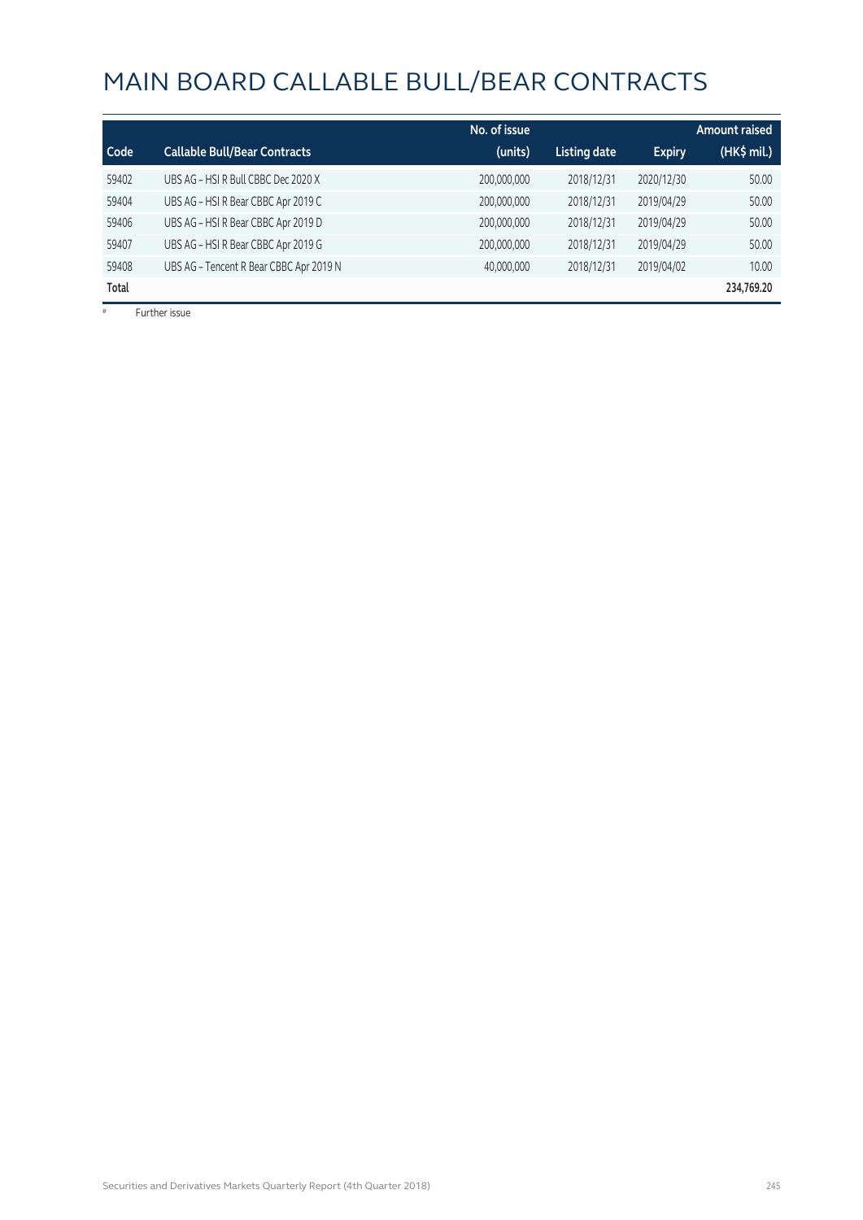# MAIN BOARD CALLABLE BULL/BEAR CONTRACTS

| Code | Callable Bull/Bear Contracts | No. of issue (units) | Listing date | Expiry | Amount raised (HK$ mil.) |
|---|---|---|---|---|---|
| 59402 | UBS AG – HSI R Bull CBBC Dec 2020 X | 200,000,000 | 2018/12/31 | 2020/12/30 | 50.00 |
| 59404 | UBS AG – HSI R Bear CBBC Apr 2019 C | 200,000,000 | 2018/12/31 | 2019/04/29 | 50.00 |
| 59406 | UBS AG – HSI R Bear CBBC Apr 2019 D | 200,000,000 | 2018/12/31 | 2019/04/29 | 50.00 |
| 59407 | UBS AG – HSI R Bear CBBC Apr 2019 G | 200,000,000 | 2018/12/31 | 2019/04/29 | 50.00 |
| 59408 | UBS AG – Tencent R Bear CBBC Apr 2019 N | 40,000,000 | 2018/12/31 | 2019/04/02 | 10.00 |
| **Total** | | | | | **234,769.20** |

# Further issue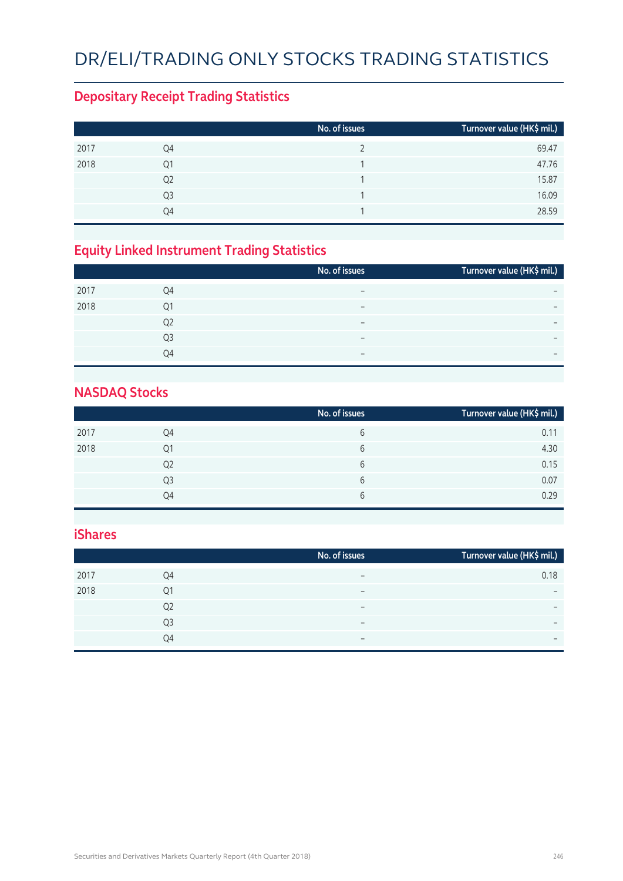# DR/ELI/TRADING ONLY STOCKS TRADING STATISTICS

## Depositary Receipt Trading Statistics

| | | No. of issues | Turnover value (HK$ mil.) |
|---|---|---|---|
| 2017 | Q4 | 2 | 69.47 |
| 2018 | Q1 | 1 | 47.76 |
| | Q2 | 1 | 15.87 |
| | Q3 | 1 | 16.09 |
| | Q4 | 1 | 28.59 |

## Equity Linked Instrument Trading Statistics

| | | No. of issues | Turnover value (HK$ mil.) |
|---|---|---|---|
| 2017 | Q4 | – | – |
| 2018 | Q1 | – | – |
| | Q2 | – | – |
| | Q3 | – | – |
| | Q4 | – | – |

## NASDAQ Stocks

| | | No. of issues | Turnover value (HK$ mil.) |
|---|---|---|---|
| 2017 | Q4 | 6 | 0.11 |
| 2018 | Q1 | 6 | 4.30 |
| | Q2 | 6 | 0.15 |
| | Q3 | 6 | 0.07 |
| | Q4 | 6 | 0.29 |

## iShares

| | | No. of issues | Turnover value (HK$ mil.) |
|---|---|---|---|
| 2017 | Q4 | – | 0.18 |
| 2018 | Q1 | – | – |
| | Q2 | – | – |
| | Q3 | – | – |
| | Q4 | – | – |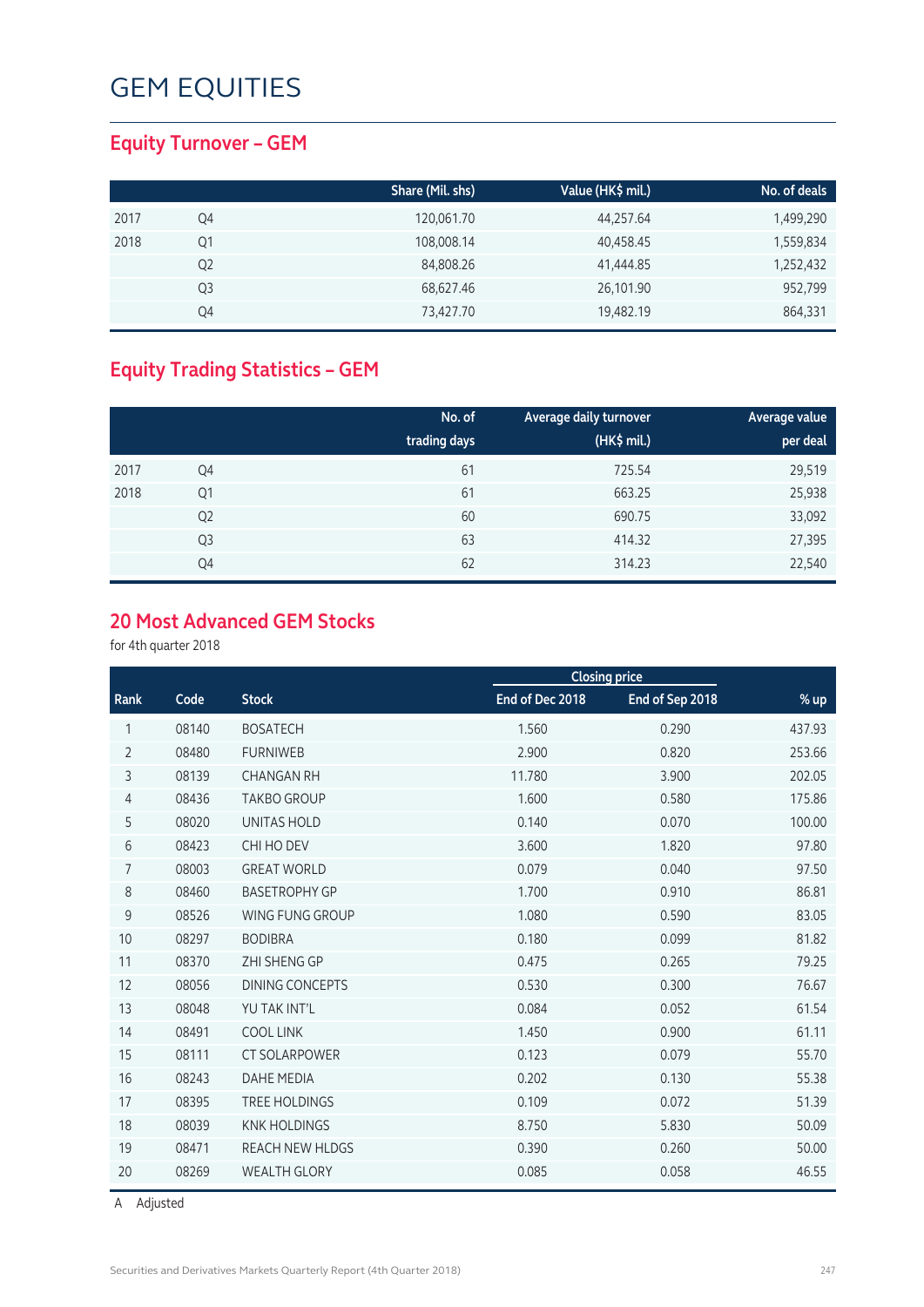# GEM EQUITIES

## Equity Turnover – GEM

| | | Share (Mil. shs) | Value (HK$ mil.) | No. of deals |
|---|---|---|---|---|
| 2017 | Q4 | 120,061.70 | 44,257.64 | 1,499,290 |
| 2018 | Q1 | 108,008.14 | 40,458.45 | 1,559,834 |
| | Q2 | 84,808.26 | 41,444.85 | 1,252,432 |
| | Q3 | 68,627.46 | 26,101.90 | 952,799 |
| | Q4 | 73,427.70 | 19,482.19 | 864,331 |

## Equity Trading Statistics – GEM

| | | No. of trading days | Average daily turnover (HK$ mil.) | Average value per deal |
|---|---|---|---|---|
| 2017 | Q4 | 61 | 725.54 | 29,519 |
| 2018 | Q1 | 61 | 663.25 | 25,938 |
| | Q2 | 60 | 690.75 | 33,092 |
| | Q3 | 63 | 414.32 | 27,395 |
| | Q4 | 62 | 314.23 | 22,540 |

## 20 Most Advanced GEM Stocks

for 4th quarter 2018

| | | | Closing price | | |
|---|---|---|---|---|---|
| Rank | Code | Stock | End of Dec 2018 | End of Sep 2018 | % up |
| 1 | 08140 | BOSATECH | 1.560 | 0.290 | 437.93 |
| 2 | 08480 | FURNIWEB | 2.900 | 0.820 | 253.66 |
| 3 | 08139 | CHANGAN RH | 11.780 | 3.900 | 202.05 |
| 4 | 08436 | TAKBO GROUP | 1.600 | 0.580 | 175.86 |
| 5 | 08020 | UNITAS HOLD | 0.140 | 0.070 | 100.00 |
| 6 | 08423 | CHI HO DEV | 3.600 | 1.820 | 97.80 |
| 7 | 08003 | GREAT WORLD | 0.079 | 0.040 | 97.50 |
| 8 | 08460 | BASETROPHY GP | 1.700 | 0.910 | 86.81 |
| 9 | 08526 | WING FUNG GROUP | 1.080 | 0.590 | 83.05 |
| 10 | 08297 | BODIBRA | 0.180 | 0.099 | 81.82 |
| 11 | 08370 | ZHI SHENG GP | 0.475 | 0.265 | 79.25 |
| 12 | 08056 | DINING CONCEPTS | 0.530 | 0.300 | 76.67 |
| 13 | 08048 | YU TAK INT'L | 0.084 | 0.052 | 61.54 |
| 14 | 08491 | COOL LINK | 1.450 | 0.900 | 61.11 |
| 15 | 08111 | CT SOLARPOWER | 0.123 | 0.079 | 55.70 |
| 16 | 08243 | DAHE MEDIA | 0.202 | 0.130 | 55.38 |
| 17 | 08395 | TREE HOLDINGS | 0.109 | 0.072 | 51.39 |
| 18 | 08039 | KNK HOLDINGS | 8.750 | 5.830 | 50.09 |
| 19 | 08471 | REACH NEW HLDGS | 0.390 | 0.260 | 50.00 |
| 20 | 08269 | WEALTH GLORY | 0.085 | 0.058 | 46.55 |

A Adjusted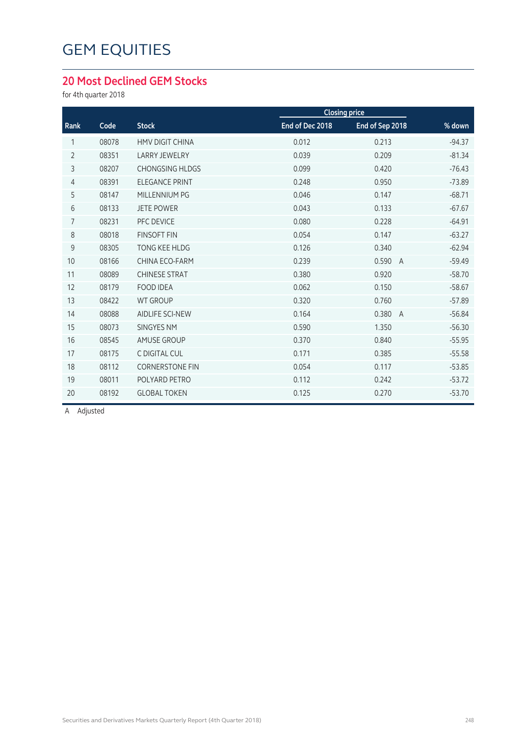# GEM EQUITIES

## 20 Most Declined GEM Stocks

for 4th quarter 2018

| Rank | Code | Stock | Closing price | | % down |
|---|---|---|---|---|---|
| | | | End of Dec 2018 | End of Sep 2018 | |
| 1 | 08078 | HMV DIGIT CHINA | 0.012 | 0.213 | -94.37 |
| 2 | 08351 | LARRY JEWELRY | 0.039 | 0.209 | -81.34 |
| 3 | 08207 | CHONGSING HLDGS | 0.099 | 0.420 | -76.43 |
| 4 | 08391 | ELEGANCE PRINT | 0.248 | 0.950 | -73.89 |
| 5 | 08147 | MILLENNIUM PG | 0.046 | 0.147 | -68.71 |
| 6 | 08133 | JETE POWER | 0.043 | 0.133 | -67.67 |
| 7 | 08231 | PFC DEVICE | 0.080 | 0.228 | -64.91 |
| 8 | 08018 | FINSOFT FIN | 0.054 | 0.147 | -63.27 |
| 9 | 08305 | TONG KEE HLDG | 0.126 | 0.340 | -62.94 |
| 10 | 08166 | CHINA ECO-FARM | 0.239 | 0.590 A | -59.49 |
| 11 | 08089 | CHINESE STRAT | 0.380 | 0.920 | -58.70 |
| 12 | 08179 | FOOD IDEA | 0.062 | 0.150 | -58.67 |
| 13 | 08422 | WT GROUP | 0.320 | 0.760 | -57.89 |
| 14 | 08088 | AIDLIFE SCI-NEW | 0.164 | 0.380 A | -56.84 |
| 15 | 08073 | SINGYES NM | 0.590 | 1.350 | -56.30 |
| 16 | 08545 | AMUSE GROUP | 0.370 | 0.840 | -55.95 |
| 17 | 08175 | C DIGITAL CUL | 0.171 | 0.385 | -55.58 |
| 18 | 08112 | CORNERSTONE FIN | 0.054 | 0.117 | -53.85 |
| 19 | 08011 | POLYARD PETRO | 0.112 | 0.242 | -53.72 |
| 20 | 08192 | GLOBAL TOKEN | 0.125 | 0.270 | -53.70 |

A Adjusted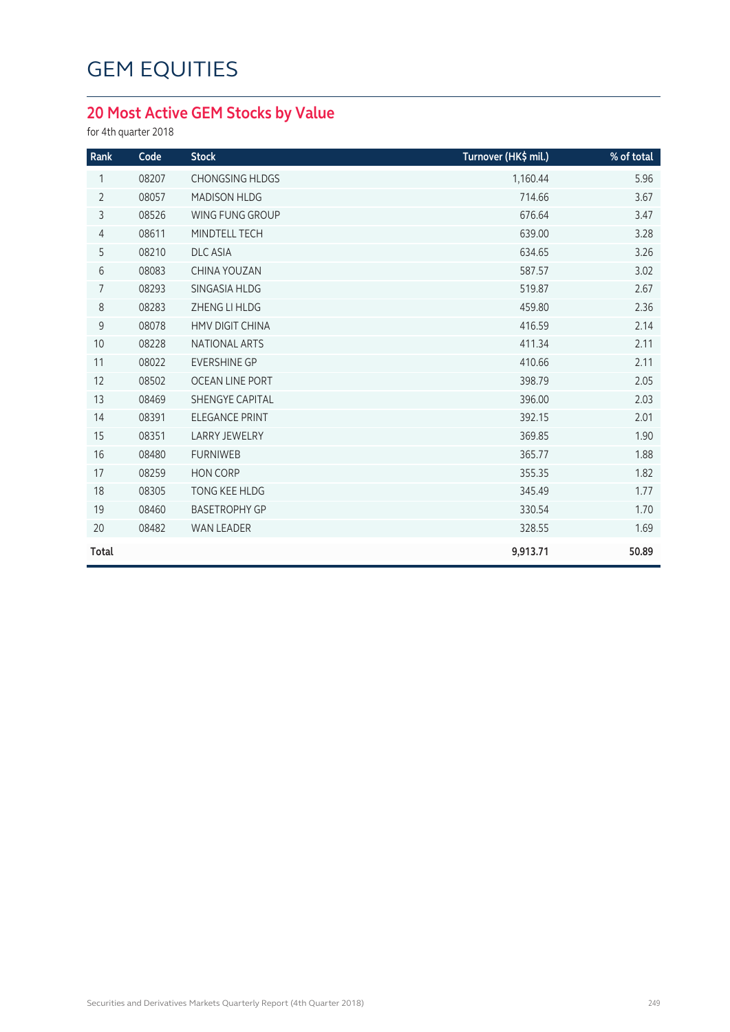# GEM EQUITIES

## 20 Most Active GEM Stocks by Value

for 4th quarter 2018

| Rank | Code | Stock | Turnover (HK$ mil.) | % of total |
|---|---|---|---|---|
| 1 | 08207 | CHONGSING HLDGS | 1,160.44 | 5.96 |
| 2 | 08057 | MADISON HLDG | 714.66 | 3.67 |
| 3 | 08526 | WING FUNG GROUP | 676.64 | 3.47 |
| 4 | 08611 | MINDTELL TECH | 639.00 | 3.28 |
| 5 | 08210 | DLC ASIA | 634.65 | 3.26 |
| 6 | 08083 | CHINA YOUZAN | 587.57 | 3.02 |
| 7 | 08293 | SINGASIA HLDG | 519.87 | 2.67 |
| 8 | 08283 | ZHENG LI HLDG | 459.80 | 2.36 |
| 9 | 08078 | HMV DIGIT CHINA | 416.59 | 2.14 |
| 10 | 08228 | NATIONAL ARTS | 411.34 | 2.11 |
| 11 | 08022 | EVERSHINE GP | 410.66 | 2.11 |
| 12 | 08502 | OCEAN LINE PORT | 398.79 | 2.05 |
| 13 | 08469 | SHENGYE CAPITAL | 396.00 | 2.03 |
| 14 | 08391 | ELEGANCE PRINT | 392.15 | 2.01 |
| 15 | 08351 | LARRY JEWELRY | 369.85 | 1.90 |
| 16 | 08480 | FURNIWEB | 365.77 | 1.88 |
| 17 | 08259 | HON CORP | 355.35 | 1.82 |
| 18 | 08305 | TONG KEE HLDG | 345.49 | 1.77 |
| 19 | 08460 | BASETROPHY GP | 330.54 | 1.70 |
| 20 | 08482 | WAN LEADER | 328.55 | 1.69 |
| **Total** | | | **9,913.71** | **50.89** |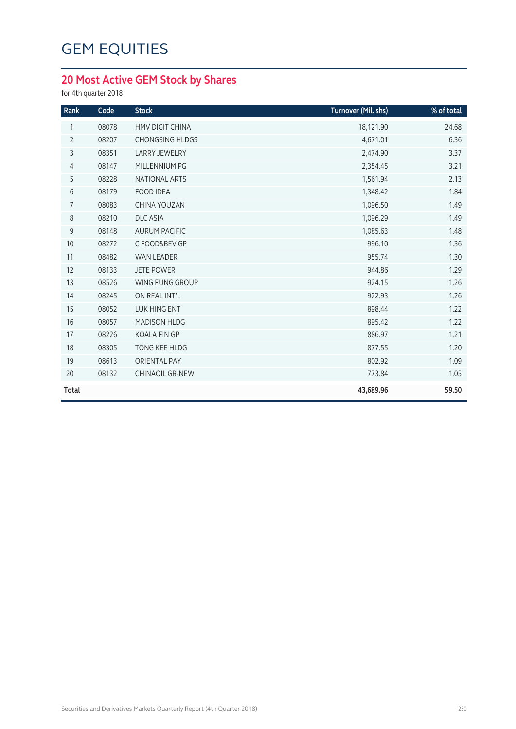# GEM EQUITIES

## 20 Most Active GEM Stock by Shares

for 4th quarter 2018

| Rank | Code | Stock | Turnover (Mil. shs) | % of total |
|---|---|---|---|---|
| 1 | 08078 | HMV DIGIT CHINA | 18,121.90 | 24.68 |
| 2 | 08207 | CHONGSING HLDGS | 4,671.01 | 6.36 |
| 3 | 08351 | LARRY JEWELRY | 2,474.90 | 3.37 |
| 4 | 08147 | MILLENNIUM PG | 2,354.45 | 3.21 |
| 5 | 08228 | NATIONAL ARTS | 1,561.94 | 2.13 |
| 6 | 08179 | FOOD IDEA | 1,348.42 | 1.84 |
| 7 | 08083 | CHINA YOUZAN | 1,096.50 | 1.49 |
| 8 | 08210 | DLC ASIA | 1,096.29 | 1.49 |
| 9 | 08148 | AURUM PACIFIC | 1,085.63 | 1.48 |
| 10 | 08272 | C FOOD&BEV GP | 996.10 | 1.36 |
| 11 | 08482 | WAN LEADER | 955.74 | 1.30 |
| 12 | 08133 | JETE POWER | 944.86 | 1.29 |
| 13 | 08526 | WING FUNG GROUP | 924.15 | 1.26 |
| 14 | 08245 | ON REAL INT'L | 922.93 | 1.26 |
| 15 | 08052 | LUK HING ENT | 898.44 | 1.22 |
| 16 | 08057 | MADISON HLDG | 895.42 | 1.22 |
| 17 | 08226 | KOALA FIN GP | 886.97 | 1.21 |
| 18 | 08305 | TONG KEE HLDG | 877.55 | 1.20 |
| 19 | 08613 | ORIENTAL PAY | 802.92 | 1.09 |
| 20 | 08132 | CHINAOIL GR-NEW | 773.84 | 1.05 |
| **Total** | | | **43,689.96** | **59.50** |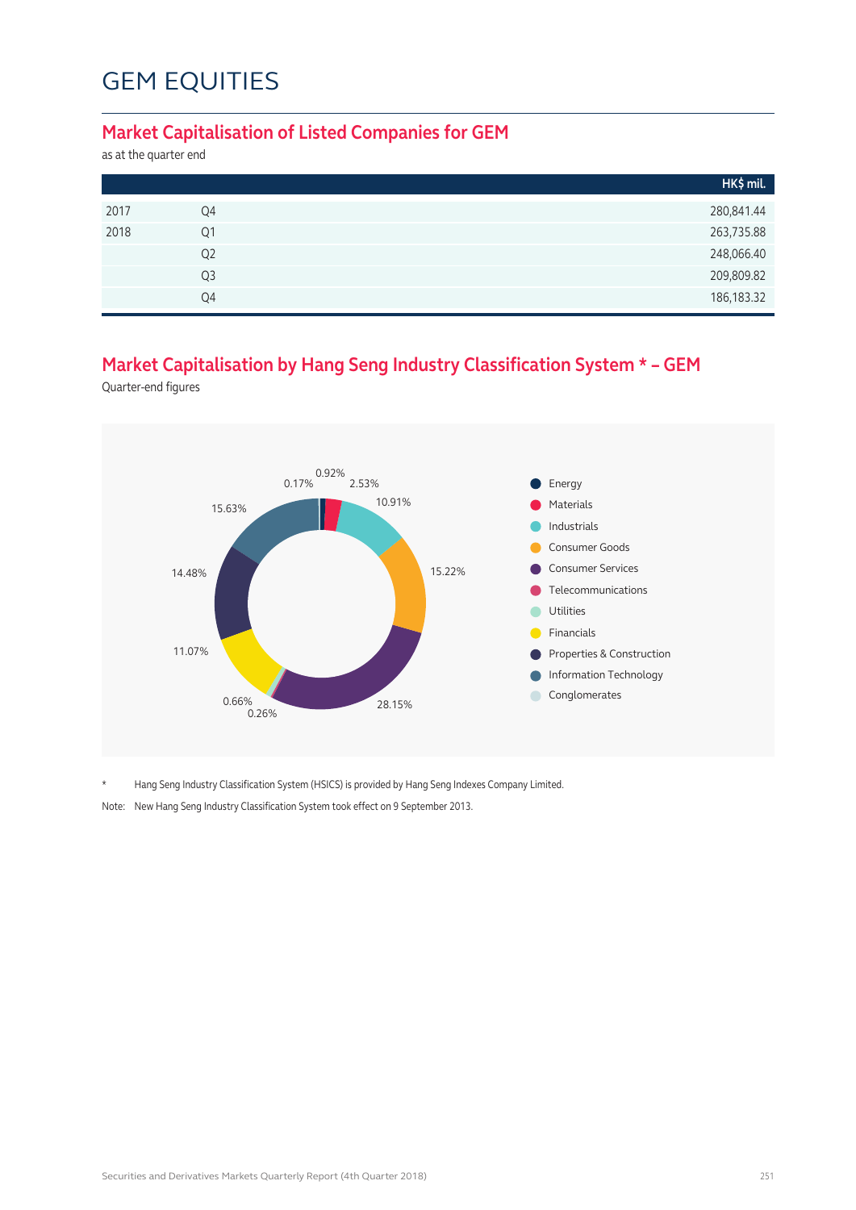# GEM EQUITIES

## Market Capitalisation of Listed Companies for GEM

as at the quarter end

| | | HK$ mil. |
|---|---|---|
| 2017 | Q4 | 280,841.44 |
| 2018 | Q1 | 263,735.88 |
| | Q2 | 248,066.40 |
| | Q3 | 209,809.82 |
| | Q4 | 186,183.32 |

## Market Capitalisation by Hang Seng Industry Classification System * – GEM

Quarter-end figures

| Industry | % |
|---|---|
| Energy | 0.92% |
| Materials | 2.53% |
| Industrials | 10.91% |
| Consumer Goods | 15.22% |
| Consumer Services | 28.15% |
| Telecommunications | 0.26% |
| Utilities | 0.66% |
| Financials | 11.07% |
| Properties & Construction | 14.48% |
| Information Technology | 15.63% |
| Conglomerates | 0.17% |

\* Hang Seng Industry Classification System (HSICS) is provided by Hang Seng Indexes Company Limited.

Note: New Hang Seng Industry Classification System took effect on 9 September 2013.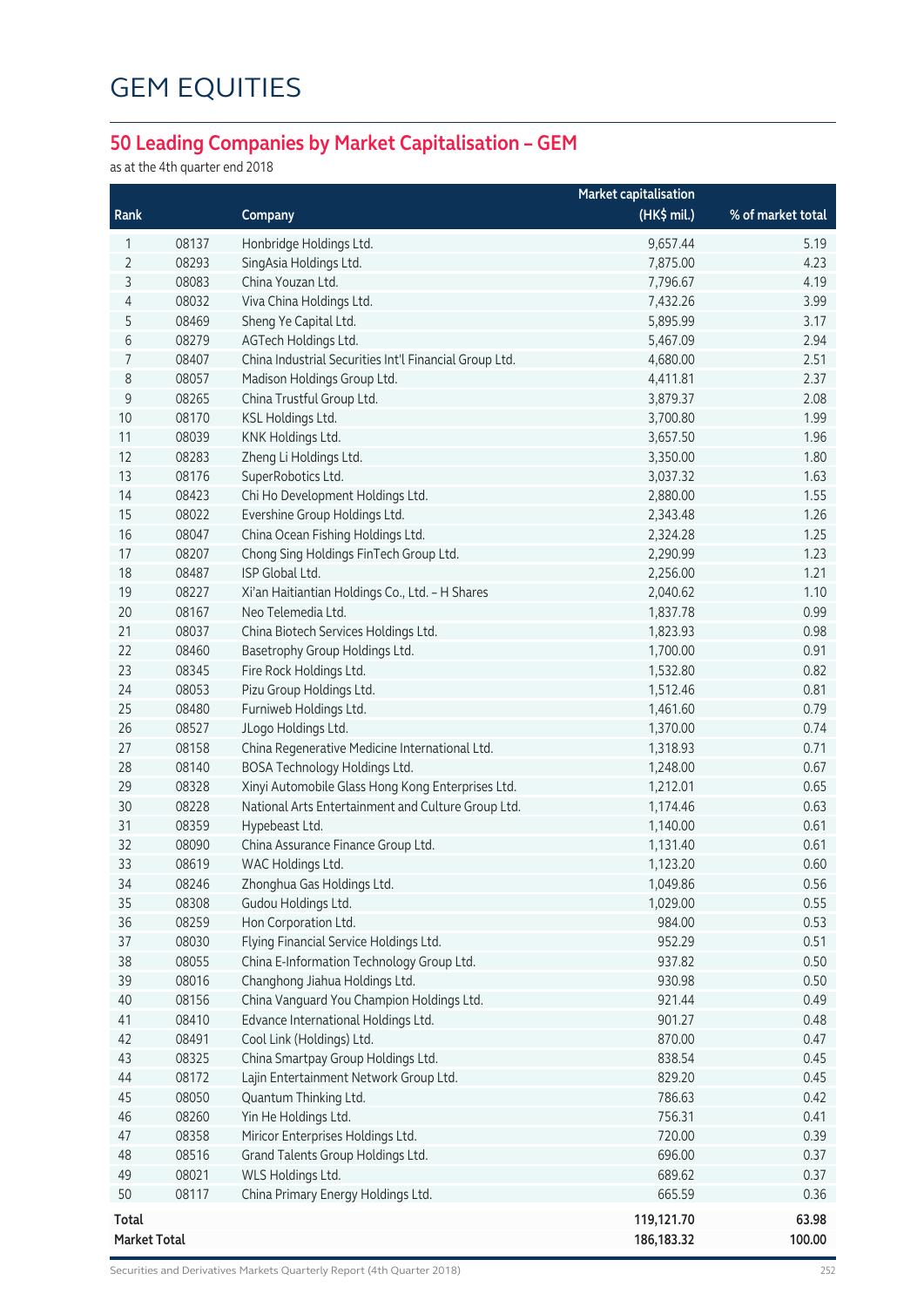# GEM EQUITIES

## 50 Leading Companies by Market Capitalisation – GEM

as at the 4th quarter end 2018

| Rank | | Company | Market capitalisation (HK$ mil.) | % of market total |
|---|---|---|---|---|
| 1 | 08137 | Honbridge Holdings Ltd. | 9,657.44 | 5.19 |
| 2 | 08293 | SingAsia Holdings Ltd. | 7,875.00 | 4.23 |
| 3 | 08083 | China Youzan Ltd. | 7,796.67 | 4.19 |
| 4 | 08032 | Viva China Holdings Ltd. | 7,432.26 | 3.99 |
| 5 | 08469 | Sheng Ye Capital Ltd. | 5,895.99 | 3.17 |
| 6 | 08279 | AGTech Holdings Ltd. | 5,467.09 | 2.94 |
| 7 | 08407 | China Industrial Securities Int'l Financial Group Ltd. | 4,680.00 | 2.51 |
| 8 | 08057 | Madison Holdings Group Ltd. | 4,411.81 | 2.37 |
| 9 | 08265 | China Trustful Group Ltd. | 3,879.37 | 2.08 |
| 10 | 08170 | KSL Holdings Ltd. | 3,700.80 | 1.99 |
| 11 | 08039 | KNK Holdings Ltd. | 3,657.50 | 1.96 |
| 12 | 08283 | Zheng Li Holdings Ltd. | 3,350.00 | 1.80 |
| 13 | 08176 | SuperRobotics Ltd. | 3,037.32 | 1.63 |
| 14 | 08423 | Chi Ho Development Holdings Ltd. | 2,880.00 | 1.55 |
| 15 | 08022 | Evershine Group Holdings Ltd. | 2,343.48 | 1.26 |
| 16 | 08047 | China Ocean Fishing Holdings Ltd. | 2,324.28 | 1.25 |
| 17 | 08207 | Chong Sing Holdings FinTech Group Ltd. | 2,290.99 | 1.23 |
| 18 | 08487 | ISP Global Ltd. | 2,256.00 | 1.21 |
| 19 | 08227 | Xi'an Haitiantian Holdings Co., Ltd. – H Shares | 2,040.62 | 1.10 |
| 20 | 08167 | Neo Telemedia Ltd. | 1,837.78 | 0.99 |
| 21 | 08037 | China Biotech Services Holdings Ltd. | 1,823.93 | 0.98 |
| 22 | 08460 | Basetrophy Group Holdings Ltd. | 1,700.00 | 0.91 |
| 23 | 08345 | Fire Rock Holdings Ltd. | 1,532.80 | 0.82 |
| 24 | 08053 | Pizu Group Holdings Ltd. | 1,512.46 | 0.81 |
| 25 | 08480 | Furniweb Holdings Ltd. | 1,461.60 | 0.79 |
| 26 | 08527 | JLogo Holdings Ltd. | 1,370.00 | 0.74 |
| 27 | 08158 | China Regenerative Medicine International Ltd. | 1,318.93 | 0.71 |
| 28 | 08140 | BOSA Technology Holdings Ltd. | 1,248.00 | 0.67 |
| 29 | 08328 | Xinyi Automobile Glass Hong Kong Enterprises Ltd. | 1,212.01 | 0.65 |
| 30 | 08228 | National Arts Entertainment and Culture Group Ltd. | 1,174.46 | 0.63 |
| 31 | 08359 | Hypebeast Ltd. | 1,140.00 | 0.61 |
| 32 | 08090 | China Assurance Finance Group Ltd. | 1,131.40 | 0.61 |
| 33 | 08619 | WAC Holdings Ltd. | 1,123.20 | 0.60 |
| 34 | 08246 | Zhonghua Gas Holdings Ltd. | 1,049.86 | 0.56 |
| 35 | 08308 | Gudou Holdings Ltd. | 1,029.00 | 0.55 |
| 36 | 08259 | Hon Corporation Ltd. | 984.00 | 0.53 |
| 37 | 08030 | Flying Financial Service Holdings Ltd. | 952.29 | 0.51 |
| 38 | 08055 | China E-Information Technology Group Ltd. | 937.82 | 0.50 |
| 39 | 08016 | Changhong Jiahua Holdings Ltd. | 930.98 | 0.50 |
| 40 | 08156 | China Vanguard You Champion Holdings Ltd. | 921.44 | 0.49 |
| 41 | 08410 | Edvance International Holdings Ltd. | 901.27 | 0.48 |
| 42 | 08491 | Cool Link (Holdings) Ltd. | 870.00 | 0.47 |
| 43 | 08325 | China Smartpay Group Holdings Ltd. | 838.54 | 0.45 |
| 44 | 08172 | Lajin Entertainment Network Group Ltd. | 829.20 | 0.45 |
| 45 | 08050 | Quantum Thinking Ltd. | 786.63 | 0.42 |
| 46 | 08260 | Yin He Holdings Ltd. | 756.31 | 0.41 |
| 47 | 08358 | Miricor Enterprises Holdings Ltd. | 720.00 | 0.39 |
| 48 | 08516 | Grand Talents Group Holdings Ltd. | 696.00 | 0.37 |
| 49 | 08021 | WLS Holdings Ltd. | 689.62 | 0.37 |
| 50 | 08117 | China Primary Energy Holdings Ltd. | 665.59 | 0.36 |
| **Total** | | | **119,121.70** | **63.98** |
| **Market Total** | | | **186,183.32** | **100.00** |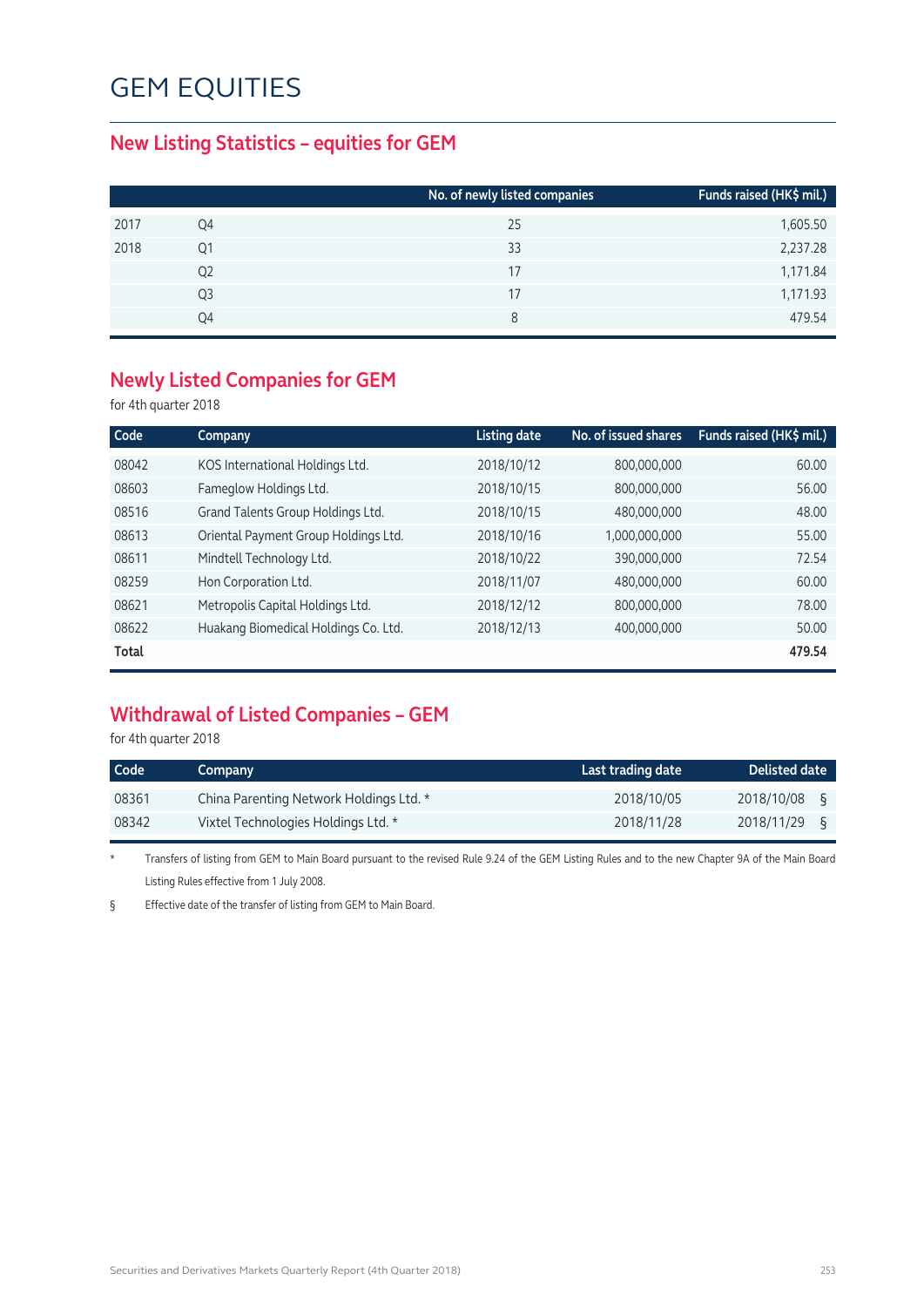# GEM EQUITIES

## New Listing Statistics – equities for GEM

| | | No. of newly listed companies | Funds raised (HK$ mil.) |
|---|---|---|---|
| 2017 | Q4 | 25 | 1,605.50 |
| 2018 | Q1 | 33 | 2,237.28 |
| | Q2 | 17 | 1,171.84 |
| | Q3 | 17 | 1,171.93 |
| | Q4 | 8 | 479.54 |

## Newly Listed Companies for GEM

for 4th quarter 2018

| Code | Company | Listing date | No. of issued shares | Funds raised (HK$ mil.) |
|---|---|---|---|---|
| 08042 | KOS International Holdings Ltd. | 2018/10/12 | 800,000,000 | 60.00 |
| 08603 | Fameglow Holdings Ltd. | 2018/10/15 | 800,000,000 | 56.00 |
| 08516 | Grand Talents Group Holdings Ltd. | 2018/10/15 | 480,000,000 | 48.00 |
| 08613 | Oriental Payment Group Holdings Ltd. | 2018/10/16 | 1,000,000,000 | 55.00 |
| 08611 | Mindtell Technology Ltd. | 2018/10/22 | 390,000,000 | 72.54 |
| 08259 | Hon Corporation Ltd. | 2018/11/07 | 480,000,000 | 60.00 |
| 08621 | Metropolis Capital Holdings Ltd. | 2018/12/12 | 800,000,000 | 78.00 |
| 08622 | Huakang Biomedical Holdings Co. Ltd. | 2018/12/13 | 400,000,000 | 50.00 |
| **Total** | | | | **479.54** |

## Withdrawal of Listed Companies – GEM

for 4th quarter 2018

| Code | Company | Last trading date | Delisted date |
|---|---|---|---|
| 08361 | China Parenting Network Holdings Ltd. * | 2018/10/05 | 2018/10/08 § |
| 08342 | Vixtel Technologies Holdings Ltd. * | 2018/11/28 | 2018/11/29 § |

\* Transfers of listing from GEM to Main Board pursuant to the revised Rule 9.24 of the GEM Listing Rules and to the new Chapter 9A of the Main Board Listing Rules effective from 1 July 2008.

§ Effective date of the transfer of listing from GEM to Main Board.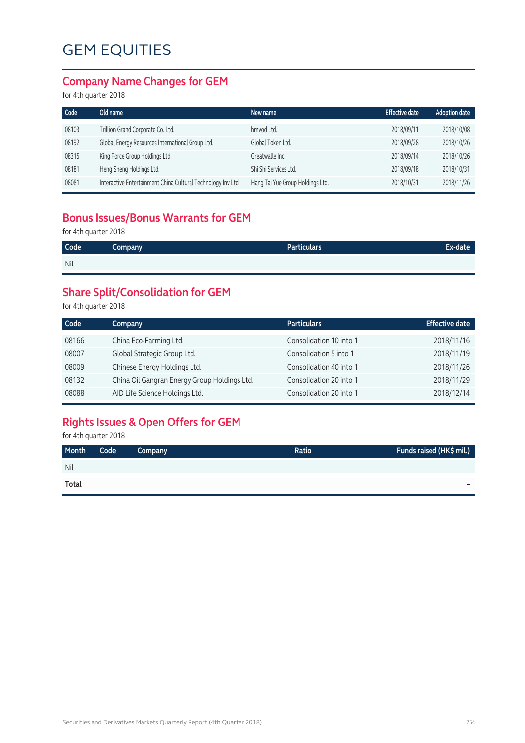# GEM EQUITIES

## Company Name Changes for GEM

for 4th quarter 2018

| Code | Old name | New name | Effective date | Adoption date |
|---|---|---|---|---|
| 08103 | Trillion Grand Corporate Co. Ltd. | hmvod Ltd. | 2018/09/11 | 2018/10/08 |
| 08192 | Global Energy Resources International Group Ltd. | Global Token Ltd. | 2018/09/28 | 2018/10/26 |
| 08315 | King Force Group Holdings Ltd. | Greatwalle Inc. | 2018/09/14 | 2018/10/26 |
| 08181 | Heng Sheng Holdings Ltd. | Shi Shi Services Ltd. | 2018/09/18 | 2018/10/31 |
| 08081 | Interactive Entertainment China Cultural Technology Inv Ltd. | Hang Tai Yue Group Holdings Ltd. | 2018/10/31 | 2018/11/26 |

## Bonus Issues/Bonus Warrants for GEM

for 4th quarter 2018

| Code | Company | Particulars | Ex-date |
|---|---|---|---|
| Nil | | | |

## Share Split/Consolidation for GEM

for 4th quarter 2018

| Code | Company | Particulars | Effective date |
|---|---|---|---|
| 08166 | China Eco-Farming Ltd. | Consolidation 10 into 1 | 2018/11/16 |
| 08007 | Global Strategic Group Ltd. | Consolidation 5 into 1 | 2018/11/19 |
| 08009 | Chinese Energy Holdings Ltd. | Consolidation 40 into 1 | 2018/11/26 |
| 08132 | China Oil Gangran Energy Group Holdings Ltd. | Consolidation 20 into 1 | 2018/11/29 |
| 08088 | AID Life Science Holdings Ltd. | Consolidation 20 into 1 | 2018/12/14 |

## Rights Issues & Open Offers for GEM

for 4th quarter 2018

| Month | Code | Company | Ratio | Funds raised (HK$ mil.) |
|---|---|---|---|---|
| Nil | | | | |
| **Total** | | | | – |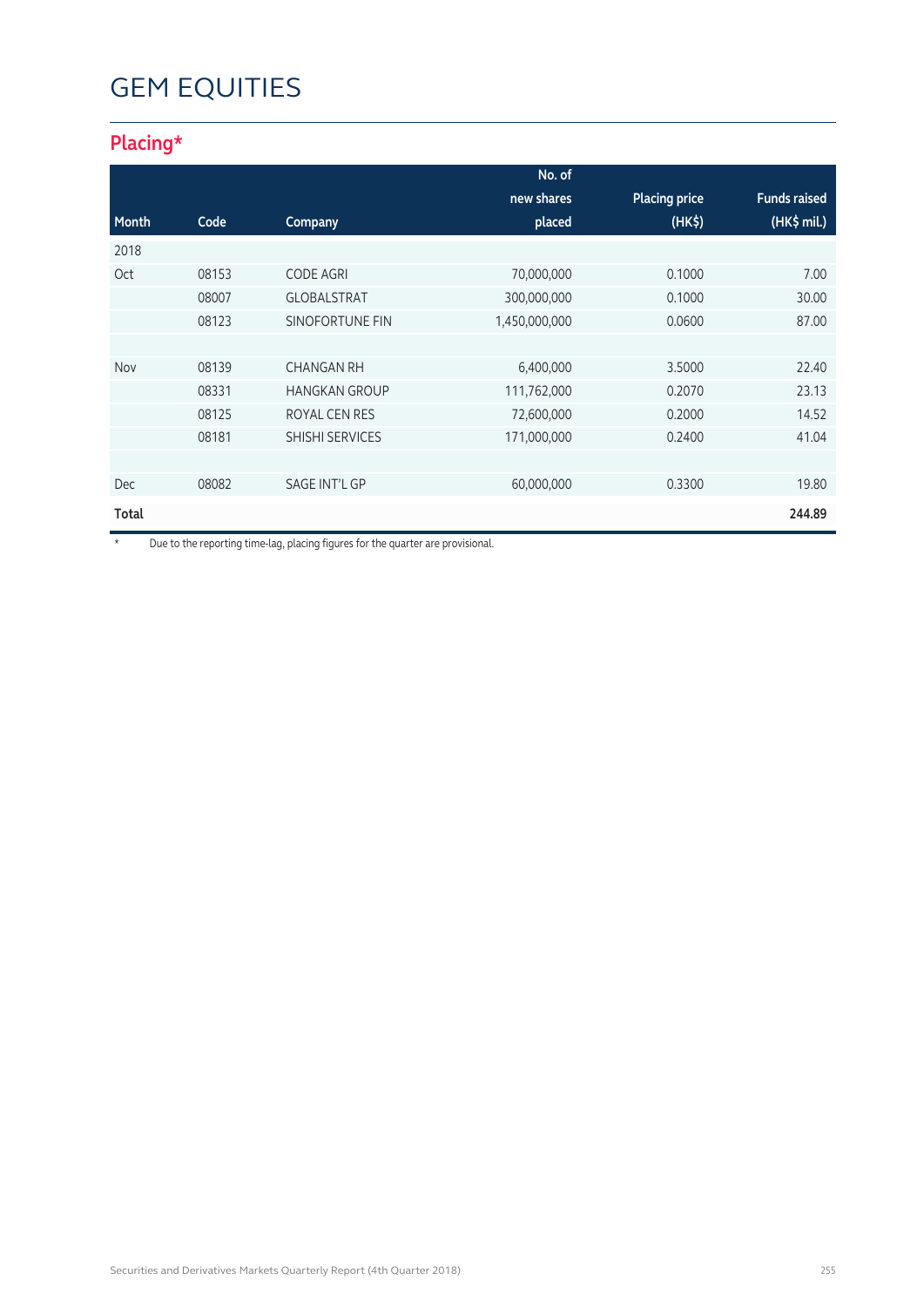# GEM EQUITIES

## Placing*

| Month | Code | Company | No. of new shares placed | Placing price (HK$) | Funds raised (HK$ mil.) |
|---|---|---|---|---|---|
| 2018 | | | | | |
| Oct | 08153 | CODE AGRI | 70,000,000 | 0.1000 | 7.00 |
| | 08007 | GLOBALSTRAT | 300,000,000 | 0.1000 | 30.00 |
| | 08123 | SINOFORTUNE FIN | 1,450,000,000 | 0.0600 | 87.00 |
| | | | | | |
| Nov | 08139 | CHANGAN RH | 6,400,000 | 3.5000 | 22.40 |
| | 08331 | HANGKAN GROUP | 111,762,000 | 0.2070 | 23.13 |
| | 08125 | ROYAL CEN RES | 72,600,000 | 0.2000 | 14.52 |
| | 08181 | SHISHI SERVICES | 171,000,000 | 0.2400 | 41.04 |
| | | | | | |
| Dec | 08082 | SAGE INT'L GP | 60,000,000 | 0.3300 | 19.80 |
| **Total** | | | | | **244.89** |

* Due to the reporting time-lag, placing figures for the quarter are provisional.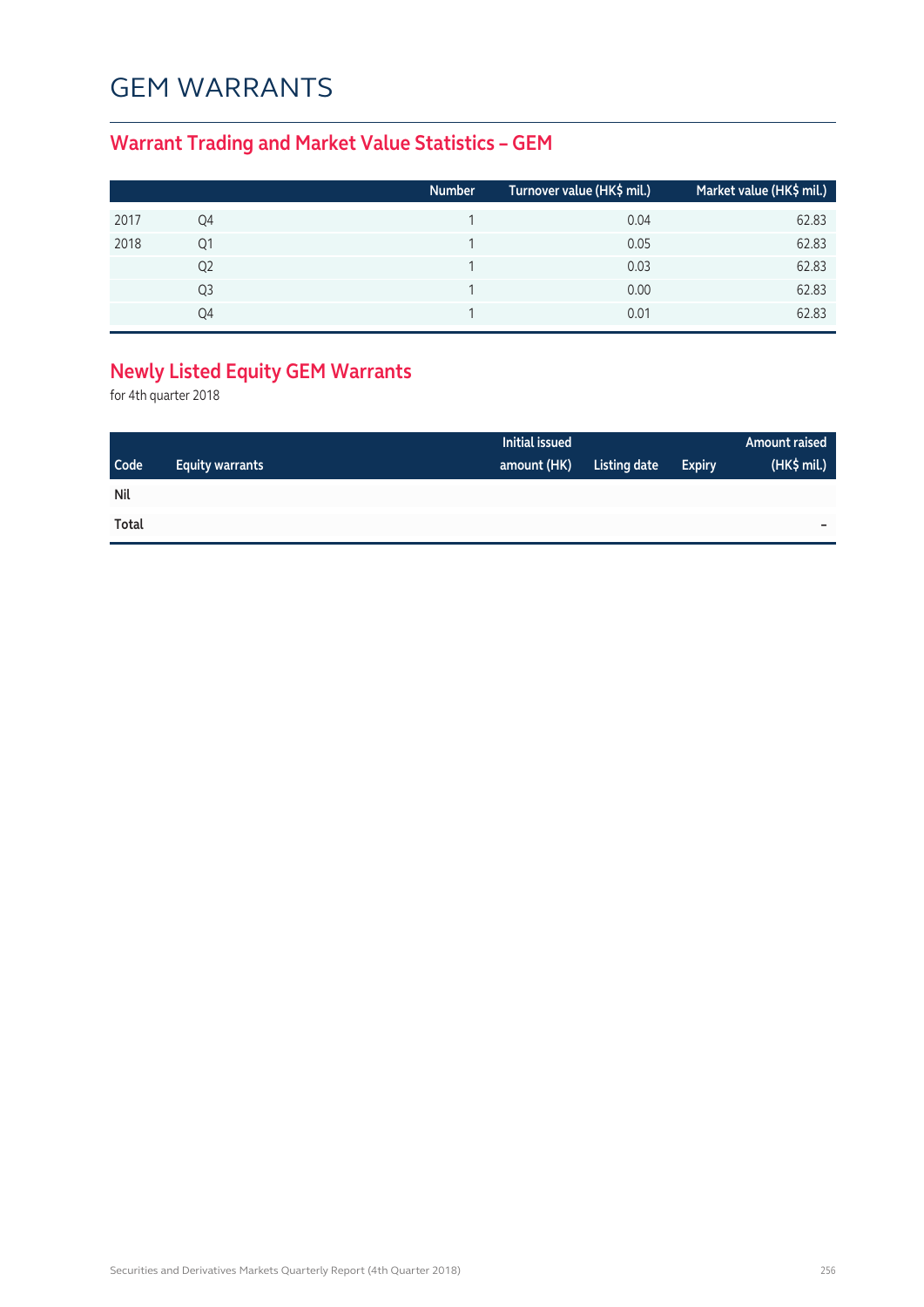# GEM WARRANTS

## Warrant Trading and Market Value Statistics – GEM

| | | Number | Turnover value (HK$ mil.) | Market value (HK$ mil.) |
|---|---|---|---|---|
| 2017 | Q4 | 1 | 0.04 | 62.83 |
| 2018 | Q1 | 1 | 0.05 | 62.83 |
| | Q2 | 1 | 0.03 | 62.83 |
| | Q3 | 1 | 0.00 | 62.83 |
| | Q4 | 1 | 0.01 | 62.83 |

## Newly Listed Equity GEM Warrants

for 4th quarter 2018

| Code | Equity warrants | Initial issued amount (HK) | Listing date | Expiry | Amount raised (HK$ mil.) |
|---|---|---|---|---|---|
| **Nil** | | | | | |
| **Total** | | | | | – |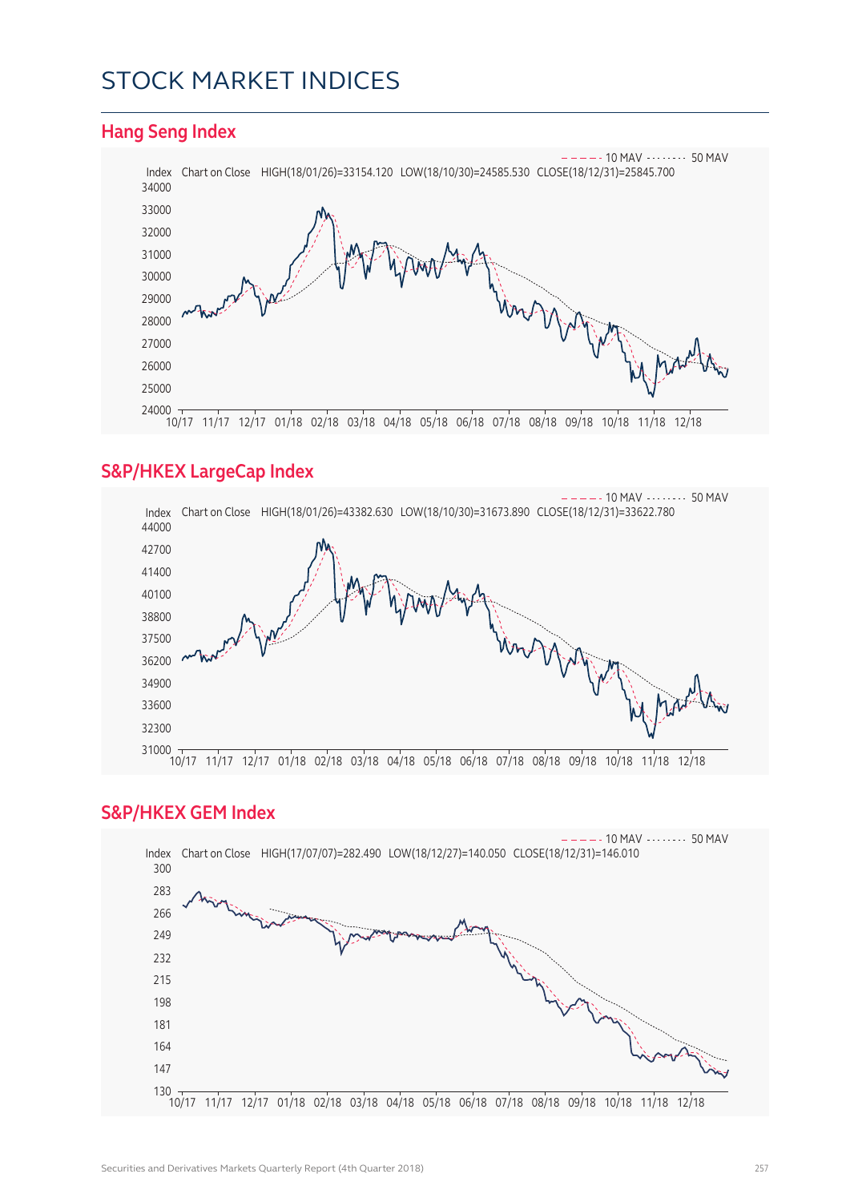# STOCK MARKET INDICES

## Hang Seng Index

Index Chart on Close HIGH(18/01/26)=33154.120 LOW(18/10/30)=24585.530 CLOSE(18/12/31)=25845.700

10 MAV 50 MAV

34000
33000
32000
31000
30000
29000
28000
27000
26000
25000
24000

10/17 11/17 12/17 01/18 02/18 03/18 04/18 05/18 06/18 07/18 08/18 09/18 10/18 11/18 12/18

## S&P/HKEX LargeCap Index

Index Chart on Close HIGH(18/01/26)=43382.630 LOW(18/10/30)=31673.890 CLOSE(18/12/31)=33622.780

10 MAV 50 MAV

44000
42700
41400
40100
38800
37500
36200
34900
33600
32300
31000

10/17 11/17 12/17 01/18 02/18 03/18 04/18 05/18 06/18 07/18 08/18 09/18 10/18 11/18 12/18

## S&P/HKEX GEM Index

Index Chart on Close HIGH(17/07/07)=282.490 LOW(18/12/27)=140.050 CLOSE(18/12/31)=146.010

10 MAV 50 MAV

300
283
266
249
232
215
198
181
164
147
130

10/17 11/17 12/17 01/18 02/18 03/18 04/18 05/18 06/18 07/18 08/18 09/18 10/18 11/18 12/18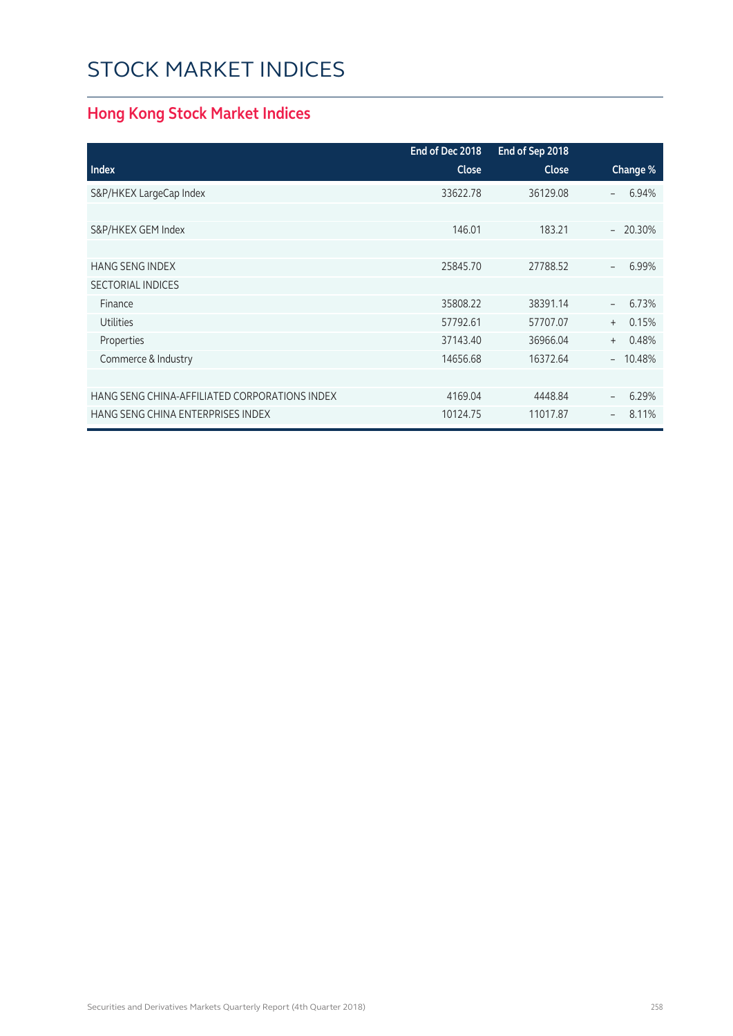# STOCK MARKET INDICES

## Hong Kong Stock Market Indices

| Index | End of Dec 2018 Close | End of Sep 2018 Close | Change % |
|---|---|---|---|
| S&P/HKEX LargeCap Index | 33622.78 | 36129.08 | – 6.94% |
| | | | |
| S&P/HKEX GEM Index | 146.01 | 183.21 | – 20.30% |
| | | | |
| HANG SENG INDEX | 25845.70 | 27788.52 | – 6.99% |
| SECTORIAL INDICES | | | |
| Finance | 35808.22 | 38391.14 | – 6.73% |
| Utilities | 57792.61 | 57707.07 | + 0.15% |
| Properties | 37143.40 | 36966.04 | + 0.48% |
| Commerce & Industry | 14656.68 | 16372.64 | – 10.48% |
| | | | |
| HANG SENG CHINA-AFFILIATED CORPORATIONS INDEX | 4169.04 | 4448.84 | – 6.29% |
| HANG SENG CHINA ENTERPRISES INDEX | 10124.75 | 11017.87 | – 8.11% |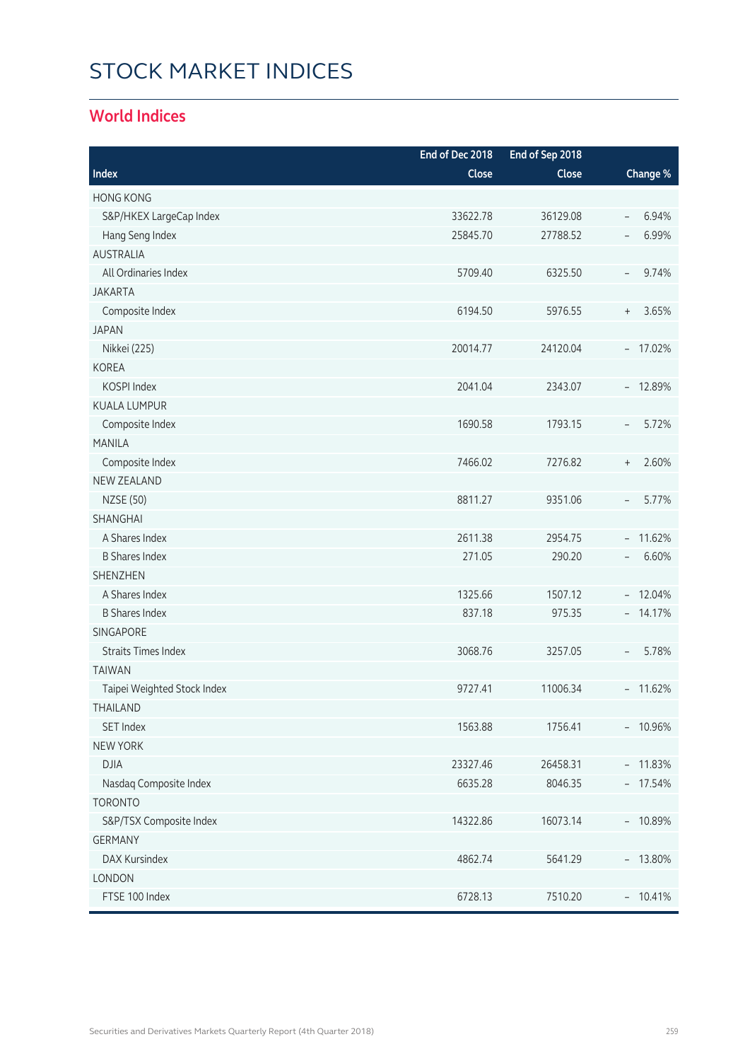# STOCK MARKET INDICES

## World Indices

| Index | End of Dec 2018 Close | End of Sep 2018 Close | Change % |
|---|---|---|---|
| HONG KONG | | | |
| S&P/HKEX LargeCap Index | 33622.78 | 36129.08 | – 6.94% |
| Hang Seng Index | 25845.70 | 27788.52 | – 6.99% |
| AUSTRALIA | | | |
| All Ordinaries Index | 5709.40 | 6325.50 | – 9.74% |
| JAKARTA | | | |
| Composite Index | 6194.50 | 5976.55 | + 3.65% |
| JAPAN | | | |
| Nikkei (225) | 20014.77 | 24120.04 | – 17.02% |
| KOREA | | | |
| KOSPI Index | 2041.04 | 2343.07 | – 12.89% |
| KUALA LUMPUR | | | |
| Composite Index | 1690.58 | 1793.15 | – 5.72% |
| MANILA | | | |
| Composite Index | 7466.02 | 7276.82 | + 2.60% |
| NEW ZEALAND | | | |
| NZSE (50) | 8811.27 | 9351.06 | – 5.77% |
| SHANGHAI | | | |
| A Shares Index | 2611.38 | 2954.75 | – 11.62% |
| B Shares Index | 271.05 | 290.20 | – 6.60% |
| SHENZHEN | | | |
| A Shares Index | 1325.66 | 1507.12 | – 12.04% |
| B Shares Index | 837.18 | 975.35 | – 14.17% |
| SINGAPORE | | | |
| Straits Times Index | 3068.76 | 3257.05 | – 5.78% |
| TAIWAN | | | |
| Taipei Weighted Stock Index | 9727.41 | 11006.34 | – 11.62% |
| THAILAND | | | |
| SET Index | 1563.88 | 1756.41 | – 10.96% |
| NEW YORK | | | |
| DJIA | 23327.46 | 26458.31 | – 11.83% |
| Nasdaq Composite Index | 6635.28 | 8046.35 | – 17.54% |
| TORONTO | | | |
| S&P/TSX Composite Index | 14322.86 | 16073.14 | – 10.89% |
| GERMANY | | | |
| DAX Kursindex | 4862.74 | 5641.29 | – 13.80% |
| LONDON | | | |
| FTSE 100 Index | 6728.13 | 7510.20 | – 10.41% |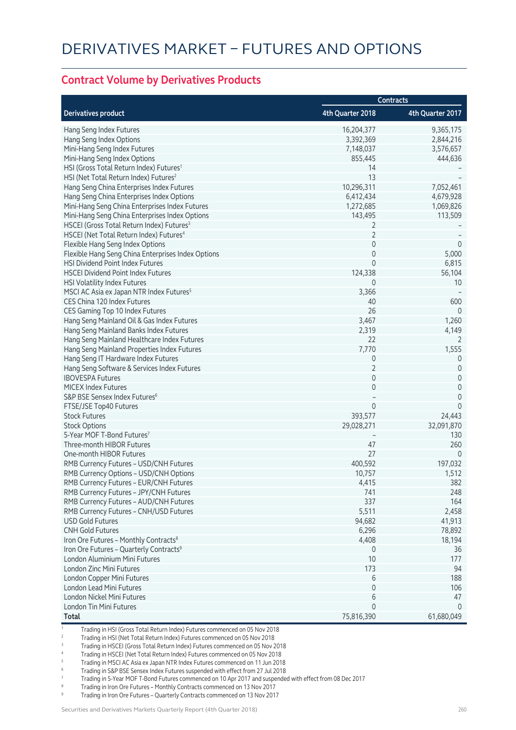# DERIVATIVES MARKET – FUTURES AND OPTIONS

## Contract Volume by Derivatives Products

| Derivatives product | Contracts | |
|---|---|---|
| | 4th Quarter 2018 | 4th Quarter 2017 |
| Hang Seng Index Futures | 16,204,377 | 9,365,175 |
| Hang Seng Index Options | 3,392,369 | 2,844,216 |
| Mini-Hang Seng Index Futures | 7,148,037 | 3,576,657 |
| Mini-Hang Seng Index Options | 855,445 | 444,636 |
| HSI (Gross Total Return Index) Futures[1] | 14 | – |
| HSI (Net Total Return Index) Futures[2] | 13 | – |
| Hang Seng China Enterprises Index Futures | 10,296,311 | 7,052,461 |
| Hang Seng China Enterprises Index Options | 6,412,434 | 4,679,928 |
| Mini-Hang Seng China Enterprises Index Futures | 1,272,685 | 1,069,826 |
| Mini-Hang Seng China Enterprises Index Options | 143,495 | 113,509 |
| HSCEI (Gross Total Return Index) Futures[3] | 2 | – |
| HSCEI (Net Total Return Index) Futures[4] | 2 | – |
| Flexible Hang Seng Index Options | 0 | 0 |
| Flexible Hang Seng China Enterprises Index Options | 0 | 5,000 |
| HSI Dividend Point Index Futures | 0 | 6,815 |
| HSCEI Dividend Point Index Futures | 124,338 | 56,104 |
| HSI Volatility Index Futures | 0 | 10 |
| MSCI AC Asia ex Japan NTR Index Futures[5] | 3,366 | – |
| CES China 120 Index Futures | 40 | 600 |
| CES Gaming Top 10 Index Futures | 26 | 0 |
| Hang Seng Mainland Oil & Gas Index Futures | 3,467 | 1,260 |
| Hang Seng Mainland Banks Index Futures | 2,319 | 4,149 |
| Hang Seng Mainland Healthcare Index Futures | 22 | 2 |
| Hang Seng Mainland Properties Index Futures | 7,770 | 1,555 |
| Hang Seng IT Hardware Index Futures | 0 | 0 |
| Hang Seng Software & Services Index Futures | 2 | 0 |
| IBOVESPA Futures | 0 | 0 |
| MICEX Index Futures | 0 | 0 |
| S&P BSE Sensex Index Futures[6] | – | 0 |
| FTSE/JSE Top40 Futures | 0 | 0 |
| Stock Futures | 393,577 | 24,443 |
| Stock Options | 29,028,271 | 32,091,870 |
| 5-Year MOF T-Bond Futures[7] | – | 130 |
| Three-month HIBOR Futures | 47 | 260 |
| One-month HIBOR Futures | 27 | 0 |
| RMB Currency Futures – USD/CNH Futures | 400,592 | 197,032 |
| RMB Currency Options – USD/CNH Options | 10,757 | 1,512 |
| RMB Currency Futures – EUR/CNH Futures | 4,415 | 382 |
| RMB Currency Futures – JPY/CNH Futures | 741 | 248 |
| RMB Currency Futures – AUD/CNH Futures | 337 | 164 |
| RMB Currency Futures – CNH/USD Futures | 5,511 | 2,458 |
| USD Gold Futures | 94,682 | 41,913 |
| CNH Gold Futures | 6,296 | 78,892 |
| Iron Ore Futures – Monthly Contracts[8] | 4,408 | 18,194 |
| Iron Ore Futures – Quarterly Contracts[9] | 0 | 36 |
| London Aluminium Mini Futures | 10 | 177 |
| London Zinc Mini Futures | 173 | 94 |
| London Copper Mini Futures | 6 | 188 |
| London Lead Mini Futures | 0 | 106 |
| London Nickel Mini Futures | 6 | 47 |
| London Tin Mini Futures | 0 | 0 |
| **Total** | 75,816,390 | 61,680,049 |

1 Trading in HSI (Gross Total Return Index) Futures commenced on 05 Nov 2018
2 Trading in HSI (Net Total Return Index) Futures commenced on 05 Nov 2018
3 Trading in HSCEI (Gross Total Return Index) Futures commenced on 05 Nov 2018
4 Trading in HSCEI (Net Total Return Index) Futures commenced on 05 Nov 2018
5 Trading in MSCI AC Asia ex Japan NTR Index Futures commenced on 11 Jun 2018
6 Trading in S&P BSE Sensex Index Futures suspended with effect from 27 Jul 2018
7 Trading in 5-Year MOF T-Bond Futures commenced on 10 Apr 2017 and suspended with effect from 08 Dec 2017
8 Trading in Iron Ore Futures – Monthly Contracts commenced on 13 Nov 2017
9 Trading in Iron Ore Futures – Quarterly Contracts commenced on 13 Nov 2017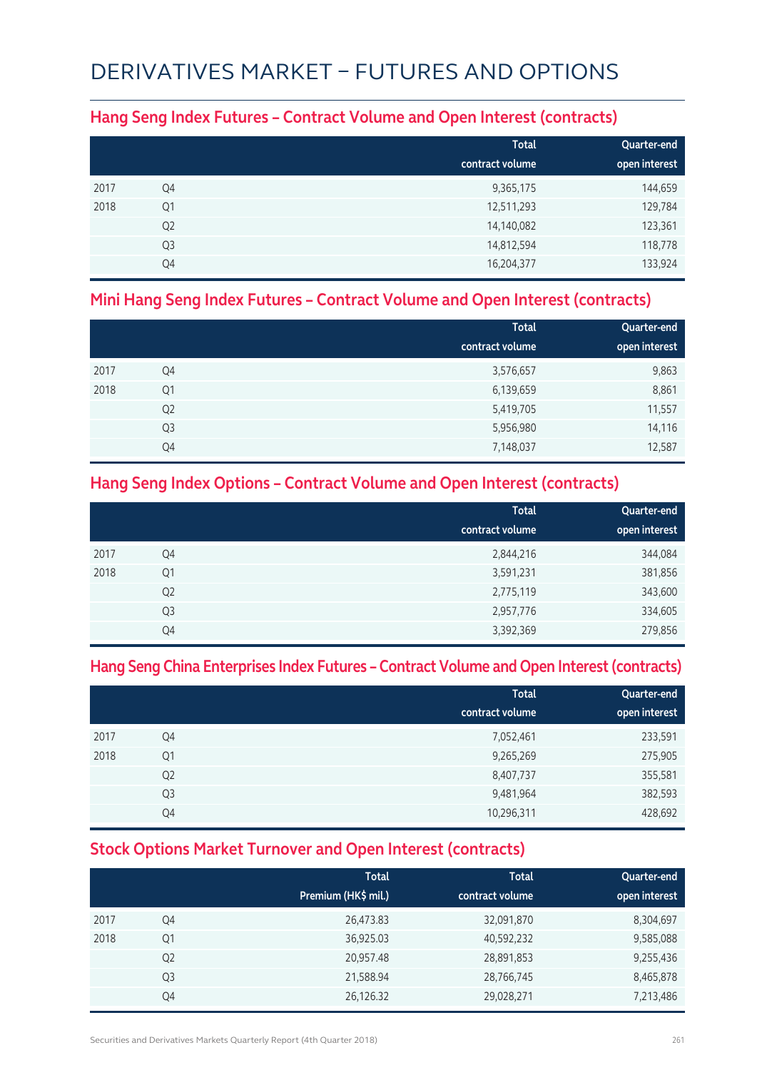# DERIVATIVES MARKET – FUTURES AND OPTIONS

## Hang Seng Index Futures – Contract Volume and Open Interest (contracts)

| | | Total contract volume | Quarter-end open interest |
|---|---|---|---|
| 2017 | Q4 | 9,365,175 | 144,659 |
| 2018 | Q1 | 12,511,293 | 129,784 |
| | Q2 | 14,140,082 | 123,361 |
| | Q3 | 14,812,594 | 118,778 |
| | Q4 | 16,204,377 | 133,924 |

## Mini Hang Seng Index Futures – Contract Volume and Open Interest (contracts)

| | | Total contract volume | Quarter-end open interest |
|---|---|---|---|
| 2017 | Q4 | 3,576,657 | 9,863 |
| 2018 | Q1 | 6,139,659 | 8,861 |
| | Q2 | 5,419,705 | 11,557 |
| | Q3 | 5,956,980 | 14,116 |
| | Q4 | 7,148,037 | 12,587 |

## Hang Seng Index Options – Contract Volume and Open Interest (contracts)

| | | Total contract volume | Quarter-end open interest |
|---|---|---|---|
| 2017 | Q4 | 2,844,216 | 344,084 |
| 2018 | Q1 | 3,591,231 | 381,856 |
| | Q2 | 2,775,119 | 343,600 |
| | Q3 | 2,957,776 | 334,605 |
| | Q4 | 3,392,369 | 279,856 |

## Hang Seng China Enterprises Index Futures – Contract Volume and Open Interest (contracts)

| | | Total contract volume | Quarter-end open interest |
|---|---|---|---|
| 2017 | Q4 | 7,052,461 | 233,591 |
| 2018 | Q1 | 9,265,269 | 275,905 |
| | Q2 | 8,407,737 | 355,581 |
| | Q3 | 9,481,964 | 382,593 |
| | Q4 | 10,296,311 | 428,692 |

## Stock Options Market Turnover and Open Interest (contracts)

| | | Total Premium (HK$ mil.) | Total contract volume | Quarter-end open interest |
|---|---|---|---|---|
| 2017 | Q4 | 26,473.83 | 32,091,870 | 8,304,697 |
| 2018 | Q1 | 36,925.03 | 40,592,232 | 9,585,088 |
| | Q2 | 20,957.48 | 28,891,853 | 9,255,436 |
| | Q3 | 21,588.94 | 28,766,745 | 8,465,878 |
| | Q4 | 26,126.32 | 29,028,271 | 7,213,486 |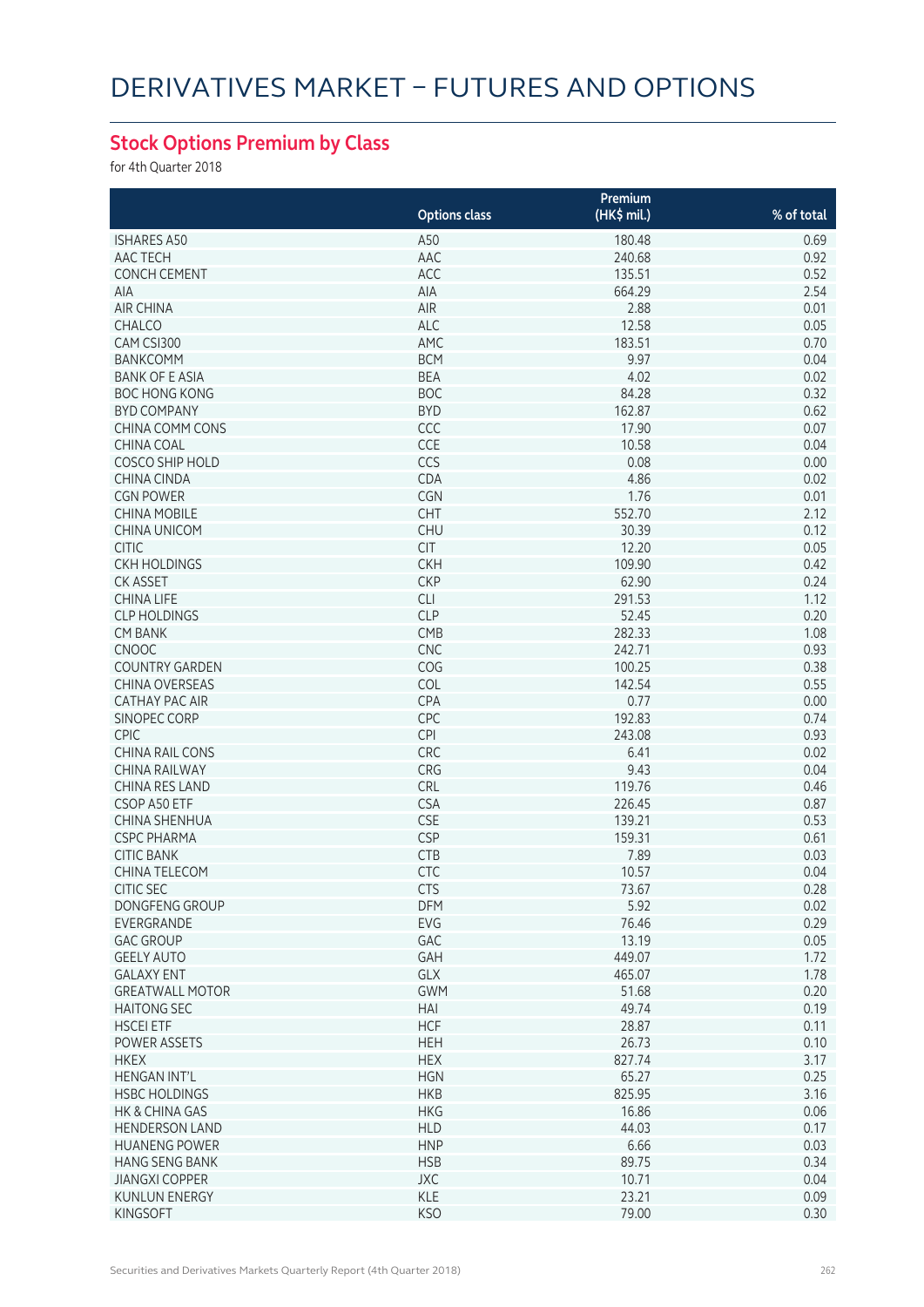# DERIVATIVES MARKET – FUTURES AND OPTIONS

## Stock Options Premium by Class

for 4th Quarter 2018

| | Options class | Premium (HK$ mil.) | % of total |
|---|---|---|---|
| ISHARES A50 | A50 | 180.48 | 0.69 |
| AAC TECH | AAC | 240.68 | 0.92 |
| CONCH CEMENT | ACC | 135.51 | 0.52 |
| AIA | AIA | 664.29 | 2.54 |
| AIR CHINA | AIR | 2.88 | 0.01 |
| CHALCO | ALC | 12.58 | 0.05 |
| CAM CSI300 | AMC | 183.51 | 0.70 |
| BANKCOMM | BCM | 9.97 | 0.04 |
| BANK OF E ASIA | BEA | 4.02 | 0.02 |
| BOC HONG KONG | BOC | 84.28 | 0.32 |
| BYD COMPANY | BYD | 162.87 | 0.62 |
| CHINA COMM CONS | CCC | 17.90 | 0.07 |
| CHINA COAL | CCE | 10.58 | 0.04 |
| COSCO SHIP HOLD | CCS | 0.08 | 0.00 |
| CHINA CINDA | CDA | 4.86 | 0.02 |
| CGN POWER | CGN | 1.76 | 0.01 |
| CHINA MOBILE | CHT | 552.70 | 2.12 |
| CHINA UNICOM | CHU | 30.39 | 0.12 |
| CITIC | CIT | 12.20 | 0.05 |
| CKH HOLDINGS | CKH | 109.90 | 0.42 |
| CK ASSET | CKP | 62.90 | 0.24 |
| CHINA LIFE | CLI | 291.53 | 1.12 |
| CLP HOLDINGS | CLP | 52.45 | 0.20 |
| CM BANK | CMB | 282.33 | 1.08 |
| CNOOC | CNC | 242.71 | 0.93 |
| COUNTRY GARDEN | COG | 100.25 | 0.38 |
| CHINA OVERSEAS | COL | 142.54 | 0.55 |
| CATHAY PAC AIR | CPA | 0.77 | 0.00 |
| SINOPEC CORP | CPC | 192.83 | 0.74 |
| CPIC | CPI | 243.08 | 0.93 |
| CHINA RAIL CONS | CRC | 6.41 | 0.02 |
| CHINA RAILWAY | CRG | 9.43 | 0.04 |
| CHINA RES LAND | CRL | 119.76 | 0.46 |
| CSOP A50 ETF | CSA | 226.45 | 0.87 |
| CHINA SHENHUA | CSE | 139.21 | 0.53 |
| CSPC PHARMA | CSP | 159.31 | 0.61 |
| CITIC BANK | CTB | 7.89 | 0.03 |
| CHINA TELECOM | CTC | 10.57 | 0.04 |
| CITIC SEC | CTS | 73.67 | 0.28 |
| DONGFENG GROUP | DFM | 5.92 | 0.02 |
| EVERGRANDE | EVG | 76.46 | 0.29 |
| GAC GROUP | GAC | 13.19 | 0.05 |
| GEELY AUTO | GAH | 449.07 | 1.72 |
| GALAXY ENT | GLX | 465.07 | 1.78 |
| GREATWALL MOTOR | GWM | 51.68 | 0.20 |
| HAITONG SEC | HAI | 49.74 | 0.19 |
| HSCEI ETF | HCF | 28.87 | 0.11 |
| POWER ASSETS | HEH | 26.73 | 0.10 |
| HKEX | HEX | 827.74 | 3.17 |
| HENGAN INT'L | HGN | 65.27 | 0.25 |
| HSBC HOLDINGS | HKB | 825.95 | 3.16 |
| HK & CHINA GAS | HKG | 16.86 | 0.06 |
| HENDERSON LAND | HLD | 44.03 | 0.17 |
| HUANENG POWER | HNP | 6.66 | 0.03 |
| HANG SENG BANK | HSB | 89.75 | 0.34 |
| JIANGXI COPPER | JXC | 10.71 | 0.04 |
| KUNLUN ENERGY | KLE | 23.21 | 0.09 |
| KINGSOFT | KSO | 79.00 | 0.30 |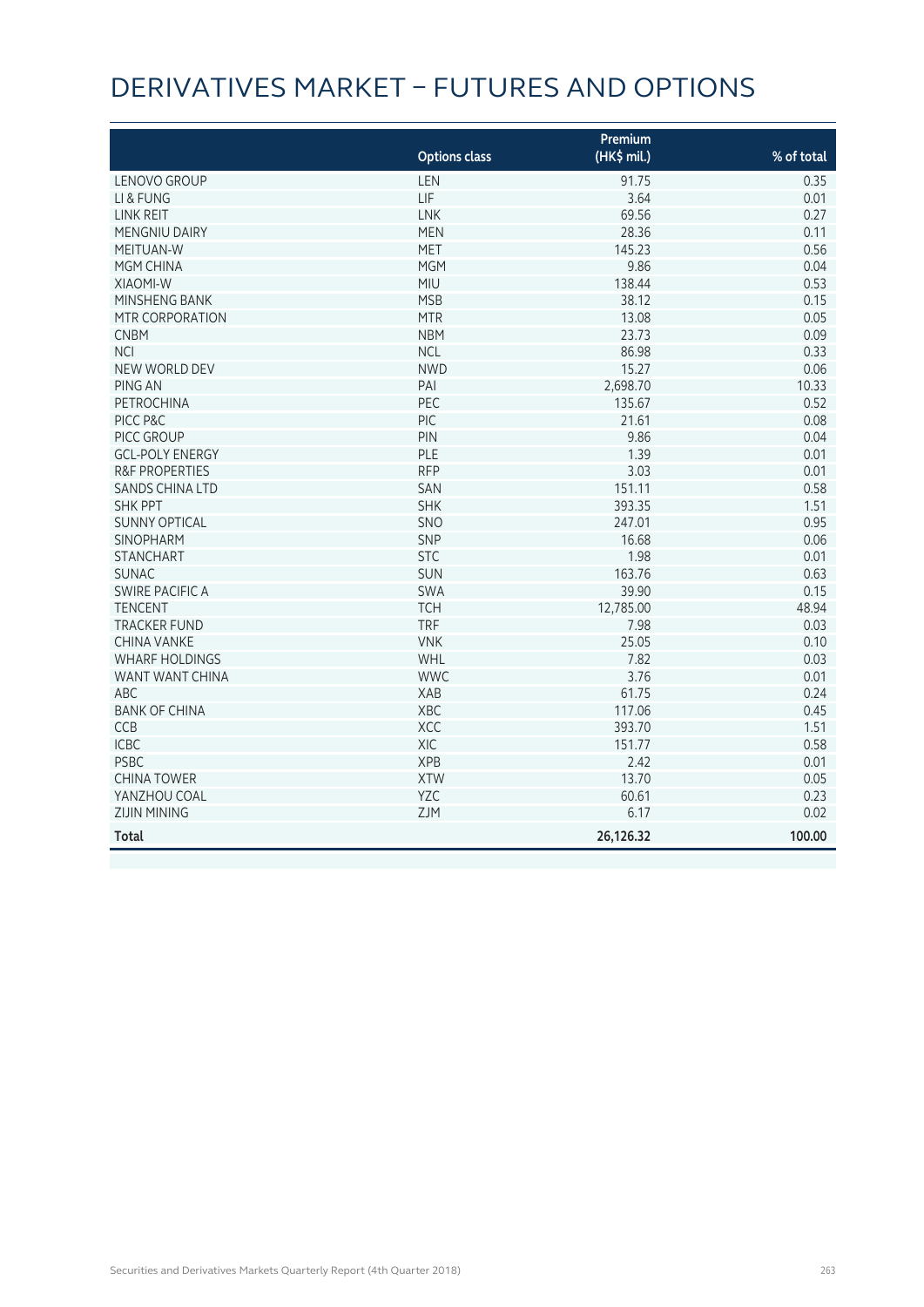# DERIVATIVES MARKET – FUTURES AND OPTIONS

| | Options class | Premium (HK$ mil.) | % of total |
|---|---|---|---|
| LENOVO GROUP | LEN | 91.75 | 0.35 |
| LI & FUNG | LIF | 3.64 | 0.01 |
| LINK REIT | LNK | 69.56 | 0.27 |
| MENGNIU DAIRY | MEN | 28.36 | 0.11 |
| MEITUAN-W | MET | 145.23 | 0.56 |
| MGM CHINA | MGM | 9.86 | 0.04 |
| XIAOMI-W | MIU | 138.44 | 0.53 |
| MINSHENG BANK | MSB | 38.12 | 0.15 |
| MTR CORPORATION | MTR | 13.08 | 0.05 |
| CNBM | NBM | 23.73 | 0.09 |
| NCI | NCL | 86.98 | 0.33 |
| NEW WORLD DEV | NWD | 15.27 | 0.06 |
| PING AN | PAI | 2,698.70 | 10.33 |
| PETROCHINA | PEC | 135.67 | 0.52 |
| PICC P&C | PIC | 21.61 | 0.08 |
| PICC GROUP | PIN | 9.86 | 0.04 |
| GCL-POLY ENERGY | PLE | 1.39 | 0.01 |
| R&F PROPERTIES | RFP | 3.03 | 0.01 |
| SANDS CHINA LTD | SAN | 151.11 | 0.58 |
| SHK PPT | SHK | 393.35 | 1.51 |
| SUNNY OPTICAL | SNO | 247.01 | 0.95 |
| SINOPHARM | SNP | 16.68 | 0.06 |
| STANCHART | STC | 1.98 | 0.01 |
| SUNAC | SUN | 163.76 | 0.63 |
| SWIRE PACIFIC A | SWA | 39.90 | 0.15 |
| TENCENT | TCH | 12,785.00 | 48.94 |
| TRACKER FUND | TRF | 7.98 | 0.03 |
| CHINA VANKE | VNK | 25.05 | 0.10 |
| WHARF HOLDINGS | WHL | 7.82 | 0.03 |
| WANT WANT CHINA | WWC | 3.76 | 0.01 |
| ABC | XAB | 61.75 | 0.24 |
| BANK OF CHINA | XBC | 117.06 | 0.45 |
| CCB | XCC | 393.70 | 1.51 |
| ICBC | XIC | 151.77 | 0.58 |
| PSBC | XPB | 2.42 | 0.01 |
| CHINA TOWER | XTW | 13.70 | 0.05 |
| YANZHOU COAL | YZC | 60.61 | 0.23 |
| ZIJIN MINING | ZJM | 6.17 | 0.02 |
| **Total** | | **26,126.32** | **100.00** |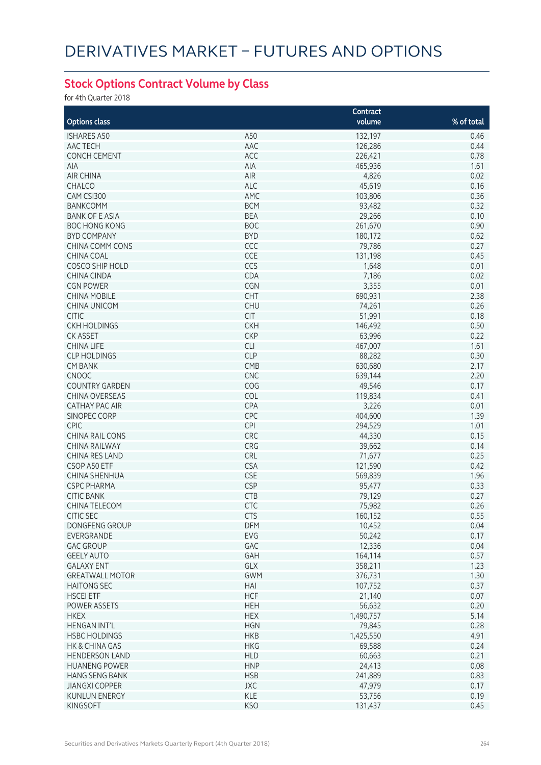# DERIVATIVES MARKET – FUTURES AND OPTIONS

## Stock Options Contract Volume by Class

for 4th Quarter 2018

| Options class | | Contract volume | % of total |
|---|---|---|---|
| ISHARES A50 | A50 | 132,197 | 0.46 |
| AAC TECH | AAC | 126,286 | 0.44 |
| CONCH CEMENT | ACC | 226,421 | 0.78 |
| AIA | AIA | 465,936 | 1.61 |
| AIR CHINA | AIR | 4,826 | 0.02 |
| CHALCO | ALC | 45,619 | 0.16 |
| CAM CSI300 | AMC | 103,806 | 0.36 |
| BANKCOMM | BCM | 93,482 | 0.32 |
| BANK OF E ASIA | BEA | 29,266 | 0.10 |
| BOC HONG KONG | BOC | 261,670 | 0.90 |
| BYD COMPANY | BYD | 180,172 | 0.62 |
| CHINA COMM CONS | CCC | 79,786 | 0.27 |
| CHINA COAL | CCE | 131,198 | 0.45 |
| COSCO SHIP HOLD | CCS | 1,648 | 0.01 |
| CHINA CINDA | CDA | 7,186 | 0.02 |
| CGN POWER | CGN | 3,355 | 0.01 |
| CHINA MOBILE | CHT | 690,931 | 2.38 |
| CHINA UNICOM | CHU | 74,261 | 0.26 |
| CITIC | CIT | 51,991 | 0.18 |
| CKH HOLDINGS | CKH | 146,492 | 0.50 |
| CK ASSET | CKP | 63,996 | 0.22 |
| CHINA LIFE | CLI | 467,007 | 1.61 |
| CLP HOLDINGS | CLP | 88,282 | 0.30 |
| CM BANK | CMB | 630,680 | 2.17 |
| CNOOC | CNC | 639,144 | 2.20 |
| COUNTRY GARDEN | COG | 49,546 | 0.17 |
| CHINA OVERSEAS | COL | 119,834 | 0.41 |
| CATHAY PAC AIR | CPA | 3,226 | 0.01 |
| SINOPEC CORP | CPC | 404,600 | 1.39 |
| CPIC | CPI | 294,529 | 1.01 |
| CHINA RAIL CONS | CRC | 44,330 | 0.15 |
| CHINA RAILWAY | CRG | 39,662 | 0.14 |
| CHINA RES LAND | CRL | 71,677 | 0.25 |
| CSOP A50 ETF | CSA | 121,590 | 0.42 |
| CHINA SHENHUA | CSE | 569,839 | 1.96 |
| CSPC PHARMA | CSP | 95,477 | 0.33 |
| CITIC BANK | CTB | 79,129 | 0.27 |
| CHINA TELECOM | CTC | 75,982 | 0.26 |
| CITIC SEC | CTS | 160,152 | 0.55 |
| DONGFENG GROUP | DFM | 10,452 | 0.04 |
| EVERGRANDE | EVG | 50,242 | 0.17 |
| GAC GROUP | GAC | 12,336 | 0.04 |
| GEELY AUTO | GAH | 164,114 | 0.57 |
| GALAXY ENT | GLX | 358,211 | 1.23 |
| GREATWALL MOTOR | GWM | 376,731 | 1.30 |
| HAITONG SEC | HAI | 107,752 | 0.37 |
| HSCEI ETF | HCF | 21,140 | 0.07 |
| POWER ASSETS | HEH | 56,632 | 0.20 |
| HKEX | HEX | 1,490,757 | 5.14 |
| HENGAN INT'L | HGN | 79,845 | 0.28 |
| HSBC HOLDINGS | HKB | 1,425,550 | 4.91 |
| HK & CHINA GAS | HKG | 69,588 | 0.24 |
| HENDERSON LAND | HLD | 60,663 | 0.21 |
| HUANENG POWER | HNP | 24,413 | 0.08 |
| HANG SENG BANK | HSB | 241,889 | 0.83 |
| JIANGXI COPPER | JXC | 47,979 | 0.17 |
| KUNLUN ENERGY | KLE | 53,756 | 0.19 |
| KINGSOFT | KSO | 131,437 | 0.45 |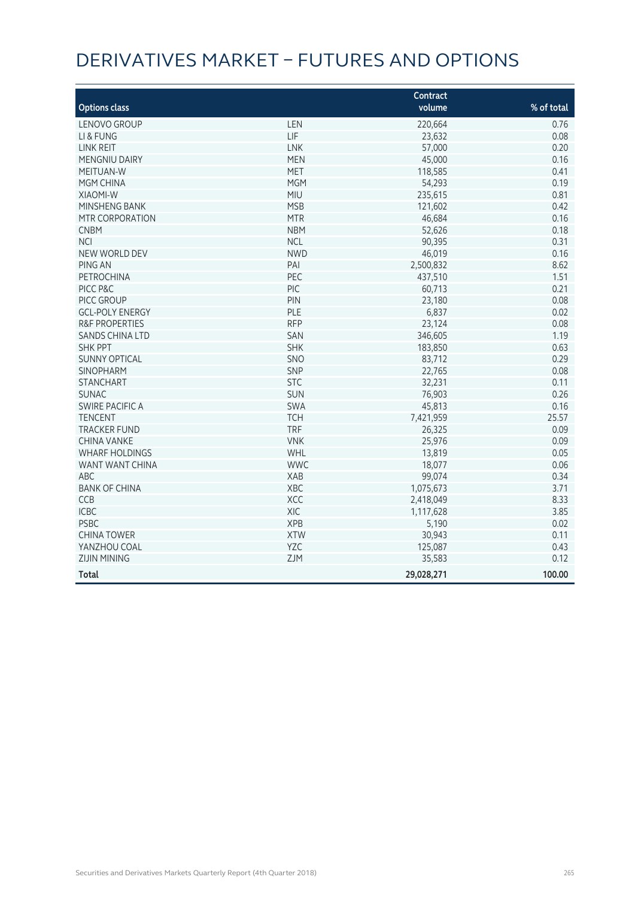# DERIVATIVES MARKET – FUTURES AND OPTIONS

| Options class | | Contract volume | % of total |
|---|---|---|---|
| LENOVO GROUP | LEN | 220,664 | 0.76 |
| LI & FUNG | LIF | 23,632 | 0.08 |
| LINK REIT | LNK | 57,000 | 0.20 |
| MENGNIU DAIRY | MEN | 45,000 | 0.16 |
| MEITUAN-W | MET | 118,585 | 0.41 |
| MGM CHINA | MGM | 54,293 | 0.19 |
| XIAOMI-W | MIU | 235,615 | 0.81 |
| MINSHENG BANK | MSB | 121,602 | 0.42 |
| MTR CORPORATION | MTR | 46,684 | 0.16 |
| CNBM | NBM | 52,626 | 0.18 |
| NCI | NCL | 90,395 | 0.31 |
| NEW WORLD DEV | NWD | 46,019 | 0.16 |
| PING AN | PAI | 2,500,832 | 8.62 |
| PETROCHINA | PEC | 437,510 | 1.51 |
| PICC P&C | PIC | 60,713 | 0.21 |
| PICC GROUP | PIN | 23,180 | 0.08 |
| GCL-POLY ENERGY | PLE | 6,837 | 0.02 |
| R&F PROPERTIES | RFP | 23,124 | 0.08 |
| SANDS CHINA LTD | SAN | 346,605 | 1.19 |
| SHK PPT | SHK | 183,850 | 0.63 |
| SUNNY OPTICAL | SNO | 83,712 | 0.29 |
| SINOPHARM | SNP | 22,765 | 0.08 |
| STANCHART | STC | 32,231 | 0.11 |
| SUNAC | SUN | 76,903 | 0.26 |
| SWIRE PACIFIC A | SWA | 45,813 | 0.16 |
| TENCENT | TCH | 7,421,959 | 25.57 |
| TRACKER FUND | TRF | 26,325 | 0.09 |
| CHINA VANKE | VNK | 25,976 | 0.09 |
| WHARF HOLDINGS | WHL | 13,819 | 0.05 |
| WANT WANT CHINA | WWC | 18,077 | 0.06 |
| ABC | XAB | 99,074 | 0.34 |
| BANK OF CHINA | XBC | 1,075,673 | 3.71 |
| CCB | XCC | 2,418,049 | 8.33 |
| ICBC | XIC | 1,117,628 | 3.85 |
| PSBC | XPB | 5,190 | 0.02 |
| CHINA TOWER | XTW | 30,943 | 0.11 |
| YANZHOU COAL | YZC | 125,087 | 0.43 |
| ZIJIN MINING | ZJM | 35,583 | 0.12 |
| **Total** | | **29,028,271** | **100.00** |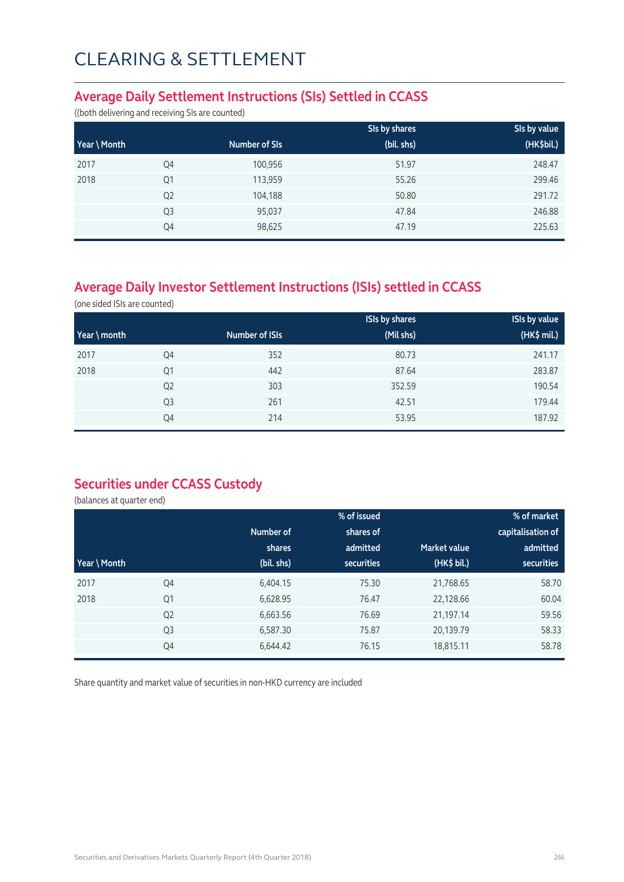# CLEARING & SETTLEMENT

## Average Daily Settlement Instructions (SIs) Settled in CCASS

((both delivering and receiving SIs are counted)

| Year \ Month | | Number of SIs | SIs by shares (bil. shs) | SIs by value (HK$bil.) |
|---|---|---|---|---|
| 2017 | Q4 | 100,956 | 51.97 | 248.47 |
| 2018 | Q1 | 113,959 | 55.26 | 299.46 |
| | Q2 | 104,188 | 50.80 | 291.72 |
| | Q3 | 95,037 | 47.84 | 246.88 |
| | Q4 | 98,625 | 47.19 | 225.63 |

## Average Daily Investor Settlement Instructions (ISIs) settled in CCASS

(one sided ISIs are counted)

| Year \ month | | Number of ISIs | ISIs by shares (Mil shs) | ISIs by value (HK$ mil.) |
|---|---|---|---|---|
| 2017 | Q4 | 352 | 80.73 | 241.17 |
| 2018 | Q1 | 442 | 87.64 | 283.87 |
| | Q2 | 303 | 352.59 | 190.54 |
| | Q3 | 261 | 42.51 | 179.44 |
| | Q4 | 214 | 53.95 | 187.92 |

## Securities under CCASS Custody

(balances at quarter end)

| Year \ Month | | Number of shares (bil. shs) | % of issued shares of admitted securities | Market value (HK$ bil.) | % of market capitalisation of admitted securities |
|---|---|---|---|---|---|
| 2017 | Q4 | 6,404.15 | 75.30 | 21,768.65 | 58.70 |
| 2018 | Q1 | 6,628.95 | 76.47 | 22,128.66 | 60.04 |
| | Q2 | 6,663.56 | 76.69 | 21,197.14 | 59.56 |
| | Q3 | 6,587.30 | 75.87 | 20,139.79 | 58.33 |
| | Q4 | 6,644.42 | 76.15 | 18,815.11 | 58.78 |

Share quantity and market value of securities in non-HKD currency are included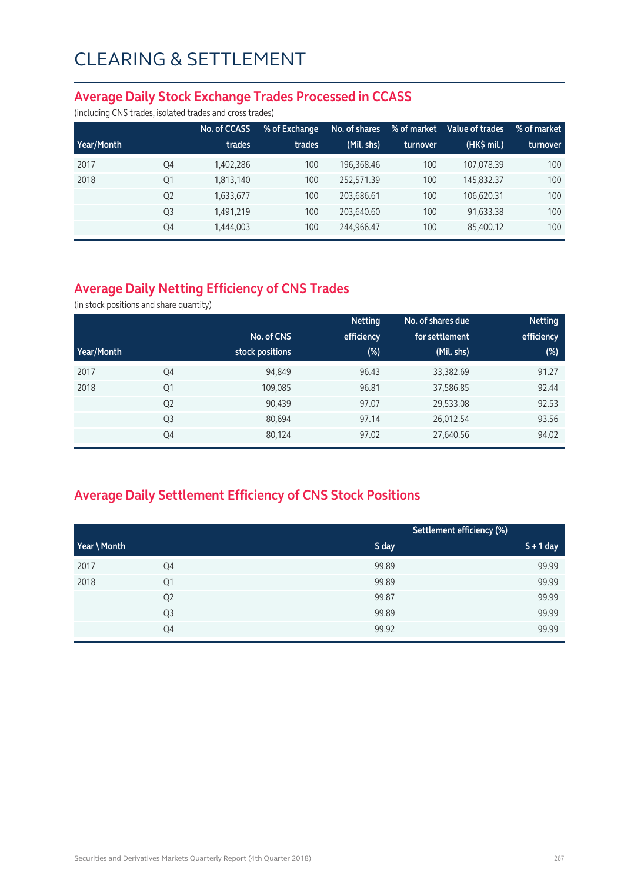# CLEARING & SETTLEMENT

## Average Daily Stock Exchange Trades Processed in CCASS

(including CNS trades, isolated trades and cross trades)

| Year/Month | | No. of CCASS trades | % of Exchange trades | No. of shares (Mil. shs) | % of market turnover | Value of trades (HK$ mil.) | % of market turnover |
|---|---|---|---|---|---|---|---|
| 2017 | Q4 | 1,402,286 | 100 | 196,368.46 | 100 | 107,078.39 | 100 |
| 2018 | Q1 | 1,813,140 | 100 | 252,571.39 | 100 | 145,832.37 | 100 |
| | Q2 | 1,633,677 | 100 | 203,686.61 | 100 | 106,620.31 | 100 |
| | Q3 | 1,491,219 | 100 | 203,640.60 | 100 | 91,633.38 | 100 |
| | Q4 | 1,444,003 | 100 | 244,966.47 | 100 | 85,400.12 | 100 |

## Average Daily Netting Efficiency of CNS Trades

(in stock positions and share quantity)

| Year/Month | | No. of CNS stock positions | Netting efficiency (%) | No. of shares due for settlement (Mil. shs) | Netting efficiency (%) |
|---|---|---|---|---|---|
| 2017 | Q4 | 94,849 | 96.43 | 33,382.69 | 91.27 |
| 2018 | Q1 | 109,085 | 96.81 | 37,586.85 | 92.44 |
| | Q2 | 90,439 | 97.07 | 29,533.08 | 92.53 |
| | Q3 | 80,694 | 97.14 | 26,012.54 | 93.56 |
| | Q4 | 80,124 | 97.02 | 27,640.56 | 94.02 |

## Average Daily Settlement Efficiency of CNS Stock Positions

| Year \ Month | | Settlement efficiency (%) | |
|---|---|---|---|
| | | S day | S + 1 day |
| 2017 | Q4 | 99.89 | 99.99 |
| 2018 | Q1 | 99.89 | 99.99 |
| | Q2 | 99.87 | 99.99 |
| | Q3 | 99.89 | 99.99 |
| | Q4 | 99.92 | 99.99 |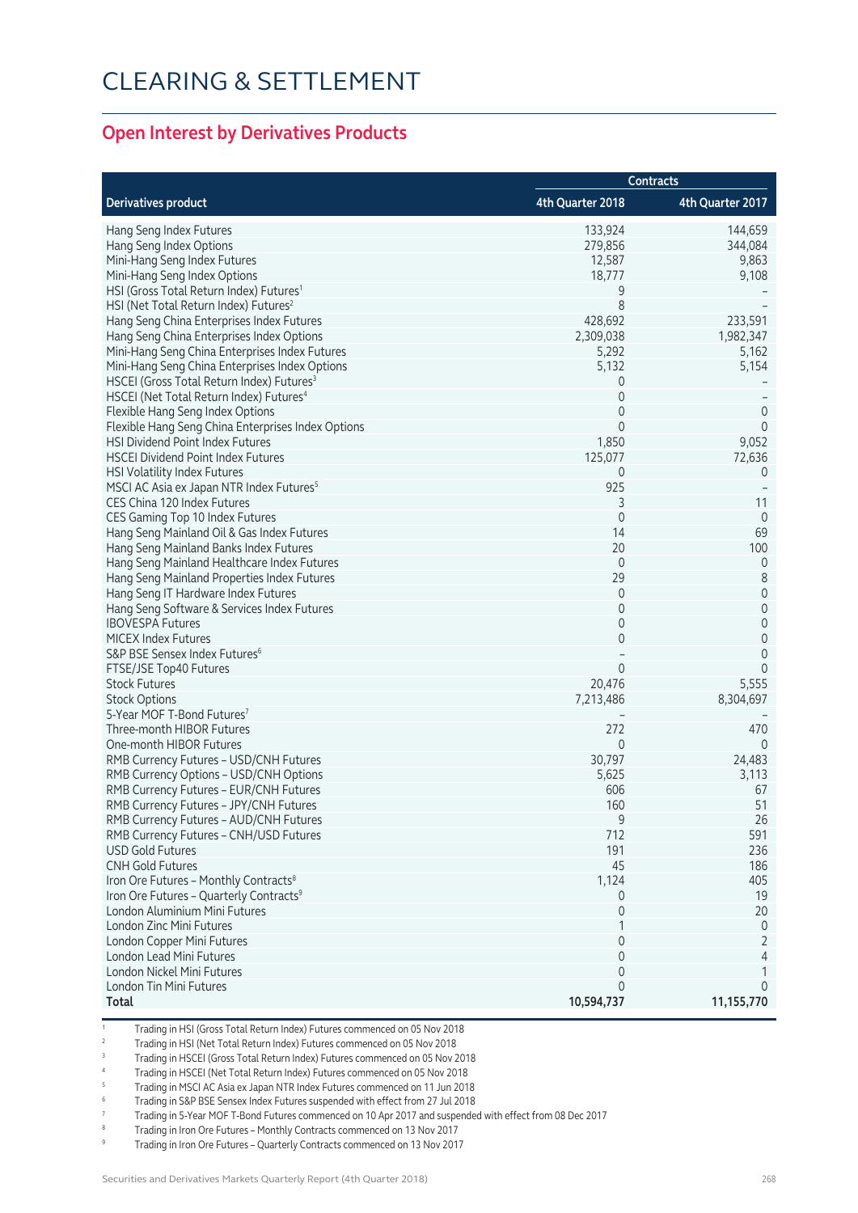# CLEARING & SETTLEMENT

## Open Interest by Derivatives Products

| Derivatives product | Contracts | |
|---|---|---|
| | 4th Quarter 2018 | 4th Quarter 2017 |
| Hang Seng Index Futures | 133,924 | 144,659 |
| Hang Seng Index Options | 279,856 | 344,084 |
| Mini-Hang Seng Index Futures | 12,587 | 9,863 |
| Mini-Hang Seng Index Options | 18,777 | 9,108 |
| HSI (Gross Total Return Index) Futures[1] | 9 | – |
| HSI (Net Total Return Index) Futures[2] | 8 | – |
| Hang Seng China Enterprises Index Futures | 428,692 | 233,591 |
| Hang Seng China Enterprises Index Options | 2,309,038 | 1,982,347 |
| Mini-Hang Seng China Enterprises Index Futures | 5,292 | 5,162 |
| Mini-Hang Seng China Enterprises Index Options | 5,132 | 5,154 |
| HSCEI (Gross Total Return Index) Futures[3] | 0 | – |
| HSCEI (Net Total Return Index) Futures[4] | 0 | – |
| Flexible Hang Seng Index Options | 0 | 0 |
| Flexible Hang Seng China Enterprises Index Options | 0 | 0 |
| HSI Dividend Point Index Futures | 1,850 | 9,052 |
| HSCEI Dividend Point Index Futures | 125,077 | 72,636 |
| HSI Volatility Index Futures | 0 | 0 |
| MSCI AC Asia ex Japan NTR Index Futures[5] | 925 | – |
| CES China 120 Index Futures | 3 | 11 |
| CES Gaming Top 10 Index Futures | 0 | 0 |
| Hang Seng Mainland Oil & Gas Index Futures | 14 | 69 |
| Hang Seng Mainland Banks Index Futures | 20 | 100 |
| Hang Seng Mainland Healthcare Index Futures | 0 | 0 |
| Hang Seng Mainland Properties Index Futures | 29 | 8 |
| Hang Seng IT Hardware Index Futures | 0 | 0 |
| Hang Seng Software & Services Index Futures | 0 | 0 |
| IBOVESPA Futures | 0 | 0 |
| MICEX Index Futures | 0 | 0 |
| S&P BSE Sensex Index Futures[6] | – | 0 |
| FTSE/JSE Top40 Futures | 0 | 0 |
| Stock Futures | 20,476 | 5,555 |
| Stock Options | 7,213,486 | 8,304,697 |
| 5-Year MOF T-Bond Futures[7] | – | – |
| Three-month HIBOR Futures | 272 | 470 |
| One-month HIBOR Futures | 0 | 0 |
| RMB Currency Futures – USD/CNH Futures | 30,797 | 24,483 |
| RMB Currency Options – USD/CNH Options | 5,625 | 3,113 |
| RMB Currency Futures – EUR/CNH Futures | 606 | 67 |
| RMB Currency Futures – JPY/CNH Futures | 160 | 51 |
| RMB Currency Futures – AUD/CNH Futures | 9 | 26 |
| RMB Currency Futures – CNH/USD Futures | 712 | 591 |
| USD Gold Futures | 191 | 236 |
| CNH Gold Futures | 45 | 186 |
| Iron Ore Futures – Monthly Contracts[8] | 1,124 | 405 |
| Iron Ore Futures – Quarterly Contracts[9] | 0 | 19 |
| London Aluminium Mini Futures | 0 | 20 |
| London Zinc Mini Futures | 1 | 0 |
| London Copper Mini Futures | 0 | 2 |
| London Lead Mini Futures | 0 | 4 |
| London Nickel Mini Futures | 0 | 1 |
| London Tin Mini Futures | 0 | 0 |
| **Total** | **10,594,737** | **11,155,770** |

1 Trading in HSI (Gross Total Return Index) Futures commenced on 05 Nov 2018
2 Trading in HSI (Net Total Return Index) Futures commenced on 05 Nov 2018
3 Trading in HSCEI (Gross Total Return Index) Futures commenced on 05 Nov 2018
4 Trading in HSCEI (Net Total Return Index) Futures commenced on 05 Nov 2018
5 Trading in MSCI AC Asia ex Japan NTR Index Futures commenced on 11 Jun 2018
6 Trading in S&P BSE Sensex Index Futures suspended with effect from 27 Jul 2018
7 Trading in 5-Year MOF T-Bond Futures commenced on 10 Apr 2017 and suspended with effect from 08 Dec 2017
8 Trading in Iron Ore Futures – Monthly Contracts commenced on 13 Nov 2017
9 Trading in Iron Ore Futures – Quarterly Contracts commenced on 13 Nov 2017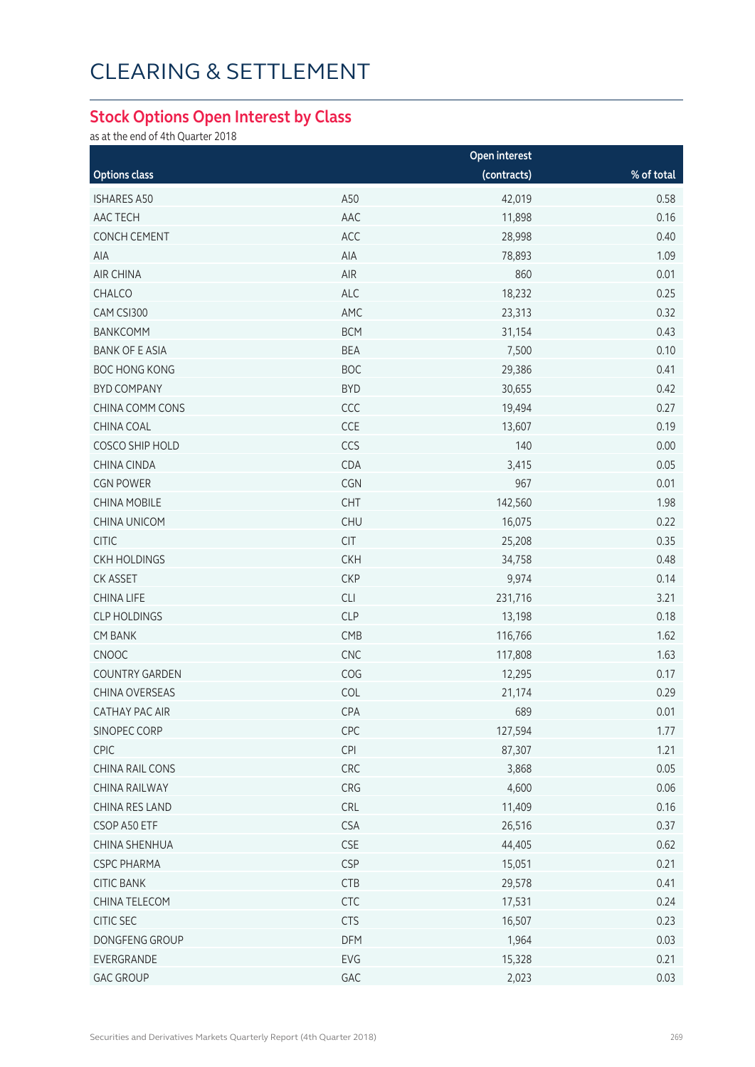# CLEARING & SETTLEMENT

## Stock Options Open Interest by Class

as at the end of 4th Quarter 2018

| Options class | | Open interest (contracts) | % of total |
|---|---|---|---|
| ISHARES A50 | A50 | 42,019 | 0.58 |
| AAC TECH | AAC | 11,898 | 0.16 |
| CONCH CEMENT | ACC | 28,998 | 0.40 |
| AIA | AIA | 78,893 | 1.09 |
| AIR CHINA | AIR | 860 | 0.01 |
| CHALCO | ALC | 18,232 | 0.25 |
| CAM CSI300 | AMC | 23,313 | 0.32 |
| BANKCOMM | BCM | 31,154 | 0.43 |
| BANK OF E ASIA | BEA | 7,500 | 0.10 |
| BOC HONG KONG | BOC | 29,386 | 0.41 |
| BYD COMPANY | BYD | 30,655 | 0.42 |
| CHINA COMM CONS | CCC | 19,494 | 0.27 |
| CHINA COAL | CCE | 13,607 | 0.19 |
| COSCO SHIP HOLD | CCS | 140 | 0.00 |
| CHINA CINDA | CDA | 3,415 | 0.05 |
| CGN POWER | CGN | 967 | 0.01 |
| CHINA MOBILE | CHT | 142,560 | 1.98 |
| CHINA UNICOM | CHU | 16,075 | 0.22 |
| CITIC | CIT | 25,208 | 0.35 |
| CKH HOLDINGS | CKH | 34,758 | 0.48 |
| CK ASSET | CKP | 9,974 | 0.14 |
| CHINA LIFE | CLI | 231,716 | 3.21 |
| CLP HOLDINGS | CLP | 13,198 | 0.18 |
| CM BANK | CMB | 116,766 | 1.62 |
| CNOOC | CNC | 117,808 | 1.63 |
| COUNTRY GARDEN | COG | 12,295 | 0.17 |
| CHINA OVERSEAS | COL | 21,174 | 0.29 |
| CATHAY PAC AIR | CPA | 689 | 0.01 |
| SINOPEC CORP | CPC | 127,594 | 1.77 |
| CPIC | CPI | 87,307 | 1.21 |
| CHINA RAIL CONS | CRC | 3,868 | 0.05 |
| CHINA RAILWAY | CRG | 4,600 | 0.06 |
| CHINA RES LAND | CRL | 11,409 | 0.16 |
| CSOP A50 ETF | CSA | 26,516 | 0.37 |
| CHINA SHENHUA | CSE | 44,405 | 0.62 |
| CSPC PHARMA | CSP | 15,051 | 0.21 |
| CITIC BANK | CTB | 29,578 | 0.41 |
| CHINA TELECOM | CTC | 17,531 | 0.24 |
| CITIC SEC | CTS | 16,507 | 0.23 |
| DONGFENG GROUP | DFM | 1,964 | 0.03 |
| EVERGRANDE | EVG | 15,328 | 0.21 |
| GAC GROUP | GAC | 2,023 | 0.03 |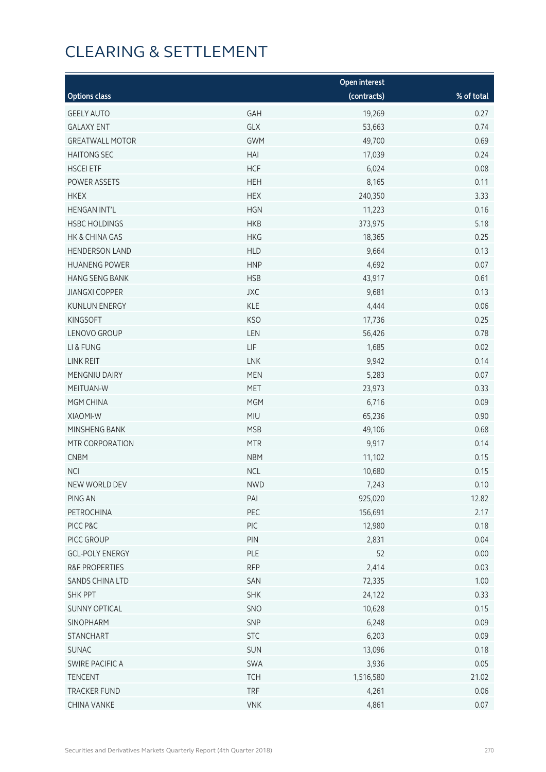# CLEARING & SETTLEMENT

| Options class | | Open interest (contracts) | % of total |
|---|---|---|---|
| GEELY AUTO | GAH | 19,269 | 0.27 |
| GALAXY ENT | GLX | 53,663 | 0.74 |
| GREATWALL MOTOR | GWM | 49,700 | 0.69 |
| HAITONG SEC | HAI | 17,039 | 0.24 |
| HSCEI ETF | HCF | 6,024 | 0.08 |
| POWER ASSETS | HEH | 8,165 | 0.11 |
| HKEX | HEX | 240,350 | 3.33 |
| HENGAN INT'L | HGN | 11,223 | 0.16 |
| HSBC HOLDINGS | HKB | 373,975 | 5.18 |
| HK & CHINA GAS | HKG | 18,365 | 0.25 |
| HENDERSON LAND | HLD | 9,664 | 0.13 |
| HUANENG POWER | HNP | 4,692 | 0.07 |
| HANG SENG BANK | HSB | 43,917 | 0.61 |
| JIANGXI COPPER | JXC | 9,681 | 0.13 |
| KUNLUN ENERGY | KLE | 4,444 | 0.06 |
| KINGSOFT | KSO | 17,736 | 0.25 |
| LENOVO GROUP | LEN | 56,426 | 0.78 |
| LI & FUNG | LIF | 1,685 | 0.02 |
| LINK REIT | LNK | 9,942 | 0.14 |
| MENGNIU DAIRY | MEN | 5,283 | 0.07 |
| MEITUAN-W | MET | 23,973 | 0.33 |
| MGM CHINA | MGM | 6,716 | 0.09 |
| XIAOMI-W | MIU | 65,236 | 0.90 |
| MINSHENG BANK | MSB | 49,106 | 0.68 |
| MTR CORPORATION | MTR | 9,917 | 0.14 |
| CNBM | NBM | 11,102 | 0.15 |
| NCI | NCL | 10,680 | 0.15 |
| NEW WORLD DEV | NWD | 7,243 | 0.10 |
| PING AN | PAI | 925,020 | 12.82 |
| PETROCHINA | PEC | 156,691 | 2.17 |
| PICC P&C | PIC | 12,980 | 0.18 |
| PICC GROUP | PIN | 2,831 | 0.04 |
| GCL-POLY ENERGY | PLE | 52 | 0.00 |
| R&F PROPERTIES | RFP | 2,414 | 0.03 |
| SANDS CHINA LTD | SAN | 72,335 | 1.00 |
| SHK PPT | SHK | 24,122 | 0.33 |
| SUNNY OPTICAL | SNO | 10,628 | 0.15 |
| SINOPHARM | SNP | 6,248 | 0.09 |
| STANCHART | STC | 6,203 | 0.09 |
| SUNAC | SUN | 13,096 | 0.18 |
| SWIRE PACIFIC A | SWA | 3,936 | 0.05 |
| TENCENT | TCH | 1,516,580 | 21.02 |
| TRACKER FUND | TRF | 4,261 | 0.06 |
| CHINA VANKE | VNK | 4,861 | 0.07 |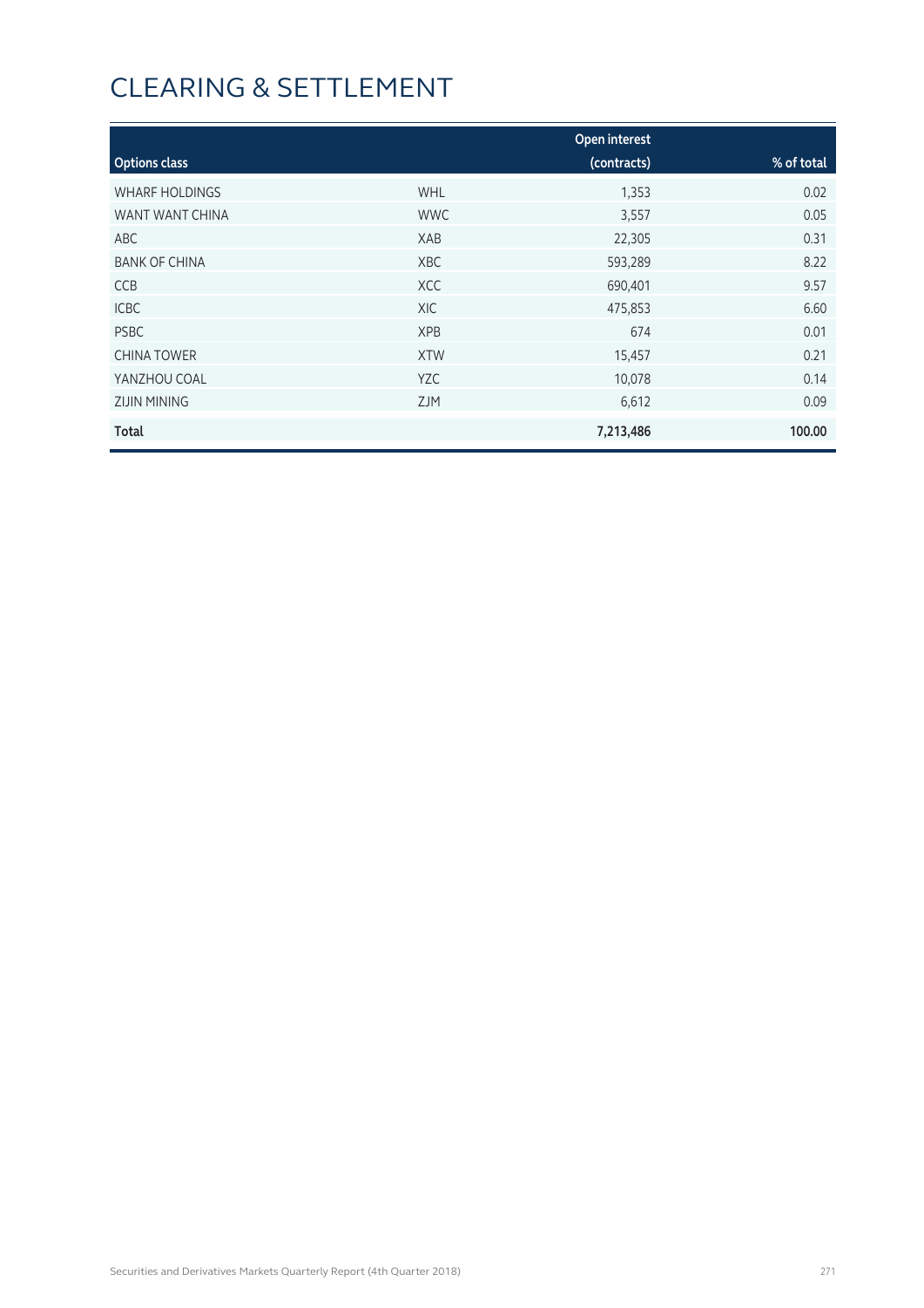# CLEARING & SETTLEMENT

| Options class | | Open interest (contracts) | % of total |
|---|---|---|---|
| WHARF HOLDINGS | WHL | 1,353 | 0.02 |
| WANT WANT CHINA | WWC | 3,557 | 0.05 |
| ABC | XAB | 22,305 | 0.31 |
| BANK OF CHINA | XBC | 593,289 | 8.22 |
| CCB | XCC | 690,401 | 9.57 |
| ICBC | XIC | 475,853 | 6.60 |
| PSBC | XPB | 674 | 0.01 |
| CHINA TOWER | XTW | 15,457 | 0.21 |
| YANZHOU COAL | YZC | 10,078 | 0.14 |
| ZIJIN MINING | ZJM | 6,612 | 0.09 |
| **Total** | | **7,213,486** | **100.00** |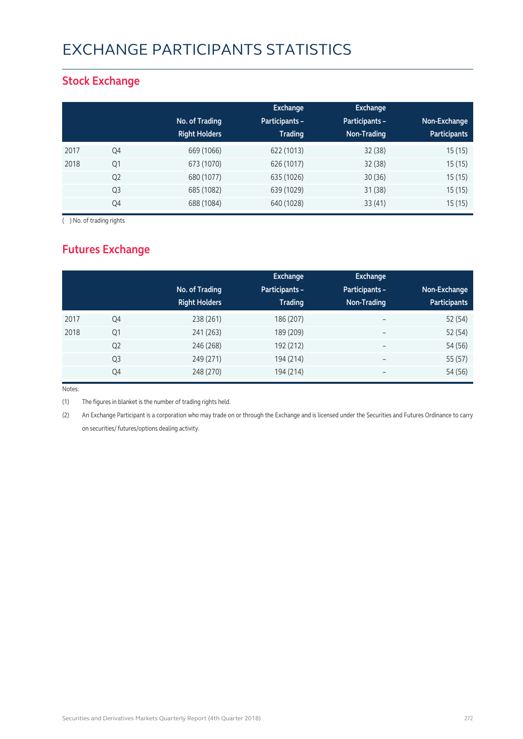# EXCHANGE PARTICIPANTS STATISTICS

## Stock Exchange

| | | No. of Trading Right Holders | Exchange Participants – Trading | Exchange Participants – Non-Trading | Non-Exchange Participants |
|---|---|---|---|---|---|
| 2017 | Q4 | 669 (1066) | 622 (1013) | 32 (38) | 15 (15) |
| 2018 | Q1 | 673 (1070) | 626 (1017) | 32 (38) | 15 (15) |
| | Q2 | 680 (1077) | 635 (1026) | 30 (36) | 15 (15) |
| | Q3 | 685 (1082) | 639 (1029) | 31 (38) | 15 (15) |
| | Q4 | 688 (1084) | 640 (1028) | 33 (41) | 15 (15) |

( ) No. of trading rights

## Futures Exchange

| | | No. of Trading Right Holders | Exchange Participants – Trading | Exchange Participants – Non-Trading | Non-Exchange Participants |
|---|---|---|---|---|---|
| 2017 | Q4 | 238 (261) | 186 (207) | – | 52 (54) |
| 2018 | Q1 | 241 (263) | 189 (209) | – | 52 (54) |
| | Q2 | 246 (268) | 192 (212) | – | 54 (56) |
| | Q3 | 249 (271) | 194 (214) | – | 55 (57) |
| | Q4 | 248 (270) | 194 (214) | – | 54 (56) |

Notes:

(1) The figures in blanket is the number of trading rights held.

(2) An Exchange Participant is a corporation who may trade on or through the Exchange and is licensed under the Securities and Futures Ordinance to carry on securities/ futures/options dealing activity.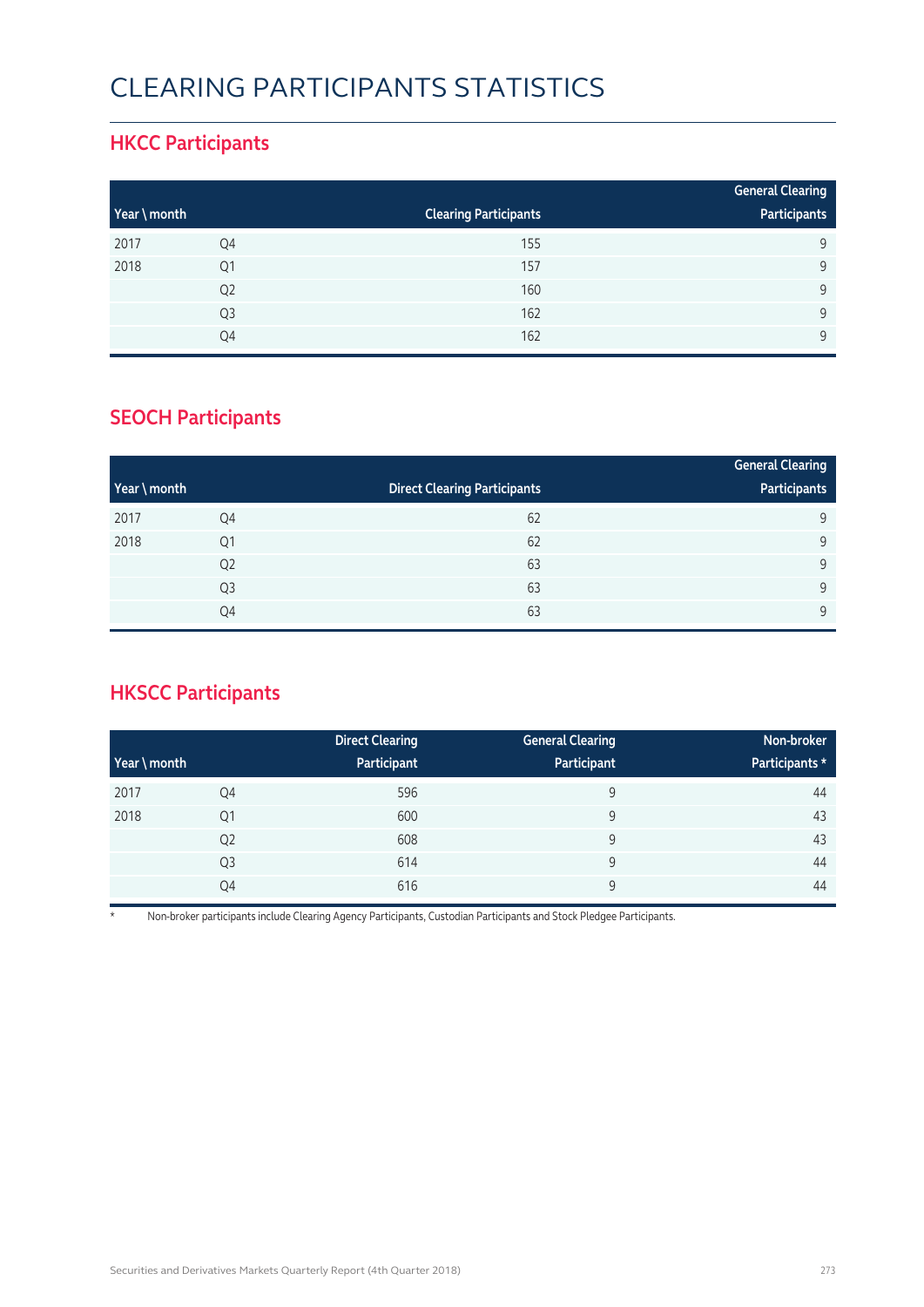# CLEARING PARTICIPANTS STATISTICS

## HKCC Participants

| Year \ month | | Clearing Participants | General Clearing Participants |
|---|---|---|---|
| 2017 | Q4 | 155 | 9 |
| 2018 | Q1 | 157 | 9 |
| | Q2 | 160 | 9 |
| | Q3 | 162 | 9 |
| | Q4 | 162 | 9 |

## SEOCH Participants

| Year \ month | | Direct Clearing Participants | General Clearing Participants |
|---|---|---|---|
| 2017 | Q4 | 62 | 9 |
| 2018 | Q1 | 62 | 9 |
| | Q2 | 63 | 9 |
| | Q3 | 63 | 9 |
| | Q4 | 63 | 9 |

## HKSCC Participants

| Year \ month | | Direct Clearing Participant | General Clearing Participant | Non-broker Participants * |
|---|---|---|---|---|
| 2017 | Q4 | 596 | 9 | 44 |
| 2018 | Q1 | 600 | 9 | 43 |
| | Q2 | 608 | 9 | 43 |
| | Q3 | 614 | 9 | 44 |
| | Q4 | 616 | 9 | 44 |

* Non-broker participants include Clearing Agency Participants, Custodian Participants and Stock Pledgee Participants.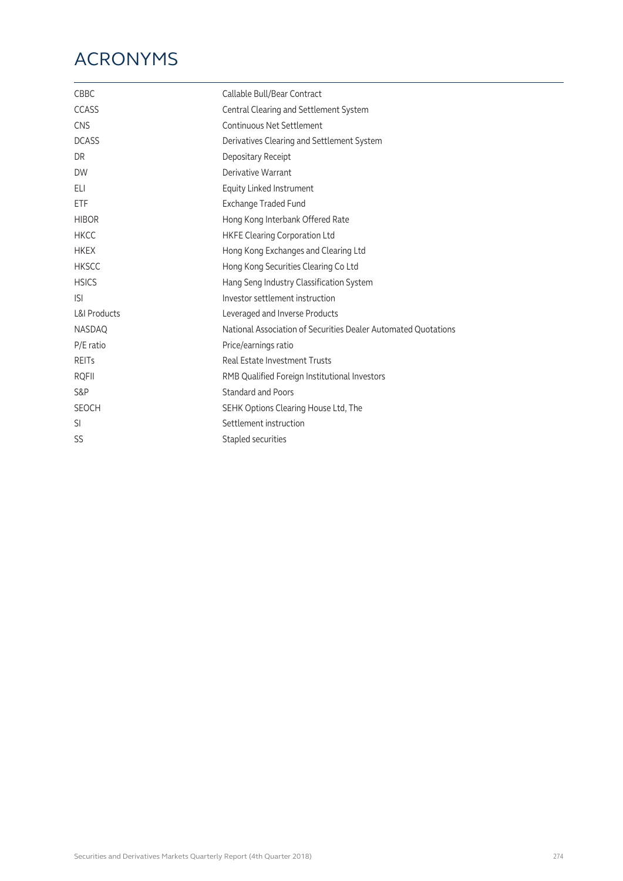# ACRONYMS

| | |
|---|---|
| CBBC | Callable Bull/Bear Contract |
| CCASS | Central Clearing and Settlement System |
| CNS | Continuous Net Settlement |
| DCASS | Derivatives Clearing and Settlement System |
| DR | Depositary Receipt |
| DW | Derivative Warrant |
| ELI | Equity Linked Instrument |
| ETF | Exchange Traded Fund |
| HIBOR | Hong Kong Interbank Offered Rate |
| HKCC | HKFE Clearing Corporation Ltd |
| HKEX | Hong Kong Exchanges and Clearing Ltd |
| HKSCC | Hong Kong Securities Clearing Co Ltd |
| HSICS | Hang Seng Industry Classification System |
| ISI | Investor settlement instruction |
| L&I Products | Leveraged and Inverse Products |
| NASDAQ | National Association of Securities Dealer Automated Quotations |
| P/E ratio | Price/earnings ratio |
| REITs | Real Estate Investment Trusts |
| RQFII | RMB Qualified Foreign Institutional Investors |
| S&P | Standard and Poors |
| SEOCH | SEHK Options Clearing House Ltd, The |
| SI | Settlement instruction |
| SS | Stapled securities |